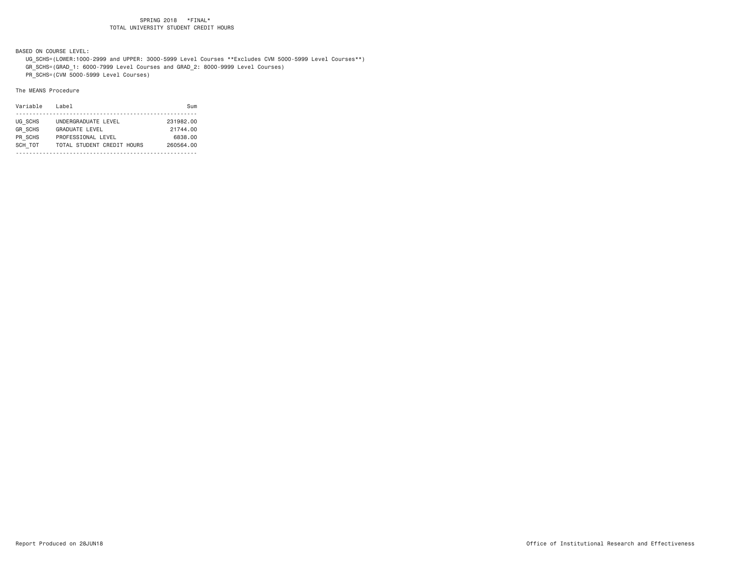SPRING 2018 *FINAL*
TOTAL UNIVERSITY STUDENT CREDIT HOURS

BASED ON COURSE LEVEL:
UG_SCHS=(LOWER:1000-2999 and UPPER: 3000-5999 Level Courses **Excludes CVM 5000-5999 Level Courses**)
GR_SCHS=(GRAD_1: 6000-7999 Level Courses and GRAD_2: 8000-9999 Level Courses)
PR_SCHS=(CVM 5000-5999 Level Courses)

The MEANS Procedure

| Variable | Label | Sum |
|---|---|---|
| UG_SCHS | UNDERGRADUATE LEVEL | 231982.00 |
| GR_SCHS | GRADUATE LEVEL | 21744.00 |
| PR_SCHS | PROFESSIONAL LEVEL | 6838.00 |
| SCH_TOT | TOTAL STUDENT CREDIT HOURS | 260564.00 |

Report Produced on 28JUN18

Office of Institutional Research and Effectiveness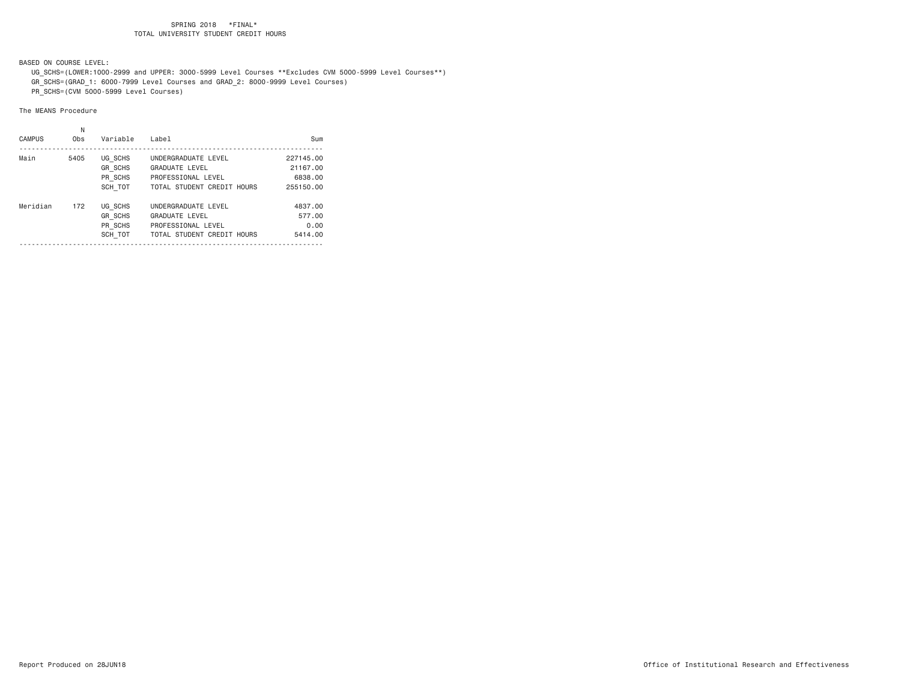SPRING 2018 *FINAL*
TOTAL UNIVERSITY STUDENT CREDIT HOURS

BASED ON COURSE LEVEL:
UG_SCHS=(LOWER:1000-2999 and UPPER: 3000-5999 Level Courses **Excludes CVM 5000-5999 Level Courses**)
GR_SCHS=(GRAD_1: 6000-7999 Level Courses and GRAD_2: 8000-9999 Level Courses)
PR_SCHS=(CVM 5000-5999 Level Courses)

The MEANS Procedure

| CAMPUS | N Obs | Variable | Label | Sum |
|---|---|---|---|---|
| Main | 5405 | UG_SCHS | UNDERGRADUATE LEVEL | 227145.00 |
| | | GR_SCHS | GRADUATE LEVEL | 21167.00 |
| | | PR_SCHS | PROFESSIONAL LEVEL | 6838.00 |
| | | SCH_TOT | TOTAL STUDENT CREDIT HOURS | 255150.00 |
| Meridian | 172 | UG_SCHS | UNDERGRADUATE LEVEL | 4837.00 |
| | | GR_SCHS | GRADUATE LEVEL | 577.00 |
| | | PR_SCHS | PROFESSIONAL LEVEL | 0.00 |
| | | SCH_TOT | TOTAL STUDENT CREDIT HOURS | 5414.00 |

Report Produced on 28JUN18 Office of Institutional Research and Effectiveness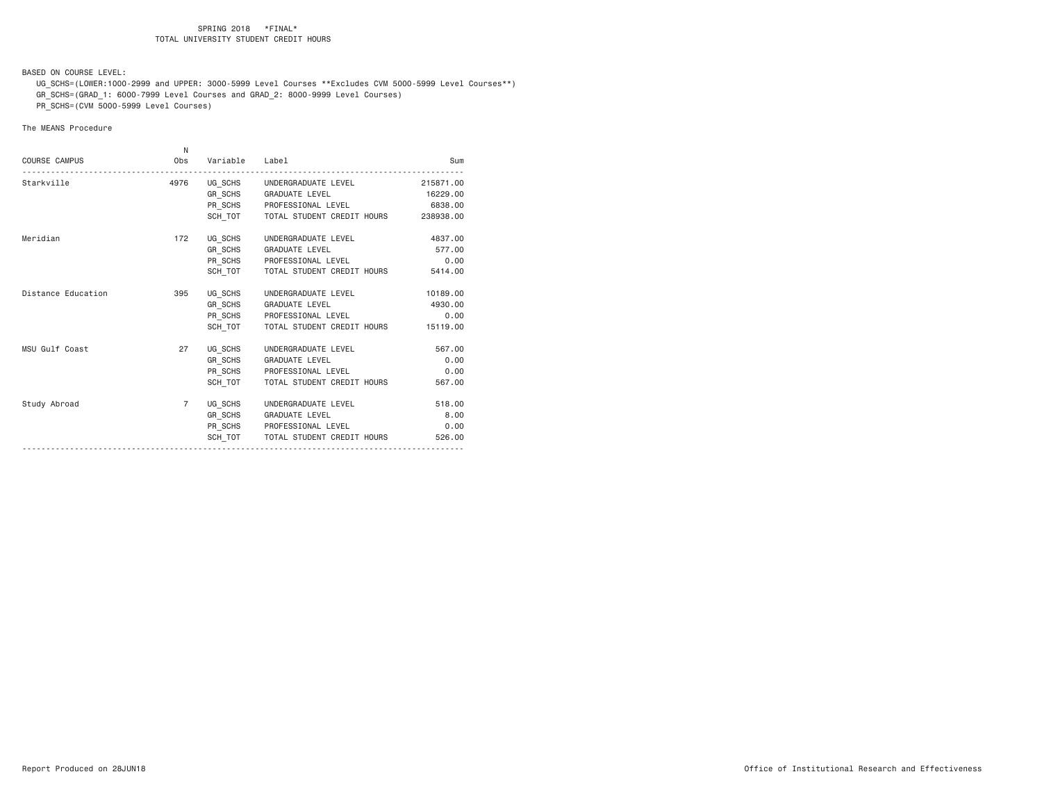SPRING 2018 *FINAL*
TOTAL UNIVERSITY STUDENT CREDIT HOURS

BASED ON COURSE LEVEL:
UG_SCHS=(LOWER:1000-2999 and UPPER: 3000-5999 Level Courses **Excludes CVM 5000-5999 Level Courses**)
GR_SCHS=(GRAD_1: 6000-7999 Level Courses and GRAD_2: 8000-9999 Level Courses)
PR_SCHS=(CVM 5000-5999 Level Courses)

The MEANS Procedure

| COURSE CAMPUS | N Obs | Variable | Label | Sum |
|---|---|---|---|---|
| Starkville | 4976 | UG_SCHS | UNDERGRADUATE LEVEL | 215871.00 |
| | | GR_SCHS | GRADUATE LEVEL | 16229.00 |
| | | PR_SCHS | PROFESSIONAL LEVEL | 6838.00 |
| | | SCH_TOT | TOTAL STUDENT CREDIT HOURS | 238938.00 |
| Meridian | 172 | UG_SCHS | UNDERGRADUATE LEVEL | 4837.00 |
| | | GR_SCHS | GRADUATE LEVEL | 577.00 |
| | | PR_SCHS | PROFESSIONAL LEVEL | 0.00 |
| | | SCH_TOT | TOTAL STUDENT CREDIT HOURS | 5414.00 |
| Distance Education | 395 | UG_SCHS | UNDERGRADUATE LEVEL | 10189.00 |
| | | GR_SCHS | GRADUATE LEVEL | 4930.00 |
| | | PR_SCHS | PROFESSIONAL LEVEL | 0.00 |
| | | SCH_TOT | TOTAL STUDENT CREDIT HOURS | 15119.00 |
| MSU Gulf Coast | 27 | UG_SCHS | UNDERGRADUATE LEVEL | 567.00 |
| | | GR_SCHS | GRADUATE LEVEL | 0.00 |
| | | PR_SCHS | PROFESSIONAL LEVEL | 0.00 |
| | | SCH_TOT | TOTAL STUDENT CREDIT HOURS | 567.00 |
| Study Abroad | 7 | UG_SCHS | UNDERGRADUATE LEVEL | 518.00 |
| | | GR_SCHS | GRADUATE LEVEL | 8.00 |
| | | PR_SCHS | PROFESSIONAL LEVEL | 0.00 |
| | | SCH_TOT | TOTAL STUDENT CREDIT HOURS | 526.00 |

Report Produced on 28JUN18

Office of Institutional Research and Effectiveness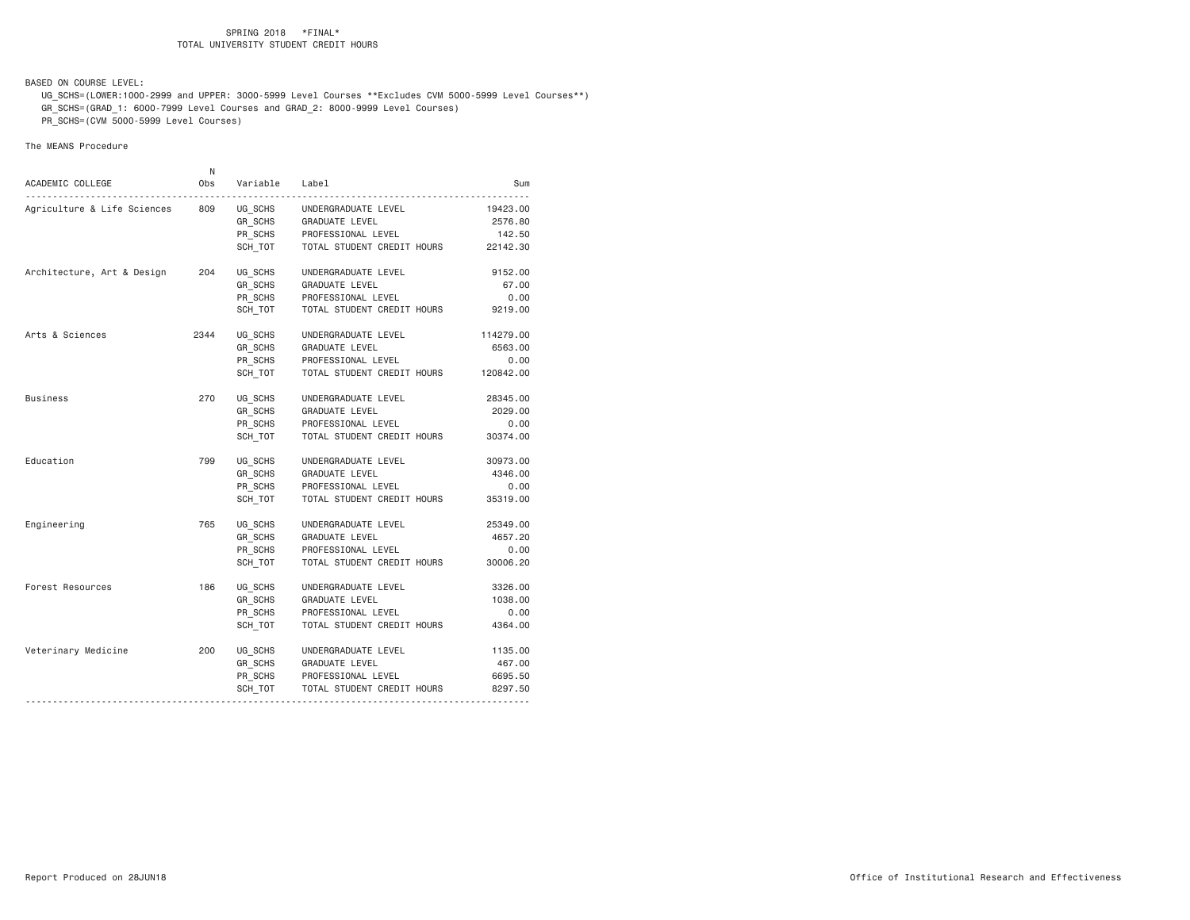SPRING 2018 *FINAL*
TOTAL UNIVERSITY STUDENT CREDIT HOURS

BASED ON COURSE LEVEL:
UG_SCHS=(LOWER:1000-2999 and UPPER: 3000-5999 Level Courses **Excludes CVM 5000-5999 Level Courses**)
GR_SCHS=(GRAD_1: 6000-7999 Level Courses and GRAD_2: 8000-9999 Level Courses)
PR_SCHS=(CVM 5000-5999 Level Courses)

The MEANS Procedure

| ACADEMIC COLLEGE | N Obs | Variable | Label | Sum |
|---|---|---|---|---|
| Agriculture & Life Sciences | 809 | UG_SCHS | UNDERGRADUATE LEVEL | 19423.00 |
| | | GR_SCHS | GRADUATE LEVEL | 2576.80 |
| | | PR_SCHS | PROFESSIONAL LEVEL | 142.50 |
| | | SCH_TOT | TOTAL STUDENT CREDIT HOURS | 22142.30 |
| Architecture, Art & Design | 204 | UG_SCHS | UNDERGRADUATE LEVEL | 9152.00 |
| | | GR_SCHS | GRADUATE LEVEL | 67.00 |
| | | PR_SCHS | PROFESSIONAL LEVEL | 0.00 |
| | | SCH_TOT | TOTAL STUDENT CREDIT HOURS | 9219.00 |
| Arts & Sciences | 2344 | UG_SCHS | UNDERGRADUATE LEVEL | 114279.00 |
| | | GR_SCHS | GRADUATE LEVEL | 6563.00 |
| | | PR_SCHS | PROFESSIONAL LEVEL | 0.00 |
| | | SCH_TOT | TOTAL STUDENT CREDIT HOURS | 120842.00 |
| Business | 270 | UG_SCHS | UNDERGRADUATE LEVEL | 28345.00 |
| | | GR_SCHS | GRADUATE LEVEL | 2029.00 |
| | | PR_SCHS | PROFESSIONAL LEVEL | 0.00 |
| | | SCH_TOT | TOTAL STUDENT CREDIT HOURS | 30374.00 |
| Education | 799 | UG_SCHS | UNDERGRADUATE LEVEL | 30973.00 |
| | | GR_SCHS | GRADUATE LEVEL | 4346.00 |
| | | PR_SCHS | PROFESSIONAL LEVEL | 0.00 |
| | | SCH_TOT | TOTAL STUDENT CREDIT HOURS | 35319.00 |
| Engineering | 765 | UG_SCHS | UNDERGRADUATE LEVEL | 25349.00 |
| | | GR_SCHS | GRADUATE LEVEL | 4657.20 |
| | | PR_SCHS | PROFESSIONAL LEVEL | 0.00 |
| | | SCH_TOT | TOTAL STUDENT CREDIT HOURS | 30006.20 |
| Forest Resources | 186 | UG_SCHS | UNDERGRADUATE LEVEL | 3326.00 |
| | | GR_SCHS | GRADUATE LEVEL | 1038.00 |
| | | PR_SCHS | PROFESSIONAL LEVEL | 0.00 |
| | | SCH_TOT | TOTAL STUDENT CREDIT HOURS | 4364.00 |
| Veterinary Medicine | 200 | UG_SCHS | UNDERGRADUATE LEVEL | 1135.00 |
| | | GR_SCHS | GRADUATE LEVEL | 467.00 |
| | | PR_SCHS | PROFESSIONAL LEVEL | 6695.50 |
| | | SCH_TOT | TOTAL STUDENT CREDIT HOURS | 8297.50 |

Report Produced on 28JUN18

Office of Institutional Research and Effectiveness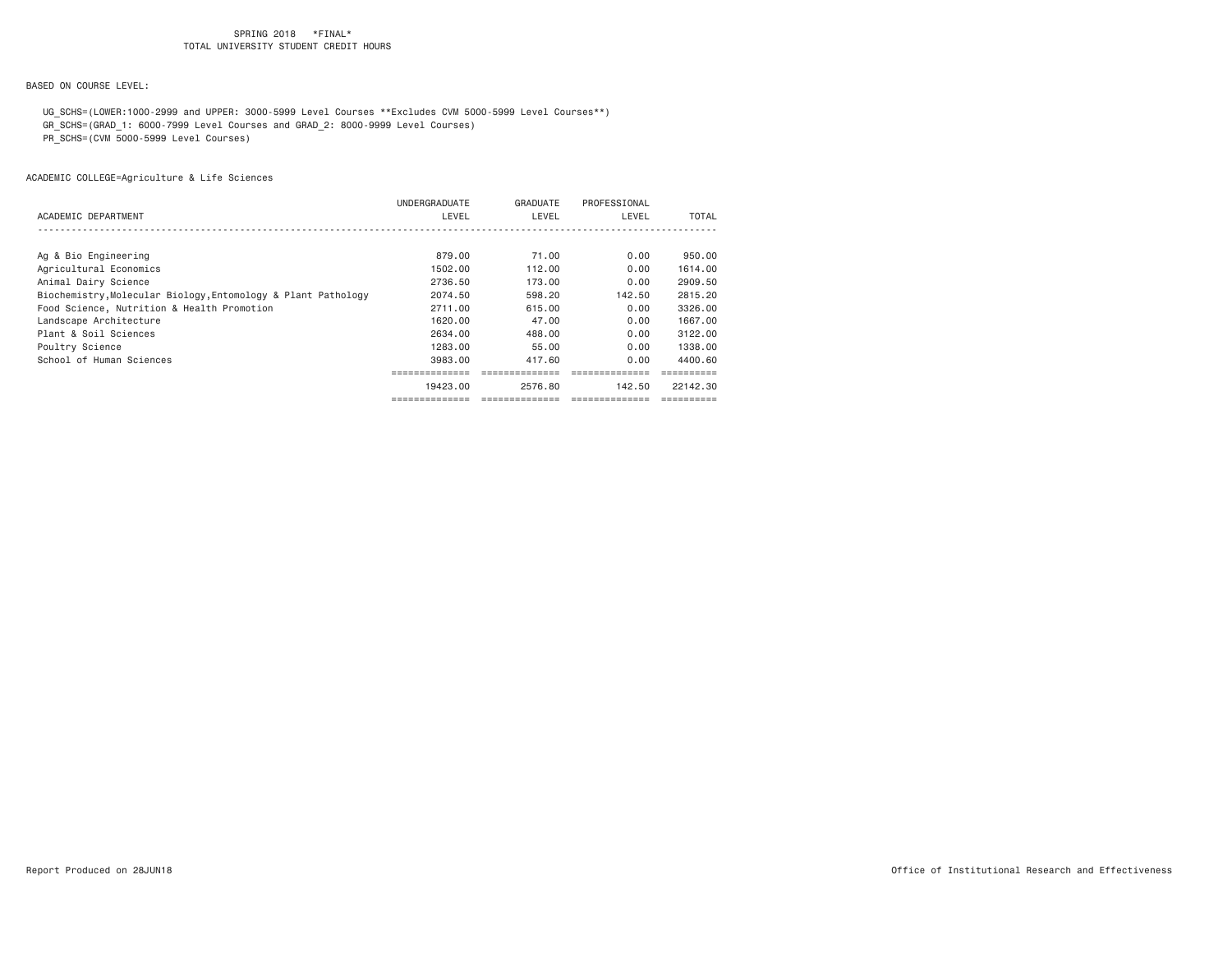SPRING 2018 *FINAL*
TOTAL UNIVERSITY STUDENT CREDIT HOURS

BASED ON COURSE LEVEL:

UG_SCHS=(LOWER:1000-2999 and UPPER: 3000-5999 Level Courses **Excludes CVM 5000-5999 Level Courses**)
GR_SCHS=(GRAD_1: 6000-7999 Level Courses and GRAD_2: 8000-9999 Level Courses)
PR_SCHS=(CVM 5000-5999 Level Courses)

ACADEMIC COLLEGE=Agriculture & Life Sciences

| ACADEMIC DEPARTMENT | UNDERGRADUATE LEVEL | GRADUATE LEVEL | PROFESSIONAL LEVEL | TOTAL |
|---|---|---|---|---|
| Ag & Bio Engineering | 879.00 | 71.00 | 0.00 | 950.00 |
| Agricultural Economics | 1502.00 | 112.00 | 0.00 | 1614.00 |
| Animal Dairy Science | 2736.50 | 173.00 | 0.00 | 2909.50 |
| Biochemistry,Molecular Biology,Entomology & Plant Pathology | 2074.50 | 598.20 | 142.50 | 2815.20 |
| Food Science, Nutrition & Health Promotion | 2711.00 | 615.00 | 0.00 | 3326.00 |
| Landscape Architecture | 1620.00 | 47.00 | 0.00 | 1667.00 |
| Plant & Soil Sciences | 2634.00 | 488.00 | 0.00 | 3122.00 |
| Poultry Science | 1283.00 | 55.00 | 0.00 | 1338.00 |
| School of Human Sciences | 3983.00 | 417.60 | 0.00 | 4400.60 |
| | 19423.00 | 2576.80 | 142.50 | 22142.30 |

Report Produced on 28JUN18

Office of Institutional Research and Effectiveness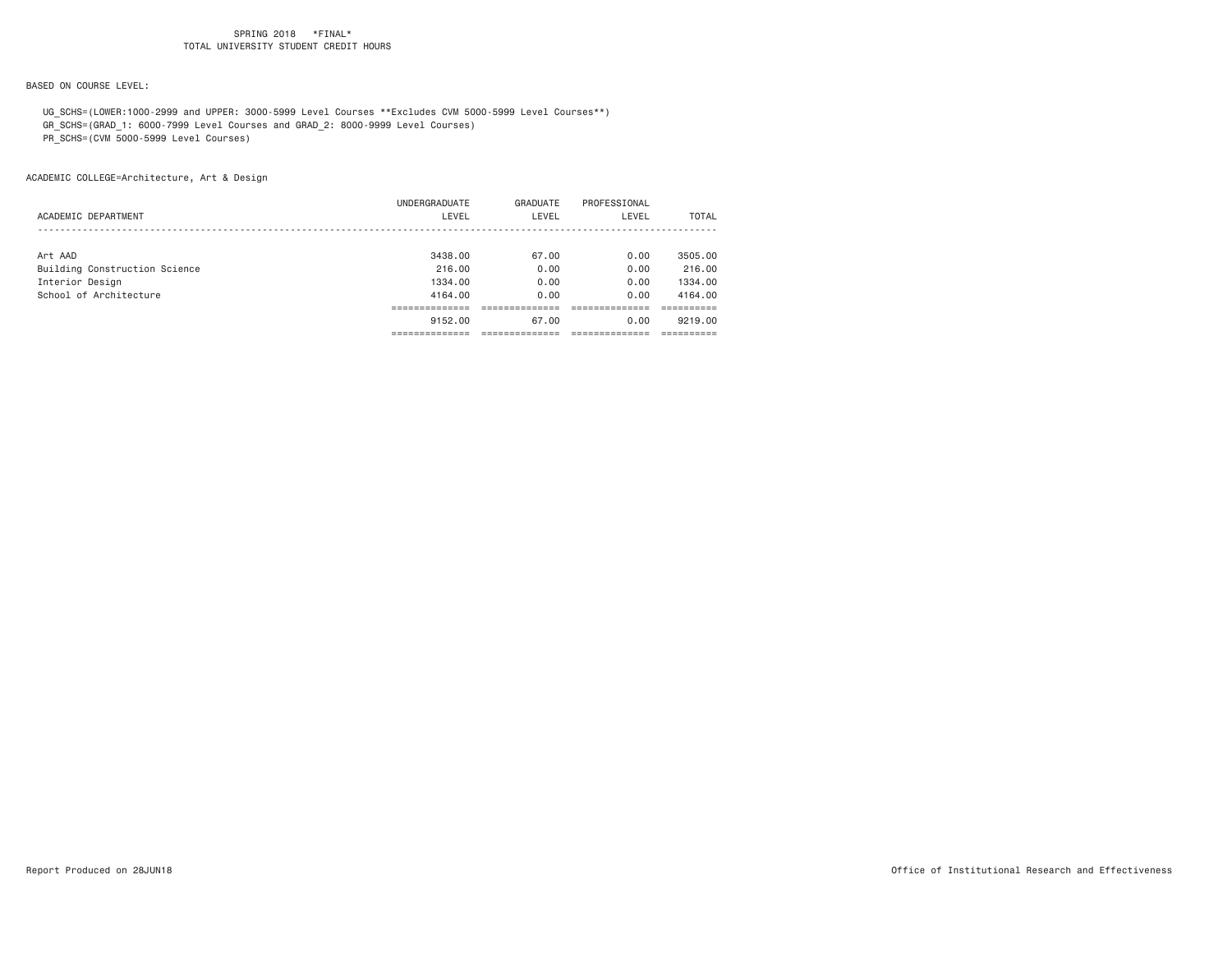SPRING 2018 *FINAL*
TOTAL UNIVERSITY STUDENT CREDIT HOURS

BASED ON COURSE LEVEL:

UG_SCHS=(LOWER:1000-2999 and UPPER: 3000-5999 Level Courses **Excludes CVM 5000-5999 Level Courses**)
GR_SCHS=(GRAD_1: 6000-7999 Level Courses and GRAD_2: 8000-9999 Level Courses)
PR_SCHS=(CVM 5000-5999 Level Courses)

ACADEMIC COLLEGE=Architecture, Art & Design

| ACADEMIC DEPARTMENT | UNDERGRADUATE LEVEL | GRADUATE LEVEL | PROFESSIONAL LEVEL | TOTAL |
|---|---|---|---|---|
| Art AAD | 3438.00 | 67.00 | 0.00 | 3505.00 |
| Building Construction Science | 216.00 | 0.00 | 0.00 | 216.00 |
| Interior Design | 1334.00 | 0.00 | 0.00 | 1334.00 |
| School of Architecture | 4164.00 | 0.00 | 0.00 | 4164.00 |
| | 9152.00 | 67.00 | 0.00 | 9219.00 |

Report Produced on 28JUN18

Office of Institutional Research and Effectiveness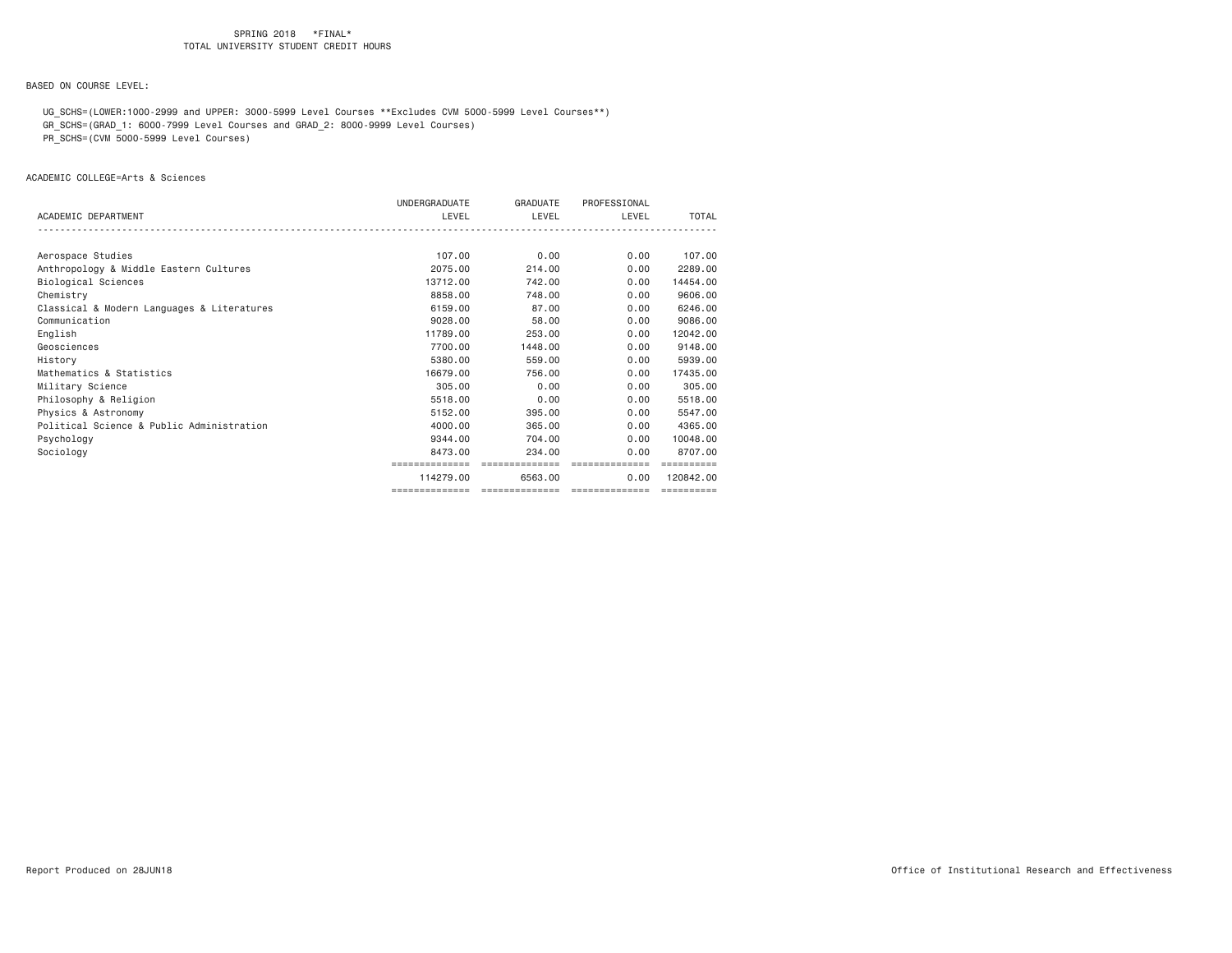SPRING 2018 *FINAL*
TOTAL UNIVERSITY STUDENT CREDIT HOURS

BASED ON COURSE LEVEL:

UG_SCHS=(LOWER:1000-2999 and UPPER: 3000-5999 Level Courses **Excludes CVM 5000-5999 Level Courses**)
GR_SCHS=(GRAD_1: 6000-7999 Level Courses and GRAD_2: 8000-9999 Level Courses)
PR_SCHS=(CVM 5000-5999 Level Courses)

ACADEMIC COLLEGE=Arts & Sciences

| ACADEMIC DEPARTMENT | UNDERGRADUATE LEVEL | GRADUATE LEVEL | PROFESSIONAL LEVEL | TOTAL |
|---|---|---|---|---|
| Aerospace Studies | 107.00 | 0.00 | 0.00 | 107.00 |
| Anthropology & Middle Eastern Cultures | 2075.00 | 214.00 | 0.00 | 2289.00 |
| Biological Sciences | 13712.00 | 742.00 | 0.00 | 14454.00 |
| Chemistry | 8858.00 | 748.00 | 0.00 | 9606.00 |
| Classical & Modern Languages & Literatures | 6159.00 | 87.00 | 0.00 | 6246.00 |
| Communication | 9028.00 | 58.00 | 0.00 | 9086.00 |
| English | 11789.00 | 253.00 | 0.00 | 12042.00 |
| Geosciences | 7700.00 | 1448.00 | 0.00 | 9148.00 |
| History | 5380.00 | 559.00 | 0.00 | 5939.00 |
| Mathematics & Statistics | 16679.00 | 756.00 | 0.00 | 17435.00 |
| Military Science | 305.00 | 0.00 | 0.00 | 305.00 |
| Philosophy & Religion | 5518.00 | 0.00 | 0.00 | 5518.00 |
| Physics & Astronomy | 5152.00 | 395.00 | 0.00 | 5547.00 |
| Political Science & Public Administration | 4000.00 | 365.00 | 0.00 | 4365.00 |
| Psychology | 9344.00 | 704.00 | 0.00 | 10048.00 |
| Sociology | 8473.00 | 234.00 | 0.00 | 8707.00 |
| | 114279.00 | 6563.00 | 0.00 | 120842.00 |

Report Produced on 28JUN18 Office of Institutional Research and Effectiveness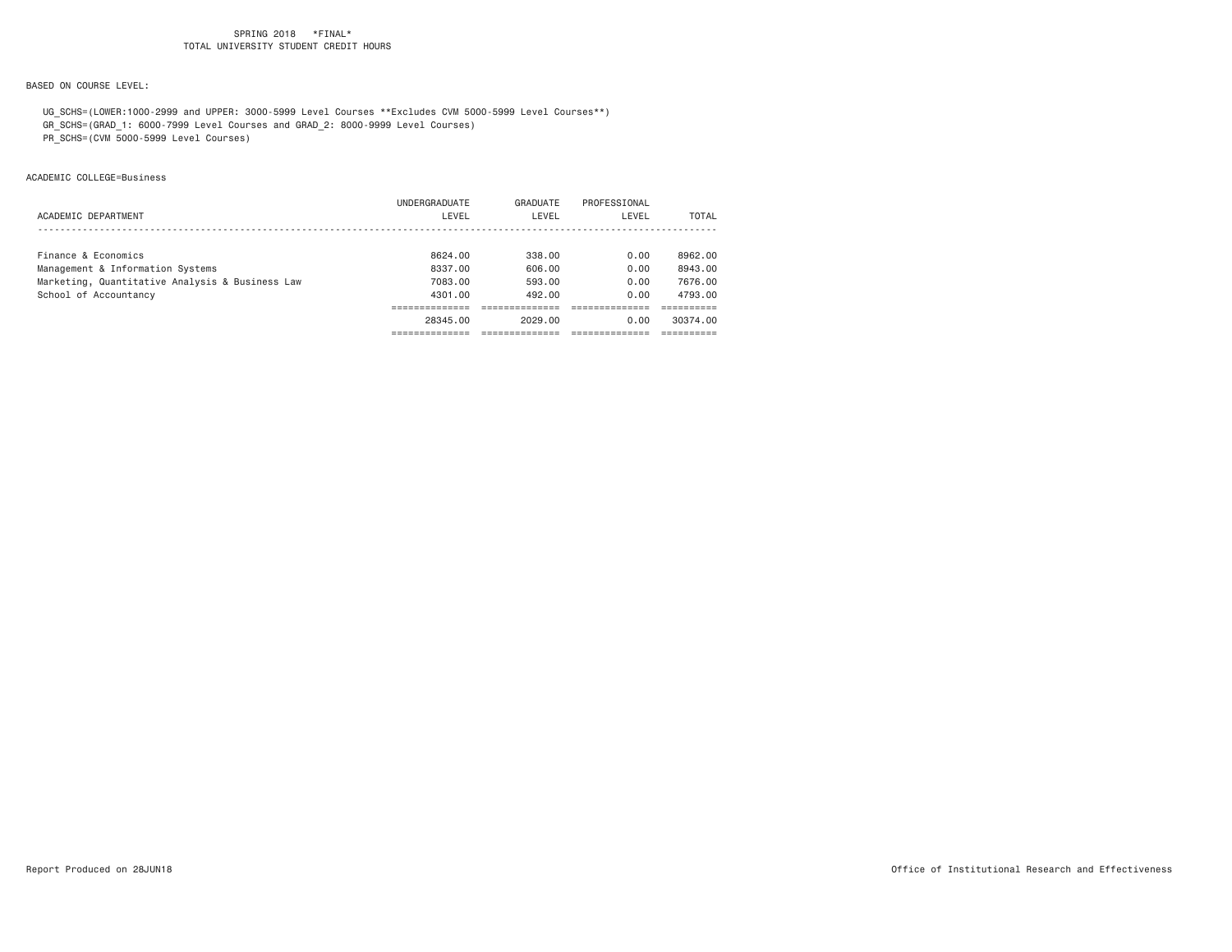SPRING 2018 *FINAL*
TOTAL UNIVERSITY STUDENT CREDIT HOURS

BASED ON COURSE LEVEL:

UG_SCHS=(LOWER:1000-2999 and UPPER: 3000-5999 Level Courses **Excludes CVM 5000-5999 Level Courses**)
GR_SCHS=(GRAD_1: 6000-7999 Level Courses and GRAD_2: 8000-9999 Level Courses)
PR_SCHS=(CVM 5000-5999 Level Courses)

ACADEMIC COLLEGE=Business

| ACADEMIC DEPARTMENT | UNDERGRADUATE LEVEL | GRADUATE LEVEL | PROFESSIONAL LEVEL | TOTAL |
|---|---|---|---|---|
| Finance & Economics | 8624.00 | 338.00 | 0.00 | 8962.00 |
| Management & Information Systems | 8337.00 | 606.00 | 0.00 | 8943.00 |
| Marketing, Quantitative Analysis & Business Law | 7083.00 | 593.00 | 0.00 | 7676.00 |
| School of Accountancy | 4301.00 | 492.00 | 0.00 | 4793.00 |
| | 28345.00 | 2029.00 | 0.00 | 30374.00 |

Report Produced on 28JUN18 Office of Institutional Research and Effectiveness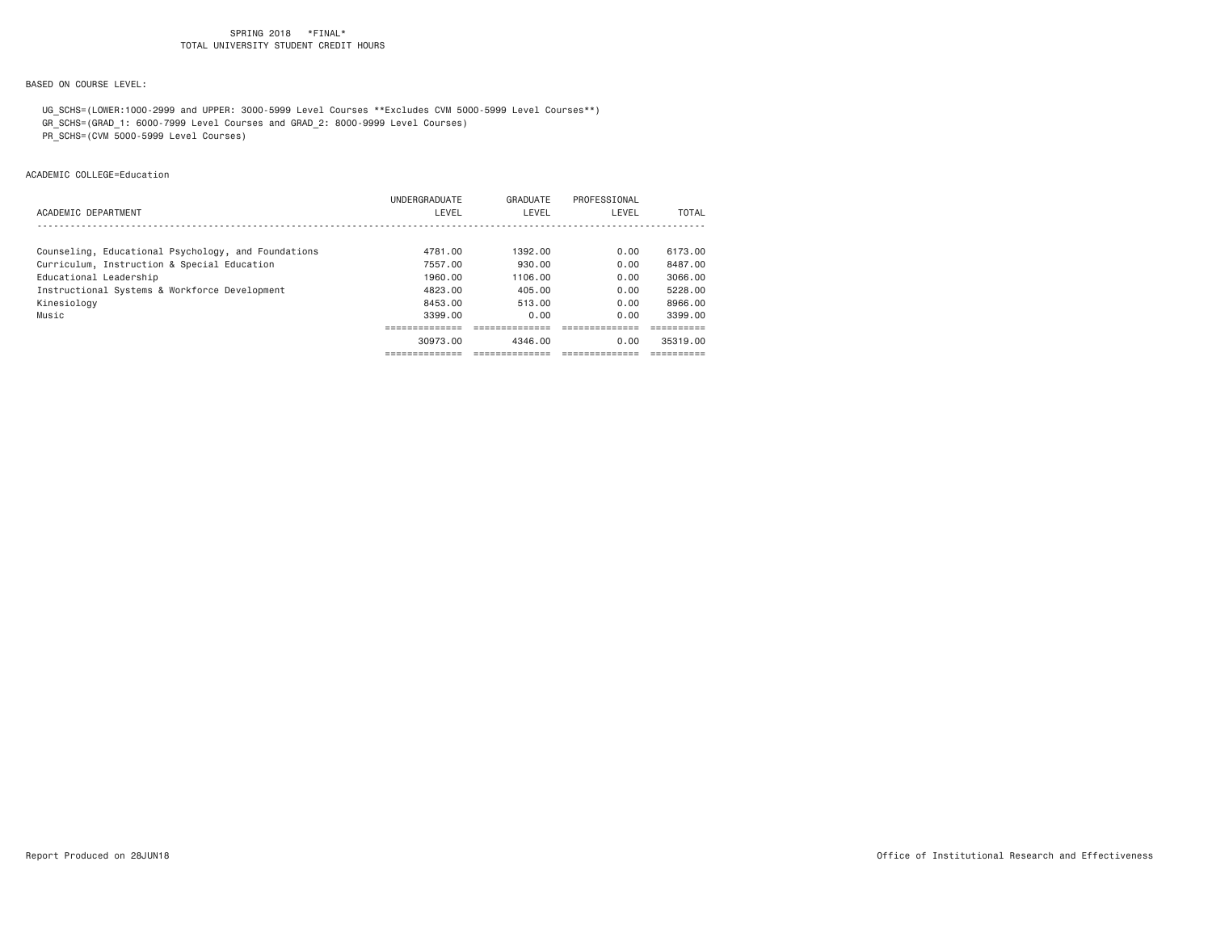SPRING 2018 *FINAL*
TOTAL UNIVERSITY STUDENT CREDIT HOURS

BASED ON COURSE LEVEL:

UG_SCHS=(LOWER:1000-2999 and UPPER: 3000-5999 Level Courses **Excludes CVM 5000-5999 Level Courses**)
GR_SCHS=(GRAD_1: 6000-7999 Level Courses and GRAD_2: 8000-9999 Level Courses)
PR_SCHS=(CVM 5000-5999 Level Courses)

ACADEMIC COLLEGE=Education

| ACADEMIC DEPARTMENT | UNDERGRADUATE LEVEL | GRADUATE LEVEL | PROFESSIONAL LEVEL | TOTAL |
|---|---|---|---|---|
| Counseling, Educational Psychology, and Foundations | 4781.00 | 1392.00 | 0.00 | 6173.00 |
| Curriculum, Instruction & Special Education | 7557.00 | 930.00 | 0.00 | 8487.00 |
| Educational Leadership | 1960.00 | 1106.00 | 0.00 | 3066.00 |
| Instructional Systems & Workforce Development | 4823.00 | 405.00 | 0.00 | 5228.00 |
| Kinesiology | 8453.00 | 513.00 | 0.00 | 8966.00 |
| Music | 3399.00 | 0.00 | 0.00 | 3399.00 |
| | 30973.00 | 4346.00 | 0.00 | 35319.00 |

Report Produced on 28JUN18 Office of Institutional Research and Effectiveness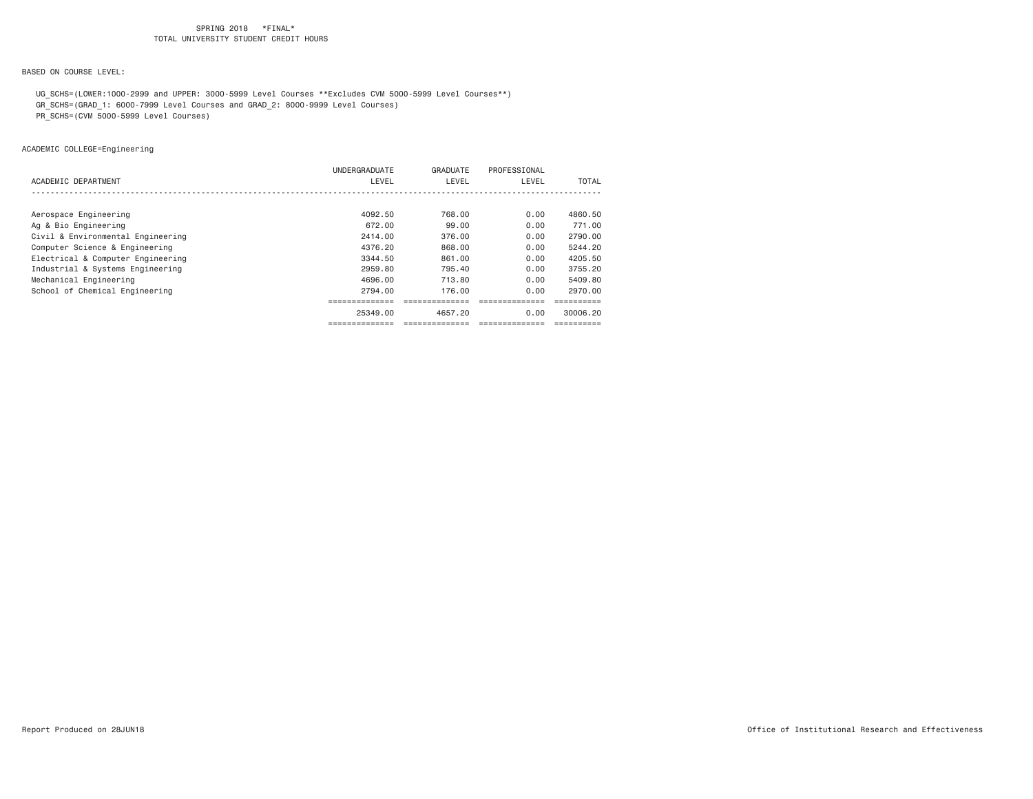SPRING 2018 *FINAL*
TOTAL UNIVERSITY STUDENT CREDIT HOURS

BASED ON COURSE LEVEL:

UG_SCHS=(LOWER:1000-2999 and UPPER: 3000-5999 Level Courses **Excludes CVM 5000-5999 Level Courses**)
GR_SCHS=(GRAD_1: 6000-7999 Level Courses and GRAD_2: 8000-9999 Level Courses)
PR_SCHS=(CVM 5000-5999 Level Courses)

ACADEMIC COLLEGE=Engineering

| ACADEMIC DEPARTMENT | UNDERGRADUATE LEVEL | GRADUATE LEVEL | PROFESSIONAL LEVEL | TOTAL |
|---|---|---|---|---|
| Aerospace Engineering | 4092.50 | 768.00 | 0.00 | 4860.50 |
| Ag & Bio Engineering | 672.00 | 99.00 | 0.00 | 771.00 |
| Civil & Environmental Engineering | 2414.00 | 376.00 | 0.00 | 2790.00 |
| Computer Science & Engineering | 4376.20 | 868.00 | 0.00 | 5244.20 |
| Electrical & Computer Engineering | 3344.50 | 861.00 | 0.00 | 4205.50 |
| Industrial & Systems Engineering | 2959.80 | 795.40 | 0.00 | 3755.20 |
| Mechanical Engineering | 4696.00 | 713.80 | 0.00 | 5409.80 |
| School of Chemical Engineering | 2794.00 | 176.00 | 0.00 | 2970.00 |
| | 25349.00 | 4657.20 | 0.00 | 30006.20 |

Report Produced on 28JUN18

Office of Institutional Research and Effectiveness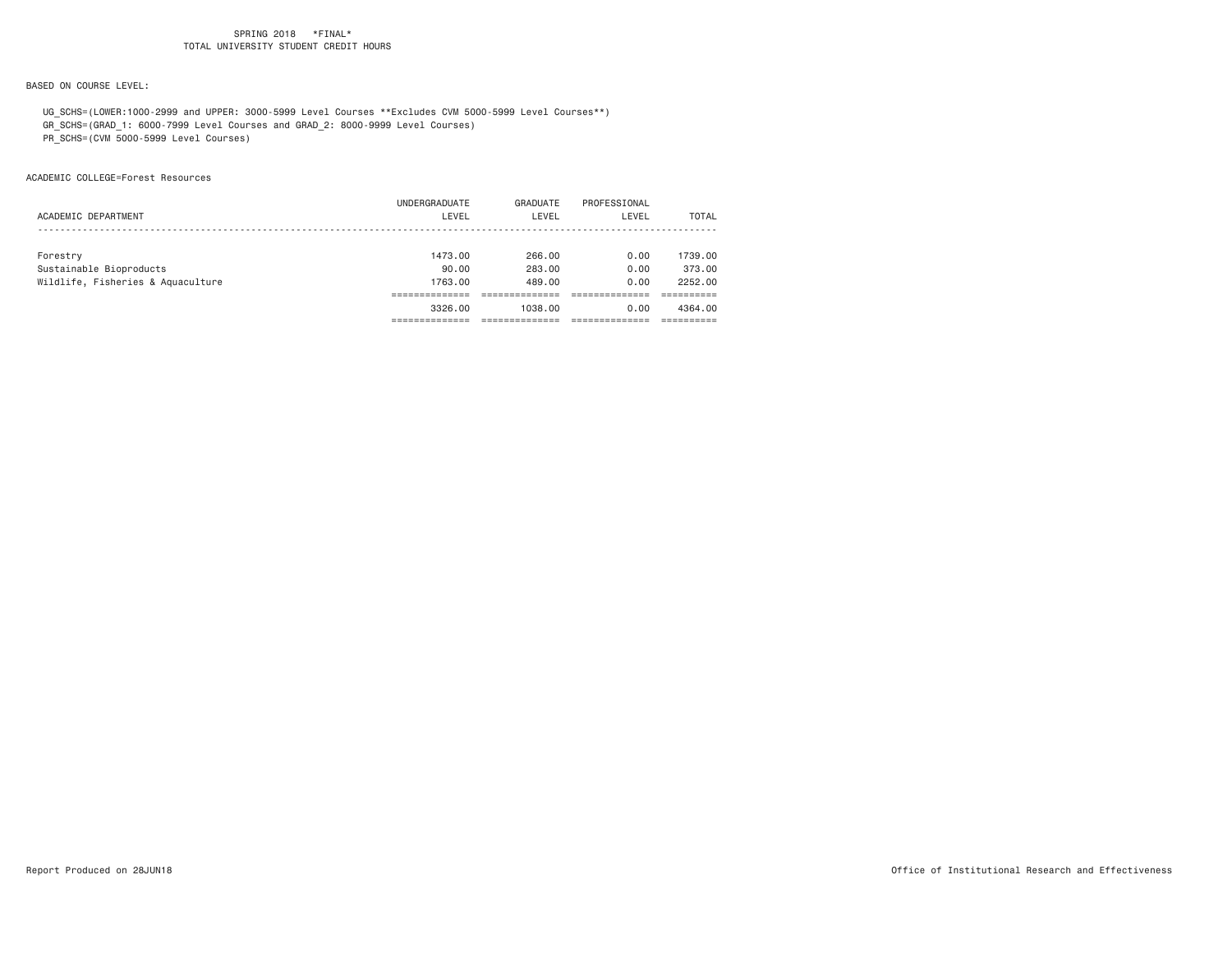SPRING 2018 *FINAL*
TOTAL UNIVERSITY STUDENT CREDIT HOURS

BASED ON COURSE LEVEL:

UG_SCHS=(LOWER:1000-2999 and UPPER: 3000-5999 Level Courses **Excludes CVM 5000-5999 Level Courses**)
GR_SCHS=(GRAD_1: 6000-7999 Level Courses and GRAD_2: 8000-9999 Level Courses)
PR_SCHS=(CVM 5000-5999 Level Courses)

ACADEMIC COLLEGE=Forest Resources

| ACADEMIC DEPARTMENT | UNDERGRADUATE LEVEL | GRADUATE LEVEL | PROFESSIONAL LEVEL | TOTAL |
|---|---|---|---|---|
| Forestry | 1473.00 | 266.00 | 0.00 | 1739.00 |
| Sustainable Bioproducts | 90.00 | 283.00 | 0.00 | 373.00 |
| Wildlife, Fisheries & Aquaculture | 1763.00 | 489.00 | 0.00 | 2252.00 |
| | 3326.00 | 1038.00 | 0.00 | 4364.00 |

Report Produced on 28JUN18

Office of Institutional Research and Effectiveness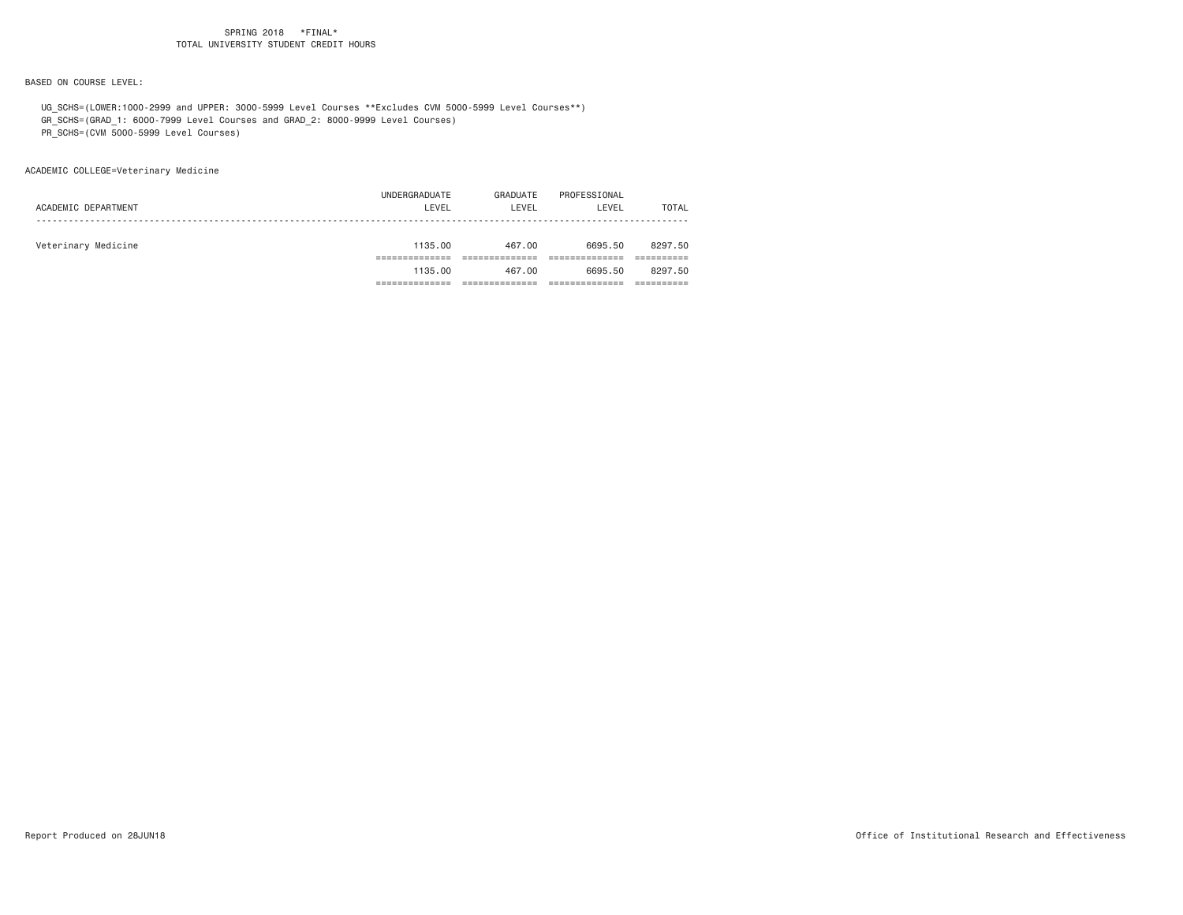SPRING 2018 *FINAL*
TOTAL UNIVERSITY STUDENT CREDIT HOURS

BASED ON COURSE LEVEL:

UG_SCHS=(LOWER:1000-2999 and UPPER: 3000-5999 Level Courses **Excludes CVM 5000-5999 Level Courses**)
GR_SCHS=(GRAD_1: 6000-7999 Level Courses and GRAD_2: 8000-9999 Level Courses)
PR_SCHS=(CVM 5000-5999 Level Courses)

ACADEMIC COLLEGE=Veterinary Medicine

| ACADEMIC DEPARTMENT | UNDERGRADUATE LEVEL | GRADUATE LEVEL | PROFESSIONAL LEVEL | TOTAL |
|---|---|---|---|---|
| Veterinary Medicine | 1135.00 | 467.00 | 6695.50 | 8297.50 |
| | 1135.00 | 467.00 | 6695.50 | 8297.50 |

Report Produced on 28JUN18 Office of Institutional Research and Effectiveness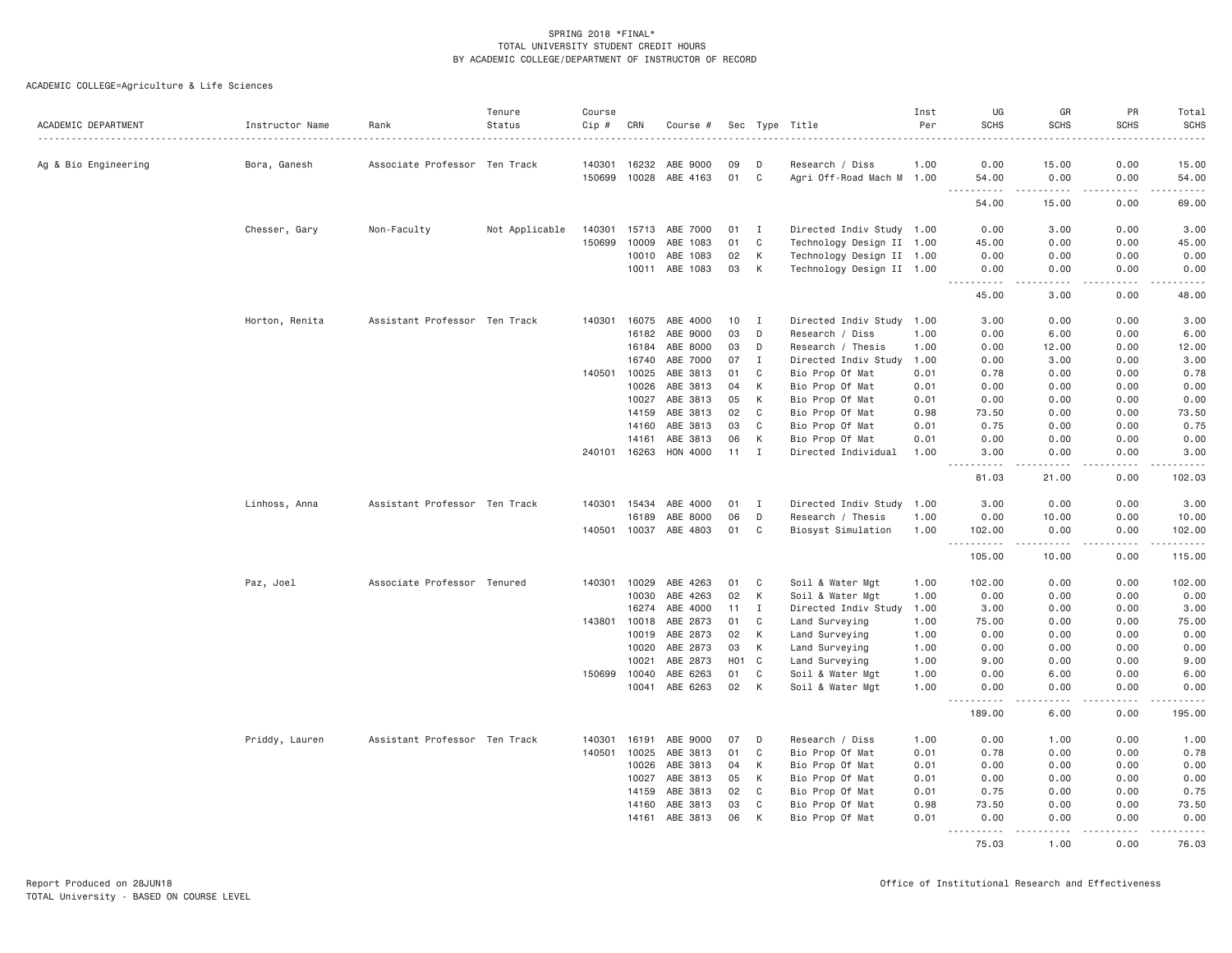SPRING 2018 *FINAL*
TOTAL UNIVERSITY STUDENT CREDIT HOURS
BY ACADEMIC COLLEGE/DEPARTMENT OF INSTRUCTOR OF RECORD

ACADEMIC COLLEGE=Agriculture & Life Sciences

| ACADEMIC DEPARTMENT | Instructor Name | Rank | Tenure Status | Course Cip # | CRN | Course # | Sec | Type | Title | Inst Per | UG SCHS | GR SCHS | PR SCHS | Total SCHS |
|---|---|---|---|---|---|---|---|---|---|---|---|---|---|---|
| Ag & Bio Engineering | Bora, Ganesh | Associate Professor | Ten Track | 140301 | 16232 | ABE 9000 | 09 | D | Research / Diss | 1.00 | 0.00 | 15.00 | 0.00 | 15.00 |
| | | | | 150699 | 10028 | ABE 4163 | 01 | C | Agri Off-Road Mach M | 1.00 | 54.00 | 0.00 | 0.00 | 54.00 |
| | | | | | | | | | | | 54.00 | 15.00 | 0.00 | 69.00 |
| | Chesser, Gary | Non-Faculty | Not Applicable | 140301 | 15713 | ABE 7000 | 01 | I | Directed Indiv Study | 1.00 | 0.00 | 3.00 | 0.00 | 3.00 |
| | | | | 150699 | 10009 | ABE 1083 | 01 | C | Technology Design II | 1.00 | 45.00 | 0.00 | 0.00 | 45.00 |
| | | | | | 10010 | ABE 1083 | 02 | K | Technology Design II | 1.00 | 0.00 | 0.00 | 0.00 | 0.00 |
| | | | | | 10011 | ABE 1083 | 03 | K | Technology Design II | 1.00 | 0.00 | 0.00 | 0.00 | 0.00 |
| | | | | | | | | | | | 45.00 | 3.00 | 0.00 | 48.00 |
| | Horton, Renita | Assistant Professor | Ten Track | 140301 | 16075 | ABE 4000 | 10 | I | Directed Indiv Study | 1.00 | 3.00 | 0.00 | 0.00 | 3.00 |
| | | | | | 16182 | ABE 9000 | 03 | D | Research / Diss | 1.00 | 0.00 | 6.00 | 0.00 | 6.00 |
| | | | | | 16184 | ABE 8000 | 03 | D | Research / Thesis | 1.00 | 0.00 | 12.00 | 0.00 | 12.00 |
| | | | | | 16740 | ABE 7000 | 07 | I | Directed Indiv Study | 1.00 | 0.00 | 3.00 | 0.00 | 3.00 |
| | | | | 140501 | 10025 | ABE 3813 | 01 | C | Bio Prop Of Mat | 0.01 | 0.78 | 0.00 | 0.00 | 0.78 |
| | | | | | 10026 | ABE 3813 | 04 | K | Bio Prop Of Mat | 0.01 | 0.00 | 0.00 | 0.00 | 0.00 |
| | | | | | 10027 | ABE 3813 | 05 | K | Bio Prop Of Mat | 0.01 | 0.00 | 0.00 | 0.00 | 0.00 |
| | | | | | 14159 | ABE 3813 | 02 | C | Bio Prop Of Mat | 0.98 | 73.50 | 0.00 | 0.00 | 73.50 |
| | | | | | 14160 | ABE 3813 | 03 | C | Bio Prop Of Mat | 0.01 | 0.75 | 0.00 | 0.00 | 0.75 |
| | | | | | 14161 | ABE 3813 | 06 | K | Bio Prop Of Mat | 0.01 | 0.00 | 0.00 | 0.00 | 0.00 |
| | | | | 240101 | 16263 | HON 4000 | 11 | I | Directed Individual | 1.00 | 3.00 | 0.00 | 0.00 | 3.00 |
| | | | | | | | | | | | 81.03 | 21.00 | 0.00 | 102.03 |
| | Linhoss, Anna | Assistant Professor | Ten Track | 140301 | 15434 | ABE 4000 | 01 | I | Directed Indiv Study | 1.00 | 3.00 | 0.00 | 0.00 | 3.00 |
| | | | | | 16189 | ABE 8000 | 06 | D | Research / Thesis | 1.00 | 0.00 | 10.00 | 0.00 | 10.00 |
| | | | | 140501 | 10037 | ABE 4803 | 01 | C | Biosyst Simulation | 1.00 | 102.00 | 0.00 | 0.00 | 102.00 |
| | | | | | | | | | | | 105.00 | 10.00 | 0.00 | 115.00 |
| | Paz, Joel | Associate Professor | Tenured | 140301 | 10029 | ABE 4263 | 01 | C | Soil & Water Mgt | 1.00 | 102.00 | 0.00 | 0.00 | 102.00 |
| | | | | | 10030 | ABE 4263 | 02 | K | Soil & Water Mgt | 1.00 | 0.00 | 0.00 | 0.00 | 0.00 |
| | | | | | 16274 | ABE 4000 | 11 | I | Directed Indiv Study | 1.00 | 3.00 | 0.00 | 0.00 | 3.00 |
| | | | | 143801 | 10018 | ABE 2873 | 01 | C | Land Surveying | 1.00 | 75.00 | 0.00 | 0.00 | 75.00 |
| | | | | | 10019 | ABE 2873 | 02 | K | Land Surveying | 1.00 | 0.00 | 0.00 | 0.00 | 0.00 |
| | | | | | 10020 | ABE 2873 | 03 | K | Land Surveying | 1.00 | 0.00 | 0.00 | 0.00 | 0.00 |
| | | | | | 10021 | ABE 2873 | H01 | C | Land Surveying | 1.00 | 9.00 | 0.00 | 0.00 | 9.00 |
| | | | | 150699 | 10040 | ABE 6263 | 01 | C | Soil & Water Mgt | 1.00 | 0.00 | 6.00 | 0.00 | 6.00 |
| | | | | | 10041 | ABE 6263 | 02 | K | Soil & Water Mgt | 1.00 | 0.00 | 0.00 | 0.00 | 0.00 |
| | | | | | | | | | | | 189.00 | 6.00 | 0.00 | 195.00 |
| | Priddy, Lauren | Assistant Professor | Ten Track | 140301 | 16191 | ABE 9000 | 07 | D | Research / Diss | 1.00 | 0.00 | 1.00 | 0.00 | 1.00 |
| | | | | 140501 | 10025 | ABE 3813 | 01 | C | Bio Prop Of Mat | 0.01 | 0.78 | 0.00 | 0.00 | 0.78 |
| | | | | | 10026 | ABE 3813 | 04 | K | Bio Prop Of Mat | 0.01 | 0.00 | 0.00 | 0.00 | 0.00 |
| | | | | | 10027 | ABE 3813 | 05 | K | Bio Prop Of Mat | 0.01 | 0.00 | 0.00 | 0.00 | 0.00 |
| | | | | | 14159 | ABE 3813 | 02 | C | Bio Prop Of Mat | 0.01 | 0.75 | 0.00 | 0.00 | 0.75 |
| | | | | | 14160 | ABE 3813 | 03 | C | Bio Prop Of Mat | 0.98 | 73.50 | 0.00 | 0.00 | 73.50 |
| | | | | | 14161 | ABE 3813 | 06 | K | Bio Prop Of Mat | 0.01 | 0.00 | 0.00 | 0.00 | 0.00 |
| | | | | | | | | | | | 75.03 | 1.00 | 0.00 | 76.03 |

Report Produced on 28JUN18
TOTAL University - BASED ON COURSE LEVEL

Office of Institutional Research and Effectiveness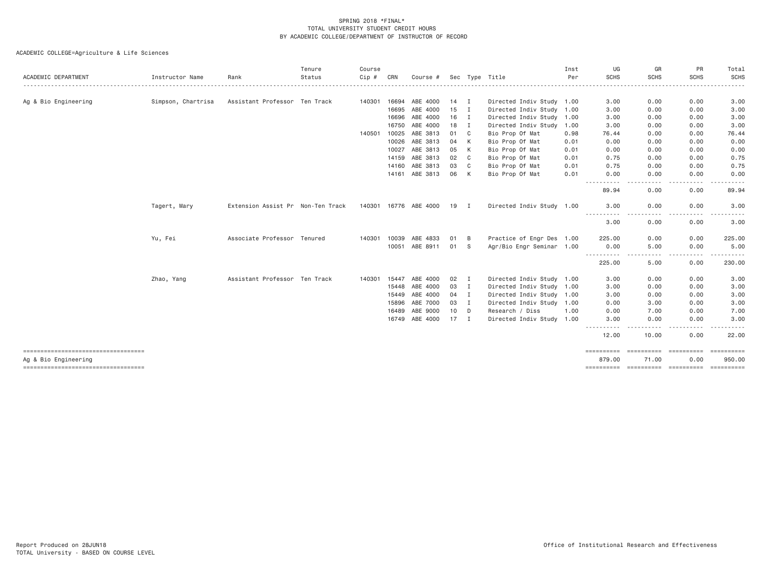SPRING 2018 *FINAL*
TOTAL UNIVERSITY STUDENT CREDIT HOURS
BY ACADEMIC COLLEGE/DEPARTMENT OF INSTRUCTOR OF RECORD

ACADEMIC COLLEGE=Agriculture & Life Sciences

| ACADEMIC DEPARTMENT | Instructor Name | Rank | Tenure Status | Course Cip # | CRN | Course # | Sec | Type | Title | Inst Per | UG SCHS | GR SCHS | PR SCHS | Total SCHS |
|---|---|---|---|---|---|---|---|---|---|---|---|---|---|---|
| Ag & Bio Engineering | Simpson, Chartrisa | Assistant Professor | Ten Track | 140301 | 16694 | ABE 4000 | 14 | I | Directed Indiv Study | 1.00 | 3.00 | 0.00 | 0.00 | 3.00 |
| | | | | | 16695 | ABE 4000 | 15 | I | Directed Indiv Study | 1.00 | 3.00 | 0.00 | 0.00 | 3.00 |
| | | | | | 16696 | ABE 4000 | 16 | I | Directed Indiv Study | 1.00 | 3.00 | 0.00 | 0.00 | 3.00 |
| | | | | | 16750 | ABE 4000 | 18 | I | Directed Indiv Study | 1.00 | 3.00 | 0.00 | 0.00 | 3.00 |
| | | | | 140501 | 10025 | ABE 3813 | 01 | C | Bio Prop Of Mat | 0.98 | 76.44 | 0.00 | 0.00 | 76.44 |
| | | | | | 10026 | ABE 3813 | 04 | K | Bio Prop Of Mat | 0.01 | 0.00 | 0.00 | 0.00 | 0.00 |
| | | | | | 10027 | ABE 3813 | 05 | K | Bio Prop Of Mat | 0.01 | 0.00 | 0.00 | 0.00 | 0.00 |
| | | | | | 14159 | ABE 3813 | 02 | C | Bio Prop Of Mat | 0.01 | 0.75 | 0.00 | 0.00 | 0.75 |
| | | | | | 14160 | ABE 3813 | 03 | C | Bio Prop Of Mat | 0.01 | 0.75 | 0.00 | 0.00 | 0.75 |
| | | | | | 14161 | ABE 3813 | 06 | K | Bio Prop Of Mat | 0.01 | 0.00 | 0.00 | 0.00 | 0.00 |
| | | | | | | | | | | | 89.94 | 0.00 | 0.00 | 89.94 |
| | Tagert, Mary | Extension Assist Pr | Non-Ten Track | 140301 | 16776 | ABE 4000 | 19 | I | Directed Indiv Study | 1.00 | 3.00 | 0.00 | 0.00 | 3.00 |
| | | | | | | | | | | | 3.00 | 0.00 | 0.00 | 3.00 |
| | Yu, Fei | Associate Professor | Tenured | 140301 | 10039 | ABE 4833 | 01 | B | Practice of Engr Des | 1.00 | 225.00 | 0.00 | 0.00 | 225.00 |
| | | | | | 10051 | ABE 8911 | 01 | S | Agr/Bio Engr Seminar | 1.00 | 0.00 | 5.00 | 0.00 | 5.00 |
| | | | | | | | | | | | 225.00 | 5.00 | 0.00 | 230.00 |
| | Zhao, Yang | Assistant Professor | Ten Track | 140301 | 15447 | ABE 4000 | 02 | I | Directed Indiv Study | 1.00 | 3.00 | 0.00 | 0.00 | 3.00 |
| | | | | | 15448 | ABE 4000 | 03 | I | Directed Indiv Study | 1.00 | 3.00 | 0.00 | 0.00 | 3.00 |
| | | | | | 15449 | ABE 4000 | 04 | I | Directed Indiv Study | 1.00 | 3.00 | 0.00 | 0.00 | 3.00 |
| | | | | | 15896 | ABE 7000 | 03 | I | Directed Indiv Study | 1.00 | 0.00 | 3.00 | 0.00 | 3.00 |
| | | | | | 16489 | ABE 9000 | 10 | D | Research / Diss | 1.00 | 0.00 | 7.00 | 0.00 | 7.00 |
| | | | | | 16749 | ABE 4000 | 17 | I | Directed Indiv Study | 1.00 | 3.00 | 0.00 | 0.00 | 3.00 |
| | | | | | | | | | | | 12.00 | 10.00 | 0.00 | 22.00 |
| Ag & Bio Engineering | | | | | | | | | | | 879.00 | 71.00 | 0.00 | 950.00 |

Report Produced on 28JUN18
TOTAL University - BASED ON COURSE LEVEL

Office of Institutional Research and Effectiveness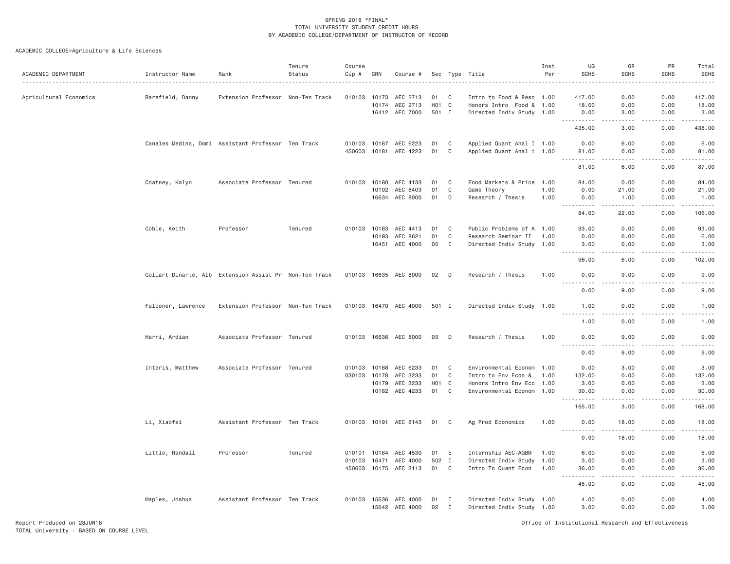SPRING 2018 *FINAL*
TOTAL UNIVERSITY STUDENT CREDIT HOURS
BY ACADEMIC COLLEGE/DEPARTMENT OF INSTRUCTOR OF RECORD

ACADEMIC COLLEGE=Agriculture & Life Sciences

| ACADEMIC DEPARTMENT | Instructor Name | Rank | Tenure Status | Course Cip # | CRN | Course # | Sec | Type | Title | Inst Per | UG SCHS | GR SCHS | PR SCHS | Total SCHS |
|---|---|---|---|---|---|---|---|---|---|---|---|---|---|---|
| Agricultural Economics | Barefield, Danny | Extension Professor | Non-Ten Track | 010103 | 10173 | AEC 2713 | 01 | C | Intro to Food & Reso | 1.00 | 417.00 | 0.00 | 0.00 | 417.00 |
| | | | | | 10174 | AEC 2713 | H01 | C | Honors Intro Food & | 1.00 | 18.00 | 0.00 | 0.00 | 18.00 |
| | | | | | 16412 | AEC 7000 | 501 | I | Directed Indiv Study | 1.00 | 0.00 | 3.00 | 0.00 | 3.00 |
| | | | | | | | | | | | 435.00 | 3.00 | 0.00 | 438.00 |
| | Canales Medina, Domi | Assistant Professor | Ten Track | 010103 | 10187 | AEC 6223 | 01 | C | Applied Quant Anal I | 1.00 | 0.00 | 6.00 | 0.00 | 6.00 |
| | | | | 450603 | 10181 | AEC 4223 | 01 | C | Applied Quant Anal i | 1.00 | 81.00 | 0.00 | 0.00 | 81.00 |
| | | | | | | | | | | | 81.00 | 6.00 | 0.00 | 87.00 |
| | Coatney, Kalyn | Associate Professor | Tenured | 010103 | 10180 | AEC 4133 | 01 | C | Food Markets & Price | 1.00 | 84.00 | 0.00 | 0.00 | 84.00 |
| | | | | | 10192 | AEC 8403 | 01 | C | Game Theory | 1.00 | 0.00 | 21.00 | 0.00 | 21.00 |
| | | | | | 16634 | AEC 8000 | 01 | D | Research / Thesis | 1.00 | 0.00 | 1.00 | 0.00 | 1.00 |
| | | | | | | | | | | | 84.00 | 22.00 | 0.00 | 106.00 |
| | Coble, Keith | Professor | Tenured | 010103 | 10183 | AEC 4413 | 01 | C | Public Problems of A | 1.00 | 93.00 | 0.00 | 0.00 | 93.00 |
| | | | | | 10193 | AEC 8621 | 01 | C | Research Seminar II | 1.00 | 0.00 | 6.00 | 0.00 | 6.00 |
| | | | | | 16451 | AEC 4000 | 05 | I | Directed Indiv Study | 1.00 | 3.00 | 0.00 | 0.00 | 3.00 |
| | | | | | | | | | | | 96.00 | 6.00 | 0.00 | 102.00 |
| | Collart Dinarte, Alb | Extension Assist Pr | Non-Ten Track | 010103 | 16635 | AEC 8000 | 02 | D | Research / Thesis | 1.00 | 0.00 | 9.00 | 0.00 | 9.00 |
| | | | | | | | | | | | 0.00 | 9.00 | 0.00 | 9.00 |
| | Falconer, Lawrence | Extension Professor | Non-Ten Track | 010103 | 16470 | AEC 4000 | 501 | I | Directed Indiv Study | 1.00 | 1.00 | 0.00 | 0.00 | 1.00 |
| | | | | | | | | | | | 1.00 | 0.00 | 0.00 | 1.00 |
| | Harri, Ardian | Associate Professor | Tenured | 010103 | 16636 | AEC 8000 | 03 | D | Research / Thesis | 1.00 | 0.00 | 9.00 | 0.00 | 9.00 |
| | | | | | | | | | | | 0.00 | 9.00 | 0.00 | 9.00 |
| | Interis, Matthew | Associate Professor | Tenured | 010103 | 10188 | AEC 6233 | 01 | C | Environmental Econom | 1.00 | 0.00 | 3.00 | 0.00 | 3.00 |
| | | | | 030103 | 10178 | AEC 3233 | 01 | C | Intro to Env Econ & | 1.00 | 132.00 | 0.00 | 0.00 | 132.00 |
| | | | | | 10179 | AEC 3233 | H01 | C | Honors Intro Env Eco | 1.00 | 3.00 | 0.00 | 0.00 | 3.00 |
| | | | | | 10182 | AEC 4233 | 01 | C | Environmental Econom | 1.00 | 30.00 | 0.00 | 0.00 | 30.00 |
| | | | | | | | | | | | 165.00 | 3.00 | 0.00 | 168.00 |
| | Li, Xiaofei | Assistant Professor | Ten Track | 010103 | 10191 | AEC 8143 | 01 | C | Ag Prod Economics | 1.00 | 0.00 | 18.00 | 0.00 | 18.00 |
| | | | | | | | | | | | 0.00 | 18.00 | 0.00 | 18.00 |
| | Little, Randall | Professor | Tenured | 010101 | 10184 | AEC 4530 | 01 | E | Internship AEC-AGBM | 1.00 | 6.00 | 0.00 | 0.00 | 6.00 |
| | | | | 010103 | 16471 | AEC 4000 | 502 | I | Directed Indiv Study | 1.00 | 3.00 | 0.00 | 0.00 | 3.00 |
| | | | | 450603 | 10175 | AEC 3113 | 01 | C | Intro To Quant Econ | 1.00 | 36.00 | 0.00 | 0.00 | 36.00 |
| | | | | | | | | | | | 45.00 | 0.00 | 0.00 | 45.00 |
| | Maples, Joshua | Assistant Professor | Ten Track | 010103 | 15636 | AEC 4000 | 01 | I | Directed Indiv Study | 1.00 | 4.00 | 0.00 | 0.00 | 4.00 |
| | | | | | 15642 | AEC 4000 | 02 | I | Directed Indiv Study | 1.00 | 3.00 | 0.00 | 0.00 | 3.00 |

Report Produced on 28JUN18
TOTAL University - BASED ON COURSE LEVEL

Office of Institutional Research and Effectiveness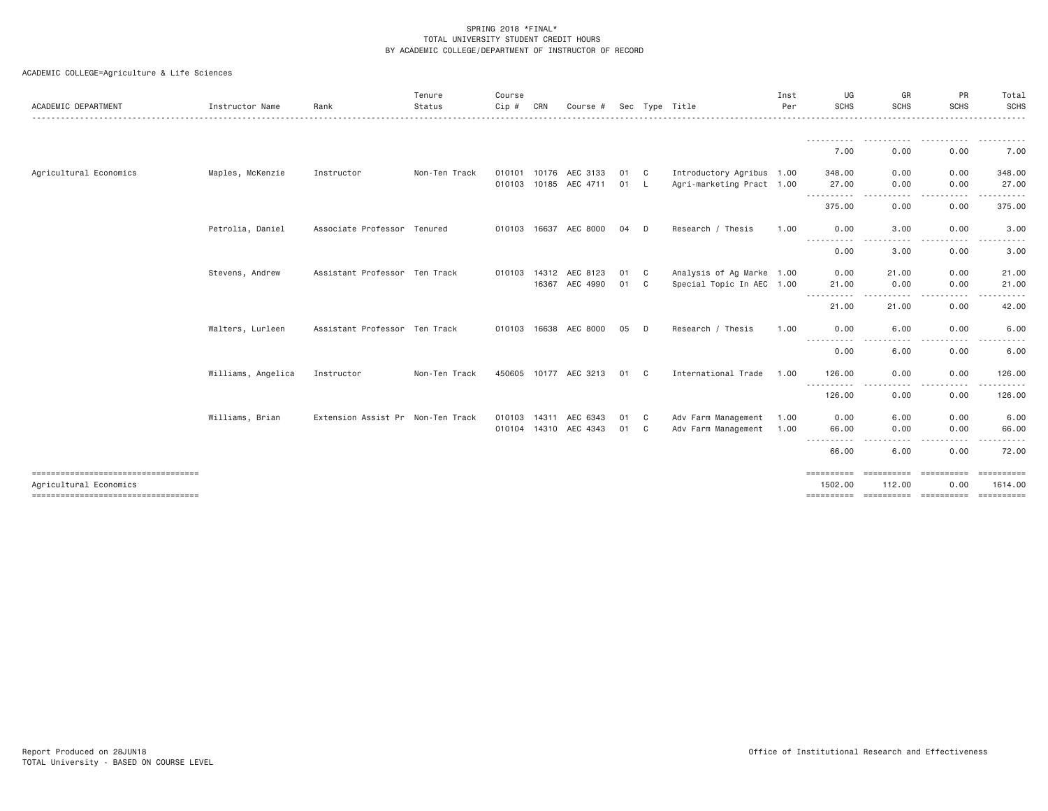SPRING 2018 *FINAL*
TOTAL UNIVERSITY STUDENT CREDIT HOURS
BY ACADEMIC COLLEGE/DEPARTMENT OF INSTRUCTOR OF RECORD

ACADEMIC COLLEGE=Agriculture & Life Sciences

| ACADEMIC DEPARTMENT | Instructor Name | Rank | Tenure Status | Course Cip # | CRN | Course # | Sec | Type | Title | Inst Per | UG SCHS | GR SCHS | PR SCHS | Total SCHS |
|---|---|---|---|---|---|---|---|---|---|---|---|---|---|---|
| | | | | | | | | | | | 7.00 | 0.00 | 0.00 | 7.00 |
| Agricultural Economics | Maples, McKenzie | Instructor | Non-Ten Track | 010101 | 10176 | AEC 3133 | 01 | C | Introductory Agribus | 1.00 | 348.00 | 0.00 | 0.00 | 348.00 |
| | | | | 010103 | 10185 | AEC 4711 | 01 | L | Agri-marketing Pract | 1.00 | 27.00 | 0.00 | 0.00 | 27.00 |
| | | | | | | | | | | | 375.00 | 0.00 | 0.00 | 375.00 |
| | Petrolia, Daniel | Associate Professor | Tenured | 010103 | 16637 | AEC 8000 | 04 | D | Research / Thesis | 1.00 | 0.00 | 3.00 | 0.00 | 3.00 |
| | | | | | | | | | | | 0.00 | 3.00 | 0.00 | 3.00 |
| | Stevens, Andrew | Assistant Professor | Ten Track | 010103 | 14312 | AEC 8123 | 01 | C | Analysis of Ag Marke | 1.00 | 0.00 | 21.00 | 0.00 | 21.00 |
| | | | | | 16367 | AEC 4990 | 01 | C | Special Topic In AEC | 1.00 | 21.00 | 0.00 | 0.00 | 21.00 |
| | | | | | | | | | | | 21.00 | 21.00 | 0.00 | 42.00 |
| | Walters, Lurleen | Assistant Professor | Ten Track | 010103 | 16638 | AEC 8000 | 05 | D | Research / Thesis | 1.00 | 0.00 | 6.00 | 0.00 | 6.00 |
| | | | | | | | | | | | 0.00 | 6.00 | 0.00 | 6.00 |
| | Williams, Angelica | Instructor | Non-Ten Track | 450605 | 10177 | AEC 3213 | 01 | C | International Trade | 1.00 | 126.00 | 0.00 | 0.00 | 126.00 |
| | | | | | | | | | | | 126.00 | 0.00 | 0.00 | 126.00 |
| | Williams, Brian | Extension Assist Pr | Non-Ten Track | 010103 | 14311 | AEC 6343 | 01 | C | Adv Farm Management | 1.00 | 0.00 | 6.00 | 0.00 | 6.00 |
| | | | | 010104 | 14310 | AEC 4343 | 01 | C | Adv Farm Management | 1.00 | 66.00 | 0.00 | 0.00 | 66.00 |
| | | | | | | | | | | | 66.00 | 6.00 | 0.00 | 72.00 |
| Agricultural Economics | | | | | | | | | | | 1502.00 | 112.00 | 0.00 | 1614.00 |

Report Produced on 28JUN18
TOTAL University - BASED ON COURSE LEVEL

Office of Institutional Research and Effectiveness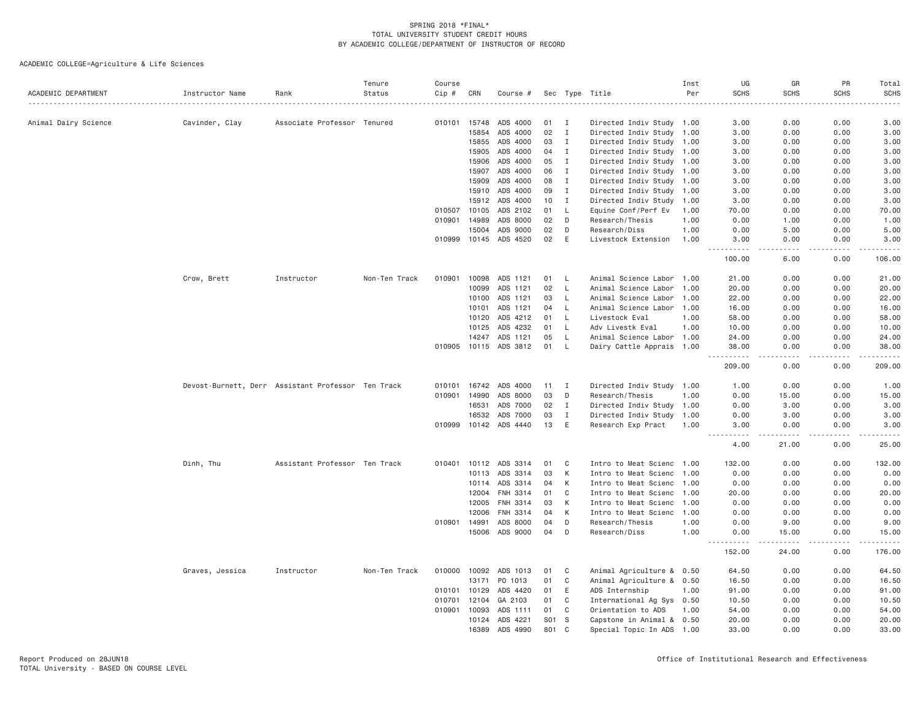SPRING 2018 *FINAL*
TOTAL UNIVERSITY STUDENT CREDIT HOURS
BY ACADEMIC COLLEGE/DEPARTMENT OF INSTRUCTOR OF RECORD

ACADEMIC COLLEGE=Agriculture & Life Sciences

| ACADEMIC DEPARTMENT | Instructor Name | Rank | Tenure Status | Course Cip # | CRN | Course # | Sec | Type | Title | Inst Per | UG SCHS | GR SCHS | PR SCHS | Total SCHS |
|---|---|---|---|---|---|---|---|---|---|---|---|---|---|---|
| Animal Dairy Science | Cavinder, Clay | Associate Professor | Tenured | 010101 | 15748 | ADS 4000 | 01 | I | Directed Indiv Study | 1.00 | 3.00 | 0.00 | 0.00 | 3.00 |
| | | | | | 15854 | ADS 4000 | 02 | I | Directed Indiv Study | 1.00 | 3.00 | 0.00 | 0.00 | 3.00 |
| | | | | | 15855 | ADS 4000 | 03 | I | Directed Indiv Study | 1.00 | 3.00 | 0.00 | 0.00 | 3.00 |
| | | | | | 15905 | ADS 4000 | 04 | I | Directed Indiv Study | 1.00 | 3.00 | 0.00 | 0.00 | 3.00 |
| | | | | | 15906 | ADS 4000 | 05 | I | Directed Indiv Study | 1.00 | 3.00 | 0.00 | 0.00 | 3.00 |
| | | | | | 15907 | ADS 4000 | 06 | I | Directed Indiv Study | 1.00 | 3.00 | 0.00 | 0.00 | 3.00 |
| | | | | | 15909 | ADS 4000 | 08 | I | Directed Indiv Study | 1.00 | 3.00 | 0.00 | 0.00 | 3.00 |
| | | | | | 15910 | ADS 4000 | 09 | I | Directed Indiv Study | 1.00 | 3.00 | 0.00 | 0.00 | 3.00 |
| | | | | | 15912 | ADS 4000 | 10 | I | Directed Indiv Study | 1.00 | 3.00 | 0.00 | 0.00 | 3.00 |
| | | | | 010507 | 10105 | ADS 2102 | 01 | L | Equine Conf/Perf Ev | 1.00 | 70.00 | 0.00 | 0.00 | 70.00 |
| | | | | 010901 | 14989 | ADS 8000 | 02 | D | Research/Thesis | 1.00 | 0.00 | 1.00 | 0.00 | 1.00 |
| | | | | | 15004 | ADS 9000 | 02 | D | Research/Diss | 1.00 | 0.00 | 5.00 | 0.00 | 5.00 |
| | | | | 010999 | 10145 | ADS 4520 | 02 | E | Livestock Extension | 1.00 | 3.00 | 0.00 | 0.00 | 3.00 |
| | | | | | | | | | | | 100.00 | 6.00 | 0.00 | 106.00 |
| | Crow, Brett | Instructor | Non-Ten Track | 010901 | 10098 | ADS 1121 | 01 | L | Animal Science Labor | 1.00 | 21.00 | 0.00 | 0.00 | 21.00 |
| | | | | | 10099 | ADS 1121 | 02 | L | Animal Science Labor | 1.00 | 20.00 | 0.00 | 0.00 | 20.00 |
| | | | | | 10100 | ADS 1121 | 03 | L | Animal Science Labor | 1.00 | 22.00 | 0.00 | 0.00 | 22.00 |
| | | | | | 10101 | ADS 1121 | 04 | L | Animal Science Labor | 1.00 | 16.00 | 0.00 | 0.00 | 16.00 |
| | | | | | 10120 | ADS 4212 | 01 | L | Livestock Eval | 1.00 | 58.00 | 0.00 | 0.00 | 58.00 |
| | | | | | 10125 | ADS 4232 | 01 | L | Adv Livestk Eval | 1.00 | 10.00 | 0.00 | 0.00 | 10.00 |
| | | | | | 14247 | ADS 1121 | 05 | L | Animal Science Labor | 1.00 | 24.00 | 0.00 | 0.00 | 24.00 |
| | | | | 010905 | 10115 | ADS 3812 | 01 | L | Dairy Cattle Apprais | 1.00 | 38.00 | 0.00 | 0.00 | 38.00 |
| | | | | | | | | | | | 209.00 | 0.00 | 0.00 | 209.00 |
| | Devost-Burnett, Derr | Assistant Professor | Ten Track | 010101 | 16742 | ADS 4000 | 11 | I | Directed Indiv Study | 1.00 | 1.00 | 0.00 | 0.00 | 1.00 |
| | | | | 010901 | 14990 | ADS 8000 | 03 | D | Research/Thesis | 1.00 | 0.00 | 15.00 | 0.00 | 15.00 |
| | | | | | 16531 | ADS 7000 | 02 | I | Directed Indiv Study | 1.00 | 0.00 | 3.00 | 0.00 | 3.00 |
| | | | | | 16532 | ADS 7000 | 03 | I | Directed Indiv Study | 1.00 | 0.00 | 3.00 | 0.00 | 3.00 |
| | | | | 010999 | 10142 | ADS 4440 | 13 | E | Research Exp Pract | 1.00 | 3.00 | 0.00 | 0.00 | 3.00 |
| | | | | | | | | | | | 4.00 | 21.00 | 0.00 | 25.00 |
| | Dinh, Thu | Assistant Professor | Ten Track | 010401 | 10112 | ADS 3314 | 01 | C | Intro to Meat Scienc | 1.00 | 132.00 | 0.00 | 0.00 | 132.00 |
| | | | | | 10113 | ADS 3314 | 03 | K | Intro to Meat Scienc | 1.00 | 0.00 | 0.00 | 0.00 | 0.00 |
| | | | | | 10114 | ADS 3314 | 04 | K | Intro to Meat Scienc | 1.00 | 0.00 | 0.00 | 0.00 | 0.00 |
| | | | | | 12004 | FNH 3314 | 01 | C | Intro to Meat Scienc | 1.00 | 20.00 | 0.00 | 0.00 | 20.00 |
| | | | | | 12005 | FNH 3314 | 03 | K | Intro to Meat Scienc | 1.00 | 0.00 | 0.00 | 0.00 | 0.00 |
| | | | | | 12006 | FNH 3314 | 04 | K | Intro to Meat Scienc | 1.00 | 0.00 | 0.00 | 0.00 | 0.00 |
| | | | | 010901 | 14991 | ADS 8000 | 04 | D | Research/Thesis | 1.00 | 0.00 | 9.00 | 0.00 | 9.00 |
| | | | | | 15006 | ADS 9000 | 04 | D | Research/Diss | 1.00 | 0.00 | 15.00 | 0.00 | 15.00 |
| | | | | | | | | | | | 152.00 | 24.00 | 0.00 | 176.00 |
| | Graves, Jessica | Instructor | Non-Ten Track | 010000 | 10092 | ADS 1013 | 01 | C | Animal Agriculture & | 0.50 | 64.50 | 0.00 | 0.00 | 64.50 |
| | | | | | 13171 | PO 1013 | 01 | C | Animal Agriculture & | 0.50 | 16.50 | 0.00 | 0.00 | 16.50 |
| | | | | 010101 | 10129 | ADS 4420 | 01 | E | ADS Internship | 1.00 | 91.00 | 0.00 | 0.00 | 91.00 |
| | | | | 010701 | 12104 | GA 2103 | 01 | C | International Ag Sys | 0.50 | 10.50 | 0.00 | 0.00 | 10.50 |
| | | | | 010901 | 10093 | ADS 1111 | 01 | C | Orientation to ADS | 1.00 | 54.00 | 0.00 | 0.00 | 54.00 |
| | | | | | 10124 | ADS 4221 | S01 | S | Capstone in Animal & | 0.50 | 20.00 | 0.00 | 0.00 | 20.00 |
| | | | | | 16389 | ADS 4990 | 801 | C | Special Topic In ADS | 1.00 | 33.00 | 0.00 | 0.00 | 33.00 |

Report Produced on 28JUN18
TOTAL University - BASED ON COURSE LEVEL

Office of Institutional Research and Effectiveness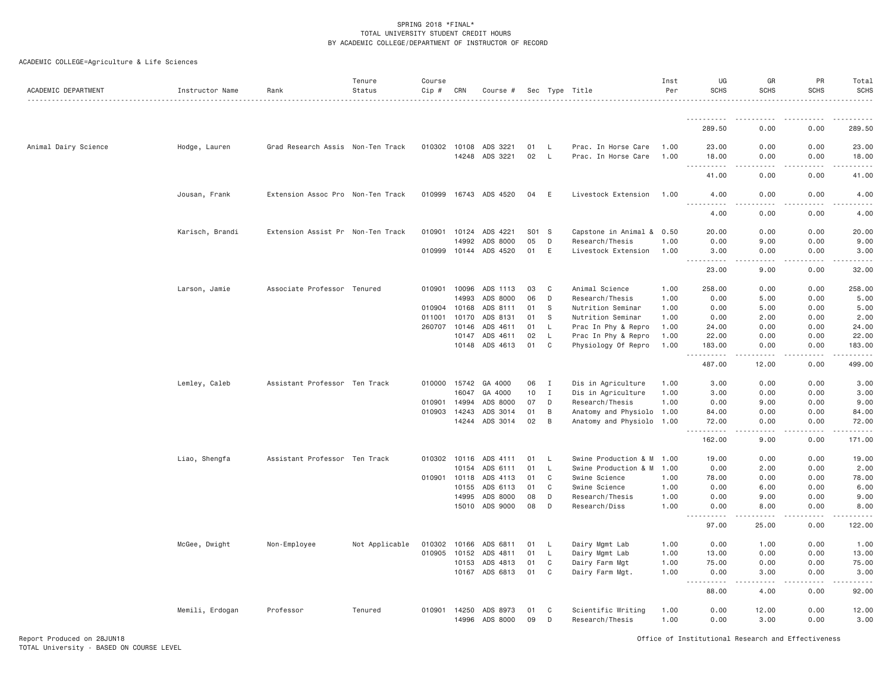SPRING 2018 *FINAL*
TOTAL UNIVERSITY STUDENT CREDIT HOURS
BY ACADEMIC COLLEGE/DEPARTMENT OF INSTRUCTOR OF RECORD

ACADEMIC COLLEGE=Agriculture & Life Sciences

| ACADEMIC DEPARTMENT | Instructor Name | Rank | Tenure Status | Course Cip # | CRN | Course # | Sec | Type | Title | Inst Per | UG SCHS | GR SCHS | PR SCHS | Total SCHS |
|---|---|---|---|---|---|---|---|---|---|---|---|---|---|---|
| | | | | | | | | | | | 289.50 | 0.00 | 0.00 | 289.50 |
| Animal Dairy Science | Hodge, Lauren | Grad Research Assis | Non-Ten Track | 010302 | 10108 | ADS 3221 | 01 | L | Prac. In Horse Care | 1.00 | 23.00 | 0.00 | 0.00 | 23.00 |
| | | | | | 14248 | ADS 3221 | 02 | L | Prac. In Horse Care | 1.00 | 18.00 | 0.00 | 0.00 | 18.00 |
| | | | | | | | | | | | 41.00 | 0.00 | 0.00 | 41.00 |
| | Jousan, Frank | Extension Assoc Pro | Non-Ten Track | 010999 | 16743 | ADS 4520 | 04 | E | Livestock Extension | 1.00 | 4.00 | 0.00 | 0.00 | 4.00 |
| | | | | | | | | | | | 4.00 | 0.00 | 0.00 | 4.00 |
| | Karisch, Brandi | Extension Assist Pr | Non-Ten Track | 010901 | 10124 | ADS 4221 | S01 | S | Capstone in Animal & | 0.50 | 20.00 | 0.00 | 0.00 | 20.00 |
| | | | | | 14992 | ADS 8000 | 05 | D | Research/Thesis | 1.00 | 0.00 | 9.00 | 0.00 | 9.00 |
| | | | | 010999 | 10144 | ADS 4520 | 01 | E | Livestock Extension | 1.00 | 3.00 | 0.00 | 0.00 | 3.00 |
| | | | | | | | | | | | 23.00 | 9.00 | 0.00 | 32.00 |
| | Larson, Jamie | Associate Professor | Tenured | 010901 | 10096 | ADS 1113 | 03 | C | Animal Science | 1.00 | 258.00 | 0.00 | 0.00 | 258.00 |
| | | | | | 14993 | ADS 8000 | 06 | D | Research/Thesis | 1.00 | 0.00 | 5.00 | 0.00 | 5.00 |
| | | | | 010904 | 10168 | ADS 8111 | 01 | S | Nutrition Seminar | 1.00 | 0.00 | 5.00 | 0.00 | 5.00 |
| | | | | 011001 | 10170 | ADS 8131 | 01 | S | Nutrition Seminar | 1.00 | 0.00 | 2.00 | 0.00 | 2.00 |
| | | | | 260707 | 10146 | ADS 4611 | 01 | L | Prac In Phy & Repro | 1.00 | 24.00 | 0.00 | 0.00 | 24.00 |
| | | | | | 10147 | ADS 4611 | 02 | L | Prac In Phy & Repro | 1.00 | 22.00 | 0.00 | 0.00 | 22.00 |
| | | | | | 10148 | ADS 4613 | 01 | C | Physiology Of Repro | 1.00 | 183.00 | 0.00 | 0.00 | 183.00 |
| | | | | | | | | | | | 487.00 | 12.00 | 0.00 | 499.00 |
| | Lemley, Caleb | Assistant Professor | Ten Track | 010000 | 15742 | GA 4000 | 06 | I | Dis in Agriculture | 1.00 | 3.00 | 0.00 | 0.00 | 3.00 |
| | | | | | 16047 | GA 4000 | 10 | I | Dis in Agriculture | 1.00 | 3.00 | 0.00 | 0.00 | 3.00 |
| | | | | 010901 | 14994 | ADS 8000 | 07 | D | Research/Thesis | 1.00 | 0.00 | 9.00 | 0.00 | 9.00 |
| | | | | 010903 | 14243 | ADS 3014 | 01 | B | Anatomy and Physiolo | 1.00 | 84.00 | 0.00 | 0.00 | 84.00 |
| | | | | | 14244 | ADS 3014 | 02 | B | Anatomy and Physiolo | 1.00 | 72.00 | 0.00 | 0.00 | 72.00 |
| | | | | | | | | | | | 162.00 | 9.00 | 0.00 | 171.00 |
| | Liao, Shengfa | Assistant Professor | Ten Track | 010302 | 10116 | ADS 4111 | 01 | L | Swine Production & M | 1.00 | 19.00 | 0.00 | 0.00 | 19.00 |
| | | | | | 10154 | ADS 6111 | 01 | L | Swine Production & M | 1.00 | 0.00 | 2.00 | 0.00 | 2.00 |
| | | | | 010901 | 10118 | ADS 4113 | 01 | C | Swine Science | 1.00 | 78.00 | 0.00 | 0.00 | 78.00 |
| | | | | | 10155 | ADS 6113 | 01 | C | Swine Science | 1.00 | 0.00 | 6.00 | 0.00 | 6.00 |
| | | | | | 14995 | ADS 8000 | 08 | D | Research/Thesis | 1.00 | 0.00 | 9.00 | 0.00 | 9.00 |
| | | | | | 15010 | ADS 9000 | 08 | D | Research/Diss | 1.00 | 0.00 | 8.00 | 0.00 | 8.00 |
| | | | | | | | | | | | 97.00 | 25.00 | 0.00 | 122.00 |
| | McGee, Dwight | Non-Employee | Not Applicable | 010302 | 10166 | ADS 6811 | 01 | L | Dairy Mgmt Lab | 1.00 | 0.00 | 1.00 | 0.00 | 1.00 |
| | | | | 010905 | 10152 | ADS 4811 | 01 | L | Dairy Mgmt Lab | 1.00 | 13.00 | 0.00 | 0.00 | 13.00 |
| | | | | | 10153 | ADS 4813 | 01 | C | Dairy Farm Mgt | 1.00 | 75.00 | 0.00 | 0.00 | 75.00 |
| | | | | | 10167 | ADS 6813 | 01 | C | Dairy Farm Mgt. | 1.00 | 0.00 | 3.00 | 0.00 | 3.00 |
| | | | | | | | | | | | 88.00 | 4.00 | 0.00 | 92.00 |
| | Memili, Erdogan | Professor | Tenured | 010901 | 14250 | ADS 8973 | 01 | C | Scientific Writing | 1.00 | 0.00 | 12.00 | 0.00 | 12.00 |
| | | | | | 14996 | ADS 8000 | 09 | D | Research/Thesis | 1.00 | 0.00 | 3.00 | 0.00 | 3.00 |

Report Produced on 28JUN18
TOTAL University - BASED ON COURSE LEVEL
Office of Institutional Research and Effectiveness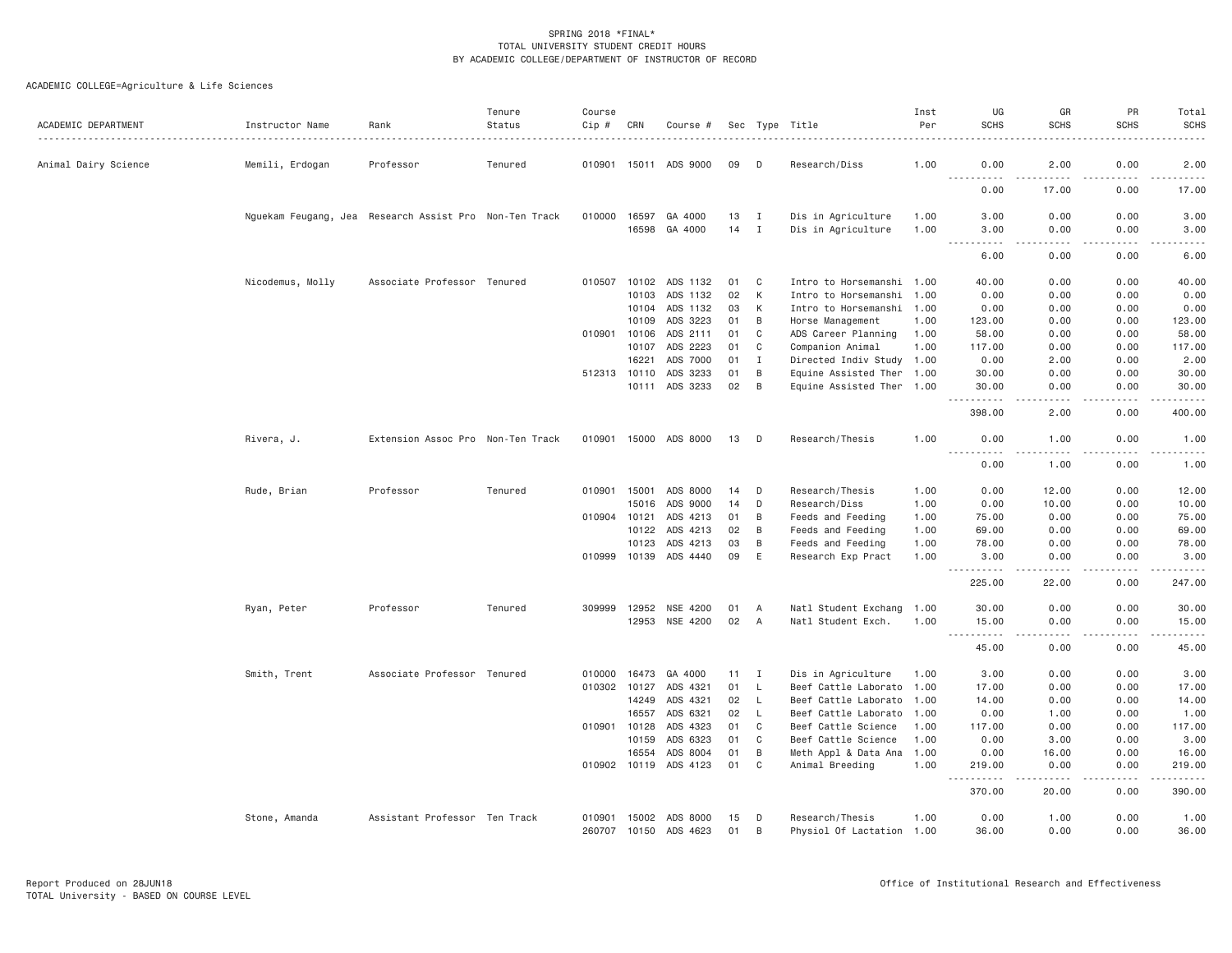SPRING 2018 *FINAL*
TOTAL UNIVERSITY STUDENT CREDIT HOURS
BY ACADEMIC COLLEGE/DEPARTMENT OF INSTRUCTOR OF RECORD

ACADEMIC COLLEGE=Agriculture & Life Sciences

| ACADEMIC DEPARTMENT | Instructor Name | Rank | Tenure Status | Course Cip # | CRN | Course # | Sec | Type | Title | Inst Per | UG SCHS | GR SCHS | PR SCHS | Total SCHS |
|---|---|---|---|---|---|---|---|---|---|---|---|---|---|---|
| Animal Dairy Science | Memili, Erdogan | Professor | Tenured | 010901 | 15011 | ADS 9000 | 09 | D | Research/Diss | 1.00 | 0.00 | 2.00 | 0.00 | 2.00 |
| | | | | | | | | | | | 0.00 | 17.00 | 0.00 | 17.00 |
| | Nguekam Feugang, Jea | Research Assist Pro | Non-Ten Track | 010000 | 16597 | GA 4000 | 13 | I | Dis in Agriculture | 1.00 | 3.00 | 0.00 | 0.00 | 3.00 |
| | | | | | 16598 | GA 4000 | 14 | I | Dis in Agriculture | 1.00 | 3.00 | 0.00 | 0.00 | 3.00 |
| | | | | | | | | | | | 6.00 | 0.00 | 0.00 | 6.00 |
| | Nicodemus, Molly | Associate Professor | Tenured | 010507 | 10102 | ADS 1132 | 01 | C | Intro to Horsemanshi | 1.00 | 40.00 | 0.00 | 0.00 | 40.00 |
| | | | | | 10103 | ADS 1132 | 02 | K | Intro to Horsemanshi | 1.00 | 0.00 | 0.00 | 0.00 | 0.00 |
| | | | | | 10104 | ADS 1132 | 03 | K | Intro to Horsemanshi | 1.00 | 0.00 | 0.00 | 0.00 | 0.00 |
| | | | | | 10109 | ADS 3223 | 01 | B | Horse Management | 1.00 | 123.00 | 0.00 | 0.00 | 123.00 |
| | | | | 010901 | 10106 | ADS 2111 | 01 | C | ADS Career Planning | 1.00 | 58.00 | 0.00 | 0.00 | 58.00 |
| | | | | | 10107 | ADS 2223 | 01 | C | Companion Animal | 1.00 | 117.00 | 0.00 | 0.00 | 117.00 |
| | | | | | 16221 | ADS 7000 | 01 | I | Directed Indiv Study | 1.00 | 0.00 | 2.00 | 0.00 | 2.00 |
| | | | | 512313 | 10110 | ADS 3233 | 01 | B | Equine Assisted Ther | 1.00 | 30.00 | 0.00 | 0.00 | 30.00 |
| | | | | | 10111 | ADS 3233 | 02 | B | Equine Assisted Ther | 1.00 | 30.00 | 0.00 | 0.00 | 30.00 |
| | | | | | | | | | | | 398.00 | 2.00 | 0.00 | 400.00 |
| | Rivera, J. | Extension Assoc Pro | Non-Ten Track | 010901 | 15000 | ADS 8000 | 13 | D | Research/Thesis | 1.00 | 0.00 | 1.00 | 0.00 | 1.00 |
| | | | | | | | | | | | 0.00 | 1.00 | 0.00 | 1.00 |
| | Rude, Brian | Professor | Tenured | 010901 | 15001 | ADS 8000 | 14 | D | Research/Thesis | 1.00 | 0.00 | 12.00 | 0.00 | 12.00 |
| | | | | | 15016 | ADS 9000 | 14 | D | Research/Diss | 1.00 | 0.00 | 10.00 | 0.00 | 10.00 |
| | | | | 010904 | 10121 | ADS 4213 | 01 | B | Feeds and Feeding | 1.00 | 75.00 | 0.00 | 0.00 | 75.00 |
| | | | | | 10122 | ADS 4213 | 02 | B | Feeds and Feeding | 1.00 | 69.00 | 0.00 | 0.00 | 69.00 |
| | | | | | 10123 | ADS 4213 | 03 | B | Feeds and Feeding | 1.00 | 78.00 | 0.00 | 0.00 | 78.00 |
| | | | | 010999 | 10139 | ADS 4440 | 09 | E | Research Exp Pract | 1.00 | 3.00 | 0.00 | 0.00 | 3.00 |
| | | | | | | | | | | | 225.00 | 22.00 | 0.00 | 247.00 |
| | Ryan, Peter | Professor | Tenured | 309999 | 12952 | NSE 4200 | 01 | A | Natl Student Exchang | 1.00 | 30.00 | 0.00 | 0.00 | 30.00 |
| | | | | | 12953 | NSE 4200 | 02 | A | Natl Student Exch. | 1.00 | 15.00 | 0.00 | 0.00 | 15.00 |
| | | | | | | | | | | | 45.00 | 0.00 | 0.00 | 45.00 |
| | Smith, Trent | Associate Professor | Tenured | 010000 | 16473 | GA 4000 | 11 | I | Dis in Agriculture | 1.00 | 3.00 | 0.00 | 0.00 | 3.00 |
| | | | | 010302 | 10127 | ADS 4321 | 01 | L | Beef Cattle Laborato | 1.00 | 17.00 | 0.00 | 0.00 | 17.00 |
| | | | | | 14249 | ADS 4321 | 02 | L | Beef Cattle Laborato | 1.00 | 14.00 | 0.00 | 0.00 | 14.00 |
| | | | | | 16557 | ADS 6321 | 02 | L | Beef Cattle Laborato | 1.00 | 0.00 | 1.00 | 0.00 | 1.00 |
| | | | | 010901 | 10128 | ADS 4323 | 01 | C | Beef Cattle Science | 1.00 | 117.00 | 0.00 | 0.00 | 117.00 |
| | | | | | 10159 | ADS 6323 | 01 | C | Beef Cattle Science | 1.00 | 0.00 | 3.00 | 0.00 | 3.00 |
| | | | | | 16554 | ADS 8004 | 01 | B | Meth Appl & Data Ana | 1.00 | 0.00 | 16.00 | 0.00 | 16.00 |
| | | | | 010902 | 10119 | ADS 4123 | 01 | C | Animal Breeding | 1.00 | 219.00 | 0.00 | 0.00 | 219.00 |
| | | | | | | | | | | | 370.00 | 20.00 | 0.00 | 390.00 |
| | Stone, Amanda | Assistant Professor | Ten Track | 010901 | 15002 | ADS 8000 | 15 | D | Research/Thesis | 1.00 | 0.00 | 1.00 | 0.00 | 1.00 |
| | | | | 260707 | 10150 | ADS 4623 | 01 | B | Physiol Of Lactation | 1.00 | 36.00 | 0.00 | 0.00 | 36.00 |

Report Produced on 28JUN18
TOTAL University - BASED ON COURSE LEVEL

Office of Institutional Research and Effectiveness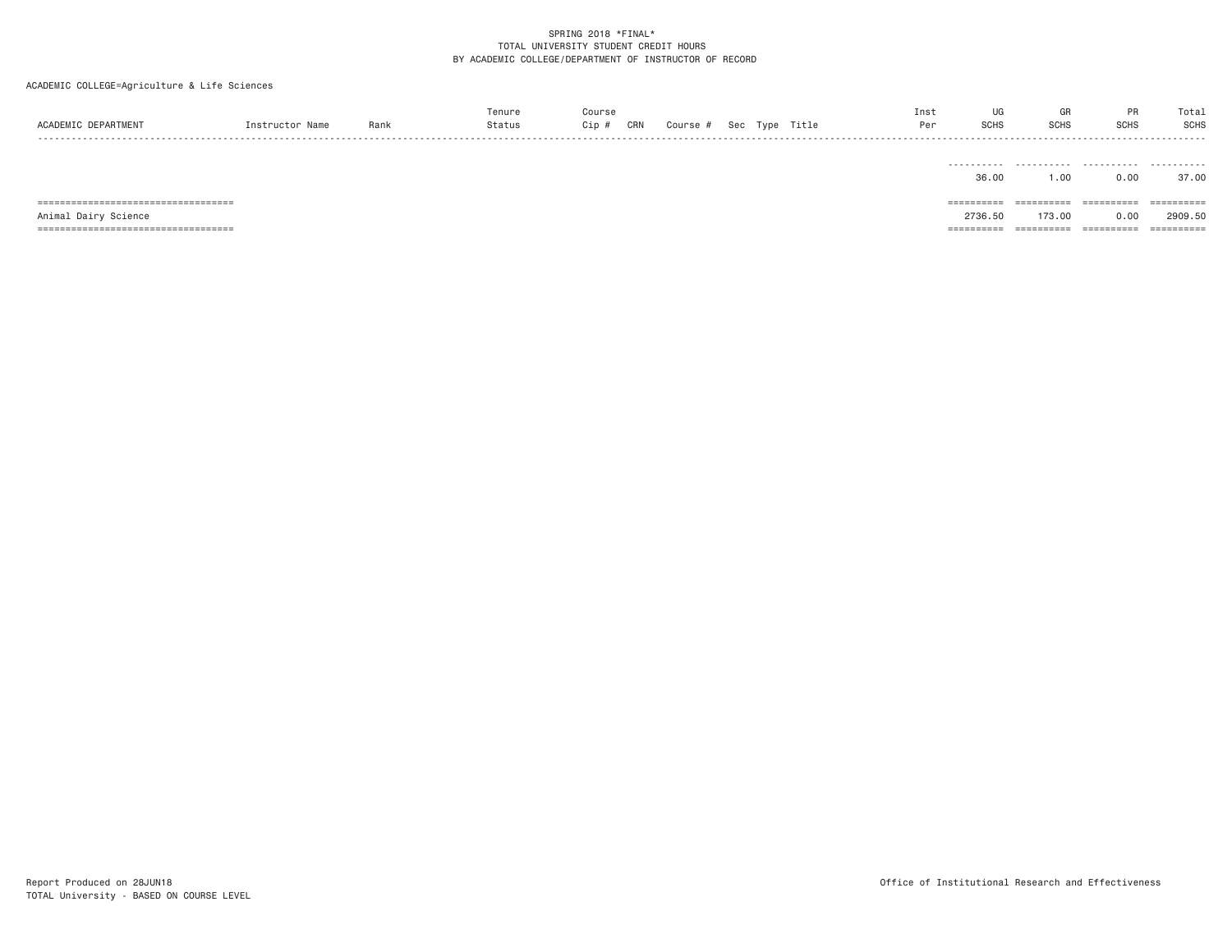SPRING 2018 *FINAL*
TOTAL UNIVERSITY STUDENT CREDIT HOURS
BY ACADEMIC COLLEGE/DEPARTMENT OF INSTRUCTOR OF RECORD

ACADEMIC COLLEGE=Agriculture & Life Sciences

| ACADEMIC DEPARTMENT | Instructor Name | Rank | Tenure Status | Course Cip # | CRN | Course # | Sec | Type | Title | Inst Per | UG SCHS | GR SCHS | PR SCHS | Total SCHS |
|---|---|---|---|---|---|---|---|---|---|---|---|---|---|---|
| | | | | | | | | | | | 36.00 | 1.00 | 0.00 | 37.00 |
| Animal Dairy Science | | | | | | | | | | | 2736.50 | 173.00 | 0.00 | 2909.50 |

Report Produced on 28JUN18
TOTAL University - BASED ON COURSE LEVEL

Office of Institutional Research and Effectiveness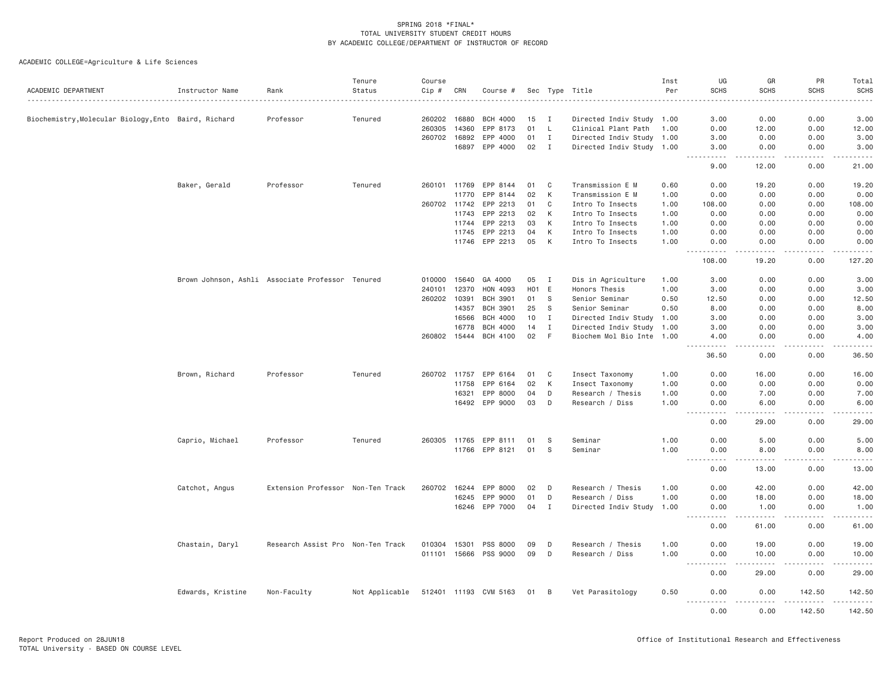SPRING 2018 *FINAL*
TOTAL UNIVERSITY STUDENT CREDIT HOURS
BY ACADEMIC COLLEGE/DEPARTMENT OF INSTRUCTOR OF RECORD

ACADEMIC COLLEGE=Agriculture & Life Sciences

| ACADEMIC DEPARTMENT | Instructor Name | Rank | Tenure Status | Course Cip # | CRN | Course # | Sec | Type | Title | Inst Per | UG SCHS | GR SCHS | PR SCHS | Total SCHS |
|---|---|---|---|---|---|---|---|---|---|---|---|---|---|---|
| Biochemistry,Molecular Biology,Ento | Baird, Richard | Professor | Tenured | 260202 | 16880 | BCH 4000 | 15 | I | Directed Indiv Study | 1.00 | 3.00 | 0.00 | 0.00 | 3.00 |
| | | | | 260305 | 14360 | EPP 8173 | 01 | L | Clinical Plant Path | 1.00 | 0.00 | 12.00 | 0.00 | 12.00 |
| | | | | 260702 | 16892 | EPP 4000 | 01 | I | Directed Indiv Study | 1.00 | 3.00 | 0.00 | 0.00 | 3.00 |
| | | | | | 16897 | EPP 4000 | 02 | I | Directed Indiv Study | 1.00 | 3.00 | 0.00 | 0.00 | 3.00 |
| | | | | | | | | | | | 9.00 | 12.00 | 0.00 | 21.00 |
| | Baker, Gerald | Professor | Tenured | 260101 | 11769 | EPP 8144 | 01 | C | Transmission E M | 0.60 | 0.00 | 19.20 | 0.00 | 19.20 |
| | | | | | 11770 | EPP 8144 | 02 | K | Transmission E M | 1.00 | 0.00 | 0.00 | 0.00 | 0.00 |
| | | | | 260702 | 11742 | EPP 2213 | 01 | C | Intro To Insects | 1.00 | 108.00 | 0.00 | 0.00 | 108.00 |
| | | | | | 11743 | EPP 2213 | 02 | K | Intro To Insects | 1.00 | 0.00 | 0.00 | 0.00 | 0.00 |
| | | | | | 11744 | EPP 2213 | 03 | K | Intro To Insects | 1.00 | 0.00 | 0.00 | 0.00 | 0.00 |
| | | | | | 11745 | EPP 2213 | 04 | K | Intro To Insects | 1.00 | 0.00 | 0.00 | 0.00 | 0.00 |
| | | | | | 11746 | EPP 2213 | 05 | K | Intro To Insects | 1.00 | 0.00 | 0.00 | 0.00 | 0.00 |
| | | | | | | | | | | | 108.00 | 19.20 | 0.00 | 127.20 |
| | Brown Johnson, Ashli | Associate Professor | Tenured | 010000 | 15640 | GA 4000 | 05 | I | Dis in Agriculture | 1.00 | 3.00 | 0.00 | 0.00 | 3.00 |
| | | | | 240101 | 12370 | HON 4093 | H01 | E | Honors Thesis | 1.00 | 3.00 | 0.00 | 0.00 | 3.00 |
| | | | | 260202 | 10391 | BCH 3901 | 01 | S | Senior Seminar | 0.50 | 12.50 | 0.00 | 0.00 | 12.50 |
| | | | | | 14357 | BCH 3901 | 25 | S | Senior Seminar | 0.50 | 8.00 | 0.00 | 0.00 | 8.00 |
| | | | | | 16566 | BCH 4000 | 10 | I | Directed Indiv Study | 1.00 | 3.00 | 0.00 | 0.00 | 3.00 |
| | | | | | 16778 | BCH 4000 | 14 | I | Directed Indiv Study | 1.00 | 3.00 | 0.00 | 0.00 | 3.00 |
| | | | | 260802 | 15444 | BCH 4100 | 02 | F | Biochem Mol Bio Inte | 1.00 | 4.00 | 0.00 | 0.00 | 4.00 |
| | | | | | | | | | | | 36.50 | 0.00 | 0.00 | 36.50 |
| | Brown, Richard | Professor | Tenured | 260702 | 11757 | EPP 6164 | 01 | C | Insect Taxonomy | 1.00 | 0.00 | 16.00 | 0.00 | 16.00 |
| | | | | | 11758 | EPP 6164 | 02 | K | Insect Taxonomy | 1.00 | 0.00 | 0.00 | 0.00 | 0.00 |
| | | | | | 16321 | EPP 8000 | 04 | D | Research / Thesis | 1.00 | 0.00 | 7.00 | 0.00 | 7.00 |
| | | | | | 16492 | EPP 9000 | 03 | D | Research / Diss | 1.00 | 0.00 | 6.00 | 0.00 | 6.00 |
| | | | | | | | | | | | 0.00 | 29.00 | 0.00 | 29.00 |
| | Caprio, Michael | Professor | Tenured | 260305 | 11765 | EPP 8111 | 01 | S | Seminar | 1.00 | 0.00 | 5.00 | 0.00 | 5.00 |
| | | | | | 11766 | EPP 8121 | 01 | S | Seminar | 1.00 | 0.00 | 8.00 | 0.00 | 8.00 |
| | | | | | | | | | | | 0.00 | 13.00 | 0.00 | 13.00 |
| | Catchot, Angus | Extension Professor | Non-Ten Track | 260702 | 16244 | EPP 8000 | 02 | D | Research / Thesis | 1.00 | 0.00 | 42.00 | 0.00 | 42.00 |
| | | | | | 16245 | EPP 9000 | 01 | D | Research / Diss | 1.00 | 0.00 | 18.00 | 0.00 | 18.00 |
| | | | | | 16246 | EPP 7000 | 04 | I | Directed Indiv Study | 1.00 | 0.00 | 1.00 | 0.00 | 1.00 |
| | | | | | | | | | | | 0.00 | 61.00 | 0.00 | 61.00 |
| | Chastain, Daryl | Research Assist Pro | Non-Ten Track | 010304 | 15301 | PSS 8000 | 09 | D | Research / Thesis | 1.00 | 0.00 | 19.00 | 0.00 | 19.00 |
| | | | | 011101 | 15666 | PSS 9000 | 09 | D | Research / Diss | 1.00 | 0.00 | 10.00 | 0.00 | 10.00 |
| | | | | | | | | | | | 0.00 | 29.00 | 0.00 | 29.00 |
| | Edwards, Kristine | Non-Faculty | Not Applicable | 512401 | 11193 | CVM 5163 | 01 | B | Vet Parasitology | 0.50 | 0.00 | 0.00 | 142.50 | 142.50 |
| | | | | | | | | | | | 0.00 | 0.00 | 142.50 | 142.50 |

Report Produced on 28JUN18
TOTAL University - BASED ON COURSE LEVEL

Office of Institutional Research and Effectiveness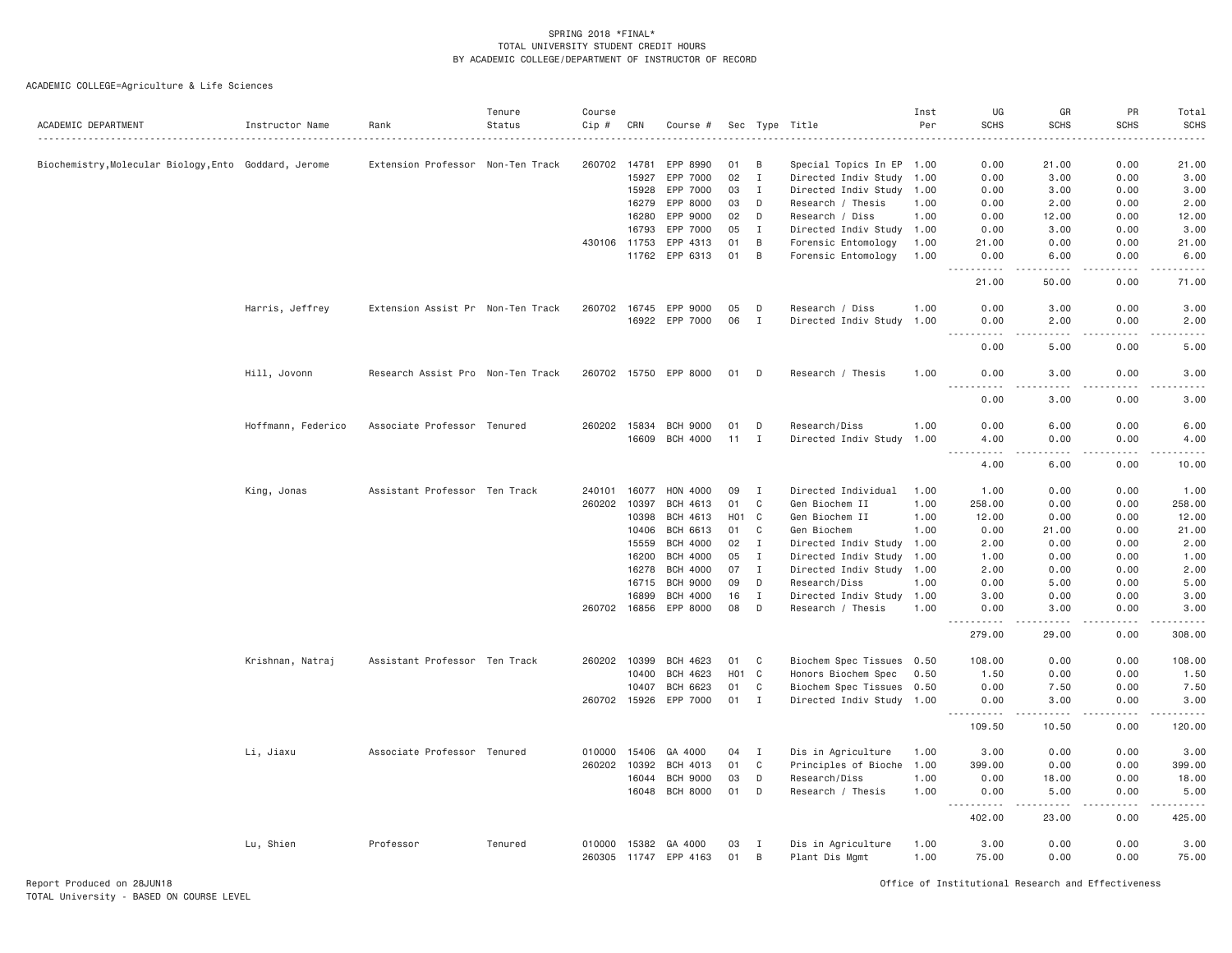SPRING 2018 *FINAL*
TOTAL UNIVERSITY STUDENT CREDIT HOURS
BY ACADEMIC COLLEGE/DEPARTMENT OF INSTRUCTOR OF RECORD

ACADEMIC COLLEGE=Agriculture & Life Sciences

| ACADEMIC DEPARTMENT | Instructor Name | Rank | Tenure Status | Course Cip # | CRN | Course # | Sec | Type | Title | Inst Per | UG SCHS | GR SCHS | PR SCHS | Total SCHS |
|---|---|---|---|---|---|---|---|---|---|---|---|---|---|---|
| Biochemistry,Molecular Biology,Ento | Goddard, Jerome | Extension Professor | Non-Ten Track | 260702 | 14781 | EPP 8990 | 01 | B | Special Topics In EP | 1.00 | 0.00 | 21.00 | 0.00 | 21.00 |
| | | | | | 15927 | EPP 7000 | 02 | I | Directed Indiv Study | 1.00 | 0.00 | 3.00 | 0.00 | 3.00 |
| | | | | | 15928 | EPP 7000 | 03 | I | Directed Indiv Study | 1.00 | 0.00 | 3.00 | 0.00 | 3.00 |
| | | | | | 16279 | EPP 8000 | 03 | D | Research / Thesis | 1.00 | 0.00 | 2.00 | 0.00 | 2.00 |
| | | | | | 16280 | EPP 9000 | 02 | D | Research / Diss | 1.00 | 0.00 | 12.00 | 0.00 | 12.00 |
| | | | | | 16793 | EPP 7000 | 05 | I | Directed Indiv Study | 1.00 | 0.00 | 3.00 | 0.00 | 3.00 |
| | | | | 430106 | 11753 | EPP 4313 | 01 | B | Forensic Entomology | 1.00 | 21.00 | 0.00 | 0.00 | 21.00 |
| | | | | | 11762 | EPP 6313 | 01 | B | Forensic Entomology | 1.00 | 0.00 | 6.00 | 0.00 | 6.00 |
| | | | | | | | | | | | 21.00 | 50.00 | 0.00 | 71.00 |
| | Harris, Jeffrey | Extension Assist Pr | Non-Ten Track | 260702 | 16745 | EPP 9000 | 05 | D | Research / Diss | 1.00 | 0.00 | 3.00 | 0.00 | 3.00 |
| | | | | | 16922 | EPP 7000 | 06 | I | Directed Indiv Study | 1.00 | 0.00 | 2.00 | 0.00 | 2.00 |
| | | | | | | | | | | | 0.00 | 5.00 | 0.00 | 5.00 |
| | Hill, Jovonn | Research Assist Pro | Non-Ten Track | 260702 | 15750 | EPP 8000 | 01 | D | Research / Thesis | 1.00 | 0.00 | 3.00 | 0.00 | 3.00 |
| | | | | | | | | | | | 0.00 | 3.00 | 0.00 | 3.00 |
| | Hoffmann, Federico | Associate Professor | Tenured | 260202 | 15834 | BCH 9000 | 01 | D | Research/Diss | 1.00 | 0.00 | 6.00 | 0.00 | 6.00 |
| | | | | | 16609 | BCH 4000 | 11 | I | Directed Indiv Study | 1.00 | 4.00 | 0.00 | 0.00 | 4.00 |
| | | | | | | | | | | | 4.00 | 6.00 | 0.00 | 10.00 |
| | King, Jonas | Assistant Professor | Ten Track | 240101 | 16077 | HON 4000 | 09 | I | Directed Individual | 1.00 | 1.00 | 0.00 | 0.00 | 1.00 |
| | | | | 260202 | 10397 | BCH 4613 | 01 | C | Gen Biochem II | 1.00 | 258.00 | 0.00 | 0.00 | 258.00 |
| | | | | | 10398 | BCH 4613 | H01 | C | Gen Biochem II | 1.00 | 12.00 | 0.00 | 0.00 | 12.00 |
| | | | | | 10406 | BCH 6613 | 01 | C | Gen Biochem | 1.00 | 0.00 | 21.00 | 0.00 | 21.00 |
| | | | | | 15559 | BCH 4000 | 02 | I | Directed Indiv Study | 1.00 | 2.00 | 0.00 | 0.00 | 2.00 |
| | | | | | 16200 | BCH 4000 | 05 | I | Directed Indiv Study | 1.00 | 1.00 | 0.00 | 0.00 | 1.00 |
| | | | | | 16278 | BCH 4000 | 07 | I | Directed Indiv Study | 1.00 | 2.00 | 0.00 | 0.00 | 2.00 |
| | | | | | 16715 | BCH 9000 | 09 | D | Research/Diss | 1.00 | 0.00 | 5.00 | 0.00 | 5.00 |
| | | | | | 16899 | BCH 4000 | 16 | I | Directed Indiv Study | 1.00 | 3.00 | 0.00 | 0.00 | 3.00 |
| | | | | 260702 | 16856 | EPP 8000 | 08 | D | Research / Thesis | 1.00 | 0.00 | 3.00 | 0.00 | 3.00 |
| | | | | | | | | | | | 279.00 | 29.00 | 0.00 | 308.00 |
| | Krishnan, Natraj | Assistant Professor | Ten Track | 260202 | 10399 | BCH 4623 | 01 | C | Biochem Spec Tissues | 0.50 | 108.00 | 0.00 | 0.00 | 108.00 |
| | | | | | 10400 | BCH 4623 | H01 | C | Honors Biochem Spec | 0.50 | 1.50 | 0.00 | 0.00 | 1.50 |
| | | | | | 10407 | BCH 6623 | 01 | C | Biochem Spec Tissues | 0.50 | 0.00 | 7.50 | 0.00 | 7.50 |
| | | | | 260702 | 15926 | EPP 7000 | 01 | I | Directed Indiv Study | 1.00 | 0.00 | 3.00 | 0.00 | 3.00 |
| | | | | | | | | | | | 109.50 | 10.50 | 0.00 | 120.00 |
| | Li, Jiaxu | Associate Professor | Tenured | 010000 | 15406 | GA 4000 | 04 | I | Dis in Agriculture | 1.00 | 3.00 | 0.00 | 0.00 | 3.00 |
| | | | | 260202 | 10392 | BCH 4013 | 01 | C | Principles of Bioche | 1.00 | 399.00 | 0.00 | 0.00 | 399.00 |
| | | | | | 16044 | BCH 9000 | 03 | D | Research/Diss | 1.00 | 0.00 | 18.00 | 0.00 | 18.00 |
| | | | | | 16048 | BCH 8000 | 01 | D | Research / Thesis | 1.00 | 0.00 | 5.00 | 0.00 | 5.00 |
| | | | | | | | | | | | 402.00 | 23.00 | 0.00 | 425.00 |
| | Lu, Shien | Professor | Tenured | 010000 | 15382 | GA 4000 | 03 | I | Dis in Agriculture | 1.00 | 3.00 | 0.00 | 0.00 | 3.00 |
| | | | | 260305 | 11747 | EPP 4163 | 01 | B | Plant Dis Mgmt | 1.00 | 75.00 | 0.00 | 0.00 | 75.00 |

Report Produced on 28JUN18
TOTAL University - BASED ON COURSE LEVEL

Office of Institutional Research and Effectiveness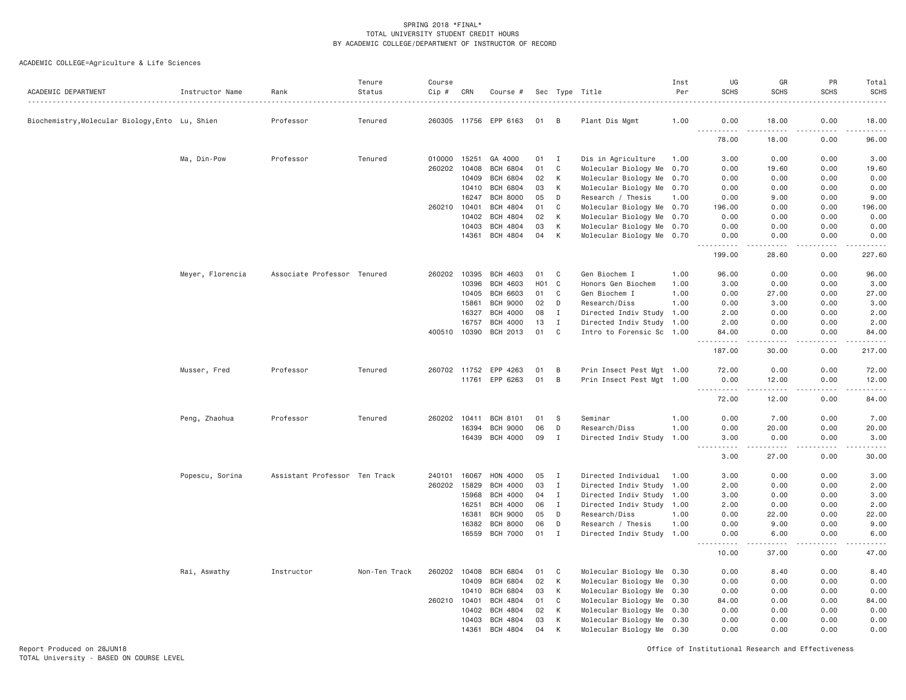SPRING 2018 *FINAL*
TOTAL UNIVERSITY STUDENT CREDIT HOURS
BY ACADEMIC COLLEGE/DEPARTMENT OF INSTRUCTOR OF RECORD

ACADEMIC COLLEGE=Agriculture & Life Sciences

| ACADEMIC DEPARTMENT | Instructor Name | Rank | Tenure Status | Course Cip # | CRN | Course # | Sec | Type | Title | Inst Per | UG SCHS | GR SCHS | PR SCHS | Total SCHS |
|---|---|---|---|---|---|---|---|---|---|---|---|---|---|---|
| Biochemistry,Molecular Biology,Ento | Lu, Shien | Professor | Tenured | 260305 | 11756 | EPP 6163 | 01 | B | Plant Dis Mgmt | 1.00 | 0.00 | 18.00 | 0.00 | 18.00 |
| | | | | | | | | | | | 78.00 | 18.00 | 0.00 | 96.00 |
| | Ma, Din-Pow | Professor | Tenured | 010000 | 15251 | GA 4000 | 01 | I | Dis in Agriculture | 1.00 | 3.00 | 0.00 | 0.00 | 3.00 |
| | | | | 260202 | 10408 | BCH 6804 | 01 | C | Molecular Biology Me | 0.70 | 0.00 | 19.60 | 0.00 | 19.60 |
| | | | | | 10409 | BCH 6804 | 02 | K | Molecular Biology Me | 0.70 | 0.00 | 0.00 | 0.00 | 0.00 |
| | | | | | 10410 | BCH 6804 | 03 | K | Molecular Biology Me | 0.70 | 0.00 | 0.00 | 0.00 | 0.00 |
| | | | | | 16247 | BCH 8000 | 05 | D | Research / Thesis | 1.00 | 0.00 | 9.00 | 0.00 | 9.00 |
| | | | | 260210 | 10401 | BCH 4804 | 01 | C | Molecular Biology Me | 0.70 | 196.00 | 0.00 | 0.00 | 196.00 |
| | | | | | 10402 | BCH 4804 | 02 | K | Molecular Biology Me | 0.70 | 0.00 | 0.00 | 0.00 | 0.00 |
| | | | | | 10403 | BCH 4804 | 03 | K | Molecular Biology Me | 0.70 | 0.00 | 0.00 | 0.00 | 0.00 |
| | | | | | 14361 | BCH 4804 | 04 | K | Molecular Biology Me | 0.70 | 0.00 | 0.00 | 0.00 | 0.00 |
| | | | | | | | | | | | 199.00 | 28.60 | 0.00 | 227.60 |
| | Meyer, Florencia | Associate Professor | Tenured | 260202 | 10395 | BCH 4603 | 01 | C | Gen Biochem I | 1.00 | 96.00 | 0.00 | 0.00 | 96.00 |
| | | | | | 10396 | BCH 4603 | H01 | C | Honors Gen Biochem | 1.00 | 3.00 | 0.00 | 0.00 | 3.00 |
| | | | | | 10405 | BCH 6603 | 01 | C | Gen Biochem I | 1.00 | 0.00 | 27.00 | 0.00 | 27.00 |
| | | | | | 15861 | BCH 9000 | 02 | D | Research/Diss | 1.00 | 0.00 | 3.00 | 0.00 | 3.00 |
| | | | | | 16327 | BCH 4000 | 08 | I | Directed Indiv Study | 1.00 | 2.00 | 0.00 | 0.00 | 2.00 |
| | | | | | 16757 | BCH 4000 | 13 | I | Directed Indiv Study | 1.00 | 2.00 | 0.00 | 0.00 | 2.00 |
| | | | | 400510 | 10390 | BCH 2013 | 01 | C | Intro to Forensic Sc | 1.00 | 84.00 | 0.00 | 0.00 | 84.00 |
| | | | | | | | | | | | 187.00 | 30.00 | 0.00 | 217.00 |
| | Musser, Fred | Professor | Tenured | 260702 | 11752 | EPP 4263 | 01 | B | Prin Insect Pest Mgt | 1.00 | 72.00 | 0.00 | 0.00 | 72.00 |
| | | | | | 11761 | EPP 6263 | 01 | B | Prin Insect Pest Mgt | 1.00 | 0.00 | 12.00 | 0.00 | 12.00 |
| | | | | | | | | | | | 72.00 | 12.00 | 0.00 | 84.00 |
| | Peng, Zhaohua | Professor | Tenured | 260202 | 10411 | BCH 8101 | 01 | S | Seminar | 1.00 | 0.00 | 7.00 | 0.00 | 7.00 |
| | | | | | 16394 | BCH 9000 | 06 | D | Research/Diss | 1.00 | 0.00 | 20.00 | 0.00 | 20.00 |
| | | | | | 16439 | BCH 4000 | 09 | I | Directed Indiv Study | 1.00 | 3.00 | 0.00 | 0.00 | 3.00 |
| | | | | | | | | | | | 3.00 | 27.00 | 0.00 | 30.00 |
| | Popescu, Sorina | Assistant Professor | Ten Track | 240101 | 16067 | HON 4000 | 05 | I | Directed Individual | 1.00 | 3.00 | 0.00 | 0.00 | 3.00 |
| | | | | 260202 | 15829 | BCH 4000 | 03 | I | Directed Indiv Study | 1.00 | 2.00 | 0.00 | 0.00 | 2.00 |
| | | | | | 15968 | BCH 4000 | 04 | I | Directed Indiv Study | 1.00 | 3.00 | 0.00 | 0.00 | 3.00 |
| | | | | | 16251 | BCH 4000 | 06 | I | Directed Indiv Study | 1.00 | 2.00 | 0.00 | 0.00 | 2.00 |
| | | | | | 16381 | BCH 9000 | 05 | D | Research/Diss | 1.00 | 0.00 | 22.00 | 0.00 | 22.00 |
| | | | | | 16382 | BCH 8000 | 06 | D | Research / Thesis | 1.00 | 0.00 | 9.00 | 0.00 | 9.00 |
| | | | | | 16559 | BCH 7000 | 01 | I | Directed Indiv Study | 1.00 | 0.00 | 6.00 | 0.00 | 6.00 |
| | | | | | | | | | | | 10.00 | 37.00 | 0.00 | 47.00 |
| | Rai, Aswathy | Instructor | Non-Ten Track | 260202 | 10408 | BCH 6804 | 01 | C | Molecular Biology Me | 0.30 | 0.00 | 8.40 | 0.00 | 8.40 |
| | | | | | 10409 | BCH 6804 | 02 | K | Molecular Biology Me | 0.30 | 0.00 | 0.00 | 0.00 | 0.00 |
| | | | | | 10410 | BCH 6804 | 03 | K | Molecular Biology Me | 0.30 | 0.00 | 0.00 | 0.00 | 0.00 |
| | | | | 260210 | 10401 | BCH 4804 | 01 | C | Molecular Biology Me | 0.30 | 84.00 | 0.00 | 0.00 | 84.00 |
| | | | | | 10402 | BCH 4804 | 02 | K | Molecular Biology Me | 0.30 | 0.00 | 0.00 | 0.00 | 0.00 |
| | | | | | 10403 | BCH 4804 | 03 | K | Molecular Biology Me | 0.30 | 0.00 | 0.00 | 0.00 | 0.00 |
| | | | | | 14361 | BCH 4804 | 04 | K | Molecular Biology Me | 0.30 | 0.00 | 0.00 | 0.00 | 0.00 |

Report Produced on 28JUN18
TOTAL University - BASED ON COURSE LEVEL

Office of Institutional Research and Effectiveness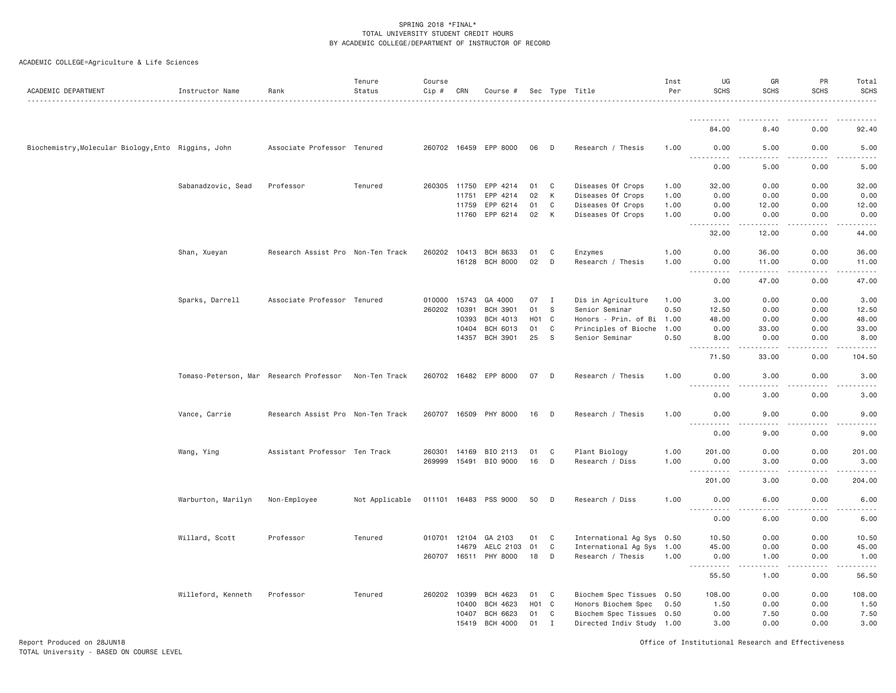SPRING 2018 *FINAL*
TOTAL UNIVERSITY STUDENT CREDIT HOURS
BY ACADEMIC COLLEGE/DEPARTMENT OF INSTRUCTOR OF RECORD

ACADEMIC COLLEGE=Agriculture & Life Sciences

| ACADEMIC DEPARTMENT | Instructor Name | Rank | Tenure Status | Course Cip # | CRN | Course # | Sec | Type | Title | Inst Per | UG SCHS | GR SCHS | PR SCHS | Total SCHS |
|---|---|---|---|---|---|---|---|---|---|---|---|---|---|---|
| | | | | | | | | | | | 84.00 | 8.40 | 0.00 | 92.40 |
| Biochemistry,Molecular Biology,Ento | Riggins, John | Associate Professor | Tenured | 260702 | 16459 | EPP 8000 | 06 | D | Research / Thesis | 1.00 | 0.00 | 5.00 | 0.00 | 5.00 |
| | | | | | | | | | | | 0.00 | 5.00 | 0.00 | 5.00 |
| | Sabanadzovic, Sead | Professor | Tenured | 260305 | 11750 | EPP 4214 | 01 | C | Diseases Of Crops | 1.00 | 32.00 | 0.00 | 0.00 | 32.00 |
| | | | | | 11751 | EPP 4214 | 02 | K | Diseases Of Crops | 1.00 | 0.00 | 0.00 | 0.00 | 0.00 |
| | | | | | 11759 | EPP 6214 | 01 | C | Diseases Of Crops | 1.00 | 0.00 | 12.00 | 0.00 | 12.00 |
| | | | | | 11760 | EPP 6214 | 02 | K | Diseases Of Crops | 1.00 | 0.00 | 0.00 | 0.00 | 0.00 |
| | | | | | | | | | | | 32.00 | 12.00 | 0.00 | 44.00 |
| | Shan, Xueyan | Research Assist Pro | Non-Ten Track | 260202 | 10413 | BCH 8633 | 01 | C | Enzymes | 1.00 | 0.00 | 36.00 | 0.00 | 36.00 |
| | | | | | 16128 | BCH 8000 | 02 | D | Research / Thesis | 1.00 | 0.00 | 11.00 | 0.00 | 11.00 |
| | | | | | | | | | | | 0.00 | 47.00 | 0.00 | 47.00 |
| | Sparks, Darrell | Associate Professor | Tenured | 010000 | 15743 | GA 4000 | 07 | I | Dis in Agriculture | 1.00 | 3.00 | 0.00 | 0.00 | 3.00 |
| | | | | 260202 | 10391 | BCH 3901 | 01 | S | Senior Seminar | 0.50 | 12.50 | 0.00 | 0.00 | 12.50 |
| | | | | | 10393 | BCH 4013 | H01 | C | Honors - Prin. of Bi | 1.00 | 48.00 | 0.00 | 0.00 | 48.00 |
| | | | | | 10404 | BCH 6013 | 01 | C | Principles of Bioche | 1.00 | 0.00 | 33.00 | 0.00 | 33.00 |
| | | | | | 14357 | BCH 3901 | 25 | S | Senior Seminar | 0.50 | 8.00 | 0.00 | 0.00 | 8.00 |
| | | | | | | | | | | | 71.50 | 33.00 | 0.00 | 104.50 |
| | Tomaso-Peterson, Mar | Research Professor | Non-Ten Track | 260702 | 16482 | EPP 8000 | 07 | D | Research / Thesis | 1.00 | 0.00 | 3.00 | 0.00 | 3.00 |
| | | | | | | | | | | | 0.00 | 3.00 | 0.00 | 3.00 |
| | Vance, Carrie | Research Assist Pro | Non-Ten Track | 260707 | 16509 | PHY 8000 | 16 | D | Research / Thesis | 1.00 | 0.00 | 9.00 | 0.00 | 9.00 |
| | | | | | | | | | | | 0.00 | 9.00 | 0.00 | 9.00 |
| | Wang, Ying | Assistant Professor | Ten Track | 260301 | 14169 | BIO 2113 | 01 | C | Plant Biology | 1.00 | 201.00 | 0.00 | 0.00 | 201.00 |
| | | | | 269999 | 15491 | BIO 9000 | 16 | D | Research / Diss | 1.00 | 0.00 | 3.00 | 0.00 | 3.00 |
| | | | | | | | | | | | 201.00 | 3.00 | 0.00 | 204.00 |
| | Warburton, Marilyn | Non-Employee | Not Applicable | 011101 | 16483 | PSS 9000 | 50 | D | Research / Diss | 1.00 | 0.00 | 6.00 | 0.00 | 6.00 |
| | | | | | | | | | | | 0.00 | 6.00 | 0.00 | 6.00 |
| | Willard, Scott | Professor | Tenured | 010701 | 12104 | GA 2103 | 01 | C | International Ag Sys | 0.50 | 10.50 | 0.00 | 0.00 | 10.50 |
| | | | | | 14679 | AELC 2103 | 01 | C | International Ag Sys | 1.00 | 45.00 | 0.00 | 0.00 | 45.00 |
| | | | | 260707 | 16511 | PHY 8000 | 18 | D | Research / Thesis | 1.00 | 0.00 | 1.00 | 0.00 | 1.00 |
| | | | | | | | | | | | 55.50 | 1.00 | 0.00 | 56.50 |
| | Willeford, Kenneth | Professor | Tenured | 260202 | 10399 | BCH 4623 | 01 | C | Biochem Spec Tissues | 0.50 | 108.00 | 0.00 | 0.00 | 108.00 |
| | | | | | 10400 | BCH 4623 | H01 | C | Honors Biochem Spec | 0.50 | 1.50 | 0.00 | 0.00 | 1.50 |
| | | | | | 10407 | BCH 6623 | 01 | C | Biochem Spec Tissues | 0.50 | 0.00 | 7.50 | 0.00 | 7.50 |
| | | | | | 15419 | BCH 4000 | 01 | I | Directed Indiv Study | 1.00 | 3.00 | 0.00 | 0.00 | 3.00 |

Report Produced on 28JUN18
TOTAL University - BASED ON COURSE LEVEL

Office of Institutional Research and Effectiveness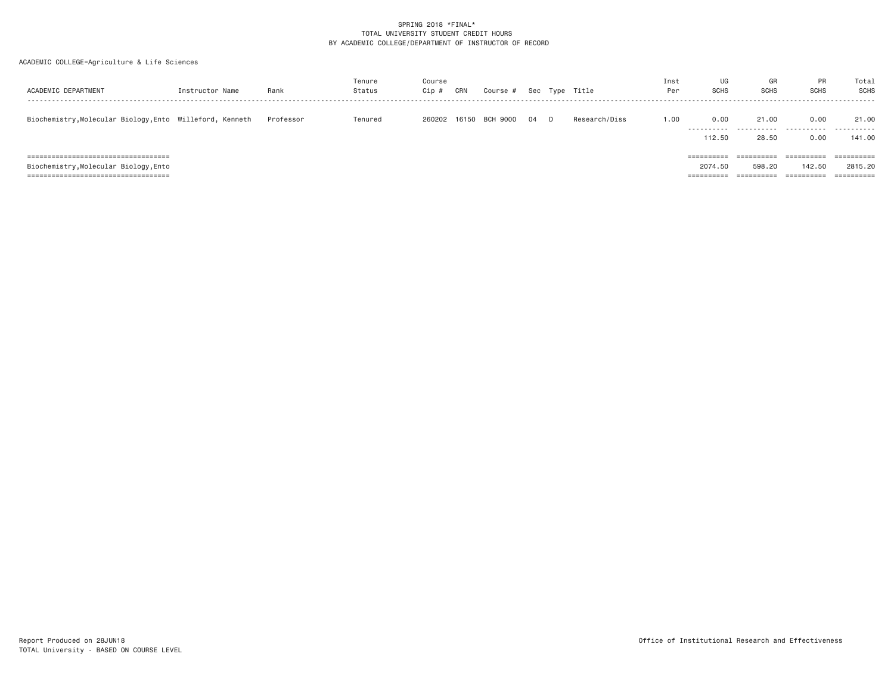SPRING 2018 *FINAL*
TOTAL UNIVERSITY STUDENT CREDIT HOURS
BY ACADEMIC COLLEGE/DEPARTMENT OF INSTRUCTOR OF RECORD

ACADEMIC COLLEGE=Agriculture & Life Sciences

| ACADEMIC DEPARTMENT | Instructor Name | Rank | Tenure Status | Course Cip # | CRN | Course # | Sec | Type | Title | Inst Per | UG SCHS | GR SCHS | PR SCHS | Total SCHS |
|---|---|---|---|---|---|---|---|---|---|---|---|---|---|---|
| Biochemistry,Molecular Biology,Ento | Willeford, Kenneth | Professor | Tenured | 260202 | 16150 | BCH 9000 | 04 | D | Research/Diss | 1.00 | 0.00 | 21.00 | 0.00 | 21.00 |
| | | | | | | | | | | | 112.50 | 28.50 | 0.00 | 141.00 |
| Biochemistry,Molecular Biology,Ento | | | | | | | | | | | 2074.50 | 598.20 | 142.50 | 2815.20 |

Report Produced on 28JUN18
TOTAL University - BASED ON COURSE LEVEL

Office of Institutional Research and Effectiveness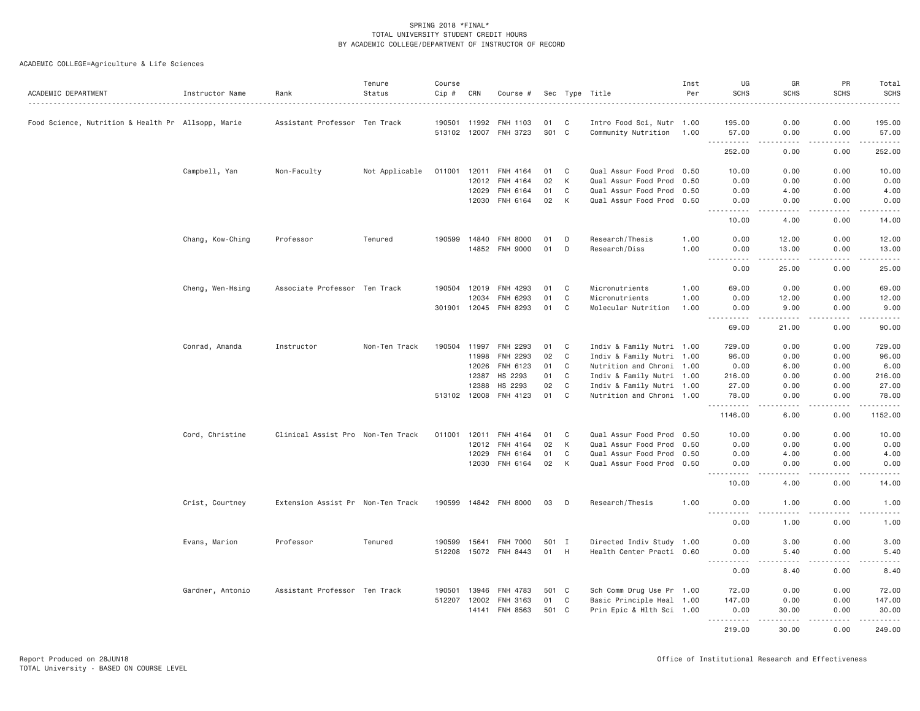SPRING 2018 *FINAL*
TOTAL UNIVERSITY STUDENT CREDIT HOURS
BY ACADEMIC COLLEGE/DEPARTMENT OF INSTRUCTOR OF RECORD

ACADEMIC COLLEGE=Agriculture & Life Sciences

| ACADEMIC DEPARTMENT | Instructor Name | Rank | Tenure Status | Course Cip # | CRN | Course # | Sec | Type | Title | Inst Per | UG SCHS | GR SCHS | PR SCHS | Total SCHS |
|---|---|---|---|---|---|---|---|---|---|---|---|---|---|---|
| Food Science, Nutrition & Health Pr | Allsopp, Marie | Assistant Professor | Ten Track | 190501 | 11992 | FNH 1103 | 01 | C | Intro Food Sci, Nutr | 1.00 | 195.00 | 0.00 | 0.00 | 195.00 |
| | | | | 513102 | 12007 | FNH 3723 | S01 | C | Community Nutrition | 1.00 | 57.00 | 0.00 | 0.00 | 57.00 |
| | | | | | | | | | | | 252.00 | 0.00 | 0.00 | 252.00 |
| | Campbell, Yan | Non-Faculty | Not Applicable | 011001 | 12011 | FNH 4164 | 01 | C | Qual Assur Food Prod | 0.50 | 10.00 | 0.00 | 0.00 | 10.00 |
| | | | | | 12012 | FNH 4164 | 02 | K | Qual Assur Food Prod | 0.50 | 0.00 | 0.00 | 0.00 | 0.00 |
| | | | | | 12029 | FNH 6164 | 01 | C | Qual Assur Food Prod | 0.50 | 0.00 | 4.00 | 0.00 | 4.00 |
| | | | | | 12030 | FNH 6164 | 02 | K | Qual Assur Food Prod | 0.50 | 0.00 | 0.00 | 0.00 | 0.00 |
| | | | | | | | | | | | 10.00 | 4.00 | 0.00 | 14.00 |
| | Chang, Kow-Ching | Professor | Tenured | 190599 | 14840 | FNH 8000 | 01 | D | Research/Thesis | 1.00 | 0.00 | 12.00 | 0.00 | 12.00 |
| | | | | | 14852 | FNH 9000 | 01 | D | Research/Diss | 1.00 | 0.00 | 13.00 | 0.00 | 13.00 |
| | | | | | | | | | | | 0.00 | 25.00 | 0.00 | 25.00 |
| | Cheng, Wen-Hsing | Associate Professor | Ten Track | 190504 | 12019 | FNH 4293 | 01 | C | Micronutrients | 1.00 | 69.00 | 0.00 | 0.00 | 69.00 |
| | | | | | 12034 | FNH 6293 | 01 | C | Micronutrients | 1.00 | 0.00 | 12.00 | 0.00 | 12.00 |
| | | | | 301901 | 12045 | FNH 8293 | 01 | C | Molecular Nutrition | 1.00 | 0.00 | 9.00 | 0.00 | 9.00 |
| | | | | | | | | | | | 69.00 | 21.00 | 0.00 | 90.00 |
| | Conrad, Amanda | Instructor | Non-Ten Track | 190504 | 11997 | FNH 2293 | 01 | C | Indiv & Family Nutri | 1.00 | 729.00 | 0.00 | 0.00 | 729.00 |
| | | | | | 11998 | FNH 2293 | 02 | C | Indiv & Family Nutri | 1.00 | 96.00 | 0.00 | 0.00 | 96.00 |
| | | | | | 12026 | FNH 6123 | 01 | C | Nutrition and Chroni | 1.00 | 0.00 | 6.00 | 0.00 | 6.00 |
| | | | | | 12387 | HS 2293 | 01 | C | Indiv & Family Nutri | 1.00 | 216.00 | 0.00 | 0.00 | 216.00 |
| | | | | | 12388 | HS 2293 | 02 | C | Indiv & Family Nutri | 1.00 | 27.00 | 0.00 | 0.00 | 27.00 |
| | | | | 513102 | 12008 | FNH 4123 | 01 | C | Nutrition and Chroni | 1.00 | 78.00 | 0.00 | 0.00 | 78.00 |
| | | | | | | | | | | | 1146.00 | 6.00 | 0.00 | 1152.00 |
| | Cord, Christine | Clinical Assist Pro | Non-Ten Track | 011001 | 12011 | FNH 4164 | 01 | C | Qual Assur Food Prod | 0.50 | 10.00 | 0.00 | 0.00 | 10.00 |
| | | | | | 12012 | FNH 4164 | 02 | K | Qual Assur Food Prod | 0.50 | 0.00 | 0.00 | 0.00 | 0.00 |
| | | | | | 12029 | FNH 6164 | 01 | C | Qual Assur Food Prod | 0.50 | 0.00 | 4.00 | 0.00 | 4.00 |
| | | | | | 12030 | FNH 6164 | 02 | K | Qual Assur Food Prod | 0.50 | 0.00 | 0.00 | 0.00 | 0.00 |
| | | | | | | | | | | | 10.00 | 4.00 | 0.00 | 14.00 |
| | Crist, Courtney | Extension Assist Pr | Non-Ten Track | 190599 | 14842 | FNH 8000 | 03 | D | Research/Thesis | 1.00 | 0.00 | 1.00 | 0.00 | 1.00 |
| | | | | | | | | | | | 0.00 | 1.00 | 0.00 | 1.00 |
| | Evans, Marion | Professor | Tenured | 190599 | 15641 | FNH 7000 | 501 | I | Directed Indiv Study | 1.00 | 0.00 | 3.00 | 0.00 | 3.00 |
| | | | | 512208 | 15072 | FNH 8443 | 01 | H | Health Center Practi | 0.60 | 0.00 | 5.40 | 0.00 | 5.40 |
| | | | | | | | | | | | 0.00 | 8.40 | 0.00 | 8.40 |
| | Gardner, Antonio | Assistant Professor | Ten Track | 190501 | 13946 | FNH 4783 | 501 | C | Sch Comm Drug Use Pr | 1.00 | 72.00 | 0.00 | 0.00 | 72.00 |
| | | | | 512207 | 12002 | FNH 3163 | 01 | C | Basic Principle Heal | 1.00 | 147.00 | 0.00 | 0.00 | 147.00 |
| | | | | | 14141 | FNH 8563 | 501 | C | Prin Epic & Hlth Sci | 1.00 | 0.00 | 30.00 | 0.00 | 30.00 |
| | | | | | | | | | | | 219.00 | 30.00 | 0.00 | 249.00 |

Report Produced on 28JUN18
TOTAL University - BASED ON COURSE LEVEL

Office of Institutional Research and Effectiveness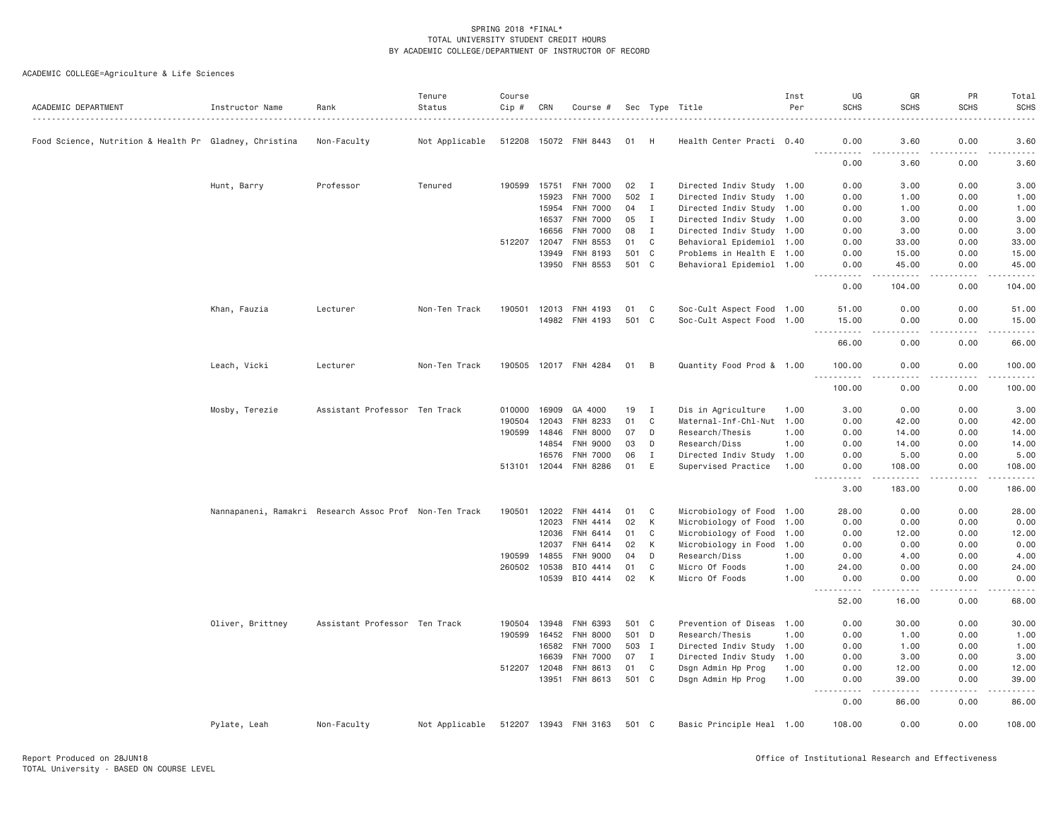SPRING 2018 *FINAL*
TOTAL UNIVERSITY STUDENT CREDIT HOURS
BY ACADEMIC COLLEGE/DEPARTMENT OF INSTRUCTOR OF RECORD

ACADEMIC COLLEGE=Agriculture & Life Sciences

| ACADEMIC DEPARTMENT | Instructor Name | Rank | Tenure Status | Course Cip # | CRN | Course # | Sec | Type | Title | Inst Per | UG SCHS | GR SCHS | PR SCHS | Total SCHS |
|---|---|---|---|---|---|---|---|---|---|---|---|---|---|---|
| Food Science, Nutrition & Health Pr | Gladney, Christina | Non-Faculty | Not Applicable | 512208 | 15072 | FNH 8443 | 01 | H | Health Center Practi | 0.40 | 0.00 | 3.60 | 0.00 | 3.60 |
| | | | | | | | | | | | 0.00 | 3.60 | 0.00 | 3.60 |
| | Hunt, Barry | Professor | Tenured | 190599 | 15751 | FNH 7000 | 02 | I | Directed Indiv Study | 1.00 | 0.00 | 3.00 | 0.00 | 3.00 |
| | | | | | 15923 | FNH 7000 | 502 | I | Directed Indiv Study | 1.00 | 0.00 | 1.00 | 0.00 | 1.00 |
| | | | | | 15954 | FNH 7000 | 04 | I | Directed Indiv Study | 1.00 | 0.00 | 1.00 | 0.00 | 1.00 |
| | | | | | 16537 | FNH 7000 | 05 | I | Directed Indiv Study | 1.00 | 0.00 | 3.00 | 0.00 | 3.00 |
| | | | | | 16656 | FNH 7000 | 08 | I | Directed Indiv Study | 1.00 | 0.00 | 3.00 | 0.00 | 3.00 |
| | | | | 512207 | 12047 | FNH 8553 | 01 | C | Behavioral Epidemiol | 1.00 | 0.00 | 33.00 | 0.00 | 33.00 |
| | | | | | 13949 | FNH 8193 | 501 | C | Problems in Health E | 1.00 | 0.00 | 15.00 | 0.00 | 15.00 |
| | | | | | 13950 | FNH 8553 | 501 | C | Behavioral Epidemiol | 1.00 | 0.00 | 45.00 | 0.00 | 45.00 |
| | | | | | | | | | | | 0.00 | 104.00 | 0.00 | 104.00 |
| | Khan, Fauzia | Lecturer | Non-Ten Track | 190501 | 12013 | FNH 4193 | 01 | C | Soc-Cult Aspect Food | 1.00 | 51.00 | 0.00 | 0.00 | 51.00 |
| | | | | | 14982 | FNH 4193 | 501 | C | Soc-Cult Aspect Food | 1.00 | 15.00 | 0.00 | 0.00 | 15.00 |
| | | | | | | | | | | | 66.00 | 0.00 | 0.00 | 66.00 |
| | Leach, Vicki | Lecturer | Non-Ten Track | 190505 | 12017 | FNH 4284 | 01 | B | Quantity Food Prod & | 1.00 | 100.00 | 0.00 | 0.00 | 100.00 |
| | | | | | | | | | | | 100.00 | 0.00 | 0.00 | 100.00 |
| | Mosby, Terezie | Assistant Professor | Ten Track | 010000 | 16909 | GA 4000 | 19 | I | Dis in Agriculture | 1.00 | 3.00 | 0.00 | 0.00 | 3.00 |
| | | | | 190504 | 12043 | FNH 8233 | 01 | C | Maternal-Inf-Chl-Nut | 1.00 | 0.00 | 42.00 | 0.00 | 42.00 |
| | | | | 190599 | 14846 | FNH 8000 | 07 | D | Research/Thesis | 1.00 | 0.00 | 14.00 | 0.00 | 14.00 |
| | | | | | 14854 | FNH 9000 | 03 | D | Research/Diss | 1.00 | 0.00 | 14.00 | 0.00 | 14.00 |
| | | | | | 16576 | FNH 7000 | 06 | I | Directed Indiv Study | 1.00 | 0.00 | 5.00 | 0.00 | 5.00 |
| | | | | 513101 | 12044 | FNH 8286 | 01 | E | Supervised Practice | 1.00 | 0.00 | 108.00 | 0.00 | 108.00 |
| | | | | | | | | | | | 3.00 | 183.00 | 0.00 | 186.00 |
| | Nannapaneni, Ramakri | Research Assoc Prof | Non-Ten Track | 190501 | 12022 | FNH 4414 | 01 | C | Microbiology of Food | 1.00 | 28.00 | 0.00 | 0.00 | 28.00 |
| | | | | | 12023 | FNH 4414 | 02 | K | Microbiology of Food | 1.00 | 0.00 | 0.00 | 0.00 | 0.00 |
| | | | | | 12036 | FNH 6414 | 01 | C | Microbiology of Food | 1.00 | 0.00 | 12.00 | 0.00 | 12.00 |
| | | | | | 12037 | FNH 6414 | 02 | K | Microbiology in Food | 1.00 | 0.00 | 0.00 | 0.00 | 0.00 |
| | | | | 190599 | 14855 | FNH 9000 | 04 | D | Research/Diss | 1.00 | 0.00 | 4.00 | 0.00 | 4.00 |
| | | | | 260502 | 10538 | BIO 4414 | 01 | C | Micro Of Foods | 1.00 | 24.00 | 0.00 | 0.00 | 24.00 |
| | | | | | 10539 | BIO 4414 | 02 | K | Micro Of Foods | 1.00 | 0.00 | 0.00 | 0.00 | 0.00 |
| | | | | | | | | | | | 52.00 | 16.00 | 0.00 | 68.00 |
| | Oliver, Brittney | Assistant Professor | Ten Track | 190504 | 13948 | FNH 6393 | 501 | C | Prevention of Diseas | 1.00 | 0.00 | 30.00 | 0.00 | 30.00 |
| | | | | 190599 | 16452 | FNH 8000 | 501 | D | Research/Thesis | 1.00 | 0.00 | 1.00 | 0.00 | 1.00 |
| | | | | | 16582 | FNH 7000 | 503 | I | Directed Indiv Study | 1.00 | 0.00 | 1.00 | 0.00 | 1.00 |
| | | | | | 16639 | FNH 7000 | 07 | I | Directed Indiv Study | 1.00 | 0.00 | 3.00 | 0.00 | 3.00 |
| | | | | 512207 | 12048 | FNH 8613 | 01 | C | Dsgn Admin Hp Prog | 1.00 | 0.00 | 12.00 | 0.00 | 12.00 |
| | | | | | 13951 | FNH 8613 | 501 | C | Dsgn Admin Hp Prog | 1.00 | 0.00 | 39.00 | 0.00 | 39.00 |
| | | | | | | | | | | | 0.00 | 86.00 | 0.00 | 86.00 |
| | Pylate, Leah | Non-Faculty | Not Applicable | 512207 | 13943 | FNH 3163 | 501 | C | Basic Principle Heal | 1.00 | 108.00 | 0.00 | 0.00 | 108.00 |

Report Produced on 28JUN18
TOTAL University - BASED ON COURSE LEVEL

Office of Institutional Research and Effectiveness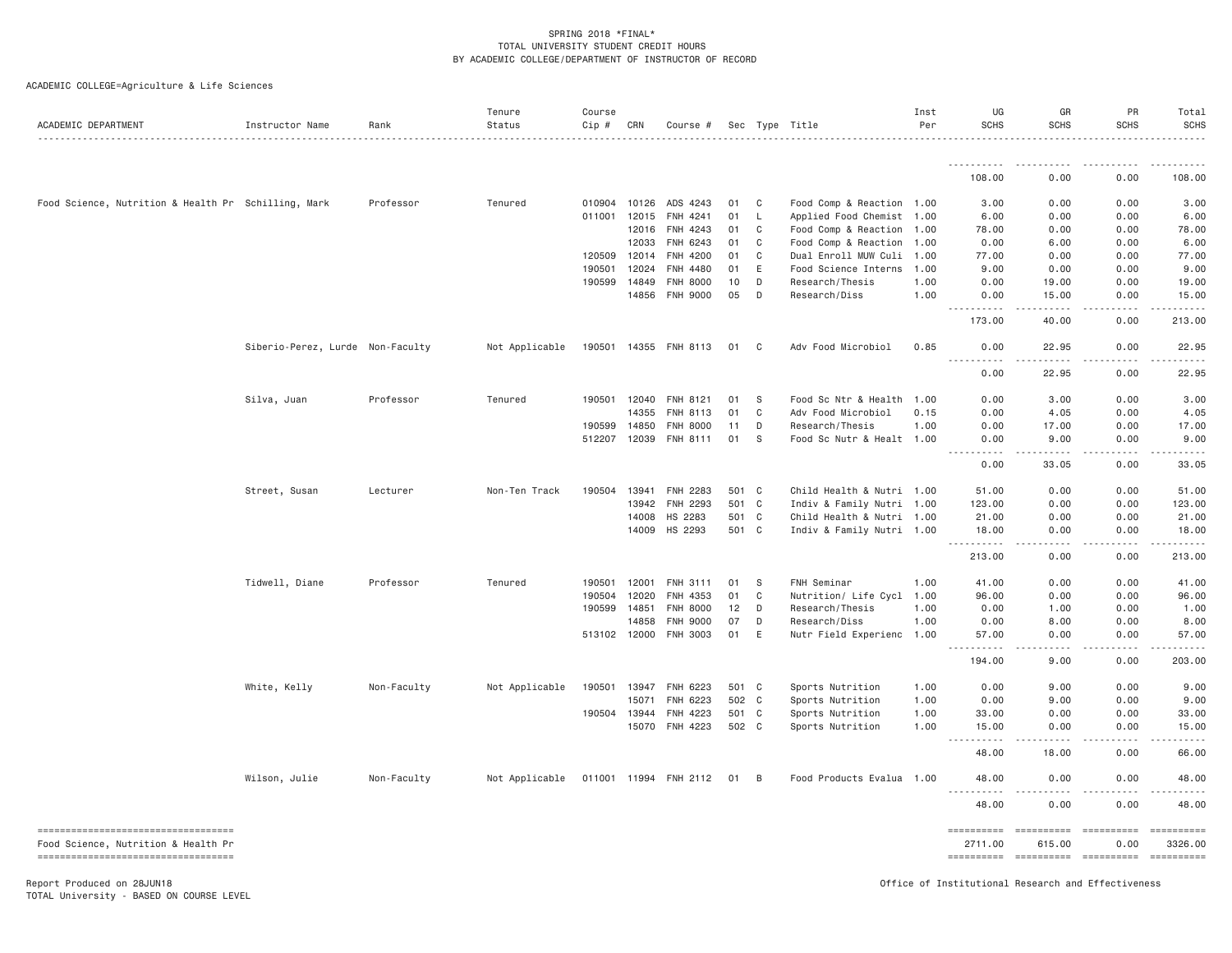SPRING 2018 *FINAL*
TOTAL UNIVERSITY STUDENT CREDIT HOURS
BY ACADEMIC COLLEGE/DEPARTMENT OF INSTRUCTOR OF RECORD

ACADEMIC COLLEGE=Agriculture & Life Sciences

| ACADEMIC DEPARTMENT | Instructor Name | Rank | Tenure Status | Course Cip # | CRN | Course # | Sec | Type | Title | Inst Per | UG SCHS | GR SCHS | PR SCHS | Total SCHS |
|---|---|---|---|---|---|---|---|---|---|---|---|---|---|---|
| | | | | | | | | | | | 108.00 | 0.00 | 0.00 | 108.00 |
| Food Science, Nutrition & Health Pr | Schilling, Mark | Professor | Tenured | 010904 | 10126 | ADS 4243 | 01 | C | Food Comp & Reaction | 1.00 | 3.00 | 0.00 | 0.00 | 3.00 |
| | | | | 011001 | 12015 | FNH 4241 | 01 | L | Applied Food Chemist | 1.00 | 6.00 | 0.00 | 0.00 | 6.00 |
| | | | | | 12016 | FNH 4243 | 01 | C | Food Comp & Reaction | 1.00 | 78.00 | 0.00 | 0.00 | 78.00 |
| | | | | | 12033 | FNH 6243 | 01 | C | Food Comp & Reaction | 1.00 | 0.00 | 6.00 | 0.00 | 6.00 |
| | | | | 120509 | 12014 | FNH 4200 | 01 | C | Dual Enroll MUW Culi | 1.00 | 77.00 | 0.00 | 0.00 | 77.00 |
| | | | | 190501 | 12024 | FNH 4480 | 01 | E | Food Science Interns | 1.00 | 9.00 | 0.00 | 0.00 | 9.00 |
| | | | | 190599 | 14849 | FNH 8000 | 10 | D | Research/Thesis | 1.00 | 0.00 | 19.00 | 0.00 | 19.00 |
| | | | | | 14856 | FNH 9000 | 05 | D | Research/Diss | 1.00 | 0.00 | 15.00 | 0.00 | 15.00 |
| | | | | | | | | | | | 173.00 | 40.00 | 0.00 | 213.00 |
| | Siberio-Perez, Lurde | Non-Faculty | Not Applicable | 190501 | 14355 | FNH 8113 | 01 | C | Adv Food Microbiol | 0.85 | 0.00 | 22.95 | 0.00 | 22.95 |
| | | | | | | | | | | | 0.00 | 22.95 | 0.00 | 22.95 |
| | Silva, Juan | Professor | Tenured | 190501 | 12040 | FNH 8121 | 01 | S | Food Sc Ntr & Health | 1.00 | 0.00 | 3.00 | 0.00 | 3.00 |
| | | | | | 14355 | FNH 8113 | 01 | C | Adv Food Microbiol | 0.15 | 0.00 | 4.05 | 0.00 | 4.05 |
| | | | | 190599 | 14850 | FNH 8000 | 11 | D | Research/Thesis | 1.00 | 0.00 | 17.00 | 0.00 | 17.00 |
| | | | | 512207 | 12039 | FNH 8111 | 01 | S | Food Sc Nutr & Healt | 1.00 | 0.00 | 9.00 | 0.00 | 9.00 |
| | | | | | | | | | | | 0.00 | 33.05 | 0.00 | 33.05 |
| | Street, Susan | Lecturer | Non-Ten Track | 190504 | 13941 | FNH 2283 | 501 | C | Child Health & Nutri | 1.00 | 51.00 | 0.00 | 0.00 | 51.00 |
| | | | | | 13942 | FNH 2293 | 501 | C | Indiv & Family Nutri | 1.00 | 123.00 | 0.00 | 0.00 | 123.00 |
| | | | | | 14008 | HS 2283 | 501 | C | Child Health & Nutri | 1.00 | 21.00 | 0.00 | 0.00 | 21.00 |
| | | | | | 14009 | HS 2293 | 501 | C | Indiv & Family Nutri | 1.00 | 18.00 | 0.00 | 0.00 | 18.00 |
| | | | | | | | | | | | 213.00 | 0.00 | 0.00 | 213.00 |
| | Tidwell, Diane | Professor | Tenured | 190501 | 12001 | FNH 3111 | 01 | S | FNH Seminar | 1.00 | 41.00 | 0.00 | 0.00 | 41.00 |
| | | | | 190504 | 12020 | FNH 4353 | 01 | C | Nutrition/ Life Cycl | 1.00 | 96.00 | 0.00 | 0.00 | 96.00 |
| | | | | 190599 | 14851 | FNH 8000 | 12 | D | Research/Thesis | 1.00 | 0.00 | 1.00 | 0.00 | 1.00 |
| | | | | | 14858 | FNH 9000 | 07 | D | Research/Diss | 1.00 | 0.00 | 8.00 | 0.00 | 8.00 |
| | | | | 513102 | 12000 | FNH 3003 | 01 | E | Nutr Field Experienc | 1.00 | 57.00 | 0.00 | 0.00 | 57.00 |
| | | | | | | | | | | | 194.00 | 9.00 | 0.00 | 203.00 |
| | White, Kelly | Non-Faculty | Not Applicable | 190501 | 13947 | FNH 6223 | 501 | C | Sports Nutrition | 1.00 | 0.00 | 9.00 | 0.00 | 9.00 |
| | | | | | 15071 | FNH 6223 | 502 | C | Sports Nutrition | 1.00 | 0.00 | 9.00 | 0.00 | 9.00 |
| | | | | 190504 | 13944 | FNH 4223 | 501 | C | Sports Nutrition | 1.00 | 33.00 | 0.00 | 0.00 | 33.00 |
| | | | | | 15070 | FNH 4223 | 502 | C | Sports Nutrition | 1.00 | 15.00 | 0.00 | 0.00 | 15.00 |
| | | | | | | | | | | | 48.00 | 18.00 | 0.00 | 66.00 |
| | Wilson, Julie | Non-Faculty | Not Applicable | 011001 | 11994 | FNH 2112 | 01 | B | Food Products Evalua | 1.00 | 48.00 | 0.00 | 0.00 | 48.00 |
| | | | | | | | | | | | 48.00 | 0.00 | 0.00 | 48.00 |
| Food Science, Nutrition & Health Pr | | | | | | | | | | | 2711.00 | 615.00 | 0.00 | 3326.00 |

Report Produced on 28JUN18
TOTAL University - BASED ON COURSE LEVEL

Office of Institutional Research and Effectiveness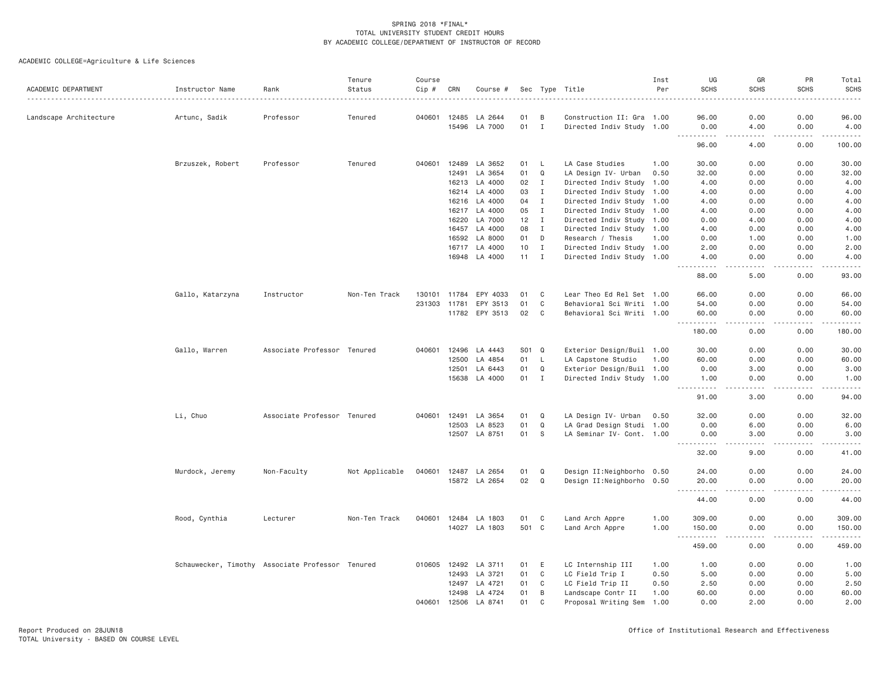SPRING 2018 *FINAL*
TOTAL UNIVERSITY STUDENT CREDIT HOURS
BY ACADEMIC COLLEGE/DEPARTMENT OF INSTRUCTOR OF RECORD

ACADEMIC COLLEGE=Agriculture & Life Sciences

| ACADEMIC DEPARTMENT | Instructor Name | Rank | Tenure Status | Course Cip # | CRN | Course # | Sec | Type | Title | Inst Per | UG SCHS | GR SCHS | PR SCHS | Total SCHS |
|---|---|---|---|---|---|---|---|---|---|---|---|---|---|---|
| Landscape Architecture | Artunc, Sadik | Professor | Tenured | 040601 | 12485 | LA 2644 | 01 | B | Construction II: Gra | 1.00 | 96.00 | 0.00 | 0.00 | 96.00 |
| | | | | | 15496 | LA 7000 | 01 | I | Directed Indiv Study | 1.00 | 0.00 | 4.00 | 0.00 | 4.00 |
| | | | | | | | | | | | 96.00 | 4.00 | 0.00 | 100.00 |
| | Brzuszek, Robert | Professor | Tenured | 040601 | 12489 | LA 3652 | 01 | L | LA Case Studies | 1.00 | 30.00 | 0.00 | 0.00 | 30.00 |
| | | | | | 12491 | LA 3654 | 01 | Q | LA Design IV- Urban | 0.50 | 32.00 | 0.00 | 0.00 | 32.00 |
| | | | | | 16213 | LA 4000 | 02 | I | Directed Indiv Study | 1.00 | 4.00 | 0.00 | 0.00 | 4.00 |
| | | | | | 16214 | LA 4000 | 03 | I | Directed Indiv Study | 1.00 | 4.00 | 0.00 | 0.00 | 4.00 |
| | | | | | 16216 | LA 4000 | 04 | I | Directed Indiv Study | 1.00 | 4.00 | 0.00 | 0.00 | 4.00 |
| | | | | | 16217 | LA 4000 | 05 | I | Directed Indiv Study | 1.00 | 4.00 | 0.00 | 0.00 | 4.00 |
| | | | | | 16220 | LA 7000 | 12 | I | Directed Indiv Study | 1.00 | 0.00 | 4.00 | 0.00 | 4.00 |
| | | | | | 16457 | LA 4000 | 08 | I | Directed Indiv Study | 1.00 | 4.00 | 0.00 | 0.00 | 4.00 |
| | | | | | 16592 | LA 8000 | 01 | D | Research / Thesis | 1.00 | 0.00 | 1.00 | 0.00 | 1.00 |
| | | | | | 16717 | LA 4000 | 10 | I | Directed Indiv Study | 1.00 | 2.00 | 0.00 | 0.00 | 2.00 |
| | | | | | 16948 | LA 4000 | 11 | I | Directed Indiv Study | 1.00 | 4.00 | 0.00 | 0.00 | 4.00 |
| | | | | | | | | | | | 88.00 | 5.00 | 0.00 | 93.00 |
| | Gallo, Katarzyna | Instructor | Non-Ten Track | 130101 | 11784 | EPY 4033 | 01 | C | Lear Theo Ed Rel Set | 1.00 | 66.00 | 0.00 | 0.00 | 66.00 |
| | | | | 231303 | 11781 | EPY 3513 | 01 | C | Behavioral Sci Writi | 1.00 | 54.00 | 0.00 | 0.00 | 54.00 |
| | | | | | 11782 | EPY 3513 | 02 | C | Behavioral Sci Writi | 1.00 | 60.00 | 0.00 | 0.00 | 60.00 |
| | | | | | | | | | | | 180.00 | 0.00 | 0.00 | 180.00 |
| | Gallo, Warren | Associate Professor | Tenured | 040601 | 12496 | LA 4443 | S01 | Q | Exterior Design/Buil | 1.00 | 30.00 | 0.00 | 0.00 | 30.00 |
| | | | | | 12500 | LA 4854 | 01 | L | LA Capstone Studio | 1.00 | 60.00 | 0.00 | 0.00 | 60.00 |
| | | | | | 12501 | LA 6443 | 01 | Q | Exterior Design/Buil | 1.00 | 0.00 | 3.00 | 0.00 | 3.00 |
| | | | | | 15638 | LA 4000 | 01 | I | Directed Indiv Study | 1.00 | 1.00 | 0.00 | 0.00 | 1.00 |
| | | | | | | | | | | | 91.00 | 3.00 | 0.00 | 94.00 |
| | Li, Chuo | Associate Professor | Tenured | 040601 | 12491 | LA 3654 | 01 | Q | LA Design IV- Urban | 0.50 | 32.00 | 0.00 | 0.00 | 32.00 |
| | | | | | 12503 | LA 8523 | 01 | Q | LA Grad Design Studi | 1.00 | 0.00 | 6.00 | 0.00 | 6.00 |
| | | | | | 12507 | LA 8751 | 01 | S | LA Seminar IV- Cont. | 1.00 | 0.00 | 3.00 | 0.00 | 3.00 |
| | | | | | | | | | | | 32.00 | 9.00 | 0.00 | 41.00 |
| | Murdock, Jeremy | Non-Faculty | Not Applicable | 040601 | 12487 | LA 2654 | 01 | Q | Design II:Neighborho | 0.50 | 24.00 | 0.00 | 0.00 | 24.00 |
| | | | | | 15872 | LA 2654 | 02 | Q | Design II:Neighborho | 0.50 | 20.00 | 0.00 | 0.00 | 20.00 |
| | | | | | | | | | | | 44.00 | 0.00 | 0.00 | 44.00 |
| | Rood, Cynthia | Lecturer | Non-Ten Track | 040601 | 12484 | LA 1803 | 01 | C | Land Arch Appre | 1.00 | 309.00 | 0.00 | 0.00 | 309.00 |
| | | | | | 14027 | LA 1803 | 501 | C | Land Arch Appre | 1.00 | 150.00 | 0.00 | 0.00 | 150.00 |
| | | | | | | | | | | | 459.00 | 0.00 | 0.00 | 459.00 |
| | Schauwecker, Timothy | Associate Professor | Tenured | 010605 | 12492 | LA 3711 | 01 | E | LC Internship III | 1.00 | 1.00 | 0.00 | 0.00 | 1.00 |
| | | | | | 12493 | LA 3721 | 01 | C | LC Field Trip I | 0.50 | 5.00 | 0.00 | 0.00 | 5.00 |
| | | | | | 12497 | LA 4721 | 01 | C | LC Field Trip II | 0.50 | 2.50 | 0.00 | 0.00 | 2.50 |
| | | | | | 12498 | LA 4724 | 01 | B | Landscape Contr II | 1.00 | 60.00 | 0.00 | 0.00 | 60.00 |
| | | | | 040601 | 12506 | LA 8741 | 01 | C | Proposal Writing Sem | 1.00 | 0.00 | 2.00 | 0.00 | 2.00 |

Report Produced on 28JUN18
TOTAL University - BASED ON COURSE LEVEL
Office of Institutional Research and Effectiveness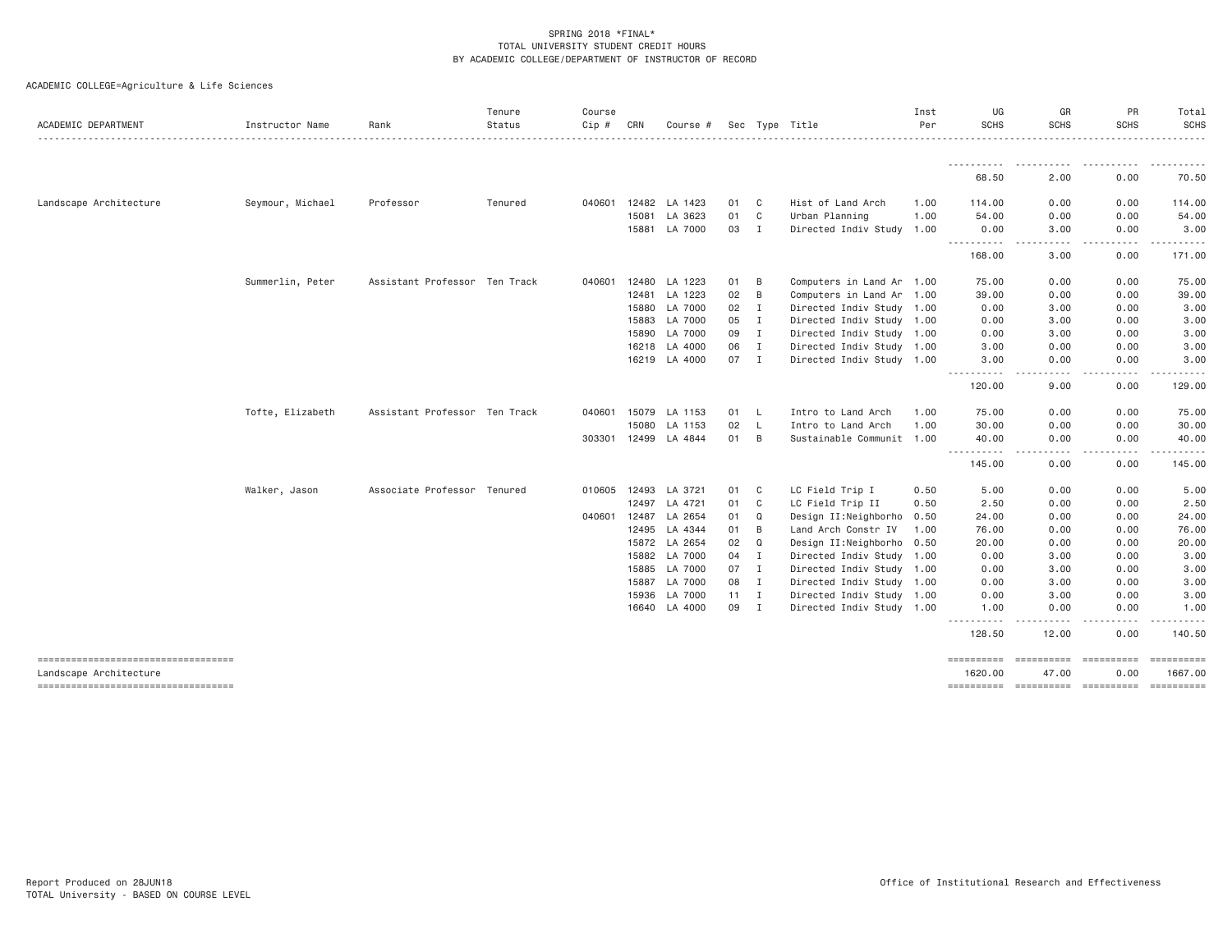SPRING 2018 *FINAL*
TOTAL UNIVERSITY STUDENT CREDIT HOURS
BY ACADEMIC COLLEGE/DEPARTMENT OF INSTRUCTOR OF RECORD

ACADEMIC COLLEGE=Agriculture & Life Sciences

| ACADEMIC DEPARTMENT | Instructor Name | Rank | Tenure Status | Course Cip # | CRN | Course # | Sec | Type | Title | Inst Per | UG SCHS | GR SCHS | PR SCHS | Total SCHS |
|---|---|---|---|---|---|---|---|---|---|---|---|---|---|---|
| | | | | | | | | | | | 68.50 | 2.00 | 0.00 | 70.50 |
| Landscape Architecture | Seymour, Michael | Professor | Tenured | 040601 | 12482 | LA 1423 | 01 | C | Hist of Land Arch | 1.00 | 114.00 | 0.00 | 0.00 | 114.00 |
| | | | | | 15081 | LA 3623 | 01 | C | Urban Planning | 1.00 | 54.00 | 0.00 | 0.00 | 54.00 |
| | | | | | 15881 | LA 7000 | 03 | I | Directed Indiv Study | 1.00 | 0.00 | 3.00 | 0.00 | 3.00 |
| | | | | | | | | | | | 168.00 | 3.00 | 0.00 | 171.00 |
| | Summerlin, Peter | Assistant Professor | Ten Track | 040601 | 12480 | LA 1223 | 01 | B | Computers in Land Ar | 1.00 | 75.00 | 0.00 | 0.00 | 75.00 |
| | | | | | 12481 | LA 1223 | 02 | B | Computers in Land Ar | 1.00 | 39.00 | 0.00 | 0.00 | 39.00 |
| | | | | | 15880 | LA 7000 | 02 | I | Directed Indiv Study | 1.00 | 0.00 | 3.00 | 0.00 | 3.00 |
| | | | | | 15883 | LA 7000 | 05 | I | Directed Indiv Study | 1.00 | 0.00 | 3.00 | 0.00 | 3.00 |
| | | | | | 15890 | LA 7000 | 09 | I | Directed Indiv Study | 1.00 | 0.00 | 3.00 | 0.00 | 3.00 |
| | | | | | 16218 | LA 4000 | 06 | I | Directed Indiv Study | 1.00 | 3.00 | 0.00 | 0.00 | 3.00 |
| | | | | | 16219 | LA 4000 | 07 | I | Directed Indiv Study | 1.00 | 3.00 | 0.00 | 0.00 | 3.00 |
| | | | | | | | | | | | 120.00 | 9.00 | 0.00 | 129.00 |
| | Tofte, Elizabeth | Assistant Professor | Ten Track | 040601 | 15079 | LA 1153 | 01 | L | Intro to Land Arch | 1.00 | 75.00 | 0.00 | 0.00 | 75.00 |
| | | | | | 15080 | LA 1153 | 02 | L | Intro to Land Arch | 1.00 | 30.00 | 0.00 | 0.00 | 30.00 |
| | | | | 303301 | 12499 | LA 4844 | 01 | B | Sustainable Communit | 1.00 | 40.00 | 0.00 | 0.00 | 40.00 |
| | | | | | | | | | | | 145.00 | 0.00 | 0.00 | 145.00 |
| | Walker, Jason | Associate Professor | Tenured | 010605 | 12493 | LA 3721 | 01 | C | LC Field Trip I | 0.50 | 5.00 | 0.00 | 0.00 | 5.00 |
| | | | | | 12497 | LA 4721 | 01 | C | LC Field Trip II | 0.50 | 2.50 | 0.00 | 0.00 | 2.50 |
| | | | | 040601 | 12487 | LA 2654 | 01 | Q | Design II:Neighborho | 0.50 | 24.00 | 0.00 | 0.00 | 24.00 |
| | | | | | 12495 | LA 4344 | 01 | B | Land Arch Constr IV | 1.00 | 76.00 | 0.00 | 0.00 | 76.00 |
| | | | | | 15872 | LA 2654 | 02 | Q | Design II:Neighborho | 0.50 | 20.00 | 0.00 | 0.00 | 20.00 |
| | | | | | 15882 | LA 7000 | 04 | I | Directed Indiv Study | 1.00 | 0.00 | 3.00 | 0.00 | 3.00 |
| | | | | | 15885 | LA 7000 | 07 | I | Directed Indiv Study | 1.00 | 0.00 | 3.00 | 0.00 | 3.00 |
| | | | | | 15887 | LA 7000 | 08 | I | Directed Indiv Study | 1.00 | 0.00 | 3.00 | 0.00 | 3.00 |
| | | | | | 15936 | LA 7000 | 11 | I | Directed Indiv Study | 1.00 | 0.00 | 3.00 | 0.00 | 3.00 |
| | | | | | 16640 | LA 4000 | 09 | I | Directed Indiv Study | 1.00 | 1.00 | 0.00 | 0.00 | 1.00 |
| | | | | | | | | | | | 128.50 | 12.00 | 0.00 | 140.50 |
| Landscape Architecture | | | | | | | | | | | 1620.00 | 47.00 | 0.00 | 1667.00 |

Report Produced on 28JUN18 Office of Institutional Research and Effectiveness
TOTAL University - BASED ON COURSE LEVEL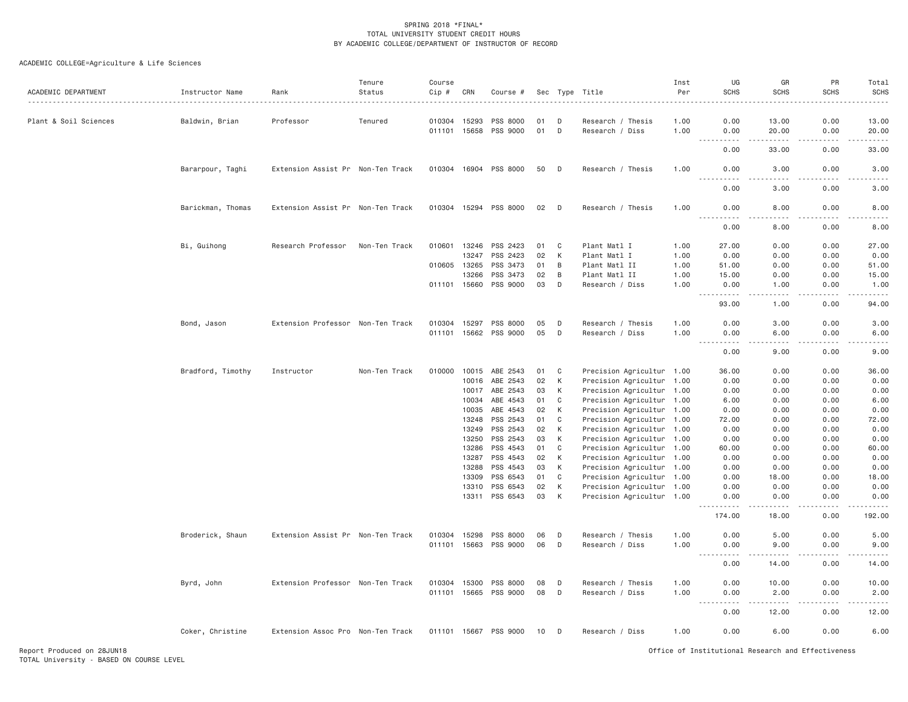SPRING 2018 *FINAL*
TOTAL UNIVERSITY STUDENT CREDIT HOURS
BY ACADEMIC COLLEGE/DEPARTMENT OF INSTRUCTOR OF RECORD

ACADEMIC COLLEGE=Agriculture & Life Sciences

| ACADEMIC DEPARTMENT | Instructor Name | Rank | Tenure Status | Course Cip # | CRN | Course # | Sec | Type | Title | Inst Per | UG SCHS | GR SCHS | PR SCHS | Total SCHS |
|---|---|---|---|---|---|---|---|---|---|---|---|---|---|---|
| Plant & Soil Sciences | Baldwin, Brian | Professor | Tenured | 010304 | 15293 | PSS 8000 | 01 | D | Research / Thesis | 1.00 | 0.00 | 13.00 | 0.00 | 13.00 |
| | | | | 011101 | 15658 | PSS 9000 | 01 | D | Research / Diss | 1.00 | 0.00 | 20.00 | 0.00 | 20.00 |
| | | | | | | | | | | | 0.00 | 33.00 | 0.00 | 33.00 |
| | Bararpour, Taghi | Extension Assist Pr | Non-Ten Track | 010304 | 16904 | PSS 8000 | 50 | D | Research / Thesis | 1.00 | 0.00 | 3.00 | 0.00 | 3.00 |
| | | | | | | | | | | | 0.00 | 3.00 | 0.00 | 3.00 |
| | Barickman, Thomas | Extension Assist Pr | Non-Ten Track | 010304 | 15294 | PSS 8000 | 02 | D | Research / Thesis | 1.00 | 0.00 | 8.00 | 0.00 | 8.00 |
| | | | | | | | | | | | 0.00 | 8.00 | 0.00 | 8.00 |
| | Bi, Guihong | Research Professor | Non-Ten Track | 010601 | 13246 | PSS 2423 | 01 | C | Plant Matl I | 1.00 | 27.00 | 0.00 | 0.00 | 27.00 |
| | | | | | 13247 | PSS 2423 | 02 | K | Plant Matl I | 1.00 | 0.00 | 0.00 | 0.00 | 0.00 |
| | | | | 010605 | 13265 | PSS 3473 | 01 | B | Plant Matl II | 1.00 | 51.00 | 0.00 | 0.00 | 51.00 |
| | | | | | 13266 | PSS 3473 | 02 | B | Plant Matl II | 1.00 | 15.00 | 0.00 | 0.00 | 15.00 |
| | | | | 011101 | 15660 | PSS 9000 | 03 | D | Research / Diss | 1.00 | 0.00 | 1.00 | 0.00 | 1.00 |
| | | | | | | | | | | | 93.00 | 1.00 | 0.00 | 94.00 |
| | Bond, Jason | Extension Professor | Non-Ten Track | 010304 | 15297 | PSS 8000 | 05 | D | Research / Thesis | 1.00 | 0.00 | 3.00 | 0.00 | 3.00 |
| | | | | 011101 | 15662 | PSS 9000 | 05 | D | Research / Diss | 1.00 | 0.00 | 6.00 | 0.00 | 6.00 |
| | | | | | | | | | | | 0.00 | 9.00 | 0.00 | 9.00 |
| | Bradford, Timothy | Instructor | Non-Ten Track | 010000 | 10015 | ABE 2543 | 01 | C | Precision Agricultur | 1.00 | 36.00 | 0.00 | 0.00 | 36.00 |
| | | | | | 10016 | ABE 2543 | 02 | K | Precision Agricultur | 1.00 | 0.00 | 0.00 | 0.00 | 0.00 |
| | | | | | 10017 | ABE 2543 | 03 | K | Precision Agricultur | 1.00 | 0.00 | 0.00 | 0.00 | 0.00 |
| | | | | | 10034 | ABE 4543 | 01 | C | Precision Agricultur | 1.00 | 6.00 | 0.00 | 0.00 | 6.00 |
| | | | | | 10035 | ABE 4543 | 02 | K | Precision Agricultur | 1.00 | 0.00 | 0.00 | 0.00 | 0.00 |
| | | | | | 13248 | PSS 2543 | 01 | C | Precision Agricultur | 1.00 | 72.00 | 0.00 | 0.00 | 72.00 |
| | | | | | 13249 | PSS 2543 | 02 | K | Precision Agricultur | 1.00 | 0.00 | 0.00 | 0.00 | 0.00 |
| | | | | | 13250 | PSS 2543 | 03 | K | Precision Agricultur | 1.00 | 0.00 | 0.00 | 0.00 | 0.00 |
| | | | | | 13286 | PSS 4543 | 01 | C | Precision Agricultur | 1.00 | 60.00 | 0.00 | 0.00 | 60.00 |
| | | | | | 13287 | PSS 4543 | 02 | K | Precision Agricultur | 1.00 | 0.00 | 0.00 | 0.00 | 0.00 |
| | | | | | 13288 | PSS 4543 | 03 | K | Precision Agricultur | 1.00 | 0.00 | 0.00 | 0.00 | 0.00 |
| | | | | | 13309 | PSS 6543 | 01 | C | Precision Agricultur | 1.00 | 0.00 | 18.00 | 0.00 | 18.00 |
| | | | | | 13310 | PSS 6543 | 02 | K | Precision Agricultur | 1.00 | 0.00 | 0.00 | 0.00 | 0.00 |
| | | | | | 13311 | PSS 6543 | 03 | K | Precision Agricultur | 1.00 | 0.00 | 0.00 | 0.00 | 0.00 |
| | | | | | | | | | | | 174.00 | 18.00 | 0.00 | 192.00 |
| | Broderick, Shaun | Extension Assist Pr | Non-Ten Track | 010304 | 15298 | PSS 8000 | 06 | D | Research / Thesis | 1.00 | 0.00 | 5.00 | 0.00 | 5.00 |
| | | | | 011101 | 15663 | PSS 9000 | 06 | D | Research / Diss | 1.00 | 0.00 | 9.00 | 0.00 | 9.00 |
| | | | | | | | | | | | 0.00 | 14.00 | 0.00 | 14.00 |
| | Byrd, John | Extension Professor | Non-Ten Track | 010304 | 15300 | PSS 8000 | 08 | D | Research / Thesis | 1.00 | 0.00 | 10.00 | 0.00 | 10.00 |
| | | | | 011101 | 15665 | PSS 9000 | 08 | D | Research / Diss | 1.00 | 0.00 | 2.00 | 0.00 | 2.00 |
| | | | | | | | | | | | 0.00 | 12.00 | 0.00 | 12.00 |
| | Coker, Christine | Extension Assoc Pro | Non-Ten Track | 011101 | 15667 | PSS 9000 | 10 | D | Research / Diss | 1.00 | 0.00 | 6.00 | 0.00 | 6.00 |

Report Produced on 28JUN18
TOTAL University - BASED ON COURSE LEVEL

Office of Institutional Research and Effectiveness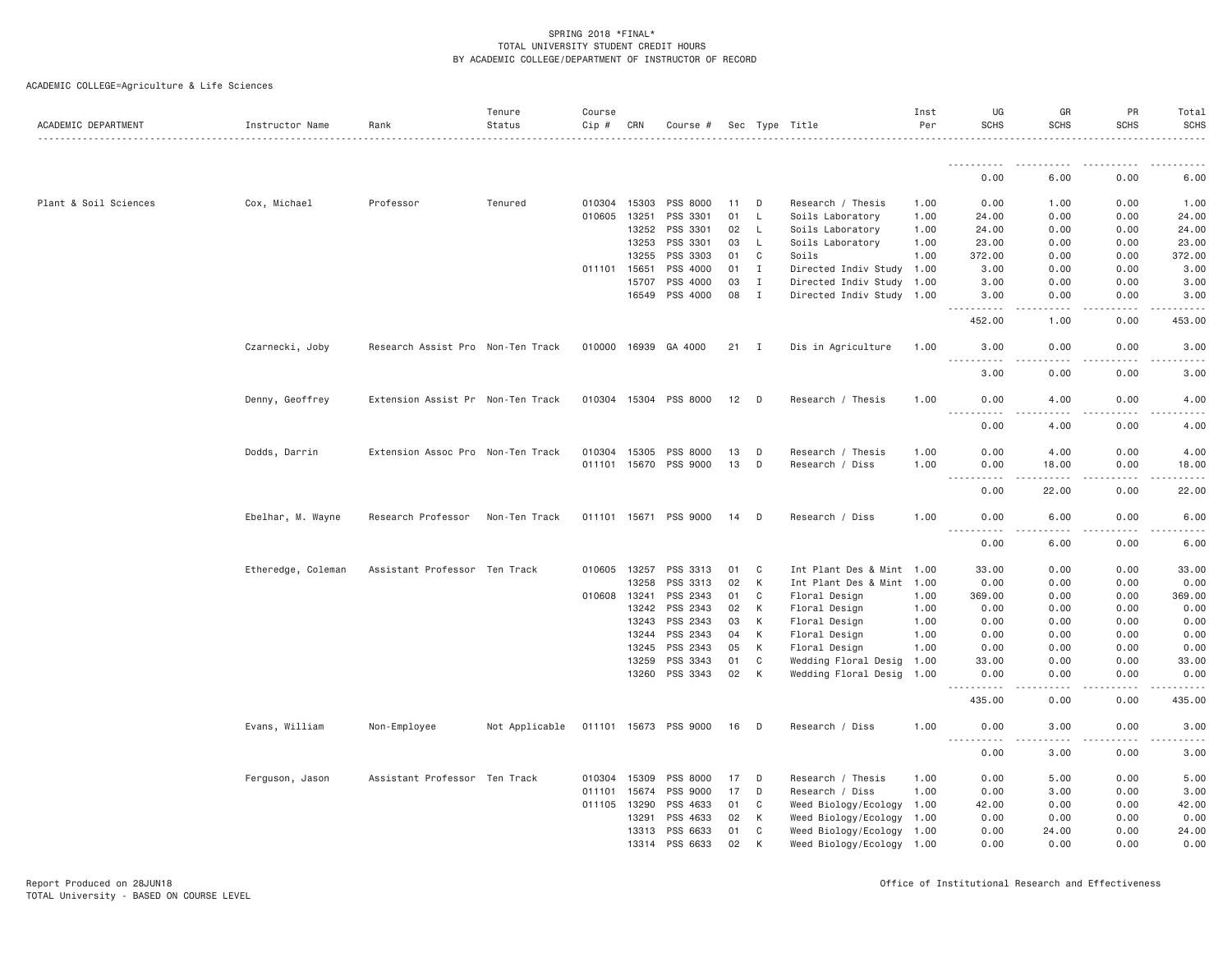SPRING 2018 *FINAL*
TOTAL UNIVERSITY STUDENT CREDIT HOURS
BY ACADEMIC COLLEGE/DEPARTMENT OF INSTRUCTOR OF RECORD

ACADEMIC COLLEGE=Agriculture & Life Sciences

| ACADEMIC DEPARTMENT | Instructor Name | Rank | Tenure Status | Course Cip # | CRN | Course # | Sec | Type | Title | Inst Per | UG SCHS | GR SCHS | PR SCHS | Total SCHS |
|---|---|---|---|---|---|---|---|---|---|---|---|---|---|---|
| | | | | | | | | | | | 0.00 | 6.00 | 0.00 | 6.00 |
| Plant & Soil Sciences | Cox, Michael | Professor | Tenured | 010304 | 15303 | PSS 8000 | 11 | D | Research / Thesis | 1.00 | 0.00 | 1.00 | 0.00 | 1.00 |
| | | | | 010605 | 13251 | PSS 3301 | 01 | L | Soils Laboratory | 1.00 | 24.00 | 0.00 | 0.00 | 24.00 |
| | | | | | 13252 | PSS 3301 | 02 | L | Soils Laboratory | 1.00 | 24.00 | 0.00 | 0.00 | 24.00 |
| | | | | | 13253 | PSS 3301 | 03 | L | Soils Laboratory | 1.00 | 23.00 | 0.00 | 0.00 | 23.00 |
| | | | | | 13255 | PSS 3303 | 01 | C | Soils | 1.00 | 372.00 | 0.00 | 0.00 | 372.00 |
| | | | | 011101 | 15651 | PSS 4000 | 01 | I | Directed Indiv Study | 1.00 | 3.00 | 0.00 | 0.00 | 3.00 |
| | | | | | 15707 | PSS 4000 | 03 | I | Directed Indiv Study | 1.00 | 3.00 | 0.00 | 0.00 | 3.00 |
| | | | | | 16549 | PSS 4000 | 08 | I | Directed Indiv Study | 1.00 | 3.00 | 0.00 | 0.00 | 3.00 |
| | | | | | | | | | | | 452.00 | 1.00 | 0.00 | 453.00 |
| | Czarnecki, Joby | Research Assist Pro | Non-Ten Track | 010000 | 16939 | GA 4000 | 21 | I | Dis in Agriculture | 1.00 | 3.00 | 0.00 | 0.00 | 3.00 |
| | | | | | | | | | | | 3.00 | 0.00 | 0.00 | 3.00 |
| | Denny, Geoffrey | Extension Assist Pr | Non-Ten Track | 010304 | 15304 | PSS 8000 | 12 | D | Research / Thesis | 1.00 | 0.00 | 4.00 | 0.00 | 4.00 |
| | | | | | | | | | | | 0.00 | 4.00 | 0.00 | 4.00 |
| | Dodds, Darrin | Extension Assoc Pro | Non-Ten Track | 010304 | 15305 | PSS 8000 | 13 | D | Research / Thesis | 1.00 | 0.00 | 4.00 | 0.00 | 4.00 |
| | | | | 011101 | 15670 | PSS 9000 | 13 | D | Research / Diss | 1.00 | 0.00 | 18.00 | 0.00 | 18.00 |
| | | | | | | | | | | | 0.00 | 22.00 | 0.00 | 22.00 |
| | Ebelhar, M. Wayne | Research Professor | Non-Ten Track | 011101 | 15671 | PSS 9000 | 14 | D | Research / Diss | 1.00 | 0.00 | 6.00 | 0.00 | 6.00 |
| | | | | | | | | | | | 0.00 | 6.00 | 0.00 | 6.00 |
| | Etheredge, Coleman | Assistant Professor | Ten Track | 010605 | 13257 | PSS 3313 | 01 | C | Int Plant Des & Mint | 1.00 | 33.00 | 0.00 | 0.00 | 33.00 |
| | | | | | 13258 | PSS 3313 | 02 | K | Int Plant Des & Mint | 1.00 | 0.00 | 0.00 | 0.00 | 0.00 |
| | | | | 010608 | 13241 | PSS 2343 | 01 | C | Floral Design | 1.00 | 369.00 | 0.00 | 0.00 | 369.00 |
| | | | | | 13242 | PSS 2343 | 02 | K | Floral Design | 1.00 | 0.00 | 0.00 | 0.00 | 0.00 |
| | | | | | 13243 | PSS 2343 | 03 | K | Floral Design | 1.00 | 0.00 | 0.00 | 0.00 | 0.00 |
| | | | | | 13244 | PSS 2343 | 04 | K | Floral Design | 1.00 | 0.00 | 0.00 | 0.00 | 0.00 |
| | | | | | 13245 | PSS 2343 | 05 | K | Floral Design | 1.00 | 0.00 | 0.00 | 0.00 | 0.00 |
| | | | | | 13259 | PSS 3343 | 01 | C | Wedding Floral Desig | 1.00 | 33.00 | 0.00 | 0.00 | 33.00 |
| | | | | | 13260 | PSS 3343 | 02 | K | Wedding Floral Desig | 1.00 | 0.00 | 0.00 | 0.00 | 0.00 |
| | | | | | | | | | | | 435.00 | 0.00 | 0.00 | 435.00 |
| | Evans, William | Non-Employee | Not Applicable | 011101 | 15673 | PSS 9000 | 16 | D | Research / Diss | 1.00 | 0.00 | 3.00 | 0.00 | 3.00 |
| | | | | | | | | | | | 0.00 | 3.00 | 0.00 | 3.00 |
| | Ferguson, Jason | Assistant Professor | Ten Track | 010304 | 15309 | PSS 8000 | 17 | D | Research / Thesis | 1.00 | 0.00 | 5.00 | 0.00 | 5.00 |
| | | | | 011101 | 15674 | PSS 9000 | 17 | D | Research / Diss | 1.00 | 0.00 | 3.00 | 0.00 | 3.00 |
| | | | | 011105 | 13290 | PSS 4633 | 01 | C | Weed Biology/Ecology | 1.00 | 42.00 | 0.00 | 0.00 | 42.00 |
| | | | | | 13291 | PSS 4633 | 02 | K | Weed Biology/Ecology | 1.00 | 0.00 | 0.00 | 0.00 | 0.00 |
| | | | | | 13313 | PSS 6633 | 01 | C | Weed Biology/Ecology | 1.00 | 0.00 | 24.00 | 0.00 | 24.00 |
| | | | | | 13314 | PSS 6633 | 02 | K | Weed Biology/Ecology | 1.00 | 0.00 | 0.00 | 0.00 | 0.00 |

Report Produced on 28JUN18
TOTAL University - BASED ON COURSE LEVEL

Office of Institutional Research and Effectiveness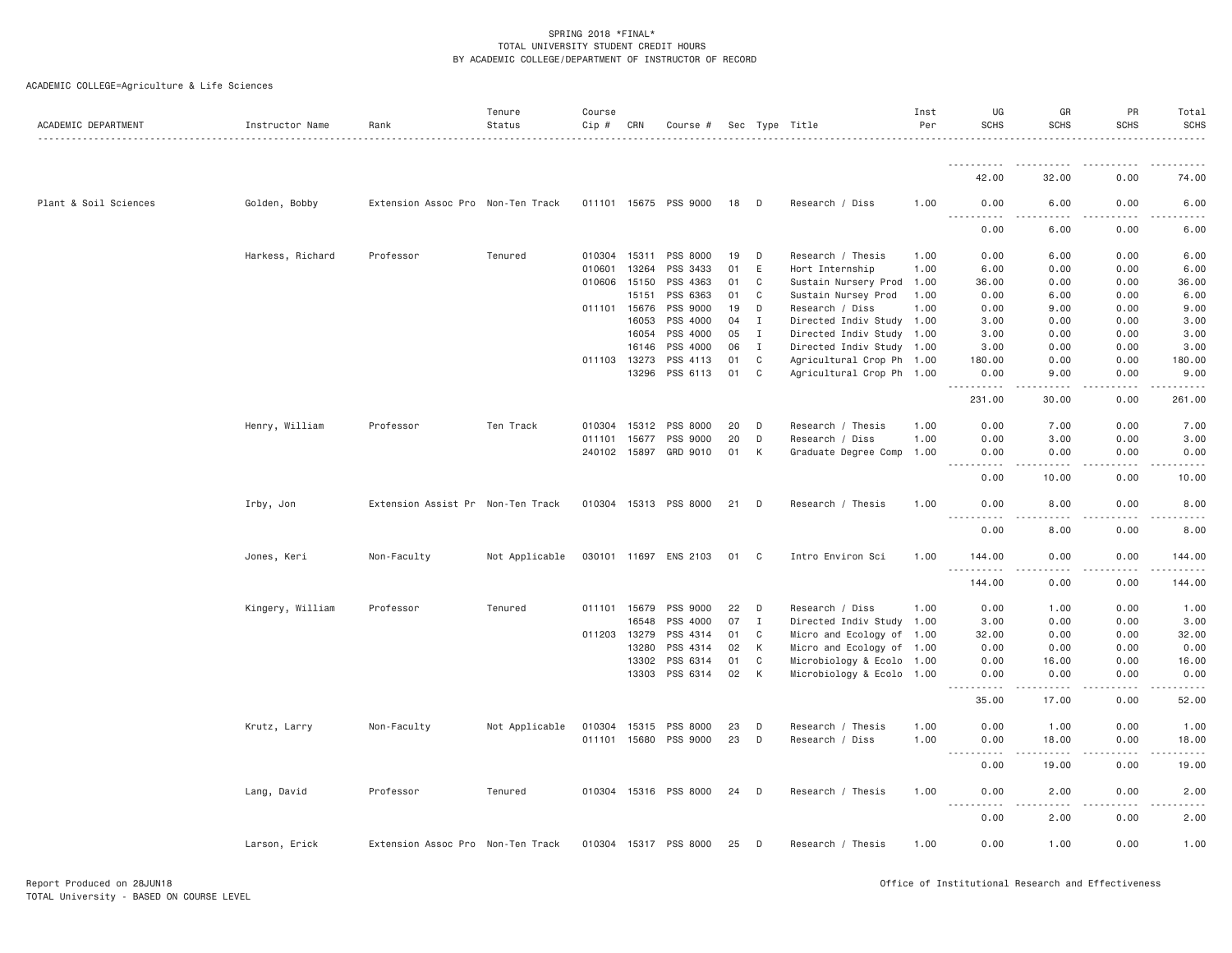SPRING 2018 *FINAL*
TOTAL UNIVERSITY STUDENT CREDIT HOURS
BY ACADEMIC COLLEGE/DEPARTMENT OF INSTRUCTOR OF RECORD

ACADEMIC COLLEGE=Agriculture & Life Sciences

| ACADEMIC DEPARTMENT | Instructor Name | Rank | Tenure Status | Course Cip # | CRN | Course # | Sec | Type | Title | Inst Per | UG SCHS | GR SCHS | PR SCHS | Total SCHS |
|---|---|---|---|---|---|---|---|---|---|---|---|---|---|---|
| | | | | | | | | | | | 42.00 | 32.00 | 0.00 | 74.00 |
| Plant & Soil Sciences | Golden, Bobby | Extension Assoc Pro | Non-Ten Track | 011101 | 15675 | PSS 9000 | 18 | D | Research / Diss | 1.00 | 0.00 | 6.00 | 0.00 | 6.00 |
| | | | | | | | | | | | 0.00 | 6.00 | 0.00 | 6.00 |
| | Harkess, Richard | Professor | Tenured | 010304 | 15311 | PSS 8000 | 19 | D | Research / Thesis | 1.00 | 0.00 | 6.00 | 0.00 | 6.00 |
| | | | | 010601 | 13264 | PSS 3433 | 01 | E | Hort Internship | 1.00 | 6.00 | 0.00 | 0.00 | 6.00 |
| | | | | 010606 | 15150 | PSS 4363 | 01 | C | Sustain Nursery Prod | 1.00 | 36.00 | 0.00 | 0.00 | 36.00 |
| | | | | | 15151 | PSS 6363 | 01 | C | Sustain Nursey Prod | 1.00 | 0.00 | 6.00 | 0.00 | 6.00 |
| | | | | 011101 | 15676 | PSS 9000 | 19 | D | Research / Diss | 1.00 | 0.00 | 9.00 | 0.00 | 9.00 |
| | | | | | 16053 | PSS 4000 | 04 | I | Directed Indiv Study | 1.00 | 3.00 | 0.00 | 0.00 | 3.00 |
| | | | | | 16054 | PSS 4000 | 05 | I | Directed Indiv Study | 1.00 | 3.00 | 0.00 | 0.00 | 3.00 |
| | | | | | 16146 | PSS 4000 | 06 | I | Directed Indiv Study | 1.00 | 3.00 | 0.00 | 0.00 | 3.00 |
| | | | | 011103 | 13273 | PSS 4113 | 01 | C | Agricultural Crop Ph | 1.00 | 180.00 | 0.00 | 0.00 | 180.00 |
| | | | | | 13296 | PSS 6113 | 01 | C | Agricultural Crop Ph | 1.00 | 0.00 | 9.00 | 0.00 | 9.00 |
| | | | | | | | | | | | 231.00 | 30.00 | 0.00 | 261.00 |
| | Henry, William | Professor | Ten Track | 010304 | 15312 | PSS 8000 | 20 | D | Research / Thesis | 1.00 | 0.00 | 7.00 | 0.00 | 7.00 |
| | | | | 011101 | 15677 | PSS 9000 | 20 | D | Research / Diss | 1.00 | 0.00 | 3.00 | 0.00 | 3.00 |
| | | | | 240102 | 15897 | GRD 9010 | 01 | K | Graduate Degree Comp | 1.00 | 0.00 | 0.00 | 0.00 | 0.00 |
| | | | | | | | | | | | 0.00 | 10.00 | 0.00 | 10.00 |
| | Irby, Jon | Extension Assist Pr | Non-Ten Track | 010304 | 15313 | PSS 8000 | 21 | D | Research / Thesis | 1.00 | 0.00 | 8.00 | 0.00 | 8.00 |
| | | | | | | | | | | | 0.00 | 8.00 | 0.00 | 8.00 |
| | Jones, Keri | Non-Faculty | Not Applicable | 030101 | 11697 | ENS 2103 | 01 | C | Intro Environ Sci | 1.00 | 144.00 | 0.00 | 0.00 | 144.00 |
| | | | | | | | | | | | 144.00 | 0.00 | 0.00 | 144.00 |
| | Kingery, William | Professor | Tenured | 011101 | 15679 | PSS 9000 | 22 | D | Research / Diss | 1.00 | 0.00 | 1.00 | 0.00 | 1.00 |
| | | | | | 16548 | PSS 4000 | 07 | I | Directed Indiv Study | 1.00 | 3.00 | 0.00 | 0.00 | 3.00 |
| | | | | 011203 | 13279 | PSS 4314 | 01 | C | Micro and Ecology of | 1.00 | 32.00 | 0.00 | 0.00 | 32.00 |
| | | | | | 13280 | PSS 4314 | 02 | K | Micro and Ecology of | 1.00 | 0.00 | 0.00 | 0.00 | 0.00 |
| | | | | | 13302 | PSS 6314 | 01 | C | Microbiology & Ecolo | 1.00 | 0.00 | 16.00 | 0.00 | 16.00 |
| | | | | | 13303 | PSS 6314 | 02 | K | Microbiology & Ecolo | 1.00 | 0.00 | 0.00 | 0.00 | 0.00 |
| | | | | | | | | | | | 35.00 | 17.00 | 0.00 | 52.00 |
| | Krutz, Larry | Non-Faculty | Not Applicable | 010304 | 15315 | PSS 8000 | 23 | D | Research / Thesis | 1.00 | 0.00 | 1.00 | 0.00 | 1.00 |
| | | | | 011101 | 15680 | PSS 9000 | 23 | D | Research / Diss | 1.00 | 0.00 | 18.00 | 0.00 | 18.00 |
| | | | | | | | | | | | 0.00 | 19.00 | 0.00 | 19.00 |
| | Lang, David | Professor | Tenured | 010304 | 15316 | PSS 8000 | 24 | D | Research / Thesis | 1.00 | 0.00 | 2.00 | 0.00 | 2.00 |
| | | | | | | | | | | | 0.00 | 2.00 | 0.00 | 2.00 |
| | Larson, Erick | Extension Assoc Pro | Non-Ten Track | 010304 | 15317 | PSS 8000 | 25 | D | Research / Thesis | 1.00 | 0.00 | 1.00 | 0.00 | 1.00 |

Report Produced on 28JUN18
TOTAL University - BASED ON COURSE LEVEL
Office of Institutional Research and Effectiveness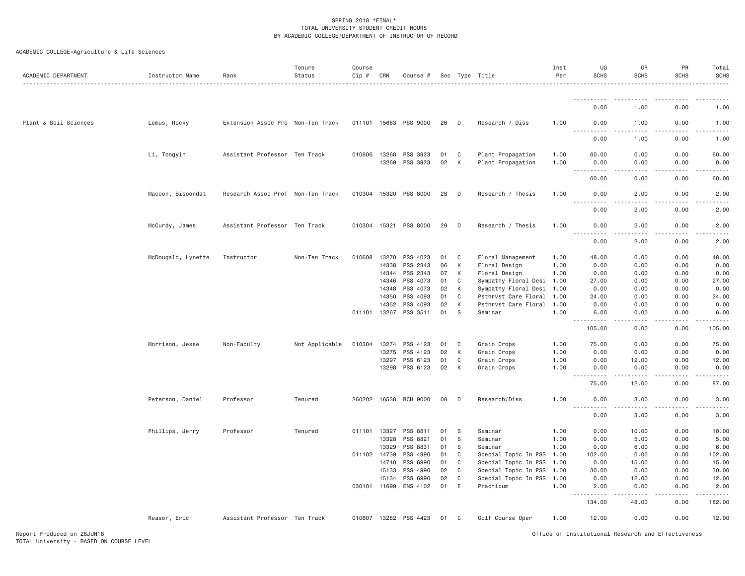SPRING 2018 *FINAL*
TOTAL UNIVERSITY STUDENT CREDIT HOURS
BY ACADEMIC COLLEGE/DEPARTMENT OF INSTRUCTOR OF RECORD

ACADEMIC COLLEGE=Agriculture & Life Sciences

| ACADEMIC DEPARTMENT | Instructor Name | Rank | Tenure Status | Course Cip # | CRN | Course # | Sec | Type | Title | Inst Per | UG SCHS | GR SCHS | PR SCHS | Total SCHS |
|---|---|---|---|---|---|---|---|---|---|---|---|---|---|---|
| | | | | | | | | | | | 0.00 | 1.00 | 0.00 | 1.00 |
| Plant & Soil Sciences | Lemus, Rocky | Extension Assoc Pro | Non-Ten Track | 011101 | 15683 | PSS 9000 | 26 | D | Research / Diss | 1.00 | 0.00 | 1.00 | 0.00 | 1.00 |
| | | | | | | | | | | | 0.00 | 1.00 | 0.00 | 1.00 |
| | Li, Tongyin | Assistant Professor | Ten Track | 010606 | 13268 | PSS 3923 | 01 | C | Plant Propagation | 1.00 | 60.00 | 0.00 | 0.00 | 60.00 |
| | | | | | 13269 | PSS 3923 | 02 | K | Plant Propagation | 1.00 | 0.00 | 0.00 | 0.00 | 0.00 |
| | | | | | | | | | | | 60.00 | 0.00 | 0.00 | 60.00 |
| | Macoon, Bisoondat | Research Assoc Prof | Non-Ten Track | 010304 | 15320 | PSS 8000 | 28 | D | Research / Thesis | 1.00 | 0.00 | 2.00 | 0.00 | 2.00 |
| | | | | | | | | | | | 0.00 | 2.00 | 0.00 | 2.00 |
| | McCurdy, James | Assistant Professor | Ten Track | 010304 | 15321 | PSS 8000 | 29 | D | Research / Thesis | 1.00 | 0.00 | 2.00 | 0.00 | 2.00 |
| | | | | | | | | | | | 0.00 | 2.00 | 0.00 | 2.00 |
| | McDougald, Lynette | Instructor | Non-Ten Track | 010608 | 13270 | PSS 4023 | 01 | C | Floral Management | 1.00 | 48.00 | 0.00 | 0.00 | 48.00 |
| | | | | | 14338 | PSS 2343 | 06 | K | Floral Design | 1.00 | 0.00 | 0.00 | 0.00 | 0.00 |
| | | | | | 14344 | PSS 2343 | 07 | K | Floral Design | 1.00 | 0.00 | 0.00 | 0.00 | 0.00 |
| | | | | | 14346 | PSS 4073 | 01 | C | Sympathy Floral Desi | 1.00 | 27.00 | 0.00 | 0.00 | 27.00 |
| | | | | | 14348 | PSS 4073 | 02 | K | Sympathy Floral Desi | 1.00 | 0.00 | 0.00 | 0.00 | 0.00 |
| | | | | | 14350 | PSS 4093 | 01 | C | Psthrvst Care Floral | 1.00 | 24.00 | 0.00 | 0.00 | 24.00 |
| | | | | | 14352 | PSS 4093 | 02 | K | Psthrvst Care Floral | 1.00 | 0.00 | 0.00 | 0.00 | 0.00 |
| | | | | 011101 | 13267 | PSS 3511 | 01 | S | Seminar | 1.00 | 6.00 | 0.00 | 0.00 | 6.00 |
| | | | | | | | | | | | 105.00 | 0.00 | 0.00 | 105.00 |
| | Morrison, Jesse | Non-Faculty | Not Applicable | 010304 | 13274 | PSS 4123 | 01 | C | Grain Crops | 1.00 | 75.00 | 0.00 | 0.00 | 75.00 |
| | | | | | 13275 | PSS 4123 | 02 | K | Grain Crops | 1.00 | 0.00 | 0.00 | 0.00 | 0.00 |
| | | | | | 13297 | PSS 6123 | 01 | C | Grain Crops | 1.00 | 0.00 | 12.00 | 0.00 | 12.00 |
| | | | | | 13298 | PSS 6123 | 02 | K | Grain Crops | 1.00 | 0.00 | 0.00 | 0.00 | 0.00 |
| | | | | | | | | | | | 75.00 | 12.00 | 0.00 | 87.00 |
| | Peterson, Daniel | Professor | Tenured | 260202 | 16538 | BCH 9000 | 08 | D | Research/Diss | 1.00 | 0.00 | 3.00 | 0.00 | 3.00 |
| | | | | | | | | | | | 0.00 | 3.00 | 0.00 | 3.00 |
| | Phillips, Jerry | Professor | Tenured | 011101 | 13327 | PSS 8811 | 01 | S | Seminar | 1.00 | 0.00 | 10.00 | 0.00 | 10.00 |
| | | | | | 13328 | PSS 8821 | 01 | S | Seminar | 1.00 | 0.00 | 5.00 | 0.00 | 5.00 |
| | | | | | 13329 | PSS 8831 | 01 | S | Seminar | 1.00 | 0.00 | 6.00 | 0.00 | 6.00 |
| | | | | 011102 | 14739 | PSS 4990 | 01 | C | Special Topic In PSS | 1.00 | 102.00 | 0.00 | 0.00 | 102.00 |
| | | | | | 14740 | PSS 6990 | 01 | C | Special Topic In PSS | 1.00 | 0.00 | 15.00 | 0.00 | 15.00 |
| | | | | | 15133 | PSS 4990 | 02 | C | Special Topic In PSS | 1.00 | 30.00 | 0.00 | 0.00 | 30.00 |
| | | | | | 15134 | PSS 6990 | 02 | C | Special Topic In PSS | 1.00 | 0.00 | 12.00 | 0.00 | 12.00 |
| | | | | 030101 | 11699 | ENS 4102 | 01 | E | Practicum | 1.00 | 2.00 | 0.00 | 0.00 | 2.00 |
| | | | | | | | | | | | 134.00 | 48.00 | 0.00 | 182.00 |
| | Reasor, Eric | Assistant Professor | Ten Track | 010607 | 13282 | PSS 4423 | 01 | C | Golf Course Oper | 1.00 | 12.00 | 0.00 | 0.00 | 12.00 |

Report Produced on 28JUN18
TOTAL University - BASED ON COURSE LEVEL

Office of Institutional Research and Effectiveness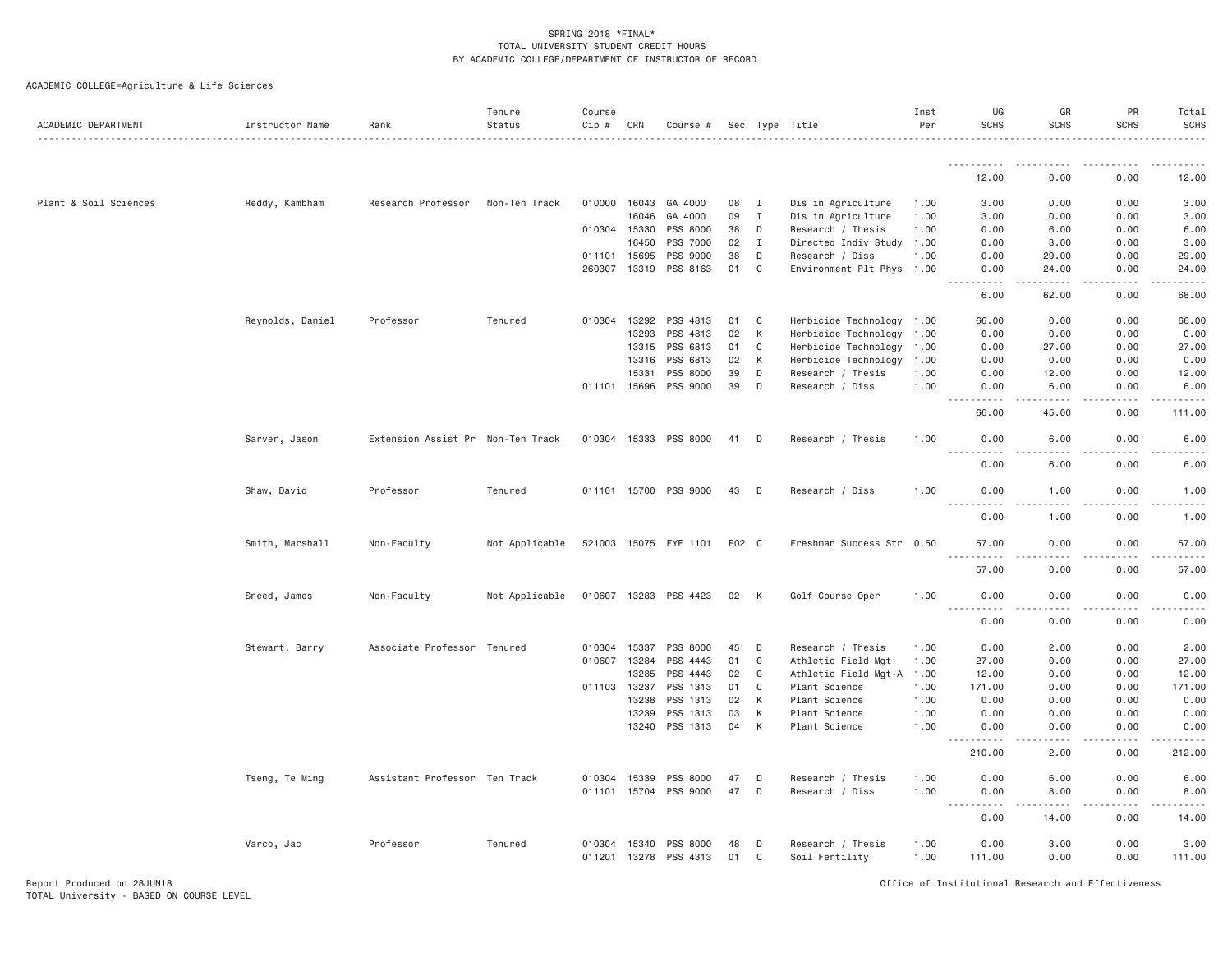SPRING 2018 *FINAL*
TOTAL UNIVERSITY STUDENT CREDIT HOURS
BY ACADEMIC COLLEGE/DEPARTMENT OF INSTRUCTOR OF RECORD

ACADEMIC COLLEGE=Agriculture & Life Sciences

| ACADEMIC DEPARTMENT | Instructor Name | Rank | Tenure Status | Course Cip # | CRN | Course # | Sec | Type | Title | Inst Per | UG SCHS | GR SCHS | PR SCHS | Total SCHS |
|---|---|---|---|---|---|---|---|---|---|---|---|---|---|---|
| | | | | | | | | | | | 12.00 | 0.00 | 0.00 | 12.00 |
| Plant & Soil Sciences | Reddy, Kambham | Research Professor | Non-Ten Track | 010000 | 16043 | GA 4000 | 08 | I | Dis in Agriculture | 1.00 | 3.00 | 0.00 | 0.00 | 3.00 |
| | | | | | 16046 | GA 4000 | 09 | I | Dis in Agriculture | 1.00 | 3.00 | 0.00 | 0.00 | 3.00 |
| | | | | 010304 | 15330 | PSS 8000 | 38 | D | Research / Thesis | 1.00 | 0.00 | 6.00 | 0.00 | 6.00 |
| | | | | | 16450 | PSS 7000 | 02 | I | Directed Indiv Study | 1.00 | 0.00 | 3.00 | 0.00 | 3.00 |
| | | | | 011101 | 15695 | PSS 9000 | 38 | D | Research / Diss | 1.00 | 0.00 | 29.00 | 0.00 | 29.00 |
| | | | | 260307 | 13319 | PSS 8163 | 01 | C | Environment Plt Phys | 1.00 | 0.00 | 24.00 | 0.00 | 24.00 |
| | | | | | | | | | | | 6.00 | 62.00 | 0.00 | 68.00 |
| | Reynolds, Daniel | Professor | Tenured | 010304 | 13292 | PSS 4813 | 01 | C | Herbicide Technology | 1.00 | 66.00 | 0.00 | 0.00 | 66.00 |
| | | | | | 13293 | PSS 4813 | 02 | K | Herbicide Technology | 1.00 | 0.00 | 0.00 | 0.00 | 0.00 |
| | | | | | 13315 | PSS 6813 | 01 | C | Herbicide Technology | 1.00 | 0.00 | 27.00 | 0.00 | 27.00 |
| | | | | | 13316 | PSS 6813 | 02 | K | Herbicide Technology | 1.00 | 0.00 | 0.00 | 0.00 | 0.00 |
| | | | | | 15331 | PSS 8000 | 39 | D | Research / Thesis | 1.00 | 0.00 | 12.00 | 0.00 | 12.00 |
| | | | | 011101 | 15696 | PSS 9000 | 39 | D | Research / Diss | 1.00 | 0.00 | 6.00 | 0.00 | 6.00 |
| | | | | | | | | | | | 66.00 | 45.00 | 0.00 | 111.00 |
| | Sarver, Jason | Extension Assist Pr | Non-Ten Track | 010304 | 15333 | PSS 8000 | 41 | D | Research / Thesis | 1.00 | 0.00 | 6.00 | 0.00 | 6.00 |
| | | | | | | | | | | | 0.00 | 6.00 | 0.00 | 6.00 |
| | Shaw, David | Professor | Tenured | 011101 | 15700 | PSS 9000 | 43 | D | Research / Diss | 1.00 | 0.00 | 1.00 | 0.00 | 1.00 |
| | | | | | | | | | | | 0.00 | 1.00 | 0.00 | 1.00 |
| | Smith, Marshall | Non-Faculty | Not Applicable | 521003 | 15075 | FYE 1101 | F02 | C | Freshman Success Str | 0.50 | 57.00 | 0.00 | 0.00 | 57.00 |
| | | | | | | | | | | | 57.00 | 0.00 | 0.00 | 57.00 |
| | Sneed, James | Non-Faculty | Not Applicable | 010607 | 13283 | PSS 4423 | 02 | K | Golf Course Oper | 1.00 | 0.00 | 0.00 | 0.00 | 0.00 |
| | | | | | | | | | | | 0.00 | 0.00 | 0.00 | 0.00 |
| | Stewart, Barry | Associate Professor | Tenured | 010304 | 15337 | PSS 8000 | 45 | D | Research / Thesis | 1.00 | 0.00 | 2.00 | 0.00 | 2.00 |
| | | | | 010607 | 13284 | PSS 4443 | 01 | C | Athletic Field Mgt | 1.00 | 27.00 | 0.00 | 0.00 | 27.00 |
| | | | | | 13285 | PSS 4443 | 02 | C | Athletic Field Mgt-A | 1.00 | 12.00 | 0.00 | 0.00 | 12.00 |
| | | | | 011103 | 13237 | PSS 1313 | 01 | C | Plant Science | 1.00 | 171.00 | 0.00 | 0.00 | 171.00 |
| | | | | | 13238 | PSS 1313 | 02 | K | Plant Science | 1.00 | 0.00 | 0.00 | 0.00 | 0.00 |
| | | | | | 13239 | PSS 1313 | 03 | K | Plant Science | 1.00 | 0.00 | 0.00 | 0.00 | 0.00 |
| | | | | | 13240 | PSS 1313 | 04 | K | Plant Science | 1.00 | 0.00 | 0.00 | 0.00 | 0.00 |
| | | | | | | | | | | | 210.00 | 2.00 | 0.00 | 212.00 |
| | Tseng, Te Ming | Assistant Professor | Ten Track | 010304 | 15339 | PSS 8000 | 47 | D | Research / Thesis | 1.00 | 0.00 | 6.00 | 0.00 | 6.00 |
| | | | | 011101 | 15704 | PSS 9000 | 47 | D | Research / Diss | 1.00 | 0.00 | 8.00 | 0.00 | 8.00 |
| | | | | | | | | | | | 0.00 | 14.00 | 0.00 | 14.00 |
| | Varco, Jac | Professor | Tenured | 010304 | 15340 | PSS 8000 | 48 | D | Research / Thesis | 1.00 | 0.00 | 3.00 | 0.00 | 3.00 |
| | | | | 011201 | 13278 | PSS 4313 | 01 | C | Soil Fertility | 1.00 | 111.00 | 0.00 | 0.00 | 111.00 |

Report Produced on 28JUN18
TOTAL University - BASED ON COURSE LEVEL

Office of Institutional Research and Effectiveness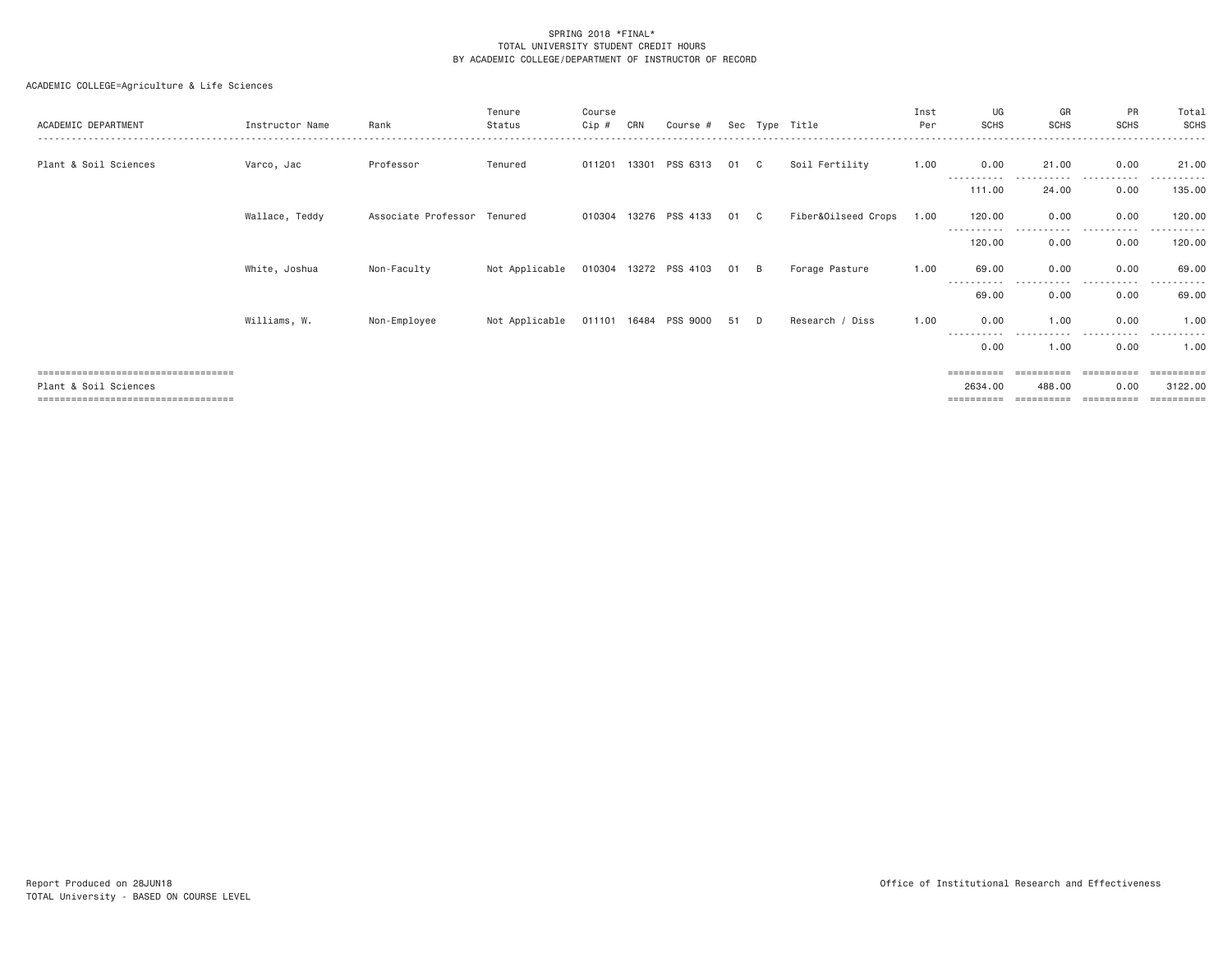SPRING 2018 *FINAL*
TOTAL UNIVERSITY STUDENT CREDIT HOURS
BY ACADEMIC COLLEGE/DEPARTMENT OF INSTRUCTOR OF RECORD

ACADEMIC COLLEGE=Agriculture & Life Sciences

| ACADEMIC DEPARTMENT | Instructor Name | Rank | Tenure Status | Course Cip # | CRN | Course # | Sec | Type | Title | Inst Per | UG SCHS | GR SCHS | PR SCHS | Total SCHS |
|---|---|---|---|---|---|---|---|---|---|---|---|---|---|---|
| Plant & Soil Sciences | Varco, Jac | Professor | Tenured | 011201 | 13301 | PSS 6313 | 01 | C | Soil Fertility | 1.00 | 0.00 | 21.00 | 0.00 | 21.00 |
| | | | | | | | | | | | 111.00 | 24.00 | 0.00 | 135.00 |
| | Wallace, Teddy | Associate Professor | Tenured | 010304 | 13276 | PSS 4133 | 01 | C | Fiber&Oilseed Crops | 1.00 | 120.00 | 0.00 | 0.00 | 120.00 |
| | | | | | | | | | | | 120.00 | 0.00 | 0.00 | 120.00 |
| | White, Joshua | Non-Faculty | Not Applicable | 010304 | 13272 | PSS 4103 | 01 | B | Forage Pasture | 1.00 | 69.00 | 0.00 | 0.00 | 69.00 |
| | | | | | | | | | | | 69.00 | 0.00 | 0.00 | 69.00 |
| | Williams, W. | Non-Employee | Not Applicable | 011101 | 16484 | PSS 9000 | 51 | D | Research / Diss | 1.00 | 0.00 | 1.00 | 0.00 | 1.00 |
| | | | | | | | | | | | 0.00 | 1.00 | 0.00 | 1.00 |
| Plant & Soil Sciences | | | | | | | | | | | 2634.00 | 488.00 | 0.00 | 3122.00 |

Report Produced on 28JUN18
TOTAL University - BASED ON COURSE LEVEL

Office of Institutional Research and Effectiveness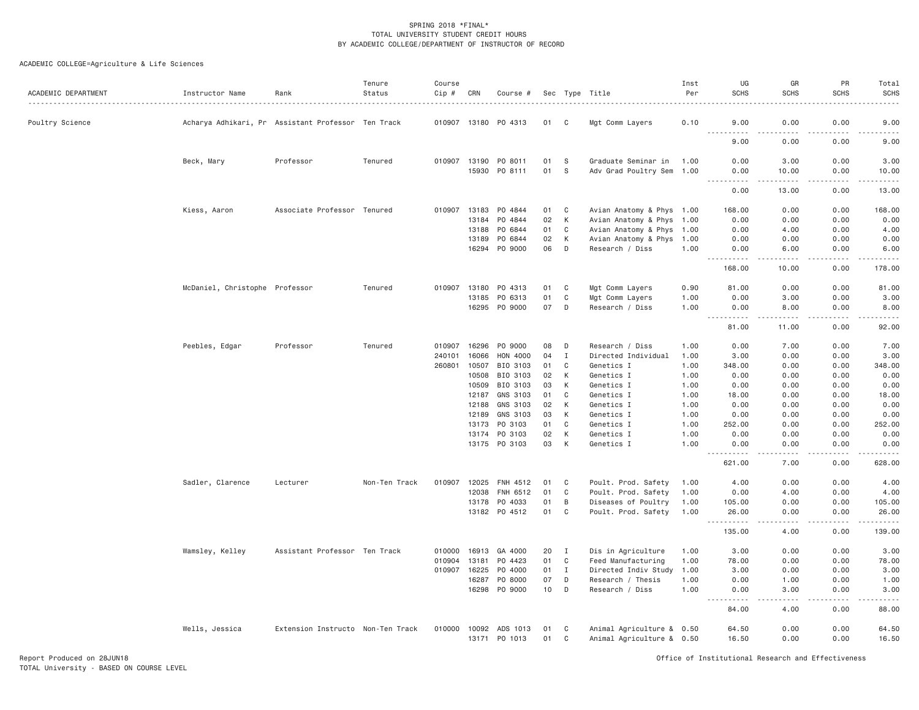SPRING 2018 *FINAL*
TOTAL UNIVERSITY STUDENT CREDIT HOURS
BY ACADEMIC COLLEGE/DEPARTMENT OF INSTRUCTOR OF RECORD

ACADEMIC COLLEGE=Agriculture & Life Sciences

| ACADEMIC DEPARTMENT | Instructor Name | Rank | Tenure Status | Course Cip # | CRN | Course # | Sec | Type | Title | Inst Per | UG SCHS | GR SCHS | PR SCHS | Total SCHS |
|---|---|---|---|---|---|---|---|---|---|---|---|---|---|---|
| Poultry Science | Acharya Adhikari, Pr | Assistant Professor | Ten Track | 010907 | 13180 | PO 4313 | 01 | C | Mgt Comm Layers | 0.10 | 9.00 | 0.00 | 0.00 | 9.00 |
| | | | | | | | | | | | 9.00 | 0.00 | 0.00 | 9.00 |
| | Beck, Mary | Professor | Tenured | 010907 | 13190 | PO 8011 | 01 | S | Graduate Seminar in | 1.00 | 0.00 | 3.00 | 0.00 | 3.00 |
| | | | | | 15930 | PO 8111 | 01 | S | Adv Grad Poultry Sem | 1.00 | 0.00 | 10.00 | 0.00 | 10.00 |
| | | | | | | | | | | | 0.00 | 13.00 | 0.00 | 13.00 |
| | Kiess, Aaron | Associate Professor | Tenured | 010907 | 13183 | PO 4844 | 01 | C | Avian Anatomy & Phys | 1.00 | 168.00 | 0.00 | 0.00 | 168.00 |
| | | | | | 13184 | PO 4844 | 02 | K | Avian Anatomy & Phys | 1.00 | 0.00 | 0.00 | 0.00 | 0.00 |
| | | | | | 13188 | PO 6844 | 01 | C | Avian Anatomy & Phys | 1.00 | 0.00 | 4.00 | 0.00 | 4.00 |
| | | | | | 13189 | PO 6844 | 02 | K | Avian Anatomy & Phys | 1.00 | 0.00 | 0.00 | 0.00 | 0.00 |
| | | | | | 16294 | PO 9000 | 06 | D | Research / Diss | 1.00 | 0.00 | 6.00 | 0.00 | 6.00 |
| | | | | | | | | | | | 168.00 | 10.00 | 0.00 | 178.00 |
| | McDaniel, Christophe | Professor | Tenured | 010907 | 13180 | PO 4313 | 01 | C | Mgt Comm Layers | 0.90 | 81.00 | 0.00 | 0.00 | 81.00 |
| | | | | | 13185 | PO 6313 | 01 | C | Mgt Comm Layers | 1.00 | 0.00 | 3.00 | 0.00 | 3.00 |
| | | | | | 16295 | PO 9000 | 07 | D | Research / Diss | 1.00 | 0.00 | 8.00 | 0.00 | 8.00 |
| | | | | | | | | | | | 81.00 | 11.00 | 0.00 | 92.00 |
| | Peebles, Edgar | Professor | Tenured | 010907 | 16296 | PO 9000 | 08 | D | Research / Diss | 1.00 | 0.00 | 7.00 | 0.00 | 7.00 |
| | | | | 240101 | 16066 | HON 4000 | 04 | I | Directed Individual | 1.00 | 3.00 | 0.00 | 0.00 | 3.00 |
| | | | | 260801 | 10507 | BIO 3103 | 01 | C | Genetics I | 1.00 | 348.00 | 0.00 | 0.00 | 348.00 |
| | | | | | 10508 | BIO 3103 | 02 | K | Genetics I | 1.00 | 0.00 | 0.00 | 0.00 | 0.00 |
| | | | | | 10509 | BIO 3103 | 03 | K | Genetics I | 1.00 | 0.00 | 0.00 | 0.00 | 0.00 |
| | | | | | 12187 | GNS 3103 | 01 | C | Genetics I | 1.00 | 18.00 | 0.00 | 0.00 | 18.00 |
| | | | | | 12188 | GNS 3103 | 02 | K | Genetics I | 1.00 | 0.00 | 0.00 | 0.00 | 0.00 |
| | | | | | 12189 | GNS 3103 | 03 | K | Genetics I | 1.00 | 0.00 | 0.00 | 0.00 | 0.00 |
| | | | | | 13173 | PO 3103 | 01 | C | Genetics I | 1.00 | 252.00 | 0.00 | 0.00 | 252.00 |
| | | | | | 13174 | PO 3103 | 02 | K | Genetics I | 1.00 | 0.00 | 0.00 | 0.00 | 0.00 |
| | | | | | 13175 | PO 3103 | 03 | K | Genetics I | 1.00 | 0.00 | 0.00 | 0.00 | 0.00 |
| | | | | | | | | | | | 621.00 | 7.00 | 0.00 | 628.00 |
| | Sadler, Clarence | Lecturer | Non-Ten Track | 010907 | 12025 | FNH 4512 | 01 | C | Poult. Prod. Safety | 1.00 | 4.00 | 0.00 | 0.00 | 4.00 |
| | | | | | 12038 | FNH 6512 | 01 | C | Poult. Prod. Safety | 1.00 | 0.00 | 4.00 | 0.00 | 4.00 |
| | | | | | 13178 | PO 4033 | 01 | B | Diseases of Poultry | 1.00 | 105.00 | 0.00 | 0.00 | 105.00 |
| | | | | | 13182 | PO 4512 | 01 | C | Poult. Prod. Safety | 1.00 | 26.00 | 0.00 | 0.00 | 26.00 |
| | | | | | | | | | | | 135.00 | 4.00 | 0.00 | 139.00 |
| | Wamsley, Kelley | Assistant Professor | Ten Track | 010000 | 16913 | GA 4000 | 20 | I | Dis in Agriculture | 1.00 | 3.00 | 0.00 | 0.00 | 3.00 |
| | | | | 010904 | 13181 | PO 4423 | 01 | C | Feed Manufacturing | 1.00 | 78.00 | 0.00 | 0.00 | 78.00 |
| | | | | 010907 | 16225 | PO 4000 | 01 | I | Directed Indiv Study | 1.00 | 3.00 | 0.00 | 0.00 | 3.00 |
| | | | | | 16287 | PO 8000 | 07 | D | Research / Thesis | 1.00 | 0.00 | 1.00 | 0.00 | 1.00 |
| | | | | | 16298 | PO 9000 | 10 | D | Research / Diss | 1.00 | 0.00 | 3.00 | 0.00 | 3.00 |
| | | | | | | | | | | | 84.00 | 4.00 | 0.00 | 88.00 |
| | Wells, Jessica | Extension Instructo | Non-Ten Track | 010000 | 10092 | ADS 1013 | 01 | C | Animal Agriculture & | 0.50 | 64.50 | 0.00 | 0.00 | 64.50 |
| | | | | | 13171 | PO 1013 | 01 | C | Animal Agriculture & | 0.50 | 16.50 | 0.00 | 0.00 | 16.50 |

Report Produced on 28JUN18
TOTAL University - BASED ON COURSE LEVEL

Office of Institutional Research and Effectiveness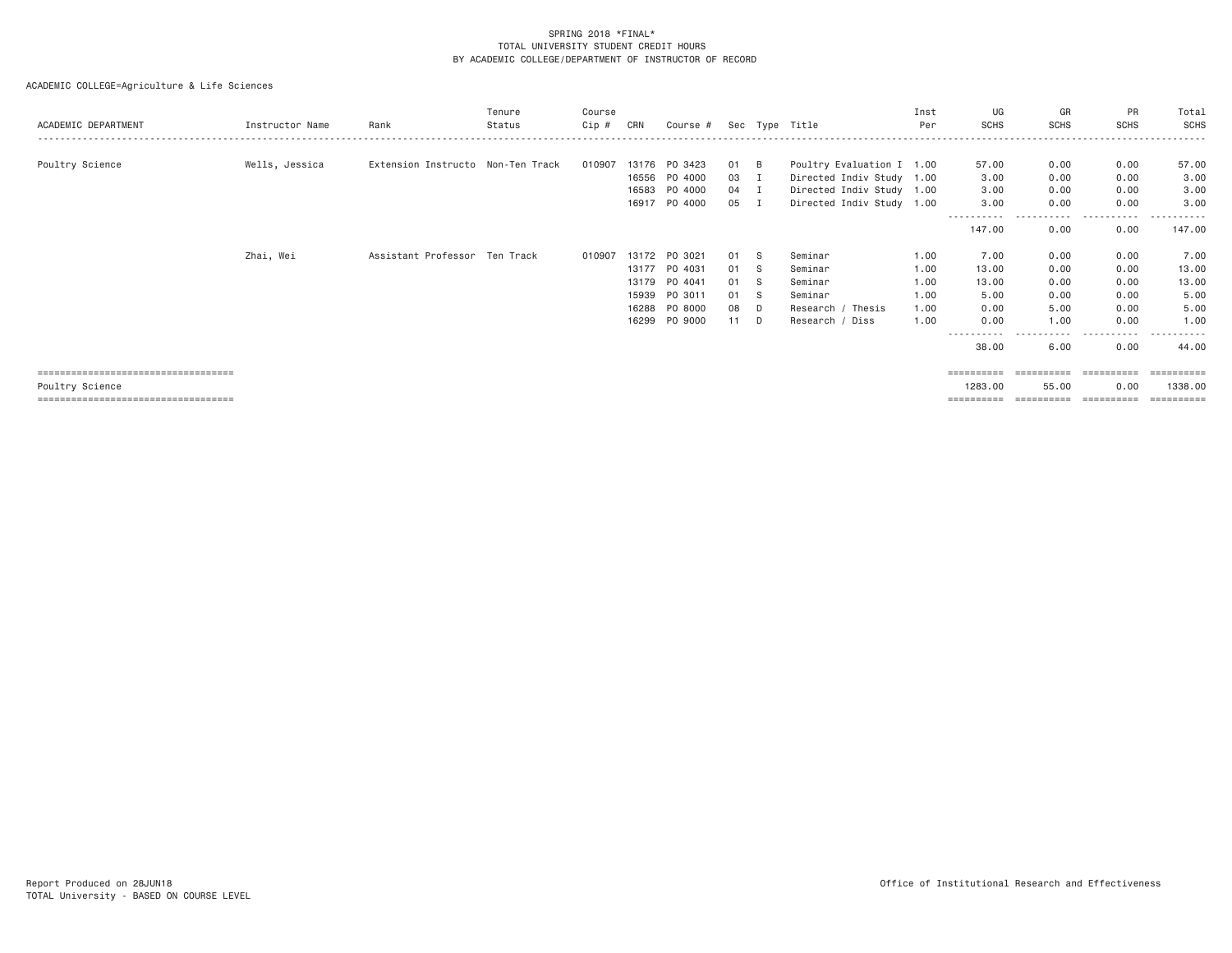SPRING 2018 *FINAL*
TOTAL UNIVERSITY STUDENT CREDIT HOURS
BY ACADEMIC COLLEGE/DEPARTMENT OF INSTRUCTOR OF RECORD

ACADEMIC COLLEGE=Agriculture & Life Sciences

| ACADEMIC DEPARTMENT | Instructor Name | Rank | Tenure Status | Course Cip # | CRN | Course # | Sec | Type | Title | Inst Per | UG SCHS | GR SCHS | PR SCHS | Total SCHS |
|---|---|---|---|---|---|---|---|---|---|---|---|---|---|---|
| Poultry Science | Wells, Jessica | Extension Instructo | Non-Ten Track | 010907 | 13176 | PO 3423 | 01 | B | Poultry Evaluation I | 1.00 | 57.00 | 0.00 | 0.00 | 57.00 |
| | | | | | 16556 | PO 4000 | 03 | I | Directed Indiv Study | 1.00 | 3.00 | 0.00 | 0.00 | 3.00 |
| | | | | | 16583 | PO 4000 | 04 | I | Directed Indiv Study | 1.00 | 3.00 | 0.00 | 0.00 | 3.00 |
| | | | | | 16917 | PO 4000 | 05 | I | Directed Indiv Study | 1.00 | 3.00 | 0.00 | 0.00 | 3.00 |
| | | | | | | | | | | | 147.00 | 0.00 | 0.00 | 147.00 |
| | Zhai, Wei | Assistant Professor | Ten Track | 010907 | 13172 | PO 3021 | 01 | S | Seminar | 1.00 | 7.00 | 0.00 | 0.00 | 7.00 |
| | | | | | 13177 | PO 4031 | 01 | S | Seminar | 1.00 | 13.00 | 0.00 | 0.00 | 13.00 |
| | | | | | 13179 | PO 4041 | 01 | S | Seminar | 1.00 | 13.00 | 0.00 | 0.00 | 13.00 |
| | | | | | 15939 | PO 3011 | 01 | S | Seminar | 1.00 | 5.00 | 0.00 | 0.00 | 5.00 |
| | | | | | 16288 | PO 8000 | 08 | D | Research / Thesis | 1.00 | 0.00 | 5.00 | 0.00 | 5.00 |
| | | | | | 16299 | PO 9000 | 11 | D | Research / Diss | 1.00 | 0.00 | 1.00 | 0.00 | 1.00 |
| | | | | | | | | | | | 38.00 | 6.00 | 0.00 | 44.00 |
| Poultry Science | | | | | | | | | | | 1283.00 | 55.00 | 0.00 | 1338.00 |

Report Produced on 28JUN18 — Office of Institutional Research and Effectiveness
TOTAL University - BASED ON COURSE LEVEL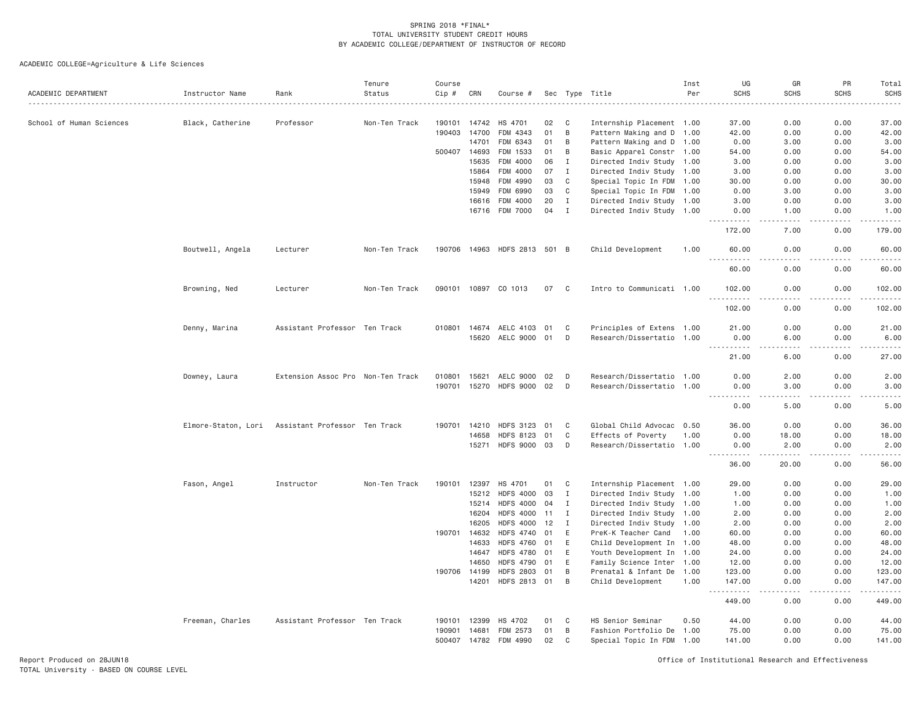SPRING 2018 *FINAL*
TOTAL UNIVERSITY STUDENT CREDIT HOURS
BY ACADEMIC COLLEGE/DEPARTMENT OF INSTRUCTOR OF RECORD

ACADEMIC COLLEGE=Agriculture & Life Sciences

| ACADEMIC DEPARTMENT | Instructor Name | Rank | Tenure Status | Course Cip # | CRN | Course # | Sec | Type | Title | Inst Per | UG SCHS | GR SCHS | PR SCHS | Total SCHS |
|---|---|---|---|---|---|---|---|---|---|---|---|---|---|---|
| School of Human Sciences | Black, Catherine | Professor | Non-Ten Track | 190101 | 14742 | HS 4701 | 02 | C | Internship Placement | 1.00 | 37.00 | 0.00 | 0.00 | 37.00 |
| | | | | 190403 | 14700 | FDM 4343 | 01 | B | Pattern Making and D | 1.00 | 42.00 | 0.00 | 0.00 | 42.00 |
| | | | | | 14701 | FDM 6343 | 01 | B | Pattern Making and D | 1.00 | 0.00 | 3.00 | 0.00 | 3.00 |
| | | | | 500407 | 14693 | FDM 1533 | 01 | B | Basic Apparel Constr | 1.00 | 54.00 | 0.00 | 0.00 | 54.00 |
| | | | | | 15635 | FDM 4000 | 06 | I | Directed Indiv Study | 1.00 | 3.00 | 0.00 | 0.00 | 3.00 |
| | | | | | 15864 | FDM 4000 | 07 | I | Directed Indiv Study | 1.00 | 3.00 | 0.00 | 0.00 | 3.00 |
| | | | | | 15948 | FDM 4990 | 03 | C | Special Topic In FDM | 1.00 | 30.00 | 0.00 | 0.00 | 30.00 |
| | | | | | 15949 | FDM 6990 | 03 | C | Special Topic In FDM | 1.00 | 0.00 | 3.00 | 0.00 | 3.00 |
| | | | | | 16616 | FDM 4000 | 20 | I | Directed Indiv Study | 1.00 | 3.00 | 0.00 | 0.00 | 3.00 |
| | | | | | 16716 | FDM 7000 | 04 | I | Directed Indiv Study | 1.00 | 0.00 | 1.00 | 0.00 | 1.00 |
| | | | | | | | | | | | 172.00 | 7.00 | 0.00 | 179.00 |
| | Boutwell, Angela | Lecturer | Non-Ten Track | 190706 | 14963 | HDFS 2813 | 501 | B | Child Development | 1.00 | 60.00 | 0.00 | 0.00 | 60.00 |
| | | | | | | | | | | | 60.00 | 0.00 | 0.00 | 60.00 |
| | Browning, Ned | Lecturer | Non-Ten Track | 090101 | 10897 | CO 1013 | 07 | C | Intro to Communicati | 1.00 | 102.00 | 0.00 | 0.00 | 102.00 |
| | | | | | | | | | | | 102.00 | 0.00 | 0.00 | 102.00 |
| | Denny, Marina | Assistant Professor | Ten Track | 010801 | 14674 | AELC 4103 | 01 | C | Principles of Extens | 1.00 | 21.00 | 0.00 | 0.00 | 21.00 |
| | | | | | 15620 | AELC 9000 | 01 | D | Research/Dissertatio | 1.00 | 0.00 | 6.00 | 0.00 | 6.00 |
| | | | | | | | | | | | 21.00 | 6.00 | 0.00 | 27.00 |
| | Downey, Laura | Extension Assoc Pro | Non-Ten Track | 010801 | 15621 | AELC 9000 | 02 | D | Research/Dissertatio | 1.00 | 0.00 | 2.00 | 0.00 | 2.00 |
| | | | | 190701 | 15270 | HDFS 9000 | 02 | D | Research/Dissertatio | 1.00 | 0.00 | 3.00 | 0.00 | 3.00 |
| | | | | | | | | | | | 0.00 | 5.00 | 0.00 | 5.00 |
| | Elmore-Staton, Lori | Assistant Professor | Ten Track | 190701 | 14210 | HDFS 3123 | 01 | C | Global Child Advocac | 0.50 | 36.00 | 0.00 | 0.00 | 36.00 |
| | | | | | 14658 | HDFS 8123 | 01 | C | Effects of Poverty | 1.00 | 0.00 | 18.00 | 0.00 | 18.00 |
| | | | | | 15271 | HDFS 9000 | 03 | D | Research/Dissertatio | 1.00 | 0.00 | 2.00 | 0.00 | 2.00 |
| | | | | | | | | | | | 36.00 | 20.00 | 0.00 | 56.00 |
| | Fason, Angel | Instructor | Non-Ten Track | 190101 | 12397 | HS 4701 | 01 | C | Internship Placement | 1.00 | 29.00 | 0.00 | 0.00 | 29.00 |
| | | | | | 15212 | HDFS 4000 | 03 | I | Directed Indiv Study | 1.00 | 1.00 | 0.00 | 0.00 | 1.00 |
| | | | | | 15214 | HDFS 4000 | 04 | I | Directed Indiv Study | 1.00 | 1.00 | 0.00 | 0.00 | 1.00 |
| | | | | | 16204 | HDFS 4000 | 11 | I | Directed Indiv Study | 1.00 | 2.00 | 0.00 | 0.00 | 2.00 |
| | | | | | 16205 | HDFS 4000 | 12 | I | Directed Indiv Study | 1.00 | 2.00 | 0.00 | 0.00 | 2.00 |
| | | | | 190701 | 14632 | HDFS 4740 | 01 | E | PreK-K Teacher Cand | 1.00 | 60.00 | 0.00 | 0.00 | 60.00 |
| | | | | | 14633 | HDFS 4760 | 01 | E | Child Development In | 1.00 | 48.00 | 0.00 | 0.00 | 48.00 |
| | | | | | 14647 | HDFS 4780 | 01 | E | Youth Development In | 1.00 | 24.00 | 0.00 | 0.00 | 24.00 |
| | | | | | 14650 | HDFS 4790 | 01 | E | Family Science Inter | 1.00 | 12.00 | 0.00 | 0.00 | 12.00 |
| | | | | 190706 | 14199 | HDFS 2803 | 01 | B | Prenatal & Infant De | 1.00 | 123.00 | 0.00 | 0.00 | 123.00 |
| | | | | | 14201 | HDFS 2813 | 01 | B | Child Development | 1.00 | 147.00 | 0.00 | 0.00 | 147.00 |
| | | | | | | | | | | | 449.00 | 0.00 | 0.00 | 449.00 |
| | Freeman, Charles | Assistant Professor | Ten Track | 190101 | 12399 | HS 4702 | 01 | C | HS Senior Seminar | 0.50 | 44.00 | 0.00 | 0.00 | 44.00 |
| | | | | 190901 | 14681 | FDM 2573 | 01 | B | Fashion Portfolio De | 1.00 | 75.00 | 0.00 | 0.00 | 75.00 |
| | | | | 500407 | 14782 | FDM 4990 | 02 | C | Special Topic In FDM | 1.00 | 141.00 | 0.00 | 0.00 | 141.00 |

Report Produced on 28JUN18
TOTAL University - BASED ON COURSE LEVEL

Office of Institutional Research and Effectiveness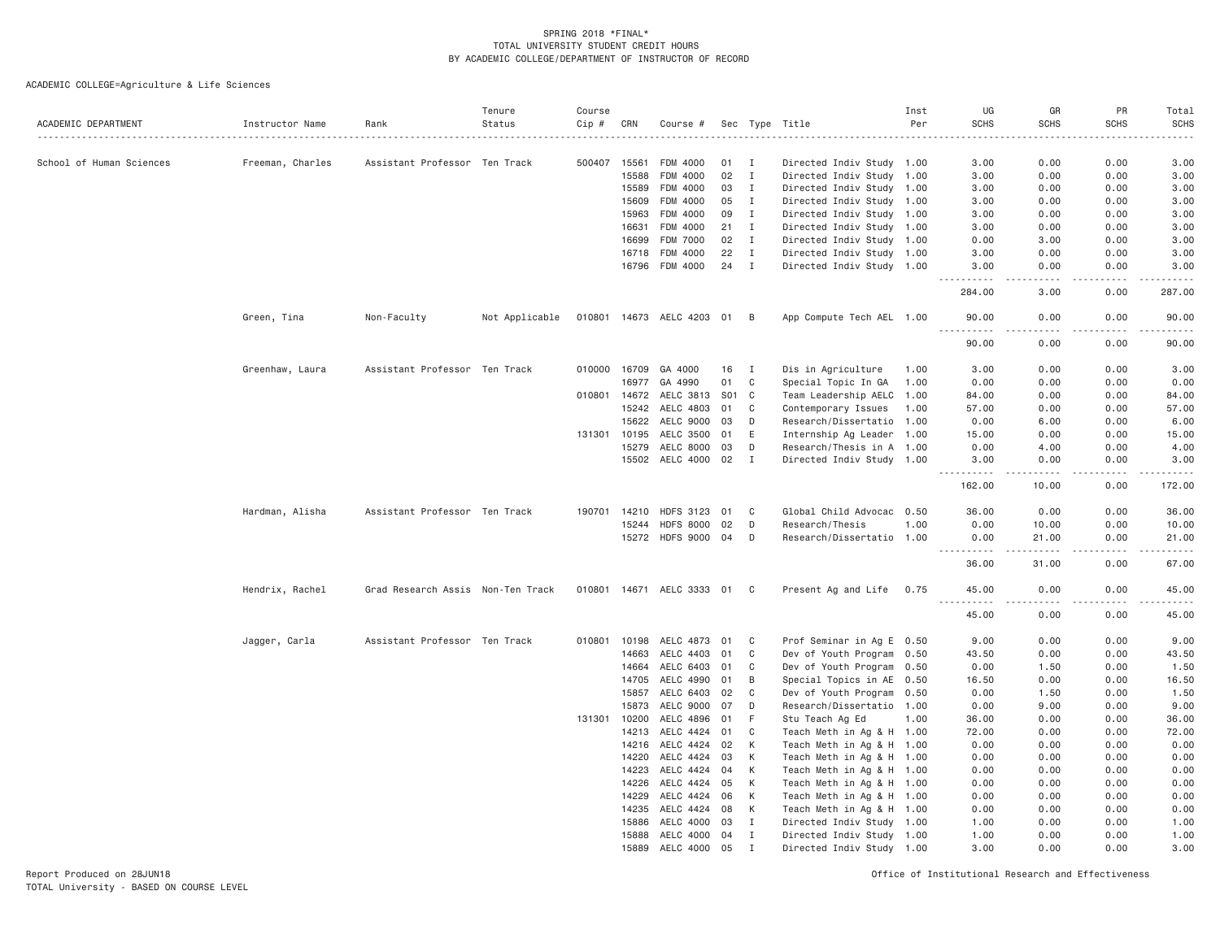SPRING 2018 *FINAL*
TOTAL UNIVERSITY STUDENT CREDIT HOURS
BY ACADEMIC COLLEGE/DEPARTMENT OF INSTRUCTOR OF RECORD

ACADEMIC COLLEGE=Agriculture & Life Sciences

| ACADEMIC DEPARTMENT | Instructor Name | Rank | Tenure Status | Course Cip # | CRN | Course # | Sec | Type | Title | Inst Per | UG SCHS | GR SCHS | PR SCHS | Total SCHS |
|---|---|---|---|---|---|---|---|---|---|---|---|---|---|---|
| School of Human Sciences | Freeman, Charles | Assistant Professor | Ten Track | 500407 | 15561 | FDM 4000 | 01 | I | Directed Indiv Study | 1.00 | 3.00 | 0.00 | 0.00 | 3.00 |
| | | | | | 15588 | FDM 4000 | 02 | I | Directed Indiv Study | 1.00 | 3.00 | 0.00 | 0.00 | 3.00 |
| | | | | | 15589 | FDM 4000 | 03 | I | Directed Indiv Study | 1.00 | 3.00 | 0.00 | 0.00 | 3.00 |
| | | | | | 15609 | FDM 4000 | 05 | I | Directed Indiv Study | 1.00 | 3.00 | 0.00 | 0.00 | 3.00 |
| | | | | | 15963 | FDM 4000 | 09 | I | Directed Indiv Study | 1.00 | 3.00 | 0.00 | 0.00 | 3.00 |
| | | | | | 16631 | FDM 4000 | 21 | I | Directed Indiv Study | 1.00 | 3.00 | 0.00 | 0.00 | 3.00 |
| | | | | | 16699 | FDM 7000 | 02 | I | Directed Indiv Study | 1.00 | 0.00 | 3.00 | 0.00 | 3.00 |
| | | | | | 16718 | FDM 4000 | 22 | I | Directed Indiv Study | 1.00 | 3.00 | 0.00 | 0.00 | 3.00 |
| | | | | | 16796 | FDM 4000 | 24 | I | Directed Indiv Study | 1.00 | 3.00 | 0.00 | 0.00 | 3.00 |
| | | | | | | | | | | | 284.00 | 3.00 | 0.00 | 287.00 |
| | Green, Tina | Non-Faculty | Not Applicable | 010801 | 14673 | AELC 4203 | 01 | B | App Compute Tech AEL | 1.00 | 90.00 | 0.00 | 0.00 | 90.00 |
| | | | | | | | | | | | 90.00 | 0.00 | 0.00 | 90.00 |
| | Greenhaw, Laura | Assistant Professor | Ten Track | 010000 | 16709 | GA 4000 | 16 | I | Dis in Agriculture | 1.00 | 3.00 | 0.00 | 0.00 | 3.00 |
| | | | | | 16977 | GA 4990 | 01 | C | Special Topic In GA | 1.00 | 0.00 | 0.00 | 0.00 | 0.00 |
| | | | | 010801 | 14672 | AELC 3813 | S01 | C | Team Leadership AELC | 1.00 | 84.00 | 0.00 | 0.00 | 84.00 |
| | | | | | 15242 | AELC 4803 | 01 | C | Contemporary Issues | 1.00 | 57.00 | 0.00 | 0.00 | 57.00 |
| | | | | | 15622 | AELC 9000 | 03 | D | Research/Dissertatio | 1.00 | 0.00 | 6.00 | 0.00 | 6.00 |
| | | | | 131301 | 10195 | AELC 3500 | 01 | E | Internship Ag Leader | 1.00 | 15.00 | 0.00 | 0.00 | 15.00 |
| | | | | | 15279 | AELC 8000 | 03 | D | Research/Thesis in A | 1.00 | 0.00 | 4.00 | 0.00 | 4.00 |
| | | | | | 15502 | AELC 4000 | 02 | I | Directed Indiv Study | 1.00 | 3.00 | 0.00 | 0.00 | 3.00 |
| | | | | | | | | | | | 162.00 | 10.00 | 0.00 | 172.00 |
| | Hardman, Alisha | Assistant Professor | Ten Track | 190701 | 14210 | HDFS 3123 | 01 | C | Global Child Advocac | 0.50 | 36.00 | 0.00 | 0.00 | 36.00 |
| | | | | | 15244 | HDFS 8000 | 02 | D | Research/Thesis | 1.00 | 0.00 | 10.00 | 0.00 | 10.00 |
| | | | | | 15272 | HDFS 9000 | 04 | D | Research/Dissertatio | 1.00 | 0.00 | 21.00 | 0.00 | 21.00 |
| | | | | | | | | | | | 36.00 | 31.00 | 0.00 | 67.00 |
| | Hendrix, Rachel | Grad Research Assis | Non-Ten Track | 010801 | 14671 | AELC 3333 | 01 | C | Present Ag and Life | 0.75 | 45.00 | 0.00 | 0.00 | 45.00 |
| | | | | | | | | | | | 45.00 | 0.00 | 0.00 | 45.00 |
| | Jagger, Carla | Assistant Professor | Ten Track | 010801 | 10198 | AELC 4873 | 01 | C | Prof Seminar in Ag E | 0.50 | 9.00 | 0.00 | 0.00 | 9.00 |
| | | | | | 14663 | AELC 4403 | 01 | C | Dev of Youth Program | 0.50 | 43.50 | 0.00 | 0.00 | 43.50 |
| | | | | | 14664 | AELC 6403 | 01 | C | Dev of Youth Program | 0.50 | 0.00 | 1.50 | 0.00 | 1.50 |
| | | | | | 14705 | AELC 4990 | 01 | B | Special Topics in AE | 0.50 | 16.50 | 0.00 | 0.00 | 16.50 |
| | | | | | 15857 | AELC 6403 | 02 | C | Dev of Youth Program | 0.50 | 0.00 | 1.50 | 0.00 | 1.50 |
| | | | | | 15873 | AELC 9000 | 07 | D | Research/Dissertatio | 1.00 | 0.00 | 9.00 | 0.00 | 9.00 |
| | | | | 131301 | 10200 | AELC 4896 | 01 | F | Stu Teach Ag Ed | 1.00 | 36.00 | 0.00 | 0.00 | 36.00 |
| | | | | | 14213 | AELC 4424 | 01 | C | Teach Meth in Ag & H | 1.00 | 72.00 | 0.00 | 0.00 | 72.00 |
| | | | | | 14216 | AELC 4424 | 02 | K | Teach Meth in Ag & H | 1.00 | 0.00 | 0.00 | 0.00 | 0.00 |
| | | | | | 14220 | AELC 4424 | 03 | K | Teach Meth in Ag & H | 1.00 | 0.00 | 0.00 | 0.00 | 0.00 |
| | | | | | 14223 | AELC 4424 | 04 | K | Teach Meth in Ag & H | 1.00 | 0.00 | 0.00 | 0.00 | 0.00 |
| | | | | | 14226 | AELC 4424 | 05 | K | Teach Meth in Ag & H | 1.00 | 0.00 | 0.00 | 0.00 | 0.00 |
| | | | | | 14229 | AELC 4424 | 06 | K | Teach Meth in Ag & H | 1.00 | 0.00 | 0.00 | 0.00 | 0.00 |
| | | | | | 14235 | AELC 4424 | 08 | K | Teach Meth in Ag & H | 1.00 | 0.00 | 0.00 | 0.00 | 0.00 |
| | | | | | 15886 | AELC 4000 | 03 | I | Directed Indiv Study | 1.00 | 1.00 | 0.00 | 0.00 | 1.00 |
| | | | | | 15888 | AELC 4000 | 04 | I | Directed Indiv Study | 1.00 | 1.00 | 0.00 | 0.00 | 1.00 |
| | | | | | 15889 | AELC 4000 | 05 | I | Directed Indiv Study | 1.00 | 3.00 | 0.00 | 0.00 | 3.00 |

Report Produced on 28JUN18
TOTAL University - BASED ON COURSE LEVEL

Office of Institutional Research and Effectiveness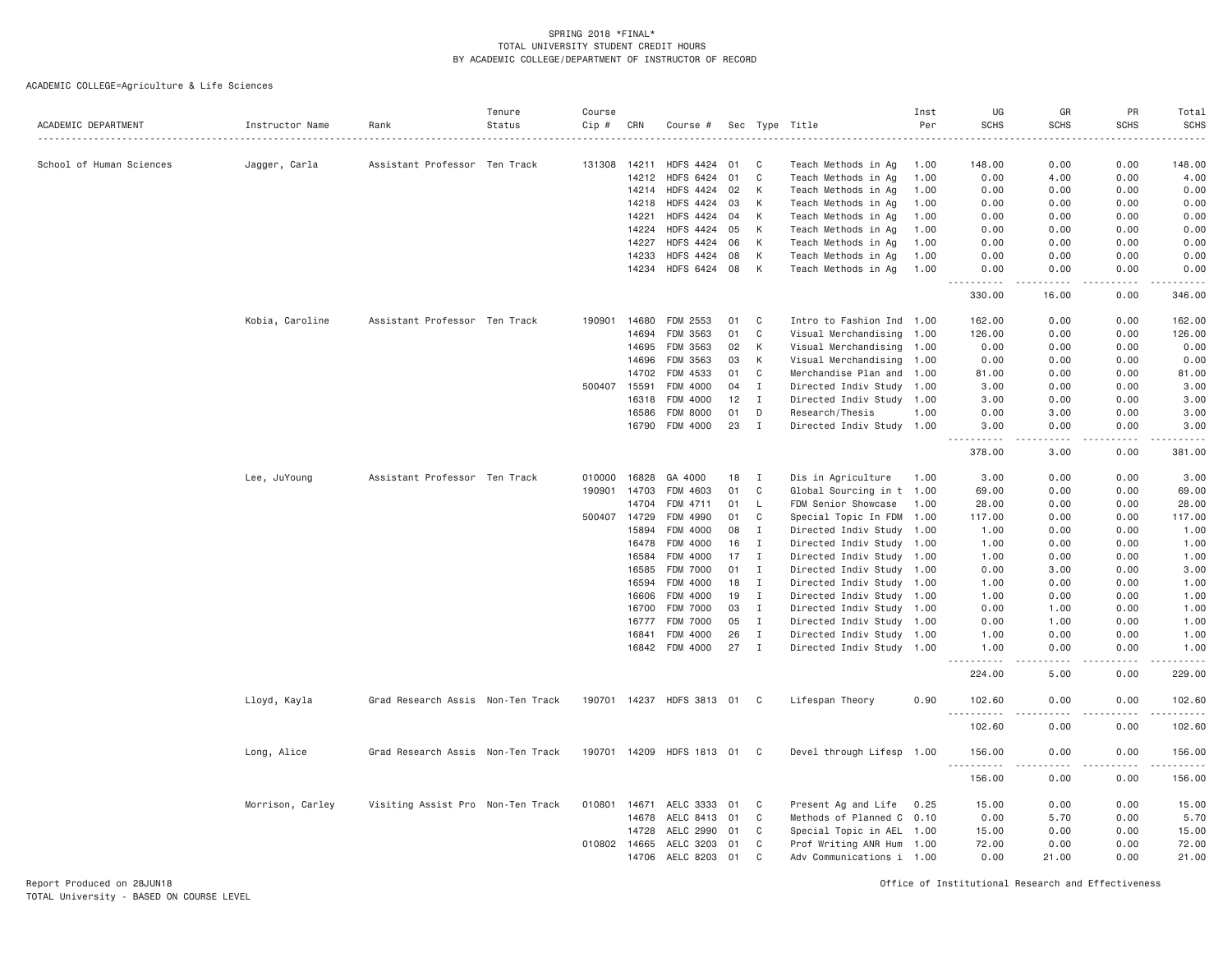SPRING 2018 *FINAL*
TOTAL UNIVERSITY STUDENT CREDIT HOURS
BY ACADEMIC COLLEGE/DEPARTMENT OF INSTRUCTOR OF RECORD

ACADEMIC COLLEGE=Agriculture & Life Sciences

| ACADEMIC DEPARTMENT | Instructor Name | Rank | Tenure Status | Course Cip # | CRN | Course # | Sec | Type | Title | Inst Per | UG SCHS | GR SCHS | PR SCHS | Total SCHS |
|---|---|---|---|---|---|---|---|---|---|---|---|---|---|---|
| School of Human Sciences | Jagger, Carla | Assistant Professor | Ten Track | 131308 | 14211 | HDFS 4424 | 01 | C | Teach Methods in Ag | 1.00 | 148.00 | 0.00 | 0.00 | 148.00 |
| | | | | | 14212 | HDFS 6424 | 01 | C | Teach Methods in Ag | 1.00 | 0.00 | 4.00 | 0.00 | 4.00 |
| | | | | | 14214 | HDFS 4424 | 02 | K | Teach Methods in Ag | 1.00 | 0.00 | 0.00 | 0.00 | 0.00 |
| | | | | | 14218 | HDFS 4424 | 03 | K | Teach Methods in Ag | 1.00 | 0.00 | 0.00 | 0.00 | 0.00 |
| | | | | | 14221 | HDFS 4424 | 04 | K | Teach Methods in Ag | 1.00 | 0.00 | 0.00 | 0.00 | 0.00 |
| | | | | | 14224 | HDFS 4424 | 05 | K | Teach Methods in Ag | 1.00 | 0.00 | 0.00 | 0.00 | 0.00 |
| | | | | | 14227 | HDFS 4424 | 06 | K | Teach Methods in Ag | 1.00 | 0.00 | 0.00 | 0.00 | 0.00 |
| | | | | | 14233 | HDFS 4424 | 08 | K | Teach Methods in Ag | 1.00 | 0.00 | 0.00 | 0.00 | 0.00 |
| | | | | | 14234 | HDFS 6424 | 08 | K | Teach Methods in Ag | 1.00 | 0.00 | 0.00 | 0.00 | 0.00 |
| | | | | | | | | | | | 330.00 | 16.00 | 0.00 | 346.00 |
| | Kobia, Caroline | Assistant Professor | Ten Track | 190901 | 14680 | FDM 2553 | 01 | C | Intro to Fashion Ind | 1.00 | 162.00 | 0.00 | 0.00 | 162.00 |
| | | | | | 14694 | FDM 3563 | 01 | C | Visual Merchandising | 1.00 | 126.00 | 0.00 | 0.00 | 126.00 |
| | | | | | 14695 | FDM 3563 | 02 | K | Visual Merchandising | 1.00 | 0.00 | 0.00 | 0.00 | 0.00 |
| | | | | | 14696 | FDM 3563 | 03 | K | Visual Merchandising | 1.00 | 0.00 | 0.00 | 0.00 | 0.00 |
| | | | | | 14702 | FDM 4533 | 01 | C | Merchandise Plan and | 1.00 | 81.00 | 0.00 | 0.00 | 81.00 |
| | | | | 500407 | 15591 | FDM 4000 | 04 | I | Directed Indiv Study | 1.00 | 3.00 | 0.00 | 0.00 | 3.00 |
| | | | | | 16318 | FDM 4000 | 12 | I | Directed Indiv Study | 1.00 | 3.00 | 0.00 | 0.00 | 3.00 |
| | | | | | 16586 | FDM 8000 | 01 | D | Research/Thesis | 1.00 | 0.00 | 3.00 | 0.00 | 3.00 |
| | | | | | 16790 | FDM 4000 | 23 | I | Directed Indiv Study | 1.00 | 3.00 | 0.00 | 0.00 | 3.00 |
| | | | | | | | | | | | 378.00 | 3.00 | 0.00 | 381.00 |
| | Lee, JuYoung | Assistant Professor | Ten Track | 010000 | 16828 | GA 4000 | 18 | I | Dis in Agriculture | 1.00 | 3.00 | 0.00 | 0.00 | 3.00 |
| | | | | 190901 | 14703 | FDM 4603 | 01 | C | Global Sourcing in t | 1.00 | 69.00 | 0.00 | 0.00 | 69.00 |
| | | | | | 14704 | FDM 4711 | 01 | L | FDM Senior Showcase | 1.00 | 28.00 | 0.00 | 0.00 | 28.00 |
| | | | | 500407 | 14729 | FDM 4990 | 01 | C | Special Topic In FDM | 1.00 | 117.00 | 0.00 | 0.00 | 117.00 |
| | | | | | 15894 | FDM 4000 | 08 | I | Directed Indiv Study | 1.00 | 1.00 | 0.00 | 0.00 | 1.00 |
| | | | | | 16478 | FDM 4000 | 16 | I | Directed Indiv Study | 1.00 | 1.00 | 0.00 | 0.00 | 1.00 |
| | | | | | 16584 | FDM 4000 | 17 | I | Directed Indiv Study | 1.00 | 1.00 | 0.00 | 0.00 | 1.00 |
| | | | | | 16585 | FDM 7000 | 01 | I | Directed Indiv Study | 1.00 | 0.00 | 3.00 | 0.00 | 3.00 |
| | | | | | 16594 | FDM 4000 | 18 | I | Directed Indiv Study | 1.00 | 1.00 | 0.00 | 0.00 | 1.00 |
| | | | | | 16606 | FDM 4000 | 19 | I | Directed Indiv Study | 1.00 | 1.00 | 0.00 | 0.00 | 1.00 |
| | | | | | 16700 | FDM 7000 | 03 | I | Directed Indiv Study | 1.00 | 0.00 | 1.00 | 0.00 | 1.00 |
| | | | | | 16777 | FDM 7000 | 05 | I | Directed Indiv Study | 1.00 | 0.00 | 1.00 | 0.00 | 1.00 |
| | | | | | 16841 | FDM 4000 | 26 | I | Directed Indiv Study | 1.00 | 1.00 | 0.00 | 0.00 | 1.00 |
| | | | | | 16842 | FDM 4000 | 27 | I | Directed Indiv Study | 1.00 | 1.00 | 0.00 | 0.00 | 1.00 |
| | | | | | | | | | | | 224.00 | 5.00 | 0.00 | 229.00 |
| | Lloyd, Kayla | Grad Research Assis | Non-Ten Track | 190701 | 14237 | HDFS 3813 | 01 | C | Lifespan Theory | 0.90 | 102.60 | 0.00 | 0.00 | 102.60 |
| | | | | | | | | | | | 102.60 | 0.00 | 0.00 | 102.60 |
| | Long, Alice | Grad Research Assis | Non-Ten Track | 190701 | 14209 | HDFS 1813 | 01 | C | Devel through Lifesp | 1.00 | 156.00 | 0.00 | 0.00 | 156.00 |
| | | | | | | | | | | | 156.00 | 0.00 | 0.00 | 156.00 |
| | Morrison, Carley | Visiting Assist Pro | Non-Ten Track | 010801 | 14671 | AELC 3333 | 01 | C | Present Ag and Life | 0.25 | 15.00 | 0.00 | 0.00 | 15.00 |
| | | | | | 14678 | AELC 8413 | 01 | C | Methods of Planned C | 0.10 | 0.00 | 5.70 | 0.00 | 5.70 |
| | | | | | 14728 | AELC 2990 | 01 | C | Special Topic in AEL | 1.00 | 15.00 | 0.00 | 0.00 | 15.00 |
| | | | | 010802 | 14665 | AELC 3203 | 01 | C | Prof Writing ANR Hum | 1.00 | 72.00 | 0.00 | 0.00 | 72.00 |
| | | | | | 14706 | AELC 8203 | 01 | C | Adv Communications i | 1.00 | 0.00 | 21.00 | 0.00 | 21.00 |

Report Produced on 28JUN18
TOTAL University - BASED ON COURSE LEVEL

Office of Institutional Research and Effectiveness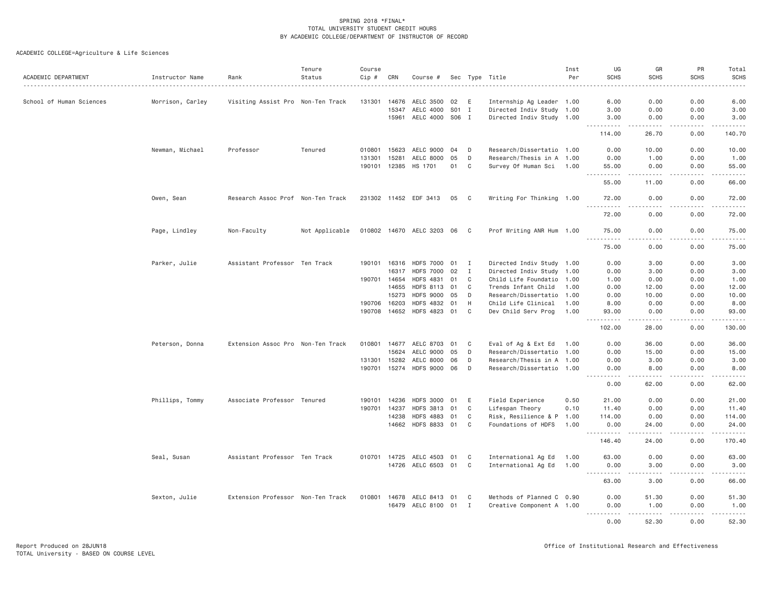SPRING 2018 *FINAL*
TOTAL UNIVERSITY STUDENT CREDIT HOURS
BY ACADEMIC COLLEGE/DEPARTMENT OF INSTRUCTOR OF RECORD

ACADEMIC COLLEGE=Agriculture & Life Sciences

| ACADEMIC DEPARTMENT | Instructor Name | Rank | Tenure Status | Course Cip # | CRN | Course # | Sec | Type | Title | Inst Per | UG SCHS | GR SCHS | PR SCHS | Total SCHS |
|---|---|---|---|---|---|---|---|---|---|---|---|---|---|---|
| School of Human Sciences | Morrison, Carley | Visiting Assist Pro | Non-Ten Track | 131301 | 14676 | AELC 3500 | 02 | E | Internship Ag Leader | 1.00 | 6.00 | 0.00 | 0.00 | 6.00 |
| | | | | | 15347 | AELC 4000 | S01 | I | Directed Indiv Study | 1.00 | 3.00 | 0.00 | 0.00 | 3.00 |
| | | | | | 15961 | AELC 4000 | S06 | I | Directed Indiv Study | 1.00 | 3.00 | 0.00 | 0.00 | 3.00 |
| | | | | | | | | | | | 114.00 | 26.70 | 0.00 | 140.70 |
| | Newman, Michael | Professor | Tenured | 010801 | 15623 | AELC 9000 | 04 | D | Research/Dissertatio | 1.00 | 0.00 | 10.00 | 0.00 | 10.00 |
| | | | | 131301 | 15281 | AELC 8000 | 05 | D | Research/Thesis in A | 1.00 | 0.00 | 1.00 | 0.00 | 1.00 |
| | | | | 190101 | 12385 | HS 1701 | 01 | C | Survey Of Human Sci | 1.00 | 55.00 | 0.00 | 0.00 | 55.00 |
| | | | | | | | | | | | 55.00 | 11.00 | 0.00 | 66.00 |
| | Owen, Sean | Research Assoc Prof | Non-Ten Track | 231302 | 11452 | EDF 3413 | 05 | C | Writing For Thinking | 1.00 | 72.00 | 0.00 | 0.00 | 72.00 |
| | | | | | | | | | | | 72.00 | 0.00 | 0.00 | 72.00 |
| | Page, Lindley | Non-Faculty | Not Applicable | 010802 | 14670 | AELC 3203 | 06 | C | Prof Writing ANR Hum | 1.00 | 75.00 | 0.00 | 0.00 | 75.00 |
| | | | | | | | | | | | 75.00 | 0.00 | 0.00 | 75.00 |
| | Parker, Julie | Assistant Professor | Ten Track | 190101 | 16316 | HDFS 7000 | 01 | I | Directed Indiv Study | 1.00 | 0.00 | 3.00 | 0.00 | 3.00 |
| | | | | | 16317 | HDFS 7000 | 02 | I | Directed Indiv Study | 1.00 | 0.00 | 3.00 | 0.00 | 3.00 |
| | | | | 190701 | 14654 | HDFS 4831 | 01 | C | Child Life Foundatio | 1.00 | 1.00 | 0.00 | 0.00 | 1.00 |
| | | | | | 14655 | HDFS 8113 | 01 | C | Trends Infant Child | 1.00 | 0.00 | 12.00 | 0.00 | 12.00 |
| | | | | | 15273 | HDFS 9000 | 05 | D | Research/Dissertatio | 1.00 | 0.00 | 10.00 | 0.00 | 10.00 |
| | | | | 190706 | 16203 | HDFS 4832 | 01 | H | Child Life Clinical | 1.00 | 8.00 | 0.00 | 0.00 | 8.00 |
| | | | | 190708 | 14652 | HDFS 4823 | 01 | C | Dev Child Serv Prog | 1.00 | 93.00 | 0.00 | 0.00 | 93.00 |
| | | | | | | | | | | | 102.00 | 28.00 | 0.00 | 130.00 |
| | Peterson, Donna | Extension Assoc Pro | Non-Ten Track | 010801 | 14677 | AELC 8703 | 01 | C | Eval of Ag & Ext Ed | 1.00 | 0.00 | 36.00 | 0.00 | 36.00 |
| | | | | | 15624 | AELC 9000 | 05 | D | Research/Dissertatio | 1.00 | 0.00 | 15.00 | 0.00 | 15.00 |
| | | | | 131301 | 15282 | AELC 8000 | 06 | D | Research/Thesis in A | 1.00 | 0.00 | 3.00 | 0.00 | 3.00 |
| | | | | 190701 | 15274 | HDFS 9000 | 06 | D | Research/Dissertatio | 1.00 | 0.00 | 8.00 | 0.00 | 8.00 |
| | | | | | | | | | | | 0.00 | 62.00 | 0.00 | 62.00 |
| | Phillips, Tommy | Associate Professor | Tenured | 190101 | 14236 | HDFS 3000 | 01 | E | Field Experience | 0.50 | 21.00 | 0.00 | 0.00 | 21.00 |
| | | | | 190701 | 14237 | HDFS 3813 | 01 | C | Lifespan Theory | 0.10 | 11.40 | 0.00 | 0.00 | 11.40 |
| | | | | | 14238 | HDFS 4883 | 01 | C | Risk, Resilience & P | 1.00 | 114.00 | 0.00 | 0.00 | 114.00 |
| | | | | | 14662 | HDFS 8833 | 01 | C | Foundations of HDFS | 1.00 | 0.00 | 24.00 | 0.00 | 24.00 |
| | | | | | | | | | | | 146.40 | 24.00 | 0.00 | 170.40 |
| | Seal, Susan | Assistant Professor | Ten Track | 010701 | 14725 | AELC 4503 | 01 | C | International Ag Ed | 1.00 | 63.00 | 0.00 | 0.00 | 63.00 |
| | | | | | 14726 | AELC 6503 | 01 | C | International Ag Ed | 1.00 | 0.00 | 3.00 | 0.00 | 3.00 |
| | | | | | | | | | | | 63.00 | 3.00 | 0.00 | 66.00 |
| | Sexton, Julie | Extension Professor | Non-Ten Track | 010801 | 14678 | AELC 8413 | 01 | C | Methods of Planned C | 0.90 | 0.00 | 51.30 | 0.00 | 51.30 |
| | | | | | 16479 | AELC 8100 | 01 | I | Creative Component A | 1.00 | 0.00 | 1.00 | 0.00 | 1.00 |
| | | | | | | | | | | | 0.00 | 52.30 | 0.00 | 52.30 |

Report Produced on 28JUN18
TOTAL University - BASED ON COURSE LEVEL

Office of Institutional Research and Effectiveness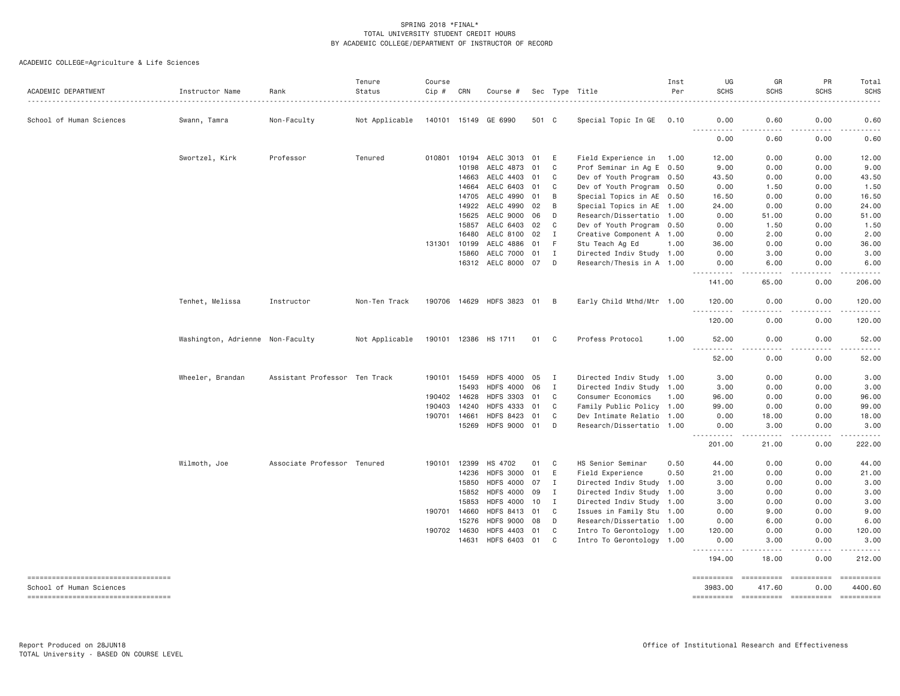SPRING 2018 *FINAL*
TOTAL UNIVERSITY STUDENT CREDIT HOURS
BY ACADEMIC COLLEGE/DEPARTMENT OF INSTRUCTOR OF RECORD

ACADEMIC COLLEGE=Agriculture & Life Sciences

| ACADEMIC DEPARTMENT | Instructor Name | Rank | Tenure Status | Course Cip # | CRN | Course # | Sec | Type | Title | Inst Per | UG SCHS | GR SCHS | PR SCHS | Total SCHS |
|---|---|---|---|---|---|---|---|---|---|---|---|---|---|---|
| School of Human Sciences | Swann, Tamra | Non-Faculty | Not Applicable | 140101 | 15149 | GE 6990 | 501 | C | Special Topic In GE | 0.10 | 0.00 | 0.60 | 0.00 | 0.60 |
| | | | | | | | | | | | 0.00 | 0.60 | 0.00 | 0.60 |
| | Swortzel, Kirk | Professor | Tenured | 010801 | 10194 | AELC 3013 | 01 | E | Field Experience in | 1.00 | 12.00 | 0.00 | 0.00 | 12.00 |
| | | | | | 10198 | AELC 4873 | 01 | C | Prof Seminar in Ag E | 0.50 | 9.00 | 0.00 | 0.00 | 9.00 |
| | | | | | 14663 | AELC 4403 | 01 | C | Dev of Youth Program | 0.50 | 43.50 | 0.00 | 0.00 | 43.50 |
| | | | | | 14664 | AELC 6403 | 01 | C | Dev of Youth Program | 0.50 | 0.00 | 1.50 | 0.00 | 1.50 |
| | | | | | 14705 | AELC 4990 | 01 | B | Special Topics in AE | 0.50 | 16.50 | 0.00 | 0.00 | 16.50 |
| | | | | | 14922 | AELC 4990 | 02 | B | Special Topics in AE | 1.00 | 24.00 | 0.00 | 0.00 | 24.00 |
| | | | | | 15625 | AELC 9000 | 06 | D | Research/Dissertatio | 1.00 | 0.00 | 51.00 | 0.00 | 51.00 |
| | | | | | 15857 | AELC 6403 | 02 | C | Dev of Youth Program | 0.50 | 0.00 | 1.50 | 0.00 | 1.50 |
| | | | | | 16480 | AELC 8100 | 02 | I | Creative Component A | 1.00 | 0.00 | 2.00 | 0.00 | 2.00 |
| | | | | 131301 | 10199 | AELC 4886 | 01 | F | Stu Teach Ag Ed | 1.00 | 36.00 | 0.00 | 0.00 | 36.00 |
| | | | | | 15860 | AELC 7000 | 01 | I | Directed Indiv Study | 1.00 | 0.00 | 3.00 | 0.00 | 3.00 |
| | | | | | 16312 | AELC 8000 | 07 | D | Research/Thesis in A | 1.00 | 0.00 | 6.00 | 0.00 | 6.00 |
| | | | | | | | | | | | 141.00 | 65.00 | 0.00 | 206.00 |
| | Tenhet, Melissa | Instructor | Non-Ten Track | 190706 | 14629 | HDFS 3823 | 01 | B | Early Child Mthd/Mtr | 1.00 | 120.00 | 0.00 | 0.00 | 120.00 |
| | | | | | | | | | | | 120.00 | 0.00 | 0.00 | 120.00 |
| | Washington, Adrienne | Non-Faculty | Not Applicable | 190101 | 12386 | HS 1711 | 01 | C | Profess Protocol | 1.00 | 52.00 | 0.00 | 0.00 | 52.00 |
| | | | | | | | | | | | 52.00 | 0.00 | 0.00 | 52.00 |
| | Wheeler, Brandan | Assistant Professor | Ten Track | 190101 | 15459 | HDFS 4000 | 05 | I | Directed Indiv Study | 1.00 | 3.00 | 0.00 | 0.00 | 3.00 |
| | | | | | 15493 | HDFS 4000 | 06 | I | Directed Indiv Study | 1.00 | 3.00 | 0.00 | 0.00 | 3.00 |
| | | | | 190402 | 14628 | HDFS 3303 | 01 | C | Consumer Economics | 1.00 | 96.00 | 0.00 | 0.00 | 96.00 |
| | | | | 190403 | 14240 | HDFS 4333 | 01 | C | Family Public Policy | 1.00 | 99.00 | 0.00 | 0.00 | 99.00 |
| | | | | 190701 | 14661 | HDFS 8423 | 01 | C | Dev Intimate Relatio | 1.00 | 0.00 | 18.00 | 0.00 | 18.00 |
| | | | | | 15269 | HDFS 9000 | 01 | D | Research/Dissertatio | 1.00 | 0.00 | 3.00 | 0.00 | 3.00 |
| | | | | | | | | | | | 201.00 | 21.00 | 0.00 | 222.00 |
| | Wilmoth, Joe | Associate Professor | Tenured | 190101 | 12399 | HS 4702 | 01 | C | HS Senior Seminar | 0.50 | 44.00 | 0.00 | 0.00 | 44.00 |
| | | | | | 14236 | HDFS 3000 | 01 | E | Field Experience | 0.50 | 21.00 | 0.00 | 0.00 | 21.00 |
| | | | | | 15850 | HDFS 4000 | 07 | I | Directed Indiv Study | 1.00 | 3.00 | 0.00 | 0.00 | 3.00 |
| | | | | | 15852 | HDFS 4000 | 09 | I | Directed Indiv Study | 1.00 | 3.00 | 0.00 | 0.00 | 3.00 |
| | | | | | 15853 | HDFS 4000 | 10 | I | Directed Indiv Study | 1.00 | 3.00 | 0.00 | 0.00 | 3.00 |
| | | | | 190701 | 14660 | HDFS 8413 | 01 | C | Issues in Family Stu | 1.00 | 0.00 | 9.00 | 0.00 | 9.00 |
| | | | | | 15276 | HDFS 9000 | 08 | D | Research/Dissertatio | 1.00 | 0.00 | 6.00 | 0.00 | 6.00 |
| | | | | 190702 | 14630 | HDFS 4403 | 01 | C | Intro To Gerontology | 1.00 | 120.00 | 0.00 | 0.00 | 120.00 |
| | | | | | 14631 | HDFS 6403 | 01 | C | Intro To Gerontology | 1.00 | 0.00 | 3.00 | 0.00 | 3.00 |
| | | | | | | | | | | | 194.00 | 18.00 | 0.00 | 212.00 |
| School of Human Sciences | | | | | | | | | | | 3983.00 | 417.60 | 0.00 | 4400.60 |

Report Produced on 28JUN18
TOTAL University - BASED ON COURSE LEVEL

Office of Institutional Research and Effectiveness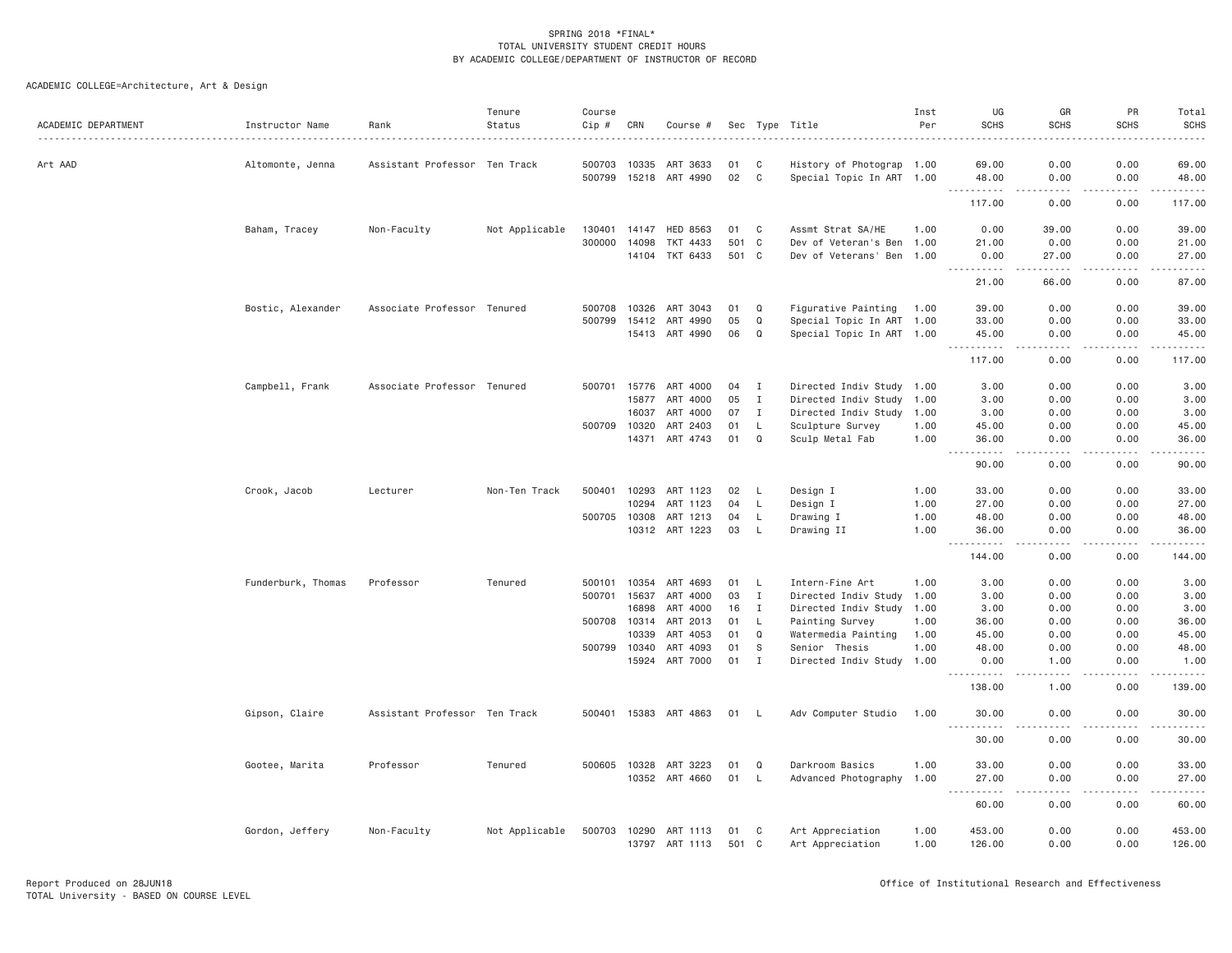SPRING 2018 *FINAL*
TOTAL UNIVERSITY STUDENT CREDIT HOURS
BY ACADEMIC COLLEGE/DEPARTMENT OF INSTRUCTOR OF RECORD

ACADEMIC COLLEGE=Architecture, Art & Design

| ACADEMIC DEPARTMENT | Instructor Name | Rank | Tenure Status | Course Cip # | CRN | Course # | Sec | Type | Title | Inst Per | UG SCHS | GR SCHS | PR SCHS | Total SCHS |
|---|---|---|---|---|---|---|---|---|---|---|---|---|---|---|
| Art AAD | Altomonte, Jenna | Assistant Professor | Ten Track | 500703 | 10335 | ART 3633 | 01 | C | History of Photograp | 1.00 | 69.00 | 0.00 | 0.00 | 69.00 |
| | | | | 500799 | 15218 | ART 4990 | 02 | C | Special Topic In ART | 1.00 | 48.00 | 0.00 | 0.00 | 48.00 |
| | | | | | | | | | | | 117.00 | 0.00 | 0.00 | 117.00 |
| | Baham, Tracey | Non-Faculty | Not Applicable | 130401 | 14147 | HED 8563 | 01 | C | Assmt Strat SA/HE | 1.00 | 0.00 | 39.00 | 0.00 | 39.00 |
| | | | | 300000 | 14098 | TKT 4433 | 501 | C | Dev of Veteran's Ben | 1.00 | 21.00 | 0.00 | 0.00 | 21.00 |
| | | | | | 14104 | TKT 6433 | 501 | C | Dev of Veterans' Ben | 1.00 | 0.00 | 27.00 | 0.00 | 27.00 |
| | | | | | | | | | | | 21.00 | 66.00 | 0.00 | 87.00 |
| | Bostic, Alexander | Associate Professor | Tenured | 500708 | 10326 | ART 3043 | 01 | Q | Figurative Painting | 1.00 | 39.00 | 0.00 | 0.00 | 39.00 |
| | | | | 500799 | 15412 | ART 4990 | 05 | Q | Special Topic In ART | 1.00 | 33.00 | 0.00 | 0.00 | 33.00 |
| | | | | | 15413 | ART 4990 | 06 | Q | Special Topic In ART | 1.00 | 45.00 | 0.00 | 0.00 | 45.00 |
| | | | | | | | | | | | 117.00 | 0.00 | 0.00 | 117.00 |
| | Campbell, Frank | Associate Professor | Tenured | 500701 | 15776 | ART 4000 | 04 | I | Directed Indiv Study | 1.00 | 3.00 | 0.00 | 0.00 | 3.00 |
| | | | | | 15877 | ART 4000 | 05 | I | Directed Indiv Study | 1.00 | 3.00 | 0.00 | 0.00 | 3.00 |
| | | | | | 16037 | ART 4000 | 07 | I | Directed Indiv Study | 1.00 | 3.00 | 0.00 | 0.00 | 3.00 |
| | | | | 500709 | 10320 | ART 2403 | 01 | L | Sculpture Survey | 1.00 | 45.00 | 0.00 | 0.00 | 45.00 |
| | | | | | 14371 | ART 4743 | 01 | Q | Sculp Metal Fab | 1.00 | 36.00 | 0.00 | 0.00 | 36.00 |
| | | | | | | | | | | | 90.00 | 0.00 | 0.00 | 90.00 |
| | Crook, Jacob | Lecturer | Non-Ten Track | 500401 | 10293 | ART 1123 | 02 | L | Design I | 1.00 | 33.00 | 0.00 | 0.00 | 33.00 |
| | | | | | 10294 | ART 1123 | 04 | L | Design I | 1.00 | 27.00 | 0.00 | 0.00 | 27.00 |
| | | | | 500705 | 10308 | ART 1213 | 04 | L | Drawing I | 1.00 | 48.00 | 0.00 | 0.00 | 48.00 |
| | | | | | 10312 | ART 1223 | 03 | L | Drawing II | 1.00 | 36.00 | 0.00 | 0.00 | 36.00 |
| | | | | | | | | | | | 144.00 | 0.00 | 0.00 | 144.00 |
| | Funderburk, Thomas | Professor | Tenured | 500101 | 10354 | ART 4693 | 01 | L | Intern-Fine Art | 1.00 | 3.00 | 0.00 | 0.00 | 3.00 |
| | | | | 500701 | 15637 | ART 4000 | 03 | I | Directed Indiv Study | 1.00 | 3.00 | 0.00 | 0.00 | 3.00 |
| | | | | | 16898 | ART 4000 | 16 | I | Directed Indiv Study | 1.00 | 3.00 | 0.00 | 0.00 | 3.00 |
| | | | | 500708 | 10314 | ART 2013 | 01 | L | Painting Survey | 1.00 | 36.00 | 0.00 | 0.00 | 36.00 |
| | | | | | 10339 | ART 4053 | 01 | Q | Watermedia Painting | 1.00 | 45.00 | 0.00 | 0.00 | 45.00 |
| | | | | 500799 | 10340 | ART 4093 | 01 | S | Senior Thesis | 1.00 | 48.00 | 0.00 | 0.00 | 48.00 |
| | | | | | 15924 | ART 7000 | 01 | I | Directed Indiv Study | 1.00 | 0.00 | 1.00 | 0.00 | 1.00 |
| | | | | | | | | | | | 138.00 | 1.00 | 0.00 | 139.00 |
| | Gipson, Claire | Assistant Professor | Ten Track | 500401 | 15383 | ART 4863 | 01 | L | Adv Computer Studio | 1.00 | 30.00 | 0.00 | 0.00 | 30.00 |
| | | | | | | | | | | | 30.00 | 0.00 | 0.00 | 30.00 |
| | Gootee, Marita | Professor | Tenured | 500605 | 10328 | ART 3223 | 01 | Q | Darkroom Basics | 1.00 | 33.00 | 0.00 | 0.00 | 33.00 |
| | | | | | 10352 | ART 4660 | 01 | L | Advanced Photography | 1.00 | 27.00 | 0.00 | 0.00 | 27.00 |
| | | | | | | | | | | | 60.00 | 0.00 | 0.00 | 60.00 |
| | Gordon, Jeffery | Non-Faculty | Not Applicable | 500703 | 10290 | ART 1113 | 01 | C | Art Appreciation | 1.00 | 453.00 | 0.00 | 0.00 | 453.00 |
| | | | | | 13797 | ART 1113 | 501 | C | Art Appreciation | 1.00 | 126.00 | 0.00 | 0.00 | 126.00 |

Report Produced on 28JUN18
TOTAL University - BASED ON COURSE LEVEL

Office of Institutional Research and Effectiveness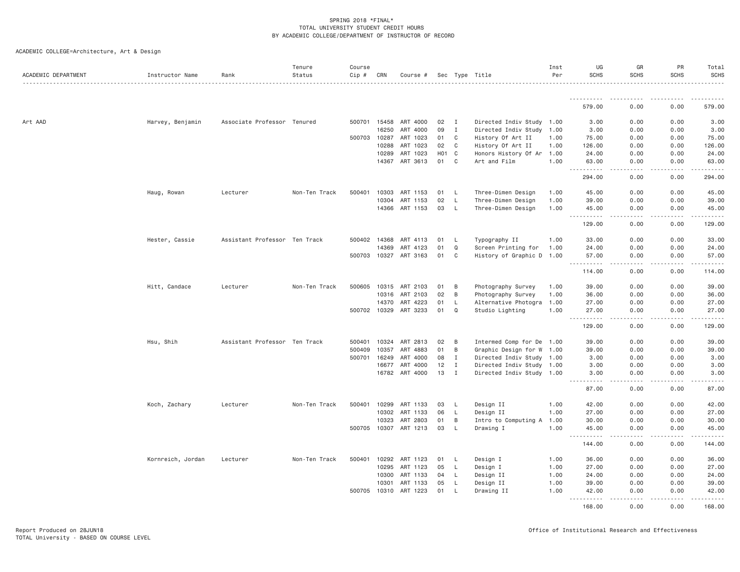SPRING 2018 *FINAL*
TOTAL UNIVERSITY STUDENT CREDIT HOURS
BY ACADEMIC COLLEGE/DEPARTMENT OF INSTRUCTOR OF RECORD

ACADEMIC COLLEGE=Architecture, Art & Design

| ACADEMIC DEPARTMENT | Instructor Name | Rank | Tenure Status | Course Cip # | CRN | Course # | Sec | Type | Title | Inst Per | UG SCHS | GR SCHS | PR SCHS | Total SCHS |
|---|---|---|---|---|---|---|---|---|---|---|---|---|---|---|
| | | | | | | | | | | | 579.00 | 0.00 | 0.00 | 579.00 |
| Art AAD | Harvey, Benjamin | Associate Professor | Tenured | 500701 | 15458 | ART 4000 | 02 | I | Directed Indiv Study | 1.00 | 3.00 | 0.00 | 0.00 | 3.00 |
| | | | | | 16250 | ART 4000 | 09 | I | Directed Indiv Study | 1.00 | 3.00 | 0.00 | 0.00 | 3.00 |
| | | | | 500703 | 10287 | ART 1023 | 01 | C | History Of Art II | 1.00 | 75.00 | 0.00 | 0.00 | 75.00 |
| | | | | | 10288 | ART 1023 | 02 | C | History Of Art II | 1.00 | 126.00 | 0.00 | 0.00 | 126.00 |
| | | | | | 10289 | ART 1023 | H01 | C | Honors History Of Ar | 1.00 | 24.00 | 0.00 | 0.00 | 24.00 |
| | | | | | 14367 | ART 3613 | 01 | C | Art and Film | 1.00 | 63.00 | 0.00 | 0.00 | 63.00 |
| | | | | | | | | | | | 294.00 | 0.00 | 0.00 | 294.00 |
| | Haug, Rowan | Lecturer | Non-Ten Track | 500401 | 10303 | ART 1153 | 01 | L | Three-Dimen Design | 1.00 | 45.00 | 0.00 | 0.00 | 45.00 |
| | | | | | 10304 | ART 1153 | 02 | L | Three-Dimen Design | 1.00 | 39.00 | 0.00 | 0.00 | 39.00 |
| | | | | | 14366 | ART 1153 | 03 | L | Three-Dimen Design | 1.00 | 45.00 | 0.00 | 0.00 | 45.00 |
| | | | | | | | | | | | 129.00 | 0.00 | 0.00 | 129.00 |
| | Hester, Cassie | Assistant Professor | Ten Track | 500402 | 14368 | ART 4113 | 01 | L | Typography II | 1.00 | 33.00 | 0.00 | 0.00 | 33.00 |
| | | | | | 14369 | ART 4123 | 01 | Q | Screen Printing for | 1.00 | 24.00 | 0.00 | 0.00 | 24.00 |
| | | | | 500703 | 10327 | ART 3163 | 01 | C | History of Graphic D | 1.00 | 57.00 | 0.00 | 0.00 | 57.00 |
| | | | | | | | | | | | 114.00 | 0.00 | 0.00 | 114.00 |
| | Hitt, Candace | Lecturer | Non-Ten Track | 500605 | 10315 | ART 2103 | 01 | B | Photography Survey | 1.00 | 39.00 | 0.00 | 0.00 | 39.00 |
| | | | | | 10316 | ART 2103 | 02 | B | Photography Survey | 1.00 | 36.00 | 0.00 | 0.00 | 36.00 |
| | | | | | 14370 | ART 4223 | 01 | L | Alternative Photogra | 1.00 | 27.00 | 0.00 | 0.00 | 27.00 |
| | | | | 500702 | 10329 | ART 3233 | 01 | Q | Studio Lighting | 1.00 | 27.00 | 0.00 | 0.00 | 27.00 |
| | | | | | | | | | | | 129.00 | 0.00 | 0.00 | 129.00 |
| | Hsu, Shih | Assistant Professor | Ten Track | 500401 | 10324 | ART 2813 | 02 | B | Intermed Comp for De | 1.00 | 39.00 | 0.00 | 0.00 | 39.00 |
| | | | | 500409 | 10357 | ART 4883 | 01 | B | Graphic Design for W | 1.00 | 39.00 | 0.00 | 0.00 | 39.00 |
| | | | | 500701 | 16249 | ART 4000 | 08 | I | Directed Indiv Study | 1.00 | 3.00 | 0.00 | 0.00 | 3.00 |
| | | | | | 16677 | ART 4000 | 12 | I | Directed Indiv Study | 1.00 | 3.00 | 0.00 | 0.00 | 3.00 |
| | | | | | 16782 | ART 4000 | 13 | I | Directed Indiv Study | 1.00 | 3.00 | 0.00 | 0.00 | 3.00 |
| | | | | | | | | | | | 87.00 | 0.00 | 0.00 | 87.00 |
| | Koch, Zachary | Lecturer | Non-Ten Track | 500401 | 10299 | ART 1133 | 03 | L | Design II | 1.00 | 42.00 | 0.00 | 0.00 | 42.00 |
| | | | | | 10302 | ART 1133 | 06 | L | Design II | 1.00 | 27.00 | 0.00 | 0.00 | 27.00 |
| | | | | | 10323 | ART 2803 | 01 | B | Intro to Computing A | 1.00 | 30.00 | 0.00 | 0.00 | 30.00 |
| | | | | 500705 | 10307 | ART 1213 | 03 | L | Drawing I | 1.00 | 45.00 | 0.00 | 0.00 | 45.00 |
| | | | | | | | | | | | 144.00 | 0.00 | 0.00 | 144.00 |
| | Kornreich, Jordan | Lecturer | Non-Ten Track | 500401 | 10292 | ART 1123 | 01 | L | Design I | 1.00 | 36.00 | 0.00 | 0.00 | 36.00 |
| | | | | | 10295 | ART 1123 | 05 | L | Design I | 1.00 | 27.00 | 0.00 | 0.00 | 27.00 |
| | | | | | 10300 | ART 1133 | 04 | L | Design II | 1.00 | 24.00 | 0.00 | 0.00 | 24.00 |
| | | | | | 10301 | ART 1133 | 05 | L | Design II | 1.00 | 39.00 | 0.00 | 0.00 | 39.00 |
| | | | | 500705 | 10310 | ART 1223 | 01 | L | Drawing II | 1.00 | 42.00 | 0.00 | 0.00 | 42.00 |
| | | | | | | | | | | | 168.00 | 0.00 | 0.00 | 168.00 |

Report Produced on 28JUN18
TOTAL University - BASED ON COURSE LEVEL

Office of Institutional Research and Effectiveness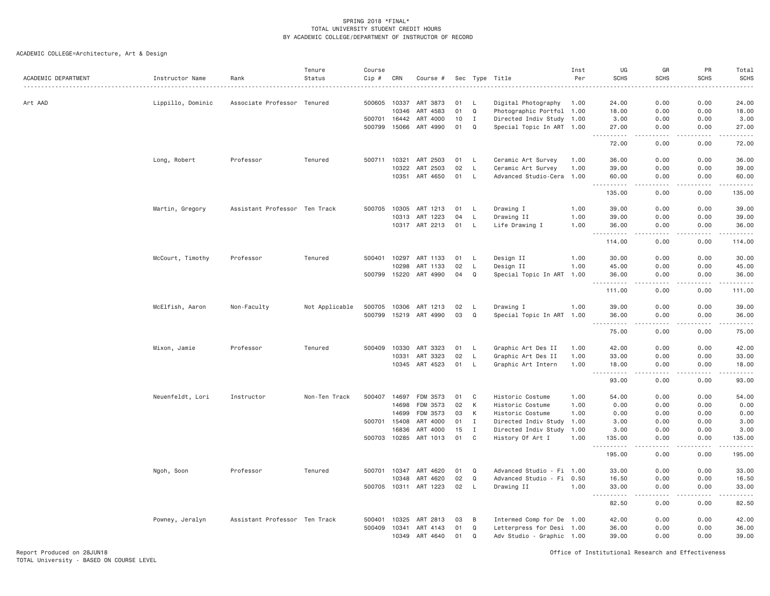SPRING 2018 *FINAL*
TOTAL UNIVERSITY STUDENT CREDIT HOURS
BY ACADEMIC COLLEGE/DEPARTMENT OF INSTRUCTOR OF RECORD

ACADEMIC COLLEGE=Architecture, Art & Design

| ACADEMIC DEPARTMENT | Instructor Name | Rank | Tenure Status | Course Cip # | CRN | Course # | Sec | Type | Title | Inst Per | UG SCHS | GR SCHS | PR SCHS | Total SCHS |
|---|---|---|---|---|---|---|---|---|---|---|---|---|---|---|
| Art AAD | Lippillo, Dominic | Associate Professor | Tenured | 500605 | 10337 | ART 3873 | 01 | L | Digital Photography | 1.00 | 24.00 | 0.00 | 0.00 | 24.00 |
| | | | | | 10346 | ART 4583 | 01 | Q | Photographic Portfol | 1.00 | 18.00 | 0.00 | 0.00 | 18.00 |
| | | | | 500701 | 16442 | ART 4000 | 10 | I | Directed Indiv Study | 1.00 | 3.00 | 0.00 | 0.00 | 3.00 |
| | | | | 500799 | 15066 | ART 4990 | 01 | Q | Special Topic In ART | 1.00 | 27.00 | 0.00 | 0.00 | 27.00 |
| | | | | | | | | | | | 72.00 | 0.00 | 0.00 | 72.00 |
| | Long, Robert | Professor | Tenured | 500711 | 10321 | ART 2503 | 01 | L | Ceramic Art Survey | 1.00 | 36.00 | 0.00 | 0.00 | 36.00 |
| | | | | | 10322 | ART 2503 | 02 | L | Ceramic Art Survey | 1.00 | 39.00 | 0.00 | 0.00 | 39.00 |
| | | | | | 10351 | ART 4650 | 01 | L | Advanced Studio-Cera | 1.00 | 60.00 | 0.00 | 0.00 | 60.00 |
| | | | | | | | | | | | 135.00 | 0.00 | 0.00 | 135.00 |
| | Martin, Gregory | Assistant Professor | Ten Track | 500705 | 10305 | ART 1213 | 01 | L | Drawing I | 1.00 | 39.00 | 0.00 | 0.00 | 39.00 |
| | | | | | 10313 | ART 1223 | 04 | L | Drawing II | 1.00 | 39.00 | 0.00 | 0.00 | 39.00 |
| | | | | | 10317 | ART 2213 | 01 | L | Life Drawing I | 1.00 | 36.00 | 0.00 | 0.00 | 36.00 |
| | | | | | | | | | | | 114.00 | 0.00 | 0.00 | 114.00 |
| | McCourt, Timothy | Professor | Tenured | 500401 | 10297 | ART 1133 | 01 | L | Design II | 1.00 | 30.00 | 0.00 | 0.00 | 30.00 |
| | | | | | 10298 | ART 1133 | 02 | L | Design II | 1.00 | 45.00 | 0.00 | 0.00 | 45.00 |
| | | | | 500799 | 15220 | ART 4990 | 04 | Q | Special Topic In ART | 1.00 | 36.00 | 0.00 | 0.00 | 36.00 |
| | | | | | | | | | | | 111.00 | 0.00 | 0.00 | 111.00 |
| | McElfish, Aaron | Non-Faculty | Not Applicable | 500705 | 10306 | ART 1213 | 02 | L | Drawing I | 1.00 | 39.00 | 0.00 | 0.00 | 39.00 |
| | | | | 500799 | 15219 | ART 4990 | 03 | Q | Special Topic In ART | 1.00 | 36.00 | 0.00 | 0.00 | 36.00 |
| | | | | | | | | | | | 75.00 | 0.00 | 0.00 | 75.00 |
| | Mixon, Jamie | Professor | Tenured | 500409 | 10330 | ART 3323 | 01 | L | Graphic Art Des II | 1.00 | 42.00 | 0.00 | 0.00 | 42.00 |
| | | | | | 10331 | ART 3323 | 02 | L | Graphic Art Des II | 1.00 | 33.00 | 0.00 | 0.00 | 33.00 |
| | | | | | 10345 | ART 4523 | 01 | L | Graphic Art Intern | 1.00 | 18.00 | 0.00 | 0.00 | 18.00 |
| | | | | | | | | | | | 93.00 | 0.00 | 0.00 | 93.00 |
| | Neuenfeldt, Lori | Instructor | Non-Ten Track | 500407 | 14697 | FDM 3573 | 01 | C | Historic Costume | 1.00 | 54.00 | 0.00 | 0.00 | 54.00 |
| | | | | | 14698 | FDM 3573 | 02 | K | Historic Costume | 1.00 | 0.00 | 0.00 | 0.00 | 0.00 |
| | | | | | 14699 | FDM 3573 | 03 | K | Historic Costume | 1.00 | 0.00 | 0.00 | 0.00 | 0.00 |
| | | | | 500701 | 15408 | ART 4000 | 01 | I | Directed Indiv Study | 1.00 | 3.00 | 0.00 | 0.00 | 3.00 |
| | | | | | 16836 | ART 4000 | 15 | I | Directed Indiv Study | 1.00 | 3.00 | 0.00 | 0.00 | 3.00 |
| | | | | 500703 | 10285 | ART 1013 | 01 | C | History Of Art I | 1.00 | 135.00 | 0.00 | 0.00 | 135.00 |
| | | | | | | | | | | | 195.00 | 0.00 | 0.00 | 195.00 |
| | Ngoh, Soon | Professor | Tenured | 500701 | 10347 | ART 4620 | 01 | Q | Advanced Studio - Fi | 1.00 | 33.00 | 0.00 | 0.00 | 33.00 |
| | | | | | 10348 | ART 4620 | 02 | Q | Advanced Studio - Fi | 0.50 | 16.50 | 0.00 | 0.00 | 16.50 |
| | | | | 500705 | 10311 | ART 1223 | 02 | L | Drawing II | 1.00 | 33.00 | 0.00 | 0.00 | 33.00 |
| | | | | | | | | | | | 82.50 | 0.00 | 0.00 | 82.50 |
| | Powney, Jeralyn | Assistant Professor | Ten Track | 500401 | 10325 | ART 2813 | 03 | B | Intermed Comp for De | 1.00 | 42.00 | 0.00 | 0.00 | 42.00 |
| | | | | 500409 | 10341 | ART 4143 | 01 | Q | Letterpress for Desi | 1.00 | 36.00 | 0.00 | 0.00 | 36.00 |
| | | | | | 10349 | ART 4640 | 01 | Q | Adv Studio - Graphic | 1.00 | 39.00 | 0.00 | 0.00 | 39.00 |

Report Produced on 28JUN18
TOTAL University - BASED ON COURSE LEVEL
Office of Institutional Research and Effectiveness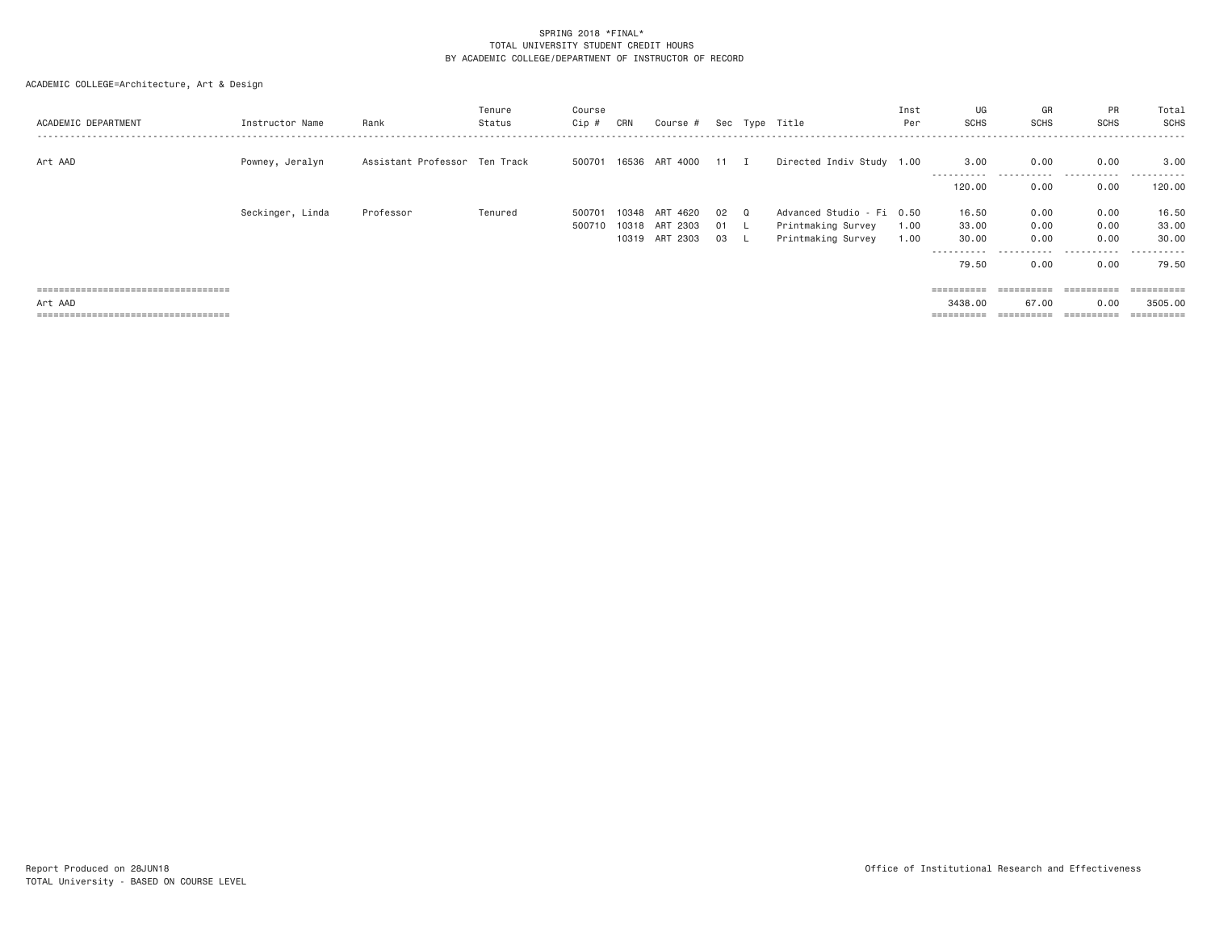SPRING 2018 *FINAL*
TOTAL UNIVERSITY STUDENT CREDIT HOURS
BY ACADEMIC COLLEGE/DEPARTMENT OF INSTRUCTOR OF RECORD

ACADEMIC COLLEGE=Architecture, Art & Design

| ACADEMIC DEPARTMENT | Instructor Name | Rank | Tenure Status | Course Cip # | CRN | Course # | Sec | Type | Title | Inst Per | UG SCHS | GR SCHS | PR SCHS | Total SCHS |
|---|---|---|---|---|---|---|---|---|---|---|---|---|---|---|
| Art AAD | Powney, Jeralyn | Assistant Professor | Ten Track | 500701 | 16536 | ART 4000 | 11 | I | Directed Indiv Study | 1.00 | 3.00 | 0.00 | 0.00 | 3.00 |
| | | | | | | | | | | | 120.00 | 0.00 | 0.00 | 120.00 |
| | Seckinger, Linda | Professor | Tenured | 500701 | 10348 | ART 4620 | 02 | Q | Advanced Studio - Fi | 0.50 | 16.50 | 0.00 | 0.00 | 16.50 |
| | | | | 500710 | 10318 | ART 2303 | 01 | L | Printmaking Survey | 1.00 | 33.00 | 0.00 | 0.00 | 33.00 |
| | | | | | 10319 | ART 2303 | 03 | L | Printmaking Survey | 1.00 | 30.00 | 0.00 | 0.00 | 30.00 |
| | | | | | | | | | | | 79.50 | 0.00 | 0.00 | 79.50 |
| Art AAD | | | | | | | | | | | 3438.00 | 67.00 | 0.00 | 3505.00 |

Report Produced on 28JUN18
TOTAL University - BASED ON COURSE LEVEL

Office of Institutional Research and Effectiveness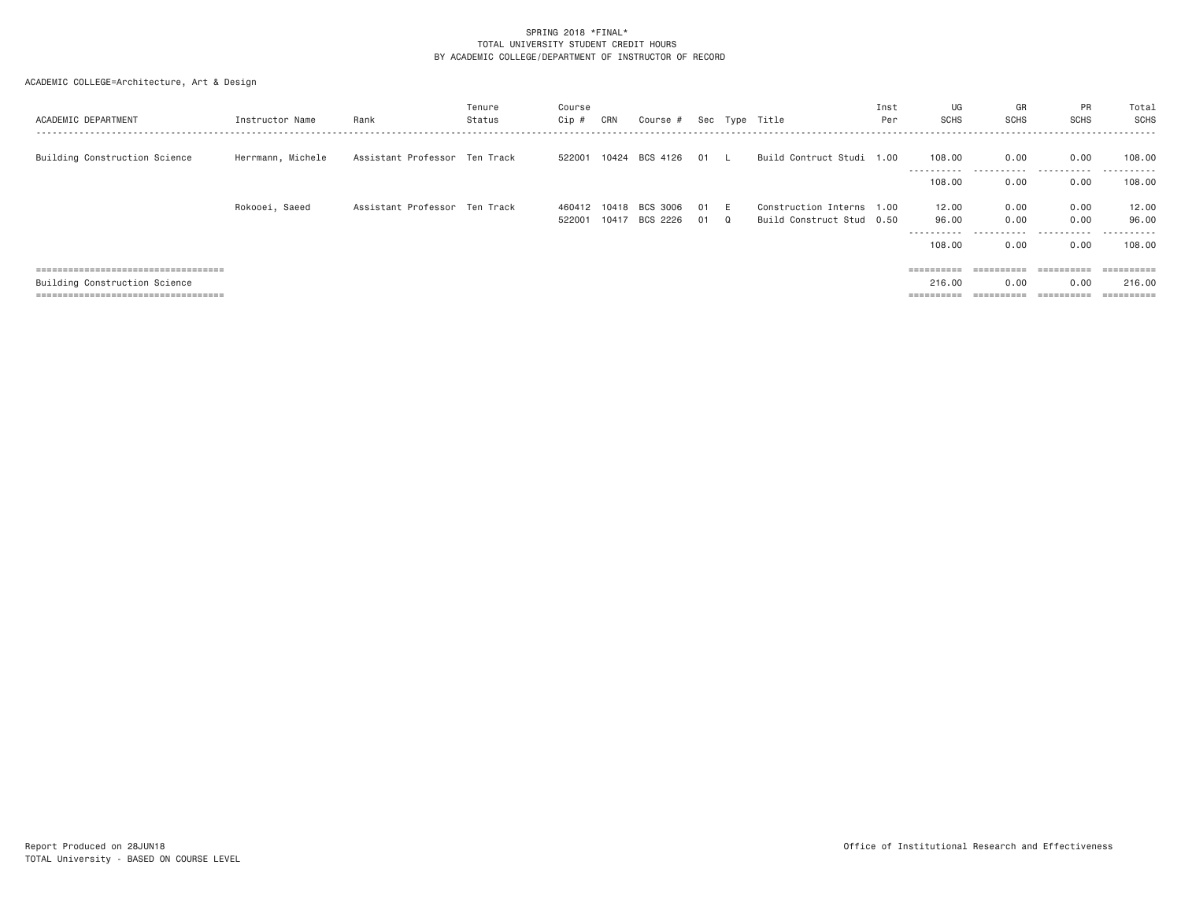SPRING 2018 *FINAL*
TOTAL UNIVERSITY STUDENT CREDIT HOURS
BY ACADEMIC COLLEGE/DEPARTMENT OF INSTRUCTOR OF RECORD

ACADEMIC COLLEGE=Architecture, Art & Design

| ACADEMIC DEPARTMENT | Instructor Name | Rank | Tenure Status | Course Cip # | CRN | Course # | Sec | Type | Title | Inst Per | UG SCHS | GR SCHS | PR SCHS | Total SCHS |
|---|---|---|---|---|---|---|---|---|---|---|---|---|---|---|
| Building Construction Science | Herrmann, Michele | Assistant Professor | Ten Track | 522001 | 10424 | BCS 4126 | 01 | L | Build Contruct Studi | 1.00 | 108.00 | 0.00 | 0.00 | 108.00 |
| | | | | | | | | | | | 108.00 | 0.00 | 0.00 | 108.00 |
| | Rokooei, Saeed | Assistant Professor | Ten Track | 460412 | 10418 | BCS 3006 | 01 | E | Construction Interns | 1.00 | 12.00 | 0.00 | 0.00 | 12.00 |
| | | | | 522001 | 10417 | BCS 2226 | 01 | Q | Build Construct Stud | 0.50 | 96.00 | 0.00 | 0.00 | 96.00 |
| | | | | | | | | | | | 108.00 | 0.00 | 0.00 | 108.00 |
| Building Construction Science | | | | | | | | | | | 216.00 | 0.00 | 0.00 | 216.00 |

Report Produced on 28JUN18
TOTAL University - BASED ON COURSE LEVEL

Office of Institutional Research and Effectiveness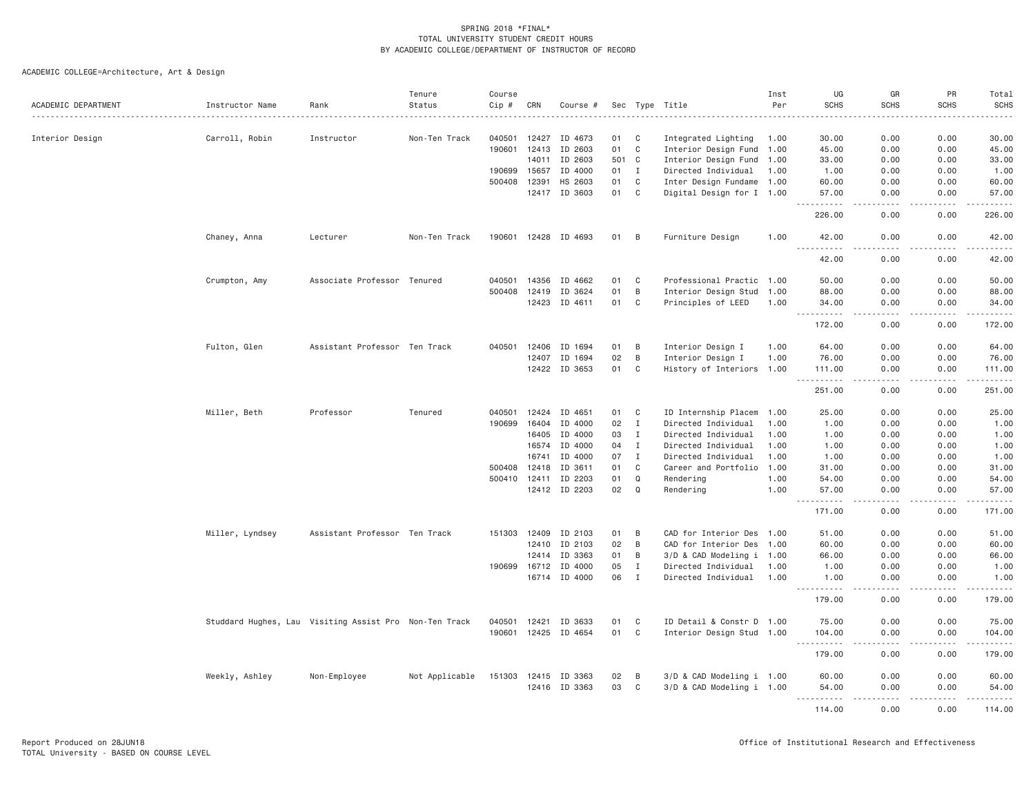SPRING 2018 *FINAL*
TOTAL UNIVERSITY STUDENT CREDIT HOURS
BY ACADEMIC COLLEGE/DEPARTMENT OF INSTRUCTOR OF RECORD

ACADEMIC COLLEGE=Architecture, Art & Design

| ACADEMIC DEPARTMENT | Instructor Name | Rank | Tenure Status | Course Cip # | CRN | Course # | Sec | Type | Title | Inst Per | UG SCHS | GR SCHS | PR SCHS | Total SCHS |
|---|---|---|---|---|---|---|---|---|---|---|---|---|---|---|
| Interior Design | Carroll, Robin | Instructor | Non-Ten Track | 040501 | 12427 | ID 4673 | 01 | C | Integrated Lighting | 1.00 | 30.00 | 0.00 | 0.00 | 30.00 |
| | | | | 190601 | 12413 | ID 2603 | 01 | C | Interior Design Fund | 1.00 | 45.00 | 0.00 | 0.00 | 45.00 |
| | | | | | 14011 | ID 2603 | 501 | C | Interior Design Fund | 1.00 | 33.00 | 0.00 | 0.00 | 33.00 |
| | | | | 190699 | 15657 | ID 4000 | 01 | I | Directed Individual | 1.00 | 1.00 | 0.00 | 0.00 | 1.00 |
| | | | | 500408 | 12391 | HS 2603 | 01 | C | Inter Design Fundame | 1.00 | 60.00 | 0.00 | 0.00 | 60.00 |
| | | | | | 12417 | ID 3603 | 01 | C | Digital Design for I | 1.00 | 57.00 | 0.00 | 0.00 | 57.00 |
| | | | | | | | | | | | 226.00 | 0.00 | 0.00 | 226.00 |
| | Chaney, Anna | Lecturer | Non-Ten Track | 190601 | 12428 | ID 4693 | 01 | B | Furniture Design | 1.00 | 42.00 | 0.00 | 0.00 | 42.00 |
| | | | | | | | | | | | 42.00 | 0.00 | 0.00 | 42.00 |
| | Crumpton, Amy | Associate Professor | Tenured | 040501 | 14356 | ID 4662 | 01 | C | Professional Practic | 1.00 | 50.00 | 0.00 | 0.00 | 50.00 |
| | | | | 500408 | 12419 | ID 3624 | 01 | B | Interior Design Stud | 1.00 | 88.00 | 0.00 | 0.00 | 88.00 |
| | | | | | 12423 | ID 4611 | 01 | C | Principles of LEED | 1.00 | 34.00 | 0.00 | 0.00 | 34.00 |
| | | | | | | | | | | | 172.00 | 0.00 | 0.00 | 172.00 |
| | Fulton, Glen | Assistant Professor | Ten Track | 040501 | 12406 | ID 1694 | 01 | B | Interior Design I | 1.00 | 64.00 | 0.00 | 0.00 | 64.00 |
| | | | | | 12407 | ID 1694 | 02 | B | Interior Design I | 1.00 | 76.00 | 0.00 | 0.00 | 76.00 |
| | | | | | 12422 | ID 3653 | 01 | C | History of Interiors | 1.00 | 111.00 | 0.00 | 0.00 | 111.00 |
| | | | | | | | | | | | 251.00 | 0.00 | 0.00 | 251.00 |
| | Miller, Beth | Professor | Tenured | 040501 | 12424 | ID 4651 | 01 | C | ID Internship Placem | 1.00 | 25.00 | 0.00 | 0.00 | 25.00 |
| | | | | 190699 | 16404 | ID 4000 | 02 | I | Directed Individual | 1.00 | 1.00 | 0.00 | 0.00 | 1.00 |
| | | | | | 16405 | ID 4000 | 03 | I | Directed Individual | 1.00 | 1.00 | 0.00 | 0.00 | 1.00 |
| | | | | | 16574 | ID 4000 | 04 | I | Directed Individual | 1.00 | 1.00 | 0.00 | 0.00 | 1.00 |
| | | | | | 16741 | ID 4000 | 07 | I | Directed Individual | 1.00 | 1.00 | 0.00 | 0.00 | 1.00 |
| | | | | 500408 | 12418 | ID 3611 | 01 | C | Career and Portfolio | 1.00 | 31.00 | 0.00 | 0.00 | 31.00 |
| | | | | 500410 | 12411 | ID 2203 | 01 | Q | Rendering | 1.00 | 54.00 | 0.00 | 0.00 | 54.00 |
| | | | | | 12412 | ID 2203 | 02 | Q | Rendering | 1.00 | 57.00 | 0.00 | 0.00 | 57.00 |
| | | | | | | | | | | | 171.00 | 0.00 | 0.00 | 171.00 |
| | Miller, Lyndsey | Assistant Professor | Ten Track | 151303 | 12409 | ID 2103 | 01 | B | CAD for Interior Des | 1.00 | 51.00 | 0.00 | 0.00 | 51.00 |
| | | | | | 12410 | ID 2103 | 02 | B | CAD for Interior Des | 1.00 | 60.00 | 0.00 | 0.00 | 60.00 |
| | | | | | 12414 | ID 3363 | 01 | B | 3/D & CAD Modeling i | 1.00 | 66.00 | 0.00 | 0.00 | 66.00 |
| | | | | 190699 | 16712 | ID 4000 | 05 | I | Directed Individual | 1.00 | 1.00 | 0.00 | 0.00 | 1.00 |
| | | | | | 16714 | ID 4000 | 06 | I | Directed Individual | 1.00 | 1.00 | 0.00 | 0.00 | 1.00 |
| | | | | | | | | | | | 179.00 | 0.00 | 0.00 | 179.00 |
| | Studdard Hughes, Lau | Visiting Assist Pro | Non-Ten Track | 040501 | 12421 | ID 3633 | 01 | C | ID Detail & Constr D | 1.00 | 75.00 | 0.00 | 0.00 | 75.00 |
| | | | | 190601 | 12425 | ID 4654 | 01 | C | Interior Design Stud | 1.00 | 104.00 | 0.00 | 0.00 | 104.00 |
| | | | | | | | | | | | 179.00 | 0.00 | 0.00 | 179.00 |
| | Weekly, Ashley | Non-Employee | Not Applicable | 151303 | 12415 | ID 3363 | 02 | B | 3/D & CAD Modeling i | 1.00 | 60.00 | 0.00 | 0.00 | 60.00 |
| | | | | | 12416 | ID 3363 | 03 | C | 3/D & CAD Modeling i | 1.00 | 54.00 | 0.00 | 0.00 | 54.00 |
| | | | | | | | | | | | 114.00 | 0.00 | 0.00 | 114.00 |

Report Produced on 28JUN18
TOTAL University - BASED ON COURSE LEVEL

Office of Institutional Research and Effectiveness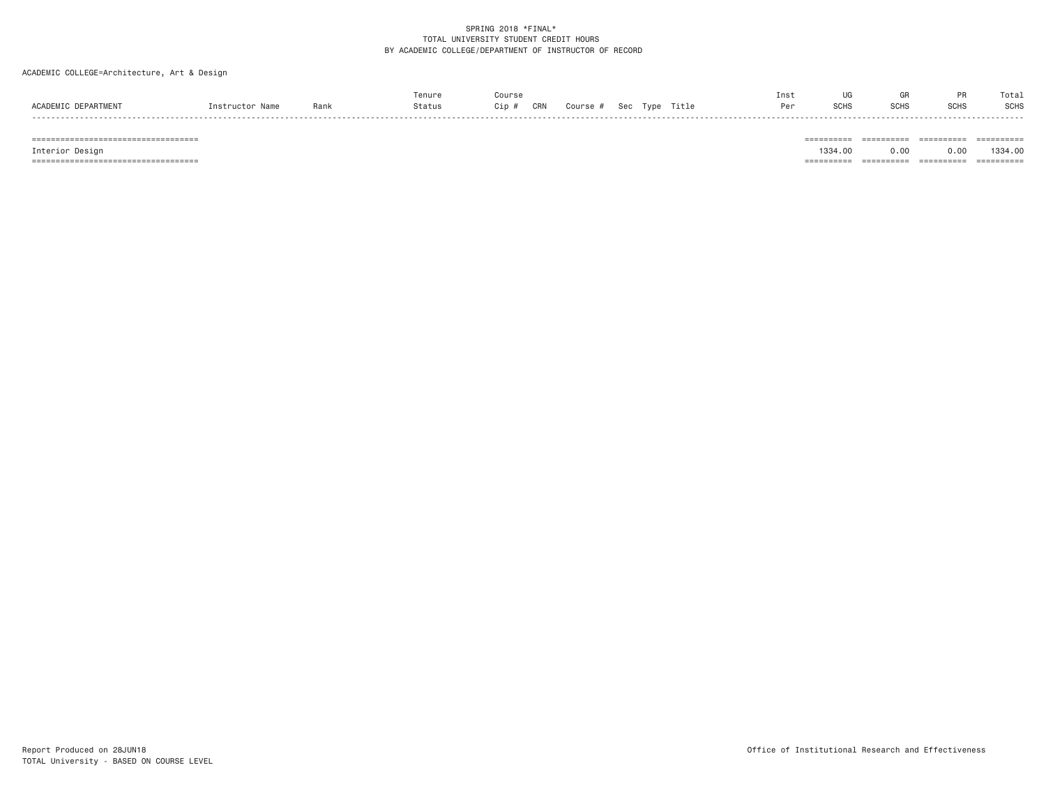SPRING 2018 *FINAL*
TOTAL UNIVERSITY STUDENT CREDIT HOURS
BY ACADEMIC COLLEGE/DEPARTMENT OF INSTRUCTOR OF RECORD

ACADEMIC COLLEGE=Architecture, Art & Design

| ACADEMIC DEPARTMENT | Instructor Name | Rank | Tenure Status | Course Cip # | CRN | Course # | Sec | Type | Title | Inst Per | UG SCHS | GR SCHS | PR SCHS | Total SCHS |
|---|---|---|---|---|---|---|---|---|---|---|---|---|---|---|
| Interior Design | | | | | | | | | | | 1334.00 | 0.00 | 0.00 | 1334.00 |

Report Produced on 28JUN18
TOTAL University - BASED ON COURSE LEVEL

Office of Institutional Research and Effectiveness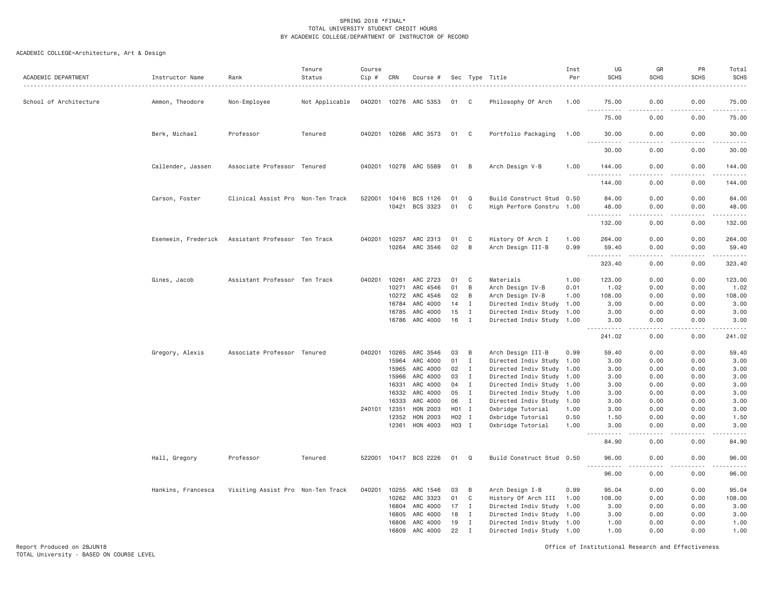SPRING 2018 *FINAL*
TOTAL UNIVERSITY STUDENT CREDIT HOURS
BY ACADEMIC COLLEGE/DEPARTMENT OF INSTRUCTOR OF RECORD

ACADEMIC COLLEGE=Architecture, Art & Design

| ACADEMIC DEPARTMENT | Instructor Name | Rank | Tenure Status | Course Cip # | CRN | Course # | Sec | Type | Title | Inst Per | UG SCHS | GR SCHS | PR SCHS | Total SCHS |
|---|---|---|---|---|---|---|---|---|---|---|---|---|---|---|
| School of Architecture | Ammon, Theodore | Non-Employee | Not Applicable | 040201 | 10276 | ARC 5353 | 01 | C | Philosophy Of Arch | 1.00 | 75.00 | 0.00 | 0.00 | 75.00 |
| | | | | | | | | | | | 75.00 | 0.00 | 0.00 | 75.00 |
| | Berk, Michael | Professor | Tenured | 040201 | 10266 | ARC 3573 | 01 | C | Portfolio Packaging | 1.00 | 30.00 | 0.00 | 0.00 | 30.00 |
| | | | | | | | | | | | 30.00 | 0.00 | 0.00 | 30.00 |
| | Callender, Jassen | Associate Professor | Tenured | 040201 | 10278 | ARC 5589 | 01 | B | Arch Design V-B | 1.00 | 144.00 | 0.00 | 0.00 | 144.00 |
| | | | | | | | | | | | 144.00 | 0.00 | 0.00 | 144.00 |
| | Carson, Foster | Clinical Assist Pro | Non-Ten Track | 522001 | 10416 | BCS 1126 | 01 | Q | Build Construct Stud | 0.50 | 84.00 | 0.00 | 0.00 | 84.00 |
| | | | | | 10421 | BCS 3323 | 01 | C | High Perform Constru | 1.00 | 48.00 | 0.00 | 0.00 | 48.00 |
| | | | | | | | | | | | 132.00 | 0.00 | 0.00 | 132.00 |
| | Esenwein, Frederick | Assistant Professor | Ten Track | 040201 | 10257 | ARC 2313 | 01 | C | History Of Arch I | 1.00 | 264.00 | 0.00 | 0.00 | 264.00 |
| | | | | | 10264 | ARC 3546 | 02 | B | Arch Design III-B | 0.99 | 59.40 | 0.00 | 0.00 | 59.40 |
| | | | | | | | | | | | 323.40 | 0.00 | 0.00 | 323.40 |
| | Gines, Jacob | Assistant Professor | Ten Track | 040201 | 10261 | ARC 2723 | 01 | C | Materials | 1.00 | 123.00 | 0.00 | 0.00 | 123.00 |
| | | | | | 10271 | ARC 4546 | 01 | B | Arch Design IV-B | 0.01 | 1.02 | 0.00 | 0.00 | 1.02 |
| | | | | | 10272 | ARC 4546 | 02 | B | Arch Design IV-B | 1.00 | 108.00 | 0.00 | 0.00 | 108.00 |
| | | | | | 16784 | ARC 4000 | 14 | I | Directed Indiv Study | 1.00 | 3.00 | 0.00 | 0.00 | 3.00 |
| | | | | | 16785 | ARC 4000 | 15 | I | Directed Indiv Study | 1.00 | 3.00 | 0.00 | 0.00 | 3.00 |
| | | | | | 16786 | ARC 4000 | 16 | I | Directed Indiv Study | 1.00 | 3.00 | 0.00 | 0.00 | 3.00 |
| | | | | | | | | | | | 241.02 | 0.00 | 0.00 | 241.02 |
| | Gregory, Alexis | Associate Professor | Tenured | 040201 | 10265 | ARC 3546 | 03 | B | Arch Design III-B | 0.99 | 59.40 | 0.00 | 0.00 | 59.40 |
| | | | | | 15964 | ARC 4000 | 01 | I | Directed Indiv Study | 1.00 | 3.00 | 0.00 | 0.00 | 3.00 |
| | | | | | 15965 | ARC 4000 | 02 | I | Directed Indiv Study | 1.00 | 3.00 | 0.00 | 0.00 | 3.00 |
| | | | | | 15966 | ARC 4000 | 03 | I | Directed Indiv Study | 1.00 | 3.00 | 0.00 | 0.00 | 3.00 |
| | | | | | 16331 | ARC 4000 | 04 | I | Directed Indiv Study | 1.00 | 3.00 | 0.00 | 0.00 | 3.00 |
| | | | | | 16332 | ARC 4000 | 05 | I | Directed Indiv Study | 1.00 | 3.00 | 0.00 | 0.00 | 3.00 |
| | | | | | 16333 | ARC 4000 | 06 | I | Directed Indiv Study | 1.00 | 3.00 | 0.00 | 0.00 | 3.00 |
| | | | | 240101 | 12351 | HON 2003 | H01 | I | Oxbridge Tutorial | 1.00 | 3.00 | 0.00 | 0.00 | 3.00 |
| | | | | | 12352 | HON 2003 | H02 | I | Oxbridge Tutorial | 0.50 | 1.50 | 0.00 | 0.00 | 1.50 |
| | | | | | 12361 | HON 4003 | H03 | I | Oxbridge Tutorial | 1.00 | 3.00 | 0.00 | 0.00 | 3.00 |
| | | | | | | | | | | | 84.90 | 0.00 | 0.00 | 84.90 |
| | Hall, Gregory | Professor | Tenured | 522001 | 10417 | BCS 2226 | 01 | Q | Build Construct Stud | 0.50 | 96.00 | 0.00 | 0.00 | 96.00 |
| | | | | | | | | | | | 96.00 | 0.00 | 0.00 | 96.00 |
| | Hankins, Francesca | Visiting Assist Pro | Non-Ten Track | 040201 | 10255 | ARC 1546 | 03 | B | Arch Design I-B | 0.99 | 95.04 | 0.00 | 0.00 | 95.04 |
| | | | | | 10262 | ARC 3323 | 01 | C | History Of Arch III | 1.00 | 108.00 | 0.00 | 0.00 | 108.00 |
| | | | | | 16804 | ARC 4000 | 17 | I | Directed Indiv Study | 1.00 | 3.00 | 0.00 | 0.00 | 3.00 |
| | | | | | 16805 | ARC 4000 | 18 | I | Directed Indiv Study | 1.00 | 3.00 | 0.00 | 0.00 | 3.00 |
| | | | | | 16806 | ARC 4000 | 19 | I | Directed Indiv Study | 1.00 | 1.00 | 0.00 | 0.00 | 1.00 |
| | | | | | 16809 | ARC 4000 | 22 | I | Directed Indiv Study | 1.00 | 1.00 | 0.00 | 0.00 | 1.00 |

Report Produced on 28JUN18
TOTAL University - BASED ON COURSE LEVEL

Office of Institutional Research and Effectiveness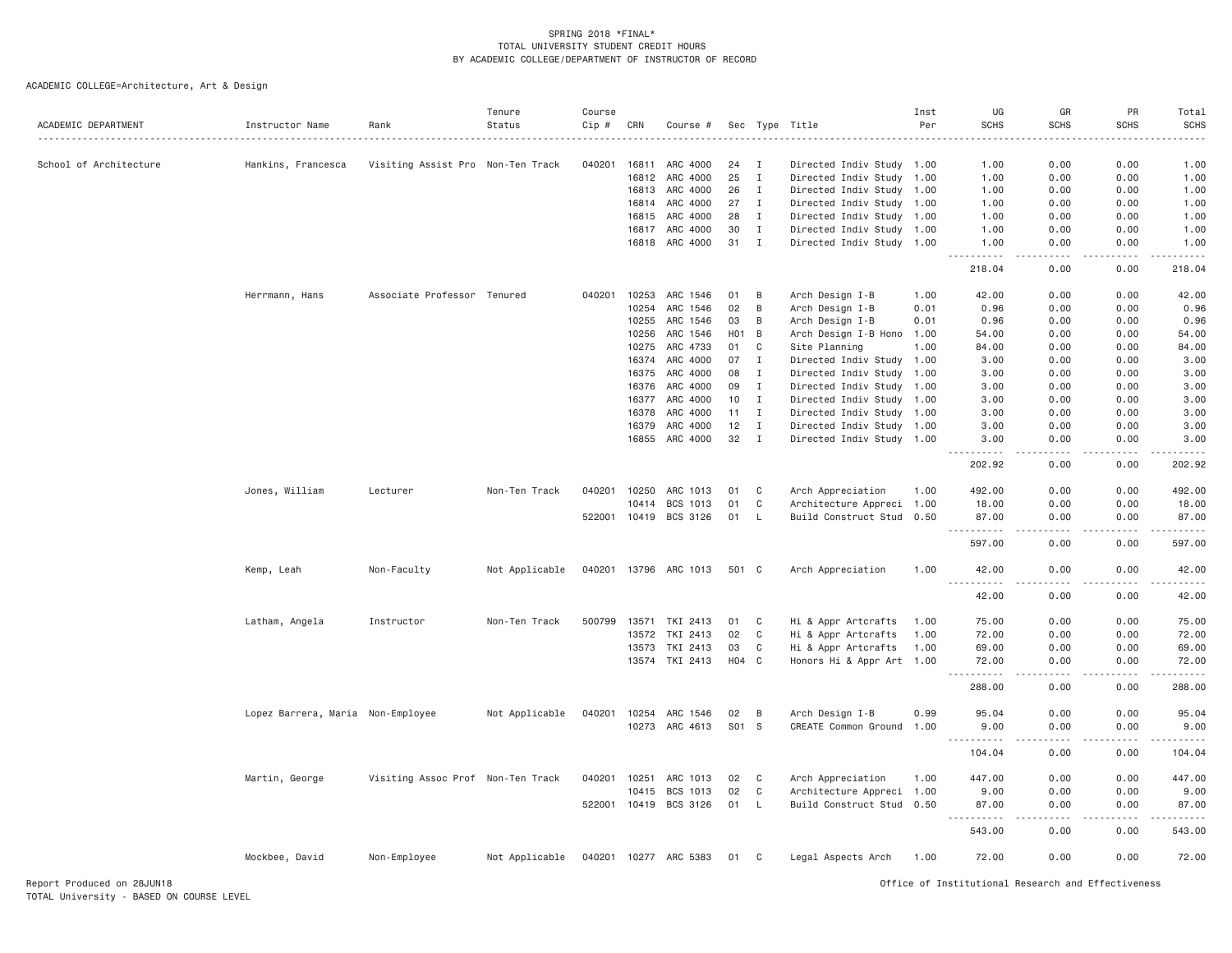SPRING 2018 *FINAL*
TOTAL UNIVERSITY STUDENT CREDIT HOURS
BY ACADEMIC COLLEGE/DEPARTMENT OF INSTRUCTOR OF RECORD

ACADEMIC COLLEGE=Architecture, Art & Design

| ACADEMIC DEPARTMENT | Instructor Name | Rank | Tenure Status | Course Cip # | CRN | Course # | Sec | Type | Title | Inst Per | UG SCHS | GR SCHS | PR SCHS | Total SCHS |
|---|---|---|---|---|---|---|---|---|---|---|---|---|---|---|
| School of Architecture | Hankins, Francesca | Visiting Assist Pro | Non-Ten Track | 040201 | 16811 | ARC 4000 | 24 | I | Directed Indiv Study | 1.00 | 1.00 | 0.00 | 0.00 | 1.00 |
| | | | | | 16812 | ARC 4000 | 25 | I | Directed Indiv Study | 1.00 | 1.00 | 0.00 | 0.00 | 1.00 |
| | | | | | 16813 | ARC 4000 | 26 | I | Directed Indiv Study | 1.00 | 1.00 | 0.00 | 0.00 | 1.00 |
| | | | | | 16814 | ARC 4000 | 27 | I | Directed Indiv Study | 1.00 | 1.00 | 0.00 | 0.00 | 1.00 |
| | | | | | 16815 | ARC 4000 | 28 | I | Directed Indiv Study | 1.00 | 1.00 | 0.00 | 0.00 | 1.00 |
| | | | | | 16817 | ARC 4000 | 30 | I | Directed Indiv Study | 1.00 | 1.00 | 0.00 | 0.00 | 1.00 |
| | | | | | 16818 | ARC 4000 | 31 | I | Directed Indiv Study | 1.00 | 1.00 | 0.00 | 0.00 | 1.00 |
| | | | | | | | | | | | 218.04 | 0.00 | 0.00 | 218.04 |
| | Herrmann, Hans | Associate Professor | Tenured | 040201 | 10253 | ARC 1546 | 01 | B | Arch Design I-B | 1.00 | 42.00 | 0.00 | 0.00 | 42.00 |
| | | | | | 10254 | ARC 1546 | 02 | B | Arch Design I-B | 0.01 | 0.96 | 0.00 | 0.00 | 0.96 |
| | | | | | 10255 | ARC 1546 | 03 | B | Arch Design I-B | 0.01 | 0.96 | 0.00 | 0.00 | 0.96 |
| | | | | | 10256 | ARC 1546 | H01 | B | Arch Design I-B Hono | 1.00 | 54.00 | 0.00 | 0.00 | 54.00 |
| | | | | | 10275 | ARC 4733 | 01 | C | Site Planning | 1.00 | 84.00 | 0.00 | 0.00 | 84.00 |
| | | | | | 16374 | ARC 4000 | 07 | I | Directed Indiv Study | 1.00 | 3.00 | 0.00 | 0.00 | 3.00 |
| | | | | | 16375 | ARC 4000 | 08 | I | Directed Indiv Study | 1.00 | 3.00 | 0.00 | 0.00 | 3.00 |
| | | | | | 16376 | ARC 4000 | 09 | I | Directed Indiv Study | 1.00 | 3.00 | 0.00 | 0.00 | 3.00 |
| | | | | | 16377 | ARC 4000 | 10 | I | Directed Indiv Study | 1.00 | 3.00 | 0.00 | 0.00 | 3.00 |
| | | | | | 16378 | ARC 4000 | 11 | I | Directed Indiv Study | 1.00 | 3.00 | 0.00 | 0.00 | 3.00 |
| | | | | | 16379 | ARC 4000 | 12 | I | Directed Indiv Study | 1.00 | 3.00 | 0.00 | 0.00 | 3.00 |
| | | | | | 16855 | ARC 4000 | 32 | I | Directed Indiv Study | 1.00 | 3.00 | 0.00 | 0.00 | 3.00 |
| | | | | | | | | | | | 202.92 | 0.00 | 0.00 | 202.92 |
| | Jones, William | Lecturer | Non-Ten Track | 040201 | 10250 | ARC 1013 | 01 | C | Arch Appreciation | 1.00 | 492.00 | 0.00 | 0.00 | 492.00 |
| | | | | | 10414 | BCS 1013 | 01 | C | Architecture Appreci | 1.00 | 18.00 | 0.00 | 0.00 | 18.00 |
| | | | | 522001 | 10419 | BCS 3126 | 01 | L | Build Construct Stud | 0.50 | 87.00 | 0.00 | 0.00 | 87.00 |
| | | | | | | | | | | | 597.00 | 0.00 | 0.00 | 597.00 |
| | Kemp, Leah | Non-Faculty | Not Applicable | 040201 | 13796 | ARC 1013 | 501 | C | Arch Appreciation | 1.00 | 42.00 | 0.00 | 0.00 | 42.00 |
| | | | | | | | | | | | 42.00 | 0.00 | 0.00 | 42.00 |
| | Latham, Angela | Instructor | Non-Ten Track | 500799 | 13571 | TKI 2413 | 01 | C | Hi & Appr Artcrafts | 1.00 | 75.00 | 0.00 | 0.00 | 75.00 |
| | | | | | 13572 | TKI 2413 | 02 | C | Hi & Appr Artcrafts | 1.00 | 72.00 | 0.00 | 0.00 | 72.00 |
| | | | | | 13573 | TKI 2413 | 03 | C | Hi & Appr Artcrafts | 1.00 | 69.00 | 0.00 | 0.00 | 69.00 |
| | | | | | 13574 | TKI 2413 | H04 | C | Honors Hi & Appr Art | 1.00 | 72.00 | 0.00 | 0.00 | 72.00 |
| | | | | | | | | | | | 288.00 | 0.00 | 0.00 | 288.00 |
| | Lopez Barrera, Maria | Non-Employee | Not Applicable | 040201 | 10254 | ARC 1546 | 02 | B | Arch Design I-B | 0.99 | 95.04 | 0.00 | 0.00 | 95.04 |
| | | | | | 10273 | ARC 4613 | S01 | S | CREATE Common Ground | 1.00 | 9.00 | 0.00 | 0.00 | 9.00 |
| | | | | | | | | | | | 104.04 | 0.00 | 0.00 | 104.04 |
| | Martin, George | Visiting Assoc Prof | Non-Ten Track | 040201 | 10251 | ARC 1013 | 02 | C | Arch Appreciation | 1.00 | 447.00 | 0.00 | 0.00 | 447.00 |
| | | | | | 10415 | BCS 1013 | 02 | C | Architecture Appreci | 1.00 | 9.00 | 0.00 | 0.00 | 9.00 |
| | | | | 522001 | 10419 | BCS 3126 | 01 | L | Build Construct Stud | 0.50 | 87.00 | 0.00 | 0.00 | 87.00 |
| | | | | | | | | | | | 543.00 | 0.00 | 0.00 | 543.00 |
| | Mockbee, David | Non-Employee | Not Applicable | 040201 | 10277 | ARC 5383 | 01 | C | Legal Aspects Arch | 1.00 | 72.00 | 0.00 | 0.00 | 72.00 |

Report Produced on 28JUN18
TOTAL University - BASED ON COURSE LEVEL

Office of Institutional Research and Effectiveness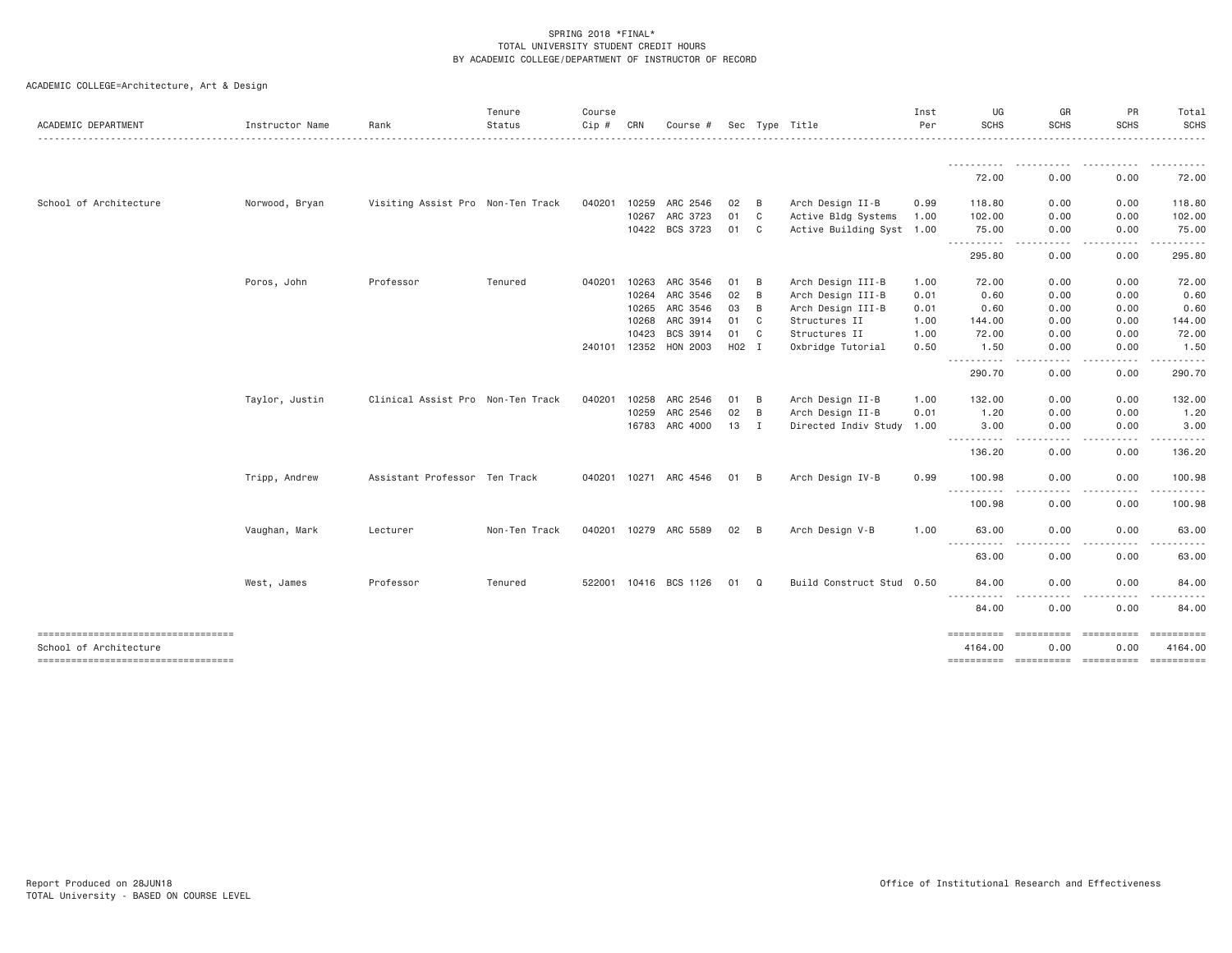SPRING 2018 *FINAL*
TOTAL UNIVERSITY STUDENT CREDIT HOURS
BY ACADEMIC COLLEGE/DEPARTMENT OF INSTRUCTOR OF RECORD

ACADEMIC COLLEGE=Architecture, Art & Design

| ACADEMIC DEPARTMENT | Instructor Name | Rank | Tenure Status | Course Cip # | CRN | Course # | Sec | Type | Title | Inst Per | UG SCHS | GR SCHS | PR SCHS | Total SCHS |
|---|---|---|---|---|---|---|---|---|---|---|---|---|---|---|
| | | | | | | | | | | | 72.00 | 0.00 | 0.00 | 72.00 |
| School of Architecture | Norwood, Bryan | Visiting Assist Pro | Non-Ten Track | 040201 | 10259 | ARC 2546 | 02 | B | Arch Design II-B | 0.99 | 118.80 | 0.00 | 0.00 | 118.80 |
| | | | | | 10267 | ARC 3723 | 01 | C | Active Bldg Systems | 1.00 | 102.00 | 0.00 | 0.00 | 102.00 |
| | | | | | 10422 | BCS 3723 | 01 | C | Active Building Syst | 1.00 | 75.00 | 0.00 | 0.00 | 75.00 |
| | | | | | | | | | | | 295.80 | 0.00 | 0.00 | 295.80 |
| | Poros, John | Professor | Tenured | 040201 | 10263 | ARC 3546 | 01 | B | Arch Design III-B | 1.00 | 72.00 | 0.00 | 0.00 | 72.00 |
| | | | | | 10264 | ARC 3546 | 02 | B | Arch Design III-B | 0.01 | 0.60 | 0.00 | 0.00 | 0.60 |
| | | | | | 10265 | ARC 3546 | 03 | B | Arch Design III-B | 0.01 | 0.60 | 0.00 | 0.00 | 0.60 |
| | | | | | 10268 | ARC 3914 | 01 | C | Structures II | 1.00 | 144.00 | 0.00 | 0.00 | 144.00 |
| | | | | | 10423 | BCS 3914 | 01 | C | Structures II | 1.00 | 72.00 | 0.00 | 0.00 | 72.00 |
| | | | | 240101 | 12352 | HON 2003 | H02 | I | Oxbridge Tutorial | 0.50 | 1.50 | 0.00 | 0.00 | 1.50 |
| | | | | | | | | | | | 290.70 | 0.00 | 0.00 | 290.70 |
| | Taylor, Justin | Clinical Assist Pro | Non-Ten Track | 040201 | 10258 | ARC 2546 | 01 | B | Arch Design II-B | 1.00 | 132.00 | 0.00 | 0.00 | 132.00 |
| | | | | | 10259 | ARC 2546 | 02 | B | Arch Design II-B | 0.01 | 1.20 | 0.00 | 0.00 | 1.20 |
| | | | | | 16783 | ARC 4000 | 13 | I | Directed Indiv Study | 1.00 | 3.00 | 0.00 | 0.00 | 3.00 |
| | | | | | | | | | | | 136.20 | 0.00 | 0.00 | 136.20 |
| | Tripp, Andrew | Assistant Professor | Ten Track | 040201 | 10271 | ARC 4546 | 01 | B | Arch Design IV-B | 0.99 | 100.98 | 0.00 | 0.00 | 100.98 |
| | | | | | | | | | | | 100.98 | 0.00 | 0.00 | 100.98 |
| | Vaughan, Mark | Lecturer | Non-Ten Track | 040201 | 10279 | ARC 5589 | 02 | B | Arch Design V-B | 1.00 | 63.00 | 0.00 | 0.00 | 63.00 |
| | | | | | | | | | | | 63.00 | 0.00 | 0.00 | 63.00 |
| | West, James | Professor | Tenured | 522001 | 10416 | BCS 1126 | 01 | Q | Build Construct Stud | 0.50 | 84.00 | 0.00 | 0.00 | 84.00 |
| | | | | | | | | | | | 84.00 | 0.00 | 0.00 | 84.00 |
| School of Architecture | | | | | | | | | | | 4164.00 | 0.00 | 0.00 | 4164.00 |

Report Produced on 28JUN18
TOTAL University - BASED ON COURSE LEVEL

Office of Institutional Research and Effectiveness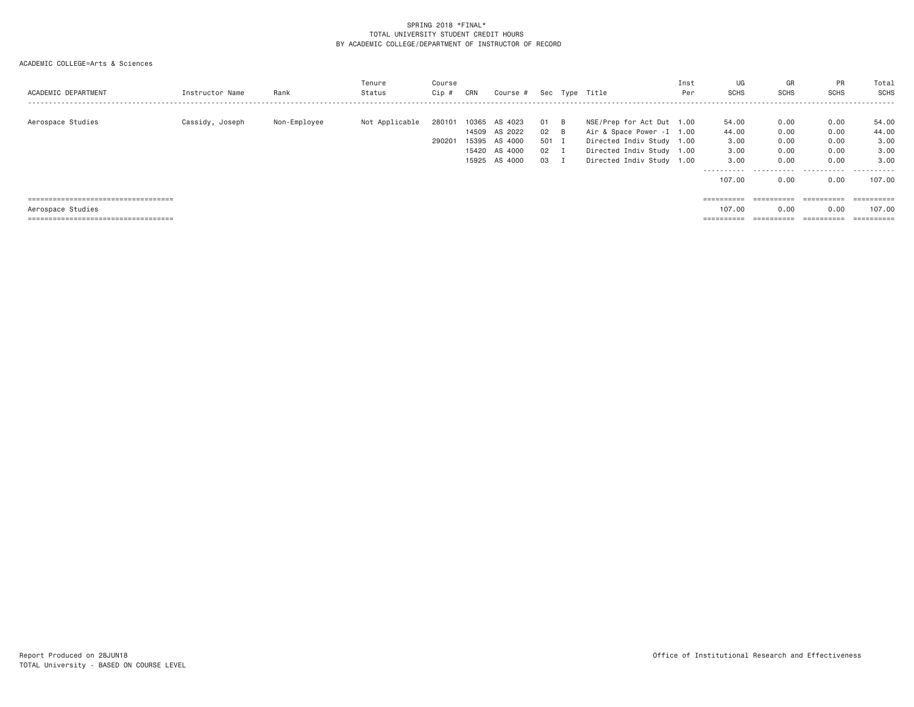SPRING 2018 *FINAL*
TOTAL UNIVERSITY STUDENT CREDIT HOURS
BY ACADEMIC COLLEGE/DEPARTMENT OF INSTRUCTOR OF RECORD

ACADEMIC COLLEGE=Arts & Sciences

| ACADEMIC DEPARTMENT | Instructor Name | Rank | Tenure Status | Course Cip # | CRN | Course # | Sec | Type | Title | Inst Per | UG SCHS | GR SCHS | PR SCHS | Total SCHS |
|---|---|---|---|---|---|---|---|---|---|---|---|---|---|---|
| Aerospace Studies | Cassidy, Joseph | Non-Employee | Not Applicable | 280101 | 10365 | AS 4023 | 01 | B | NSE/Prep for Act Dut | 1.00 | 54.00 | 0.00 | 0.00 | 54.00 |
| | | | | | 14509 | AS 2022 | 02 | B | Air & Space Power -I | 1.00 | 44.00 | 0.00 | 0.00 | 44.00 |
| | | | | 290201 | 15395 | AS 4000 | 501 | I | Directed Indiv Study | 1.00 | 3.00 | 0.00 | 0.00 | 3.00 |
| | | | | | 15420 | AS 4000 | 02 | I | Directed Indiv Study | 1.00 | 3.00 | 0.00 | 0.00 | 3.00 |
| | | | | | 15925 | AS 4000 | 03 | I | Directed Indiv Study | 1.00 | 3.00 | 0.00 | 0.00 | 3.00 |
| | | | | | | | | | | | 107.00 | 0.00 | 0.00 | 107.00 |
| Aerospace Studies | | | | | | | | | | | 107.00 | 0.00 | 0.00 | 107.00 |

Report Produced on 28JUN18
TOTAL University - BASED ON COURSE LEVEL

Office of Institutional Research and Effectiveness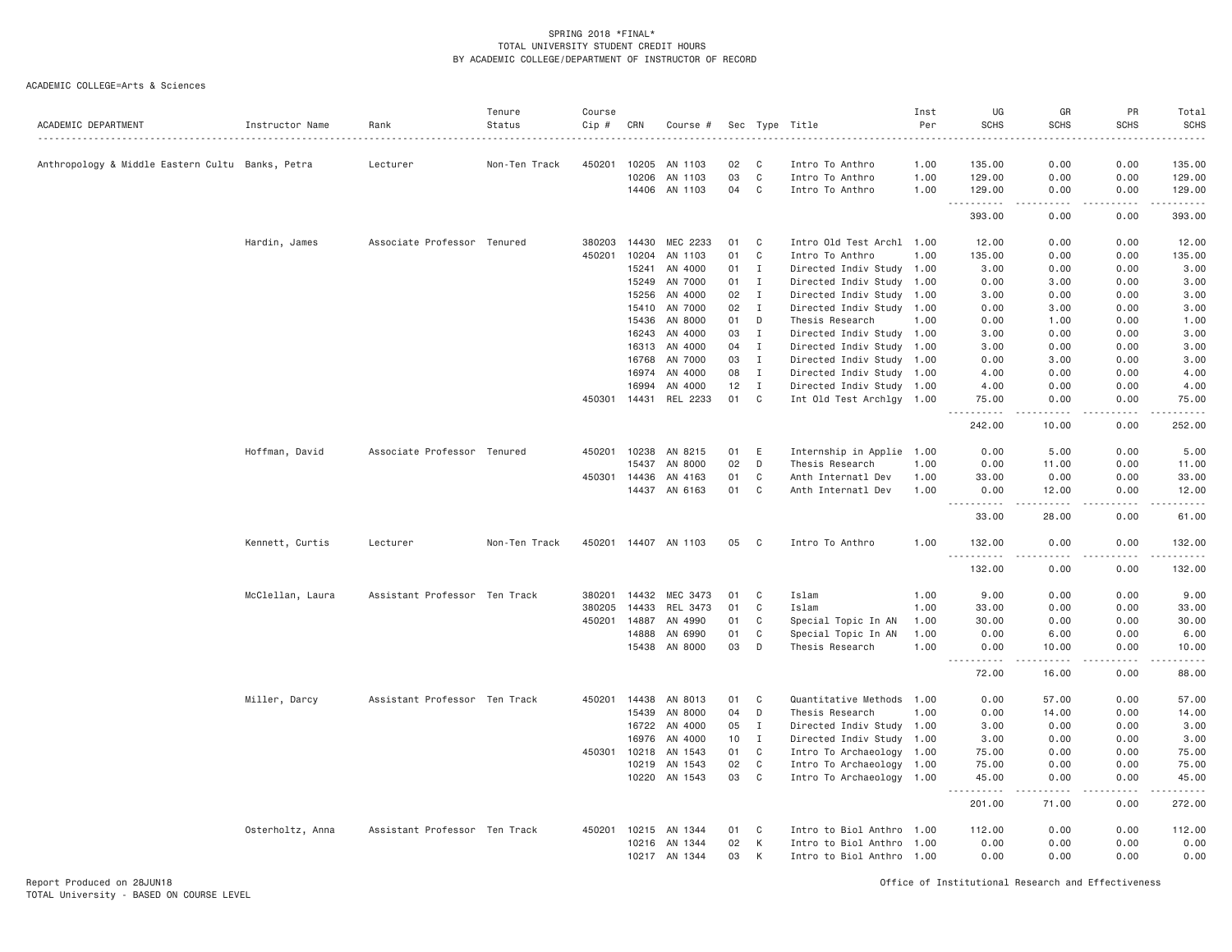SPRING 2018 *FINAL*
TOTAL UNIVERSITY STUDENT CREDIT HOURS
BY ACADEMIC COLLEGE/DEPARTMENT OF INSTRUCTOR OF RECORD

ACADEMIC COLLEGE=Arts & Sciences

| ACADEMIC DEPARTMENT | Instructor Name | Rank | Tenure Status | Course Cip # | CRN | Course # | Sec | Type | Title | Inst Per | UG SCHS | GR SCHS | PR SCHS | Total SCHS |
|---|---|---|---|---|---|---|---|---|---|---|---|---|---|---|
| Anthropology & Middle Eastern Cultu | Banks, Petra | Lecturer | Non-Ten Track | 450201 | 10205 | AN 1103 | 02 | C | Intro To Anthro | 1.00 | 135.00 | 0.00 | 0.00 | 135.00 |
| | | | | | 10206 | AN 1103 | 03 | C | Intro To Anthro | 1.00 | 129.00 | 0.00 | 0.00 | 129.00 |
| | | | | | 14406 | AN 1103 | 04 | C | Intro To Anthro | 1.00 | 129.00 | 0.00 | 0.00 | 129.00 |
| | | | | | | | | | | | 393.00 | 0.00 | 0.00 | 393.00 |
| | Hardin, James | Associate Professor | Tenured | 380203 | 14430 | MEC 2233 | 01 | C | Intro Old Test Archl | 1.00 | 12.00 | 0.00 | 0.00 | 12.00 |
| | | | | 450201 | 10204 | AN 1103 | 01 | C | Intro To Anthro | 1.00 | 135.00 | 0.00 | 0.00 | 135.00 |
| | | | | | 15241 | AN 4000 | 01 | I | Directed Indiv Study | 1.00 | 3.00 | 0.00 | 0.00 | 3.00 |
| | | | | | 15249 | AN 7000 | 01 | I | Directed Indiv Study | 1.00 | 0.00 | 3.00 | 0.00 | 3.00 |
| | | | | | 15256 | AN 4000 | 02 | I | Directed Indiv Study | 1.00 | 3.00 | 0.00 | 0.00 | 3.00 |
| | | | | | 15410 | AN 7000 | 02 | I | Directed Indiv Study | 1.00 | 0.00 | 3.00 | 0.00 | 3.00 |
| | | | | | 15436 | AN 8000 | 01 | D | Thesis Research | 1.00 | 0.00 | 1.00 | 0.00 | 1.00 |
| | | | | | 16243 | AN 4000 | 03 | I | Directed Indiv Study | 1.00 | 3.00 | 0.00 | 0.00 | 3.00 |
| | | | | | 16313 | AN 4000 | 04 | I | Directed Indiv Study | 1.00 | 3.00 | 0.00 | 0.00 | 3.00 |
| | | | | | 16768 | AN 7000 | 03 | I | Directed Indiv Study | 1.00 | 0.00 | 3.00 | 0.00 | 3.00 |
| | | | | | 16974 | AN 4000 | 08 | I | Directed Indiv Study | 1.00 | 4.00 | 0.00 | 0.00 | 4.00 |
| | | | | | 16994 | AN 4000 | 12 | I | Directed Indiv Study | 1.00 | 4.00 | 0.00 | 0.00 | 4.00 |
| | | | | 450301 | 14431 | REL 2233 | 01 | C | Int Old Test Archlgy | 1.00 | 75.00 | 0.00 | 0.00 | 75.00 |
| | | | | | | | | | | | 242.00 | 10.00 | 0.00 | 252.00 |
| | Hoffman, David | Associate Professor | Tenured | 450201 | 10238 | AN 8215 | 01 | E | Internship in Applie | 1.00 | 0.00 | 5.00 | 0.00 | 5.00 |
| | | | | | 15437 | AN 8000 | 02 | D | Thesis Research | 1.00 | 0.00 | 11.00 | 0.00 | 11.00 |
| | | | | 450301 | 14436 | AN 4163 | 01 | C | Anth Internatl Dev | 1.00 | 33.00 | 0.00 | 0.00 | 33.00 |
| | | | | | 14437 | AN 6163 | 01 | C | Anth Internatl Dev | 1.00 | 0.00 | 12.00 | 0.00 | 12.00 |
| | | | | | | | | | | | 33.00 | 28.00 | 0.00 | 61.00 |
| | Kennett, Curtis | Lecturer | Non-Ten Track | 450201 | 14407 | AN 1103 | 05 | C | Intro To Anthro | 1.00 | 132.00 | 0.00 | 0.00 | 132.00 |
| | | | | | | | | | | | 132.00 | 0.00 | 0.00 | 132.00 |
| | McClellan, Laura | Assistant Professor | Ten Track | 380201 | 14432 | MEC 3473 | 01 | C | Islam | 1.00 | 9.00 | 0.00 | 0.00 | 9.00 |
| | | | | 380205 | 14433 | REL 3473 | 01 | C | Islam | 1.00 | 33.00 | 0.00 | 0.00 | 33.00 |
| | | | | 450201 | 14887 | AN 4990 | 01 | C | Special Topic In AN | 1.00 | 30.00 | 0.00 | 0.00 | 30.00 |
| | | | | | 14888 | AN 6990 | 01 | C | Special Topic In AN | 1.00 | 0.00 | 6.00 | 0.00 | 6.00 |
| | | | | | 15438 | AN 8000 | 03 | D | Thesis Research | 1.00 | 0.00 | 10.00 | 0.00 | 10.00 |
| | | | | | | | | | | | 72.00 | 16.00 | 0.00 | 88.00 |
| | Miller, Darcy | Assistant Professor | Ten Track | 450201 | 14438 | AN 8013 | 01 | C | Quantitative Methods | 1.00 | 0.00 | 57.00 | 0.00 | 57.00 |
| | | | | | 15439 | AN 8000 | 04 | D | Thesis Research | 1.00 | 0.00 | 14.00 | 0.00 | 14.00 |
| | | | | | 16722 | AN 4000 | 05 | I | Directed Indiv Study | 1.00 | 3.00 | 0.00 | 0.00 | 3.00 |
| | | | | | 16976 | AN 4000 | 10 | I | Directed Indiv Study | 1.00 | 3.00 | 0.00 | 0.00 | 3.00 |
| | | | | 450301 | 10218 | AN 1543 | 01 | C | Intro To Archaeology | 1.00 | 75.00 | 0.00 | 0.00 | 75.00 |
| | | | | | 10219 | AN 1543 | 02 | C | Intro To Archaeology | 1.00 | 75.00 | 0.00 | 0.00 | 75.00 |
| | | | | | 10220 | AN 1543 | 03 | C | Intro To Archaeology | 1.00 | 45.00 | 0.00 | 0.00 | 45.00 |
| | | | | | | | | | | | 201.00 | 71.00 | 0.00 | 272.00 |
| | Osterholtz, Anna | Assistant Professor | Ten Track | 450201 | 10215 | AN 1344 | 01 | C | Intro to Biol Anthro | 1.00 | 112.00 | 0.00 | 0.00 | 112.00 |
| | | | | | 10216 | AN 1344 | 02 | K | Intro to Biol Anthro | 1.00 | 0.00 | 0.00 | 0.00 | 0.00 |
| | | | | | 10217 | AN 1344 | 03 | K | Intro to Biol Anthro | 1.00 | 0.00 | 0.00 | 0.00 | 0.00 |

Report Produced on 28JUN18
TOTAL University - BASED ON COURSE LEVEL

Office of Institutional Research and Effectiveness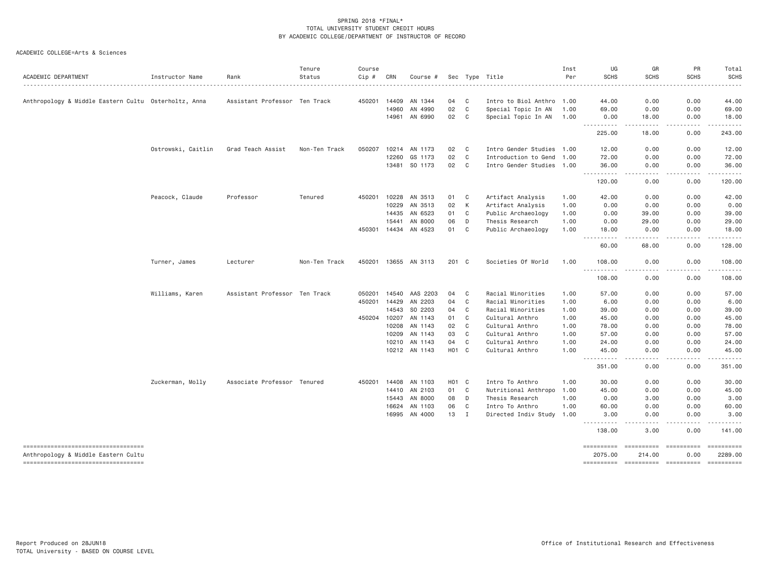SPRING 2018 *FINAL*
TOTAL UNIVERSITY STUDENT CREDIT HOURS
BY ACADEMIC COLLEGE/DEPARTMENT OF INSTRUCTOR OF RECORD

ACADEMIC COLLEGE=Arts & Sciences

| ACADEMIC DEPARTMENT | Instructor Name | Rank | Tenure Status | Course Cip # | CRN | Course # | Sec | Type | Title | Inst Per | UG SCHS | GR SCHS | PR SCHS | Total SCHS |
|---|---|---|---|---|---|---|---|---|---|---|---|---|---|---|
| Anthropology & Middle Eastern Cultu | Osterholtz, Anna | Assistant Professor | Ten Track | 450201 | 14409 | AN 1344 | 04 | C | Intro to Biol Anthro | 1.00 | 44.00 | 0.00 | 0.00 | 44.00 |
| | | | | | 14960 | AN 4990 | 02 | C | Special Topic In AN | 1.00 | 69.00 | 0.00 | 0.00 | 69.00 |
| | | | | | 14961 | AN 6990 | 02 | C | Special Topic In AN | 1.00 | 0.00 | 18.00 | 0.00 | 18.00 |
| | | | | | | | | | | | 225.00 | 18.00 | 0.00 | 243.00 |
| | Ostrowski, Caitlin | Grad Teach Assist | Non-Ten Track | 050207 | 10214 | AN 1173 | 02 | C | Intro Gender Studies | 1.00 | 12.00 | 0.00 | 0.00 | 12.00 |
| | | | | | 12260 | GS 1173 | 02 | C | Introduction to Gend | 1.00 | 72.00 | 0.00 | 0.00 | 72.00 |
| | | | | | 13481 | SO 1173 | 02 | C | Intro Gender Studies | 1.00 | 36.00 | 0.00 | 0.00 | 36.00 |
| | | | | | | | | | | | 120.00 | 0.00 | 0.00 | 120.00 |
| | Peacock, Claude | Professor | Tenured | 450201 | 10228 | AN 3513 | 01 | C | Artifact Analysis | 1.00 | 42.00 | 0.00 | 0.00 | 42.00 |
| | | | | | 10229 | AN 3513 | 02 | K | Artifact Analysis | 1.00 | 0.00 | 0.00 | 0.00 | 0.00 |
| | | | | | 14435 | AN 6523 | 01 | C | Public Archaeology | 1.00 | 0.00 | 39.00 | 0.00 | 39.00 |
| | | | | | 15441 | AN 8000 | 06 | D | Thesis Research | 1.00 | 0.00 | 29.00 | 0.00 | 29.00 |
| | | | | 450301 | 14434 | AN 4523 | 01 | C | Public Archaeology | 1.00 | 18.00 | 0.00 | 0.00 | 18.00 |
| | | | | | | | | | | | 60.00 | 68.00 | 0.00 | 128.00 |
| | Turner, James | Lecturer | Non-Ten Track | 450201 | 13655 | AN 3113 | 201 | C | Societies Of World | 1.00 | 108.00 | 0.00 | 0.00 | 108.00 |
| | | | | | | | | | | | 108.00 | 0.00 | 0.00 | 108.00 |
| | Williams, Karen | Assistant Professor | Ten Track | 050201 | 14540 | AAS 2203 | 04 | C | Racial Minorities | 1.00 | 57.00 | 0.00 | 0.00 | 57.00 |
| | | | | 450201 | 14429 | AN 2203 | 04 | C | Racial Minorities | 1.00 | 6.00 | 0.00 | 0.00 | 6.00 |
| | | | | | 14543 | SO 2203 | 04 | C | Racial Minorities | 1.00 | 39.00 | 0.00 | 0.00 | 39.00 |
| | | | | 450204 | 10207 | AN 1143 | 01 | C | Cultural Anthro | 1.00 | 45.00 | 0.00 | 0.00 | 45.00 |
| | | | | | 10208 | AN 1143 | 02 | C | Cultural Anthro | 1.00 | 78.00 | 0.00 | 0.00 | 78.00 |
| | | | | | 10209 | AN 1143 | 03 | C | Cultural Anthro | 1.00 | 57.00 | 0.00 | 0.00 | 57.00 |
| | | | | | 10210 | AN 1143 | 04 | C | Cultural Anthro | 1.00 | 24.00 | 0.00 | 0.00 | 24.00 |
| | | | | | 10212 | AN 1143 | H01 | C | Cultural Anthro | 1.00 | 45.00 | 0.00 | 0.00 | 45.00 |
| | | | | | | | | | | | 351.00 | 0.00 | 0.00 | 351.00 |
| | Zuckerman, Molly | Associate Professor | Tenured | 450201 | 14408 | AN 1103 | H01 | C | Intro To Anthro | 1.00 | 30.00 | 0.00 | 0.00 | 30.00 |
| | | | | | 14410 | AN 2103 | 01 | C | Nutritional Anthropo | 1.00 | 45.00 | 0.00 | 0.00 | 45.00 |
| | | | | | 15443 | AN 8000 | 08 | D | Thesis Research | 1.00 | 0.00 | 3.00 | 0.00 | 3.00 |
| | | | | | 16624 | AN 1103 | 06 | C | Intro To Anthro | 1.00 | 60.00 | 0.00 | 0.00 | 60.00 |
| | | | | | 16995 | AN 4000 | 13 | I | Directed Indiv Study | 1.00 | 3.00 | 0.00 | 0.00 | 3.00 |
| | | | | | | | | | | | 138.00 | 3.00 | 0.00 | 141.00 |
| Anthropology & Middle Eastern Cultu | | | | | | | | | | | 2075.00 | 214.00 | 0.00 | 2289.00 |

Report Produced on 28JUN18
TOTAL University - BASED ON COURSE LEVEL

Office of Institutional Research and Effectiveness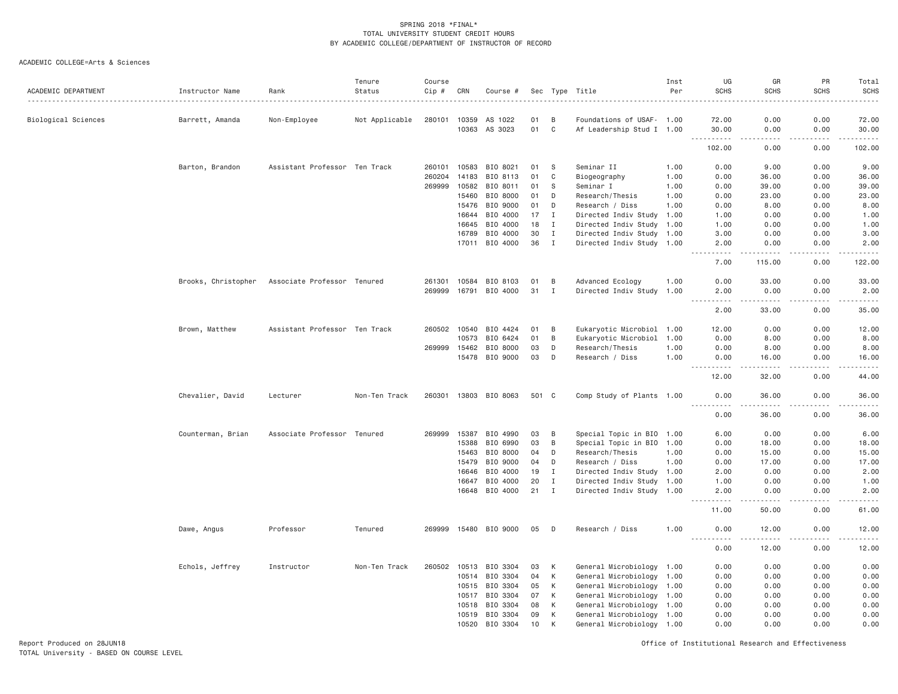SPRING 2018 *FINAL*
TOTAL UNIVERSITY STUDENT CREDIT HOURS
BY ACADEMIC COLLEGE/DEPARTMENT OF INSTRUCTOR OF RECORD

ACADEMIC COLLEGE=Arts & Sciences

| ACADEMIC DEPARTMENT | Instructor Name | Rank | Tenure Status | Course Cip # | CRN | Course # | Sec | Type | Title | Inst Per | UG SCHS | GR SCHS | PR SCHS | Total SCHS |
|---|---|---|---|---|---|---|---|---|---|---|---|---|---|---|
| Biological Sciences | Barrett, Amanda | Non-Employee | Not Applicable | 280101 | 10359 | AS 1022 | 01 | B | Foundations of USAF- | 1.00 | 72.00 | 0.00 | 0.00 | 72.00 |
| | | | | | 10363 | AS 3023 | 01 | C | Af Leadership Stud I | 1.00 | 30.00 | 0.00 | 0.00 | 30.00 |
| | | | | | | | | | | | 102.00 | 0.00 | 0.00 | 102.00 |
| | Barton, Brandon | Assistant Professor | Ten Track | 260101 | 10583 | BIO 8021 | 01 | S | Seminar II | 1.00 | 0.00 | 9.00 | 0.00 | 9.00 |
| | | | | 260204 | 14183 | BIO 8113 | 01 | C | Biogeography | 1.00 | 0.00 | 36.00 | 0.00 | 36.00 |
| | | | | 269999 | 10582 | BIO 8011 | 01 | S | Seminar I | 1.00 | 0.00 | 39.00 | 0.00 | 39.00 |
| | | | | | 15460 | BIO 8000 | 01 | D | Research/Thesis | 1.00 | 0.00 | 23.00 | 0.00 | 23.00 |
| | | | | | 15476 | BIO 9000 | 01 | D | Research / Diss | 1.00 | 0.00 | 8.00 | 0.00 | 8.00 |
| | | | | | 16644 | BIO 4000 | 17 | I | Directed Indiv Study | 1.00 | 1.00 | 0.00 | 0.00 | 1.00 |
| | | | | | 16645 | BIO 4000 | 18 | I | Directed Indiv Study | 1.00 | 1.00 | 0.00 | 0.00 | 1.00 |
| | | | | | 16789 | BIO 4000 | 30 | I | Directed Indiv Study | 1.00 | 3.00 | 0.00 | 0.00 | 3.00 |
| | | | | | 17011 | BIO 4000 | 36 | I | Directed Indiv Study | 1.00 | 2.00 | 0.00 | 0.00 | 2.00 |
| | | | | | | | | | | | 7.00 | 115.00 | 0.00 | 122.00 |
| | Brooks, Christopher | Associate Professor | Tenured | 261301 | 10584 | BIO 8103 | 01 | B | Advanced Ecology | 1.00 | 0.00 | 33.00 | 0.00 | 33.00 |
| | | | | 269999 | 16791 | BIO 4000 | 31 | I | Directed Indiv Study | 1.00 | 2.00 | 0.00 | 0.00 | 2.00 |
| | | | | | | | | | | | 2.00 | 33.00 | 0.00 | 35.00 |
| | Brown, Matthew | Assistant Professor | Ten Track | 260502 | 10540 | BIO 4424 | 01 | B | Eukaryotic Microbiol | 1.00 | 12.00 | 0.00 | 0.00 | 12.00 |
| | | | | | 10573 | BIO 6424 | 01 | B | Eukaryotic Microbiol | 1.00 | 0.00 | 8.00 | 0.00 | 8.00 |
| | | | | 269999 | 15462 | BIO 8000 | 03 | D | Research/Thesis | 1.00 | 0.00 | 8.00 | 0.00 | 8.00 |
| | | | | | 15478 | BIO 9000 | 03 | D | Research / Diss | 1.00 | 0.00 | 16.00 | 0.00 | 16.00 |
| | | | | | | | | | | | 12.00 | 32.00 | 0.00 | 44.00 |
| | Chevalier, David | Lecturer | Non-Ten Track | 260301 | 13803 | BIO 8063 | 501 | C | Comp Study of Plants | 1.00 | 0.00 | 36.00 | 0.00 | 36.00 |
| | | | | | | | | | | | 0.00 | 36.00 | 0.00 | 36.00 |
| | Counterman, Brian | Associate Professor | Tenured | 269999 | 15387 | BIO 4990 | 03 | B | Special Topic in BIO | 1.00 | 6.00 | 0.00 | 0.00 | 6.00 |
| | | | | | 15388 | BIO 6990 | 03 | B | Special Topic in BIO | 1.00 | 0.00 | 18.00 | 0.00 | 18.00 |
| | | | | | 15463 | BIO 8000 | 04 | D | Research/Thesis | 1.00 | 0.00 | 15.00 | 0.00 | 15.00 |
| | | | | | 15479 | BIO 9000 | 04 | D | Research / Diss | 1.00 | 0.00 | 17.00 | 0.00 | 17.00 |
| | | | | | 16646 | BIO 4000 | 19 | I | Directed Indiv Study | 1.00 | 2.00 | 0.00 | 0.00 | 2.00 |
| | | | | | 16647 | BIO 4000 | 20 | I | Directed Indiv Study | 1.00 | 1.00 | 0.00 | 0.00 | 1.00 |
| | | | | | 16648 | BIO 4000 | 21 | I | Directed Indiv Study | 1.00 | 2.00 | 0.00 | 0.00 | 2.00 |
| | | | | | | | | | | | 11.00 | 50.00 | 0.00 | 61.00 |
| | Dawe, Angus | Professor | Tenured | 269999 | 15480 | BIO 9000 | 05 | D | Research / Diss | 1.00 | 0.00 | 12.00 | 0.00 | 12.00 |
| | | | | | | | | | | | 0.00 | 12.00 | 0.00 | 12.00 |
| | Echols, Jeffrey | Instructor | Non-Ten Track | 260502 | 10513 | BIO 3304 | 03 | K | General Microbiology | 1.00 | 0.00 | 0.00 | 0.00 | 0.00 |
| | | | | | 10514 | BIO 3304 | 04 | K | General Microbiology | 1.00 | 0.00 | 0.00 | 0.00 | 0.00 |
| | | | | | 10515 | BIO 3304 | 05 | K | General Microbiology | 1.00 | 0.00 | 0.00 | 0.00 | 0.00 |
| | | | | | 10517 | BIO 3304 | 07 | K | General Microbiology | 1.00 | 0.00 | 0.00 | 0.00 | 0.00 |
| | | | | | 10518 | BIO 3304 | 08 | K | General Microbiology | 1.00 | 0.00 | 0.00 | 0.00 | 0.00 |
| | | | | | 10519 | BIO 3304 | 09 | K | General Microbiology | 1.00 | 0.00 | 0.00 | 0.00 | 0.00 |
| | | | | | 10520 | BIO 3304 | 10 | K | General Microbiology | 1.00 | 0.00 | 0.00 | 0.00 | 0.00 |

Report Produced on 28JUN18
TOTAL University - BASED ON COURSE LEVEL

Office of Institutional Research and Effectiveness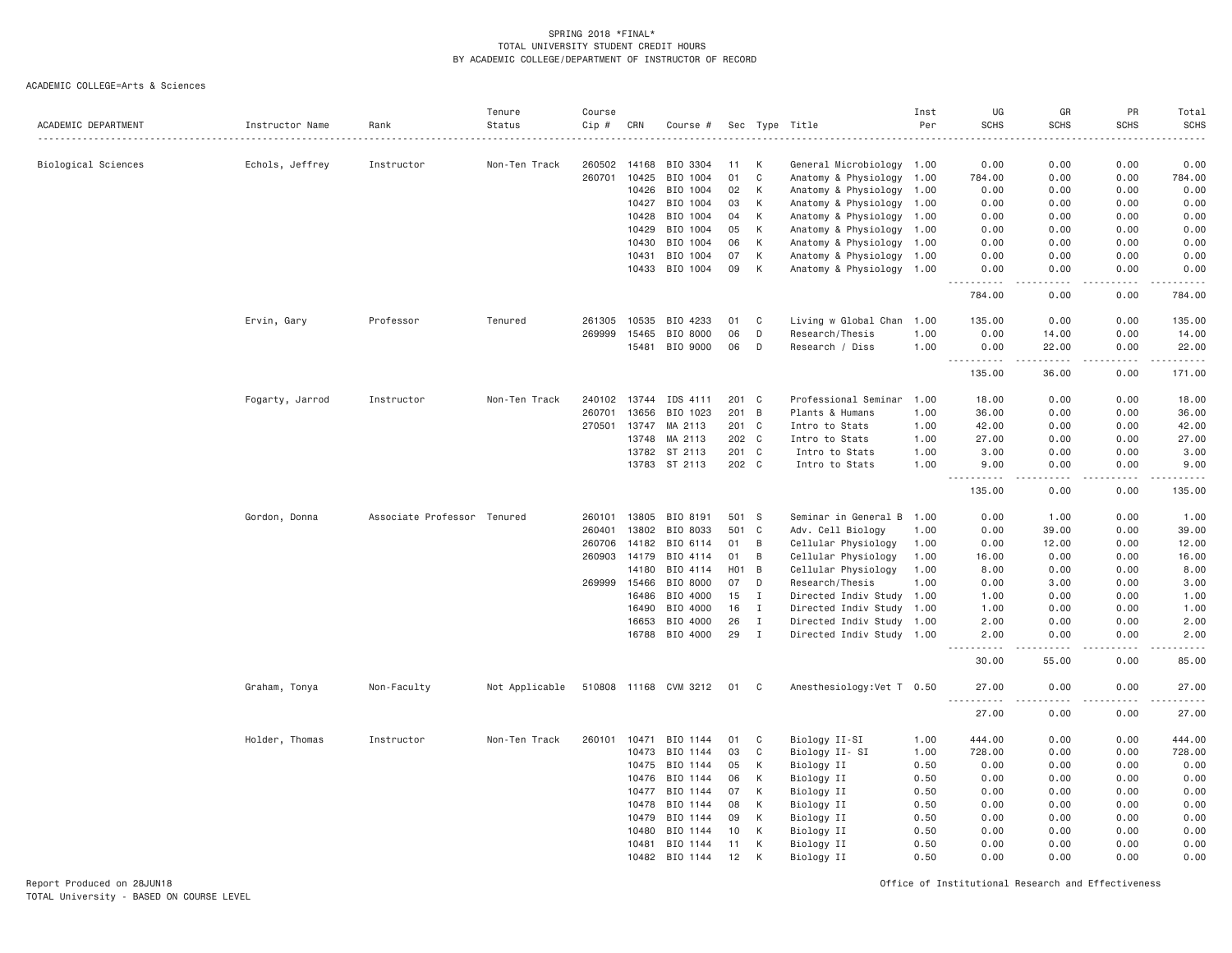SPRING 2018 *FINAL*
TOTAL UNIVERSITY STUDENT CREDIT HOURS
BY ACADEMIC COLLEGE/DEPARTMENT OF INSTRUCTOR OF RECORD

ACADEMIC COLLEGE=Arts & Sciences

| ACADEMIC DEPARTMENT | Instructor Name | Rank | Tenure Status | Course Cip # | CRN | Course # | Sec | Type | Title | Inst Per | UG SCHS | GR SCHS | PR SCHS | Total SCHS |
|---|---|---|---|---|---|---|---|---|---|---|---|---|---|---|
| Biological Sciences | Echols, Jeffrey | Instructor | Non-Ten Track | 260502 | 14168 | BIO 3304 | 11 | K | General Microbiology | 1.00 | 0.00 | 0.00 | 0.00 | 0.00 |
| | | | | 260701 | 10425 | BIO 1004 | 01 | C | Anatomy & Physiology | 1.00 | 784.00 | 0.00 | 0.00 | 784.00 |
| | | | | | 10426 | BIO 1004 | 02 | K | Anatomy & Physiology | 1.00 | 0.00 | 0.00 | 0.00 | 0.00 |
| | | | | | 10427 | BIO 1004 | 03 | K | Anatomy & Physiology | 1.00 | 0.00 | 0.00 | 0.00 | 0.00 |
| | | | | | 10428 | BIO 1004 | 04 | K | Anatomy & Physiology | 1.00 | 0.00 | 0.00 | 0.00 | 0.00 |
| | | | | | 10429 | BIO 1004 | 05 | K | Anatomy & Physiology | 1.00 | 0.00 | 0.00 | 0.00 | 0.00 |
| | | | | | 10430 | BIO 1004 | 06 | K | Anatomy & Physiology | 1.00 | 0.00 | 0.00 | 0.00 | 0.00 |
| | | | | | 10431 | BIO 1004 | 07 | K | Anatomy & Physiology | 1.00 | 0.00 | 0.00 | 0.00 | 0.00 |
| | | | | | 10433 | BIO 1004 | 09 | K | Anatomy & Physiology | 1.00 | 0.00 | 0.00 | 0.00 | 0.00 |
| | | | | | | | | | | | 784.00 | 0.00 | 0.00 | 784.00 |
| | Ervin, Gary | Professor | Tenured | 261305 | 10535 | BIO 4233 | 01 | C | Living w Global Chan | 1.00 | 135.00 | 0.00 | 0.00 | 135.00 |
| | | | | 269999 | 15465 | BIO 8000 | 06 | D | Research/Thesis | 1.00 | 0.00 | 14.00 | 0.00 | 14.00 |
| | | | | | 15481 | BIO 9000 | 06 | D | Research / Diss | 1.00 | 0.00 | 22.00 | 0.00 | 22.00 |
| | | | | | | | | | | | 135.00 | 36.00 | 0.00 | 171.00 |
| | Fogarty, Jarrod | Instructor | Non-Ten Track | 240102 | 13744 | IDS 4111 | 201 | C | Professional Seminar | 1.00 | 18.00 | 0.00 | 0.00 | 18.00 |
| | | | | 260701 | 13656 | BIO 1023 | 201 | B | Plants & Humans | 1.00 | 36.00 | 0.00 | 0.00 | 36.00 |
| | | | | 270501 | 13747 | MA 2113 | 201 | C | Intro to Stats | 1.00 | 42.00 | 0.00 | 0.00 | 42.00 |
| | | | | | 13748 | MA 2113 | 202 | C | Intro to Stats | 1.00 | 27.00 | 0.00 | 0.00 | 27.00 |
| | | | | | 13782 | ST 2113 | 201 | C | Intro to Stats | 1.00 | 3.00 | 0.00 | 0.00 | 3.00 |
| | | | | | 13783 | ST 2113 | 202 | C | Intro to Stats | 1.00 | 9.00 | 0.00 | 0.00 | 9.00 |
| | | | | | | | | | | | 135.00 | 0.00 | 0.00 | 135.00 |
| | Gordon, Donna | Associate Professor | Tenured | 260101 | 13805 | BIO 8191 | 501 | S | Seminar in General B | 1.00 | 0.00 | 1.00 | 0.00 | 1.00 |
| | | | | 260401 | 13802 | BIO 8033 | 501 | C | Adv. Cell Biology | 1.00 | 0.00 | 39.00 | 0.00 | 39.00 |
| | | | | 260706 | 14182 | BIO 6114 | 01 | B | Cellular Physiology | 1.00 | 0.00 | 12.00 | 0.00 | 12.00 |
| | | | | 260903 | 14179 | BIO 4114 | 01 | B | Cellular Physiology | 1.00 | 16.00 | 0.00 | 0.00 | 16.00 |
| | | | | | 14180 | BIO 4114 | H01 | B | Cellular Physiology | 1.00 | 8.00 | 0.00 | 0.00 | 8.00 |
| | | | | 269999 | 15466 | BIO 8000 | 07 | D | Research/Thesis | 1.00 | 0.00 | 3.00 | 0.00 | 3.00 |
| | | | | | 16486 | BIO 4000 | 15 | I | Directed Indiv Study | 1.00 | 1.00 | 0.00 | 0.00 | 1.00 |
| | | | | | 16490 | BIO 4000 | 16 | I | Directed Indiv Study | 1.00 | 1.00 | 0.00 | 0.00 | 1.00 |
| | | | | | 16653 | BIO 4000 | 26 | I | Directed Indiv Study | 1.00 | 2.00 | 0.00 | 0.00 | 2.00 |
| | | | | | 16788 | BIO 4000 | 29 | I | Directed Indiv Study | 1.00 | 2.00 | 0.00 | 0.00 | 2.00 |
| | | | | | | | | | | | 30.00 | 55.00 | 0.00 | 85.00 |
| | Graham, Tonya | Non-Faculty | Not Applicable | 510808 | 11168 | CVM 3212 | 01 | C | Anesthesiology:Vet T | 0.50 | 27.00 | 0.00 | 0.00 | 27.00 |
| | | | | | | | | | | | 27.00 | 0.00 | 0.00 | 27.00 |
| | Holder, Thomas | Instructor | Non-Ten Track | 260101 | 10471 | BIO 1144 | 01 | C | Biology II-SI | 1.00 | 444.00 | 0.00 | 0.00 | 444.00 |
| | | | | | 10473 | BIO 1144 | 03 | C | Biology II- SI | 1.00 | 728.00 | 0.00 | 0.00 | 728.00 |
| | | | | | 10475 | BIO 1144 | 05 | K | Biology II | 0.50 | 0.00 | 0.00 | 0.00 | 0.00 |
| | | | | | 10476 | BIO 1144 | 06 | K | Biology II | 0.50 | 0.00 | 0.00 | 0.00 | 0.00 |
| | | | | | 10477 | BIO 1144 | 07 | K | Biology II | 0.50 | 0.00 | 0.00 | 0.00 | 0.00 |
| | | | | | 10478 | BIO 1144 | 08 | K | Biology II | 0.50 | 0.00 | 0.00 | 0.00 | 0.00 |
| | | | | | 10479 | BIO 1144 | 09 | K | Biology II | 0.50 | 0.00 | 0.00 | 0.00 | 0.00 |
| | | | | | 10480 | BIO 1144 | 10 | K | Biology II | 0.50 | 0.00 | 0.00 | 0.00 | 0.00 |
| | | | | | 10481 | BIO 1144 | 11 | K | Biology II | 0.50 | 0.00 | 0.00 | 0.00 | 0.00 |
| | | | | | 10482 | BIO 1144 | 12 | K | Biology II | 0.50 | 0.00 | 0.00 | 0.00 | 0.00 |

Report Produced on 28JUN18
TOTAL University - BASED ON COURSE LEVEL

Office of Institutional Research and Effectiveness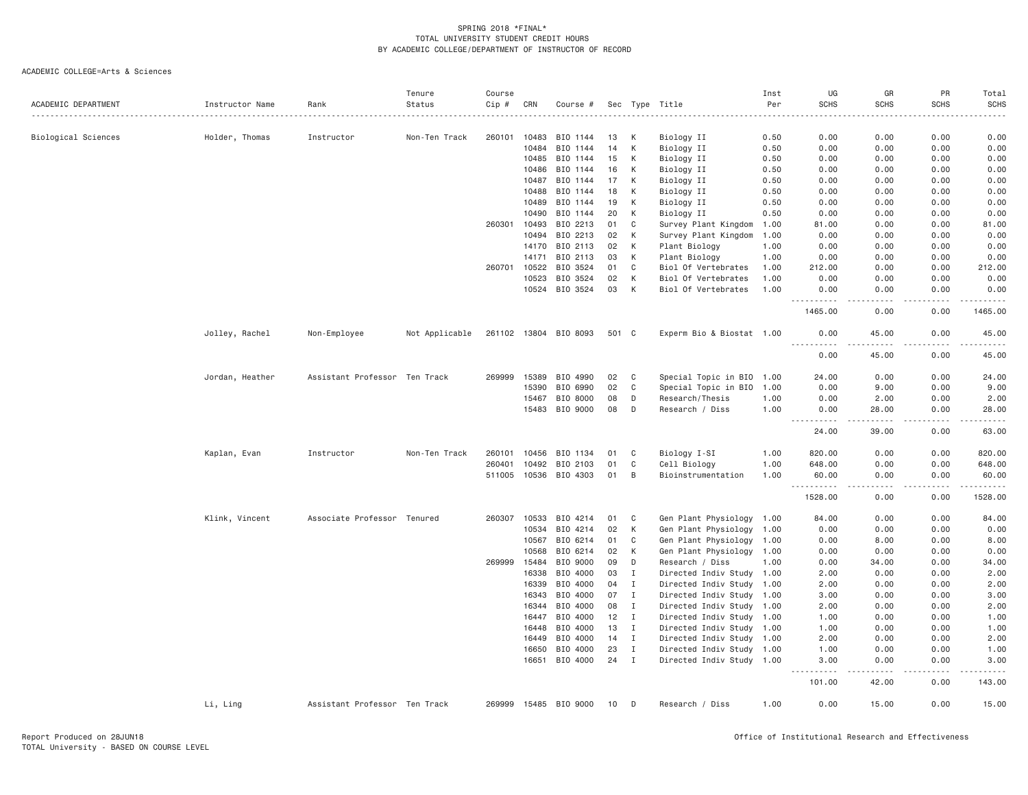SPRING 2018 *FINAL*
TOTAL UNIVERSITY STUDENT CREDIT HOURS
BY ACADEMIC COLLEGE/DEPARTMENT OF INSTRUCTOR OF RECORD

ACADEMIC COLLEGE=Arts & Sciences

| ACADEMIC DEPARTMENT | Instructor Name | Rank | Tenure Status | Course Cip # | CRN | Course # | Sec | Type | Title | Inst Per | UG SCHS | GR SCHS | PR SCHS | Total SCHS |
|---|---|---|---|---|---|---|---|---|---|---|---|---|---|---|
| Biological Sciences | Holder, Thomas | Instructor | Non-Ten Track | 260101 | 10483 | BIO 1144 | 13 | K | Biology II | 0.50 | 0.00 | 0.00 | 0.00 | 0.00 |
| | | | | | 10484 | BIO 1144 | 14 | K | Biology II | 0.50 | 0.00 | 0.00 | 0.00 | 0.00 |
| | | | | | 10485 | BIO 1144 | 15 | K | Biology II | 0.50 | 0.00 | 0.00 | 0.00 | 0.00 |
| | | | | | 10486 | BIO 1144 | 16 | K | Biology II | 0.50 | 0.00 | 0.00 | 0.00 | 0.00 |
| | | | | | 10487 | BIO 1144 | 17 | K | Biology II | 0.50 | 0.00 | 0.00 | 0.00 | 0.00 |
| | | | | | 10488 | BIO 1144 | 18 | K | Biology II | 0.50 | 0.00 | 0.00 | 0.00 | 0.00 |
| | | | | | 10489 | BIO 1144 | 19 | K | Biology II | 0.50 | 0.00 | 0.00 | 0.00 | 0.00 |
| | | | | | 10490 | BIO 1144 | 20 | K | Biology II | 0.50 | 0.00 | 0.00 | 0.00 | 0.00 |
| | | | | 260301 | 10493 | BIO 2213 | 01 | C | Survey Plant Kingdom | 1.00 | 81.00 | 0.00 | 0.00 | 81.00 |
| | | | | | 10494 | BIO 2213 | 02 | K | Survey Plant Kingdom | 1.00 | 0.00 | 0.00 | 0.00 | 0.00 |
| | | | | | 14170 | BIO 2113 | 02 | K | Plant Biology | 1.00 | 0.00 | 0.00 | 0.00 | 0.00 |
| | | | | | 14171 | BIO 2113 | 03 | K | Plant Biology | 1.00 | 0.00 | 0.00 | 0.00 | 0.00 |
| | | | | 260701 | 10522 | BIO 3524 | 01 | C | Biol Of Vertebrates | 1.00 | 212.00 | 0.00 | 0.00 | 212.00 |
| | | | | | 10523 | BIO 3524 | 02 | K | Biol Of Vertebrates | 1.00 | 0.00 | 0.00 | 0.00 | 0.00 |
| | | | | | 10524 | BIO 3524 | 03 | K | Biol Of Vertebrates | 1.00 | 0.00 | 0.00 | 0.00 | 0.00 |
| | | | | | | | | | | | 1465.00 | 0.00 | 0.00 | 1465.00 |
| | Jolley, Rachel | Non-Employee | Not Applicable | 261102 | 13804 | BIO 8093 | 501 | C | Experm Bio & Biostat | 1.00 | 0.00 | 45.00 | 0.00 | 45.00 |
| | | | | | | | | | | | 0.00 | 45.00 | 0.00 | 45.00 |
| | Jordan, Heather | Assistant Professor | Ten Track | 269999 | 15389 | BIO 4990 | 02 | C | Special Topic in BIO | 1.00 | 24.00 | 0.00 | 0.00 | 24.00 |
| | | | | | 15390 | BIO 6990 | 02 | C | Special Topic in BIO | 1.00 | 0.00 | 9.00 | 0.00 | 9.00 |
| | | | | | 15467 | BIO 8000 | 08 | D | Research/Thesis | 1.00 | 0.00 | 2.00 | 0.00 | 2.00 |
| | | | | | 15483 | BIO 9000 | 08 | D | Research / Diss | 1.00 | 0.00 | 28.00 | 0.00 | 28.00 |
| | | | | | | | | | | | 24.00 | 39.00 | 0.00 | 63.00 |
| | Kaplan, Evan | Instructor | Non-Ten Track | 260101 | 10456 | BIO 1134 | 01 | C | Biology I-SI | 1.00 | 820.00 | 0.00 | 0.00 | 820.00 |
| | | | | 260401 | 10492 | BIO 2103 | 01 | C | Cell Biology | 1.00 | 648.00 | 0.00 | 0.00 | 648.00 |
| | | | | 511005 | 10536 | BIO 4303 | 01 | B | Bioinstrumentation | 1.00 | 60.00 | 0.00 | 0.00 | 60.00 |
| | | | | | | | | | | | 1528.00 | 0.00 | 0.00 | 1528.00 |
| | Klink, Vincent | Associate Professor | Tenured | 260307 | 10533 | BIO 4214 | 01 | C | Gen Plant Physiology | 1.00 | 84.00 | 0.00 | 0.00 | 84.00 |
| | | | | | 10534 | BIO 4214 | 02 | K | Gen Plant Physiology | 1.00 | 0.00 | 0.00 | 0.00 | 0.00 |
| | | | | | 10567 | BIO 6214 | 01 | C | Gen Plant Physiology | 1.00 | 0.00 | 8.00 | 0.00 | 8.00 |
| | | | | | 10568 | BIO 6214 | 02 | K | Gen Plant Physiology | 1.00 | 0.00 | 0.00 | 0.00 | 0.00 |
| | | | | 269999 | 15484 | BIO 9000 | 09 | D | Research / Diss | 1.00 | 0.00 | 34.00 | 0.00 | 34.00 |
| | | | | | 16338 | BIO 4000 | 03 | I | Directed Indiv Study | 1.00 | 2.00 | 0.00 | 0.00 | 2.00 |
| | | | | | 16339 | BIO 4000 | 04 | I | Directed Indiv Study | 1.00 | 2.00 | 0.00 | 0.00 | 2.00 |
| | | | | | 16343 | BIO 4000 | 07 | I | Directed Indiv Study | 1.00 | 3.00 | 0.00 | 0.00 | 3.00 |
| | | | | | 16344 | BIO 4000 | 08 | I | Directed Indiv Study | 1.00 | 2.00 | 0.00 | 0.00 | 2.00 |
| | | | | | 16447 | BIO 4000 | 12 | I | Directed Indiv Study | 1.00 | 1.00 | 0.00 | 0.00 | 1.00 |
| | | | | | 16448 | BIO 4000 | 13 | I | Directed Indiv Study | 1.00 | 1.00 | 0.00 | 0.00 | 1.00 |
| | | | | | 16449 | BIO 4000 | 14 | I | Directed Indiv Study | 1.00 | 2.00 | 0.00 | 0.00 | 2.00 |
| | | | | | 16650 | BIO 4000 | 23 | I | Directed Indiv Study | 1.00 | 1.00 | 0.00 | 0.00 | 1.00 |
| | | | | | 16651 | BIO 4000 | 24 | I | Directed Indiv Study | 1.00 | 3.00 | 0.00 | 0.00 | 3.00 |
| | | | | | | | | | | | 101.00 | 42.00 | 0.00 | 143.00 |
| | Li, Ling | Assistant Professor | Ten Track | 269999 | 15485 | BIO 9000 | 10 | D | Research / Diss | 1.00 | 0.00 | 15.00 | 0.00 | 15.00 |

Report Produced on 28JUN18
TOTAL University - BASED ON COURSE LEVEL

Office of Institutional Research and Effectiveness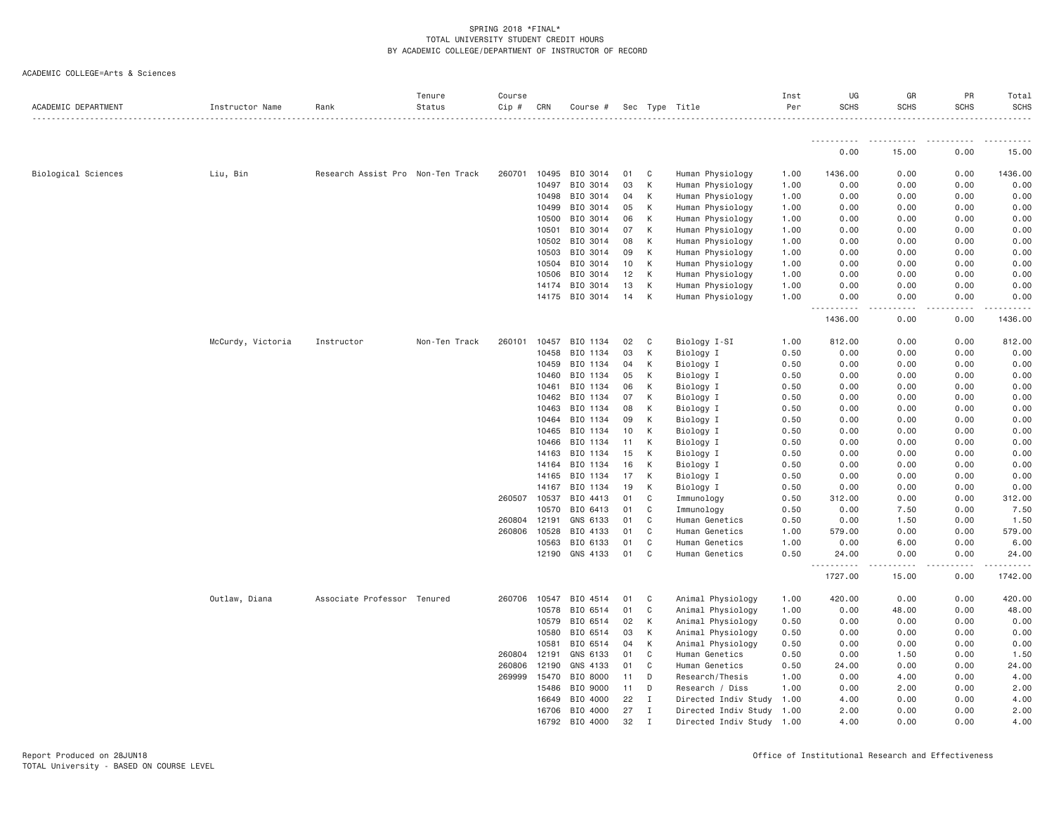SPRING 2018 *FINAL*
TOTAL UNIVERSITY STUDENT CREDIT HOURS
BY ACADEMIC COLLEGE/DEPARTMENT OF INSTRUCTOR OF RECORD

ACADEMIC COLLEGE=Arts & Sciences

| ACADEMIC DEPARTMENT | Instructor Name | Rank | Tenure Status | Course Cip # | CRN | Course # | Sec | Type | Title | Inst Per | UG SCHS | GR SCHS | PR SCHS | Total SCHS |
|---|---|---|---|---|---|---|---|---|---|---|---|---|---|---|
| | | | | | | | | | | | ---------- | ---------- | ---------- | ---------- |
| | | | | | | | | | | | 0.00 | 15.00 | 0.00 | 15.00 |
| Biological Sciences | Liu, Bin | Research Assist Pro | Non-Ten Track | 260701 | 10495 | BIO 3014 | 01 | C | Human Physiology | 1.00 | 1436.00 | 0.00 | 0.00 | 1436.00 |
| | | | | | 10497 | BIO 3014 | 03 | K | Human Physiology | 1.00 | 0.00 | 0.00 | 0.00 | 0.00 |
| | | | | | 10498 | BIO 3014 | 04 | K | Human Physiology | 1.00 | 0.00 | 0.00 | 0.00 | 0.00 |
| | | | | | 10499 | BIO 3014 | 05 | K | Human Physiology | 1.00 | 0.00 | 0.00 | 0.00 | 0.00 |
| | | | | | 10500 | BIO 3014 | 06 | K | Human Physiology | 1.00 | 0.00 | 0.00 | 0.00 | 0.00 |
| | | | | | 10501 | BIO 3014 | 07 | K | Human Physiology | 1.00 | 0.00 | 0.00 | 0.00 | 0.00 |
| | | | | | 10502 | BIO 3014 | 08 | K | Human Physiology | 1.00 | 0.00 | 0.00 | 0.00 | 0.00 |
| | | | | | 10503 | BIO 3014 | 09 | K | Human Physiology | 1.00 | 0.00 | 0.00 | 0.00 | 0.00 |
| | | | | | 10504 | BIO 3014 | 10 | K | Human Physiology | 1.00 | 0.00 | 0.00 | 0.00 | 0.00 |
| | | | | | 10506 | BIO 3014 | 12 | K | Human Physiology | 1.00 | 0.00 | 0.00 | 0.00 | 0.00 |
| | | | | | 14174 | BIO 3014 | 13 | K | Human Physiology | 1.00 | 0.00 | 0.00 | 0.00 | 0.00 |
| | | | | | 14175 | BIO 3014 | 14 | K | Human Physiology | 1.00 | 0.00 | 0.00 | 0.00 | 0.00 |
| | | | | | | | | | | | ---------- | ---------- | ---------- | ---------- |
| | | | | | | | | | | | 1436.00 | 0.00 | 0.00 | 1436.00 |
| | McCurdy, Victoria | Instructor | Non-Ten Track | 260101 | 10457 | BIO 1134 | 02 | C | Biology I-SI | 1.00 | 812.00 | 0.00 | 0.00 | 812.00 |
| | | | | | 10458 | BIO 1134 | 03 | K | Biology I | 0.50 | 0.00 | 0.00 | 0.00 | 0.00 |
| | | | | | 10459 | BIO 1134 | 04 | K | Biology I | 0.50 | 0.00 | 0.00 | 0.00 | 0.00 |
| | | | | | 10460 | BIO 1134 | 05 | K | Biology I | 0.50 | 0.00 | 0.00 | 0.00 | 0.00 |
| | | | | | 10461 | BIO 1134 | 06 | K | Biology I | 0.50 | 0.00 | 0.00 | 0.00 | 0.00 |
| | | | | | 10462 | BIO 1134 | 07 | K | Biology I | 0.50 | 0.00 | 0.00 | 0.00 | 0.00 |
| | | | | | 10463 | BIO 1134 | 08 | K | Biology I | 0.50 | 0.00 | 0.00 | 0.00 | 0.00 |
| | | | | | 10464 | BIO 1134 | 09 | K | Biology I | 0.50 | 0.00 | 0.00 | 0.00 | 0.00 |
| | | | | | 10465 | BIO 1134 | 10 | K | Biology I | 0.50 | 0.00 | 0.00 | 0.00 | 0.00 |
| | | | | | 10466 | BIO 1134 | 11 | K | Biology I | 0.50 | 0.00 | 0.00 | 0.00 | 0.00 |
| | | | | | 14163 | BIO 1134 | 15 | K | Biology I | 0.50 | 0.00 | 0.00 | 0.00 | 0.00 |
| | | | | | 14164 | BIO 1134 | 16 | K | Biology I | 0.50 | 0.00 | 0.00 | 0.00 | 0.00 |
| | | | | | 14165 | BIO 1134 | 17 | K | Biology I | 0.50 | 0.00 | 0.00 | 0.00 | 0.00 |
| | | | | | 14167 | BIO 1134 | 19 | K | Biology I | 0.50 | 0.00 | 0.00 | 0.00 | 0.00 |
| | | | | 260507 | 10537 | BIO 4413 | 01 | C | Immunology | 0.50 | 312.00 | 0.00 | 0.00 | 312.00 |
| | | | | | 10570 | BIO 6413 | 01 | C | Immunology | 0.50 | 0.00 | 7.50 | 0.00 | 7.50 |
| | | | | 260804 | 12191 | GNS 6133 | 01 | C | Human Genetics | 0.50 | 0.00 | 1.50 | 0.00 | 1.50 |
| | | | | 260806 | 10528 | BIO 4133 | 01 | C | Human Genetics | 1.00 | 579.00 | 0.00 | 0.00 | 579.00 |
| | | | | | 10563 | BIO 6133 | 01 | C | Human Genetics | 1.00 | 0.00 | 6.00 | 0.00 | 6.00 |
| | | | | | 12190 | GNS 4133 | 01 | C | Human Genetics | 0.50 | 24.00 | 0.00 | 0.00 | 24.00 |
| | | | | | | | | | | | ---------- | ---------- | ---------- | ---------- |
| | | | | | | | | | | | 1727.00 | 15.00 | 0.00 | 1742.00 |
| | Outlaw, Diana | Associate Professor | Tenured | 260706 | 10547 | BIO 4514 | 01 | C | Animal Physiology | 1.00 | 420.00 | 0.00 | 0.00 | 420.00 |
| | | | | | 10578 | BIO 6514 | 01 | C | Animal Physiology | 1.00 | 0.00 | 48.00 | 0.00 | 48.00 |
| | | | | | 10579 | BIO 6514 | 02 | K | Animal Physiology | 0.50 | 0.00 | 0.00 | 0.00 | 0.00 |
| | | | | | 10580 | BIO 6514 | 03 | K | Animal Physiology | 0.50 | 0.00 | 0.00 | 0.00 | 0.00 |
| | | | | | 10581 | BIO 6514 | 04 | K | Animal Physiology | 0.50 | 0.00 | 0.00 | 0.00 | 0.00 |
| | | | | 260804 | 12191 | GNS 6133 | 01 | C | Human Genetics | 0.50 | 0.00 | 1.50 | 0.00 | 1.50 |
| | | | | 260806 | 12190 | GNS 4133 | 01 | C | Human Genetics | 0.50 | 24.00 | 0.00 | 0.00 | 24.00 |
| | | | | 269999 | 15470 | BIO 8000 | 11 | D | Research/Thesis | 1.00 | 0.00 | 4.00 | 0.00 | 4.00 |
| | | | | | 15486 | BIO 9000 | 11 | D | Research / Diss | 1.00 | 0.00 | 2.00 | 0.00 | 2.00 |
| | | | | | 16649 | BIO 4000 | 22 | I | Directed Indiv Study | 1.00 | 4.00 | 0.00 | 0.00 | 4.00 |
| | | | | | 16706 | BIO 4000 | 27 | I | Directed Indiv Study | 1.00 | 2.00 | 0.00 | 0.00 | 2.00 |
| | | | | | 16792 | BIO 4000 | 32 | I | Directed Indiv Study | 1.00 | 4.00 | 0.00 | 0.00 | 4.00 |

Report Produced on 28JUN18
TOTAL University - BASED ON COURSE LEVEL

Office of Institutional Research and Effectiveness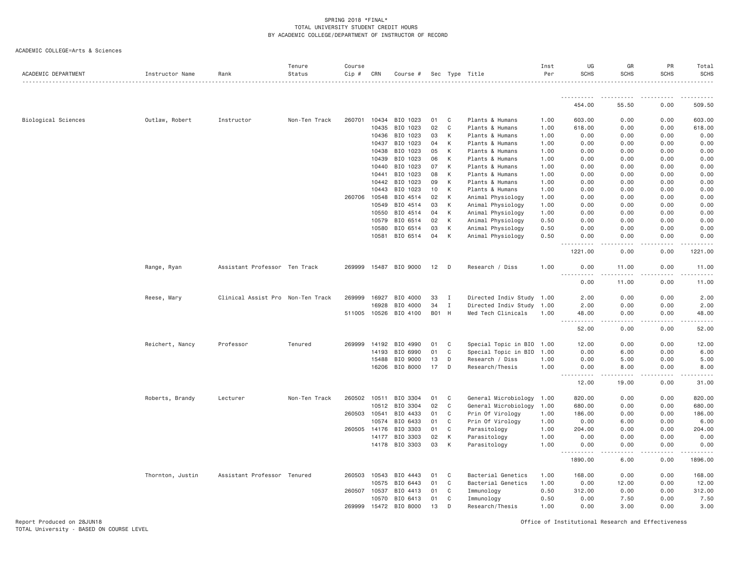SPRING 2018 *FINAL*
TOTAL UNIVERSITY STUDENT CREDIT HOURS
BY ACADEMIC COLLEGE/DEPARTMENT OF INSTRUCTOR OF RECORD

ACADEMIC COLLEGE=Arts & Sciences

| ACADEMIC DEPARTMENT | Instructor Name | Rank | Tenure Status | Course Cip # | CRN | Course # | Sec | Type | Title | Inst Per | UG SCHS | GR SCHS | PR SCHS | Total SCHS |
|---|---|---|---|---|---|---|---|---|---|---|---|---|---|---|
| | | | | | | | | | | | 454.00 | 55.50 | 0.00 | 509.50 |
| Biological Sciences | Outlaw, Robert | Instructor | Non-Ten Track | 260701 | 10434 | BIO 1023 | 01 | C | Plants & Humans | 1.00 | 603.00 | 0.00 | 0.00 | 603.00 |
| | | | | | 10435 | BIO 1023 | 02 | C | Plants & Humans | 1.00 | 618.00 | 0.00 | 0.00 | 618.00 |
| | | | | | 10436 | BIO 1023 | 03 | K | Plants & Humans | 1.00 | 0.00 | 0.00 | 0.00 | 0.00 |
| | | | | | 10437 | BIO 1023 | 04 | K | Plants & Humans | 1.00 | 0.00 | 0.00 | 0.00 | 0.00 |
| | | | | | 10438 | BIO 1023 | 05 | K | Plants & Humans | 1.00 | 0.00 | 0.00 | 0.00 | 0.00 |
| | | | | | 10439 | BIO 1023 | 06 | K | Plants & Humans | 1.00 | 0.00 | 0.00 | 0.00 | 0.00 |
| | | | | | 10440 | BIO 1023 | 07 | K | Plants & Humans | 1.00 | 0.00 | 0.00 | 0.00 | 0.00 |
| | | | | | 10441 | BIO 1023 | 08 | K | Plants & Humans | 1.00 | 0.00 | 0.00 | 0.00 | 0.00 |
| | | | | | 10442 | BIO 1023 | 09 | K | Plants & Humans | 1.00 | 0.00 | 0.00 | 0.00 | 0.00 |
| | | | | | 10443 | BIO 1023 | 10 | K | Plants & Humans | 1.00 | 0.00 | 0.00 | 0.00 | 0.00 |
| | | | | 260706 | 10548 | BIO 4514 | 02 | K | Animal Physiology | 1.00 | 0.00 | 0.00 | 0.00 | 0.00 |
| | | | | | 10549 | BIO 4514 | 03 | K | Animal Physiology | 1.00 | 0.00 | 0.00 | 0.00 | 0.00 |
| | | | | | 10550 | BIO 4514 | 04 | K | Animal Physiology | 1.00 | 0.00 | 0.00 | 0.00 | 0.00 |
| | | | | | 10579 | BIO 6514 | 02 | K | Animal Physiology | 0.50 | 0.00 | 0.00 | 0.00 | 0.00 |
| | | | | | 10580 | BIO 6514 | 03 | K | Animal Physiology | 0.50 | 0.00 | 0.00 | 0.00 | 0.00 |
| | | | | | 10581 | BIO 6514 | 04 | K | Animal Physiology | 0.50 | 0.00 | 0.00 | 0.00 | 0.00 |
| | | | | | | | | | | | 1221.00 | 0.00 | 0.00 | 1221.00 |
| | Range, Ryan | Assistant Professor | Ten Track | 269999 | 15487 | BIO 9000 | 12 | D | Research / Diss | 1.00 | 0.00 | 11.00 | 0.00 | 11.00 |
| | | | | | | | | | | | 0.00 | 11.00 | 0.00 | 11.00 |
| | Reese, Mary | Clinical Assist Pro | Non-Ten Track | 269999 | 16927 | BIO 4000 | 33 | I | Directed Indiv Study | 1.00 | 2.00 | 0.00 | 0.00 | 2.00 |
| | | | | | 16928 | BIO 4000 | 34 | I | Directed Indiv Study | 1.00 | 2.00 | 0.00 | 0.00 | 2.00 |
| | | | | 511005 | 10526 | BIO 4100 | B01 | H | Med Tech Clinicals | 1.00 | 48.00 | 0.00 | 0.00 | 48.00 |
| | | | | | | | | | | | 52.00 | 0.00 | 0.00 | 52.00 |
| | Reichert, Nancy | Professor | Tenured | 269999 | 14192 | BIO 4990 | 01 | C | Special Topic in BIO | 1.00 | 12.00 | 0.00 | 0.00 | 12.00 |
| | | | | | 14193 | BIO 6990 | 01 | C | Special Topic in BIO | 1.00 | 0.00 | 6.00 | 0.00 | 6.00 |
| | | | | | 15488 | BIO 9000 | 13 | D | Research / Diss | 1.00 | 0.00 | 5.00 | 0.00 | 5.00 |
| | | | | | 16206 | BIO 8000 | 17 | D | Research/Thesis | 1.00 | 0.00 | 8.00 | 0.00 | 8.00 |
| | | | | | | | | | | | 12.00 | 19.00 | 0.00 | 31.00 |
| | Roberts, Brandy | Lecturer | Non-Ten Track | 260502 | 10511 | BIO 3304 | 01 | C | General Microbiology | 1.00 | 820.00 | 0.00 | 0.00 | 820.00 |
| | | | | | 10512 | BIO 3304 | 02 | C | General Microbiology | 1.00 | 680.00 | 0.00 | 0.00 | 680.00 |
| | | | | 260503 | 10541 | BIO 4433 | 01 | C | Prin Of Virology | 1.00 | 186.00 | 0.00 | 0.00 | 186.00 |
| | | | | | 10574 | BIO 6433 | 01 | C | Prin Of Virology | 1.00 | 0.00 | 6.00 | 0.00 | 6.00 |
| | | | | 260505 | 14176 | BIO 3303 | 01 | C | Parasitology | 1.00 | 204.00 | 0.00 | 0.00 | 204.00 |
| | | | | | 14177 | BIO 3303 | 02 | K | Parasitology | 1.00 | 0.00 | 0.00 | 0.00 | 0.00 |
| | | | | | 14178 | BIO 3303 | 03 | K | Parasitology | 1.00 | 0.00 | 0.00 | 0.00 | 0.00 |
| | | | | | | | | | | | 1890.00 | 6.00 | 0.00 | 1896.00 |
| | Thornton, Justin | Assistant Professor | Tenured | 260503 | 10543 | BIO 4443 | 01 | C | Bacterial Genetics | 1.00 | 168.00 | 0.00 | 0.00 | 168.00 |
| | | | | | 10575 | BIO 6443 | 01 | C | Bacterial Genetics | 1.00 | 0.00 | 12.00 | 0.00 | 12.00 |
| | | | | 260507 | 10537 | BIO 4413 | 01 | C | Immunology | 0.50 | 312.00 | 0.00 | 0.00 | 312.00 |
| | | | | | 10570 | BIO 6413 | 01 | C | Immunology | 0.50 | 0.00 | 7.50 | 0.00 | 7.50 |
| | | | | 269999 | 15472 | BIO 8000 | 13 | D | Research/Thesis | 1.00 | 0.00 | 3.00 | 0.00 | 3.00 |

Report Produced on 28JUN18
TOTAL University - BASED ON COURSE LEVEL

Office of Institutional Research and Effectiveness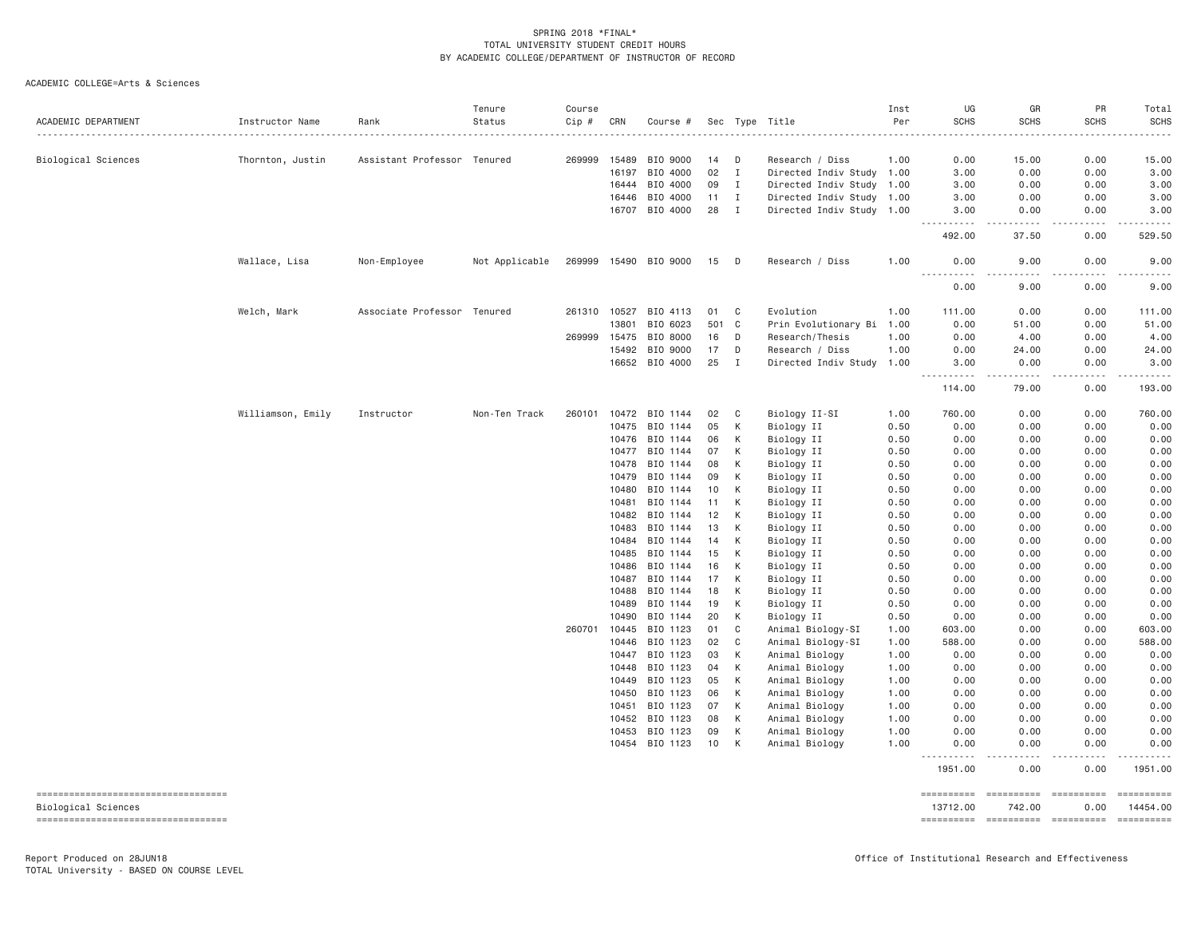SPRING 2018 *FINAL*
TOTAL UNIVERSITY STUDENT CREDIT HOURS
BY ACADEMIC COLLEGE/DEPARTMENT OF INSTRUCTOR OF RECORD

ACADEMIC COLLEGE=Arts & Sciences

| ACADEMIC DEPARTMENT | Instructor Name | Rank | Tenure Status | Course Cip # | CRN | Course # | Sec | Type | Title | Inst Per | UG SCHS | GR SCHS | PR SCHS | Total SCHS |
|---|---|---|---|---|---|---|---|---|---|---|---|---|---|---|
| Biological Sciences | Thornton, Justin | Assistant Professor | Tenured | 269999 | 15489 | BIO 9000 | 14 | D | Research / Diss | 1.00 | 0.00 | 15.00 | 0.00 | 15.00 |
| | | | | | 16197 | BIO 4000 | 02 | I | Directed Indiv Study | 1.00 | 3.00 | 0.00 | 0.00 | 3.00 |
| | | | | | 16444 | BIO 4000 | 09 | I | Directed Indiv Study | 1.00 | 3.00 | 0.00 | 0.00 | 3.00 |
| | | | | | 16446 | BIO 4000 | 11 | I | Directed Indiv Study | 1.00 | 3.00 | 0.00 | 0.00 | 3.00 |
| | | | | | 16707 | BIO 4000 | 28 | I | Directed Indiv Study | 1.00 | 3.00 | 0.00 | 0.00 | 3.00 |
| | | | | | | | | | | | 492.00 | 37.50 | 0.00 | 529.50 |
| | Wallace, Lisa | Non-Employee | Not Applicable | 269999 | 15490 | BIO 9000 | 15 | D | Research / Diss | 1.00 | 0.00 | 9.00 | 0.00 | 9.00 |
| | | | | | | | | | | | 0.00 | 9.00 | 0.00 | 9.00 |
| | Welch, Mark | Associate Professor | Tenured | 261310 | 10527 | BIO 4113 | 01 | C | Evolution | 1.00 | 111.00 | 0.00 | 0.00 | 111.00 |
| | | | | | 13801 | BIO 6023 | 501 | C | Prin Evolutionary Bi | 1.00 | 0.00 | 51.00 | 0.00 | 51.00 |
| | | | | 269999 | 15475 | BIO 8000 | 16 | D | Research/Thesis | 1.00 | 0.00 | 4.00 | 0.00 | 4.00 |
| | | | | | 15492 | BIO 9000 | 17 | D | Research / Diss | 1.00 | 0.00 | 24.00 | 0.00 | 24.00 |
| | | | | | 16652 | BIO 4000 | 25 | I | Directed Indiv Study | 1.00 | 3.00 | 0.00 | 0.00 | 3.00 |
| | | | | | | | | | | | 114.00 | 79.00 | 0.00 | 193.00 |
| | Williamson, Emily | Instructor | Non-Ten Track | 260101 | 10472 | BIO 1144 | 02 | C | Biology II-SI | 1.00 | 760.00 | 0.00 | 0.00 | 760.00 |
| | | | | | 10475 | BIO 1144 | 05 | K | Biology II | 0.50 | 0.00 | 0.00 | 0.00 | 0.00 |
| | | | | | 10476 | BIO 1144 | 06 | K | Biology II | 0.50 | 0.00 | 0.00 | 0.00 | 0.00 |
| | | | | | 10477 | BIO 1144 | 07 | K | Biology II | 0.50 | 0.00 | 0.00 | 0.00 | 0.00 |
| | | | | | 10478 | BIO 1144 | 08 | K | Biology II | 0.50 | 0.00 | 0.00 | 0.00 | 0.00 |
| | | | | | 10479 | BIO 1144 | 09 | K | Biology II | 0.50 | 0.00 | 0.00 | 0.00 | 0.00 |
| | | | | | 10480 | BIO 1144 | 10 | K | Biology II | 0.50 | 0.00 | 0.00 | 0.00 | 0.00 |
| | | | | | 10481 | BIO 1144 | 11 | K | Biology II | 0.50 | 0.00 | 0.00 | 0.00 | 0.00 |
| | | | | | 10482 | BIO 1144 | 12 | K | Biology II | 0.50 | 0.00 | 0.00 | 0.00 | 0.00 |
| | | | | | 10483 | BIO 1144 | 13 | K | Biology II | 0.50 | 0.00 | 0.00 | 0.00 | 0.00 |
| | | | | | 10484 | BIO 1144 | 14 | K | Biology II | 0.50 | 0.00 | 0.00 | 0.00 | 0.00 |
| | | | | | 10485 | BIO 1144 | 15 | K | Biology II | 0.50 | 0.00 | 0.00 | 0.00 | 0.00 |
| | | | | | 10486 | BIO 1144 | 16 | K | Biology II | 0.50 | 0.00 | 0.00 | 0.00 | 0.00 |
| | | | | | 10487 | BIO 1144 | 17 | K | Biology II | 0.50 | 0.00 | 0.00 | 0.00 | 0.00 |
| | | | | | 10488 | BIO 1144 | 18 | K | Biology II | 0.50 | 0.00 | 0.00 | 0.00 | 0.00 |
| | | | | | 10489 | BIO 1144 | 19 | K | Biology II | 0.50 | 0.00 | 0.00 | 0.00 | 0.00 |
| | | | | | 10490 | BIO 1144 | 20 | K | Biology II | 0.50 | 0.00 | 0.00 | 0.00 | 0.00 |
| | | | | 260701 | 10445 | BIO 1123 | 01 | C | Animal Biology-SI | 1.00 | 603.00 | 0.00 | 0.00 | 603.00 |
| | | | | | 10446 | BIO 1123 | 02 | C | Animal Biology-SI | 1.00 | 588.00 | 0.00 | 0.00 | 588.00 |
| | | | | | 10447 | BIO 1123 | 03 | K | Animal Biology | 1.00 | 0.00 | 0.00 | 0.00 | 0.00 |
| | | | | | 10448 | BIO 1123 | 04 | K | Animal Biology | 1.00 | 0.00 | 0.00 | 0.00 | 0.00 |
| | | | | | 10449 | BIO 1123 | 05 | K | Animal Biology | 1.00 | 0.00 | 0.00 | 0.00 | 0.00 |
| | | | | | 10450 | BIO 1123 | 06 | K | Animal Biology | 1.00 | 0.00 | 0.00 | 0.00 | 0.00 |
| | | | | | 10451 | BIO 1123 | 07 | K | Animal Biology | 1.00 | 0.00 | 0.00 | 0.00 | 0.00 |
| | | | | | 10452 | BIO 1123 | 08 | K | Animal Biology | 1.00 | 0.00 | 0.00 | 0.00 | 0.00 |
| | | | | | 10453 | BIO 1123 | 09 | K | Animal Biology | 1.00 | 0.00 | 0.00 | 0.00 | 0.00 |
| | | | | | 10454 | BIO 1123 | 10 | K | Animal Biology | 1.00 | 0.00 | 0.00 | 0.00 | 0.00 |
| | | | | | | | | | | | 1951.00 | 0.00 | 0.00 | 1951.00 |
| Biological Sciences | | | | | | | | | | | 13712.00 | 742.00 | 0.00 | 14454.00 |

Report Produced on 28JUN18
TOTAL University - BASED ON COURSE LEVEL

Office of Institutional Research and Effectiveness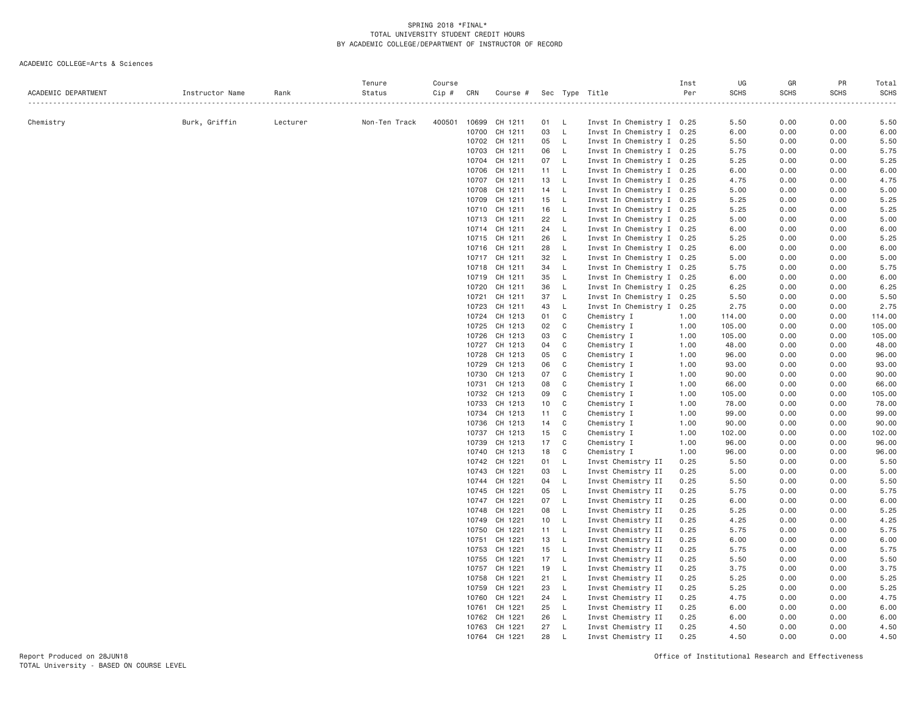SPRING 2018 *FINAL*
TOTAL UNIVERSITY STUDENT CREDIT HOURS
BY ACADEMIC COLLEGE/DEPARTMENT OF INSTRUCTOR OF RECORD

ACADEMIC COLLEGE=Arts & Sciences

| ACADEMIC DEPARTMENT | Instructor Name | Rank | Tenure Status | Course Cip # | CRN | Course # | Sec | Type | Title | Inst Per | UG SCHS | GR SCHS | PR SCHS | Total SCHS |
|---|---|---|---|---|---|---|---|---|---|---|---|---|---|---|
| Chemistry | Burk, Griffin | Lecturer | Non-Ten Track | 400501 | 10699 | CH 1211 | 01 | L | Invst In Chemistry I | 0.25 | 5.50 | 0.00 | 0.00 | 5.50 |
| | | | | | 10700 | CH 1211 | 03 | L | Invst In Chemistry I | 0.25 | 6.00 | 0.00 | 0.00 | 6.00 |
| | | | | | 10702 | CH 1211 | 05 | L | Invst In Chemistry I | 0.25 | 5.50 | 0.00 | 0.00 | 5.50 |
| | | | | | 10703 | CH 1211 | 06 | L | Invst In Chemistry I | 0.25 | 5.75 | 0.00 | 0.00 | 5.75 |
| | | | | | 10704 | CH 1211 | 07 | L | Invst In Chemistry I | 0.25 | 5.25 | 0.00 | 0.00 | 5.25 |
| | | | | | 10706 | CH 1211 | 11 | L | Invst In Chemistry I | 0.25 | 6.00 | 0.00 | 0.00 | 6.00 |
| | | | | | 10707 | CH 1211 | 13 | L | Invst In Chemistry I | 0.25 | 4.75 | 0.00 | 0.00 | 4.75 |
| | | | | | 10708 | CH 1211 | 14 | L | Invst In Chemistry I | 0.25 | 5.00 | 0.00 | 0.00 | 5.00 |
| | | | | | 10709 | CH 1211 | 15 | L | Invst In Chemistry I | 0.25 | 5.25 | 0.00 | 0.00 | 5.25 |
| | | | | | 10710 | CH 1211 | 16 | L | Invst In Chemistry I | 0.25 | 5.25 | 0.00 | 0.00 | 5.25 |
| | | | | | 10713 | CH 1211 | 22 | L | Invst In Chemistry I | 0.25 | 5.00 | 0.00 | 0.00 | 5.00 |
| | | | | | 10714 | CH 1211 | 24 | L | Invst In Chemistry I | 0.25 | 6.00 | 0.00 | 0.00 | 6.00 |
| | | | | | 10715 | CH 1211 | 26 | L | Invst In Chemistry I | 0.25 | 5.25 | 0.00 | 0.00 | 5.25 |
| | | | | | 10716 | CH 1211 | 28 | L | Invst In Chemistry I | 0.25 | 6.00 | 0.00 | 0.00 | 6.00 |
| | | | | | 10717 | CH 1211 | 32 | L | Invst In Chemistry I | 0.25 | 5.00 | 0.00 | 0.00 | 5.00 |
| | | | | | 10718 | CH 1211 | 34 | L | Invst In Chemistry I | 0.25 | 5.75 | 0.00 | 0.00 | 5.75 |
| | | | | | 10719 | CH 1211 | 35 | L | Invst In Chemistry I | 0.25 | 6.00 | 0.00 | 0.00 | 6.00 |
| | | | | | 10720 | CH 1211 | 36 | L | Invst In Chemistry I | 0.25 | 6.25 | 0.00 | 0.00 | 6.25 |
| | | | | | 10721 | CH 1211 | 37 | L | Invst In Chemistry I | 0.25 | 5.50 | 0.00 | 0.00 | 5.50 |
| | | | | | 10723 | CH 1211 | 43 | L | Invst In Chemistry I | 0.25 | 2.75 | 0.00 | 0.00 | 2.75 |
| | | | | | 10724 | CH 1213 | 01 | C | Chemistry I | 1.00 | 114.00 | 0.00 | 0.00 | 114.00 |
| | | | | | 10725 | CH 1213 | 02 | C | Chemistry I | 1.00 | 105.00 | 0.00 | 0.00 | 105.00 |
| | | | | | 10726 | CH 1213 | 03 | C | Chemistry I | 1.00 | 105.00 | 0.00 | 0.00 | 105.00 |
| | | | | | 10727 | CH 1213 | 04 | C | Chemistry I | 1.00 | 48.00 | 0.00 | 0.00 | 48.00 |
| | | | | | 10728 | CH 1213 | 05 | C | Chemistry I | 1.00 | 96.00 | 0.00 | 0.00 | 96.00 |
| | | | | | 10729 | CH 1213 | 06 | C | Chemistry I | 1.00 | 93.00 | 0.00 | 0.00 | 93.00 |
| | | | | | 10730 | CH 1213 | 07 | C | Chemistry I | 1.00 | 90.00 | 0.00 | 0.00 | 90.00 |
| | | | | | 10731 | CH 1213 | 08 | C | Chemistry I | 1.00 | 66.00 | 0.00 | 0.00 | 66.00 |
| | | | | | 10732 | CH 1213 | 09 | C | Chemistry I | 1.00 | 105.00 | 0.00 | 0.00 | 105.00 |
| | | | | | 10733 | CH 1213 | 10 | C | Chemistry I | 1.00 | 78.00 | 0.00 | 0.00 | 78.00 |
| | | | | | 10734 | CH 1213 | 11 | C | Chemistry I | 1.00 | 99.00 | 0.00 | 0.00 | 99.00 |
| | | | | | 10736 | CH 1213 | 14 | C | Chemistry I | 1.00 | 90.00 | 0.00 | 0.00 | 90.00 |
| | | | | | 10737 | CH 1213 | 15 | C | Chemistry I | 1.00 | 102.00 | 0.00 | 0.00 | 102.00 |
| | | | | | 10739 | CH 1213 | 17 | C | Chemistry I | 1.00 | 96.00 | 0.00 | 0.00 | 96.00 |
| | | | | | 10740 | CH 1213 | 18 | C | Chemistry I | 1.00 | 96.00 | 0.00 | 0.00 | 96.00 |
| | | | | | 10742 | CH 1221 | 01 | L | Invst Chemistry II | 0.25 | 5.50 | 0.00 | 0.00 | 5.50 |
| | | | | | 10743 | CH 1221 | 03 | L | Invst Chemistry II | 0.25 | 5.00 | 0.00 | 0.00 | 5.00 |
| | | | | | 10744 | CH 1221 | 04 | L | Invst Chemistry II | 0.25 | 5.50 | 0.00 | 0.00 | 5.50 |
| | | | | | 10745 | CH 1221 | 05 | L | Invst Chemistry II | 0.25 | 5.75 | 0.00 | 0.00 | 5.75 |
| | | | | | 10747 | CH 1221 | 07 | L | Invst Chemistry II | 0.25 | 6.00 | 0.00 | 0.00 | 6.00 |
| | | | | | 10748 | CH 1221 | 08 | L | Invst Chemistry II | 0.25 | 5.25 | 0.00 | 0.00 | 5.25 |
| | | | | | 10749 | CH 1221 | 10 | L | Invst Chemistry II | 0.25 | 4.25 | 0.00 | 0.00 | 4.25 |
| | | | | | 10750 | CH 1221 | 11 | L | Invst Chemistry II | 0.25 | 5.75 | 0.00 | 0.00 | 5.75 |
| | | | | | 10751 | CH 1221 | 13 | L | Invst Chemistry II | 0.25 | 6.00 | 0.00 | 0.00 | 6.00 |
| | | | | | 10753 | CH 1221 | 15 | L | Invst Chemistry II | 0.25 | 5.75 | 0.00 | 0.00 | 5.75 |
| | | | | | 10755 | CH 1221 | 17 | L | Invst Chemistry II | 0.25 | 5.50 | 0.00 | 0.00 | 5.50 |
| | | | | | 10757 | CH 1221 | 19 | L | Invst Chemistry II | 0.25 | 3.75 | 0.00 | 0.00 | 3.75 |
| | | | | | 10758 | CH 1221 | 21 | L | Invst Chemistry II | 0.25 | 5.25 | 0.00 | 0.00 | 5.25 |
| | | | | | 10759 | CH 1221 | 23 | L | Invst Chemistry II | 0.25 | 5.25 | 0.00 | 0.00 | 5.25 |
| | | | | | 10760 | CH 1221 | 24 | L | Invst Chemistry II | 0.25 | 4.75 | 0.00 | 0.00 | 4.75 |
| | | | | | 10761 | CH 1221 | 25 | L | Invst Chemistry II | 0.25 | 6.00 | 0.00 | 0.00 | 6.00 |
| | | | | | 10762 | CH 1221 | 26 | L | Invst Chemistry II | 0.25 | 6.00 | 0.00 | 0.00 | 6.00 |
| | | | | | 10763 | CH 1221 | 27 | L | Invst Chemistry II | 0.25 | 4.50 | 0.00 | 0.00 | 4.50 |
| | | | | | 10764 | CH 1221 | 28 | L | Invst Chemistry II | 0.25 | 4.50 | 0.00 | 0.00 | 4.50 |

Report Produced on 28JUN18
TOTAL University - BASED ON COURSE LEVEL

Office of Institutional Research and Effectiveness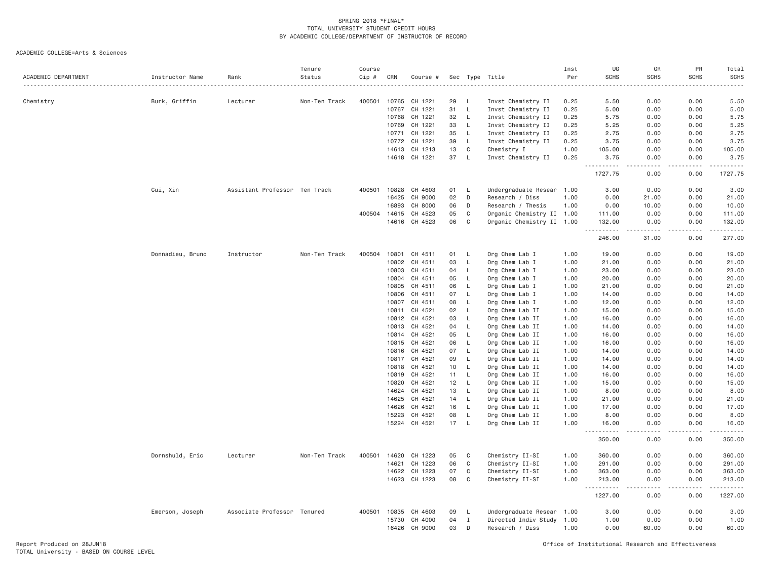SPRING 2018 *FINAL*
TOTAL UNIVERSITY STUDENT CREDIT HOURS
BY ACADEMIC COLLEGE/DEPARTMENT OF INSTRUCTOR OF RECORD

ACADEMIC COLLEGE=Arts & Sciences

| ACADEMIC DEPARTMENT | Instructor Name | Rank | Tenure Status | Course Cip # | CRN | Course # | Sec | Type | Title | Inst Per | UG SCHS | GR SCHS | PR SCHS | Total SCHS |
|---|---|---|---|---|---|---|---|---|---|---|---|---|---|---|
| Chemistry | Burk, Griffin | Lecturer | Non-Ten Track | 400501 | 10765 | CH 1221 | 29 | L | Invst Chemistry II | 0.25 | 5.50 | 0.00 | 0.00 | 5.50 |
| | | | | | 10767 | CH 1221 | 31 | L | Invst Chemistry II | 0.25 | 5.00 | 0.00 | 0.00 | 5.00 |
| | | | | | 10768 | CH 1221 | 32 | L | Invst Chemistry II | 0.25 | 5.75 | 0.00 | 0.00 | 5.75 |
| | | | | | 10769 | CH 1221 | 33 | L | Invst Chemistry II | 0.25 | 5.25 | 0.00 | 0.00 | 5.25 |
| | | | | | 10771 | CH 1221 | 35 | L | Invst Chemistry II | 0.25 | 2.75 | 0.00 | 0.00 | 2.75 |
| | | | | | 10772 | CH 1221 | 39 | L | Invst Chemistry II | 0.25 | 3.75 | 0.00 | 0.00 | 3.75 |
| | | | | | 14613 | CH 1213 | 13 | C | Chemistry I | 1.00 | 105.00 | 0.00 | 0.00 | 105.00 |
| | | | | | 14618 | CH 1221 | 37 | L | Invst Chemistry II | 0.25 | 3.75 | 0.00 | 0.00 | 3.75 |
| | | | | | | | | | | | 1727.75 | 0.00 | 0.00 | 1727.75 |
| | Cui, Xin | Assistant Professor | Ten Track | 400501 | 10828 | CH 4603 | 01 | L | Undergraduate Resear | 1.00 | 3.00 | 0.00 | 0.00 | 3.00 |
| | | | | | 16425 | CH 9000 | 02 | D | Research / Diss | 1.00 | 0.00 | 21.00 | 0.00 | 21.00 |
| | | | | | 16893 | CH 8000 | 06 | D | Research / Thesis | 1.00 | 0.00 | 10.00 | 0.00 | 10.00 |
| | | | | 400504 | 14615 | CH 4523 | 05 | C | Organic Chemistry II | 1.00 | 111.00 | 0.00 | 0.00 | 111.00 |
| | | | | | 14616 | CH 4523 | 06 | C | Organic Chemistry II | 1.00 | 132.00 | 0.00 | 0.00 | 132.00 |
| | | | | | | | | | | | 246.00 | 31.00 | 0.00 | 277.00 |
| | Donnadieu, Bruno | Instructor | Non-Ten Track | 400504 | 10801 | CH 4511 | 01 | L | Org Chem Lab I | 1.00 | 19.00 | 0.00 | 0.00 | 19.00 |
| | | | | | 10802 | CH 4511 | 03 | L | Org Chem Lab I | 1.00 | 21.00 | 0.00 | 0.00 | 21.00 |
| | | | | | 10803 | CH 4511 | 04 | L | Org Chem Lab I | 1.00 | 23.00 | 0.00 | 0.00 | 23.00 |
| | | | | | 10804 | CH 4511 | 05 | L | Org Chem Lab I | 1.00 | 20.00 | 0.00 | 0.00 | 20.00 |
| | | | | | 10805 | CH 4511 | 06 | L | Org Chem Lab I | 1.00 | 21.00 | 0.00 | 0.00 | 21.00 |
| | | | | | 10806 | CH 4511 | 07 | L | Org Chem Lab I | 1.00 | 14.00 | 0.00 | 0.00 | 14.00 |
| | | | | | 10807 | CH 4511 | 08 | L | Org Chem Lab I | 1.00 | 12.00 | 0.00 | 0.00 | 12.00 |
| | | | | | 10811 | CH 4521 | 02 | L | Org Chem Lab II | 1.00 | 15.00 | 0.00 | 0.00 | 15.00 |
| | | | | | 10812 | CH 4521 | 03 | L | Org Chem Lab II | 1.00 | 16.00 | 0.00 | 0.00 | 16.00 |
| | | | | | 10813 | CH 4521 | 04 | L | Org Chem Lab II | 1.00 | 14.00 | 0.00 | 0.00 | 14.00 |
| | | | | | 10814 | CH 4521 | 05 | L | Org Chem Lab II | 1.00 | 16.00 | 0.00 | 0.00 | 16.00 |
| | | | | | 10815 | CH 4521 | 06 | L | Org Chem Lab II | 1.00 | 16.00 | 0.00 | 0.00 | 16.00 |
| | | | | | 10816 | CH 4521 | 07 | L | Org Chem Lab II | 1.00 | 14.00 | 0.00 | 0.00 | 14.00 |
| | | | | | 10817 | CH 4521 | 09 | L | Org Chem Lab II | 1.00 | 14.00 | 0.00 | 0.00 | 14.00 |
| | | | | | 10818 | CH 4521 | 10 | L | Org Chem Lab II | 1.00 | 14.00 | 0.00 | 0.00 | 14.00 |
| | | | | | 10819 | CH 4521 | 11 | L | Org Chem Lab II | 1.00 | 16.00 | 0.00 | 0.00 | 16.00 |
| | | | | | 10820 | CH 4521 | 12 | L | Org Chem Lab II | 1.00 | 15.00 | 0.00 | 0.00 | 15.00 |
| | | | | | 14624 | CH 4521 | 13 | L | Org Chem Lab II | 1.00 | 8.00 | 0.00 | 0.00 | 8.00 |
| | | | | | 14625 | CH 4521 | 14 | L | Org Chem Lab II | 1.00 | 21.00 | 0.00 | 0.00 | 21.00 |
| | | | | | 14626 | CH 4521 | 16 | L | Org Chem Lab II | 1.00 | 17.00 | 0.00 | 0.00 | 17.00 |
| | | | | | 15223 | CH 4521 | 08 | L | Org Chem Lab II | 1.00 | 8.00 | 0.00 | 0.00 | 8.00 |
| | | | | | 15224 | CH 4521 | 17 | L | Org Chem Lab II | 1.00 | 16.00 | 0.00 | 0.00 | 16.00 |
| | | | | | | | | | | | 350.00 | 0.00 | 0.00 | 350.00 |
| | Dornshuld, Eric | Lecturer | Non-Ten Track | 400501 | 14620 | CH 1223 | 05 | C | Chemistry II-SI | 1.00 | 360.00 | 0.00 | 0.00 | 360.00 |
| | | | | | 14621 | CH 1223 | 06 | C | Chemistry II-SI | 1.00 | 291.00 | 0.00 | 0.00 | 291.00 |
| | | | | | 14622 | CH 1223 | 07 | C | Chemistry II-SI | 1.00 | 363.00 | 0.00 | 0.00 | 363.00 |
| | | | | | 14623 | CH 1223 | 08 | C | Chemistry II-SI | 1.00 | 213.00 | 0.00 | 0.00 | 213.00 |
| | | | | | | | | | | | 1227.00 | 0.00 | 0.00 | 1227.00 |
| | Emerson, Joseph | Associate Professor | Tenured | 400501 | 10835 | CH 4603 | 09 | L | Undergraduate Resear | 1.00 | 3.00 | 0.00 | 0.00 | 3.00 |
| | | | | | 15730 | CH 4000 | 04 | I | Directed Indiv Study | 1.00 | 1.00 | 0.00 | 0.00 | 1.00 |
| | | | | | 16426 | CH 9000 | 03 | D | Research / Diss | 1.00 | 0.00 | 60.00 | 0.00 | 60.00 |

Report Produced on 28JUN18
TOTAL University - BASED ON COURSE LEVEL

Office of Institutional Research and Effectiveness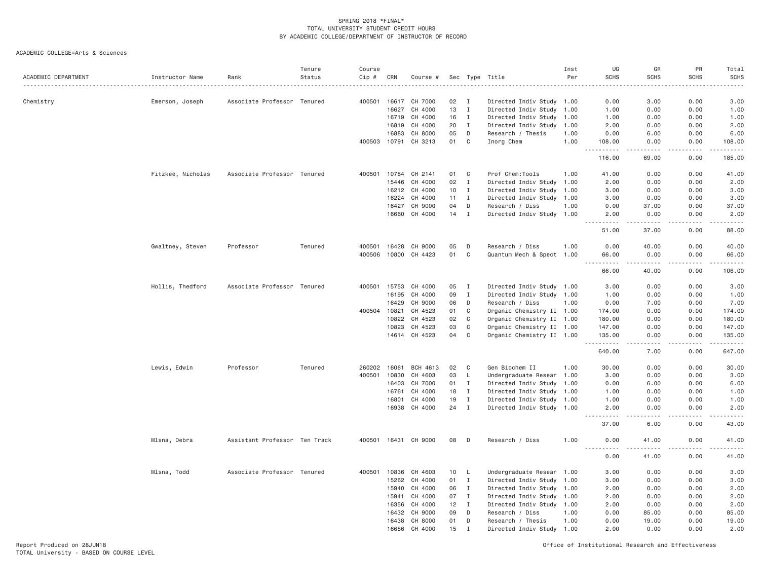SPRING 2018 *FINAL*
TOTAL UNIVERSITY STUDENT CREDIT HOURS
BY ACADEMIC COLLEGE/DEPARTMENT OF INSTRUCTOR OF RECORD

ACADEMIC COLLEGE=Arts & Sciences

| ACADEMIC DEPARTMENT | Instructor Name | Rank | Tenure Status | Course Cip # | CRN | Course # | Sec | Type | Title | Inst Per | UG SCHS | GR SCHS | PR SCHS | Total SCHS |
|---|---|---|---|---|---|---|---|---|---|---|---|---|---|---|
| Chemistry | Emerson, Joseph | Associate Professor | Tenured | 400501 | 16617 | CH 7000 | 02 | I | Directed Indiv Study | 1.00 | 0.00 | 3.00 | 0.00 | 3.00 |
| | | | | | 16627 | CH 4000 | 13 | I | Directed Indiv Study | 1.00 | 1.00 | 0.00 | 0.00 | 1.00 |
| | | | | | 16719 | CH 4000 | 16 | I | Directed Indiv Study | 1.00 | 1.00 | 0.00 | 0.00 | 1.00 |
| | | | | | 16819 | CH 4000 | 20 | I | Directed Indiv Study | 1.00 | 2.00 | 0.00 | 0.00 | 2.00 |
| | | | | | 16883 | CH 8000 | 05 | D | Research / Thesis | 1.00 | 0.00 | 6.00 | 0.00 | 6.00 |
| | | | | 400503 | 10791 | CH 3213 | 01 | C | Inorg Chem | 1.00 | 108.00 | 0.00 | 0.00 | 108.00 |
| | | | | | | | | | | | 116.00 | 69.00 | 0.00 | 185.00 |
| | Fitzkee, Nicholas | Associate Professor | Tenured | 400501 | 10784 | CH 2141 | 01 | C | Prof Chem:Tools | 1.00 | 41.00 | 0.00 | 0.00 | 41.00 |
| | | | | | 15446 | CH 4000 | 02 | I | Directed Indiv Study | 1.00 | 2.00 | 0.00 | 0.00 | 2.00 |
| | | | | | 16212 | CH 4000 | 10 | I | Directed Indiv Study | 1.00 | 3.00 | 0.00 | 0.00 | 3.00 |
| | | | | | 16224 | CH 4000 | 11 | I | Directed Indiv Study | 1.00 | 3.00 | 0.00 | 0.00 | 3.00 |
| | | | | | 16427 | CH 9000 | 04 | D | Research / Diss | 1.00 | 0.00 | 37.00 | 0.00 | 37.00 |
| | | | | | 16660 | CH 4000 | 14 | I | Directed Indiv Study | 1.00 | 2.00 | 0.00 | 0.00 | 2.00 |
| | | | | | | | | | | | 51.00 | 37.00 | 0.00 | 88.00 |
| | Gwaltney, Steven | Professor | Tenured | 400501 | 16428 | CH 9000 | 05 | D | Research / Diss | 1.00 | 0.00 | 40.00 | 0.00 | 40.00 |
| | | | | 400506 | 10800 | CH 4423 | 01 | C | Quantum Mech & Spect | 1.00 | 66.00 | 0.00 | 0.00 | 66.00 |
| | | | | | | | | | | | 66.00 | 40.00 | 0.00 | 106.00 |
| | Hollis, Thedford | Associate Professor | Tenured | 400501 | 15753 | CH 4000 | 05 | I | Directed Indiv Study | 1.00 | 3.00 | 0.00 | 0.00 | 3.00 |
| | | | | | 16195 | CH 4000 | 09 | I | Directed Indiv Study | 1.00 | 1.00 | 0.00 | 0.00 | 1.00 |
| | | | | | 16429 | CH 9000 | 06 | D | Research / Diss | 1.00 | 0.00 | 7.00 | 0.00 | 7.00 |
| | | | | 400504 | 10821 | CH 4523 | 01 | C | Organic Chemistry II | 1.00 | 174.00 | 0.00 | 0.00 | 174.00 |
| | | | | | 10822 | CH 4523 | 02 | C | Organic Chemistry II | 1.00 | 180.00 | 0.00 | 0.00 | 180.00 |
| | | | | | 10823 | CH 4523 | 03 | C | Organic Chemistry II | 1.00 | 147.00 | 0.00 | 0.00 | 147.00 |
| | | | | | 14614 | CH 4523 | 04 | C | Organic Chemistry II | 1.00 | 135.00 | 0.00 | 0.00 | 135.00 |
| | | | | | | | | | | | 640.00 | 7.00 | 0.00 | 647.00 |
| | Lewis, Edwin | Professor | Tenured | 260202 | 16061 | BCH 4613 | 02 | C | Gen Biochem II | 1.00 | 30.00 | 0.00 | 0.00 | 30.00 |
| | | | | 400501 | 10830 | CH 4603 | 03 | L | Undergraduate Resear | 1.00 | 3.00 | 0.00 | 0.00 | 3.00 |
| | | | | | 16403 | CH 7000 | 01 | I | Directed Indiv Study | 1.00 | 0.00 | 6.00 | 0.00 | 6.00 |
| | | | | | 16761 | CH 4000 | 18 | I | Directed Indiv Study | 1.00 | 1.00 | 0.00 | 0.00 | 1.00 |
| | | | | | 16801 | CH 4000 | 19 | I | Directed Indiv Study | 1.00 | 1.00 | 0.00 | 0.00 | 1.00 |
| | | | | | 16938 | CH 4000 | 24 | I | Directed Indiv Study | 1.00 | 2.00 | 0.00 | 0.00 | 2.00 |
| | | | | | | | | | | | 37.00 | 6.00 | 0.00 | 43.00 |
| | Mlsna, Debra | Assistant Professor | Ten Track | 400501 | 16431 | CH 9000 | 08 | D | Research / Diss | 1.00 | 0.00 | 41.00 | 0.00 | 41.00 |
| | | | | | | | | | | | 0.00 | 41.00 | 0.00 | 41.00 |
| | Mlsna, Todd | Associate Professor | Tenured | 400501 | 10836 | CH 4603 | 10 | L | Undergraduate Resear | 1.00 | 3.00 | 0.00 | 0.00 | 3.00 |
| | | | | | 15262 | CH 4000 | 01 | I | Directed Indiv Study | 1.00 | 3.00 | 0.00 | 0.00 | 3.00 |
| | | | | | 15940 | CH 4000 | 06 | I | Directed Indiv Study | 1.00 | 2.00 | 0.00 | 0.00 | 2.00 |
| | | | | | 15941 | CH 4000 | 07 | I | Directed Indiv Study | 1.00 | 2.00 | 0.00 | 0.00 | 2.00 |
| | | | | | 16356 | CH 4000 | 12 | I | Directed Indiv Study | 1.00 | 2.00 | 0.00 | 0.00 | 2.00 |
| | | | | | 16432 | CH 9000 | 09 | D | Research / Diss | 1.00 | 0.00 | 85.00 | 0.00 | 85.00 |
| | | | | | 16438 | CH 8000 | 01 | D | Research / Thesis | 1.00 | 0.00 | 19.00 | 0.00 | 19.00 |
| | | | | | 16686 | CH 4000 | 15 | I | Directed Indiv Study | 1.00 | 2.00 | 0.00 | 0.00 | 2.00 |

Report Produced on 28JUN18
TOTAL University - BASED ON COURSE LEVEL

Office of Institutional Research and Effectiveness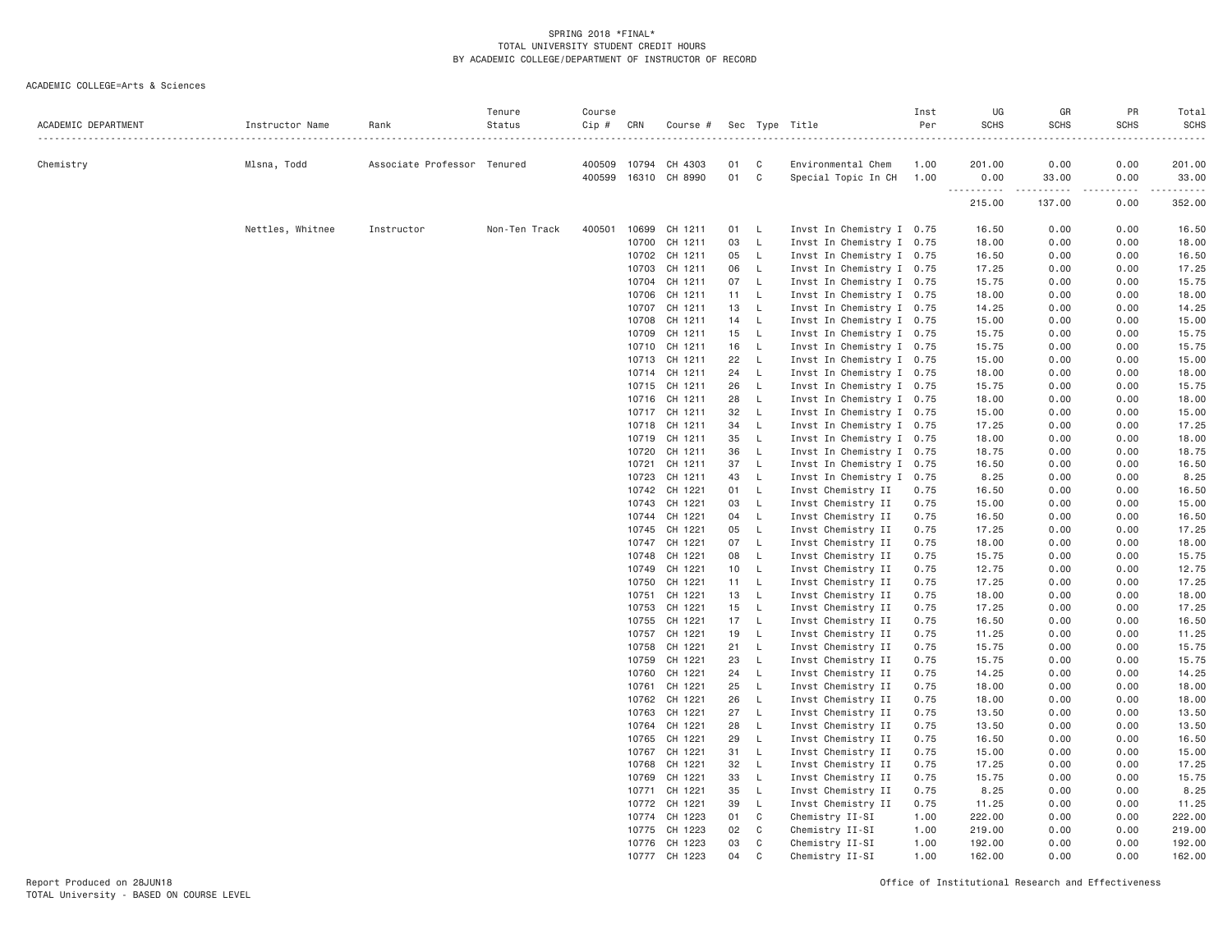SPRING 2018 *FINAL*
TOTAL UNIVERSITY STUDENT CREDIT HOURS
BY ACADEMIC COLLEGE/DEPARTMENT OF INSTRUCTOR OF RECORD

ACADEMIC COLLEGE=Arts & Sciences

| ACADEMIC DEPARTMENT | Instructor Name | Rank | Tenure Status | Course Cip # | CRN | Course # | Sec | Type | Title | Inst Per | UG SCHS | GR SCHS | PR SCHS | Total SCHS |
|---|---|---|---|---|---|---|---|---|---|---|---|---|---|---|
| Chemistry | Mlsna, Todd | Associate Professor | Tenured | 400509 | 10794 | CH 4303 | 01 | C | Environmental Chem | 1.00 | 201.00 | 0.00 | 0.00 | 201.00 |
| | | | | 400599 | 16310 | CH 8990 | 01 | C | Special Topic In CH | 1.00 | 0.00 | 33.00 | 0.00 | 33.00 |
| | | | | | | | | | | | 215.00 | 137.00 | 0.00 | 352.00 |
| | Nettles, Whitnee | Instructor | Non-Ten Track | 400501 | 10699 | CH 1211 | 01 | L | Invst In Chemistry I | 0.75 | 16.50 | 0.00 | 0.00 | 16.50 |
| | | | | | 10700 | CH 1211 | 03 | L | Invst In Chemistry I | 0.75 | 18.00 | 0.00 | 0.00 | 18.00 |
| | | | | | 10702 | CH 1211 | 05 | L | Invst In Chemistry I | 0.75 | 16.50 | 0.00 | 0.00 | 16.50 |
| | | | | | 10703 | CH 1211 | 06 | L | Invst In Chemistry I | 0.75 | 17.25 | 0.00 | 0.00 | 17.25 |
| | | | | | 10704 | CH 1211 | 07 | L | Invst In Chemistry I | 0.75 | 15.75 | 0.00 | 0.00 | 15.75 |
| | | | | | 10706 | CH 1211 | 11 | L | Invst In Chemistry I | 0.75 | 18.00 | 0.00 | 0.00 | 18.00 |
| | | | | | 10707 | CH 1211 | 13 | L | Invst In Chemistry I | 0.75 | 14.25 | 0.00 | 0.00 | 14.25 |
| | | | | | 10708 | CH 1211 | 14 | L | Invst In Chemistry I | 0.75 | 15.00 | 0.00 | 0.00 | 15.00 |
| | | | | | 10709 | CH 1211 | 15 | L | Invst In Chemistry I | 0.75 | 15.75 | 0.00 | 0.00 | 15.75 |
| | | | | | 10710 | CH 1211 | 16 | L | Invst In Chemistry I | 0.75 | 15.75 | 0.00 | 0.00 | 15.75 |
| | | | | | 10713 | CH 1211 | 22 | L | Invst In Chemistry I | 0.75 | 15.00 | 0.00 | 0.00 | 15.00 |
| | | | | | 10714 | CH 1211 | 24 | L | Invst In Chemistry I | 0.75 | 18.00 | 0.00 | 0.00 | 18.00 |
| | | | | | 10715 | CH 1211 | 26 | L | Invst In Chemistry I | 0.75 | 15.75 | 0.00 | 0.00 | 15.75 |
| | | | | | 10716 | CH 1211 | 28 | L | Invst In Chemistry I | 0.75 | 18.00 | 0.00 | 0.00 | 18.00 |
| | | | | | 10717 | CH 1211 | 32 | L | Invst In Chemistry I | 0.75 | 15.00 | 0.00 | 0.00 | 15.00 |
| | | | | | 10718 | CH 1211 | 34 | L | Invst In Chemistry I | 0.75 | 17.25 | 0.00 | 0.00 | 17.25 |
| | | | | | 10719 | CH 1211 | 35 | L | Invst In Chemistry I | 0.75 | 18.00 | 0.00 | 0.00 | 18.00 |
| | | | | | 10720 | CH 1211 | 36 | L | Invst In Chemistry I | 0.75 | 18.75 | 0.00 | 0.00 | 18.75 |
| | | | | | 10721 | CH 1211 | 37 | L | Invst In Chemistry I | 0.75 | 16.50 | 0.00 | 0.00 | 16.50 |
| | | | | | 10723 | CH 1211 | 43 | L | Invst In Chemistry I | 0.75 | 8.25 | 0.00 | 0.00 | 8.25 |
| | | | | | 10742 | CH 1221 | 01 | L | Invst Chemistry II | 0.75 | 16.50 | 0.00 | 0.00 | 16.50 |
| | | | | | 10743 | CH 1221 | 03 | L | Invst Chemistry II | 0.75 | 15.00 | 0.00 | 0.00 | 15.00 |
| | | | | | 10744 | CH 1221 | 04 | L | Invst Chemistry II | 0.75 | 16.50 | 0.00 | 0.00 | 16.50 |
| | | | | | 10745 | CH 1221 | 05 | L | Invst Chemistry II | 0.75 | 17.25 | 0.00 | 0.00 | 17.25 |
| | | | | | 10747 | CH 1221 | 07 | L | Invst Chemistry II | 0.75 | 18.00 | 0.00 | 0.00 | 18.00 |
| | | | | | 10748 | CH 1221 | 08 | L | Invst Chemistry II | 0.75 | 15.75 | 0.00 | 0.00 | 15.75 |
| | | | | | 10749 | CH 1221 | 10 | L | Invst Chemistry II | 0.75 | 12.75 | 0.00 | 0.00 | 12.75 |
| | | | | | 10750 | CH 1221 | 11 | L | Invst Chemistry II | 0.75 | 17.25 | 0.00 | 0.00 | 17.25 |
| | | | | | 10751 | CH 1221 | 13 | L | Invst Chemistry II | 0.75 | 18.00 | 0.00 | 0.00 | 18.00 |
| | | | | | 10753 | CH 1221 | 15 | L | Invst Chemistry II | 0.75 | 17.25 | 0.00 | 0.00 | 17.25 |
| | | | | | 10755 | CH 1221 | 17 | L | Invst Chemistry II | 0.75 | 16.50 | 0.00 | 0.00 | 16.50 |
| | | | | | 10757 | CH 1221 | 19 | L | Invst Chemistry II | 0.75 | 11.25 | 0.00 | 0.00 | 11.25 |
| | | | | | 10758 | CH 1221 | 21 | L | Invst Chemistry II | 0.75 | 15.75 | 0.00 | 0.00 | 15.75 |
| | | | | | 10759 | CH 1221 | 23 | L | Invst Chemistry II | 0.75 | 15.75 | 0.00 | 0.00 | 15.75 |
| | | | | | 10760 | CH 1221 | 24 | L | Invst Chemistry II | 0.75 | 14.25 | 0.00 | 0.00 | 14.25 |
| | | | | | 10761 | CH 1221 | 25 | L | Invst Chemistry II | 0.75 | 18.00 | 0.00 | 0.00 | 18.00 |
| | | | | | 10762 | CH 1221 | 26 | L | Invst Chemistry II | 0.75 | 18.00 | 0.00 | 0.00 | 18.00 |
| | | | | | 10763 | CH 1221 | 27 | L | Invst Chemistry II | 0.75 | 13.50 | 0.00 | 0.00 | 13.50 |
| | | | | | 10764 | CH 1221 | 28 | L | Invst Chemistry II | 0.75 | 13.50 | 0.00 | 0.00 | 13.50 |
| | | | | | 10765 | CH 1221 | 29 | L | Invst Chemistry II | 0.75 | 16.50 | 0.00 | 0.00 | 16.50 |
| | | | | | 10767 | CH 1221 | 31 | L | Invst Chemistry II | 0.75 | 15.00 | 0.00 | 0.00 | 15.00 |
| | | | | | 10768 | CH 1221 | 32 | L | Invst Chemistry II | 0.75 | 17.25 | 0.00 | 0.00 | 17.25 |
| | | | | | 10769 | CH 1221 | 33 | L | Invst Chemistry II | 0.75 | 15.75 | 0.00 | 0.00 | 15.75 |
| | | | | | 10771 | CH 1221 | 35 | L | Invst Chemistry II | 0.75 | 8.25 | 0.00 | 0.00 | 8.25 |
| | | | | | 10772 | CH 1221 | 39 | L | Invst Chemistry II | 0.75 | 11.25 | 0.00 | 0.00 | 11.25 |
| | | | | | 10774 | CH 1223 | 01 | C | Chemistry II-SI | 1.00 | 222.00 | 0.00 | 0.00 | 222.00 |
| | | | | | 10775 | CH 1223 | 02 | C | Chemistry II-SI | 1.00 | 219.00 | 0.00 | 0.00 | 219.00 |
| | | | | | 10776 | CH 1223 | 03 | C | Chemistry II-SI | 1.00 | 192.00 | 0.00 | 0.00 | 192.00 |
| | | | | | 10777 | CH 1223 | 04 | C | Chemistry II-SI | 1.00 | 162.00 | 0.00 | 0.00 | 162.00 |

Report Produced on 28JUN18
TOTAL University - BASED ON COURSE LEVEL

Office of Institutional Research and Effectiveness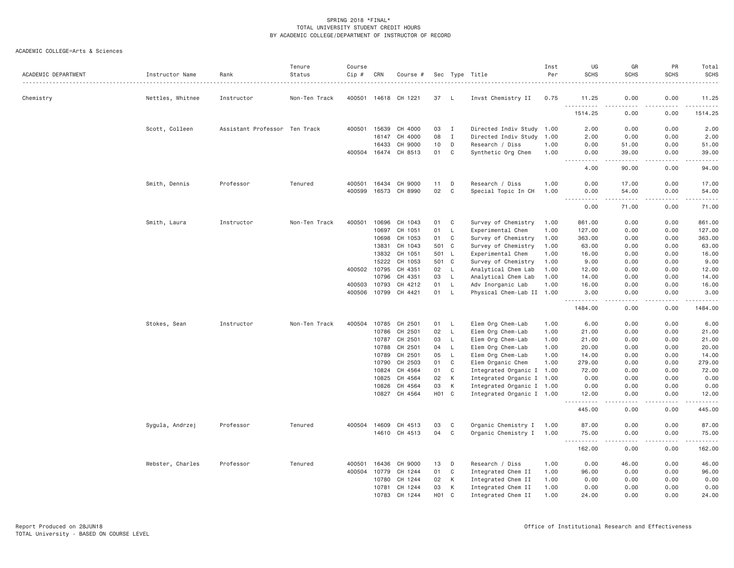SPRING 2018 *FINAL*
TOTAL UNIVERSITY STUDENT CREDIT HOURS
BY ACADEMIC COLLEGE/DEPARTMENT OF INSTRUCTOR OF RECORD

ACADEMIC COLLEGE=Arts & Sciences

| ACADEMIC DEPARTMENT | Instructor Name | Rank | Tenure Status | Course Cip # | CRN | Course # | Sec | Type | Title | Inst Per | UG SCHS | GR SCHS | PR SCHS | Total SCHS |
|---|---|---|---|---|---|---|---|---|---|---|---|---|---|---|
| Chemistry | Nettles, Whitnee | Instructor | Non-Ten Track | 400501 | 14618 | CH 1221 | 37 | L | Invst Chemistry II | 0.75 | 11.25 | 0.00 | 0.00 | 11.25 |
| | | | | | | | | | | | 1514.25 | 0.00 | 0.00 | 1514.25 |
| | Scott, Colleen | Assistant Professor | Ten Track | 400501 | 15639 | CH 4000 | 03 | I | Directed Indiv Study | 1.00 | 2.00 | 0.00 | 0.00 | 2.00 |
| | | | | | 16147 | CH 4000 | 08 | I | Directed Indiv Study | 1.00 | 2.00 | 0.00 | 0.00 | 2.00 |
| | | | | | 16433 | CH 9000 | 10 | D | Research / Diss | 1.00 | 0.00 | 51.00 | 0.00 | 51.00 |
| | | | | 400504 | 16474 | CH 8513 | 01 | C | Synthetic Org Chem | 1.00 | 0.00 | 39.00 | 0.00 | 39.00 |
| | | | | | | | | | | | 4.00 | 90.00 | 0.00 | 94.00 |
| | Smith, Dennis | Professor | Tenured | 400501 | 16434 | CH 9000 | 11 | D | Research / Diss | 1.00 | 0.00 | 17.00 | 0.00 | 17.00 |
| | | | | 400599 | 16573 | CH 8990 | 02 | C | Special Topic In CH | 1.00 | 0.00 | 54.00 | 0.00 | 54.00 |
| | | | | | | | | | | | 0.00 | 71.00 | 0.00 | 71.00 |
| | Smith, Laura | Instructor | Non-Ten Track | 400501 | 10696 | CH 1043 | 01 | C | Survey of Chemistry | 1.00 | 861.00 | 0.00 | 0.00 | 861.00 |
| | | | | | 10697 | CH 1051 | 01 | L | Experimental Chem | 1.00 | 127.00 | 0.00 | 0.00 | 127.00 |
| | | | | | 10698 | CH 1053 | 01 | C | Survey of Chemistry | 1.00 | 363.00 | 0.00 | 0.00 | 363.00 |
| | | | | | 13831 | CH 1043 | 501 | C | Survey of Chemistry | 1.00 | 63.00 | 0.00 | 0.00 | 63.00 |
| | | | | | 13832 | CH 1051 | 501 | L | Experimental Chem | 1.00 | 16.00 | 0.00 | 0.00 | 16.00 |
| | | | | | 15222 | CH 1053 | 501 | C | Survey of Chemistry | 1.00 | 9.00 | 0.00 | 0.00 | 9.00 |
| | | | | 400502 | 10795 | CH 4351 | 02 | L | Analytical Chem Lab | 1.00 | 12.00 | 0.00 | 0.00 | 12.00 |
| | | | | | 10796 | CH 4351 | 03 | L | Analytical Chem Lab | 1.00 | 14.00 | 0.00 | 0.00 | 14.00 |
| | | | | 400503 | 10793 | CH 4212 | 01 | L | Adv Inorganic Lab | 1.00 | 16.00 | 0.00 | 0.00 | 16.00 |
| | | | | 400506 | 10799 | CH 4421 | 01 | L | Physical Chem-Lab II | 1.00 | 3.00 | 0.00 | 0.00 | 3.00 |
| | | | | | | | | | | | 1484.00 | 0.00 | 0.00 | 1484.00 |
| | Stokes, Sean | Instructor | Non-Ten Track | 400504 | 10785 | CH 2501 | 01 | L | Elem Org Chem-Lab | 1.00 | 6.00 | 0.00 | 0.00 | 6.00 |
| | | | | | 10786 | CH 2501 | 02 | L | Elem Org Chem-Lab | 1.00 | 21.00 | 0.00 | 0.00 | 21.00 |
| | | | | | 10787 | CH 2501 | 03 | L | Elem Org Chem-Lab | 1.00 | 21.00 | 0.00 | 0.00 | 21.00 |
| | | | | | 10788 | CH 2501 | 04 | L | Elem Org Chem-Lab | 1.00 | 20.00 | 0.00 | 0.00 | 20.00 |
| | | | | | 10789 | CH 2501 | 05 | L | Elem Org Chem-Lab | 1.00 | 14.00 | 0.00 | 0.00 | 14.00 |
| | | | | | 10790 | CH 2503 | 01 | C | Elem Organic Chem | 1.00 | 279.00 | 0.00 | 0.00 | 279.00 |
| | | | | | 10824 | CH 4564 | 01 | C | Integrated Organic I | 1.00 | 72.00 | 0.00 | 0.00 | 72.00 |
| | | | | | 10825 | CH 4564 | 02 | K | Integrated Organic I | 1.00 | 0.00 | 0.00 | 0.00 | 0.00 |
| | | | | | 10826 | CH 4564 | 03 | K | Integrated Organic I | 1.00 | 0.00 | 0.00 | 0.00 | 0.00 |
| | | | | | 10827 | CH 4564 | H01 | C | Integrated Organic I | 1.00 | 12.00 | 0.00 | 0.00 | 12.00 |
| | | | | | | | | | | | 445.00 | 0.00 | 0.00 | 445.00 |
| | Sygula, Andrzej | Professor | Tenured | 400504 | 14609 | CH 4513 | 03 | C | Organic Chemistry I | 1.00 | 87.00 | 0.00 | 0.00 | 87.00 |
| | | | | | 14610 | CH 4513 | 04 | C | Organic Chemistry I | 1.00 | 75.00 | 0.00 | 0.00 | 75.00 |
| | | | | | | | | | | | 162.00 | 0.00 | 0.00 | 162.00 |
| | Webster, Charles | Professor | Tenured | 400501 | 16436 | CH 9000 | 13 | D | Research / Diss | 1.00 | 0.00 | 46.00 | 0.00 | 46.00 |
| | | | | 400504 | 10779 | CH 1244 | 01 | C | Integrated Chem II | 1.00 | 96.00 | 0.00 | 0.00 | 96.00 |
| | | | | | 10780 | CH 1244 | 02 | K | Integrated Chem II | 1.00 | 0.00 | 0.00 | 0.00 | 0.00 |
| | | | | | 10781 | CH 1244 | 03 | K | Integrated Chem II | 1.00 | 0.00 | 0.00 | 0.00 | 0.00 |
| | | | | | 10783 | CH 1244 | H01 | C | Integrated Chem II | 1.00 | 24.00 | 0.00 | 0.00 | 24.00 |

Report Produced on 28JUN18
TOTAL University - BASED ON COURSE LEVEL

Office of Institutional Research and Effectiveness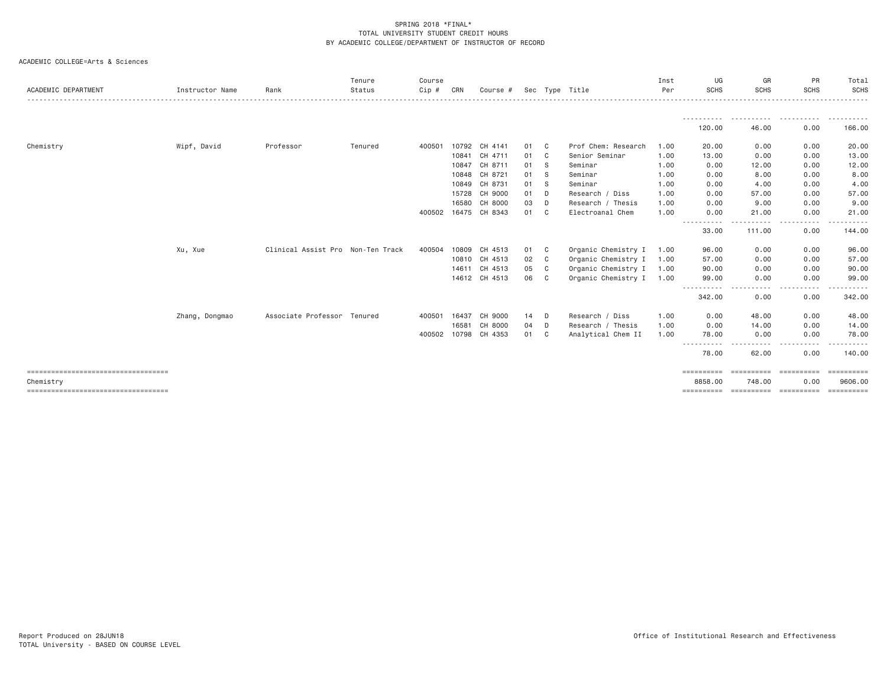SPRING 2018 *FINAL*
TOTAL UNIVERSITY STUDENT CREDIT HOURS
BY ACADEMIC COLLEGE/DEPARTMENT OF INSTRUCTOR OF RECORD

ACADEMIC COLLEGE=Arts & Sciences

| ACADEMIC DEPARTMENT | Instructor Name | Rank | Tenure Status | Course Cip # | CRN | Course # | Sec | Type | Title | Inst Per | UG SCHS | GR SCHS | PR SCHS | Total SCHS |
|---|---|---|---|---|---|---|---|---|---|---|---|---|---|---|
| | | | | | | | | | | | 120.00 | 46.00 | 0.00 | 166.00 |
| Chemistry | Wipf, David | Professor | Tenured | 400501 | 10792 | CH 4141 | 01 | C | Prof Chem: Research | 1.00 | 20.00 | 0.00 | 0.00 | 20.00 |
| | | | | | 10841 | CH 4711 | 01 | C | Senior Seminar | 1.00 | 13.00 | 0.00 | 0.00 | 13.00 |
| | | | | | 10847 | CH 8711 | 01 | S | Seminar | 1.00 | 0.00 | 12.00 | 0.00 | 12.00 |
| | | | | | 10848 | CH 8721 | 01 | S | Seminar | 1.00 | 0.00 | 8.00 | 0.00 | 8.00 |
| | | | | | 10849 | CH 8731 | 01 | S | Seminar | 1.00 | 0.00 | 4.00 | 0.00 | 4.00 |
| | | | | | 15728 | CH 9000 | 01 | D | Research / Diss | 1.00 | 0.00 | 57.00 | 0.00 | 57.00 |
| | | | | | 16580 | CH 8000 | 03 | D | Research / Thesis | 1.00 | 0.00 | 9.00 | 0.00 | 9.00 |
| | | | | 400502 | 16475 | CH 8343 | 01 | C | Electroanal Chem | 1.00 | 0.00 | 21.00 | 0.00 | 21.00 |
| | | | | | | | | | | | 33.00 | 111.00 | 0.00 | 144.00 |
| | Xu, Xue | Clinical Assist Pro | Non-Ten Track | 400504 | 10809 | CH 4513 | 01 | C | Organic Chemistry I | 1.00 | 96.00 | 0.00 | 0.00 | 96.00 |
| | | | | | 10810 | CH 4513 | 02 | C | Organic Chemistry I | 1.00 | 57.00 | 0.00 | 0.00 | 57.00 |
| | | | | | 14611 | CH 4513 | 05 | C | Organic Chemistry I | 1.00 | 90.00 | 0.00 | 0.00 | 90.00 |
| | | | | | 14612 | CH 4513 | 06 | C | Organic Chemistry I | 1.00 | 99.00 | 0.00 | 0.00 | 99.00 |
| | | | | | | | | | | | 342.00 | 0.00 | 0.00 | 342.00 |
| | Zhang, Dongmao | Associate Professor | Tenured | 400501 | 16437 | CH 9000 | 14 | D | Research / Diss | 1.00 | 0.00 | 48.00 | 0.00 | 48.00 |
| | | | | | 16581 | CH 8000 | 04 | D | Research / Thesis | 1.00 | 0.00 | 14.00 | 0.00 | 14.00 |
| | | | | 400502 | 10798 | CH 4353 | 01 | C | Analytical Chem II | 1.00 | 78.00 | 0.00 | 0.00 | 78.00 |
| | | | | | | | | | | | 78.00 | 62.00 | 0.00 | 140.00 |
| Chemistry | | | | | | | | | | | 8858.00 | 748.00 | 0.00 | 9606.00 |

Report Produced on 28JUN18
TOTAL University - BASED ON COURSE LEVEL

Office of Institutional Research and Effectiveness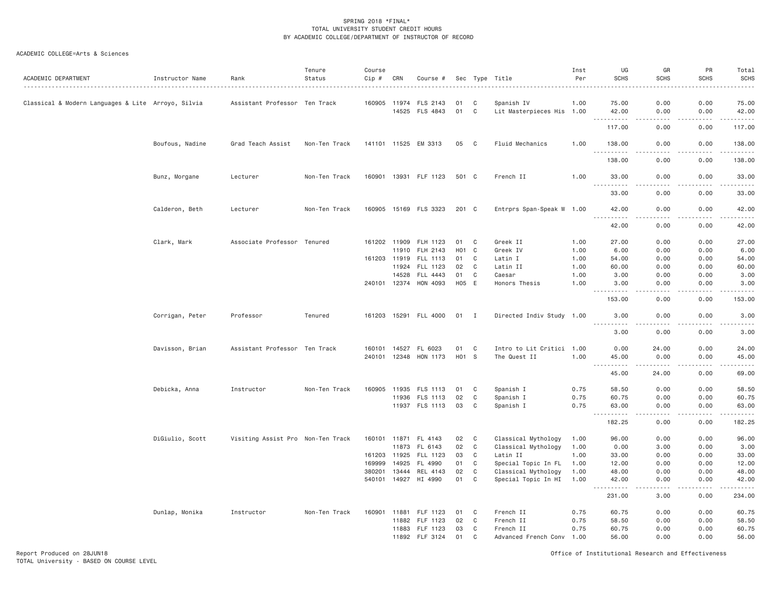SPRING 2018 *FINAL*
TOTAL UNIVERSITY STUDENT CREDIT HOURS
BY ACADEMIC COLLEGE/DEPARTMENT OF INSTRUCTOR OF RECORD

ACADEMIC COLLEGE=Arts & Sciences

| ACADEMIC DEPARTMENT | Instructor Name | Rank | Tenure Status | Course Cip # | CRN | Course # | Sec | Type | Title | Inst Per | UG SCHS | GR SCHS | PR SCHS | Total SCHS |
|---|---|---|---|---|---|---|---|---|---|---|---|---|---|---|
| Classical & Modern Languages & Lite | Arroyo, Silvia | Assistant Professor | Ten Track | 160905 | 11974 | FLS 2143 | 01 | C | Spanish IV | 1.00 | 75.00 | 0.00 | 0.00 | 75.00 |
| | | | | | 14525 | FLS 4843 | 01 | C | Lit Masterpieces His | 1.00 | 42.00 | 0.00 | 0.00 | 42.00 |
| | | | | | | | | | | | 117.00 | 0.00 | 0.00 | 117.00 |
| | Boufous, Nadine | Grad Teach Assist | Non-Ten Track | 141101 | 11525 | EM 3313 | 05 | C | Fluid Mechanics | 1.00 | 138.00 | 0.00 | 0.00 | 138.00 |
| | | | | | | | | | | | 138.00 | 0.00 | 0.00 | 138.00 |
| | Bunz, Morgane | Lecturer | Non-Ten Track | 160901 | 13931 | FLF 1123 | 501 | C | French II | 1.00 | 33.00 | 0.00 | 0.00 | 33.00 |
| | | | | | | | | | | | 33.00 | 0.00 | 0.00 | 33.00 |
| | Calderon, Beth | Lecturer | Non-Ten Track | 160905 | 15169 | FLS 3323 | 201 | C | Entrprs Span-Speak W | 1.00 | 42.00 | 0.00 | 0.00 | 42.00 |
| | | | | | | | | | | | 42.00 | 0.00 | 0.00 | 42.00 |
| | Clark, Mark | Associate Professor | Tenured | 161202 | 11909 | FLH 1123 | 01 | C | Greek II | 1.00 | 27.00 | 0.00 | 0.00 | 27.00 |
| | | | | | 11910 | FLH 2143 | H01 | C | Greek IV | 1.00 | 6.00 | 0.00 | 0.00 | 6.00 |
| | | | | 161203 | 11919 | FLL 1113 | 01 | C | Latin I | 1.00 | 54.00 | 0.00 | 0.00 | 54.00 |
| | | | | | 11924 | FLL 1123 | 02 | C | Latin II | 1.00 | 60.00 | 0.00 | 0.00 | 60.00 |
| | | | | | 14528 | FLL 4443 | 01 | C | Caesar | 1.00 | 3.00 | 0.00 | 0.00 | 3.00 |
| | | | | 240101 | 12374 | HON 4093 | H05 | E | Honors Thesis | 1.00 | 3.00 | 0.00 | 0.00 | 3.00 |
| | | | | | | | | | | | 153.00 | 0.00 | 0.00 | 153.00 |
| | Corrigan, Peter | Professor | Tenured | 161203 | 15291 | FLL 4000 | 01 | I | Directed Indiv Study | 1.00 | 3.00 | 0.00 | 0.00 | 3.00 |
| | | | | | | | | | | | 3.00 | 0.00 | 0.00 | 3.00 |
| | Davisson, Brian | Assistant Professor | Ten Track | 160101 | 14527 | FL 6023 | 01 | C | Intro to Lit Critici | 1.00 | 0.00 | 24.00 | 0.00 | 24.00 |
| | | | | 240101 | 12348 | HON 1173 | H01 | S | The Quest II | 1.00 | 45.00 | 0.00 | 0.00 | 45.00 |
| | | | | | | | | | | | 45.00 | 24.00 | 0.00 | 69.00 |
| | Debicka, Anna | Instructor | Non-Ten Track | 160905 | 11935 | FLS 1113 | 01 | C | Spanish I | 0.75 | 58.50 | 0.00 | 0.00 | 58.50 |
| | | | | | 11936 | FLS 1113 | 02 | C | Spanish I | 0.75 | 60.75 | 0.00 | 0.00 | 60.75 |
| | | | | | 11937 | FLS 1113 | 03 | C | Spanish I | 0.75 | 63.00 | 0.00 | 0.00 | 63.00 |
| | | | | | | | | | | | 182.25 | 0.00 | 0.00 | 182.25 |
| | DiGiulio, Scott | Visiting Assist Pro | Non-Ten Track | 160101 | 11871 | FL 4143 | 02 | C | Classical Mythology | 1.00 | 96.00 | 0.00 | 0.00 | 96.00 |
| | | | | | 11873 | FL 6143 | 02 | C | Classical Mythology | 1.00 | 0.00 | 3.00 | 0.00 | 3.00 |
| | | | | 161203 | 11925 | FLL 1123 | 03 | C | Latin II | 1.00 | 33.00 | 0.00 | 0.00 | 33.00 |
| | | | | 169999 | 14925 | FL 4990 | 01 | C | Special Topic In FL | 1.00 | 12.00 | 0.00 | 0.00 | 12.00 |
| | | | | 380201 | 13444 | REL 4143 | 02 | C | Classical Mythology | 1.00 | 48.00 | 0.00 | 0.00 | 48.00 |
| | | | | 540101 | 14927 | HI 4990 | 01 | C | Special Topic In HI | 1.00 | 42.00 | 0.00 | 0.00 | 42.00 |
| | | | | | | | | | | | 231.00 | 3.00 | 0.00 | 234.00 |
| | Dunlap, Monika | Instructor | Non-Ten Track | 160901 | 11881 | FLF 1123 | 01 | C | French II | 0.75 | 60.75 | 0.00 | 0.00 | 60.75 |
| | | | | | 11882 | FLF 1123 | 02 | C | French II | 0.75 | 58.50 | 0.00 | 0.00 | 58.50 |
| | | | | | 11883 | FLF 1123 | 03 | C | French II | 0.75 | 60.75 | 0.00 | 0.00 | 60.75 |
| | | | | | 11892 | FLF 3124 | 01 | C | Advanced French Conv | 1.00 | 56.00 | 0.00 | 0.00 | 56.00 |

Report Produced on 28JUN18
TOTAL University - BASED ON COURSE LEVEL

Office of Institutional Research and Effectiveness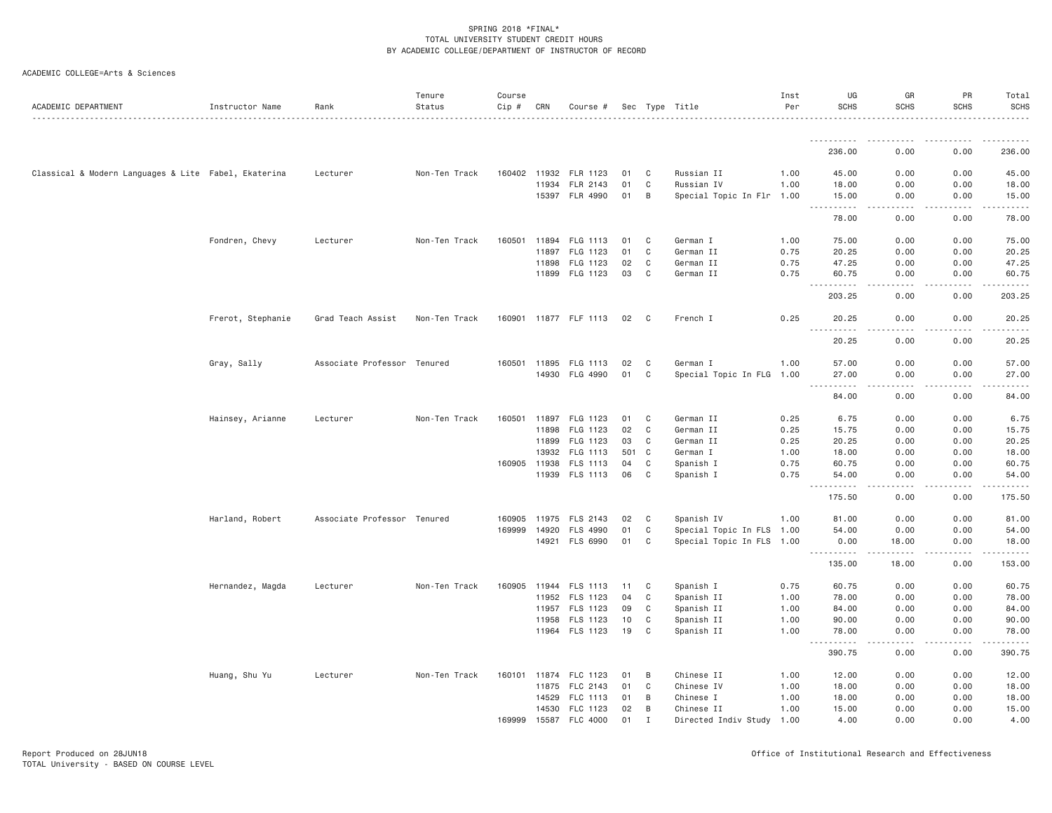SPRING 2018 *FINAL*
TOTAL UNIVERSITY STUDENT CREDIT HOURS
BY ACADEMIC COLLEGE/DEPARTMENT OF INSTRUCTOR OF RECORD

ACADEMIC COLLEGE=Arts & Sciences

| ACADEMIC DEPARTMENT | Instructor Name | Rank | Tenure Status | Course Cip # | CRN | Course # | Sec | Type | Title | Inst Per | UG SCHS | GR SCHS | PR SCHS | Total SCHS |
|---|---|---|---|---|---|---|---|---|---|---|---|---|---|---|
| | | | | | | | | | | | 236.00 | 0.00 | 0.00 | 236.00 |
| Classical & Modern Languages & Lite | Fabel, Ekaterina | Lecturer | Non-Ten Track | 160402 | 11932 | FLR 1123 | 01 | C | Russian II | 1.00 | 45.00 | 0.00 | 0.00 | 45.00 |
| | | | | | 11934 | FLR 2143 | 01 | C | Russian IV | 1.00 | 18.00 | 0.00 | 0.00 | 18.00 |
| | | | | | 15397 | FLR 4990 | 01 | B | Special Topic In Flr | 1.00 | 15.00 | 0.00 | 0.00 | 15.00 |
| | | | | | | | | | | | 78.00 | 0.00 | 0.00 | 78.00 |
| | Fondren, Chevy | Lecturer | Non-Ten Track | 160501 | 11894 | FLG 1113 | 01 | C | German I | 1.00 | 75.00 | 0.00 | 0.00 | 75.00 |
| | | | | | 11897 | FLG 1123 | 01 | C | German II | 0.75 | 20.25 | 0.00 | 0.00 | 20.25 |
| | | | | | 11898 | FLG 1123 | 02 | C | German II | 0.75 | 47.25 | 0.00 | 0.00 | 47.25 |
| | | | | | 11899 | FLG 1123 | 03 | C | German II | 0.75 | 60.75 | 0.00 | 0.00 | 60.75 |
| | | | | | | | | | | | 203.25 | 0.00 | 0.00 | 203.25 |
| | Frerot, Stephanie | Grad Teach Assist | Non-Ten Track | 160901 | 11877 | FLF 1113 | 02 | C | French I | 0.25 | 20.25 | 0.00 | 0.00 | 20.25 |
| | | | | | | | | | | | 20.25 | 0.00 | 0.00 | 20.25 |
| | Gray, Sally | Associate Professor | Tenured | 160501 | 11895 | FLG 1113 | 02 | C | German I | 1.00 | 57.00 | 0.00 | 0.00 | 57.00 |
| | | | | | 14930 | FLG 4990 | 01 | C | Special Topic In FLG | 1.00 | 27.00 | 0.00 | 0.00 | 27.00 |
| | | | | | | | | | | | 84.00 | 0.00 | 0.00 | 84.00 |
| | Hainsey, Arianne | Lecturer | Non-Ten Track | 160501 | 11897 | FLG 1123 | 01 | C | German II | 0.25 | 6.75 | 0.00 | 0.00 | 6.75 |
| | | | | | 11898 | FLG 1123 | 02 | C | German II | 0.25 | 15.75 | 0.00 | 0.00 | 15.75 |
| | | | | | 11899 | FLG 1123 | 03 | C | German II | 0.25 | 20.25 | 0.00 | 0.00 | 20.25 |
| | | | | | 13932 | FLG 1113 | 501 | C | German I | 1.00 | 18.00 | 0.00 | 0.00 | 18.00 |
| | | | | 160905 | 11938 | FLS 1113 | 04 | C | Spanish I | 0.75 | 60.75 | 0.00 | 0.00 | 60.75 |
| | | | | | 11939 | FLS 1113 | 06 | C | Spanish I | 0.75 | 54.00 | 0.00 | 0.00 | 54.00 |
| | | | | | | | | | | | 175.50 | 0.00 | 0.00 | 175.50 |
| | Harland, Robert | Associate Professor | Tenured | 160905 | 11975 | FLS 2143 | 02 | C | Spanish IV | 1.00 | 81.00 | 0.00 | 0.00 | 81.00 |
| | | | | 169999 | 14920 | FLS 4990 | 01 | C | Special Topic In FLS | 1.00 | 54.00 | 0.00 | 0.00 | 54.00 |
| | | | | | 14921 | FLS 6990 | 01 | C | Special Topic In FLS | 1.00 | 0.00 | 18.00 | 0.00 | 18.00 |
| | | | | | | | | | | | 135.00 | 18.00 | 0.00 | 153.00 |
| | Hernandez, Magda | Lecturer | Non-Ten Track | 160905 | 11944 | FLS 1113 | 11 | C | Spanish I | 0.75 | 60.75 | 0.00 | 0.00 | 60.75 |
| | | | | | 11952 | FLS 1123 | 04 | C | Spanish II | 1.00 | 78.00 | 0.00 | 0.00 | 78.00 |
| | | | | | 11957 | FLS 1123 | 09 | C | Spanish II | 1.00 | 84.00 | 0.00 | 0.00 | 84.00 |
| | | | | | 11958 | FLS 1123 | 10 | C | Spanish II | 1.00 | 90.00 | 0.00 | 0.00 | 90.00 |
| | | | | | 11964 | FLS 1123 | 19 | C | Spanish II | 1.00 | 78.00 | 0.00 | 0.00 | 78.00 |
| | | | | | | | | | | | 390.75 | 0.00 | 0.00 | 390.75 |
| | Huang, Shu Yu | Lecturer | Non-Ten Track | 160101 | 11874 | FLC 1123 | 01 | B | Chinese II | 1.00 | 12.00 | 0.00 | 0.00 | 12.00 |
| | | | | | 11875 | FLC 2143 | 01 | C | Chinese IV | 1.00 | 18.00 | 0.00 | 0.00 | 18.00 |
| | | | | | 14529 | FLC 1113 | 01 | B | Chinese I | 1.00 | 18.00 | 0.00 | 0.00 | 18.00 |
| | | | | | 14530 | FLC 1123 | 02 | B | Chinese II | 1.00 | 15.00 | 0.00 | 0.00 | 15.00 |
| | | | | 169999 | 15587 | FLC 4000 | 01 | I | Directed Indiv Study | 1.00 | 4.00 | 0.00 | 0.00 | 4.00 |

Report Produced on 28JUN18
TOTAL University - BASED ON COURSE LEVEL

Office of Institutional Research and Effectiveness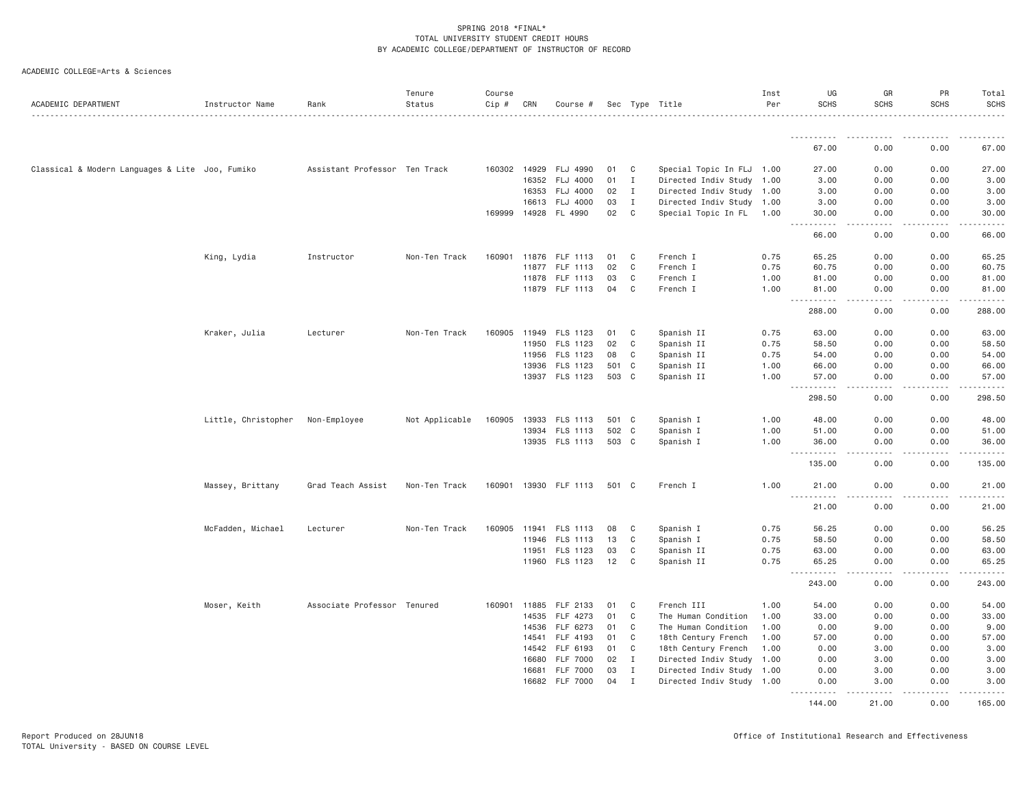SPRING 2018 *FINAL*
TOTAL UNIVERSITY STUDENT CREDIT HOURS
BY ACADEMIC COLLEGE/DEPARTMENT OF INSTRUCTOR OF RECORD

ACADEMIC COLLEGE=Arts & Sciences

| ACADEMIC DEPARTMENT | Instructor Name | Rank | Tenure Status | Course Cip # | CRN | Course # | Sec | Type | Title | Inst Per | UG SCHS | GR SCHS | PR SCHS | Total SCHS |
|---|---|---|---|---|---|---|---|---|---|---|---|---|---|---|
| | | | | | | | | | | | 67.00 | 0.00 | 0.00 | 67.00 |
| Classical & Modern Languages & Lite | Joo, Fumiko | Assistant Professor | Ten Track | 160302 | 14929 | FLJ 4990 | 01 | C | Special Topic In FLJ | 1.00 | 27.00 | 0.00 | 0.00 | 27.00 |
| | | | | | 16352 | FLJ 4000 | 01 | I | Directed Indiv Study | 1.00 | 3.00 | 0.00 | 0.00 | 3.00 |
| | | | | | 16353 | FLJ 4000 | 02 | I | Directed Indiv Study | 1.00 | 3.00 | 0.00 | 0.00 | 3.00 |
| | | | | | 16613 | FLJ 4000 | 03 | I | Directed Indiv Study | 1.00 | 3.00 | 0.00 | 0.00 | 3.00 |
| | | | | 169999 | 14928 | FL 4990 | 02 | C | Special Topic In FL | 1.00 | 30.00 | 0.00 | 0.00 | 30.00 |
| | | | | | | | | | | | 66.00 | 0.00 | 0.00 | 66.00 |
| | King, Lydia | Instructor | Non-Ten Track | 160901 | 11876 | FLF 1113 | 01 | C | French I | 0.75 | 65.25 | 0.00 | 0.00 | 65.25 |
| | | | | | 11877 | FLF 1113 | 02 | C | French I | 0.75 | 60.75 | 0.00 | 0.00 | 60.75 |
| | | | | | 11878 | FLF 1113 | 03 | C | French I | 1.00 | 81.00 | 0.00 | 0.00 | 81.00 |
| | | | | | 11879 | FLF 1113 | 04 | C | French I | 1.00 | 81.00 | 0.00 | 0.00 | 81.00 |
| | | | | | | | | | | | 288.00 | 0.00 | 0.00 | 288.00 |
| | Kraker, Julia | Lecturer | Non-Ten Track | 160905 | 11949 | FLS 1123 | 01 | C | Spanish II | 0.75 | 63.00 | 0.00 | 0.00 | 63.00 |
| | | | | | 11950 | FLS 1123 | 02 | C | Spanish II | 0.75 | 58.50 | 0.00 | 0.00 | 58.50 |
| | | | | | 11956 | FLS 1123 | 08 | C | Spanish II | 0.75 | 54.00 | 0.00 | 0.00 | 54.00 |
| | | | | | 13936 | FLS 1123 | 501 | C | Spanish II | 1.00 | 66.00 | 0.00 | 0.00 | 66.00 |
| | | | | | 13937 | FLS 1123 | 503 | C | Spanish II | 1.00 | 57.00 | 0.00 | 0.00 | 57.00 |
| | | | | | | | | | | | 298.50 | 0.00 | 0.00 | 298.50 |
| | Little, Christopher | Non-Employee | Not Applicable | 160905 | 13933 | FLS 1113 | 501 | C | Spanish I | 1.00 | 48.00 | 0.00 | 0.00 | 48.00 |
| | | | | | 13934 | FLS 1113 | 502 | C | Spanish I | 1.00 | 51.00 | 0.00 | 0.00 | 51.00 |
| | | | | | 13935 | FLS 1113 | 503 | C | Spanish I | 1.00 | 36.00 | 0.00 | 0.00 | 36.00 |
| | | | | | | | | | | | 135.00 | 0.00 | 0.00 | 135.00 |
| | Massey, Brittany | Grad Teach Assist | Non-Ten Track | 160901 | 13930 | FLF 1113 | 501 | C | French I | 1.00 | 21.00 | 0.00 | 0.00 | 21.00 |
| | | | | | | | | | | | 21.00 | 0.00 | 0.00 | 21.00 |
| | McFadden, Michael | Lecturer | Non-Ten Track | 160905 | 11941 | FLS 1113 | 08 | C | Spanish I | 0.75 | 56.25 | 0.00 | 0.00 | 56.25 |
| | | | | | 11946 | FLS 1113 | 13 | C | Spanish I | 0.75 | 58.50 | 0.00 | 0.00 | 58.50 |
| | | | | | 11951 | FLS 1123 | 03 | C | Spanish II | 0.75 | 63.00 | 0.00 | 0.00 | 63.00 |
| | | | | | 11960 | FLS 1123 | 12 | C | Spanish II | 0.75 | 65.25 | 0.00 | 0.00 | 65.25 |
| | | | | | | | | | | | 243.00 | 0.00 | 0.00 | 243.00 |
| | Moser, Keith | Associate Professor | Tenured | 160901 | 11885 | FLF 2133 | 01 | C | French III | 1.00 | 54.00 | 0.00 | 0.00 | 54.00 |
| | | | | | 14535 | FLF 4273 | 01 | C | The Human Condition | 1.00 | 33.00 | 0.00 | 0.00 | 33.00 |
| | | | | | 14536 | FLF 6273 | 01 | C | The Human Condition | 1.00 | 0.00 | 9.00 | 0.00 | 9.00 |
| | | | | | 14541 | FLF 4193 | 01 | C | 18th Century French | 1.00 | 57.00 | 0.00 | 0.00 | 57.00 |
| | | | | | 14542 | FLF 6193 | 01 | C | 18th Century French | 1.00 | 0.00 | 3.00 | 0.00 | 3.00 |
| | | | | | 16680 | FLF 7000 | 02 | I | Directed Indiv Study | 1.00 | 0.00 | 3.00 | 0.00 | 3.00 |
| | | | | | 16681 | FLF 7000 | 03 | I | Directed Indiv Study | 1.00 | 0.00 | 3.00 | 0.00 | 3.00 |
| | | | | | 16682 | FLF 7000 | 04 | I | Directed Indiv Study | 1.00 | 0.00 | 3.00 | 0.00 | 3.00 |
| | | | | | | | | | | | 144.00 | 21.00 | 0.00 | 165.00 |

Report Produced on 28JUN18
TOTAL University - BASED ON COURSE LEVEL

Office of Institutional Research and Effectiveness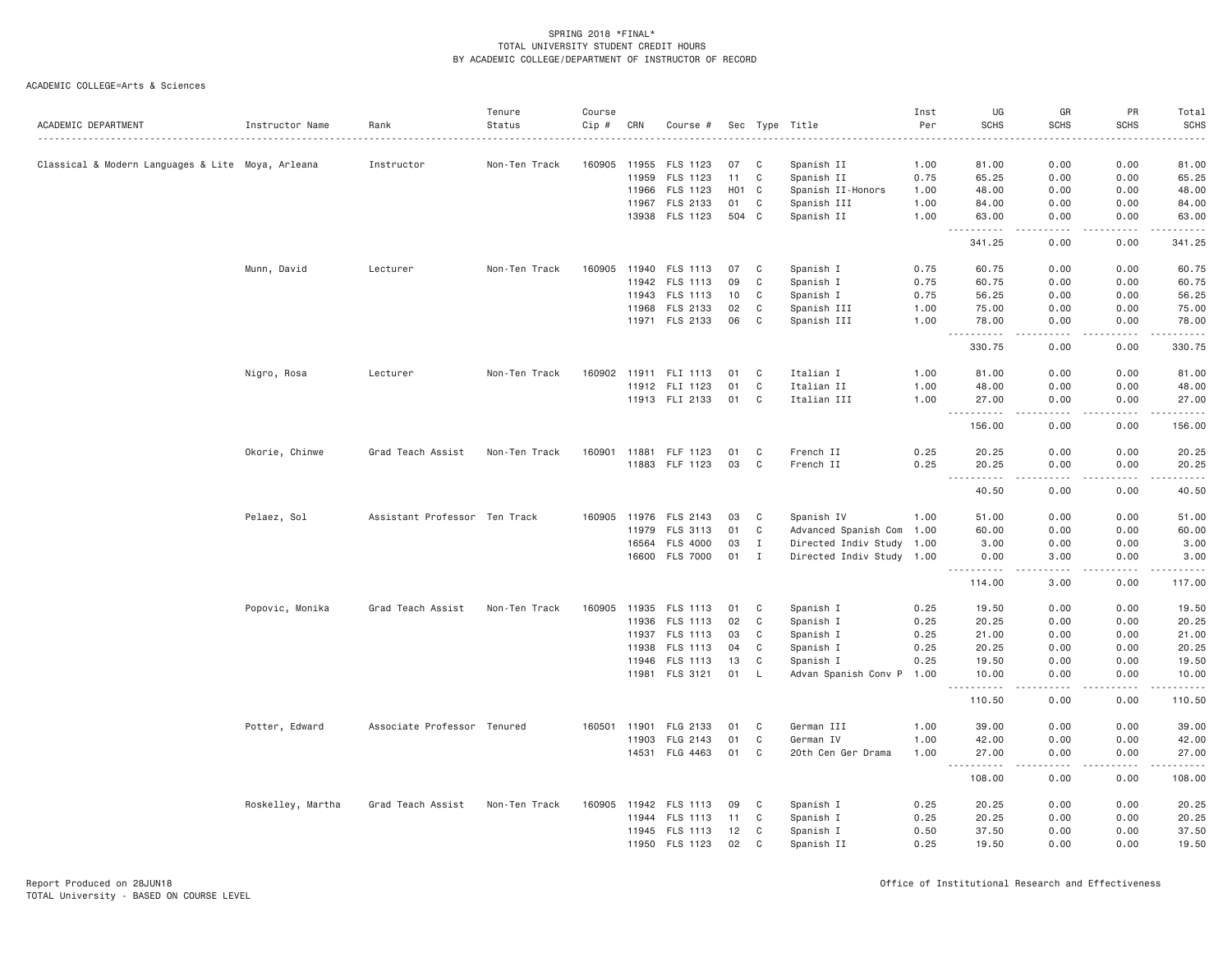SPRING 2018 *FINAL*
TOTAL UNIVERSITY STUDENT CREDIT HOURS
BY ACADEMIC COLLEGE/DEPARTMENT OF INSTRUCTOR OF RECORD

ACADEMIC COLLEGE=Arts & Sciences

| ACADEMIC DEPARTMENT | Instructor Name | Rank | Tenure Status | Course Cip # | CRN | Course # | Sec | Type | Title | Inst Per | UG SCHS | GR SCHS | PR SCHS | Total SCHS |
|---|---|---|---|---|---|---|---|---|---|---|---|---|---|---|
| Classical & Modern Languages & Lite | Moya, Arleana | Instructor | Non-Ten Track | 160905 | 11955 | FLS 1123 | 07 | C | Spanish II | 1.00 | 81.00 | 0.00 | 0.00 | 81.00 |
| | | | | | 11959 | FLS 1123 | 11 | C | Spanish II | 0.75 | 65.25 | 0.00 | 0.00 | 65.25 |
| | | | | | 11966 | FLS 1123 | H01 | C | Spanish II-Honors | 1.00 | 48.00 | 0.00 | 0.00 | 48.00 |
| | | | | | 11967 | FLS 2133 | 01 | C | Spanish III | 1.00 | 84.00 | 0.00 | 0.00 | 84.00 |
| | | | | | 13938 | FLS 1123 | 504 | C | Spanish II | 1.00 | 63.00 | 0.00 | 0.00 | 63.00 |
| | | | | | | | | | | | 341.25 | 0.00 | 0.00 | 341.25 |
| | Munn, David | Lecturer | Non-Ten Track | 160905 | 11940 | FLS 1113 | 07 | C | Spanish I | 0.75 | 60.75 | 0.00 | 0.00 | 60.75 |
| | | | | | 11942 | FLS 1113 | 09 | C | Spanish I | 0.75 | 60.75 | 0.00 | 0.00 | 60.75 |
| | | | | | 11943 | FLS 1113 | 10 | C | Spanish I | 0.75 | 56.25 | 0.00 | 0.00 | 56.25 |
| | | | | | 11968 | FLS 2133 | 02 | C | Spanish III | 1.00 | 75.00 | 0.00 | 0.00 | 75.00 |
| | | | | | 11971 | FLS 2133 | 06 | C | Spanish III | 1.00 | 78.00 | 0.00 | 0.00 | 78.00 |
| | | | | | | | | | | | 330.75 | 0.00 | 0.00 | 330.75 |
| | Nigro, Rosa | Lecturer | Non-Ten Track | 160902 | 11911 | FLI 1113 | 01 | C | Italian I | 1.00 | 81.00 | 0.00 | 0.00 | 81.00 |
| | | | | | 11912 | FLI 1123 | 01 | C | Italian II | 1.00 | 48.00 | 0.00 | 0.00 | 48.00 |
| | | | | | 11913 | FLI 2133 | 01 | C | Italian III | 1.00 | 27.00 | 0.00 | 0.00 | 27.00 |
| | | | | | | | | | | | 156.00 | 0.00 | 0.00 | 156.00 |
| | Okorie, Chinwe | Grad Teach Assist | Non-Ten Track | 160901 | 11881 | FLF 1123 | 01 | C | French II | 0.25 | 20.25 | 0.00 | 0.00 | 20.25 |
| | | | | | 11883 | FLF 1123 | 03 | C | French II | 0.25 | 20.25 | 0.00 | 0.00 | 20.25 |
| | | | | | | | | | | | 40.50 | 0.00 | 0.00 | 40.50 |
| | Pelaez, Sol | Assistant Professor | Ten Track | 160905 | 11976 | FLS 2143 | 03 | C | Spanish IV | 1.00 | 51.00 | 0.00 | 0.00 | 51.00 |
| | | | | | 11979 | FLS 3113 | 01 | C | Advanced Spanish Com | 1.00 | 60.00 | 0.00 | 0.00 | 60.00 |
| | | | | | 16564 | FLS 4000 | 03 | I | Directed Indiv Study | 1.00 | 3.00 | 0.00 | 0.00 | 3.00 |
| | | | | | 16600 | FLS 7000 | 01 | I | Directed Indiv Study | 1.00 | 0.00 | 3.00 | 0.00 | 3.00 |
| | | | | | | | | | | | 114.00 | 3.00 | 0.00 | 117.00 |
| | Popovic, Monika | Grad Teach Assist | Non-Ten Track | 160905 | 11935 | FLS 1113 | 01 | C | Spanish I | 0.25 | 19.50 | 0.00 | 0.00 | 19.50 |
| | | | | | 11936 | FLS 1113 | 02 | C | Spanish I | 0.25 | 20.25 | 0.00 | 0.00 | 20.25 |
| | | | | | 11937 | FLS 1113 | 03 | C | Spanish I | 0.25 | 21.00 | 0.00 | 0.00 | 21.00 |
| | | | | | 11938 | FLS 1113 | 04 | C | Spanish I | 0.25 | 20.25 | 0.00 | 0.00 | 20.25 |
| | | | | | 11946 | FLS 1113 | 13 | C | Spanish I | 0.25 | 19.50 | 0.00 | 0.00 | 19.50 |
| | | | | | 11981 | FLS 3121 | 01 | L | Advan Spanish Conv P | 1.00 | 10.00 | 0.00 | 0.00 | 10.00 |
| | | | | | | | | | | | 110.50 | 0.00 | 0.00 | 110.50 |
| | Potter, Edward | Associate Professor | Tenured | 160501 | 11901 | FLG 2133 | 01 | C | German III | 1.00 | 39.00 | 0.00 | 0.00 | 39.00 |
| | | | | | 11903 | FLG 2143 | 01 | C | German IV | 1.00 | 42.00 | 0.00 | 0.00 | 42.00 |
| | | | | | 14531 | FLG 4463 | 01 | C | 20th Cen Ger Drama | 1.00 | 27.00 | 0.00 | 0.00 | 27.00 |
| | | | | | | | | | | | 108.00 | 0.00 | 0.00 | 108.00 |
| | Roskelley, Martha | Grad Teach Assist | Non-Ten Track | 160905 | 11942 | FLS 1113 | 09 | C | Spanish I | 0.25 | 20.25 | 0.00 | 0.00 | 20.25 |
| | | | | | 11944 | FLS 1113 | 11 | C | Spanish I | 0.25 | 20.25 | 0.00 | 0.00 | 20.25 |
| | | | | | 11945 | FLS 1113 | 12 | C | Spanish I | 0.50 | 37.50 | 0.00 | 0.00 | 37.50 |
| | | | | | 11950 | FLS 1123 | 02 | C | Spanish II | 0.25 | 19.50 | 0.00 | 0.00 | 19.50 |

Report Produced on 28JUN18
TOTAL University - BASED ON COURSE LEVEL

Office of Institutional Research and Effectiveness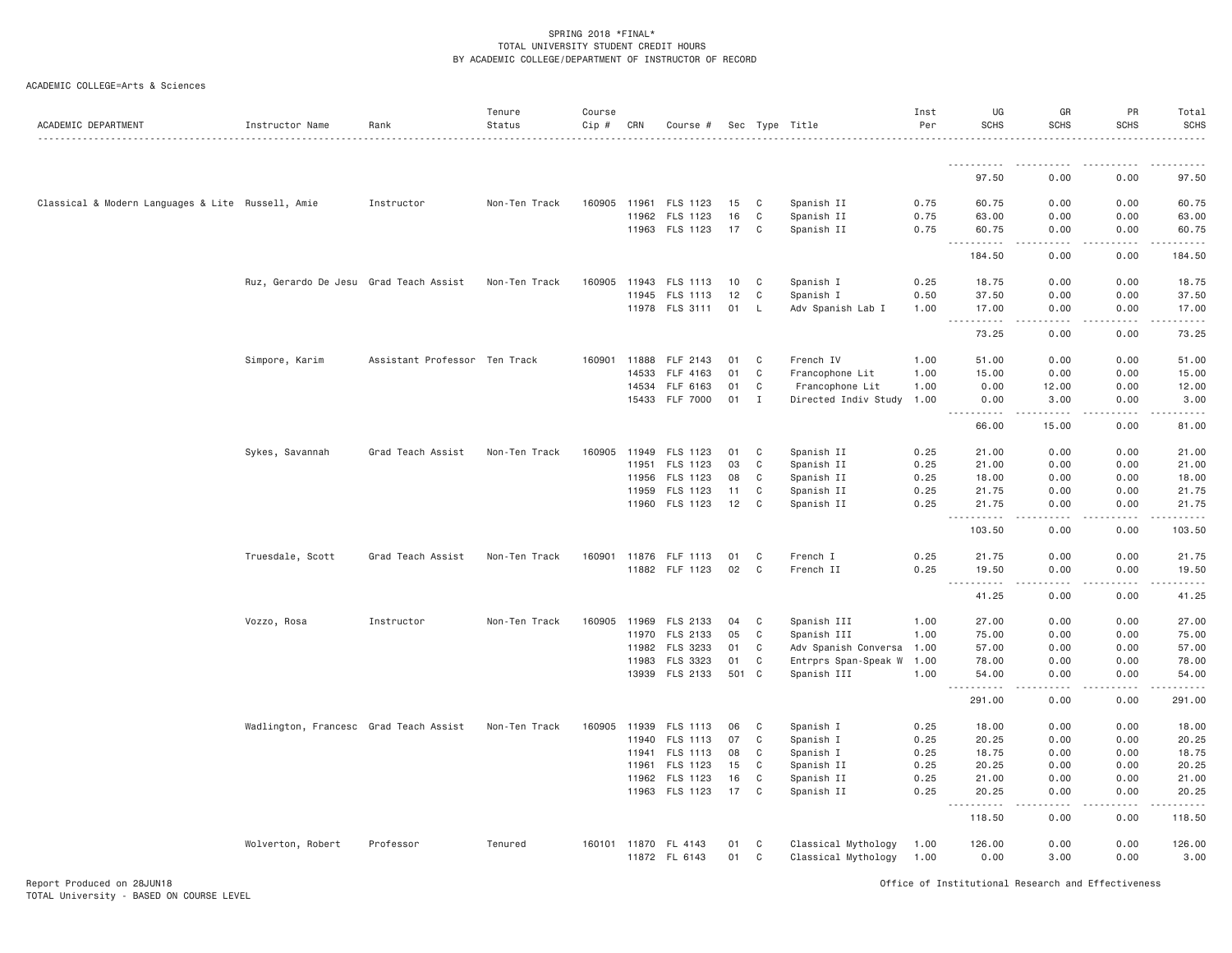SPRING 2018 *FINAL*
TOTAL UNIVERSITY STUDENT CREDIT HOURS
BY ACADEMIC COLLEGE/DEPARTMENT OF INSTRUCTOR OF RECORD

ACADEMIC COLLEGE=Arts & Sciences

| ACADEMIC DEPARTMENT | Instructor Name | Rank | Tenure Status | Course Cip # | CRN | Course # | Sec | Type | Title | Inst Per | UG SCHS | GR SCHS | PR SCHS | Total SCHS |
|---|---|---|---|---|---|---|---|---|---|---|---|---|---|---|
| | | | | | | | | | | | 97.50 | 0.00 | 0.00 | 97.50 |
| Classical & Modern Languages & Lite | Russell, Amie | Instructor | Non-Ten Track | 160905 | 11961 | FLS 1123 | 15 | C | Spanish II | 0.75 | 60.75 | 0.00 | 0.00 | 60.75 |
| | | | | | 11962 | FLS 1123 | 16 | C | Spanish II | 0.75 | 63.00 | 0.00 | 0.00 | 63.00 |
| | | | | | 11963 | FLS 1123 | 17 | C | Spanish II | 0.75 | 60.75 | 0.00 | 0.00 | 60.75 |
| | | | | | | | | | | | 184.50 | 0.00 | 0.00 | 184.50 |
| | Ruz, Gerardo De Jesu | Grad Teach Assist | Non-Ten Track | 160905 | 11943 | FLS 1113 | 10 | C | Spanish I | 0.25 | 18.75 | 0.00 | 0.00 | 18.75 |
| | | | | | 11945 | FLS 1113 | 12 | C | Spanish I | 0.50 | 37.50 | 0.00 | 0.00 | 37.50 |
| | | | | | 11978 | FLS 3111 | 01 | L | Adv Spanish Lab I | 1.00 | 17.00 | 0.00 | 0.00 | 17.00 |
| | | | | | | | | | | | 73.25 | 0.00 | 0.00 | 73.25 |
| | Simpore, Karim | Assistant Professor | Ten Track | 160901 | 11888 | FLF 2143 | 01 | C | French IV | 1.00 | 51.00 | 0.00 | 0.00 | 51.00 |
| | | | | | 14533 | FLF 4163 | 01 | C | Francophone Lit | 1.00 | 15.00 | 0.00 | 0.00 | 15.00 |
| | | | | | 14534 | FLF 6163 | 01 | C | Francophone Lit | 1.00 | 0.00 | 12.00 | 0.00 | 12.00 |
| | | | | | 15433 | FLF 7000 | 01 | I | Directed Indiv Study | 1.00 | 0.00 | 3.00 | 0.00 | 3.00 |
| | | | | | | | | | | | 66.00 | 15.00 | 0.00 | 81.00 |
| | Sykes, Savannah | Grad Teach Assist | Non-Ten Track | 160905 | 11949 | FLS 1123 | 01 | C | Spanish II | 0.25 | 21.00 | 0.00 | 0.00 | 21.00 |
| | | | | | 11951 | FLS 1123 | 03 | C | Spanish II | 0.25 | 21.00 | 0.00 | 0.00 | 21.00 |
| | | | | | 11956 | FLS 1123 | 08 | C | Spanish II | 0.25 | 18.00 | 0.00 | 0.00 | 18.00 |
| | | | | | 11959 | FLS 1123 | 11 | C | Spanish II | 0.25 | 21.75 | 0.00 | 0.00 | 21.75 |
| | | | | | 11960 | FLS 1123 | 12 | C | Spanish II | 0.25 | 21.75 | 0.00 | 0.00 | 21.75 |
| | | | | | | | | | | | 103.50 | 0.00 | 0.00 | 103.50 |
| | Truesdale, Scott | Grad Teach Assist | Non-Ten Track | 160901 | 11876 | FLF 1113 | 01 | C | French I | 0.25 | 21.75 | 0.00 | 0.00 | 21.75 |
| | | | | | 11882 | FLF 1123 | 02 | C | French II | 0.25 | 19.50 | 0.00 | 0.00 | 19.50 |
| | | | | | | | | | | | 41.25 | 0.00 | 0.00 | 41.25 |
| | Vozzo, Rosa | Instructor | Non-Ten Track | 160905 | 11969 | FLS 2133 | 04 | C | Spanish III | 1.00 | 27.00 | 0.00 | 0.00 | 27.00 |
| | | | | | 11970 | FLS 2133 | 05 | C | Spanish III | 1.00 | 75.00 | 0.00 | 0.00 | 75.00 |
| | | | | | 11982 | FLS 3233 | 01 | C | Adv Spanish Conversa | 1.00 | 57.00 | 0.00 | 0.00 | 57.00 |
| | | | | | 11983 | FLS 3323 | 01 | C | Entrprs Span-Speak W | 1.00 | 78.00 | 0.00 | 0.00 | 78.00 |
| | | | | | 13939 | FLS 2133 | 501 | C | Spanish III | 1.00 | 54.00 | 0.00 | 0.00 | 54.00 |
| | | | | | | | | | | | 291.00 | 0.00 | 0.00 | 291.00 |
| | Wadlington, Francesc | Grad Teach Assist | Non-Ten Track | 160905 | 11939 | FLS 1113 | 06 | C | Spanish I | 0.25 | 18.00 | 0.00 | 0.00 | 18.00 |
| | | | | | 11940 | FLS 1113 | 07 | C | Spanish I | 0.25 | 20.25 | 0.00 | 0.00 | 20.25 |
| | | | | | 11941 | FLS 1113 | 08 | C | Spanish I | 0.25 | 18.75 | 0.00 | 0.00 | 18.75 |
| | | | | | 11961 | FLS 1123 | 15 | C | Spanish II | 0.25 | 20.25 | 0.00 | 0.00 | 20.25 |
| | | | | | 11962 | FLS 1123 | 16 | C | Spanish II | 0.25 | 21.00 | 0.00 | 0.00 | 21.00 |
| | | | | | 11963 | FLS 1123 | 17 | C | Spanish II | 0.25 | 20.25 | 0.00 | 0.00 | 20.25 |
| | | | | | | | | | | | 118.50 | 0.00 | 0.00 | 118.50 |
| | Wolverton, Robert | Professor | Tenured | 160101 | 11870 | FL 4143 | 01 | C | Classical Mythology | 1.00 | 126.00 | 0.00 | 0.00 | 126.00 |
| | | | | | 11872 | FL 6143 | 01 | C | Classical Mythology | 1.00 | 0.00 | 3.00 | 0.00 | 3.00 |

Report Produced on 28JUN18
TOTAL University - BASED ON COURSE LEVEL

Office of Institutional Research and Effectiveness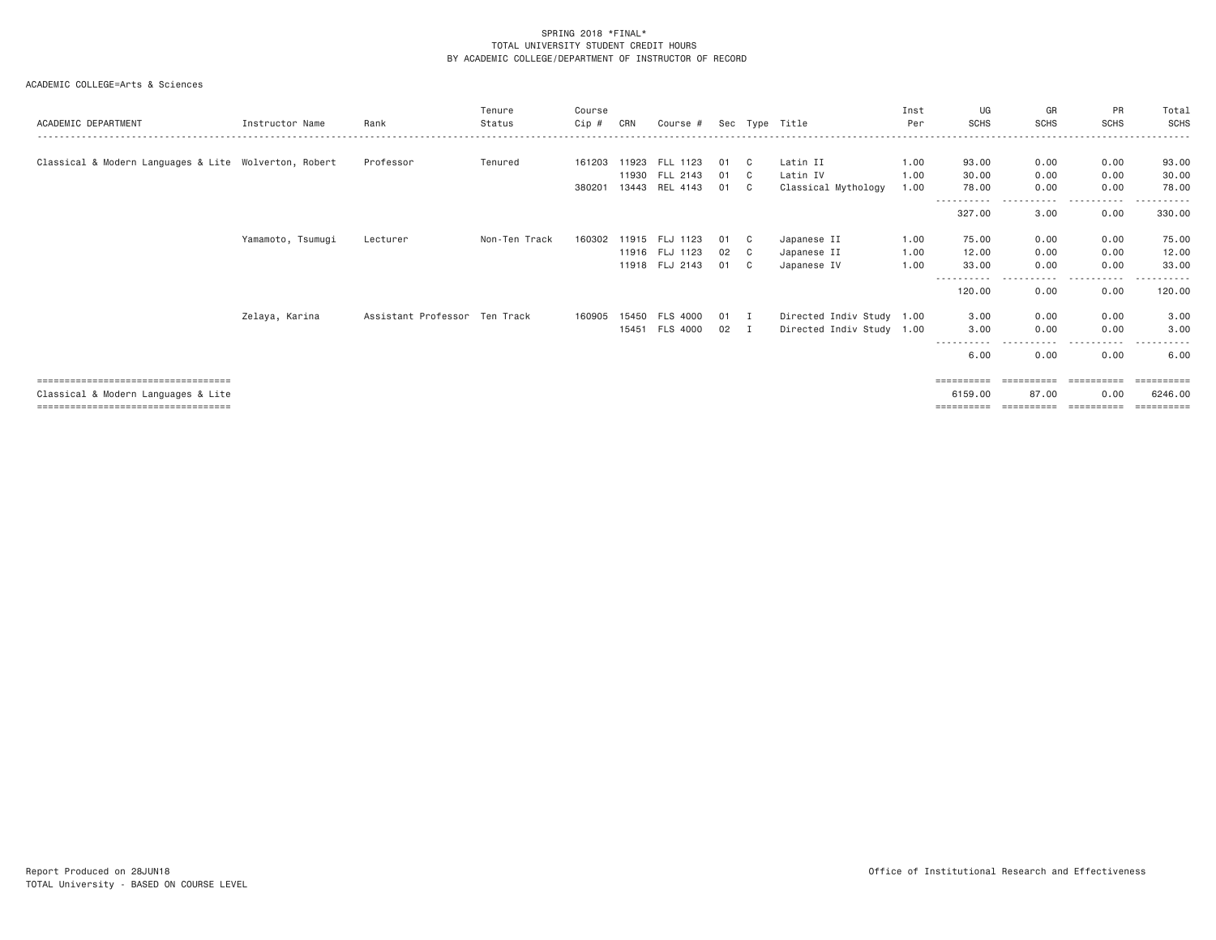SPRING 2018 *FINAL*
TOTAL UNIVERSITY STUDENT CREDIT HOURS
BY ACADEMIC COLLEGE/DEPARTMENT OF INSTRUCTOR OF RECORD

ACADEMIC COLLEGE=Arts & Sciences

| ACADEMIC DEPARTMENT | Instructor Name | Rank | Tenure Status | Course Cip # | CRN | Course # | Sec | Type | Title | Inst Per | UG SCHS | GR SCHS | PR SCHS | Total SCHS |
|---|---|---|---|---|---|---|---|---|---|---|---|---|---|---|
| Classical & Modern Languages & Lite | Wolverton, Robert | Professor | Tenured | 161203 | 11923 | FLL 1123 | 01 | C | Latin II | 1.00 | 93.00 | 0.00 | 0.00 | 93.00 |
| | | | | | 11930 | FLL 2143 | 01 | C | Latin IV | 1.00 | 30.00 | 0.00 | 0.00 | 30.00 |
| | | | | 380201 | 13443 | REL 4143 | 01 | C | Classical Mythology | 1.00 | 78.00 | 0.00 | 0.00 | 78.00 |
| | | | | | | | | | | | 327.00 | 3.00 | 0.00 | 330.00 |
| | Yamamoto, Tsumugi | Lecturer | Non-Ten Track | 160302 | 11915 | FLJ 1123 | 01 | C | Japanese II | 1.00 | 75.00 | 0.00 | 0.00 | 75.00 |
| | | | | | 11916 | FLJ 1123 | 02 | C | Japanese II | 1.00 | 12.00 | 0.00 | 0.00 | 12.00 |
| | | | | | 11918 | FLJ 2143 | 01 | C | Japanese IV | 1.00 | 33.00 | 0.00 | 0.00 | 33.00 |
| | | | | | | | | | | | 120.00 | 0.00 | 0.00 | 120.00 |
| | Zelaya, Karina | Assistant Professor | Ten Track | 160905 | 15450 | FLS 4000 | 01 | I | Directed Indiv Study | 1.00 | 3.00 | 0.00 | 0.00 | 3.00 |
| | | | | | 15451 | FLS 4000 | 02 | I | Directed Indiv Study | 1.00 | 3.00 | 0.00 | 0.00 | 3.00 |
| | | | | | | | | | | | 6.00 | 0.00 | 0.00 | 6.00 |
| Classical & Modern Languages & Lite | | | | | | | | | | | 6159.00 | 87.00 | 0.00 | 6246.00 |

Report Produced on 28JUN18
TOTAL University - BASED ON COURSE LEVEL

Office of Institutional Research and Effectiveness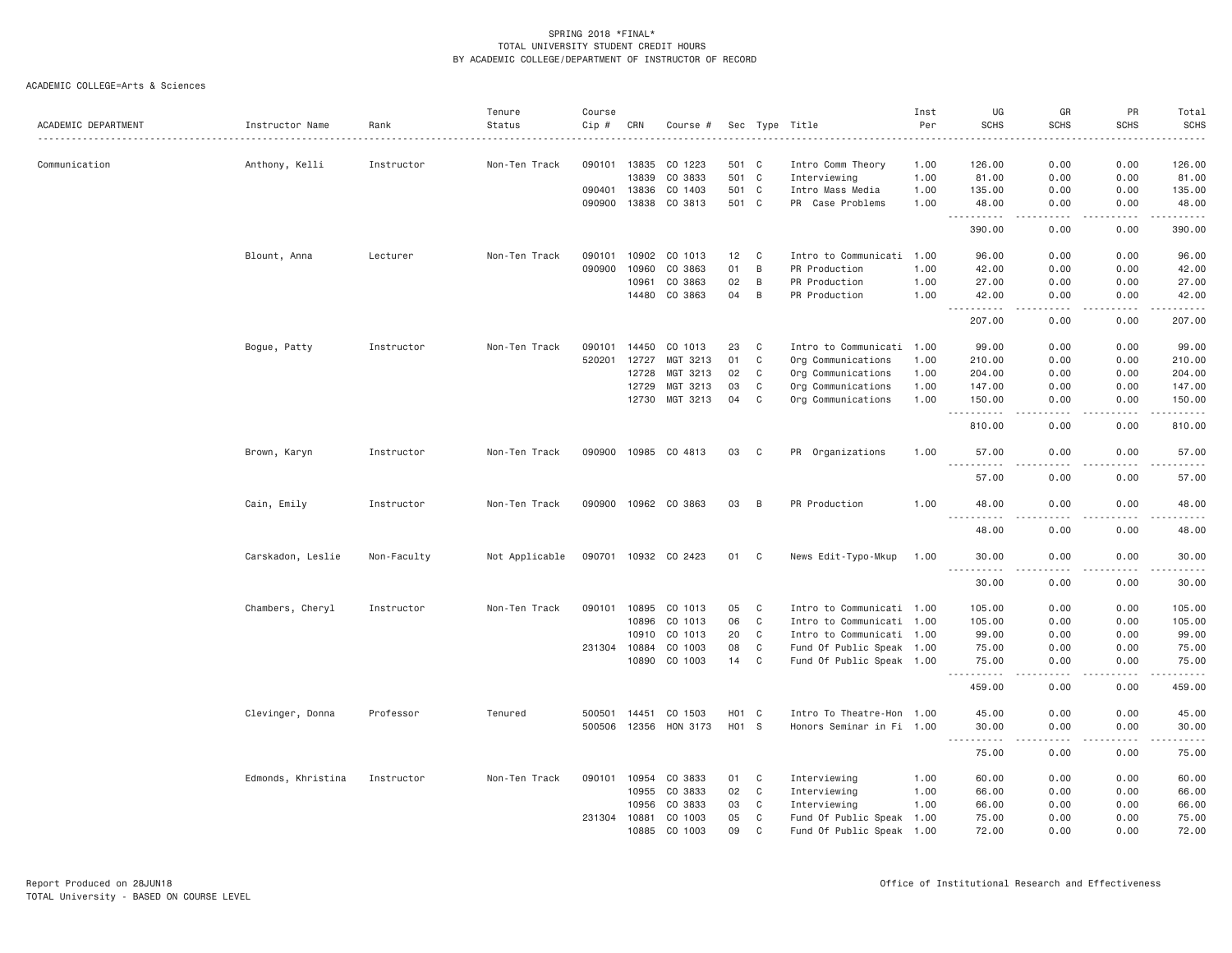SPRING 2018 *FINAL*
TOTAL UNIVERSITY STUDENT CREDIT HOURS
BY ACADEMIC COLLEGE/DEPARTMENT OF INSTRUCTOR OF RECORD

ACADEMIC COLLEGE=Arts & Sciences

| ACADEMIC DEPARTMENT | Instructor Name | Rank | Tenure Status | Course Cip # | CRN | Course # | Sec | Type | Title | Inst Per | UG SCHS | GR SCHS | PR SCHS | Total SCHS |
|---|---|---|---|---|---|---|---|---|---|---|---|---|---|---|
| Communication | Anthony, Kelli | Instructor | Non-Ten Track | 090101 | 13835 | CO 1223 | 501 | C | Intro Comm Theory | 1.00 | 126.00 | 0.00 | 0.00 | 126.00 |
| | | | | | 13839 | CO 3833 | 501 | C | Interviewing | 1.00 | 81.00 | 0.00 | 0.00 | 81.00 |
| | | | | 090401 | 13836 | CO 1403 | 501 | C | Intro Mass Media | 1.00 | 135.00 | 0.00 | 0.00 | 135.00 |
| | | | | 090900 | 13838 | CO 3813 | 501 | C | PR Case Problems | 1.00 | 48.00 | 0.00 | 0.00 | 48.00 |
| | | | | | | | | | | | 390.00 | 0.00 | 0.00 | 390.00 |
| | Blount, Anna | Lecturer | Non-Ten Track | 090101 | 10902 | CO 1013 | 12 | C | Intro to Communicati | 1.00 | 96.00 | 0.00 | 0.00 | 96.00 |
| | | | | 090900 | 10960 | CO 3863 | 01 | B | PR Production | 1.00 | 42.00 | 0.00 | 0.00 | 42.00 |
| | | | | | 10961 | CO 3863 | 02 | B | PR Production | 1.00 | 27.00 | 0.00 | 0.00 | 27.00 |
| | | | | | 14480 | CO 3863 | 04 | B | PR Production | 1.00 | 42.00 | 0.00 | 0.00 | 42.00 |
| | | | | | | | | | | | 207.00 | 0.00 | 0.00 | 207.00 |
| | Bogue, Patty | Instructor | Non-Ten Track | 090101 | 14450 | CO 1013 | 23 | C | Intro to Communicati | 1.00 | 99.00 | 0.00 | 0.00 | 99.00 |
| | | | | 520201 | 12727 | MGT 3213 | 01 | C | Org Communications | 1.00 | 210.00 | 0.00 | 0.00 | 210.00 |
| | | | | | 12728 | MGT 3213 | 02 | C | Org Communications | 1.00 | 204.00 | 0.00 | 0.00 | 204.00 |
| | | | | | 12729 | MGT 3213 | 03 | C | Org Communications | 1.00 | 147.00 | 0.00 | 0.00 | 147.00 |
| | | | | | 12730 | MGT 3213 | 04 | C | Org Communications | 1.00 | 150.00 | 0.00 | 0.00 | 150.00 |
| | | | | | | | | | | | 810.00 | 0.00 | 0.00 | 810.00 |
| | Brown, Karyn | Instructor | Non-Ten Track | 090900 | 10985 | CO 4813 | 03 | C | PR Organizations | 1.00 | 57.00 | 0.00 | 0.00 | 57.00 |
| | | | | | | | | | | | 57.00 | 0.00 | 0.00 | 57.00 |
| | Cain, Emily | Instructor | Non-Ten Track | 090900 | 10962 | CO 3863 | 03 | B | PR Production | 1.00 | 48.00 | 0.00 | 0.00 | 48.00 |
| | | | | | | | | | | | 48.00 | 0.00 | 0.00 | 48.00 |
| | Carskadon, Leslie | Non-Faculty | Not Applicable | 090701 | 10932 | CO 2423 | 01 | C | News Edit-Typo-Mkup | 1.00 | 30.00 | 0.00 | 0.00 | 30.00 |
| | | | | | | | | | | | 30.00 | 0.00 | 0.00 | 30.00 |
| | Chambers, Cheryl | Instructor | Non-Ten Track | 090101 | 10895 | CO 1013 | 05 | C | Intro to Communicati | 1.00 | 105.00 | 0.00 | 0.00 | 105.00 |
| | | | | | 10896 | CO 1013 | 06 | C | Intro to Communicati | 1.00 | 105.00 | 0.00 | 0.00 | 105.00 |
| | | | | | 10910 | CO 1013 | 20 | C | Intro to Communicati | 1.00 | 99.00 | 0.00 | 0.00 | 99.00 |
| | | | | 231304 | 10884 | CO 1003 | 08 | C | Fund Of Public Speak | 1.00 | 75.00 | 0.00 | 0.00 | 75.00 |
| | | | | | 10890 | CO 1003 | 14 | C | Fund Of Public Speak | 1.00 | 75.00 | 0.00 | 0.00 | 75.00 |
| | | | | | | | | | | | 459.00 | 0.00 | 0.00 | 459.00 |
| | Clevinger, Donna | Professor | Tenured | 500501 | 14451 | CO 1503 | H01 | C | Intro To Theatre-Hon | 1.00 | 45.00 | 0.00 | 0.00 | 45.00 |
| | | | | 500506 | 12356 | HON 3173 | H01 | S | Honors Seminar in Fi | 1.00 | 30.00 | 0.00 | 0.00 | 30.00 |
| | | | | | | | | | | | 75.00 | 0.00 | 0.00 | 75.00 |
| | Edmonds, Khristina | Instructor | Non-Ten Track | 090101 | 10954 | CO 3833 | 01 | C | Interviewing | 1.00 | 60.00 | 0.00 | 0.00 | 60.00 |
| | | | | | 10955 | CO 3833 | 02 | C | Interviewing | 1.00 | 66.00 | 0.00 | 0.00 | 66.00 |
| | | | | | 10956 | CO 3833 | 03 | C | Interviewing | 1.00 | 66.00 | 0.00 | 0.00 | 66.00 |
| | | | | 231304 | 10881 | CO 1003 | 05 | C | Fund Of Public Speak | 1.00 | 75.00 | 0.00 | 0.00 | 75.00 |
| | | | | | 10885 | CO 1003 | 09 | C | Fund Of Public Speak | 1.00 | 72.00 | 0.00 | 0.00 | 72.00 |

Report Produced on 28JUN18
TOTAL University - BASED ON COURSE LEVEL
Office of Institutional Research and Effectiveness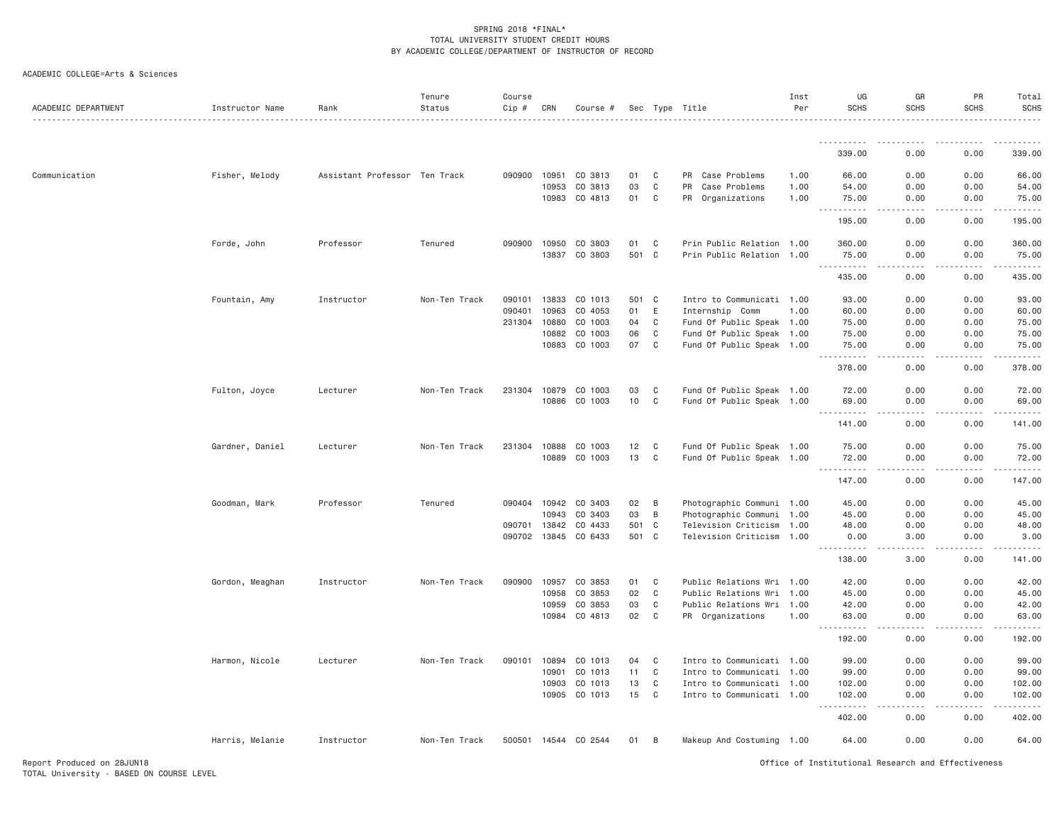SPRING 2018 *FINAL*
TOTAL UNIVERSITY STUDENT CREDIT HOURS
BY ACADEMIC COLLEGE/DEPARTMENT OF INSTRUCTOR OF RECORD

ACADEMIC COLLEGE=Arts & Sciences

| ACADEMIC DEPARTMENT | Instructor Name | Rank | Tenure Status | Course Cip # | CRN | Course # | Sec | Type | Title | Inst Per | UG SCHS | GR SCHS | PR SCHS | Total SCHS |
|---|---|---|---|---|---|---|---|---|---|---|---|---|---|---|
| | | | | | | | | | | | 339.00 | 0.00 | 0.00 | 339.00 |
| Communication | Fisher, Melody | Assistant Professor | Ten Track | 090900 | 10951 | CO 3813 | 01 | C | PR Case Problems | 1.00 | 66.00 | 0.00 | 0.00 | 66.00 |
| | | | | | 10953 | CO 3813 | 03 | C | PR Case Problems | 1.00 | 54.00 | 0.00 | 0.00 | 54.00 |
| | | | | | 10983 | CO 4813 | 01 | C | PR Organizations | 1.00 | 75.00 | 0.00 | 0.00 | 75.00 |
| | | | | | | | | | | | 195.00 | 0.00 | 0.00 | 195.00 |
| | Forde, John | Professor | Tenured | 090900 | 10950 | CO 3803 | 01 | C | Prin Public Relation | 1.00 | 360.00 | 0.00 | 0.00 | 360.00 |
| | | | | | 13837 | CO 3803 | 501 | C | Prin Public Relation | 1.00 | 75.00 | 0.00 | 0.00 | 75.00 |
| | | | | | | | | | | | 435.00 | 0.00 | 0.00 | 435.00 |
| | Fountain, Amy | Instructor | Non-Ten Track | 090101 | 13833 | CO 1013 | 501 | C | Intro to Communicati | 1.00 | 93.00 | 0.00 | 0.00 | 93.00 |
| | | | | 090401 | 10963 | CO 4053 | 01 | E | Internship Comm | 1.00 | 60.00 | 0.00 | 0.00 | 60.00 |
| | | | | 231304 | 10880 | CO 1003 | 04 | C | Fund Of Public Speak | 1.00 | 75.00 | 0.00 | 0.00 | 75.00 |
| | | | | | 10882 | CO 1003 | 06 | C | Fund Of Public Speak | 1.00 | 75.00 | 0.00 | 0.00 | 75.00 |
| | | | | | 10883 | CO 1003 | 07 | C | Fund Of Public Speak | 1.00 | 75.00 | 0.00 | 0.00 | 75.00 |
| | | | | | | | | | | | 378.00 | 0.00 | 0.00 | 378.00 |
| | Fulton, Joyce | Lecturer | Non-Ten Track | 231304 | 10879 | CO 1003 | 03 | C | Fund Of Public Speak | 1.00 | 72.00 | 0.00 | 0.00 | 72.00 |
| | | | | | 10886 | CO 1003 | 10 | C | Fund Of Public Speak | 1.00 | 69.00 | 0.00 | 0.00 | 69.00 |
| | | | | | | | | | | | 141.00 | 0.00 | 0.00 | 141.00 |
| | Gardner, Daniel | Lecturer | Non-Ten Track | 231304 | 10888 | CO 1003 | 12 | C | Fund Of Public Speak | 1.00 | 75.00 | 0.00 | 0.00 | 75.00 |
| | | | | | 10889 | CO 1003 | 13 | C | Fund Of Public Speak | 1.00 | 72.00 | 0.00 | 0.00 | 72.00 |
| | | | | | | | | | | | 147.00 | 0.00 | 0.00 | 147.00 |
| | Goodman, Mark | Professor | Tenured | 090404 | 10942 | CO 3403 | 02 | B | Photographic Communi | 1.00 | 45.00 | 0.00 | 0.00 | 45.00 |
| | | | | | 10943 | CO 3403 | 03 | B | Photographic Communi | 1.00 | 45.00 | 0.00 | 0.00 | 45.00 |
| | | | | 090701 | 13842 | CO 4433 | 501 | C | Television Criticism | 1.00 | 48.00 | 0.00 | 0.00 | 48.00 |
| | | | | 090702 | 13845 | CO 6433 | 501 | C | Television Criticism | 1.00 | 0.00 | 3.00 | 0.00 | 3.00 |
| | | | | | | | | | | | 138.00 | 3.00 | 0.00 | 141.00 |
| | Gordon, Meaghan | Instructor | Non-Ten Track | 090900 | 10957 | CO 3853 | 01 | C | Public Relations Wri | 1.00 | 42.00 | 0.00 | 0.00 | 42.00 |
| | | | | | 10958 | CO 3853 | 02 | C | Public Relations Wri | 1.00 | 45.00 | 0.00 | 0.00 | 45.00 |
| | | | | | 10959 | CO 3853 | 03 | C | Public Relations Wri | 1.00 | 42.00 | 0.00 | 0.00 | 42.00 |
| | | | | | 10984 | CO 4813 | 02 | C | PR Organizations | 1.00 | 63.00 | 0.00 | 0.00 | 63.00 |
| | | | | | | | | | | | 192.00 | 0.00 | 0.00 | 192.00 |
| | Harmon, Nicole | Lecturer | Non-Ten Track | 090101 | 10894 | CO 1013 | 04 | C | Intro to Communicati | 1.00 | 99.00 | 0.00 | 0.00 | 99.00 |
| | | | | | 10901 | CO 1013 | 11 | C | Intro to Communicati | 1.00 | 99.00 | 0.00 | 0.00 | 99.00 |
| | | | | | 10903 | CO 1013 | 13 | C | Intro to Communicati | 1.00 | 102.00 | 0.00 | 0.00 | 102.00 |
| | | | | | 10905 | CO 1013 | 15 | C | Intro to Communicati | 1.00 | 102.00 | 0.00 | 0.00 | 102.00 |
| | | | | | | | | | | | 402.00 | 0.00 | 0.00 | 402.00 |
| | Harris, Melanie | Instructor | Non-Ten Track | 500501 | 14544 | CO 2544 | 01 | B | Makeup And Costuming | 1.00 | 64.00 | 0.00 | 0.00 | 64.00 |

Report Produced on 28JUN18
TOTAL University - BASED ON COURSE LEVEL

Office of Institutional Research and Effectiveness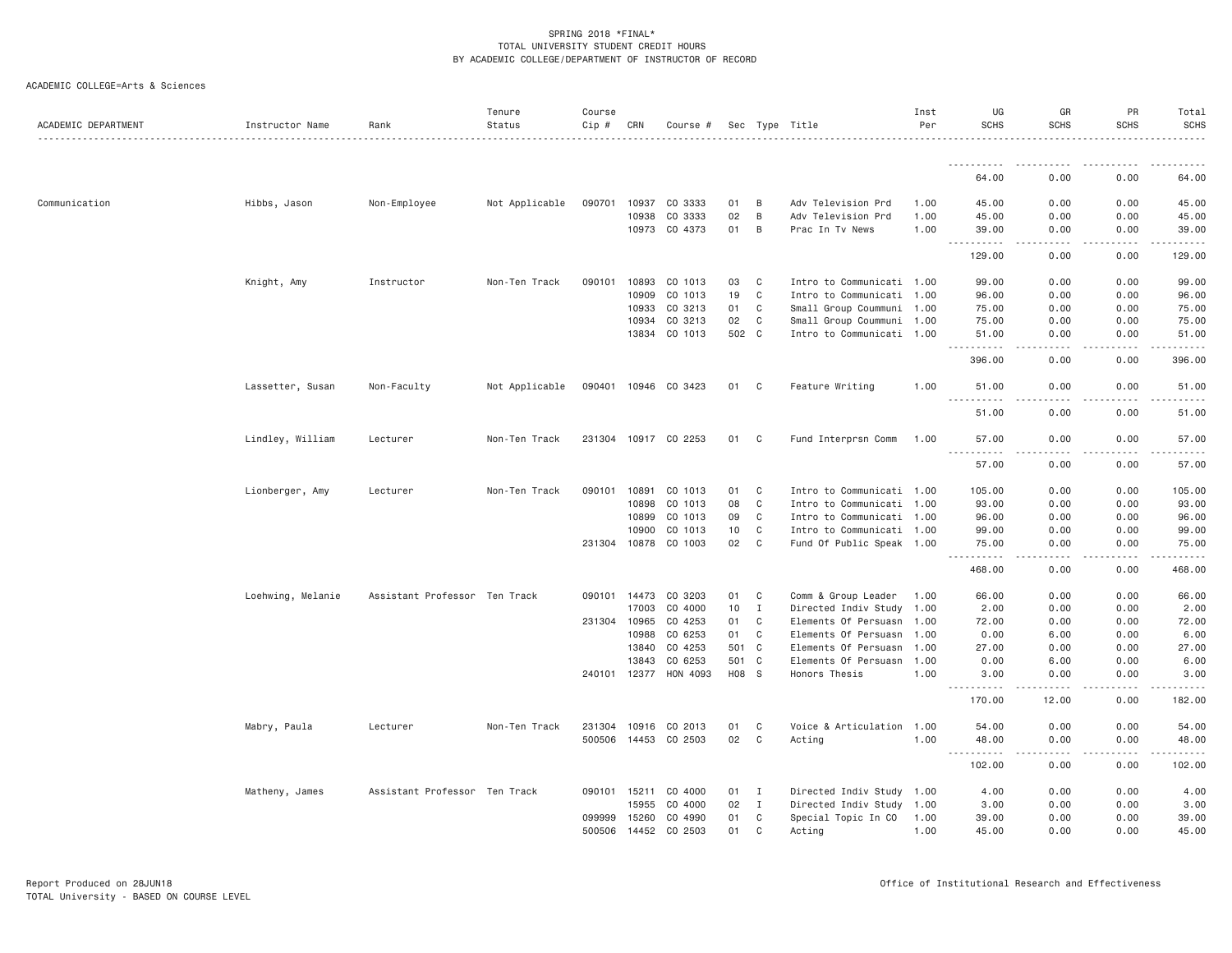SPRING 2018 *FINAL*
TOTAL UNIVERSITY STUDENT CREDIT HOURS
BY ACADEMIC COLLEGE/DEPARTMENT OF INSTRUCTOR OF RECORD

ACADEMIC COLLEGE=Arts & Sciences

| ACADEMIC DEPARTMENT | Instructor Name | Rank | Tenure Status | Course Cip # | CRN | Course # | Sec | Type | Title | Inst Per | UG SCHS | GR SCHS | PR SCHS | Total SCHS |
|---|---|---|---|---|---|---|---|---|---|---|---|---|---|---|
| | | | | | | | | | | | 64.00 | 0.00 | 0.00 | 64.00 |
| Communication | Hibbs, Jason | Non-Employee | Not Applicable | 090701 | 10937 | CO 3333 | 01 | B | Adv Television Prd | 1.00 | 45.00 | 0.00 | 0.00 | 45.00 |
| | | | | | 10938 | CO 3333 | 02 | B | Adv Television Prd | 1.00 | 45.00 | 0.00 | 0.00 | 45.00 |
| | | | | | 10973 | CO 4373 | 01 | B | Prac In Tv News | 1.00 | 39.00 | 0.00 | 0.00 | 39.00 |
| | | | | | | | | | | | 129.00 | 0.00 | 0.00 | 129.00 |
| | Knight, Amy | Instructor | Non-Ten Track | 090101 | 10893 | CO 1013 | 03 | C | Intro to Communicati | 1.00 | 99.00 | 0.00 | 0.00 | 99.00 |
| | | | | | 10909 | CO 1013 | 19 | C | Intro to Communicati | 1.00 | 96.00 | 0.00 | 0.00 | 96.00 |
| | | | | | 10933 | CO 3213 | 01 | C | Small Group Coummuni | 1.00 | 75.00 | 0.00 | 0.00 | 75.00 |
| | | | | | 10934 | CO 3213 | 02 | C | Small Group Coummuni | 1.00 | 75.00 | 0.00 | 0.00 | 75.00 |
| | | | | | 13834 | CO 1013 | 502 | C | Intro to Communicati | 1.00 | 51.00 | 0.00 | 0.00 | 51.00 |
| | | | | | | | | | | | 396.00 | 0.00 | 0.00 | 396.00 |
| | Lassetter, Susan | Non-Faculty | Not Applicable | 090401 | 10946 | CO 3423 | 01 | C | Feature Writing | 1.00 | 51.00 | 0.00 | 0.00 | 51.00 |
| | | | | | | | | | | | 51.00 | 0.00 | 0.00 | 51.00 |
| | Lindley, William | Lecturer | Non-Ten Track | 231304 | 10917 | CO 2253 | 01 | C | Fund Interprsn Comm | 1.00 | 57.00 | 0.00 | 0.00 | 57.00 |
| | | | | | | | | | | | 57.00 | 0.00 | 0.00 | 57.00 |
| | Lionberger, Amy | Lecturer | Non-Ten Track | 090101 | 10891 | CO 1013 | 01 | C | Intro to Communicati | 1.00 | 105.00 | 0.00 | 0.00 | 105.00 |
| | | | | | 10898 | CO 1013 | 08 | C | Intro to Communicati | 1.00 | 93.00 | 0.00 | 0.00 | 93.00 |
| | | | | | 10899 | CO 1013 | 09 | C | Intro to Communicati | 1.00 | 96.00 | 0.00 | 0.00 | 96.00 |
| | | | | | 10900 | CO 1013 | 10 | C | Intro to Communicati | 1.00 | 99.00 | 0.00 | 0.00 | 99.00 |
| | | | | 231304 | 10878 | CO 1003 | 02 | C | Fund Of Public Speak | 1.00 | 75.00 | 0.00 | 0.00 | 75.00 |
| | | | | | | | | | | | 468.00 | 0.00 | 0.00 | 468.00 |
| | Loehwing, Melanie | Assistant Professor | Ten Track | 090101 | 14473 | CO 3203 | 01 | C | Comm & Group Leader | 1.00 | 66.00 | 0.00 | 0.00 | 66.00 |
| | | | | | 17003 | CO 4000 | 10 | I | Directed Indiv Study | 1.00 | 2.00 | 0.00 | 0.00 | 2.00 |
| | | | | 231304 | 10965 | CO 4253 | 01 | C | Elements Of Persuasn | 1.00 | 72.00 | 0.00 | 0.00 | 72.00 |
| | | | | | 10988 | CO 6253 | 01 | C | Elements Of Persuasn | 1.00 | 0.00 | 6.00 | 0.00 | 6.00 |
| | | | | | 13840 | CO 4253 | 501 | C | Elements Of Persuasn | 1.00 | 27.00 | 0.00 | 0.00 | 27.00 |
| | | | | | 13843 | CO 6253 | 501 | C | Elements Of Persuasn | 1.00 | 0.00 | 6.00 | 0.00 | 6.00 |
| | | | | 240101 | 12377 | HON 4093 | H08 | S | Honors Thesis | 1.00 | 3.00 | 0.00 | 0.00 | 3.00 |
| | | | | | | | | | | | 170.00 | 12.00 | 0.00 | 182.00 |
| | Mabry, Paula | Lecturer | Non-Ten Track | 231304 | 10916 | CO 2013 | 01 | C | Voice & Articulation | 1.00 | 54.00 | 0.00 | 0.00 | 54.00 |
| | | | | 500506 | 14453 | CO 2503 | 02 | C | Acting | 1.00 | 48.00 | 0.00 | 0.00 | 48.00 |
| | | | | | | | | | | | 102.00 | 0.00 | 0.00 | 102.00 |
| | Matheny, James | Assistant Professor | Ten Track | 090101 | 15211 | CO 4000 | 01 | I | Directed Indiv Study | 1.00 | 4.00 | 0.00 | 0.00 | 4.00 |
| | | | | | 15955 | CO 4000 | 02 | I | Directed Indiv Study | 1.00 | 3.00 | 0.00 | 0.00 | 3.00 |
| | | | | 099999 | 15260 | CO 4990 | 01 | C | Special Topic In CO | 1.00 | 39.00 | 0.00 | 0.00 | 39.00 |
| | | | | 500506 | 14452 | CO 2503 | 01 | C | Acting | 1.00 | 45.00 | 0.00 | 0.00 | 45.00 |

Report Produced on 28JUN18
TOTAL University - BASED ON COURSE LEVEL

Office of Institutional Research and Effectiveness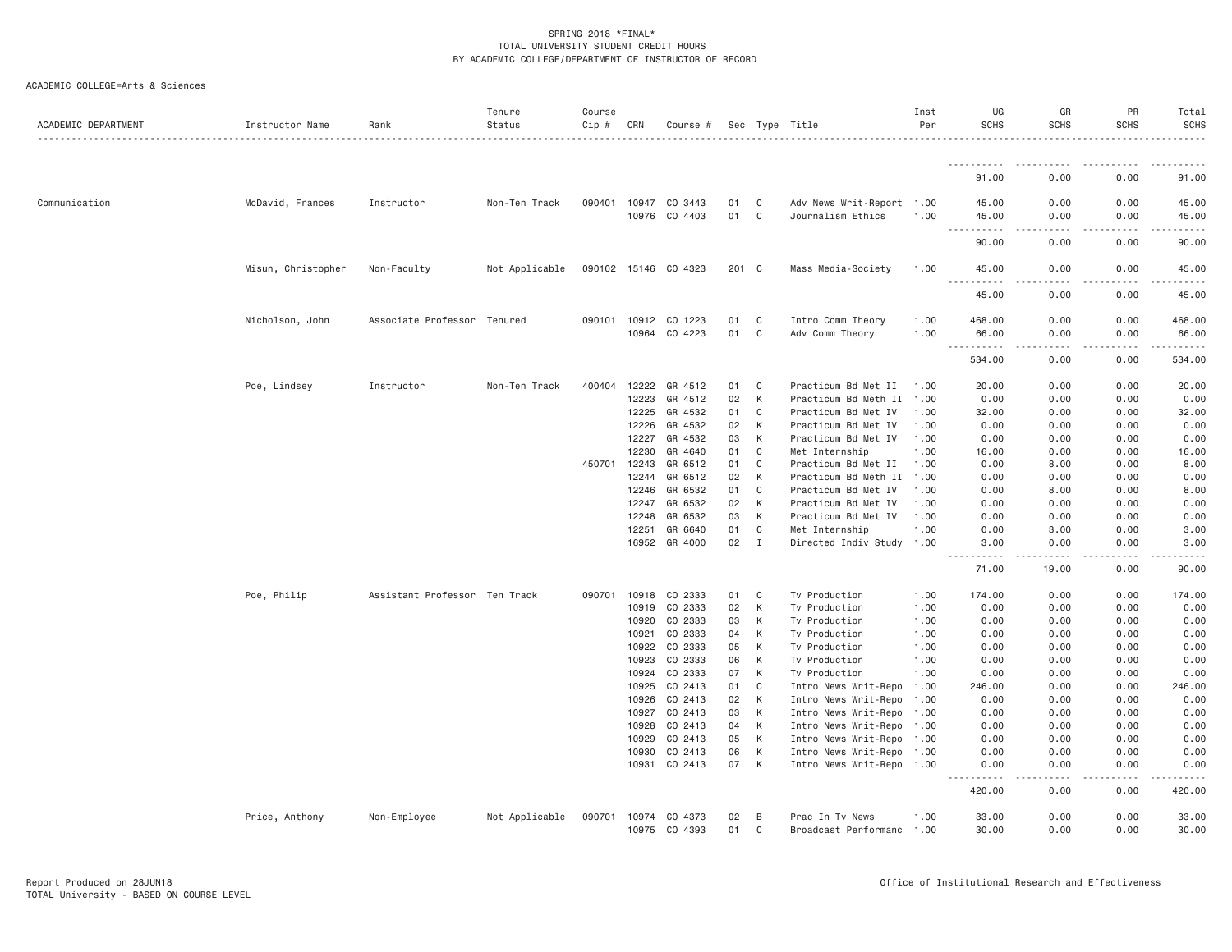SPRING 2018 *FINAL*
TOTAL UNIVERSITY STUDENT CREDIT HOURS
BY ACADEMIC COLLEGE/DEPARTMENT OF INSTRUCTOR OF RECORD

ACADEMIC COLLEGE=Arts & Sciences

| ACADEMIC DEPARTMENT | Instructor Name | Rank | Tenure Status | Course Cip # | CRN | Course # | Sec | Type | Title | Inst Per | UG SCHS | GR SCHS | PR SCHS | Total SCHS |
|---|---|---|---|---|---|---|---|---|---|---|---|---|---|---|
| | | | | | | | | | | | 91.00 | 0.00 | 0.00 | 91.00 |
| Communication | McDavid, Frances | Instructor | Non-Ten Track | 090401 | 10947 | CO 3443 | 01 | C | Adv News Writ-Report | 1.00 | 45.00 | 0.00 | 0.00 | 45.00 |
| | | | | | 10976 | CO 4403 | 01 | C | Journalism Ethics | 1.00 | 45.00 | 0.00 | 0.00 | 45.00 |
| | | | | | | | | | | | 90.00 | 0.00 | 0.00 | 90.00 |
| | Misun, Christopher | Non-Faculty | Not Applicable | 090102 | 15146 | CO 4323 | 201 | C | Mass Media-Society | 1.00 | 45.00 | 0.00 | 0.00 | 45.00 |
| | | | | | | | | | | | 45.00 | 0.00 | 0.00 | 45.00 |
| | Nicholson, John | Associate Professor | Tenured | 090101 | 10912 | CO 1223 | 01 | C | Intro Comm Theory | 1.00 | 468.00 | 0.00 | 0.00 | 468.00 |
| | | | | | 10964 | CO 4223 | 01 | C | Adv Comm Theory | 1.00 | 66.00 | 0.00 | 0.00 | 66.00 |
| | | | | | | | | | | | 534.00 | 0.00 | 0.00 | 534.00 |
| | Poe, Lindsey | Instructor | Non-Ten Track | 400404 | 12222 | GR 4512 | 01 | C | Practicum Bd Met II | 1.00 | 20.00 | 0.00 | 0.00 | 20.00 |
| | | | | | 12223 | GR 4512 | 02 | K | Practicum Bd Meth II | 1.00 | 0.00 | 0.00 | 0.00 | 0.00 |
| | | | | | 12225 | GR 4532 | 01 | C | Practicum Bd Met IV | 1.00 | 32.00 | 0.00 | 0.00 | 32.00 |
| | | | | | 12226 | GR 4532 | 02 | K | Practicum Bd Met IV | 1.00 | 0.00 | 0.00 | 0.00 | 0.00 |
| | | | | | 12227 | GR 4532 | 03 | K | Practicum Bd Met IV | 1.00 | 0.00 | 0.00 | 0.00 | 0.00 |
| | | | | | 12230 | GR 4640 | 01 | C | Met Internship | 1.00 | 16.00 | 0.00 | 0.00 | 16.00 |
| | | | | 450701 | 12243 | GR 6512 | 01 | C | Practicum Bd Met II | 1.00 | 0.00 | 8.00 | 0.00 | 8.00 |
| | | | | | 12244 | GR 6512 | 02 | K | Practicum Bd Meth II | 1.00 | 0.00 | 0.00 | 0.00 | 0.00 |
| | | | | | 12246 | GR 6532 | 01 | C | Practicum Bd Met IV | 1.00 | 0.00 | 8.00 | 0.00 | 8.00 |
| | | | | | 12247 | GR 6532 | 02 | K | Practicum Bd Met IV | 1.00 | 0.00 | 0.00 | 0.00 | 0.00 |
| | | | | | 12248 | GR 6532 | 03 | K | Practicum Bd Met IV | 1.00 | 0.00 | 0.00 | 0.00 | 0.00 |
| | | | | | 12251 | GR 6640 | 01 | C | Met Internship | 1.00 | 0.00 | 3.00 | 0.00 | 3.00 |
| | | | | | 16952 | GR 4000 | 02 | I | Directed Indiv Study | 1.00 | 3.00 | 0.00 | 0.00 | 3.00 |
| | | | | | | | | | | | 71.00 | 19.00 | 0.00 | 90.00 |
| | Poe, Philip | Assistant Professor | Ten Track | 090701 | 10918 | CO 2333 | 01 | C | Tv Production | 1.00 | 174.00 | 0.00 | 0.00 | 174.00 |
| | | | | | 10919 | CO 2333 | 02 | K | Tv Production | 1.00 | 0.00 | 0.00 | 0.00 | 0.00 |
| | | | | | 10920 | CO 2333 | 03 | K | Tv Production | 1.00 | 0.00 | 0.00 | 0.00 | 0.00 |
| | | | | | 10921 | CO 2333 | 04 | K | Tv Production | 1.00 | 0.00 | 0.00 | 0.00 | 0.00 |
| | | | | | 10922 | CO 2333 | 05 | K | Tv Production | 1.00 | 0.00 | 0.00 | 0.00 | 0.00 |
| | | | | | 10923 | CO 2333 | 06 | K | Tv Production | 1.00 | 0.00 | 0.00 | 0.00 | 0.00 |
| | | | | | 10924 | CO 2333 | 07 | K | Tv Production | 1.00 | 0.00 | 0.00 | 0.00 | 0.00 |
| | | | | | 10925 | CO 2413 | 01 | C | Intro News Writ-Repo | 1.00 | 246.00 | 0.00 | 0.00 | 246.00 |
| | | | | | 10926 | CO 2413 | 02 | K | Intro News Writ-Repo | 1.00 | 0.00 | 0.00 | 0.00 | 0.00 |
| | | | | | 10927 | CO 2413 | 03 | K | Intro News Writ-Repo | 1.00 | 0.00 | 0.00 | 0.00 | 0.00 |
| | | | | | 10928 | CO 2413 | 04 | K | Intro News Writ-Repo | 1.00 | 0.00 | 0.00 | 0.00 | 0.00 |
| | | | | | 10929 | CO 2413 | 05 | K | Intro News Writ-Repo | 1.00 | 0.00 | 0.00 | 0.00 | 0.00 |
| | | | | | 10930 | CO 2413 | 06 | K | Intro News Writ-Repo | 1.00 | 0.00 | 0.00 | 0.00 | 0.00 |
| | | | | | 10931 | CO 2413 | 07 | K | Intro News Writ-Repo | 1.00 | 0.00 | 0.00 | 0.00 | 0.00 |
| | | | | | | | | | | | 420.00 | 0.00 | 0.00 | 420.00 |
| | Price, Anthony | Non-Employee | Not Applicable | 090701 | 10974 | CO 4373 | 02 | B | Prac In Tv News | 1.00 | 33.00 | 0.00 | 0.00 | 33.00 |
| | | | | | 10975 | CO 4393 | 01 | C | Broadcast Performanc | 1.00 | 30.00 | 0.00 | 0.00 | 30.00 |

Report Produced on 28JUN18
TOTAL University - BASED ON COURSE LEVEL
Office of Institutional Research and Effectiveness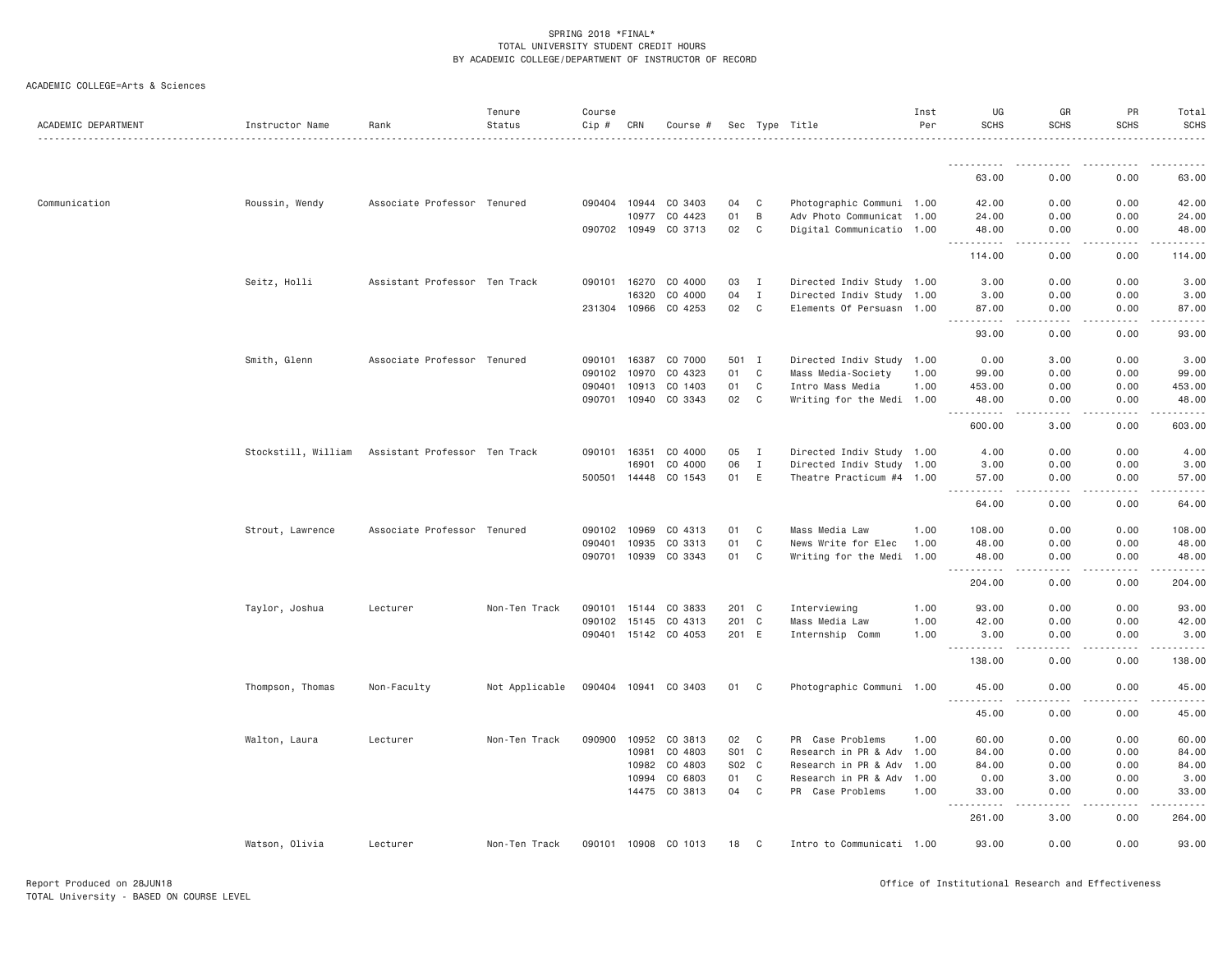SPRING 2018 *FINAL*
TOTAL UNIVERSITY STUDENT CREDIT HOURS
BY ACADEMIC COLLEGE/DEPARTMENT OF INSTRUCTOR OF RECORD

ACADEMIC COLLEGE=Arts & Sciences

| ACADEMIC DEPARTMENT | Instructor Name | Rank | Tenure Status | Course Cip # | CRN | Course # | Sec | Type | Title | Inst Per | UG SCHS | GR SCHS | PR SCHS | Total SCHS |
|---|---|---|---|---|---|---|---|---|---|---|---|---|---|---|
| | | | | | | | | | | | 63.00 | 0.00 | 0.00 | 63.00 |
| Communication | Roussin, Wendy | Associate Professor | Tenured | 090404 | 10944 | CO 3403 | 04 | C | Photographic Communi | 1.00 | 42.00 | 0.00 | 0.00 | 42.00 |
| | | | | | 10977 | CO 4423 | 01 | B | Adv Photo Communicat | 1.00 | 24.00 | 0.00 | 0.00 | 24.00 |
| | | | | 090702 | 10949 | CO 3713 | 02 | C | Digital Communicatio | 1.00 | 48.00 | 0.00 | 0.00 | 48.00 |
| | | | | | | | | | | | 114.00 | 0.00 | 0.00 | 114.00 |
| | Seitz, Holli | Assistant Professor | Ten Track | 090101 | 16270 | CO 4000 | 03 | I | Directed Indiv Study | 1.00 | 3.00 | 0.00 | 0.00 | 3.00 |
| | | | | | 16320 | CO 4000 | 04 | I | Directed Indiv Study | 1.00 | 3.00 | 0.00 | 0.00 | 3.00 |
| | | | | 231304 | 10966 | CO 4253 | 02 | C | Elements Of Persuasn | 1.00 | 87.00 | 0.00 | 0.00 | 87.00 |
| | | | | | | | | | | | 93.00 | 0.00 | 0.00 | 93.00 |
| | Smith, Glenn | Associate Professor | Tenured | 090101 | 16387 | CO 7000 | 501 | I | Directed Indiv Study | 1.00 | 0.00 | 3.00 | 0.00 | 3.00 |
| | | | | 090102 | 10970 | CO 4323 | 01 | C | Mass Media-Society | 1.00 | 99.00 | 0.00 | 0.00 | 99.00 |
| | | | | 090401 | 10913 | CO 1403 | 01 | C | Intro Mass Media | 1.00 | 453.00 | 0.00 | 0.00 | 453.00 |
| | | | | 090701 | 10940 | CO 3343 | 02 | C | Writing for the Medi | 1.00 | 48.00 | 0.00 | 0.00 | 48.00 |
| | | | | | | | | | | | 600.00 | 3.00 | 0.00 | 603.00 |
| | Stockstill, William | Assistant Professor | Ten Track | 090101 | 16351 | CO 4000 | 05 | I | Directed Indiv Study | 1.00 | 4.00 | 0.00 | 0.00 | 4.00 |
| | | | | | 16901 | CO 4000 | 06 | I | Directed Indiv Study | 1.00 | 3.00 | 0.00 | 0.00 | 3.00 |
| | | | | 500501 | 14448 | CO 1543 | 01 | E | Theatre Practicum #4 | 1.00 | 57.00 | 0.00 | 0.00 | 57.00 |
| | | | | | | | | | | | 64.00 | 0.00 | 0.00 | 64.00 |
| | Strout, Lawrence | Associate Professor | Tenured | 090102 | 10969 | CO 4313 | 01 | C | Mass Media Law | 1.00 | 108.00 | 0.00 | 0.00 | 108.00 |
| | | | | 090401 | 10935 | CO 3313 | 01 | C | News Write for Elec | 1.00 | 48.00 | 0.00 | 0.00 | 48.00 |
| | | | | 090701 | 10939 | CO 3343 | 01 | C | Writing for the Medi | 1.00 | 48.00 | 0.00 | 0.00 | 48.00 |
| | | | | | | | | | | | 204.00 | 0.00 | 0.00 | 204.00 |
| | Taylor, Joshua | Lecturer | Non-Ten Track | 090101 | 15144 | CO 3833 | 201 | C | Interviewing | 1.00 | 93.00 | 0.00 | 0.00 | 93.00 |
| | | | | 090102 | 15145 | CO 4313 | 201 | C | Mass Media Law | 1.00 | 42.00 | 0.00 | 0.00 | 42.00 |
| | | | | 090401 | 15142 | CO 4053 | 201 | E | Internship Comm | 1.00 | 3.00 | 0.00 | 0.00 | 3.00 |
| | | | | | | | | | | | 138.00 | 0.00 | 0.00 | 138.00 |
| | Thompson, Thomas | Non-Faculty | Not Applicable | 090404 | 10941 | CO 3403 | 01 | C | Photographic Communi | 1.00 | 45.00 | 0.00 | 0.00 | 45.00 |
| | | | | | | | | | | | 45.00 | 0.00 | 0.00 | 45.00 |
| | Walton, Laura | Lecturer | Non-Ten Track | 090900 | 10952 | CO 3813 | 02 | C | PR Case Problems | 1.00 | 60.00 | 0.00 | 0.00 | 60.00 |
| | | | | | 10981 | CO 4803 | S01 | C | Research in PR & Adv | 1.00 | 84.00 | 0.00 | 0.00 | 84.00 |
| | | | | | 10982 | CO 4803 | S02 | C | Research in PR & Adv | 1.00 | 84.00 | 0.00 | 0.00 | 84.00 |
| | | | | | 10994 | CO 6803 | 01 | C | Research in PR & Adv | 1.00 | 0.00 | 3.00 | 0.00 | 3.00 |
| | | | | | 14475 | CO 3813 | 04 | C | PR Case Problems | 1.00 | 33.00 | 0.00 | 0.00 | 33.00 |
| | | | | | | | | | | | 261.00 | 3.00 | 0.00 | 264.00 |
| | Watson, Olivia | Lecturer | Non-Ten Track | 090101 | 10908 | CO 1013 | 18 | C | Intro to Communicati | 1.00 | 93.00 | 0.00 | 0.00 | 93.00 |

Report Produced on 28JUN18
TOTAL University - BASED ON COURSE LEVEL

Office of Institutional Research and Effectiveness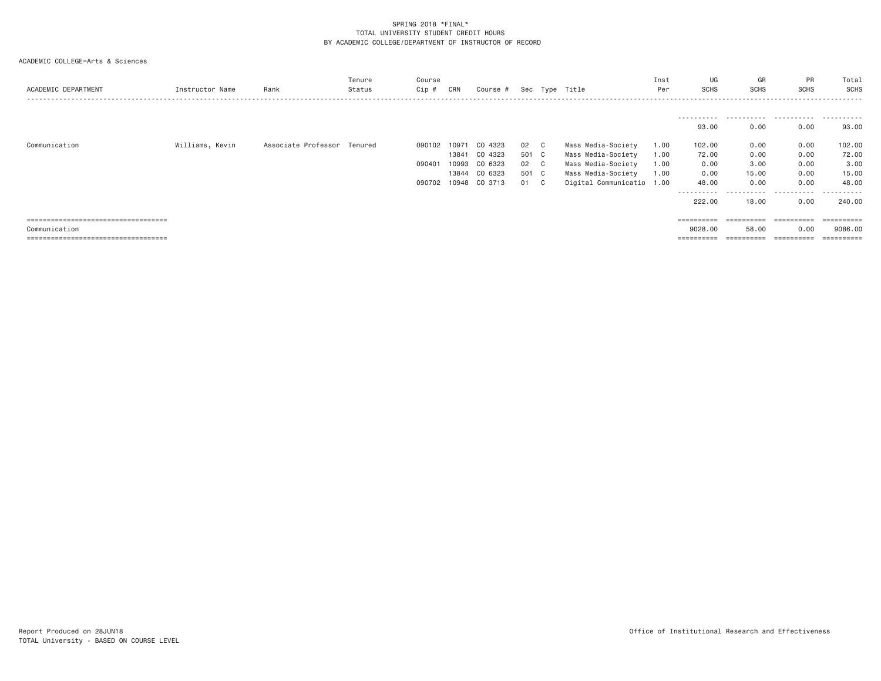SPRING 2018 *FINAL*
TOTAL UNIVERSITY STUDENT CREDIT HOURS
BY ACADEMIC COLLEGE/DEPARTMENT OF INSTRUCTOR OF RECORD

ACADEMIC COLLEGE=Arts & Sciences

| ACADEMIC DEPARTMENT | Instructor Name | Rank | Tenure Status | Course Cip # | CRN | Course # | Sec | Type | Title | Inst Per | UG SCHS | GR SCHS | PR SCHS | Total SCHS |
|---|---|---|---|---|---|---|---|---|---|---|---|---|---|---|
| | | | | | | | | | | | 93.00 | 0.00 | 0.00 | 93.00 |
| Communication | Williams, Kevin | Associate Professor | Tenured | 090102 | 10971 | CO 4323 | 02 | C | Mass Media-Society | 1.00 | 102.00 | 0.00 | 0.00 | 102.00 |
| | | | | | 13841 | CO 4323 | 501 | C | Mass Media-Society | 1.00 | 72.00 | 0.00 | 0.00 | 72.00 |
| | | | | 090401 | 10993 | CO 6323 | 02 | C | Mass Media-Society | 1.00 | 0.00 | 3.00 | 0.00 | 3.00 |
| | | | | | 13844 | CO 6323 | 501 | C | Mass Media-Society | 1.00 | 0.00 | 15.00 | 0.00 | 15.00 |
| | | | | 090702 | 10948 | CO 3713 | 01 | C | Digital Communicatio | 1.00 | 48.00 | 0.00 | 0.00 | 48.00 |
| | | | | | | | | | | | 222.00 | 18.00 | 0.00 | 240.00 |
| Communication | | | | | | | | | | | 9028.00 | 58.00 | 0.00 | 9086.00 |

Report Produced on 28JUN18
TOTAL University - BASED ON COURSE LEVEL

Office of Institutional Research and Effectiveness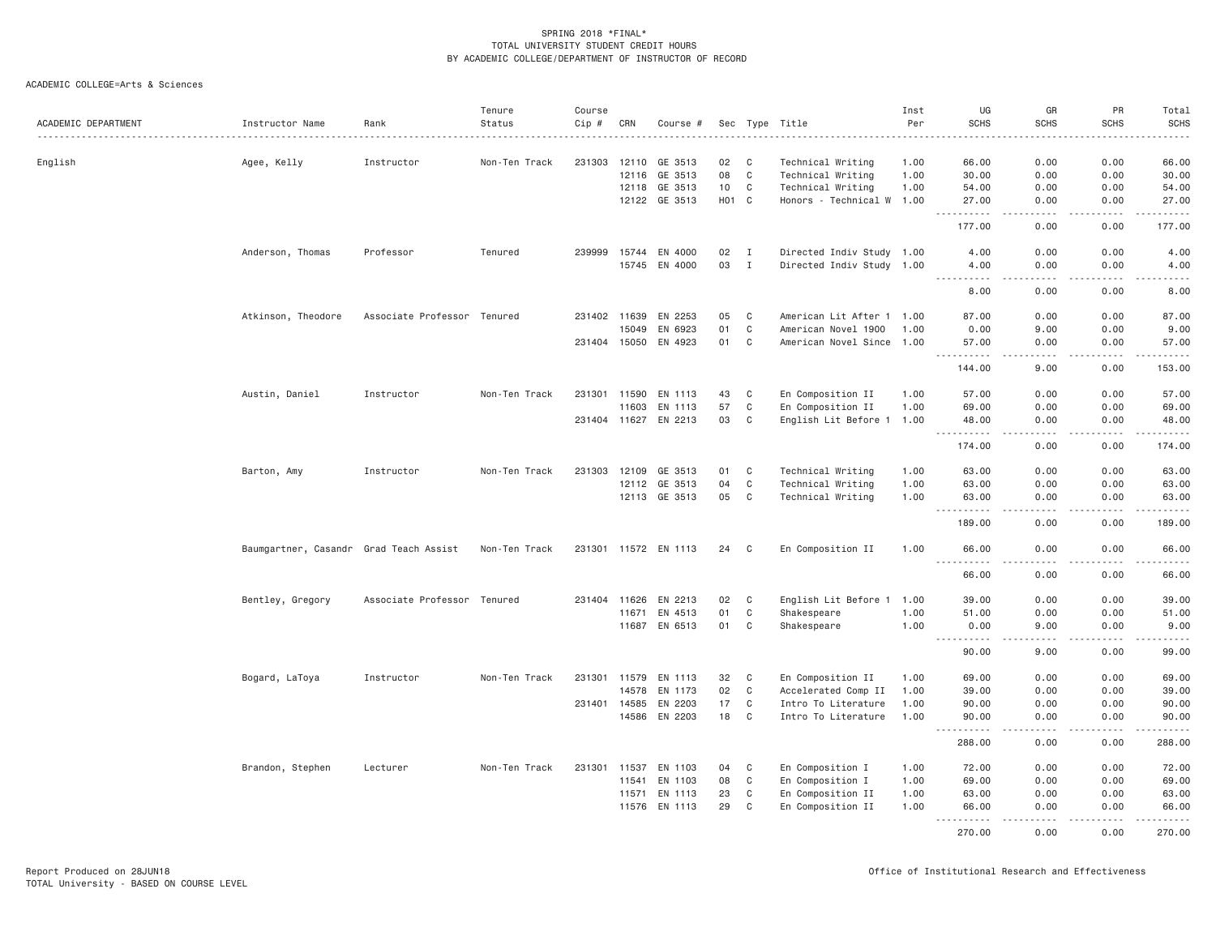SPRING 2018 *FINAL*
TOTAL UNIVERSITY STUDENT CREDIT HOURS
BY ACADEMIC COLLEGE/DEPARTMENT OF INSTRUCTOR OF RECORD

ACADEMIC COLLEGE=Arts & Sciences

| ACADEMIC DEPARTMENT | Instructor Name | Rank | Tenure Status | Course Cip # | CRN | Course # | Sec | Type | Title | Inst Per | UG SCHS | GR SCHS | PR SCHS | Total SCHS |
|---|---|---|---|---|---|---|---|---|---|---|---|---|---|---|
| English | Agee, Kelly | Instructor | Non-Ten Track | 231303 | 12110 | GE 3513 | 02 | C | Technical Writing | 1.00 | 66.00 | 0.00 | 0.00 | 66.00 |
| | | | | | 12116 | GE 3513 | 08 | C | Technical Writing | 1.00 | 30.00 | 0.00 | 0.00 | 30.00 |
| | | | | | 12118 | GE 3513 | 10 | C | Technical Writing | 1.00 | 54.00 | 0.00 | 0.00 | 54.00 |
| | | | | | 12122 | GE 3513 | H01 | C | Honors - Technical W | 1.00 | 27.00 | 0.00 | 0.00 | 27.00 |
| | | | | | | | | | | | 177.00 | 0.00 | 0.00 | 177.00 |
| | Anderson, Thomas | Professor | Tenured | 239999 | 15744 | EN 4000 | 02 | I | Directed Indiv Study | 1.00 | 4.00 | 0.00 | 0.00 | 4.00 |
| | | | | | 15745 | EN 4000 | 03 | I | Directed Indiv Study | 1.00 | 4.00 | 0.00 | 0.00 | 4.00 |
| | | | | | | | | | | | 8.00 | 0.00 | 0.00 | 8.00 |
| | Atkinson, Theodore | Associate Professor | Tenured | 231402 | 11639 | EN 2253 | 05 | C | American Lit After 1 | 1.00 | 87.00 | 0.00 | 0.00 | 87.00 |
| | | | | | 15049 | EN 6923 | 01 | C | American Novel 1900 | 1.00 | 0.00 | 9.00 | 0.00 | 9.00 |
| | | | | 231404 | 15050 | EN 4923 | 01 | C | American Novel Since | 1.00 | 57.00 | 0.00 | 0.00 | 57.00 |
| | | | | | | | | | | | 144.00 | 9.00 | 0.00 | 153.00 |
| | Austin, Daniel | Instructor | Non-Ten Track | 231301 | 11590 | EN 1113 | 43 | C | En Composition II | 1.00 | 57.00 | 0.00 | 0.00 | 57.00 |
| | | | | | 11603 | EN 1113 | 57 | C | En Composition II | 1.00 | 69.00 | 0.00 | 0.00 | 69.00 |
| | | | | 231404 | 11627 | EN 2213 | 03 | C | English Lit Before 1 | 1.00 | 48.00 | 0.00 | 0.00 | 48.00 |
| | | | | | | | | | | | 174.00 | 0.00 | 0.00 | 174.00 |
| | Barton, Amy | Instructor | Non-Ten Track | 231303 | 12109 | GE 3513 | 01 | C | Technical Writing | 1.00 | 63.00 | 0.00 | 0.00 | 63.00 |
| | | | | | 12112 | GE 3513 | 04 | C | Technical Writing | 1.00 | 63.00 | 0.00 | 0.00 | 63.00 |
| | | | | | 12113 | GE 3513 | 05 | C | Technical Writing | 1.00 | 63.00 | 0.00 | 0.00 | 63.00 |
| | | | | | | | | | | | 189.00 | 0.00 | 0.00 | 189.00 |
| | Baumgartner, Casandr | Grad Teach Assist | Non-Ten Track | 231301 | 11572 | EN 1113 | 24 | C | En Composition II | 1.00 | 66.00 | 0.00 | 0.00 | 66.00 |
| | | | | | | | | | | | 66.00 | 0.00 | 0.00 | 66.00 |
| | Bentley, Gregory | Associate Professor | Tenured | 231404 | 11626 | EN 2213 | 02 | C | English Lit Before 1 | 1.00 | 39.00 | 0.00 | 0.00 | 39.00 |
| | | | | | 11671 | EN 4513 | 01 | C | Shakespeare | 1.00 | 51.00 | 0.00 | 0.00 | 51.00 |
| | | | | | 11687 | EN 6513 | 01 | C | Shakespeare | 1.00 | 0.00 | 9.00 | 0.00 | 9.00 |
| | | | | | | | | | | | 90.00 | 9.00 | 0.00 | 99.00 |
| | Bogard, LaToya | Instructor | Non-Ten Track | 231301 | 11579 | EN 1113 | 32 | C | En Composition II | 1.00 | 69.00 | 0.00 | 0.00 | 69.00 |
| | | | | | 14578 | EN 1173 | 02 | C | Accelerated Comp II | 1.00 | 39.00 | 0.00 | 0.00 | 39.00 |
| | | | | 231401 | 14585 | EN 2203 | 17 | C | Intro To Literature | 1.00 | 90.00 | 0.00 | 0.00 | 90.00 |
| | | | | | 14586 | EN 2203 | 18 | C | Intro To Literature | 1.00 | 90.00 | 0.00 | 0.00 | 90.00 |
| | | | | | | | | | | | 288.00 | 0.00 | 0.00 | 288.00 |
| | Brandon, Stephen | Lecturer | Non-Ten Track | 231301 | 11537 | EN 1103 | 04 | C | En Composition I | 1.00 | 72.00 | 0.00 | 0.00 | 72.00 |
| | | | | | 11541 | EN 1103 | 08 | C | En Composition I | 1.00 | 69.00 | 0.00 | 0.00 | 69.00 |
| | | | | | 11571 | EN 1113 | 23 | C | En Composition II | 1.00 | 63.00 | 0.00 | 0.00 | 63.00 |
| | | | | | 11576 | EN 1113 | 29 | C | En Composition II | 1.00 | 66.00 | 0.00 | 0.00 | 66.00 |
| | | | | | | | | | | | 270.00 | 0.00 | 0.00 | 270.00 |

Report Produced on 28JUN18 Office of Institutional Research and Effectiveness
TOTAL University - BASED ON COURSE LEVEL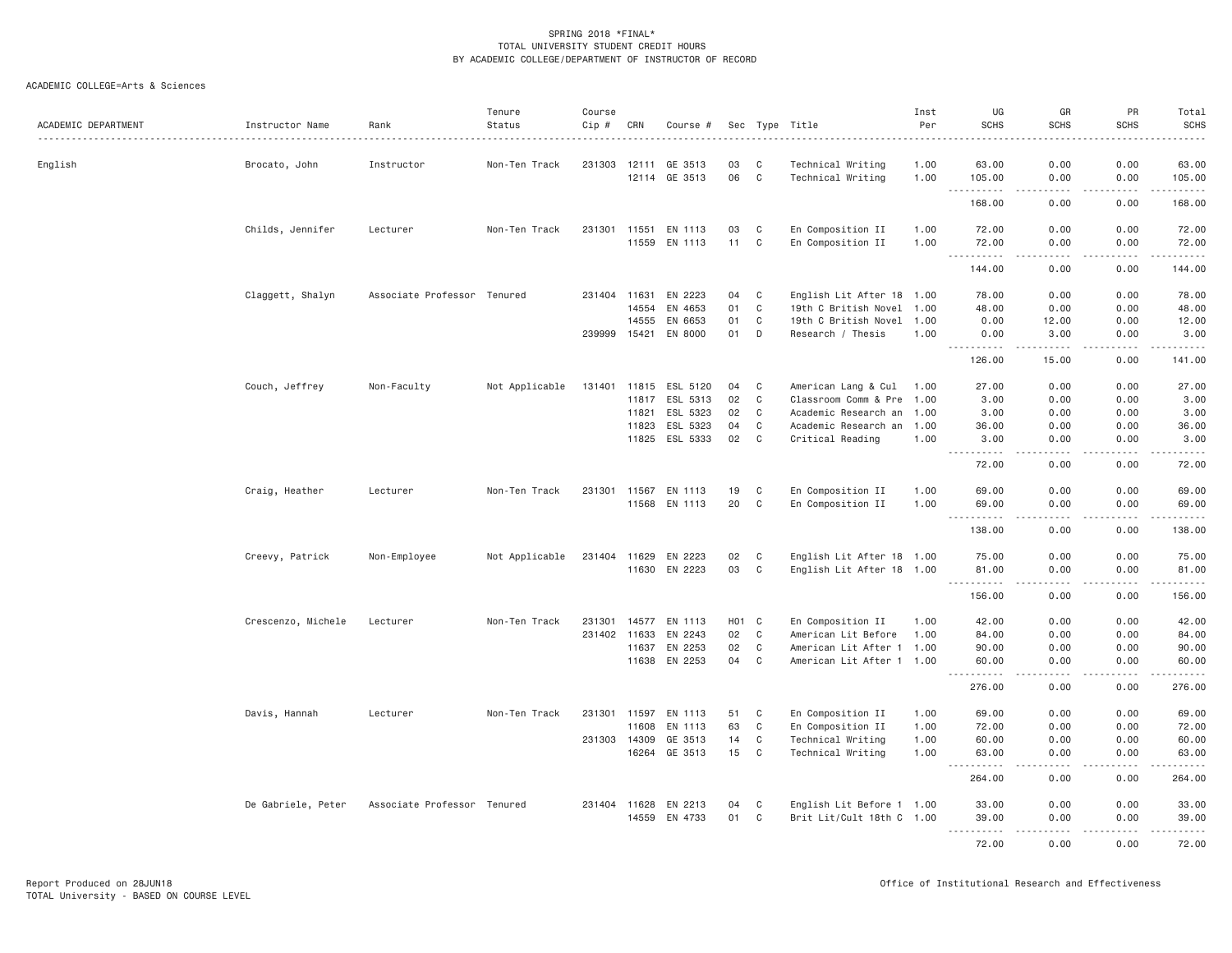SPRING 2018 *FINAL*
TOTAL UNIVERSITY STUDENT CREDIT HOURS
BY ACADEMIC COLLEGE/DEPARTMENT OF INSTRUCTOR OF RECORD

ACADEMIC COLLEGE=Arts & Sciences

| ACADEMIC DEPARTMENT | Instructor Name | Rank | Tenure Status | Course Cip # | CRN | Course # | Sec | Type | Title | Inst Per | UG SCHS | GR SCHS | PR SCHS | Total SCHS |
|---|---|---|---|---|---|---|---|---|---|---|---|---|---|---|
| English | Brocato, John | Instructor | Non-Ten Track | 231303 | 12111 | GE 3513 | 03 | C | Technical Writing | 1.00 | 63.00 | 0.00 | 0.00 | 63.00 |
| | | | | | 12114 | GE 3513 | 06 | C | Technical Writing | 1.00 | 105.00 | 0.00 | 0.00 | 105.00 |
| | | | | | | | | | | | 168.00 | 0.00 | 0.00 | 168.00 |
| | Childs, Jennifer | Lecturer | Non-Ten Track | 231301 | 11551 | EN 1113 | 03 | C | En Composition II | 1.00 | 72.00 | 0.00 | 0.00 | 72.00 |
| | | | | | 11559 | EN 1113 | 11 | C | En Composition II | 1.00 | 72.00 | 0.00 | 0.00 | 72.00 |
| | | | | | | | | | | | 144.00 | 0.00 | 0.00 | 144.00 |
| | Claggett, Shalyn | Associate Professor | Tenured | 231404 | 11631 | EN 2223 | 04 | C | English Lit After 18 | 1.00 | 78.00 | 0.00 | 0.00 | 78.00 |
| | | | | | 14554 | EN 4653 | 01 | C | 19th C British Novel | 1.00 | 48.00 | 0.00 | 0.00 | 48.00 |
| | | | | | 14555 | EN 6653 | 01 | C | 19th C British Novel | 1.00 | 0.00 | 12.00 | 0.00 | 12.00 |
| | | | | 239999 | 15421 | EN 8000 | 01 | D | Research / Thesis | 1.00 | 0.00 | 3.00 | 0.00 | 3.00 |
| | | | | | | | | | | | 126.00 | 15.00 | 0.00 | 141.00 |
| | Couch, Jeffrey | Non-Faculty | Not Applicable | 131401 | 11815 | ESL 5120 | 04 | C | American Lang & Cul | 1.00 | 27.00 | 0.00 | 0.00 | 27.00 |
| | | | | | 11817 | ESL 5313 | 02 | C | Classroom Comm & Pre | 1.00 | 3.00 | 0.00 | 0.00 | 3.00 |
| | | | | | 11821 | ESL 5323 | 02 | C | Academic Research an | 1.00 | 3.00 | 0.00 | 0.00 | 3.00 |
| | | | | | 11823 | ESL 5323 | 04 | C | Academic Research an | 1.00 | 36.00 | 0.00 | 0.00 | 36.00 |
| | | | | | 11825 | ESL 5333 | 02 | C | Critical Reading | 1.00 | 3.00 | 0.00 | 0.00 | 3.00 |
| | | | | | | | | | | | 72.00 | 0.00 | 0.00 | 72.00 |
| | Craig, Heather | Lecturer | Non-Ten Track | 231301 | 11567 | EN 1113 | 19 | C | En Composition II | 1.00 | 69.00 | 0.00 | 0.00 | 69.00 |
| | | | | | 11568 | EN 1113 | 20 | C | En Composition II | 1.00 | 69.00 | 0.00 | 0.00 | 69.00 |
| | | | | | | | | | | | 138.00 | 0.00 | 0.00 | 138.00 |
| | Creevy, Patrick | Non-Employee | Not Applicable | 231404 | 11629 | EN 2223 | 02 | C | English Lit After 18 | 1.00 | 75.00 | 0.00 | 0.00 | 75.00 |
| | | | | | 11630 | EN 2223 | 03 | C | English Lit After 18 | 1.00 | 81.00 | 0.00 | 0.00 | 81.00 |
| | | | | | | | | | | | 156.00 | 0.00 | 0.00 | 156.00 |
| | Crescenzo, Michele | Lecturer | Non-Ten Track | 231301 | 14577 | EN 1113 | H01 | C | En Composition II | 1.00 | 42.00 | 0.00 | 0.00 | 42.00 |
| | | | | 231402 | 11633 | EN 2243 | 02 | C | American Lit Before | 1.00 | 84.00 | 0.00 | 0.00 | 84.00 |
| | | | | | 11637 | EN 2253 | 02 | C | American Lit After 1 | 1.00 | 90.00 | 0.00 | 0.00 | 90.00 |
| | | | | | 11638 | EN 2253 | 04 | C | American Lit After 1 | 1.00 | 60.00 | 0.00 | 0.00 | 60.00 |
| | | | | | | | | | | | 276.00 | 0.00 | 0.00 | 276.00 |
| | Davis, Hannah | Lecturer | Non-Ten Track | 231301 | 11597 | EN 1113 | 51 | C | En Composition II | 1.00 | 69.00 | 0.00 | 0.00 | 69.00 |
| | | | | | 11608 | EN 1113 | 63 | C | En Composition II | 1.00 | 72.00 | 0.00 | 0.00 | 72.00 |
| | | | | 231303 | 14309 | GE 3513 | 14 | C | Technical Writing | 1.00 | 60.00 | 0.00 | 0.00 | 60.00 |
| | | | | | 16264 | GE 3513 | 15 | C | Technical Writing | 1.00 | 63.00 | 0.00 | 0.00 | 63.00 |
| | | | | | | | | | | | 264.00 | 0.00 | 0.00 | 264.00 |
| | De Gabriele, Peter | Associate Professor | Tenured | 231404 | 11628 | EN 2213 | 04 | C | English Lit Before 1 | 1.00 | 33.00 | 0.00 | 0.00 | 33.00 |
| | | | | | 14559 | EN 4733 | 01 | C | Brit Lit/Cult 18th C | 1.00 | 39.00 | 0.00 | 0.00 | 39.00 |
| | | | | | | | | | | | 72.00 | 0.00 | 0.00 | 72.00 |

Report Produced on 28JUN18
TOTAL University - BASED ON COURSE LEVEL

Office of Institutional Research and Effectiveness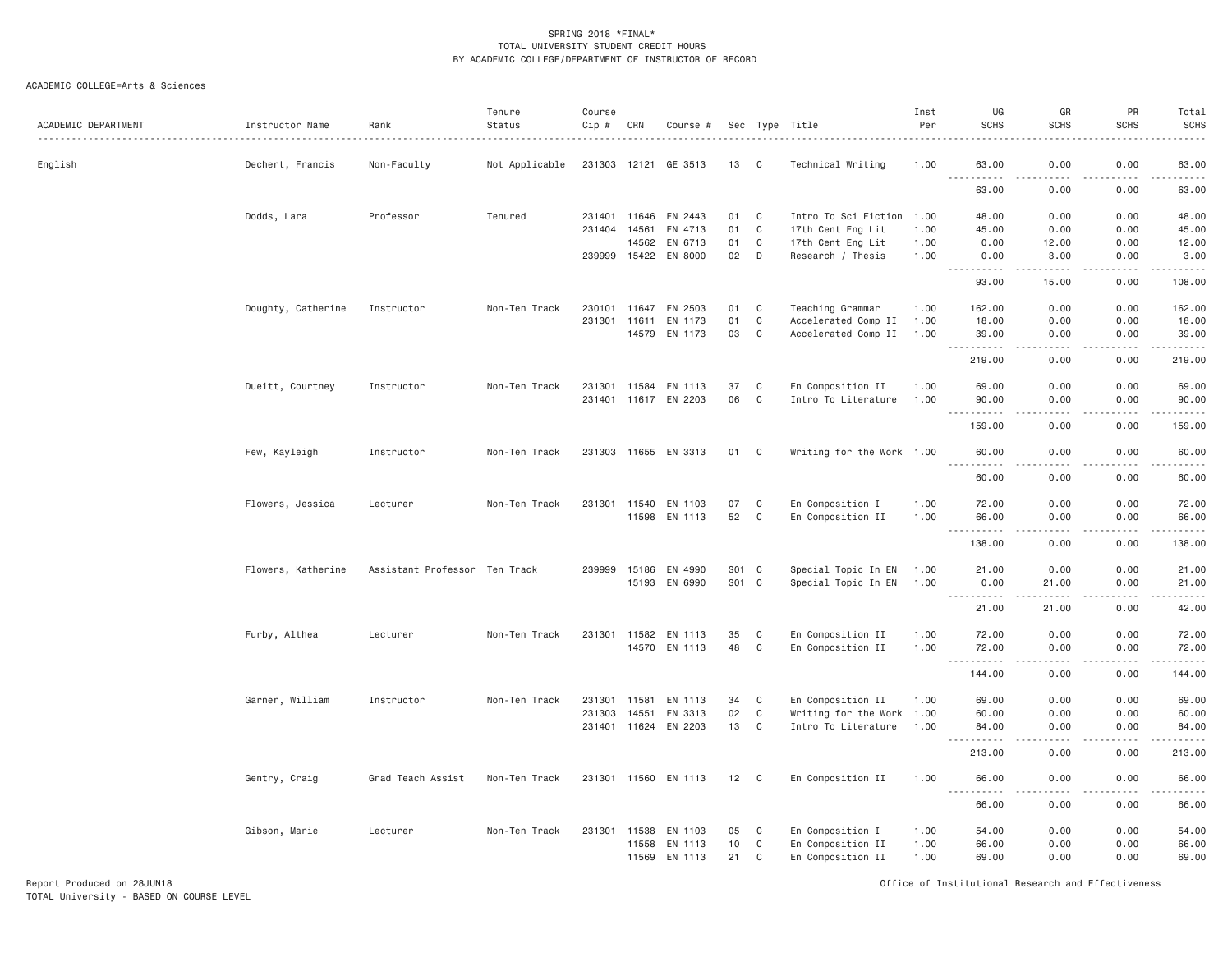SPRING 2018 *FINAL*
TOTAL UNIVERSITY STUDENT CREDIT HOURS
BY ACADEMIC COLLEGE/DEPARTMENT OF INSTRUCTOR OF RECORD

ACADEMIC COLLEGE=Arts & Sciences

| ACADEMIC DEPARTMENT | Instructor Name | Rank | Tenure Status | Course Cip # | CRN | Course # | Sec | Type | Title | Inst Per | UG SCHS | GR SCHS | PR SCHS | Total SCHS |
|---|---|---|---|---|---|---|---|---|---|---|---|---|---|---|
| English | Dechert, Francis | Non-Faculty | Not Applicable | 231303 | 12121 | GE 3513 | 13 | C | Technical Writing | 1.00 | 63.00 | 0.00 | 0.00 | 63.00 |
| | | | | | | | | | | | 63.00 | 0.00 | 0.00 | 63.00 |
| | Dodds, Lara | Professor | Tenured | 231401 | 11646 | EN 2443 | 01 | C | Intro To Sci Fiction | 1.00 | 48.00 | 0.00 | 0.00 | 48.00 |
| | | | | 231404 | 14561 | EN 4713 | 01 | C | 17th Cent Eng Lit | 1.00 | 45.00 | 0.00 | 0.00 | 45.00 |
| | | | | | 14562 | EN 6713 | 01 | C | 17th Cent Eng Lit | 1.00 | 0.00 | 12.00 | 0.00 | 12.00 |
| | | | | 239999 | 15422 | EN 8000 | 02 | D | Research / Thesis | 1.00 | 0.00 | 3.00 | 0.00 | 3.00 |
| | | | | | | | | | | | 93.00 | 15.00 | 0.00 | 108.00 |
| | Doughty, Catherine | Instructor | Non-Ten Track | 230101 | 11647 | EN 2503 | 01 | C | Teaching Grammar | 1.00 | 162.00 | 0.00 | 0.00 | 162.00 |
| | | | | 231301 | 11611 | EN 1173 | 01 | C | Accelerated Comp II | 1.00 | 18.00 | 0.00 | 0.00 | 18.00 |
| | | | | | 14579 | EN 1173 | 03 | C | Accelerated Comp II | 1.00 | 39.00 | 0.00 | 0.00 | 39.00 |
| | | | | | | | | | | | 219.00 | 0.00 | 0.00 | 219.00 |
| | Dueitt, Courtney | Instructor | Non-Ten Track | 231301 | 11584 | EN 1113 | 37 | C | En Composition II | 1.00 | 69.00 | 0.00 | 0.00 | 69.00 |
| | | | | 231401 | 11617 | EN 2203 | 06 | C | Intro To Literature | 1.00 | 90.00 | 0.00 | 0.00 | 90.00 |
| | | | | | | | | | | | 159.00 | 0.00 | 0.00 | 159.00 |
| | Few, Kayleigh | Instructor | Non-Ten Track | 231303 | 11655 | EN 3313 | 01 | C | Writing for the Work | 1.00 | 60.00 | 0.00 | 0.00 | 60.00 |
| | | | | | | | | | | | 60.00 | 0.00 | 0.00 | 60.00 |
| | Flowers, Jessica | Lecturer | Non-Ten Track | 231301 | 11540 | EN 1103 | 07 | C | En Composition I | 1.00 | 72.00 | 0.00 | 0.00 | 72.00 |
| | | | | | 11598 | EN 1113 | 52 | C | En Composition II | 1.00 | 66.00 | 0.00 | 0.00 | 66.00 |
| | | | | | | | | | | | 138.00 | 0.00 | 0.00 | 138.00 |
| | Flowers, Katherine | Assistant Professor | Ten Track | 239999 | 15186 | EN 4990 | S01 | C | Special Topic In EN | 1.00 | 21.00 | 0.00 | 0.00 | 21.00 |
| | | | | | 15193 | EN 6990 | S01 | C | Special Topic In EN | 1.00 | 0.00 | 21.00 | 0.00 | 21.00 |
| | | | | | | | | | | | 21.00 | 21.00 | 0.00 | 42.00 |
| | Furby, Althea | Lecturer | Non-Ten Track | 231301 | 11582 | EN 1113 | 35 | C | En Composition II | 1.00 | 72.00 | 0.00 | 0.00 | 72.00 |
| | | | | | 14570 | EN 1113 | 48 | C | En Composition II | 1.00 | 72.00 | 0.00 | 0.00 | 72.00 |
| | | | | | | | | | | | 144.00 | 0.00 | 0.00 | 144.00 |
| | Garner, William | Instructor | Non-Ten Track | 231301 | 11581 | EN 1113 | 34 | C | En Composition II | 1.00 | 69.00 | 0.00 | 0.00 | 69.00 |
| | | | | 231303 | 14551 | EN 3313 | 02 | C | Writing for the Work | 1.00 | 60.00 | 0.00 | 0.00 | 60.00 |
| | | | | 231401 | 11624 | EN 2203 | 13 | C | Intro To Literature | 1.00 | 84.00 | 0.00 | 0.00 | 84.00 |
| | | | | | | | | | | | 213.00 | 0.00 | 0.00 | 213.00 |
| | Gentry, Craig | Grad Teach Assist | Non-Ten Track | 231301 | 11560 | EN 1113 | 12 | C | En Composition II | 1.00 | 66.00 | 0.00 | 0.00 | 66.00 |
| | | | | | | | | | | | 66.00 | 0.00 | 0.00 | 66.00 |
| | Gibson, Marie | Lecturer | Non-Ten Track | 231301 | 11538 | EN 1103 | 05 | C | En Composition I | 1.00 | 54.00 | 0.00 | 0.00 | 54.00 |
| | | | | | 11558 | EN 1113 | 10 | C | En Composition II | 1.00 | 66.00 | 0.00 | 0.00 | 66.00 |
| | | | | | 11569 | EN 1113 | 21 | C | En Composition II | 1.00 | 69.00 | 0.00 | 0.00 | 69.00 |

Report Produced on 28JUN18
TOTAL University - BASED ON COURSE LEVEL

Office of Institutional Research and Effectiveness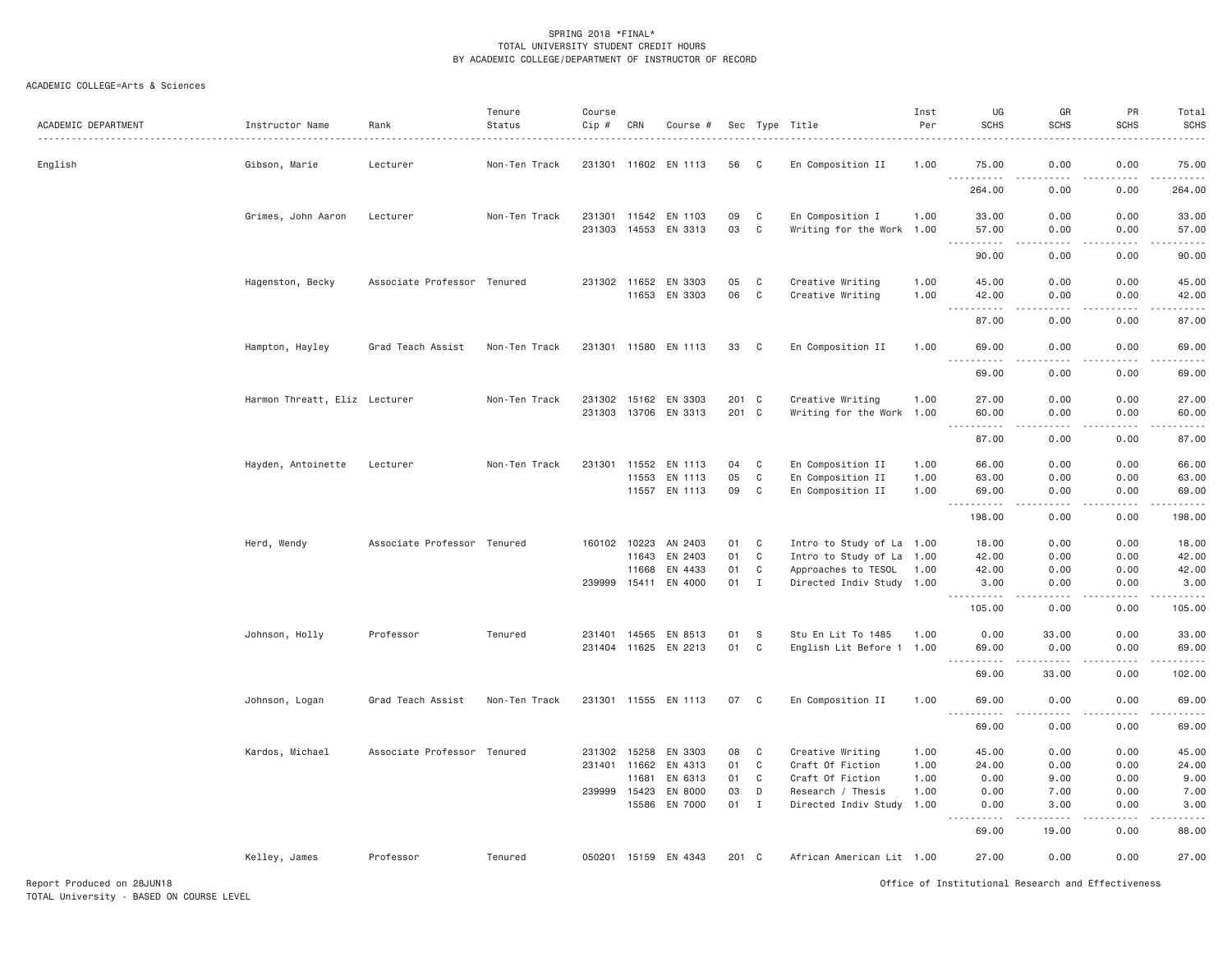SPRING 2018 *FINAL*
TOTAL UNIVERSITY STUDENT CREDIT HOURS
BY ACADEMIC COLLEGE/DEPARTMENT OF INSTRUCTOR OF RECORD

ACADEMIC COLLEGE=Arts & Sciences

| ACADEMIC DEPARTMENT | Instructor Name | Rank | Tenure Status | Course Cip # | CRN | Course # | Sec | Type | Title | Inst Per | UG SCHS | GR SCHS | PR SCHS | Total SCHS |
|---|---|---|---|---|---|---|---|---|---|---|---|---|---|---|
| English | Gibson, Marie | Lecturer | Non-Ten Track | 231301 | 11602 | EN 1113 | 56 | C | En Composition II | 1.00 | 75.00 | 0.00 | 0.00 | 75.00 |
| | | | | | | | | | | | 264.00 | 0.00 | 0.00 | 264.00 |
| | Grimes, John Aaron | Lecturer | Non-Ten Track | 231301 | 11542 | EN 1103 | 09 | C | En Composition I | 1.00 | 33.00 | 0.00 | 0.00 | 33.00 |
| | | | | 231303 | 14553 | EN 3313 | 03 | C | Writing for the Work | 1.00 | 57.00 | 0.00 | 0.00 | 57.00 |
| | | | | | | | | | | | 90.00 | 0.00 | 0.00 | 90.00 |
| | Hagenston, Becky | Associate Professor | Tenured | 231302 | 11652 | EN 3303 | 05 | C | Creative Writing | 1.00 | 45.00 | 0.00 | 0.00 | 45.00 |
| | | | | | 11653 | EN 3303 | 06 | C | Creative Writing | 1.00 | 42.00 | 0.00 | 0.00 | 42.00 |
| | | | | | | | | | | | 87.00 | 0.00 | 0.00 | 87.00 |
| | Hampton, Hayley | Grad Teach Assist | Non-Ten Track | 231301 | 11580 | EN 1113 | 33 | C | En Composition II | 1.00 | 69.00 | 0.00 | 0.00 | 69.00 |
| | | | | | | | | | | | 69.00 | 0.00 | 0.00 | 69.00 |
| | Harmon Threatt, Eliz | Lecturer | Non-Ten Track | 231302 | 15162 | EN 3303 | 201 | C | Creative Writing | 1.00 | 27.00 | 0.00 | 0.00 | 27.00 |
| | | | | 231303 | 13706 | EN 3313 | 201 | C | Writing for the Work | 1.00 | 60.00 | 0.00 | 0.00 | 60.00 |
| | | | | | | | | | | | 87.00 | 0.00 | 0.00 | 87.00 |
| | Hayden, Antoinette | Lecturer | Non-Ten Track | 231301 | 11552 | EN 1113 | 04 | C | En Composition II | 1.00 | 66.00 | 0.00 | 0.00 | 66.00 |
| | | | | | 11553 | EN 1113 | 05 | C | En Composition II | 1.00 | 63.00 | 0.00 | 0.00 | 63.00 |
| | | | | | 11557 | EN 1113 | 09 | C | En Composition II | 1.00 | 69.00 | 0.00 | 0.00 | 69.00 |
| | | | | | | | | | | | 198.00 | 0.00 | 0.00 | 198.00 |
| | Herd, Wendy | Associate Professor | Tenured | 160102 | 10223 | AN 2403 | 01 | C | Intro to Study of La | 1.00 | 18.00 | 0.00 | 0.00 | 18.00 |
| | | | | | 11643 | EN 2403 | 01 | C | Intro to Study of La | 1.00 | 42.00 | 0.00 | 0.00 | 42.00 |
| | | | | | 11668 | EN 4433 | 01 | C | Approaches to TESOL | 1.00 | 42.00 | 0.00 | 0.00 | 42.00 |
| | | | | 239999 | 15411 | EN 4000 | 01 | I | Directed Indiv Study | 1.00 | 3.00 | 0.00 | 0.00 | 3.00 |
| | | | | | | | | | | | 105.00 | 0.00 | 0.00 | 105.00 |
| | Johnson, Holly | Professor | Tenured | 231401 | 14565 | EN 8513 | 01 | S | Stu En Lit To 1485 | 1.00 | 0.00 | 33.00 | 0.00 | 33.00 |
| | | | | 231404 | 11625 | EN 2213 | 01 | C | English Lit Before 1 | 1.00 | 69.00 | 0.00 | 0.00 | 69.00 |
| | | | | | | | | | | | 69.00 | 33.00 | 0.00 | 102.00 |
| | Johnson, Logan | Grad Teach Assist | Non-Ten Track | 231301 | 11555 | EN 1113 | 07 | C | En Composition II | 1.00 | 69.00 | 0.00 | 0.00 | 69.00 |
| | | | | | | | | | | | 69.00 | 0.00 | 0.00 | 69.00 |
| | Kardos, Michael | Associate Professor | Tenured | 231302 | 15258 | EN 3303 | 08 | C | Creative Writing | 1.00 | 45.00 | 0.00 | 0.00 | 45.00 |
| | | | | 231401 | 11662 | EN 4313 | 01 | C | Craft Of Fiction | 1.00 | 24.00 | 0.00 | 0.00 | 24.00 |
| | | | | | 11681 | EN 6313 | 01 | C | Craft Of Fiction | 1.00 | 0.00 | 9.00 | 0.00 | 9.00 |
| | | | | 239999 | 15423 | EN 8000 | 03 | D | Research / Thesis | 1.00 | 0.00 | 7.00 | 0.00 | 7.00 |
| | | | | | 15586 | EN 7000 | 01 | I | Directed Indiv Study | 1.00 | 0.00 | 3.00 | 0.00 | 3.00 |
| | | | | | | | | | | | 69.00 | 19.00 | 0.00 | 88.00 |
| | Kelley, James | Professor | Tenured | 050201 | 15159 | EN 4343 | 201 | C | African American Lit | 1.00 | 27.00 | 0.00 | 0.00 | 27.00 |

Report Produced on 28JUN18
TOTAL University - BASED ON COURSE LEVEL

Office of Institutional Research and Effectiveness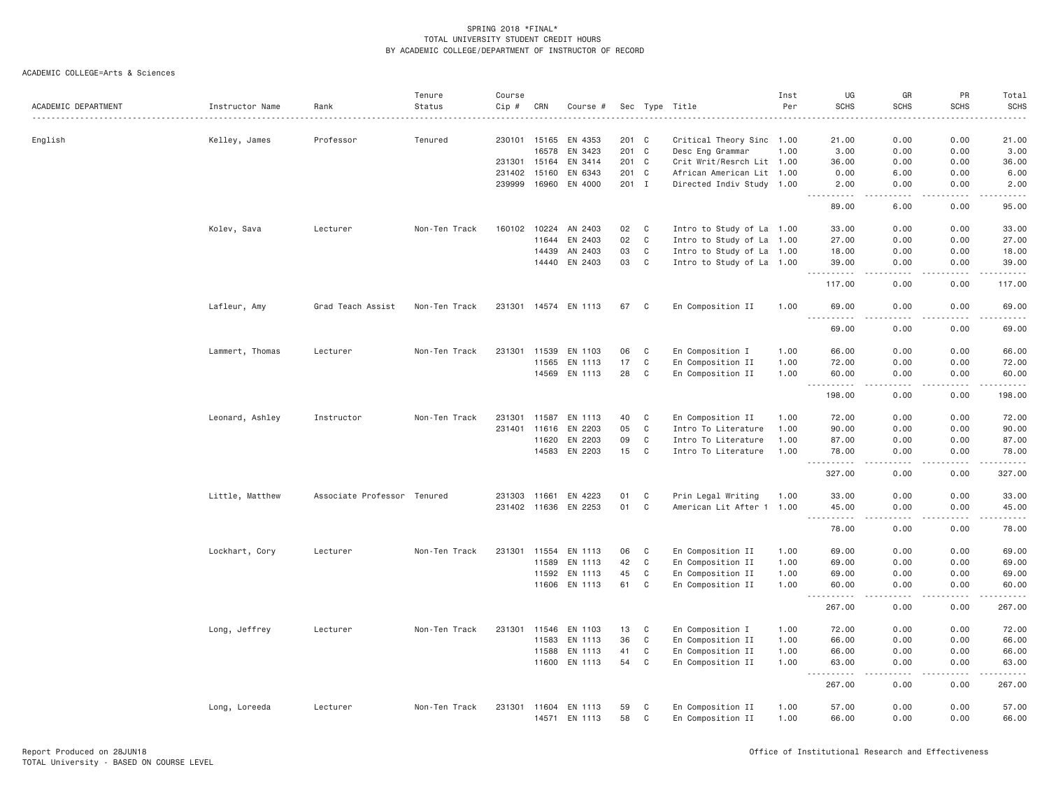SPRING 2018 *FINAL*
TOTAL UNIVERSITY STUDENT CREDIT HOURS
BY ACADEMIC COLLEGE/DEPARTMENT OF INSTRUCTOR OF RECORD

ACADEMIC COLLEGE=Arts & Sciences

| ACADEMIC DEPARTMENT | Instructor Name | Rank | Tenure Status | Course Cip # | CRN | Course # | Sec | Type | Title | Inst Per | UG SCHS | GR SCHS | PR SCHS | Total SCHS |
|---|---|---|---|---|---|---|---|---|---|---|---|---|---|---|
| English | Kelley, James | Professor | Tenured | 230101 | 15165 | EN 4353 | 201 | C | Critical Theory Sinc | 1.00 | 21.00 | 0.00 | 0.00 | 21.00 |
| | | | | | 16578 | EN 3423 | 201 | C | Desc Eng Grammar | 1.00 | 3.00 | 0.00 | 0.00 | 3.00 |
| | | | | 231301 | 15164 | EN 3414 | 201 | C | Crit Writ/Resrch Lit | 1.00 | 36.00 | 0.00 | 0.00 | 36.00 |
| | | | | 231402 | 15160 | EN 6343 | 201 | C | African American Lit | 1.00 | 0.00 | 6.00 | 0.00 | 6.00 |
| | | | | 239999 | 16960 | EN 4000 | 201 | I | Directed Indiv Study | 1.00 | 2.00 | 0.00 | 0.00 | 2.00 |
| | | | | | | | | | | | 89.00 | 6.00 | 0.00 | 95.00 |
| | Kolev, Sava | Lecturer | Non-Ten Track | 160102 | 10224 | AN 2403 | 02 | C | Intro to Study of La | 1.00 | 33.00 | 0.00 | 0.00 | 33.00 |
| | | | | | 11644 | EN 2403 | 02 | C | Intro to Study of La | 1.00 | 27.00 | 0.00 | 0.00 | 27.00 |
| | | | | | 14439 | AN 2403 | 03 | C | Intro to Study of La | 1.00 | 18.00 | 0.00 | 0.00 | 18.00 |
| | | | | | 14440 | EN 2403 | 03 | C | Intro to Study of La | 1.00 | 39.00 | 0.00 | 0.00 | 39.00 |
| | | | | | | | | | | | 117.00 | 0.00 | 0.00 | 117.00 |
| | Lafleur, Amy | Grad Teach Assist | Non-Ten Track | 231301 | 14574 | EN 1113 | 67 | C | En Composition II | 1.00 | 69.00 | 0.00 | 0.00 | 69.00 |
| | | | | | | | | | | | 69.00 | 0.00 | 0.00 | 69.00 |
| | Lammert, Thomas | Lecturer | Non-Ten Track | 231301 | 11539 | EN 1103 | 06 | C | En Composition I | 1.00 | 66.00 | 0.00 | 0.00 | 66.00 |
| | | | | | 11565 | EN 1113 | 17 | C | En Composition II | 1.00 | 72.00 | 0.00 | 0.00 | 72.00 |
| | | | | | 14569 | EN 1113 | 28 | C | En Composition II | 1.00 | 60.00 | 0.00 | 0.00 | 60.00 |
| | | | | | | | | | | | 198.00 | 0.00 | 0.00 | 198.00 |
| | Leonard, Ashley | Instructor | Non-Ten Track | 231301 | 11587 | EN 1113 | 40 | C | En Composition II | 1.00 | 72.00 | 0.00 | 0.00 | 72.00 |
| | | | | 231401 | 11616 | EN 2203 | 05 | C | Intro To Literature | 1.00 | 90.00 | 0.00 | 0.00 | 90.00 |
| | | | | | 11620 | EN 2203 | 09 | C | Intro To Literature | 1.00 | 87.00 | 0.00 | 0.00 | 87.00 |
| | | | | | 14583 | EN 2203 | 15 | C | Intro To Literature | 1.00 | 78.00 | 0.00 | 0.00 | 78.00 |
| | | | | | | | | | | | 327.00 | 0.00 | 0.00 | 327.00 |
| | Little, Matthew | Associate Professor | Tenured | 231303 | 11661 | EN 4223 | 01 | C | Prin Legal Writing | 1.00 | 33.00 | 0.00 | 0.00 | 33.00 |
| | | | | 231402 | 11636 | EN 2253 | 01 | C | American Lit After 1 | 1.00 | 45.00 | 0.00 | 0.00 | 45.00 |
| | | | | | | | | | | | 78.00 | 0.00 | 0.00 | 78.00 |
| | Lockhart, Cory | Lecturer | Non-Ten Track | 231301 | 11554 | EN 1113 | 06 | C | En Composition II | 1.00 | 69.00 | 0.00 | 0.00 | 69.00 |
| | | | | | 11589 | EN 1113 | 42 | C | En Composition II | 1.00 | 69.00 | 0.00 | 0.00 | 69.00 |
| | | | | | 11592 | EN 1113 | 45 | C | En Composition II | 1.00 | 69.00 | 0.00 | 0.00 | 69.00 |
| | | | | | 11606 | EN 1113 | 61 | C | En Composition II | 1.00 | 60.00 | 0.00 | 0.00 | 60.00 |
| | | | | | | | | | | | 267.00 | 0.00 | 0.00 | 267.00 |
| | Long, Jeffrey | Lecturer | Non-Ten Track | 231301 | 11546 | EN 1103 | 13 | C | En Composition I | 1.00 | 72.00 | 0.00 | 0.00 | 72.00 |
| | | | | | 11583 | EN 1113 | 36 | C | En Composition II | 1.00 | 66.00 | 0.00 | 0.00 | 66.00 |
| | | | | | 11588 | EN 1113 | 41 | C | En Composition II | 1.00 | 66.00 | 0.00 | 0.00 | 66.00 |
| | | | | | 11600 | EN 1113 | 54 | C | En Composition II | 1.00 | 63.00 | 0.00 | 0.00 | 63.00 |
| | | | | | | | | | | | 267.00 | 0.00 | 0.00 | 267.00 |
| | Long, Loreeda | Lecturer | Non-Ten Track | 231301 | 11604 | EN 1113 | 59 | C | En Composition II | 1.00 | 57.00 | 0.00 | 0.00 | 57.00 |
| | | | | | 14571 | EN 1113 | 58 | C | En Composition II | 1.00 | 66.00 | 0.00 | 0.00 | 66.00 |

Report Produced on 28JUN18
TOTAL University - BASED ON COURSE LEVEL

Office of Institutional Research and Effectiveness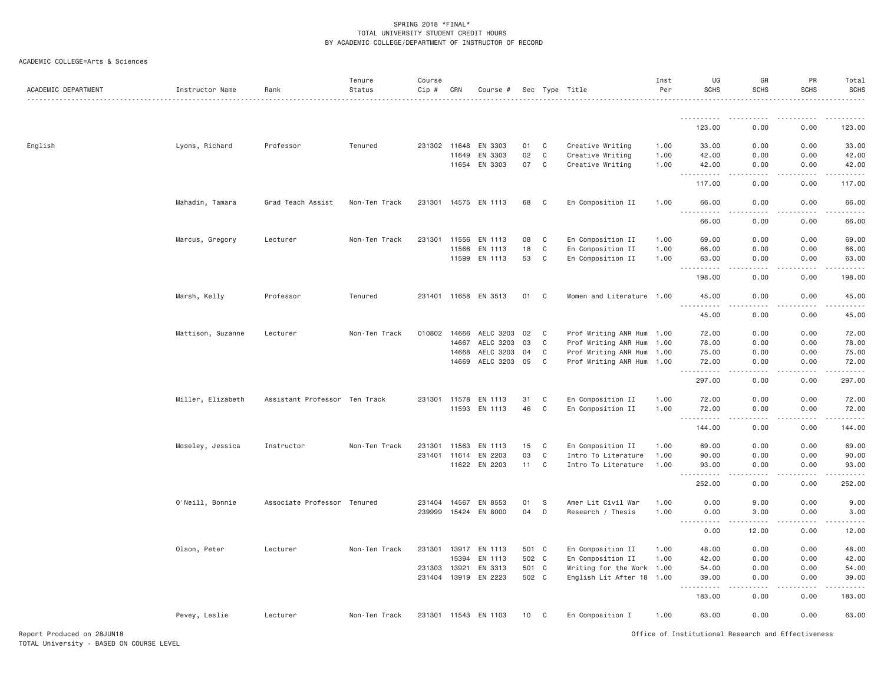SPRING 2018 *FINAL*
TOTAL UNIVERSITY STUDENT CREDIT HOURS
BY ACADEMIC COLLEGE/DEPARTMENT OF INSTRUCTOR OF RECORD

ACADEMIC COLLEGE=Arts & Sciences

| ACADEMIC DEPARTMENT | Instructor Name | Rank | Tenure Status | Course Cip # | CRN | Course # | Sec | Type | Title | Inst Per | UG SCHS | GR SCHS | PR SCHS | Total SCHS |
|---|---|---|---|---|---|---|---|---|---|---|---|---|---|---|
| | | | | | | | | | | | 123.00 | 0.00 | 0.00 | 123.00 |
| English | Lyons, Richard | Professor | Tenured | 231302 | 11648 | EN 3303 | 01 | C | Creative Writing | 1.00 | 33.00 | 0.00 | 0.00 | 33.00 |
| | | | | | 11649 | EN 3303 | 02 | C | Creative Writing | 1.00 | 42.00 | 0.00 | 0.00 | 42.00 |
| | | | | | 11654 | EN 3303 | 07 | C | Creative Writing | 1.00 | 42.00 | 0.00 | 0.00 | 42.00 |
| | | | | | | | | | | | 117.00 | 0.00 | 0.00 | 117.00 |
| | Mahadin, Tamara | Grad Teach Assist | Non-Ten Track | 231301 | 14575 | EN 1113 | 68 | C | En Composition II | 1.00 | 66.00 | 0.00 | 0.00 | 66.00 |
| | | | | | | | | | | | 66.00 | 0.00 | 0.00 | 66.00 |
| | Marcus, Gregory | Lecturer | Non-Ten Track | 231301 | 11556 | EN 1113 | 08 | C | En Composition II | 1.00 | 69.00 | 0.00 | 0.00 | 69.00 |
| | | | | | 11566 | EN 1113 | 18 | C | En Composition II | 1.00 | 66.00 | 0.00 | 0.00 | 66.00 |
| | | | | | 11599 | EN 1113 | 53 | C | En Composition II | 1.00 | 63.00 | 0.00 | 0.00 | 63.00 |
| | | | | | | | | | | | 198.00 | 0.00 | 0.00 | 198.00 |
| | Marsh, Kelly | Professor | Tenured | 231401 | 11658 | EN 3513 | 01 | C | Women and Literature | 1.00 | 45.00 | 0.00 | 0.00 | 45.00 |
| | | | | | | | | | | | 45.00 | 0.00 | 0.00 | 45.00 |
| | Mattison, Suzanne | Lecturer | Non-Ten Track | 010802 | 14666 | AELC 3203 | 02 | C | Prof Writing ANR Hum | 1.00 | 72.00 | 0.00 | 0.00 | 72.00 |
| | | | | | 14667 | AELC 3203 | 03 | C | Prof Writing ANR Hum | 1.00 | 78.00 | 0.00 | 0.00 | 78.00 |
| | | | | | 14668 | AELC 3203 | 04 | C | Prof Writing ANR Hum | 1.00 | 75.00 | 0.00 | 0.00 | 75.00 |
| | | | | | 14669 | AELC 3203 | 05 | C | Prof Writing ANR Hum | 1.00 | 72.00 | 0.00 | 0.00 | 72.00 |
| | | | | | | | | | | | 297.00 | 0.00 | 0.00 | 297.00 |
| | Miller, Elizabeth | Assistant Professor | Ten Track | 231301 | 11578 | EN 1113 | 31 | C | En Composition II | 1.00 | 72.00 | 0.00 | 0.00 | 72.00 |
| | | | | | 11593 | EN 1113 | 46 | C | En Composition II | 1.00 | 72.00 | 0.00 | 0.00 | 72.00 |
| | | | | | | | | | | | 144.00 | 0.00 | 0.00 | 144.00 |
| | Moseley, Jessica | Instructor | Non-Ten Track | 231301 | 11563 | EN 1113 | 15 | C | En Composition II | 1.00 | 69.00 | 0.00 | 0.00 | 69.00 |
| | | | | 231401 | 11614 | EN 2203 | 03 | C | Intro To Literature | 1.00 | 90.00 | 0.00 | 0.00 | 90.00 |
| | | | | | 11622 | EN 2203 | 11 | C | Intro To Literature | 1.00 | 93.00 | 0.00 | 0.00 | 93.00 |
| | | | | | | | | | | | 252.00 | 0.00 | 0.00 | 252.00 |
| | O'Neill, Bonnie | Associate Professor | Tenured | 231404 | 14567 | EN 8553 | 01 | S | Amer Lit Civil War | 1.00 | 0.00 | 9.00 | 0.00 | 9.00 |
| | | | | 239999 | 15424 | EN 8000 | 04 | D | Research / Thesis | 1.00 | 0.00 | 3.00 | 0.00 | 3.00 |
| | | | | | | | | | | | 0.00 | 12.00 | 0.00 | 12.00 |
| | Olson, Peter | Lecturer | Non-Ten Track | 231301 | 13917 | EN 1113 | 501 | C | En Composition II | 1.00 | 48.00 | 0.00 | 0.00 | 48.00 |
| | | | | | 15394 | EN 1113 | 502 | C | En Composition II | 1.00 | 42.00 | 0.00 | 0.00 | 42.00 |
| | | | | 231303 | 13921 | EN 3313 | 501 | C | Writing for the Work | 1.00 | 54.00 | 0.00 | 0.00 | 54.00 |
| | | | | 231404 | 13919 | EN 2223 | 502 | C | English Lit After 18 | 1.00 | 39.00 | 0.00 | 0.00 | 39.00 |
| | | | | | | | | | | | 183.00 | 0.00 | 0.00 | 183.00 |
| | Pevey, Leslie | Lecturer | Non-Ten Track | 231301 | 11543 | EN 1103 | 10 | C | En Composition I | 1.00 | 63.00 | 0.00 | 0.00 | 63.00 |

Report Produced on 28JUN18
TOTAL University - BASED ON COURSE LEVEL

Office of Institutional Research and Effectiveness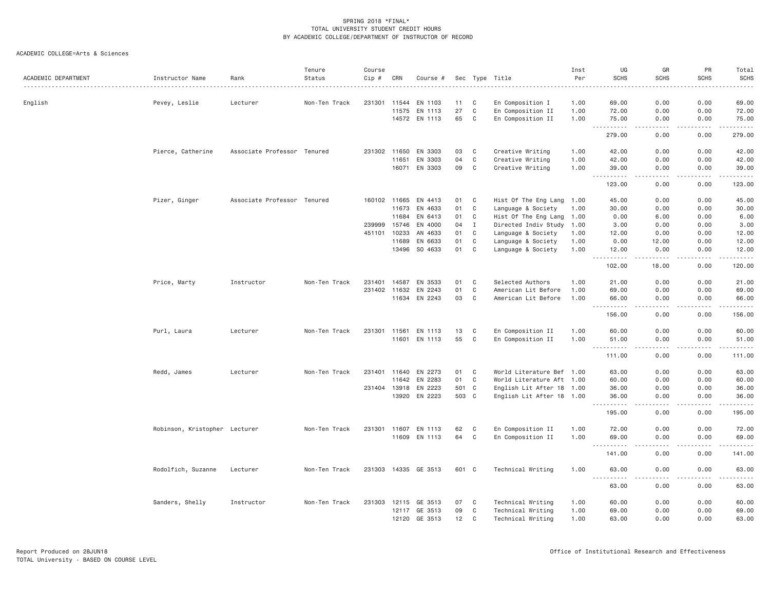SPRING 2018 *FINAL*
TOTAL UNIVERSITY STUDENT CREDIT HOURS
BY ACADEMIC COLLEGE/DEPARTMENT OF INSTRUCTOR OF RECORD

ACADEMIC COLLEGE=Arts & Sciences

| ACADEMIC DEPARTMENT | Instructor Name | Rank | Tenure Status | Course Cip # | CRN | Course # | Sec | Type | Title | Inst Per | UG SCHS | GR SCHS | PR SCHS | Total SCHS |
|---|---|---|---|---|---|---|---|---|---|---|---|---|---|---|
| English | Pevey, Leslie | Lecturer | Non-Ten Track | 231301 | 11544 | EN 1103 | 11 | C | En Composition I | 1.00 | 69.00 | 0.00 | 0.00 | 69.00 |
| | | | | | 11575 | EN 1113 | 27 | C | En Composition II | 1.00 | 72.00 | 0.00 | 0.00 | 72.00 |
| | | | | | 14572 | EN 1113 | 65 | C | En Composition II | 1.00 | 75.00 | 0.00 | 0.00 | 75.00 |
| | | | | | | | | | | | 279.00 | 0.00 | 0.00 | 279.00 |
| | Pierce, Catherine | Associate Professor | Tenured | 231302 | 11650 | EN 3303 | 03 | C | Creative Writing | 1.00 | 42.00 | 0.00 | 0.00 | 42.00 |
| | | | | | 11651 | EN 3303 | 04 | C | Creative Writing | 1.00 | 42.00 | 0.00 | 0.00 | 42.00 |
| | | | | | 16071 | EN 3303 | 09 | C | Creative Writing | 1.00 | 39.00 | 0.00 | 0.00 | 39.00 |
| | | | | | | | | | | | 123.00 | 0.00 | 0.00 | 123.00 |
| | Pizer, Ginger | Associate Professor | Tenured | 160102 | 11665 | EN 4413 | 01 | C | Hist Of The Eng Lang | 1.00 | 45.00 | 0.00 | 0.00 | 45.00 |
| | | | | | 11673 | EN 4633 | 01 | C | Language & Society | 1.00 | 30.00 | 0.00 | 0.00 | 30.00 |
| | | | | | 11684 | EN 6413 | 01 | C | Hist Of The Eng Lang | 1.00 | 0.00 | 6.00 | 0.00 | 6.00 |
| | | | | 239999 | 15746 | EN 4000 | 04 | I | Directed Indiv Study | 1.00 | 3.00 | 0.00 | 0.00 | 3.00 |
| | | | | 451101 | 10233 | AN 4633 | 01 | C | Language & Society | 1.00 | 12.00 | 0.00 | 0.00 | 12.00 |
| | | | | | 11689 | EN 6633 | 01 | C | Language & Society | 1.00 | 0.00 | 12.00 | 0.00 | 12.00 |
| | | | | | 13496 | SO 4633 | 01 | C | Language & Society | 1.00 | 12.00 | 0.00 | 0.00 | 12.00 |
| | | | | | | | | | | | 102.00 | 18.00 | 0.00 | 120.00 |
| | Price, Marty | Instructor | Non-Ten Track | 231401 | 14587 | EN 3533 | 01 | C | Selected Authors | 1.00 | 21.00 | 0.00 | 0.00 | 21.00 |
| | | | | 231402 | 11632 | EN 2243 | 01 | C | American Lit Before | 1.00 | 69.00 | 0.00 | 0.00 | 69.00 |
| | | | | | 11634 | EN 2243 | 03 | C | American Lit Before | 1.00 | 66.00 | 0.00 | 0.00 | 66.00 |
| | | | | | | | | | | | 156.00 | 0.00 | 0.00 | 156.00 |
| | Purl, Laura | Lecturer | Non-Ten Track | 231301 | 11561 | EN 1113 | 13 | C | En Composition II | 1.00 | 60.00 | 0.00 | 0.00 | 60.00 |
| | | | | | 11601 | EN 1113 | 55 | C | En Composition II | 1.00 | 51.00 | 0.00 | 0.00 | 51.00 |
| | | | | | | | | | | | 111.00 | 0.00 | 0.00 | 111.00 |
| | Redd, James | Lecturer | Non-Ten Track | 231401 | 11640 | EN 2273 | 01 | C | World Literature Bef | 1.00 | 63.00 | 0.00 | 0.00 | 63.00 |
| | | | | | 11642 | EN 2283 | 01 | C | World Literature Aft | 1.00 | 60.00 | 0.00 | 0.00 | 60.00 |
| | | | | 231404 | 13918 | EN 2223 | 501 | C | English Lit After 18 | 1.00 | 36.00 | 0.00 | 0.00 | 36.00 |
| | | | | | 13920 | EN 2223 | 503 | C | English Lit After 18 | 1.00 | 36.00 | 0.00 | 0.00 | 36.00 |
| | | | | | | | | | | | 195.00 | 0.00 | 0.00 | 195.00 |
| | Robinson, Kristopher | Lecturer | Non-Ten Track | 231301 | 11607 | EN 1113 | 62 | C | En Composition II | 1.00 | 72.00 | 0.00 | 0.00 | 72.00 |
| | | | | | 11609 | EN 1113 | 64 | C | En Composition II | 1.00 | 69.00 | 0.00 | 0.00 | 69.00 |
| | | | | | | | | | | | 141.00 | 0.00 | 0.00 | 141.00 |
| | Rodolfich, Suzanne | Lecturer | Non-Ten Track | 231303 | 14335 | GE 3513 | 601 | C | Technical Writing | 1.00 | 63.00 | 0.00 | 0.00 | 63.00 |
| | | | | | | | | | | | 63.00 | 0.00 | 0.00 | 63.00 |
| | Sanders, Shelly | Instructor | Non-Ten Track | 231303 | 12115 | GE 3513 | 07 | C | Technical Writing | 1.00 | 60.00 | 0.00 | 0.00 | 60.00 |
| | | | | | 12117 | GE 3513 | 09 | C | Technical Writing | 1.00 | 69.00 | 0.00 | 0.00 | 69.00 |
| | | | | | 12120 | GE 3513 | 12 | C | Technical Writing | 1.00 | 63.00 | 0.00 | 0.00 | 63.00 |

Report Produced on 28JUN18
TOTAL University - BASED ON COURSE LEVEL

Office of Institutional Research and Effectiveness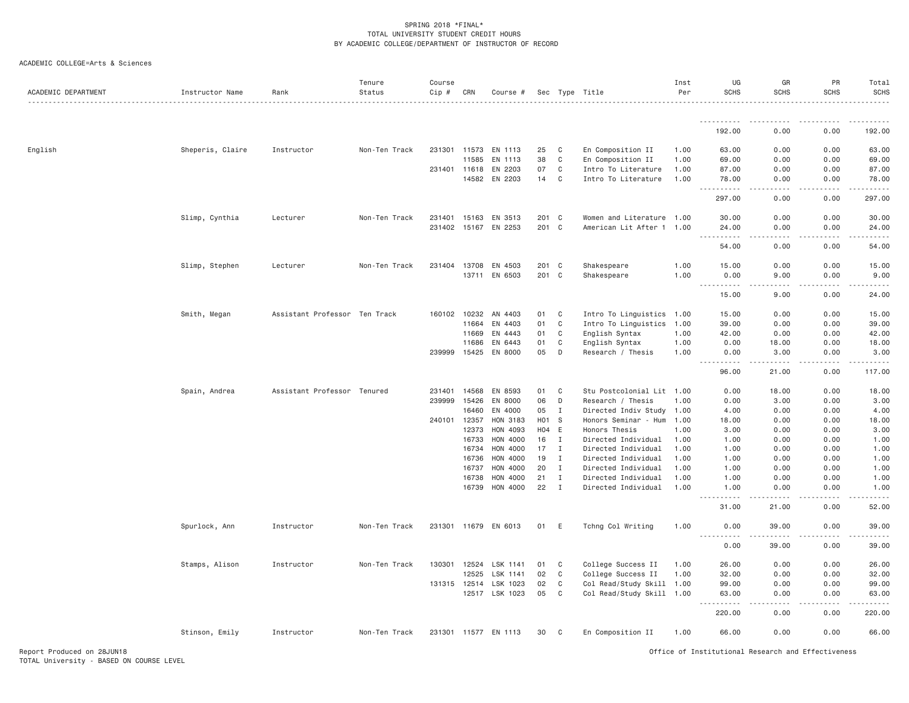SPRING 2018 *FINAL*
TOTAL UNIVERSITY STUDENT CREDIT HOURS
BY ACADEMIC COLLEGE/DEPARTMENT OF INSTRUCTOR OF RECORD

ACADEMIC COLLEGE=Arts & Sciences

| ACADEMIC DEPARTMENT | Instructor Name | Rank | Tenure Status | Course Cip # | CRN | Course # | Sec | Type | Title | Inst Per | UG SCHS | GR SCHS | PR SCHS | Total SCHS |
|---|---|---|---|---|---|---|---|---|---|---|---|---|---|---|
| | | | | | | | | | | | 192.00 | 0.00 | 0.00 | 192.00 |
| English | Sheperis, Claire | Instructor | Non-Ten Track | 231301 | 11573 | EN 1113 | 25 | C | En Composition II | 1.00 | 63.00 | 0.00 | 0.00 | 63.00 |
| | | | | | 11585 | EN 1113 | 38 | C | En Composition II | 1.00 | 69.00 | 0.00 | 0.00 | 69.00 |
| | | | | 231401 | 11618 | EN 2203 | 07 | C | Intro To Literature | 1.00 | 87.00 | 0.00 | 0.00 | 87.00 |
| | | | | | 14582 | EN 2203 | 14 | C | Intro To Literature | 1.00 | 78.00 | 0.00 | 0.00 | 78.00 |
| | | | | | | | | | | | 297.00 | 0.00 | 0.00 | 297.00 |
| | Slimp, Cynthia | Lecturer | Non-Ten Track | 231401 | 15163 | EN 3513 | 201 | C | Women and Literature | 1.00 | 30.00 | 0.00 | 0.00 | 30.00 |
| | | | | 231402 | 15167 | EN 2253 | 201 | C | American Lit After 1 | 1.00 | 24.00 | 0.00 | 0.00 | 24.00 |
| | | | | | | | | | | | 54.00 | 0.00 | 0.00 | 54.00 |
| | Slimp, Stephen | Lecturer | Non-Ten Track | 231404 | 13708 | EN 4503 | 201 | C | Shakespeare | 1.00 | 15.00 | 0.00 | 0.00 | 15.00 |
| | | | | | 13711 | EN 6503 | 201 | C | Shakespeare | 1.00 | 0.00 | 9.00 | 0.00 | 9.00 |
| | | | | | | | | | | | 15.00 | 9.00 | 0.00 | 24.00 |
| | Smith, Megan | Assistant Professor | Ten Track | 160102 | 10232 | AN 4403 | 01 | C | Intro To Linguistics | 1.00 | 15.00 | 0.00 | 0.00 | 15.00 |
| | | | | | 11664 | EN 4403 | 01 | C | Intro To Linguistics | 1.00 | 39.00 | 0.00 | 0.00 | 39.00 |
| | | | | | 11669 | EN 4443 | 01 | C | English Syntax | 1.00 | 42.00 | 0.00 | 0.00 | 42.00 |
| | | | | | 11686 | EN 6443 | 01 | C | English Syntax | 1.00 | 0.00 | 18.00 | 0.00 | 18.00 |
| | | | | 239999 | 15425 | EN 8000 | 05 | D | Research / Thesis | 1.00 | 0.00 | 3.00 | 0.00 | 3.00 |
| | | | | | | | | | | | 96.00 | 21.00 | 0.00 | 117.00 |
| | Spain, Andrea | Assistant Professor | Tenured | 231401 | 14568 | EN 8593 | 01 | C | Stu Postcolonial Lit | 1.00 | 0.00 | 18.00 | 0.00 | 18.00 |
| | | | | 239999 | 15426 | EN 8000 | 06 | D | Research / Thesis | 1.00 | 0.00 | 3.00 | 0.00 | 3.00 |
| | | | | | 16460 | EN 4000 | 05 | I | Directed Indiv Study | 1.00 | 4.00 | 0.00 | 0.00 | 4.00 |
| | | | | 240101 | 12357 | HON 3183 | H01 | S | Honors Seminar - Hum | 1.00 | 18.00 | 0.00 | 0.00 | 18.00 |
| | | | | | 12373 | HON 4093 | H04 | E | Honors Thesis | 1.00 | 3.00 | 0.00 | 0.00 | 3.00 |
| | | | | | 16733 | HON 4000 | 16 | I | Directed Individual | 1.00 | 1.00 | 0.00 | 0.00 | 1.00 |
| | | | | | 16734 | HON 4000 | 17 | I | Directed Individual | 1.00 | 1.00 | 0.00 | 0.00 | 1.00 |
| | | | | | 16736 | HON 4000 | 19 | I | Directed Individual | 1.00 | 1.00 | 0.00 | 0.00 | 1.00 |
| | | | | | 16737 | HON 4000 | 20 | I | Directed Individual | 1.00 | 1.00 | 0.00 | 0.00 | 1.00 |
| | | | | | 16738 | HON 4000 | 21 | I | Directed Individual | 1.00 | 1.00 | 0.00 | 0.00 | 1.00 |
| | | | | | 16739 | HON 4000 | 22 | I | Directed Individual | 1.00 | 1.00 | 0.00 | 0.00 | 1.00 |
| | | | | | | | | | | | 31.00 | 21.00 | 0.00 | 52.00 |
| | Spurlock, Ann | Instructor | Non-Ten Track | 231301 | 11679 | EN 6013 | 01 | E | Tchng Col Writing | 1.00 | 0.00 | 39.00 | 0.00 | 39.00 |
| | | | | | | | | | | | 0.00 | 39.00 | 0.00 | 39.00 |
| | Stamps, Alison | Instructor | Non-Ten Track | 130301 | 12524 | LSK 1141 | 01 | C | College Success II | 1.00 | 26.00 | 0.00 | 0.00 | 26.00 |
| | | | | | 12525 | LSK 1141 | 02 | C | College Success II | 1.00 | 32.00 | 0.00 | 0.00 | 32.00 |
| | | | | 131315 | 12514 | LSK 1023 | 02 | C | Col Read/Study Skill | 1.00 | 99.00 | 0.00 | 0.00 | 99.00 |
| | | | | | 12517 | LSK 1023 | 05 | C | Col Read/Study Skill | 1.00 | 63.00 | 0.00 | 0.00 | 63.00 |
| | | | | | | | | | | | 220.00 | 0.00 | 0.00 | 220.00 |
| | Stinson, Emily | Instructor | Non-Ten Track | 231301 | 11577 | EN 1113 | 30 | C | En Composition II | 1.00 | 66.00 | 0.00 | 0.00 | 66.00 |

Report Produced on 28JUN18
TOTAL University - BASED ON COURSE LEVEL

Office of Institutional Research and Effectiveness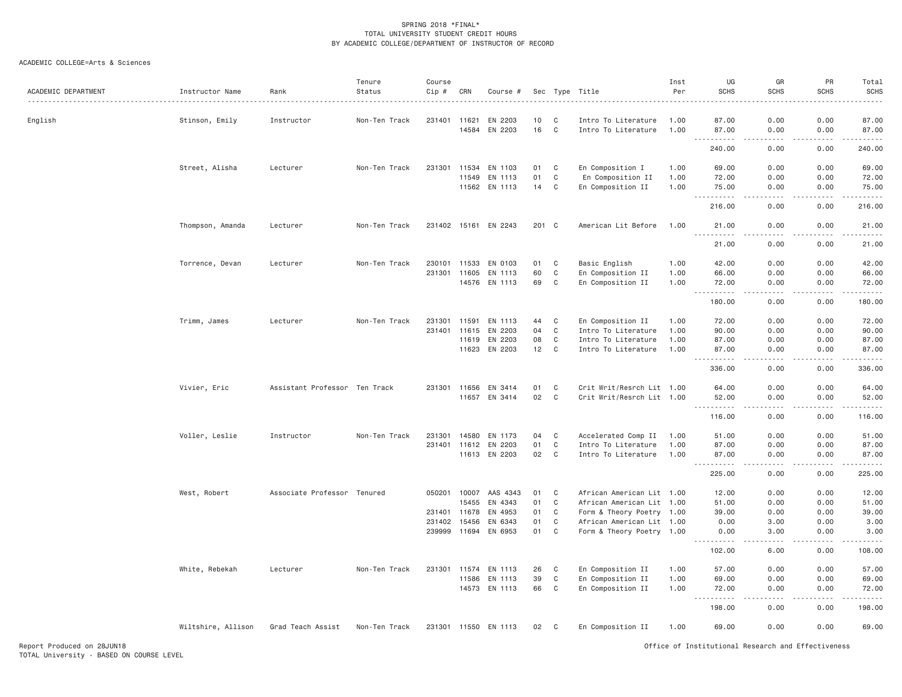SPRING 2018 *FINAL*
TOTAL UNIVERSITY STUDENT CREDIT HOURS
BY ACADEMIC COLLEGE/DEPARTMENT OF INSTRUCTOR OF RECORD

ACADEMIC COLLEGE=Arts & Sciences

| ACADEMIC DEPARTMENT | Instructor Name | Rank | Tenure Status | Course Cip # | CRN | Course # | Sec | Type | Title | Inst Per | UG SCHS | GR SCHS | PR SCHS | Total SCHS |
|---|---|---|---|---|---|---|---|---|---|---|---|---|---|---|
| English | Stinson, Emily | Instructor | Non-Ten Track | 231401 | 11621 | EN 2203 | 10 | C | Intro To Literature | 1.00 | 87.00 | 0.00 | 0.00 | 87.00 |
| | | | | | 14584 | EN 2203 | 16 | C | Intro To Literature | 1.00 | 87.00 | 0.00 | 0.00 | 87.00 |
| | | | | | | | | | | | 240.00 | 0.00 | 0.00 | 240.00 |
| | Street, Alisha | Lecturer | Non-Ten Track | 231301 | 11534 | EN 1103 | 01 | C | En Composition I | 1.00 | 69.00 | 0.00 | 0.00 | 69.00 |
| | | | | | 11549 | EN 1113 | 01 | C | En Composition II | 1.00 | 72.00 | 0.00 | 0.00 | 72.00 |
| | | | | | 11562 | EN 1113 | 14 | C | En Composition II | 1.00 | 75.00 | 0.00 | 0.00 | 75.00 |
| | | | | | | | | | | | 216.00 | 0.00 | 0.00 | 216.00 |
| | Thompson, Amanda | Lecturer | Non-Ten Track | 231402 | 15161 | EN 2243 | 201 | C | American Lit Before | 1.00 | 21.00 | 0.00 | 0.00 | 21.00 |
| | | | | | | | | | | | 21.00 | 0.00 | 0.00 | 21.00 |
| | Torrence, Devan | Lecturer | Non-Ten Track | 230101 | 11533 | EN 0103 | 01 | C | Basic English | 1.00 | 42.00 | 0.00 | 0.00 | 42.00 |
| | | | | 231301 | 11605 | EN 1113 | 60 | C | En Composition II | 1.00 | 66.00 | 0.00 | 0.00 | 66.00 |
| | | | | | 14576 | EN 1113 | 69 | C | En Composition II | 1.00 | 72.00 | 0.00 | 0.00 | 72.00 |
| | | | | | | | | | | | 180.00 | 0.00 | 0.00 | 180.00 |
| | Trimm, James | Lecturer | Non-Ten Track | 231301 | 11591 | EN 1113 | 44 | C | En Composition II | 1.00 | 72.00 | 0.00 | 0.00 | 72.00 |
| | | | | 231401 | 11615 | EN 2203 | 04 | C | Intro To Literature | 1.00 | 90.00 | 0.00 | 0.00 | 90.00 |
| | | | | | 11619 | EN 2203 | 08 | C | Intro To Literature | 1.00 | 87.00 | 0.00 | 0.00 | 87.00 |
| | | | | | 11623 | EN 2203 | 12 | C | Intro To Literature | 1.00 | 87.00 | 0.00 | 0.00 | 87.00 |
| | | | | | | | | | | | 336.00 | 0.00 | 0.00 | 336.00 |
| | Vivier, Eric | Assistant Professor | Ten Track | 231301 | 11656 | EN 3414 | 01 | C | Crit Writ/Resrch Lit | 1.00 | 64.00 | 0.00 | 0.00 | 64.00 |
| | | | | | 11657 | EN 3414 | 02 | C | Crit Writ/Resrch Lit | 1.00 | 52.00 | 0.00 | 0.00 | 52.00 |
| | | | | | | | | | | | 116.00 | 0.00 | 0.00 | 116.00 |
| | Voller, Leslie | Instructor | Non-Ten Track | 231301 | 14580 | EN 1173 | 04 | C | Accelerated Comp II | 1.00 | 51.00 | 0.00 | 0.00 | 51.00 |
| | | | | 231401 | 11612 | EN 2203 | 01 | C | Intro To Literature | 1.00 | 87.00 | 0.00 | 0.00 | 87.00 |
| | | | | | 11613 | EN 2203 | 02 | C | Intro To Literature | 1.00 | 87.00 | 0.00 | 0.00 | 87.00 |
| | | | | | | | | | | | 225.00 | 0.00 | 0.00 | 225.00 |
| | West, Robert | Associate Professor | Tenured | 050201 | 10007 | AAS 4343 | 01 | C | African American Lit | 1.00 | 12.00 | 0.00 | 0.00 | 12.00 |
| | | | | | 15455 | EN 4343 | 01 | C | African American Lit | 1.00 | 51.00 | 0.00 | 0.00 | 51.00 |
| | | | | 231401 | 11678 | EN 4953 | 01 | C | Form & Theory Poetry | 1.00 | 39.00 | 0.00 | 0.00 | 39.00 |
| | | | | 231402 | 15456 | EN 6343 | 01 | C | African American Lit | 1.00 | 0.00 | 3.00 | 0.00 | 3.00 |
| | | | | 239999 | 11694 | EN 6953 | 01 | C | Form & Theory Poetry | 1.00 | 0.00 | 3.00 | 0.00 | 3.00 |
| | | | | | | | | | | | 102.00 | 6.00 | 0.00 | 108.00 |
| | White, Rebekah | Lecturer | Non-Ten Track | 231301 | 11574 | EN 1113 | 26 | C | En Composition II | 1.00 | 57.00 | 0.00 | 0.00 | 57.00 |
| | | | | | 11586 | EN 1113 | 39 | C | En Composition II | 1.00 | 69.00 | 0.00 | 0.00 | 69.00 |
| | | | | | 14573 | EN 1113 | 66 | C | En Composition II | 1.00 | 72.00 | 0.00 | 0.00 | 72.00 |
| | | | | | | | | | | | 198.00 | 0.00 | 0.00 | 198.00 |
| | Wiltshire, Allison | Grad Teach Assist | Non-Ten Track | 231301 | 11550 | EN 1113 | 02 | C | En Composition II | 1.00 | 69.00 | 0.00 | 0.00 | 69.00 |

Report Produced on 28JUN18
TOTAL University - BASED ON COURSE LEVEL

Office of Institutional Research and Effectiveness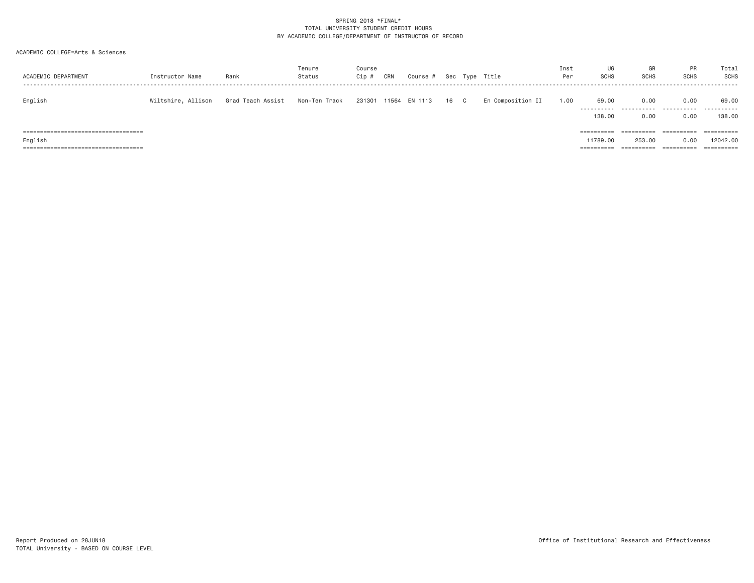SPRING 2018 *FINAL*
TOTAL UNIVERSITY STUDENT CREDIT HOURS
BY ACADEMIC COLLEGE/DEPARTMENT OF INSTRUCTOR OF RECORD

ACADEMIC COLLEGE=Arts & Sciences

| ACADEMIC DEPARTMENT | Instructor Name | Rank | Tenure Status | Course Cip # | CRN | Course # | Sec | Type | Title | Inst Per | UG SCHS | GR SCHS | PR SCHS | Total SCHS |
|---|---|---|---|---|---|---|---|---|---|---|---|---|---|---|
| English | Wiltshire, Allison | Grad Teach Assist | Non-Ten Track | 231301 | 11564 | EN 1113 | 16 | C | En Composition II | 1.00 | 69.00 | 0.00 | 0.00 | 69.00 |
| | | | | | | | | | | | 138.00 | 0.00 | 0.00 | 138.00 |
| English | | | | | | | | | | | 11789.00 | 253.00 | 0.00 | 12042.00 |

Report Produced on 28JUN18
TOTAL University - BASED ON COURSE LEVEL

Office of Institutional Research and Effectiveness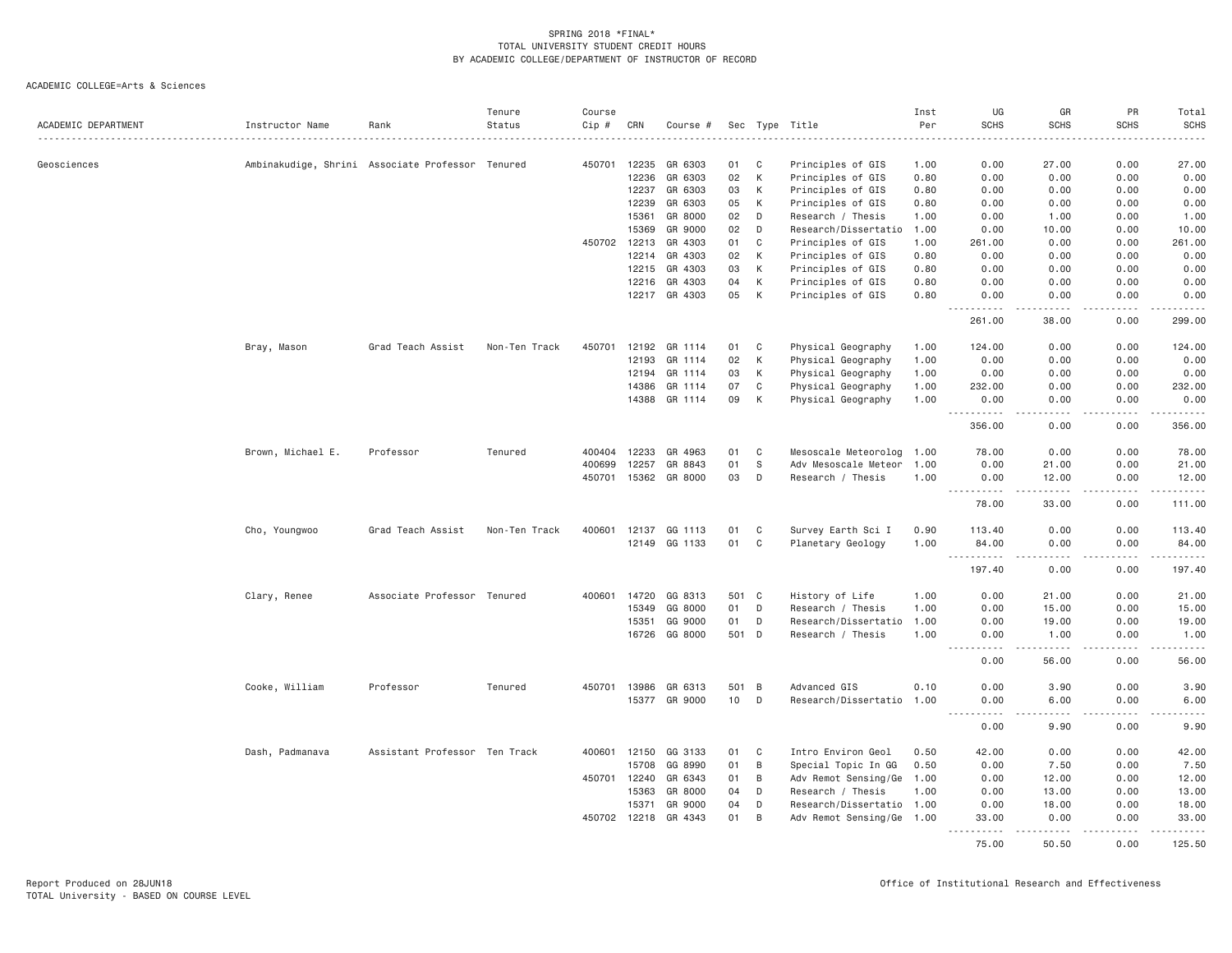SPRING 2018 *FINAL*
TOTAL UNIVERSITY STUDENT CREDIT HOURS
BY ACADEMIC COLLEGE/DEPARTMENT OF INSTRUCTOR OF RECORD

ACADEMIC COLLEGE=Arts & Sciences

| ACADEMIC DEPARTMENT | Instructor Name | Rank | Tenure Status | Course Cip # | CRN | Course # | Sec | Type | Title | Inst Per | UG SCHS | GR SCHS | PR SCHS | Total SCHS |
|---|---|---|---|---|---|---|---|---|---|---|---|---|---|---|
| Geosciences | Ambinakudige, Shrini | Associate Professor | Tenured | 450701 | 12235 | GR 6303 | 01 | C | Principles of GIS | 1.00 | 0.00 | 27.00 | 0.00 | 27.00 |
| | | | | | 12236 | GR 6303 | 02 | K | Principles of GIS | 0.80 | 0.00 | 0.00 | 0.00 | 0.00 |
| | | | | | 12237 | GR 6303 | 03 | K | Principles of GIS | 0.80 | 0.00 | 0.00 | 0.00 | 0.00 |
| | | | | | 12239 | GR 6303 | 05 | K | Principles of GIS | 0.80 | 0.00 | 0.00 | 0.00 | 0.00 |
| | | | | | 15361 | GR 8000 | 02 | D | Research / Thesis | 1.00 | 0.00 | 1.00 | 0.00 | 1.00 |
| | | | | | 15369 | GR 9000 | 02 | D | Research/Dissertatio | 1.00 | 0.00 | 10.00 | 0.00 | 10.00 |
| | | | | 450702 | 12213 | GR 4303 | 01 | C | Principles of GIS | 1.00 | 261.00 | 0.00 | 0.00 | 261.00 |
| | | | | | 12214 | GR 4303 | 02 | K | Principles of GIS | 0.80 | 0.00 | 0.00 | 0.00 | 0.00 |
| | | | | | 12215 | GR 4303 | 03 | K | Principles of GIS | 0.80 | 0.00 | 0.00 | 0.00 | 0.00 |
| | | | | | 12216 | GR 4303 | 04 | K | Principles of GIS | 0.80 | 0.00 | 0.00 | 0.00 | 0.00 |
| | | | | | 12217 | GR 4303 | 05 | K | Principles of GIS | 0.80 | 0.00 | 0.00 | 0.00 | 0.00 |
| | | | | | | | | | | | 261.00 | 38.00 | 0.00 | 299.00 |
| | Bray, Mason | Grad Teach Assist | Non-Ten Track | 450701 | 12192 | GR 1114 | 01 | C | Physical Geography | 1.00 | 124.00 | 0.00 | 0.00 | 124.00 |
| | | | | | 12193 | GR 1114 | 02 | K | Physical Geography | 1.00 | 0.00 | 0.00 | 0.00 | 0.00 |
| | | | | | 12194 | GR 1114 | 03 | K | Physical Geography | 1.00 | 0.00 | 0.00 | 0.00 | 0.00 |
| | | | | | 14386 | GR 1114 | 07 | C | Physical Geography | 1.00 | 232.00 | 0.00 | 0.00 | 232.00 |
| | | | | | 14388 | GR 1114 | 09 | K | Physical Geography | 1.00 | 0.00 | 0.00 | 0.00 | 0.00 |
| | | | | | | | | | | | 356.00 | 0.00 | 0.00 | 356.00 |
| | Brown, Michael E. | Professor | Tenured | 400404 | 12233 | GR 4963 | 01 | C | Mesoscale Meteorolog | 1.00 | 78.00 | 0.00 | 0.00 | 78.00 |
| | | | | 400699 | 12257 | GR 8843 | 01 | S | Adv Mesoscale Meteor | 1.00 | 0.00 | 21.00 | 0.00 | 21.00 |
| | | | | 450701 | 15362 | GR 8000 | 03 | D | Research / Thesis | 1.00 | 0.00 | 12.00 | 0.00 | 12.00 |
| | | | | | | | | | | | 78.00 | 33.00 | 0.00 | 111.00 |
| | Cho, Youngwoo | Grad Teach Assist | Non-Ten Track | 400601 | 12137 | GG 1113 | 01 | C | Survey Earth Sci I | 0.90 | 113.40 | 0.00 | 0.00 | 113.40 |
| | | | | | 12149 | GG 1133 | 01 | C | Planetary Geology | 1.00 | 84.00 | 0.00 | 0.00 | 84.00 |
| | | | | | | | | | | | 197.40 | 0.00 | 0.00 | 197.40 |
| | Clary, Renee | Associate Professor | Tenured | 400601 | 14720 | GG 8313 | 501 | C | History of Life | 1.00 | 0.00 | 21.00 | 0.00 | 21.00 |
| | | | | | 15349 | GG 8000 | 01 | D | Research / Thesis | 1.00 | 0.00 | 15.00 | 0.00 | 15.00 |
| | | | | | 15351 | GG 9000 | 01 | D | Research/Dissertatio | 1.00 | 0.00 | 19.00 | 0.00 | 19.00 |
| | | | | | 16726 | GG 8000 | 501 | D | Research / Thesis | 1.00 | 0.00 | 1.00 | 0.00 | 1.00 |
| | | | | | | | | | | | 0.00 | 56.00 | 0.00 | 56.00 |
| | Cooke, William | Professor | Tenured | 450701 | 13986 | GR 6313 | 501 | B | Advanced GIS | 0.10 | 0.00 | 3.90 | 0.00 | 3.90 |
| | | | | | 15377 | GR 9000 | 10 | D | Research/Dissertatio | 1.00 | 0.00 | 6.00 | 0.00 | 6.00 |
| | | | | | | | | | | | 0.00 | 9.90 | 0.00 | 9.90 |
| | Dash, Padmanava | Assistant Professor | Ten Track | 400601 | 12150 | GG 3133 | 01 | C | Intro Environ Geol | 0.50 | 42.00 | 0.00 | 0.00 | 42.00 |
| | | | | | 15708 | GG 8990 | 01 | B | Special Topic In GG | 0.50 | 0.00 | 7.50 | 0.00 | 7.50 |
| | | | | 450701 | 12240 | GR 6343 | 01 | B | Adv Remot Sensing/Ge | 1.00 | 0.00 | 12.00 | 0.00 | 12.00 |
| | | | | | 15363 | GR 8000 | 04 | D | Research / Thesis | 1.00 | 0.00 | 13.00 | 0.00 | 13.00 |
| | | | | | 15371 | GR 9000 | 04 | D | Research/Dissertatio | 1.00 | 0.00 | 18.00 | 0.00 | 18.00 |
| | | | | 450702 | 12218 | GR 4343 | 01 | B | Adv Remot Sensing/Ge | 1.00 | 33.00 | 0.00 | 0.00 | 33.00 |
| | | | | | | | | | | | 75.00 | 50.50 | 0.00 | 125.50 |

Report Produced on 28JUN18
TOTAL University - BASED ON COURSE LEVEL

Office of Institutional Research and Effectiveness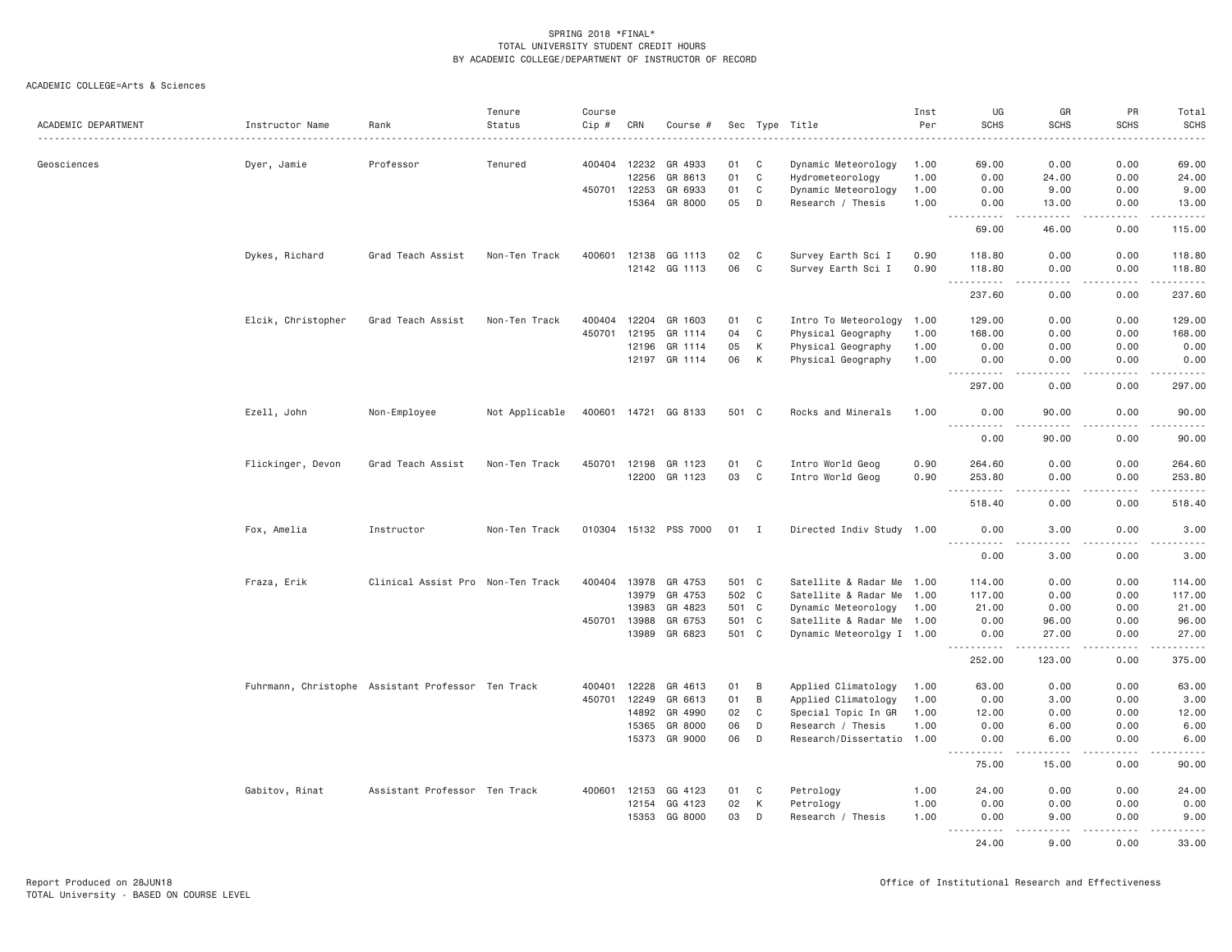SPRING 2018 *FINAL*
TOTAL UNIVERSITY STUDENT CREDIT HOURS
BY ACADEMIC COLLEGE/DEPARTMENT OF INSTRUCTOR OF RECORD

ACADEMIC COLLEGE=Arts & Sciences

| ACADEMIC DEPARTMENT | Instructor Name | Rank | Tenure Status | Course Cip # | CRN | Course # | Sec | Type | Title | Inst Per | UG SCHS | GR SCHS | PR SCHS | Total SCHS |
|---|---|---|---|---|---|---|---|---|---|---|---|---|---|---|
| Geosciences | Dyer, Jamie | Professor | Tenured | 400404 | 12232 | GR 4933 | 01 | C | Dynamic Meteorology | 1.00 | 69.00 | 0.00 | 0.00 | 69.00 |
| | | | | | 12256 | GR 8613 | 01 | C | Hydrometeorology | 1.00 | 0.00 | 24.00 | 0.00 | 24.00 |
| | | | | 450701 | 12253 | GR 6933 | 01 | C | Dynamic Meteorology | 1.00 | 0.00 | 9.00 | 0.00 | 9.00 |
| | | | | | 15364 | GR 8000 | 05 | D | Research / Thesis | 1.00 | 0.00 | 13.00 | 0.00 | 13.00 |
| | | | | | | | | | | | 69.00 | 46.00 | 0.00 | 115.00 |
| | Dykes, Richard | Grad Teach Assist | Non-Ten Track | 400601 | 12138 | GG 1113 | 02 | C | Survey Earth Sci I | 0.90 | 118.80 | 0.00 | 0.00 | 118.80 |
| | | | | | 12142 | GG 1113 | 06 | C | Survey Earth Sci I | 0.90 | 118.80 | 0.00 | 0.00 | 118.80 |
| | | | | | | | | | | | 237.60 | 0.00 | 0.00 | 237.60 |
| | Elcik, Christopher | Grad Teach Assist | Non-Ten Track | 400404 | 12204 | GR 1603 | 01 | C | Intro To Meteorology | 1.00 | 129.00 | 0.00 | 0.00 | 129.00 |
| | | | | 450701 | 12195 | GR 1114 | 04 | C | Physical Geography | 1.00 | 168.00 | 0.00 | 0.00 | 168.00 |
| | | | | | 12196 | GR 1114 | 05 | K | Physical Geography | 1.00 | 0.00 | 0.00 | 0.00 | 0.00 |
| | | | | | 12197 | GR 1114 | 06 | K | Physical Geography | 1.00 | 0.00 | 0.00 | 0.00 | 0.00 |
| | | | | | | | | | | | 297.00 | 0.00 | 0.00 | 297.00 |
| | Ezell, John | Non-Employee | Not Applicable | 400601 | 14721 | GG 8133 | 501 | C | Rocks and Minerals | 1.00 | 0.00 | 90.00 | 0.00 | 90.00 |
| | | | | | | | | | | | 0.00 | 90.00 | 0.00 | 90.00 |
| | Flickinger, Devon | Grad Teach Assist | Non-Ten Track | 450701 | 12198 | GR 1123 | 01 | C | Intro World Geog | 0.90 | 264.60 | 0.00 | 0.00 | 264.60 |
| | | | | | 12200 | GR 1123 | 03 | C | Intro World Geog | 0.90 | 253.80 | 0.00 | 0.00 | 253.80 |
| | | | | | | | | | | | 518.40 | 0.00 | 0.00 | 518.40 |
| | Fox, Amelia | Instructor | Non-Ten Track | 010304 | 15132 | PSS 7000 | 01 | I | Directed Indiv Study | 1.00 | 0.00 | 3.00 | 0.00 | 3.00 |
| | | | | | | | | | | | 0.00 | 3.00 | 0.00 | 3.00 |
| | Fraza, Erik | Clinical Assist Pro | Non-Ten Track | 400404 | 13978 | GR 4753 | 501 | C | Satellite & Radar Me | 1.00 | 114.00 | 0.00 | 0.00 | 114.00 |
| | | | | | 13979 | GR 4753 | 502 | C | Satellite & Radar Me | 1.00 | 117.00 | 0.00 | 0.00 | 117.00 |
| | | | | | 13983 | GR 4823 | 501 | C | Dynamic Meteorology | 1.00 | 21.00 | 0.00 | 0.00 | 21.00 |
| | | | | 450701 | 13988 | GR 6753 | 501 | C | Satellite & Radar Me | 1.00 | 0.00 | 96.00 | 0.00 | 96.00 |
| | | | | | 13989 | GR 6823 | 501 | C | Dynamic Meteorolgy I | 1.00 | 0.00 | 27.00 | 0.00 | 27.00 |
| | | | | | | | | | | | 252.00 | 123.00 | 0.00 | 375.00 |
| | Fuhrmann, Christophe | Assistant Professor | Ten Track | 400401 | 12228 | GR 4613 | 01 | B | Applied Climatology | 1.00 | 63.00 | 0.00 | 0.00 | 63.00 |
| | | | | 450701 | 12249 | GR 6613 | 01 | B | Applied Climatology | 1.00 | 0.00 | 3.00 | 0.00 | 3.00 |
| | | | | | 14892 | GR 4990 | 02 | C | Special Topic In GR | 1.00 | 12.00 | 0.00 | 0.00 | 12.00 |
| | | | | | 15365 | GR 8000 | 06 | D | Research / Thesis | 1.00 | 0.00 | 6.00 | 0.00 | 6.00 |
| | | | | | 15373 | GR 9000 | 06 | D | Research/Dissertatio | 1.00 | 0.00 | 6.00 | 0.00 | 6.00 |
| | | | | | | | | | | | 75.00 | 15.00 | 0.00 | 90.00 |
| | Gabitov, Rinat | Assistant Professor | Ten Track | 400601 | 12153 | GG 4123 | 01 | C | Petrology | 1.00 | 24.00 | 0.00 | 0.00 | 24.00 |
| | | | | | 12154 | GG 4123 | 02 | K | Petrology | 1.00 | 0.00 | 0.00 | 0.00 | 0.00 |
| | | | | | 15353 | GG 8000 | 03 | D | Research / Thesis | 1.00 | 0.00 | 9.00 | 0.00 | 9.00 |
| | | | | | | | | | | | 24.00 | 9.00 | 0.00 | 33.00 |

Report Produced on 28JUN18
TOTAL University - BASED ON COURSE LEVEL

Office of Institutional Research and Effectiveness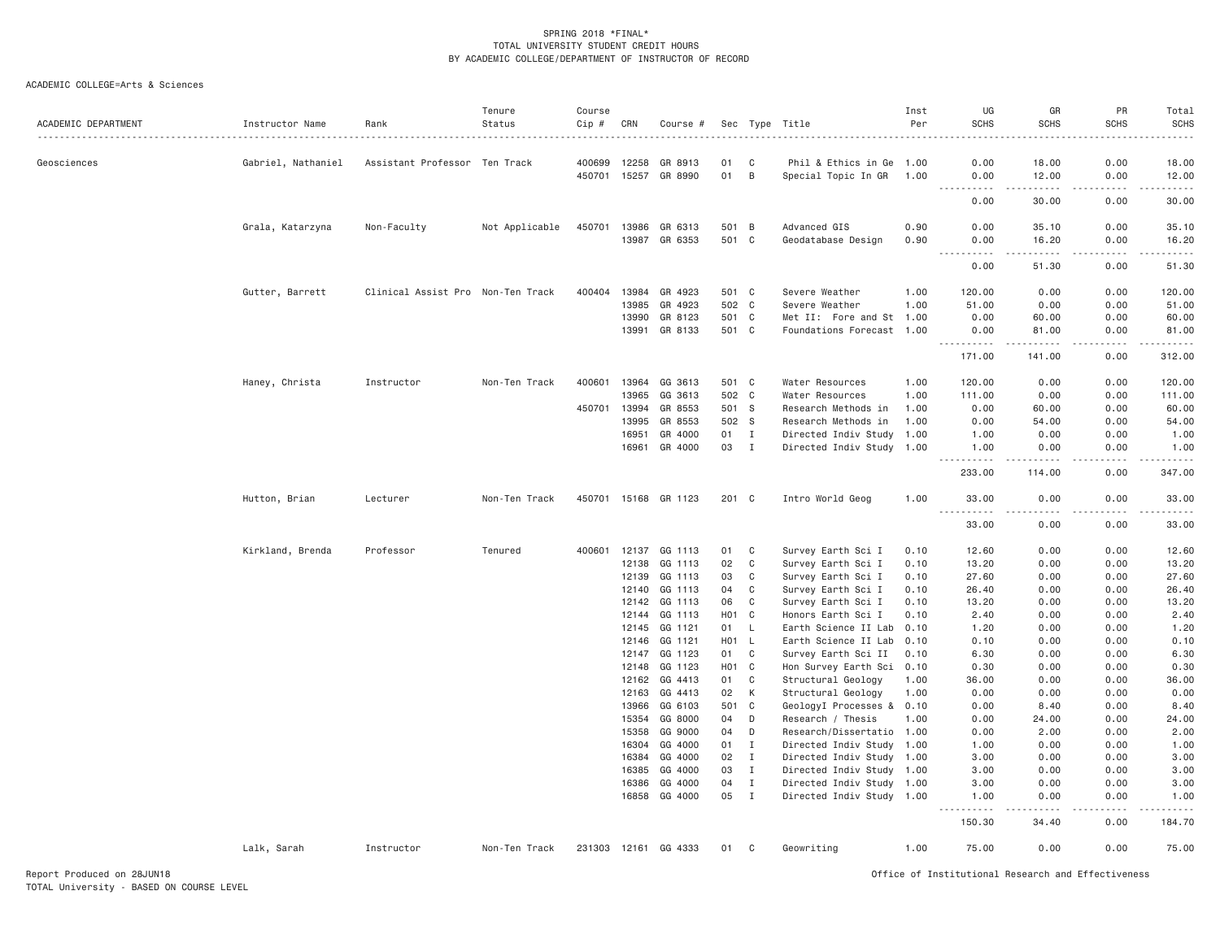SPRING 2018 *FINAL*
TOTAL UNIVERSITY STUDENT CREDIT HOURS
BY ACADEMIC COLLEGE/DEPARTMENT OF INSTRUCTOR OF RECORD

ACADEMIC COLLEGE=Arts & Sciences

| ACADEMIC DEPARTMENT | Instructor Name | Rank | Tenure Status | Course Cip # | CRN | Course # | Sec | Type | Title | Inst Per | UG SCHS | GR SCHS | PR SCHS | Total SCHS |
|---|---|---|---|---|---|---|---|---|---|---|---|---|---|---|
| Geosciences | Gabriel, Nathaniel | Assistant Professor | Ten Track | 400699 | 12258 | GR 8913 | 01 | C | Phil & Ethics in Ge | 1.00 | 0.00 | 18.00 | 0.00 | 18.00 |
| | | | | 450701 | 15257 | GR 8990 | 01 | B | Special Topic In GR | 1.00 | 0.00 | 12.00 | 0.00 | 12.00 |
| | | | | | | | | | | | 0.00 | 30.00 | 0.00 | 30.00 |
| | Grala, Katarzyna | Non-Faculty | Not Applicable | 450701 | 13986 | GR 6313 | 501 | B | Advanced GIS | 0.90 | 0.00 | 35.10 | 0.00 | 35.10 |
| | | | | | 13987 | GR 6353 | 501 | C | Geodatabase Design | 0.90 | 0.00 | 16.20 | 0.00 | 16.20 |
| | | | | | | | | | | | 0.00 | 51.30 | 0.00 | 51.30 |
| | Gutter, Barrett | Clinical Assist Pro | Non-Ten Track | 400404 | 13984 | GR 4923 | 501 | C | Severe Weather | 1.00 | 120.00 | 0.00 | 0.00 | 120.00 |
| | | | | | 13985 | GR 4923 | 502 | C | Severe Weather | 1.00 | 51.00 | 0.00 | 0.00 | 51.00 |
| | | | | | 13990 | GR 8123 | 501 | C | Met II: Fore and St | 1.00 | 0.00 | 60.00 | 0.00 | 60.00 |
| | | | | | 13991 | GR 8133 | 501 | C | Foundations Forecast | 1.00 | 0.00 | 81.00 | 0.00 | 81.00 |
| | | | | | | | | | | | 171.00 | 141.00 | 0.00 | 312.00 |
| | Haney, Christa | Instructor | Non-Ten Track | 400601 | 13964 | GG 3613 | 501 | C | Water Resources | 1.00 | 120.00 | 0.00 | 0.00 | 120.00 |
| | | | | | 13965 | GG 3613 | 502 | C | Water Resources | 1.00 | 111.00 | 0.00 | 0.00 | 111.00 |
| | | | | 450701 | 13994 | GR 8553 | 501 | S | Research Methods in | 1.00 | 0.00 | 60.00 | 0.00 | 60.00 |
| | | | | | 13995 | GR 8553 | 502 | S | Research Methods in | 1.00 | 0.00 | 54.00 | 0.00 | 54.00 |
| | | | | | 16951 | GR 4000 | 01 | I | Directed Indiv Study | 1.00 | 1.00 | 0.00 | 0.00 | 1.00 |
| | | | | | 16961 | GR 4000 | 03 | I | Directed Indiv Study | 1.00 | 1.00 | 0.00 | 0.00 | 1.00 |
| | | | | | | | | | | | 233.00 | 114.00 | 0.00 | 347.00 |
| | Hutton, Brian | Lecturer | Non-Ten Track | 450701 | 15168 | GR 1123 | 201 | C | Intro World Geog | 1.00 | 33.00 | 0.00 | 0.00 | 33.00 |
| | | | | | | | | | | | 33.00 | 0.00 | 0.00 | 33.00 |
| | Kirkland, Brenda | Professor | Tenured | 400601 | 12137 | GG 1113 | 01 | C | Survey Earth Sci I | 0.10 | 12.60 | 0.00 | 0.00 | 12.60 |
| | | | | | 12138 | GG 1113 | 02 | C | Survey Earth Sci I | 0.10 | 13.20 | 0.00 | 0.00 | 13.20 |
| | | | | | 12139 | GG 1113 | 03 | C | Survey Earth Sci I | 0.10 | 27.60 | 0.00 | 0.00 | 27.60 |
| | | | | | 12140 | GG 1113 | 04 | C | Survey Earth Sci I | 0.10 | 26.40 | 0.00 | 0.00 | 26.40 |
| | | | | | 12142 | GG 1113 | 06 | C | Survey Earth Sci I | 0.10 | 13.20 | 0.00 | 0.00 | 13.20 |
| | | | | | 12144 | GG 1113 | H01 | C | Honors Earth Sci I | 0.10 | 2.40 | 0.00 | 0.00 | 2.40 |
| | | | | | 12145 | GG 1121 | 01 | L | Earth Science II Lab | 0.10 | 1.20 | 0.00 | 0.00 | 1.20 |
| | | | | | 12146 | GG 1121 | H01 | L | Earth Science II Lab | 0.10 | 0.10 | 0.00 | 0.00 | 0.10 |
| | | | | | 12147 | GG 1123 | 01 | C | Survey Earth Sci II | 0.10 | 6.30 | 0.00 | 0.00 | 6.30 |
| | | | | | 12148 | GG 1123 | H01 | C | Hon Survey Earth Sci | 0.10 | 0.30 | 0.00 | 0.00 | 0.30 |
| | | | | | 12162 | GG 4413 | 01 | C | Structural Geology | 1.00 | 36.00 | 0.00 | 0.00 | 36.00 |
| | | | | | 12163 | GG 4413 | 02 | K | Structural Geology | 1.00 | 0.00 | 0.00 | 0.00 | 0.00 |
| | | | | | 13966 | GG 6103 | 501 | C | GeologyI Processes & | 0.10 | 0.00 | 8.40 | 0.00 | 8.40 |
| | | | | | 15354 | GG 8000 | 04 | D | Research / Thesis | 1.00 | 0.00 | 24.00 | 0.00 | 24.00 |
| | | | | | 15358 | GG 9000 | 04 | D | Research/Dissertatio | 1.00 | 0.00 | 2.00 | 0.00 | 2.00 |
| | | | | | 16304 | GG 4000 | 01 | I | Directed Indiv Study | 1.00 | 1.00 | 0.00 | 0.00 | 1.00 |
| | | | | | 16384 | GG 4000 | 02 | I | Directed Indiv Study | 1.00 | 3.00 | 0.00 | 0.00 | 3.00 |
| | | | | | 16385 | GG 4000 | 03 | I | Directed Indiv Study | 1.00 | 3.00 | 0.00 | 0.00 | 3.00 |
| | | | | | 16386 | GG 4000 | 04 | I | Directed Indiv Study | 1.00 | 3.00 | 0.00 | 0.00 | 3.00 |
| | | | | | 16858 | GG 4000 | 05 | I | Directed Indiv Study | 1.00 | 1.00 | 0.00 | 0.00 | 1.00 |
| | | | | | | | | | | | 150.30 | 34.40 | 0.00 | 184.70 |
| | Lalk, Sarah | Instructor | Non-Ten Track | 231303 | 12161 | GG 4333 | 01 | C | Geowriting | 1.00 | 75.00 | 0.00 | 0.00 | 75.00 |

Report Produced on 28JUN18
TOTAL University - BASED ON COURSE LEVEL

Office of Institutional Research and Effectiveness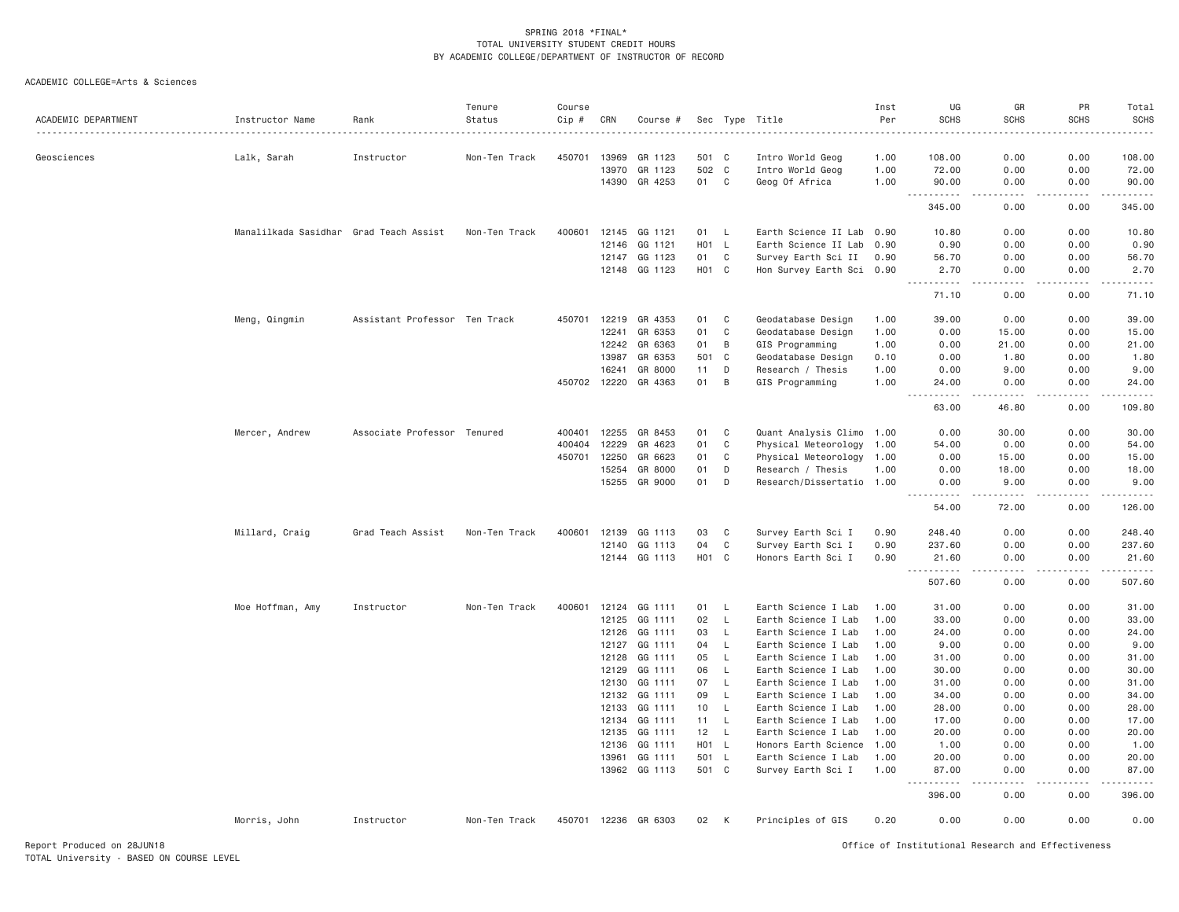SPRING 2018 *FINAL*
TOTAL UNIVERSITY STUDENT CREDIT HOURS
BY ACADEMIC COLLEGE/DEPARTMENT OF INSTRUCTOR OF RECORD

ACADEMIC COLLEGE=Arts & Sciences

| ACADEMIC DEPARTMENT | Instructor Name | Rank | Tenure Status | Course Cip # | CRN | Course # | Sec | Type | Title | Inst Per | UG SCHS | GR SCHS | PR SCHS | Total SCHS |
|---|---|---|---|---|---|---|---|---|---|---|---|---|---|---|
| Geosciences | Lalk, Sarah | Instructor | Non-Ten Track | 450701 | 13969 | GR 1123 | 501 | C | Intro World Geog | 1.00 | 108.00 | 0.00 | 0.00 | 108.00 |
| | | | | | 13970 | GR 1123 | 502 | C | Intro World Geog | 1.00 | 72.00 | 0.00 | 0.00 | 72.00 |
| | | | | | 14390 | GR 4253 | 01 | C | Geog Of Africa | 1.00 | 90.00 | 0.00 | 0.00 | 90.00 |
| | | | | | | | | | | | 345.00 | 0.00 | 0.00 | 345.00 |
| | Manalilkada Sasidhar | Grad Teach Assist | Non-Ten Track | 400601 | 12145 | GG 1121 | 01 | L | Earth Science II Lab | 0.90 | 10.80 | 0.00 | 0.00 | 10.80 |
| | | | | | 12146 | GG 1121 | H01 | L | Earth Science II Lab | 0.90 | 0.90 | 0.00 | 0.00 | 0.90 |
| | | | | | 12147 | GG 1123 | 01 | C | Survey Earth Sci II | 0.90 | 56.70 | 0.00 | 0.00 | 56.70 |
| | | | | | 12148 | GG 1123 | H01 | C | Hon Survey Earth Sci | 0.90 | 2.70 | 0.00 | 0.00 | 2.70 |
| | | | | | | | | | | | 71.10 | 0.00 | 0.00 | 71.10 |
| | Meng, Qingmin | Assistant Professor | Ten Track | 450701 | 12219 | GR 4353 | 01 | C | Geodatabase Design | 1.00 | 39.00 | 0.00 | 0.00 | 39.00 |
| | | | | | 12241 | GR 6353 | 01 | C | Geodatabase Design | 1.00 | 0.00 | 15.00 | 0.00 | 15.00 |
| | | | | | 12242 | GR 6363 | 01 | B | GIS Programming | 1.00 | 0.00 | 21.00 | 0.00 | 21.00 |
| | | | | | 13987 | GR 6353 | 501 | C | Geodatabase Design | 0.10 | 0.00 | 1.80 | 0.00 | 1.80 |
| | | | | | 16241 | GR 8000 | 11 | D | Research / Thesis | 1.00 | 0.00 | 9.00 | 0.00 | 9.00 |
| | | | | 450702 | 12220 | GR 4363 | 01 | B | GIS Programming | 1.00 | 24.00 | 0.00 | 0.00 | 24.00 |
| | | | | | | | | | | | 63.00 | 46.80 | 0.00 | 109.80 |
| | Mercer, Andrew | Associate Professor | Tenured | 400401 | 12255 | GR 8453 | 01 | C | Quant Analysis Climo | 1.00 | 0.00 | 30.00 | 0.00 | 30.00 |
| | | | | 400404 | 12229 | GR 4623 | 01 | C | Physical Meteorology | 1.00 | 54.00 | 0.00 | 0.00 | 54.00 |
| | | | | 450701 | 12250 | GR 6623 | 01 | C | Physical Meteorology | 1.00 | 0.00 | 15.00 | 0.00 | 15.00 |
| | | | | | 15254 | GR 8000 | 01 | D | Research / Thesis | 1.00 | 0.00 | 18.00 | 0.00 | 18.00 |
| | | | | | 15255 | GR 9000 | 01 | D | Research/Dissertatio | 1.00 | 0.00 | 9.00 | 0.00 | 9.00 |
| | | | | | | | | | | | 54.00 | 72.00 | 0.00 | 126.00 |
| | Millard, Craig | Grad Teach Assist | Non-Ten Track | 400601 | 12139 | GG 1113 | 03 | C | Survey Earth Sci I | 0.90 | 248.40 | 0.00 | 0.00 | 248.40 |
| | | | | | 12140 | GG 1113 | 04 | C | Survey Earth Sci I | 0.90 | 237.60 | 0.00 | 0.00 | 237.60 |
| | | | | | 12144 | GG 1113 | H01 | C | Honors Earth Sci I | 0.90 | 21.60 | 0.00 | 0.00 | 21.60 |
| | | | | | | | | | | | 507.60 | 0.00 | 0.00 | 507.60 |
| | Moe Hoffman, Amy | Instructor | Non-Ten Track | 400601 | 12124 | GG 1111 | 01 | L | Earth Science I Lab | 1.00 | 31.00 | 0.00 | 0.00 | 31.00 |
| | | | | | 12125 | GG 1111 | 02 | L | Earth Science I Lab | 1.00 | 33.00 | 0.00 | 0.00 | 33.00 |
| | | | | | 12126 | GG 1111 | 03 | L | Earth Science I Lab | 1.00 | 24.00 | 0.00 | 0.00 | 24.00 |
| | | | | | 12127 | GG 1111 | 04 | L | Earth Science I Lab | 1.00 | 9.00 | 0.00 | 0.00 | 9.00 |
| | | | | | 12128 | GG 1111 | 05 | L | Earth Science I Lab | 1.00 | 31.00 | 0.00 | 0.00 | 31.00 |
| | | | | | 12129 | GG 1111 | 06 | L | Earth Science I Lab | 1.00 | 30.00 | 0.00 | 0.00 | 30.00 |
| | | | | | 12130 | GG 1111 | 07 | L | Earth Science I Lab | 1.00 | 31.00 | 0.00 | 0.00 | 31.00 |
| | | | | | 12132 | GG 1111 | 09 | L | Earth Science I Lab | 1.00 | 34.00 | 0.00 | 0.00 | 34.00 |
| | | | | | 12133 | GG 1111 | 10 | L | Earth Science I Lab | 1.00 | 28.00 | 0.00 | 0.00 | 28.00 |
| | | | | | 12134 | GG 1111 | 11 | L | Earth Science I Lab | 1.00 | 17.00 | 0.00 | 0.00 | 17.00 |
| | | | | | 12135 | GG 1111 | 12 | L | Earth Science I Lab | 1.00 | 20.00 | 0.00 | 0.00 | 20.00 |
| | | | | | 12136 | GG 1111 | H01 | L | Honors Earth Science | 1.00 | 1.00 | 0.00 | 0.00 | 1.00 |
| | | | | | 13961 | GG 1111 | 501 | L | Earth Science I Lab | 1.00 | 20.00 | 0.00 | 0.00 | 20.00 |
| | | | | | 13962 | GG 1113 | 501 | C | Survey Earth Sci I | 1.00 | 87.00 | 0.00 | 0.00 | 87.00 |
| | | | | | | | | | | | 396.00 | 0.00 | 0.00 | 396.00 |
| | Morris, John | Instructor | Non-Ten Track | 450701 | 12236 | GR 6303 | 02 | K | Principles of GIS | 0.20 | 0.00 | 0.00 | 0.00 | 0.00 |

Report Produced on 28JUN18
TOTAL University - BASED ON COURSE LEVEL

Office of Institutional Research and Effectiveness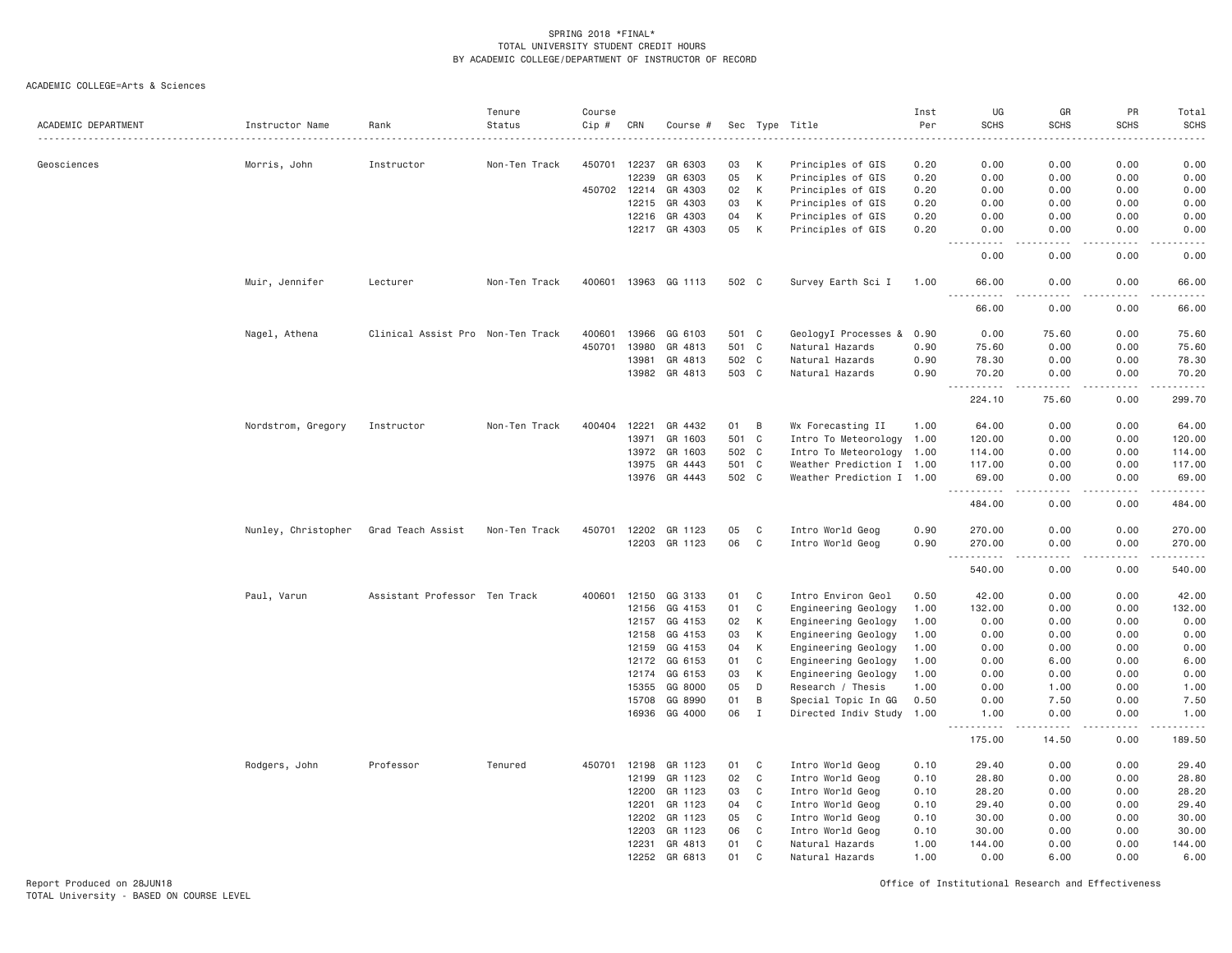SPRING 2018 *FINAL*
TOTAL UNIVERSITY STUDENT CREDIT HOURS
BY ACADEMIC COLLEGE/DEPARTMENT OF INSTRUCTOR OF RECORD

ACADEMIC COLLEGE=Arts & Sciences

| ACADEMIC DEPARTMENT | Instructor Name | Rank | Tenure Status | Course Cip # | CRN | Course # | Sec | Type | Title | Inst Per | UG SCHS | GR SCHS | PR SCHS | Total SCHS |
|---|---|---|---|---|---|---|---|---|---|---|---|---|---|---|
| Geosciences | Morris, John | Instructor | Non-Ten Track | 450701 | 12237 | GR 6303 | 03 | K | Principles of GIS | 0.20 | 0.00 | 0.00 | 0.00 | 0.00 |
| | | | | | 12239 | GR 6303 | 05 | K | Principles of GIS | 0.20 | 0.00 | 0.00 | 0.00 | 0.00 |
| | | | | 450702 | 12214 | GR 4303 | 02 | K | Principles of GIS | 0.20 | 0.00 | 0.00 | 0.00 | 0.00 |
| | | | | | 12215 | GR 4303 | 03 | K | Principles of GIS | 0.20 | 0.00 | 0.00 | 0.00 | 0.00 |
| | | | | | 12216 | GR 4303 | 04 | K | Principles of GIS | 0.20 | 0.00 | 0.00 | 0.00 | 0.00 |
| | | | | | 12217 | GR 4303 | 05 | K | Principles of GIS | 0.20 | 0.00 | 0.00 | 0.00 | 0.00 |
| | | | | | | | | | | | 0.00 | 0.00 | 0.00 | 0.00 |
| | Muir, Jennifer | Lecturer | Non-Ten Track | 400601 | 13963 | GG 1113 | 502 | C | Survey Earth Sci I | 1.00 | 66.00 | 0.00 | 0.00 | 66.00 |
| | | | | | | | | | | | 66.00 | 0.00 | 0.00 | 66.00 |
| | Nagel, Athena | Clinical Assist Pro | Non-Ten Track | 400601 | 13966 | GG 6103 | 501 | C | GeologyI Processes & | 0.90 | 0.00 | 75.60 | 0.00 | 75.60 |
| | | | | 450701 | 13980 | GR 4813 | 501 | C | Natural Hazards | 0.90 | 75.60 | 0.00 | 0.00 | 75.60 |
| | | | | | 13981 | GR 4813 | 502 | C | Natural Hazards | 0.90 | 78.30 | 0.00 | 0.00 | 78.30 |
| | | | | | 13982 | GR 4813 | 503 | C | Natural Hazards | 0.90 | 70.20 | 0.00 | 0.00 | 70.20 |
| | | | | | | | | | | | 224.10 | 75.60 | 0.00 | 299.70 |
| | Nordstrom, Gregory | Instructor | Non-Ten Track | 400404 | 12221 | GR 4432 | 01 | B | Wx Forecasting II | 1.00 | 64.00 | 0.00 | 0.00 | 64.00 |
| | | | | | 13971 | GR 1603 | 501 | C | Intro To Meteorology | 1.00 | 120.00 | 0.00 | 0.00 | 120.00 |
| | | | | | 13972 | GR 1603 | 502 | C | Intro To Meteorology | 1.00 | 114.00 | 0.00 | 0.00 | 114.00 |
| | | | | | 13975 | GR 4443 | 501 | C | Weather Prediction I | 1.00 | 117.00 | 0.00 | 0.00 | 117.00 |
| | | | | | 13976 | GR 4443 | 502 | C | Weather Prediction I | 1.00 | 69.00 | 0.00 | 0.00 | 69.00 |
| | | | | | | | | | | | 484.00 | 0.00 | 0.00 | 484.00 |
| | Nunley, Christopher | Grad Teach Assist | Non-Ten Track | 450701 | 12202 | GR 1123 | 05 | C | Intro World Geog | 0.90 | 270.00 | 0.00 | 0.00 | 270.00 |
| | | | | | 12203 | GR 1123 | 06 | C | Intro World Geog | 0.90 | 270.00 | 0.00 | 0.00 | 270.00 |
| | | | | | | | | | | | 540.00 | 0.00 | 0.00 | 540.00 |
| | Paul, Varun | Assistant Professor | Ten Track | 400601 | 12150 | GG 3133 | 01 | C | Intro Environ Geol | 0.50 | 42.00 | 0.00 | 0.00 | 42.00 |
| | | | | | 12156 | GG 4153 | 01 | C | Engineering Geology | 1.00 | 132.00 | 0.00 | 0.00 | 132.00 |
| | | | | | 12157 | GG 4153 | 02 | K | Engineering Geology | 1.00 | 0.00 | 0.00 | 0.00 | 0.00 |
| | | | | | 12158 | GG 4153 | 03 | K | Engineering Geology | 1.00 | 0.00 | 0.00 | 0.00 | 0.00 |
| | | | | | 12159 | GG 4153 | 04 | K | Engineering Geology | 1.00 | 0.00 | 0.00 | 0.00 | 0.00 |
| | | | | | 12172 | GG 6153 | 01 | C | Engineering Geology | 1.00 | 0.00 | 6.00 | 0.00 | 6.00 |
| | | | | | 12174 | GG 6153 | 03 | K | Engineering Geology | 1.00 | 0.00 | 0.00 | 0.00 | 0.00 |
| | | | | | 15355 | GG 8000 | 05 | D | Research / Thesis | 1.00 | 0.00 | 1.00 | 0.00 | 1.00 |
| | | | | | 15708 | GG 8990 | 01 | B | Special Topic In GG | 0.50 | 0.00 | 7.50 | 0.00 | 7.50 |
| | | | | | 16936 | GG 4000 | 06 | I | Directed Indiv Study | 1.00 | 1.00 | 0.00 | 0.00 | 1.00 |
| | | | | | | | | | | | 175.00 | 14.50 | 0.00 | 189.50 |
| | Rodgers, John | Professor | Tenured | 450701 | 12198 | GR 1123 | 01 | C | Intro World Geog | 0.10 | 29.40 | 0.00 | 0.00 | 29.40 |
| | | | | | 12199 | GR 1123 | 02 | C | Intro World Geog | 0.10 | 28.80 | 0.00 | 0.00 | 28.80 |
| | | | | | 12200 | GR 1123 | 03 | C | Intro World Geog | 0.10 | 28.20 | 0.00 | 0.00 | 28.20 |
| | | | | | 12201 | GR 1123 | 04 | C | Intro World Geog | 0.10 | 29.40 | 0.00 | 0.00 | 29.40 |
| | | | | | 12202 | GR 1123 | 05 | C | Intro World Geog | 0.10 | 30.00 | 0.00 | 0.00 | 30.00 |
| | | | | | 12203 | GR 1123 | 06 | C | Intro World Geog | 0.10 | 30.00 | 0.00 | 0.00 | 30.00 |
| | | | | | 12231 | GR 4813 | 01 | C | Natural Hazards | 1.00 | 144.00 | 0.00 | 0.00 | 144.00 |
| | | | | | 12252 | GR 6813 | 01 | C | Natural Hazards | 1.00 | 0.00 | 6.00 | 0.00 | 6.00 |

Report Produced on 28JUN18
TOTAL University - BASED ON COURSE LEVEL

Office of Institutional Research and Effectiveness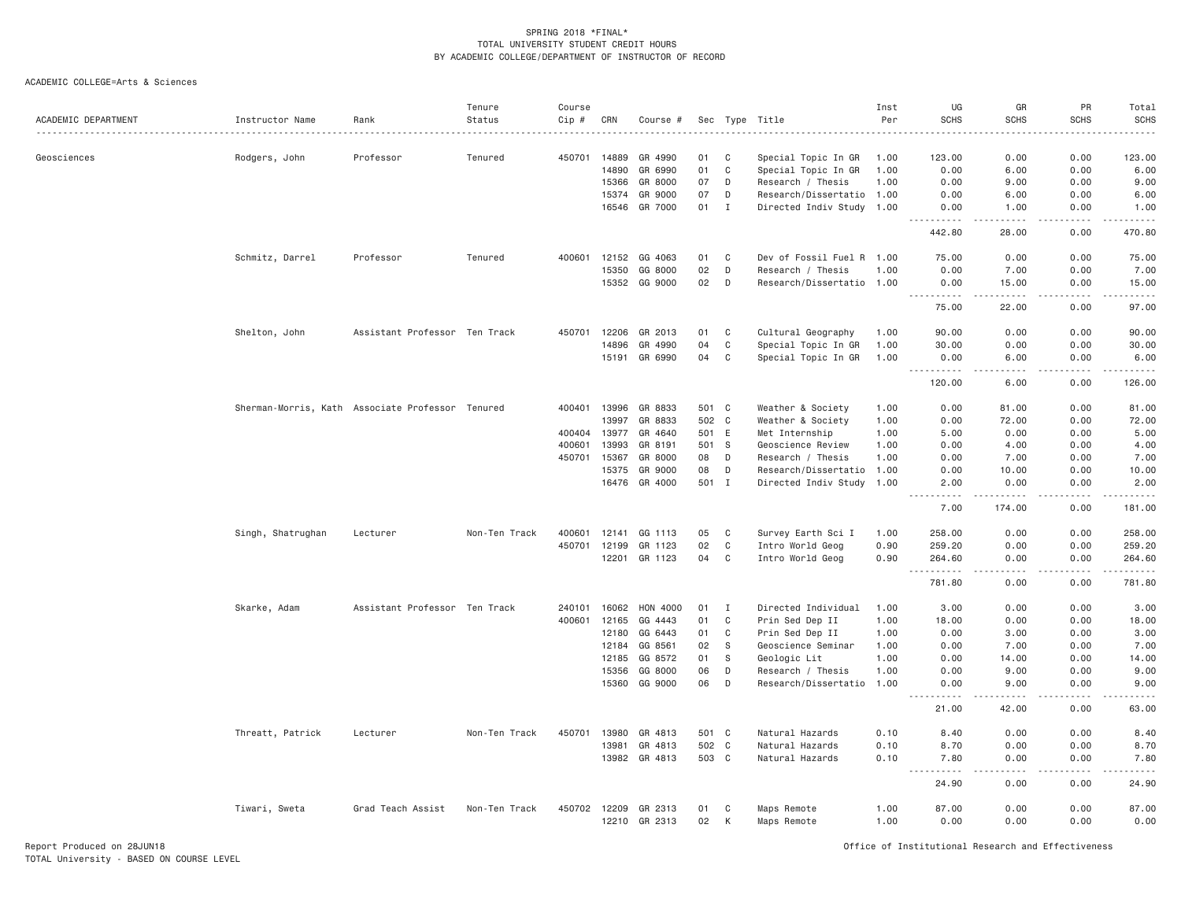SPRING 2018 *FINAL*
TOTAL UNIVERSITY STUDENT CREDIT HOURS
BY ACADEMIC COLLEGE/DEPARTMENT OF INSTRUCTOR OF RECORD

ACADEMIC COLLEGE=Arts & Sciences

| ACADEMIC DEPARTMENT | Instructor Name | Rank | Tenure Status | Course Cip # | CRN | Course # | Sec | Type | Title | Inst Per | UG SCHS | GR SCHS | PR SCHS | Total SCHS |
|---|---|---|---|---|---|---|---|---|---|---|---|---|---|---|
| Geosciences | Rodgers, John | Professor | Tenured | 450701 | 14889 | GR 4990 | 01 | C | Special Topic In GR | 1.00 | 123.00 | 0.00 | 0.00 | 123.00 |
| | | | | | 14890 | GR 6990 | 01 | C | Special Topic In GR | 1.00 | 0.00 | 6.00 | 0.00 | 6.00 |
| | | | | | 15366 | GR 8000 | 07 | D | Research / Thesis | 1.00 | 0.00 | 9.00 | 0.00 | 9.00 |
| | | | | | 15374 | GR 9000 | 07 | D | Research/Dissertatio | 1.00 | 0.00 | 6.00 | 0.00 | 6.00 |
| | | | | | 16546 | GR 7000 | 01 | I | Directed Indiv Study | 1.00 | 0.00 | 1.00 | 0.00 | 1.00 |
| | | | | | | | | | | | 442.80 | 28.00 | 0.00 | 470.80 |
| | Schmitz, Darrel | Professor | Tenured | 400601 | 12152 | GG 4063 | 01 | C | Dev of Fossil Fuel R | 1.00 | 75.00 | 0.00 | 0.00 | 75.00 |
| | | | | | 15350 | GG 8000 | 02 | D | Research / Thesis | 1.00 | 0.00 | 7.00 | 0.00 | 7.00 |
| | | | | | 15352 | GG 9000 | 02 | D | Research/Dissertatio | 1.00 | 0.00 | 15.00 | 0.00 | 15.00 |
| | | | | | | | | | | | 75.00 | 22.00 | 0.00 | 97.00 |
| | Shelton, John | Assistant Professor | Ten Track | 450701 | 12206 | GR 2013 | 01 | C | Cultural Geography | 1.00 | 90.00 | 0.00 | 0.00 | 90.00 |
| | | | | | 14896 | GR 4990 | 04 | C | Special Topic In GR | 1.00 | 30.00 | 0.00 | 0.00 | 30.00 |
| | | | | | 15191 | GR 6990 | 04 | C | Special Topic In GR | 1.00 | 0.00 | 6.00 | 0.00 | 6.00 |
| | | | | | | | | | | | 120.00 | 6.00 | 0.00 | 126.00 |
| | Sherman-Morris, Kath | Associate Professor | Tenured | 400401 | 13996 | GR 8833 | 501 | C | Weather & Society | 1.00 | 0.00 | 81.00 | 0.00 | 81.00 |
| | | | | | 13997 | GR 8833 | 502 | C | Weather & Society | 1.00 | 0.00 | 72.00 | 0.00 | 72.00 |
| | | | | 400404 | 13977 | GR 4640 | 501 | E | Met Internship | 1.00 | 5.00 | 0.00 | 0.00 | 5.00 |
| | | | | 400601 | 13993 | GR 8191 | 501 | S | Geoscience Review | 1.00 | 0.00 | 4.00 | 0.00 | 4.00 |
| | | | | 450701 | 15367 | GR 8000 | 08 | D | Research / Thesis | 1.00 | 0.00 | 7.00 | 0.00 | 7.00 |
| | | | | | 15375 | GR 9000 | 08 | D | Research/Dissertatio | 1.00 | 0.00 | 10.00 | 0.00 | 10.00 |
| | | | | | 16476 | GR 4000 | 501 | I | Directed Indiv Study | 1.00 | 2.00 | 0.00 | 0.00 | 2.00 |
| | | | | | | | | | | | 7.00 | 174.00 | 0.00 | 181.00 |
| | Singh, Shatrughan | Lecturer | Non-Ten Track | 400601 | 12141 | GG 1113 | 05 | C | Survey Earth Sci I | 1.00 | 258.00 | 0.00 | 0.00 | 258.00 |
| | | | | 450701 | 12199 | GR 1123 | 02 | C | Intro World Geog | 0.90 | 259.20 | 0.00 | 0.00 | 259.20 |
| | | | | | 12201 | GR 1123 | 04 | C | Intro World Geog | 0.90 | 264.60 | 0.00 | 0.00 | 264.60 |
| | | | | | | | | | | | 781.80 | 0.00 | 0.00 | 781.80 |
| | Skarke, Adam | Assistant Professor | Ten Track | 240101 | 16062 | HON 4000 | 01 | I | Directed Individual | 1.00 | 3.00 | 0.00 | 0.00 | 3.00 |
| | | | | 400601 | 12165 | GG 4443 | 01 | C | Prin Sed Dep II | 1.00 | 18.00 | 0.00 | 0.00 | 18.00 |
| | | | | | 12180 | GG 6443 | 01 | C | Prin Sed Dep II | 1.00 | 0.00 | 3.00 | 0.00 | 3.00 |
| | | | | | 12184 | GG 8561 | 02 | S | Geoscience Seminar | 1.00 | 0.00 | 7.00 | 0.00 | 7.00 |
| | | | | | 12185 | GG 8572 | 01 | S | Geologic Lit | 1.00 | 0.00 | 14.00 | 0.00 | 14.00 |
| | | | | | 15356 | GG 8000 | 06 | D | Research / Thesis | 1.00 | 0.00 | 9.00 | 0.00 | 9.00 |
| | | | | | 15360 | GG 9000 | 06 | D | Research/Dissertatio | 1.00 | 0.00 | 9.00 | 0.00 | 9.00 |
| | | | | | | | | | | | 21.00 | 42.00 | 0.00 | 63.00 |
| | Threatt, Patrick | Lecturer | Non-Ten Track | 450701 | 13980 | GR 4813 | 501 | C | Natural Hazards | 0.10 | 8.40 | 0.00 | 0.00 | 8.40 |
| | | | | | 13981 | GR 4813 | 502 | C | Natural Hazards | 0.10 | 8.70 | 0.00 | 0.00 | 8.70 |
| | | | | | 13982 | GR 4813 | 503 | C | Natural Hazards | 0.10 | 7.80 | 0.00 | 0.00 | 7.80 |
| | | | | | | | | | | | 24.90 | 0.00 | 0.00 | 24.90 |
| | Tiwari, Sweta | Grad Teach Assist | Non-Ten Track | 450702 | 12209 | GR 2313 | 01 | C | Maps Remote | 1.00 | 87.00 | 0.00 | 0.00 | 87.00 |
| | | | | | 12210 | GR 2313 | 02 | K | Maps Remote | 1.00 | 0.00 | 0.00 | 0.00 | 0.00 |

Report Produced on 28JUN18
TOTAL University - BASED ON COURSE LEVEL

Office of Institutional Research and Effectiveness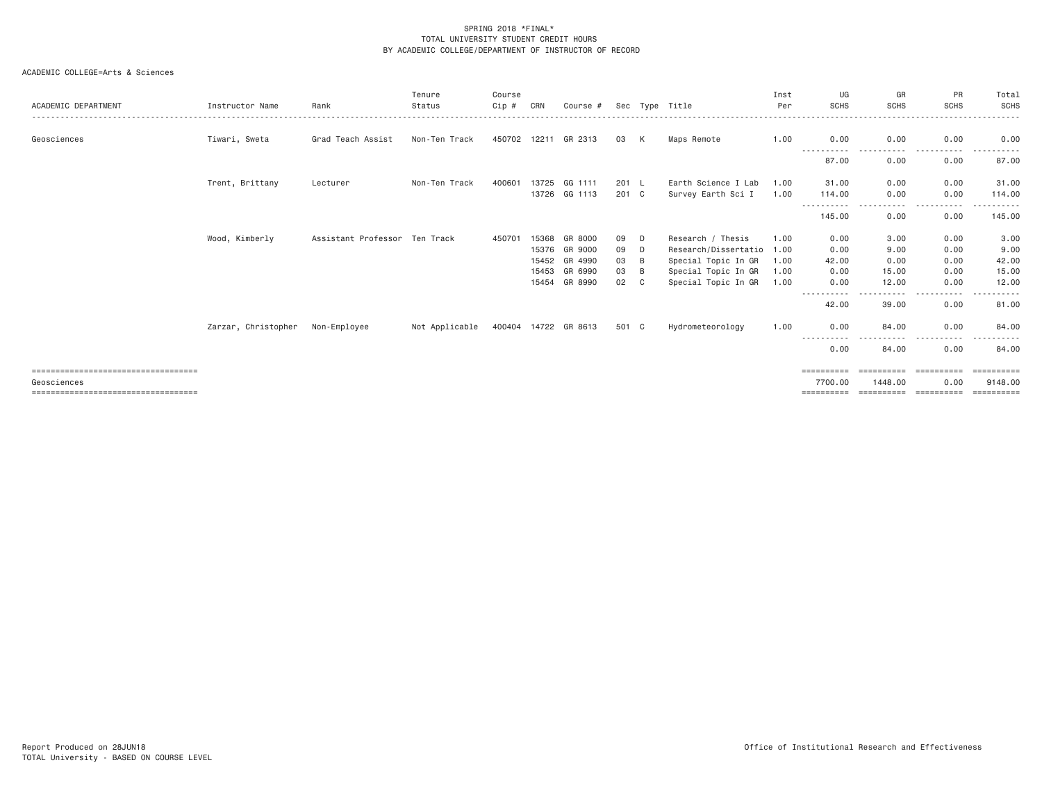SPRING 2018 *FINAL*
TOTAL UNIVERSITY STUDENT CREDIT HOURS
BY ACADEMIC COLLEGE/DEPARTMENT OF INSTRUCTOR OF RECORD

ACADEMIC COLLEGE=Arts & Sciences

| ACADEMIC DEPARTMENT | Instructor Name | Rank | Tenure Status | Course Cip # | CRN | Course # | Sec | Type | Title | Inst Per | UG SCHS | GR SCHS | PR SCHS | Total SCHS |
|---|---|---|---|---|---|---|---|---|---|---|---|---|---|---|
| Geosciences | Tiwari, Sweta | Grad Teach Assist | Non-Ten Track | 450702 | 12211 | GR 2313 | 03 | K | Maps Remote | 1.00 | 0.00 | 0.00 | 0.00 | 0.00 |
| | | | | | | | | | | | 87.00 | 0.00 | 0.00 | 87.00 |
| | Trent, Brittany | Lecturer | Non-Ten Track | 400601 | 13725 | GG 1111 | 201 | L | Earth Science I Lab | 1.00 | 31.00 | 0.00 | 0.00 | 31.00 |
| | | | | | 13726 | GG 1113 | 201 | C | Survey Earth Sci I | 1.00 | 114.00 | 0.00 | 0.00 | 114.00 |
| | | | | | | | | | | | 145.00 | 0.00 | 0.00 | 145.00 |
| | Wood, Kimberly | Assistant Professor | Ten Track | 450701 | 15368 | GR 8000 | 09 | D | Research / Thesis | 1.00 | 0.00 | 3.00 | 0.00 | 3.00 |
| | | | | | 15376 | GR 9000 | 09 | D | Research/Dissertatio | 1.00 | 0.00 | 9.00 | 0.00 | 9.00 |
| | | | | | 15452 | GR 4990 | 03 | B | Special Topic In GR | 1.00 | 42.00 | 0.00 | 0.00 | 42.00 |
| | | | | | 15453 | GR 6990 | 03 | B | Special Topic In GR | 1.00 | 0.00 | 15.00 | 0.00 | 15.00 |
| | | | | | 15454 | GR 8990 | 02 | C | Special Topic In GR | 1.00 | 0.00 | 12.00 | 0.00 | 12.00 |
| | | | | | | | | | | | 42.00 | 39.00 | 0.00 | 81.00 |
| | Zarzar, Christopher | Non-Employee | Not Applicable | 400404 | 14722 | GR 8613 | 501 | C | Hydrometeorology | 1.00 | 0.00 | 84.00 | 0.00 | 84.00 |
| | | | | | | | | | | | 0.00 | 84.00 | 0.00 | 84.00 |
| Geosciences | | | | | | | | | | | 7700.00 | 1448.00 | 0.00 | 9148.00 |

Report Produced on 28JUN18
TOTAL University - BASED ON COURSE LEVEL

Office of Institutional Research and Effectiveness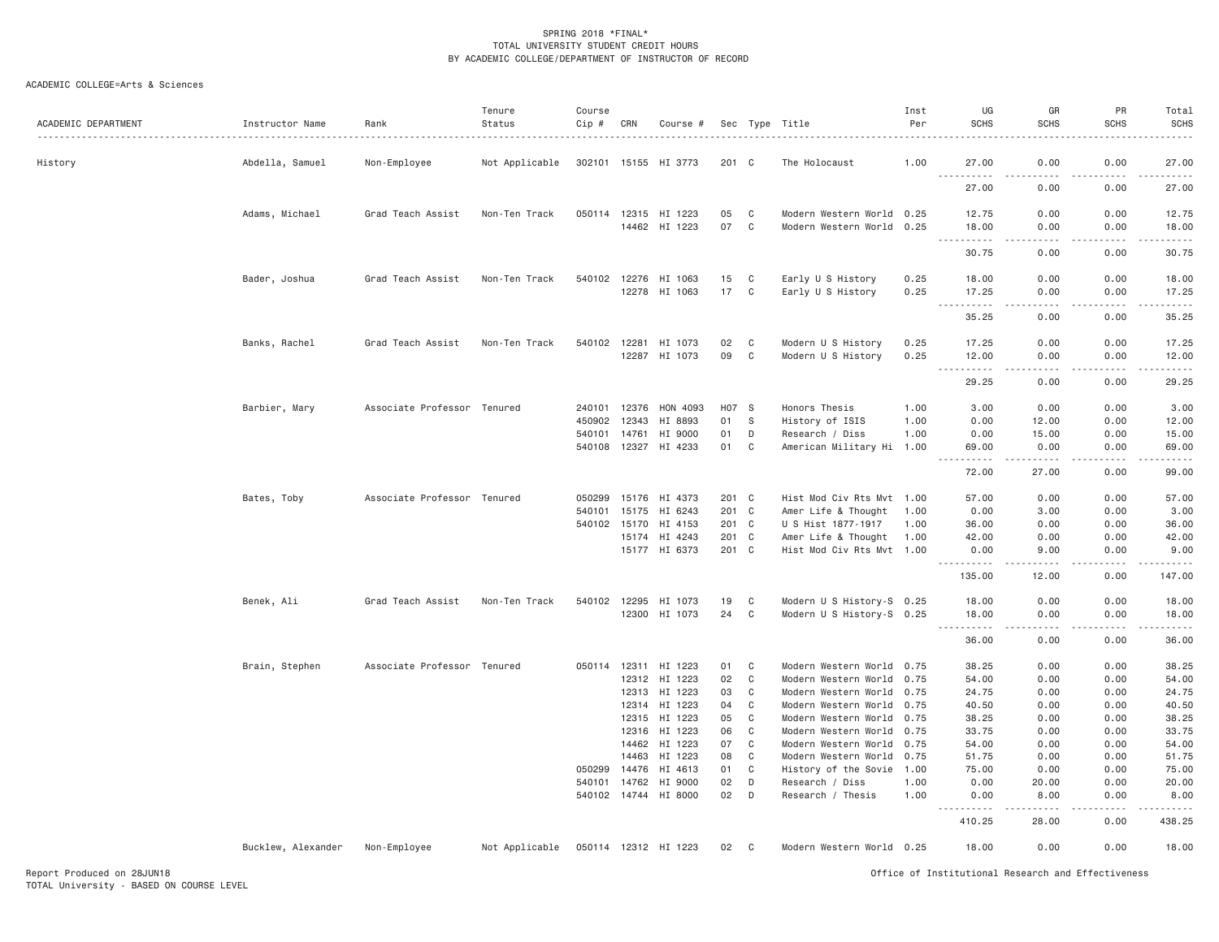SPRING 2018 *FINAL*
TOTAL UNIVERSITY STUDENT CREDIT HOURS
BY ACADEMIC COLLEGE/DEPARTMENT OF INSTRUCTOR OF RECORD

ACADEMIC COLLEGE=Arts & Sciences

| ACADEMIC DEPARTMENT | Instructor Name | Rank | Tenure Status | Course Cip # | CRN | Course # | Sec | Type | Title | Inst Per | UG SCHS | GR SCHS | PR SCHS | Total SCHS |
|---|---|---|---|---|---|---|---|---|---|---|---|---|---|---|
| History | Abdella, Samuel | Non-Employee | Not Applicable | 302101 | 15155 | HI 3773 | 201 | C | The Holocaust | 1.00 | 27.00 | 0.00 | 0.00 | 27.00 |
| | | | | | | | | | | | 27.00 | 0.00 | 0.00 | 27.00 |
| | Adams, Michael | Grad Teach Assist | Non-Ten Track | 050114 | 12315 | HI 1223 | 05 | C | Modern Western World | 0.25 | 12.75 | 0.00 | 0.00 | 12.75 |
| | | | | | 14462 | HI 1223 | 07 | C | Modern Western World | 0.25 | 18.00 | 0.00 | 0.00 | 18.00 |
| | | | | | | | | | | | 30.75 | 0.00 | 0.00 | 30.75 |
| | Bader, Joshua | Grad Teach Assist | Non-Ten Track | 540102 | 12276 | HI 1063 | 15 | C | Early U S History | 0.25 | 18.00 | 0.00 | 0.00 | 18.00 |
| | | | | | 12278 | HI 1063 | 17 | C | Early U S History | 0.25 | 17.25 | 0.00 | 0.00 | 17.25 |
| | | | | | | | | | | | 35.25 | 0.00 | 0.00 | 35.25 |
| | Banks, Rachel | Grad Teach Assist | Non-Ten Track | 540102 | 12281 | HI 1073 | 02 | C | Modern U S History | 0.25 | 17.25 | 0.00 | 0.00 | 17.25 |
| | | | | | 12287 | HI 1073 | 09 | C | Modern U S History | 0.25 | 12.00 | 0.00 | 0.00 | 12.00 |
| | | | | | | | | | | | 29.25 | 0.00 | 0.00 | 29.25 |
| | Barbier, Mary | Associate Professor | Tenured | 240101 | 12376 | HON 4093 | H07 | S | Honors Thesis | 1.00 | 3.00 | 0.00 | 0.00 | 3.00 |
| | | | | 450902 | 12343 | HI 8893 | 01 | S | History of ISIS | 1.00 | 0.00 | 12.00 | 0.00 | 12.00 |
| | | | | 540101 | 14761 | HI 9000 | 01 | D | Research / Diss | 1.00 | 0.00 | 15.00 | 0.00 | 15.00 |
| | | | | 540108 | 12327 | HI 4233 | 01 | C | American Military Hi | 1.00 | 69.00 | 0.00 | 0.00 | 69.00 |
| | | | | | | | | | | | 72.00 | 27.00 | 0.00 | 99.00 |
| | Bates, Toby | Associate Professor | Tenured | 050299 | 15176 | HI 4373 | 201 | C | Hist Mod Civ Rts Mvt | 1.00 | 57.00 | 0.00 | 0.00 | 57.00 |
| | | | | 540101 | 15175 | HI 6243 | 201 | C | Amer Life & Thought | 1.00 | 0.00 | 3.00 | 0.00 | 3.00 |
| | | | | 540102 | 15170 | HI 4153 | 201 | C | U S Hist 1877-1917 | 1.00 | 36.00 | 0.00 | 0.00 | 36.00 |
| | | | | | 15174 | HI 4243 | 201 | C | Amer Life & Thought | 1.00 | 42.00 | 0.00 | 0.00 | 42.00 |
| | | | | | 15177 | HI 6373 | 201 | C | Hist Mod Civ Rts Mvt | 1.00 | 0.00 | 9.00 | 0.00 | 9.00 |
| | | | | | | | | | | | 135.00 | 12.00 | 0.00 | 147.00 |
| | Benek, Ali | Grad Teach Assist | Non-Ten Track | 540102 | 12295 | HI 1073 | 19 | C | Modern U S History-S | 0.25 | 18.00 | 0.00 | 0.00 | 18.00 |
| | | | | | 12300 | HI 1073 | 24 | C | Modern U S History-S | 0.25 | 18.00 | 0.00 | 0.00 | 18.00 |
| | | | | | | | | | | | 36.00 | 0.00 | 0.00 | 36.00 |
| | Brain, Stephen | Associate Professor | Tenured | 050114 | 12311 | HI 1223 | 01 | C | Modern Western World | 0.75 | 38.25 | 0.00 | 0.00 | 38.25 |
| | | | | | 12312 | HI 1223 | 02 | C | Modern Western World | 0.75 | 54.00 | 0.00 | 0.00 | 54.00 |
| | | | | | 12313 | HI 1223 | 03 | C | Modern Western World | 0.75 | 24.75 | 0.00 | 0.00 | 24.75 |
| | | | | | 12314 | HI 1223 | 04 | C | Modern Western World | 0.75 | 40.50 | 0.00 | 0.00 | 40.50 |
| | | | | | 12315 | HI 1223 | 05 | C | Modern Western World | 0.75 | 38.25 | 0.00 | 0.00 | 38.25 |
| | | | | | 12316 | HI 1223 | 06 | C | Modern Western World | 0.75 | 33.75 | 0.00 | 0.00 | 33.75 |
| | | | | | 14462 | HI 1223 | 07 | C | Modern Western World | 0.75 | 54.00 | 0.00 | 0.00 | 54.00 |
| | | | | | 14463 | HI 1223 | 08 | C | Modern Western World | 0.75 | 51.75 | 0.00 | 0.00 | 51.75 |
| | | | | 050299 | 14476 | HI 4613 | 01 | C | History of the Sovie | 1.00 | 75.00 | 0.00 | 0.00 | 75.00 |
| | | | | 540101 | 14762 | HI 9000 | 02 | D | Research / Diss | 1.00 | 0.00 | 20.00 | 0.00 | 20.00 |
| | | | | 540102 | 14744 | HI 8000 | 02 | D | Research / Thesis | 1.00 | 0.00 | 8.00 | 0.00 | 8.00 |
| | | | | | | | | | | | 410.25 | 28.00 | 0.00 | 438.25 |
| | Bucklew, Alexander | Non-Employee | Not Applicable | 050114 | 12312 | HI 1223 | 02 | C | Modern Western World | 0.25 | 18.00 | 0.00 | 0.00 | 18.00 |

Report Produced on 28JUN18
TOTAL University - BASED ON COURSE LEVEL

Office of Institutional Research and Effectiveness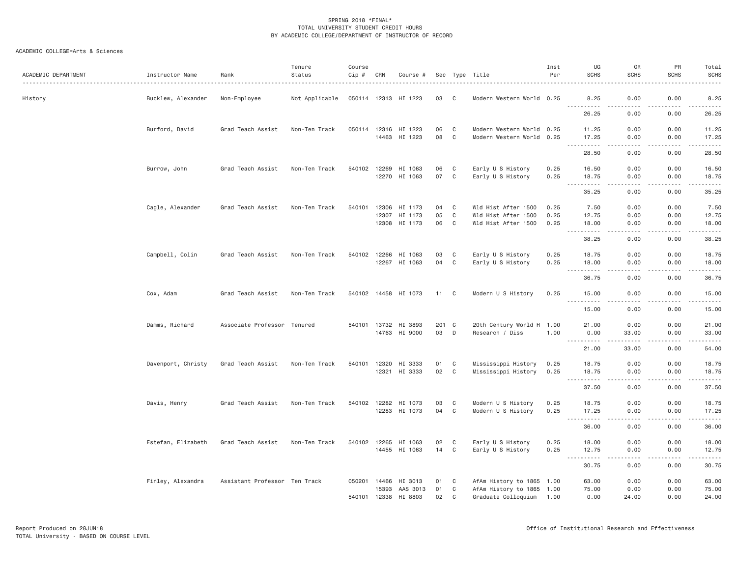SPRING 2018 *FINAL*
TOTAL UNIVERSITY STUDENT CREDIT HOURS
BY ACADEMIC COLLEGE/DEPARTMENT OF INSTRUCTOR OF RECORD

ACADEMIC COLLEGE=Arts & Sciences

| ACADEMIC DEPARTMENT | Instructor Name | Rank | Tenure Status | Course Cip # | CRN | Course # | Sec | Type | Title | Inst Per | UG SCHS | GR SCHS | PR SCHS | Total SCHS |
|---|---|---|---|---|---|---|---|---|---|---|---|---|---|---|
| History | Bucklew, Alexander | Non-Employee | Not Applicable | 050114 | 12313 | HI 1223 | 03 | C | Modern Western World | 0.25 | 8.25 | 0.00 | 0.00 | 8.25 |
| | | | | | | | | | | | 26.25 | 0.00 | 0.00 | 26.25 |
| | Burford, David | Grad Teach Assist | Non-Ten Track | 050114 | 12316 | HI 1223 | 06 | C | Modern Western World | 0.25 | 11.25 | 0.00 | 0.00 | 11.25 |
| | | | | | 14463 | HI 1223 | 08 | C | Modern Western World | 0.25 | 17.25 | 0.00 | 0.00 | 17.25 |
| | | | | | | | | | | | 28.50 | 0.00 | 0.00 | 28.50 |
| | Burrow, John | Grad Teach Assist | Non-Ten Track | 540102 | 12269 | HI 1063 | 06 | C | Early U S History | 0.25 | 16.50 | 0.00 | 0.00 | 16.50 |
| | | | | | 12270 | HI 1063 | 07 | C | Early U S History | 0.25 | 18.75 | 0.00 | 0.00 | 18.75 |
| | | | | | | | | | | | 35.25 | 0.00 | 0.00 | 35.25 |
| | Cagle, Alexander | Grad Teach Assist | Non-Ten Track | 540101 | 12306 | HI 1173 | 04 | C | Wld Hist After 1500 | 0.25 | 7.50 | 0.00 | 0.00 | 7.50 |
| | | | | | 12307 | HI 1173 | 05 | C | Wld Hist After 1500 | 0.25 | 12.75 | 0.00 | 0.00 | 12.75 |
| | | | | | 12308 | HI 1173 | 06 | C | Wld Hist After 1500 | 0.25 | 18.00 | 0.00 | 0.00 | 18.00 |
| | | | | | | | | | | | 38.25 | 0.00 | 0.00 | 38.25 |
| | Campbell, Colin | Grad Teach Assist | Non-Ten Track | 540102 | 12266 | HI 1063 | 03 | C | Early U S History | 0.25 | 18.75 | 0.00 | 0.00 | 18.75 |
| | | | | | 12267 | HI 1063 | 04 | C | Early U S History | 0.25 | 18.00 | 0.00 | 0.00 | 18.00 |
| | | | | | | | | | | | 36.75 | 0.00 | 0.00 | 36.75 |
| | Cox, Adam | Grad Teach Assist | Non-Ten Track | 540102 | 14458 | HI 1073 | 11 | C | Modern U S History | 0.25 | 15.00 | 0.00 | 0.00 | 15.00 |
| | | | | | | | | | | | 15.00 | 0.00 | 0.00 | 15.00 |
| | Damms, Richard | Associate Professor | Tenured | 540101 | 13732 | HI 3893 | 201 | C | 20th Century World H | 1.00 | 21.00 | 0.00 | 0.00 | 21.00 |
| | | | | | 14763 | HI 9000 | 03 | D | Research / Diss | 1.00 | 0.00 | 33.00 | 0.00 | 33.00 |
| | | | | | | | | | | | 21.00 | 33.00 | 0.00 | 54.00 |
| | Davenport, Christy | Grad Teach Assist | Non-Ten Track | 540101 | 12320 | HI 3333 | 01 | C | Mississippi History | 0.25 | 18.75 | 0.00 | 0.00 | 18.75 |
| | | | | | 12321 | HI 3333 | 02 | C | Mississippi History | 0.25 | 18.75 | 0.00 | 0.00 | 18.75 |
| | | | | | | | | | | | 37.50 | 0.00 | 0.00 | 37.50 |
| | Davis, Henry | Grad Teach Assist | Non-Ten Track | 540102 | 12282 | HI 1073 | 03 | C | Modern U S History | 0.25 | 18.75 | 0.00 | 0.00 | 18.75 |
| | | | | | 12283 | HI 1073 | 04 | C | Modern U S History | 0.25 | 17.25 | 0.00 | 0.00 | 17.25 |
| | | | | | | | | | | | 36.00 | 0.00 | 0.00 | 36.00 |
| | Estefan, Elizabeth | Grad Teach Assist | Non-Ten Track | 540102 | 12265 | HI 1063 | 02 | C | Early U S History | 0.25 | 18.00 | 0.00 | 0.00 | 18.00 |
| | | | | | 14455 | HI 1063 | 14 | C | Early U S History | 0.25 | 12.75 | 0.00 | 0.00 | 12.75 |
| | | | | | | | | | | | 30.75 | 0.00 | 0.00 | 30.75 |
| | Finley, Alexandra | Assistant Professor | Ten Track | 050201 | 14466 | HI 3013 | 01 | C | AfAm History to 1865 | 1.00 | 63.00 | 0.00 | 0.00 | 63.00 |
| | | | | | 15393 | AAS 3013 | 01 | C | AfAm History to 1865 | 1.00 | 75.00 | 0.00 | 0.00 | 75.00 |
| | | | | 540101 | 12338 | HI 8803 | 02 | C | Graduate Colloquium | 1.00 | 0.00 | 24.00 | 0.00 | 24.00 |

Report Produced on 28JUN18
TOTAL University - BASED ON COURSE LEVEL

Office of Institutional Research and Effectiveness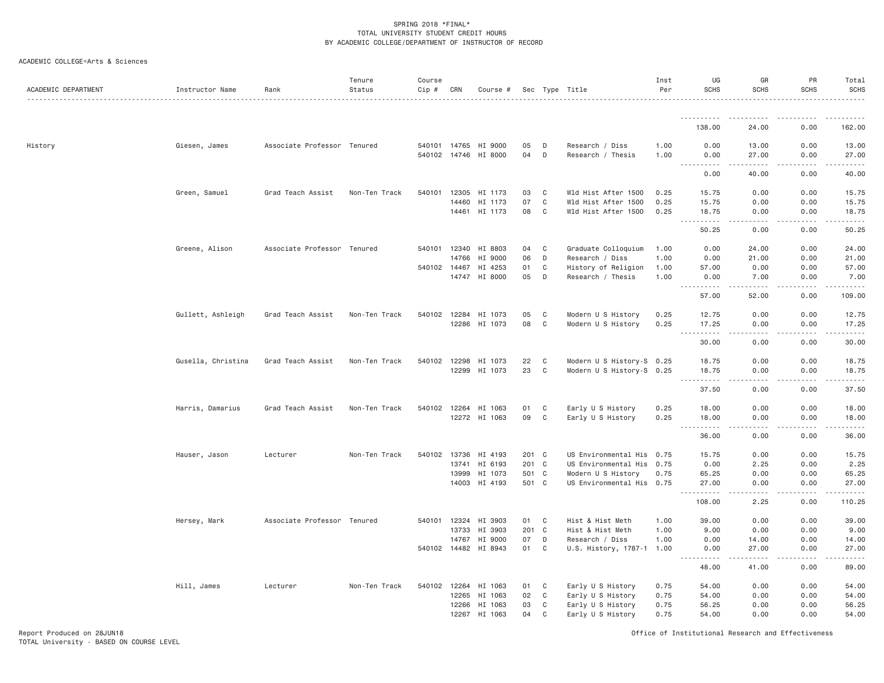SPRING 2018 *FINAL*
TOTAL UNIVERSITY STUDENT CREDIT HOURS
BY ACADEMIC COLLEGE/DEPARTMENT OF INSTRUCTOR OF RECORD

ACADEMIC COLLEGE=Arts & Sciences

| ACADEMIC DEPARTMENT | Instructor Name | Rank | Tenure Status | Course Cip # | CRN | Course # | Sec | Type | Title | Inst Per | UG SCHS | GR SCHS | PR SCHS | Total SCHS |
|---|---|---|---|---|---|---|---|---|---|---|---|---|---|---|
| | | | | | | | | | | | 138.00 | 24.00 | 0.00 | 162.00 |
| History | Giesen, James | Associate Professor | Tenured | 540101 | 14765 | HI 9000 | 05 | D | Research / Diss | 1.00 | 0.00 | 13.00 | 0.00 | 13.00 |
| | | | | 540102 | 14746 | HI 8000 | 04 | D | Research / Thesis | 1.00 | 0.00 | 27.00 | 0.00 | 27.00 |
| | | | | | | | | | | | 0.00 | 40.00 | 0.00 | 40.00 |
| | Green, Samuel | Grad Teach Assist | Non-Ten Track | 540101 | 12305 | HI 1173 | 03 | C | Wld Hist After 1500 | 0.25 | 15.75 | 0.00 | 0.00 | 15.75 |
| | | | | | 14460 | HI 1173 | 07 | C | Wld Hist After 1500 | 0.25 | 15.75 | 0.00 | 0.00 | 15.75 |
| | | | | | 14461 | HI 1173 | 08 | C | Wld Hist After 1500 | 0.25 | 18.75 | 0.00 | 0.00 | 18.75 |
| | | | | | | | | | | | 50.25 | 0.00 | 0.00 | 50.25 |
| | Greene, Alison | Associate Professor | Tenured | 540101 | 12340 | HI 8803 | 04 | C | Graduate Colloquium | 1.00 | 0.00 | 24.00 | 0.00 | 24.00 |
| | | | | | 14766 | HI 9000 | 06 | D | Research / Diss | 1.00 | 0.00 | 21.00 | 0.00 | 21.00 |
| | | | | 540102 | 14467 | HI 4253 | 01 | C | History of Religion | 1.00 | 57.00 | 0.00 | 0.00 | 57.00 |
| | | | | | 14747 | HI 8000 | 05 | D | Research / Thesis | 1.00 | 0.00 | 7.00 | 0.00 | 7.00 |
| | | | | | | | | | | | 57.00 | 52.00 | 0.00 | 109.00 |
| | Gullett, Ashleigh | Grad Teach Assist | Non-Ten Track | 540102 | 12284 | HI 1073 | 05 | C | Modern U S History | 0.25 | 12.75 | 0.00 | 0.00 | 12.75 |
| | | | | | 12286 | HI 1073 | 08 | C | Modern U S History | 0.25 | 17.25 | 0.00 | 0.00 | 17.25 |
| | | | | | | | | | | | 30.00 | 0.00 | 0.00 | 30.00 |
| | Gusella, Christina | Grad Teach Assist | Non-Ten Track | 540102 | 12298 | HI 1073 | 22 | C | Modern U S History-S | 0.25 | 18.75 | 0.00 | 0.00 | 18.75 |
| | | | | | 12299 | HI 1073 | 23 | C | Modern U S History-S | 0.25 | 18.75 | 0.00 | 0.00 | 18.75 |
| | | | | | | | | | | | 37.50 | 0.00 | 0.00 | 37.50 |
| | Harris, Damarius | Grad Teach Assist | Non-Ten Track | 540102 | 12264 | HI 1063 | 01 | C | Early U S History | 0.25 | 18.00 | 0.00 | 0.00 | 18.00 |
| | | | | | 12272 | HI 1063 | 09 | C | Early U S History | 0.25 | 18.00 | 0.00 | 0.00 | 18.00 |
| | | | | | | | | | | | 36.00 | 0.00 | 0.00 | 36.00 |
| | Hauser, Jason | Lecturer | Non-Ten Track | 540102 | 13736 | HI 4193 | 201 | C | US Environmental His | 0.75 | 15.75 | 0.00 | 0.00 | 15.75 |
| | | | | | 13741 | HI 6193 | 201 | C | US Environmental His | 0.75 | 0.00 | 2.25 | 0.00 | 2.25 |
| | | | | | 13999 | HI 1073 | 501 | C | Modern U S History | 0.75 | 65.25 | 0.00 | 0.00 | 65.25 |
| | | | | | 14003 | HI 4193 | 501 | C | US Environmental His | 0.75 | 27.00 | 0.00 | 0.00 | 27.00 |
| | | | | | | | | | | | 108.00 | 2.25 | 0.00 | 110.25 |
| | Hersey, Mark | Associate Professor | Tenured | 540101 | 12324 | HI 3903 | 01 | C | Hist & Hist Meth | 1.00 | 39.00 | 0.00 | 0.00 | 39.00 |
| | | | | | 13733 | HI 3903 | 201 | C | Hist & Hist Meth | 1.00 | 9.00 | 0.00 | 0.00 | 9.00 |
| | | | | | 14767 | HI 9000 | 07 | D | Research / Diss | 1.00 | 0.00 | 14.00 | 0.00 | 14.00 |
| | | | | 540102 | 14482 | HI 8943 | 01 | C | U.S. History, 1787-1 | 1.00 | 0.00 | 27.00 | 0.00 | 27.00 |
| | | | | | | | | | | | 48.00 | 41.00 | 0.00 | 89.00 |
| | Hill, James | Lecturer | Non-Ten Track | 540102 | 12264 | HI 1063 | 01 | C | Early U S History | 0.75 | 54.00 | 0.00 | 0.00 | 54.00 |
| | | | | | 12265 | HI 1063 | 02 | C | Early U S History | 0.75 | 54.00 | 0.00 | 0.00 | 54.00 |
| | | | | | 12266 | HI 1063 | 03 | C | Early U S History | 0.75 | 56.25 | 0.00 | 0.00 | 56.25 |
| | | | | | 12267 | HI 1063 | 04 | C | Early U S History | 0.75 | 54.00 | 0.00 | 0.00 | 54.00 |

Report Produced on 28JUN18
TOTAL University - BASED ON COURSE LEVEL

Office of Institutional Research and Effectiveness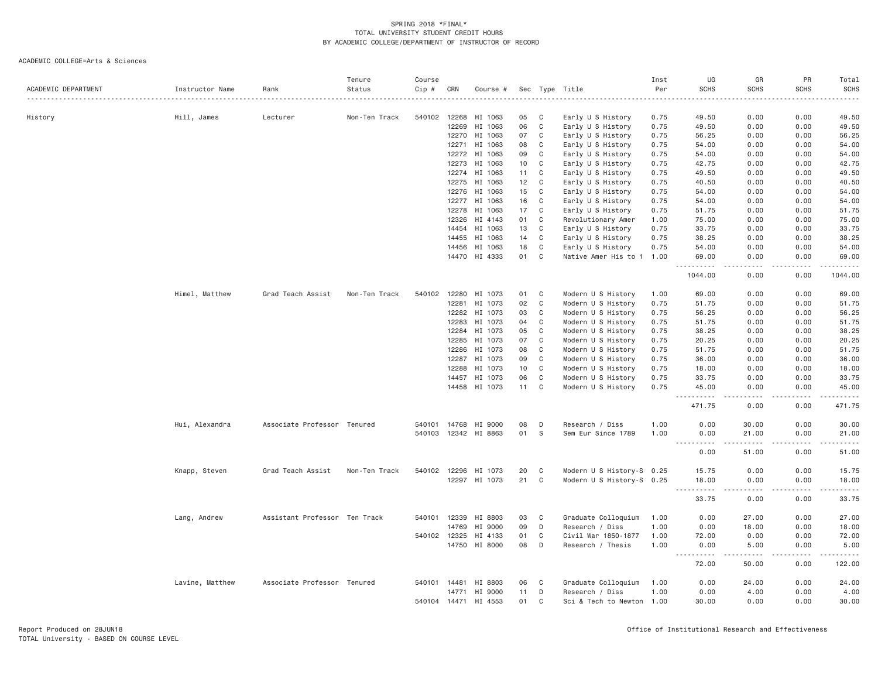SPRING 2018 *FINAL*
TOTAL UNIVERSITY STUDENT CREDIT HOURS
BY ACADEMIC COLLEGE/DEPARTMENT OF INSTRUCTOR OF RECORD

ACADEMIC COLLEGE=Arts & Sciences

| ACADEMIC DEPARTMENT | Instructor Name | Rank | Tenure Status | Course Cip # | CRN | Course # | Sec | Type | Title | Inst Per | UG SCHS | GR SCHS | PR SCHS | Total SCHS |
|---|---|---|---|---|---|---|---|---|---|---|---|---|---|---|
| History | Hill, James | Lecturer | Non-Ten Track | 540102 | 12268 | HI 1063 | 05 | C | Early U S History | 0.75 | 49.50 | 0.00 | 0.00 | 49.50 |
| | | | | | 12269 | HI 1063 | 06 | C | Early U S History | 0.75 | 49.50 | 0.00 | 0.00 | 49.50 |
| | | | | | 12270 | HI 1063 | 07 | C | Early U S History | 0.75 | 56.25 | 0.00 | 0.00 | 56.25 |
| | | | | | 12271 | HI 1063 | 08 | C | Early U S History | 0.75 | 54.00 | 0.00 | 0.00 | 54.00 |
| | | | | | 12272 | HI 1063 | 09 | C | Early U S History | 0.75 | 54.00 | 0.00 | 0.00 | 54.00 |
| | | | | | 12273 | HI 1063 | 10 | C | Early U S History | 0.75 | 42.75 | 0.00 | 0.00 | 42.75 |
| | | | | | 12274 | HI 1063 | 11 | C | Early U S History | 0.75 | 49.50 | 0.00 | 0.00 | 49.50 |
| | | | | | 12275 | HI 1063 | 12 | C | Early U S History | 0.75 | 40.50 | 0.00 | 0.00 | 40.50 |
| | | | | | 12276 | HI 1063 | 15 | C | Early U S History | 0.75 | 54.00 | 0.00 | 0.00 | 54.00 |
| | | | | | 12277 | HI 1063 | 16 | C | Early U S History | 0.75 | 54.00 | 0.00 | 0.00 | 54.00 |
| | | | | | 12278 | HI 1063 | 17 | C | Early U S History | 0.75 | 51.75 | 0.00 | 0.00 | 51.75 |
| | | | | | 12326 | HI 4143 | 01 | C | Revolutionary Amer | 1.00 | 75.00 | 0.00 | 0.00 | 75.00 |
| | | | | | 14454 | HI 1063 | 13 | C | Early U S History | 0.75 | 33.75 | 0.00 | 0.00 | 33.75 |
| | | | | | 14455 | HI 1063 | 14 | C | Early U S History | 0.75 | 38.25 | 0.00 | 0.00 | 38.25 |
| | | | | | 14456 | HI 1063 | 18 | C | Early U S History | 0.75 | 54.00 | 0.00 | 0.00 | 54.00 |
| | | | | | 14470 | HI 4333 | 01 | C | Native Amer His to 1 | 1.00 | 69.00 | 0.00 | 0.00 | 69.00 |
| | | | | | | | | | | | 1044.00 | 0.00 | 0.00 | 1044.00 |
| | Himel, Matthew | Grad Teach Assist | Non-Ten Track | 540102 | 12280 | HI 1073 | 01 | C | Modern U S History | 1.00 | 69.00 | 0.00 | 0.00 | 69.00 |
| | | | | | 12281 | HI 1073 | 02 | C | Modern U S History | 0.75 | 51.75 | 0.00 | 0.00 | 51.75 |
| | | | | | 12282 | HI 1073 | 03 | C | Modern U S History | 0.75 | 56.25 | 0.00 | 0.00 | 56.25 |
| | | | | | 12283 | HI 1073 | 04 | C | Modern U S History | 0.75 | 51.75 | 0.00 | 0.00 | 51.75 |
| | | | | | 12284 | HI 1073 | 05 | C | Modern U S History | 0.75 | 38.25 | 0.00 | 0.00 | 38.25 |
| | | | | | 12285 | HI 1073 | 07 | C | Modern U S History | 0.75 | 20.25 | 0.00 | 0.00 | 20.25 |
| | | | | | 12286 | HI 1073 | 08 | C | Modern U S History | 0.75 | 51.75 | 0.00 | 0.00 | 51.75 |
| | | | | | 12287 | HI 1073 | 09 | C | Modern U S History | 0.75 | 36.00 | 0.00 | 0.00 | 36.00 |
| | | | | | 12288 | HI 1073 | 10 | C | Modern U S History | 0.75 | 18.00 | 0.00 | 0.00 | 18.00 |
| | | | | | 14457 | HI 1073 | 06 | C | Modern U S History | 0.75 | 33.75 | 0.00 | 0.00 | 33.75 |
| | | | | | 14458 | HI 1073 | 11 | C | Modern U S History | 0.75 | 45.00 | 0.00 | 0.00 | 45.00 |
| | | | | | | | | | | | 471.75 | 0.00 | 0.00 | 471.75 |
| | Hui, Alexandra | Associate Professor | Tenured | 540101 | 14768 | HI 9000 | 08 | D | Research / Diss | 1.00 | 0.00 | 30.00 | 0.00 | 30.00 |
| | | | | 540103 | 12342 | HI 8863 | 01 | S | Sem Eur Since 1789 | 1.00 | 0.00 | 21.00 | 0.00 | 21.00 |
| | | | | | | | | | | | 0.00 | 51.00 | 0.00 | 51.00 |
| | Knapp, Steven | Grad Teach Assist | Non-Ten Track | 540102 | 12296 | HI 1073 | 20 | C | Modern U S History-S | 0.25 | 15.75 | 0.00 | 0.00 | 15.75 |
| | | | | | 12297 | HI 1073 | 21 | C | Modern U S History-S | 0.25 | 18.00 | 0.00 | 0.00 | 18.00 |
| | | | | | | | | | | | 33.75 | 0.00 | 0.00 | 33.75 |
| | Lang, Andrew | Assistant Professor | Ten Track | 540101 | 12339 | HI 8803 | 03 | C | Graduate Colloquium | 1.00 | 0.00 | 27.00 | 0.00 | 27.00 |
| | | | | | 14769 | HI 9000 | 09 | D | Research / Diss | 1.00 | 0.00 | 18.00 | 0.00 | 18.00 |
| | | | | 540102 | 12325 | HI 4133 | 01 | C | Civil War 1850-1877 | 1.00 | 72.00 | 0.00 | 0.00 | 72.00 |
| | | | | | 14750 | HI 8000 | 08 | D | Research / Thesis | 1.00 | 0.00 | 5.00 | 0.00 | 5.00 |
| | | | | | | | | | | | 72.00 | 50.00 | 0.00 | 122.00 |
| | Lavine, Matthew | Associate Professor | Tenured | 540101 | 14481 | HI 8803 | 06 | C | Graduate Colloquium | 1.00 | 0.00 | 24.00 | 0.00 | 24.00 |
| | | | | | 14771 | HI 9000 | 11 | D | Research / Diss | 1.00 | 0.00 | 4.00 | 0.00 | 4.00 |
| | | | | 540104 | 14471 | HI 4553 | 01 | C | Sci & Tech to Newton | 1.00 | 30.00 | 0.00 | 0.00 | 30.00 |

Report Produced on 28JUN18
TOTAL University - BASED ON COURSE LEVEL

Office of Institutional Research and Effectiveness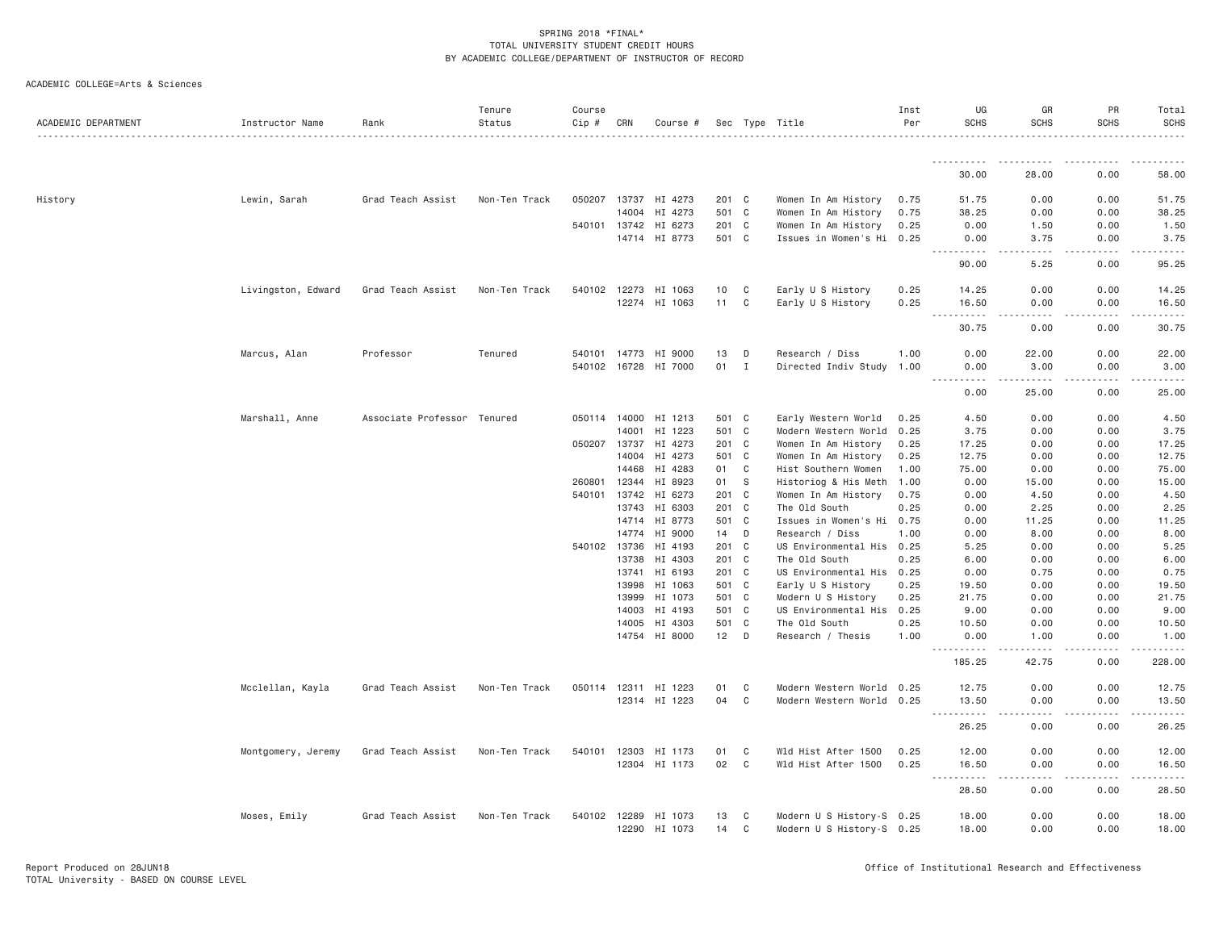SPRING 2018 *FINAL*
TOTAL UNIVERSITY STUDENT CREDIT HOURS
BY ACADEMIC COLLEGE/DEPARTMENT OF INSTRUCTOR OF RECORD

ACADEMIC COLLEGE=Arts & Sciences

| ACADEMIC DEPARTMENT | Instructor Name | Rank | Tenure Status | Course Cip # | CRN | Course # | Sec | Type | Title | Inst Per | UG SCHS | GR SCHS | PR SCHS | Total SCHS |
|---|---|---|---|---|---|---|---|---|---|---|---|---|---|---|
| | | | | | | | | | | | 30.00 | 28.00 | 0.00 | 58.00 |
| History | Lewin, Sarah | Grad Teach Assist | Non-Ten Track | 050207 | 13737 | HI 4273 | 201 | C | Women In Am History | 0.75 | 51.75 | 0.00 | 0.00 | 51.75 |
| | | | | | 14004 | HI 4273 | 501 | C | Women In Am History | 0.75 | 38.25 | 0.00 | 0.00 | 38.25 |
| | | | | 540101 | 13742 | HI 6273 | 201 | C | Women In Am History | 0.25 | 0.00 | 1.50 | 0.00 | 1.50 |
| | | | | | 14714 | HI 8773 | 501 | C | Issues in Women's Hi | 0.25 | 0.00 | 3.75 | 0.00 | 3.75 |
| | | | | | | | | | | | 90.00 | 5.25 | 0.00 | 95.25 |
| | Livingston, Edward | Grad Teach Assist | Non-Ten Track | 540102 | 12273 | HI 1063 | 10 | C | Early U S History | 0.25 | 14.25 | 0.00 | 0.00 | 14.25 |
| | | | | | 12274 | HI 1063 | 11 | C | Early U S History | 0.25 | 16.50 | 0.00 | 0.00 | 16.50 |
| | | | | | | | | | | | 30.75 | 0.00 | 0.00 | 30.75 |
| | Marcus, Alan | Professor | Tenured | 540101 | 14773 | HI 9000 | 13 | D | Research / Diss | 1.00 | 0.00 | 22.00 | 0.00 | 22.00 |
| | | | | 540102 | 16728 | HI 7000 | 01 | I | Directed Indiv Study | 1.00 | 0.00 | 3.00 | 0.00 | 3.00 |
| | | | | | | | | | | | 0.00 | 25.00 | 0.00 | 25.00 |
| | Marshall, Anne | Associate Professor | Tenured | 050114 | 14000 | HI 1213 | 501 | C | Early Western World | 0.25 | 4.50 | 0.00 | 0.00 | 4.50 |
| | | | | | 14001 | HI 1223 | 501 | C | Modern Western World | 0.25 | 3.75 | 0.00 | 0.00 | 3.75 |
| | | | | 050207 | 13737 | HI 4273 | 201 | C | Women In Am History | 0.25 | 17.25 | 0.00 | 0.00 | 17.25 |
| | | | | | 14004 | HI 4273 | 501 | C | Women In Am History | 0.25 | 12.75 | 0.00 | 0.00 | 12.75 |
| | | | | | 14468 | HI 4283 | 01 | C | Hist Southern Women | 1.00 | 75.00 | 0.00 | 0.00 | 75.00 |
| | | | | 260801 | 12344 | HI 8923 | 01 | S | Historiog & His Meth | 1.00 | 0.00 | 15.00 | 0.00 | 15.00 |
| | | | | 540101 | 13742 | HI 6273 | 201 | C | Women In Am History | 0.75 | 0.00 | 4.50 | 0.00 | 4.50 |
| | | | | | 13743 | HI 6303 | 201 | C | The Old South | 0.25 | 0.00 | 2.25 | 0.00 | 2.25 |
| | | | | | 14714 | HI 8773 | 501 | C | Issues in Women's Hi | 0.75 | 0.00 | 11.25 | 0.00 | 11.25 |
| | | | | | 14774 | HI 9000 | 14 | D | Research / Diss | 1.00 | 0.00 | 8.00 | 0.00 | 8.00 |
| | | | | 540102 | 13736 | HI 4193 | 201 | C | US Environmental His | 0.25 | 5.25 | 0.00 | 0.00 | 5.25 |
| | | | | | 13738 | HI 4303 | 201 | C | The Old South | 0.25 | 6.00 | 0.00 | 0.00 | 6.00 |
| | | | | | 13741 | HI 6193 | 201 | C | US Environmental His | 0.25 | 0.00 | 0.75 | 0.00 | 0.75 |
| | | | | | 13998 | HI 1063 | 501 | C | Early U S History | 0.25 | 19.50 | 0.00 | 0.00 | 19.50 |
| | | | | | 13999 | HI 1073 | 501 | C | Modern U S History | 0.25 | 21.75 | 0.00 | 0.00 | 21.75 |
| | | | | | 14003 | HI 4193 | 501 | C | US Environmental His | 0.25 | 9.00 | 0.00 | 0.00 | 9.00 |
| | | | | | 14005 | HI 4303 | 501 | C | The Old South | 0.25 | 10.50 | 0.00 | 0.00 | 10.50 |
| | | | | | 14754 | HI 8000 | 12 | D | Research / Thesis | 1.00 | 0.00 | 1.00 | 0.00 | 1.00 |
| | | | | | | | | | | | 185.25 | 42.75 | 0.00 | 228.00 |
| | Mcclellan, Kayla | Grad Teach Assist | Non-Ten Track | 050114 | 12311 | HI 1223 | 01 | C | Modern Western World | 0.25 | 12.75 | 0.00 | 0.00 | 12.75 |
| | | | | | 12314 | HI 1223 | 04 | C | Modern Western World | 0.25 | 13.50 | 0.00 | 0.00 | 13.50 |
| | | | | | | | | | | | 26.25 | 0.00 | 0.00 | 26.25 |
| | Montgomery, Jeremy | Grad Teach Assist | Non-Ten Track | 540101 | 12303 | HI 1173 | 01 | C | Wld Hist After 1500 | 0.25 | 12.00 | 0.00 | 0.00 | 12.00 |
| | | | | | 12304 | HI 1173 | 02 | C | Wld Hist After 1500 | 0.25 | 16.50 | 0.00 | 0.00 | 16.50 |
| | | | | | | | | | | | 28.50 | 0.00 | 0.00 | 28.50 |
| | Moses, Emily | Grad Teach Assist | Non-Ten Track | 540102 | 12289 | HI 1073 | 13 | C | Modern U S History-S | 0.25 | 18.00 | 0.00 | 0.00 | 18.00 |
| | | | | | 12290 | HI 1073 | 14 | C | Modern U S History-S | 0.25 | 18.00 | 0.00 | 0.00 | 18.00 |

Report Produced on 28JUN18
TOTAL University - BASED ON COURSE LEVEL

Office of Institutional Research and Effectiveness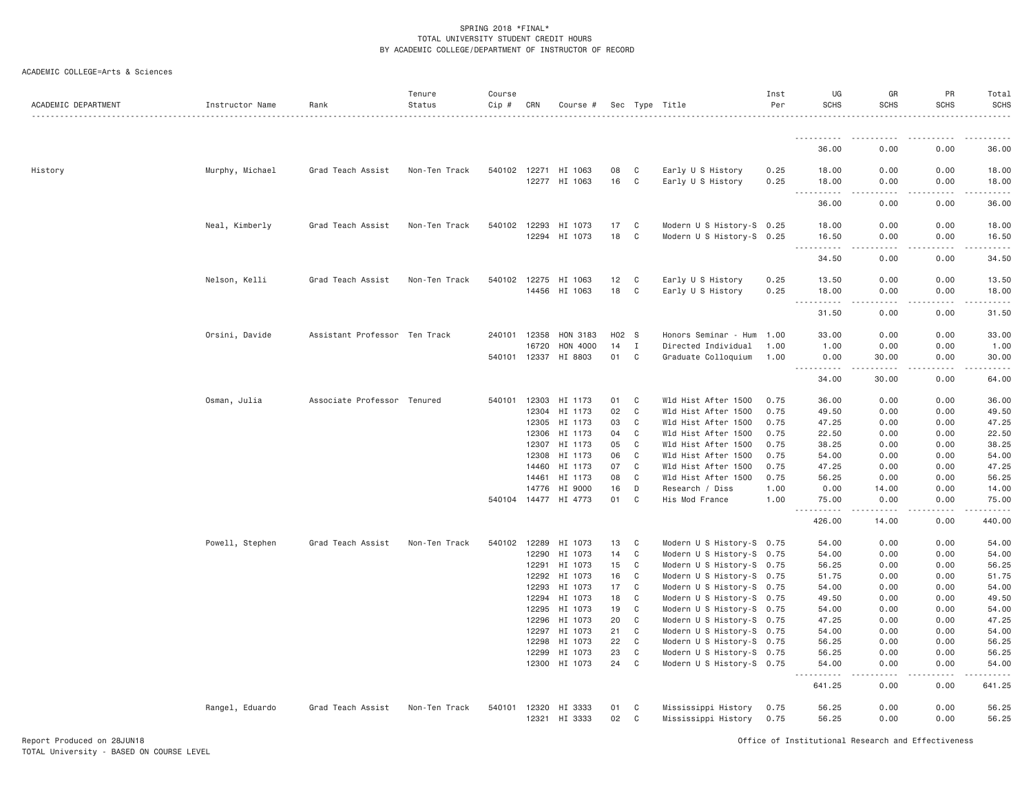SPRING 2018 *FINAL*
TOTAL UNIVERSITY STUDENT CREDIT HOURS
BY ACADEMIC COLLEGE/DEPARTMENT OF INSTRUCTOR OF RECORD

ACADEMIC COLLEGE=Arts & Sciences

| ACADEMIC DEPARTMENT | Instructor Name | Rank | Tenure Status | Course Cip # | CRN | Course # | Sec | Type | Title | Inst Per | UG SCHS | GR SCHS | PR SCHS | Total SCHS |
|---|---|---|---|---|---|---|---|---|---|---|---|---|---|---|
| | | | | | | | | | | | 36.00 | 0.00 | 0.00 | 36.00 |
| History | Murphy, Michael | Grad Teach Assist | Non-Ten Track | 540102 | 12271 | HI 1063 | 08 | C | Early U S History | 0.25 | 18.00 | 0.00 | 0.00 | 18.00 |
| | | | | | 12277 | HI 1063 | 16 | C | Early U S History | 0.25 | 18.00 | 0.00 | 0.00 | 18.00 |
| | | | | | | | | | | | 36.00 | 0.00 | 0.00 | 36.00 |
| | Neal, Kimberly | Grad Teach Assist | Non-Ten Track | 540102 | 12293 | HI 1073 | 17 | C | Modern U S History-S | 0.25 | 18.00 | 0.00 | 0.00 | 18.00 |
| | | | | | 12294 | HI 1073 | 18 | C | Modern U S History-S | 0.25 | 16.50 | 0.00 | 0.00 | 16.50 |
| | | | | | | | | | | | 34.50 | 0.00 | 0.00 | 34.50 |
| | Nelson, Kelli | Grad Teach Assist | Non-Ten Track | 540102 | 12275 | HI 1063 | 12 | C | Early U S History | 0.25 | 13.50 | 0.00 | 0.00 | 13.50 |
| | | | | | 14456 | HI 1063 | 18 | C | Early U S History | 0.25 | 18.00 | 0.00 | 0.00 | 18.00 |
| | | | | | | | | | | | 31.50 | 0.00 | 0.00 | 31.50 |
| | Orsini, Davide | Assistant Professor | Ten Track | 240101 | 12358 | HON 3183 | H02 | S | Honors Seminar - Hum | 1.00 | 33.00 | 0.00 | 0.00 | 33.00 |
| | | | | | 16720 | HON 4000 | 14 | I | Directed Individual | 1.00 | 1.00 | 0.00 | 0.00 | 1.00 |
| | | | | 540101 | 12337 | HI 8803 | 01 | C | Graduate Colloquium | 1.00 | 0.00 | 30.00 | 0.00 | 30.00 |
| | | | | | | | | | | | 34.00 | 30.00 | 0.00 | 64.00 |
| | Osman, Julia | Associate Professor | Tenured | 540101 | 12303 | HI 1173 | 01 | C | Wld Hist After 1500 | 0.75 | 36.00 | 0.00 | 0.00 | 36.00 |
| | | | | | 12304 | HI 1173 | 02 | C | Wld Hist After 1500 | 0.75 | 49.50 | 0.00 | 0.00 | 49.50 |
| | | | | | 12305 | HI 1173 | 03 | C | Wld Hist After 1500 | 0.75 | 47.25 | 0.00 | 0.00 | 47.25 |
| | | | | | 12306 | HI 1173 | 04 | C | Wld Hist After 1500 | 0.75 | 22.50 | 0.00 | 0.00 | 22.50 |
| | | | | | 12307 | HI 1173 | 05 | C | Wld Hist After 1500 | 0.75 | 38.25 | 0.00 | 0.00 | 38.25 |
| | | | | | 12308 | HI 1173 | 06 | C | Wld Hist After 1500 | 0.75 | 54.00 | 0.00 | 0.00 | 54.00 |
| | | | | | 14460 | HI 1173 | 07 | C | Wld Hist After 1500 | 0.75 | 47.25 | 0.00 | 0.00 | 47.25 |
| | | | | | 14461 | HI 1173 | 08 | C | Wld Hist After 1500 | 0.75 | 56.25 | 0.00 | 0.00 | 56.25 |
| | | | | | 14776 | HI 9000 | 16 | D | Research / Diss | 1.00 | 0.00 | 14.00 | 0.00 | 14.00 |
| | | | | 540104 | 14477 | HI 4773 | 01 | C | His Mod France | 1.00 | 75.00 | 0.00 | 0.00 | 75.00 |
| | | | | | | | | | | | 426.00 | 14.00 | 0.00 | 440.00 |
| | Powell, Stephen | Grad Teach Assist | Non-Ten Track | 540102 | 12289 | HI 1073 | 13 | C | Modern U S History-S | 0.75 | 54.00 | 0.00 | 0.00 | 54.00 |
| | | | | | 12290 | HI 1073 | 14 | C | Modern U S History-S | 0.75 | 54.00 | 0.00 | 0.00 | 54.00 |
| | | | | | 12291 | HI 1073 | 15 | C | Modern U S History-S | 0.75 | 56.25 | 0.00 | 0.00 | 56.25 |
| | | | | | 12292 | HI 1073 | 16 | C | Modern U S History-S | 0.75 | 51.75 | 0.00 | 0.00 | 51.75 |
| | | | | | 12293 | HI 1073 | 17 | C | Modern U S History-S | 0.75 | 54.00 | 0.00 | 0.00 | 54.00 |
| | | | | | 12294 | HI 1073 | 18 | C | Modern U S History-S | 0.75 | 49.50 | 0.00 | 0.00 | 49.50 |
| | | | | | 12295 | HI 1073 | 19 | C | Modern U S History-S | 0.75 | 54.00 | 0.00 | 0.00 | 54.00 |
| | | | | | 12296 | HI 1073 | 20 | C | Modern U S History-S | 0.75 | 47.25 | 0.00 | 0.00 | 47.25 |
| | | | | | 12297 | HI 1073 | 21 | C | Modern U S History-S | 0.75 | 54.00 | 0.00 | 0.00 | 54.00 |
| | | | | | 12298 | HI 1073 | 22 | C | Modern U S History-S | 0.75 | 56.25 | 0.00 | 0.00 | 56.25 |
| | | | | | 12299 | HI 1073 | 23 | C | Modern U S History-S | 0.75 | 56.25 | 0.00 | 0.00 | 56.25 |
| | | | | | 12300 | HI 1073 | 24 | C | Modern U S History-S | 0.75 | 54.00 | 0.00 | 0.00 | 54.00 |
| | | | | | | | | | | | 641.25 | 0.00 | 0.00 | 641.25 |
| | Rangel, Eduardo | Grad Teach Assist | Non-Ten Track | 540101 | 12320 | HI 3333 | 01 | C | Mississippi History | 0.75 | 56.25 | 0.00 | 0.00 | 56.25 |
| | | | | | 12321 | HI 3333 | 02 | C | Mississippi History | 0.75 | 56.25 | 0.00 | 0.00 | 56.25 |

Report Produced on 28JUN18
TOTAL University - BASED ON COURSE LEVEL

Office of Institutional Research and Effectiveness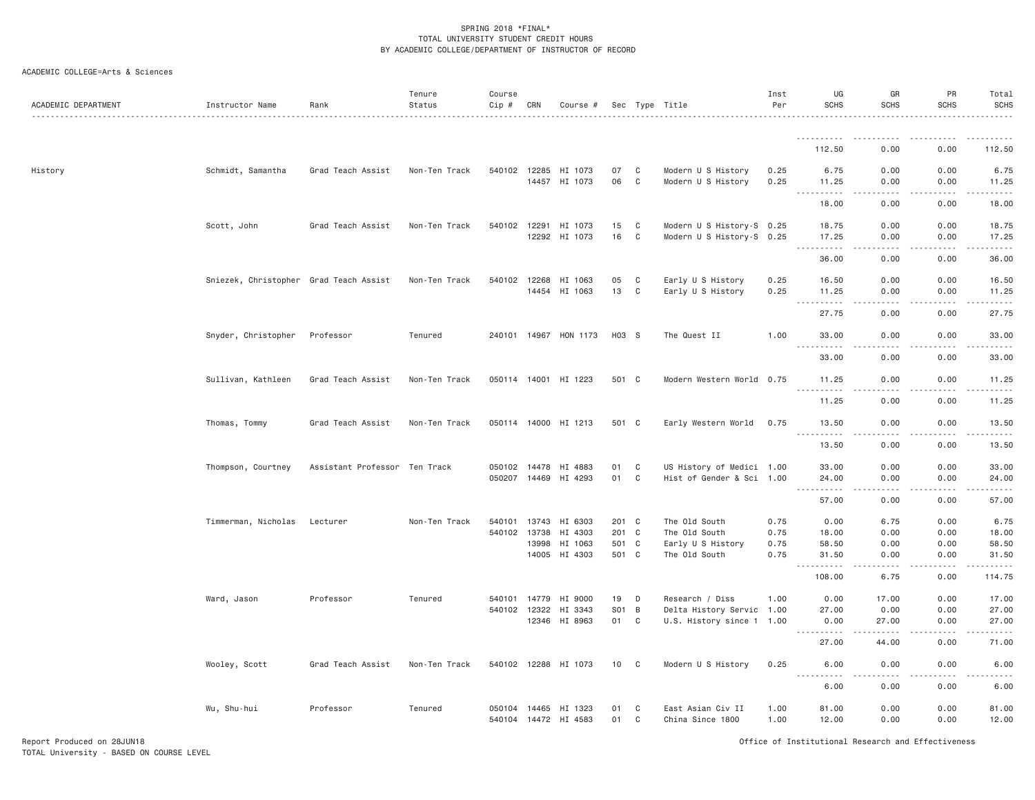# SPRING 2018 *FINAL*
## TOTAL UNIVERSITY STUDENT CREDIT HOURS
## BY ACADEMIC COLLEGE/DEPARTMENT OF INSTRUCTOR OF RECORD

ACADEMIC COLLEGE=Arts & Sciences

| ACADEMIC DEPARTMENT | Instructor Name | Rank | Tenure Status | Course Cip # | CRN | Course # | Sec | Type | Title | Inst Per | UG SCHS | GR SCHS | PR SCHS | Total SCHS |
|---|---|---|---|---|---|---|---|---|---|---|---|---|---|---|
| | | | | | | | | | | | 112.50 | 0.00 | 0.00 | 112.50 |
| History | Schmidt, Samantha | Grad Teach Assist | Non-Ten Track | 540102 | 12285 | HI 1073 | 07 | C | Modern U S History | 0.25 | 6.75 | 0.00 | 0.00 | 6.75 |
| | | | | | 14457 | HI 1073 | 06 | C | Modern U S History | 0.25 | 11.25 | 0.00 | 0.00 | 11.25 |
| | | | | | | | | | | | 18.00 | 0.00 | 0.00 | 18.00 |
| | Scott, John | Grad Teach Assist | Non-Ten Track | 540102 | 12291 | HI 1073 | 15 | C | Modern U S History-S | 0.25 | 18.75 | 0.00 | 0.00 | 18.75 |
| | | | | | 12292 | HI 1073 | 16 | C | Modern U S History-S | 0.25 | 17.25 | 0.00 | 0.00 | 17.25 |
| | | | | | | | | | | | 36.00 | 0.00 | 0.00 | 36.00 |
| | Sniezek, Christopher | Grad Teach Assist | Non-Ten Track | 540102 | 12268 | HI 1063 | 05 | C | Early U S History | 0.25 | 16.50 | 0.00 | 0.00 | 16.50 |
| | | | | | 14454 | HI 1063 | 13 | C | Early U S History | 0.25 | 11.25 | 0.00 | 0.00 | 11.25 |
| | | | | | | | | | | | 27.75 | 0.00 | 0.00 | 27.75 |
| | Snyder, Christopher | Professor | Tenured | 240101 | 14967 | HON 1173 | H03 | S | The Quest II | 1.00 | 33.00 | 0.00 | 0.00 | 33.00 |
| | | | | | | | | | | | 33.00 | 0.00 | 0.00 | 33.00 |
| | Sullivan, Kathleen | Grad Teach Assist | Non-Ten Track | 050114 | 14001 | HI 1223 | 501 | C | Modern Western World | 0.75 | 11.25 | 0.00 | 0.00 | 11.25 |
| | | | | | | | | | | | 11.25 | 0.00 | 0.00 | 11.25 |
| | Thomas, Tommy | Grad Teach Assist | Non-Ten Track | 050114 | 14000 | HI 1213 | 501 | C | Early Western World | 0.75 | 13.50 | 0.00 | 0.00 | 13.50 |
| | | | | | | | | | | | 13.50 | 0.00 | 0.00 | 13.50 |
| | Thompson, Courtney | Assistant Professor | Ten Track | 050102 | 14478 | HI 4883 | 01 | C | US History of Medici | 1.00 | 33.00 | 0.00 | 0.00 | 33.00 |
| | | | | 050207 | 14469 | HI 4293 | 01 | C | Hist of Gender & Sci | 1.00 | 24.00 | 0.00 | 0.00 | 24.00 |
| | | | | | | | | | | | 57.00 | 0.00 | 0.00 | 57.00 |
| | Timmerman, Nicholas | Lecturer | Non-Ten Track | 540101 | 13743 | HI 6303 | 201 | C | The Old South | 0.75 | 0.00 | 6.75 | 0.00 | 6.75 |
| | | | | 540102 | 13738 | HI 4303 | 201 | C | The Old South | 0.75 | 18.00 | 0.00 | 0.00 | 18.00 |
| | | | | | 13998 | HI 1063 | 501 | C | Early U S History | 0.75 | 58.50 | 0.00 | 0.00 | 58.50 |
| | | | | | 14005 | HI 4303 | 501 | C | The Old South | 0.75 | 31.50 | 0.00 | 0.00 | 31.50 |
| | | | | | | | | | | | 108.00 | 6.75 | 0.00 | 114.75 |
| | Ward, Jason | Professor | Tenured | 540101 | 14779 | HI 9000 | 19 | D | Research / Diss | 1.00 | 0.00 | 17.00 | 0.00 | 17.00 |
| | | | | 540102 | 12322 | HI 3343 | S01 | B | Delta History Servic | 1.00 | 27.00 | 0.00 | 0.00 | 27.00 |
| | | | | | 12346 | HI 8963 | 01 | C | U.S. History since 1 | 1.00 | 0.00 | 27.00 | 0.00 | 27.00 |
| | | | | | | | | | | | 27.00 | 44.00 | 0.00 | 71.00 |
| | Wooley, Scott | Grad Teach Assist | Non-Ten Track | 540102 | 12288 | HI 1073 | 10 | C | Modern U S History | 0.25 | 6.00 | 0.00 | 0.00 | 6.00 |
| | | | | | | | | | | | 6.00 | 0.00 | 0.00 | 6.00 |
| | Wu, Shu-hui | Professor | Tenured | 050104 | 14465 | HI 1323 | 01 | C | East Asian Civ II | 1.00 | 81.00 | 0.00 | 0.00 | 81.00 |
| | | | | 540104 | 14472 | HI 4583 | 01 | C | China Since 1800 | 1.00 | 12.00 | 0.00 | 0.00 | 12.00 |

Report Produced on 28JUN18
TOTAL University - BASED ON COURSE LEVEL

Office of Institutional Research and Effectiveness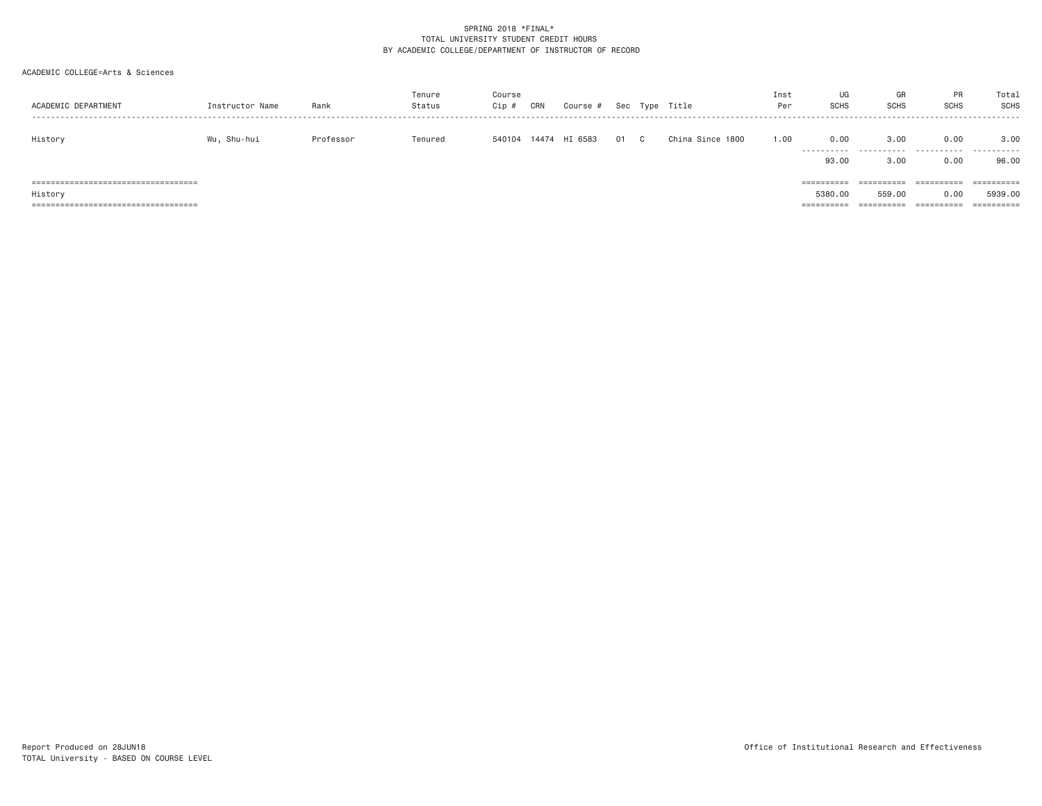SPRING 2018 *FINAL*
TOTAL UNIVERSITY STUDENT CREDIT HOURS
BY ACADEMIC COLLEGE/DEPARTMENT OF INSTRUCTOR OF RECORD

ACADEMIC COLLEGE=Arts & Sciences

| ACADEMIC DEPARTMENT | Instructor Name | Rank | Tenure Status | Course Cip # | CRN | Course # | Sec | Type | Title | Inst Per | UG SCHS | GR SCHS | PR SCHS | Total SCHS |
|---|---|---|---|---|---|---|---|---|---|---|---|---|---|---|
| History | Wu, Shu-hui | Professor | Tenured | 540104 | 14474 | HI 6583 | 01 | C | China Since 1800 | 1.00 | 0.00 | 3.00 | 0.00 | 3.00 |
| | | | | | | | | | | | 93.00 | 3.00 | 0.00 | 96.00 |
| History | | | | | | | | | | | 5380.00 | 559.00 | 0.00 | 5939.00 |

Report Produced on 28JUN18
TOTAL University - BASED ON COURSE LEVEL

Office of Institutional Research and Effectiveness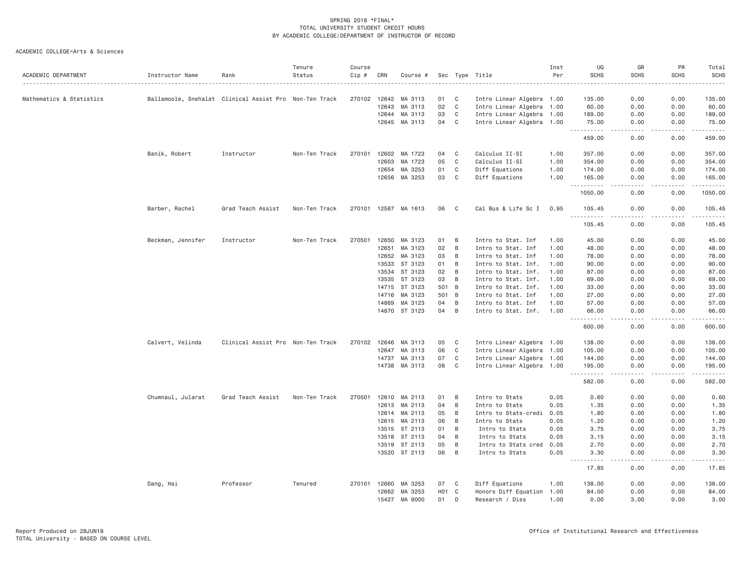SPRING 2018 *FINAL*
TOTAL UNIVERSITY STUDENT CREDIT HOURS
BY ACADEMIC COLLEGE/DEPARTMENT OF INSTRUCTOR OF RECORD

ACADEMIC COLLEGE=Arts & Sciences

| ACADEMIC DEPARTMENT | Instructor Name | Rank | Tenure Status | Course Cip # | CRN | Course # | Sec | Type | Title | Inst Per | UG SCHS | GR SCHS | PR SCHS | Total SCHS |
|---|---|---|---|---|---|---|---|---|---|---|---|---|---|---|
| Mathematics & Statistics | Ballamoole, Snehalat | Clinical Assist Pro | Non-Ten Track | 270102 | 12642 | MA 3113 | 01 | C | Intro Linear Algebra | 1.00 | 135.00 | 0.00 | 0.00 | 135.00 |
| | | | | | 12643 | MA 3113 | 02 | C | Intro Linear Algebra | 1.00 | 60.00 | 0.00 | 0.00 | 60.00 |
| | | | | | 12644 | MA 3113 | 03 | C | Intro Linear Algebra | 1.00 | 189.00 | 0.00 | 0.00 | 189.00 |
| | | | | | 12645 | MA 3113 | 04 | C | Intro Linear Algebra | 1.00 | 75.00 | 0.00 | 0.00 | 75.00 |
| | | | | | | | | | | | 459.00 | 0.00 | 0.00 | 459.00 |
| | Banik, Robert | Instructor | Non-Ten Track | 270101 | 12602 | MA 1723 | 04 | C | Calculus II-SI | 1.00 | 357.00 | 0.00 | 0.00 | 357.00 |
| | | | | | 12603 | MA 1723 | 05 | C | Calculus II-SI | 1.00 | 354.00 | 0.00 | 0.00 | 354.00 |
| | | | | | 12654 | MA 3253 | 01 | C | Diff Equations | 1.00 | 174.00 | 0.00 | 0.00 | 174.00 |
| | | | | | 12656 | MA 3253 | 03 | C | Diff Equations | 1.00 | 165.00 | 0.00 | 0.00 | 165.00 |
| | | | | | | | | | | | 1050.00 | 0.00 | 0.00 | 1050.00 |
| | Barber, Rachel | Grad Teach Assist | Non-Ten Track | 270101 | 12587 | MA 1613 | 06 | C | Cal Bus & Life Sc I | 0.95 | 105.45 | 0.00 | 0.00 | 105.45 |
| | | | | | | | | | | | 105.45 | 0.00 | 0.00 | 105.45 |
| | Beckman, Jennifer | Instructor | Non-Ten Track | 270501 | 12650 | MA 3123 | 01 | B | Intro to Stat. Inf | 1.00 | 45.00 | 0.00 | 0.00 | 45.00 |
| | | | | | 12651 | MA 3123 | 02 | B | Intro to Stat. Inf | 1.00 | 48.00 | 0.00 | 0.00 | 48.00 |
| | | | | | 12652 | MA 3123 | 03 | B | Intro to Stat. Inf | 1.00 | 78.00 | 0.00 | 0.00 | 78.00 |
| | | | | | 13533 | ST 3123 | 01 | B | Intro to Stat. Inf. | 1.00 | 90.00 | 0.00 | 0.00 | 90.00 |
| | | | | | 13534 | ST 3123 | 02 | B | Intro to Stat. Inf. | 1.00 | 87.00 | 0.00 | 0.00 | 87.00 |
| | | | | | 13535 | ST 3123 | 03 | B | Intro to Stat. Inf. | 1.00 | 69.00 | 0.00 | 0.00 | 69.00 |
| | | | | | 14715 | ST 3123 | 501 | B | Intro to Stat. Inf. | 1.00 | 33.00 | 0.00 | 0.00 | 33.00 |
| | | | | | 14716 | MA 3123 | 501 | B | Intro to Stat. Inf | 1.00 | 27.00 | 0.00 | 0.00 | 27.00 |
| | | | | | 14869 | MA 3123 | 04 | B | Intro to Stat. Inf | 1.00 | 57.00 | 0.00 | 0.00 | 57.00 |
| | | | | | 14870 | ST 3123 | 04 | B | Intro to Stat. Inf. | 1.00 | 66.00 | 0.00 | 0.00 | 66.00 |
| | | | | | | | | | | | 600.00 | 0.00 | 0.00 | 600.00 |
| | Calvert, Velinda | Clinical Assist Pro | Non-Ten Track | 270102 | 12646 | MA 3113 | 05 | C | Intro Linear Algebra | 1.00 | 138.00 | 0.00 | 0.00 | 138.00 |
| | | | | | 12647 | MA 3113 | 06 | C | Intro Linear Algebra | 1.00 | 105.00 | 0.00 | 0.00 | 105.00 |
| | | | | | 14737 | MA 3113 | 07 | C | Intro Linear Algebra | 1.00 | 144.00 | 0.00 | 0.00 | 144.00 |
| | | | | | 14738 | MA 3113 | 08 | C | Intro Linear Algebra | 1.00 | 195.00 | 0.00 | 0.00 | 195.00 |
| | | | | | | | | | | | 582.00 | 0.00 | 0.00 | 582.00 |
| | Chumnaul, Jularat | Grad Teach Assist | Non-Ten Track | 270501 | 12610 | MA 2113 | 01 | B | Intro to Stats | 0.05 | 0.60 | 0.00 | 0.00 | 0.60 |
| | | | | | 12613 | MA 2113 | 04 | B | Intro to Stats | 0.05 | 1.35 | 0.00 | 0.00 | 1.35 |
| | | | | | 12614 | MA 2113 | 05 | B | Intro to Stats-credi | 0.05 | 1.80 | 0.00 | 0.00 | 1.80 |
| | | | | | 12615 | MA 2113 | 06 | B | Intro to Stats | 0.05 | 1.20 | 0.00 | 0.00 | 1.20 |
| | | | | | 13515 | ST 2113 | 01 | B | Intro to Stats | 0.05 | 3.75 | 0.00 | 0.00 | 3.75 |
| | | | | | 13518 | ST 2113 | 04 | B | Intro to Stats | 0.05 | 3.15 | 0.00 | 0.00 | 3.15 |
| | | | | | 13519 | ST 2113 | 05 | B | Intro to Stats cred | 0.05 | 2.70 | 0.00 | 0.00 | 2.70 |
| | | | | | 13520 | ST 2113 | 06 | B | Intro to Stats | 0.05 | 3.30 | 0.00 | 0.00 | 3.30 |
| | | | | | | | | | | | 17.85 | 0.00 | 0.00 | 17.85 |
| | Dang, Hai | Professor | Tenured | 270101 | 12660 | MA 3253 | 07 | C | Diff Equations | 1.00 | 138.00 | 0.00 | 0.00 | 138.00 |
| | | | | | 12662 | MA 3253 | H01 | C | Honors Diff Equation | 1.00 | 84.00 | 0.00 | 0.00 | 84.00 |
| | | | | | 15427 | MA 9000 | 01 | D | Research / Diss | 1.00 | 0.00 | 3.00 | 0.00 | 3.00 |

Report Produced on 28JUN18
TOTAL University - BASED ON COURSE LEVEL

Office of Institutional Research and Effectiveness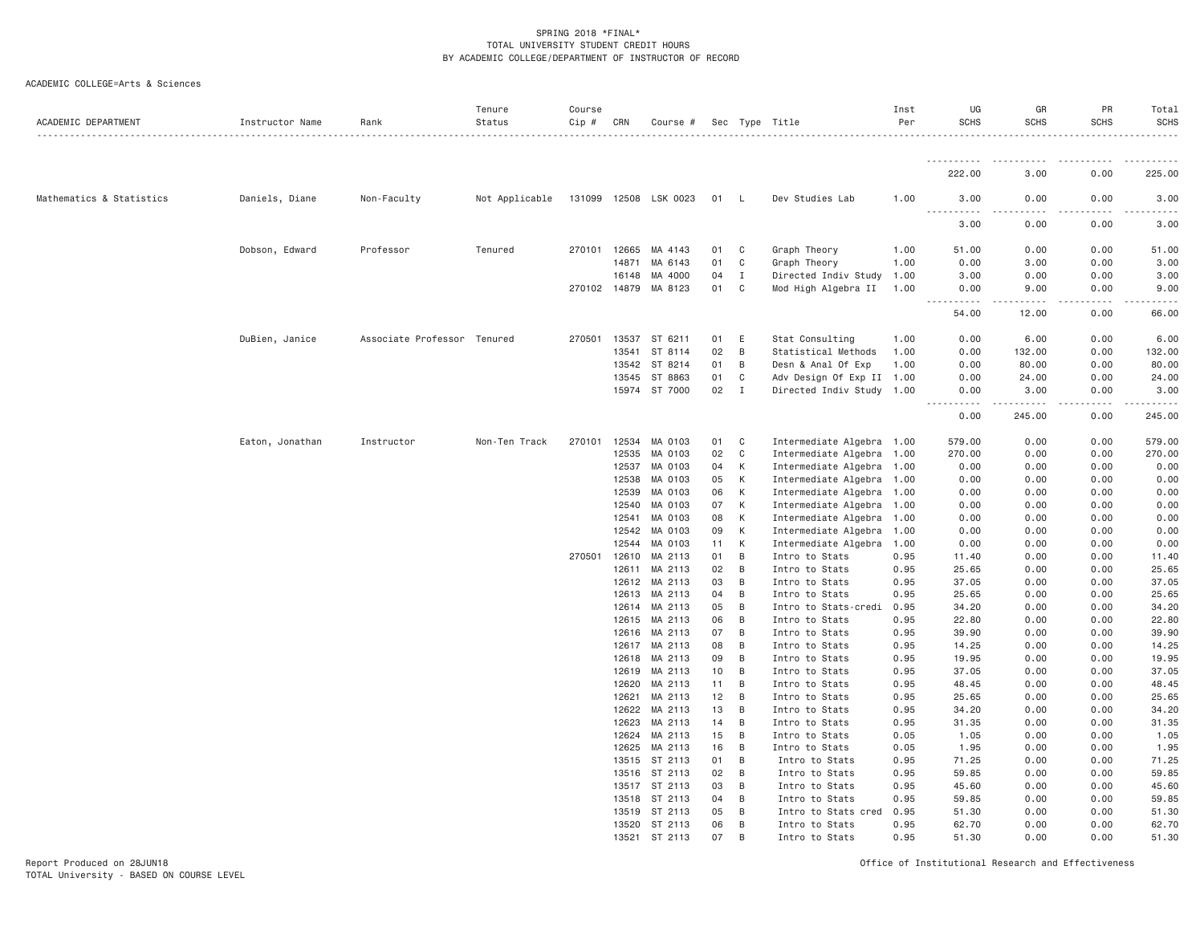SPRING 2018 *FINAL*
TOTAL UNIVERSITY STUDENT CREDIT HOURS
BY ACADEMIC COLLEGE/DEPARTMENT OF INSTRUCTOR OF RECORD

ACADEMIC COLLEGE=Arts & Sciences

| ACADEMIC DEPARTMENT | Instructor Name | Rank | Tenure Status | Course Cip # | CRN | Course # | Sec | Type | Title | Inst Per | UG SCHS | GR SCHS | PR SCHS | Total SCHS |
|---|---|---|---|---|---|---|---|---|---|---|---|---|---|---|
| | | | | | | | | | | | 222.00 | 3.00 | 0.00 | 225.00 |
| Mathematics & Statistics | Daniels, Diane | Non-Faculty | Not Applicable | 131099 | 12508 | LSK 0023 | 01 | L | Dev Studies Lab | 1.00 | 3.00 | 0.00 | 0.00 | 3.00 |
| | | | | | | | | | | | 3.00 | 0.00 | 0.00 | 3.00 |
| | Dobson, Edward | Professor | Tenured | 270101 | 12665 | MA 4143 | 01 | C | Graph Theory | 1.00 | 51.00 | 0.00 | 0.00 | 51.00 |
| | | | | | 14871 | MA 6143 | 01 | C | Graph Theory | 1.00 | 0.00 | 3.00 | 0.00 | 3.00 |
| | | | | | 16148 | MA 4000 | 04 | I | Directed Indiv Study | 1.00 | 3.00 | 0.00 | 0.00 | 3.00 |
| | | | | 270102 | 14879 | MA 8123 | 01 | C | Mod High Algebra II | 1.00 | 0.00 | 9.00 | 0.00 | 9.00 |
| | | | | | | | | | | | 54.00 | 12.00 | 0.00 | 66.00 |
| | DuBien, Janice | Associate Professor | Tenured | 270501 | 13537 | ST 6211 | 01 | E | Stat Consulting | 1.00 | 0.00 | 6.00 | 0.00 | 6.00 |
| | | | | | 13541 | ST 8114 | 02 | B | Statistical Methods | 1.00 | 0.00 | 132.00 | 0.00 | 132.00 |
| | | | | | 13542 | ST 8214 | 01 | B | Desn & Anal Of Exp | 1.00 | 0.00 | 80.00 | 0.00 | 80.00 |
| | | | | | 13545 | ST 8863 | 01 | C | Adv Design Of Exp II | 1.00 | 0.00 | 24.00 | 0.00 | 24.00 |
| | | | | | 15974 | ST 7000 | 02 | I | Directed Indiv Study | 1.00 | 0.00 | 3.00 | 0.00 | 3.00 |
| | | | | | | | | | | | 0.00 | 245.00 | 0.00 | 245.00 |
| | Eaton, Jonathan | Instructor | Non-Ten Track | 270101 | 12534 | MA 0103 | 01 | C | Intermediate Algebra | 1.00 | 579.00 | 0.00 | 0.00 | 579.00 |
| | | | | | 12535 | MA 0103 | 02 | C | Intermediate Algebra | 1.00 | 270.00 | 0.00 | 0.00 | 270.00 |
| | | | | | 12537 | MA 0103 | 04 | K | Intermediate Algebra | 1.00 | 0.00 | 0.00 | 0.00 | 0.00 |
| | | | | | 12538 | MA 0103 | 05 | K | Intermediate Algebra | 1.00 | 0.00 | 0.00 | 0.00 | 0.00 |
| | | | | | 12539 | MA 0103 | 06 | K | Intermediate Algebra | 1.00 | 0.00 | 0.00 | 0.00 | 0.00 |
| | | | | | 12540 | MA 0103 | 07 | K | Intermediate Algebra | 1.00 | 0.00 | 0.00 | 0.00 | 0.00 |
| | | | | | 12541 | MA 0103 | 08 | K | Intermediate Algebra | 1.00 | 0.00 | 0.00 | 0.00 | 0.00 |
| | | | | | 12542 | MA 0103 | 09 | K | Intermediate Algebra | 1.00 | 0.00 | 0.00 | 0.00 | 0.00 |
| | | | | | 12544 | MA 0103 | 11 | K | Intermediate Algebra | 1.00 | 0.00 | 0.00 | 0.00 | 0.00 |
| | | | | 270501 | 12610 | MA 2113 | 01 | B | Intro to Stats | 0.95 | 11.40 | 0.00 | 0.00 | 11.40 |
| | | | | | 12611 | MA 2113 | 02 | B | Intro to Stats | 0.95 | 25.65 | 0.00 | 0.00 | 25.65 |
| | | | | | 12612 | MA 2113 | 03 | B | Intro to Stats | 0.95 | 37.05 | 0.00 | 0.00 | 37.05 |
| | | | | | 12613 | MA 2113 | 04 | B | Intro to Stats | 0.95 | 25.65 | 0.00 | 0.00 | 25.65 |
| | | | | | 12614 | MA 2113 | 05 | B | Intro to Stats-credi | 0.95 | 34.20 | 0.00 | 0.00 | 34.20 |
| | | | | | 12615 | MA 2113 | 06 | B | Intro to Stats | 0.95 | 22.80 | 0.00 | 0.00 | 22.80 |
| | | | | | 12616 | MA 2113 | 07 | B | Intro to Stats | 0.95 | 39.90 | 0.00 | 0.00 | 39.90 |
| | | | | | 12617 | MA 2113 | 08 | B | Intro to Stats | 0.95 | 14.25 | 0.00 | 0.00 | 14.25 |
| | | | | | 12618 | MA 2113 | 09 | B | Intro to Stats | 0.95 | 19.95 | 0.00 | 0.00 | 19.95 |
| | | | | | 12619 | MA 2113 | 10 | B | Intro to Stats | 0.95 | 37.05 | 0.00 | 0.00 | 37.05 |
| | | | | | 12620 | MA 2113 | 11 | B | Intro to Stats | 0.95 | 48.45 | 0.00 | 0.00 | 48.45 |
| | | | | | 12621 | MA 2113 | 12 | B | Intro to Stats | 0.95 | 25.65 | 0.00 | 0.00 | 25.65 |
| | | | | | 12622 | MA 2113 | 13 | B | Intro to Stats | 0.95 | 34.20 | 0.00 | 0.00 | 34.20 |
| | | | | | 12623 | MA 2113 | 14 | B | Intro to Stats | 0.95 | 31.35 | 0.00 | 0.00 | 31.35 |
| | | | | | 12624 | MA 2113 | 15 | B | Intro to Stats | 0.05 | 1.05 | 0.00 | 0.00 | 1.05 |
| | | | | | 12625 | MA 2113 | 16 | B | Intro to Stats | 0.05 | 1.95 | 0.00 | 0.00 | 1.95 |
| | | | | | 13515 | ST 2113 | 01 | B | Intro to Stats | 0.95 | 71.25 | 0.00 | 0.00 | 71.25 |
| | | | | | 13516 | ST 2113 | 02 | B | Intro to Stats | 0.95 | 59.85 | 0.00 | 0.00 | 59.85 |
| | | | | | 13517 | ST 2113 | 03 | B | Intro to Stats | 0.95 | 45.60 | 0.00 | 0.00 | 45.60 |
| | | | | | 13518 | ST 2113 | 04 | B | Intro to Stats | 0.95 | 59.85 | 0.00 | 0.00 | 59.85 |
| | | | | | 13519 | ST 2113 | 05 | B | Intro to Stats cred | 0.95 | 51.30 | 0.00 | 0.00 | 51.30 |
| | | | | | 13520 | ST 2113 | 06 | B | Intro to Stats | 0.95 | 62.70 | 0.00 | 0.00 | 62.70 |
| | | | | | 13521 | ST 2113 | 07 | B | Intro to Stats | 0.95 | 51.30 | 0.00 | 0.00 | 51.30 |

Report Produced on 28JUN18
TOTAL University - BASED ON COURSE LEVEL

Office of Institutional Research and Effectiveness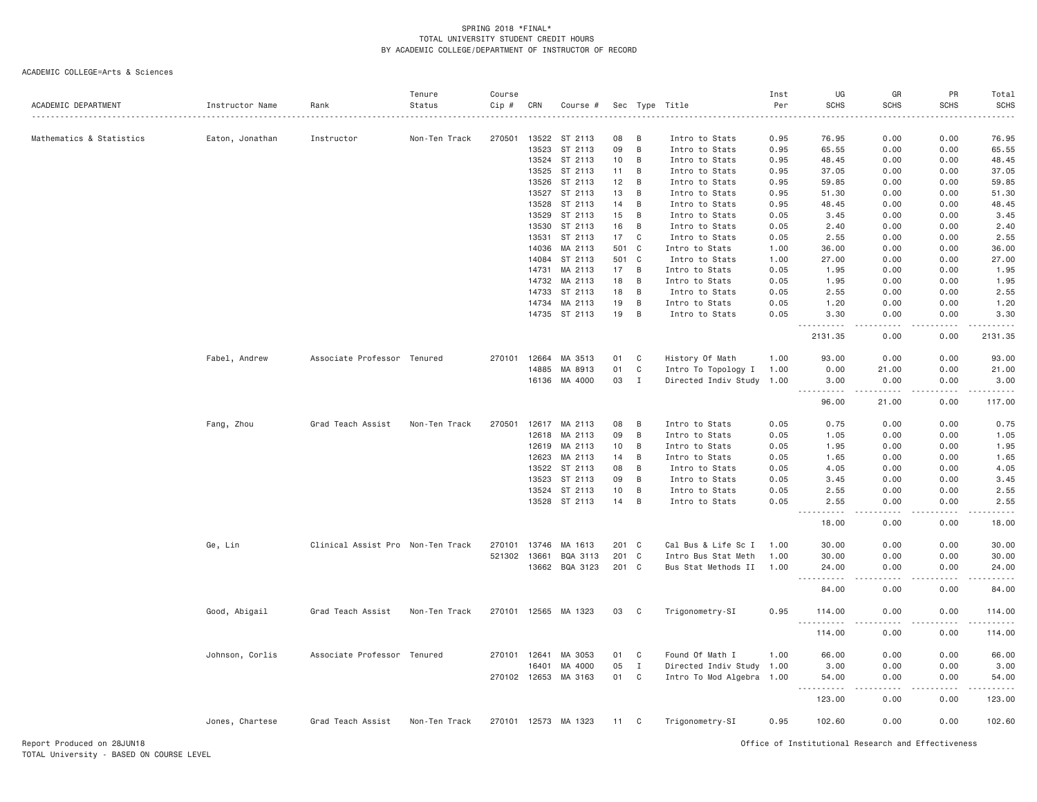SPRING 2018 *FINAL*
TOTAL UNIVERSITY STUDENT CREDIT HOURS
BY ACADEMIC COLLEGE/DEPARTMENT OF INSTRUCTOR OF RECORD

ACADEMIC COLLEGE=Arts & Sciences

| ACADEMIC DEPARTMENT | Instructor Name | Rank | Tenure Status | Course Cip # | CRN | Course # | Sec | Type | Title | Inst Per | UG SCHS | GR SCHS | PR SCHS | Total SCHS |
|---|---|---|---|---|---|---|---|---|---|---|---|---|---|---|
| Mathematics & Statistics | Eaton, Jonathan | Instructor | Non-Ten Track | 270501 | 13522 | ST 2113 | 08 | B | Intro to Stats | 0.95 | 76.95 | 0.00 | 0.00 | 76.95 |
| | | | | | 13523 | ST 2113 | 09 | B | Intro to Stats | 0.95 | 65.55 | 0.00 | 0.00 | 65.55 |
| | | | | | 13524 | ST 2113 | 10 | B | Intro to Stats | 0.95 | 48.45 | 0.00 | 0.00 | 48.45 |
| | | | | | 13525 | ST 2113 | 11 | B | Intro to Stats | 0.95 | 37.05 | 0.00 | 0.00 | 37.05 |
| | | | | | 13526 | ST 2113 | 12 | B | Intro to Stats | 0.95 | 59.85 | 0.00 | 0.00 | 59.85 |
| | | | | | 13527 | ST 2113 | 13 | B | Intro to Stats | 0.95 | 51.30 | 0.00 | 0.00 | 51.30 |
| | | | | | 13528 | ST 2113 | 14 | B | Intro to Stats | 0.95 | 48.45 | 0.00 | 0.00 | 48.45 |
| | | | | | 13529 | ST 2113 | 15 | B | Intro to Stats | 0.05 | 3.45 | 0.00 | 0.00 | 3.45 |
| | | | | | 13530 | ST 2113 | 16 | B | Intro to Stats | 0.05 | 2.40 | 0.00 | 0.00 | 2.40 |
| | | | | | 13531 | ST 2113 | 17 | C | Intro to Stats | 0.05 | 2.55 | 0.00 | 0.00 | 2.55 |
| | | | | | 14036 | MA 2113 | 501 | C | Intro to Stats | 1.00 | 36.00 | 0.00 | 0.00 | 36.00 |
| | | | | | 14084 | ST 2113 | 501 | C | Intro to Stats | 1.00 | 27.00 | 0.00 | 0.00 | 27.00 |
| | | | | | 14731 | MA 2113 | 17 | B | Intro to Stats | 0.05 | 1.95 | 0.00 | 0.00 | 1.95 |
| | | | | | 14732 | MA 2113 | 18 | B | Intro to Stats | 0.05 | 1.95 | 0.00 | 0.00 | 1.95 |
| | | | | | 14733 | ST 2113 | 18 | B | Intro to Stats | 0.05 | 2.55 | 0.00 | 0.00 | 2.55 |
| | | | | | 14734 | MA 2113 | 19 | B | Intro to Stats | 0.05 | 1.20 | 0.00 | 0.00 | 1.20 |
| | | | | | 14735 | ST 2113 | 19 | B | Intro to Stats | 0.05 | 3.30 | 0.00 | 0.00 | 3.30 |
| | | | | | | | | | | | 2131.35 | 0.00 | 0.00 | 2131.35 |
| | Fabel, Andrew | Associate Professor | Tenured | 270101 | 12664 | MA 3513 | 01 | C | History Of Math | 1.00 | 93.00 | 0.00 | 0.00 | 93.00 |
| | | | | | 14885 | MA 8913 | 01 | C | Intro To Topology I | 1.00 | 0.00 | 21.00 | 0.00 | 21.00 |
| | | | | | 16136 | MA 4000 | 03 | I | Directed Indiv Study | 1.00 | 3.00 | 0.00 | 0.00 | 3.00 |
| | | | | | | | | | | | 96.00 | 21.00 | 0.00 | 117.00 |
| | Fang, Zhou | Grad Teach Assist | Non-Ten Track | 270501 | 12617 | MA 2113 | 08 | B | Intro to Stats | 0.05 | 0.75 | 0.00 | 0.00 | 0.75 |
| | | | | | 12618 | MA 2113 | 09 | B | Intro to Stats | 0.05 | 1.05 | 0.00 | 0.00 | 1.05 |
| | | | | | 12619 | MA 2113 | 10 | B | Intro to Stats | 0.05 | 1.95 | 0.00 | 0.00 | 1.95 |
| | | | | | 12623 | MA 2113 | 14 | B | Intro to Stats | 0.05 | 1.65 | 0.00 | 0.00 | 1.65 |
| | | | | | 13522 | ST 2113 | 08 | B | Intro to Stats | 0.05 | 4.05 | 0.00 | 0.00 | 4.05 |
| | | | | | 13523 | ST 2113 | 09 | B | Intro to Stats | 0.05 | 3.45 | 0.00 | 0.00 | 3.45 |
| | | | | | 13524 | ST 2113 | 10 | B | Intro to Stats | 0.05 | 2.55 | 0.00 | 0.00 | 2.55 |
| | | | | | 13528 | ST 2113 | 14 | B | Intro to Stats | 0.05 | 2.55 | 0.00 | 0.00 | 2.55 |
| | | | | | | | | | | | 18.00 | 0.00 | 0.00 | 18.00 |
| | Ge, Lin | Clinical Assist Pro | Non-Ten Track | 270101 | 13746 | MA 1613 | 201 | C | Cal Bus & Life Sc I | 1.00 | 30.00 | 0.00 | 0.00 | 30.00 |
| | | | | 521302 | 13661 | BQA 3113 | 201 | C | Intro Bus Stat Meth | 1.00 | 30.00 | 0.00 | 0.00 | 30.00 |
| | | | | | 13662 | BQA 3123 | 201 | C | Bus Stat Methods II | 1.00 | 24.00 | 0.00 | 0.00 | 24.00 |
| | | | | | | | | | | | 84.00 | 0.00 | 0.00 | 84.00 |
| | Good, Abigail | Grad Teach Assist | Non-Ten Track | 270101 | 12565 | MA 1323 | 03 | C | Trigonometry-SI | 0.95 | 114.00 | 0.00 | 0.00 | 114.00 |
| | | | | | | | | | | | 114.00 | 0.00 | 0.00 | 114.00 |
| | Johnson, Corlis | Associate Professor | Tenured | 270101 | 12641 | MA 3053 | 01 | C | Found Of Math I | 1.00 | 66.00 | 0.00 | 0.00 | 66.00 |
| | | | | | 16401 | MA 4000 | 05 | I | Directed Indiv Study | 1.00 | 3.00 | 0.00 | 0.00 | 3.00 |
| | | | | 270102 | 12653 | MA 3163 | 01 | C | Intro To Mod Algebra | 1.00 | 54.00 | 0.00 | 0.00 | 54.00 |
| | | | | | | | | | | | 123.00 | 0.00 | 0.00 | 123.00 |
| | Jones, Chartese | Grad Teach Assist | Non-Ten Track | 270101 | 12573 | MA 1323 | 11 | C | Trigonometry-SI | 0.95 | 102.60 | 0.00 | 0.00 | 102.60 |

Report Produced on 28JUN18
TOTAL University - BASED ON COURSE LEVEL

Office of Institutional Research and Effectiveness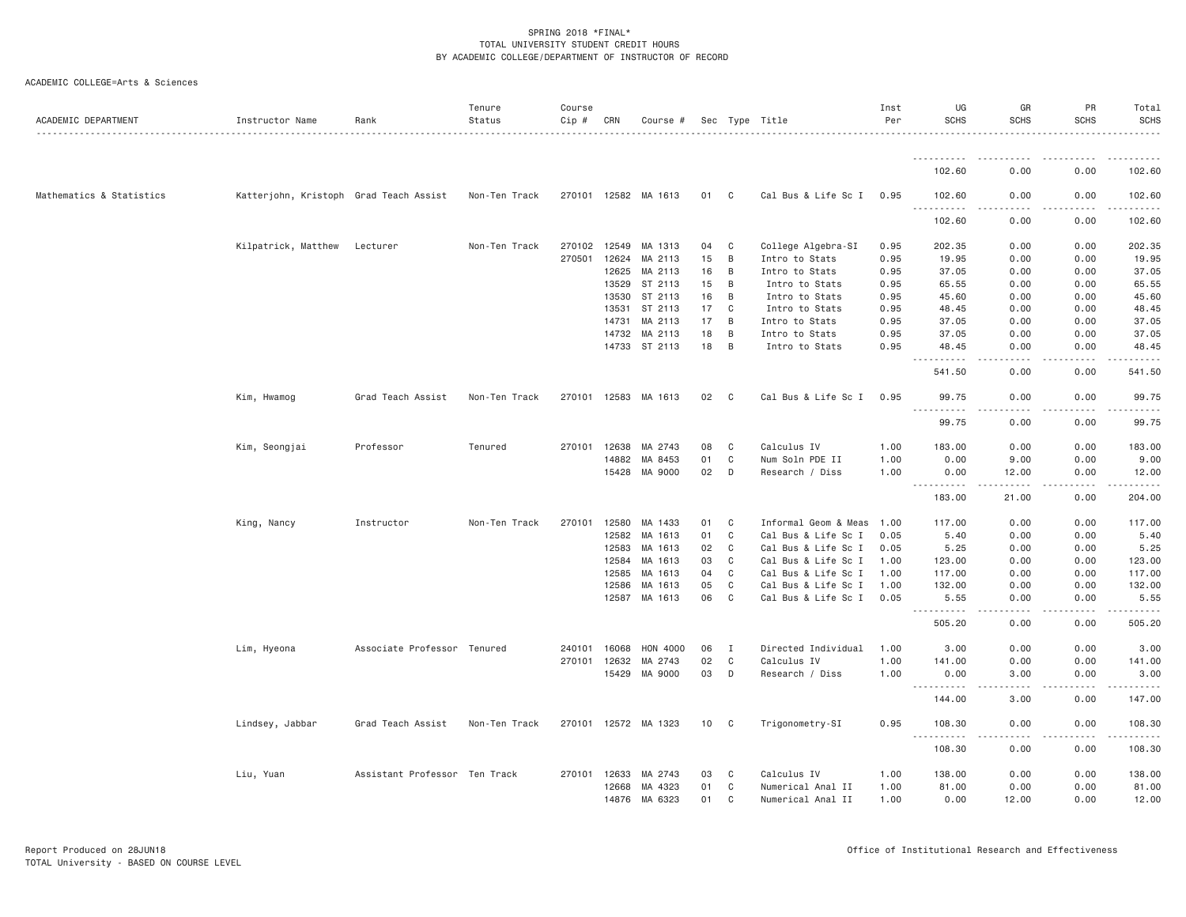SPRING 2018 *FINAL*
TOTAL UNIVERSITY STUDENT CREDIT HOURS
BY ACADEMIC COLLEGE/DEPARTMENT OF INSTRUCTOR OF RECORD

ACADEMIC COLLEGE=Arts & Sciences

| ACADEMIC DEPARTMENT | Instructor Name | Rank | Tenure Status | Course Cip # | CRN | Course # | Sec | Type | Title | Inst Per | UG SCHS | GR SCHS | PR SCHS | Total SCHS |
|---|---|---|---|---|---|---|---|---|---|---|---|---|---|---|
| | | | | | | | | | | | 102.60 | 0.00 | 0.00 | 102.60 |
| Mathematics & Statistics | Katterjohn, Kristoph | Grad Teach Assist | Non-Ten Track | 270101 | 12582 | MA 1613 | 01 | C | Cal Bus & Life Sc I | 0.95 | 102.60 | 0.00 | 0.00 | 102.60 |
| | | | | | | | | | | | 102.60 | 0.00 | 0.00 | 102.60 |
| | Kilpatrick, Matthew | Lecturer | Non-Ten Track | 270102 | 12549 | MA 1313 | 04 | C | College Algebra-SI | 0.95 | 202.35 | 0.00 | 0.00 | 202.35 |
| | | | | 270501 | 12624 | MA 2113 | 15 | B | Intro to Stats | 0.95 | 19.95 | 0.00 | 0.00 | 19.95 |
| | | | | | 12625 | MA 2113 | 16 | B | Intro to Stats | 0.95 | 37.05 | 0.00 | 0.00 | 37.05 |
| | | | | | 13529 | ST 2113 | 15 | B | Intro to Stats | 0.95 | 65.55 | 0.00 | 0.00 | 65.55 |
| | | | | | 13530 | ST 2113 | 16 | B | Intro to Stats | 0.95 | 45.60 | 0.00 | 0.00 | 45.60 |
| | | | | | 13531 | ST 2113 | 17 | C | Intro to Stats | 0.95 | 48.45 | 0.00 | 0.00 | 48.45 |
| | | | | | 14731 | MA 2113 | 17 | B | Intro to Stats | 0.95 | 37.05 | 0.00 | 0.00 | 37.05 |
| | | | | | 14732 | MA 2113 | 18 | B | Intro to Stats | 0.95 | 37.05 | 0.00 | 0.00 | 37.05 |
| | | | | | 14733 | ST 2113 | 18 | B | Intro to Stats | 0.95 | 48.45 | 0.00 | 0.00 | 48.45 |
| | | | | | | | | | | | 541.50 | 0.00 | 0.00 | 541.50 |
| | Kim, Hwamog | Grad Teach Assist | Non-Ten Track | 270101 | 12583 | MA 1613 | 02 | C | Cal Bus & Life Sc I | 0.95 | 99.75 | 0.00 | 0.00 | 99.75 |
| | | | | | | | | | | | 99.75 | 0.00 | 0.00 | 99.75 |
| | Kim, Seongjai | Professor | Tenured | 270101 | 12638 | MA 2743 | 08 | C | Calculus IV | 1.00 | 183.00 | 0.00 | 0.00 | 183.00 |
| | | | | | 14882 | MA 8453 | 01 | C | Num Soln PDE II | 1.00 | 0.00 | 9.00 | 0.00 | 9.00 |
| | | | | | 15428 | MA 9000 | 02 | D | Research / Diss | 1.00 | 0.00 | 12.00 | 0.00 | 12.00 |
| | | | | | | | | | | | 183.00 | 21.00 | 0.00 | 204.00 |
| | King, Nancy | Instructor | Non-Ten Track | 270101 | 12580 | MA 1433 | 01 | C | Informal Geom & Meas | 1.00 | 117.00 | 0.00 | 0.00 | 117.00 |
| | | | | | 12582 | MA 1613 | 01 | C | Cal Bus & Life Sc I | 0.05 | 5.40 | 0.00 | 0.00 | 5.40 |
| | | | | | 12583 | MA 1613 | 02 | C | Cal Bus & Life Sc I | 0.05 | 5.25 | 0.00 | 0.00 | 5.25 |
| | | | | | 12584 | MA 1613 | 03 | C | Cal Bus & Life Sc I | 1.00 | 123.00 | 0.00 | 0.00 | 123.00 |
| | | | | | 12585 | MA 1613 | 04 | C | Cal Bus & Life Sc I | 1.00 | 117.00 | 0.00 | 0.00 | 117.00 |
| | | | | | 12586 | MA 1613 | 05 | C | Cal Bus & Life Sc I | 1.00 | 132.00 | 0.00 | 0.00 | 132.00 |
| | | | | | 12587 | MA 1613 | 06 | C | Cal Bus & Life Sc I | 0.05 | 5.55 | 0.00 | 0.00 | 5.55 |
| | | | | | | | | | | | 505.20 | 0.00 | 0.00 | 505.20 |
| | Lim, Hyeona | Associate Professor | Tenured | 240101 | 16068 | HON 4000 | 06 | I | Directed Individual | 1.00 | 3.00 | 0.00 | 0.00 | 3.00 |
| | | | | 270101 | 12632 | MA 2743 | 02 | C | Calculus IV | 1.00 | 141.00 | 0.00 | 0.00 | 141.00 |
| | | | | | 15429 | MA 9000 | 03 | D | Research / Diss | 1.00 | 0.00 | 3.00 | 0.00 | 3.00 |
| | | | | | | | | | | | 144.00 | 3.00 | 0.00 | 147.00 |
| | Lindsey, Jabbar | Grad Teach Assist | Non-Ten Track | 270101 | 12572 | MA 1323 | 10 | C | Trigonometry-SI | 0.95 | 108.30 | 0.00 | 0.00 | 108.30 |
| | | | | | | | | | | | 108.30 | 0.00 | 0.00 | 108.30 |
| | Liu, Yuan | Assistant Professor | Ten Track | 270101 | 12633 | MA 2743 | 03 | C | Calculus IV | 1.00 | 138.00 | 0.00 | 0.00 | 138.00 |
| | | | | | 12668 | MA 4323 | 01 | C | Numerical Anal II | 1.00 | 81.00 | 0.00 | 0.00 | 81.00 |
| | | | | | 14876 | MA 6323 | 01 | C | Numerical Anal II | 1.00 | 0.00 | 12.00 | 0.00 | 12.00 |

Report Produced on 28JUN18
TOTAL University - BASED ON COURSE LEVEL
Office of Institutional Research and Effectiveness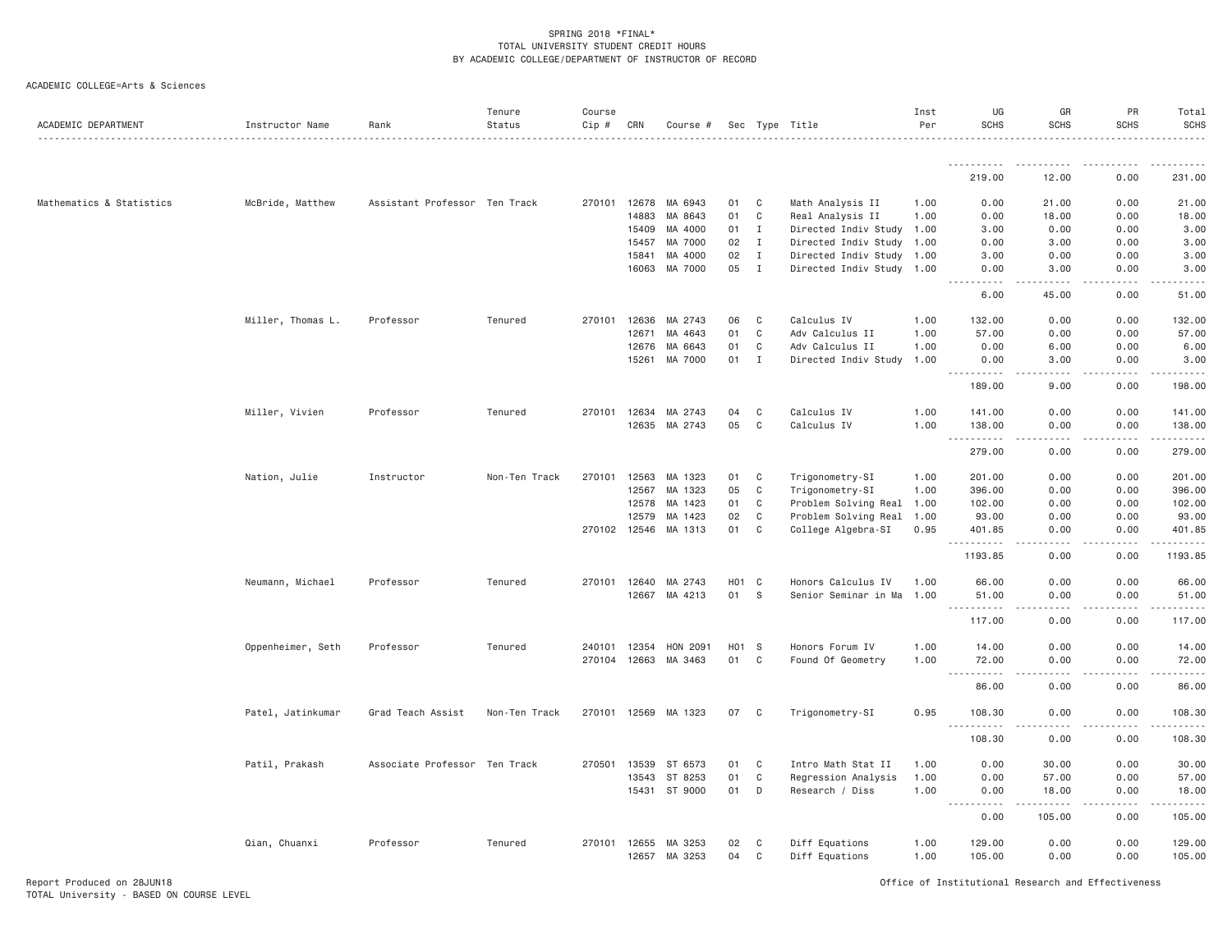SPRING 2018 *FINAL*
TOTAL UNIVERSITY STUDENT CREDIT HOURS
BY ACADEMIC COLLEGE/DEPARTMENT OF INSTRUCTOR OF RECORD

ACADEMIC COLLEGE=Arts & Sciences

| ACADEMIC DEPARTMENT | Instructor Name | Rank | Tenure Status | Course Cip # | CRN | Course # | Sec | Type | Title | Inst Per | UG SCHS | GR SCHS | PR SCHS | Total SCHS |
|---|---|---|---|---|---|---|---|---|---|---|---|---|---|---|
| | | | | | | | | | | | 219.00 | 12.00 | 0.00 | 231.00 |
| Mathematics & Statistics | McBride, Matthew | Assistant Professor | Ten Track | 270101 | 12678 | MA 6943 | 01 | C | Math Analysis II | 1.00 | 0.00 | 21.00 | 0.00 | 21.00 |
| | | | | | 14883 | MA 8643 | 01 | C | Real Analysis II | 1.00 | 0.00 | 18.00 | 0.00 | 18.00 |
| | | | | | 15409 | MA 4000 | 01 | I | Directed Indiv Study | 1.00 | 3.00 | 0.00 | 0.00 | 3.00 |
| | | | | | 15457 | MA 7000 | 02 | I | Directed Indiv Study | 1.00 | 0.00 | 3.00 | 0.00 | 3.00 |
| | | | | | 15841 | MA 4000 | 02 | I | Directed Indiv Study | 1.00 | 3.00 | 0.00 | 0.00 | 3.00 |
| | | | | | 16063 | MA 7000 | 05 | I | Directed Indiv Study | 1.00 | 0.00 | 3.00 | 0.00 | 3.00 |
| | | | | | | | | | | | 6.00 | 45.00 | 0.00 | 51.00 |
| | Miller, Thomas L. | Professor | Tenured | 270101 | 12636 | MA 2743 | 06 | C | Calculus IV | 1.00 | 132.00 | 0.00 | 0.00 | 132.00 |
| | | | | | 12671 | MA 4643 | 01 | C | Adv Calculus II | 1.00 | 57.00 | 0.00 | 0.00 | 57.00 |
| | | | | | 12676 | MA 6643 | 01 | C | Adv Calculus II | 1.00 | 0.00 | 6.00 | 0.00 | 6.00 |
| | | | | | 15261 | MA 7000 | 01 | I | Directed Indiv Study | 1.00 | 0.00 | 3.00 | 0.00 | 3.00 |
| | | | | | | | | | | | 189.00 | 9.00 | 0.00 | 198.00 |
| | Miller, Vivien | Professor | Tenured | 270101 | 12634 | MA 2743 | 04 | C | Calculus IV | 1.00 | 141.00 | 0.00 | 0.00 | 141.00 |
| | | | | | 12635 | MA 2743 | 05 | C | Calculus IV | 1.00 | 138.00 | 0.00 | 0.00 | 138.00 |
| | | | | | | | | | | | 279.00 | 0.00 | 0.00 | 279.00 |
| | Nation, Julie | Instructor | Non-Ten Track | 270101 | 12563 | MA 1323 | 01 | C | Trigonometry-SI | 1.00 | 201.00 | 0.00 | 0.00 | 201.00 |
| | | | | | 12567 | MA 1323 | 05 | C | Trigonometry-SI | 1.00 | 396.00 | 0.00 | 0.00 | 396.00 |
| | | | | | 12578 | MA 1423 | 01 | C | Problem Solving Real | 1.00 | 102.00 | 0.00 | 0.00 | 102.00 |
| | | | | | 12579 | MA 1423 | 02 | C | Problem Solving Real | 1.00 | 93.00 | 0.00 | 0.00 | 93.00 |
| | | | | 270102 | 12546 | MA 1313 | 01 | C | College Algebra-SI | 0.95 | 401.85 | 0.00 | 0.00 | 401.85 |
| | | | | | | | | | | | 1193.85 | 0.00 | 0.00 | 1193.85 |
| | Neumann, Michael | Professor | Tenured | 270101 | 12640 | MA 2743 | H01 | C | Honors Calculus IV | 1.00 | 66.00 | 0.00 | 0.00 | 66.00 |
| | | | | | 12667 | MA 4213 | 01 | S | Senior Seminar in Ma | 1.00 | 51.00 | 0.00 | 0.00 | 51.00 |
| | | | | | | | | | | | 117.00 | 0.00 | 0.00 | 117.00 |
| | Oppenheimer, Seth | Professor | Tenured | 240101 | 12354 | HON 2091 | H01 | S | Honors Forum IV | 1.00 | 14.00 | 0.00 | 0.00 | 14.00 |
| | | | | 270104 | 12663 | MA 3463 | 01 | C | Found Of Geometry | 1.00 | 72.00 | 0.00 | 0.00 | 72.00 |
| | | | | | | | | | | | 86.00 | 0.00 | 0.00 | 86.00 |
| | Patel, Jatinkumar | Grad Teach Assist | Non-Ten Track | 270101 | 12569 | MA 1323 | 07 | C | Trigonometry-SI | 0.95 | 108.30 | 0.00 | 0.00 | 108.30 |
| | | | | | | | | | | | 108.30 | 0.00 | 0.00 | 108.30 |
| | Patil, Prakash | Associate Professor | Ten Track | 270501 | 13539 | ST 6573 | 01 | C | Intro Math Stat II | 1.00 | 0.00 | 30.00 | 0.00 | 30.00 |
| | | | | | 13543 | ST 8253 | 01 | C | Regression Analysis | 1.00 | 0.00 | 57.00 | 0.00 | 57.00 |
| | | | | | 15431 | ST 9000 | 01 | D | Research / Diss | 1.00 | 0.00 | 18.00 | 0.00 | 18.00 |
| | | | | | | | | | | | 0.00 | 105.00 | 0.00 | 105.00 |
| | Qian, Chuanxi | Professor | Tenured | 270101 | 12655 | MA 3253 | 02 | C | Diff Equations | 1.00 | 129.00 | 0.00 | 0.00 | 129.00 |
| | | | | | 12657 | MA 3253 | 04 | C | Diff Equations | 1.00 | 105.00 | 0.00 | 0.00 | 105.00 |

Report Produced on 28JUN18
TOTAL University - BASED ON COURSE LEVEL

Office of Institutional Research and Effectiveness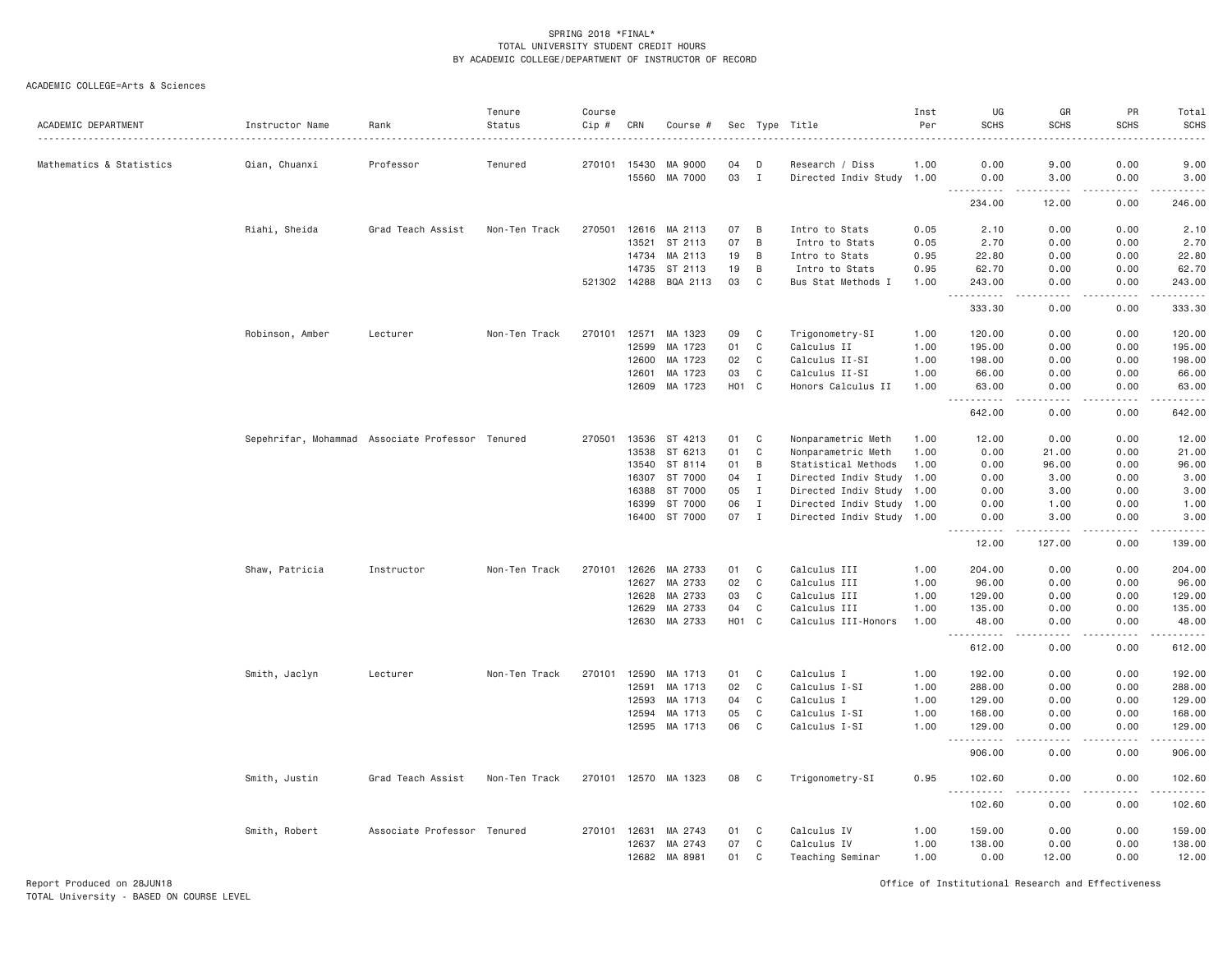SPRING 2018 *FINAL*
TOTAL UNIVERSITY STUDENT CREDIT HOURS
BY ACADEMIC COLLEGE/DEPARTMENT OF INSTRUCTOR OF RECORD

ACADEMIC COLLEGE=Arts & Sciences

| ACADEMIC DEPARTMENT | Instructor Name | Rank | Tenure Status | Course Cip # | CRN | Course # | Sec | Type | Title | Inst Per | UG SCHS | GR SCHS | PR SCHS | Total SCHS |
|---|---|---|---|---|---|---|---|---|---|---|---|---|---|---|
| Mathematics & Statistics | Qian, Chuanxi | Professor | Tenured | 270101 | 15430 | MA 9000 | 04 | D | Research / Diss | 1.00 | 0.00 | 9.00 | 0.00 | 9.00 |
| | | | | | 15560 | MA 7000 | 03 | I | Directed Indiv Study | 1.00 | 0.00 | 3.00 | 0.00 | 3.00 |
| | | | | | | | | | | | 234.00 | 12.00 | 0.00 | 246.00 |
| | Riahi, Sheida | Grad Teach Assist | Non-Ten Track | 270501 | 12616 | MA 2113 | 07 | B | Intro to Stats | 0.05 | 2.10 | 0.00 | 0.00 | 2.10 |
| | | | | | 13521 | ST 2113 | 07 | B | Intro to Stats | 0.05 | 2.70 | 0.00 | 0.00 | 2.70 |
| | | | | | 14734 | MA 2113 | 19 | B | Intro to Stats | 0.95 | 22.80 | 0.00 | 0.00 | 22.80 |
| | | | | | 14735 | ST 2113 | 19 | B | Intro to Stats | 0.95 | 62.70 | 0.00 | 0.00 | 62.70 |
| | | | | 521302 | 14288 | BQA 2113 | 03 | C | Bus Stat Methods I | 1.00 | 243.00 | 0.00 | 0.00 | 243.00 |
| | | | | | | | | | | | 333.30 | 0.00 | 0.00 | 333.30 |
| | Robinson, Amber | Lecturer | Non-Ten Track | 270101 | 12571 | MA 1323 | 09 | C | Trigonometry-SI | 1.00 | 120.00 | 0.00 | 0.00 | 120.00 |
| | | | | | 12599 | MA 1723 | 01 | C | Calculus II | 1.00 | 195.00 | 0.00 | 0.00 | 195.00 |
| | | | | | 12600 | MA 1723 | 02 | C | Calculus II-SI | 1.00 | 198.00 | 0.00 | 0.00 | 198.00 |
| | | | | | 12601 | MA 1723 | 03 | C | Calculus II-SI | 1.00 | 66.00 | 0.00 | 0.00 | 66.00 |
| | | | | | 12609 | MA 1723 | H01 | C | Honors Calculus II | 1.00 | 63.00 | 0.00 | 0.00 | 63.00 |
| | | | | | | | | | | | 642.00 | 0.00 | 0.00 | 642.00 |
| | Sepehrifar, Mohammad | Associate Professor | Tenured | 270501 | 13536 | ST 4213 | 01 | C | Nonparametric Meth | 1.00 | 12.00 | 0.00 | 0.00 | 12.00 |
| | | | | | 13538 | ST 6213 | 01 | C | Nonparametric Meth | 1.00 | 0.00 | 21.00 | 0.00 | 21.00 |
| | | | | | 13540 | ST 8114 | 01 | B | Statistical Methods | 1.00 | 0.00 | 96.00 | 0.00 | 96.00 |
| | | | | | 16307 | ST 7000 | 04 | I | Directed Indiv Study | 1.00 | 0.00 | 3.00 | 0.00 | 3.00 |
| | | | | | 16388 | ST 7000 | 05 | I | Directed Indiv Study | 1.00 | 0.00 | 3.00 | 0.00 | 3.00 |
| | | | | | 16399 | ST 7000 | 06 | I | Directed Indiv Study | 1.00 | 0.00 | 1.00 | 0.00 | 1.00 |
| | | | | | 16400 | ST 7000 | 07 | I | Directed Indiv Study | 1.00 | 0.00 | 3.00 | 0.00 | 3.00 |
| | | | | | | | | | | | 12.00 | 127.00 | 0.00 | 139.00 |
| | Shaw, Patricia | Instructor | Non-Ten Track | 270101 | 12626 | MA 2733 | 01 | C | Calculus III | 1.00 | 204.00 | 0.00 | 0.00 | 204.00 |
| | | | | | 12627 | MA 2733 | 02 | C | Calculus III | 1.00 | 96.00 | 0.00 | 0.00 | 96.00 |
| | | | | | 12628 | MA 2733 | 03 | C | Calculus III | 1.00 | 129.00 | 0.00 | 0.00 | 129.00 |
| | | | | | 12629 | MA 2733 | 04 | C | Calculus III | 1.00 | 135.00 | 0.00 | 0.00 | 135.00 |
| | | | | | 12630 | MA 2733 | H01 | C | Calculus III-Honors | 1.00 | 48.00 | 0.00 | 0.00 | 48.00 |
| | | | | | | | | | | | 612.00 | 0.00 | 0.00 | 612.00 |
| | Smith, Jaclyn | Lecturer | Non-Ten Track | 270101 | 12590 | MA 1713 | 01 | C | Calculus I | 1.00 | 192.00 | 0.00 | 0.00 | 192.00 |
| | | | | | 12591 | MA 1713 | 02 | C | Calculus I-SI | 1.00 | 288.00 | 0.00 | 0.00 | 288.00 |
| | | | | | 12593 | MA 1713 | 04 | C | Calculus I | 1.00 | 129.00 | 0.00 | 0.00 | 129.00 |
| | | | | | 12594 | MA 1713 | 05 | C | Calculus I-SI | 1.00 | 168.00 | 0.00 | 0.00 | 168.00 |
| | | | | | 12595 | MA 1713 | 06 | C | Calculus I-SI | 1.00 | 129.00 | 0.00 | 0.00 | 129.00 |
| | | | | | | | | | | | 906.00 | 0.00 | 0.00 | 906.00 |
| | Smith, Justin | Grad Teach Assist | Non-Ten Track | 270101 | 12570 | MA 1323 | 08 | C | Trigonometry-SI | 0.95 | 102.60 | 0.00 | 0.00 | 102.60 |
| | | | | | | | | | | | 102.60 | 0.00 | 0.00 | 102.60 |
| | Smith, Robert | Associate Professor | Tenured | 270101 | 12631 | MA 2743 | 01 | C | Calculus IV | 1.00 | 159.00 | 0.00 | 0.00 | 159.00 |
| | | | | | 12637 | MA 2743 | 07 | C | Calculus IV | 1.00 | 138.00 | 0.00 | 0.00 | 138.00 |
| | | | | | 12682 | MA 8981 | 01 | C | Teaching Seminar | 1.00 | 0.00 | 12.00 | 0.00 | 12.00 |

Report Produced on 28JUN18 | Office of Institutional Research and Effectiveness
TOTAL University - BASED ON COURSE LEVEL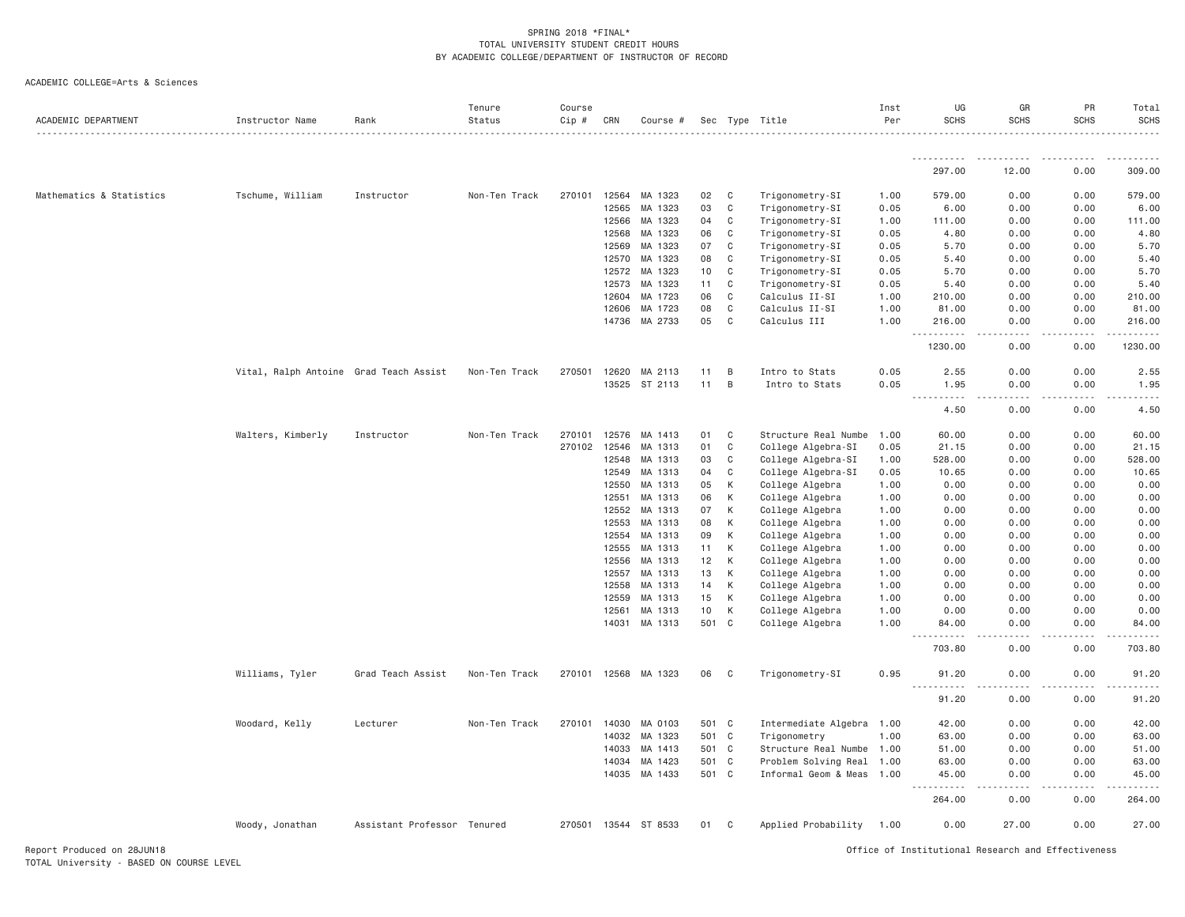SPRING 2018 *FINAL*
TOTAL UNIVERSITY STUDENT CREDIT HOURS
BY ACADEMIC COLLEGE/DEPARTMENT OF INSTRUCTOR OF RECORD

ACADEMIC COLLEGE=Arts & Sciences

| ACADEMIC DEPARTMENT | Instructor Name | Rank | Tenure Status | Course Cip # | CRN | Course # | Sec | Type | Title | Inst Per | UG SCHS | GR SCHS | PR SCHS | Total SCHS |
|---|---|---|---|---|---|---|---|---|---|---|---|---|---|---|
| | | | | | | | | | | | 297.00 | 12.00 | 0.00 | 309.00 |
| Mathematics & Statistics | Tschume, William | Instructor | Non-Ten Track | 270101 | 12564 | MA 1323 | 02 | C | Trigonometry-SI | 1.00 | 579.00 | 0.00 | 0.00 | 579.00 |
| | | | | | 12565 | MA 1323 | 03 | C | Trigonometry-SI | 0.05 | 6.00 | 0.00 | 0.00 | 6.00 |
| | | | | | 12566 | MA 1323 | 04 | C | Trigonometry-SI | 1.00 | 111.00 | 0.00 | 0.00 | 111.00 |
| | | | | | 12568 | MA 1323 | 06 | C | Trigonometry-SI | 0.05 | 4.80 | 0.00 | 0.00 | 4.80 |
| | | | | | 12569 | MA 1323 | 07 | C | Trigonometry-SI | 0.05 | 5.70 | 0.00 | 0.00 | 5.70 |
| | | | | | 12570 | MA 1323 | 08 | C | Trigonometry-SI | 0.05 | 5.40 | 0.00 | 0.00 | 5.40 |
| | | | | | 12572 | MA 1323 | 10 | C | Trigonometry-SI | 0.05 | 5.70 | 0.00 | 0.00 | 5.70 |
| | | | | | 12573 | MA 1323 | 11 | C | Trigonometry-SI | 0.05 | 5.40 | 0.00 | 0.00 | 5.40 |
| | | | | | 12604 | MA 1723 | 06 | C | Calculus II-SI | 1.00 | 210.00 | 0.00 | 0.00 | 210.00 |
| | | | | | 12606 | MA 1723 | 08 | C | Calculus II-SI | 1.00 | 81.00 | 0.00 | 0.00 | 81.00 |
| | | | | | 14736 | MA 2733 | 05 | C | Calculus III | 1.00 | 216.00 | 0.00 | 0.00 | 216.00 |
| | | | | | | | | | | | 1230.00 | 0.00 | 0.00 | 1230.00 |
| | Vital, Ralph Antoine | Grad Teach Assist | Non-Ten Track | 270501 | 12620 | MA 2113 | 11 | B | Intro to Stats | 0.05 | 2.55 | 0.00 | 0.00 | 2.55 |
| | | | | | 13525 | ST 2113 | 11 | B | Intro to Stats | 0.05 | 1.95 | 0.00 | 0.00 | 1.95 |
| | | | | | | | | | | | 4.50 | 0.00 | 0.00 | 4.50 |
| | Walters, Kimberly | Instructor | Non-Ten Track | 270101 | 12576 | MA 1413 | 01 | C | Structure Real Numbe | 1.00 | 60.00 | 0.00 | 0.00 | 60.00 |
| | | | | 270102 | 12546 | MA 1313 | 01 | C | College Algebra-SI | 0.05 | 21.15 | 0.00 | 0.00 | 21.15 |
| | | | | | 12548 | MA 1313 | 03 | C | College Algebra-SI | 1.00 | 528.00 | 0.00 | 0.00 | 528.00 |
| | | | | | 12549 | MA 1313 | 04 | C | College Algebra-SI | 0.05 | 10.65 | 0.00 | 0.00 | 10.65 |
| | | | | | 12550 | MA 1313 | 05 | K | College Algebra | 1.00 | 0.00 | 0.00 | 0.00 | 0.00 |
| | | | | | 12551 | MA 1313 | 06 | K | College Algebra | 1.00 | 0.00 | 0.00 | 0.00 | 0.00 |
| | | | | | 12552 | MA 1313 | 07 | K | College Algebra | 1.00 | 0.00 | 0.00 | 0.00 | 0.00 |
| | | | | | 12553 | MA 1313 | 08 | K | College Algebra | 1.00 | 0.00 | 0.00 | 0.00 | 0.00 |
| | | | | | 12554 | MA 1313 | 09 | K | College Algebra | 1.00 | 0.00 | 0.00 | 0.00 | 0.00 |
| | | | | | 12555 | MA 1313 | 11 | K | College Algebra | 1.00 | 0.00 | 0.00 | 0.00 | 0.00 |
| | | | | | 12556 | MA 1313 | 12 | K | College Algebra | 1.00 | 0.00 | 0.00 | 0.00 | 0.00 |
| | | | | | 12557 | MA 1313 | 13 | K | College Algebra | 1.00 | 0.00 | 0.00 | 0.00 | 0.00 |
| | | | | | 12558 | MA 1313 | 14 | K | College Algebra | 1.00 | 0.00 | 0.00 | 0.00 | 0.00 |
| | | | | | 12559 | MA 1313 | 15 | K | College Algebra | 1.00 | 0.00 | 0.00 | 0.00 | 0.00 |
| | | | | | 12561 | MA 1313 | 10 | K | College Algebra | 1.00 | 0.00 | 0.00 | 0.00 | 0.00 |
| | | | | | 14031 | MA 1313 | 501 | C | College Algebra | 1.00 | 84.00 | 0.00 | 0.00 | 84.00 |
| | | | | | | | | | | | 703.80 | 0.00 | 0.00 | 703.80 |
| | Williams, Tyler | Grad Teach Assist | Non-Ten Track | 270101 | 12568 | MA 1323 | 06 | C | Trigonometry-SI | 0.95 | 91.20 | 0.00 | 0.00 | 91.20 |
| | | | | | | | | | | | 91.20 | 0.00 | 0.00 | 91.20 |
| | Woodard, Kelly | Lecturer | Non-Ten Track | 270101 | 14030 | MA 0103 | 501 | C | Intermediate Algebra | 1.00 | 42.00 | 0.00 | 0.00 | 42.00 |
| | | | | | 14032 | MA 1323 | 501 | C | Trigonometry | 1.00 | 63.00 | 0.00 | 0.00 | 63.00 |
| | | | | | 14033 | MA 1413 | 501 | C | Structure Real Numbe | 1.00 | 51.00 | 0.00 | 0.00 | 51.00 |
| | | | | | 14034 | MA 1423 | 501 | C | Problem Solving Real | 1.00 | 63.00 | 0.00 | 0.00 | 63.00 |
| | | | | | 14035 | MA 1433 | 501 | C | Informal Geom & Meas | 1.00 | 45.00 | 0.00 | 0.00 | 45.00 |
| | | | | | | | | | | | 264.00 | 0.00 | 0.00 | 264.00 |
| | Woody, Jonathan | Assistant Professor | Tenured | 270501 | 13544 | ST 8533 | 01 | C | Applied Probability | 1.00 | 0.00 | 27.00 | 0.00 | 27.00 |

Report Produced on 28JUN18
TOTAL University - BASED ON COURSE LEVEL

Office of Institutional Research and Effectiveness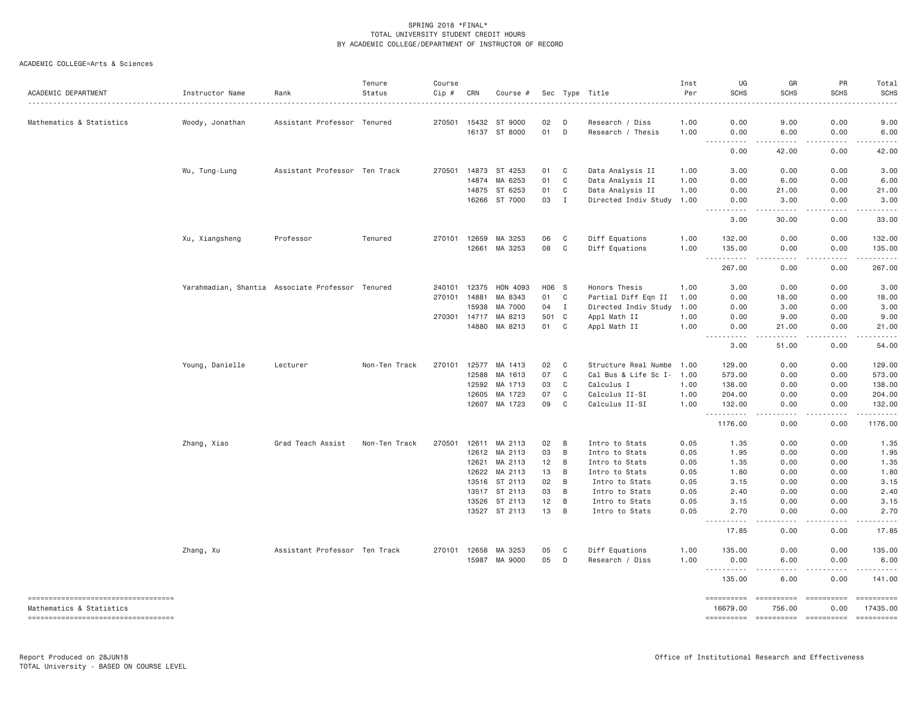SPRING 2018 *FINAL*
TOTAL UNIVERSITY STUDENT CREDIT HOURS
BY ACADEMIC COLLEGE/DEPARTMENT OF INSTRUCTOR OF RECORD

ACADEMIC COLLEGE=Arts & Sciences

| ACADEMIC DEPARTMENT | Instructor Name | Rank | Tenure Status | Course Cip # | CRN | Course # | Sec | Type | Title | Inst Per | UG SCHS | GR SCHS | PR SCHS | Total SCHS |
|---|---|---|---|---|---|---|---|---|---|---|---|---|---|---|
| Mathematics & Statistics | Woody, Jonathan | Assistant Professor | Tenured | 270501 | 15432 | ST 9000 | 02 | D | Research / Diss | 1.00 | 0.00 | 9.00 | 0.00 | 9.00 |
| | | | | | 16137 | ST 8000 | 01 | D | Research / Thesis | 1.00 | 0.00 | 6.00 | 0.00 | 6.00 |
| | | | | | | | | | | | 0.00 | 42.00 | 0.00 | 42.00 |
| | Wu, Tung-Lung | Assistant Professor | Ten Track | 270501 | 14873 | ST 4253 | 01 | C | Data Analysis II | 1.00 | 3.00 | 0.00 | 0.00 | 3.00 |
| | | | | | 14874 | MA 6253 | 01 | C | Data Analysis II | 1.00 | 0.00 | 6.00 | 0.00 | 6.00 |
| | | | | | 14875 | ST 6253 | 01 | C | Data Analysis II | 1.00 | 0.00 | 21.00 | 0.00 | 21.00 |
| | | | | | 16266 | ST 7000 | 03 | I | Directed Indiv Study | 1.00 | 0.00 | 3.00 | 0.00 | 3.00 |
| | | | | | | | | | | | 3.00 | 30.00 | 0.00 | 33.00 |
| | Xu, Xiangsheng | Professor | Tenured | 270101 | 12659 | MA 3253 | 06 | C | Diff Equations | 1.00 | 132.00 | 0.00 | 0.00 | 132.00 |
| | | | | | 12661 | MA 3253 | 08 | C | Diff Equations | 1.00 | 135.00 | 0.00 | 0.00 | 135.00 |
| | | | | | | | | | | | 267.00 | 0.00 | 0.00 | 267.00 |
| | Yarahmadian, Shantia | Associate Professor | Tenured | 240101 | 12375 | HON 4093 | H06 | S | Honors Thesis | 1.00 | 3.00 | 0.00 | 0.00 | 3.00 |
| | | | | 270101 | 14881 | MA 8343 | 01 | C | Partial Diff Eqn II | 1.00 | 0.00 | 18.00 | 0.00 | 18.00 |
| | | | | | 15938 | MA 7000 | 04 | I | Directed Indiv Study | 1.00 | 0.00 | 3.00 | 0.00 | 3.00 |
| | | | | 270301 | 14717 | MA 8213 | 501 | C | Appl Math II | 1.00 | 0.00 | 9.00 | 0.00 | 9.00 |
| | | | | | 14880 | MA 8213 | 01 | C | Appl Math II | 1.00 | 0.00 | 21.00 | 0.00 | 21.00 |
| | | | | | | | | | | | 3.00 | 51.00 | 0.00 | 54.00 |
| | Young, Danielle | Lecturer | Non-Ten Track | 270101 | 12577 | MA 1413 | 02 | C | Structure Real Numbe | 1.00 | 129.00 | 0.00 | 0.00 | 129.00 |
| | | | | | 12588 | MA 1613 | 07 | C | Cal Bus & Life Sc I- | 1.00 | 573.00 | 0.00 | 0.00 | 573.00 |
| | | | | | 12592 | MA 1713 | 03 | C | Calculus I | 1.00 | 138.00 | 0.00 | 0.00 | 138.00 |
| | | | | | 12605 | MA 1723 | 07 | C | Calculus II-SI | 1.00 | 204.00 | 0.00 | 0.00 | 204.00 |
| | | | | | 12607 | MA 1723 | 09 | C | Calculus II-SI | 1.00 | 132.00 | 0.00 | 0.00 | 132.00 |
| | | | | | | | | | | | 1176.00 | 0.00 | 0.00 | 1176.00 |
| | Zhang, Xiao | Grad Teach Assist | Non-Ten Track | 270501 | 12611 | MA 2113 | 02 | B | Intro to Stats | 0.05 | 1.35 | 0.00 | 0.00 | 1.35 |
| | | | | | 12612 | MA 2113 | 03 | B | Intro to Stats | 0.05 | 1.95 | 0.00 | 0.00 | 1.95 |
| | | | | | 12621 | MA 2113 | 12 | B | Intro to Stats | 0.05 | 1.35 | 0.00 | 0.00 | 1.35 |
| | | | | | 12622 | MA 2113 | 13 | B | Intro to Stats | 0.05 | 1.80 | 0.00 | 0.00 | 1.80 |
| | | | | | 13516 | ST 2113 | 02 | B | Intro to Stats | 0.05 | 3.15 | 0.00 | 0.00 | 3.15 |
| | | | | | 13517 | ST 2113 | 03 | B | Intro to Stats | 0.05 | 2.40 | 0.00 | 0.00 | 2.40 |
| | | | | | 13526 | ST 2113 | 12 | B | Intro to Stats | 0.05 | 3.15 | 0.00 | 0.00 | 3.15 |
| | | | | | 13527 | ST 2113 | 13 | B | Intro to Stats | 0.05 | 2.70 | 0.00 | 0.00 | 2.70 |
| | | | | | | | | | | | 17.85 | 0.00 | 0.00 | 17.85 |
| | Zhang, Xu | Assistant Professor | Ten Track | 270101 | 12658 | MA 3253 | 05 | C | Diff Equations | 1.00 | 135.00 | 0.00 | 0.00 | 135.00 |
| | | | | | 15987 | MA 9000 | 05 | D | Research / Diss | 1.00 | 0.00 | 6.00 | 0.00 | 6.00 |
| | | | | | | | | | | | 135.00 | 6.00 | 0.00 | 141.00 |
| Mathematics & Statistics | | | | | | | | | | | 16679.00 | 756.00 | 0.00 | 17435.00 |

Report Produced on 28JUN18
TOTAL University - BASED ON COURSE LEVEL

Office of Institutional Research and Effectiveness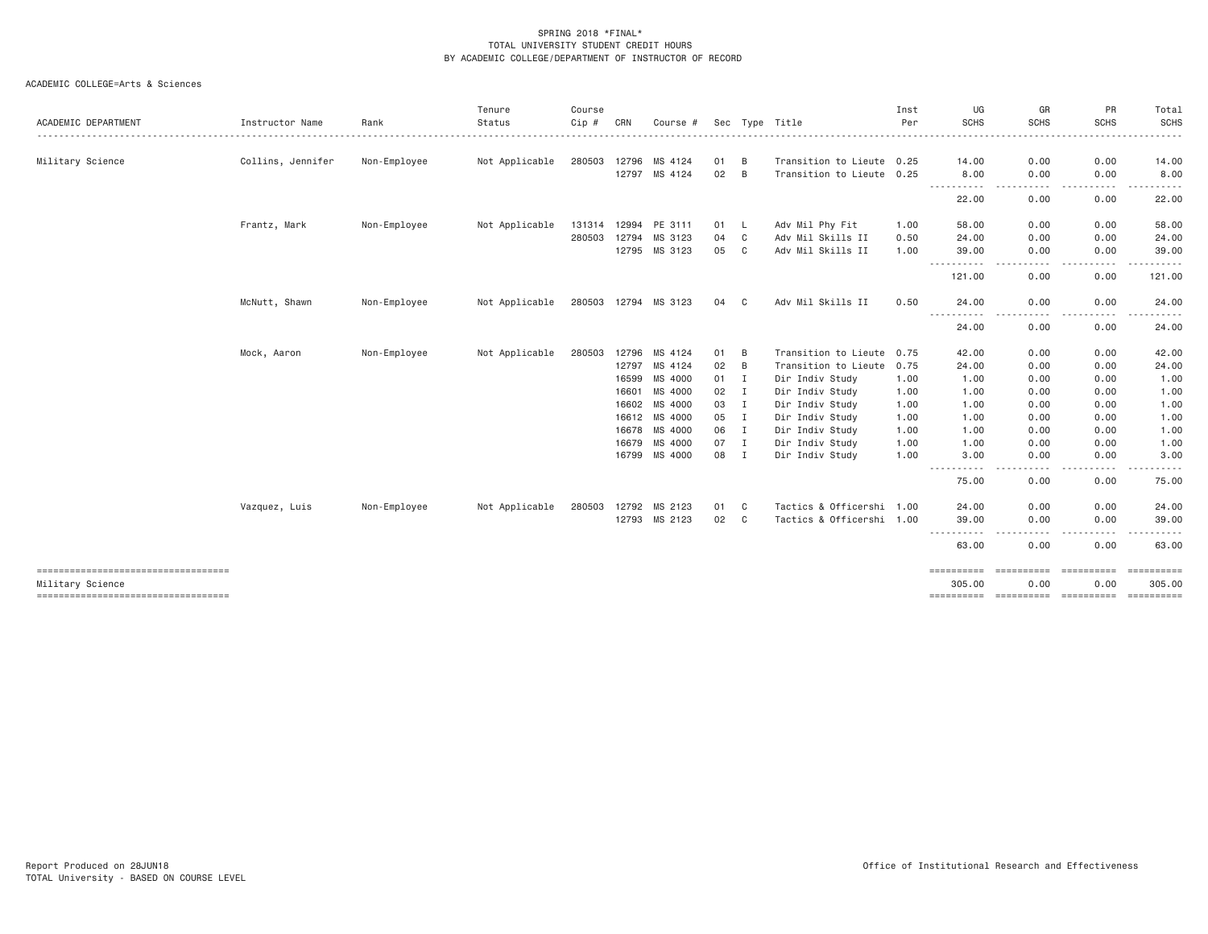SPRING 2018 *FINAL*
TOTAL UNIVERSITY STUDENT CREDIT HOURS
BY ACADEMIC COLLEGE/DEPARTMENT OF INSTRUCTOR OF RECORD

ACADEMIC COLLEGE=Arts & Sciences

| ACADEMIC DEPARTMENT | Instructor Name | Rank | Tenure Status | Course Cip # | CRN | Course # | Sec | Type | Title | Inst Per | UG SCHS | GR SCHS | PR SCHS | Total SCHS |
|---|---|---|---|---|---|---|---|---|---|---|---|---|---|---|
| Military Science | Collins, Jennifer | Non-Employee | Not Applicable | 280503 | 12796 | MS 4124 | 01 | B | Transition to Lieute | 0.25 | 14.00 | 0.00 | 0.00 | 14.00 |
| | | | | | 12797 | MS 4124 | 02 | B | Transition to Lieute | 0.25 | 8.00 | 0.00 | 0.00 | 8.00 |
| | | | | | | | | | | | 22.00 | 0.00 | 0.00 | 22.00 |
| | Frantz, Mark | Non-Employee | Not Applicable | 131314 | 12994 | PE 3111 | 01 | L | Adv Mil Phy Fit | 1.00 | 58.00 | 0.00 | 0.00 | 58.00 |
| | | | | 280503 | 12794 | MS 3123 | 04 | C | Adv Mil Skills II | 0.50 | 24.00 | 0.00 | 0.00 | 24.00 |
| | | | | | 12795 | MS 3123 | 05 | C | Adv Mil Skills II | 1.00 | 39.00 | 0.00 | 0.00 | 39.00 |
| | | | | | | | | | | | 121.00 | 0.00 | 0.00 | 121.00 |
| | McNutt, Shawn | Non-Employee | Not Applicable | 280503 | 12794 | MS 3123 | 04 | C | Adv Mil Skills II | 0.50 | 24.00 | 0.00 | 0.00 | 24.00 |
| | | | | | | | | | | | 24.00 | 0.00 | 0.00 | 24.00 |
| | Mock, Aaron | Non-Employee | Not Applicable | 280503 | 12796 | MS 4124 | 01 | B | Transition to Lieute | 0.75 | 42.00 | 0.00 | 0.00 | 42.00 |
| | | | | | 12797 | MS 4124 | 02 | B | Transition to Lieute | 0.75 | 24.00 | 0.00 | 0.00 | 24.00 |
| | | | | | 16599 | MS 4000 | 01 | I | Dir Indiv Study | 1.00 | 1.00 | 0.00 | 0.00 | 1.00 |
| | | | | | 16601 | MS 4000 | 02 | I | Dir Indiv Study | 1.00 | 1.00 | 0.00 | 0.00 | 1.00 |
| | | | | | 16602 | MS 4000 | 03 | I | Dir Indiv Study | 1.00 | 1.00 | 0.00 | 0.00 | 1.00 |
| | | | | | 16612 | MS 4000 | 05 | I | Dir Indiv Study | 1.00 | 1.00 | 0.00 | 0.00 | 1.00 |
| | | | | | 16678 | MS 4000 | 06 | I | Dir Indiv Study | 1.00 | 1.00 | 0.00 | 0.00 | 1.00 |
| | | | | | 16679 | MS 4000 | 07 | I | Dir Indiv Study | 1.00 | 1.00 | 0.00 | 0.00 | 1.00 |
| | | | | | 16799 | MS 4000 | 08 | I | Dir Indiv Study | 1.00 | 3.00 | 0.00 | 0.00 | 3.00 |
| | | | | | | | | | | | 75.00 | 0.00 | 0.00 | 75.00 |
| | Vazquez, Luis | Non-Employee | Not Applicable | 280503 | 12792 | MS 2123 | 01 | C | Tactics & Officershi | 1.00 | 24.00 | 0.00 | 0.00 | 24.00 |
| | | | | | 12793 | MS 2123 | 02 | C | Tactics & Officershi | 1.00 | 39.00 | 0.00 | 0.00 | 39.00 |
| | | | | | | | | | | | 63.00 | 0.00 | 0.00 | 63.00 |
| Military Science | | | | | | | | | | | 305.00 | 0.00 | 0.00 | 305.00 |

Report Produced on 28JUN18
TOTAL University - BASED ON COURSE LEVEL

Office of Institutional Research and Effectiveness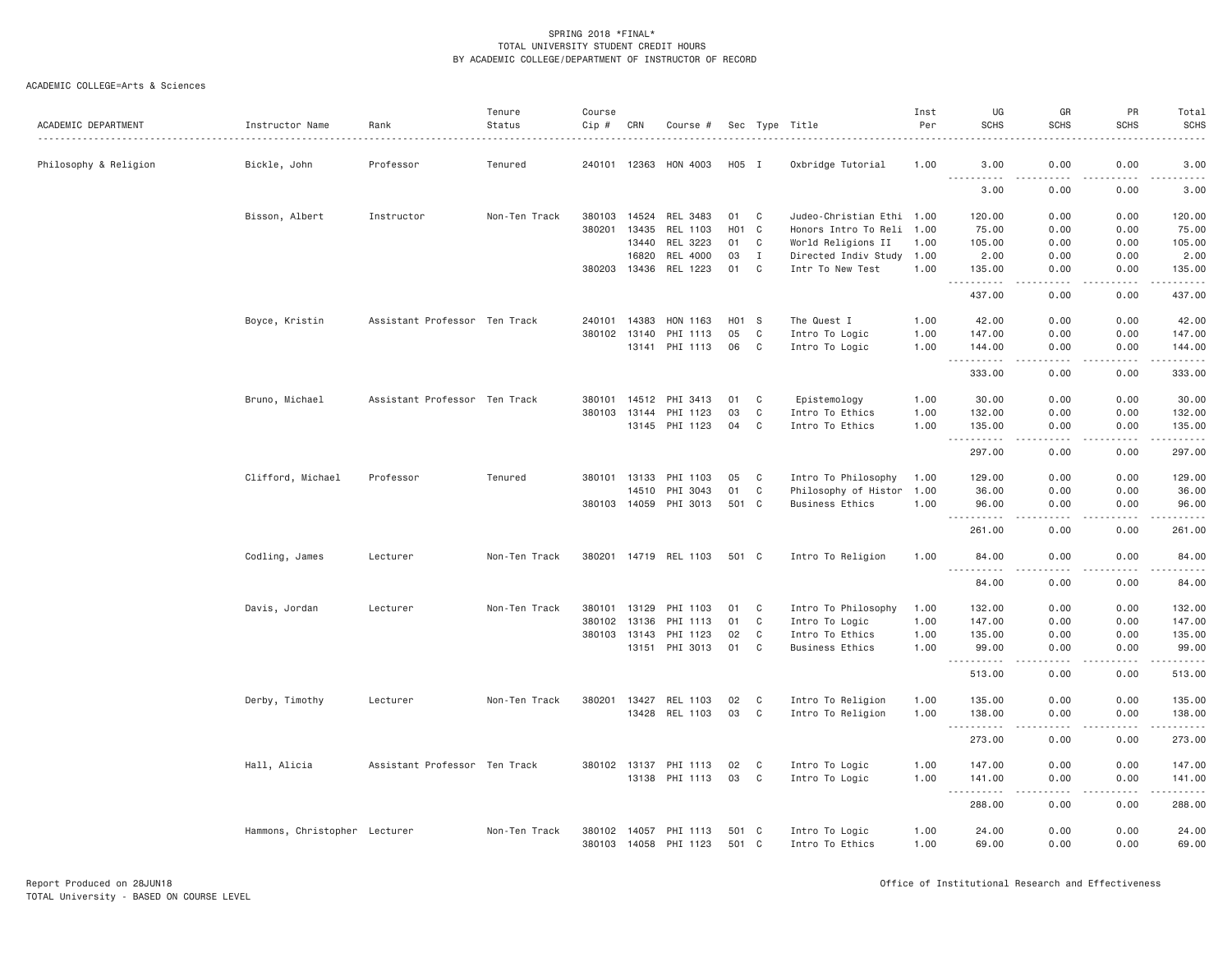SPRING 2018 *FINAL*
TOTAL UNIVERSITY STUDENT CREDIT HOURS
BY ACADEMIC COLLEGE/DEPARTMENT OF INSTRUCTOR OF RECORD

ACADEMIC COLLEGE=Arts & Sciences

| ACADEMIC DEPARTMENT | Instructor Name | Rank | Tenure Status | Course Cip # | CRN | Course # | Sec | Type | Title | Inst Per | UG SCHS | GR SCHS | PR SCHS | Total SCHS |
|---|---|---|---|---|---|---|---|---|---|---|---|---|---|---|
| Philosophy & Religion | Bickle, John | Professor | Tenured | 240101 | 12363 | HON 4003 | H05 | I | Oxbridge Tutorial | 1.00 | 3.00 | 0.00 | 0.00 | 3.00 |
| | | | | | | | | | | | 3.00 | 0.00 | 0.00 | 3.00 |
| | Bisson, Albert | Instructor | Non-Ten Track | 380103 | 14524 | REL 3483 | 01 | C | Judeo-Christian Ethi | 1.00 | 120.00 | 0.00 | 0.00 | 120.00 |
| | | | | 380201 | 13435 | REL 1103 | H01 | C | Honors Intro To Reli | 1.00 | 75.00 | 0.00 | 0.00 | 75.00 |
| | | | | | 13440 | REL 3223 | 01 | C | World Religions II | 1.00 | 105.00 | 0.00 | 0.00 | 105.00 |
| | | | | | 16820 | REL 4000 | 03 | I | Directed Indiv Study | 1.00 | 2.00 | 0.00 | 0.00 | 2.00 |
| | | | | 380203 | 13436 | REL 1223 | 01 | C | Intr To New Test | 1.00 | 135.00 | 0.00 | 0.00 | 135.00 |
| | | | | | | | | | | | 437.00 | 0.00 | 0.00 | 437.00 |
| | Boyce, Kristin | Assistant Professor | Ten Track | 240101 | 14383 | HON 1163 | H01 | S | The Quest I | 1.00 | 42.00 | 0.00 | 0.00 | 42.00 |
| | | | | 380102 | 13140 | PHI 1113 | 05 | C | Intro To Logic | 1.00 | 147.00 | 0.00 | 0.00 | 147.00 |
| | | | | | 13141 | PHI 1113 | 06 | C | Intro To Logic | 1.00 | 144.00 | 0.00 | 0.00 | 144.00 |
| | | | | | | | | | | | 333.00 | 0.00 | 0.00 | 333.00 |
| | Bruno, Michael | Assistant Professor | Ten Track | 380101 | 14512 | PHI 3413 | 01 | C | Epistemology | 1.00 | 30.00 | 0.00 | 0.00 | 30.00 |
| | | | | 380103 | 13144 | PHI 1123 | 03 | C | Intro To Ethics | 1.00 | 132.00 | 0.00 | 0.00 | 132.00 |
| | | | | | 13145 | PHI 1123 | 04 | C | Intro To Ethics | 1.00 | 135.00 | 0.00 | 0.00 | 135.00 |
| | | | | | | | | | | | 297.00 | 0.00 | 0.00 | 297.00 |
| | Clifford, Michael | Professor | Tenured | 380101 | 13133 | PHI 1103 | 05 | C | Intro To Philosophy | 1.00 | 129.00 | 0.00 | 0.00 | 129.00 |
| | | | | | 14510 | PHI 3043 | 01 | C | Philosophy of Histor | 1.00 | 36.00 | 0.00 | 0.00 | 36.00 |
| | | | | 380103 | 14059 | PHI 3013 | 501 | C | Business Ethics | 1.00 | 96.00 | 0.00 | 0.00 | 96.00 |
| | | | | | | | | | | | 261.00 | 0.00 | 0.00 | 261.00 |
| | Codling, James | Lecturer | Non-Ten Track | 380201 | 14719 | REL 1103 | 501 | C | Intro To Religion | 1.00 | 84.00 | 0.00 | 0.00 | 84.00 |
| | | | | | | | | | | | 84.00 | 0.00 | 0.00 | 84.00 |
| | Davis, Jordan | Lecturer | Non-Ten Track | 380101 | 13129 | PHI 1103 | 01 | C | Intro To Philosophy | 1.00 | 132.00 | 0.00 | 0.00 | 132.00 |
| | | | | 380102 | 13136 | PHI 1113 | 01 | C | Intro To Logic | 1.00 | 147.00 | 0.00 | 0.00 | 147.00 |
| | | | | 380103 | 13143 | PHI 1123 | 02 | C | Intro To Ethics | 1.00 | 135.00 | 0.00 | 0.00 | 135.00 |
| | | | | | 13151 | PHI 3013 | 01 | C | Business Ethics | 1.00 | 99.00 | 0.00 | 0.00 | 99.00 |
| | | | | | | | | | | | 513.00 | 0.00 | 0.00 | 513.00 |
| | Derby, Timothy | Lecturer | Non-Ten Track | 380201 | 13427 | REL 1103 | 02 | C | Intro To Religion | 1.00 | 135.00 | 0.00 | 0.00 | 135.00 |
| | | | | | 13428 | REL 1103 | 03 | C | Intro To Religion | 1.00 | 138.00 | 0.00 | 0.00 | 138.00 |
| | | | | | | | | | | | 273.00 | 0.00 | 0.00 | 273.00 |
| | Hall, Alicia | Assistant Professor | Ten Track | 380102 | 13137 | PHI 1113 | 02 | C | Intro To Logic | 1.00 | 147.00 | 0.00 | 0.00 | 147.00 |
| | | | | | 13138 | PHI 1113 | 03 | C | Intro To Logic | 1.00 | 141.00 | 0.00 | 0.00 | 141.00 |
| | | | | | | | | | | | 288.00 | 0.00 | 0.00 | 288.00 |
| | Hammons, Christopher | Lecturer | Non-Ten Track | 380102 | 14057 | PHI 1113 | 501 | C | Intro To Logic | 1.00 | 24.00 | 0.00 | 0.00 | 24.00 |
| | | | | 380103 | 14058 | PHI 1123 | 501 | C | Intro To Ethics | 1.00 | 69.00 | 0.00 | 0.00 | 69.00 |

Report Produced on 28JUN18
TOTAL University - BASED ON COURSE LEVEL

Office of Institutional Research and Effectiveness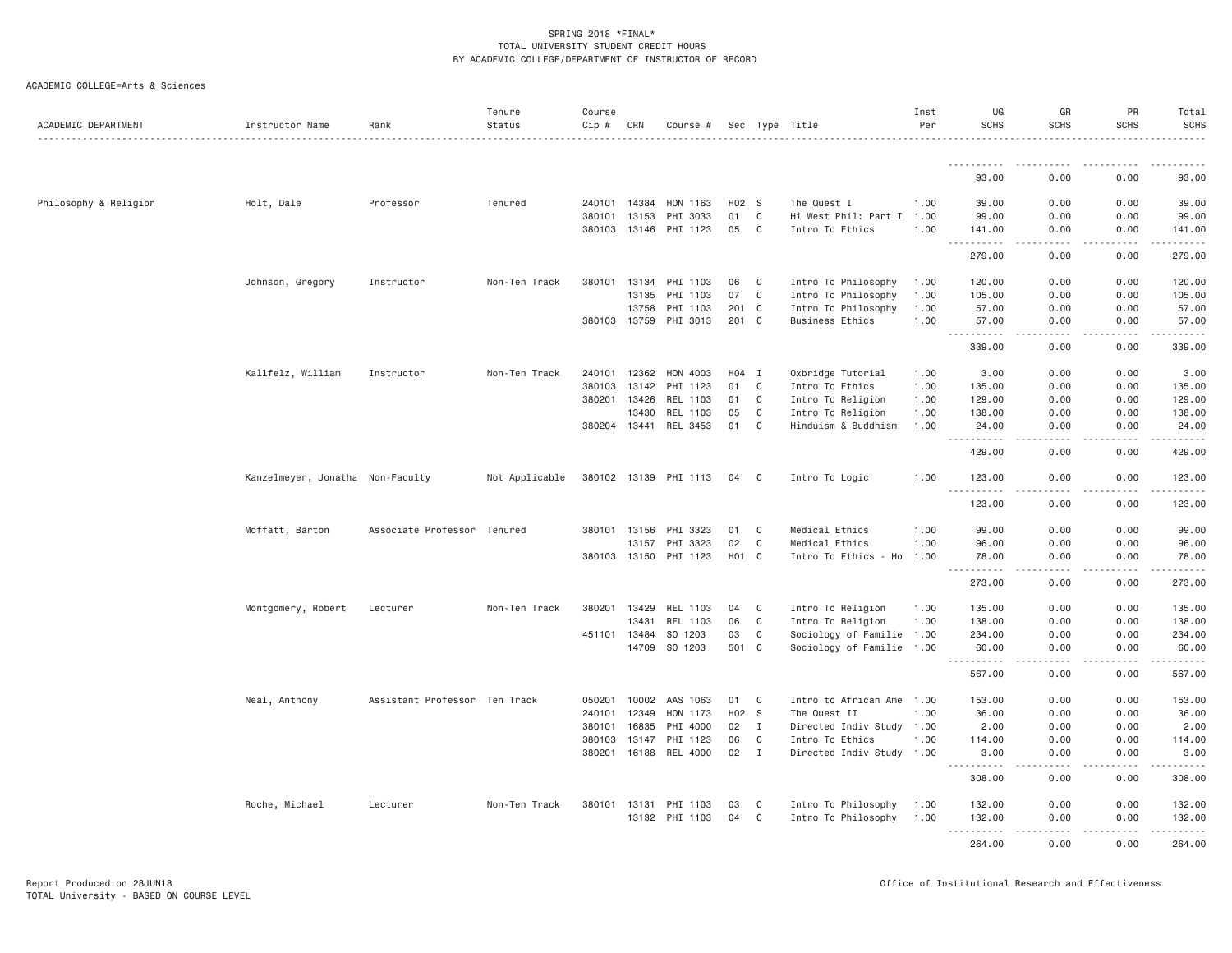SPRING 2018 *FINAL*
TOTAL UNIVERSITY STUDENT CREDIT HOURS
BY ACADEMIC COLLEGE/DEPARTMENT OF INSTRUCTOR OF RECORD

ACADEMIC COLLEGE=Arts & Sciences

| ACADEMIC DEPARTMENT | Instructor Name | Rank | Tenure Status | Course Cip # | CRN | Course # | Sec | Type | Title | Inst Per | UG SCHS | GR SCHS | PR SCHS | Total SCHS |
|---|---|---|---|---|---|---|---|---|---|---|---|---|---|---|
| | | | | | | | | | | | 93.00 | 0.00 | 0.00 | 93.00 |
| Philosophy & Religion | Holt, Dale | Professor | Tenured | 240101 | 14384 | HON 1163 | H02 | S | The Quest I | 1.00 | 39.00 | 0.00 | 0.00 | 39.00 |
| | | | | 380101 | 13153 | PHI 3033 | 01 | C | Hi West Phil: Part I | 1.00 | 99.00 | 0.00 | 0.00 | 99.00 |
| | | | | 380103 | 13146 | PHI 1123 | 05 | C | Intro To Ethics | 1.00 | 141.00 | 0.00 | 0.00 | 141.00 |
| | | | | | | | | | | | 279.00 | 0.00 | 0.00 | 279.00 |
| | Johnson, Gregory | Instructor | Non-Ten Track | 380101 | 13134 | PHI 1103 | 06 | C | Intro To Philosophy | 1.00 | 120.00 | 0.00 | 0.00 | 120.00 |
| | | | | | 13135 | PHI 1103 | 07 | C | Intro To Philosophy | 1.00 | 105.00 | 0.00 | 0.00 | 105.00 |
| | | | | | 13758 | PHI 1103 | 201 | C | Intro To Philosophy | 1.00 | 57.00 | 0.00 | 0.00 | 57.00 |
| | | | | 380103 | 13759 | PHI 3013 | 201 | C | Business Ethics | 1.00 | 57.00 | 0.00 | 0.00 | 57.00 |
| | | | | | | | | | | | 339.00 | 0.00 | 0.00 | 339.00 |
| | Kallfelz, William | Instructor | Non-Ten Track | 240101 | 12362 | HON 4003 | H04 | I | Oxbridge Tutorial | 1.00 | 3.00 | 0.00 | 0.00 | 3.00 |
| | | | | 380103 | 13142 | PHI 1123 | 01 | C | Intro To Ethics | 1.00 | 135.00 | 0.00 | 0.00 | 135.00 |
| | | | | 380201 | 13426 | REL 1103 | 01 | C | Intro To Religion | 1.00 | 129.00 | 0.00 | 0.00 | 129.00 |
| | | | | | 13430 | REL 1103 | 05 | C | Intro To Religion | 1.00 | 138.00 | 0.00 | 0.00 | 138.00 |
| | | | | 380204 | 13441 | REL 3453 | 01 | C | Hinduism & Buddhism | 1.00 | 24.00 | 0.00 | 0.00 | 24.00 |
| | | | | | | | | | | | 429.00 | 0.00 | 0.00 | 429.00 |
| | Kanzelmeyer, Jonatha | Non-Faculty | Not Applicable | 380102 | 13139 | PHI 1113 | 04 | C | Intro To Logic | 1.00 | 123.00 | 0.00 | 0.00 | 123.00 |
| | | | | | | | | | | | 123.00 | 0.00 | 0.00 | 123.00 |
| | Moffatt, Barton | Associate Professor | Tenured | 380101 | 13156 | PHI 3323 | 01 | C | Medical Ethics | 1.00 | 99.00 | 0.00 | 0.00 | 99.00 |
| | | | | | 13157 | PHI 3323 | 02 | C | Medical Ethics | 1.00 | 96.00 | 0.00 | 0.00 | 96.00 |
| | | | | 380103 | 13150 | PHI 1123 | H01 | C | Intro To Ethics - Ho | 1.00 | 78.00 | 0.00 | 0.00 | 78.00 |
| | | | | | | | | | | | 273.00 | 0.00 | 0.00 | 273.00 |
| | Montgomery, Robert | Lecturer | Non-Ten Track | 380201 | 13429 | REL 1103 | 04 | C | Intro To Religion | 1.00 | 135.00 | 0.00 | 0.00 | 135.00 |
| | | | | | 13431 | REL 1103 | 06 | C | Intro To Religion | 1.00 | 138.00 | 0.00 | 0.00 | 138.00 |
| | | | | 451101 | 13484 | SO 1203 | 03 | C | Sociology of Familie | 1.00 | 234.00 | 0.00 | 0.00 | 234.00 |
| | | | | | 14709 | SO 1203 | 501 | C | Sociology of Familie | 1.00 | 60.00 | 0.00 | 0.00 | 60.00 |
| | | | | | | | | | | | 567.00 | 0.00 | 0.00 | 567.00 |
| | Neal, Anthony | Assistant Professor | Ten Track | 050201 | 10002 | AAS 1063 | 01 | C | Intro to African Ame | 1.00 | 153.00 | 0.00 | 0.00 | 153.00 |
| | | | | 240101 | 12349 | HON 1173 | H02 | S | The Quest II | 1.00 | 36.00 | 0.00 | 0.00 | 36.00 |
| | | | | 380101 | 16835 | PHI 4000 | 02 | I | Directed Indiv Study | 1.00 | 2.00 | 0.00 | 0.00 | 2.00 |
| | | | | 380103 | 13147 | PHI 1123 | 06 | C | Intro To Ethics | 1.00 | 114.00 | 0.00 | 0.00 | 114.00 |
| | | | | 380201 | 16188 | REL 4000 | 02 | I | Directed Indiv Study | 1.00 | 3.00 | 0.00 | 0.00 | 3.00 |
| | | | | | | | | | | | 308.00 | 0.00 | 0.00 | 308.00 |
| | Roche, Michael | Lecturer | Non-Ten Track | 380101 | 13131 | PHI 1103 | 03 | C | Intro To Philosophy | 1.00 | 132.00 | 0.00 | 0.00 | 132.00 |
| | | | | | 13132 | PHI 1103 | 04 | C | Intro To Philosophy | 1.00 | 132.00 | 0.00 | 0.00 | 132.00 |
| | | | | | | | | | | | 264.00 | 0.00 | 0.00 | 264.00 |

Report Produced on 28JUN18
TOTAL University - BASED ON COURSE LEVEL

Office of Institutional Research and Effectiveness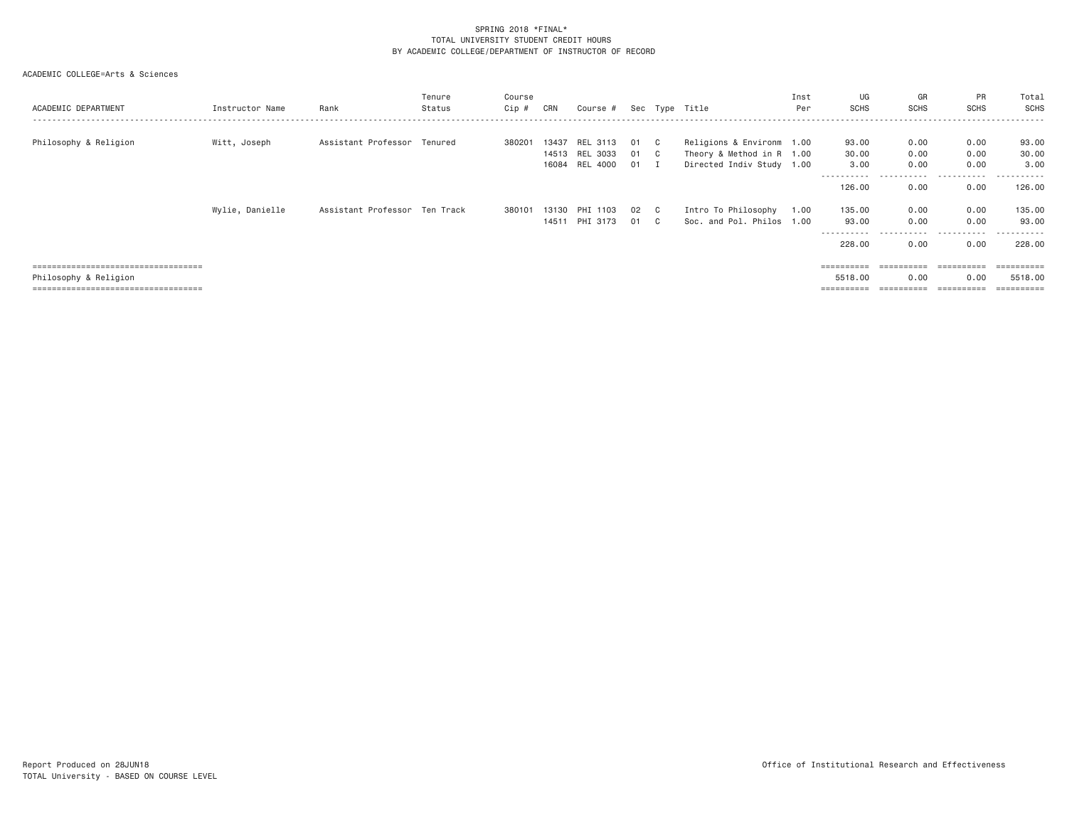SPRING 2018 *FINAL*
TOTAL UNIVERSITY STUDENT CREDIT HOURS
BY ACADEMIC COLLEGE/DEPARTMENT OF INSTRUCTOR OF RECORD

ACADEMIC COLLEGE=Arts & Sciences

| ACADEMIC DEPARTMENT | Instructor Name | Rank | Tenure Status | Course Cip # | CRN | Course # | Sec | Type | Title | Inst Per | UG SCHS | GR SCHS | PR SCHS | Total SCHS |
|---|---|---|---|---|---|---|---|---|---|---|---|---|---|---|
| Philosophy & Religion | Witt, Joseph | Assistant Professor | Tenured | 380201 | 13437 | REL 3113 | 01 | C | Religions & Environm | 1.00 | 93.00 | 0.00 | 0.00 | 93.00 |
| | | | | | 14513 | REL 3033 | 01 | C | Theory & Method in R | 1.00 | 30.00 | 0.00 | 0.00 | 30.00 |
| | | | | | 16084 | REL 4000 | 01 | I | Directed Indiv Study | 1.00 | 3.00 | 0.00 | 0.00 | 3.00 |
| | | | | | | | | | | | 126.00 | 0.00 | 0.00 | 126.00 |
| | Wylie, Danielle | Assistant Professor | Ten Track | 380101 | 13130 | PHI 1103 | 02 | C | Intro To Philosophy | 1.00 | 135.00 | 0.00 | 0.00 | 135.00 |
| | | | | | 14511 | PHI 3173 | 01 | C | Soc. and Pol. Philos | 1.00 | 93.00 | 0.00 | 0.00 | 93.00 |
| | | | | | | | | | | | 228.00 | 0.00 | 0.00 | 228.00 |
| Philosophy & Religion | | | | | | | | | | | 5518.00 | 0.00 | 0.00 | 5518.00 |

Report Produced on 28JUN18
TOTAL University - BASED ON COURSE LEVEL

Office of Institutional Research and Effectiveness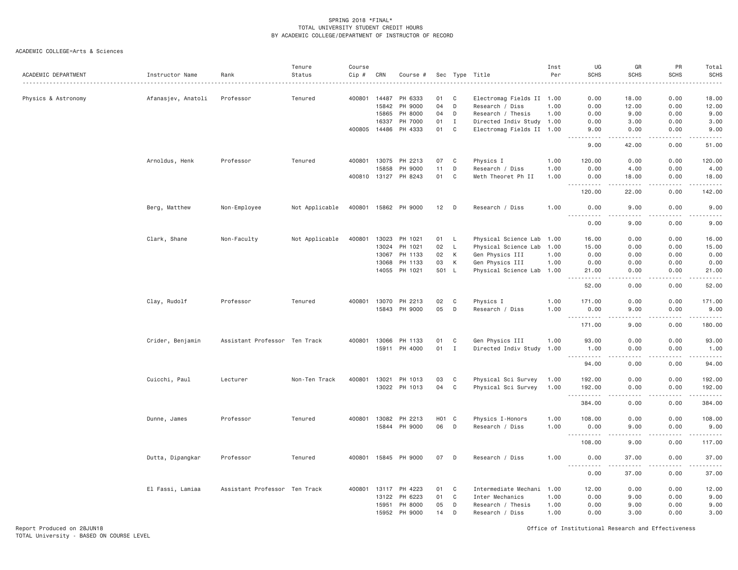SPRING 2018 *FINAL*
TOTAL UNIVERSITY STUDENT CREDIT HOURS
BY ACADEMIC COLLEGE/DEPARTMENT OF INSTRUCTOR OF RECORD

ACADEMIC COLLEGE=Arts & Sciences

| ACADEMIC DEPARTMENT | Instructor Name | Rank | Tenure Status | Course Cip # | CRN | Course # | Sec | Type | Title | Inst Per | UG SCHS | GR SCHS | PR SCHS | Total SCHS |
|---|---|---|---|---|---|---|---|---|---|---|---|---|---|---|
| Physics & Astronomy | Afanasjev, Anatoli | Professor | Tenured | 400801 | 14487 | PH 6333 | 01 | C | Electromag Fields II | 1.00 | 0.00 | 18.00 | 0.00 | 18.00 |
| | | | | | 15842 | PH 9000 | 04 | D | Research / Diss | 1.00 | 0.00 | 12.00 | 0.00 | 12.00 |
| | | | | | 15865 | PH 8000 | 04 | D | Research / Thesis | 1.00 | 0.00 | 9.00 | 0.00 | 9.00 |
| | | | | | 16337 | PH 7000 | 01 | I | Directed Indiv Study | 1.00 | 0.00 | 3.00 | 0.00 | 3.00 |
| | | | | 400805 | 14486 | PH 4333 | 01 | C | Electromag Fields II | 1.00 | 9.00 | 0.00 | 0.00 | 9.00 |
| | | | | | | | | | | | 9.00 | 42.00 | 0.00 | 51.00 |
| | Arnoldus, Henk | Professor | Tenured | 400801 | 13075 | PH 2213 | 07 | C | Physics I | 1.00 | 120.00 | 0.00 | 0.00 | 120.00 |
| | | | | | 15858 | PH 9000 | 11 | D | Research / Diss | 1.00 | 0.00 | 4.00 | 0.00 | 4.00 |
| | | | | 400810 | 13127 | PH 8243 | 01 | C | Meth Theoret Ph II | 1.00 | 0.00 | 18.00 | 0.00 | 18.00 |
| | | | | | | | | | | | 120.00 | 22.00 | 0.00 | 142.00 |
| | Berg, Matthew | Non-Employee | Not Applicable | 400801 | 15862 | PH 9000 | 12 | D | Research / Diss | 1.00 | 0.00 | 9.00 | 0.00 | 9.00 |
| | | | | | | | | | | | 0.00 | 9.00 | 0.00 | 9.00 |
| | Clark, Shane | Non-Faculty | Not Applicable | 400801 | 13023 | PH 1021 | 01 | L | Physical Science Lab | 1.00 | 16.00 | 0.00 | 0.00 | 16.00 |
| | | | | | 13024 | PH 1021 | 02 | L | Physical Science Lab | 1.00 | 15.00 | 0.00 | 0.00 | 15.00 |
| | | | | | 13067 | PH 1133 | 02 | K | Gen Physics III | 1.00 | 0.00 | 0.00 | 0.00 | 0.00 |
| | | | | | 13068 | PH 1133 | 03 | K | Gen Physics III | 1.00 | 0.00 | 0.00 | 0.00 | 0.00 |
| | | | | | 14055 | PH 1021 | 501 | L | Physical Science Lab | 1.00 | 21.00 | 0.00 | 0.00 | 21.00 |
| | | | | | | | | | | | 52.00 | 0.00 | 0.00 | 52.00 |
| | Clay, Rudolf | Professor | Tenured | 400801 | 13070 | PH 2213 | 02 | C | Physics I | 1.00 | 171.00 | 0.00 | 0.00 | 171.00 |
| | | | | | 15843 | PH 9000 | 05 | D | Research / Diss | 1.00 | 0.00 | 9.00 | 0.00 | 9.00 |
| | | | | | | | | | | | 171.00 | 9.00 | 0.00 | 180.00 |
| | Crider, Benjamin | Assistant Professor | Ten Track | 400801 | 13066 | PH 1133 | 01 | C | Gen Physics III | 1.00 | 93.00 | 0.00 | 0.00 | 93.00 |
| | | | | | 15911 | PH 4000 | 01 | I | Directed Indiv Study | 1.00 | 1.00 | 0.00 | 0.00 | 1.00 |
| | | | | | | | | | | | 94.00 | 0.00 | 0.00 | 94.00 |
| | Cuicchi, Paul | Lecturer | Non-Ten Track | 400801 | 13021 | PH 1013 | 03 | C | Physical Sci Survey | 1.00 | 192.00 | 0.00 | 0.00 | 192.00 |
| | | | | | 13022 | PH 1013 | 04 | C | Physical Sci Survey | 1.00 | 192.00 | 0.00 | 0.00 | 192.00 |
| | | | | | | | | | | | 384.00 | 0.00 | 0.00 | 384.00 |
| | Dunne, James | Professor | Tenured | 400801 | 13082 | PH 2213 | H01 | C | Physics I-Honors | 1.00 | 108.00 | 0.00 | 0.00 | 108.00 |
| | | | | | 15844 | PH 9000 | 06 | D | Research / Diss | 1.00 | 0.00 | 9.00 | 0.00 | 9.00 |
| | | | | | | | | | | | 108.00 | 9.00 | 0.00 | 117.00 |
| | Dutta, Dipangkar | Professor | Tenured | 400801 | 15845 | PH 9000 | 07 | D | Research / Diss | 1.00 | 0.00 | 37.00 | 0.00 | 37.00 |
| | | | | | | | | | | | 0.00 | 37.00 | 0.00 | 37.00 |
| | El Fassi, Lamiaa | Assistant Professor | Ten Track | 400801 | 13117 | PH 4223 | 01 | C | Intermediate Mechani | 1.00 | 12.00 | 0.00 | 0.00 | 12.00 |
| | | | | | 13122 | PH 6223 | 01 | C | Inter Mechanics | 1.00 | 0.00 | 9.00 | 0.00 | 9.00 |
| | | | | | 15951 | PH 8000 | 05 | D | Research / Thesis | 1.00 | 0.00 | 9.00 | 0.00 | 9.00 |
| | | | | | 15952 | PH 9000 | 14 | D | Research / Diss | 1.00 | 0.00 | 3.00 | 0.00 | 3.00 |

Report Produced on 28JUN18 — Office of Institutional Research and Effectiveness
TOTAL University - BASED ON COURSE LEVEL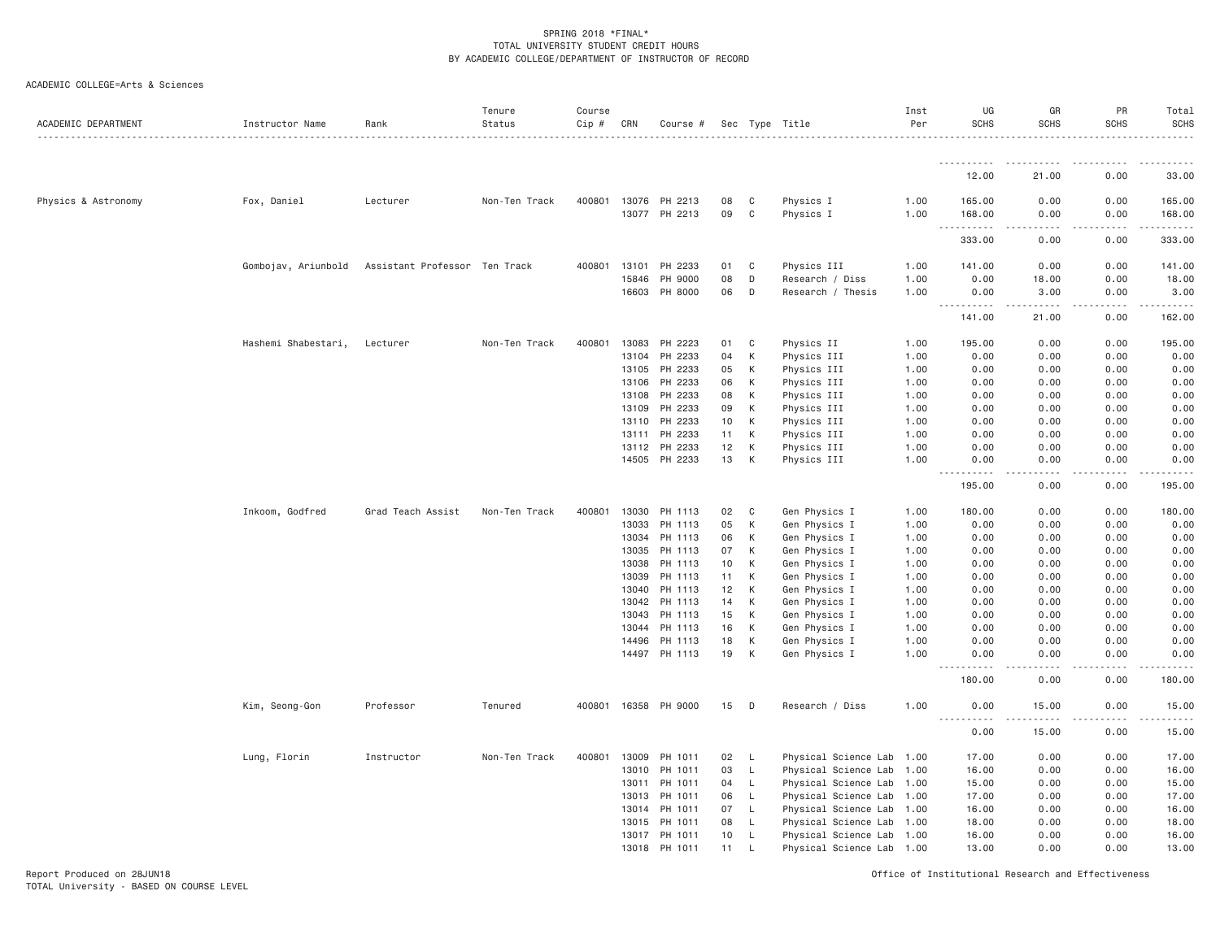SPRING 2018 *FINAL*
TOTAL UNIVERSITY STUDENT CREDIT HOURS
BY ACADEMIC COLLEGE/DEPARTMENT OF INSTRUCTOR OF RECORD

ACADEMIC COLLEGE=Arts & Sciences

| ACADEMIC DEPARTMENT | Instructor Name | Rank | Tenure Status | Course Cip # | CRN | Course # | Sec | Type | Title | Inst Per | UG SCHS | GR SCHS | PR SCHS | Total SCHS |
|---|---|---|---|---|---|---|---|---|---|---|---|---|---|---|
| | | | | | | | | | | | 12.00 | 21.00 | 0.00 | 33.00 |
| Physics & Astronomy | Fox, Daniel | Lecturer | Non-Ten Track | 400801 | 13076 | PH 2213 | 08 | C | Physics I | 1.00 | 165.00 | 0.00 | 0.00 | 165.00 |
| | | | | | 13077 | PH 2213 | 09 | C | Physics I | 1.00 | 168.00 | 0.00 | 0.00 | 168.00 |
| | | | | | | | | | | | 333.00 | 0.00 | 0.00 | 333.00 |
| | Gombojav, Ariunbold | Assistant Professor | Ten Track | 400801 | 13101 | PH 2233 | 01 | C | Physics III | 1.00 | 141.00 | 0.00 | 0.00 | 141.00 |
| | | | | | 15846 | PH 9000 | 08 | D | Research / Diss | 1.00 | 0.00 | 18.00 | 0.00 | 18.00 |
| | | | | | 16603 | PH 8000 | 06 | D | Research / Thesis | 1.00 | 0.00 | 3.00 | 0.00 | 3.00 |
| | | | | | | | | | | | 141.00 | 21.00 | 0.00 | 162.00 |
| | Hashemi Shabestari, | Lecturer | Non-Ten Track | 400801 | 13083 | PH 2223 | 01 | C | Physics II | 1.00 | 195.00 | 0.00 | 0.00 | 195.00 |
| | | | | | 13104 | PH 2233 | 04 | K | Physics III | 1.00 | 0.00 | 0.00 | 0.00 | 0.00 |
| | | | | | 13105 | PH 2233 | 05 | K | Physics III | 1.00 | 0.00 | 0.00 | 0.00 | 0.00 |
| | | | | | 13106 | PH 2233 | 06 | K | Physics III | 1.00 | 0.00 | 0.00 | 0.00 | 0.00 |
| | | | | | 13108 | PH 2233 | 08 | K | Physics III | 1.00 | 0.00 | 0.00 | 0.00 | 0.00 |
| | | | | | 13109 | PH 2233 | 09 | K | Physics III | 1.00 | 0.00 | 0.00 | 0.00 | 0.00 |
| | | | | | 13110 | PH 2233 | 10 | K | Physics III | 1.00 | 0.00 | 0.00 | 0.00 | 0.00 |
| | | | | | 13111 | PH 2233 | 11 | K | Physics III | 1.00 | 0.00 | 0.00 | 0.00 | 0.00 |
| | | | | | 13112 | PH 2233 | 12 | K | Physics III | 1.00 | 0.00 | 0.00 | 0.00 | 0.00 |
| | | | | | 14505 | PH 2233 | 13 | K | Physics III | 1.00 | 0.00 | 0.00 | 0.00 | 0.00 |
| | | | | | | | | | | | 195.00 | 0.00 | 0.00 | 195.00 |
| | Inkoom, Godfred | Grad Teach Assist | Non-Ten Track | 400801 | 13030 | PH 1113 | 02 | C | Gen Physics I | 1.00 | 180.00 | 0.00 | 0.00 | 180.00 |
| | | | | | 13033 | PH 1113 | 05 | K | Gen Physics I | 1.00 | 0.00 | 0.00 | 0.00 | 0.00 |
| | | | | | 13034 | PH 1113 | 06 | K | Gen Physics I | 1.00 | 0.00 | 0.00 | 0.00 | 0.00 |
| | | | | | 13035 | PH 1113 | 07 | K | Gen Physics I | 1.00 | 0.00 | 0.00 | 0.00 | 0.00 |
| | | | | | 13038 | PH 1113 | 10 | K | Gen Physics I | 1.00 | 0.00 | 0.00 | 0.00 | 0.00 |
| | | | | | 13039 | PH 1113 | 11 | K | Gen Physics I | 1.00 | 0.00 | 0.00 | 0.00 | 0.00 |
| | | | | | 13040 | PH 1113 | 12 | K | Gen Physics I | 1.00 | 0.00 | 0.00 | 0.00 | 0.00 |
| | | | | | 13042 | PH 1113 | 14 | K | Gen Physics I | 1.00 | 0.00 | 0.00 | 0.00 | 0.00 |
| | | | | | 13043 | PH 1113 | 15 | K | Gen Physics I | 1.00 | 0.00 | 0.00 | 0.00 | 0.00 |
| | | | | | 13044 | PH 1113 | 16 | K | Gen Physics I | 1.00 | 0.00 | 0.00 | 0.00 | 0.00 |
| | | | | | 14496 | PH 1113 | 18 | K | Gen Physics I | 1.00 | 0.00 | 0.00 | 0.00 | 0.00 |
| | | | | | 14497 | PH 1113 | 19 | K | Gen Physics I | 1.00 | 0.00 | 0.00 | 0.00 | 0.00 |
| | | | | | | | | | | | 180.00 | 0.00 | 0.00 | 180.00 |
| | Kim, Seong-Gon | Professor | Tenured | 400801 | 16358 | PH 9000 | 15 | D | Research / Diss | 1.00 | 0.00 | 15.00 | 0.00 | 15.00 |
| | | | | | | | | | | | 0.00 | 15.00 | 0.00 | 15.00 |
| | Lung, Florin | Instructor | Non-Ten Track | 400801 | 13009 | PH 1011 | 02 | L | Physical Science Lab | 1.00 | 17.00 | 0.00 | 0.00 | 17.00 |
| | | | | | 13010 | PH 1011 | 03 | L | Physical Science Lab | 1.00 | 16.00 | 0.00 | 0.00 | 16.00 |
| | | | | | 13011 | PH 1011 | 04 | L | Physical Science Lab | 1.00 | 15.00 | 0.00 | 0.00 | 15.00 |
| | | | | | 13013 | PH 1011 | 06 | L | Physical Science Lab | 1.00 | 17.00 | 0.00 | 0.00 | 17.00 |
| | | | | | 13014 | PH 1011 | 07 | L | Physical Science Lab | 1.00 | 16.00 | 0.00 | 0.00 | 16.00 |
| | | | | | 13015 | PH 1011 | 08 | L | Physical Science Lab | 1.00 | 18.00 | 0.00 | 0.00 | 18.00 |
| | | | | | 13017 | PH 1011 | 10 | L | Physical Science Lab | 1.00 | 16.00 | 0.00 | 0.00 | 16.00 |
| | | | | | 13018 | PH 1011 | 11 | L | Physical Science Lab | 1.00 | 13.00 | 0.00 | 0.00 | 13.00 |

Report Produced on 28JUN18
TOTAL University - BASED ON COURSE LEVEL

Office of Institutional Research and Effectiveness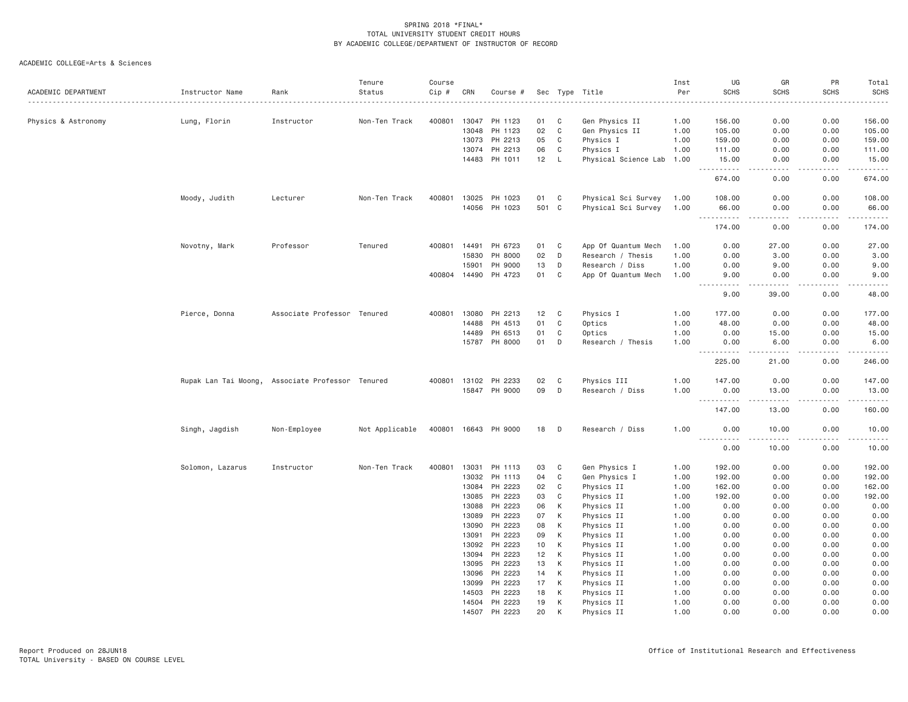SPRING 2018 *FINAL*
TOTAL UNIVERSITY STUDENT CREDIT HOURS
BY ACADEMIC COLLEGE/DEPARTMENT OF INSTRUCTOR OF RECORD

ACADEMIC COLLEGE=Arts & Sciences

| ACADEMIC DEPARTMENT | Instructor Name | Rank | Tenure Status | Course Cip # | CRN | Course # | Sec | Type | Title | Inst Per | UG SCHS | GR SCHS | PR SCHS | Total SCHS |
|---|---|---|---|---|---|---|---|---|---|---|---|---|---|---|
| Physics & Astronomy | Lung, Florin | Instructor | Non-Ten Track | 400801 | 13047 | PH 1123 | 01 | C | Gen Physics II | 1.00 | 156.00 | 0.00 | 0.00 | 156.00 |
| | | | | | 13048 | PH 1123 | 02 | C | Gen Physics II | 1.00 | 105.00 | 0.00 | 0.00 | 105.00 |
| | | | | | 13073 | PH 2213 | 05 | C | Physics I | 1.00 | 159.00 | 0.00 | 0.00 | 159.00 |
| | | | | | 13074 | PH 2213 | 06 | C | Physics I | 1.00 | 111.00 | 0.00 | 0.00 | 111.00 |
| | | | | | 14483 | PH 1011 | 12 | L | Physical Science Lab | 1.00 | 15.00 | 0.00 | 0.00 | 15.00 |
| | | | | | | | | | | | 674.00 | 0.00 | 0.00 | 674.00 |
| | Moody, Judith | Lecturer | Non-Ten Track | 400801 | 13025 | PH 1023 | 01 | C | Physical Sci Survey | 1.00 | 108.00 | 0.00 | 0.00 | 108.00 |
| | | | | | 14056 | PH 1023 | 501 | C | Physical Sci Survey | 1.00 | 66.00 | 0.00 | 0.00 | 66.00 |
| | | | | | | | | | | | 174.00 | 0.00 | 0.00 | 174.00 |
| | Novotny, Mark | Professor | Tenured | 400801 | 14491 | PH 6723 | 01 | C | App Of Quantum Mech | 1.00 | 0.00 | 27.00 | 0.00 | 27.00 |
| | | | | | 15830 | PH 8000 | 02 | D | Research / Thesis | 1.00 | 0.00 | 3.00 | 0.00 | 3.00 |
| | | | | | 15901 | PH 9000 | 13 | D | Research / Diss | 1.00 | 0.00 | 9.00 | 0.00 | 9.00 |
| | | | | 400804 | 14490 | PH 4723 | 01 | C | App Of Quantum Mech | 1.00 | 9.00 | 0.00 | 0.00 | 9.00 |
| | | | | | | | | | | | 9.00 | 39.00 | 0.00 | 48.00 |
| | Pierce, Donna | Associate Professor | Tenured | 400801 | 13080 | PH 2213 | 12 | C | Physics I | 1.00 | 177.00 | 0.00 | 0.00 | 177.00 |
| | | | | | 14488 | PH 4513 | 01 | C | Optics | 1.00 | 48.00 | 0.00 | 0.00 | 48.00 |
| | | | | | 14489 | PH 6513 | 01 | C | Optics | 1.00 | 0.00 | 15.00 | 0.00 | 15.00 |
| | | | | | 15787 | PH 8000 | 01 | D | Research / Thesis | 1.00 | 0.00 | 6.00 | 0.00 | 6.00 |
| | | | | | | | | | | | 225.00 | 21.00 | 0.00 | 246.00 |
| | Rupak Lan Tai Moong, | Associate Professor | Tenured | 400801 | 13102 | PH 2233 | 02 | C | Physics III | 1.00 | 147.00 | 0.00 | 0.00 | 147.00 |
| | | | | | 15847 | PH 9000 | 09 | D | Research / Diss | 1.00 | 0.00 | 13.00 | 0.00 | 13.00 |
| | | | | | | | | | | | 147.00 | 13.00 | 0.00 | 160.00 |
| | Singh, Jagdish | Non-Employee | Not Applicable | 400801 | 16643 | PH 9000 | 18 | D | Research / Diss | 1.00 | 0.00 | 10.00 | 0.00 | 10.00 |
| | | | | | | | | | | | 0.00 | 10.00 | 0.00 | 10.00 |
| | Solomon, Lazarus | Instructor | Non-Ten Track | 400801 | 13031 | PH 1113 | 03 | C | Gen Physics I | 1.00 | 192.00 | 0.00 | 0.00 | 192.00 |
| | | | | | 13032 | PH 1113 | 04 | C | Gen Physics I | 1.00 | 192.00 | 0.00 | 0.00 | 192.00 |
| | | | | | 13084 | PH 2223 | 02 | C | Physics II | 1.00 | 162.00 | 0.00 | 0.00 | 162.00 |
| | | | | | 13085 | PH 2223 | 03 | C | Physics II | 1.00 | 192.00 | 0.00 | 0.00 | 192.00 |
| | | | | | 13088 | PH 2223 | 06 | K | Physics II | 1.00 | 0.00 | 0.00 | 0.00 | 0.00 |
| | | | | | 13089 | PH 2223 | 07 | K | Physics II | 1.00 | 0.00 | 0.00 | 0.00 | 0.00 |
| | | | | | 13090 | PH 2223 | 08 | K | Physics II | 1.00 | 0.00 | 0.00 | 0.00 | 0.00 |
| | | | | | 13091 | PH 2223 | 09 | K | Physics II | 1.00 | 0.00 | 0.00 | 0.00 | 0.00 |
| | | | | | 13092 | PH 2223 | 10 | K | Physics II | 1.00 | 0.00 | 0.00 | 0.00 | 0.00 |
| | | | | | 13094 | PH 2223 | 12 | K | Physics II | 1.00 | 0.00 | 0.00 | 0.00 | 0.00 |
| | | | | | 13095 | PH 2223 | 13 | K | Physics II | 1.00 | 0.00 | 0.00 | 0.00 | 0.00 |
| | | | | | 13096 | PH 2223 | 14 | K | Physics II | 1.00 | 0.00 | 0.00 | 0.00 | 0.00 |
| | | | | | 13099 | PH 2223 | 17 | K | Physics II | 1.00 | 0.00 | 0.00 | 0.00 | 0.00 |
| | | | | | 14503 | PH 2223 | 18 | K | Physics II | 1.00 | 0.00 | 0.00 | 0.00 | 0.00 |
| | | | | | 14504 | PH 2223 | 19 | K | Physics II | 1.00 | 0.00 | 0.00 | 0.00 | 0.00 |
| | | | | | 14507 | PH 2223 | 20 | K | Physics II | 1.00 | 0.00 | 0.00 | 0.00 | 0.00 |

Report Produced on 28JUN18
TOTAL University - BASED ON COURSE LEVEL

Office of Institutional Research and Effectiveness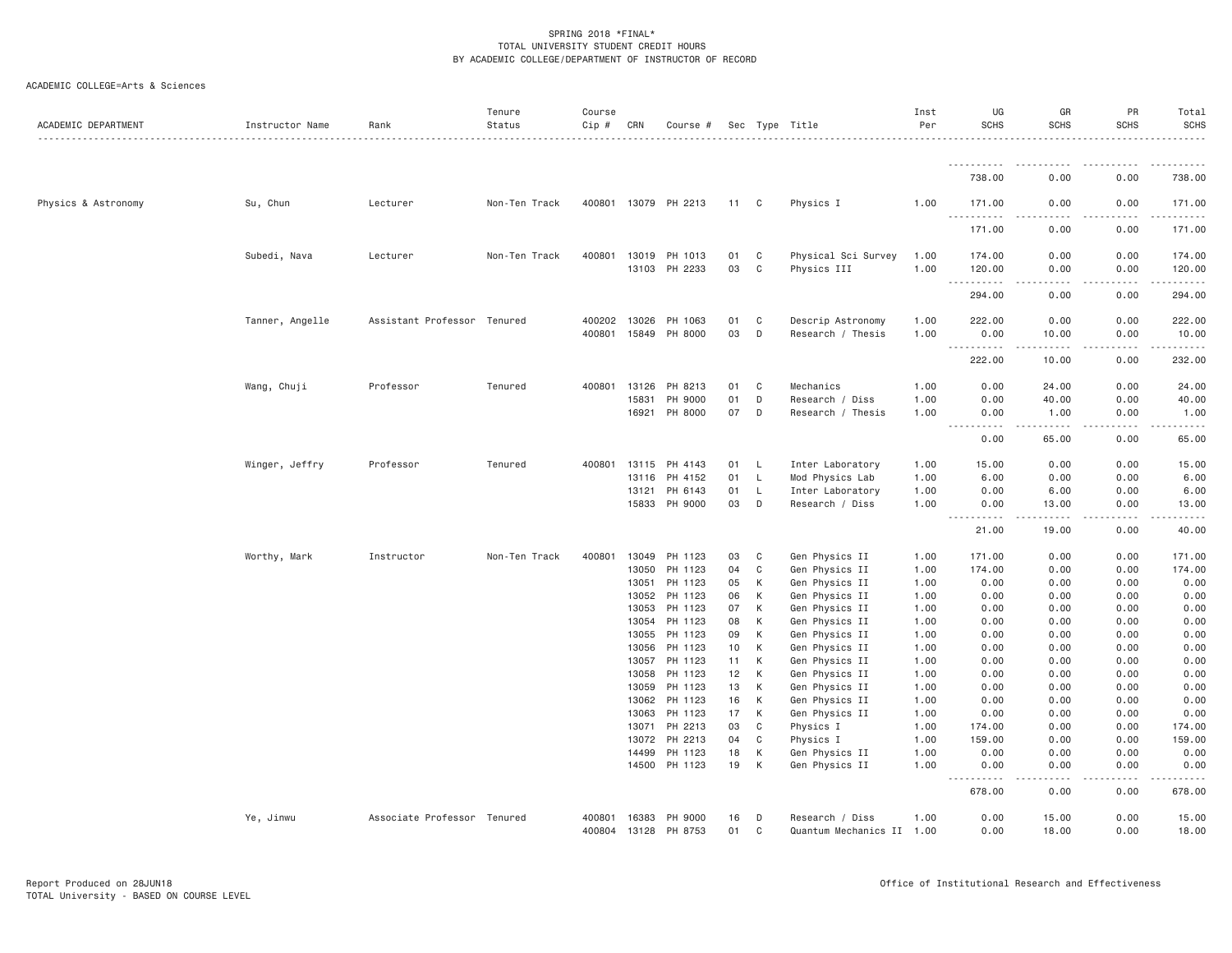SPRING 2018 *FINAL*
TOTAL UNIVERSITY STUDENT CREDIT HOURS
BY ACADEMIC COLLEGE/DEPARTMENT OF INSTRUCTOR OF RECORD

ACADEMIC COLLEGE=Arts & Sciences

| ACADEMIC DEPARTMENT | Instructor Name | Rank | Tenure Status | Course Cip # | CRN | Course # | Sec | Type | Title | Inst Per | UG SCHS | GR SCHS | PR SCHS | Total SCHS |
|---|---|---|---|---|---|---|---|---|---|---|---|---|---|---|
| | | | | | | | | | | | 738.00 | 0.00 | 0.00 | 738.00 |
| Physics & Astronomy | Su, Chun | Lecturer | Non-Ten Track | 400801 | 13079 | PH 2213 | 11 | C | Physics I | 1.00 | 171.00 | 0.00 | 0.00 | 171.00 |
| | | | | | | | | | | | 171.00 | 0.00 | 0.00 | 171.00 |
| | Subedi, Nava | Lecturer | Non-Ten Track | 400801 | 13019 | PH 1013 | 01 | C | Physical Sci Survey | 1.00 | 174.00 | 0.00 | 0.00 | 174.00 |
| | | | | | 13103 | PH 2233 | 03 | C | Physics III | 1.00 | 120.00 | 0.00 | 0.00 | 120.00 |
| | | | | | | | | | | | 294.00 | 0.00 | 0.00 | 294.00 |
| | Tanner, Angelle | Assistant Professor | Tenured | 400202 | 13026 | PH 1063 | 01 | C | Descrip Astronomy | 1.00 | 222.00 | 0.00 | 0.00 | 222.00 |
| | | | | 400801 | 15849 | PH 8000 | 03 | D | Research / Thesis | 1.00 | 0.00 | 10.00 | 0.00 | 10.00 |
| | | | | | | | | | | | 222.00 | 10.00 | 0.00 | 232.00 |
| | Wang, Chuji | Professor | Tenured | 400801 | 13126 | PH 8213 | 01 | C | Mechanics | 1.00 | 0.00 | 24.00 | 0.00 | 24.00 |
| | | | | | 15831 | PH 9000 | 01 | D | Research / Diss | 1.00 | 0.00 | 40.00 | 0.00 | 40.00 |
| | | | | | 16921 | PH 8000 | 07 | D | Research / Thesis | 1.00 | 0.00 | 1.00 | 0.00 | 1.00 |
| | | | | | | | | | | | 0.00 | 65.00 | 0.00 | 65.00 |
| | Winger, Jeffry | Professor | Tenured | 400801 | 13115 | PH 4143 | 01 | L | Inter Laboratory | 1.00 | 15.00 | 0.00 | 0.00 | 15.00 |
| | | | | | 13116 | PH 4152 | 01 | L | Mod Physics Lab | 1.00 | 6.00 | 0.00 | 0.00 | 6.00 |
| | | | | | 13121 | PH 6143 | 01 | L | Inter Laboratory | 1.00 | 0.00 | 6.00 | 0.00 | 6.00 |
| | | | | | 15833 | PH 9000 | 03 | D | Research / Diss | 1.00 | 0.00 | 13.00 | 0.00 | 13.00 |
| | | | | | | | | | | | 21.00 | 19.00 | 0.00 | 40.00 |
| | Worthy, Mark | Instructor | Non-Ten Track | 400801 | 13049 | PH 1123 | 03 | C | Gen Physics II | 1.00 | 171.00 | 0.00 | 0.00 | 171.00 |
| | | | | | 13050 | PH 1123 | 04 | C | Gen Physics II | 1.00 | 174.00 | 0.00 | 0.00 | 174.00 |
| | | | | | 13051 | PH 1123 | 05 | K | Gen Physics II | 1.00 | 0.00 | 0.00 | 0.00 | 0.00 |
| | | | | | 13052 | PH 1123 | 06 | K | Gen Physics II | 1.00 | 0.00 | 0.00 | 0.00 | 0.00 |
| | | | | | 13053 | PH 1123 | 07 | K | Gen Physics II | 1.00 | 0.00 | 0.00 | 0.00 | 0.00 |
| | | | | | 13054 | PH 1123 | 08 | K | Gen Physics II | 1.00 | 0.00 | 0.00 | 0.00 | 0.00 |
| | | | | | 13055 | PH 1123 | 09 | K | Gen Physics II | 1.00 | 0.00 | 0.00 | 0.00 | 0.00 |
| | | | | | 13056 | PH 1123 | 10 | K | Gen Physics II | 1.00 | 0.00 | 0.00 | 0.00 | 0.00 |
| | | | | | 13057 | PH 1123 | 11 | K | Gen Physics II | 1.00 | 0.00 | 0.00 | 0.00 | 0.00 |
| | | | | | 13058 | PH 1123 | 12 | K | Gen Physics II | 1.00 | 0.00 | 0.00 | 0.00 | 0.00 |
| | | | | | 13059 | PH 1123 | 13 | K | Gen Physics II | 1.00 | 0.00 | 0.00 | 0.00 | 0.00 |
| | | | | | 13062 | PH 1123 | 16 | K | Gen Physics II | 1.00 | 0.00 | 0.00 | 0.00 | 0.00 |
| | | | | | 13063 | PH 1123 | 17 | K | Gen Physics II | 1.00 | 0.00 | 0.00 | 0.00 | 0.00 |
| | | | | | 13071 | PH 2213 | 03 | C | Physics I | 1.00 | 174.00 | 0.00 | 0.00 | 174.00 |
| | | | | | 13072 | PH 2213 | 04 | C | Physics I | 1.00 | 159.00 | 0.00 | 0.00 | 159.00 |
| | | | | | 14499 | PH 1123 | 18 | K | Gen Physics II | 1.00 | 0.00 | 0.00 | 0.00 | 0.00 |
| | | | | | 14500 | PH 1123 | 19 | K | Gen Physics II | 1.00 | 0.00 | 0.00 | 0.00 | 0.00 |
| | | | | | | | | | | | 678.00 | 0.00 | 0.00 | 678.00 |
| | Ye, Jinwu | Associate Professor | Tenured | 400801 | 16383 | PH 9000 | 16 | D | Research / Diss | 1.00 | 0.00 | 15.00 | 0.00 | 15.00 |
| | | | | 400804 | 13128 | PH 8753 | 01 | C | Quantum Mechanics II | 1.00 | 0.00 | 18.00 | 0.00 | 18.00 |

Report Produced on 28JUN18
TOTAL University - BASED ON COURSE LEVEL

Office of Institutional Research and Effectiveness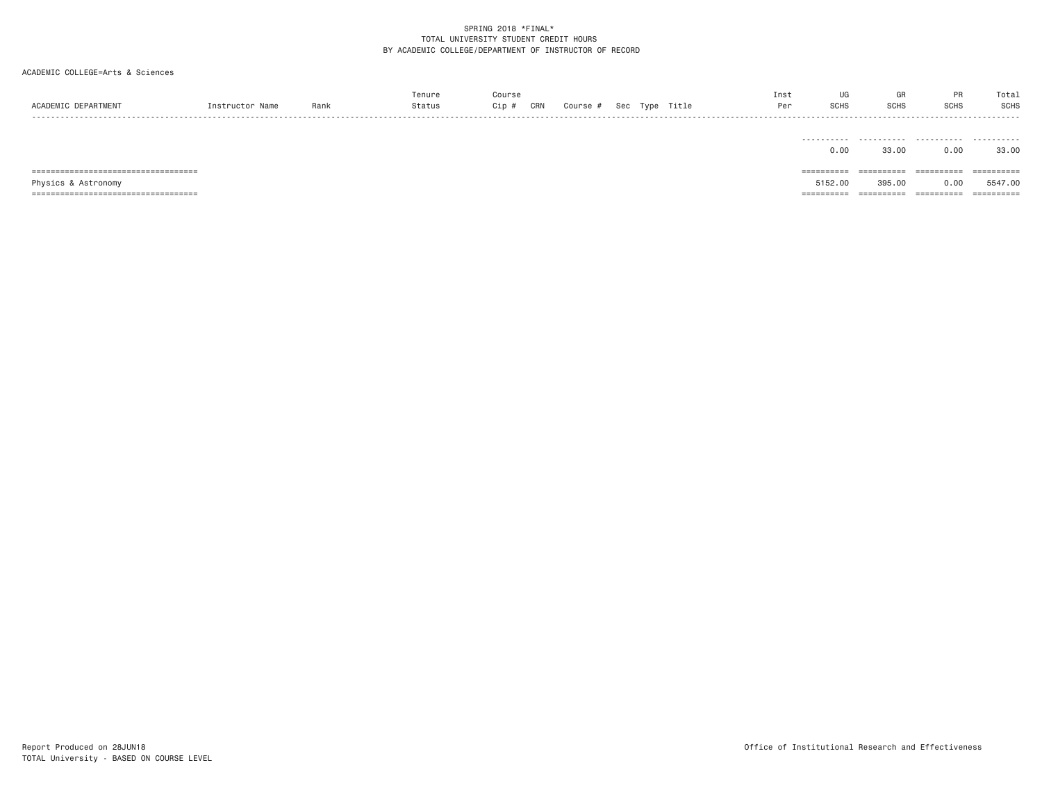SPRING 2018 *FINAL*
TOTAL UNIVERSITY STUDENT CREDIT HOURS
BY ACADEMIC COLLEGE/DEPARTMENT OF INSTRUCTOR OF RECORD

ACADEMIC COLLEGE=Arts & Sciences

| ACADEMIC DEPARTMENT | Instructor Name | Rank | Tenure Status | Course Cip # | CRN | Course # | Sec | Type | Title | Inst Per | UG SCHS | GR SCHS | PR SCHS | Total SCHS |
|---|---|---|---|---|---|---|---|---|---|---|---|---|---|---|
| | | | | | | | | | | | 0.00 | 33.00 | 0.00 | 33.00 |
| Physics & Astronomy | | | | | | | | | | | 5152.00 | 395.00 | 0.00 | 5547.00 |

Report Produced on 28JUN18
TOTAL University - BASED ON COURSE LEVEL

Office of Institutional Research and Effectiveness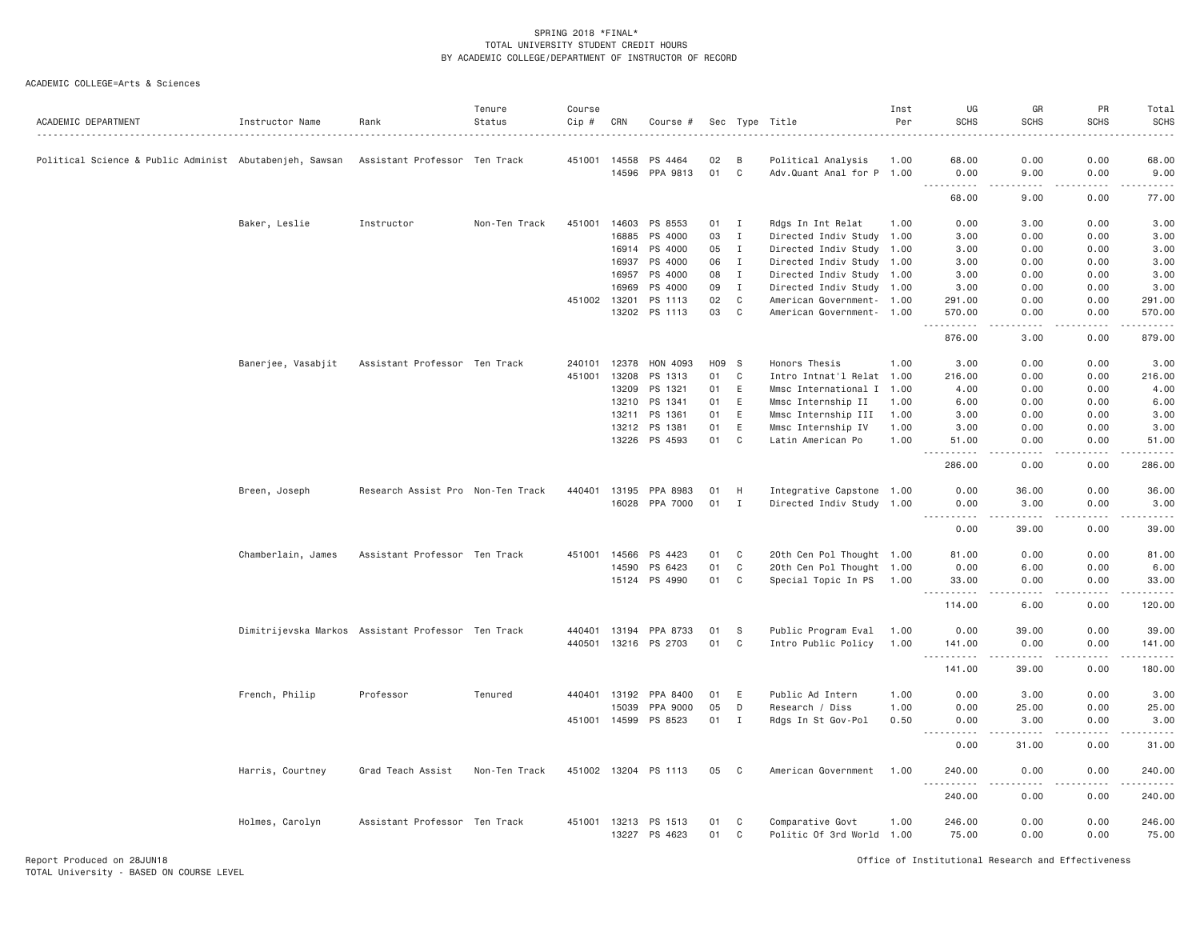SPRING 2018 *FINAL*
TOTAL UNIVERSITY STUDENT CREDIT HOURS
BY ACADEMIC COLLEGE/DEPARTMENT OF INSTRUCTOR OF RECORD

ACADEMIC COLLEGE=Arts & Sciences

| ACADEMIC DEPARTMENT | Instructor Name | Rank | Tenure Status | Course Cip # | CRN | Course # | Sec | Type | Title | Inst Per | UG SCHS | GR SCHS | PR SCHS | Total SCHS |
|---|---|---|---|---|---|---|---|---|---|---|---|---|---|---|
| Political Science & Public Administ | Abutabenjeh, Sawsan | Assistant Professor | Ten Track | 451001 | 14558 | PS 4464 | 02 | B | Political Analysis | 1.00 | 68.00 | 0.00 | 0.00 | 68.00 |
| | | | | | 14596 | PPA 9813 | 01 | C | Adv.Quant Anal for P | 1.00 | 0.00 | 9.00 | 0.00 | 9.00 |
| | | | | | | | | | | | 68.00 | 9.00 | 0.00 | 77.00 |
| | Baker, Leslie | Instructor | Non-Ten Track | 451001 | 14603 | PS 8553 | 01 | I | Rdgs In Int Relat | 1.00 | 0.00 | 3.00 | 0.00 | 3.00 |
| | | | | | 16885 | PS 4000 | 03 | I | Directed Indiv Study | 1.00 | 3.00 | 0.00 | 0.00 | 3.00 |
| | | | | | 16914 | PS 4000 | 05 | I | Directed Indiv Study | 1.00 | 3.00 | 0.00 | 0.00 | 3.00 |
| | | | | | 16937 | PS 4000 | 06 | I | Directed Indiv Study | 1.00 | 3.00 | 0.00 | 0.00 | 3.00 |
| | | | | | 16957 | PS 4000 | 08 | I | Directed Indiv Study | 1.00 | 3.00 | 0.00 | 0.00 | 3.00 |
| | | | | | 16969 | PS 4000 | 09 | I | Directed Indiv Study | 1.00 | 3.00 | 0.00 | 0.00 | 3.00 |
| | | | | 451002 | 13201 | PS 1113 | 02 | C | American Government- | 1.00 | 291.00 | 0.00 | 0.00 | 291.00 |
| | | | | | 13202 | PS 1113 | 03 | C | American Government- | 1.00 | 570.00 | 0.00 | 0.00 | 570.00 |
| | | | | | | | | | | | 876.00 | 3.00 | 0.00 | 879.00 |
| | Banerjee, Vasabjit | Assistant Professor | Ten Track | 240101 | 12378 | HON 4093 | H09 | S | Honors Thesis | 1.00 | 3.00 | 0.00 | 0.00 | 3.00 |
| | | | | 451001 | 13208 | PS 1313 | 01 | C | Intro Intnat'l Relat | 1.00 | 216.00 | 0.00 | 0.00 | 216.00 |
| | | | | | 13209 | PS 1321 | 01 | E | Mmsc International I | 1.00 | 4.00 | 0.00 | 0.00 | 4.00 |
| | | | | | 13210 | PS 1341 | 01 | E | Mmsc Internship II | 1.00 | 6.00 | 0.00 | 0.00 | 6.00 |
| | | | | | 13211 | PS 1361 | 01 | E | Mmsc Internship III | 1.00 | 3.00 | 0.00 | 0.00 | 3.00 |
| | | | | | 13212 | PS 1381 | 01 | E | Mmsc Internship IV | 1.00 | 3.00 | 0.00 | 0.00 | 3.00 |
| | | | | | 13226 | PS 4593 | 01 | C | Latin American Po | 1.00 | 51.00 | 0.00 | 0.00 | 51.00 |
| | | | | | | | | | | | 286.00 | 0.00 | 0.00 | 286.00 |
| | Breen, Joseph | Research Assist Pro | Non-Ten Track | 440401 | 13195 | PPA 8983 | 01 | H | Integrative Capstone | 1.00 | 0.00 | 36.00 | 0.00 | 36.00 |
| | | | | | 16028 | PPA 7000 | 01 | I | Directed Indiv Study | 1.00 | 0.00 | 3.00 | 0.00 | 3.00 |
| | | | | | | | | | | | 0.00 | 39.00 | 0.00 | 39.00 |
| | Chamberlain, James | Assistant Professor | Ten Track | 451001 | 14566 | PS 4423 | 01 | C | 20th Cen Pol Thought | 1.00 | 81.00 | 0.00 | 0.00 | 81.00 |
| | | | | | 14590 | PS 6423 | 01 | C | 20th Cen Pol Thought | 1.00 | 0.00 | 6.00 | 0.00 | 6.00 |
| | | | | | 15124 | PS 4990 | 01 | C | Special Topic In PS | 1.00 | 33.00 | 0.00 | 0.00 | 33.00 |
| | | | | | | | | | | | 114.00 | 6.00 | 0.00 | 120.00 |
| | Dimitrijevska Markos | Assistant Professor | Ten Track | 440401 | 13194 | PPA 8733 | 01 | S | Public Program Eval | 1.00 | 0.00 | 39.00 | 0.00 | 39.00 |
| | | | | 440501 | 13216 | PS 2703 | 01 | C | Intro Public Policy | 1.00 | 141.00 | 0.00 | 0.00 | 141.00 |
| | | | | | | | | | | | 141.00 | 39.00 | 0.00 | 180.00 |
| | French, Philip | Professor | Tenured | 440401 | 13192 | PPA 8400 | 01 | E | Public Ad Intern | 1.00 | 0.00 | 3.00 | 0.00 | 3.00 |
| | | | | | 15039 | PPA 9000 | 05 | D | Research / Diss | 1.00 | 0.00 | 25.00 | 0.00 | 25.00 |
| | | | | 451001 | 14599 | PS 8523 | 01 | I | Rdgs In St Gov-Pol | 0.50 | 0.00 | 3.00 | 0.00 | 3.00 |
| | | | | | | | | | | | 0.00 | 31.00 | 0.00 | 31.00 |
| | Harris, Courtney | Grad Teach Assist | Non-Ten Track | 451002 | 13204 | PS 1113 | 05 | C | American Government | 1.00 | 240.00 | 0.00 | 0.00 | 240.00 |
| | | | | | | | | | | | 240.00 | 0.00 | 0.00 | 240.00 |
| | Holmes, Carolyn | Assistant Professor | Ten Track | 451001 | 13213 | PS 1513 | 01 | C | Comparative Govt | 1.00 | 246.00 | 0.00 | 0.00 | 246.00 |
| | | | | | 13227 | PS 4623 | 01 | C | Politic Of 3rd World | 1.00 | 75.00 | 0.00 | 0.00 | 75.00 |

Report Produced on 28JUN18
TOTAL University - BASED ON COURSE LEVEL

Office of Institutional Research and Effectiveness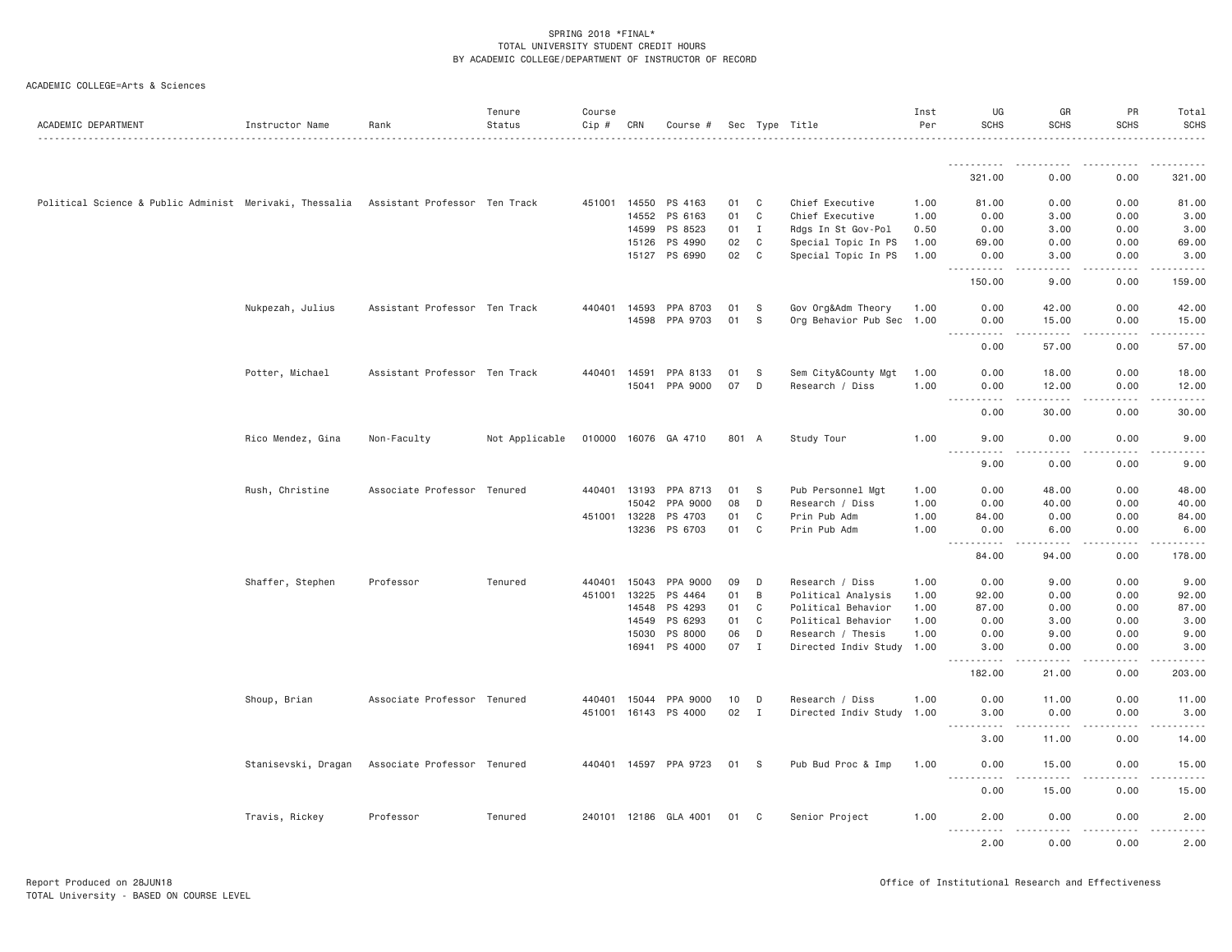SPRING 2018 *FINAL*
TOTAL UNIVERSITY STUDENT CREDIT HOURS
BY ACADEMIC COLLEGE/DEPARTMENT OF INSTRUCTOR OF RECORD

ACADEMIC COLLEGE=Arts & Sciences

| ACADEMIC DEPARTMENT | Instructor Name | Rank | Tenure Status | Course Cip # | CRN | Course # | Sec | Type | Title | Inst Per | UG SCHS | GR SCHS | PR SCHS | Total SCHS |
|---|---|---|---|---|---|---|---|---|---|---|---|---|---|---|
| | | | | | | | | | | | 321.00 | 0.00 | 0.00 | 321.00 |
| Political Science & Public Administ | Merivaki, Thessalia | Assistant Professor | Ten Track | 451001 | 14550 | PS 4163 | 01 | C | Chief Executive | 1.00 | 81.00 | 0.00 | 0.00 | 81.00 |
| | | | | | 14552 | PS 6163 | 01 | C | Chief Executive | 1.00 | 0.00 | 3.00 | 0.00 | 3.00 |
| | | | | | 14599 | PS 8523 | 01 | I | Rdgs In St Gov-Pol | 0.50 | 0.00 | 3.00 | 0.00 | 3.00 |
| | | | | | 15126 | PS 4990 | 02 | C | Special Topic In PS | 1.00 | 69.00 | 0.00 | 0.00 | 69.00 |
| | | | | | 15127 | PS 6990 | 02 | C | Special Topic In PS | 1.00 | 0.00 | 3.00 | 0.00 | 3.00 |
| | | | | | | | | | | | 150.00 | 9.00 | 0.00 | 159.00 |
| | Nukpezah, Julius | Assistant Professor | Ten Track | 440401 | 14593 | PPA 8703 | 01 | S | Gov Org&Adm Theory | 1.00 | 0.00 | 42.00 | 0.00 | 42.00 |
| | | | | | 14598 | PPA 9703 | 01 | S | Org Behavior Pub Sec | 1.00 | 0.00 | 15.00 | 0.00 | 15.00 |
| | | | | | | | | | | | 0.00 | 57.00 | 0.00 | 57.00 |
| | Potter, Michael | Assistant Professor | Ten Track | 440401 | 14591 | PPA 8133 | 01 | S | Sem City&County Mgt | 1.00 | 0.00 | 18.00 | 0.00 | 18.00 |
| | | | | | 15041 | PPA 9000 | 07 | D | Research / Diss | 1.00 | 0.00 | 12.00 | 0.00 | 12.00 |
| | | | | | | | | | | | 0.00 | 30.00 | 0.00 | 30.00 |
| | Rico Mendez, Gina | Non-Faculty | Not Applicable | 010000 | 16076 | GA 4710 | 801 | A | Study Tour | 1.00 | 9.00 | 0.00 | 0.00 | 9.00 |
| | | | | | | | | | | | 9.00 | 0.00 | 0.00 | 9.00 |
| | Rush, Christine | Associate Professor | Tenured | 440401 | 13193 | PPA 8713 | 01 | S | Pub Personnel Mgt | 1.00 | 0.00 | 48.00 | 0.00 | 48.00 |
| | | | | | 15042 | PPA 9000 | 08 | D | Research / Diss | 1.00 | 0.00 | 40.00 | 0.00 | 40.00 |
| | | | | 451001 | 13228 | PS 4703 | 01 | C | Prin Pub Adm | 1.00 | 84.00 | 0.00 | 0.00 | 84.00 |
| | | | | | 13236 | PS 6703 | 01 | C | Prin Pub Adm | 1.00 | 0.00 | 6.00 | 0.00 | 6.00 |
| | | | | | | | | | | | 84.00 | 94.00 | 0.00 | 178.00 |
| | Shaffer, Stephen | Professor | Tenured | 440401 | 15043 | PPA 9000 | 09 | D | Research / Diss | 1.00 | 0.00 | 9.00 | 0.00 | 9.00 |
| | | | | 451001 | 13225 | PS 4464 | 01 | B | Political Analysis | 1.00 | 92.00 | 0.00 | 0.00 | 92.00 |
| | | | | | 14548 | PS 4293 | 01 | C | Political Behavior | 1.00 | 87.00 | 0.00 | 0.00 | 87.00 |
| | | | | | 14549 | PS 6293 | 01 | C | Political Behavior | 1.00 | 0.00 | 3.00 | 0.00 | 3.00 |
| | | | | | 15030 | PS 8000 | 06 | D | Research / Thesis | 1.00 | 0.00 | 9.00 | 0.00 | 9.00 |
| | | | | | 16941 | PS 4000 | 07 | I | Directed Indiv Study | 1.00 | 3.00 | 0.00 | 0.00 | 3.00 |
| | | | | | | | | | | | 182.00 | 21.00 | 0.00 | 203.00 |
| | Shoup, Brian | Associate Professor | Tenured | 440401 | 15044 | PPA 9000 | 10 | D | Research / Diss | 1.00 | 0.00 | 11.00 | 0.00 | 11.00 |
| | | | | 451001 | 16143 | PS 4000 | 02 | I | Directed Indiv Study | 1.00 | 3.00 | 0.00 | 0.00 | 3.00 |
| | | | | | | | | | | | 3.00 | 11.00 | 0.00 | 14.00 |
| | Stanisevski, Dragan | Associate Professor | Tenured | 440401 | 14597 | PPA 9723 | 01 | S | Pub Bud Proc & Imp | 1.00 | 0.00 | 15.00 | 0.00 | 15.00 |
| | | | | | | | | | | | 0.00 | 15.00 | 0.00 | 15.00 |
| | Travis, Rickey | Professor | Tenured | 240101 | 12186 | GLA 4001 | 01 | C | Senior Project | 1.00 | 2.00 | 0.00 | 0.00 | 2.00 |
| | | | | | | | | | | | 2.00 | 0.00 | 0.00 | 2.00 |

Report Produced on 28JUN18
TOTAL University - BASED ON COURSE LEVEL

Office of Institutional Research and Effectiveness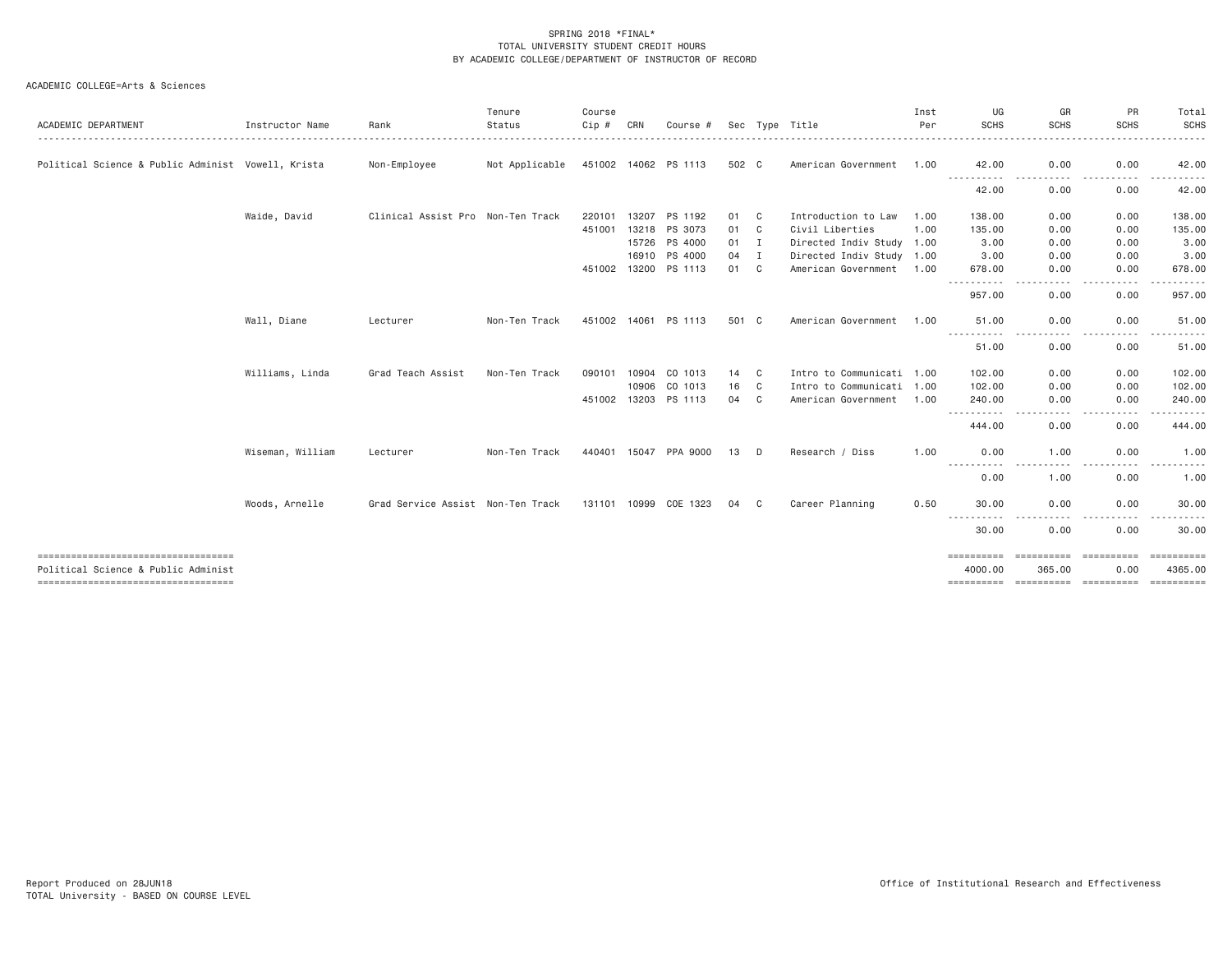SPRING 2018 *FINAL*
TOTAL UNIVERSITY STUDENT CREDIT HOURS
BY ACADEMIC COLLEGE/DEPARTMENT OF INSTRUCTOR OF RECORD

ACADEMIC COLLEGE=Arts & Sciences

| ACADEMIC DEPARTMENT | Instructor Name | Rank | Tenure Status | Course Cip # | CRN | Course # | Sec | Type | Title | Inst Per | UG SCHS | GR SCHS | PR SCHS | Total SCHS |
|---|---|---|---|---|---|---|---|---|---|---|---|---|---|---|
| Political Science & Public Administ | Vowell, Krista | Non-Employee | Not Applicable | 451002 | 14062 | PS 1113 | 502 | C | American Government | 1.00 | 42.00 | 0.00 | 0.00 | 42.00 |
| | | | | | | | | | | | 42.00 | 0.00 | 0.00 | 42.00 |
| | Waide, David | Clinical Assist Pro | Non-Ten Track | 220101 | 13207 | PS 1192 | 01 | C | Introduction to Law | 1.00 | 138.00 | 0.00 | 0.00 | 138.00 |
| | | | | 451001 | 13218 | PS 3073 | 01 | C | Civil Liberties | 1.00 | 135.00 | 0.00 | 0.00 | 135.00 |
| | | | | | 15726 | PS 4000 | 01 | I | Directed Indiv Study | 1.00 | 3.00 | 0.00 | 0.00 | 3.00 |
| | | | | | 16910 | PS 4000 | 04 | I | Directed Indiv Study | 1.00 | 3.00 | 0.00 | 0.00 | 3.00 |
| | | | | 451002 | 13200 | PS 1113 | 01 | C | American Government | 1.00 | 678.00 | 0.00 | 0.00 | 678.00 |
| | | | | | | | | | | | 957.00 | 0.00 | 0.00 | 957.00 |
| | Wall, Diane | Lecturer | Non-Ten Track | 451002 | 14061 | PS 1113 | 501 | C | American Government | 1.00 | 51.00 | 0.00 | 0.00 | 51.00 |
| | | | | | | | | | | | 51.00 | 0.00 | 0.00 | 51.00 |
| | Williams, Linda | Grad Teach Assist | Non-Ten Track | 090101 | 10904 | CO 1013 | 14 | C | Intro to Communicati | 1.00 | 102.00 | 0.00 | 0.00 | 102.00 |
| | | | | | 10906 | CO 1013 | 16 | C | Intro to Communicati | 1.00 | 102.00 | 0.00 | 0.00 | 102.00 |
| | | | | 451002 | 13203 | PS 1113 | 04 | C | American Government | 1.00 | 240.00 | 0.00 | 0.00 | 240.00 |
| | | | | | | | | | | | 444.00 | 0.00 | 0.00 | 444.00 |
| | Wiseman, William | Lecturer | Non-Ten Track | 440401 | 15047 | PPA 9000 | 13 | D | Research / Diss | 1.00 | 0.00 | 1.00 | 0.00 | 1.00 |
| | | | | | | | | | | | 0.00 | 1.00 | 0.00 | 1.00 |
| | Woods, Arnelle | Grad Service Assist | Non-Ten Track | 131101 | 10999 | COE 1323 | 04 | C | Career Planning | 0.50 | 30.00 | 0.00 | 0.00 | 30.00 |
| | | | | | | | | | | | 30.00 | 0.00 | 0.00 | 30.00 |
| Political Science & Public Administ | | | | | | | | | | | 4000.00 | 365.00 | 0.00 | 4365.00 |

Report Produced on 28JUN18
TOTAL University - BASED ON COURSE LEVEL

Office of Institutional Research and Effectiveness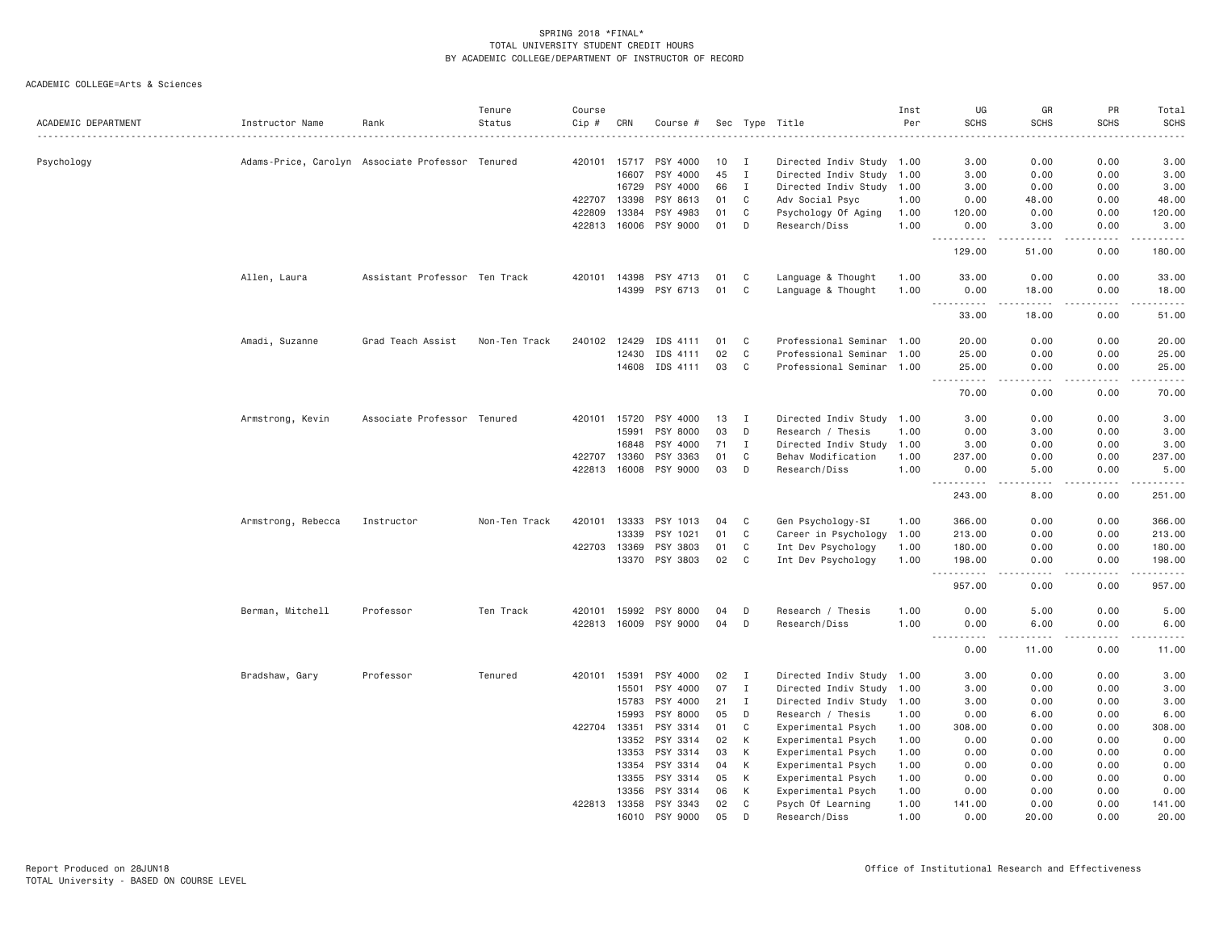SPRING 2018 *FINAL*
TOTAL UNIVERSITY STUDENT CREDIT HOURS
BY ACADEMIC COLLEGE/DEPARTMENT OF INSTRUCTOR OF RECORD

ACADEMIC COLLEGE=Arts & Sciences

| ACADEMIC DEPARTMENT | Instructor Name | Rank | Tenure Status | Course Cip # | CRN | Course # | Sec | Type | Title | Inst Per | UG SCHS | GR SCHS | PR SCHS | Total SCHS |
|---|---|---|---|---|---|---|---|---|---|---|---|---|---|---|
| Psychology | Adams-Price, Carolyn | Associate Professor | Tenured | 420101 | 15717 | PSY 4000 | 10 | I | Directed Indiv Study | 1.00 | 3.00 | 0.00 | 0.00 | 3.00 |
| | | | | | 16607 | PSY 4000 | 45 | I | Directed Indiv Study | 1.00 | 3.00 | 0.00 | 0.00 | 3.00 |
| | | | | | 16729 | PSY 4000 | 66 | I | Directed Indiv Study | 1.00 | 3.00 | 0.00 | 0.00 | 3.00 |
| | | | | 422707 | 13398 | PSY 8613 | 01 | C | Adv Social Psyc | 1.00 | 0.00 | 48.00 | 0.00 | 48.00 |
| | | | | 422809 | 13384 | PSY 4983 | 01 | C | Psychology Of Aging | 1.00 | 120.00 | 0.00 | 0.00 | 120.00 |
| | | | | 422813 | 16006 | PSY 9000 | 01 | D | Research/Diss | 1.00 | 0.00 | 3.00 | 0.00 | 3.00 |
| | | | | | | | | | | | 129.00 | 51.00 | 0.00 | 180.00 |
| | Allen, Laura | Assistant Professor | Ten Track | 420101 | 14398 | PSY 4713 | 01 | C | Language & Thought | 1.00 | 33.00 | 0.00 | 0.00 | 33.00 |
| | | | | | 14399 | PSY 6713 | 01 | C | Language & Thought | 1.00 | 0.00 | 18.00 | 0.00 | 18.00 |
| | | | | | | | | | | | 33.00 | 18.00 | 0.00 | 51.00 |
| | Amadi, Suzanne | Grad Teach Assist | Non-Ten Track | 240102 | 12429 | IDS 4111 | 01 | C | Professional Seminar | 1.00 | 20.00 | 0.00 | 0.00 | 20.00 |
| | | | | | 12430 | IDS 4111 | 02 | C | Professional Seminar | 1.00 | 25.00 | 0.00 | 0.00 | 25.00 |
| | | | | | 14608 | IDS 4111 | 03 | C | Professional Seminar | 1.00 | 25.00 | 0.00 | 0.00 | 25.00 |
| | | | | | | | | | | | 70.00 | 0.00 | 0.00 | 70.00 |
| | Armstrong, Kevin | Associate Professor | Tenured | 420101 | 15720 | PSY 4000 | 13 | I | Directed Indiv Study | 1.00 | 3.00 | 0.00 | 0.00 | 3.00 |
| | | | | | 15991 | PSY 8000 | 03 | D | Research / Thesis | 1.00 | 0.00 | 3.00 | 0.00 | 3.00 |
| | | | | | 16848 | PSY 4000 | 71 | I | Directed Indiv Study | 1.00 | 3.00 | 0.00 | 0.00 | 3.00 |
| | | | | 422707 | 13360 | PSY 3363 | 01 | C | Behav Modification | 1.00 | 237.00 | 0.00 | 0.00 | 237.00 |
| | | | | 422813 | 16008 | PSY 9000 | 03 | D | Research/Diss | 1.00 | 0.00 | 5.00 | 0.00 | 5.00 |
| | | | | | | | | | | | 243.00 | 8.00 | 0.00 | 251.00 |
| | Armstrong, Rebecca | Instructor | Non-Ten Track | 420101 | 13333 | PSY 1013 | 04 | C | Gen Psychology-SI | 1.00 | 366.00 | 0.00 | 0.00 | 366.00 |
| | | | | | 13339 | PSY 1021 | 01 | C | Career in Psychology | 1.00 | 213.00 | 0.00 | 0.00 | 213.00 |
| | | | | 422703 | 13369 | PSY 3803 | 01 | C | Int Dev Psychology | 1.00 | 180.00 | 0.00 | 0.00 | 180.00 |
| | | | | | 13370 | PSY 3803 | 02 | C | Int Dev Psychology | 1.00 | 198.00 | 0.00 | 0.00 | 198.00 |
| | | | | | | | | | | | 957.00 | 0.00 | 0.00 | 957.00 |
| | Berman, Mitchell | Professor | Ten Track | 420101 | 15992 | PSY 8000 | 04 | D | Research / Thesis | 1.00 | 0.00 | 5.00 | 0.00 | 5.00 |
| | | | | 422813 | 16009 | PSY 9000 | 04 | D | Research/Diss | 1.00 | 0.00 | 6.00 | 0.00 | 6.00 |
| | | | | | | | | | | | 0.00 | 11.00 | 0.00 | 11.00 |
| | Bradshaw, Gary | Professor | Tenured | 420101 | 15391 | PSY 4000 | 02 | I | Directed Indiv Study | 1.00 | 3.00 | 0.00 | 0.00 | 3.00 |
| | | | | | 15501 | PSY 4000 | 07 | I | Directed Indiv Study | 1.00 | 3.00 | 0.00 | 0.00 | 3.00 |
| | | | | | 15783 | PSY 4000 | 21 | I | Directed Indiv Study | 1.00 | 3.00 | 0.00 | 0.00 | 3.00 |
| | | | | | 15993 | PSY 8000 | 05 | D | Research / Thesis | 1.00 | 0.00 | 6.00 | 0.00 | 6.00 |
| | | | | 422704 | 13351 | PSY 3314 | 01 | C | Experimental Psych | 1.00 | 308.00 | 0.00 | 0.00 | 308.00 |
| | | | | | 13352 | PSY 3314 | 02 | K | Experimental Psych | 1.00 | 0.00 | 0.00 | 0.00 | 0.00 |
| | | | | | 13353 | PSY 3314 | 03 | K | Experimental Psych | 1.00 | 0.00 | 0.00 | 0.00 | 0.00 |
| | | | | | 13354 | PSY 3314 | 04 | K | Experimental Psych | 1.00 | 0.00 | 0.00 | 0.00 | 0.00 |
| | | | | | 13355 | PSY 3314 | 05 | K | Experimental Psych | 1.00 | 0.00 | 0.00 | 0.00 | 0.00 |
| | | | | | 13356 | PSY 3314 | 06 | K | Experimental Psych | 1.00 | 0.00 | 0.00 | 0.00 | 0.00 |
| | | | | 422813 | 13358 | PSY 3343 | 02 | C | Psych Of Learning | 1.00 | 141.00 | 0.00 | 0.00 | 141.00 |
| | | | | | 16010 | PSY 9000 | 05 | D | Research/Diss | 1.00 | 0.00 | 20.00 | 0.00 | 20.00 |

Report Produced on 28JUN18
TOTAL University - BASED ON COURSE LEVEL
Office of Institutional Research and Effectiveness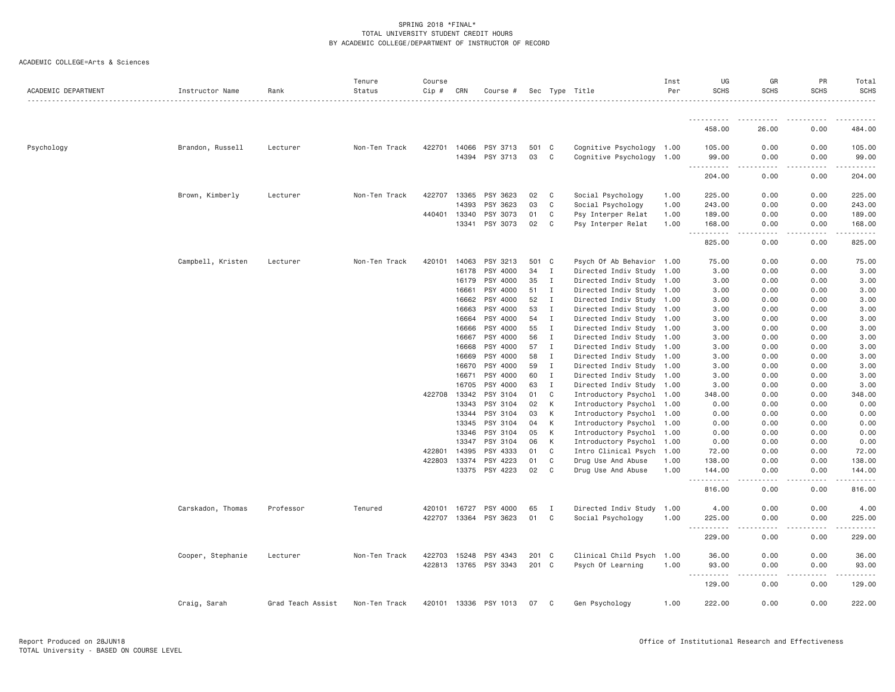SPRING 2018 *FINAL*
TOTAL UNIVERSITY STUDENT CREDIT HOURS
BY ACADEMIC COLLEGE/DEPARTMENT OF INSTRUCTOR OF RECORD

ACADEMIC COLLEGE=Arts & Sciences

| ACADEMIC DEPARTMENT | Instructor Name | Rank | Tenure Status | Course Cip # | CRN | Course # | Sec | Type | Title | Inst Per | UG SCHS | GR SCHS | PR SCHS | Total SCHS |
|---|---|---|---|---|---|---|---|---|---|---|---|---|---|---|
| | | | | | | | | | | | 458.00 | 26.00 | 0.00 | 484.00 |
| Psychology | Brandon, Russell | Lecturer | Non-Ten Track | 422701 | 14066 | PSY 3713 | 501 | C | Cognitive Psychology | 1.00 | 105.00 | 0.00 | 0.00 | 105.00 |
| | | | | | 14394 | PSY 3713 | 03 | C | Cognitive Psychology | 1.00 | 99.00 | 0.00 | 0.00 | 99.00 |
| | | | | | | | | | | | 204.00 | 0.00 | 0.00 | 204.00 |
| | Brown, Kimberly | Lecturer | Non-Ten Track | 422707 | 13365 | PSY 3623 | 02 | C | Social Psychology | 1.00 | 225.00 | 0.00 | 0.00 | 225.00 |
| | | | | | 14393 | PSY 3623 | 03 | C | Social Psychology | 1.00 | 243.00 | 0.00 | 0.00 | 243.00 |
| | | | | 440401 | 13340 | PSY 3073 | 01 | C | Psy Interper Relat | 1.00 | 189.00 | 0.00 | 0.00 | 189.00 |
| | | | | | 13341 | PSY 3073 | 02 | C | Psy Interper Relat | 1.00 | 168.00 | 0.00 | 0.00 | 168.00 |
| | | | | | | | | | | | 825.00 | 0.00 | 0.00 | 825.00 |
| | Campbell, Kristen | Lecturer | Non-Ten Track | 420101 | 14063 | PSY 3213 | 501 | C | Psych Of Ab Behavior | 1.00 | 75.00 | 0.00 | 0.00 | 75.00 |
| | | | | | 16178 | PSY 4000 | 34 | I | Directed Indiv Study | 1.00 | 3.00 | 0.00 | 0.00 | 3.00 |
| | | | | | 16179 | PSY 4000 | 35 | I | Directed Indiv Study | 1.00 | 3.00 | 0.00 | 0.00 | 3.00 |
| | | | | | 16661 | PSY 4000 | 51 | I | Directed Indiv Study | 1.00 | 3.00 | 0.00 | 0.00 | 3.00 |
| | | | | | 16662 | PSY 4000 | 52 | I | Directed Indiv Study | 1.00 | 3.00 | 0.00 | 0.00 | 3.00 |
| | | | | | 16663 | PSY 4000 | 53 | I | Directed Indiv Study | 1.00 | 3.00 | 0.00 | 0.00 | 3.00 |
| | | | | | 16664 | PSY 4000 | 54 | I | Directed Indiv Study | 1.00 | 3.00 | 0.00 | 0.00 | 3.00 |
| | | | | | 16666 | PSY 4000 | 55 | I | Directed Indiv Study | 1.00 | 3.00 | 0.00 | 0.00 | 3.00 |
| | | | | | 16667 | PSY 4000 | 56 | I | Directed Indiv Study | 1.00 | 3.00 | 0.00 | 0.00 | 3.00 |
| | | | | | 16668 | PSY 4000 | 57 | I | Directed Indiv Study | 1.00 | 3.00 | 0.00 | 0.00 | 3.00 |
| | | | | | 16669 | PSY 4000 | 58 | I | Directed Indiv Study | 1.00 | 3.00 | 0.00 | 0.00 | 3.00 |
| | | | | | 16670 | PSY 4000 | 59 | I | Directed Indiv Study | 1.00 | 3.00 | 0.00 | 0.00 | 3.00 |
| | | | | | 16671 | PSY 4000 | 60 | I | Directed Indiv Study | 1.00 | 3.00 | 0.00 | 0.00 | 3.00 |
| | | | | | 16705 | PSY 4000 | 63 | I | Directed Indiv Study | 1.00 | 3.00 | 0.00 | 0.00 | 3.00 |
| | | | | 422708 | 13342 | PSY 3104 | 01 | C | Introductory Psychol | 1.00 | 348.00 | 0.00 | 0.00 | 348.00 |
| | | | | | 13343 | PSY 3104 | 02 | K | Introductory Psychol | 1.00 | 0.00 | 0.00 | 0.00 | 0.00 |
| | | | | | 13344 | PSY 3104 | 03 | K | Introductory Psychol | 1.00 | 0.00 | 0.00 | 0.00 | 0.00 |
| | | | | | 13345 | PSY 3104 | 04 | K | Introductory Psychol | 1.00 | 0.00 | 0.00 | 0.00 | 0.00 |
| | | | | | 13346 | PSY 3104 | 05 | K | Introductory Psychol | 1.00 | 0.00 | 0.00 | 0.00 | 0.00 |
| | | | | | 13347 | PSY 3104 | 06 | K | Introductory Psychol | 1.00 | 0.00 | 0.00 | 0.00 | 0.00 |
| | | | | 422801 | 14395 | PSY 4333 | 01 | C | Intro Clinical Psych | 1.00 | 72.00 | 0.00 | 0.00 | 72.00 |
| | | | | 422803 | 13374 | PSY 4223 | 01 | C | Drug Use And Abuse | 1.00 | 138.00 | 0.00 | 0.00 | 138.00 |
| | | | | | 13375 | PSY 4223 | 02 | C | Drug Use And Abuse | 1.00 | 144.00 | 0.00 | 0.00 | 144.00 |
| | | | | | | | | | | | 816.00 | 0.00 | 0.00 | 816.00 |
| | Carskadon, Thomas | Professor | Tenured | 420101 | 16727 | PSY 4000 | 65 | I | Directed Indiv Study | 1.00 | 4.00 | 0.00 | 0.00 | 4.00 |
| | | | | 422707 | 13364 | PSY 3623 | 01 | C | Social Psychology | 1.00 | 225.00 | 0.00 | 0.00 | 225.00 |
| | | | | | | | | | | | 229.00 | 0.00 | 0.00 | 229.00 |
| | Cooper, Stephanie | Lecturer | Non-Ten Track | 422703 | 15248 | PSY 4343 | 201 | C | Clinical Child Psych | 1.00 | 36.00 | 0.00 | 0.00 | 36.00 |
| | | | | 422813 | 13765 | PSY 3343 | 201 | C | Psych Of Learning | 1.00 | 93.00 | 0.00 | 0.00 | 93.00 |
| | | | | | | | | | | | 129.00 | 0.00 | 0.00 | 129.00 |
| | Craig, Sarah | Grad Teach Assist | Non-Ten Track | 420101 | 13336 | PSY 1013 | 07 | C | Gen Psychology | 1.00 | 222.00 | 0.00 | 0.00 | 222.00 |

Report Produced on 28JUN18
TOTAL University - BASED ON COURSE LEVEL

Office of Institutional Research and Effectiveness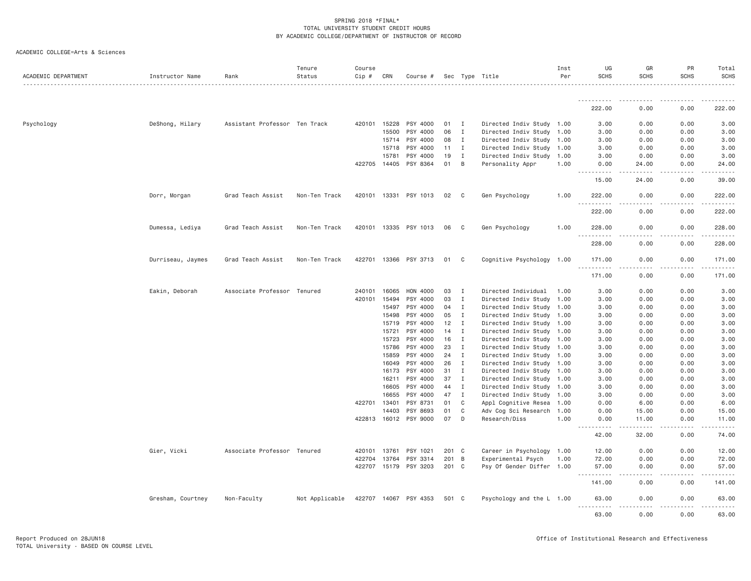SPRING 2018 *FINAL*
TOTAL UNIVERSITY STUDENT CREDIT HOURS
BY ACADEMIC COLLEGE/DEPARTMENT OF INSTRUCTOR OF RECORD

ACADEMIC COLLEGE=Arts & Sciences

| ACADEMIC DEPARTMENT | Instructor Name | Rank | Tenure Status | Course Cip # | CRN | Course # | Sec | Type | Title | Inst Per | UG SCHS | GR SCHS | PR SCHS | Total SCHS |
|---|---|---|---|---|---|---|---|---|---|---|---|---|---|---|
| | | | | | | | | | | | 222.00 | 0.00 | 0.00 | 222.00 |
| Psychology | DeShong, Hilary | Assistant Professor | Ten Track | 420101 | 15228 | PSY 4000 | 01 | I | Directed Indiv Study | 1.00 | 3.00 | 0.00 | 0.00 | 3.00 |
| | | | | | 15500 | PSY 4000 | 06 | I | Directed Indiv Study | 1.00 | 3.00 | 0.00 | 0.00 | 3.00 |
| | | | | | 15714 | PSY 4000 | 08 | I | Directed Indiv Study | 1.00 | 3.00 | 0.00 | 0.00 | 3.00 |
| | | | | | 15718 | PSY 4000 | 11 | I | Directed Indiv Study | 1.00 | 3.00 | 0.00 | 0.00 | 3.00 |
| | | | | | 15781 | PSY 4000 | 19 | I | Directed Indiv Study | 1.00 | 3.00 | 0.00 | 0.00 | 3.00 |
| | | | | 422705 | 14405 | PSY 8364 | 01 | B | Personality Appr | 1.00 | 0.00 | 24.00 | 0.00 | 24.00 |
| | | | | | | | | | | | 15.00 | 24.00 | 0.00 | 39.00 |
| | Dorr, Morgan | Grad Teach Assist | Non-Ten Track | 420101 | 13331 | PSY 1013 | 02 | C | Gen Psychology | 1.00 | 222.00 | 0.00 | 0.00 | 222.00 |
| | | | | | | | | | | | 222.00 | 0.00 | 0.00 | 222.00 |
| | Dumessa, Lediya | Grad Teach Assist | Non-Ten Track | 420101 | 13335 | PSY 1013 | 06 | C | Gen Psychology | 1.00 | 228.00 | 0.00 | 0.00 | 228.00 |
| | | | | | | | | | | | 228.00 | 0.00 | 0.00 | 228.00 |
| | Durriseau, Jaymes | Grad Teach Assist | Non-Ten Track | 422701 | 13366 | PSY 3713 | 01 | C | Cognitive Psychology | 1.00 | 171.00 | 0.00 | 0.00 | 171.00 |
| | | | | | | | | | | | 171.00 | 0.00 | 0.00 | 171.00 |
| | Eakin, Deborah | Associate Professor | Tenured | 240101 | 16065 | HON 4000 | 03 | I | Directed Individual | 1.00 | 3.00 | 0.00 | 0.00 | 3.00 |
| | | | | 420101 | 15494 | PSY 4000 | 03 | I | Directed Indiv Study | 1.00 | 3.00 | 0.00 | 0.00 | 3.00 |
| | | | | | 15497 | PSY 4000 | 04 | I | Directed Indiv Study | 1.00 | 3.00 | 0.00 | 0.00 | 3.00 |
| | | | | | 15498 | PSY 4000 | 05 | I | Directed Indiv Study | 1.00 | 3.00 | 0.00 | 0.00 | 3.00 |
| | | | | | 15719 | PSY 4000 | 12 | I | Directed Indiv Study | 1.00 | 3.00 | 0.00 | 0.00 | 3.00 |
| | | | | | 15721 | PSY 4000 | 14 | I | Directed Indiv Study | 1.00 | 3.00 | 0.00 | 0.00 | 3.00 |
| | | | | | 15723 | PSY 4000 | 16 | I | Directed Indiv Study | 1.00 | 3.00 | 0.00 | 0.00 | 3.00 |
| | | | | | 15786 | PSY 4000 | 23 | I | Directed Indiv Study | 1.00 | 3.00 | 0.00 | 0.00 | 3.00 |
| | | | | | 15859 | PSY 4000 | 24 | I | Directed Indiv Study | 1.00 | 3.00 | 0.00 | 0.00 | 3.00 |
| | | | | | 16049 | PSY 4000 | 26 | I | Directed Indiv Study | 1.00 | 3.00 | 0.00 | 0.00 | 3.00 |
| | | | | | 16173 | PSY 4000 | 31 | I | Directed Indiv Study | 1.00 | 3.00 | 0.00 | 0.00 | 3.00 |
| | | | | | 16211 | PSY 4000 | 37 | I | Directed Indiv Study | 1.00 | 3.00 | 0.00 | 0.00 | 3.00 |
| | | | | | 16605 | PSY 4000 | 44 | I | Directed Indiv Study | 1.00 | 3.00 | 0.00 | 0.00 | 3.00 |
| | | | | | 16655 | PSY 4000 | 47 | I | Directed Indiv Study | 1.00 | 3.00 | 0.00 | 0.00 | 3.00 |
| | | | | 422701 | 13401 | PSY 8731 | 01 | C | Appl Cognitive Resea | 1.00 | 0.00 | 6.00 | 0.00 | 6.00 |
| | | | | | 14403 | PSY 8693 | 01 | C | Adv Cog Sci Research | 1.00 | 0.00 | 15.00 | 0.00 | 15.00 |
| | | | | 422813 | 16012 | PSY 9000 | 07 | D | Research/Diss | 1.00 | 0.00 | 11.00 | 0.00 | 11.00 |
| | | | | | | | | | | | 42.00 | 32.00 | 0.00 | 74.00 |
| | Gier, Vicki | Associate Professor | Tenured | 420101 | 13761 | PSY 1021 | 201 | C | Career in Psychology | 1.00 | 12.00 | 0.00 | 0.00 | 12.00 |
| | | | | 422704 | 13764 | PSY 3314 | 201 | B | Experimental Psych | 1.00 | 72.00 | 0.00 | 0.00 | 72.00 |
| | | | | 422707 | 15179 | PSY 3203 | 201 | C | Psy Of Gender Differ | 1.00 | 57.00 | 0.00 | 0.00 | 57.00 |
| | | | | | | | | | | | 141.00 | 0.00 | 0.00 | 141.00 |
| | Gresham, Courtney | Non-Faculty | Not Applicable | 422707 | 14067 | PSY 4353 | 501 | C | Psychology and the L | 1.00 | 63.00 | 0.00 | 0.00 | 63.00 |
| | | | | | | | | | | | 63.00 | 0.00 | 0.00 | 63.00 |

Report Produced on 28JUN18
TOTAL University - BASED ON COURSE LEVEL
Office of Institutional Research and Effectiveness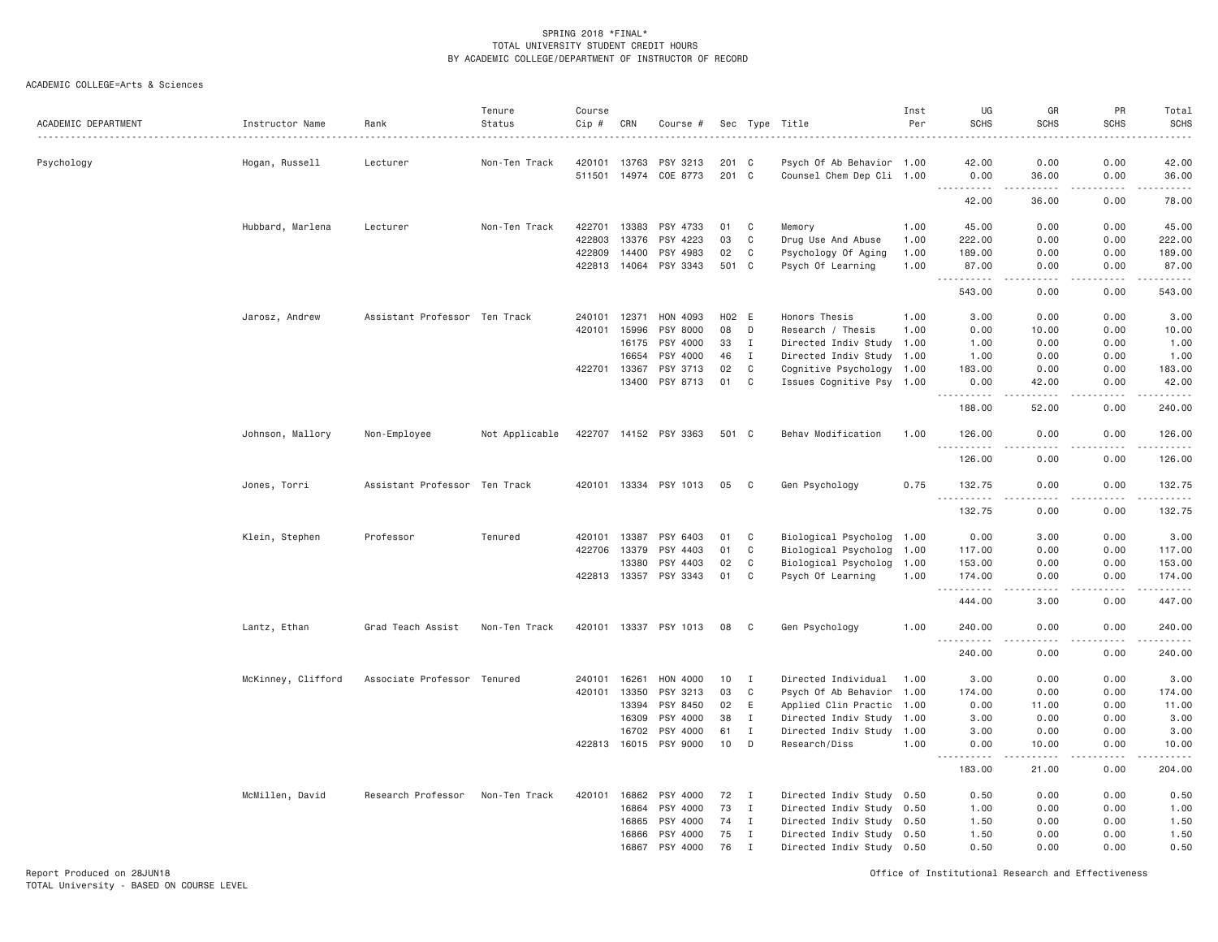SPRING 2018 *FINAL*
TOTAL UNIVERSITY STUDENT CREDIT HOURS
BY ACADEMIC COLLEGE/DEPARTMENT OF INSTRUCTOR OF RECORD

ACADEMIC COLLEGE=Arts & Sciences

| ACADEMIC DEPARTMENT | Instructor Name | Rank | Tenure Status | Course Cip # | CRN | Course # | Sec | Type | Title | Inst Per | UG SCHS | GR SCHS | PR SCHS | Total SCHS |
|---|---|---|---|---|---|---|---|---|---|---|---|---|---|---|
| Psychology | Hogan, Russell | Lecturer | Non-Ten Track | 420101 | 13763 | PSY 3213 | 201 | C | Psych Of Ab Behavior | 1.00 | 42.00 | 0.00 | 0.00 | 42.00 |
| | | | | 511501 | 14974 | COE 8773 | 201 | C | Counsel Chem Dep Cli | 1.00 | 0.00 | 36.00 | 0.00 | 36.00 |
| | | | | | | | | | | | 42.00 | 36.00 | 0.00 | 78.00 |
| | Hubbard, Marlena | Lecturer | Non-Ten Track | 422701 | 13383 | PSY 4733 | 01 | C | Memory | 1.00 | 45.00 | 0.00 | 0.00 | 45.00 |
| | | | | 422803 | 13376 | PSY 4223 | 03 | C | Drug Use And Abuse | 1.00 | 222.00 | 0.00 | 0.00 | 222.00 |
| | | | | 422809 | 14400 | PSY 4983 | 02 | C | Psychology Of Aging | 1.00 | 189.00 | 0.00 | 0.00 | 189.00 |
| | | | | 422813 | 14064 | PSY 3343 | 501 | C | Psych Of Learning | 1.00 | 87.00 | 0.00 | 0.00 | 87.00 |
| | | | | | | | | | | | 543.00 | 0.00 | 0.00 | 543.00 |
| | Jarosz, Andrew | Assistant Professor | Ten Track | 240101 | 12371 | HON 4093 | H02 | E | Honors Thesis | 1.00 | 3.00 | 0.00 | 0.00 | 3.00 |
| | | | | 420101 | 15996 | PSY 8000 | 08 | D | Research / Thesis | 1.00 | 0.00 | 10.00 | 0.00 | 10.00 |
| | | | | | 16175 | PSY 4000 | 33 | I | Directed Indiv Study | 1.00 | 1.00 | 0.00 | 0.00 | 1.00 |
| | | | | | 16654 | PSY 4000 | 46 | I | Directed Indiv Study | 1.00 | 1.00 | 0.00 | 0.00 | 1.00 |
| | | | | 422701 | 13367 | PSY 3713 | 02 | C | Cognitive Psychology | 1.00 | 183.00 | 0.00 | 0.00 | 183.00 |
| | | | | | 13400 | PSY 8713 | 01 | C | Issues Cognitive Psy | 1.00 | 0.00 | 42.00 | 0.00 | 42.00 |
| | | | | | | | | | | | 188.00 | 52.00 | 0.00 | 240.00 |
| | Johnson, Mallory | Non-Employee | Not Applicable | 422707 | 14152 | PSY 3363 | 501 | C | Behav Modification | 1.00 | 126.00 | 0.00 | 0.00 | 126.00 |
| | | | | | | | | | | | 126.00 | 0.00 | 0.00 | 126.00 |
| | Jones, Torri | Assistant Professor | Ten Track | 420101 | 13334 | PSY 1013 | 05 | C | Gen Psychology | 0.75 | 132.75 | 0.00 | 0.00 | 132.75 |
| | | | | | | | | | | | 132.75 | 0.00 | 0.00 | 132.75 |
| | Klein, Stephen | Professor | Tenured | 420101 | 13387 | PSY 6403 | 01 | C | Biological Psycholog | 1.00 | 0.00 | 3.00 | 0.00 | 3.00 |
| | | | | 422706 | 13379 | PSY 4403 | 01 | C | Biological Psycholog | 1.00 | 117.00 | 0.00 | 0.00 | 117.00 |
| | | | | | 13380 | PSY 4403 | 02 | C | Biological Psycholog | 1.00 | 153.00 | 0.00 | 0.00 | 153.00 |
| | | | | 422813 | 13357 | PSY 3343 | 01 | C | Psych Of Learning | 1.00 | 174.00 | 0.00 | 0.00 | 174.00 |
| | | | | | | | | | | | 444.00 | 3.00 | 0.00 | 447.00 |
| | Lantz, Ethan | Grad Teach Assist | Non-Ten Track | 420101 | 13337 | PSY 1013 | 08 | C | Gen Psychology | 1.00 | 240.00 | 0.00 | 0.00 | 240.00 |
| | | | | | | | | | | | 240.00 | 0.00 | 0.00 | 240.00 |
| | McKinney, Clifford | Associate Professor | Tenured | 240101 | 16261 | HON 4000 | 10 | I | Directed Individual | 1.00 | 3.00 | 0.00 | 0.00 | 3.00 |
| | | | | 420101 | 13350 | PSY 3213 | 03 | C | Psych Of Ab Behavior | 1.00 | 174.00 | 0.00 | 0.00 | 174.00 |
| | | | | | 13394 | PSY 8450 | 02 | E | Applied Clin Practic | 1.00 | 0.00 | 11.00 | 0.00 | 11.00 |
| | | | | | 16309 | PSY 4000 | 38 | I | Directed Indiv Study | 1.00 | 3.00 | 0.00 | 0.00 | 3.00 |
| | | | | | 16702 | PSY 4000 | 61 | I | Directed Indiv Study | 1.00 | 3.00 | 0.00 | 0.00 | 3.00 |
| | | | | 422813 | 16015 | PSY 9000 | 10 | D | Research/Diss | 1.00 | 0.00 | 10.00 | 0.00 | 10.00 |
| | | | | | | | | | | | 183.00 | 21.00 | 0.00 | 204.00 |
| | McMillen, David | Research Professor | Non-Ten Track | 420101 | 16862 | PSY 4000 | 72 | I | Directed Indiv Study | 0.50 | 0.50 | 0.00 | 0.00 | 0.50 |
| | | | | | 16864 | PSY 4000 | 73 | I | Directed Indiv Study | 0.50 | 1.00 | 0.00 | 0.00 | 1.00 |
| | | | | | 16865 | PSY 4000 | 74 | I | Directed Indiv Study | 0.50 | 1.50 | 0.00 | 0.00 | 1.50 |
| | | | | | 16866 | PSY 4000 | 75 | I | Directed Indiv Study | 0.50 | 1.50 | 0.00 | 0.00 | 1.50 |
| | | | | | 16867 | PSY 4000 | 76 | I | Directed Indiv Study | 0.50 | 0.50 | 0.00 | 0.00 | 0.50 |

Report Produced on 28JUN18
TOTAL University - BASED ON COURSE LEVEL

Office of Institutional Research and Effectiveness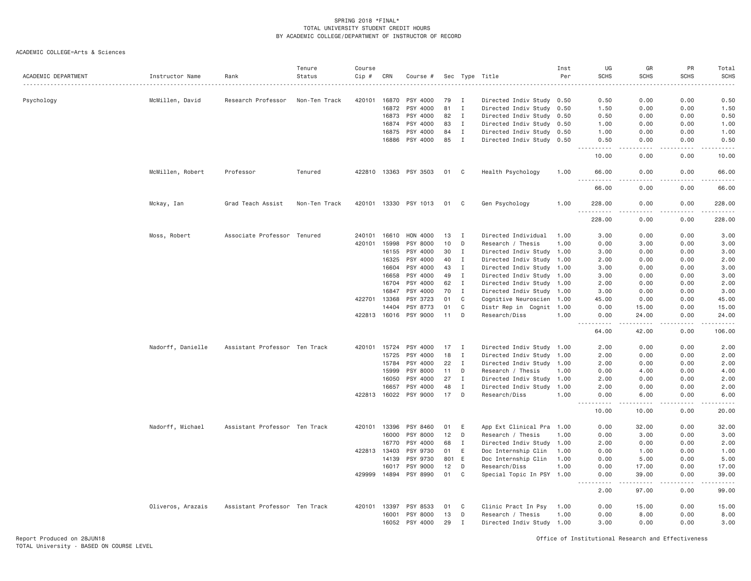SPRING 2018 *FINAL*
TOTAL UNIVERSITY STUDENT CREDIT HOURS
BY ACADEMIC COLLEGE/DEPARTMENT OF INSTRUCTOR OF RECORD

ACADEMIC COLLEGE=Arts & Sciences

| ACADEMIC DEPARTMENT | Instructor Name | Rank | Tenure Status | Course Cip # | CRN | Course # | Sec | Type | Title | Inst Per | UG SCHS | GR SCHS | PR SCHS | Total SCHS |
|---|---|---|---|---|---|---|---|---|---|---|---|---|---|---|
| Psychology | McMillen, David | Research Professor | Non-Ten Track | 420101 | 16870 | PSY 4000 | 79 | I | Directed Indiv Study | 0.50 | 0.50 | 0.00 | 0.00 | 0.50 |
| | | | | | 16872 | PSY 4000 | 81 | I | Directed Indiv Study | 0.50 | 1.50 | 0.00 | 0.00 | 1.50 |
| | | | | | 16873 | PSY 4000 | 82 | I | Directed Indiv Study | 0.50 | 0.50 | 0.00 | 0.00 | 0.50 |
| | | | | | 16874 | PSY 4000 | 83 | I | Directed Indiv Study | 0.50 | 1.00 | 0.00 | 0.00 | 1.00 |
| | | | | | 16875 | PSY 4000 | 84 | I | Directed Indiv Study | 0.50 | 1.00 | 0.00 | 0.00 | 1.00 |
| | | | | | 16886 | PSY 4000 | 85 | I | Directed Indiv Study | 0.50 | 0.50 | 0.00 | 0.00 | 0.50 |
| | | | | | | | | | | | 10.00 | 0.00 | 0.00 | 10.00 |
| | McMillen, Robert | Professor | Tenured | 422810 | 13363 | PSY 3503 | 01 | C | Health Psychology | 1.00 | 66.00 | 0.00 | 0.00 | 66.00 |
| | | | | | | | | | | | 66.00 | 0.00 | 0.00 | 66.00 |
| | Mckay, Ian | Grad Teach Assist | Non-Ten Track | 420101 | 13330 | PSY 1013 | 01 | C | Gen Psychology | 1.00 | 228.00 | 0.00 | 0.00 | 228.00 |
| | | | | | | | | | | | 228.00 | 0.00 | 0.00 | 228.00 |
| | Moss, Robert | Associate Professor | Tenured | 240101 | 16610 | HON 4000 | 13 | I | Directed Individual | 1.00 | 3.00 | 0.00 | 0.00 | 3.00 |
| | | | | 420101 | 15998 | PSY 8000 | 10 | D | Research / Thesis | 1.00 | 0.00 | 3.00 | 0.00 | 3.00 |
| | | | | | 16155 | PSY 4000 | 30 | I | Directed Indiv Study | 1.00 | 3.00 | 0.00 | 0.00 | 3.00 |
| | | | | | 16325 | PSY 4000 | 40 | I | Directed Indiv Study | 1.00 | 2.00 | 0.00 | 0.00 | 2.00 |
| | | | | | 16604 | PSY 4000 | 43 | I | Directed Indiv Study | 1.00 | 3.00 | 0.00 | 0.00 | 3.00 |
| | | | | | 16658 | PSY 4000 | 49 | I | Directed Indiv Study | 1.00 | 3.00 | 0.00 | 0.00 | 3.00 |
| | | | | | 16704 | PSY 4000 | 62 | I | Directed Indiv Study | 1.00 | 2.00 | 0.00 | 0.00 | 2.00 |
| | | | | | 16847 | PSY 4000 | 70 | I | Directed Indiv Study | 1.00 | 3.00 | 0.00 | 0.00 | 3.00 |
| | | | | 422701 | 13368 | PSY 3723 | 01 | C | Cognitive Neuroscien | 1.00 | 45.00 | 0.00 | 0.00 | 45.00 |
| | | | | | 14404 | PSY 8773 | 01 | C | Distr Rep in Cognit | 1.00 | 0.00 | 15.00 | 0.00 | 15.00 |
| | | | | 422813 | 16016 | PSY 9000 | 11 | D | Research/Diss | 1.00 | 0.00 | 24.00 | 0.00 | 24.00 |
| | | | | | | | | | | | 64.00 | 42.00 | 0.00 | 106.00 |
| | Nadorff, Danielle | Assistant Professor | Ten Track | 420101 | 15724 | PSY 4000 | 17 | I | Directed Indiv Study | 1.00 | 2.00 | 0.00 | 0.00 | 2.00 |
| | | | | | 15725 | PSY 4000 | 18 | I | Directed Indiv Study | 1.00 | 2.00 | 0.00 | 0.00 | 2.00 |
| | | | | | 15784 | PSY 4000 | 22 | I | Directed Indiv Study | 1.00 | 2.00 | 0.00 | 0.00 | 2.00 |
| | | | | | 15999 | PSY 8000 | 11 | D | Research / Thesis | 1.00 | 0.00 | 4.00 | 0.00 | 4.00 |
| | | | | | 16050 | PSY 4000 | 27 | I | Directed Indiv Study | 1.00 | 2.00 | 0.00 | 0.00 | 2.00 |
| | | | | | 16657 | PSY 4000 | 48 | I | Directed Indiv Study | 1.00 | 2.00 | 0.00 | 0.00 | 2.00 |
| | | | | 422813 | 16022 | PSY 9000 | 17 | D | Research/Diss | 1.00 | 0.00 | 6.00 | 0.00 | 6.00 |
| | | | | | | | | | | | 10.00 | 10.00 | 0.00 | 20.00 |
| | Nadorff, Michael | Assistant Professor | Ten Track | 420101 | 13396 | PSY 8460 | 01 | E | App Ext Clinical Pra | 1.00 | 0.00 | 32.00 | 0.00 | 32.00 |
| | | | | | 16000 | PSY 8000 | 12 | D | Research / Thesis | 1.00 | 0.00 | 3.00 | 0.00 | 3.00 |
| | | | | | 16770 | PSY 4000 | 68 | I | Directed Indiv Study | 1.00 | 2.00 | 0.00 | 0.00 | 2.00 |
| | | | | 422813 | 13403 | PSY 9730 | 01 | E | Doc Internship Clin | 1.00 | 0.00 | 1.00 | 0.00 | 1.00 |
| | | | | | 14139 | PSY 9730 | 801 | E | Doc Internship Clin | 1.00 | 0.00 | 5.00 | 0.00 | 5.00 |
| | | | | | 16017 | PSY 9000 | 12 | D | Research/Diss | 1.00 | 0.00 | 17.00 | 0.00 | 17.00 |
| | | | | 429999 | 14894 | PSY 8990 | 01 | C | Special Topic In PSY | 1.00 | 0.00 | 39.00 | 0.00 | 39.00 |
| | | | | | | | | | | | 2.00 | 97.00 | 0.00 | 99.00 |
| | Oliveros, Arazais | Assistant Professor | Ten Track | 420101 | 13397 | PSY 8533 | 01 | C | Clinic Pract In Psy | 1.00 | 0.00 | 15.00 | 0.00 | 15.00 |
| | | | | | 16001 | PSY 8000 | 13 | D | Research / Thesis | 1.00 | 0.00 | 8.00 | 0.00 | 8.00 |
| | | | | | 16052 | PSY 4000 | 29 | I | Directed Indiv Study | 1.00 | 3.00 | 0.00 | 0.00 | 3.00 |

Report Produced on 28JUN18
TOTAL University - BASED ON COURSE LEVEL

Office of Institutional Research and Effectiveness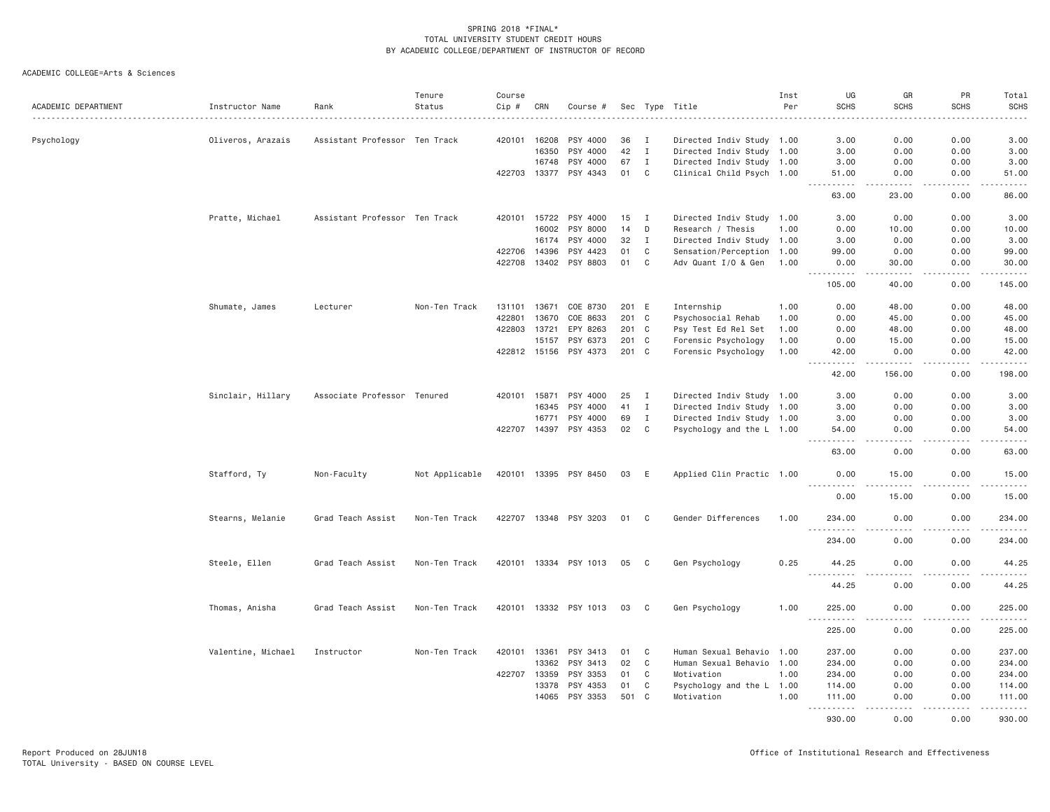SPRING 2018 *FINAL*
TOTAL UNIVERSITY STUDENT CREDIT HOURS
BY ACADEMIC COLLEGE/DEPARTMENT OF INSTRUCTOR OF RECORD

ACADEMIC COLLEGE=Arts & Sciences

| ACADEMIC DEPARTMENT | Instructor Name | Rank | Tenure Status | Course Cip # | CRN | Course # | Sec | Type | Title | Inst Per | UG SCHS | GR SCHS | PR SCHS | Total SCHS |
|---|---|---|---|---|---|---|---|---|---|---|---|---|---|---|
| Psychology | Oliveros, Arazais | Assistant Professor | Ten Track | 420101 | 16208 | PSY 4000 | 36 | I | Directed Indiv Study | 1.00 | 3.00 | 0.00 | 0.00 | 3.00 |
| | | | | | 16350 | PSY 4000 | 42 | I | Directed Indiv Study | 1.00 | 3.00 | 0.00 | 0.00 | 3.00 |
| | | | | | 16748 | PSY 4000 | 67 | I | Directed Indiv Study | 1.00 | 3.00 | 0.00 | 0.00 | 3.00 |
| | | | | 422703 | 13377 | PSY 4343 | 01 | C | Clinical Child Psych | 1.00 | 51.00 | 0.00 | 0.00 | 51.00 |
| | | | | | | | | | | | 63.00 | 23.00 | 0.00 | 86.00 |
| | Pratte, Michael | Assistant Professor | Ten Track | 420101 | 15722 | PSY 4000 | 15 | I | Directed Indiv Study | 1.00 | 3.00 | 0.00 | 0.00 | 3.00 |
| | | | | | 16002 | PSY 8000 | 14 | D | Research / Thesis | 1.00 | 0.00 | 10.00 | 0.00 | 10.00 |
| | | | | | 16174 | PSY 4000 | 32 | I | Directed Indiv Study | 1.00 | 3.00 | 0.00 | 0.00 | 3.00 |
| | | | | 422706 | 14396 | PSY 4423 | 01 | C | Sensation/Perception | 1.00 | 99.00 | 0.00 | 0.00 | 99.00 |
| | | | | 422708 | 13402 | PSY 8803 | 01 | C | Adv Quant I/O & Gen | 1.00 | 0.00 | 30.00 | 0.00 | 30.00 |
| | | | | | | | | | | | 105.00 | 40.00 | 0.00 | 145.00 |
| | Shumate, James | Lecturer | Non-Ten Track | 131101 | 13671 | COE 8730 | 201 | E | Internship | 1.00 | 0.00 | 48.00 | 0.00 | 48.00 |
| | | | | 422801 | 13670 | COE 8633 | 201 | C | Psychosocial Rehab | 1.00 | 0.00 | 45.00 | 0.00 | 45.00 |
| | | | | 422803 | 13721 | EPY 8263 | 201 | C | Psy Test Ed Rel Set | 1.00 | 0.00 | 48.00 | 0.00 | 48.00 |
| | | | | | 15157 | PSY 6373 | 201 | C | Forensic Psychology | 1.00 | 0.00 | 15.00 | 0.00 | 15.00 |
| | | | | 422812 | 15156 | PSY 4373 | 201 | C | Forensic Psychology | 1.00 | 42.00 | 0.00 | 0.00 | 42.00 |
| | | | | | | | | | | | 42.00 | 156.00 | 0.00 | 198.00 |
| | Sinclair, Hillary | Associate Professor | Tenured | 420101 | 15871 | PSY 4000 | 25 | I | Directed Indiv Study | 1.00 | 3.00 | 0.00 | 0.00 | 3.00 |
| | | | | | 16345 | PSY 4000 | 41 | I | Directed Indiv Study | 1.00 | 3.00 | 0.00 | 0.00 | 3.00 |
| | | | | | 16771 | PSY 4000 | 69 | I | Directed Indiv Study | 1.00 | 3.00 | 0.00 | 0.00 | 3.00 |
| | | | | 422707 | 14397 | PSY 4353 | 02 | C | Psychology and the L | 1.00 | 54.00 | 0.00 | 0.00 | 54.00 |
| | | | | | | | | | | | 63.00 | 0.00 | 0.00 | 63.00 |
| | Stafford, Ty | Non-Faculty | Not Applicable | 420101 | 13395 | PSY 8450 | 03 | E | Applied Clin Practic | 1.00 | 0.00 | 15.00 | 0.00 | 15.00 |
| | | | | | | | | | | | 0.00 | 15.00 | 0.00 | 15.00 |
| | Stearns, Melanie | Grad Teach Assist | Non-Ten Track | 422707 | 13348 | PSY 3203 | 01 | C | Gender Differences | 1.00 | 234.00 | 0.00 | 0.00 | 234.00 |
| | | | | | | | | | | | 234.00 | 0.00 | 0.00 | 234.00 |
| | Steele, Ellen | Grad Teach Assist | Non-Ten Track | 420101 | 13334 | PSY 1013 | 05 | C | Gen Psychology | 0.25 | 44.25 | 0.00 | 0.00 | 44.25 |
| | | | | | | | | | | | 44.25 | 0.00 | 0.00 | 44.25 |
| | Thomas, Anisha | Grad Teach Assist | Non-Ten Track | 420101 | 13332 | PSY 1013 | 03 | C | Gen Psychology | 1.00 | 225.00 | 0.00 | 0.00 | 225.00 |
| | | | | | | | | | | | 225.00 | 0.00 | 0.00 | 225.00 |
| | Valentine, Michael | Instructor | Non-Ten Track | 420101 | 13361 | PSY 3413 | 01 | C | Human Sexual Behavio | 1.00 | 237.00 | 0.00 | 0.00 | 237.00 |
| | | | | | 13362 | PSY 3413 | 02 | C | Human Sexual Behavio | 1.00 | 234.00 | 0.00 | 0.00 | 234.00 |
| | | | | 422707 | 13359 | PSY 3353 | 01 | C | Motivation | 1.00 | 234.00 | 0.00 | 0.00 | 234.00 |
| | | | | | 13378 | PSY 4353 | 01 | C | Psychology and the L | 1.00 | 114.00 | 0.00 | 0.00 | 114.00 |
| | | | | | 14065 | PSY 3353 | 501 | C | Motivation | 1.00 | 111.00 | 0.00 | 0.00 | 111.00 |
| | | | | | | | | | | | 930.00 | 0.00 | 0.00 | 930.00 |

Report Produced on 28JUN18
TOTAL University - BASED ON COURSE LEVEL

Office of Institutional Research and Effectiveness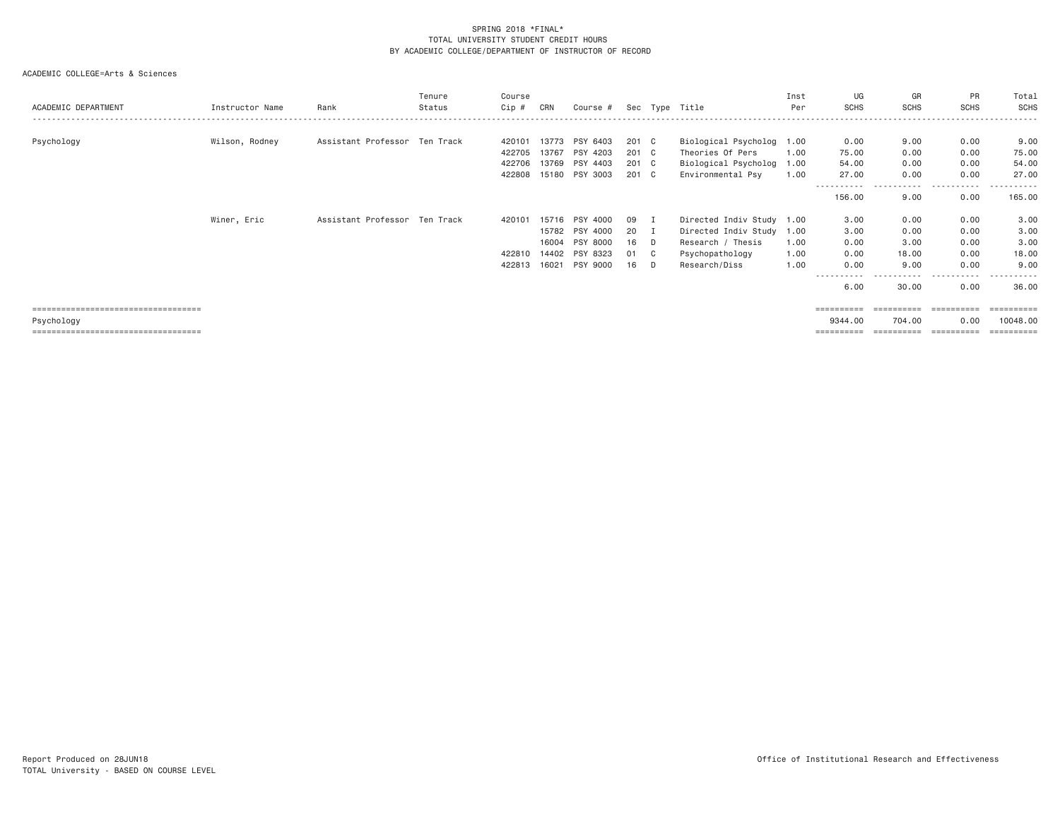SPRING 2018 *FINAL*
TOTAL UNIVERSITY STUDENT CREDIT HOURS
BY ACADEMIC COLLEGE/DEPARTMENT OF INSTRUCTOR OF RECORD

ACADEMIC COLLEGE=Arts & Sciences

| ACADEMIC DEPARTMENT | Instructor Name | Rank | Tenure Status | Course Cip # | CRN | Course # | Sec | Type | Title | Inst Per | UG SCHS | GR SCHS | PR SCHS | Total SCHS |
|---|---|---|---|---|---|---|---|---|---|---|---|---|---|---|
| Psychology | Wilson, Rodney | Assistant Professor | Ten Track | 420101 | 13773 | PSY 6403 | 201 | C | Biological Psycholog | 1.00 | 0.00 | 9.00 | 0.00 | 9.00 |
| | | | | 422705 | 13767 | PSY 4203 | 201 | C | Theories Of Pers | 1.00 | 75.00 | 0.00 | 0.00 | 75.00 |
| | | | | 422706 | 13769 | PSY 4403 | 201 | C | Biological Psycholog | 1.00 | 54.00 | 0.00 | 0.00 | 54.00 |
| | | | | 422808 | 15180 | PSY 3003 | 201 | C | Environmental Psy | 1.00 | 27.00 | 0.00 | 0.00 | 27.00 |
| | | | | | | | | | | | 156.00 | 9.00 | 0.00 | 165.00 |
| | Winer, Eric | Assistant Professor | Ten Track | 420101 | 15716 | PSY 4000 | 09 | I | Directed Indiv Study | 1.00 | 3.00 | 0.00 | 0.00 | 3.00 |
| | | | | | 15782 | PSY 4000 | 20 | I | Directed Indiv Study | 1.00 | 3.00 | 0.00 | 0.00 | 3.00 |
| | | | | | 16004 | PSY 8000 | 16 | D | Research / Thesis | 1.00 | 0.00 | 3.00 | 0.00 | 3.00 |
| | | | | 422810 | 14402 | PSY 8323 | 01 | C | Psychopathology | 1.00 | 0.00 | 18.00 | 0.00 | 18.00 |
| | | | | 422813 | 16021 | PSY 9000 | 16 | D | Research/Diss | 1.00 | 0.00 | 9.00 | 0.00 | 9.00 |
| | | | | | | | | | | | 6.00 | 30.00 | 0.00 | 36.00 |
| Psychology | | | | | | | | | | | 9344.00 | 704.00 | 0.00 | 10048.00 |

Report Produced on 28JUN18
TOTAL University - BASED ON COURSE LEVEL

Office of Institutional Research and Effectiveness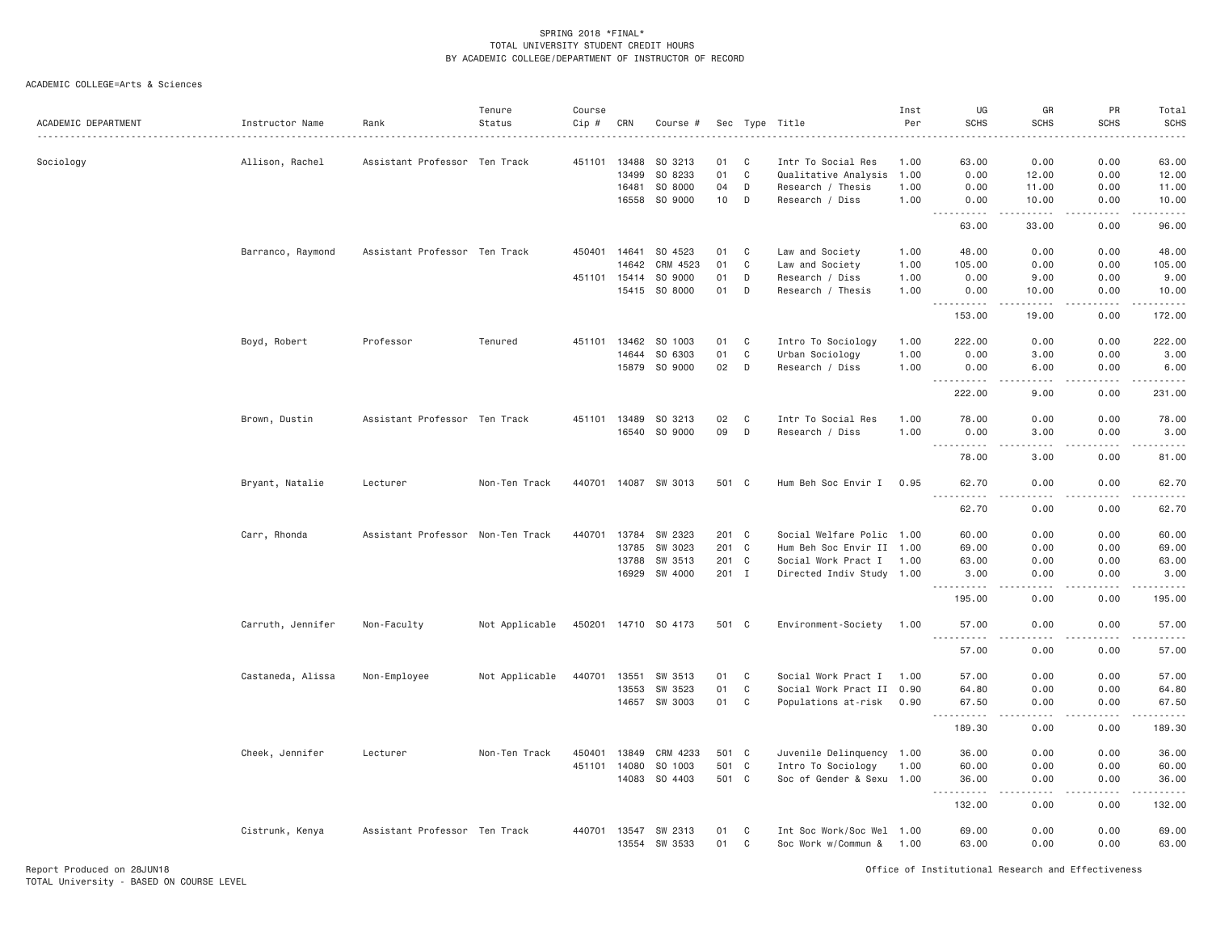SPRING 2018 *FINAL*
TOTAL UNIVERSITY STUDENT CREDIT HOURS
BY ACADEMIC COLLEGE/DEPARTMENT OF INSTRUCTOR OF RECORD

ACADEMIC COLLEGE=Arts & Sciences

| ACADEMIC DEPARTMENT | Instructor Name | Rank | Tenure Status | Course Cip # | CRN | Course # | Sec | Type | Title | Inst Per | UG SCHS | GR SCHS | PR SCHS | Total SCHS |
|---|---|---|---|---|---|---|---|---|---|---|---|---|---|---|
| Sociology | Allison, Rachel | Assistant Professor | Ten Track | 451101 | 13488 | SO 3213 | 01 | C | Intr To Social Res | 1.00 | 63.00 | 0.00 | 0.00 | 63.00 |
| | | | | | 13499 | SO 8233 | 01 | C | Qualitative Analysis | 1.00 | 0.00 | 12.00 | 0.00 | 12.00 |
| | | | | | 16481 | SO 8000 | 04 | D | Research / Thesis | 1.00 | 0.00 | 11.00 | 0.00 | 11.00 |
| | | | | | 16558 | SO 9000 | 10 | D | Research / Diss | 1.00 | 0.00 | 10.00 | 0.00 | 10.00 |
| | | | | | | | | | | | 63.00 | 33.00 | 0.00 | 96.00 |
| | Barranco, Raymond | Assistant Professor | Ten Track | 450401 | 14641 | SO 4523 | 01 | C | Law and Society | 1.00 | 48.00 | 0.00 | 0.00 | 48.00 |
| | | | | | 14642 | CRM 4523 | 01 | C | Law and Society | 1.00 | 105.00 | 0.00 | 0.00 | 105.00 |
| | | | | 451101 | 15414 | SO 9000 | 01 | D | Research / Diss | 1.00 | 0.00 | 9.00 | 0.00 | 9.00 |
| | | | | | 15415 | SO 8000 | 01 | D | Research / Thesis | 1.00 | 0.00 | 10.00 | 0.00 | 10.00 |
| | | | | | | | | | | | 153.00 | 19.00 | 0.00 | 172.00 |
| | Boyd, Robert | Professor | Tenured | 451101 | 13462 | SO 1003 | 01 | C | Intro To Sociology | 1.00 | 222.00 | 0.00 | 0.00 | 222.00 |
| | | | | | 14644 | SO 6303 | 01 | C | Urban Sociology | 1.00 | 0.00 | 3.00 | 0.00 | 3.00 |
| | | | | | 15879 | SO 9000 | 02 | D | Research / Diss | 1.00 | 0.00 | 6.00 | 0.00 | 6.00 |
| | | | | | | | | | | | 222.00 | 9.00 | 0.00 | 231.00 |
| | Brown, Dustin | Assistant Professor | Ten Track | 451101 | 13489 | SO 3213 | 02 | C | Intr To Social Res | 1.00 | 78.00 | 0.00 | 0.00 | 78.00 |
| | | | | | 16540 | SO 9000 | 09 | D | Research / Diss | 1.00 | 0.00 | 3.00 | 0.00 | 3.00 |
| | | | | | | | | | | | 78.00 | 3.00 | 0.00 | 81.00 |
| | Bryant, Natalie | Lecturer | Non-Ten Track | 440701 | 14087 | SW 3013 | 501 | C | Hum Beh Soc Envir I | 0.95 | 62.70 | 0.00 | 0.00 | 62.70 |
| | | | | | | | | | | | 62.70 | 0.00 | 0.00 | 62.70 |
| | Carr, Rhonda | Assistant Professor | Non-Ten Track | 440701 | 13784 | SW 2323 | 201 | C | Social Welfare Polic | 1.00 | 60.00 | 0.00 | 0.00 | 60.00 |
| | | | | | 13785 | SW 3023 | 201 | C | Hum Beh Soc Envir II | 1.00 | 69.00 | 0.00 | 0.00 | 69.00 |
| | | | | | 13788 | SW 3513 | 201 | C | Social Work Pract I | 1.00 | 63.00 | 0.00 | 0.00 | 63.00 |
| | | | | | 16929 | SW 4000 | 201 | I | Directed Indiv Study | 1.00 | 3.00 | 0.00 | 0.00 | 3.00 |
| | | | | | | | | | | | 195.00 | 0.00 | 0.00 | 195.00 |
| | Carruth, Jennifer | Non-Faculty | Not Applicable | 450201 | 14710 | SO 4173 | 501 | C | Environment-Society | 1.00 | 57.00 | 0.00 | 0.00 | 57.00 |
| | | | | | | | | | | | 57.00 | 0.00 | 0.00 | 57.00 |
| | Castaneda, Alissa | Non-Employee | Not Applicable | 440701 | 13551 | SW 3513 | 01 | C | Social Work Pract I | 1.00 | 57.00 | 0.00 | 0.00 | 57.00 |
| | | | | | 13553 | SW 3523 | 01 | C | Social Work Pract II | 0.90 | 64.80 | 0.00 | 0.00 | 64.80 |
| | | | | | 14657 | SW 3003 | 01 | C | Populations at-risk | 0.90 | 67.50 | 0.00 | 0.00 | 67.50 |
| | | | | | | | | | | | 189.30 | 0.00 | 0.00 | 189.30 |
| | Cheek, Jennifer | Lecturer | Non-Ten Track | 450401 | 13849 | CRM 4233 | 501 | C | Juvenile Delinquency | 1.00 | 36.00 | 0.00 | 0.00 | 36.00 |
| | | | | 451101 | 14080 | SO 1003 | 501 | C | Intro To Sociology | 1.00 | 60.00 | 0.00 | 0.00 | 60.00 |
| | | | | | 14083 | SO 4403 | 501 | C | Soc of Gender & Sexu | 1.00 | 36.00 | 0.00 | 0.00 | 36.00 |
| | | | | | | | | | | | 132.00 | 0.00 | 0.00 | 132.00 |
| | Cistrunk, Kenya | Assistant Professor | Ten Track | 440701 | 13547 | SW 2313 | 01 | C | Int Soc Work/Soc Wel | 1.00 | 69.00 | 0.00 | 0.00 | 69.00 |
| | | | | | 13554 | SW 3533 | 01 | C | Soc Work w/Commun & | 1.00 | 63.00 | 0.00 | 0.00 | 63.00 |

Report Produced on 28JUN18
TOTAL University - BASED ON COURSE LEVEL

Office of Institutional Research and Effectiveness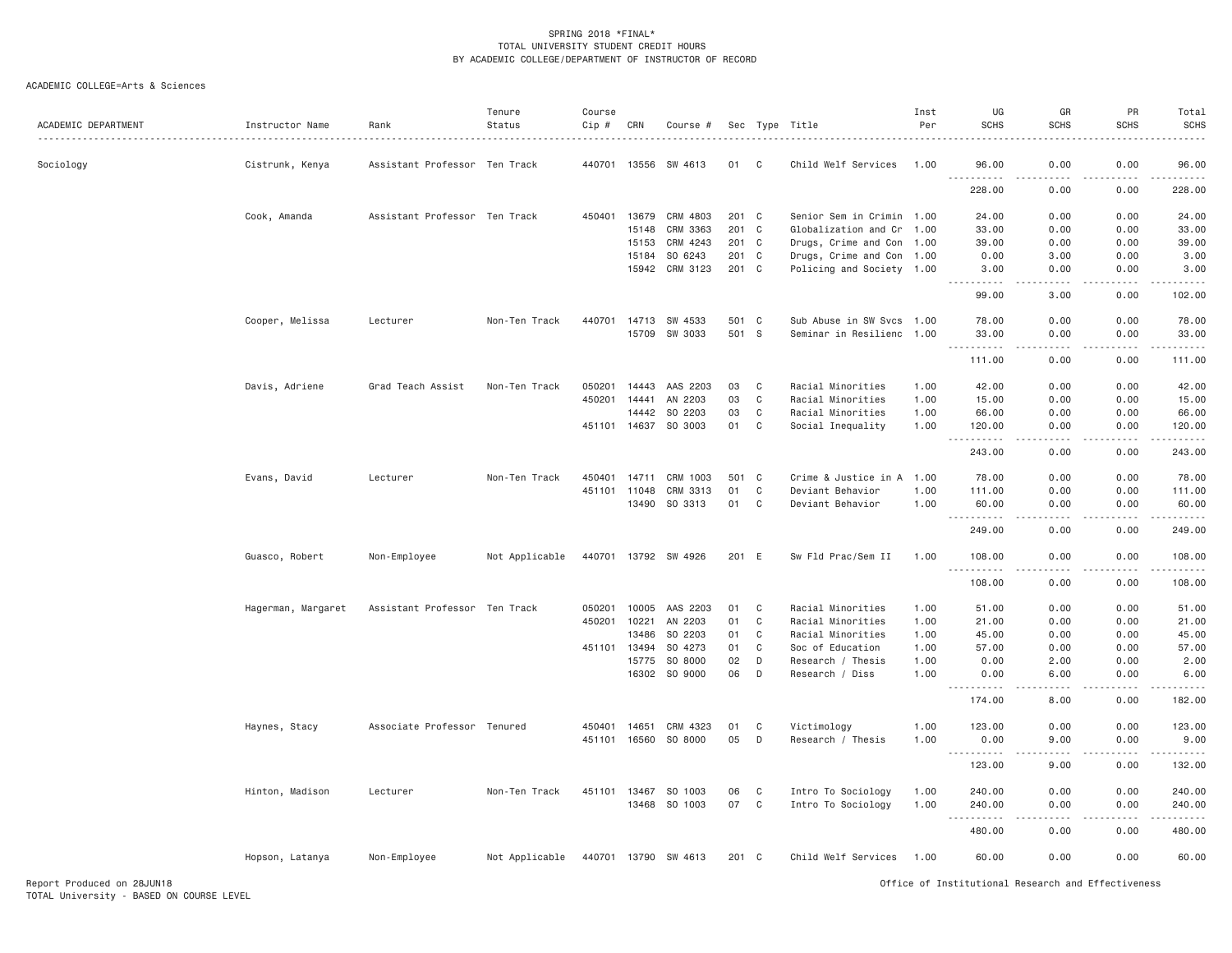SPRING 2018 *FINAL*
TOTAL UNIVERSITY STUDENT CREDIT HOURS
BY ACADEMIC COLLEGE/DEPARTMENT OF INSTRUCTOR OF RECORD

ACADEMIC COLLEGE=Arts & Sciences

| ACADEMIC DEPARTMENT | Instructor Name | Rank | Tenure Status | Course Cip # | CRN | Course # | Sec | Type | Title | Inst Per | UG SCHS | GR SCHS | PR SCHS | Total SCHS |
|---|---|---|---|---|---|---|---|---|---|---|---|---|---|---|
| Sociology | Cistrunk, Kenya | Assistant Professor | Ten Track | 440701 | 13556 | SW 4613 | 01 | C | Child Welf Services | 1.00 | 96.00 | 0.00 | 0.00 | 96.00 |
| | | | | | | | | | | | 228.00 | 0.00 | 0.00 | 228.00 |
| | Cook, Amanda | Assistant Professor | Ten Track | 450401 | 13679 | CRM 4803 | 201 | C | Senior Sem in Crimin | 1.00 | 24.00 | 0.00 | 0.00 | 24.00 |
| | | | | | 15148 | CRM 3363 | 201 | C | Globalization and Cr | 1.00 | 33.00 | 0.00 | 0.00 | 33.00 |
| | | | | | 15153 | CRM 4243 | 201 | C | Drugs, Crime and Con | 1.00 | 39.00 | 0.00 | 0.00 | 39.00 |
| | | | | | 15184 | SO 6243 | 201 | C | Drugs, Crime and Con | 1.00 | 0.00 | 3.00 | 0.00 | 3.00 |
| | | | | | 15942 | CRM 3123 | 201 | C | Policing and Society | 1.00 | 3.00 | 0.00 | 0.00 | 3.00 |
| | | | | | | | | | | | 99.00 | 3.00 | 0.00 | 102.00 |
| | Cooper, Melissa | Lecturer | Non-Ten Track | 440701 | 14713 | SW 4533 | 501 | C | Sub Abuse in SW Svcs | 1.00 | 78.00 | 0.00 | 0.00 | 78.00 |
| | | | | | 15709 | SW 3033 | 501 | S | Seminar in Resilienc | 1.00 | 33.00 | 0.00 | 0.00 | 33.00 |
| | | | | | | | | | | | 111.00 | 0.00 | 0.00 | 111.00 |
| | Davis, Adriene | Grad Teach Assist | Non-Ten Track | 050201 | 14443 | AAS 2203 | 03 | C | Racial Minorities | 1.00 | 42.00 | 0.00 | 0.00 | 42.00 |
| | | | | 450201 | 14441 | AN 2203 | 03 | C | Racial Minorities | 1.00 | 15.00 | 0.00 | 0.00 | 15.00 |
| | | | | | 14442 | SO 2203 | 03 | C | Racial Minorities | 1.00 | 66.00 | 0.00 | 0.00 | 66.00 |
| | | | | 451101 | 14637 | SO 3003 | 01 | C | Social Inequality | 1.00 | 120.00 | 0.00 | 0.00 | 120.00 |
| | | | | | | | | | | | 243.00 | 0.00 | 0.00 | 243.00 |
| | Evans, David | Lecturer | Non-Ten Track | 450401 | 14711 | CRM 1003 | 501 | C | Crime & Justice in A | 1.00 | 78.00 | 0.00 | 0.00 | 78.00 |
| | | | | 451101 | 11048 | CRM 3313 | 01 | C | Deviant Behavior | 1.00 | 111.00 | 0.00 | 0.00 | 111.00 |
| | | | | | 13490 | SO 3313 | 01 | C | Deviant Behavior | 1.00 | 60.00 | 0.00 | 0.00 | 60.00 |
| | | | | | | | | | | | 249.00 | 0.00 | 0.00 | 249.00 |
| | Guasco, Robert | Non-Employee | Not Applicable | 440701 | 13792 | SW 4926 | 201 | E | Sw Fld Prac/Sem II | 1.00 | 108.00 | 0.00 | 0.00 | 108.00 |
| | | | | | | | | | | | 108.00 | 0.00 | 0.00 | 108.00 |
| | Hagerman, Margaret | Assistant Professor | Ten Track | 050201 | 10005 | AAS 2203 | 01 | C | Racial Minorities | 1.00 | 51.00 | 0.00 | 0.00 | 51.00 |
| | | | | 450201 | 10221 | AN 2203 | 01 | C | Racial Minorities | 1.00 | 21.00 | 0.00 | 0.00 | 21.00 |
| | | | | | 13486 | SO 2203 | 01 | C | Racial Minorities | 1.00 | 45.00 | 0.00 | 0.00 | 45.00 |
| | | | | 451101 | 13494 | SO 4273 | 01 | C | Soc of Education | 1.00 | 57.00 | 0.00 | 0.00 | 57.00 |
| | | | | | 15775 | SO 8000 | 02 | D | Research / Thesis | 1.00 | 0.00 | 2.00 | 0.00 | 2.00 |
| | | | | | 16302 | SO 9000 | 06 | D | Research / Diss | 1.00 | 0.00 | 6.00 | 0.00 | 6.00 |
| | | | | | | | | | | | 174.00 | 8.00 | 0.00 | 182.00 |
| | Haynes, Stacy | Associate Professor | Tenured | 450401 | 14651 | CRM 4323 | 01 | C | Victimology | 1.00 | 123.00 | 0.00 | 0.00 | 123.00 |
| | | | | 451101 | 16560 | SO 8000 | 05 | D | Research / Thesis | 1.00 | 0.00 | 9.00 | 0.00 | 9.00 |
| | | | | | | | | | | | 123.00 | 9.00 | 0.00 | 132.00 |
| | Hinton, Madison | Lecturer | Non-Ten Track | 451101 | 13467 | SO 1003 | 06 | C | Intro To Sociology | 1.00 | 240.00 | 0.00 | 0.00 | 240.00 |
| | | | | | 13468 | SO 1003 | 07 | C | Intro To Sociology | 1.00 | 240.00 | 0.00 | 0.00 | 240.00 |
| | | | | | | | | | | | 480.00 | 0.00 | 0.00 | 480.00 |
| | Hopson, Latanya | Non-Employee | Not Applicable | 440701 | 13790 | SW 4613 | 201 | C | Child Welf Services | 1.00 | 60.00 | 0.00 | 0.00 | 60.00 |

Report Produced on 28JUN18
TOTAL University - BASED ON COURSE LEVEL
Office of Institutional Research and Effectiveness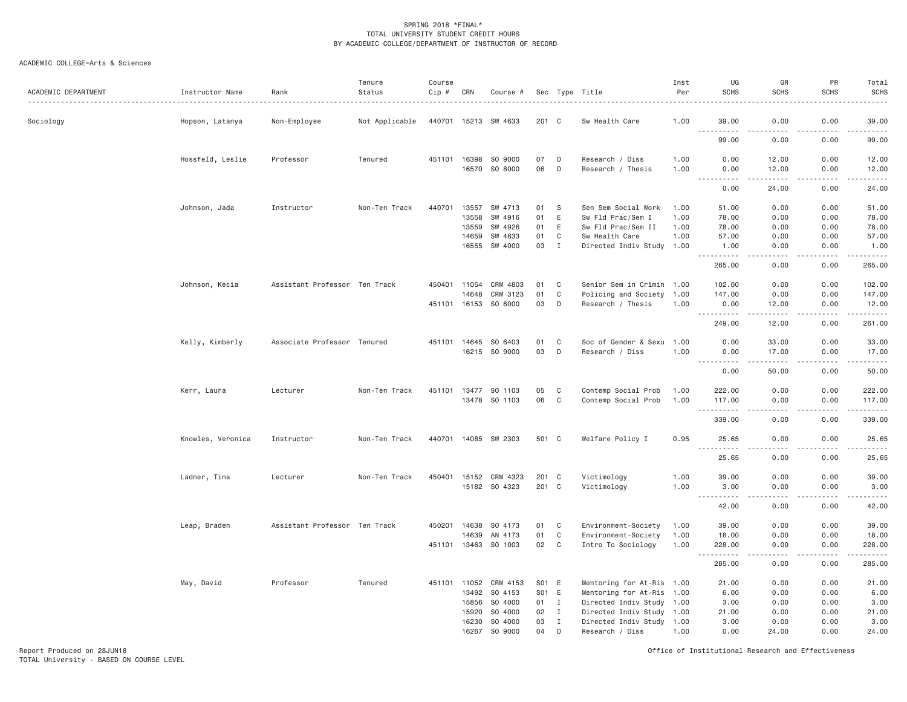SPRING 2018 *FINAL*
TOTAL UNIVERSITY STUDENT CREDIT HOURS
BY ACADEMIC COLLEGE/DEPARTMENT OF INSTRUCTOR OF RECORD

ACADEMIC COLLEGE=Arts & Sciences

| ACADEMIC DEPARTMENT | Instructor Name | Rank | Tenure Status | Course Cip # | CRN | Course # | Sec | Type | Title | Inst Per | UG SCHS | GR SCHS | PR SCHS | Total SCHS |
|---|---|---|---|---|---|---|---|---|---|---|---|---|---|---|
| Sociology | Hopson, Latanya | Non-Employee | Not Applicable | 440701 | 15213 | SW 4633 | 201 | C | Sw Health Care | 1.00 | 39.00 | 0.00 | 0.00 | 39.00 |
| | | | | | | | | | | | 99.00 | 0.00 | 0.00 | 99.00 |
| | Hossfeld, Leslie | Professor | Tenured | 451101 | 16398 | SO 9000 | 07 | D | Research / Diss | 1.00 | 0.00 | 12.00 | 0.00 | 12.00 |
| | | | | | 16570 | SO 8000 | 06 | D | Research / Thesis | 1.00 | 0.00 | 12.00 | 0.00 | 12.00 |
| | | | | | | | | | | | 0.00 | 24.00 | 0.00 | 24.00 |
| | Johnson, Jada | Instructor | Non-Ten Track | 440701 | 13557 | SW 4713 | 01 | S | Sen Sem Social Work | 1.00 | 51.00 | 0.00 | 0.00 | 51.00 |
| | | | | | 13558 | SW 4916 | 01 | E | Sw Fld Prac/Sem I | 1.00 | 78.00 | 0.00 | 0.00 | 78.00 |
| | | | | | 13559 | SW 4926 | 01 | E | Sw Fld Prac/Sem II | 1.00 | 78.00 | 0.00 | 0.00 | 78.00 |
| | | | | | 14659 | SW 4633 | 01 | C | Sw Health Care | 1.00 | 57.00 | 0.00 | 0.00 | 57.00 |
| | | | | | 16555 | SW 4000 | 03 | I | Directed Indiv Study | 1.00 | 1.00 | 0.00 | 0.00 | 1.00 |
| | | | | | | | | | | | 265.00 | 0.00 | 0.00 | 265.00 |
| | Johnson, Kecia | Assistant Professor | Ten Track | 450401 | 11054 | CRM 4803 | 01 | C | Senior Sem in Crimin | 1.00 | 102.00 | 0.00 | 0.00 | 102.00 |
| | | | | | 14648 | CRM 3123 | 01 | C | Policing and Society | 1.00 | 147.00 | 0.00 | 0.00 | 147.00 |
| | | | | 451101 | 16153 | SO 8000 | 03 | D | Research / Thesis | 1.00 | 0.00 | 12.00 | 0.00 | 12.00 |
| | | | | | | | | | | | 249.00 | 12.00 | 0.00 | 261.00 |
| | Kelly, Kimberly | Associate Professor | Tenured | 451101 | 14645 | SO 6403 | 01 | C | Soc of Gender & Sexu | 1.00 | 0.00 | 33.00 | 0.00 | 33.00 |
| | | | | | 16215 | SO 9000 | 03 | D | Research / Diss | 1.00 | 0.00 | 17.00 | 0.00 | 17.00 |
| | | | | | | | | | | | 0.00 | 50.00 | 0.00 | 50.00 |
| | Kerr, Laura | Lecturer | Non-Ten Track | 451101 | 13477 | SO 1103 | 05 | C | Contemp Social Prob | 1.00 | 222.00 | 0.00 | 0.00 | 222.00 |
| | | | | | 13478 | SO 1103 | 06 | C | Contemp Social Prob | 1.00 | 117.00 | 0.00 | 0.00 | 117.00 |
| | | | | | | | | | | | 339.00 | 0.00 | 0.00 | 339.00 |
| | Knowles, Veronica | Instructor | Non-Ten Track | 440701 | 14085 | SW 2303 | 501 | C | Welfare Policy I | 0.95 | 25.65 | 0.00 | 0.00 | 25.65 |
| | | | | | | | | | | | 25.65 | 0.00 | 0.00 | 25.65 |
| | Ladner, Tina | Lecturer | Non-Ten Track | 450401 | 15152 | CRM 4323 | 201 | C | Victimology | 1.00 | 39.00 | 0.00 | 0.00 | 39.00 |
| | | | | | 15182 | SO 4323 | 201 | C | Victimology | 1.00 | 3.00 | 0.00 | 0.00 | 3.00 |
| | | | | | | | | | | | 42.00 | 0.00 | 0.00 | 42.00 |
| | Leap, Braden | Assistant Professor | Ten Track | 450201 | 14638 | SO 4173 | 01 | C | Environment-Society | 1.00 | 39.00 | 0.00 | 0.00 | 39.00 |
| | | | | | 14639 | AN 4173 | 01 | C | Environment-Society | 1.00 | 18.00 | 0.00 | 0.00 | 18.00 |
| | | | | 451101 | 13463 | SO 1003 | 02 | C | Intro To Sociology | 1.00 | 228.00 | 0.00 | 0.00 | 228.00 |
| | | | | | | | | | | | 285.00 | 0.00 | 0.00 | 285.00 |
| | May, David | Professor | Tenured | 451101 | 11052 | CRM 4153 | S01 | E | Mentoring for At-Ris | 1.00 | 21.00 | 0.00 | 0.00 | 21.00 |
| | | | | | 13492 | SO 4153 | S01 | E | Mentoring for At-Ris | 1.00 | 6.00 | 0.00 | 0.00 | 6.00 |
| | | | | | 15856 | SO 4000 | 01 | I | Directed Indiv Study | 1.00 | 3.00 | 0.00 | 0.00 | 3.00 |
| | | | | | 15920 | SO 4000 | 02 | I | Directed Indiv Study | 1.00 | 21.00 | 0.00 | 0.00 | 21.00 |
| | | | | | 16230 | SO 4000 | 03 | I | Directed Indiv Study | 1.00 | 3.00 | 0.00 | 0.00 | 3.00 |
| | | | | | 16267 | SO 9000 | 04 | D | Research / Diss | 1.00 | 0.00 | 24.00 | 0.00 | 24.00 |

Report Produced on 28JUN18
TOTAL University - BASED ON COURSE LEVEL
Office of Institutional Research and Effectiveness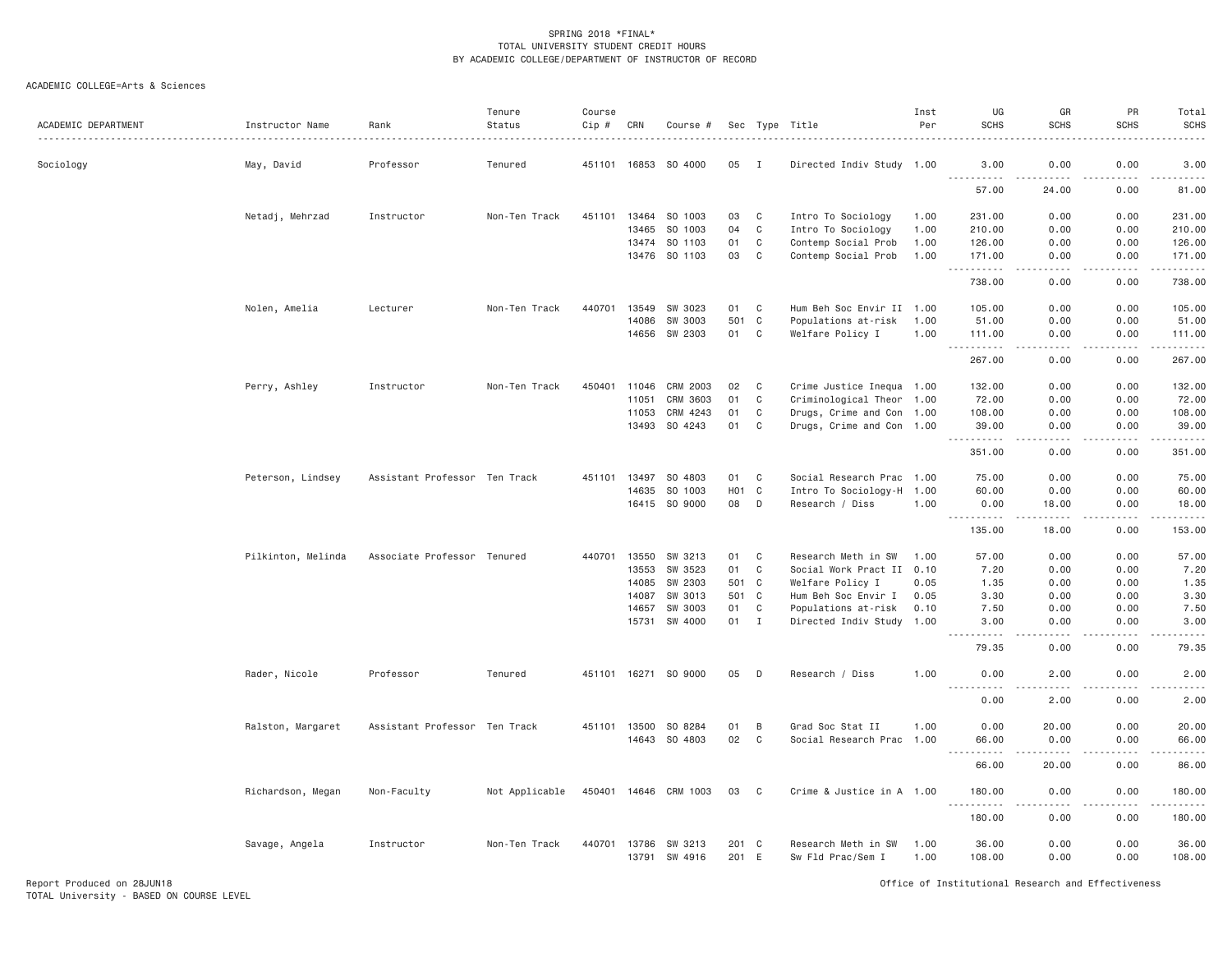SPRING 2018 *FINAL*
TOTAL UNIVERSITY STUDENT CREDIT HOURS
BY ACADEMIC COLLEGE/DEPARTMENT OF INSTRUCTOR OF RECORD

ACADEMIC COLLEGE=Arts & Sciences

| ACADEMIC DEPARTMENT | Instructor Name | Rank | Tenure Status | Course Cip # | CRN | Course # | Sec | Type | Title | Inst Per | UG SCHS | GR SCHS | PR SCHS | Total SCHS |
|---|---|---|---|---|---|---|---|---|---|---|---|---|---|---|
| Sociology | May, David | Professor | Tenured | 451101 | 16853 | SO 4000 | 05 | I | Directed Indiv Study | 1.00 | 3.00 | 0.00 | 0.00 | 3.00 |
| | | | | | | | | | | | 57.00 | 24.00 | 0.00 | 81.00 |
| | Netadj, Mehrzad | Instructor | Non-Ten Track | 451101 | 13464 | SO 1003 | 03 | C | Intro To Sociology | 1.00 | 231.00 | 0.00 | 0.00 | 231.00 |
| | | | | | 13465 | SO 1003 | 04 | C | Intro To Sociology | 1.00 | 210.00 | 0.00 | 0.00 | 210.00 |
| | | | | | 13474 | SO 1103 | 01 | C | Contemp Social Prob | 1.00 | 126.00 | 0.00 | 0.00 | 126.00 |
| | | | | | 13476 | SO 1103 | 03 | C | Contemp Social Prob | 1.00 | 171.00 | 0.00 | 0.00 | 171.00 |
| | | | | | | | | | | | 738.00 | 0.00 | 0.00 | 738.00 |
| | Nolen, Amelia | Lecturer | Non-Ten Track | 440701 | 13549 | SW 3023 | 01 | C | Hum Beh Soc Envir II | 1.00 | 105.00 | 0.00 | 0.00 | 105.00 |
| | | | | | 14086 | SW 3003 | 501 | C | Populations at-risk | 1.00 | 51.00 | 0.00 | 0.00 | 51.00 |
| | | | | | 14656 | SW 2303 | 01 | C | Welfare Policy I | 1.00 | 111.00 | 0.00 | 0.00 | 111.00 |
| | | | | | | | | | | | 267.00 | 0.00 | 0.00 | 267.00 |
| | Perry, Ashley | Instructor | Non-Ten Track | 450401 | 11046 | CRM 2003 | 02 | C | Crime Justice Inequa | 1.00 | 132.00 | 0.00 | 0.00 | 132.00 |
| | | | | | 11051 | CRM 3603 | 01 | C | Criminological Theor | 1.00 | 72.00 | 0.00 | 0.00 | 72.00 |
| | | | | | 11053 | CRM 4243 | 01 | C | Drugs, Crime and Con | 1.00 | 108.00 | 0.00 | 0.00 | 108.00 |
| | | | | | 13493 | SO 4243 | 01 | C | Drugs, Crime and Con | 1.00 | 39.00 | 0.00 | 0.00 | 39.00 |
| | | | | | | | | | | | 351.00 | 0.00 | 0.00 | 351.00 |
| | Peterson, Lindsey | Assistant Professor | Ten Track | 451101 | 13497 | SO 4803 | 01 | C | Social Research Prac | 1.00 | 75.00 | 0.00 | 0.00 | 75.00 |
| | | | | | 14635 | SO 1003 | H01 | C | Intro To Sociology-H | 1.00 | 60.00 | 0.00 | 0.00 | 60.00 |
| | | | | | 16415 | SO 9000 | 08 | D | Research / Diss | 1.00 | 0.00 | 18.00 | 0.00 | 18.00 |
| | | | | | | | | | | | 135.00 | 18.00 | 0.00 | 153.00 |
| | Pilkinton, Melinda | Associate Professor | Tenured | 440701 | 13550 | SW 3213 | 01 | C | Research Meth in SW | 1.00 | 57.00 | 0.00 | 0.00 | 57.00 |
| | | | | | 13553 | SW 3523 | 01 | C | Social Work Pract II | 0.10 | 7.20 | 0.00 | 0.00 | 7.20 |
| | | | | | 14085 | SW 2303 | 501 | C | Welfare Policy I | 0.05 | 1.35 | 0.00 | 0.00 | 1.35 |
| | | | | | 14087 | SW 3013 | 501 | C | Hum Beh Soc Envir I | 0.05 | 3.30 | 0.00 | 0.00 | 3.30 |
| | | | | | 14657 | SW 3003 | 01 | C | Populations at-risk | 0.10 | 7.50 | 0.00 | 0.00 | 7.50 |
| | | | | | 15731 | SW 4000 | 01 | I | Directed Indiv Study | 1.00 | 3.00 | 0.00 | 0.00 | 3.00 |
| | | | | | | | | | | | 79.35 | 0.00 | 0.00 | 79.35 |
| | Rader, Nicole | Professor | Tenured | 451101 | 16271 | SO 9000 | 05 | D | Research / Diss | 1.00 | 0.00 | 2.00 | 0.00 | 2.00 |
| | | | | | | | | | | | 0.00 | 2.00 | 0.00 | 2.00 |
| | Ralston, Margaret | Assistant Professor | Ten Track | 451101 | 13500 | SO 8284 | 01 | B | Grad Soc Stat II | 1.00 | 0.00 | 20.00 | 0.00 | 20.00 |
| | | | | | 14643 | SO 4803 | 02 | C | Social Research Prac | 1.00 | 66.00 | 0.00 | 0.00 | 66.00 |
| | | | | | | | | | | | 66.00 | 20.00 | 0.00 | 86.00 |
| | Richardson, Megan | Non-Faculty | Not Applicable | 450401 | 14646 | CRM 1003 | 03 | C | Crime & Justice in A | 1.00 | 180.00 | 0.00 | 0.00 | 180.00 |
| | | | | | | | | | | | 180.00 | 0.00 | 0.00 | 180.00 |
| | Savage, Angela | Instructor | Non-Ten Track | 440701 | 13786 | SW 3213 | 201 | C | Research Meth in SW | 1.00 | 36.00 | 0.00 | 0.00 | 36.00 |
| | | | | | 13791 | SW 4916 | 201 | E | Sw Fld Prac/Sem I | 1.00 | 108.00 | 0.00 | 0.00 | 108.00 |

Report Produced on 28JUN18
TOTAL University - BASED ON COURSE LEVEL

Office of Institutional Research and Effectiveness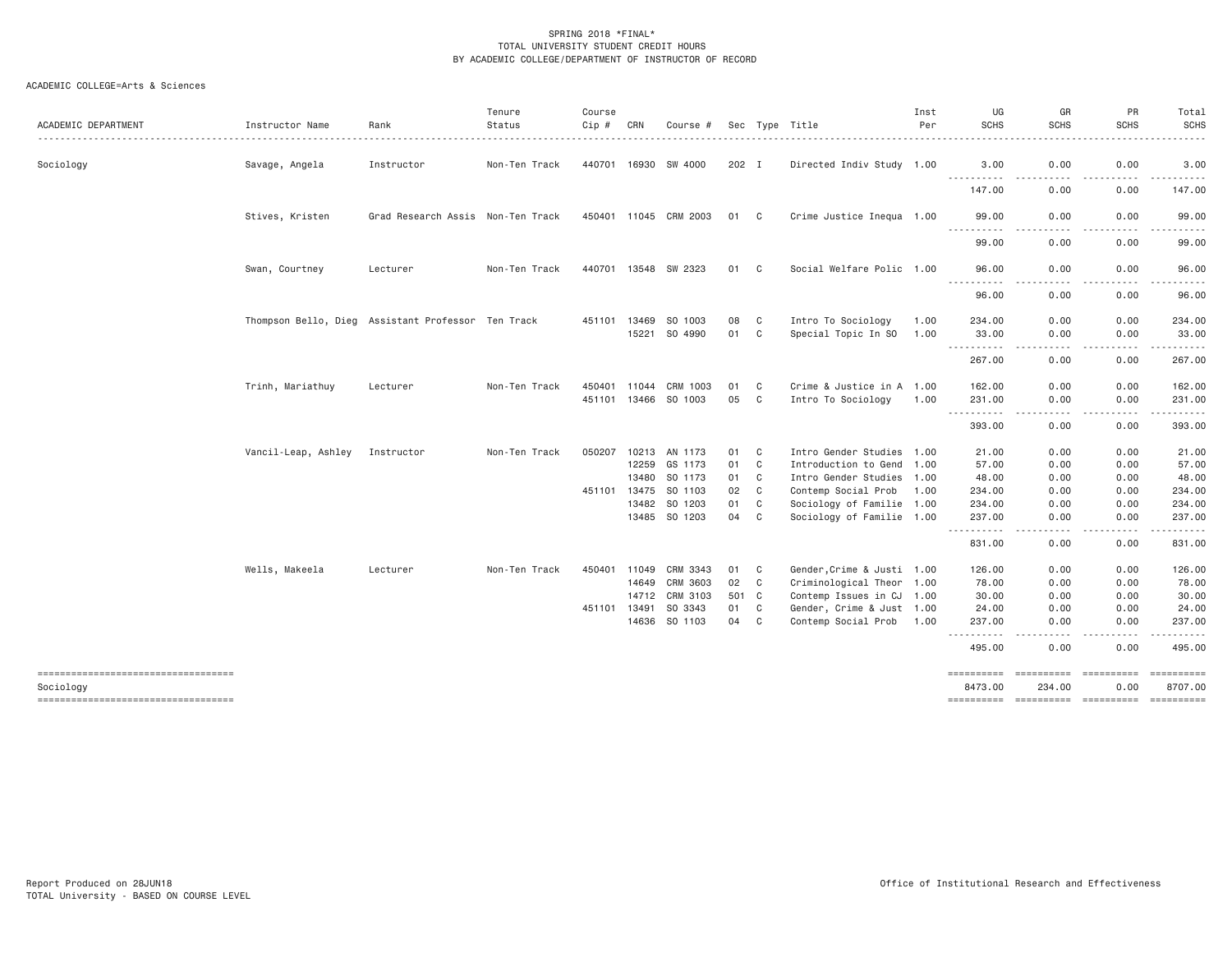SPRING 2018 *FINAL*
TOTAL UNIVERSITY STUDENT CREDIT HOURS
BY ACADEMIC COLLEGE/DEPARTMENT OF INSTRUCTOR OF RECORD

ACADEMIC COLLEGE=Arts & Sciences

| ACADEMIC DEPARTMENT | Instructor Name | Rank | Tenure Status | Course Cip # | CRN | Course # | Sec | Type | Title | Inst Per | UG SCHS | GR SCHS | PR SCHS | Total SCHS |
|---|---|---|---|---|---|---|---|---|---|---|---|---|---|---|
| Sociology | Savage, Angela | Instructor | Non-Ten Track | 440701 | 16930 | SW 4000 | 202 | I | Directed Indiv Study | 1.00 | 3.00 | 0.00 | 0.00 | 3.00 |
| | | | | | | | | | | | 147.00 | 0.00 | 0.00 | 147.00 |
| | Stives, Kristen | Grad Research Assis | Non-Ten Track | 450401 | 11045 | CRM 2003 | 01 | C | Crime Justice Inequa | 1.00 | 99.00 | 0.00 | 0.00 | 99.00 |
| | | | | | | | | | | | 99.00 | 0.00 | 0.00 | 99.00 |
| | Swan, Courtney | Lecturer | Non-Ten Track | 440701 | 13548 | SW 2323 | 01 | C | Social Welfare Polic | 1.00 | 96.00 | 0.00 | 0.00 | 96.00 |
| | | | | | | | | | | | 96.00 | 0.00 | 0.00 | 96.00 |
| | Thompson Bello, Dieg | Assistant Professor | Ten Track | 451101 | 13469 | SO 1003 | 08 | C | Intro To Sociology | 1.00 | 234.00 | 0.00 | 0.00 | 234.00 |
| | | | | | 15221 | SO 4990 | 01 | C | Special Topic In SO | 1.00 | 33.00 | 0.00 | 0.00 | 33.00 |
| | | | | | | | | | | | 267.00 | 0.00 | 0.00 | 267.00 |
| | Trinh, Mariathuy | Lecturer | Non-Ten Track | 450401 | 11044 | CRM 1003 | 01 | C | Crime & Justice in A | 1.00 | 162.00 | 0.00 | 0.00 | 162.00 |
| | | | | 451101 | 13466 | SO 1003 | 05 | C | Intro To Sociology | 1.00 | 231.00 | 0.00 | 0.00 | 231.00 |
| | | | | | | | | | | | 393.00 | 0.00 | 0.00 | 393.00 |
| | Vancil-Leap, Ashley | Instructor | Non-Ten Track | 050207 | 10213 | AN 1173 | 01 | C | Intro Gender Studies | 1.00 | 21.00 | 0.00 | 0.00 | 21.00 |
| | | | | | 12259 | GS 1173 | 01 | C | Introduction to Gend | 1.00 | 57.00 | 0.00 | 0.00 | 57.00 |
| | | | | | 13480 | SO 1173 | 01 | C | Intro Gender Studies | 1.00 | 48.00 | 0.00 | 0.00 | 48.00 |
| | | | | 451101 | 13475 | SO 1103 | 02 | C | Contemp Social Prob | 1.00 | 234.00 | 0.00 | 0.00 | 234.00 |
| | | | | | 13482 | SO 1203 | 01 | C | Sociology of Familie | 1.00 | 234.00 | 0.00 | 0.00 | 234.00 |
| | | | | | 13485 | SO 1203 | 04 | C | Sociology of Familie | 1.00 | 237.00 | 0.00 | 0.00 | 237.00 |
| | | | | | | | | | | | 831.00 | 0.00 | 0.00 | 831.00 |
| | Wells, Makeela | Lecturer | Non-Ten Track | 450401 | 11049 | CRM 3343 | 01 | C | Gender,Crime & Justi | 1.00 | 126.00 | 0.00 | 0.00 | 126.00 |
| | | | | | 14649 | CRM 3603 | 02 | C | Criminological Theor | 1.00 | 78.00 | 0.00 | 0.00 | 78.00 |
| | | | | | 14712 | CRM 3103 | 501 | C | Contemp Issues in CJ | 1.00 | 30.00 | 0.00 | 0.00 | 30.00 |
| | | | | 451101 | 13491 | SO 3343 | 01 | C | Gender, Crime & Just | 1.00 | 24.00 | 0.00 | 0.00 | 24.00 |
| | | | | | 14636 | SO 1103 | 04 | C | Contemp Social Prob | 1.00 | 237.00 | 0.00 | 0.00 | 237.00 |
| | | | | | | | | | | | 495.00 | 0.00 | 0.00 | 495.00 |
| Sociology | | | | | | | | | | | 8473.00 | 234.00 | 0.00 | 8707.00 |

Report Produced on 28JUN18
TOTAL University - BASED ON COURSE LEVEL

Office of Institutional Research and Effectiveness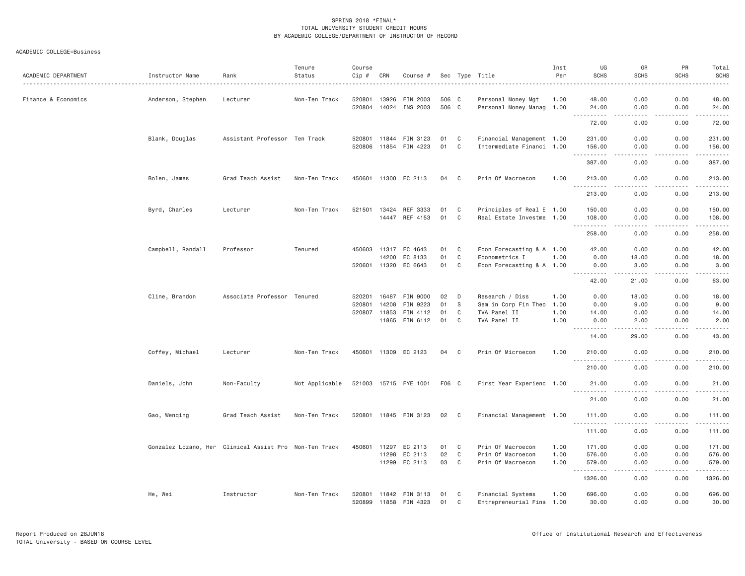SPRING 2018 *FINAL*
TOTAL UNIVERSITY STUDENT CREDIT HOURS
BY ACADEMIC COLLEGE/DEPARTMENT OF INSTRUCTOR OF RECORD

ACADEMIC COLLEGE=Business

| ACADEMIC DEPARTMENT | Instructor Name | Rank | Tenure Status | Course Cip # | CRN | Course # | Sec | Type | Title | Inst Per | UG SCHS | GR SCHS | PR SCHS | Total SCHS |
|---|---|---|---|---|---|---|---|---|---|---|---|---|---|---|
| Finance & Economics | Anderson, Stephen | Lecturer | Non-Ten Track | 520801 | 13926 | FIN 2003 | 506 | C | Personal Money Mgt | 1.00 | 48.00 | 0.00 | 0.00 | 48.00 |
| | | | | 520804 | 14024 | INS 2003 | 506 | C | Personal Money Manag | 1.00 | 24.00 | 0.00 | 0.00 | 24.00 |
| | | | | | | | | | | | 72.00 | 0.00 | 0.00 | 72.00 |
| | Blank, Douglas | Assistant Professor | Ten Track | 520801 | 11844 | FIN 3123 | 01 | C | Financial Management | 1.00 | 231.00 | 0.00 | 0.00 | 231.00 |
| | | | | 520806 | 11854 | FIN 4223 | 01 | C | Intermediate Financi | 1.00 | 156.00 | 0.00 | 0.00 | 156.00 |
| | | | | | | | | | | | 387.00 | 0.00 | 0.00 | 387.00 |
| | Bolen, James | Grad Teach Assist | Non-Ten Track | 450601 | 11300 | EC 2113 | 04 | C | Prin Of Macroecon | 1.00 | 213.00 | 0.00 | 0.00 | 213.00 |
| | | | | | | | | | | | 213.00 | 0.00 | 0.00 | 213.00 |
| | Byrd, Charles | Lecturer | Non-Ten Track | 521501 | 13424 | REF 3333 | 01 | C | Principles of Real E | 1.00 | 150.00 | 0.00 | 0.00 | 150.00 |
| | | | | | 14447 | REF 4153 | 01 | C | Real Estate Investme | 1.00 | 108.00 | 0.00 | 0.00 | 108.00 |
| | | | | | | | | | | | 258.00 | 0.00 | 0.00 | 258.00 |
| | Campbell, Randall | Professor | Tenured | 450603 | 11317 | EC 4643 | 01 | C | Econ Forecasting & A | 1.00 | 42.00 | 0.00 | 0.00 | 42.00 |
| | | | | | 14200 | EC 8133 | 01 | C | Econometrics I | 1.00 | 0.00 | 18.00 | 0.00 | 18.00 |
| | | | | 520601 | 11320 | EC 6643 | 01 | C | Econ Forecasting & A | 1.00 | 0.00 | 3.00 | 0.00 | 3.00 |
| | | | | | | | | | | | 42.00 | 21.00 | 0.00 | 63.00 |
| | Cline, Brandon | Associate Professor | Tenured | 520201 | 16487 | FIN 9000 | 02 | D | Research / Diss | 1.00 | 0.00 | 18.00 | 0.00 | 18.00 |
| | | | | 520801 | 14208 | FIN 9223 | 01 | S | Sem in Corp Fin Theo | 1.00 | 0.00 | 9.00 | 0.00 | 9.00 |
| | | | | 520807 | 11853 | FIN 4112 | 01 | C | TVA Panel II | 1.00 | 14.00 | 0.00 | 0.00 | 14.00 |
| | | | | | 11865 | FIN 6112 | 01 | C | TVA Panel II | 1.00 | 0.00 | 2.00 | 0.00 | 2.00 |
| | | | | | | | | | | | 14.00 | 29.00 | 0.00 | 43.00 |
| | Coffey, Michael | Lecturer | Non-Ten Track | 450601 | 11309 | EC 2123 | 04 | C | Prin Of Microecon | 1.00 | 210.00 | 0.00 | 0.00 | 210.00 |
| | | | | | | | | | | | 210.00 | 0.00 | 0.00 | 210.00 |
| | Daniels, John | Non-Faculty | Not Applicable | 521003 | 15715 | FYE 1001 | F06 | C | First Year Experienc | 1.00 | 21.00 | 0.00 | 0.00 | 21.00 |
| | | | | | | | | | | | 21.00 | 0.00 | 0.00 | 21.00 |
| | Gao, Wenqing | Grad Teach Assist | Non-Ten Track | 520801 | 11845 | FIN 3123 | 02 | C | Financial Management | 1.00 | 111.00 | 0.00 | 0.00 | 111.00 |
| | | | | | | | | | | | 111.00 | 0.00 | 0.00 | 111.00 |
| | Gonzalez Lozano, Her | Clinical Assist Pro | Non-Ten Track | 450601 | 11297 | EC 2113 | 01 | C | Prin Of Macroecon | 1.00 | 171.00 | 0.00 | 0.00 | 171.00 |
| | | | | | 11298 | EC 2113 | 02 | C | Prin Of Macroecon | 1.00 | 576.00 | 0.00 | 0.00 | 576.00 |
| | | | | | 11299 | EC 2113 | 03 | C | Prin Of Macroecon | 1.00 | 579.00 | 0.00 | 0.00 | 579.00 |
| | | | | | | | | | | | 1326.00 | 0.00 | 0.00 | 1326.00 |
| | He, Wei | Instructor | Non-Ten Track | 520801 | 11842 | FIN 3113 | 01 | C | Financial Systems | 1.00 | 696.00 | 0.00 | 0.00 | 696.00 |
| | | | | 520899 | 11858 | FIN 4323 | 01 | C | Entrepreneurial Fina | 1.00 | 30.00 | 0.00 | 0.00 | 30.00 |

Report Produced on 28JUN18
TOTAL University - BASED ON COURSE LEVEL

Office of Institutional Research and Effectiveness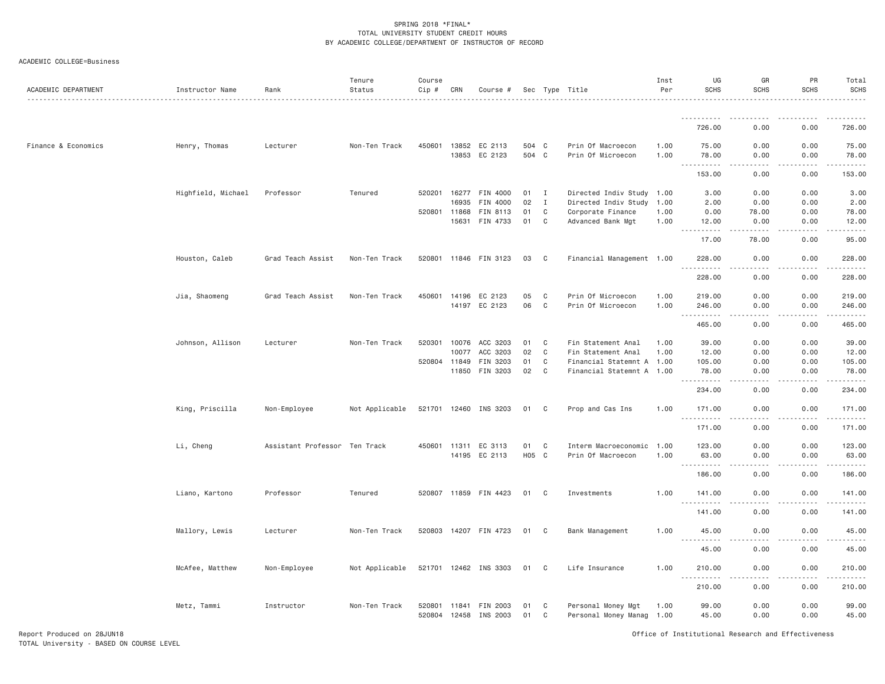SPRING 2018 *FINAL*
TOTAL UNIVERSITY STUDENT CREDIT HOURS
BY ACADEMIC COLLEGE/DEPARTMENT OF INSTRUCTOR OF RECORD

ACADEMIC COLLEGE=Business

| ACADEMIC DEPARTMENT | Instructor Name | Rank | Tenure Status | Course Cip # | CRN | Course # | Sec | Type | Title | Inst Per | UG SCHS | GR SCHS | PR SCHS | Total SCHS |
|---|---|---|---|---|---|---|---|---|---|---|---|---|---|---|
| | | | | | | | | | | | 726.00 | 0.00 | 0.00 | 726.00 |
| Finance & Economics | Henry, Thomas | Lecturer | Non-Ten Track | 450601 | 13852 | EC 2113 | 504 | C | Prin Of Macroecon | 1.00 | 75.00 | 0.00 | 0.00 | 75.00 |
| | | | | | 13853 | EC 2123 | 504 | C | Prin Of Microecon | 1.00 | 78.00 | 0.00 | 0.00 | 78.00 |
| | | | | | | | | | | | 153.00 | 0.00 | 0.00 | 153.00 |
| | Highfield, Michael | Professor | Tenured | 520201 | 16277 | FIN 4000 | 01 | I | Directed Indiv Study | 1.00 | 3.00 | 0.00 | 0.00 | 3.00 |
| | | | | | 16935 | FIN 4000 | 02 | I | Directed Indiv Study | 1.00 | 2.00 | 0.00 | 0.00 | 2.00 |
| | | | | 520801 | 11868 | FIN 8113 | 01 | C | Corporate Finance | 1.00 | 0.00 | 78.00 | 0.00 | 78.00 |
| | | | | | 15631 | FIN 4733 | 01 | C | Advanced Bank Mgt | 1.00 | 12.00 | 0.00 | 0.00 | 12.00 |
| | | | | | | | | | | | 17.00 | 78.00 | 0.00 | 95.00 |
| | Houston, Caleb | Grad Teach Assist | Non-Ten Track | 520801 | 11846 | FIN 3123 | 03 | C | Financial Management | 1.00 | 228.00 | 0.00 | 0.00 | 228.00 |
| | | | | | | | | | | | 228.00 | 0.00 | 0.00 | 228.00 |
| | Jia, Shaomeng | Grad Teach Assist | Non-Ten Track | 450601 | 14196 | EC 2123 | 05 | C | Prin Of Microecon | 1.00 | 219.00 | 0.00 | 0.00 | 219.00 |
| | | | | | 14197 | EC 2123 | 06 | C | Prin Of Microecon | 1.00 | 246.00 | 0.00 | 0.00 | 246.00 |
| | | | | | | | | | | | 465.00 | 0.00 | 0.00 | 465.00 |
| | Johnson, Allison | Lecturer | Non-Ten Track | 520301 | 10076 | ACC 3203 | 01 | C | Fin Statement Anal | 1.00 | 39.00 | 0.00 | 0.00 | 39.00 |
| | | | | | 10077 | ACC 3203 | 02 | C | Fin Statement Anal | 1.00 | 12.00 | 0.00 | 0.00 | 12.00 |
| | | | | 520804 | 11849 | FIN 3203 | 01 | C | Financial Statemnt A | 1.00 | 105.00 | 0.00 | 0.00 | 105.00 |
| | | | | | 11850 | FIN 3203 | 02 | C | Financial Statemnt A | 1.00 | 78.00 | 0.00 | 0.00 | 78.00 |
| | | | | | | | | | | | 234.00 | 0.00 | 0.00 | 234.00 |
| | King, Priscilla | Non-Employee | Not Applicable | 521701 | 12460 | INS 3203 | 01 | C | Prop and Cas Ins | 1.00 | 171.00 | 0.00 | 0.00 | 171.00 |
| | | | | | | | | | | | 171.00 | 0.00 | 0.00 | 171.00 |
| | Li, Cheng | Assistant Professor | Ten Track | 450601 | 11311 | EC 3113 | 01 | C | Interm Macroeconomic | 1.00 | 123.00 | 0.00 | 0.00 | 123.00 |
| | | | | | 14195 | EC 2113 | H05 | C | Prin Of Macroecon | 1.00 | 63.00 | 0.00 | 0.00 | 63.00 |
| | | | | | | | | | | | 186.00 | 0.00 | 0.00 | 186.00 |
| | Liano, Kartono | Professor | Tenured | 520807 | 11859 | FIN 4423 | 01 | C | Investments | 1.00 | 141.00 | 0.00 | 0.00 | 141.00 |
| | | | | | | | | | | | 141.00 | 0.00 | 0.00 | 141.00 |
| | Mallory, Lewis | Lecturer | Non-Ten Track | 520803 | 14207 | FIN 4723 | 01 | C | Bank Management | 1.00 | 45.00 | 0.00 | 0.00 | 45.00 |
| | | | | | | | | | | | 45.00 | 0.00 | 0.00 | 45.00 |
| | McAfee, Matthew | Non-Employee | Not Applicable | 521701 | 12462 | INS 3303 | 01 | C | Life Insurance | 1.00 | 210.00 | 0.00 | 0.00 | 210.00 |
| | | | | | | | | | | | 210.00 | 0.00 | 0.00 | 210.00 |
| | Metz, Tammi | Instructor | Non-Ten Track | 520801 | 11841 | FIN 2003 | 01 | C | Personal Money Mgt | 1.00 | 99.00 | 0.00 | 0.00 | 99.00 |
| | | | | 520804 | 12458 | INS 2003 | 01 | C | Personal Money Manag | 1.00 | 45.00 | 0.00 | 0.00 | 45.00 |

Report Produced on 28JUN18
TOTAL University - BASED ON COURSE LEVEL

Office of Institutional Research and Effectiveness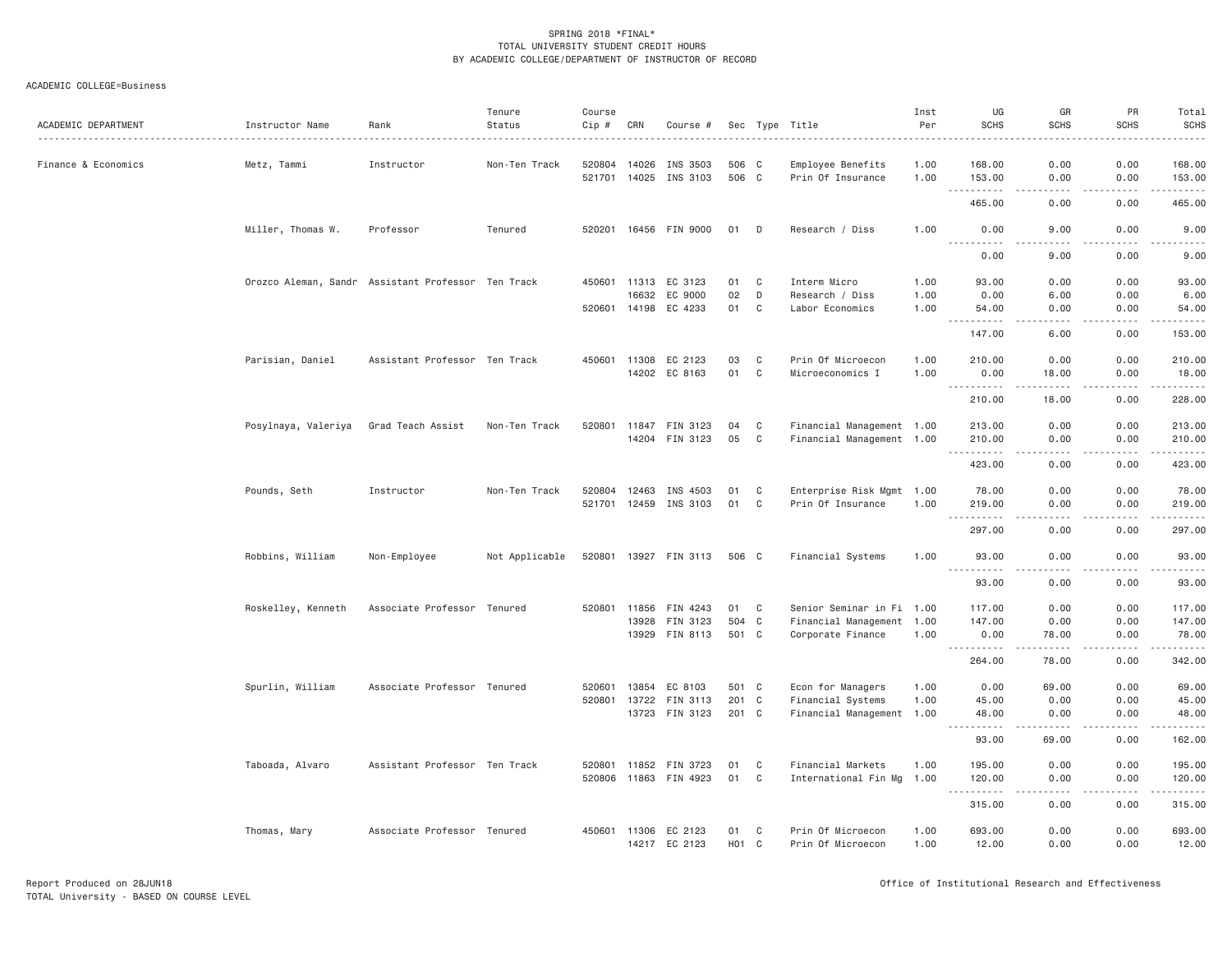SPRING 2018 *FINAL*
TOTAL UNIVERSITY STUDENT CREDIT HOURS
BY ACADEMIC COLLEGE/DEPARTMENT OF INSTRUCTOR OF RECORD

ACADEMIC COLLEGE=Business

| ACADEMIC DEPARTMENT | Instructor Name | Rank | Tenure Status | Course Cip # | CRN | Course # | Sec | Type | Title | Inst Per | UG SCHS | GR SCHS | PR SCHS | Total SCHS |
|---|---|---|---|---|---|---|---|---|---|---|---|---|---|---|
| Finance & Economics | Metz, Tammi | Instructor | Non-Ten Track | 520804 | 14026 | INS 3503 | 506 | C | Employee Benefits | 1.00 | 168.00 | 0.00 | 0.00 | 168.00 |
| | | | | 521701 | 14025 | INS 3103 | 506 | C | Prin Of Insurance | 1.00 | 153.00 | 0.00 | 0.00 | 153.00 |
| | | | | | | | | | | | 465.00 | 0.00 | 0.00 | 465.00 |
| | Miller, Thomas W. | Professor | Tenured | 520201 | 16456 | FIN 9000 | 01 | D | Research / Diss | 1.00 | 0.00 | 9.00 | 0.00 | 9.00 |
| | | | | | | | | | | | 0.00 | 9.00 | 0.00 | 9.00 |
| | Orozco Aleman, Sandr | Assistant Professor | Ten Track | 450601 | 11313 | EC 3123 | 01 | C | Interm Micro | 1.00 | 93.00 | 0.00 | 0.00 | 93.00 |
| | | | | | 16632 | EC 9000 | 02 | D | Research / Diss | 1.00 | 0.00 | 6.00 | 0.00 | 6.00 |
| | | | | 520601 | 14198 | EC 4233 | 01 | C | Labor Economics | 1.00 | 54.00 | 0.00 | 0.00 | 54.00 |
| | | | | | | | | | | | 147.00 | 6.00 | 0.00 | 153.00 |
| | Parisian, Daniel | Assistant Professor | Ten Track | 450601 | 11308 | EC 2123 | 03 | C | Prin Of Microecon | 1.00 | 210.00 | 0.00 | 0.00 | 210.00 |
| | | | | | 14202 | EC 8163 | 01 | C | Microeconomics I | 1.00 | 0.00 | 18.00 | 0.00 | 18.00 |
| | | | | | | | | | | | 210.00 | 18.00 | 0.00 | 228.00 |
| | Posylnaya, Valeriya | Grad Teach Assist | Non-Ten Track | 520801 | 11847 | FIN 3123 | 04 | C | Financial Management | 1.00 | 213.00 | 0.00 | 0.00 | 213.00 |
| | | | | | 14204 | FIN 3123 | 05 | C | Financial Management | 1.00 | 210.00 | 0.00 | 0.00 | 210.00 |
| | | | | | | | | | | | 423.00 | 0.00 | 0.00 | 423.00 |
| | Pounds, Seth | Instructor | Non-Ten Track | 520804 | 12463 | INS 4503 | 01 | C | Enterprise Risk Mgmt | 1.00 | 78.00 | 0.00 | 0.00 | 78.00 |
| | | | | 521701 | 12459 | INS 3103 | 01 | C | Prin Of Insurance | 1.00 | 219.00 | 0.00 | 0.00 | 219.00 |
| | | | | | | | | | | | 297.00 | 0.00 | 0.00 | 297.00 |
| | Robbins, William | Non-Employee | Not Applicable | 520801 | 13927 | FIN 3113 | 506 | C | Financial Systems | 1.00 | 93.00 | 0.00 | 0.00 | 93.00 |
| | | | | | | | | | | | 93.00 | 0.00 | 0.00 | 93.00 |
| | Roskelley, Kenneth | Associate Professor | Tenured | 520801 | 11856 | FIN 4243 | 01 | C | Senior Seminar in Fi | 1.00 | 117.00 | 0.00 | 0.00 | 117.00 |
| | | | | | 13928 | FIN 3123 | 504 | C | Financial Management | 1.00 | 147.00 | 0.00 | 0.00 | 147.00 |
| | | | | | 13929 | FIN 8113 | 501 | C | Corporate Finance | 1.00 | 0.00 | 78.00 | 0.00 | 78.00 |
| | | | | | | | | | | | 264.00 | 78.00 | 0.00 | 342.00 |
| | Spurlin, William | Associate Professor | Tenured | 520601 | 13854 | EC 8103 | 501 | C | Econ for Managers | 1.00 | 0.00 | 69.00 | 0.00 | 69.00 |
| | | | | 520801 | 13722 | FIN 3113 | 201 | C | Financial Systems | 1.00 | 45.00 | 0.00 | 0.00 | 45.00 |
| | | | | | 13723 | FIN 3123 | 201 | C | Financial Management | 1.00 | 48.00 | 0.00 | 0.00 | 48.00 |
| | | | | | | | | | | | 93.00 | 69.00 | 0.00 | 162.00 |
| | Taboada, Alvaro | Assistant Professor | Ten Track | 520801 | 11852 | FIN 3723 | 01 | C | Financial Markets | 1.00 | 195.00 | 0.00 | 0.00 | 195.00 |
| | | | | 520806 | 11863 | FIN 4923 | 01 | C | International Fin Mg | 1.00 | 120.00 | 0.00 | 0.00 | 120.00 |
| | | | | | | | | | | | 315.00 | 0.00 | 0.00 | 315.00 |
| | Thomas, Mary | Associate Professor | Tenured | 450601 | 11306 | EC 2123 | 01 | C | Prin Of Microecon | 1.00 | 693.00 | 0.00 | 0.00 | 693.00 |
| | | | | | 14217 | EC 2123 | H01 | C | Prin Of Microecon | 1.00 | 12.00 | 0.00 | 0.00 | 12.00 |

Report Produced on 28JUN18
TOTAL University - BASED ON COURSE LEVEL

Office of Institutional Research and Effectiveness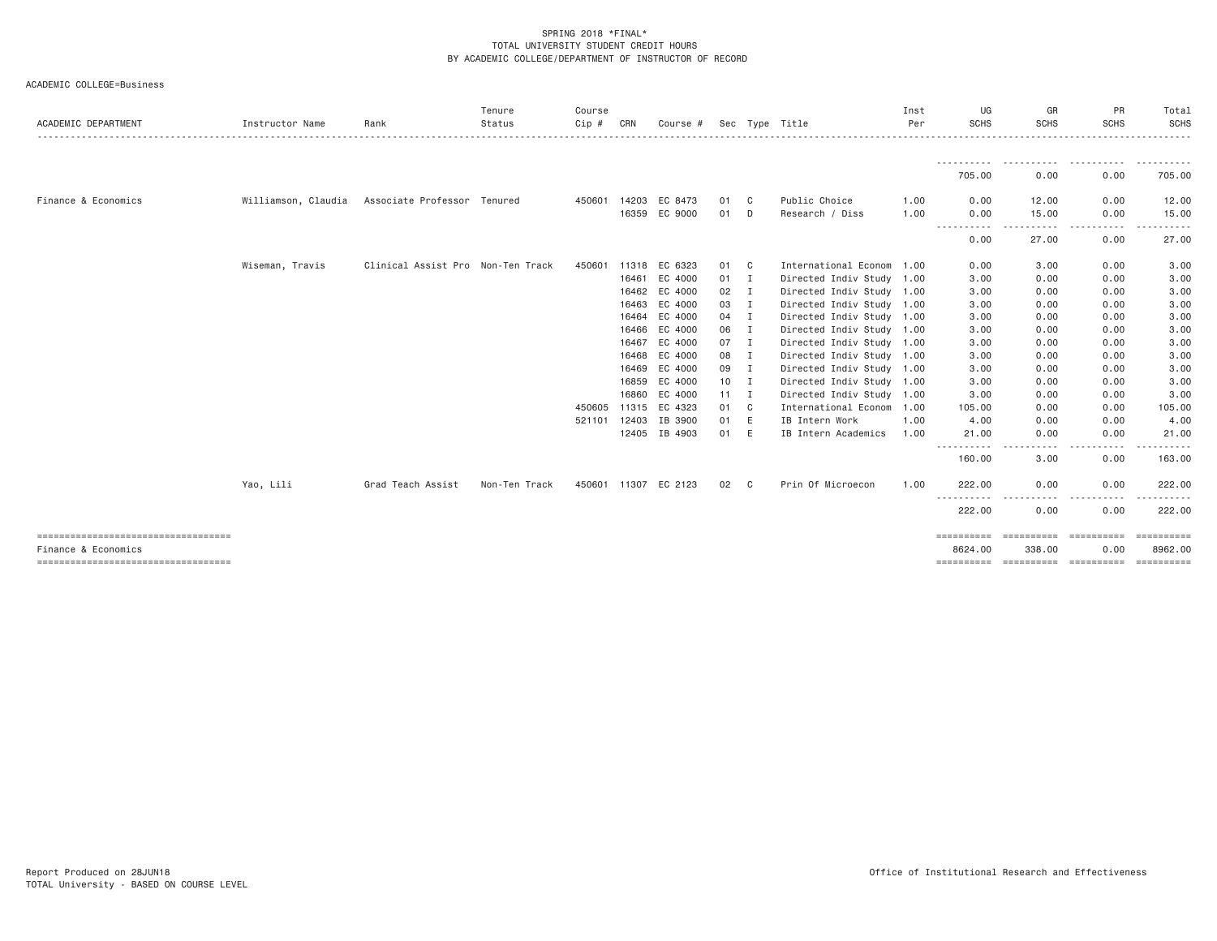SPRING 2018 *FINAL*
TOTAL UNIVERSITY STUDENT CREDIT HOURS
BY ACADEMIC COLLEGE/DEPARTMENT OF INSTRUCTOR OF RECORD

ACADEMIC COLLEGE=Business

| ACADEMIC DEPARTMENT | Instructor Name | Rank | Tenure Status | Course Cip # | CRN | Course # | Sec | Type | Title | Inst Per | UG SCHS | GR SCHS | PR SCHS | Total SCHS |
|---|---|---|---|---|---|---|---|---|---|---|---|---|---|---|
| | | | | | | | | | | | 705.00 | 0.00 | 0.00 | 705.00 |
| Finance & Economics | Williamson, Claudia | Associate Professor | Tenured | 450601 | 14203 | EC 8473 | 01 | C | Public Choice | 1.00 | 0.00 | 12.00 | 0.00 | 12.00 |
| | | | | | 16359 | EC 9000 | 01 | D | Research / Diss | 1.00 | 0.00 | 15.00 | 0.00 | 15.00 |
| | | | | | | | | | | | 0.00 | 27.00 | 0.00 | 27.00 |
| | Wiseman, Travis | Clinical Assist Pro | Non-Ten Track | 450601 | 11318 | EC 6323 | 01 | C | International Econom | 1.00 | 0.00 | 3.00 | 0.00 | 3.00 |
| | | | | | 16461 | EC 4000 | 01 | I | Directed Indiv Study | 1.00 | 3.00 | 0.00 | 0.00 | 3.00 |
| | | | | | 16462 | EC 4000 | 02 | I | Directed Indiv Study | 1.00 | 3.00 | 0.00 | 0.00 | 3.00 |
| | | | | | 16463 | EC 4000 | 03 | I | Directed Indiv Study | 1.00 | 3.00 | 0.00 | 0.00 | 3.00 |
| | | | | | 16464 | EC 4000 | 04 | I | Directed Indiv Study | 1.00 | 3.00 | 0.00 | 0.00 | 3.00 |
| | | | | | 16466 | EC 4000 | 06 | I | Directed Indiv Study | 1.00 | 3.00 | 0.00 | 0.00 | 3.00 |
| | | | | | 16467 | EC 4000 | 07 | I | Directed Indiv Study | 1.00 | 3.00 | 0.00 | 0.00 | 3.00 |
| | | | | | 16468 | EC 4000 | 08 | I | Directed Indiv Study | 1.00 | 3.00 | 0.00 | 0.00 | 3.00 |
| | | | | | 16469 | EC 4000 | 09 | I | Directed Indiv Study | 1.00 | 3.00 | 0.00 | 0.00 | 3.00 |
| | | | | | 16859 | EC 4000 | 10 | I | Directed Indiv Study | 1.00 | 3.00 | 0.00 | 0.00 | 3.00 |
| | | | | | 16860 | EC 4000 | 11 | I | Directed Indiv Study | 1.00 | 3.00 | 0.00 | 0.00 | 3.00 |
| | | | | 450605 | 11315 | EC 4323 | 01 | C | International Econom | 1.00 | 105.00 | 0.00 | 0.00 | 105.00 |
| | | | | 521101 | 12403 | IB 3900 | 01 | E | IB Intern Work | 1.00 | 4.00 | 0.00 | 0.00 | 4.00 |
| | | | | | 12405 | IB 4903 | 01 | E | IB Intern Academics | 1.00 | 21.00 | 0.00 | 0.00 | 21.00 |
| | | | | | | | | | | | 160.00 | 3.00 | 0.00 | 163.00 |
| | Yao, Lili | Grad Teach Assist | Non-Ten Track | 450601 | 11307 | EC 2123 | 02 | C | Prin Of Microecon | 1.00 | 222.00 | 0.00 | 0.00 | 222.00 |
| | | | | | | | | | | | 222.00 | 0.00 | 0.00 | 222.00 |
| Finance & Economics | | | | | | | | | | | 8624.00 | 338.00 | 0.00 | 8962.00 |

Report Produced on 28JUN18
TOTAL University - BASED ON COURSE LEVEL

Office of Institutional Research and Effectiveness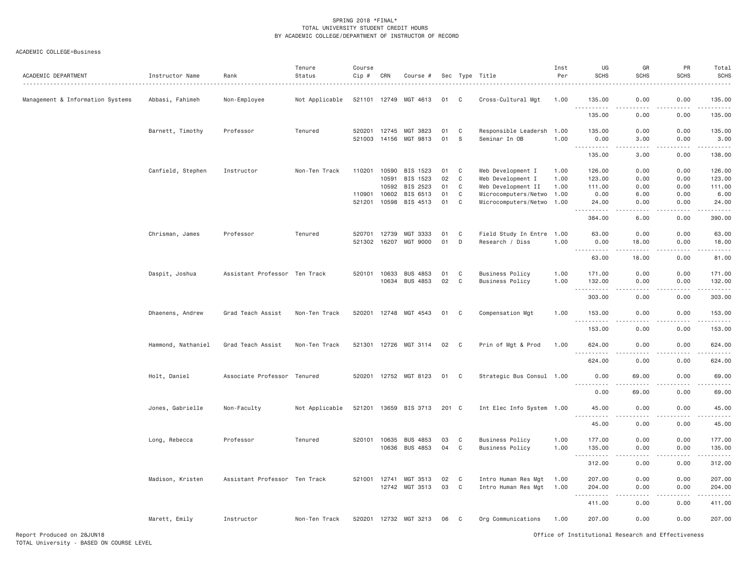SPRING 2018 *FINAL*
TOTAL UNIVERSITY STUDENT CREDIT HOURS
BY ACADEMIC COLLEGE/DEPARTMENT OF INSTRUCTOR OF RECORD

ACADEMIC COLLEGE=Business

| ACADEMIC DEPARTMENT | Instructor Name | Rank | Tenure Status | Course Cip # | CRN | Course # | Sec | Type | Title | Inst Per | UG SCHS | GR SCHS | PR SCHS | Total SCHS |
|---|---|---|---|---|---|---|---|---|---|---|---|---|---|---|
| Management & Information Systems | Abbasi, Fahimeh | Non-Employee | Not Applicable | 521101 | 12749 | MGT 4613 | 01 | C | Cross-Cultural Mgt | 1.00 | 135.00 | 0.00 | 0.00 | 135.00 |
| | | | | | | | | | | | 135.00 | 0.00 | 0.00 | 135.00 |
| | Barnett, Timothy | Professor | Tenured | 520201 | 12745 | MGT 3823 | 01 | C | Responsible Leadersh | 1.00 | 135.00 | 0.00 | 0.00 | 135.00 |
| | | | | 521003 | 14156 | MGT 9813 | 01 | S | Seminar In OB | 1.00 | 0.00 | 3.00 | 0.00 | 3.00 |
| | | | | | | | | | | | 135.00 | 3.00 | 0.00 | 138.00 |
| | Canfield, Stephen | Instructor | Non-Ten Track | 110201 | 10590 | BIS 1523 | 01 | C | Web Development I | 1.00 | 126.00 | 0.00 | 0.00 | 126.00 |
| | | | | | 10591 | BIS 1523 | 02 | C | Web Development I | 1.00 | 123.00 | 0.00 | 0.00 | 123.00 |
| | | | | | 10592 | BIS 2523 | 01 | C | Web Development II | 1.00 | 111.00 | 0.00 | 0.00 | 111.00 |
| | | | | 110901 | 10602 | BIS 6513 | 01 | C | Microcomputers/Netwo | 1.00 | 0.00 | 6.00 | 0.00 | 6.00 |
| | | | | 521201 | 10598 | BIS 4513 | 01 | C | Microcomputers/Netwo | 1.00 | 24.00 | 0.00 | 0.00 | 24.00 |
| | | | | | | | | | | | 384.00 | 6.00 | 0.00 | 390.00 |
| | Chrisman, James | Professor | Tenured | 520701 | 12739 | MGT 3333 | 01 | C | Field Study In Entre | 1.00 | 63.00 | 0.00 | 0.00 | 63.00 |
| | | | | 521302 | 16207 | MGT 9000 | 01 | D | Research / Diss | 1.00 | 0.00 | 18.00 | 0.00 | 18.00 |
| | | | | | | | | | | | 63.00 | 18.00 | 0.00 | 81.00 |
| | Daspit, Joshua | Assistant Professor | Ten Track | 520101 | 10633 | BUS 4853 | 01 | C | Business Policy | 1.00 | 171.00 | 0.00 | 0.00 | 171.00 |
| | | | | | 10634 | BUS 4853 | 02 | C | Business Policy | 1.00 | 132.00 | 0.00 | 0.00 | 132.00 |
| | | | | | | | | | | | 303.00 | 0.00 | 0.00 | 303.00 |
| | Dhaenens, Andrew | Grad Teach Assist | Non-Ten Track | 520201 | 12748 | MGT 4543 | 01 | C | Compensation Mgt | 1.00 | 153.00 | 0.00 | 0.00 | 153.00 |
| | | | | | | | | | | | 153.00 | 0.00 | 0.00 | 153.00 |
| | Hammond, Nathaniel | Grad Teach Assist | Non-Ten Track | 521301 | 12726 | MGT 3114 | 02 | C | Prin of Mgt & Prod | 1.00 | 624.00 | 0.00 | 0.00 | 624.00 |
| | | | | | | | | | | | 624.00 | 0.00 | 0.00 | 624.00 |
| | Holt, Daniel | Associate Professor | Tenured | 520201 | 12752 | MGT 8123 | 01 | C | Strategic Bus Consul | 1.00 | 0.00 | 69.00 | 0.00 | 69.00 |
| | | | | | | | | | | | 0.00 | 69.00 | 0.00 | 69.00 |
| | Jones, Gabrielle | Non-Faculty | Not Applicable | 521201 | 13659 | BIS 3713 | 201 | C | Int Elec Info System | 1.00 | 45.00 | 0.00 | 0.00 | 45.00 |
| | | | | | | | | | | | 45.00 | 0.00 | 0.00 | 45.00 |
| | Long, Rebecca | Professor | Tenured | 520101 | 10635 | BUS 4853 | 03 | C | Business Policy | 1.00 | 177.00 | 0.00 | 0.00 | 177.00 |
| | | | | | 10636 | BUS 4853 | 04 | C | Business Policy | 1.00 | 135.00 | 0.00 | 0.00 | 135.00 |
| | | | | | | | | | | | 312.00 | 0.00 | 0.00 | 312.00 |
| | Madison, Kristen | Assistant Professor | Ten Track | 521001 | 12741 | MGT 3513 | 02 | C | Intro Human Res Mgt | 1.00 | 207.00 | 0.00 | 0.00 | 207.00 |
| | | | | | 12742 | MGT 3513 | 03 | C | Intro Human Res Mgt | 1.00 | 204.00 | 0.00 | 0.00 | 204.00 |
| | | | | | | | | | | | 411.00 | 0.00 | 0.00 | 411.00 |
| | Marett, Emily | Instructor | Non-Ten Track | 520201 | 12732 | MGT 3213 | 06 | C | Org Communications | 1.00 | 207.00 | 0.00 | 0.00 | 207.00 |

Report Produced on 28JUN18
TOTAL University - BASED ON COURSE LEVEL

Office of Institutional Research and Effectiveness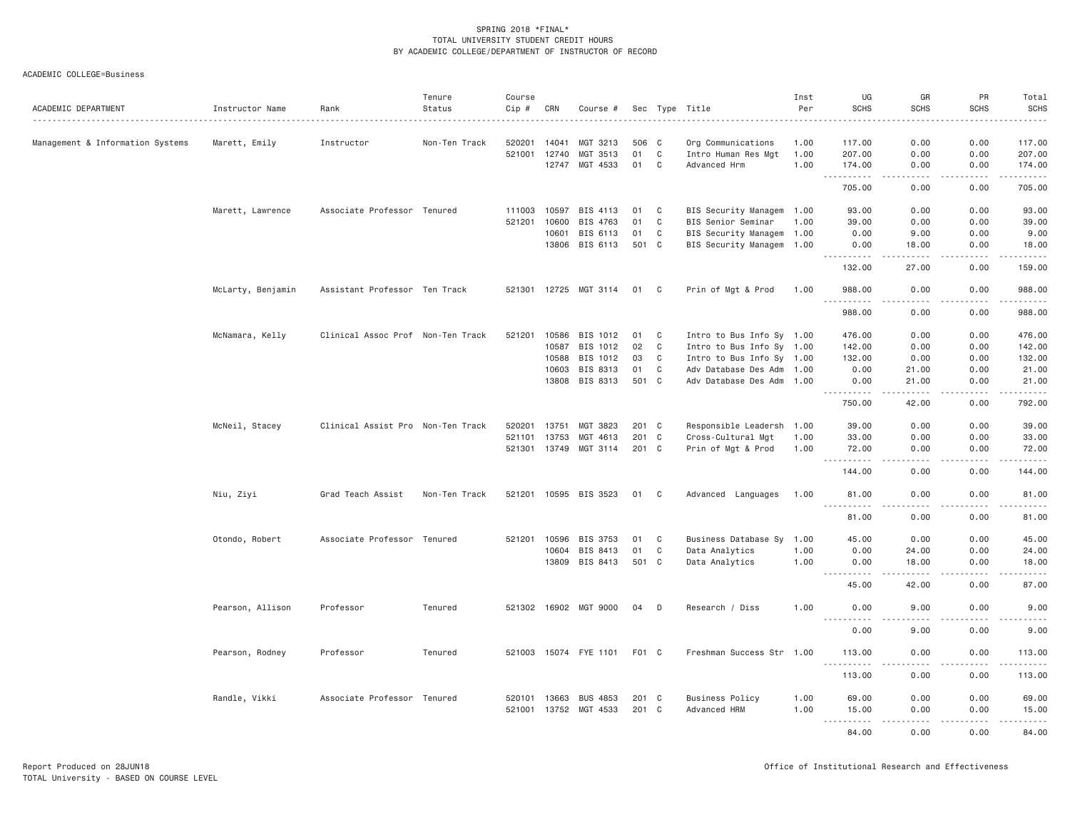SPRING 2018 *FINAL*
TOTAL UNIVERSITY STUDENT CREDIT HOURS
BY ACADEMIC COLLEGE/DEPARTMENT OF INSTRUCTOR OF RECORD

ACADEMIC COLLEGE=Business

| ACADEMIC DEPARTMENT | Instructor Name | Rank | Tenure Status | Course Cip # | CRN | Course # | Sec | Type | Title | Inst Per | UG SCHS | GR SCHS | PR SCHS | Total SCHS |
|---|---|---|---|---|---|---|---|---|---|---|---|---|---|---|
| Management & Information Systems | Marett, Emily | Instructor | Non-Ten Track | 520201 | 14041 | MGT 3213 | 506 | C | Org Communications | 1.00 | 117.00 | 0.00 | 0.00 | 117.00 |
| | | | | 521001 | 12740 | MGT 3513 | 01 | C | Intro Human Res Mgt | 1.00 | 207.00 | 0.00 | 0.00 | 207.00 |
| | | | | | 12747 | MGT 4533 | 01 | C | Advanced Hrm | 1.00 | 174.00 | 0.00 | 0.00 | 174.00 |
| | | | | | | | | | | | 705.00 | 0.00 | 0.00 | 705.00 |
| | Marett, Lawrence | Associate Professor | Tenured | 111003 | 10597 | BIS 4113 | 01 | C | BIS Security Managem | 1.00 | 93.00 | 0.00 | 0.00 | 93.00 |
| | | | | 521201 | 10600 | BIS 4763 | 01 | C | BIS Senior Seminar | 1.00 | 39.00 | 0.00 | 0.00 | 39.00 |
| | | | | | 10601 | BIS 6113 | 01 | C | BIS Security Managem | 1.00 | 0.00 | 9.00 | 0.00 | 9.00 |
| | | | | | 13806 | BIS 6113 | 501 | C | BIS Security Managem | 1.00 | 0.00 | 18.00 | 0.00 | 18.00 |
| | | | | | | | | | | | 132.00 | 27.00 | 0.00 | 159.00 |
| | McLarty, Benjamin | Assistant Professor | Ten Track | 521301 | 12725 | MGT 3114 | 01 | C | Prin of Mgt & Prod | 1.00 | 988.00 | 0.00 | 0.00 | 988.00 |
| | | | | | | | | | | | 988.00 | 0.00 | 0.00 | 988.00 |
| | McNamara, Kelly | Clinical Assoc Prof | Non-Ten Track | 521201 | 10586 | BIS 1012 | 01 | C | Intro to Bus Info Sy | 1.00 | 476.00 | 0.00 | 0.00 | 476.00 |
| | | | | | 10587 | BIS 1012 | 02 | C | Intro to Bus Info Sy | 1.00 | 142.00 | 0.00 | 0.00 | 142.00 |
| | | | | | 10588 | BIS 1012 | 03 | C | Intro to Bus Info Sy | 1.00 | 132.00 | 0.00 | 0.00 | 132.00 |
| | | | | | 10603 | BIS 8313 | 01 | C | Adv Database Des Adm | 1.00 | 0.00 | 21.00 | 0.00 | 21.00 |
| | | | | | 13808 | BIS 8313 | 501 | C | Adv Database Des Adm | 1.00 | 0.00 | 21.00 | 0.00 | 21.00 |
| | | | | | | | | | | | 750.00 | 42.00 | 0.00 | 792.00 |
| | McNeil, Stacey | Clinical Assist Pro | Non-Ten Track | 520201 | 13751 | MGT 3823 | 201 | C | Responsible Leadersh | 1.00 | 39.00 | 0.00 | 0.00 | 39.00 |
| | | | | 521101 | 13753 | MGT 4613 | 201 | C | Cross-Cultural Mgt | 1.00 | 33.00 | 0.00 | 0.00 | 33.00 |
| | | | | 521301 | 13749 | MGT 3114 | 201 | C | Prin of Mgt & Prod | 1.00 | 72.00 | 0.00 | 0.00 | 72.00 |
| | | | | | | | | | | | 144.00 | 0.00 | 0.00 | 144.00 |
| | Niu, Ziyi | Grad Teach Assist | Non-Ten Track | 521201 | 10595 | BIS 3523 | 01 | C | Advanced Languages | 1.00 | 81.00 | 0.00 | 0.00 | 81.00 |
| | | | | | | | | | | | 81.00 | 0.00 | 0.00 | 81.00 |
| | Otondo, Robert | Associate Professor | Tenured | 521201 | 10596 | BIS 3753 | 01 | C | Business Database Sy | 1.00 | 45.00 | 0.00 | 0.00 | 45.00 |
| | | | | | 10604 | BIS 8413 | 01 | C | Data Analytics | 1.00 | 0.00 | 24.00 | 0.00 | 24.00 |
| | | | | | 13809 | BIS 8413 | 501 | C | Data Analytics | 1.00 | 0.00 | 18.00 | 0.00 | 18.00 |
| | | | | | | | | | | | 45.00 | 42.00 | 0.00 | 87.00 |
| | Pearson, Allison | Professor | Tenured | 521302 | 16902 | MGT 9000 | 04 | D | Research / Diss | 1.00 | 0.00 | 9.00 | 0.00 | 9.00 |
| | | | | | | | | | | | 0.00 | 9.00 | 0.00 | 9.00 |
| | Pearson, Rodney | Professor | Tenured | 521003 | 15074 | FYE 1101 | F01 | C | Freshman Success Str | 1.00 | 113.00 | 0.00 | 0.00 | 113.00 |
| | | | | | | | | | | | 113.00 | 0.00 | 0.00 | 113.00 |
| | Randle, Vikki | Associate Professor | Tenured | 520101 | 13663 | BUS 4853 | 201 | C | Business Policy | 1.00 | 69.00 | 0.00 | 0.00 | 69.00 |
| | | | | 521001 | 13752 | MGT 4533 | 201 | C | Advanced HRM | 1.00 | 15.00 | 0.00 | 0.00 | 15.00 |
| | | | | | | | | | | | 84.00 | 0.00 | 0.00 | 84.00 |

Report Produced on 28JUN18
TOTAL University - BASED ON COURSE LEVEL
Office of Institutional Research and Effectiveness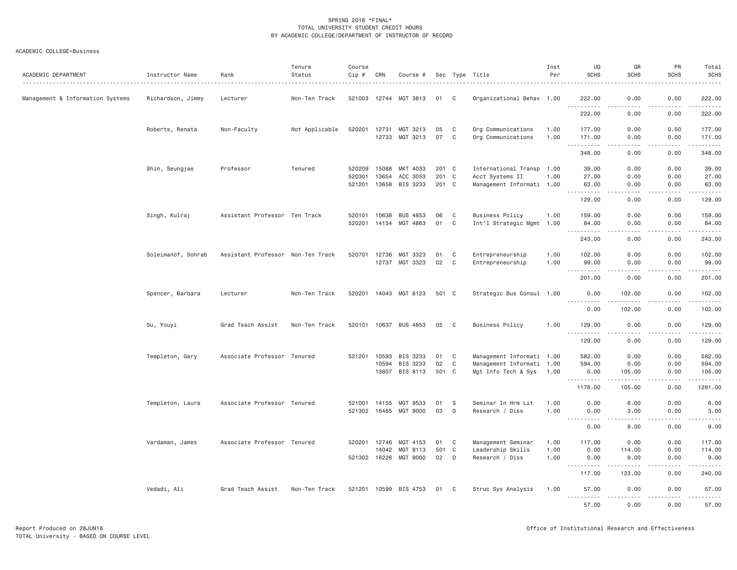SPRING 2018 *FINAL*
TOTAL UNIVERSITY STUDENT CREDIT HOURS
BY ACADEMIC COLLEGE/DEPARTMENT OF INSTRUCTOR OF RECORD

ACADEMIC COLLEGE=Business

| ACADEMIC DEPARTMENT | Instructor Name | Rank | Tenure Status | Course Cip # | CRN | Course # | Sec | Type | Title | Inst Per | UG SCHS | GR SCHS | PR SCHS | Total SCHS |
|---|---|---|---|---|---|---|---|---|---|---|---|---|---|---|
| Management & Information Systems | Richardson, Jimmy | Lecturer | Non-Ten Track | 521003 | 12744 | MGT 3813 | 01 | C | Organizational Behav | 1.00 | 222.00 | 0.00 | 0.00 | 222.00 |
| | | | | | | | | | | | 222.00 | 0.00 | 0.00 | 222.00 |
| | Roberts, Renata | Non-Faculty | Not Applicable | 520201 | 12731 | MGT 3213 | 05 | C | Org Communications | 1.00 | 177.00 | 0.00 | 0.00 | 177.00 |
| | | | | | 12733 | MGT 3213 | 07 | C | Org Communications | 1.00 | 171.00 | 0.00 | 0.00 | 171.00 |
| | | | | | | | | | | | 348.00 | 0.00 | 0.00 | 348.00 |
| | Shin, Seungjae | Professor | Tenured | 520209 | 15088 | MKT 4033 | 201 | C | International Transp | 1.00 | 39.00 | 0.00 | 0.00 | 39.00 |
| | | | | 520301 | 13654 | ACC 3053 | 201 | C | Acct Systems II | 1.00 | 27.00 | 0.00 | 0.00 | 27.00 |
| | | | | 521201 | 13658 | BIS 3233 | 201 | C | Management Informati | 1.00 | 63.00 | 0.00 | 0.00 | 63.00 |
| | | | | | | | | | | | 129.00 | 0.00 | 0.00 | 129.00 |
| | Singh, Kulraj | Assistant Professor | Ten Track | 520101 | 10638 | BUS 4853 | 06 | C | Business Policy | 1.00 | 159.00 | 0.00 | 0.00 | 159.00 |
| | | | | 520201 | 14154 | MGT 4863 | 01 | C | Int'l Strategic Mgmt | 1.00 | 84.00 | 0.00 | 0.00 | 84.00 |
| | | | | | | | | | | | 243.00 | 0.00 | 0.00 | 243.00 |
| | Soleimanof, Sohrab | Assistant Professor | Non-Ten Track | 520701 | 12736 | MGT 3323 | 01 | C | Entrepreneurship | 1.00 | 102.00 | 0.00 | 0.00 | 102.00 |
| | | | | | 12737 | MGT 3323 | 02 | C | Entrepreneurship | 1.00 | 99.00 | 0.00 | 0.00 | 99.00 |
| | | | | | | | | | | | 201.00 | 0.00 | 0.00 | 201.00 |
| | Spencer, Barbara | Lecturer | Non-Ten Track | 520201 | 14043 | MGT 8123 | 501 | C | Strategic Bus Consul | 1.00 | 0.00 | 102.00 | 0.00 | 102.00 |
| | | | | | | | | | | | 0.00 | 102.00 | 0.00 | 102.00 |
| | Su, Youyi | Grad Teach Assist | Non-Ten Track | 520101 | 10637 | BUS 4853 | 05 | C | Business Policy | 1.00 | 129.00 | 0.00 | 0.00 | 129.00 |
| | | | | | | | | | | | 129.00 | 0.00 | 0.00 | 129.00 |
| | Templeton, Gary | Associate Professor | Tenured | 521201 | 10593 | BIS 3233 | 01 | C | Management Informati | 1.00 | 582.00 | 0.00 | 0.00 | 582.00 |
| | | | | | 10594 | BIS 3233 | 02 | C | Management Informati | 1.00 | 594.00 | 0.00 | 0.00 | 594.00 |
| | | | | | 13807 | BIS 8113 | 501 | C | Mgt Info Tech & Sys | 1.00 | 0.00 | 105.00 | 0.00 | 105.00 |
| | | | | | | | | | | | 1176.00 | 105.00 | 0.00 | 1281.00 |
| | Templeton, Laura | Associate Professor | Tenured | 521001 | 14155 | MGT 9533 | 01 | S | Seminar In Hrm Lit | 1.00 | 0.00 | 6.00 | 0.00 | 6.00 |
| | | | | 521302 | 16485 | MGT 9000 | 03 | D | Research / Diss | 1.00 | 0.00 | 3.00 | 0.00 | 3.00 |
| | | | | | | | | | | | 0.00 | 9.00 | 0.00 | 9.00 |
| | Vardaman, James | Associate Professor | Tenured | 520201 | 12746 | MGT 4153 | 01 | C | Management Seminar | 1.00 | 117.00 | 0.00 | 0.00 | 117.00 |
| | | | | | 14042 | MGT 8113 | 501 | C | Leadership Skills | 1.00 | 0.00 | 114.00 | 0.00 | 114.00 |
| | | | | 521302 | 16226 | MGT 9000 | 02 | D | Research / Diss | 1.00 | 0.00 | 9.00 | 0.00 | 9.00 |
| | | | | | | | | | | | 117.00 | 123.00 | 0.00 | 240.00 |
| | Vedadi, Ali | Grad Teach Assist | Non-Ten Track | 521201 | 10599 | BIS 4753 | 01 | C | Struc Sys Analysis | 1.00 | 57.00 | 0.00 | 0.00 | 57.00 |
| | | | | | | | | | | | 57.00 | 0.00 | 0.00 | 57.00 |

Report Produced on 28JUN18
TOTAL University - BASED ON COURSE LEVEL

Office of Institutional Research and Effectiveness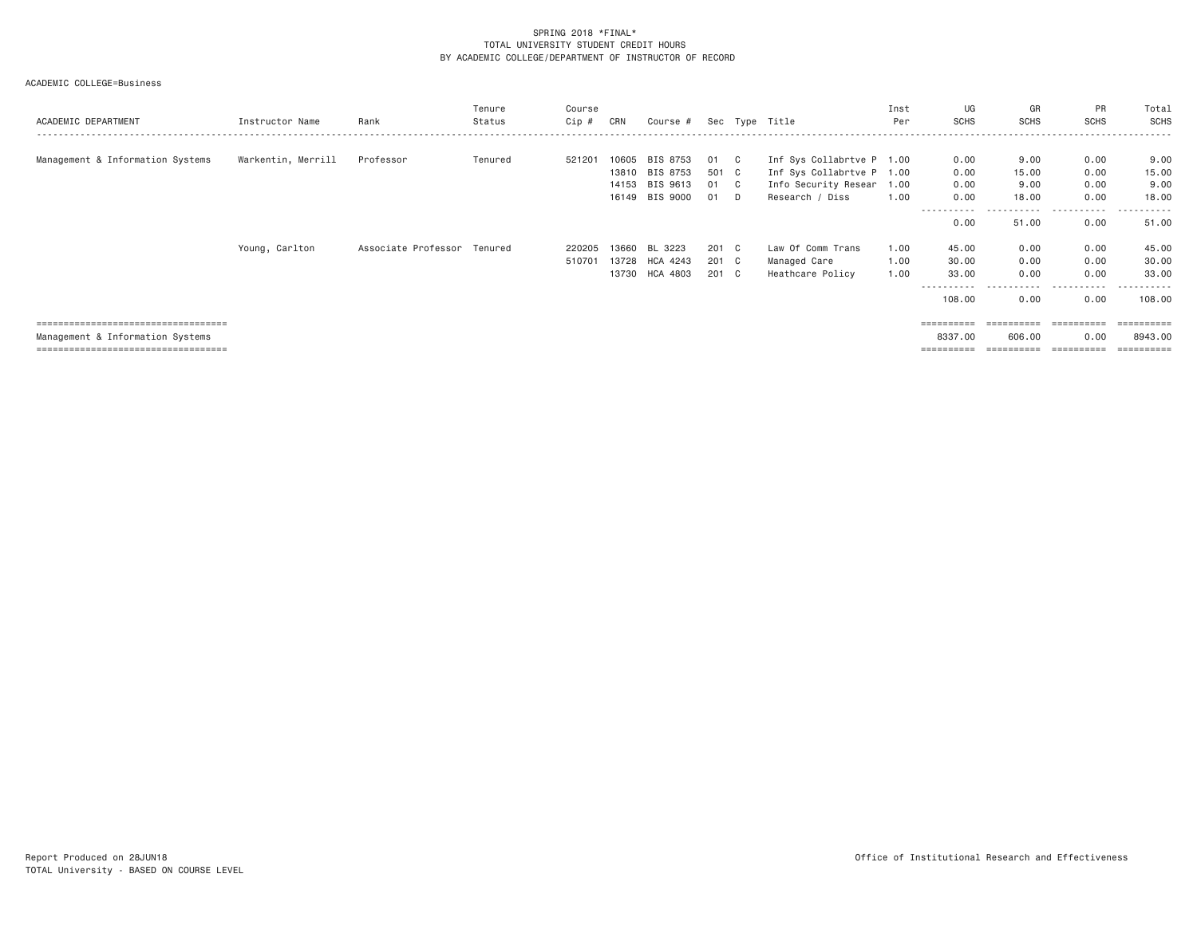SPRING 2018 *FINAL*
TOTAL UNIVERSITY STUDENT CREDIT HOURS
BY ACADEMIC COLLEGE/DEPARTMENT OF INSTRUCTOR OF RECORD

ACADEMIC COLLEGE=Business

| ACADEMIC DEPARTMENT | Instructor Name | Rank | Tenure Status | Course Cip # | CRN | Course # | Sec | Type | Title | Inst Per | UG SCHS | GR SCHS | PR SCHS | Total SCHS |
|---|---|---|---|---|---|---|---|---|---|---|---|---|---|---|
| Management & Information Systems | Warkentin, Merrill | Professor | Tenured | 521201 | 10605 | BIS 8753 | 01 | C | Inf Sys Collabrtve P | 1.00 | 0.00 | 9.00 | 0.00 | 9.00 |
| | | | | | 13810 | BIS 8753 | 501 | C | Inf Sys Collabrtve P | 1.00 | 0.00 | 15.00 | 0.00 | 15.00 |
| | | | | | 14153 | BIS 9613 | 01 | C | Info Security Resear | 1.00 | 0.00 | 9.00 | 0.00 | 9.00 |
| | | | | | 16149 | BIS 9000 | 01 | D | Research / Diss | 1.00 | 0.00 | 18.00 | 0.00 | 18.00 |
| | | | | | | | | | | | 0.00 | 51.00 | 0.00 | 51.00 |
| | Young, Carlton | Associate Professor | Tenured | 220205 | 13660 | BL 3223 | 201 | C | Law Of Comm Trans | 1.00 | 45.00 | 0.00 | 0.00 | 45.00 |
| | | | | 510701 | 13728 | HCA 4243 | 201 | C | Managed Care | 1.00 | 30.00 | 0.00 | 0.00 | 30.00 |
| | | | | | 13730 | HCA 4803 | 201 | C | Heathcare Policy | 1.00 | 33.00 | 0.00 | 0.00 | 33.00 |
| | | | | | | | | | | | 108.00 | 0.00 | 0.00 | 108.00 |
| Management & Information Systems | | | | | | | | | | | 8337.00 | 606.00 | 0.00 | 8943.00 |

Report Produced on 28JUN18
TOTAL University - BASED ON COURSE LEVEL

Office of Institutional Research and Effectiveness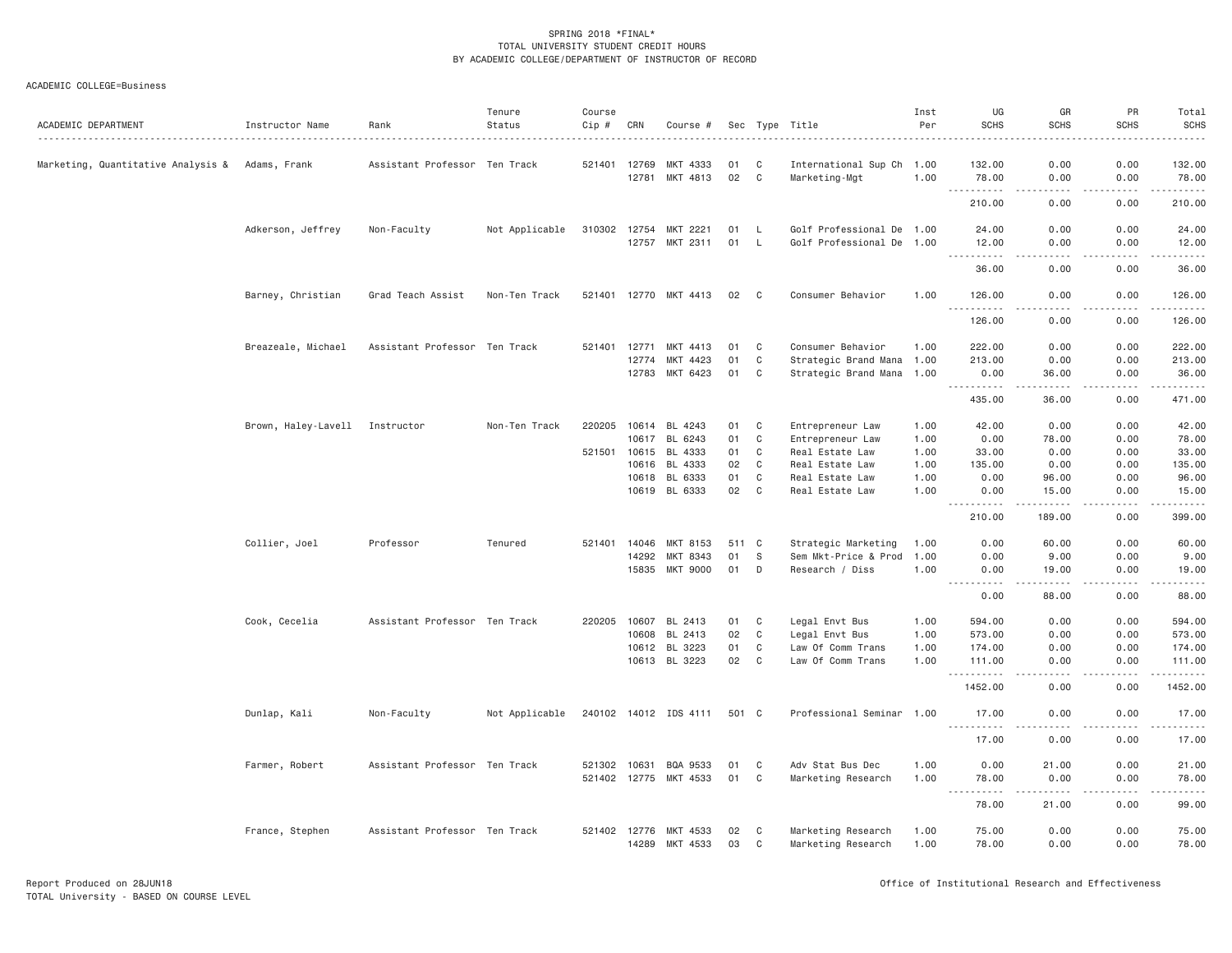SPRING 2018 *FINAL*
TOTAL UNIVERSITY STUDENT CREDIT HOURS
BY ACADEMIC COLLEGE/DEPARTMENT OF INSTRUCTOR OF RECORD

ACADEMIC COLLEGE=Business

| ACADEMIC DEPARTMENT | Instructor Name | Rank | Tenure Status | Course Cip # | CRN | Course # | Sec | Type | Title | Inst Per | UG SCHS | GR SCHS | PR SCHS | Total SCHS |
|---|---|---|---|---|---|---|---|---|---|---|---|---|---|---|
| Marketing, Quantitative Analysis & | Adams, Frank | Assistant Professor | Ten Track | 521401 | 12769 | MKT 4333 | 01 | C | International Sup Ch | 1.00 | 132.00 | 0.00 | 0.00 | 132.00 |
| | | | | | 12781 | MKT 4813 | 02 | C | Marketing-Mgt | 1.00 | 78.00 | 0.00 | 0.00 | 78.00 |
| | | | | | | | | | | | 210.00 | 0.00 | 0.00 | 210.00 |
| | Adkerson, Jeffrey | Non-Faculty | Not Applicable | 310302 | 12754 | MKT 2221 | 01 | L | Golf Professional De | 1.00 | 24.00 | 0.00 | 0.00 | 24.00 |
| | | | | | 12757 | MKT 2311 | 01 | L | Golf Professional De | 1.00 | 12.00 | 0.00 | 0.00 | 12.00 |
| | | | | | | | | | | | 36.00 | 0.00 | 0.00 | 36.00 |
| | Barney, Christian | Grad Teach Assist | Non-Ten Track | 521401 | 12770 | MKT 4413 | 02 | C | Consumer Behavior | 1.00 | 126.00 | 0.00 | 0.00 | 126.00 |
| | | | | | | | | | | | 126.00 | 0.00 | 0.00 | 126.00 |
| | Breazeale, Michael | Assistant Professor | Ten Track | 521401 | 12771 | MKT 4413 | 01 | C | Consumer Behavior | 1.00 | 222.00 | 0.00 | 0.00 | 222.00 |
| | | | | | 12774 | MKT 4423 | 01 | C | Strategic Brand Mana | 1.00 | 213.00 | 0.00 | 0.00 | 213.00 |
| | | | | | 12783 | MKT 6423 | 01 | C | Strategic Brand Mana | 1.00 | 0.00 | 36.00 | 0.00 | 36.00 |
| | | | | | | | | | | | 435.00 | 36.00 | 0.00 | 471.00 |
| | Brown, Haley-Lavell | Instructor | Non-Ten Track | 220205 | 10614 | BL 4243 | 01 | C | Entrepreneur Law | 1.00 | 42.00 | 0.00 | 0.00 | 42.00 |
| | | | | | 10617 | BL 6243 | 01 | C | Entrepreneur Law | 1.00 | 0.00 | 78.00 | 0.00 | 78.00 |
| | | | | 521501 | 10615 | BL 4333 | 01 | C | Real Estate Law | 1.00 | 33.00 | 0.00 | 0.00 | 33.00 |
| | | | | | 10616 | BL 4333 | 02 | C | Real Estate Law | 1.00 | 135.00 | 0.00 | 0.00 | 135.00 |
| | | | | | 10618 | BL 6333 | 01 | C | Real Estate Law | 1.00 | 0.00 | 96.00 | 0.00 | 96.00 |
| | | | | | 10619 | BL 6333 | 02 | C | Real Estate Law | 1.00 | 0.00 | 15.00 | 0.00 | 15.00 |
| | | | | | | | | | | | 210.00 | 189.00 | 0.00 | 399.00 |
| | Collier, Joel | Professor | Tenured | 521401 | 14046 | MKT 8153 | 511 | C | Strategic Marketing | 1.00 | 0.00 | 60.00 | 0.00 | 60.00 |
| | | | | | 14292 | MKT 8343 | 01 | S | Sem Mkt-Price & Prod | 1.00 | 0.00 | 9.00 | 0.00 | 9.00 |
| | | | | | 15835 | MKT 9000 | 01 | D | Research / Diss | 1.00 | 0.00 | 19.00 | 0.00 | 19.00 |
| | | | | | | | | | | | 0.00 | 88.00 | 0.00 | 88.00 |
| | Cook, Cecelia | Assistant Professor | Ten Track | 220205 | 10607 | BL 2413 | 01 | C | Legal Envt Bus | 1.00 | 594.00 | 0.00 | 0.00 | 594.00 |
| | | | | | 10608 | BL 2413 | 02 | C | Legal Envt Bus | 1.00 | 573.00 | 0.00 | 0.00 | 573.00 |
| | | | | | 10612 | BL 3223 | 01 | C | Law Of Comm Trans | 1.00 | 174.00 | 0.00 | 0.00 | 174.00 |
| | | | | | 10613 | BL 3223 | 02 | C | Law Of Comm Trans | 1.00 | 111.00 | 0.00 | 0.00 | 111.00 |
| | | | | | | | | | | | 1452.00 | 0.00 | 0.00 | 1452.00 |
| | Dunlap, Kali | Non-Faculty | Not Applicable | 240102 | 14012 | IDS 4111 | 501 | C | Professional Seminar | 1.00 | 17.00 | 0.00 | 0.00 | 17.00 |
| | | | | | | | | | | | 17.00 | 0.00 | 0.00 | 17.00 |
| | Farmer, Robert | Assistant Professor | Ten Track | 521302 | 10631 | BQA 9533 | 01 | C | Adv Stat Bus Dec | 1.00 | 0.00 | 21.00 | 0.00 | 21.00 |
| | | | | 521402 | 12775 | MKT 4533 | 01 | C | Marketing Research | 1.00 | 78.00 | 0.00 | 0.00 | 78.00 |
| | | | | | | | | | | | 78.00 | 21.00 | 0.00 | 99.00 |
| | France, Stephen | Assistant Professor | Ten Track | 521402 | 12776 | MKT 4533 | 02 | C | Marketing Research | 1.00 | 75.00 | 0.00 | 0.00 | 75.00 |
| | | | | | 14289 | MKT 4533 | 03 | C | Marketing Research | 1.00 | 78.00 | 0.00 | 0.00 | 78.00 |

Report Produced on 28JUN18
TOTAL University - BASED ON COURSE LEVEL

Office of Institutional Research and Effectiveness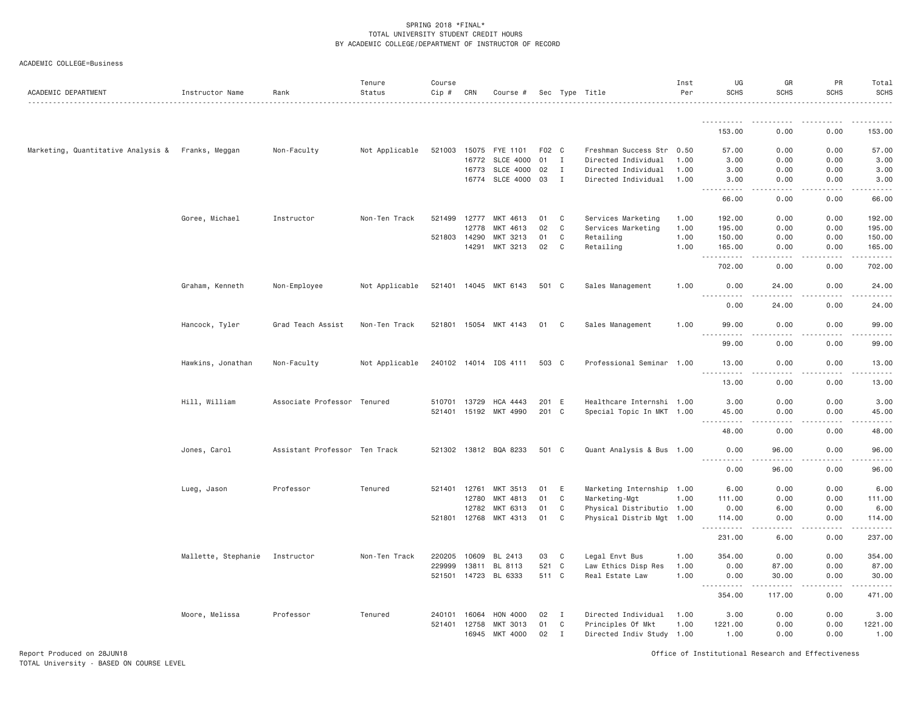SPRING 2018 *FINAL*
TOTAL UNIVERSITY STUDENT CREDIT HOURS
BY ACADEMIC COLLEGE/DEPARTMENT OF INSTRUCTOR OF RECORD

ACADEMIC COLLEGE=Business

| ACADEMIC DEPARTMENT | Instructor Name | Rank | Tenure Status | Course Cip # | CRN | Course # | Sec | Type | Title | Inst Per | UG SCHS | GR SCHS | PR SCHS | Total SCHS |
|---|---|---|---|---|---|---|---|---|---|---|---|---|---|---|
| | | | | | | | | | | | 153.00 | 0.00 | 0.00 | 153.00 |
| Marketing, Quantitative Analysis & | Franks, Meggan | Non-Faculty | Not Applicable | 521003 | 15075 | FYE 1101 | F02 | C | Freshman Success Str | 0.50 | 57.00 | 0.00 | 0.00 | 57.00 |
| | | | | | 16772 | SLCE 4000 | 01 | I | Directed Individual | 1.00 | 3.00 | 0.00 | 0.00 | 3.00 |
| | | | | | 16773 | SLCE 4000 | 02 | I | Directed Individual | 1.00 | 3.00 | 0.00 | 0.00 | 3.00 |
| | | | | | 16774 | SLCE 4000 | 03 | I | Directed Individual | 1.00 | 3.00 | 0.00 | 0.00 | 3.00 |
| | | | | | | | | | | | 66.00 | 0.00 | 0.00 | 66.00 |
| | Goree, Michael | Instructor | Non-Ten Track | 521499 | 12777 | MKT 4613 | 01 | C | Services Marketing | 1.00 | 192.00 | 0.00 | 0.00 | 192.00 |
| | | | | | 12778 | MKT 4613 | 02 | C | Services Marketing | 1.00 | 195.00 | 0.00 | 0.00 | 195.00 |
| | | | | 521803 | 14290 | MKT 3213 | 01 | C | Retailing | 1.00 | 150.00 | 0.00 | 0.00 | 150.00 |
| | | | | | 14291 | MKT 3213 | 02 | C | Retailing | 1.00 | 165.00 | 0.00 | 0.00 | 165.00 |
| | | | | | | | | | | | 702.00 | 0.00 | 0.00 | 702.00 |
| | Graham, Kenneth | Non-Employee | Not Applicable | 521401 | 14045 | MKT 6143 | 501 | C | Sales Management | 1.00 | 0.00 | 24.00 | 0.00 | 24.00 |
| | | | | | | | | | | | 0.00 | 24.00 | 0.00 | 24.00 |
| | Hancock, Tyler | Grad Teach Assist | Non-Ten Track | 521801 | 15054 | MKT 4143 | 01 | C | Sales Management | 1.00 | 99.00 | 0.00 | 0.00 | 99.00 |
| | | | | | | | | | | | 99.00 | 0.00 | 0.00 | 99.00 |
| | Hawkins, Jonathan | Non-Faculty | Not Applicable | 240102 | 14014 | IDS 4111 | 503 | C | Professional Seminar | 1.00 | 13.00 | 0.00 | 0.00 | 13.00 |
| | | | | | | | | | | | 13.00 | 0.00 | 0.00 | 13.00 |
| | Hill, William | Associate Professor | Tenured | 510701 | 13729 | HCA 4443 | 201 | E | Healthcare Internshi | 1.00 | 3.00 | 0.00 | 0.00 | 3.00 |
| | | | | 521401 | 15192 | MKT 4990 | 201 | C | Special Topic In MKT | 1.00 | 45.00 | 0.00 | 0.00 | 45.00 |
| | | | | | | | | | | | 48.00 | 0.00 | 0.00 | 48.00 |
| | Jones, Carol | Assistant Professor | Ten Track | 521302 | 13812 | BQA 8233 | 501 | C | Quant Analysis & Bus | 1.00 | 0.00 | 96.00 | 0.00 | 96.00 |
| | | | | | | | | | | | 0.00 | 96.00 | 0.00 | 96.00 |
| | Lueg, Jason | Professor | Tenured | 521401 | 12761 | MKT 3513 | 01 | E | Marketing Internship | 1.00 | 6.00 | 0.00 | 0.00 | 6.00 |
| | | | | | 12780 | MKT 4813 | 01 | C | Marketing-Mgt | 1.00 | 111.00 | 0.00 | 0.00 | 111.00 |
| | | | | | 12782 | MKT 6313 | 01 | C | Physical Distributio | 1.00 | 0.00 | 6.00 | 0.00 | 6.00 |
| | | | | 521801 | 12768 | MKT 4313 | 01 | C | Physical Distrib Mgt | 1.00 | 114.00 | 0.00 | 0.00 | 114.00 |
| | | | | | | | | | | | 231.00 | 6.00 | 0.00 | 237.00 |
| | Mallette, Stephanie | Instructor | Non-Ten Track | 220205 | 10609 | BL 2413 | 03 | C | Legal Envt Bus | 1.00 | 354.00 | 0.00 | 0.00 | 354.00 |
| | | | | 229999 | 13811 | BL 8113 | 521 | C | Law Ethics Disp Res | 1.00 | 0.00 | 87.00 | 0.00 | 87.00 |
| | | | | 521501 | 14723 | BL 6333 | 511 | C | Real Estate Law | 1.00 | 0.00 | 30.00 | 0.00 | 30.00 |
| | | | | | | | | | | | 354.00 | 117.00 | 0.00 | 471.00 |
| | Moore, Melissa | Professor | Tenured | 240101 | 16064 | HON 4000 | 02 | I | Directed Individual | 1.00 | 3.00 | 0.00 | 0.00 | 3.00 |
| | | | | 521401 | 12758 | MKT 3013 | 01 | C | Principles Of Mkt | 1.00 | 1221.00 | 0.00 | 0.00 | 1221.00 |
| | | | | | 16945 | MKT 4000 | 02 | I | Directed Indiv Study | 1.00 | 1.00 | 0.00 | 0.00 | 1.00 |

Report Produced on 28JUN18
TOTAL University - BASED ON COURSE LEVEL

Office of Institutional Research and Effectiveness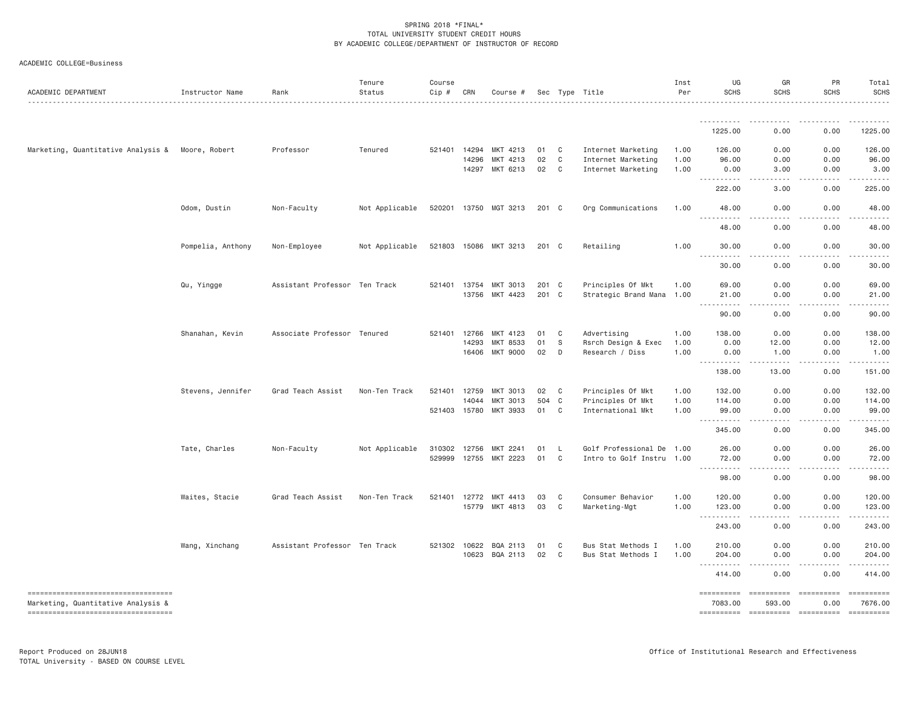SPRING 2018 *FINAL*
TOTAL UNIVERSITY STUDENT CREDIT HOURS
BY ACADEMIC COLLEGE/DEPARTMENT OF INSTRUCTOR OF RECORD

ACADEMIC COLLEGE=Business

| ACADEMIC DEPARTMENT | Instructor Name | Rank | Tenure Status | Course Cip # | CRN | Course # | Sec | Type | Title | Inst Per | UG SCHS | GR SCHS | PR SCHS | Total SCHS |
|---|---|---|---|---|---|---|---|---|---|---|---|---|---|---|
| | | | | | | | | | | | 1225.00 | 0.00 | 0.00 | 1225.00 |
| Marketing, Quantitative Analysis & | Moore, Robert | Professor | Tenured | 521401 | 14294 | MKT 4213 | 01 | C | Internet Marketing | 1.00 | 126.00 | 0.00 | 0.00 | 126.00 |
| | | | | | 14296 | MKT 4213 | 02 | C | Internet Marketing | 1.00 | 96.00 | 0.00 | 0.00 | 96.00 |
| | | | | | 14297 | MKT 6213 | 02 | C | Internet Marketing | 1.00 | 0.00 | 3.00 | 0.00 | 3.00 |
| | | | | | | | | | | | 222.00 | 3.00 | 0.00 | 225.00 |
| | Odom, Dustin | Non-Faculty | Not Applicable | 520201 | 13750 | MGT 3213 | 201 | C | Org Communications | 1.00 | 48.00 | 0.00 | 0.00 | 48.00 |
| | | | | | | | | | | | 48.00 | 0.00 | 0.00 | 48.00 |
| | Pompelia, Anthony | Non-Employee | Not Applicable | 521803 | 15086 | MKT 3213 | 201 | C | Retailing | 1.00 | 30.00 | 0.00 | 0.00 | 30.00 |
| | | | | | | | | | | | 30.00 | 0.00 | 0.00 | 30.00 |
| | Qu, Yingge | Assistant Professor | Ten Track | 521401 | 13754 | MKT 3013 | 201 | C | Principles Of Mkt | 1.00 | 69.00 | 0.00 | 0.00 | 69.00 |
| | | | | | 13756 | MKT 4423 | 201 | C | Strategic Brand Mana | 1.00 | 21.00 | 0.00 | 0.00 | 21.00 |
| | | | | | | | | | | | 90.00 | 0.00 | 0.00 | 90.00 |
| | Shanahan, Kevin | Associate Professor | Tenured | 521401 | 12766 | MKT 4123 | 01 | C | Advertising | 1.00 | 138.00 | 0.00 | 0.00 | 138.00 |
| | | | | | 14293 | MKT 8533 | 01 | S | Rsrch Design & Exec | 1.00 | 0.00 | 12.00 | 0.00 | 12.00 |
| | | | | | 16406 | MKT 9000 | 02 | D | Research / Diss | 1.00 | 0.00 | 1.00 | 0.00 | 1.00 |
| | | | | | | | | | | | 138.00 | 13.00 | 0.00 | 151.00 |
| | Stevens, Jennifer | Grad Teach Assist | Non-Ten Track | 521401 | 12759 | MKT 3013 | 02 | C | Principles Of Mkt | 1.00 | 132.00 | 0.00 | 0.00 | 132.00 |
| | | | | | 14044 | MKT 3013 | 504 | C | Principles Of Mkt | 1.00 | 114.00 | 0.00 | 0.00 | 114.00 |
| | | | | 521403 | 15780 | MKT 3933 | 01 | C | International Mkt | 1.00 | 99.00 | 0.00 | 0.00 | 99.00 |
| | | | | | | | | | | | 345.00 | 0.00 | 0.00 | 345.00 |
| | Tate, Charles | Non-Faculty | Not Applicable | 310302 | 12756 | MKT 2241 | 01 | L | Golf Professional De | 1.00 | 26.00 | 0.00 | 0.00 | 26.00 |
| | | | | 529999 | 12755 | MKT 2223 | 01 | C | Intro to Golf Instru | 1.00 | 72.00 | 0.00 | 0.00 | 72.00 |
| | | | | | | | | | | | 98.00 | 0.00 | 0.00 | 98.00 |
| | Waites, Stacie | Grad Teach Assist | Non-Ten Track | 521401 | 12772 | MKT 4413 | 03 | C | Consumer Behavior | 1.00 | 120.00 | 0.00 | 0.00 | 120.00 |
| | | | | | 15779 | MKT 4813 | 03 | C | Marketing-Mgt | 1.00 | 123.00 | 0.00 | 0.00 | 123.00 |
| | | | | | | | | | | | 243.00 | 0.00 | 0.00 | 243.00 |
| | Wang, Xinchang | Assistant Professor | Ten Track | 521302 | 10622 | BQA 2113 | 01 | C | Bus Stat Methods I | 1.00 | 210.00 | 0.00 | 0.00 | 210.00 |
| | | | | | 10623 | BQA 2113 | 02 | C | Bus Stat Methods I | 1.00 | 204.00 | 0.00 | 0.00 | 204.00 |
| | | | | | | | | | | | 414.00 | 0.00 | 0.00 | 414.00 |
| Marketing, Quantitative Analysis & | | | | | | | | | | | 7083.00 | 593.00 | 0.00 | 7676.00 |

Report Produced on 28JUN18
TOTAL University - BASED ON COURSE LEVEL

Office of Institutional Research and Effectiveness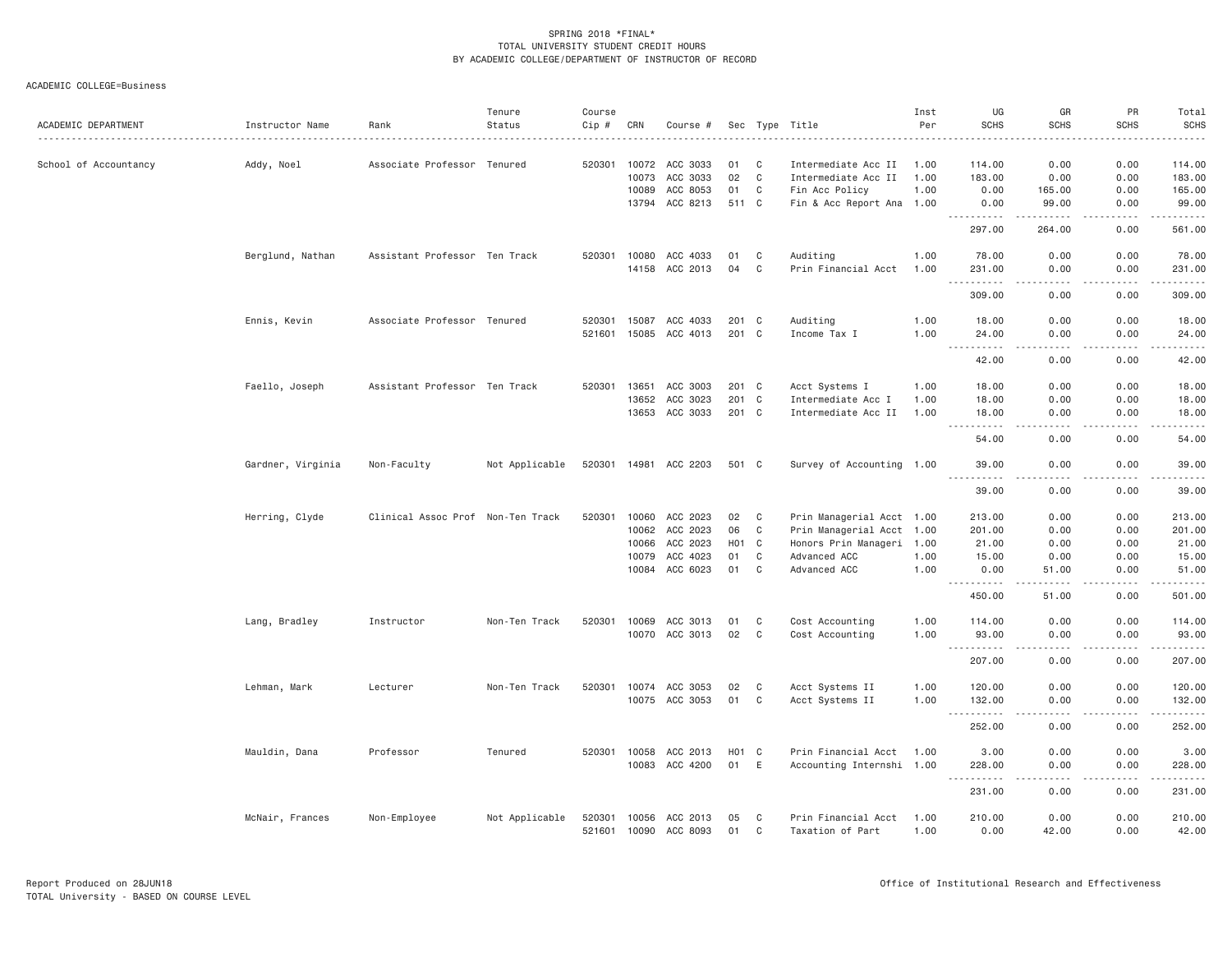SPRING 2018 *FINAL*
TOTAL UNIVERSITY STUDENT CREDIT HOURS
BY ACADEMIC COLLEGE/DEPARTMENT OF INSTRUCTOR OF RECORD

ACADEMIC COLLEGE=Business

| ACADEMIC DEPARTMENT | Instructor Name | Rank | Tenure Status | Course Cip # | CRN | Course # | Sec | Type | Title | Inst Per | UG SCHS | GR SCHS | PR SCHS | Total SCHS |
|---|---|---|---|---|---|---|---|---|---|---|---|---|---|---|
| School of Accountancy | Addy, Noel | Associate Professor | Tenured | 520301 | 10072 | ACC 3033 | 01 | C | Intermediate Acc II | 1.00 | 114.00 | 0.00 | 0.00 | 114.00 |
| | | | | | 10073 | ACC 3033 | 02 | C | Intermediate Acc II | 1.00 | 183.00 | 0.00 | 0.00 | 183.00 |
| | | | | | 10089 | ACC 8053 | 01 | C | Fin Acc Policy | 1.00 | 0.00 | 165.00 | 0.00 | 165.00 |
| | | | | | 13794 | ACC 8213 | 511 | C | Fin & Acc Report Ana | 1.00 | 0.00 | 99.00 | 0.00 | 99.00 |
| | | | | | | | | | | | 297.00 | 264.00 | 0.00 | 561.00 |
| | Berglund, Nathan | Assistant Professor | Ten Track | 520301 | 10080 | ACC 4033 | 01 | C | Auditing | 1.00 | 78.00 | 0.00 | 0.00 | 78.00 |
| | | | | | 14158 | ACC 2013 | 04 | C | Prin Financial Acct | 1.00 | 231.00 | 0.00 | 0.00 | 231.00 |
| | | | | | | | | | | | 309.00 | 0.00 | 0.00 | 309.00 |
| | Ennis, Kevin | Associate Professor | Tenured | 520301 | 15087 | ACC 4033 | 201 | C | Auditing | 1.00 | 18.00 | 0.00 | 0.00 | 18.00 |
| | | | | 521601 | 15085 | ACC 4013 | 201 | C | Income Tax I | 1.00 | 24.00 | 0.00 | 0.00 | 24.00 |
| | | | | | | | | | | | 42.00 | 0.00 | 0.00 | 42.00 |
| | Faello, Joseph | Assistant Professor | Ten Track | 520301 | 13651 | ACC 3003 | 201 | C | Acct Systems I | 1.00 | 18.00 | 0.00 | 0.00 | 18.00 |
| | | | | | 13652 | ACC 3023 | 201 | C | Intermediate Acc I | 1.00 | 18.00 | 0.00 | 0.00 | 18.00 |
| | | | | | 13653 | ACC 3033 | 201 | C | Intermediate Acc II | 1.00 | 18.00 | 0.00 | 0.00 | 18.00 |
| | | | | | | | | | | | 54.00 | 0.00 | 0.00 | 54.00 |
| | Gardner, Virginia | Non-Faculty | Not Applicable | 520301 | 14981 | ACC 2203 | 501 | C | Survey of Accounting | 1.00 | 39.00 | 0.00 | 0.00 | 39.00 |
| | | | | | | | | | | | 39.00 | 0.00 | 0.00 | 39.00 |
| | Herring, Clyde | Clinical Assoc Prof | Non-Ten Track | 520301 | 10060 | ACC 2023 | 02 | C | Prin Managerial Acct | 1.00 | 213.00 | 0.00 | 0.00 | 213.00 |
| | | | | | 10062 | ACC 2023 | 06 | C | Prin Managerial Acct | 1.00 | 201.00 | 0.00 | 0.00 | 201.00 |
| | | | | | 10066 | ACC 2023 | H01 | C | Honors Prin Manageri | 1.00 | 21.00 | 0.00 | 0.00 | 21.00 |
| | | | | | 10079 | ACC 4023 | 01 | C | Advanced ACC | 1.00 | 15.00 | 0.00 | 0.00 | 15.00 |
| | | | | | 10084 | ACC 6023 | 01 | C | Advanced ACC | 1.00 | 0.00 | 51.00 | 0.00 | 51.00 |
| | | | | | | | | | | | 450.00 | 51.00 | 0.00 | 501.00 |
| | Lang, Bradley | Instructor | Non-Ten Track | 520301 | 10069 | ACC 3013 | 01 | C | Cost Accounting | 1.00 | 114.00 | 0.00 | 0.00 | 114.00 |
| | | | | | 10070 | ACC 3013 | 02 | C | Cost Accounting | 1.00 | 93.00 | 0.00 | 0.00 | 93.00 |
| | | | | | | | | | | | 207.00 | 0.00 | 0.00 | 207.00 |
| | Lehman, Mark | Lecturer | Non-Ten Track | 520301 | 10074 | ACC 3053 | 02 | C | Acct Systems II | 1.00 | 120.00 | 0.00 | 0.00 | 120.00 |
| | | | | | 10075 | ACC 3053 | 01 | C | Acct Systems II | 1.00 | 132.00 | 0.00 | 0.00 | 132.00 |
| | | | | | | | | | | | 252.00 | 0.00 | 0.00 | 252.00 |
| | Mauldin, Dana | Professor | Tenured | 520301 | 10058 | ACC 2013 | H01 | C | Prin Financial Acct | 1.00 | 3.00 | 0.00 | 0.00 | 3.00 |
| | | | | | 10083 | ACC 4200 | 01 | E | Accounting Internshi | 1.00 | 228.00 | 0.00 | 0.00 | 228.00 |
| | | | | | | | | | | | 231.00 | 0.00 | 0.00 | 231.00 |
| | McNair, Frances | Non-Employee | Not Applicable | 520301 | 10056 | ACC 2013 | 05 | C | Prin Financial Acct | 1.00 | 210.00 | 0.00 | 0.00 | 210.00 |
| | | | | 521601 | 10090 | ACC 8093 | 01 | C | Taxation of Part | 1.00 | 0.00 | 42.00 | 0.00 | 42.00 |

Report Produced on 28JUN18
TOTAL University - BASED ON COURSE LEVEL
Office of Institutional Research and Effectiveness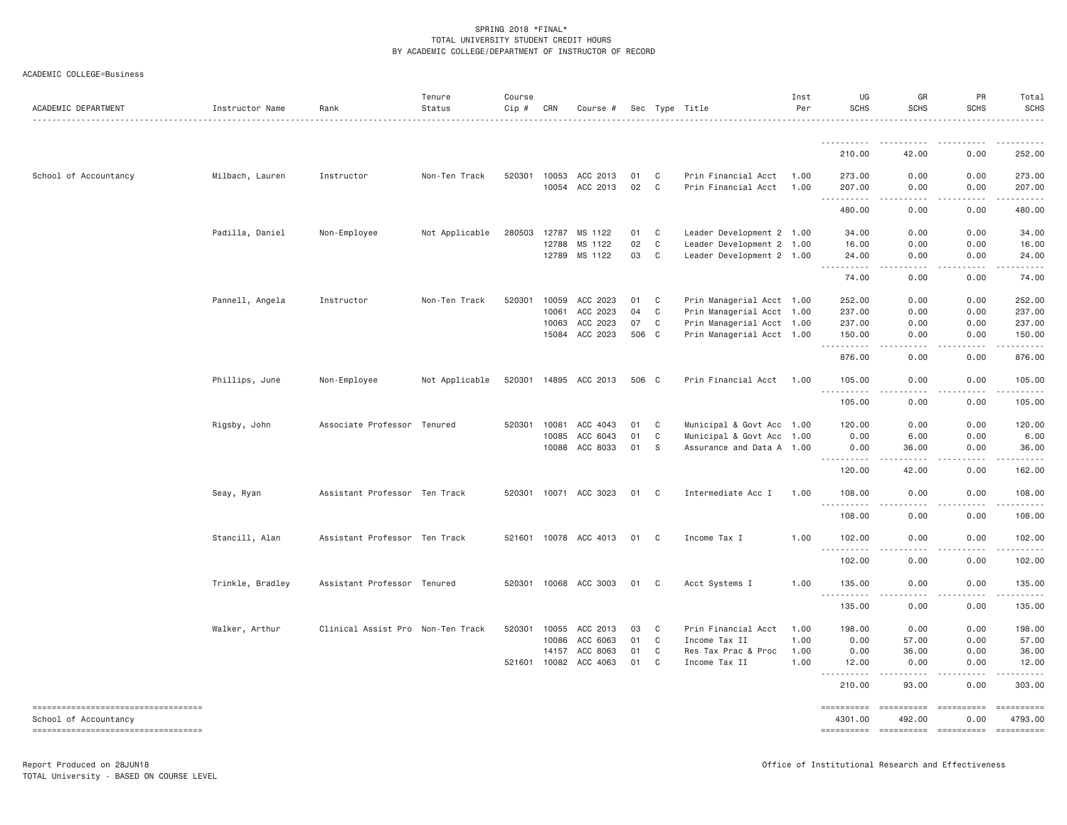SPRING 2018 *FINAL*
TOTAL UNIVERSITY STUDENT CREDIT HOURS
BY ACADEMIC COLLEGE/DEPARTMENT OF INSTRUCTOR OF RECORD

ACADEMIC COLLEGE=Business

| ACADEMIC DEPARTMENT | Instructor Name | Rank | Tenure Status | Course Cip # | CRN | Course # | Sec | Type | Title | Inst Per | UG SCHS | GR SCHS | PR SCHS | Total SCHS |
|---|---|---|---|---|---|---|---|---|---|---|---|---|---|---|
| | | | | | | | | | | | 210.00 | 42.00 | 0.00 | 252.00 |
| School of Accountancy | Milbach, Lauren | Instructor | Non-Ten Track | 520301 | 10053 | ACC 2013 | 01 | C | Prin Financial Acct | 1.00 | 273.00 | 0.00 | 0.00 | 273.00 |
| | | | | | 10054 | ACC 2013 | 02 | C | Prin Financial Acct | 1.00 | 207.00 | 0.00 | 0.00 | 207.00 |
| | | | | | | | | | | | 480.00 | 0.00 | 0.00 | 480.00 |
| | Padilla, Daniel | Non-Employee | Not Applicable | 280503 | 12787 | MS 1122 | 01 | C | Leader Development 2 | 1.00 | 34.00 | 0.00 | 0.00 | 34.00 |
| | | | | | 12788 | MS 1122 | 02 | C | Leader Development 2 | 1.00 | 16.00 | 0.00 | 0.00 | 16.00 |
| | | | | | 12789 | MS 1122 | 03 | C | Leader Development 2 | 1.00 | 24.00 | 0.00 | 0.00 | 24.00 |
| | | | | | | | | | | | 74.00 | 0.00 | 0.00 | 74.00 |
| | Pannell, Angela | Instructor | Non-Ten Track | 520301 | 10059 | ACC 2023 | 01 | C | Prin Managerial Acct | 1.00 | 252.00 | 0.00 | 0.00 | 252.00 |
| | | | | | 10061 | ACC 2023 | 04 | C | Prin Managerial Acct | 1.00 | 237.00 | 0.00 | 0.00 | 237.00 |
| | | | | | 10063 | ACC 2023 | 07 | C | Prin Managerial Acct | 1.00 | 237.00 | 0.00 | 0.00 | 237.00 |
| | | | | | 15084 | ACC 2023 | 506 | C | Prin Managerial Acct | 1.00 | 150.00 | 0.00 | 0.00 | 150.00 |
| | | | | | | | | | | | 876.00 | 0.00 | 0.00 | 876.00 |
| | Phillips, June | Non-Employee | Not Applicable | 520301 | 14895 | ACC 2013 | 506 | C | Prin Financial Acct | 1.00 | 105.00 | 0.00 | 0.00 | 105.00 |
| | | | | | | | | | | | 105.00 | 0.00 | 0.00 | 105.00 |
| | Rigsby, John | Associate Professor | Tenured | 520301 | 10081 | ACC 4043 | 01 | C | Municipal & Govt Acc | 1.00 | 120.00 | 0.00 | 0.00 | 120.00 |
| | | | | | 10085 | ACC 6043 | 01 | C | Municipal & Govt Acc | 1.00 | 0.00 | 6.00 | 0.00 | 6.00 |
| | | | | | 10088 | ACC 8033 | 01 | S | Assurance and Data A | 1.00 | 0.00 | 36.00 | 0.00 | 36.00 |
| | | | | | | | | | | | 120.00 | 42.00 | 0.00 | 162.00 |
| | Seay, Ryan | Assistant Professor | Ten Track | 520301 | 10071 | ACC 3023 | 01 | C | Intermediate Acc I | 1.00 | 108.00 | 0.00 | 0.00 | 108.00 |
| | | | | | | | | | | | 108.00 | 0.00 | 0.00 | 108.00 |
| | Stancill, Alan | Assistant Professor | Ten Track | 521601 | 10078 | ACC 4013 | 01 | C | Income Tax I | 1.00 | 102.00 | 0.00 | 0.00 | 102.00 |
| | | | | | | | | | | | 102.00 | 0.00 | 0.00 | 102.00 |
| | Trinkle, Bradley | Assistant Professor | Tenured | 520301 | 10068 | ACC 3003 | 01 | C | Acct Systems I | 1.00 | 135.00 | 0.00 | 0.00 | 135.00 |
| | | | | | | | | | | | 135.00 | 0.00 | 0.00 | 135.00 |
| | Walker, Arthur | Clinical Assist Pro | Non-Ten Track | 520301 | 10055 | ACC 2013 | 03 | C | Prin Financial Acct | 1.00 | 198.00 | 0.00 | 0.00 | 198.00 |
| | | | | | 10086 | ACC 6063 | 01 | C | Income Tax II | 1.00 | 0.00 | 57.00 | 0.00 | 57.00 |
| | | | | | 14157 | ACC 8063 | 01 | C | Res Tax Prac & Proc | 1.00 | 0.00 | 36.00 | 0.00 | 36.00 |
| | | | | 521601 | 10082 | ACC 4063 | 01 | C | Income Tax II | 1.00 | 12.00 | 0.00 | 0.00 | 12.00 |
| | | | | | | | | | | | 210.00 | 93.00 | 0.00 | 303.00 |
| School of Accountancy | | | | | | | | | | | 4301.00 | 492.00 | 0.00 | 4793.00 |

Report Produced on 28JUN18
TOTAL University - BASED ON COURSE LEVEL

Office of Institutional Research and Effectiveness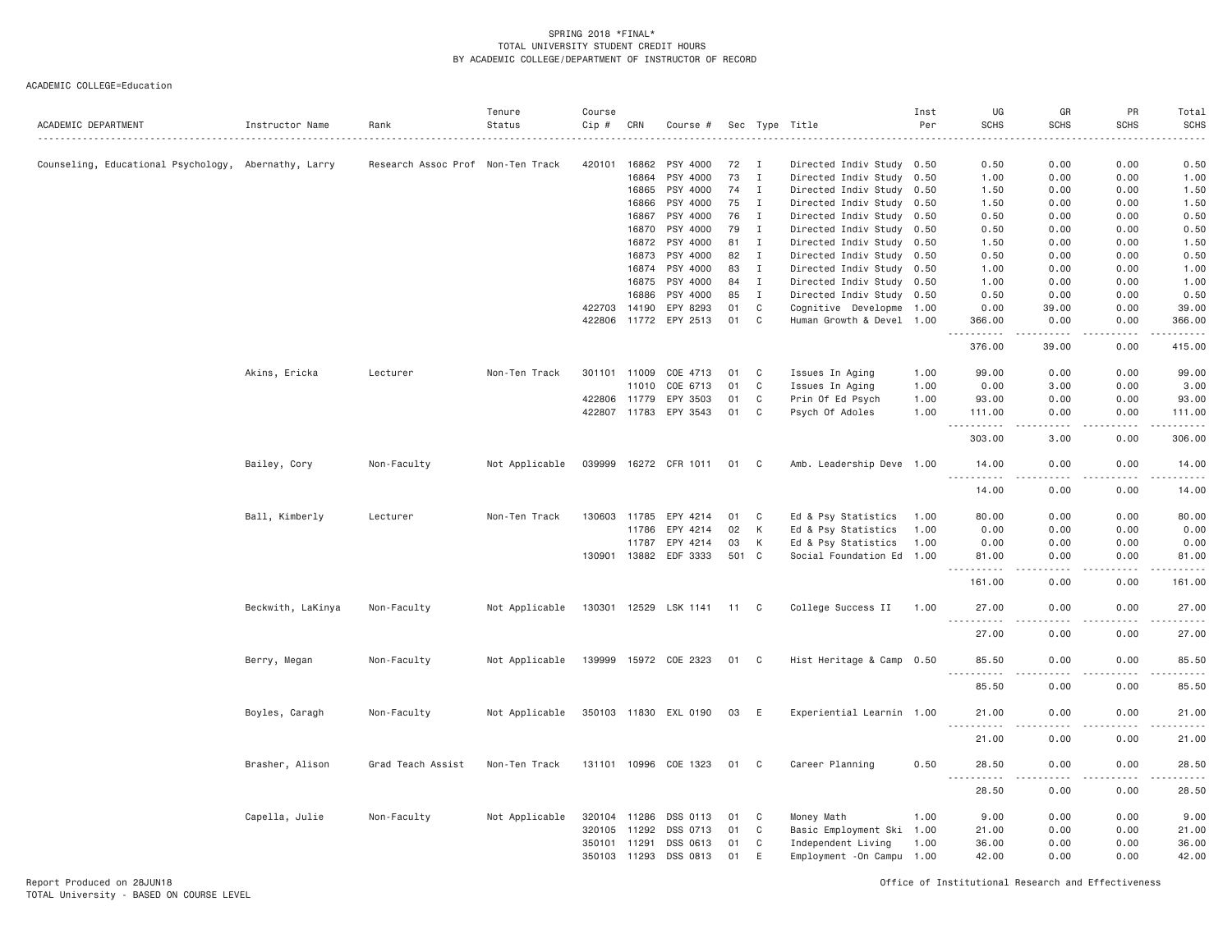SPRING 2018 *FINAL*
TOTAL UNIVERSITY STUDENT CREDIT HOURS
BY ACADEMIC COLLEGE/DEPARTMENT OF INSTRUCTOR OF RECORD

ACADEMIC COLLEGE=Education

| ACADEMIC DEPARTMENT | Instructor Name | Rank | Tenure Status | Course Cip # | CRN | Course # | Sec | Type | Title | Inst Per | UG SCHS | GR SCHS | PR SCHS | Total SCHS |
|---|---|---|---|---|---|---|---|---|---|---|---|---|---|---|
| Counseling, Educational Psychology, | Abernathy, Larry | Research Assoc Prof | Non-Ten Track | 420101 | 16862 | PSY 4000 | 72 | I | Directed Indiv Study | 0.50 | 0.50 | 0.00 | 0.00 | 0.50 |
| | | | | | 16864 | PSY 4000 | 73 | I | Directed Indiv Study | 0.50 | 1.00 | 0.00 | 0.00 | 1.00 |
| | | | | | 16865 | PSY 4000 | 74 | I | Directed Indiv Study | 0.50 | 1.50 | 0.00 | 0.00 | 1.50 |
| | | | | | 16866 | PSY 4000 | 75 | I | Directed Indiv Study | 0.50 | 1.50 | 0.00 | 0.00 | 1.50 |
| | | | | | 16867 | PSY 4000 | 76 | I | Directed Indiv Study | 0.50 | 0.50 | 0.00 | 0.00 | 0.50 |
| | | | | | 16870 | PSY 4000 | 79 | I | Directed Indiv Study | 0.50 | 0.50 | 0.00 | 0.00 | 0.50 |
| | | | | | 16872 | PSY 4000 | 81 | I | Directed Indiv Study | 0.50 | 1.50 | 0.00 | 0.00 | 1.50 |
| | | | | | 16873 | PSY 4000 | 82 | I | Directed Indiv Study | 0.50 | 0.50 | 0.00 | 0.00 | 0.50 |
| | | | | | 16874 | PSY 4000 | 83 | I | Directed Indiv Study | 0.50 | 1.00 | 0.00 | 0.00 | 1.00 |
| | | | | | 16875 | PSY 4000 | 84 | I | Directed Indiv Study | 0.50 | 1.00 | 0.00 | 0.00 | 1.00 |
| | | | | | 16886 | PSY 4000 | 85 | I | Directed Indiv Study | 0.50 | 0.50 | 0.00 | 0.00 | 0.50 |
| | | | | 422703 | 14190 | EPY 8293 | 01 | C | Cognitive Developme | 1.00 | 0.00 | 39.00 | 0.00 | 39.00 |
| | | | | 422806 | 11772 | EPY 2513 | 01 | C | Human Growth & Devel | 1.00 | 366.00 | 0.00 | 0.00 | 366.00 |
| | | | | | | | | | | | 376.00 | 39.00 | 0.00 | 415.00 |
| | Akins, Ericka | Lecturer | Non-Ten Track | 301101 | 11009 | COE 4713 | 01 | C | Issues In Aging | 1.00 | 99.00 | 0.00 | 0.00 | 99.00 |
| | | | | | 11010 | COE 6713 | 01 | C | Issues In Aging | 1.00 | 0.00 | 3.00 | 0.00 | 3.00 |
| | | | | 422806 | 11779 | EPY 3503 | 01 | C | Prin Of Ed Psych | 1.00 | 93.00 | 0.00 | 0.00 | 93.00 |
| | | | | 422807 | 11783 | EPY 3543 | 01 | C | Psych Of Adoles | 1.00 | 111.00 | 0.00 | 0.00 | 111.00 |
| | | | | | | | | | | | 303.00 | 3.00 | 0.00 | 306.00 |
| | Bailey, Cory | Non-Faculty | Not Applicable | 039999 | 16272 | CFR 1011 | 01 | C | Amb. Leadership Deve | 1.00 | 14.00 | 0.00 | 0.00 | 14.00 |
| | | | | | | | | | | | 14.00 | 0.00 | 0.00 | 14.00 |
| | Ball, Kimberly | Lecturer | Non-Ten Track | 130603 | 11785 | EPY 4214 | 01 | C | Ed & Psy Statistics | 1.00 | 80.00 | 0.00 | 0.00 | 80.00 |
| | | | | | 11786 | EPY 4214 | 02 | K | Ed & Psy Statistics | 1.00 | 0.00 | 0.00 | 0.00 | 0.00 |
| | | | | | 11787 | EPY 4214 | 03 | K | Ed & Psy Statistics | 1.00 | 0.00 | 0.00 | 0.00 | 0.00 |
| | | | | 130901 | 13882 | EDF 3333 | 501 | C | Social Foundation Ed | 1.00 | 81.00 | 0.00 | 0.00 | 81.00 |
| | | | | | | | | | | | 161.00 | 0.00 | 0.00 | 161.00 |
| | Beckwith, LaKinya | Non-Faculty | Not Applicable | 130301 | 12529 | LSK 1141 | 11 | C | College Success II | 1.00 | 27.00 | 0.00 | 0.00 | 27.00 |
| | | | | | | | | | | | 27.00 | 0.00 | 0.00 | 27.00 |
| | Berry, Megan | Non-Faculty | Not Applicable | 139999 | 15972 | COE 2323 | 01 | C | Hist Heritage & Camp | 0.50 | 85.50 | 0.00 | 0.00 | 85.50 |
| | | | | | | | | | | | 85.50 | 0.00 | 0.00 | 85.50 |
| | Boyles, Caragh | Non-Faculty | Not Applicable | 350103 | 11830 | EXL 0190 | 03 | E | Experiential Learnin | 1.00 | 21.00 | 0.00 | 0.00 | 21.00 |
| | | | | | | | | | | | 21.00 | 0.00 | 0.00 | 21.00 |
| | Brasher, Alison | Grad Teach Assist | Non-Ten Track | 131101 | 10996 | COE 1323 | 01 | C | Career Planning | 0.50 | 28.50 | 0.00 | 0.00 | 28.50 |
| | | | | | | | | | | | 28.50 | 0.00 | 0.00 | 28.50 |
| | Capella, Julie | Non-Faculty | Not Applicable | 320104 | 11286 | DSS 0113 | 01 | C | Money Math | 1.00 | 9.00 | 0.00 | 0.00 | 9.00 |
| | | | | 320105 | 11292 | DSS 0713 | 01 | C | Basic Employment Ski | 1.00 | 21.00 | 0.00 | 0.00 | 21.00 |
| | | | | 350101 | 11291 | DSS 0613 | 01 | C | Independent Living | 1.00 | 36.00 | 0.00 | 0.00 | 36.00 |
| | | | | 350103 | 11293 | DSS 0813 | 01 | E | Employment -On Campu | 1.00 | 42.00 | 0.00 | 0.00 | 42.00 |

Report Produced on 28JUN18
TOTAL University - BASED ON COURSE LEVEL

Office of Institutional Research and Effectiveness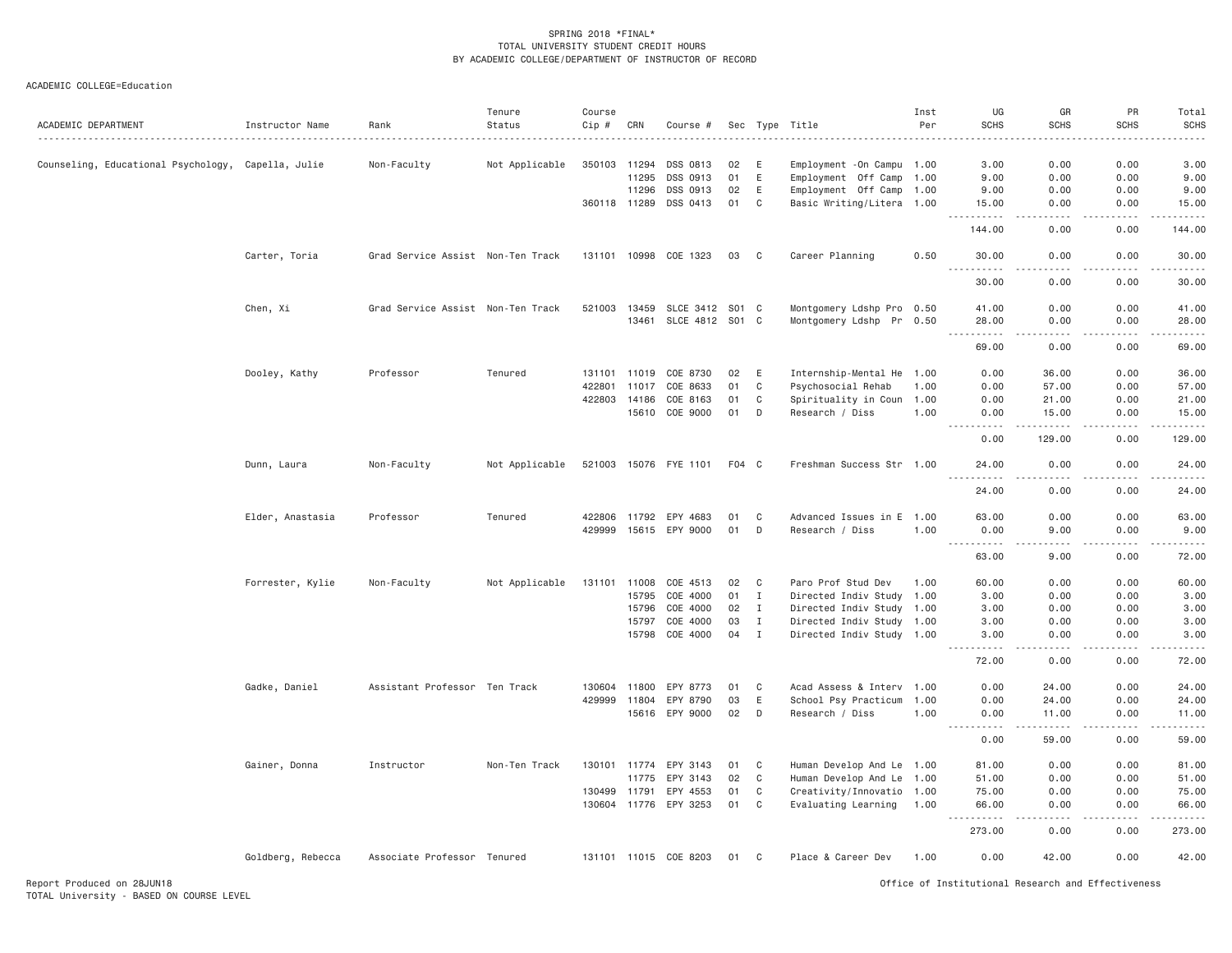SPRING 2018 *FINAL*
TOTAL UNIVERSITY STUDENT CREDIT HOURS
BY ACADEMIC COLLEGE/DEPARTMENT OF INSTRUCTOR OF RECORD

ACADEMIC COLLEGE=Education

| ACADEMIC DEPARTMENT | Instructor Name | Rank | Tenure Status | Course Cip # | CRN | Course # | Sec | Type | Title | Inst Per | UG SCHS | GR SCHS | PR SCHS | Total SCHS |
|---|---|---|---|---|---|---|---|---|---|---|---|---|---|---|
| Counseling, Educational Psychology, | Capella, Julie | Non-Faculty | Not Applicable | 350103 | 11294 | DSS 0813 | 02 | E | Employment -On Campu | 1.00 | 3.00 | 0.00 | 0.00 | 3.00 |
| | | | | | 11295 | DSS 0913 | 01 | E | Employment Off Camp | 1.00 | 9.00 | 0.00 | 0.00 | 9.00 |
| | | | | | 11296 | DSS 0913 | 02 | E | Employment Off Camp | 1.00 | 9.00 | 0.00 | 0.00 | 9.00 |
| | | | | 360118 | 11289 | DSS 0413 | 01 | C | Basic Writing/Litera | 1.00 | 15.00 | 0.00 | 0.00 | 15.00 |
| | | | | | | | | | | | 144.00 | 0.00 | 0.00 | 144.00 |
| | Carter, Toria | Grad Service Assist | Non-Ten Track | 131101 | 10998 | COE 1323 | 03 | C | Career Planning | 0.50 | 30.00 | 0.00 | 0.00 | 30.00 |
| | | | | | | | | | | | 30.00 | 0.00 | 0.00 | 30.00 |
| | Chen, Xi | Grad Service Assist | Non-Ten Track | 521003 | 13459 | SLCE 3412 | S01 | C | Montgomery Ldshp Pro | 0.50 | 41.00 | 0.00 | 0.00 | 41.00 |
| | | | | | 13461 | SLCE 4812 | S01 | C | Montgomery Ldshp Pr | 0.50 | 28.00 | 0.00 | 0.00 | 28.00 |
| | | | | | | | | | | | 69.00 | 0.00 | 0.00 | 69.00 |
| | Dooley, Kathy | Professor | Tenured | 131101 | 11019 | COE 8730 | 02 | E | Internship-Mental He | 1.00 | 0.00 | 36.00 | 0.00 | 36.00 |
| | | | | 422801 | 11017 | COE 8633 | 01 | C | Psychosocial Rehab | 1.00 | 0.00 | 57.00 | 0.00 | 57.00 |
| | | | | 422803 | 14186 | COE 8163 | 01 | C | Spirituality in Coun | 1.00 | 0.00 | 21.00 | 0.00 | 21.00 |
| | | | | | 15610 | COE 9000 | 01 | D | Research / Diss | 1.00 | 0.00 | 15.00 | 0.00 | 15.00 |
| | | | | | | | | | | | 0.00 | 129.00 | 0.00 | 129.00 |
| | Dunn, Laura | Non-Faculty | Not Applicable | 521003 | 15076 | FYE 1101 | F04 | C | Freshman Success Str | 1.00 | 24.00 | 0.00 | 0.00 | 24.00 |
| | | | | | | | | | | | 24.00 | 0.00 | 0.00 | 24.00 |
| | Elder, Anastasia | Professor | Tenured | 422806 | 11792 | EPY 4683 | 01 | C | Advanced Issues in E | 1.00 | 63.00 | 0.00 | 0.00 | 63.00 |
| | | | | 429999 | 15615 | EPY 9000 | 01 | D | Research / Diss | 1.00 | 0.00 | 9.00 | 0.00 | 9.00 |
| | | | | | | | | | | | 63.00 | 9.00 | 0.00 | 72.00 |
| | Forrester, Kylie | Non-Faculty | Not Applicable | 131101 | 11008 | COE 4513 | 02 | C | Paro Prof Stud Dev | 1.00 | 60.00 | 0.00 | 0.00 | 60.00 |
| | | | | | 15795 | COE 4000 | 01 | I | Directed Indiv Study | 1.00 | 3.00 | 0.00 | 0.00 | 3.00 |
| | | | | | 15796 | COE 4000 | 02 | I | Directed Indiv Study | 1.00 | 3.00 | 0.00 | 0.00 | 3.00 |
| | | | | | 15797 | COE 4000 | 03 | I | Directed Indiv Study | 1.00 | 3.00 | 0.00 | 0.00 | 3.00 |
| | | | | | 15798 | COE 4000 | 04 | I | Directed Indiv Study | 1.00 | 3.00 | 0.00 | 0.00 | 3.00 |
| | | | | | | | | | | | 72.00 | 0.00 | 0.00 | 72.00 |
| | Gadke, Daniel | Assistant Professor | Ten Track | 130604 | 11800 | EPY 8773 | 01 | C | Acad Assess & Interv | 1.00 | 0.00 | 24.00 | 0.00 | 24.00 |
| | | | | 429999 | 11804 | EPY 8790 | 03 | E | School Psy Practicum | 1.00 | 0.00 | 24.00 | 0.00 | 24.00 |
| | | | | | 15616 | EPY 9000 | 02 | D | Research / Diss | 1.00 | 0.00 | 11.00 | 0.00 | 11.00 |
| | | | | | | | | | | | 0.00 | 59.00 | 0.00 | 59.00 |
| | Gainer, Donna | Instructor | Non-Ten Track | 130101 | 11774 | EPY 3143 | 01 | C | Human Develop And Le | 1.00 | 81.00 | 0.00 | 0.00 | 81.00 |
| | | | | | 11775 | EPY 3143 | 02 | C | Human Develop And Le | 1.00 | 51.00 | 0.00 | 0.00 | 51.00 |
| | | | | 130499 | 11791 | EPY 4553 | 01 | C | Creativity/Innovatio | 1.00 | 75.00 | 0.00 | 0.00 | 75.00 |
| | | | | 130604 | 11776 | EPY 3253 | 01 | C | Evaluating Learning | 1.00 | 66.00 | 0.00 | 0.00 | 66.00 |
| | | | | | | | | | | | 273.00 | 0.00 | 0.00 | 273.00 |
| | Goldberg, Rebecca | Associate Professor | Tenured | 131101 | 11015 | COE 8203 | 01 | C | Place & Career Dev | 1.00 | 0.00 | 42.00 | 0.00 | 42.00 |

Report Produced on 28JUN18
TOTAL University - BASED ON COURSE LEVEL

Office of Institutional Research and Effectiveness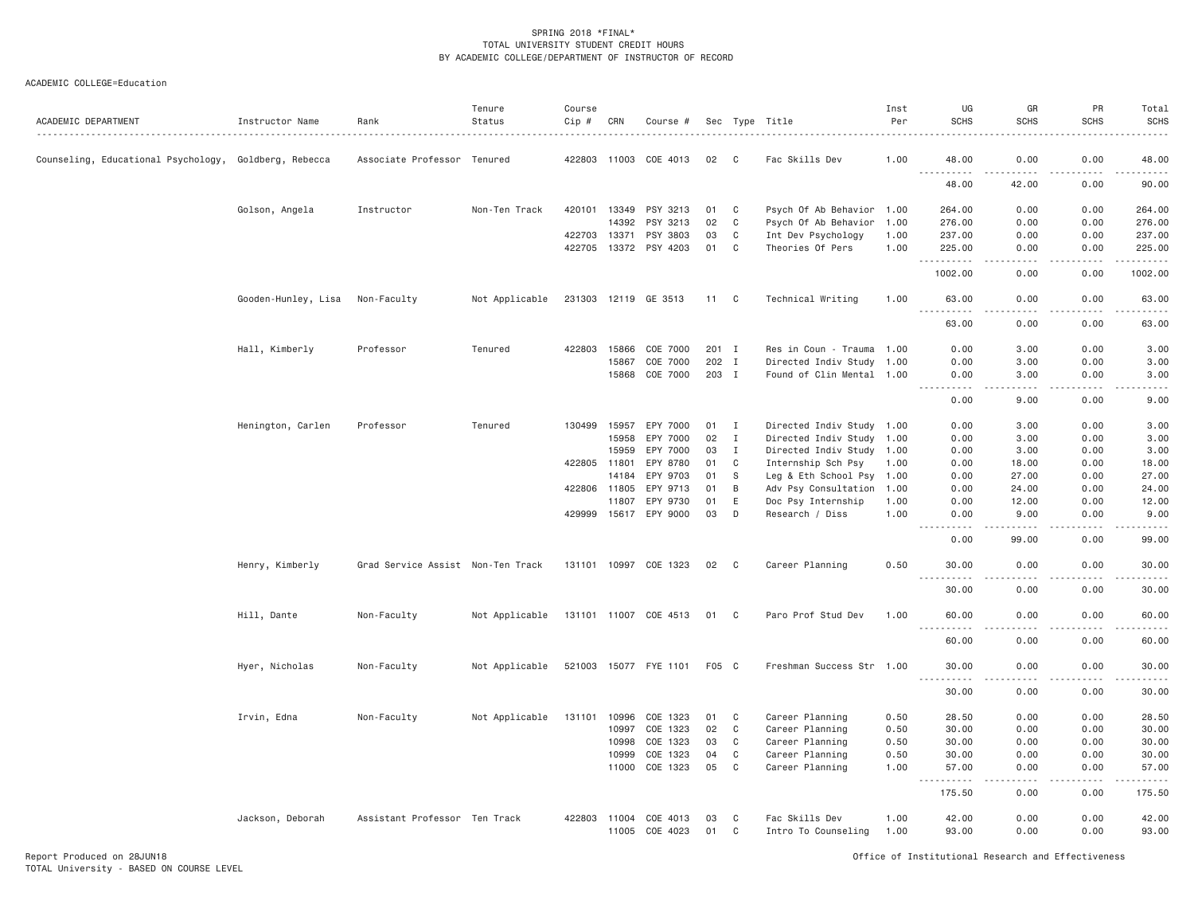SPRING 2018 *FINAL*
TOTAL UNIVERSITY STUDENT CREDIT HOURS
BY ACADEMIC COLLEGE/DEPARTMENT OF INSTRUCTOR OF RECORD

ACADEMIC COLLEGE=Education

| ACADEMIC DEPARTMENT | Instructor Name | Rank | Tenure Status | Course Cip # | CRN | Course # | Sec | Type | Title | Inst Per | UG SCHS | GR SCHS | PR SCHS | Total SCHS |
|---|---|---|---|---|---|---|---|---|---|---|---|---|---|---|
| Counseling, Educational Psychology, | Goldberg, Rebecca | Associate Professor | Tenured | 422803 | 11003 | COE 4013 | 02 | C | Fac Skills Dev | 1.00 | 48.00 | 0.00 | 0.00 | 48.00 |
| | | | | | | | | | | | 48.00 | 42.00 | 0.00 | 90.00 |
| | Golson, Angela | Instructor | Non-Ten Track | 420101 | 13349 | PSY 3213 | 01 | C | Psych Of Ab Behavior | 1.00 | 264.00 | 0.00 | 0.00 | 264.00 |
| | | | | | 14392 | PSY 3213 | 02 | C | Psych Of Ab Behavior | 1.00 | 276.00 | 0.00 | 0.00 | 276.00 |
| | | | | 422703 | 13371 | PSY 3803 | 03 | C | Int Dev Psychology | 1.00 | 237.00 | 0.00 | 0.00 | 237.00 |
| | | | | 422705 | 13372 | PSY 4203 | 01 | C | Theories Of Pers | 1.00 | 225.00 | 0.00 | 0.00 | 225.00 |
| | | | | | | | | | | | 1002.00 | 0.00 | 0.00 | 1002.00 |
| | Gooden-Hunley, Lisa | Non-Faculty | Not Applicable | 231303 | 12119 | GE 3513 | 11 | C | Technical Writing | 1.00 | 63.00 | 0.00 | 0.00 | 63.00 |
| | | | | | | | | | | | 63.00 | 0.00 | 0.00 | 63.00 |
| | Hall, Kimberly | Professor | Tenured | 422803 | 15866 | COE 7000 | 201 | I | Res in Coun - Trauma | 1.00 | 0.00 | 3.00 | 0.00 | 3.00 |
| | | | | | 15867 | COE 7000 | 202 | I | Directed Indiv Study | 1.00 | 0.00 | 3.00 | 0.00 | 3.00 |
| | | | | | 15868 | COE 7000 | 203 | I | Found of Clin Mental | 1.00 | 0.00 | 3.00 | 0.00 | 3.00 |
| | | | | | | | | | | | 0.00 | 9.00 | 0.00 | 9.00 |
| | Henington, Carlen | Professor | Tenured | 130499 | 15957 | EPY 7000 | 01 | I | Directed Indiv Study | 1.00 | 0.00 | 3.00 | 0.00 | 3.00 |
| | | | | | 15958 | EPY 7000 | 02 | I | Directed Indiv Study | 1.00 | 0.00 | 3.00 | 0.00 | 3.00 |
| | | | | | 15959 | EPY 7000 | 03 | I | Directed Indiv Study | 1.00 | 0.00 | 3.00 | 0.00 | 3.00 |
| | | | | 422805 | 11801 | EPY 8780 | 01 | C | Internship Sch Psy | 1.00 | 0.00 | 18.00 | 0.00 | 18.00 |
| | | | | | 14184 | EPY 9703 | 01 | S | Leg & Eth School Psy | 1.00 | 0.00 | 27.00 | 0.00 | 27.00 |
| | | | | 422806 | 11805 | EPY 9713 | 01 | B | Adv Psy Consultation | 1.00 | 0.00 | 24.00 | 0.00 | 24.00 |
| | | | | | 11807 | EPY 9730 | 01 | E | Doc Psy Internship | 1.00 | 0.00 | 12.00 | 0.00 | 12.00 |
| | | | | 429999 | 15617 | EPY 9000 | 03 | D | Research / Diss | 1.00 | 0.00 | 9.00 | 0.00 | 9.00 |
| | | | | | | | | | | | 0.00 | 99.00 | 0.00 | 99.00 |
| | Henry, Kimberly | Grad Service Assist | Non-Ten Track | 131101 | 10997 | COE 1323 | 02 | C | Career Planning | 0.50 | 30.00 | 0.00 | 0.00 | 30.00 |
| | | | | | | | | | | | 30.00 | 0.00 | 0.00 | 30.00 |
| | Hill, Dante | Non-Faculty | Not Applicable | 131101 | 11007 | COE 4513 | 01 | C | Paro Prof Stud Dev | 1.00 | 60.00 | 0.00 | 0.00 | 60.00 |
| | | | | | | | | | | | 60.00 | 0.00 | 0.00 | 60.00 |
| | Hyer, Nicholas | Non-Faculty | Not Applicable | 521003 | 15077 | FYE 1101 | F05 | C | Freshman Success Str | 1.00 | 30.00 | 0.00 | 0.00 | 30.00 |
| | | | | | | | | | | | 30.00 | 0.00 | 0.00 | 30.00 |
| | Irvin, Edna | Non-Faculty | Not Applicable | 131101 | 10996 | COE 1323 | 01 | C | Career Planning | 0.50 | 28.50 | 0.00 | 0.00 | 28.50 |
| | | | | | 10997 | COE 1323 | 02 | C | Career Planning | 0.50 | 30.00 | 0.00 | 0.00 | 30.00 |
| | | | | | 10998 | COE 1323 | 03 | C | Career Planning | 0.50 | 30.00 | 0.00 | 0.00 | 30.00 |
| | | | | | 10999 | COE 1323 | 04 | C | Career Planning | 0.50 | 30.00 | 0.00 | 0.00 | 30.00 |
| | | | | | 11000 | COE 1323 | 05 | C | Career Planning | 1.00 | 57.00 | 0.00 | 0.00 | 57.00 |
| | | | | | | | | | | | 175.50 | 0.00 | 0.00 | 175.50 |
| | Jackson, Deborah | Assistant Professor | Ten Track | 422803 | 11004 | COE 4013 | 03 | C | Fac Skills Dev | 1.00 | 42.00 | 0.00 | 0.00 | 42.00 |
| | | | | | 11005 | COE 4023 | 01 | C | Intro To Counseling | 1.00 | 93.00 | 0.00 | 0.00 | 93.00 |

Report Produced on 28JUN18
TOTAL University - BASED ON COURSE LEVEL

Office of Institutional Research and Effectiveness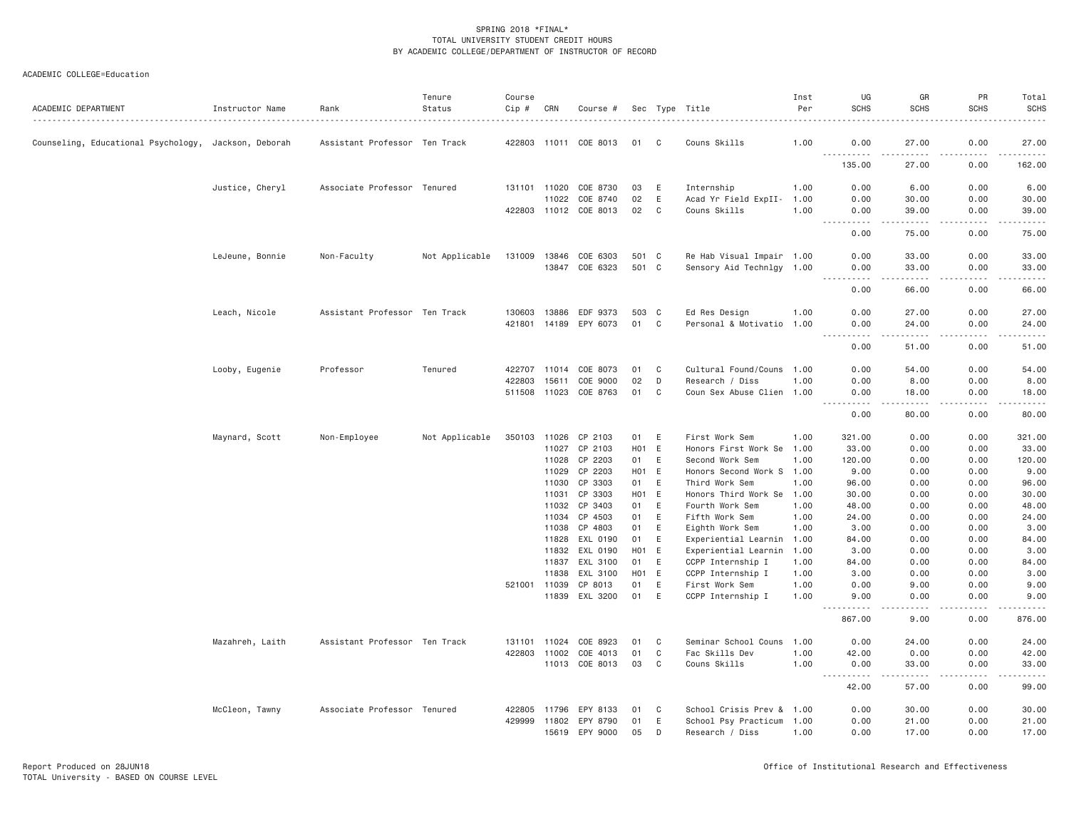SPRING 2018 *FINAL*
TOTAL UNIVERSITY STUDENT CREDIT HOURS
BY ACADEMIC COLLEGE/DEPARTMENT OF INSTRUCTOR OF RECORD

ACADEMIC COLLEGE=Education

| ACADEMIC DEPARTMENT | Instructor Name | Rank | Tenure Status | Course Cip # | CRN | Course # | Sec | Type | Title | Inst Per | UG SCHS | GR SCHS | PR SCHS | Total SCHS |
|---|---|---|---|---|---|---|---|---|---|---|---|---|---|---|
| Counseling, Educational Psychology, | Jackson, Deborah | Assistant Professor | Ten Track | 422803 | 11011 | COE 8013 | 01 | C | Couns Skills | 1.00 | 0.00 | 27.00 | 0.00 | 27.00 |
| | | | | | | | | | | | 135.00 | 27.00 | 0.00 | 162.00 |
| | Justice, Cheryl | Associate Professor | Tenured | 131101 | 11020 | COE 8730 | 03 | E | Internship | 1.00 | 0.00 | 6.00 | 0.00 | 6.00 |
| | | | | | 11022 | COE 8740 | 02 | E | Acad Yr Field ExpII- | 1.00 | 0.00 | 30.00 | 0.00 | 30.00 |
| | | | | 422803 | 11012 | COE 8013 | 02 | C | Couns Skills | 1.00 | 0.00 | 39.00 | 0.00 | 39.00 |
| | | | | | | | | | | | 0.00 | 75.00 | 0.00 | 75.00 |
| | LeJeune, Bonnie | Non-Faculty | Not Applicable | 131009 | 13846 | COE 6303 | 501 | C | Re Hab Visual Impair | 1.00 | 0.00 | 33.00 | 0.00 | 33.00 |
| | | | | | 13847 | COE 6323 | 501 | C | Sensory Aid Technlgy | 1.00 | 0.00 | 33.00 | 0.00 | 33.00 |
| | | | | | | | | | | | 0.00 | 66.00 | 0.00 | 66.00 |
| | Leach, Nicole | Assistant Professor | Ten Track | 130603 | 13886 | EDF 9373 | 503 | C | Ed Res Design | 1.00 | 0.00 | 27.00 | 0.00 | 27.00 |
| | | | | 421801 | 14189 | EPY 6073 | 01 | C | Personal & Motivatio | 1.00 | 0.00 | 24.00 | 0.00 | 24.00 |
| | | | | | | | | | | | 0.00 | 51.00 | 0.00 | 51.00 |
| | Looby, Eugenie | Professor | Tenured | 422707 | 11014 | COE 8073 | 01 | C | Cultural Found/Couns | 1.00 | 0.00 | 54.00 | 0.00 | 54.00 |
| | | | | 422803 | 15611 | COE 9000 | 02 | D | Research / Diss | 1.00 | 0.00 | 8.00 | 0.00 | 8.00 |
| | | | | 511508 | 11023 | COE 8763 | 01 | C | Coun Sex Abuse Clien | 1.00 | 0.00 | 18.00 | 0.00 | 18.00 |
| | | | | | | | | | | | 0.00 | 80.00 | 0.00 | 80.00 |
| | Maynard, Scott | Non-Employee | Not Applicable | 350103 | 11026 | CP 2103 | 01 | E | First Work Sem | 1.00 | 321.00 | 0.00 | 0.00 | 321.00 |
| | | | | | 11027 | CP 2103 | H01 | E | Honors First Work Se | 1.00 | 33.00 | 0.00 | 0.00 | 33.00 |
| | | | | | 11028 | CP 2203 | 01 | E | Second Work Sem | 1.00 | 120.00 | 0.00 | 0.00 | 120.00 |
| | | | | | 11029 | CP 2203 | H01 | E | Honors Second Work S | 1.00 | 9.00 | 0.00 | 0.00 | 9.00 |
| | | | | | 11030 | CP 3303 | 01 | E | Third Work Sem | 1.00 | 96.00 | 0.00 | 0.00 | 96.00 |
| | | | | | 11031 | CP 3303 | H01 | E | Honors Third Work Se | 1.00 | 30.00 | 0.00 | 0.00 | 30.00 |
| | | | | | 11032 | CP 3403 | 01 | E | Fourth Work Sem | 1.00 | 48.00 | 0.00 | 0.00 | 48.00 |
| | | | | | 11034 | CP 4503 | 01 | E | Fifth Work Sem | 1.00 | 24.00 | 0.00 | 0.00 | 24.00 |
| | | | | | 11038 | CP 4803 | 01 | E | Eighth Work Sem | 1.00 | 3.00 | 0.00 | 0.00 | 3.00 |
| | | | | | 11828 | EXL 0190 | 01 | E | Experiential Learnin | 1.00 | 84.00 | 0.00 | 0.00 | 84.00 |
| | | | | | 11832 | EXL 0190 | H01 | E | Experiential Learnin | 1.00 | 3.00 | 0.00 | 0.00 | 3.00 |
| | | | | | 11837 | EXL 3100 | 01 | E | CCPP Internship I | 1.00 | 84.00 | 0.00 | 0.00 | 84.00 |
| | | | | | 11838 | EXL 3100 | H01 | E | CCPP Internship I | 1.00 | 3.00 | 0.00 | 0.00 | 3.00 |
| | | | | 521001 | 11039 | CP 8013 | 01 | E | First Work Sem | 1.00 | 0.00 | 9.00 | 0.00 | 9.00 |
| | | | | | 11839 | EXL 3200 | 01 | E | CCPP Internship I | 1.00 | 9.00 | 0.00 | 0.00 | 9.00 |
| | | | | | | | | | | | 867.00 | 9.00 | 0.00 | 876.00 |
| | Mazahreh, Laith | Assistant Professor | Ten Track | 131101 | 11024 | COE 8923 | 01 | C | Seminar School Couns | 1.00 | 0.00 | 24.00 | 0.00 | 24.00 |
| | | | | 422803 | 11002 | COE 4013 | 01 | C | Fac Skills Dev | 1.00 | 42.00 | 0.00 | 0.00 | 42.00 |
| | | | | | 11013 | COE 8013 | 03 | C | Couns Skills | 1.00 | 0.00 | 33.00 | 0.00 | 33.00 |
| | | | | | | | | | | | 42.00 | 57.00 | 0.00 | 99.00 |
| | McCleon, Tawny | Associate Professor | Tenured | 422805 | 11796 | EPY 8133 | 01 | C | School Crisis Prev & | 1.00 | 0.00 | 30.00 | 0.00 | 30.00 |
| | | | | 429999 | 11802 | EPY 8790 | 01 | E | School Psy Practicum | 1.00 | 0.00 | 21.00 | 0.00 | 21.00 |
| | | | | | 15619 | EPY 9000 | 05 | D | Research / Diss | 1.00 | 0.00 | 17.00 | 0.00 | 17.00 |

Report Produced on 28JUN18
TOTAL University - BASED ON COURSE LEVEL

Office of Institutional Research and Effectiveness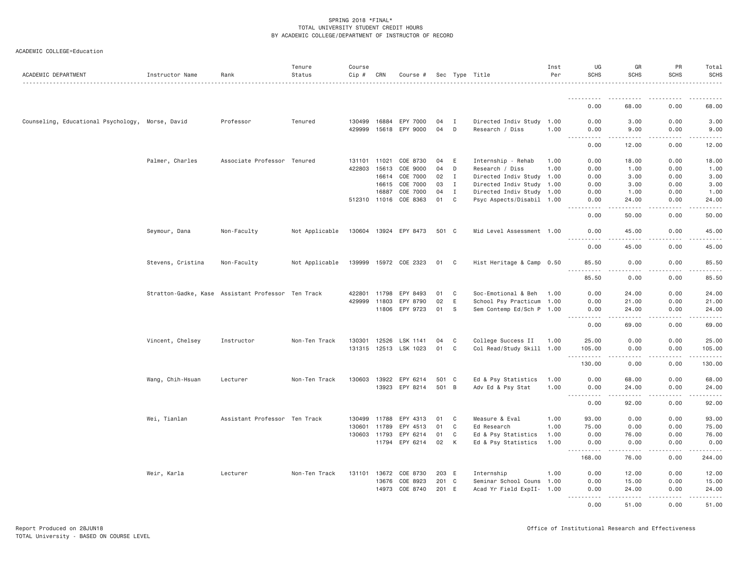SPRING 2018 *FINAL*
TOTAL UNIVERSITY STUDENT CREDIT HOURS
BY ACADEMIC COLLEGE/DEPARTMENT OF INSTRUCTOR OF RECORD

ACADEMIC COLLEGE=Education

| ACADEMIC DEPARTMENT | Instructor Name | Rank | Tenure Status | Course Cip # | CRN | Course # | Sec | Type | Title | Inst Per | UG SCHS | GR SCHS | PR SCHS | Total SCHS |
|---|---|---|---|---|---|---|---|---|---|---|---|---|---|---|
| | | | | | | | | | | | 0.00 | 68.00 | 0.00 | 68.00 |
| Counseling, Educational Psychology, | Morse, David | Professor | Tenured | 130499 | 16884 | EPY 7000 | 04 | I | Directed Indiv Study | 1.00 | 0.00 | 3.00 | 0.00 | 3.00 |
| | | | | 429999 | 15618 | EPY 9000 | 04 | D | Research / Diss | 1.00 | 0.00 | 9.00 | 0.00 | 9.00 |
| | | | | | | | | | | | 0.00 | 12.00 | 0.00 | 12.00 |
| | Palmer, Charles | Associate Professor | Tenured | 131101 | 11021 | COE 8730 | 04 | E | Internship - Rehab | 1.00 | 0.00 | 18.00 | 0.00 | 18.00 |
| | | | | 422803 | 15613 | COE 9000 | 04 | D | Research / Diss | 1.00 | 0.00 | 1.00 | 0.00 | 1.00 |
| | | | | | 16614 | COE 7000 | 02 | I | Directed Indiv Study | 1.00 | 0.00 | 3.00 | 0.00 | 3.00 |
| | | | | | 16615 | COE 7000 | 03 | I | Directed Indiv Study | 1.00 | 0.00 | 3.00 | 0.00 | 3.00 |
| | | | | | 16887 | COE 7000 | 04 | I | Directed Indiv Study | 1.00 | 0.00 | 1.00 | 0.00 | 1.00 |
| | | | | 512310 | 11016 | COE 8363 | 01 | C | Psyc Aspects/Disabil | 1.00 | 0.00 | 24.00 | 0.00 | 24.00 |
| | | | | | | | | | | | 0.00 | 50.00 | 0.00 | 50.00 |
| | Seymour, Dana | Non-Faculty | Not Applicable | 130604 | 13924 | EPY 8473 | 501 | C | Mid Level Assessment | 1.00 | 0.00 | 45.00 | 0.00 | 45.00 |
| | | | | | | | | | | | 0.00 | 45.00 | 0.00 | 45.00 |
| | Stevens, Cristina | Non-Faculty | Not Applicable | 139999 | 15972 | COE 2323 | 01 | C | Hist Heritage & Camp | 0.50 | 85.50 | 0.00 | 0.00 | 85.50 |
| | | | | | | | | | | | 85.50 | 0.00 | 0.00 | 85.50 |
| | Stratton-Gadke, Kase | Assistant Professor | Ten Track | 422801 | 11798 | EPY 8493 | 01 | C | Soc-Emotional & Beh | 1.00 | 0.00 | 24.00 | 0.00 | 24.00 |
| | | | | 429999 | 11803 | EPY 8790 | 02 | E | School Psy Practicum | 1.00 | 0.00 | 21.00 | 0.00 | 21.00 |
| | | | | | 11806 | EPY 9723 | 01 | S | Sem Contemp Ed/Sch P | 1.00 | 0.00 | 24.00 | 0.00 | 24.00 |
| | | | | | | | | | | | 0.00 | 69.00 | 0.00 | 69.00 |
| | Vincent, Chelsey | Instructor | Non-Ten Track | 130301 | 12526 | LSK 1141 | 04 | C | College Success II | 1.00 | 25.00 | 0.00 | 0.00 | 25.00 |
| | | | | 131315 | 12513 | LSK 1023 | 01 | C | Col Read/Study Skill | 1.00 | 105.00 | 0.00 | 0.00 | 105.00 |
| | | | | | | | | | | | 130.00 | 0.00 | 0.00 | 130.00 |
| | Wang, Chih-Hsuan | Lecturer | Non-Ten Track | 130603 | 13922 | EPY 6214 | 501 | C | Ed & Psy Statistics | 1.00 | 0.00 | 68.00 | 0.00 | 68.00 |
| | | | | | 13923 | EPY 8214 | 501 | B | Adv Ed & Psy Stat | 1.00 | 0.00 | 24.00 | 0.00 | 24.00 |
| | | | | | | | | | | | 0.00 | 92.00 | 0.00 | 92.00 |
| | Wei, Tianlan | Assistant Professor | Ten Track | 130499 | 11788 | EPY 4313 | 01 | C | Measure & Eval | 1.00 | 93.00 | 0.00 | 0.00 | 93.00 |
| | | | | 130601 | 11789 | EPY 4513 | 01 | C | Ed Research | 1.00 | 75.00 | 0.00 | 0.00 | 75.00 |
| | | | | 130603 | 11793 | EPY 6214 | 01 | C | Ed & Psy Statistics | 1.00 | 0.00 | 76.00 | 0.00 | 76.00 |
| | | | | | 11794 | EPY 6214 | 02 | K | Ed & Psy Statistics | 1.00 | 0.00 | 0.00 | 0.00 | 0.00 |
| | | | | | | | | | | | 168.00 | 76.00 | 0.00 | 244.00 |
| | Weir, Karla | Lecturer | Non-Ten Track | 131101 | 13672 | COE 8730 | 203 | E | Internship | 1.00 | 0.00 | 12.00 | 0.00 | 12.00 |
| | | | | | 13676 | COE 8923 | 201 | C | Seminar School Couns | 1.00 | 0.00 | 15.00 | 0.00 | 15.00 |
| | | | | | 14973 | COE 8740 | 201 | E | Acad Yr Field ExpII- | 1.00 | 0.00 | 24.00 | 0.00 | 24.00 |
| | | | | | | | | | | | 0.00 | 51.00 | 0.00 | 51.00 |

Report Produced on 28JUN18
TOTAL University - BASED ON COURSE LEVEL

Office of Institutional Research and Effectiveness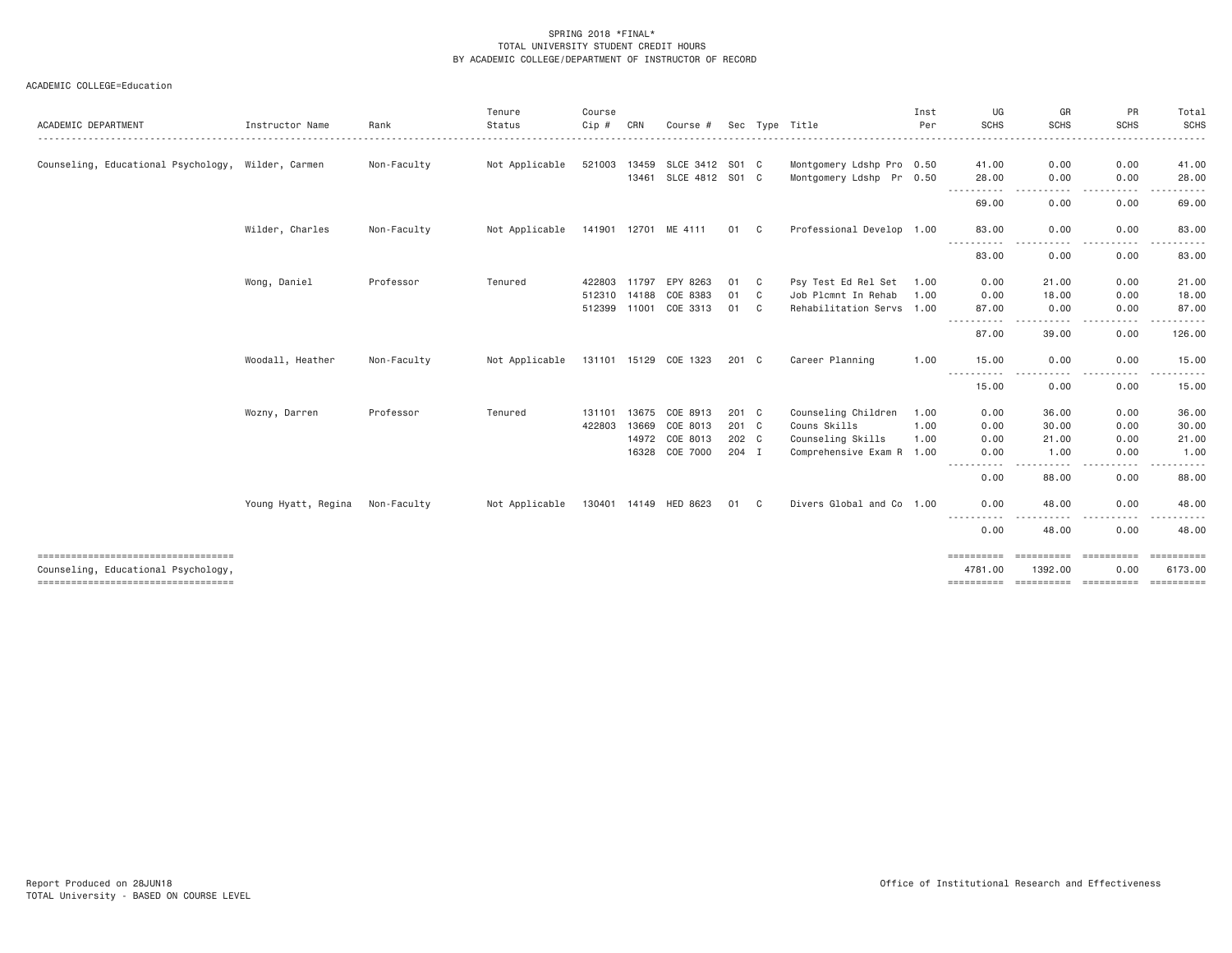SPRING 2018 *FINAL*
TOTAL UNIVERSITY STUDENT CREDIT HOURS
BY ACADEMIC COLLEGE/DEPARTMENT OF INSTRUCTOR OF RECORD

ACADEMIC COLLEGE=Education

| ACADEMIC DEPARTMENT | Instructor Name | Rank | Tenure Status | Course Cip # | CRN | Course # | Sec | Type | Title | Inst Per | UG SCHS | GR SCHS | PR SCHS | Total SCHS |
|---|---|---|---|---|---|---|---|---|---|---|---|---|---|---|
| Counseling, Educational Psychology, | Wilder, Carmen | Non-Faculty | Not Applicable | 521003 | 13459 | SLCE 3412 | S01 | C | Montgomery Ldshp Pro | 0.50 | 41.00 | 0.00 | 0.00 | 41.00 |
| | | | | | 13461 | SLCE 4812 | S01 | C | Montgomery Ldshp Pr | 0.50 | 28.00 | 0.00 | 0.00 | 28.00 |
| | | | | | | | | | | | 69.00 | 0.00 | 0.00 | 69.00 |
| | Wilder, Charles | Non-Faculty | Not Applicable | 141901 | 12701 | ME 4111 | 01 | C | Professional Develop | 1.00 | 83.00 | 0.00 | 0.00 | 83.00 |
| | | | | | | | | | | | 83.00 | 0.00 | 0.00 | 83.00 |
| | Wong, Daniel | Professor | Tenured | 422803 | 11797 | EPY 8263 | 01 | C | Psy Test Ed Rel Set | 1.00 | 0.00 | 21.00 | 0.00 | 21.00 |
| | | | | 512310 | 14188 | COE 8383 | 01 | C | Job Plcmnt In Rehab | 1.00 | 0.00 | 18.00 | 0.00 | 18.00 |
| | | | | 512399 | 11001 | COE 3313 | 01 | C | Rehabilitation Servs | 1.00 | 87.00 | 0.00 | 0.00 | 87.00 |
| | | | | | | | | | | | 87.00 | 39.00 | 0.00 | 126.00 |
| | Woodall, Heather | Non-Faculty | Not Applicable | 131101 | 15129 | COE 1323 | 201 | C | Career Planning | 1.00 | 15.00 | 0.00 | 0.00 | 15.00 |
| | | | | | | | | | | | 15.00 | 0.00 | 0.00 | 15.00 |
| | Wozny, Darren | Professor | Tenured | 131101 | 13675 | COE 8913 | 201 | C | Counseling Children | 1.00 | 0.00 | 36.00 | 0.00 | 36.00 |
| | | | | 422803 | 13669 | COE 8013 | 201 | C | Couns Skills | 1.00 | 0.00 | 30.00 | 0.00 | 30.00 |
| | | | | | 14972 | COE 8013 | 202 | C | Counseling Skills | 1.00 | 0.00 | 21.00 | 0.00 | 21.00 |
| | | | | | 16328 | COE 7000 | 204 | I | Comprehensive Exam R | 1.00 | 0.00 | 1.00 | 0.00 | 1.00 |
| | | | | | | | | | | | 0.00 | 88.00 | 0.00 | 88.00 |
| | Young Hyatt, Regina | Non-Faculty | Not Applicable | 130401 | 14149 | HED 8623 | 01 | C | Divers Global and Co | 1.00 | 0.00 | 48.00 | 0.00 | 48.00 |
| | | | | | | | | | | | 0.00 | 48.00 | 0.00 | 48.00 |
| Counseling, Educational Psychology, | | | | | | | | | | | 4781.00 | 1392.00 | 0.00 | 6173.00 |

Report Produced on 28JUN18
TOTAL University - BASED ON COURSE LEVEL

Office of Institutional Research and Effectiveness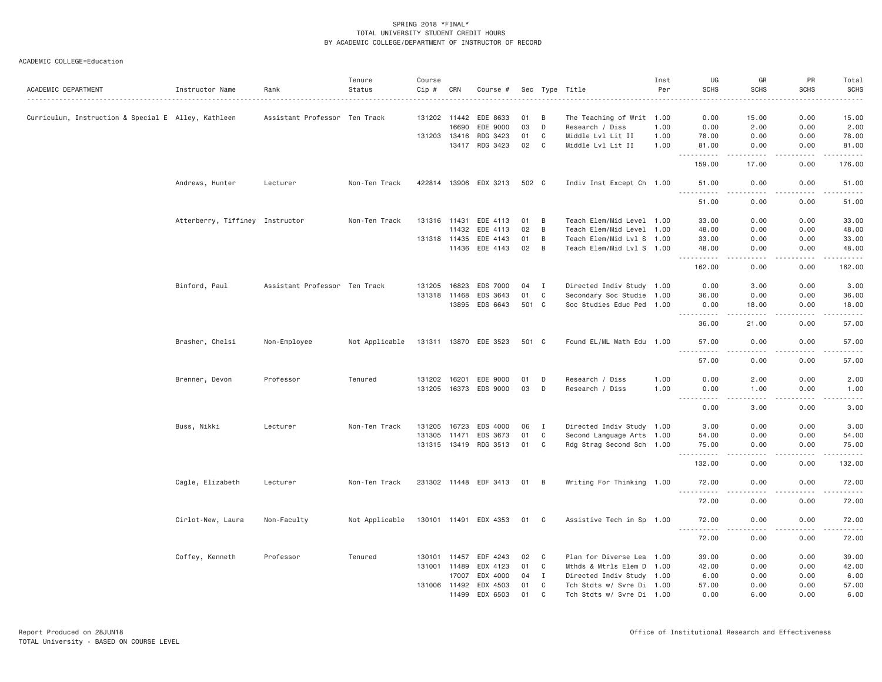SPRING 2018 *FINAL*
TOTAL UNIVERSITY STUDENT CREDIT HOURS
BY ACADEMIC COLLEGE/DEPARTMENT OF INSTRUCTOR OF RECORD

ACADEMIC COLLEGE=Education

| ACADEMIC DEPARTMENT | Instructor Name | Rank | Tenure Status | Course Cip # | CRN | Course # | Sec | Type | Title | Inst Per | UG SCHS | GR SCHS | PR SCHS | Total SCHS |
|---|---|---|---|---|---|---|---|---|---|---|---|---|---|---|
| Curriculum, Instruction & Special E | Alley, Kathleen | Assistant Professor | Ten Track | 131202 | 11442 | EDE 8633 | 01 | B | The Teaching of Writ | 1.00 | 0.00 | 15.00 | 0.00 | 15.00 |
| | | | | | 16690 | EDE 9000 | 03 | D | Research / Diss | 1.00 | 0.00 | 2.00 | 0.00 | 2.00 |
| | | | | 131203 | 13416 | RDG 3423 | 01 | C | Middle Lvl Lit II | 1.00 | 78.00 | 0.00 | 0.00 | 78.00 |
| | | | | | 13417 | RDG 3423 | 02 | C | Middle Lvl Lit II | 1.00 | 81.00 | 0.00 | 0.00 | 81.00 |
| | | | | | | | | | | | 159.00 | 17.00 | 0.00 | 176.00 |
| | Andrews, Hunter | Lecturer | Non-Ten Track | 422814 | 13906 | EDX 3213 | 502 | C | Indiv Inst Except Ch | 1.00 | 51.00 | 0.00 | 0.00 | 51.00 |
| | | | | | | | | | | | 51.00 | 0.00 | 0.00 | 51.00 |
| | Atterberry, Tiffiney | Instructor | Non-Ten Track | 131316 | 11431 | EDE 4113 | 01 | B | Teach Elem/Mid Level | 1.00 | 33.00 | 0.00 | 0.00 | 33.00 |
| | | | | | 11432 | EDE 4113 | 02 | B | Teach Elem/Mid Level | 1.00 | 48.00 | 0.00 | 0.00 | 48.00 |
| | | | | 131318 | 11435 | EDE 4143 | 01 | B | Teach Elem/Mid Lvl S | 1.00 | 33.00 | 0.00 | 0.00 | 33.00 |
| | | | | | 11436 | EDE 4143 | 02 | B | Teach Elem/Mid Lvl S | 1.00 | 48.00 | 0.00 | 0.00 | 48.00 |
| | | | | | | | | | | | 162.00 | 0.00 | 0.00 | 162.00 |
| | Binford, Paul | Assistant Professor | Ten Track | 131205 | 16823 | EDS 7000 | 04 | I | Directed Indiv Study | 1.00 | 0.00 | 3.00 | 0.00 | 3.00 |
| | | | | 131318 | 11468 | EDS 3643 | 01 | C | Secondary Soc Studie | 1.00 | 36.00 | 0.00 | 0.00 | 36.00 |
| | | | | | 13895 | EDS 6643 | 501 | C | Soc Studies Educ Ped | 1.00 | 0.00 | 18.00 | 0.00 | 18.00 |
| | | | | | | | | | | | 36.00 | 21.00 | 0.00 | 57.00 |
| | Brasher, Chelsi | Non-Employee | Not Applicable | 131311 | 13870 | EDE 3523 | 501 | C | Found EL/ML Math Edu | 1.00 | 57.00 | 0.00 | 0.00 | 57.00 |
| | | | | | | | | | | | 57.00 | 0.00 | 0.00 | 57.00 |
| | Brenner, Devon | Professor | Tenured | 131202 | 16201 | EDE 9000 | 01 | D | Research / Diss | 1.00 | 0.00 | 2.00 | 0.00 | 2.00 |
| | | | | 131205 | 16373 | EDS 9000 | 03 | D | Research / Diss | 1.00 | 0.00 | 1.00 | 0.00 | 1.00 |
| | | | | | | | | | | | 0.00 | 3.00 | 0.00 | 3.00 |
| | Buss, Nikki | Lecturer | Non-Ten Track | 131205 | 16723 | EDS 4000 | 06 | I | Directed Indiv Study | 1.00 | 3.00 | 0.00 | 0.00 | 3.00 |
| | | | | 131305 | 11471 | EDS 3673 | 01 | C | Second Language Arts | 1.00 | 54.00 | 0.00 | 0.00 | 54.00 |
| | | | | 131315 | 13419 | RDG 3513 | 01 | C | Rdg Strag Second Sch | 1.00 | 75.00 | 0.00 | 0.00 | 75.00 |
| | | | | | | | | | | | 132.00 | 0.00 | 0.00 | 132.00 |
| | Cagle, Elizabeth | Lecturer | Non-Ten Track | 231302 | 11448 | EDF 3413 | 01 | B | Writing For Thinking | 1.00 | 72.00 | 0.00 | 0.00 | 72.00 |
| | | | | | | | | | | | 72.00 | 0.00 | 0.00 | 72.00 |
| | Cirlot-New, Laura | Non-Faculty | Not Applicable | 130101 | 11491 | EDX 4353 | 01 | C | Assistive Tech in Sp | 1.00 | 72.00 | 0.00 | 0.00 | 72.00 |
| | | | | | | | | | | | 72.00 | 0.00 | 0.00 | 72.00 |
| | Coffey, Kenneth | Professor | Tenured | 130101 | 11457 | EDF 4243 | 02 | C | Plan for Diverse Lea | 1.00 | 39.00 | 0.00 | 0.00 | 39.00 |
| | | | | 131001 | 11489 | EDX 4123 | 01 | C | Mthds & Mtrls Elem D | 1.00 | 42.00 | 0.00 | 0.00 | 42.00 |
| | | | | | 17007 | EDX 4000 | 04 | I | Directed Indiv Study | 1.00 | 6.00 | 0.00 | 0.00 | 6.00 |
| | | | | 131006 | 11492 | EDX 4503 | 01 | C | Tch Stdts w/ Svre Di | 1.00 | 57.00 | 0.00 | 0.00 | 57.00 |
| | | | | | 11499 | EDX 6503 | 01 | C | Tch Stdts w/ Svre Di | 1.00 | 0.00 | 6.00 | 0.00 | 6.00 |

Report Produced on 28JUN18
TOTAL University - BASED ON COURSE LEVEL

Office of Institutional Research and Effectiveness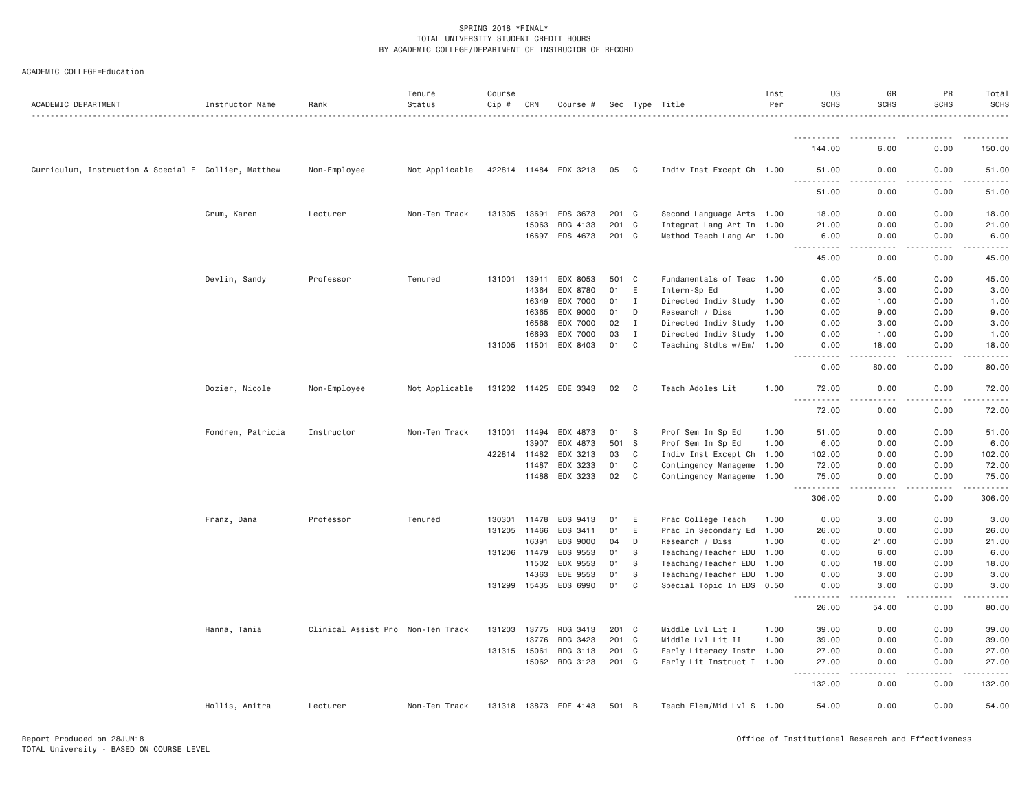SPRING 2018 *FINAL*
TOTAL UNIVERSITY STUDENT CREDIT HOURS
BY ACADEMIC COLLEGE/DEPARTMENT OF INSTRUCTOR OF RECORD

ACADEMIC COLLEGE=Education

| ACADEMIC DEPARTMENT | Instructor Name | Rank | Tenure Status | Course Cip # | CRN | Course # | Sec | Type | Title | Inst Per | UG SCHS | GR SCHS | PR SCHS | Total SCHS |
|---|---|---|---|---|---|---|---|---|---|---|---|---|---|---|
| | | | | | | | | | | | 144.00 | 6.00 | 0.00 | 150.00 |
| Curriculum, Instruction & Special E | Collier, Matthew | Non-Employee | Not Applicable | 422814 | 11484 | EDX 3213 | 05 | C | Indiv Inst Except Ch | 1.00 | 51.00 | 0.00 | 0.00 | 51.00 |
| | | | | | | | | | | | 51.00 | 0.00 | 0.00 | 51.00 |
| | Crum, Karen | Lecturer | Non-Ten Track | 131305 | 13691 | EDS 3673 | 201 | C | Second Language Arts | 1.00 | 18.00 | 0.00 | 0.00 | 18.00 |
| | | | | | 15063 | RDG 4133 | 201 | C | Integrat Lang Art In | 1.00 | 21.00 | 0.00 | 0.00 | 21.00 |
| | | | | | 16697 | EDS 4673 | 201 | C | Method Teach Lang Ar | 1.00 | 6.00 | 0.00 | 0.00 | 6.00 |
| | | | | | | | | | | | 45.00 | 0.00 | 0.00 | 45.00 |
| | Devlin, Sandy | Professor | Tenured | 131001 | 13911 | EDX 8053 | 501 | C | Fundamentals of Teac | 1.00 | 0.00 | 45.00 | 0.00 | 45.00 |
| | | | | | 14364 | EDX 8780 | 01 | E | Intern-Sp Ed | 1.00 | 0.00 | 3.00 | 0.00 | 3.00 |
| | | | | | 16349 | EDX 7000 | 01 | I | Directed Indiv Study | 1.00 | 0.00 | 1.00 | 0.00 | 1.00 |
| | | | | | 16365 | EDX 9000 | 01 | D | Research / Diss | 1.00 | 0.00 | 9.00 | 0.00 | 9.00 |
| | | | | | 16568 | EDX 7000 | 02 | I | Directed Indiv Study | 1.00 | 0.00 | 3.00 | 0.00 | 3.00 |
| | | | | | 16693 | EDX 7000 | 03 | I | Directed Indiv Study | 1.00 | 0.00 | 1.00 | 0.00 | 1.00 |
| | | | | 131005 | 11501 | EDX 8403 | 01 | C | Teaching Stdts w/Em/ | 1.00 | 0.00 | 18.00 | 0.00 | 18.00 |
| | | | | | | | | | | | 0.00 | 80.00 | 0.00 | 80.00 |
| | Dozier, Nicole | Non-Employee | Not Applicable | 131202 | 11425 | EDE 3343 | 02 | C | Teach Adoles Lit | 1.00 | 72.00 | 0.00 | 0.00 | 72.00 |
| | | | | | | | | | | | 72.00 | 0.00 | 0.00 | 72.00 |
| | Fondren, Patricia | Instructor | Non-Ten Track | 131001 | 11494 | EDX 4873 | 01 | S | Prof Sem In Sp Ed | 1.00 | 51.00 | 0.00 | 0.00 | 51.00 |
| | | | | | 13907 | EDX 4873 | 501 | S | Prof Sem In Sp Ed | 1.00 | 6.00 | 0.00 | 0.00 | 6.00 |
| | | | | 422814 | 11482 | EDX 3213 | 03 | C | Indiv Inst Except Ch | 1.00 | 102.00 | 0.00 | 0.00 | 102.00 |
| | | | | | 11487 | EDX 3233 | 01 | C | Contingency Manageme | 1.00 | 72.00 | 0.00 | 0.00 | 72.00 |
| | | | | | 11488 | EDX 3233 | 02 | C | Contingency Manageme | 1.00 | 75.00 | 0.00 | 0.00 | 75.00 |
| | | | | | | | | | | | 306.00 | 0.00 | 0.00 | 306.00 |
| | Franz, Dana | Professor | Tenured | 130301 | 11478 | EDS 9413 | 01 | E | Prac College Teach | 1.00 | 0.00 | 3.00 | 0.00 | 3.00 |
| | | | | 131205 | 11466 | EDS 3411 | 01 | E | Prac In Secondary Ed | 1.00 | 26.00 | 0.00 | 0.00 | 26.00 |
| | | | | | 16391 | EDS 9000 | 04 | D | Research / Diss | 1.00 | 0.00 | 21.00 | 0.00 | 21.00 |
| | | | | 131206 | 11479 | EDS 9553 | 01 | S | Teaching/Teacher EDU | 1.00 | 0.00 | 6.00 | 0.00 | 6.00 |
| | | | | | 11502 | EDX 9553 | 01 | S | Teaching/Teacher EDU | 1.00 | 0.00 | 18.00 | 0.00 | 18.00 |
| | | | | | 14363 | EDE 9553 | 01 | S | Teaching/Teacher EDU | 1.00 | 0.00 | 3.00 | 0.00 | 3.00 |
| | | | | 131299 | 15435 | EDS 6990 | 01 | C | Special Topic In EDS | 0.50 | 0.00 | 3.00 | 0.00 | 3.00 |
| | | | | | | | | | | | 26.00 | 54.00 | 0.00 | 80.00 |
| | Hanna, Tania | Clinical Assist Pro | Non-Ten Track | 131203 | 13775 | RDG 3413 | 201 | C | Middle Lvl Lit I | 1.00 | 39.00 | 0.00 | 0.00 | 39.00 |
| | | | | | 13776 | RDG 3423 | 201 | C | Middle Lvl Lit II | 1.00 | 39.00 | 0.00 | 0.00 | 39.00 |
| | | | | 131315 | 15061 | RDG 3113 | 201 | C | Early Literacy Instr | 1.00 | 27.00 | 0.00 | 0.00 | 27.00 |
| | | | | | 15062 | RDG 3123 | 201 | C | Early Lit Instruct I | 1.00 | 27.00 | 0.00 | 0.00 | 27.00 |
| | | | | | | | | | | | 132.00 | 0.00 | 0.00 | 132.00 |
| | Hollis, Anitra | Lecturer | Non-Ten Track | 131318 | 13873 | EDE 4143 | 501 | B | Teach Elem/Mid Lvl S | 1.00 | 54.00 | 0.00 | 0.00 | 54.00 |

Report Produced on 28JUN18
TOTAL University - BASED ON COURSE LEVEL

Office of Institutional Research and Effectiveness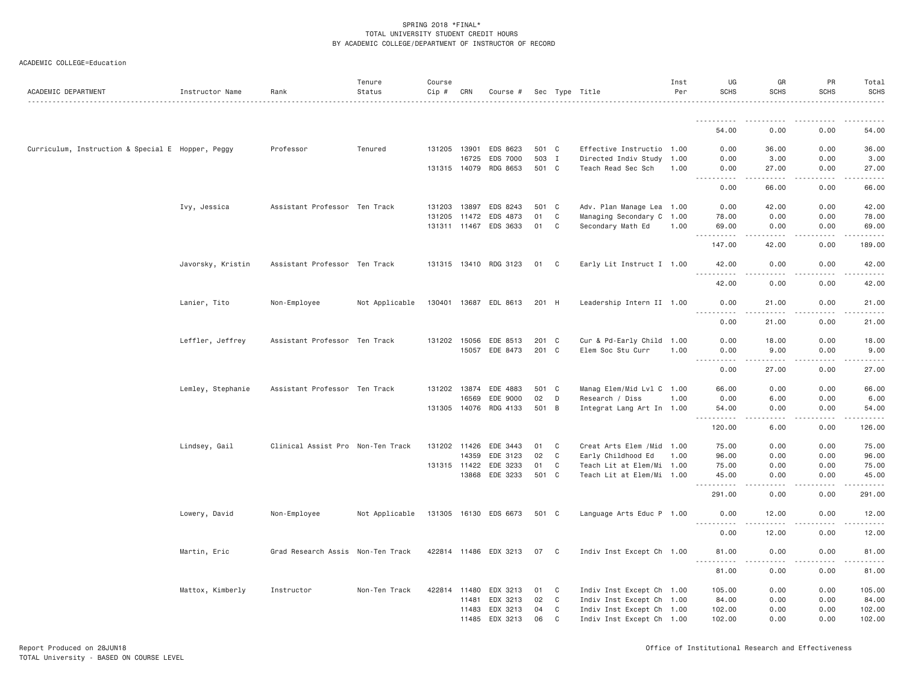SPRING 2018 *FINAL*
TOTAL UNIVERSITY STUDENT CREDIT HOURS
BY ACADEMIC COLLEGE/DEPARTMENT OF INSTRUCTOR OF RECORD

ACADEMIC COLLEGE=Education

| ACADEMIC DEPARTMENT | Instructor Name | Rank | Tenure Status | Course Cip # | CRN | Course # | Sec | Type | Title | Inst Per | UG SCHS | GR SCHS | PR SCHS | Total SCHS |
|---|---|---|---|---|---|---|---|---|---|---|---|---|---|---|
| | | | | | | | | | | | 54.00 | 0.00 | 0.00 | 54.00 |
| Curriculum, Instruction & Special E | Hopper, Peggy | Professor | Tenured | 131205 | 13901 | EDS 8623 | 501 | C | Effective Instructio | 1.00 | 0.00 | 36.00 | 0.00 | 36.00 |
| | | | | | 16725 | EDS 7000 | 503 | I | Directed Indiv Study | 1.00 | 0.00 | 3.00 | 0.00 | 3.00 |
| | | | | 131315 | 14079 | RDG 8653 | 501 | C | Teach Read Sec Sch | 1.00 | 0.00 | 27.00 | 0.00 | 27.00 |
| | | | | | | | | | | | 0.00 | 66.00 | 0.00 | 66.00 |
| | Ivy, Jessica | Assistant Professor | Ten Track | 131203 | 13897 | EDS 8243 | 501 | C | Adv. Plan Manage Lea | 1.00 | 0.00 | 42.00 | 0.00 | 42.00 |
| | | | | 131205 | 11472 | EDS 4873 | 01 | C | Managing Secondary C | 1.00 | 78.00 | 0.00 | 0.00 | 78.00 |
| | | | | 131311 | 11467 | EDS 3633 | 01 | C | Secondary Math Ed | 1.00 | 69.00 | 0.00 | 0.00 | 69.00 |
| | | | | | | | | | | | 147.00 | 42.00 | 0.00 | 189.00 |
| | Javorsky, Kristin | Assistant Professor | Ten Track | 131315 | 13410 | RDG 3123 | 01 | C | Early Lit Instruct I | 1.00 | 42.00 | 0.00 | 0.00 | 42.00 |
| | | | | | | | | | | | 42.00 | 0.00 | 0.00 | 42.00 |
| | Lanier, Tito | Non-Employee | Not Applicable | 130401 | 13687 | EDL 8613 | 201 | H | Leadership Intern II | 1.00 | 0.00 | 21.00 | 0.00 | 21.00 |
| | | | | | | | | | | | 0.00 | 21.00 | 0.00 | 21.00 |
| | Leffler, Jeffrey | Assistant Professor | Ten Track | 131202 | 15056 | EDE 8513 | 201 | C | Cur & Pd-Early Child | 1.00 | 0.00 | 18.00 | 0.00 | 18.00 |
| | | | | | 15057 | EDE 8473 | 201 | C | Elem Soc Stu Curr | 1.00 | 0.00 | 9.00 | 0.00 | 9.00 |
| | | | | | | | | | | | 0.00 | 27.00 | 0.00 | 27.00 |
| | Lemley, Stephanie | Assistant Professor | Ten Track | 131202 | 13874 | EDE 4883 | 501 | C | Manag Elem/Mid Lvl C | 1.00 | 66.00 | 0.00 | 0.00 | 66.00 |
| | | | | | 16569 | EDE 9000 | 02 | D | Research / Diss | 1.00 | 0.00 | 6.00 | 0.00 | 6.00 |
| | | | | 131305 | 14076 | RDG 4133 | 501 | B | Integrat Lang Art In | 1.00 | 54.00 | 0.00 | 0.00 | 54.00 |
| | | | | | | | | | | | 120.00 | 6.00 | 0.00 | 126.00 |
| | Lindsey, Gail | Clinical Assist Pro | Non-Ten Track | 131202 | 11426 | EDE 3443 | 01 | C | Creat Arts Elem /Mid | 1.00 | 75.00 | 0.00 | 0.00 | 75.00 |
| | | | | | 14359 | EDE 3123 | 02 | C | Early Childhood Ed | 1.00 | 96.00 | 0.00 | 0.00 | 96.00 |
| | | | | 131315 | 11422 | EDE 3233 | 01 | C | Teach Lit at Elem/Mi | 1.00 | 75.00 | 0.00 | 0.00 | 75.00 |
| | | | | | 13868 | EDE 3233 | 501 | C | Teach Lit at Elem/Mi | 1.00 | 45.00 | 0.00 | 0.00 | 45.00 |
| | | | | | | | | | | | 291.00 | 0.00 | 0.00 | 291.00 |
| | Lowery, David | Non-Employee | Not Applicable | 131305 | 16130 | EDS 6673 | 501 | C | Language Arts Educ P | 1.00 | 0.00 | 12.00 | 0.00 | 12.00 |
| | | | | | | | | | | | 0.00 | 12.00 | 0.00 | 12.00 |
| | Martin, Eric | Grad Research Assis | Non-Ten Track | 422814 | 11486 | EDX 3213 | 07 | C | Indiv Inst Except Ch | 1.00 | 81.00 | 0.00 | 0.00 | 81.00 |
| | | | | | | | | | | | 81.00 | 0.00 | 0.00 | 81.00 |
| | Mattox, Kimberly | Instructor | Non-Ten Track | 422814 | 11480 | EDX 3213 | 01 | C | Indiv Inst Except Ch | 1.00 | 105.00 | 0.00 | 0.00 | 105.00 |
| | | | | | 11481 | EDX 3213 | 02 | C | Indiv Inst Except Ch | 1.00 | 84.00 | 0.00 | 0.00 | 84.00 |
| | | | | | 11483 | EDX 3213 | 04 | C | Indiv Inst Except Ch | 1.00 | 102.00 | 0.00 | 0.00 | 102.00 |
| | | | | | 11485 | EDX 3213 | 06 | C | Indiv Inst Except Ch | 1.00 | 102.00 | 0.00 | 0.00 | 102.00 |

Report Produced on 28JUN18
TOTAL University - BASED ON COURSE LEVEL

Office of Institutional Research and Effectiveness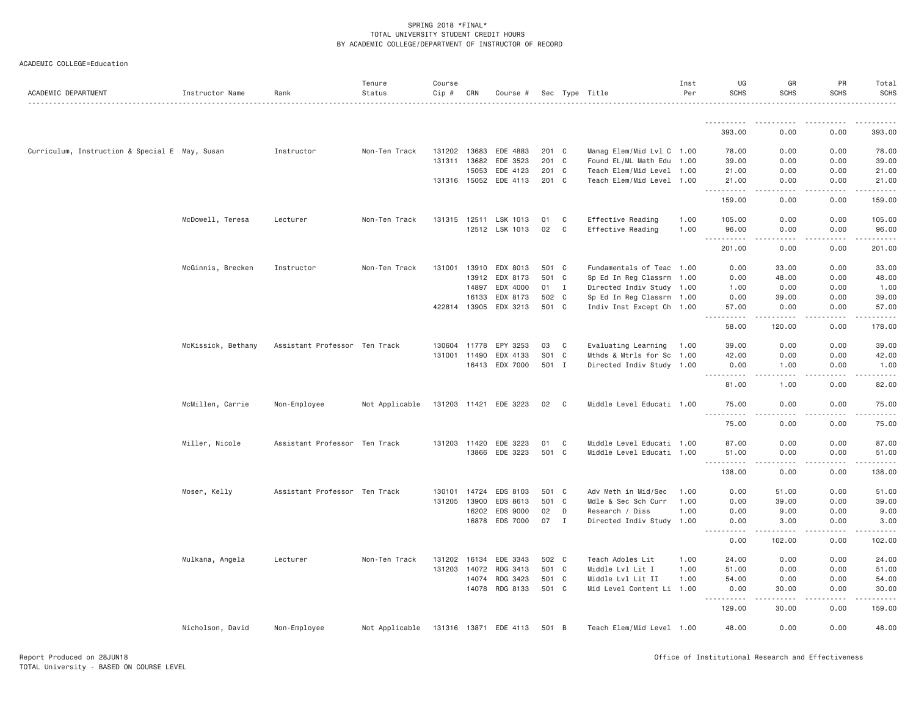SPRING 2018 *FINAL*
TOTAL UNIVERSITY STUDENT CREDIT HOURS
BY ACADEMIC COLLEGE/DEPARTMENT OF INSTRUCTOR OF RECORD

ACADEMIC COLLEGE=Education

| ACADEMIC DEPARTMENT | Instructor Name | Rank | Tenure Status | Course Cip # | CRN | Course # | Sec | Type | Title | Inst Per | UG SCHS | GR SCHS | PR SCHS | Total SCHS |
|---|---|---|---|---|---|---|---|---|---|---|---|---|---|---|
| | | | | | | | | | | | 393.00 | 0.00 | 0.00 | 393.00 |
| Curriculum, Instruction & Special E | May, Susan | Instructor | Non-Ten Track | 131202 | 13683 | EDE 4883 | 201 | C | Manag Elem/Mid Lvl C | 1.00 | 78.00 | 0.00 | 0.00 | 78.00 |
| | | | | 131311 | 13682 | EDE 3523 | 201 | C | Found EL/ML Math Edu | 1.00 | 39.00 | 0.00 | 0.00 | 39.00 |
| | | | | | 15053 | EDE 4123 | 201 | C | Teach Elem/Mid Level | 1.00 | 21.00 | 0.00 | 0.00 | 21.00 |
| | | | | 131316 | 15052 | EDE 4113 | 201 | C | Teach Elem/Mid Level | 1.00 | 21.00 | 0.00 | 0.00 | 21.00 |
| | | | | | | | | | | | 159.00 | 0.00 | 0.00 | 159.00 |
| | McDowell, Teresa | Lecturer | Non-Ten Track | 131315 | 12511 | LSK 1013 | 01 | C | Effective Reading | 1.00 | 105.00 | 0.00 | 0.00 | 105.00 |
| | | | | | 12512 | LSK 1013 | 02 | C | Effective Reading | 1.00 | 96.00 | 0.00 | 0.00 | 96.00 |
| | | | | | | | | | | | 201.00 | 0.00 | 0.00 | 201.00 |
| | McGinnis, Brecken | Instructor | Non-Ten Track | 131001 | 13910 | EDX 8013 | 501 | C | Fundamentals of Teac | 1.00 | 0.00 | 33.00 | 0.00 | 33.00 |
| | | | | | 13912 | EDX 8173 | 501 | C | Sp Ed In Reg Classrm | 1.00 | 0.00 | 48.00 | 0.00 | 48.00 |
| | | | | | 14897 | EDX 4000 | 01 | I | Directed Indiv Study | 1.00 | 1.00 | 0.00 | 0.00 | 1.00 |
| | | | | | 16133 | EDX 8173 | 502 | C | Sp Ed In Reg Classrm | 1.00 | 0.00 | 39.00 | 0.00 | 39.00 |
| | | | | 422814 | 13905 | EDX 3213 | 501 | C | Indiv Inst Except Ch | 1.00 | 57.00 | 0.00 | 0.00 | 57.00 |
| | | | | | | | | | | | 58.00 | 120.00 | 0.00 | 178.00 |
| | McKissick, Bethany | Assistant Professor | Ten Track | 130604 | 11778 | EPY 3253 | 03 | C | Evaluating Learning | 1.00 | 39.00 | 0.00 | 0.00 | 39.00 |
| | | | | 131001 | 11490 | EDX 4133 | S01 | C | Mthds & Mtrls for Sc | 1.00 | 42.00 | 0.00 | 0.00 | 42.00 |
| | | | | | 16413 | EDX 7000 | 501 | I | Directed Indiv Study | 1.00 | 0.00 | 1.00 | 0.00 | 1.00 |
| | | | | | | | | | | | 81.00 | 1.00 | 0.00 | 82.00 |
| | McMillen, Carrie | Non-Employee | Not Applicable | 131203 | 11421 | EDE 3223 | 02 | C | Middle Level Educati | 1.00 | 75.00 | 0.00 | 0.00 | 75.00 |
| | | | | | | | | | | | 75.00 | 0.00 | 0.00 | 75.00 |
| | Miller, Nicole | Assistant Professor | Ten Track | 131203 | 11420 | EDE 3223 | 01 | C | Middle Level Educati | 1.00 | 87.00 | 0.00 | 0.00 | 87.00 |
| | | | | | 13866 | EDE 3223 | 501 | C | Middle Level Educati | 1.00 | 51.00 | 0.00 | 0.00 | 51.00 |
| | | | | | | | | | | | 138.00 | 0.00 | 0.00 | 138.00 |
| | Moser, Kelly | Assistant Professor | Ten Track | 130101 | 14724 | EDS 8103 | 501 | C | Adv Meth in Mid/Sec | 1.00 | 0.00 | 51.00 | 0.00 | 51.00 |
| | | | | 131205 | 13900 | EDS 8613 | 501 | C | Mdle & Sec Sch Curr | 1.00 | 0.00 | 39.00 | 0.00 | 39.00 |
| | | | | | 16202 | EDS 9000 | 02 | D | Research / Diss | 1.00 | 0.00 | 9.00 | 0.00 | 9.00 |
| | | | | | 16878 | EDS 7000 | 07 | I | Directed Indiv Study | 1.00 | 0.00 | 3.00 | 0.00 | 3.00 |
| | | | | | | | | | | | 0.00 | 102.00 | 0.00 | 102.00 |
| | Mulkana, Angela | Lecturer | Non-Ten Track | 131202 | 16134 | EDE 3343 | 502 | C | Teach Adoles Lit | 1.00 | 24.00 | 0.00 | 0.00 | 24.00 |
| | | | | 131203 | 14072 | RDG 3413 | 501 | C | Middle Lvl Lit I | 1.00 | 51.00 | 0.00 | 0.00 | 51.00 |
| | | | | | 14074 | RDG 3423 | 501 | C | Middle Lvl Lit II | 1.00 | 54.00 | 0.00 | 0.00 | 54.00 |
| | | | | | 14078 | RDG 8133 | 501 | C | Mid Level Content Li | 1.00 | 0.00 | 30.00 | 0.00 | 30.00 |
| | | | | | | | | | | | 129.00 | 30.00 | 0.00 | 159.00 |
| | Nicholson, David | Non-Employee | Not Applicable | 131316 | 13871 | EDE 4113 | 501 | B | Teach Elem/Mid Level | 1.00 | 48.00 | 0.00 | 0.00 | 48.00 |

Report Produced on 28JUN18
TOTAL University - BASED ON COURSE LEVEL

Office of Institutional Research and Effectiveness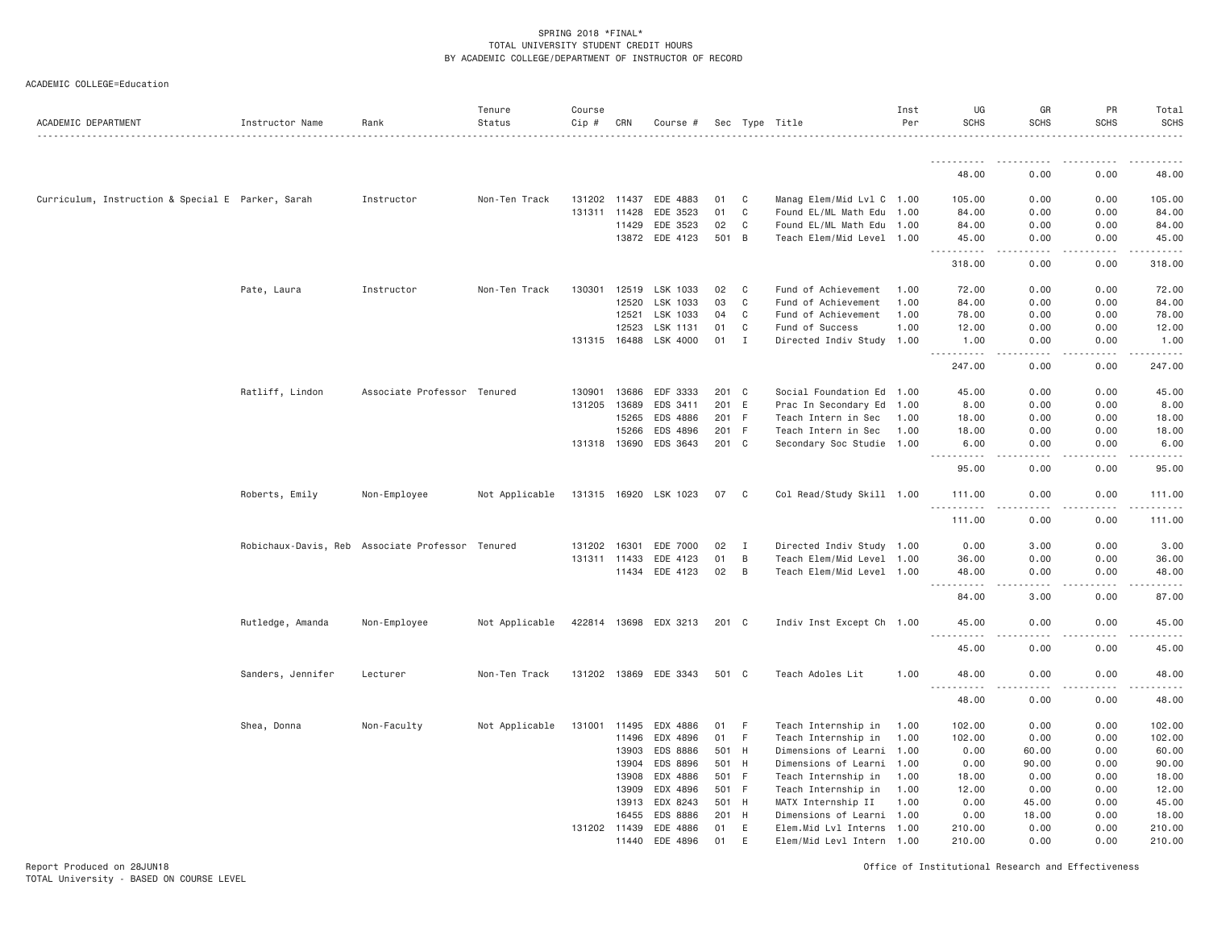SPRING 2018 *FINAL*
TOTAL UNIVERSITY STUDENT CREDIT HOURS
BY ACADEMIC COLLEGE/DEPARTMENT OF INSTRUCTOR OF RECORD

ACADEMIC COLLEGE=Education

| ACADEMIC DEPARTMENT | Instructor Name | Rank | Tenure Status | Course Cip # | CRN | Course # | Sec | Type | Title | Inst Per | UG SCHS | GR SCHS | PR SCHS | Total SCHS |
|---|---|---|---|---|---|---|---|---|---|---|---|---|---|---|
| | | | | | | | | | | | 48.00 | 0.00 | 0.00 | 48.00 |
| Curriculum, Instruction & Special E | Parker, Sarah | Instructor | Non-Ten Track | 131202 | 11437 | EDE 4883 | 01 | C | Manag Elem/Mid Lvl C | 1.00 | 105.00 | 0.00 | 0.00 | 105.00 |
| | | | | 131311 | 11428 | EDE 3523 | 01 | C | Found EL/ML Math Edu | 1.00 | 84.00 | 0.00 | 0.00 | 84.00 |
| | | | | | 11429 | EDE 3523 | 02 | C | Found EL/ML Math Edu | 1.00 | 84.00 | 0.00 | 0.00 | 84.00 |
| | | | | | 13872 | EDE 4123 | 501 | B | Teach Elem/Mid Level | 1.00 | 45.00 | 0.00 | 0.00 | 45.00 |
| | | | | | | | | | | | 318.00 | 0.00 | 0.00 | 318.00 |
| | Pate, Laura | Instructor | Non-Ten Track | 130301 | 12519 | LSK 1033 | 02 | C | Fund of Achievement | 1.00 | 72.00 | 0.00 | 0.00 | 72.00 |
| | | | | | 12520 | LSK 1033 | 03 | C | Fund of Achievement | 1.00 | 84.00 | 0.00 | 0.00 | 84.00 |
| | | | | | 12521 | LSK 1033 | 04 | C | Fund of Achievement | 1.00 | 78.00 | 0.00 | 0.00 | 78.00 |
| | | | | | 12523 | LSK 1131 | 01 | C | Fund of Success | 1.00 | 12.00 | 0.00 | 0.00 | 12.00 |
| | | | | 131315 | 16488 | LSK 4000 | 01 | I | Directed Indiv Study | 1.00 | 1.00 | 0.00 | 0.00 | 1.00 |
| | | | | | | | | | | | 247.00 | 0.00 | 0.00 | 247.00 |
| | Ratliff, Lindon | Associate Professor | Tenured | 130901 | 13686 | EDF 3333 | 201 | C | Social Foundation Ed | 1.00 | 45.00 | 0.00 | 0.00 | 45.00 |
| | | | | 131205 | 13689 | EDS 3411 | 201 | E | Prac In Secondary Ed | 1.00 | 8.00 | 0.00 | 0.00 | 8.00 |
| | | | | | 15265 | EDS 4886 | 201 | F | Teach Intern in Sec | 1.00 | 18.00 | 0.00 | 0.00 | 18.00 |
| | | | | | 15266 | EDS 4896 | 201 | F | Teach Intern in Sec | 1.00 | 18.00 | 0.00 | 0.00 | 18.00 |
| | | | | 131318 | 13690 | EDS 3643 | 201 | C | Secondary Soc Studie | 1.00 | 6.00 | 0.00 | 0.00 | 6.00 |
| | | | | | | | | | | | 95.00 | 0.00 | 0.00 | 95.00 |
| | Roberts, Emily | Non-Employee | Not Applicable | 131315 | 16920 | LSK 1023 | 07 | C | Col Read/Study Skill | 1.00 | 111.00 | 0.00 | 0.00 | 111.00 |
| | | | | | | | | | | | 111.00 | 0.00 | 0.00 | 111.00 |
| | Robichaux-Davis, Reb | Associate Professor | Tenured | 131202 | 16301 | EDE 7000 | 02 | I | Directed Indiv Study | 1.00 | 0.00 | 3.00 | 0.00 | 3.00 |
| | | | | 131311 | 11433 | EDE 4123 | 01 | B | Teach Elem/Mid Level | 1.00 | 36.00 | 0.00 | 0.00 | 36.00 |
| | | | | | 11434 | EDE 4123 | 02 | B | Teach Elem/Mid Level | 1.00 | 48.00 | 0.00 | 0.00 | 48.00 |
| | | | | | | | | | | | 84.00 | 3.00 | 0.00 | 87.00 |
| | Rutledge, Amanda | Non-Employee | Not Applicable | 422814 | 13698 | EDX 3213 | 201 | C | Indiv Inst Except Ch | 1.00 | 45.00 | 0.00 | 0.00 | 45.00 |
| | | | | | | | | | | | 45.00 | 0.00 | 0.00 | 45.00 |
| | Sanders, Jennifer | Lecturer | Non-Ten Track | 131202 | 13869 | EDE 3343 | 501 | C | Teach Adoles Lit | 1.00 | 48.00 | 0.00 | 0.00 | 48.00 |
| | | | | | | | | | | | 48.00 | 0.00 | 0.00 | 48.00 |
| | Shea, Donna | Non-Faculty | Not Applicable | 131001 | 11495 | EDX 4886 | 01 | F | Teach Internship in | 1.00 | 102.00 | 0.00 | 0.00 | 102.00 |
| | | | | | 11496 | EDX 4896 | 01 | F | Teach Internship in | 1.00 | 102.00 | 0.00 | 0.00 | 102.00 |
| | | | | | 13903 | EDS 8886 | 501 | H | Dimensions of Learni | 1.00 | 0.00 | 60.00 | 0.00 | 60.00 |
| | | | | | 13904 | EDS 8896 | 501 | H | Dimensions of Learni | 1.00 | 0.00 | 90.00 | 0.00 | 90.00 |
| | | | | | 13908 | EDX 4886 | 501 | F | Teach Internship in | 1.00 | 18.00 | 0.00 | 0.00 | 18.00 |
| | | | | | 13909 | EDX 4896 | 501 | F | Teach Internship in | 1.00 | 12.00 | 0.00 | 0.00 | 12.00 |
| | | | | | 13913 | EDX 8243 | 501 | H | MATX Internship II | 1.00 | 0.00 | 45.00 | 0.00 | 45.00 |
| | | | | | 16455 | EDS 8886 | 201 | H | Dimensions of Learni | 1.00 | 0.00 | 18.00 | 0.00 | 18.00 |
| | | | | 131202 | 11439 | EDE 4886 | 01 | E | Elem.Mid Lvl Interns | 1.00 | 210.00 | 0.00 | 0.00 | 210.00 |
| | | | | | 11440 | EDE 4896 | 01 | E | Elem/Mid Levl Intern | 1.00 | 210.00 | 0.00 | 0.00 | 210.00 |

Report Produced on 28JUN18
TOTAL University - BASED ON COURSE LEVEL

Office of Institutional Research and Effectiveness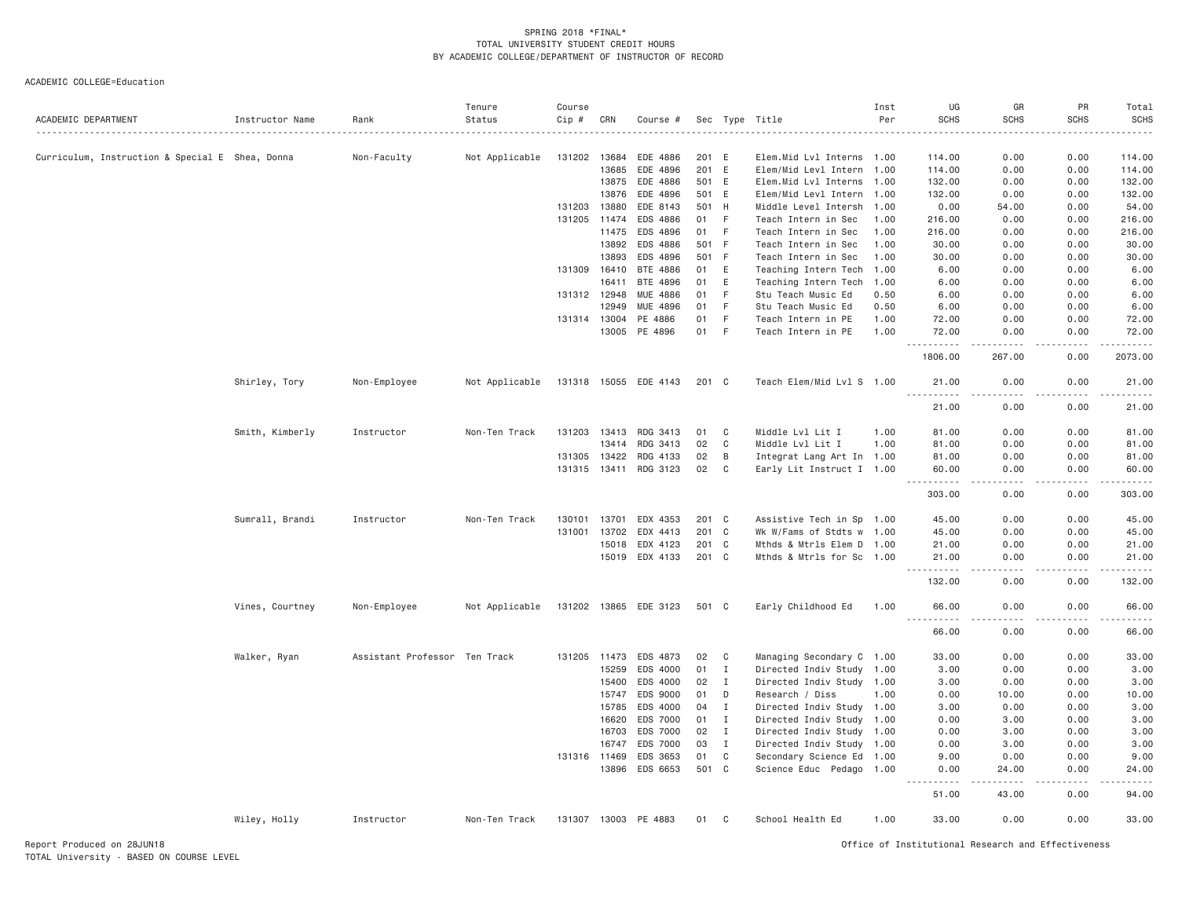SPRING 2018 *FINAL*
TOTAL UNIVERSITY STUDENT CREDIT HOURS
BY ACADEMIC COLLEGE/DEPARTMENT OF INSTRUCTOR OF RECORD

ACADEMIC COLLEGE=Education

| ACADEMIC DEPARTMENT | Instructor Name | Rank | Tenure Status | Course Cip # | CRN | Course # | Sec | Type | Title | Inst Per | UG SCHS | GR SCHS | PR SCHS | Total SCHS |
|---|---|---|---|---|---|---|---|---|---|---|---|---|---|---|
| Curriculum, Instruction & Special E | Shea, Donna | Non-Faculty | Not Applicable | 131202 | 13684 | EDE 4886 | 201 | E | Elem.Mid Lvl Interns | 1.00 | 114.00 | 0.00 | 0.00 | 114.00 |
| | | | | | 13685 | EDE 4896 | 201 | E | Elem/Mid Levl Intern | 1.00 | 114.00 | 0.00 | 0.00 | 114.00 |
| | | | | | 13875 | EDE 4886 | 501 | E | Elem.Mid Lvl Interns | 1.00 | 132.00 | 0.00 | 0.00 | 132.00 |
| | | | | | 13876 | EDE 4896 | 501 | E | Elem/Mid Levl Intern | 1.00 | 132.00 | 0.00 | 0.00 | 132.00 |
| | | | | 131203 | 13880 | EDE 8143 | 501 | H | Middle Level Intersh | 1.00 | 0.00 | 54.00 | 0.00 | 54.00 |
| | | | | 131205 | 11474 | EDS 4886 | 01 | F | Teach Intern in Sec | 1.00 | 216.00 | 0.00 | 0.00 | 216.00 |
| | | | | | 11475 | EDS 4896 | 01 | F | Teach Intern in Sec | 1.00 | 216.00 | 0.00 | 0.00 | 216.00 |
| | | | | | 13892 | EDS 4886 | 501 | F | Teach Intern in Sec | 1.00 | 30.00 | 0.00 | 0.00 | 30.00 |
| | | | | | 13893 | EDS 4896 | 501 | F | Teach Intern in Sec | 1.00 | 30.00 | 0.00 | 0.00 | 30.00 |
| | | | | 131309 | 16410 | BTE 4886 | 01 | E | Teaching Intern Tech | 1.00 | 6.00 | 0.00 | 0.00 | 6.00 |
| | | | | | 16411 | BTE 4896 | 01 | E | Teaching Intern Tech | 1.00 | 6.00 | 0.00 | 0.00 | 6.00 |
| | | | | 131312 | 12948 | MUE 4886 | 01 | F | Stu Teach Music Ed | 0.50 | 6.00 | 0.00 | 0.00 | 6.00 |
| | | | | | 12949 | MUE 4896 | 01 | F | Stu Teach Music Ed | 0.50 | 6.00 | 0.00 | 0.00 | 6.00 |
| | | | | 131314 | 13004 | PE 4886 | 01 | F | Teach Intern in PE | 1.00 | 72.00 | 0.00 | 0.00 | 72.00 |
| | | | | | 13005 | PE 4896 | 01 | F | Teach Intern in PE | 1.00 | 72.00 | 0.00 | 0.00 | 72.00 |
| | | | | | | | | | | | 1806.00 | 267.00 | 0.00 | 2073.00 |
| | Shirley, Tory | Non-Employee | Not Applicable | 131318 | 15055 | EDE 4143 | 201 | C | Teach Elem/Mid Lvl S | 1.00 | 21.00 | 0.00 | 0.00 | 21.00 |
| | | | | | | | | | | | 21.00 | 0.00 | 0.00 | 21.00 |
| | Smith, Kimberly | Instructor | Non-Ten Track | 131203 | 13413 | RDG 3413 | 01 | C | Middle Lvl Lit I | 1.00 | 81.00 | 0.00 | 0.00 | 81.00 |
| | | | | | 13414 | RDG 3413 | 02 | C | Middle Lvl Lit I | 1.00 | 81.00 | 0.00 | 0.00 | 81.00 |
| | | | | 131305 | 13422 | RDG 4133 | 02 | B | Integrat Lang Art In | 1.00 | 81.00 | 0.00 | 0.00 | 81.00 |
| | | | | 131315 | 13411 | RDG 3123 | 02 | C | Early Lit Instruct I | 1.00 | 60.00 | 0.00 | 0.00 | 60.00 |
| | | | | | | | | | | | 303.00 | 0.00 | 0.00 | 303.00 |
| | Sumrall, Brandi | Instructor | Non-Ten Track | 130101 | 13701 | EDX 4353 | 201 | C | Assistive Tech in Sp | 1.00 | 45.00 | 0.00 | 0.00 | 45.00 |
| | | | | 131001 | 13702 | EDX 4413 | 201 | C | Wk W/Fams of Stdts w | 1.00 | 45.00 | 0.00 | 0.00 | 45.00 |
| | | | | | 15018 | EDX 4123 | 201 | C | Mthds & Mtrls Elem D | 1.00 | 21.00 | 0.00 | 0.00 | 21.00 |
| | | | | | 15019 | EDX 4133 | 201 | C | Mthds & Mtrls for Sc | 1.00 | 21.00 | 0.00 | 0.00 | 21.00 |
| | | | | | | | | | | | 132.00 | 0.00 | 0.00 | 132.00 |
| | Vines, Courtney | Non-Employee | Not Applicable | 131202 | 13865 | EDE 3123 | 501 | C | Early Childhood Ed | 1.00 | 66.00 | 0.00 | 0.00 | 66.00 |
| | | | | | | | | | | | 66.00 | 0.00 | 0.00 | 66.00 |
| | Walker, Ryan | Assistant Professor | Ten Track | 131205 | 11473 | EDS 4873 | 02 | C | Managing Secondary C | 1.00 | 33.00 | 0.00 | 0.00 | 33.00 |
| | | | | | 15259 | EDS 4000 | 01 | I | Directed Indiv Study | 1.00 | 3.00 | 0.00 | 0.00 | 3.00 |
| | | | | | 15400 | EDS 4000 | 02 | I | Directed Indiv Study | 1.00 | 3.00 | 0.00 | 0.00 | 3.00 |
| | | | | | 15747 | EDS 9000 | 01 | D | Research / Diss | 1.00 | 0.00 | 10.00 | 0.00 | 10.00 |
| | | | | | 15785 | EDS 4000 | 04 | I | Directed Indiv Study | 1.00 | 3.00 | 0.00 | 0.00 | 3.00 |
| | | | | | 16620 | EDS 7000 | 01 | I | Directed Indiv Study | 1.00 | 0.00 | 3.00 | 0.00 | 3.00 |
| | | | | | 16703 | EDS 7000 | 02 | I | Directed Indiv Study | 1.00 | 0.00 | 3.00 | 0.00 | 3.00 |
| | | | | | 16747 | EDS 7000 | 03 | I | Directed Indiv Study | 1.00 | 0.00 | 3.00 | 0.00 | 3.00 |
| | | | | 131316 | 11469 | EDS 3653 | 01 | C | Secondary Science Ed | 1.00 | 9.00 | 0.00 | 0.00 | 9.00 |
| | | | | | 13896 | EDS 6653 | 501 | C | Science Educ Pedago | 1.00 | 0.00 | 24.00 | 0.00 | 24.00 |
| | | | | | | | | | | | 51.00 | 43.00 | 0.00 | 94.00 |
| | Wiley, Holly | Instructor | Non-Ten Track | 131307 | 13003 | PE 4883 | 01 | C | School Health Ed | 1.00 | 33.00 | 0.00 | 0.00 | 33.00 |

Report Produced on 28JUN18
TOTAL University - BASED ON COURSE LEVEL

Office of Institutional Research and Effectiveness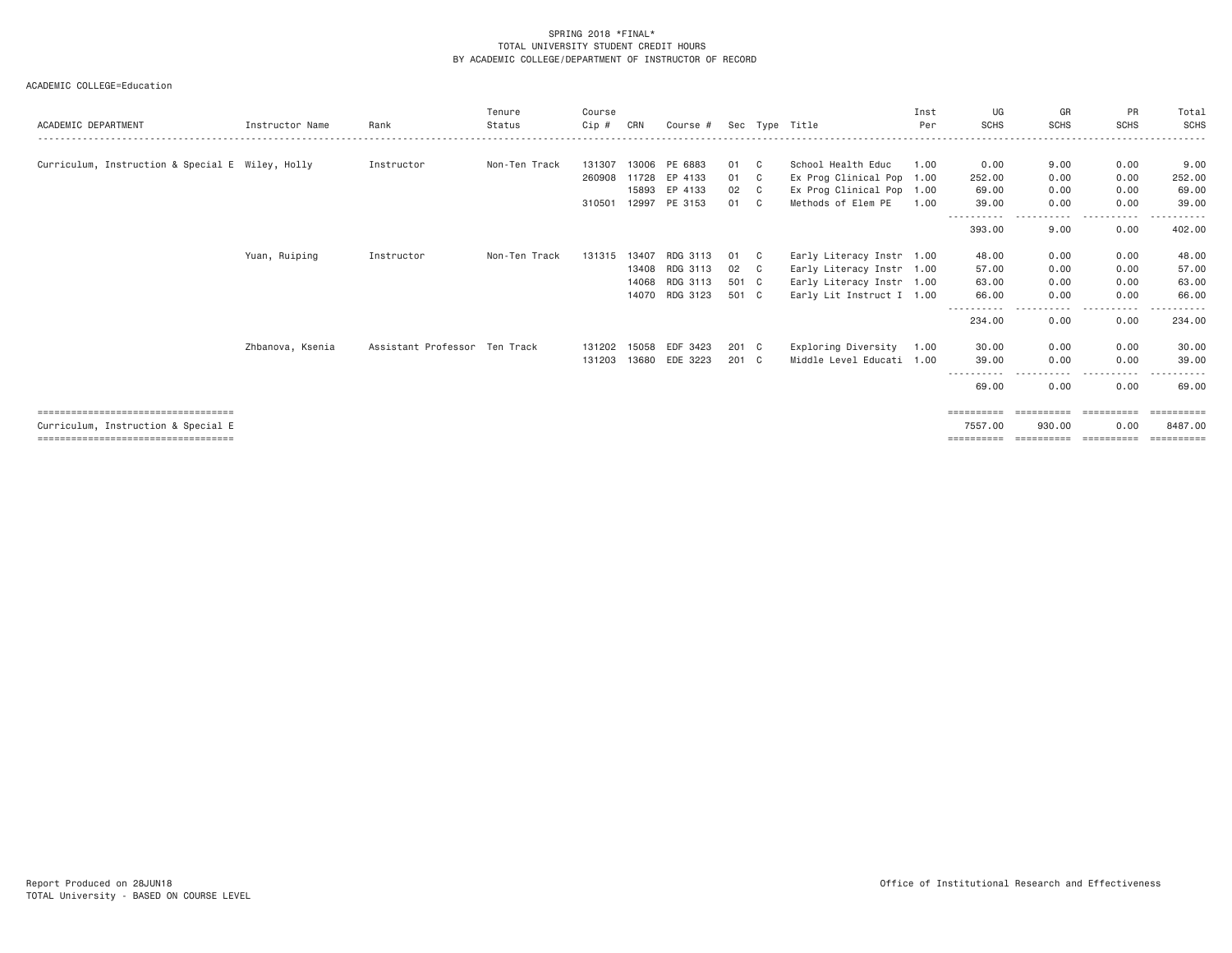SPRING 2018 *FINAL*
TOTAL UNIVERSITY STUDENT CREDIT HOURS
BY ACADEMIC COLLEGE/DEPARTMENT OF INSTRUCTOR OF RECORD

ACADEMIC COLLEGE=Education

| ACADEMIC DEPARTMENT | Instructor Name | Rank | Tenure Status | Course Cip # | CRN | Course # | Sec | Type | Title | Inst Per | UG SCHS | GR SCHS | PR SCHS | Total SCHS |
|---|---|---|---|---|---|---|---|---|---|---|---|---|---|---|
| Curriculum, Instruction & Special E | Wiley, Holly | Instructor | Non-Ten Track | 131307 | 13006 | PE 6883 | 01 | C | School Health Educ | 1.00 | 0.00 | 9.00 | 0.00 | 9.00 |
| | | | | 260908 | 11728 | EP 4133 | 01 | C | Ex Prog Clinical Pop | 1.00 | 252.00 | 0.00 | 0.00 | 252.00 |
| | | | | | 15893 | EP 4133 | 02 | C | Ex Prog Clinical Pop | 1.00 | 69.00 | 0.00 | 0.00 | 69.00 |
| | | | | 310501 | 12997 | PE 3153 | 01 | C | Methods of Elem PE | 1.00 | 39.00 | 0.00 | 0.00 | 39.00 |
| | | | | | | | | | | | 393.00 | 9.00 | 0.00 | 402.00 |
| | Yuan, Ruiping | Instructor | Non-Ten Track | 131315 | 13407 | RDG 3113 | 01 | C | Early Literacy Instr | 1.00 | 48.00 | 0.00 | 0.00 | 48.00 |
| | | | | | 13408 | RDG 3113 | 02 | C | Early Literacy Instr | 1.00 | 57.00 | 0.00 | 0.00 | 57.00 |
| | | | | | 14068 | RDG 3113 | 501 | C | Early Literacy Instr | 1.00 | 63.00 | 0.00 | 0.00 | 63.00 |
| | | | | | 14070 | RDG 3123 | 501 | C | Early Lit Instruct I | 1.00 | 66.00 | 0.00 | 0.00 | 66.00 |
| | | | | | | | | | | | 234.00 | 0.00 | 0.00 | 234.00 |
| | Zhbanova, Ksenia | Assistant Professor | Ten Track | 131202 | 15058 | EDF 3423 | 201 | C | Exploring Diversity | 1.00 | 30.00 | 0.00 | 0.00 | 30.00 |
| | | | | 131203 | 13680 | EDE 3223 | 201 | C | Middle Level Educati | 1.00 | 39.00 | 0.00 | 0.00 | 39.00 |
| | | | | | | | | | | | 69.00 | 0.00 | 0.00 | 69.00 |
| Curriculum, Instruction & Special E | | | | | | | | | | | 7557.00 | 930.00 | 0.00 | 8487.00 |

Report Produced on 28JUN18
TOTAL University - BASED ON COURSE LEVEL

Office of Institutional Research and Effectiveness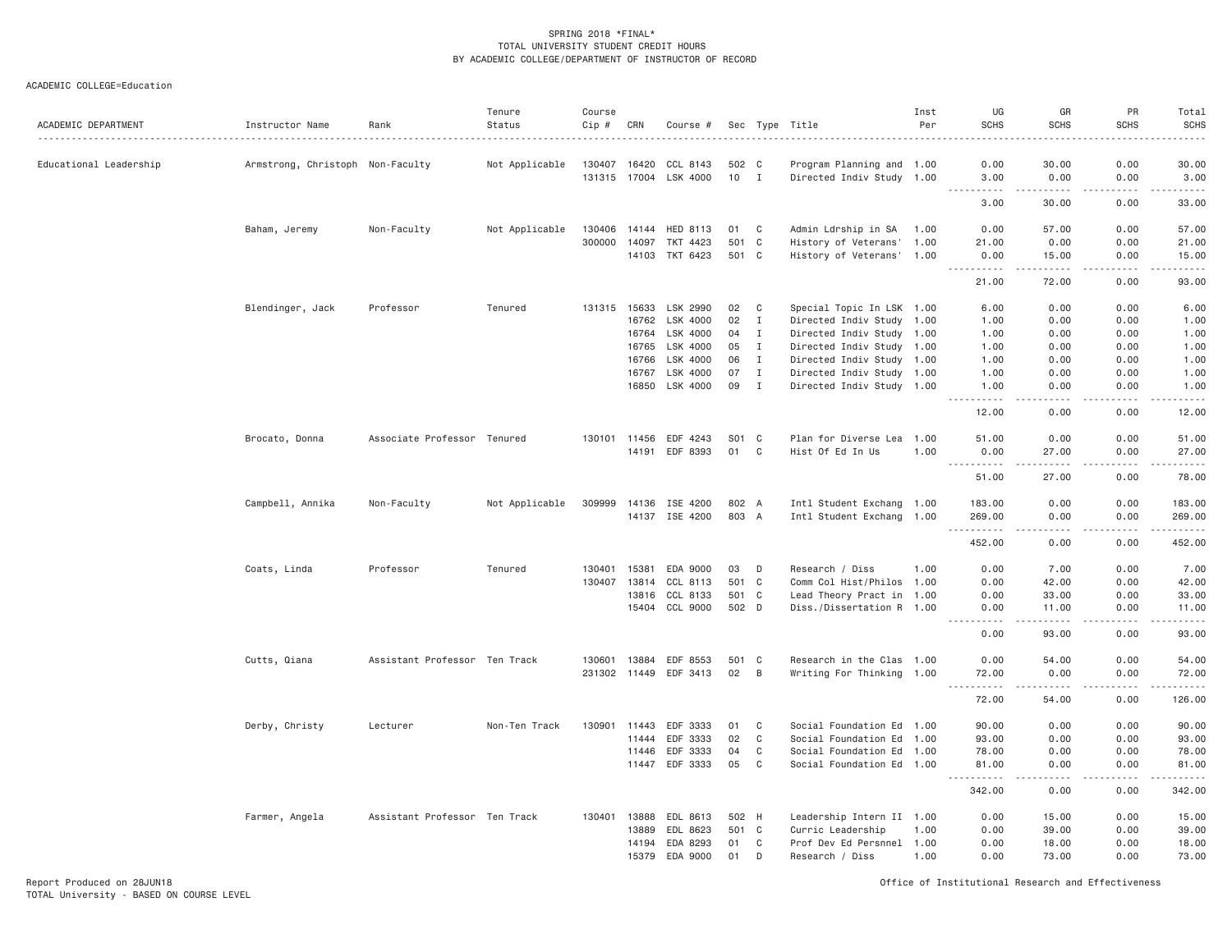SPRING 2018 *FINAL*
TOTAL UNIVERSITY STUDENT CREDIT HOURS
BY ACADEMIC COLLEGE/DEPARTMENT OF INSTRUCTOR OF RECORD

ACADEMIC COLLEGE=Education

| ACADEMIC DEPARTMENT | Instructor Name | Rank | Tenure Status | Course Cip # | CRN | Course # | Sec | Type | Title | Inst Per | UG SCHS | GR SCHS | PR SCHS | Total SCHS |
|---|---|---|---|---|---|---|---|---|---|---|---|---|---|---|
| Educational Leadership | Armstrong, Christoph | Non-Faculty | Not Applicable | 130407 | 16420 | CCL 8143 | 502 | C | Program Planning and | 1.00 | 0.00 | 30.00 | 0.00 | 30.00 |
| | | | | 131315 | 17004 | LSK 4000 | 10 | I | Directed Indiv Study | 1.00 | 3.00 | 0.00 | 0.00 | 3.00 |
| | | | | | | | | | | | 3.00 | 30.00 | 0.00 | 33.00 |
| | Baham, Jeremy | Non-Faculty | Not Applicable | 130406 | 14144 | HED 8113 | 01 | C | Admin Ldrship in SA | 1.00 | 0.00 | 57.00 | 0.00 | 57.00 |
| | | | | 300000 | 14097 | TKT 4423 | 501 | C | History of Veterans' | 1.00 | 21.00 | 0.00 | 0.00 | 21.00 |
| | | | | | 14103 | TKT 6423 | 501 | C | History of Veterans' | 1.00 | 0.00 | 15.00 | 0.00 | 15.00 |
| | | | | | | | | | | | 21.00 | 72.00 | 0.00 | 93.00 |
| | Blendinger, Jack | Professor | Tenured | 131315 | 15633 | LSK 2990 | 02 | C | Special Topic In LSK | 1.00 | 6.00 | 0.00 | 0.00 | 6.00 |
| | | | | | 16762 | LSK 4000 | 02 | I | Directed Indiv Study | 1.00 | 1.00 | 0.00 | 0.00 | 1.00 |
| | | | | | 16764 | LSK 4000 | 04 | I | Directed Indiv Study | 1.00 | 1.00 | 0.00 | 0.00 | 1.00 |
| | | | | | 16765 | LSK 4000 | 05 | I | Directed Indiv Study | 1.00 | 1.00 | 0.00 | 0.00 | 1.00 |
| | | | | | 16766 | LSK 4000 | 06 | I | Directed Indiv Study | 1.00 | 1.00 | 0.00 | 0.00 | 1.00 |
| | | | | | 16767 | LSK 4000 | 07 | I | Directed Indiv Study | 1.00 | 1.00 | 0.00 | 0.00 | 1.00 |
| | | | | | 16850 | LSK 4000 | 09 | I | Directed Indiv Study | 1.00 | 1.00 | 0.00 | 0.00 | 1.00 |
| | | | | | | | | | | | 12.00 | 0.00 | 0.00 | 12.00 |
| | Brocato, Donna | Associate Professor | Tenured | 130101 | 11456 | EDF 4243 | S01 | C | Plan for Diverse Lea | 1.00 | 51.00 | 0.00 | 0.00 | 51.00 |
| | | | | | 14191 | EDF 8393 | 01 | C | Hist Of Ed In Us | 1.00 | 0.00 | 27.00 | 0.00 | 27.00 |
| | | | | | | | | | | | 51.00 | 27.00 | 0.00 | 78.00 |
| | Campbell, Annika | Non-Faculty | Not Applicable | 309999 | 14136 | ISE 4200 | 802 | A | Intl Student Exchang | 1.00 | 183.00 | 0.00 | 0.00 | 183.00 |
| | | | | | 14137 | ISE 4200 | 803 | A | Intl Student Exchang | 1.00 | 269.00 | 0.00 | 0.00 | 269.00 |
| | | | | | | | | | | | 452.00 | 0.00 | 0.00 | 452.00 |
| | Coats, Linda | Professor | Tenured | 130401 | 15381 | EDA 9000 | 03 | D | Research / Diss | 1.00 | 0.00 | 7.00 | 0.00 | 7.00 |
| | | | | 130407 | 13814 | CCL 8113 | 501 | C | Comm Col Hist/Philos | 1.00 | 0.00 | 42.00 | 0.00 | 42.00 |
| | | | | | 13816 | CCL 8133 | 501 | C | Lead Theory Pract in | 1.00 | 0.00 | 33.00 | 0.00 | 33.00 |
| | | | | | 15404 | CCL 9000 | 502 | D | Diss./Dissertation R | 1.00 | 0.00 | 11.00 | 0.00 | 11.00 |
| | | | | | | | | | | | 0.00 | 93.00 | 0.00 | 93.00 |
| | Cutts, Qiana | Assistant Professor | Ten Track | 130601 | 13884 | EDF 8553 | 501 | C | Research in the Clas | 1.00 | 0.00 | 54.00 | 0.00 | 54.00 |
| | | | | 231302 | 11449 | EDF 3413 | 02 | B | Writing For Thinking | 1.00 | 72.00 | 0.00 | 0.00 | 72.00 |
| | | | | | | | | | | | 72.00 | 54.00 | 0.00 | 126.00 |
| | Derby, Christy | Lecturer | Non-Ten Track | 130901 | 11443 | EDF 3333 | 01 | C | Social Foundation Ed | 1.00 | 90.00 | 0.00 | 0.00 | 90.00 |
| | | | | | 11444 | EDF 3333 | 02 | C | Social Foundation Ed | 1.00 | 93.00 | 0.00 | 0.00 | 93.00 |
| | | | | | 11446 | EDF 3333 | 04 | C | Social Foundation Ed | 1.00 | 78.00 | 0.00 | 0.00 | 78.00 |
| | | | | | 11447 | EDF 3333 | 05 | C | Social Foundation Ed | 1.00 | 81.00 | 0.00 | 0.00 | 81.00 |
| | | | | | | | | | | | 342.00 | 0.00 | 0.00 | 342.00 |
| | Farmer, Angela | Assistant Professor | Ten Track | 130401 | 13888 | EDL 8613 | 502 | H | Leadership Intern II | 1.00 | 0.00 | 15.00 | 0.00 | 15.00 |
| | | | | | 13889 | EDL 8623 | 501 | C | Curric Leadership | 1.00 | 0.00 | 39.00 | 0.00 | 39.00 |
| | | | | | 14194 | EDA 8293 | 01 | C | Prof Dev Ed Persnnel | 1.00 | 0.00 | 18.00 | 0.00 | 18.00 |
| | | | | | 15379 | EDA 9000 | 01 | D | Research / Diss | 1.00 | 0.00 | 73.00 | 0.00 | 73.00 |

Report Produced on 28JUN18
TOTAL University - BASED ON COURSE LEVEL

Office of Institutional Research and Effectiveness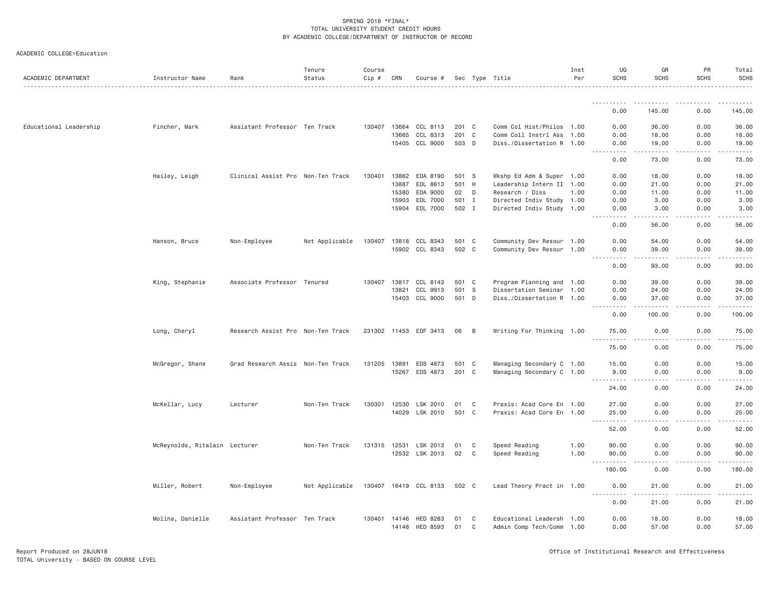SPRING 2018 *FINAL*
TOTAL UNIVERSITY STUDENT CREDIT HOURS
BY ACADEMIC COLLEGE/DEPARTMENT OF INSTRUCTOR OF RECORD

ACADEMIC COLLEGE=Education

| ACADEMIC DEPARTMENT | Instructor Name | Rank | Tenure Status | Course Cip # | CRN | Course # | Sec | Type | Title | Inst Per | UG SCHS | GR SCHS | PR SCHS | Total SCHS |
|---|---|---|---|---|---|---|---|---|---|---|---|---|---|---|
| | | | | | | | | | | | 0.00 | 145.00 | 0.00 | 145.00 |
| Educational Leadership | Fincher, Mark | Assistant Professor | Ten Track | 130407 | 13664 | CCL 8113 | 201 | C | Comm Col Hist/Philos | 1.00 | 0.00 | 36.00 | 0.00 | 36.00 |
| | | | | | 13665 | CCL 8313 | 201 | C | Comm Coll Instrl Ass | 1.00 | 0.00 | 18.00 | 0.00 | 18.00 |
| | | | | | 15405 | CCL 9000 | 503 | D | Diss./Dissertation R | 1.00 | 0.00 | 19.00 | 0.00 | 19.00 |
| | | | | | | | | | | | 0.00 | 73.00 | 0.00 | 73.00 |
| | Hailey, Leigh | Clinical Assist Pro | Non-Ten Track | 130401 | 13862 | EDA 8190 | 501 | S | Wkshp Ed Adm & Super | 1.00 | 0.00 | 18.00 | 0.00 | 18.00 |
| | | | | | 13887 | EDL 8613 | 501 | H | Leadership Intern II | 1.00 | 0.00 | 21.00 | 0.00 | 21.00 |
| | | | | | 15380 | EDA 9000 | 02 | D | Research / Diss | 1.00 | 0.00 | 11.00 | 0.00 | 11.00 |
| | | | | | 15903 | EDL 7000 | 501 | I | Directed Indiv Study | 1.00 | 0.00 | 3.00 | 0.00 | 3.00 |
| | | | | | 15904 | EDL 7000 | 502 | I | Directed Indiv Study | 1.00 | 0.00 | 3.00 | 0.00 | 3.00 |
| | | | | | | | | | | | 0.00 | 56.00 | 0.00 | 56.00 |
| | Hanson, Bruce | Non-Employee | Not Applicable | 130407 | 13818 | CCL 8343 | 501 | C | Community Dev Resour | 1.00 | 0.00 | 54.00 | 0.00 | 54.00 |
| | | | | | 15902 | CCL 8343 | 502 | C | Community Dev Resour | 1.00 | 0.00 | 39.00 | 0.00 | 39.00 |
| | | | | | | | | | | | 0.00 | 93.00 | 0.00 | 93.00 |
| | King, Stephanie | Associate Professor | Tenured | 130407 | 13817 | CCL 8143 | 501 | C | Program Planning and | 1.00 | 0.00 | 39.00 | 0.00 | 39.00 |
| | | | | | 13821 | CCL 9913 | 501 | S | Dissertation Seminar | 1.00 | 0.00 | 24.00 | 0.00 | 24.00 |
| | | | | | 15403 | CCL 9000 | 501 | D | Diss./Dissertation R | 1.00 | 0.00 | 37.00 | 0.00 | 37.00 |
| | | | | | | | | | | | 0.00 | 100.00 | 0.00 | 100.00 |
| | Long, Cheryl | Research Assist Pro | Non-Ten Track | 231302 | 11453 | EDF 3413 | 06 | B | Writing For Thinking | 1.00 | 75.00 | 0.00 | 0.00 | 75.00 |
| | | | | | | | | | | | 75.00 | 0.00 | 0.00 | 75.00 |
| | McGregor, Shane | Grad Research Assis | Non-Ten Track | 131205 | 13891 | EDS 4873 | 501 | C | Managing Secondary C | 1.00 | 15.00 | 0.00 | 0.00 | 15.00 |
| | | | | | 15267 | EDS 4873 | 201 | C | Managing Secondary C | 1.00 | 9.00 | 0.00 | 0.00 | 9.00 |
| | | | | | | | | | | | 24.00 | 0.00 | 0.00 | 24.00 |
| | McKellar, Lucy | Lecturer | Non-Ten Track | 130301 | 12530 | LSK 2010 | 01 | C | Praxis: Acad Core En | 1.00 | 27.00 | 0.00 | 0.00 | 27.00 |
| | | | | | 14029 | LSK 2010 | 501 | C | Praxis: Acad Core En | 1.00 | 25.00 | 0.00 | 0.00 | 25.00 |
| | | | | | | | | | | | 52.00 | 0.00 | 0.00 | 52.00 |
| | McReynolds, Ritalain | Lecturer | Non-Ten Track | 131315 | 12531 | LSK 2013 | 01 | C | Speed Reading | 1.00 | 90.00 | 0.00 | 0.00 | 90.00 |
| | | | | | 12532 | LSK 2013 | 02 | C | Speed Reading | 1.00 | 90.00 | 0.00 | 0.00 | 90.00 |
| | | | | | | | | | | | 180.00 | 0.00 | 0.00 | 180.00 |
| | Miller, Robert | Non-Employee | Not Applicable | 130407 | 16419 | CCL 8133 | 502 | C | Lead Theory Pract in | 1.00 | 0.00 | 21.00 | 0.00 | 21.00 |
| | | | | | | | | | | | 0.00 | 21.00 | 0.00 | 21.00 |
| | Molina, Danielle | Assistant Professor | Ten Track | 130401 | 14146 | HED 8283 | 01 | C | Educational Leadersh | 1.00 | 0.00 | 18.00 | 0.00 | 18.00 |
| | | | | | 14148 | HED 8593 | 01 | C | Admin Comp Tech/Comm | 1.00 | 0.00 | 57.00 | 0.00 | 57.00 |

Report Produced on 28JUN18
TOTAL University - BASED ON COURSE LEVEL

Office of Institutional Research and Effectiveness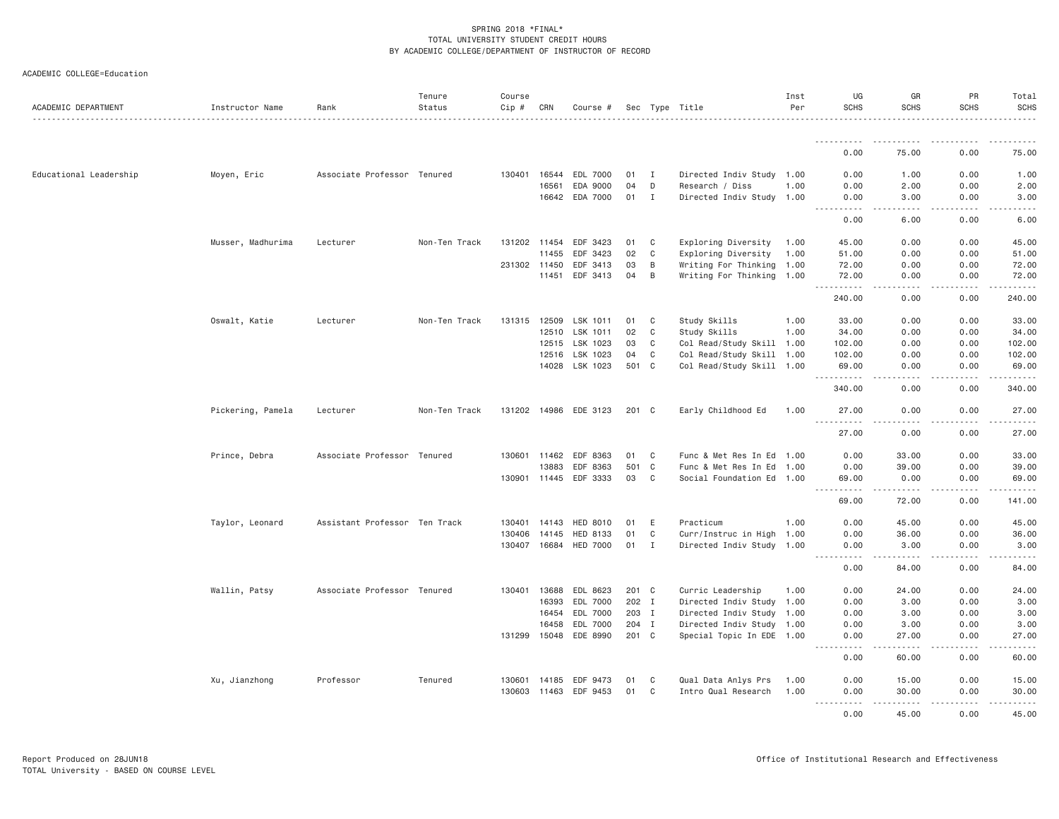SPRING 2018 *FINAL*
TOTAL UNIVERSITY STUDENT CREDIT HOURS
BY ACADEMIC COLLEGE/DEPARTMENT OF INSTRUCTOR OF RECORD

ACADEMIC COLLEGE=Education

| ACADEMIC DEPARTMENT | Instructor Name | Rank | Tenure Status | Course Cip # | CRN | Course # | Sec | Type | Title | Inst Per | UG SCHS | GR SCHS | PR SCHS | Total SCHS |
|---|---|---|---|---|---|---|---|---|---|---|---|---|---|---|
| | | | | | | | | | | | 0.00 | 75.00 | 0.00 | 75.00 |
| Educational Leadership | Moyen, Eric | Associate Professor | Tenured | 130401 | 16544 | EDL 7000 | 01 | I | Directed Indiv Study | 1.00 | 0.00 | 1.00 | 0.00 | 1.00 |
| | | | | | 16561 | EDA 9000 | 04 | D | Research / Diss | 1.00 | 0.00 | 2.00 | 0.00 | 2.00 |
| | | | | | 16642 | EDA 7000 | 01 | I | Directed Indiv Study | 1.00 | 0.00 | 3.00 | 0.00 | 3.00 |
| | | | | | | | | | | | 0.00 | 6.00 | 0.00 | 6.00 |
| | Musser, Madhurima | Lecturer | Non-Ten Track | 131202 | 11454 | EDF 3423 | 01 | C | Exploring Diversity | 1.00 | 45.00 | 0.00 | 0.00 | 45.00 |
| | | | | | 11455 | EDF 3423 | 02 | C | Exploring Diversity | 1.00 | 51.00 | 0.00 | 0.00 | 51.00 |
| | | | | 231302 | 11450 | EDF 3413 | 03 | B | Writing For Thinking | 1.00 | 72.00 | 0.00 | 0.00 | 72.00 |
| | | | | | 11451 | EDF 3413 | 04 | B | Writing For Thinking | 1.00 | 72.00 | 0.00 | 0.00 | 72.00 |
| | | | | | | | | | | | 240.00 | 0.00 | 0.00 | 240.00 |
| | Oswalt, Katie | Lecturer | Non-Ten Track | 131315 | 12509 | LSK 1011 | 01 | C | Study Skills | 1.00 | 33.00 | 0.00 | 0.00 | 33.00 |
| | | | | | 12510 | LSK 1011 | 02 | C | Study Skills | 1.00 | 34.00 | 0.00 | 0.00 | 34.00 |
| | | | | | 12515 | LSK 1023 | 03 | C | Col Read/Study Skill | 1.00 | 102.00 | 0.00 | 0.00 | 102.00 |
| | | | | | 12516 | LSK 1023 | 04 | C | Col Read/Study Skill | 1.00 | 102.00 | 0.00 | 0.00 | 102.00 |
| | | | | | 14028 | LSK 1023 | 501 | C | Col Read/Study Skill | 1.00 | 69.00 | 0.00 | 0.00 | 69.00 |
| | | | | | | | | | | | 340.00 | 0.00 | 0.00 | 340.00 |
| | Pickering, Pamela | Lecturer | Non-Ten Track | 131202 | 14986 | EDE 3123 | 201 | C | Early Childhood Ed | 1.00 | 27.00 | 0.00 | 0.00 | 27.00 |
| | | | | | | | | | | | 27.00 | 0.00 | 0.00 | 27.00 |
| | Prince, Debra | Associate Professor | Tenured | 130601 | 11462 | EDF 8363 | 01 | C | Func & Met Res In Ed | 1.00 | 0.00 | 33.00 | 0.00 | 33.00 |
| | | | | | 13883 | EDF 8363 | 501 | C | Func & Met Res In Ed | 1.00 | 0.00 | 39.00 | 0.00 | 39.00 |
| | | | | 130901 | 11445 | EDF 3333 | 03 | C | Social Foundation Ed | 1.00 | 69.00 | 0.00 | 0.00 | 69.00 |
| | | | | | | | | | | | 69.00 | 72.00 | 0.00 | 141.00 |
| | Taylor, Leonard | Assistant Professor | Ten Track | 130401 | 14143 | HED 8010 | 01 | E | Practicum | 1.00 | 0.00 | 45.00 | 0.00 | 45.00 |
| | | | | 130406 | 14145 | HED 8133 | 01 | C | Curr/Instruc in High | 1.00 | 0.00 | 36.00 | 0.00 | 36.00 |
| | | | | 130407 | 16684 | HED 7000 | 01 | I | Directed Indiv Study | 1.00 | 0.00 | 3.00 | 0.00 | 3.00 |
| | | | | | | | | | | | 0.00 | 84.00 | 0.00 | 84.00 |
| | Wallin, Patsy | Associate Professor | Tenured | 130401 | 13688 | EDL 8623 | 201 | C | Curric Leadership | 1.00 | 0.00 | 24.00 | 0.00 | 24.00 |
| | | | | | 16393 | EDL 7000 | 202 | I | Directed Indiv Study | 1.00 | 0.00 | 3.00 | 0.00 | 3.00 |
| | | | | | 16454 | EDL 7000 | 203 | I | Directed Indiv Study | 1.00 | 0.00 | 3.00 | 0.00 | 3.00 |
| | | | | | 16458 | EDL 7000 | 204 | I | Directed Indiv Study | 1.00 | 0.00 | 3.00 | 0.00 | 3.00 |
| | | | | 131299 | 15048 | EDE 8990 | 201 | C | Special Topic In EDE | 1.00 | 0.00 | 27.00 | 0.00 | 27.00 |
| | | | | | | | | | | | 0.00 | 60.00 | 0.00 | 60.00 |
| | Xu, Jianzhong | Professor | Tenured | 130601 | 14185 | EDF 9473 | 01 | C | Qual Data Anlys Prs | 1.00 | 0.00 | 15.00 | 0.00 | 15.00 |
| | | | | 130603 | 11463 | EDF 9453 | 01 | C | Intro Qual Research | 1.00 | 0.00 | 30.00 | 0.00 | 30.00 |
| | | | | | | | | | | | 0.00 | 45.00 | 0.00 | 45.00 |

Report Produced on 28JUN18
TOTAL University - BASED ON COURSE LEVEL

Office of Institutional Research and Effectiveness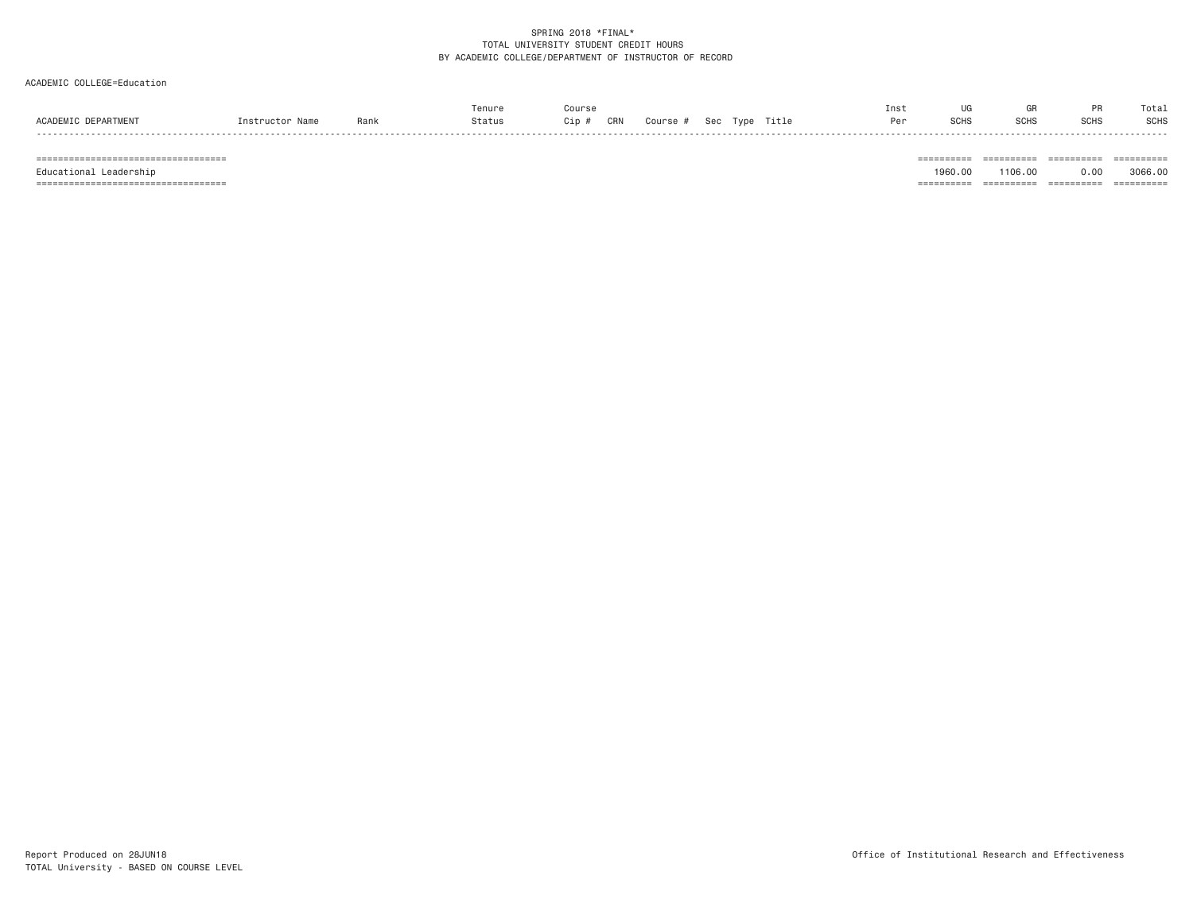SPRING 2018 *FINAL*
TOTAL UNIVERSITY STUDENT CREDIT HOURS
BY ACADEMIC COLLEGE/DEPARTMENT OF INSTRUCTOR OF RECORD

ACADEMIC COLLEGE=Education

| ACADEMIC DEPARTMENT | Instructor Name | Rank | Tenure Status | Course Cip # | CRN | Course # | Sec | Type | Title | Inst Per | UG SCHS | GR SCHS | PR SCHS | Total SCHS |
|---|---|---|---|---|---|---|---|---|---|---|---|---|---|---|
| Educational Leadership | | | | | | | | | | | 1960.00 | 1106.00 | 0.00 | 3066.00 |

Report Produced on 28JUN18
TOTAL University - BASED ON COURSE LEVEL

Office of Institutional Research and Effectiveness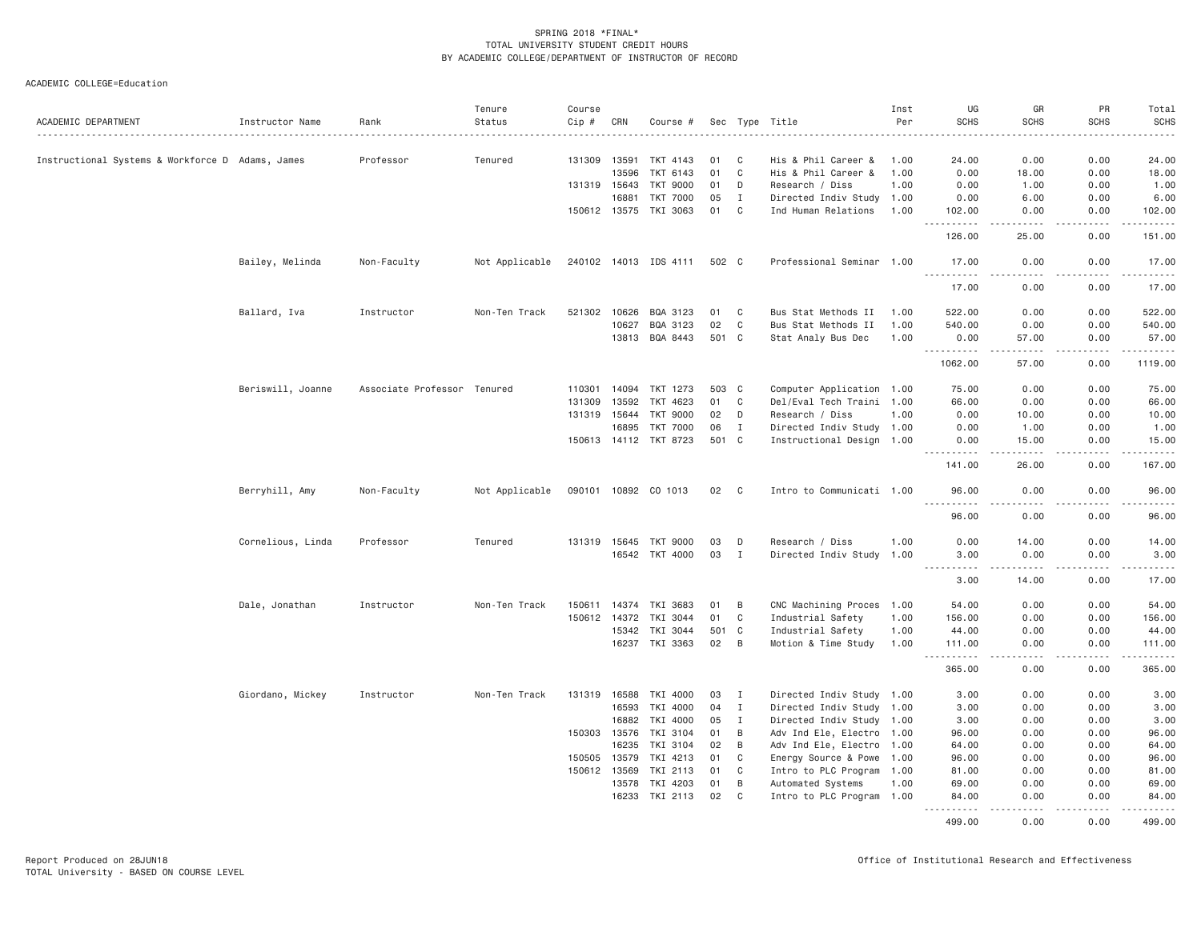SPRING 2018 *FINAL*
TOTAL UNIVERSITY STUDENT CREDIT HOURS
BY ACADEMIC COLLEGE/DEPARTMENT OF INSTRUCTOR OF RECORD

ACADEMIC COLLEGE=Education

| ACADEMIC DEPARTMENT | Instructor Name | Rank | Tenure Status | Course Cip # | CRN | Course # | Sec | Type | Title | Inst Per | UG SCHS | GR SCHS | PR SCHS | Total SCHS |
|---|---|---|---|---|---|---|---|---|---|---|---|---|---|---|
| Instructional Systems & Workforce D | Adams, James | Professor | Tenured | 131309 | 13591 | TKT 4143 | 01 | C | His & Phil Career & | 1.00 | 24.00 | 0.00 | 0.00 | 24.00 |
| | | | | | 13596 | TKT 6143 | 01 | C | His & Phil Career & | 1.00 | 0.00 | 18.00 | 0.00 | 18.00 |
| | | | | 131319 | 15643 | TKT 9000 | 01 | D | Research / Diss | 1.00 | 0.00 | 1.00 | 0.00 | 1.00 |
| | | | | | 16881 | TKT 7000 | 05 | I | Directed Indiv Study | 1.00 | 0.00 | 6.00 | 0.00 | 6.00 |
| | | | | 150612 | 13575 | TKI 3063 | 01 | C | Ind Human Relations | 1.00 | 102.00 | 0.00 | 0.00 | 102.00 |
| | | | | | | | | | | | 126.00 | 25.00 | 0.00 | 151.00 |
| | Bailey, Melinda | Non-Faculty | Not Applicable | 240102 | 14013 | IDS 4111 | 502 | C | Professional Seminar | 1.00 | 17.00 | 0.00 | 0.00 | 17.00 |
| | | | | | | | | | | | 17.00 | 0.00 | 0.00 | 17.00 |
| | Ballard, Iva | Instructor | Non-Ten Track | 521302 | 10626 | BQA 3123 | 01 | C | Bus Stat Methods II | 1.00 | 522.00 | 0.00 | 0.00 | 522.00 |
| | | | | | 10627 | BQA 3123 | 02 | C | Bus Stat Methods II | 1.00 | 540.00 | 0.00 | 0.00 | 540.00 |
| | | | | | 13813 | BQA 8443 | 501 | C | Stat Analy Bus Dec | 1.00 | 0.00 | 57.00 | 0.00 | 57.00 |
| | | | | | | | | | | | 1062.00 | 57.00 | 0.00 | 1119.00 |
| | Beriswill, Joanne | Associate Professor | Tenured | 110301 | 14094 | TKT 1273 | 503 | C | Computer Application | 1.00 | 75.00 | 0.00 | 0.00 | 75.00 |
| | | | | 131309 | 13592 | TKT 4623 | 01 | C | Del/Eval Tech Traini | 1.00 | 66.00 | 0.00 | 0.00 | 66.00 |
| | | | | 131319 | 15644 | TKT 9000 | 02 | D | Research / Diss | 1.00 | 0.00 | 10.00 | 0.00 | 10.00 |
| | | | | | 16895 | TKT 7000 | 06 | I | Directed Indiv Study | 1.00 | 0.00 | 1.00 | 0.00 | 1.00 |
| | | | | 150613 | 14112 | TKT 8723 | 501 | C | Instructional Design | 1.00 | 0.00 | 15.00 | 0.00 | 15.00 |
| | | | | | | | | | | | 141.00 | 26.00 | 0.00 | 167.00 |
| | Berryhill, Amy | Non-Faculty | Not Applicable | 090101 | 10892 | CO 1013 | 02 | C | Intro to Communicati | 1.00 | 96.00 | 0.00 | 0.00 | 96.00 |
| | | | | | | | | | | | 96.00 | 0.00 | 0.00 | 96.00 |
| | Cornelious, Linda | Professor | Tenured | 131319 | 15645 | TKT 9000 | 03 | D | Research / Diss | 1.00 | 0.00 | 14.00 | 0.00 | 14.00 |
| | | | | | 16542 | TKT 4000 | 03 | I | Directed Indiv Study | 1.00 | 3.00 | 0.00 | 0.00 | 3.00 |
| | | | | | | | | | | | 3.00 | 14.00 | 0.00 | 17.00 |
| | Dale, Jonathan | Instructor | Non-Ten Track | 150611 | 14374 | TKI 3683 | 01 | B | CNC Machining Proces | 1.00 | 54.00 | 0.00 | 0.00 | 54.00 |
| | | | | 150612 | 14372 | TKI 3044 | 01 | C | Industrial Safety | 1.00 | 156.00 | 0.00 | 0.00 | 156.00 |
| | | | | | 15342 | TKI 3044 | 501 | C | Industrial Safety | 1.00 | 44.00 | 0.00 | 0.00 | 44.00 |
| | | | | | 16237 | TKI 3363 | 02 | B | Motion & Time Study | 1.00 | 111.00 | 0.00 | 0.00 | 111.00 |
| | | | | | | | | | | | 365.00 | 0.00 | 0.00 | 365.00 |
| | Giordano, Mickey | Instructor | Non-Ten Track | 131319 | 16588 | TKI 4000 | 03 | I | Directed Indiv Study | 1.00 | 3.00 | 0.00 | 0.00 | 3.00 |
| | | | | | 16593 | TKI 4000 | 04 | I | Directed Indiv Study | 1.00 | 3.00 | 0.00 | 0.00 | 3.00 |
| | | | | | 16882 | TKI 4000 | 05 | I | Directed Indiv Study | 1.00 | 3.00 | 0.00 | 0.00 | 3.00 |
| | | | | 150303 | 13576 | TKI 3104 | 01 | B | Adv Ind Ele, Electro | 1.00 | 96.00 | 0.00 | 0.00 | 96.00 |
| | | | | | 16235 | TKI 3104 | 02 | B | Adv Ind Ele, Electro | 1.00 | 64.00 | 0.00 | 0.00 | 64.00 |
| | | | | 150505 | 13579 | TKI 4213 | 01 | C | Energy Source & Powe | 1.00 | 96.00 | 0.00 | 0.00 | 96.00 |
| | | | | 150612 | 13569 | TKI 2113 | 01 | C | Intro to PLC Program | 1.00 | 81.00 | 0.00 | 0.00 | 81.00 |
| | | | | | 13578 | TKI 4203 | 01 | B | Automated Systems | 1.00 | 69.00 | 0.00 | 0.00 | 69.00 |
| | | | | | 16233 | TKI 2113 | 02 | C | Intro to PLC Program | 1.00 | 84.00 | 0.00 | 0.00 | 84.00 |
| | | | | | | | | | | | 499.00 | 0.00 | 0.00 | 499.00 |

Report Produced on 28JUN18
TOTAL University - BASED ON COURSE LEVEL

Office of Institutional Research and Effectiveness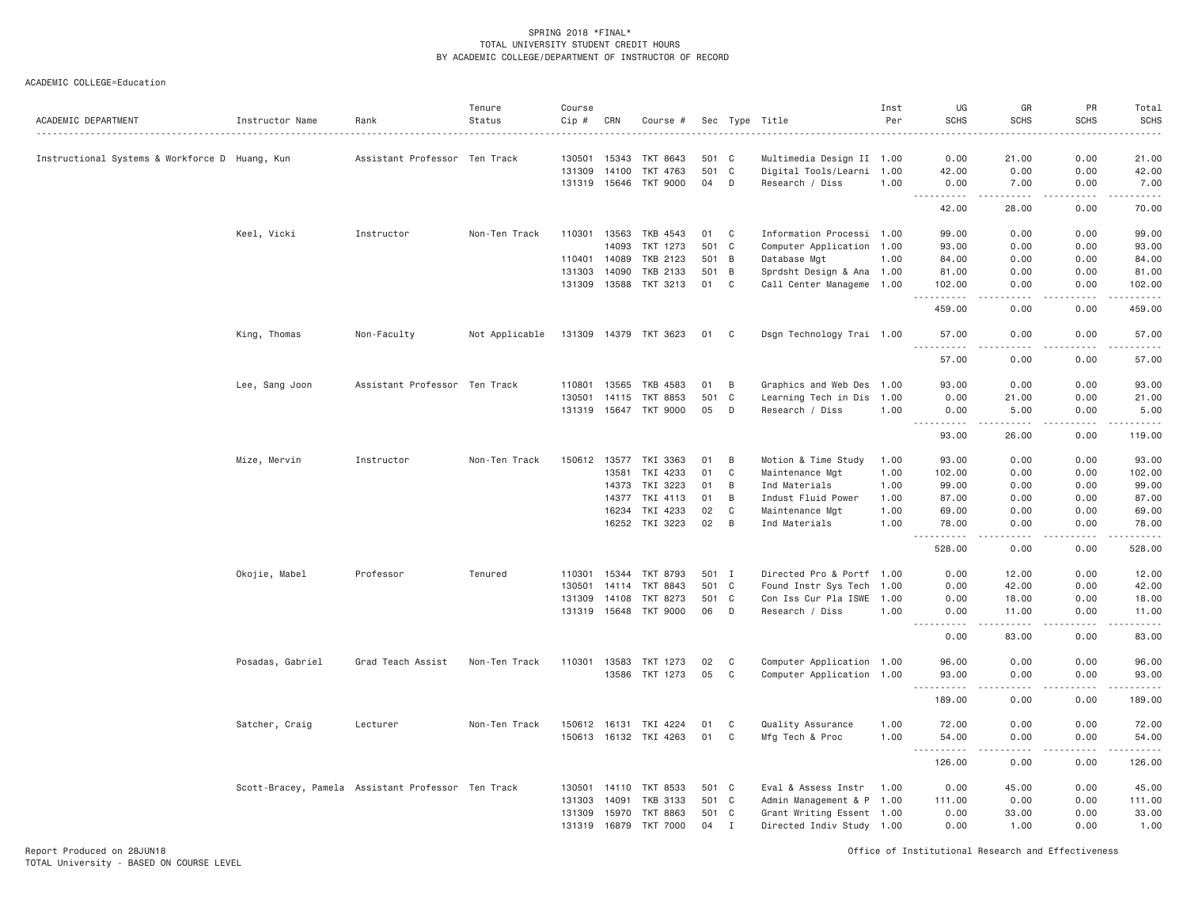SPRING 2018 *FINAL*
TOTAL UNIVERSITY STUDENT CREDIT HOURS
BY ACADEMIC COLLEGE/DEPARTMENT OF INSTRUCTOR OF RECORD

ACADEMIC COLLEGE=Education

| ACADEMIC DEPARTMENT | Instructor Name | Rank | Tenure Status | Course Cip # | CRN | Course # | Sec | Type | Title | Inst Per | UG SCHS | GR SCHS | PR SCHS | Total SCHS |
|---|---|---|---|---|---|---|---|---|---|---|---|---|---|---|
| Instructional Systems & Workforce D | Huang, Kun | Assistant Professor | Ten Track | 130501 | 15343 | TKT 8643 | 501 | C | Multimedia Design II | 1.00 | 0.00 | 21.00 | 0.00 | 21.00 |
| | | | | 131309 | 14100 | TKT 4763 | 501 | C | Digital Tools/Learni | 1.00 | 42.00 | 0.00 | 0.00 | 42.00 |
| | | | | 131319 | 15646 | TKT 9000 | 04 | D | Research / Diss | 1.00 | 0.00 | 7.00 | 0.00 | 7.00 |
| | | | | | | | | | | | 42.00 | 28.00 | 0.00 | 70.00 |
| | Keel, Vicki | Instructor | Non-Ten Track | 110301 | 13563 | TKB 4543 | 01 | C | Information Processi | 1.00 | 99.00 | 0.00 | 0.00 | 99.00 |
| | | | | | 14093 | TKT 1273 | 501 | C | Computer Application | 1.00 | 93.00 | 0.00 | 0.00 | 93.00 |
| | | | | 110401 | 14089 | TKB 2123 | 501 | B | Database Mgt | 1.00 | 84.00 | 0.00 | 0.00 | 84.00 |
| | | | | 131303 | 14090 | TKB 2133 | 501 | B | Sprdsht Design & Ana | 1.00 | 81.00 | 0.00 | 0.00 | 81.00 |
| | | | | 131309 | 13588 | TKT 3213 | 01 | C | Call Center Manageme | 1.00 | 102.00 | 0.00 | 0.00 | 102.00 |
| | | | | | | | | | | | 459.00 | 0.00 | 0.00 | 459.00 |
| | King, Thomas | Non-Faculty | Not Applicable | 131309 | 14379 | TKT 3623 | 01 | C | Dsgn Technology Trai | 1.00 | 57.00 | 0.00 | 0.00 | 57.00 |
| | | | | | | | | | | | 57.00 | 0.00 | 0.00 | 57.00 |
| | Lee, Sang Joon | Assistant Professor | Ten Track | 110801 | 13565 | TKB 4583 | 01 | B | Graphics and Web Des | 1.00 | 93.00 | 0.00 | 0.00 | 93.00 |
| | | | | 130501 | 14115 | TKT 8853 | 501 | C | Learning Tech in Dis | 1.00 | 0.00 | 21.00 | 0.00 | 21.00 |
| | | | | 131319 | 15647 | TKT 9000 | 05 | D | Research / Diss | 1.00 | 0.00 | 5.00 | 0.00 | 5.00 |
| | | | | | | | | | | | 93.00 | 26.00 | 0.00 | 119.00 |
| | Mize, Mervin | Instructor | Non-Ten Track | 150612 | 13577 | TKI 3363 | 01 | B | Motion & Time Study | 1.00 | 93.00 | 0.00 | 0.00 | 93.00 |
| | | | | | 13581 | TKI 4233 | 01 | C | Maintenance Mgt | 1.00 | 102.00 | 0.00 | 0.00 | 102.00 |
| | | | | | 14373 | TKI 3223 | 01 | B | Ind Materials | 1.00 | 99.00 | 0.00 | 0.00 | 99.00 |
| | | | | | 14377 | TKI 4113 | 01 | B | Indust Fluid Power | 1.00 | 87.00 | 0.00 | 0.00 | 87.00 |
| | | | | | 16234 | TKI 4233 | 02 | C | Maintenance Mgt | 1.00 | 69.00 | 0.00 | 0.00 | 69.00 |
| | | | | | 16252 | TKI 3223 | 02 | B | Ind Materials | 1.00 | 78.00 | 0.00 | 0.00 | 78.00 |
| | | | | | | | | | | | 528.00 | 0.00 | 0.00 | 528.00 |
| | Okojie, Mabel | Professor | Tenured | 110301 | 15344 | TKT 8793 | 501 | I | Directed Pro & Portf | 1.00 | 0.00 | 12.00 | 0.00 | 12.00 |
| | | | | 130501 | 14114 | TKT 8843 | 501 | C | Found Instr Sys Tech | 1.00 | 0.00 | 42.00 | 0.00 | 42.00 |
| | | | | 131309 | 14108 | TKT 8273 | 501 | C | Con Iss Cur Pla ISWE | 1.00 | 0.00 | 18.00 | 0.00 | 18.00 |
| | | | | 131319 | 15648 | TKT 9000 | 06 | D | Research / Diss | 1.00 | 0.00 | 11.00 | 0.00 | 11.00 |
| | | | | | | | | | | | 0.00 | 83.00 | 0.00 | 83.00 |
| | Posadas, Gabriel | Grad Teach Assist | Non-Ten Track | 110301 | 13583 | TKT 1273 | 02 | C | Computer Application | 1.00 | 96.00 | 0.00 | 0.00 | 96.00 |
| | | | | | 13586 | TKT 1273 | 05 | C | Computer Application | 1.00 | 93.00 | 0.00 | 0.00 | 93.00 |
| | | | | | | | | | | | 189.00 | 0.00 | 0.00 | 189.00 |
| | Satcher, Craig | Lecturer | Non-Ten Track | 150612 | 16131 | TKI 4224 | 01 | C | Quality Assurance | 1.00 | 72.00 | 0.00 | 0.00 | 72.00 |
| | | | | 150613 | 16132 | TKI 4263 | 01 | C | Mfg Tech & Proc | 1.00 | 54.00 | 0.00 | 0.00 | 54.00 |
| | | | | | | | | | | | 126.00 | 0.00 | 0.00 | 126.00 |
| | Scott-Bracey, Pamela | Assistant Professor | Ten Track | 130501 | 14110 | TKT 8533 | 501 | C | Eval & Assess Instr | 1.00 | 0.00 | 45.00 | 0.00 | 45.00 |
| | | | | 131303 | 14091 | TKB 3133 | 501 | C | Admin Management & P | 1.00 | 111.00 | 0.00 | 0.00 | 111.00 |
| | | | | 131309 | 15970 | TKT 8863 | 501 | C | Grant Writing Essent | 1.00 | 0.00 | 33.00 | 0.00 | 33.00 |
| | | | | 131319 | 16879 | TKT 7000 | 04 | I | Directed Indiv Study | 1.00 | 0.00 | 1.00 | 0.00 | 1.00 |

Report Produced on 28JUN18
TOTAL University - BASED ON COURSE LEVEL

Office of Institutional Research and Effectiveness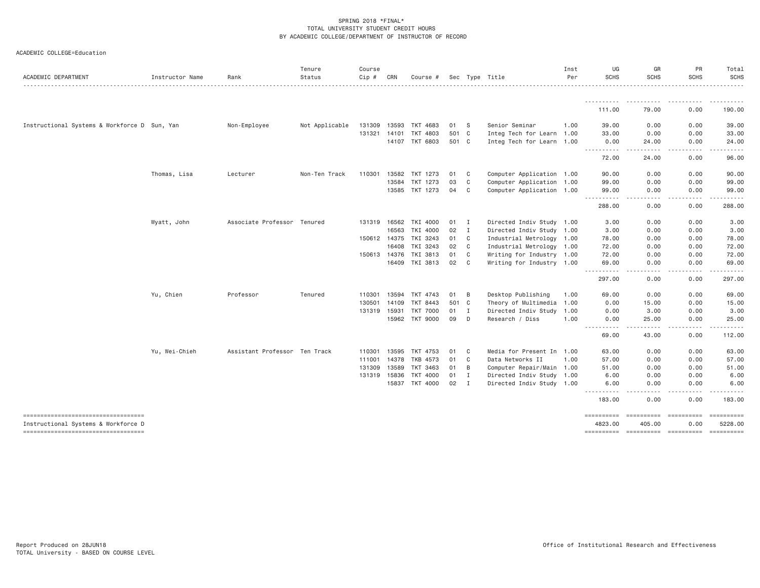SPRING 2018 *FINAL*
TOTAL UNIVERSITY STUDENT CREDIT HOURS
BY ACADEMIC COLLEGE/DEPARTMENT OF INSTRUCTOR OF RECORD

ACADEMIC COLLEGE=Education

| ACADEMIC DEPARTMENT | Instructor Name | Rank | Tenure Status | Course Cip # | CRN | Course # | Sec | Type | Title | Inst Per | UG SCHS | GR SCHS | PR SCHS | Total SCHS |
|---|---|---|---|---|---|---|---|---|---|---|---|---|---|---|
| | | | | | | | | | | | 111.00 | 79.00 | 0.00 | 190.00 |
| Instructional Systems & Workforce D | Sun, Yan | Non-Employee | Not Applicable | 131309 | 13593 | TKT 4683 | 01 | S | Senior Seminar | 1.00 | 39.00 | 0.00 | 0.00 | 39.00 |
| | | | | 131321 | 14101 | TKT 4803 | 501 | C | Integ Tech for Learn | 1.00 | 33.00 | 0.00 | 0.00 | 33.00 |
| | | | | | 14107 | TKT 6803 | 501 | C | Integ Tech for Learn | 1.00 | 0.00 | 24.00 | 0.00 | 24.00 |
| | | | | | | | | | | | 72.00 | 24.00 | 0.00 | 96.00 |
| | Thomas, Lisa | Lecturer | Non-Ten Track | 110301 | 13582 | TKT 1273 | 01 | C | Computer Application | 1.00 | 90.00 | 0.00 | 0.00 | 90.00 |
| | | | | | 13584 | TKT 1273 | 03 | C | Computer Application | 1.00 | 99.00 | 0.00 | 0.00 | 99.00 |
| | | | | | 13585 | TKT 1273 | 04 | C | Computer Application | 1.00 | 99.00 | 0.00 | 0.00 | 99.00 |
| | | | | | | | | | | | 288.00 | 0.00 | 0.00 | 288.00 |
| | Wyatt, John | Associate Professor | Tenured | 131319 | 16562 | TKI 4000 | 01 | I | Directed Indiv Study | 1.00 | 3.00 | 0.00 | 0.00 | 3.00 |
| | | | | | 16563 | TKI 4000 | 02 | I | Directed Indiv Study | 1.00 | 3.00 | 0.00 | 0.00 | 3.00 |
| | | | | 150612 | 14375 | TKI 3243 | 01 | C | Industrial Metrology | 1.00 | 78.00 | 0.00 | 0.00 | 78.00 |
| | | | | | 16408 | TKI 3243 | 02 | C | Industrial Metrology | 1.00 | 72.00 | 0.00 | 0.00 | 72.00 |
| | | | | 150613 | 14376 | TKI 3813 | 01 | C | Writing for Industry | 1.00 | 72.00 | 0.00 | 0.00 | 72.00 |
| | | | | | 16409 | TKI 3813 | 02 | C | Writing for Industry | 1.00 | 69.00 | 0.00 | 0.00 | 69.00 |
| | | | | | | | | | | | 297.00 | 0.00 | 0.00 | 297.00 |
| | Yu, Chien | Professor | Tenured | 110301 | 13594 | TKT 4743 | 01 | B | Desktop Publishing | 1.00 | 69.00 | 0.00 | 0.00 | 69.00 |
| | | | | 130501 | 14109 | TKT 8443 | 501 | C | Theory of Multimedia | 1.00 | 0.00 | 15.00 | 0.00 | 15.00 |
| | | | | 131319 | 15931 | TKT 7000 | 01 | I | Directed Indiv Study | 1.00 | 0.00 | 3.00 | 0.00 | 3.00 |
| | | | | | 15962 | TKT 9000 | 09 | D | Research / Diss | 1.00 | 0.00 | 25.00 | 0.00 | 25.00 |
| | | | | | | | | | | | 69.00 | 43.00 | 0.00 | 112.00 |
| | Yu, Wei-Chieh | Assistant Professor | Ten Track | 110301 | 13595 | TKT 4753 | 01 | C | Media for Present In | 1.00 | 63.00 | 0.00 | 0.00 | 63.00 |
| | | | | 111001 | 14378 | TKB 4573 | 01 | C | Data Networks II | 1.00 | 57.00 | 0.00 | 0.00 | 57.00 |
| | | | | 131309 | 13589 | TKT 3463 | 01 | B | Computer Repair/Main | 1.00 | 51.00 | 0.00 | 0.00 | 51.00 |
| | | | | 131319 | 15836 | TKT 4000 | 01 | I | Directed Indiv Study | 1.00 | 6.00 | 0.00 | 0.00 | 6.00 |
| | | | | | 15837 | TKT 4000 | 02 | I | Directed Indiv Study | 1.00 | 6.00 | 0.00 | 0.00 | 6.00 |
| | | | | | | | | | | | 183.00 | 0.00 | 0.00 | 183.00 |
| Instructional Systems & Workforce D | | | | | | | | | | | 4823.00 | 405.00 | 0.00 | 5228.00 |

Report Produced on 28JUN18
TOTAL University - BASED ON COURSE LEVEL

Office of Institutional Research and Effectiveness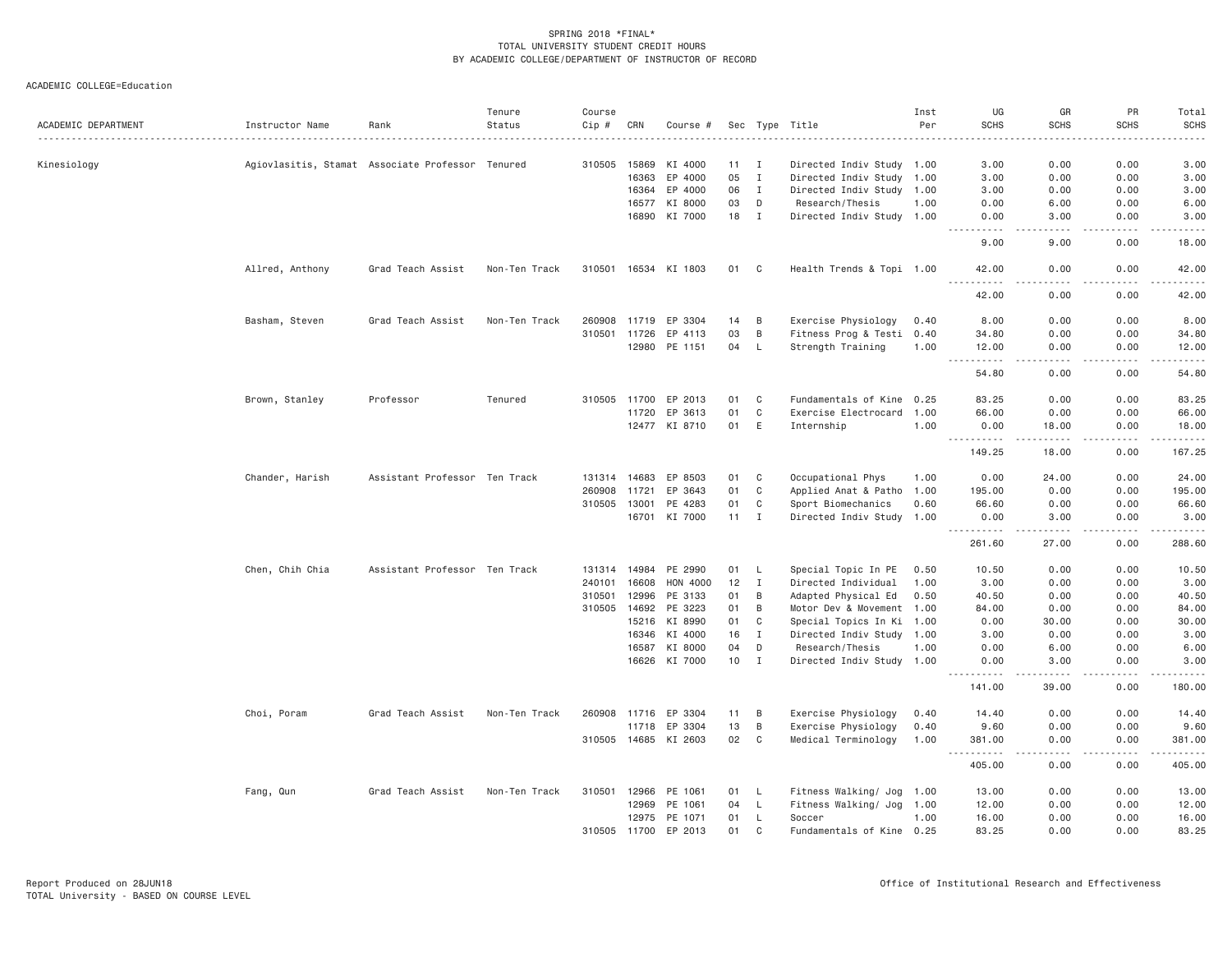SPRING 2018 *FINAL*
TOTAL UNIVERSITY STUDENT CREDIT HOURS
BY ACADEMIC COLLEGE/DEPARTMENT OF INSTRUCTOR OF RECORD

ACADEMIC COLLEGE=Education

| ACADEMIC DEPARTMENT | Instructor Name | Rank | Tenure Status | Course Cip # | CRN | Course # | Sec | Type | Title | Inst Per | UG SCHS | GR SCHS | PR SCHS | Total SCHS |
|---|---|---|---|---|---|---|---|---|---|---|---|---|---|---|
| Kinesiology | Agiovlasitis, Stamat | Associate Professor | Tenured | 310505 | 15869 | KI 4000 | 11 | I | Directed Indiv Study | 1.00 | 3.00 | 0.00 | 0.00 | 3.00 |
| | | | | | 16363 | EP 4000 | 05 | I | Directed Indiv Study | 1.00 | 3.00 | 0.00 | 0.00 | 3.00 |
| | | | | | 16364 | EP 4000 | 06 | I | Directed Indiv Study | 1.00 | 3.00 | 0.00 | 0.00 | 3.00 |
| | | | | | 16577 | KI 8000 | 03 | D | Research/Thesis | 1.00 | 0.00 | 6.00 | 0.00 | 6.00 |
| | | | | | 16890 | KI 7000 | 18 | I | Directed Indiv Study | 1.00 | 0.00 | 3.00 | 0.00 | 3.00 |
| | | | | | | | | | | | 9.00 | 9.00 | 0.00 | 18.00 |
| | Allred, Anthony | Grad Teach Assist | Non-Ten Track | 310501 | 16534 | KI 1803 | 01 | C | Health Trends & Topi | 1.00 | 42.00 | 0.00 | 0.00 | 42.00 |
| | | | | | | | | | | | 42.00 | 0.00 | 0.00 | 42.00 |
| | Basham, Steven | Grad Teach Assist | Non-Ten Track | 260908 | 11719 | EP 3304 | 14 | B | Exercise Physiology | 0.40 | 8.00 | 0.00 | 0.00 | 8.00 |
| | | | | 310501 | 11726 | EP 4113 | 03 | B | Fitness Prog & Testi | 0.40 | 34.80 | 0.00 | 0.00 | 34.80 |
| | | | | | 12980 | PE 1151 | 04 | L | Strength Training | 1.00 | 12.00 | 0.00 | 0.00 | 12.00 |
| | | | | | | | | | | | 54.80 | 0.00 | 0.00 | 54.80 |
| | Brown, Stanley | Professor | Tenured | 310505 | 11700 | EP 2013 | 01 | C | Fundamentals of Kine | 0.25 | 83.25 | 0.00 | 0.00 | 83.25 |
| | | | | | 11720 | EP 3613 | 01 | C | Exercise Electrocard | 1.00 | 66.00 | 0.00 | 0.00 | 66.00 |
| | | | | | 12477 | KI 8710 | 01 | E | Internship | 1.00 | 0.00 | 18.00 | 0.00 | 18.00 |
| | | | | | | | | | | | 149.25 | 18.00 | 0.00 | 167.25 |
| | Chander, Harish | Assistant Professor | Ten Track | 131314 | 14683 | EP 8503 | 01 | C | Occupational Phys | 1.00 | 0.00 | 24.00 | 0.00 | 24.00 |
| | | | | 260908 | 11721 | EP 3643 | 01 | C | Applied Anat & Patho | 1.00 | 195.00 | 0.00 | 0.00 | 195.00 |
| | | | | 310505 | 13001 | PE 4283 | 01 | C | Sport Biomechanics | 0.60 | 66.60 | 0.00 | 0.00 | 66.60 |
| | | | | | 16701 | KI 7000 | 11 | I | Directed Indiv Study | 1.00 | 0.00 | 3.00 | 0.00 | 3.00 |
| | | | | | | | | | | | 261.60 | 27.00 | 0.00 | 288.60 |
| | Chen, Chih Chia | Assistant Professor | Ten Track | 131314 | 14984 | PE 2990 | 01 | L | Special Topic In PE | 0.50 | 10.50 | 0.00 | 0.00 | 10.50 |
| | | | | 240101 | 16608 | HON 4000 | 12 | I | Directed Individual | 1.00 | 3.00 | 0.00 | 0.00 | 3.00 |
| | | | | 310501 | 12996 | PE 3133 | 01 | B | Adapted Physical Ed | 0.50 | 40.50 | 0.00 | 0.00 | 40.50 |
| | | | | 310505 | 14692 | PE 3223 | 01 | B | Motor Dev & Movement | 1.00 | 84.00 | 0.00 | 0.00 | 84.00 |
| | | | | | 15216 | KI 8990 | 01 | C | Special Topics In Ki | 1.00 | 0.00 | 30.00 | 0.00 | 30.00 |
| | | | | | 16346 | KI 4000 | 16 | I | Directed Indiv Study | 1.00 | 3.00 | 0.00 | 0.00 | 3.00 |
| | | | | | 16587 | KI 8000 | 04 | D | Research/Thesis | 1.00 | 0.00 | 6.00 | 0.00 | 6.00 |
| | | | | | 16626 | KI 7000 | 10 | I | Directed Indiv Study | 1.00 | 0.00 | 3.00 | 0.00 | 3.00 |
| | | | | | | | | | | | 141.00 | 39.00 | 0.00 | 180.00 |
| | Choi, Poram | Grad Teach Assist | Non-Ten Track | 260908 | 11716 | EP 3304 | 11 | B | Exercise Physiology | 0.40 | 14.40 | 0.00 | 0.00 | 14.40 |
| | | | | | 11718 | EP 3304 | 13 | B | Exercise Physiology | 0.40 | 9.60 | 0.00 | 0.00 | 9.60 |
| | | | | 310505 | 14685 | KI 2603 | 02 | C | Medical Terminology | 1.00 | 381.00 | 0.00 | 0.00 | 381.00 |
| | | | | | | | | | | | 405.00 | 0.00 | 0.00 | 405.00 |
| | Fang, Qun | Grad Teach Assist | Non-Ten Track | 310501 | 12966 | PE 1061 | 01 | L | Fitness Walking/ Jog | 1.00 | 13.00 | 0.00 | 0.00 | 13.00 |
| | | | | | 12969 | PE 1061 | 04 | L | Fitness Walking/ Jog | 1.00 | 12.00 | 0.00 | 0.00 | 12.00 |
| | | | | | 12975 | PE 1071 | 01 | L | Soccer | 1.00 | 16.00 | 0.00 | 0.00 | 16.00 |
| | | | | 310505 | 11700 | EP 2013 | 01 | C | Fundamentals of Kine | 0.25 | 83.25 | 0.00 | 0.00 | 83.25 |

Report Produced on 28JUN18
TOTAL University - BASED ON COURSE LEVEL

Office of Institutional Research and Effectiveness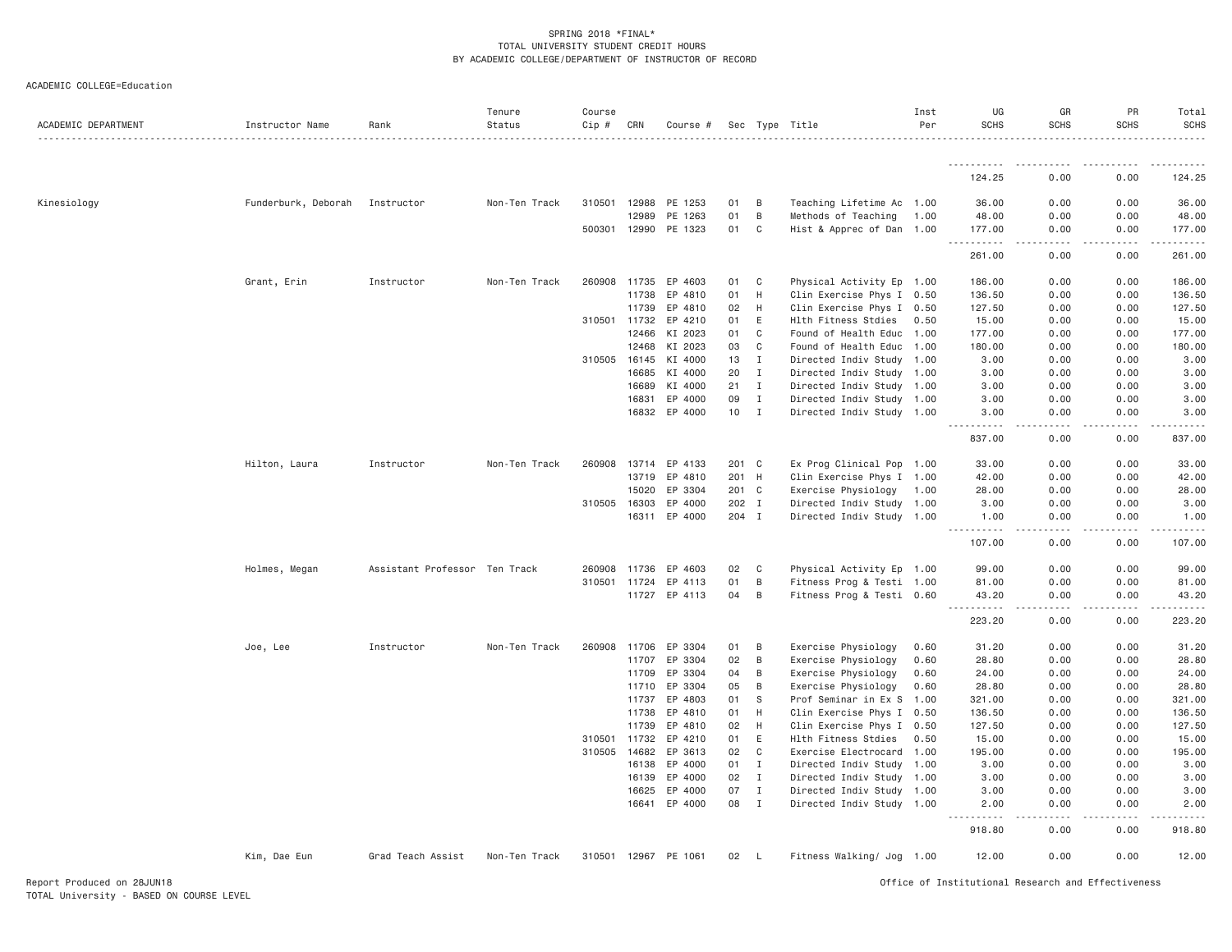SPRING 2018 *FINAL*
TOTAL UNIVERSITY STUDENT CREDIT HOURS
BY ACADEMIC COLLEGE/DEPARTMENT OF INSTRUCTOR OF RECORD

ACADEMIC COLLEGE=Education

| ACADEMIC DEPARTMENT | Instructor Name | Rank | Tenure Status | Course Cip # | CRN | Course # | Sec | Type | Title | Inst Per | UG SCHS | GR SCHS | PR SCHS | Total SCHS |
|---|---|---|---|---|---|---|---|---|---|---|---|---|---|---|
| | | | | | | | | | | | 124.25 | 0.00 | 0.00 | 124.25 |
| Kinesiology | Funderburk, Deborah | Instructor | Non-Ten Track | 310501 | 12988 | PE 1253 | 01 | B | Teaching Lifetime Ac | 1.00 | 36.00 | 0.00 | 0.00 | 36.00 |
| | | | | | 12989 | PE 1263 | 01 | B | Methods of Teaching | 1.00 | 48.00 | 0.00 | 0.00 | 48.00 |
| | | | | 500301 | 12990 | PE 1323 | 01 | C | Hist & Apprec of Dan | 1.00 | 177.00 | 0.00 | 0.00 | 177.00 |
| | | | | | | | | | | | 261.00 | 0.00 | 0.00 | 261.00 |
| | Grant, Erin | Instructor | Non-Ten Track | 260908 | 11735 | EP 4603 | 01 | C | Physical Activity Ep | 1.00 | 186.00 | 0.00 | 0.00 | 186.00 |
| | | | | | 11738 | EP 4810 | 01 | H | Clin Exercise Phys I | 0.50 | 136.50 | 0.00 | 0.00 | 136.50 |
| | | | | | 11739 | EP 4810 | 02 | H | Clin Exercise Phys I | 0.50 | 127.50 | 0.00 | 0.00 | 127.50 |
| | | | | 310501 | 11732 | EP 4210 | 01 | E | Hlth Fitness Stdies | 0.50 | 15.00 | 0.00 | 0.00 | 15.00 |
| | | | | | 12466 | KI 2023 | 01 | C | Found of Health Educ | 1.00 | 177.00 | 0.00 | 0.00 | 177.00 |
| | | | | | 12468 | KI 2023 | 03 | C | Found of Health Educ | 1.00 | 180.00 | 0.00 | 0.00 | 180.00 |
| | | | | 310505 | 16145 | KI 4000 | 13 | I | Directed Indiv Study | 1.00 | 3.00 | 0.00 | 0.00 | 3.00 |
| | | | | | 16685 | KI 4000 | 20 | I | Directed Indiv Study | 1.00 | 3.00 | 0.00 | 0.00 | 3.00 |
| | | | | | 16689 | KI 4000 | 21 | I | Directed Indiv Study | 1.00 | 3.00 | 0.00 | 0.00 | 3.00 |
| | | | | | 16831 | EP 4000 | 09 | I | Directed Indiv Study | 1.00 | 3.00 | 0.00 | 0.00 | 3.00 |
| | | | | | 16832 | EP 4000 | 10 | I | Directed Indiv Study | 1.00 | 3.00 | 0.00 | 0.00 | 3.00 |
| | | | | | | | | | | | 837.00 | 0.00 | 0.00 | 837.00 |
| | Hilton, Laura | Instructor | Non-Ten Track | 260908 | 13714 | EP 4133 | 201 | C | Ex Prog Clinical Pop | 1.00 | 33.00 | 0.00 | 0.00 | 33.00 |
| | | | | | 13719 | EP 4810 | 201 | H | Clin Exercise Phys I | 1.00 | 42.00 | 0.00 | 0.00 | 42.00 |
| | | | | | 15020 | EP 3304 | 201 | C | Exercise Physiology | 1.00 | 28.00 | 0.00 | 0.00 | 28.00 |
| | | | | 310505 | 16303 | EP 4000 | 202 | I | Directed Indiv Study | 1.00 | 3.00 | 0.00 | 0.00 | 3.00 |
| | | | | | 16311 | EP 4000 | 204 | I | Directed Indiv Study | 1.00 | 1.00 | 0.00 | 0.00 | 1.00 |
| | | | | | | | | | | | 107.00 | 0.00 | 0.00 | 107.00 |
| | Holmes, Megan | Assistant Professor | Ten Track | 260908 | 11736 | EP 4603 | 02 | C | Physical Activity Ep | 1.00 | 99.00 | 0.00 | 0.00 | 99.00 |
| | | | | 310501 | 11724 | EP 4113 | 01 | B | Fitness Prog & Testi | 1.00 | 81.00 | 0.00 | 0.00 | 81.00 |
| | | | | | 11727 | EP 4113 | 04 | B | Fitness Prog & Testi | 0.60 | 43.20 | 0.00 | 0.00 | 43.20 |
| | | | | | | | | | | | 223.20 | 0.00 | 0.00 | 223.20 |
| | Joe, Lee | Instructor | Non-Ten Track | 260908 | 11706 | EP 3304 | 01 | B | Exercise Physiology | 0.60 | 31.20 | 0.00 | 0.00 | 31.20 |
| | | | | | 11707 | EP 3304 | 02 | B | Exercise Physiology | 0.60 | 28.80 | 0.00 | 0.00 | 28.80 |
| | | | | | 11709 | EP 3304 | 04 | B | Exercise Physiology | 0.60 | 24.00 | 0.00 | 0.00 | 24.00 |
| | | | | | 11710 | EP 3304 | 05 | B | Exercise Physiology | 0.60 | 28.80 | 0.00 | 0.00 | 28.80 |
| | | | | | 11737 | EP 4803 | 01 | S | Prof Seminar in Ex S | 1.00 | 321.00 | 0.00 | 0.00 | 321.00 |
| | | | | | 11738 | EP 4810 | 01 | H | Clin Exercise Phys I | 0.50 | 136.50 | 0.00 | 0.00 | 136.50 |
| | | | | | 11739 | EP 4810 | 02 | H | Clin Exercise Phys I | 0.50 | 127.50 | 0.00 | 0.00 | 127.50 |
| | | | | 310501 | 11732 | EP 4210 | 01 | E | Hlth Fitness Stdies | 0.50 | 15.00 | 0.00 | 0.00 | 15.00 |
| | | | | 310505 | 14682 | EP 3613 | 02 | C | Exercise Electrocard | 1.00 | 195.00 | 0.00 | 0.00 | 195.00 |
| | | | | | 16138 | EP 4000 | 01 | I | Directed Indiv Study | 1.00 | 3.00 | 0.00 | 0.00 | 3.00 |
| | | | | | 16139 | EP 4000 | 02 | I | Directed Indiv Study | 1.00 | 3.00 | 0.00 | 0.00 | 3.00 |
| | | | | | 16625 | EP 4000 | 07 | I | Directed Indiv Study | 1.00 | 3.00 | 0.00 | 0.00 | 3.00 |
| | | | | | 16641 | EP 4000 | 08 | I | Directed Indiv Study | 1.00 | 2.00 | 0.00 | 0.00 | 2.00 |
| | | | | | | | | | | | 918.80 | 0.00 | 0.00 | 918.80 |
| | Kim, Dae Eun | Grad Teach Assist | Non-Ten Track | 310501 | 12967 | PE 1061 | 02 | L | Fitness Walking/ Jog | 1.00 | 12.00 | 0.00 | 0.00 | 12.00 |

Report Produced on 28JUN18
TOTAL University - BASED ON COURSE LEVEL

Office of Institutional Research and Effectiveness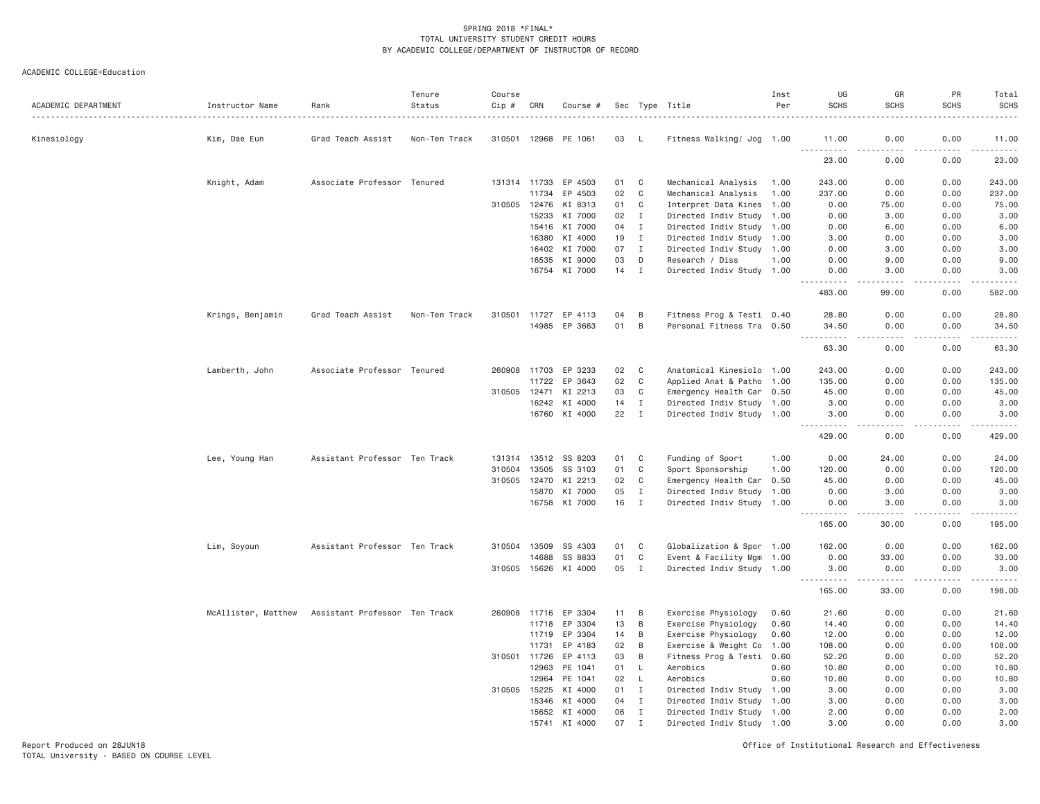SPRING 2018 *FINAL*
TOTAL UNIVERSITY STUDENT CREDIT HOURS
BY ACADEMIC COLLEGE/DEPARTMENT OF INSTRUCTOR OF RECORD

ACADEMIC COLLEGE=Education

| ACADEMIC DEPARTMENT | Instructor Name | Rank | Tenure Status | Course Cip # | CRN | Course # | Sec | Type | Title | Inst Per | UG SCHS | GR SCHS | PR SCHS | Total SCHS |
|---|---|---|---|---|---|---|---|---|---|---|---|---|---|---|
| Kinesiology | Kim, Dae Eun | Grad Teach Assist | Non-Ten Track | 310501 | 12968 | PE 1061 | 03 | L | Fitness Walking/ Jog | 1.00 | 11.00 | 0.00 | 0.00 | 11.00 |
| | | | | | | | | | | | 23.00 | 0.00 | 0.00 | 23.00 |
| | Knight, Adam | Associate Professor | Tenured | 131314 | 11733 | EP 4503 | 01 | C | Mechanical Analysis | 1.00 | 243.00 | 0.00 | 0.00 | 243.00 |
| | | | | | 11734 | EP 4503 | 02 | C | Mechanical Analysis | 1.00 | 237.00 | 0.00 | 0.00 | 237.00 |
| | | | | 310505 | 12476 | KI 8313 | 01 | C | Interpret Data Kines | 1.00 | 0.00 | 75.00 | 0.00 | 75.00 |
| | | | | | 15233 | KI 7000 | 02 | I | Directed Indiv Study | 1.00 | 0.00 | 3.00 | 0.00 | 3.00 |
| | | | | | 15416 | KI 7000 | 04 | I | Directed Indiv Study | 1.00 | 0.00 | 6.00 | 0.00 | 6.00 |
| | | | | | 16380 | KI 4000 | 19 | I | Directed Indiv Study | 1.00 | 3.00 | 0.00 | 0.00 | 3.00 |
| | | | | | 16402 | KI 7000 | 07 | I | Directed Indiv Study | 1.00 | 0.00 | 3.00 | 0.00 | 3.00 |
| | | | | | 16535 | KI 9000 | 03 | D | Research / Diss | 1.00 | 0.00 | 9.00 | 0.00 | 9.00 |
| | | | | | 16754 | KI 7000 | 14 | I | Directed Indiv Study | 1.00 | 0.00 | 3.00 | 0.00 | 3.00 |
| | | | | | | | | | | | 483.00 | 99.00 | 0.00 | 582.00 |
| | Krings, Benjamin | Grad Teach Assist | Non-Ten Track | 310501 | 11727 | EP 4113 | 04 | B | Fitness Prog & Testi | 0.40 | 28.80 | 0.00 | 0.00 | 28.80 |
| | | | | | 14985 | EP 3663 | 01 | B | Personal Fitness Tra | 0.50 | 34.50 | 0.00 | 0.00 | 34.50 |
| | | | | | | | | | | | 63.30 | 0.00 | 0.00 | 63.30 |
| | Lamberth, John | Associate Professor | Tenured | 260908 | 11703 | EP 3233 | 02 | C | Anatomical Kinesiolo | 1.00 | 243.00 | 0.00 | 0.00 | 243.00 |
| | | | | | 11722 | EP 3643 | 02 | C | Applied Anat & Patho | 1.00 | 135.00 | 0.00 | 0.00 | 135.00 |
| | | | | 310505 | 12471 | KI 2213 | 03 | C | Emergency Health Car | 0.50 | 45.00 | 0.00 | 0.00 | 45.00 |
| | | | | | 16242 | KI 4000 | 14 | I | Directed Indiv Study | 1.00 | 3.00 | 0.00 | 0.00 | 3.00 |
| | | | | | 16760 | KI 4000 | 22 | I | Directed Indiv Study | 1.00 | 3.00 | 0.00 | 0.00 | 3.00 |
| | | | | | | | | | | | 429.00 | 0.00 | 0.00 | 429.00 |
| | Lee, Young Han | Assistant Professor | Ten Track | 131314 | 13512 | SS 8203 | 01 | C | Funding of Sport | 1.00 | 0.00 | 24.00 | 0.00 | 24.00 |
| | | | | 310504 | 13505 | SS 3103 | 01 | C | Sport Sponsorship | 1.00 | 120.00 | 0.00 | 0.00 | 120.00 |
| | | | | 310505 | 12470 | KI 2213 | 02 | C | Emergency Health Car | 0.50 | 45.00 | 0.00 | 0.00 | 45.00 |
| | | | | | 15870 | KI 7000 | 05 | I | Directed Indiv Study | 1.00 | 0.00 | 3.00 | 0.00 | 3.00 |
| | | | | | 16758 | KI 7000 | 16 | I | Directed Indiv Study | 1.00 | 0.00 | 3.00 | 0.00 | 3.00 |
| | | | | | | | | | | | 165.00 | 30.00 | 0.00 | 195.00 |
| | Lim, Soyoun | Assistant Professor | Ten Track | 310504 | 13509 | SS 4303 | 01 | C | Globalization & Spor | 1.00 | 162.00 | 0.00 | 0.00 | 162.00 |
| | | | | | 14688 | SS 8833 | 01 | C | Event & Facility Mgm | 1.00 | 0.00 | 33.00 | 0.00 | 33.00 |
| | | | | 310505 | 15626 | KI 4000 | 05 | I | Directed Indiv Study | 1.00 | 3.00 | 0.00 | 0.00 | 3.00 |
| | | | | | | | | | | | 165.00 | 33.00 | 0.00 | 198.00 |
| | McAllister, Matthew | Assistant Professor | Ten Track | 260908 | 11716 | EP 3304 | 11 | B | Exercise Physiology | 0.60 | 21.60 | 0.00 | 0.00 | 21.60 |
| | | | | | 11718 | EP 3304 | 13 | B | Exercise Physiology | 0.60 | 14.40 | 0.00 | 0.00 | 14.40 |
| | | | | | 11719 | EP 3304 | 14 | B | Exercise Physiology | 0.60 | 12.00 | 0.00 | 0.00 | 12.00 |
| | | | | | 11731 | EP 4183 | 02 | B | Exercise & Weight Co | 1.00 | 108.00 | 0.00 | 0.00 | 108.00 |
| | | | | 310501 | 11726 | EP 4113 | 03 | B | Fitness Prog & Testi | 0.60 | 52.20 | 0.00 | 0.00 | 52.20 |
| | | | | | 12963 | PE 1041 | 01 | L | Aerobics | 0.60 | 10.80 | 0.00 | 0.00 | 10.80 |
| | | | | | 12964 | PE 1041 | 02 | L | Aerobics | 0.60 | 10.80 | 0.00 | 0.00 | 10.80 |
| | | | | 310505 | 15225 | KI 4000 | 01 | I | Directed Indiv Study | 1.00 | 3.00 | 0.00 | 0.00 | 3.00 |
| | | | | | 15346 | KI 4000 | 04 | I | Directed Indiv Study | 1.00 | 3.00 | 0.00 | 0.00 | 3.00 |
| | | | | | 15652 | KI 4000 | 06 | I | Directed Indiv Study | 1.00 | 2.00 | 0.00 | 0.00 | 2.00 |
| | | | | | 15741 | KI 4000 | 07 | I | Directed Indiv Study | 1.00 | 3.00 | 0.00 | 0.00 | 3.00 |

Report Produced on 28JUN18
TOTAL University - BASED ON COURSE LEVEL

Office of Institutional Research and Effectiveness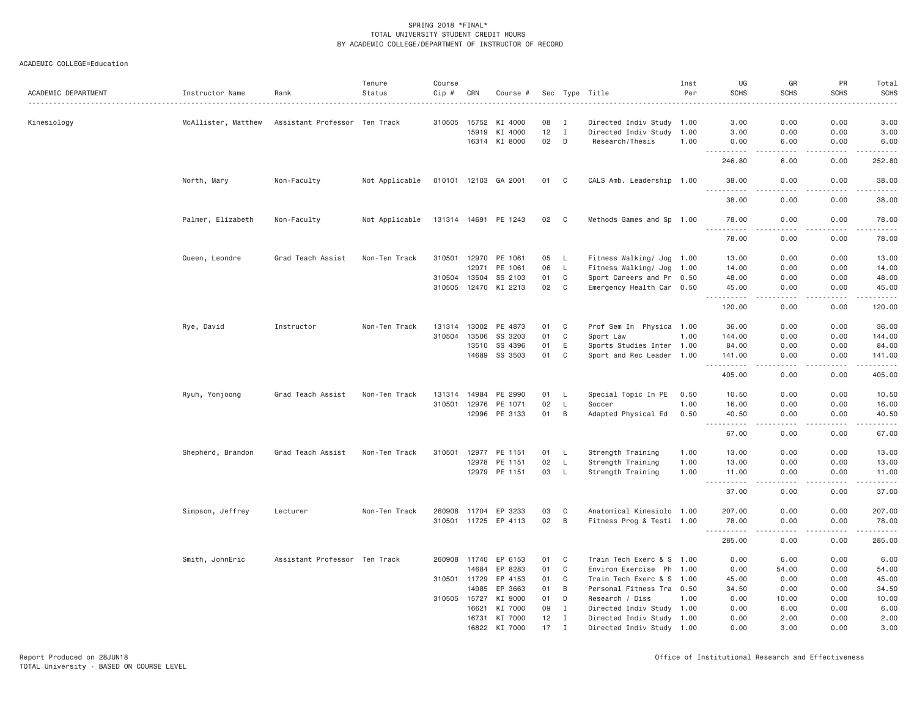SPRING 2018 *FINAL*
TOTAL UNIVERSITY STUDENT CREDIT HOURS
BY ACADEMIC COLLEGE/DEPARTMENT OF INSTRUCTOR OF RECORD

ACADEMIC COLLEGE=Education

| ACADEMIC DEPARTMENT | Instructor Name | Rank | Tenure Status | Course Cip # | CRN | Course # | Sec | Type | Title | Inst Per | UG SCHS | GR SCHS | PR SCHS | Total SCHS |
|---|---|---|---|---|---|---|---|---|---|---|---|---|---|---|
| Kinesiology | McAllister, Matthew | Assistant Professor | Ten Track | 310505 | 15752 | KI 4000 | 08 | I | Directed Indiv Study | 1.00 | 3.00 | 0.00 | 0.00 | 3.00 |
| | | | | | 15919 | KI 4000 | 12 | I | Directed Indiv Study | 1.00 | 3.00 | 0.00 | 0.00 | 3.00 |
| | | | | | 16314 | KI 8000 | 02 | D | Research/Thesis | 1.00 | 0.00 | 6.00 | 0.00 | 6.00 |
| | | | | | | | | | | | 246.80 | 6.00 | 0.00 | 252.80 |
| | North, Mary | Non-Faculty | Not Applicable | 010101 | 12103 | GA 2001 | 01 | C | CALS Amb. Leadership | 1.00 | 38.00 | 0.00 | 0.00 | 38.00 |
| | | | | | | | | | | | 38.00 | 0.00 | 0.00 | 38.00 |
| | Palmer, Elizabeth | Non-Faculty | Not Applicable | 131314 | 14691 | PE 1243 | 02 | C | Methods Games and Sp | 1.00 | 78.00 | 0.00 | 0.00 | 78.00 |
| | | | | | | | | | | | 78.00 | 0.00 | 0.00 | 78.00 |
| | Queen, Leondre | Grad Teach Assist | Non-Ten Track | 310501 | 12970 | PE 1061 | 05 | L | Fitness Walking/ Jog | 1.00 | 13.00 | 0.00 | 0.00 | 13.00 |
| | | | | | 12971 | PE 1061 | 06 | L | Fitness Walking/ Jog | 1.00 | 14.00 | 0.00 | 0.00 | 14.00 |
| | | | | 310504 | 13504 | SS 2103 | 01 | C | Sport Careers and Pr | 0.50 | 48.00 | 0.00 | 0.00 | 48.00 |
| | | | | 310505 | 12470 | KI 2213 | 02 | C | Emergency Health Car | 0.50 | 45.00 | 0.00 | 0.00 | 45.00 |
| | | | | | | | | | | | 120.00 | 0.00 | 0.00 | 120.00 |
| | Rye, David | Instructor | Non-Ten Track | 131314 | 13002 | PE 4873 | 01 | C | Prof Sem In Physica | 1.00 | 36.00 | 0.00 | 0.00 | 36.00 |
| | | | | 310504 | 13506 | SS 3203 | 01 | C | Sport Law | 1.00 | 144.00 | 0.00 | 0.00 | 144.00 |
| | | | | | 13510 | SS 4396 | 01 | E | Sports Studies Inter | 1.00 | 84.00 | 0.00 | 0.00 | 84.00 |
| | | | | | 14689 | SS 3503 | 01 | C | Sport and Rec Leader | 1.00 | 141.00 | 0.00 | 0.00 | 141.00 |
| | | | | | | | | | | | 405.00 | 0.00 | 0.00 | 405.00 |
| | Ryuh, Yonjoong | Grad Teach Assist | Non-Ten Track | 131314 | 14984 | PE 2990 | 01 | L | Special Topic In PE | 0.50 | 10.50 | 0.00 | 0.00 | 10.50 |
| | | | | 310501 | 12976 | PE 1071 | 02 | L | Soccer | 1.00 | 16.00 | 0.00 | 0.00 | 16.00 |
| | | | | | 12996 | PE 3133 | 01 | B | Adapted Physical Ed | 0.50 | 40.50 | 0.00 | 0.00 | 40.50 |
| | | | | | | | | | | | 67.00 | 0.00 | 0.00 | 67.00 |
| | Shepherd, Brandon | Grad Teach Assist | Non-Ten Track | 310501 | 12977 | PE 1151 | 01 | L | Strength Training | 1.00 | 13.00 | 0.00 | 0.00 | 13.00 |
| | | | | | 12978 | PE 1151 | 02 | L | Strength Training | 1.00 | 13.00 | 0.00 | 0.00 | 13.00 |
| | | | | | 12979 | PE 1151 | 03 | L | Strength Training | 1.00 | 11.00 | 0.00 | 0.00 | 11.00 |
| | | | | | | | | | | | 37.00 | 0.00 | 0.00 | 37.00 |
| | Simpson, Jeffrey | Lecturer | Non-Ten Track | 260908 | 11704 | EP 3233 | 03 | C | Anatomical Kinesiolo | 1.00 | 207.00 | 0.00 | 0.00 | 207.00 |
| | | | | 310501 | 11725 | EP 4113 | 02 | B | Fitness Prog & Testi | 1.00 | 78.00 | 0.00 | 0.00 | 78.00 |
| | | | | | | | | | | | 285.00 | 0.00 | 0.00 | 285.00 |
| | Smith, JohnEric | Assistant Professor | Ten Track | 260908 | 11740 | EP 6153 | 01 | C | Train Tech Exerc & S | 1.00 | 0.00 | 6.00 | 0.00 | 6.00 |
| | | | | | 14684 | EP 8283 | 01 | C | Environ Exercise Ph | 1.00 | 0.00 | 54.00 | 0.00 | 54.00 |
| | | | | 310501 | 11729 | EP 4153 | 01 | C | Train Tech Exerc & S | 1.00 | 45.00 | 0.00 | 0.00 | 45.00 |
| | | | | | 14985 | EP 3663 | 01 | B | Personal Fitness Tra | 0.50 | 34.50 | 0.00 | 0.00 | 34.50 |
| | | | | 310505 | 15727 | KI 9000 | 01 | D | Research / Diss | 1.00 | 0.00 | 10.00 | 0.00 | 10.00 |
| | | | | | 16621 | KI 7000 | 09 | I | Directed Indiv Study | 1.00 | 0.00 | 6.00 | 0.00 | 6.00 |
| | | | | | 16731 | KI 7000 | 12 | I | Directed Indiv Study | 1.00 | 0.00 | 2.00 | 0.00 | 2.00 |
| | | | | | 16822 | KI 7000 | 17 | I | Directed Indiv Study | 1.00 | 0.00 | 3.00 | 0.00 | 3.00 |

Report Produced on 28JUN18
TOTAL University - BASED ON COURSE LEVEL

Office of Institutional Research and Effectiveness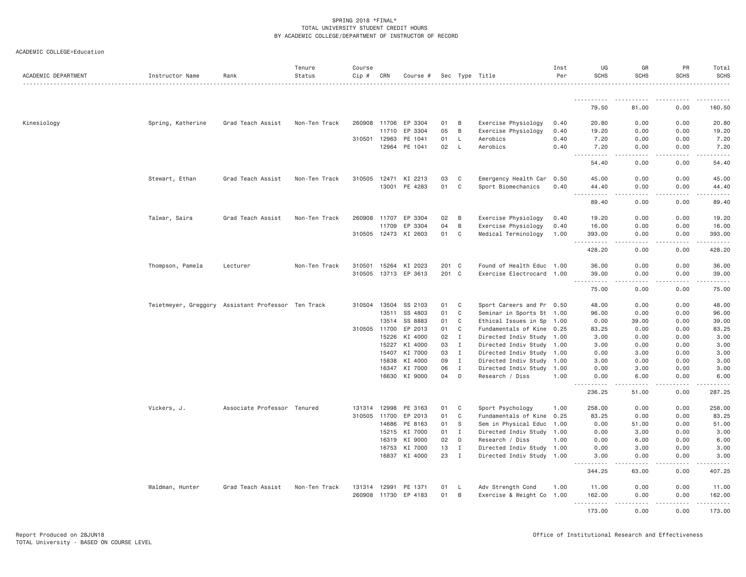SPRING 2018 *FINAL*
TOTAL UNIVERSITY STUDENT CREDIT HOURS
BY ACADEMIC COLLEGE/DEPARTMENT OF INSTRUCTOR OF RECORD

ACADEMIC COLLEGE=Education

| ACADEMIC DEPARTMENT | Instructor Name | Rank | Tenure Status | Course Cip # | CRN | Course # | Sec | Type | Title | Inst Per | UG SCHS | GR SCHS | PR SCHS | Total SCHS |
|---|---|---|---|---|---|---|---|---|---|---|---|---|---|---|
| | | | | | | | | | | | 79.50 | 81.00 | 0.00 | 160.50 |
| Kinesiology | Spring, Katherine | Grad Teach Assist | Non-Ten Track | 260908 | 11706 | EP 3304 | 01 | B | Exercise Physiology | 0.40 | 20.80 | 0.00 | 0.00 | 20.80 |
| | | | | | 11710 | EP 3304 | 05 | B | Exercise Physiology | 0.40 | 19.20 | 0.00 | 0.00 | 19.20 |
| | | | | 310501 | 12963 | PE 1041 | 01 | L | Aerobics | 0.40 | 7.20 | 0.00 | 0.00 | 7.20 |
| | | | | | 12964 | PE 1041 | 02 | L | Aerobics | 0.40 | 7.20 | 0.00 | 0.00 | 7.20 |
| | | | | | | | | | | | 54.40 | 0.00 | 0.00 | 54.40 |
| | Stewart, Ethan | Grad Teach Assist | Non-Ten Track | 310505 | 12471 | KI 2213 | 03 | C | Emergency Health Car | 0.50 | 45.00 | 0.00 | 0.00 | 45.00 |
| | | | | | 13001 | PE 4283 | 01 | C | Sport Biomechanics | 0.40 | 44.40 | 0.00 | 0.00 | 44.40 |
| | | | | | | | | | | | 89.40 | 0.00 | 0.00 | 89.40 |
| | Talwar, Saira | Grad Teach Assist | Non-Ten Track | 260908 | 11707 | EP 3304 | 02 | B | Exercise Physiology | 0.40 | 19.20 | 0.00 | 0.00 | 19.20 |
| | | | | | 11709 | EP 3304 | 04 | B | Exercise Physiology | 0.40 | 16.00 | 0.00 | 0.00 | 16.00 |
| | | | | 310505 | 12473 | KI 2603 | 01 | C | Medical Terminology | 1.00 | 393.00 | 0.00 | 0.00 | 393.00 |
| | | | | | | | | | | | 428.20 | 0.00 | 0.00 | 428.20 |
| | Thompson, Pamela | Lecturer | Non-Ten Track | 310501 | 15264 | KI 2023 | 201 | C | Found of Health Educ | 1.00 | 36.00 | 0.00 | 0.00 | 36.00 |
| | | | | 310505 | 13713 | EP 3613 | 201 | C | Exercise Electrocard | 1.00 | 39.00 | 0.00 | 0.00 | 39.00 |
| | | | | | | | | | | | 75.00 | 0.00 | 0.00 | 75.00 |
| | Twietmeyer, Greggory | Assistant Professor | Ten Track | 310504 | 13504 | SS 2103 | 01 | C | Sport Careers and Pr | 0.50 | 48.00 | 0.00 | 0.00 | 48.00 |
| | | | | | 13511 | SS 4803 | 01 | C | Seminar in Sports St | 1.00 | 96.00 | 0.00 | 0.00 | 96.00 |
| | | | | | 13514 | SS 8883 | 01 | C | Ethical Issues in Sp | 1.00 | 0.00 | 39.00 | 0.00 | 39.00 |
| | | | | 310505 | 11700 | EP 2013 | 01 | C | Fundamentals of Kine | 0.25 | 83.25 | 0.00 | 0.00 | 83.25 |
| | | | | | 15226 | KI 4000 | 02 | I | Directed Indiv Study | 1.00 | 3.00 | 0.00 | 0.00 | 3.00 |
| | | | | | 15227 | KI 4000 | 03 | I | Directed Indiv Study | 1.00 | 3.00 | 0.00 | 0.00 | 3.00 |
| | | | | | 15407 | KI 7000 | 03 | I | Directed Indiv Study | 1.00 | 0.00 | 3.00 | 0.00 | 3.00 |
| | | | | | 15838 | KI 4000 | 09 | I | Directed Indiv Study | 1.00 | 3.00 | 0.00 | 0.00 | 3.00 |
| | | | | | 16347 | KI 7000 | 06 | I | Directed Indiv Study | 1.00 | 0.00 | 3.00 | 0.00 | 3.00 |
| | | | | | 16630 | KI 9000 | 04 | D | Research / Diss | 1.00 | 0.00 | 6.00 | 0.00 | 6.00 |
| | | | | | | | | | | | 236.25 | 51.00 | 0.00 | 287.25 |
| | Vickers, J. | Associate Professor | Tenured | 131314 | 12998 | PE 3163 | 01 | C | Sport Psychology | 1.00 | 258.00 | 0.00 | 0.00 | 258.00 |
| | | | | 310505 | 11700 | EP 2013 | 01 | C | Fundamentals of Kine | 0.25 | 83.25 | 0.00 | 0.00 | 83.25 |
| | | | | | 14686 | PE 8163 | 01 | S | Sem in Physical Educ | 1.00 | 0.00 | 51.00 | 0.00 | 51.00 |
| | | | | | 15215 | KI 7000 | 01 | I | Directed Indiv Study | 1.00 | 0.00 | 3.00 | 0.00 | 3.00 |
| | | | | | 16319 | KI 9000 | 02 | D | Research / Diss | 1.00 | 0.00 | 6.00 | 0.00 | 6.00 |
| | | | | | 16753 | KI 7000 | 13 | I | Directed Indiv Study | 1.00 | 0.00 | 3.00 | 0.00 | 3.00 |
| | | | | | 16837 | KI 4000 | 23 | I | Directed Indiv Study | 1.00 | 3.00 | 0.00 | 0.00 | 3.00 |
| | | | | | | | | | | | 344.25 | 63.00 | 0.00 | 407.25 |
| | Waldman, Hunter | Grad Teach Assist | Non-Ten Track | 131314 | 12991 | PE 1371 | 01 | L | Adv Strength Cond | 1.00 | 11.00 | 0.00 | 0.00 | 11.00 |
| | | | | 260908 | 11730 | EP 4183 | 01 | B | Exercise & Weight Co | 1.00 | 162.00 | 0.00 | 0.00 | 162.00 |
| | | | | | | | | | | | 173.00 | 0.00 | 0.00 | 173.00 |

Report Produced on 28JUN18
TOTAL University - BASED ON COURSE LEVEL

Office of Institutional Research and Effectiveness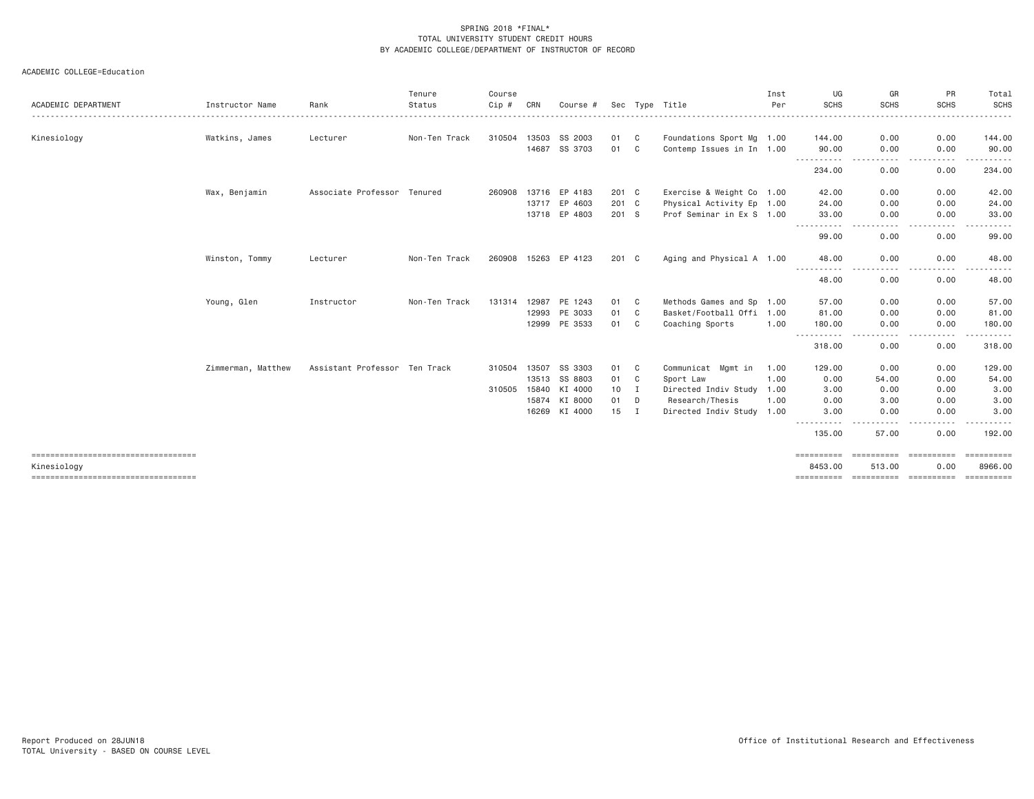SPRING 2018 *FINAL*
TOTAL UNIVERSITY STUDENT CREDIT HOURS
BY ACADEMIC COLLEGE/DEPARTMENT OF INSTRUCTOR OF RECORD

ACADEMIC COLLEGE=Education

| ACADEMIC DEPARTMENT | Instructor Name | Rank | Tenure Status | Course Cip # | CRN | Course # | Sec | Type | Title | Inst Per | UG SCHS | GR SCHS | PR SCHS | Total SCHS |
|---|---|---|---|---|---|---|---|---|---|---|---|---|---|---|
| Kinesiology | Watkins, James | Lecturer | Non-Ten Track | 310504 | 13503 | SS 2003 | 01 | C | Foundations Sport Mg | 1.00 | 144.00 | 0.00 | 0.00 | 144.00 |
| | | | | | 14687 | SS 3703 | 01 | C | Contemp Issues in In | 1.00 | 90.00 | 0.00 | 0.00 | 90.00 |
| | | | | | | | | | | | 234.00 | 0.00 | 0.00 | 234.00 |
| | Wax, Benjamin | Associate Professor | Tenured | 260908 | 13716 | EP 4183 | 201 | C | Exercise & Weight Co | 1.00 | 42.00 | 0.00 | 0.00 | 42.00 |
| | | | | | 13717 | EP 4603 | 201 | C | Physical Activity Ep | 1.00 | 24.00 | 0.00 | 0.00 | 24.00 |
| | | | | | 13718 | EP 4803 | 201 | S | Prof Seminar in Ex S | 1.00 | 33.00 | 0.00 | 0.00 | 33.00 |
| | | | | | | | | | | | 99.00 | 0.00 | 0.00 | 99.00 |
| | Winston, Tommy | Lecturer | Non-Ten Track | 260908 | 15263 | EP 4123 | 201 | C | Aging and Physical A | 1.00 | 48.00 | 0.00 | 0.00 | 48.00 |
| | | | | | | | | | | | 48.00 | 0.00 | 0.00 | 48.00 |
| | Young, Glen | Instructor | Non-Ten Track | 131314 | 12987 | PE 1243 | 01 | C | Methods Games and Sp | 1.00 | 57.00 | 0.00 | 0.00 | 57.00 |
| | | | | | 12993 | PE 3033 | 01 | C | Basket/Football Offi | 1.00 | 81.00 | 0.00 | 0.00 | 81.00 |
| | | | | | 12999 | PE 3533 | 01 | C | Coaching Sports | 1.00 | 180.00 | 0.00 | 0.00 | 180.00 |
| | | | | | | | | | | | 318.00 | 0.00 | 0.00 | 318.00 |
| | Zimmerman, Matthew | Assistant Professor | Ten Track | 310504 | 13507 | SS 3303 | 01 | C | Communicat Mgmt in | 1.00 | 129.00 | 0.00 | 0.00 | 129.00 |
| | | | | | 13513 | SS 8803 | 01 | C | Sport Law | 1.00 | 0.00 | 54.00 | 0.00 | 54.00 |
| | | | | 310505 | 15840 | KI 4000 | 10 | I | Directed Indiv Study | 1.00 | 3.00 | 0.00 | 0.00 | 3.00 |
| | | | | | 15874 | KI 8000 | 01 | D | Research/Thesis | 1.00 | 0.00 | 3.00 | 0.00 | 3.00 |
| | | | | | 16269 | KI 4000 | 15 | I | Directed Indiv Study | 1.00 | 3.00 | 0.00 | 0.00 | 3.00 |
| | | | | | | | | | | | 135.00 | 57.00 | 0.00 | 192.00 |
| Kinesiology | | | | | | | | | | | 8453.00 | 513.00 | 0.00 | 8966.00 |

Report Produced on 28JUN18
TOTAL University - BASED ON COURSE LEVEL

Office of Institutional Research and Effectiveness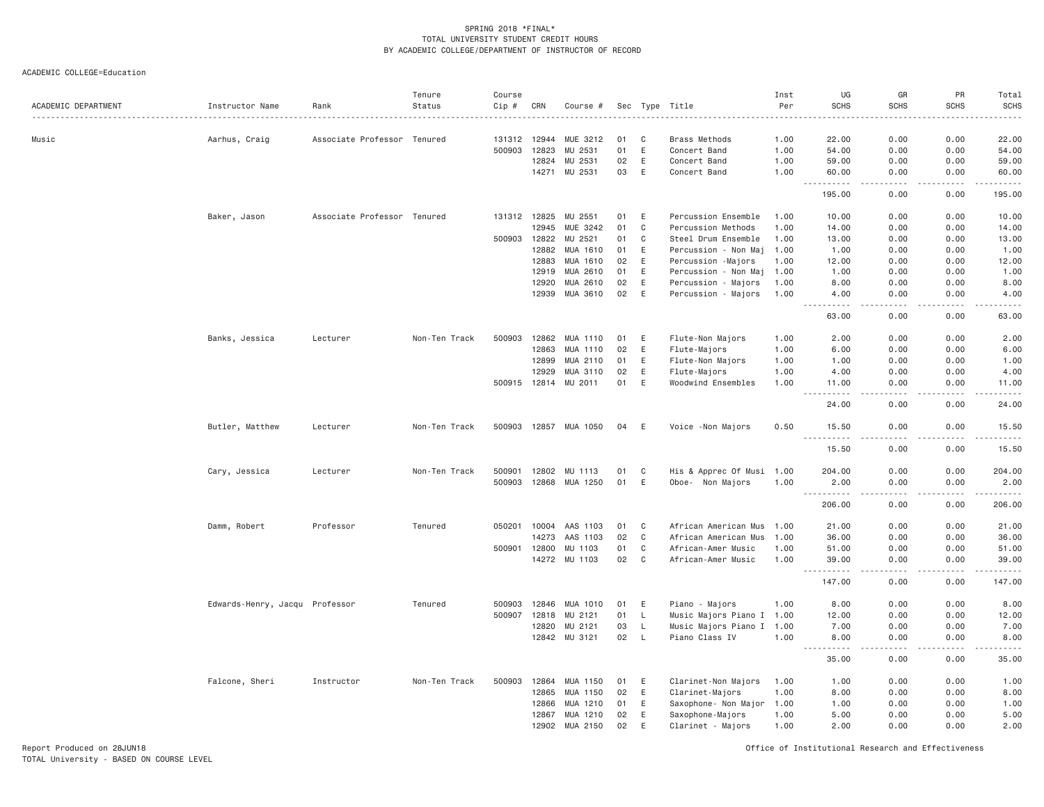SPRING 2018 *FINAL*
TOTAL UNIVERSITY STUDENT CREDIT HOURS
BY ACADEMIC COLLEGE/DEPARTMENT OF INSTRUCTOR OF RECORD

ACADEMIC COLLEGE=Education

| ACADEMIC DEPARTMENT | Instructor Name | Rank | Tenure Status | Course Cip # | CRN | Course # | Sec | Type | Title | Inst Per | UG SCHS | GR SCHS | PR SCHS | Total SCHS |
|---|---|---|---|---|---|---|---|---|---|---|---|---|---|---|
| Music | Aarhus, Craig | Associate Professor | Tenured | 131312 | 12944 | MUE 3212 | 01 | C | Brass Methods | 1.00 | 22.00 | 0.00 | 0.00 | 22.00 |
| | | | | 500903 | 12823 | MU 2531 | 01 | E | Concert Band | 1.00 | 54.00 | 0.00 | 0.00 | 54.00 |
| | | | | | 12824 | MU 2531 | 02 | E | Concert Band | 1.00 | 59.00 | 0.00 | 0.00 | 59.00 |
| | | | | | 14271 | MU 2531 | 03 | E | Concert Band | 1.00 | 60.00 | 0.00 | 0.00 | 60.00 |
| | | | | | | | | | | | 195.00 | 0.00 | 0.00 | 195.00 |
| | Baker, Jason | Associate Professor | Tenured | 131312 | 12825 | MU 2551 | 01 | E | Percussion Ensemble | 1.00 | 10.00 | 0.00 | 0.00 | 10.00 |
| | | | | | 12945 | MUE 3242 | 01 | C | Percussion Methods | 1.00 | 14.00 | 0.00 | 0.00 | 14.00 |
| | | | | 500903 | 12822 | MU 2521 | 01 | C | Steel Drum Ensemble | 1.00 | 13.00 | 0.00 | 0.00 | 13.00 |
| | | | | | 12882 | MUA 1610 | 01 | E | Percussion - Non Maj | 1.00 | 1.00 | 0.00 | 0.00 | 1.00 |
| | | | | | 12883 | MUA 1610 | 02 | E | Percussion -Majors | 1.00 | 12.00 | 0.00 | 0.00 | 12.00 |
| | | | | | 12919 | MUA 2610 | 01 | E | Percussion - Non Maj | 1.00 | 1.00 | 0.00 | 0.00 | 1.00 |
| | | | | | 12920 | MUA 2610 | 02 | E | Percussion - Majors | 1.00 | 8.00 | 0.00 | 0.00 | 8.00 |
| | | | | | 12939 | MUA 3610 | 02 | E | Percussion - Majors | 1.00 | 4.00 | 0.00 | 0.00 | 4.00 |
| | | | | | | | | | | | 63.00 | 0.00 | 0.00 | 63.00 |
| | Banks, Jessica | Lecturer | Non-Ten Track | 500903 | 12862 | MUA 1110 | 01 | E | Flute-Non Majors | 1.00 | 2.00 | 0.00 | 0.00 | 2.00 |
| | | | | | 12863 | MUA 1110 | 02 | E | Flute-Majors | 1.00 | 6.00 | 0.00 | 0.00 | 6.00 |
| | | | | | 12899 | MUA 2110 | 01 | E | Flute-Non Majors | 1.00 | 1.00 | 0.00 | 0.00 | 1.00 |
| | | | | | 12929 | MUA 3110 | 02 | E | Flute-Majors | 1.00 | 4.00 | 0.00 | 0.00 | 4.00 |
| | | | | 500915 | 12814 | MU 2011 | 01 | E | Woodwind Ensembles | 1.00 | 11.00 | 0.00 | 0.00 | 11.00 |
| | | | | | | | | | | | 24.00 | 0.00 | 0.00 | 24.00 |
| | Butler, Matthew | Lecturer | Non-Ten Track | 500903 | 12857 | MUA 1050 | 04 | E | Voice -Non Majors | 0.50 | 15.50 | 0.00 | 0.00 | 15.50 |
| | | | | | | | | | | | 15.50 | 0.00 | 0.00 | 15.50 |
| | Cary, Jessica | Lecturer | Non-Ten Track | 500901 | 12802 | MU 1113 | 01 | C | His & Apprec Of Musi | 1.00 | 204.00 | 0.00 | 0.00 | 204.00 |
| | | | | 500903 | 12868 | MUA 1250 | 01 | E | Oboe- Non Majors | 1.00 | 2.00 | 0.00 | 0.00 | 2.00 |
| | | | | | | | | | | | 206.00 | 0.00 | 0.00 | 206.00 |
| | Damm, Robert | Professor | Tenured | 050201 | 10004 | AAS 1103 | 01 | C | African American Mus | 1.00 | 21.00 | 0.00 | 0.00 | 21.00 |
| | | | | | 14273 | AAS 1103 | 02 | C | African American Mus | 1.00 | 36.00 | 0.00 | 0.00 | 36.00 |
| | | | | 500901 | 12800 | MU 1103 | 01 | C | African-Amer Music | 1.00 | 51.00 | 0.00 | 0.00 | 51.00 |
| | | | | | 14272 | MU 1103 | 02 | C | African-Amer Music | 1.00 | 39.00 | 0.00 | 0.00 | 39.00 |
| | | | | | | | | | | | 147.00 | 0.00 | 0.00 | 147.00 |
| | Edwards-Henry, Jacqu | Professor | Tenured | 500903 | 12846 | MUA 1010 | 01 | E | Piano - Majors | 1.00 | 8.00 | 0.00 | 0.00 | 8.00 |
| | | | | 500907 | 12818 | MU 2121 | 01 | L | Music Majors Piano I | 1.00 | 12.00 | 0.00 | 0.00 | 12.00 |
| | | | | | 12820 | MU 2121 | 03 | L | Music Majors Piano I | 1.00 | 7.00 | 0.00 | 0.00 | 7.00 |
| | | | | | 12842 | MU 3121 | 02 | L | Piano Class IV | 1.00 | 8.00 | 0.00 | 0.00 | 8.00 |
| | | | | | | | | | | | 35.00 | 0.00 | 0.00 | 35.00 |
| | Falcone, Sheri | Instructor | Non-Ten Track | 500903 | 12864 | MUA 1150 | 01 | E | Clarinet-Non Majors | 1.00 | 1.00 | 0.00 | 0.00 | 1.00 |
| | | | | | 12865 | MUA 1150 | 02 | E | Clarinet-Majors | 1.00 | 8.00 | 0.00 | 0.00 | 8.00 |
| | | | | | 12866 | MUA 1210 | 01 | E | Saxophone- Non Major | 1.00 | 1.00 | 0.00 | 0.00 | 1.00 |
| | | | | | 12867 | MUA 1210 | 02 | E | Saxophone-Majors | 1.00 | 5.00 | 0.00 | 0.00 | 5.00 |
| | | | | | 12902 | MUA 2150 | 02 | E | Clarinet - Majors | 1.00 | 2.00 | 0.00 | 0.00 | 2.00 |

Report Produced on 28JUN18
TOTAL University - BASED ON COURSE LEVEL

Office of Institutional Research and Effectiveness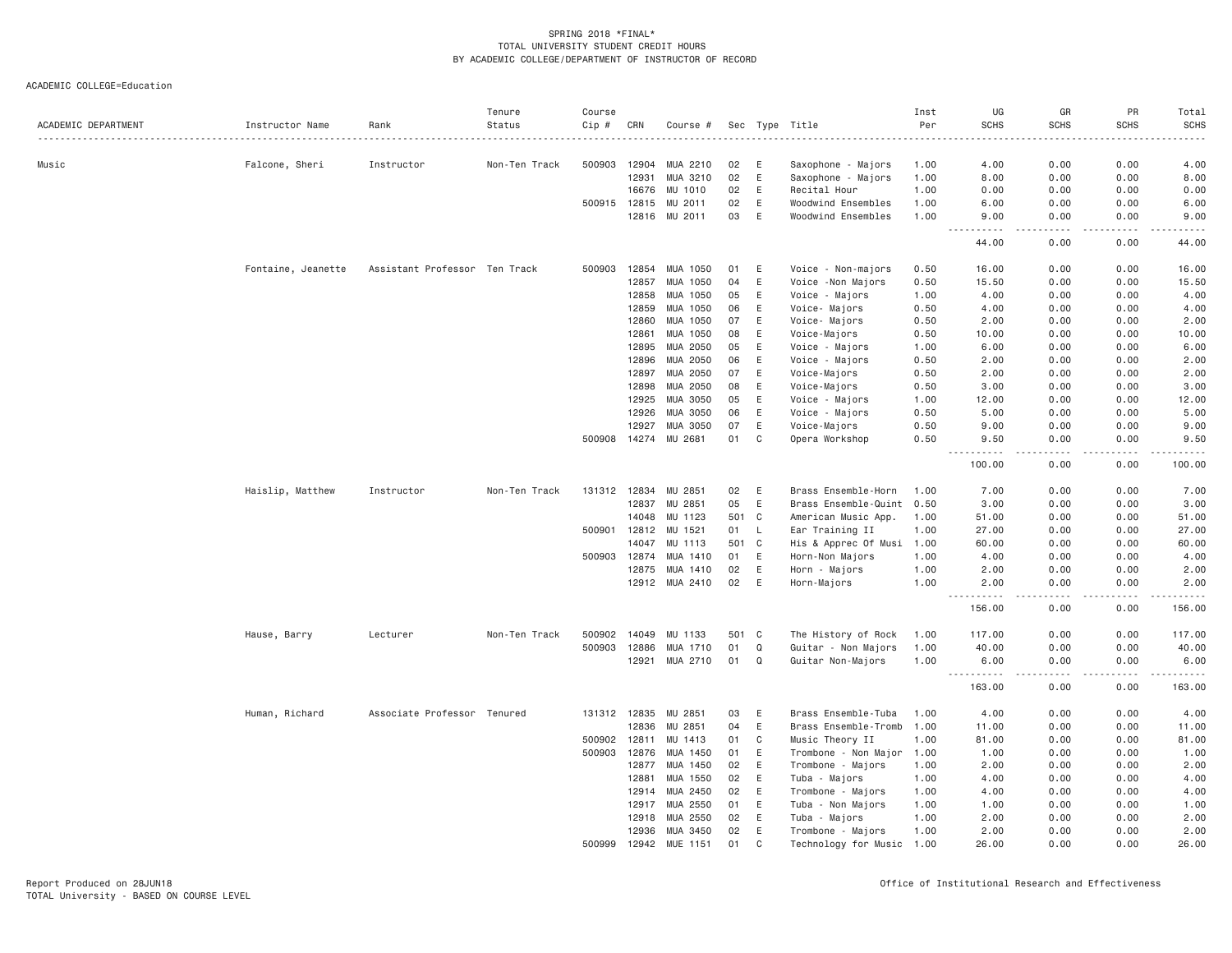SPRING 2018 *FINAL*
TOTAL UNIVERSITY STUDENT CREDIT HOURS
BY ACADEMIC COLLEGE/DEPARTMENT OF INSTRUCTOR OF RECORD

ACADEMIC COLLEGE=Education

| ACADEMIC DEPARTMENT | Instructor Name | Rank | Tenure Status | Course Cip # | CRN | Course # | Sec | Type | Title | Inst Per | UG SCHS | GR SCHS | PR SCHS | Total SCHS |
|---|---|---|---|---|---|---|---|---|---|---|---|---|---|---|
| Music | Falcone, Sheri | Instructor | Non-Ten Track | 500903 | 12904 | MUA 2210 | 02 | E | Saxophone - Majors | 1.00 | 4.00 | 0.00 | 0.00 | 4.00 |
| | | | | | 12931 | MUA 3210 | 02 | E | Saxophone - Majors | 1.00 | 8.00 | 0.00 | 0.00 | 8.00 |
| | | | | | 16676 | MU 1010 | 02 | E | Recital Hour | 1.00 | 0.00 | 0.00 | 0.00 | 0.00 |
| | | | | 500915 | 12815 | MU 2011 | 02 | E | Woodwind Ensembles | 1.00 | 6.00 | 0.00 | 0.00 | 6.00 |
| | | | | | 12816 | MU 2011 | 03 | E | Woodwind Ensembles | 1.00 | 9.00 | 0.00 | 0.00 | 9.00 |
| | | | | | | | | | | | 44.00 | 0.00 | 0.00 | 44.00 |
| | Fontaine, Jeanette | Assistant Professor | Ten Track | 500903 | 12854 | MUA 1050 | 01 | E | Voice - Non-majors | 0.50 | 16.00 | 0.00 | 0.00 | 16.00 |
| | | | | | 12857 | MUA 1050 | 04 | E | Voice -Non Majors | 0.50 | 15.50 | 0.00 | 0.00 | 15.50 |
| | | | | | 12858 | MUA 1050 | 05 | E | Voice - Majors | 1.00 | 4.00 | 0.00 | 0.00 | 4.00 |
| | | | | | 12859 | MUA 1050 | 06 | E | Voice- Majors | 0.50 | 4.00 | 0.00 | 0.00 | 4.00 |
| | | | | | 12860 | MUA 1050 | 07 | E | Voice- Majors | 0.50 | 2.00 | 0.00 | 0.00 | 2.00 |
| | | | | | 12861 | MUA 1050 | 08 | E | Voice-Majors | 0.50 | 10.00 | 0.00 | 0.00 | 10.00 |
| | | | | | 12895 | MUA 2050 | 05 | E | Voice - Majors | 1.00 | 6.00 | 0.00 | 0.00 | 6.00 |
| | | | | | 12896 | MUA 2050 | 06 | E | Voice - Majors | 0.50 | 2.00 | 0.00 | 0.00 | 2.00 |
| | | | | | 12897 | MUA 2050 | 07 | E | Voice-Majors | 0.50 | 2.00 | 0.00 | 0.00 | 2.00 |
| | | | | | 12898 | MUA 2050 | 08 | E | Voice-Majors | 0.50 | 3.00 | 0.00 | 0.00 | 3.00 |
| | | | | | 12925 | MUA 3050 | 05 | E | Voice - Majors | 1.00 | 12.00 | 0.00 | 0.00 | 12.00 |
| | | | | | 12926 | MUA 3050 | 06 | E | Voice - Majors | 0.50 | 5.00 | 0.00 | 0.00 | 5.00 |
| | | | | | 12927 | MUA 3050 | 07 | E | Voice-Majors | 0.50 | 9.00 | 0.00 | 0.00 | 9.00 |
| | | | | 500908 | 14274 | MU 2681 | 01 | C | Opera Workshop | 0.50 | 9.50 | 0.00 | 0.00 | 9.50 |
| | | | | | | | | | | | 100.00 | 0.00 | 0.00 | 100.00 |
| | Haislip, Matthew | Instructor | Non-Ten Track | 131312 | 12834 | MU 2851 | 02 | E | Brass Ensemble-Horn | 1.00 | 7.00 | 0.00 | 0.00 | 7.00 |
| | | | | | 12837 | MU 2851 | 05 | E | Brass Ensemble-Quint | 0.50 | 3.00 | 0.00 | 0.00 | 3.00 |
| | | | | | 14048 | MU 1123 | 501 | C | American Music App. | 1.00 | 51.00 | 0.00 | 0.00 | 51.00 |
| | | | | 500901 | 12812 | MU 1521 | 01 | L | Ear Training II | 1.00 | 27.00 | 0.00 | 0.00 | 27.00 |
| | | | | | 14047 | MU 1113 | 501 | C | His & Apprec Of Musi | 1.00 | 60.00 | 0.00 | 0.00 | 60.00 |
| | | | | 500903 | 12874 | MUA 1410 | 01 | E | Horn-Non Majors | 1.00 | 4.00 | 0.00 | 0.00 | 4.00 |
| | | | | | 12875 | MUA 1410 | 02 | E | Horn - Majors | 1.00 | 2.00 | 0.00 | 0.00 | 2.00 |
| | | | | | 12912 | MUA 2410 | 02 | E | Horn-Majors | 1.00 | 2.00 | 0.00 | 0.00 | 2.00 |
| | | | | | | | | | | | 156.00 | 0.00 | 0.00 | 156.00 |
| | Hause, Barry | Lecturer | Non-Ten Track | 500902 | 14049 | MU 1133 | 501 | C | The History of Rock | 1.00 | 117.00 | 0.00 | 0.00 | 117.00 |
| | | | | 500903 | 12886 | MUA 1710 | 01 | Q | Guitar - Non Majors | 1.00 | 40.00 | 0.00 | 0.00 | 40.00 |
| | | | | | 12921 | MUA 2710 | 01 | Q | Guitar Non-Majors | 1.00 | 6.00 | 0.00 | 0.00 | 6.00 |
| | | | | | | | | | | | 163.00 | 0.00 | 0.00 | 163.00 |
| | Human, Richard | Associate Professor | Tenured | 131312 | 12835 | MU 2851 | 03 | E | Brass Ensemble-Tuba | 1.00 | 4.00 | 0.00 | 0.00 | 4.00 |
| | | | | | 12836 | MU 2851 | 04 | E | Brass Ensemble-Tromb | 1.00 | 11.00 | 0.00 | 0.00 | 11.00 |
| | | | | 500902 | 12811 | MU 1413 | 01 | C | Music Theory II | 1.00 | 81.00 | 0.00 | 0.00 | 81.00 |
| | | | | 500903 | 12876 | MUA 1450 | 01 | E | Trombone - Non Major | 1.00 | 1.00 | 0.00 | 0.00 | 1.00 |
| | | | | | 12877 | MUA 1450 | 02 | E | Trombone - Majors | 1.00 | 2.00 | 0.00 | 0.00 | 2.00 |
| | | | | | 12881 | MUA 1550 | 02 | E | Tuba - Majors | 1.00 | 4.00 | 0.00 | 0.00 | 4.00 |
| | | | | | 12914 | MUA 2450 | 02 | E | Trombone - Majors | 1.00 | 4.00 | 0.00 | 0.00 | 4.00 |
| | | | | | 12917 | MUA 2550 | 01 | E | Tuba - Non Majors | 1.00 | 1.00 | 0.00 | 0.00 | 1.00 |
| | | | | | 12918 | MUA 2550 | 02 | E | Tuba - Majors | 1.00 | 2.00 | 0.00 | 0.00 | 2.00 |
| | | | | | 12936 | MUA 3450 | 02 | E | Trombone - Majors | 1.00 | 2.00 | 0.00 | 0.00 | 2.00 |
| | | | | 500999 | 12942 | MUE 1151 | 01 | C | Technology for Music | 1.00 | 26.00 | 0.00 | 0.00 | 26.00 |

Report Produced on 28JUN18
TOTAL University - BASED ON COURSE LEVEL

Office of Institutional Research and Effectiveness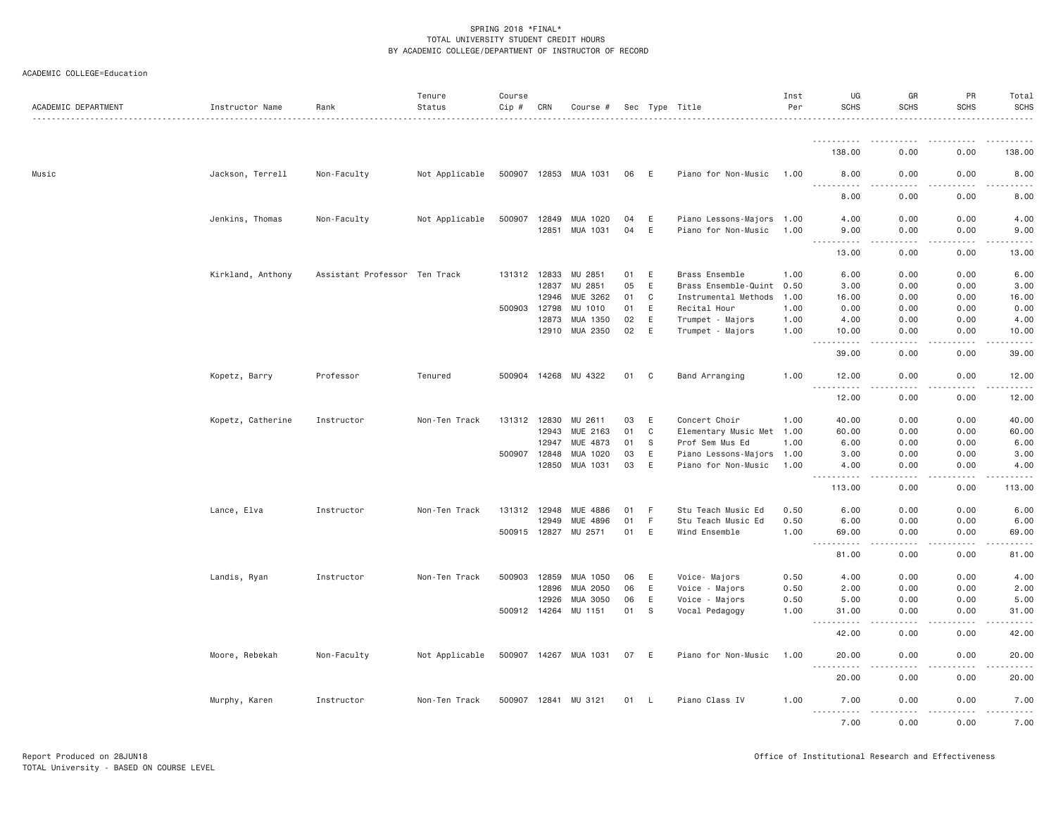SPRING 2018 *FINAL*
TOTAL UNIVERSITY STUDENT CREDIT HOURS
BY ACADEMIC COLLEGE/DEPARTMENT OF INSTRUCTOR OF RECORD

ACADEMIC COLLEGE=Education

| ACADEMIC DEPARTMENT | Instructor Name | Rank | Tenure Status | Course Cip # | CRN | Course # | Sec | Type | Title | Inst Per | UG SCHS | GR SCHS | PR SCHS | Total SCHS |
|---|---|---|---|---|---|---|---|---|---|---|---|---|---|---|
| | | | | | | | | | | | 138.00 | 0.00 | 0.00 | 138.00 |
| Music | Jackson, Terrell | Non-Faculty | Not Applicable | 500907 | 12853 | MUA 1031 | 06 | E | Piano for Non-Music | 1.00 | 8.00 | 0.00 | 0.00 | 8.00 |
| | | | | | | | | | | | 8.00 | 0.00 | 0.00 | 8.00 |
| | Jenkins, Thomas | Non-Faculty | Not Applicable | 500907 | 12849 | MUA 1020 | 04 | E | Piano Lessons-Majors | 1.00 | 4.00 | 0.00 | 0.00 | 4.00 |
| | | | | | 12851 | MUA 1031 | 04 | E | Piano for Non-Music | 1.00 | 9.00 | 0.00 | 0.00 | 9.00 |
| | | | | | | | | | | | 13.00 | 0.00 | 0.00 | 13.00 |
| | Kirkland, Anthony | Assistant Professor | Ten Track | 131312 | 12833 | MU 2851 | 01 | E | Brass Ensemble | 1.00 | 6.00 | 0.00 | 0.00 | 6.00 |
| | | | | | 12837 | MU 2851 | 05 | E | Brass Ensemble-Quint | 0.50 | 3.00 | 0.00 | 0.00 | 3.00 |
| | | | | | 12946 | MUE 3262 | 01 | C | Instrumental Methods | 1.00 | 16.00 | 0.00 | 0.00 | 16.00 |
| | | | | 500903 | 12798 | MU 1010 | 01 | E | Recital Hour | 1.00 | 0.00 | 0.00 | 0.00 | 0.00 |
| | | | | | 12873 | MUA 1350 | 02 | E | Trumpet - Majors | 1.00 | 4.00 | 0.00 | 0.00 | 4.00 |
| | | | | | 12910 | MUA 2350 | 02 | E | Trumpet - Majors | 1.00 | 10.00 | 0.00 | 0.00 | 10.00 |
| | | | | | | | | | | | 39.00 | 0.00 | 0.00 | 39.00 |
| | Kopetz, Barry | Professor | Tenured | 500904 | 14268 | MU 4322 | 01 | C | Band Arranging | 1.00 | 12.00 | 0.00 | 0.00 | 12.00 |
| | | | | | | | | | | | 12.00 | 0.00 | 0.00 | 12.00 |
| | Kopetz, Catherine | Instructor | Non-Ten Track | 131312 | 12830 | MU 2611 | 03 | E | Concert Choir | 1.00 | 40.00 | 0.00 | 0.00 | 40.00 |
| | | | | | 12943 | MUE 2163 | 01 | C | Elementary Music Met | 1.00 | 60.00 | 0.00 | 0.00 | 60.00 |
| | | | | | 12947 | MUE 4873 | 01 | S | Prof Sem Mus Ed | 1.00 | 6.00 | 0.00 | 0.00 | 6.00 |
| | | | | 500907 | 12848 | MUA 1020 | 03 | E | Piano Lessons-Majors | 1.00 | 3.00 | 0.00 | 0.00 | 3.00 |
| | | | | | 12850 | MUA 1031 | 03 | E | Piano for Non-Music | 1.00 | 4.00 | 0.00 | 0.00 | 4.00 |
| | | | | | | | | | | | 113.00 | 0.00 | 0.00 | 113.00 |
| | Lance, Elva | Instructor | Non-Ten Track | 131312 | 12948 | MUE 4886 | 01 | F | Stu Teach Music Ed | 0.50 | 6.00 | 0.00 | 0.00 | 6.00 |
| | | | | | 12949 | MUE 4896 | 01 | F | Stu Teach Music Ed | 0.50 | 6.00 | 0.00 | 0.00 | 6.00 |
| | | | | 500915 | 12827 | MU 2571 | 01 | E | Wind Ensemble | 1.00 | 69.00 | 0.00 | 0.00 | 69.00 |
| | | | | | | | | | | | 81.00 | 0.00 | 0.00 | 81.00 |
| | Landis, Ryan | Instructor | Non-Ten Track | 500903 | 12859 | MUA 1050 | 06 | E | Voice- Majors | 0.50 | 4.00 | 0.00 | 0.00 | 4.00 |
| | | | | | 12896 | MUA 2050 | 06 | E | Voice - Majors | 0.50 | 2.00 | 0.00 | 0.00 | 2.00 |
| | | | | | 12926 | MUA 3050 | 06 | E | Voice - Majors | 0.50 | 5.00 | 0.00 | 0.00 | 5.00 |
| | | | | 500912 | 14264 | MU 1151 | 01 | S | Vocal Pedagogy | 1.00 | 31.00 | 0.00 | 0.00 | 31.00 |
| | | | | | | | | | | | 42.00 | 0.00 | 0.00 | 42.00 |
| | Moore, Rebekah | Non-Faculty | Not Applicable | 500907 | 14267 | MUA 1031 | 07 | E | Piano for Non-Music | 1.00 | 20.00 | 0.00 | 0.00 | 20.00 |
| | | | | | | | | | | | 20.00 | 0.00 | 0.00 | 20.00 |
| | Murphy, Karen | Instructor | Non-Ten Track | 500907 | 12841 | MU 3121 | 01 | L | Piano Class IV | 1.00 | 7.00 | 0.00 | 0.00 | 7.00 |
| | | | | | | | | | | | 7.00 | 0.00 | 0.00 | 7.00 |

Report Produced on 28JUN18
TOTAL University - BASED ON COURSE LEVEL

Office of Institutional Research and Effectiveness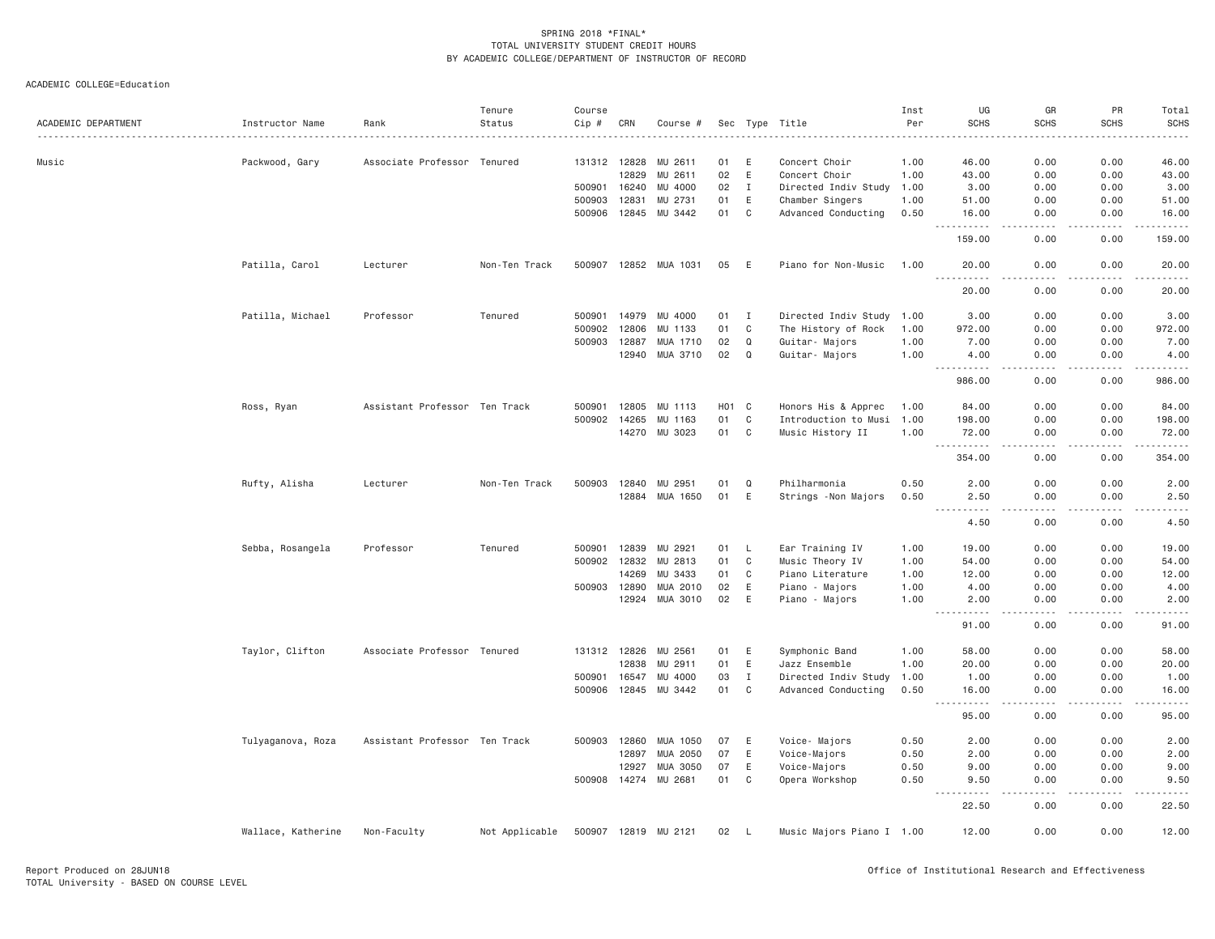SPRING 2018 *FINAL*
TOTAL UNIVERSITY STUDENT CREDIT HOURS
BY ACADEMIC COLLEGE/DEPARTMENT OF INSTRUCTOR OF RECORD

ACADEMIC COLLEGE=Education

| ACADEMIC DEPARTMENT | Instructor Name | Rank | Tenure Status | Course Cip # | CRN | Course # | Sec | Type | Title | Inst Per | UG SCHS | GR SCHS | PR SCHS | Total SCHS |
|---|---|---|---|---|---|---|---|---|---|---|---|---|---|---|
| Music | Packwood, Gary | Associate Professor | Tenured | 131312 | 12828 | MU 2611 | 01 | E | Concert Choir | 1.00 | 46.00 | 0.00 | 0.00 | 46.00 |
| | | | | | 12829 | MU 2611 | 02 | E | Concert Choir | 1.00 | 43.00 | 0.00 | 0.00 | 43.00 |
| | | | | 500901 | 16240 | MU 4000 | 02 | I | Directed Indiv Study | 1.00 | 3.00 | 0.00 | 0.00 | 3.00 |
| | | | | 500903 | 12831 | MU 2731 | 01 | E | Chamber Singers | 1.00 | 51.00 | 0.00 | 0.00 | 51.00 |
| | | | | 500906 | 12845 | MU 3442 | 01 | C | Advanced Conducting | 0.50 | 16.00 | 0.00 | 0.00 | 16.00 |
| | | | | | | | | | | | 159.00 | 0.00 | 0.00 | 159.00 |
| | Patilla, Carol | Lecturer | Non-Ten Track | 500907 | 12852 | MUA 1031 | 05 | E | Piano for Non-Music | 1.00 | 20.00 | 0.00 | 0.00 | 20.00 |
| | | | | | | | | | | | 20.00 | 0.00 | 0.00 | 20.00 |
| | Patilla, Michael | Professor | Tenured | 500901 | 14979 | MU 4000 | 01 | I | Directed Indiv Study | 1.00 | 3.00 | 0.00 | 0.00 | 3.00 |
| | | | | 500902 | 12806 | MU 1133 | 01 | C | The History of Rock | 1.00 | 972.00 | 0.00 | 0.00 | 972.00 |
| | | | | 500903 | 12887 | MUA 1710 | 02 | Q | Guitar- Majors | 1.00 | 7.00 | 0.00 | 0.00 | 7.00 |
| | | | | | 12940 | MUA 3710 | 02 | Q | Guitar- Majors | 1.00 | 4.00 | 0.00 | 0.00 | 4.00 |
| | | | | | | | | | | | 986.00 | 0.00 | 0.00 | 986.00 |
| | Ross, Ryan | Assistant Professor | Ten Track | 500901 | 12805 | MU 1113 | H01 | C | Honors His & Apprec | 1.00 | 84.00 | 0.00 | 0.00 | 84.00 |
| | | | | 500902 | 14265 | MU 1163 | 01 | C | Introduction to Musi | 1.00 | 198.00 | 0.00 | 0.00 | 198.00 |
| | | | | | 14270 | MU 3023 | 01 | C | Music History II | 1.00 | 72.00 | 0.00 | 0.00 | 72.00 |
| | | | | | | | | | | | 354.00 | 0.00 | 0.00 | 354.00 |
| | Rufty, Alisha | Lecturer | Non-Ten Track | 500903 | 12840 | MU 2951 | 01 | Q | Philharmonia | 0.50 | 2.00 | 0.00 | 0.00 | 2.00 |
| | | | | | 12884 | MUA 1650 | 01 | E | Strings -Non Majors | 0.50 | 2.50 | 0.00 | 0.00 | 2.50 |
| | | | | | | | | | | | 4.50 | 0.00 | 0.00 | 4.50 |
| | Sebba, Rosangela | Professor | Tenured | 500901 | 12839 | MU 2921 | 01 | L | Ear Training IV | 1.00 | 19.00 | 0.00 | 0.00 | 19.00 |
| | | | | 500902 | 12832 | MU 2813 | 01 | C | Music Theory IV | 1.00 | 54.00 | 0.00 | 0.00 | 54.00 |
| | | | | | 14269 | MU 3433 | 01 | C | Piano Literature | 1.00 | 12.00 | 0.00 | 0.00 | 12.00 |
| | | | | 500903 | 12890 | MUA 2010 | 02 | E | Piano - Majors | 1.00 | 4.00 | 0.00 | 0.00 | 4.00 |
| | | | | | 12924 | MUA 3010 | 02 | E | Piano - Majors | 1.00 | 2.00 | 0.00 | 0.00 | 2.00 |
| | | | | | | | | | | | 91.00 | 0.00 | 0.00 | 91.00 |
| | Taylor, Clifton | Associate Professor | Tenured | 131312 | 12826 | MU 2561 | 01 | E | Symphonic Band | 1.00 | 58.00 | 0.00 | 0.00 | 58.00 |
| | | | | | 12838 | MU 2911 | 01 | E | Jazz Ensemble | 1.00 | 20.00 | 0.00 | 0.00 | 20.00 |
| | | | | 500901 | 16547 | MU 4000 | 03 | I | Directed Indiv Study | 1.00 | 1.00 | 0.00 | 0.00 | 1.00 |
| | | | | 500906 | 12845 | MU 3442 | 01 | C | Advanced Conducting | 0.50 | 16.00 | 0.00 | 0.00 | 16.00 |
| | | | | | | | | | | | 95.00 | 0.00 | 0.00 | 95.00 |
| | Tulyaganova, Roza | Assistant Professor | Ten Track | 500903 | 12860 | MUA 1050 | 07 | E | Voice- Majors | 0.50 | 2.00 | 0.00 | 0.00 | 2.00 |
| | | | | | 12897 | MUA 2050 | 07 | E | Voice-Majors | 0.50 | 2.00 | 0.00 | 0.00 | 2.00 |
| | | | | | 12927 | MUA 3050 | 07 | E | Voice-Majors | 0.50 | 9.00 | 0.00 | 0.00 | 9.00 |
| | | | | 500908 | 14274 | MU 2681 | 01 | C | Opera Workshop | 0.50 | 9.50 | 0.00 | 0.00 | 9.50 |
| | | | | | | | | | | | 22.50 | 0.00 | 0.00 | 22.50 |
| | Wallace, Katherine | Non-Faculty | Not Applicable | 500907 | 12819 | MU 2121 | 02 | L | Music Majors Piano I | 1.00 | 12.00 | 0.00 | 0.00 | 12.00 |

Report Produced on 28JUN18
TOTAL University - BASED ON COURSE LEVEL

Office of Institutional Research and Effectiveness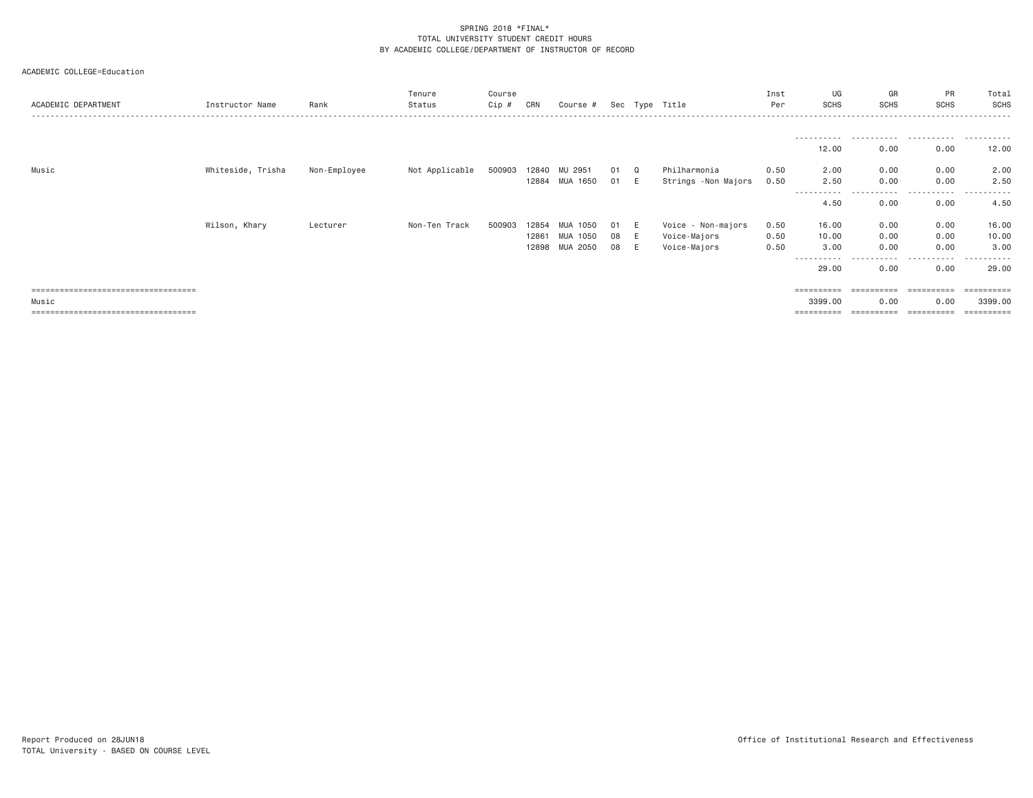SPRING 2018 *FINAL*
TOTAL UNIVERSITY STUDENT CREDIT HOURS
BY ACADEMIC COLLEGE/DEPARTMENT OF INSTRUCTOR OF RECORD

ACADEMIC COLLEGE=Education

| ACADEMIC DEPARTMENT | Instructor Name | Rank | Tenure Status | Course Cip # | CRN | Course # | Sec | Type | Title | Inst Per | UG SCHS | GR SCHS | PR SCHS | Total SCHS |
|---|---|---|---|---|---|---|---|---|---|---|---|---|---|---|
| | | | | | | | | | | | 12.00 | 0.00 | 0.00 | 12.00 |
| Music | Whiteside, Trisha | Non-Employee | Not Applicable | 500903 | 12840 | MU 2951 | 01 | Q | Philharmonia | 0.50 | 2.00 | 0.00 | 0.00 | 2.00 |
| | | | | | 12884 | MUA 1650 | 01 | E | Strings -Non Majors | 0.50 | 2.50 | 0.00 | 0.00 | 2.50 |
| | | | | | | | | | | | 4.50 | 0.00 | 0.00 | 4.50 |
| | Wilson, Khary | Lecturer | Non-Ten Track | 500903 | 12854 | MUA 1050 | 01 | E | Voice - Non-majors | 0.50 | 16.00 | 0.00 | 0.00 | 16.00 |
| | | | | | 12861 | MUA 1050 | 08 | E | Voice-Majors | 0.50 | 10.00 | 0.00 | 0.00 | 10.00 |
| | | | | | 12898 | MUA 2050 | 08 | E | Voice-Majors | 0.50 | 3.00 | 0.00 | 0.00 | 3.00 |
| | | | | | | | | | | | 29.00 | 0.00 | 0.00 | 29.00 |
| Music | | | | | | | | | | | 3399.00 | 0.00 | 0.00 | 3399.00 |

Report Produced on 28JUN18
TOTAL University - BASED ON COURSE LEVEL

Office of Institutional Research and Effectiveness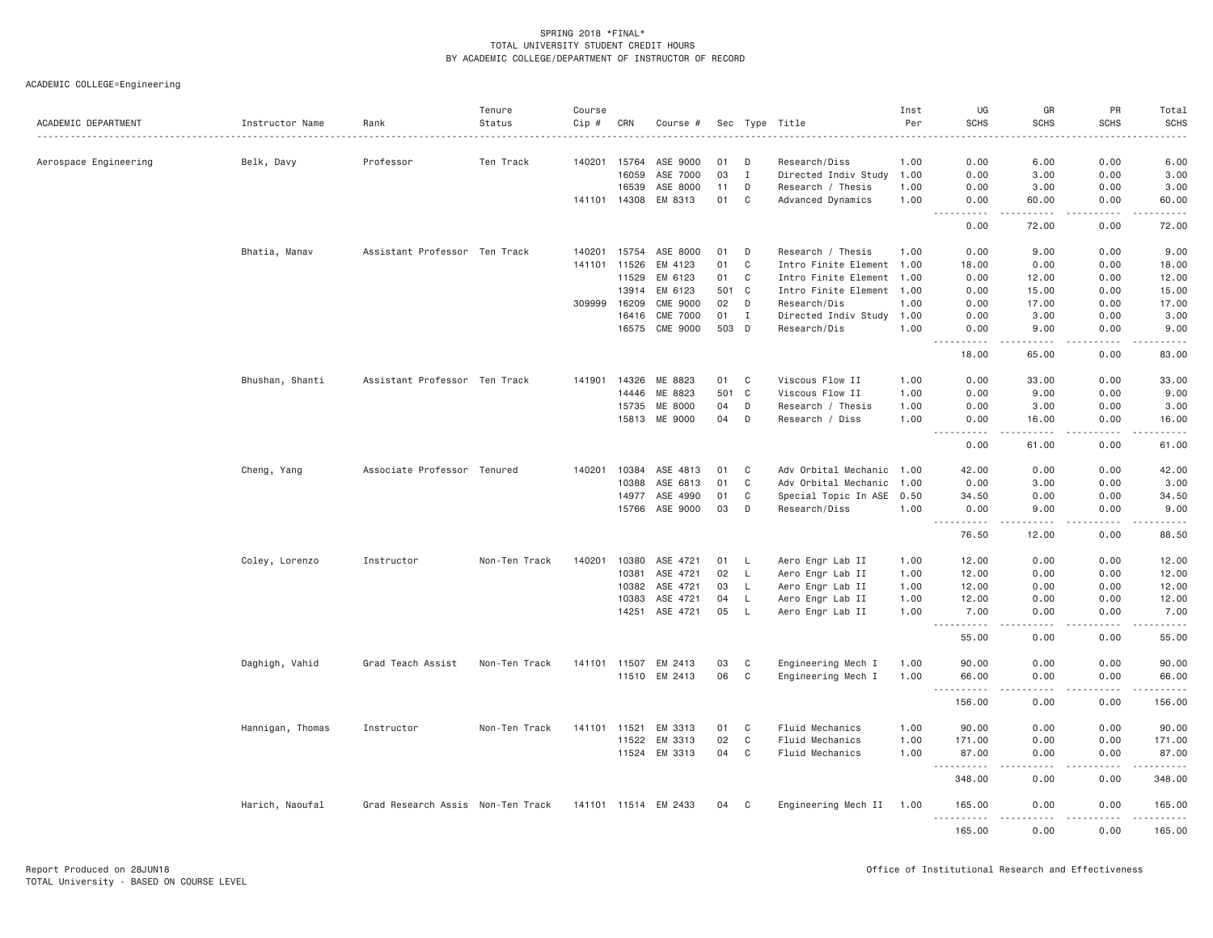SPRING 2018 *FINAL*
TOTAL UNIVERSITY STUDENT CREDIT HOURS
BY ACADEMIC COLLEGE/DEPARTMENT OF INSTRUCTOR OF RECORD

ACADEMIC COLLEGE=Engineering

| ACADEMIC DEPARTMENT | Instructor Name | Rank | Tenure Status | Course Cip # | CRN | Course # | Sec | Type | Title | Inst Per | UG SCHS | GR SCHS | PR SCHS | Total SCHS |
|---|---|---|---|---|---|---|---|---|---|---|---|---|---|---|
| Aerospace Engineering | Belk, Davy | Professor | Ten Track | 140201 | 15764 | ASE 9000 | 01 | D | Research/Diss | 1.00 | 0.00 | 6.00 | 0.00 | 6.00 |
| | | | | | 16059 | ASE 7000 | 03 | I | Directed Indiv Study | 1.00 | 0.00 | 3.00 | 0.00 | 3.00 |
| | | | | | 16539 | ASE 8000 | 11 | D | Research / Thesis | 1.00 | 0.00 | 3.00 | 0.00 | 3.00 |
| | | | | 141101 | 14308 | EM 8313 | 01 | C | Advanced Dynamics | 1.00 | 0.00 | 60.00 | 0.00 | 60.00 |
| | | | | | | | | | | | 0.00 | 72.00 | 0.00 | 72.00 |
| | Bhatia, Manav | Assistant Professor | Ten Track | 140201 | 15754 | ASE 8000 | 01 | D | Research / Thesis | 1.00 | 0.00 | 9.00 | 0.00 | 9.00 |
| | | | | 141101 | 11526 | EM 4123 | 01 | C | Intro Finite Element | 1.00 | 18.00 | 0.00 | 0.00 | 18.00 |
| | | | | | 11529 | EM 6123 | 01 | C | Intro Finite Element | 1.00 | 0.00 | 12.00 | 0.00 | 12.00 |
| | | | | | 13914 | EM 6123 | 501 | C | Intro Finite Element | 1.00 | 0.00 | 15.00 | 0.00 | 15.00 |
| | | | | 309999 | 16209 | CME 9000 | 02 | D | Research/Dis | 1.00 | 0.00 | 17.00 | 0.00 | 17.00 |
| | | | | | 16416 | CME 7000 | 01 | I | Directed Indiv Study | 1.00 | 0.00 | 3.00 | 0.00 | 3.00 |
| | | | | | 16575 | CME 9000 | 503 | D | Research/Dis | 1.00 | 0.00 | 9.00 | 0.00 | 9.00 |
| | | | | | | | | | | | 18.00 | 65.00 | 0.00 | 83.00 |
| | Bhushan, Shanti | Assistant Professor | Ten Track | 141901 | 14326 | ME 8823 | 01 | C | Viscous Flow II | 1.00 | 0.00 | 33.00 | 0.00 | 33.00 |
| | | | | | 14446 | ME 8823 | 501 | C | Viscous Flow II | 1.00 | 0.00 | 9.00 | 0.00 | 9.00 |
| | | | | | 15735 | ME 8000 | 04 | D | Research / Thesis | 1.00 | 0.00 | 3.00 | 0.00 | 3.00 |
| | | | | | 15813 | ME 9000 | 04 | D | Research / Diss | 1.00 | 0.00 | 16.00 | 0.00 | 16.00 |
| | | | | | | | | | | | 0.00 | 61.00 | 0.00 | 61.00 |
| | Cheng, Yang | Associate Professor | Tenured | 140201 | 10384 | ASE 4813 | 01 | C | Adv Orbital Mechanic | 1.00 | 42.00 | 0.00 | 0.00 | 42.00 |
| | | | | | 10388 | ASE 6813 | 01 | C | Adv Orbital Mechanic | 1.00 | 0.00 | 3.00 | 0.00 | 3.00 |
| | | | | | 14977 | ASE 4990 | 01 | C | Special Topic In ASE | 0.50 | 34.50 | 0.00 | 0.00 | 34.50 |
| | | | | | 15766 | ASE 9000 | 03 | D | Research/Diss | 1.00 | 0.00 | 9.00 | 0.00 | 9.00 |
| | | | | | | | | | | | 76.50 | 12.00 | 0.00 | 88.50 |
| | Coley, Lorenzo | Instructor | Non-Ten Track | 140201 | 10380 | ASE 4721 | 01 | L | Aero Engr Lab II | 1.00 | 12.00 | 0.00 | 0.00 | 12.00 |
| | | | | | 10381 | ASE 4721 | 02 | L | Aero Engr Lab II | 1.00 | 12.00 | 0.00 | 0.00 | 12.00 |
| | | | | | 10382 | ASE 4721 | 03 | L | Aero Engr Lab II | 1.00 | 12.00 | 0.00 | 0.00 | 12.00 |
| | | | | | 10383 | ASE 4721 | 04 | L | Aero Engr Lab II | 1.00 | 12.00 | 0.00 | 0.00 | 12.00 |
| | | | | | 14251 | ASE 4721 | 05 | L | Aero Engr Lab II | 1.00 | 7.00 | 0.00 | 0.00 | 7.00 |
| | | | | | | | | | | | 55.00 | 0.00 | 0.00 | 55.00 |
| | Daghigh, Vahid | Grad Teach Assist | Non-Ten Track | 141101 | 11507 | EM 2413 | 03 | C | Engineering Mech I | 1.00 | 90.00 | 0.00 | 0.00 | 90.00 |
| | | | | | 11510 | EM 2413 | 06 | C | Engineering Mech I | 1.00 | 66.00 | 0.00 | 0.00 | 66.00 |
| | | | | | | | | | | | 156.00 | 0.00 | 0.00 | 156.00 |
| | Hannigan, Thomas | Instructor | Non-Ten Track | 141101 | 11521 | EM 3313 | 01 | C | Fluid Mechanics | 1.00 | 90.00 | 0.00 | 0.00 | 90.00 |
| | | | | | 11522 | EM 3313 | 02 | C | Fluid Mechanics | 1.00 | 171.00 | 0.00 | 0.00 | 171.00 |
| | | | | | 11524 | EM 3313 | 04 | C | Fluid Mechanics | 1.00 | 87.00 | 0.00 | 0.00 | 87.00 |
| | | | | | | | | | | | 348.00 | 0.00 | 0.00 | 348.00 |
| | Harich, Naoufal | Grad Research Assis | Non-Ten Track | 141101 | 11514 | EM 2433 | 04 | C | Engineering Mech II | 1.00 | 165.00 | 0.00 | 0.00 | 165.00 |
| | | | | | | | | | | | 165.00 | 0.00 | 0.00 | 165.00 |

Report Produced on 28JUN18
TOTAL University - BASED ON COURSE LEVEL

Office of Institutional Research and Effectiveness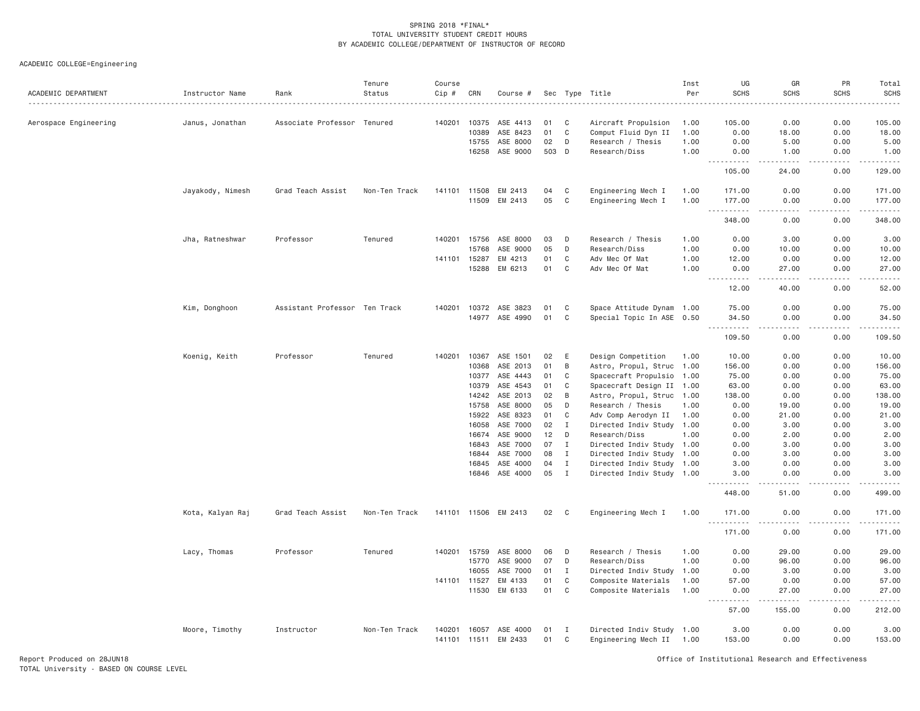SPRING 2018 *FINAL*
TOTAL UNIVERSITY STUDENT CREDIT HOURS
BY ACADEMIC COLLEGE/DEPARTMENT OF INSTRUCTOR OF RECORD

ACADEMIC COLLEGE=Engineering

| ACADEMIC DEPARTMENT | Instructor Name | Rank | Tenure Status | Course Cip # | CRN | Course # | Sec | Type | Title | Inst Per | UG SCHS | GR SCHS | PR SCHS | Total SCHS |
|---|---|---|---|---|---|---|---|---|---|---|---|---|---|---|
| Aerospace Engineering | Janus, Jonathan | Associate Professor | Tenured | 140201 | 10375 | ASE 4413 | 01 | C | Aircraft Propulsion | 1.00 | 105.00 | 0.00 | 0.00 | 105.00 |
| | | | | | 10389 | ASE 8423 | 01 | C | Comput Fluid Dyn II | 1.00 | 0.00 | 18.00 | 0.00 | 18.00 |
| | | | | | 15755 | ASE 8000 | 02 | D | Research / Thesis | 1.00 | 0.00 | 5.00 | 0.00 | 5.00 |
| | | | | | 16258 | ASE 9000 | 503 | D | Research/Diss | 1.00 | 0.00 | 1.00 | 0.00 | 1.00 |
| | | | | | | | | | | | 105.00 | 24.00 | 0.00 | 129.00 |
| | Jayakody, Nimesh | Grad Teach Assist | Non-Ten Track | 141101 | 11508 | EM 2413 | 04 | C | Engineering Mech I | 1.00 | 171.00 | 0.00 | 0.00 | 171.00 |
| | | | | | 11509 | EM 2413 | 05 | C | Engineering Mech I | 1.00 | 177.00 | 0.00 | 0.00 | 177.00 |
| | | | | | | | | | | | 348.00 | 0.00 | 0.00 | 348.00 |
| | Jha, Ratneshwar | Professor | Tenured | 140201 | 15756 | ASE 8000 | 03 | D | Research / Thesis | 1.00 | 0.00 | 3.00 | 0.00 | 3.00 |
| | | | | | 15768 | ASE 9000 | 05 | D | Research/Diss | 1.00 | 0.00 | 10.00 | 0.00 | 10.00 |
| | | | | 141101 | 15287 | EM 4213 | 01 | C | Adv Mec Of Mat | 1.00 | 12.00 | 0.00 | 0.00 | 12.00 |
| | | | | | 15288 | EM 6213 | 01 | C | Adv Mec Of Mat | 1.00 | 0.00 | 27.00 | 0.00 | 27.00 |
| | | | | | | | | | | | 12.00 | 40.00 | 0.00 | 52.00 |
| | Kim, Donghoon | Assistant Professor | Ten Track | 140201 | 10372 | ASE 3823 | 01 | C | Space Attitude Dynam | 1.00 | 75.00 | 0.00 | 0.00 | 75.00 |
| | | | | | 14977 | ASE 4990 | 01 | C | Special Topic In ASE | 0.50 | 34.50 | 0.00 | 0.00 | 34.50 |
| | | | | | | | | | | | 109.50 | 0.00 | 0.00 | 109.50 |
| | Koenig, Keith | Professor | Tenured | 140201 | 10367 | ASE 1501 | 02 | E | Design Competition | 1.00 | 10.00 | 0.00 | 0.00 | 10.00 |
| | | | | | 10368 | ASE 2013 | 01 | B | Astro, Propul, Struc | 1.00 | 156.00 | 0.00 | 0.00 | 156.00 |
| | | | | | 10377 | ASE 4443 | 01 | C | Spacecraft Propulsio | 1.00 | 75.00 | 0.00 | 0.00 | 75.00 |
| | | | | | 10379 | ASE 4543 | 01 | C | Spacecraft Design II | 1.00 | 63.00 | 0.00 | 0.00 | 63.00 |
| | | | | | 14242 | ASE 2013 | 02 | B | Astro, Propul, Struc | 1.00 | 138.00 | 0.00 | 0.00 | 138.00 |
| | | | | | 15758 | ASE 8000 | 05 | D | Research / Thesis | 1.00 | 0.00 | 19.00 | 0.00 | 19.00 |
| | | | | | 15922 | ASE 8323 | 01 | C | Adv Comp Aerodyn II | 1.00 | 0.00 | 21.00 | 0.00 | 21.00 |
| | | | | | 16058 | ASE 7000 | 02 | I | Directed Indiv Study | 1.00 | 0.00 | 3.00 | 0.00 | 3.00 |
| | | | | | 16674 | ASE 9000 | 12 | D | Research/Diss | 1.00 | 0.00 | 2.00 | 0.00 | 2.00 |
| | | | | | 16843 | ASE 7000 | 07 | I | Directed Indiv Study | 1.00 | 0.00 | 3.00 | 0.00 | 3.00 |
| | | | | | 16844 | ASE 7000 | 08 | I | Directed Indiv Study | 1.00 | 0.00 | 3.00 | 0.00 | 3.00 |
| | | | | | 16845 | ASE 4000 | 04 | I | Directed Indiv Study | 1.00 | 3.00 | 0.00 | 0.00 | 3.00 |
| | | | | | 16846 | ASE 4000 | 05 | I | Directed Indiv Study | 1.00 | 3.00 | 0.00 | 0.00 | 3.00 |
| | | | | | | | | | | | 448.00 | 51.00 | 0.00 | 499.00 |
| | Kota, Kalyan Raj | Grad Teach Assist | Non-Ten Track | 141101 | 11506 | EM 2413 | 02 | C | Engineering Mech I | 1.00 | 171.00 | 0.00 | 0.00 | 171.00 |
| | | | | | | | | | | | 171.00 | 0.00 | 0.00 | 171.00 |
| | Lacy, Thomas | Professor | Tenured | 140201 | 15759 | ASE 8000 | 06 | D | Research / Thesis | 1.00 | 0.00 | 29.00 | 0.00 | 29.00 |
| | | | | | 15770 | ASE 9000 | 07 | D | Research/Diss | 1.00 | 0.00 | 96.00 | 0.00 | 96.00 |
| | | | | | 16055 | ASE 7000 | 01 | I | Directed Indiv Study | 1.00 | 0.00 | 3.00 | 0.00 | 3.00 |
| | | | | 141101 | 11527 | EM 4133 | 01 | C | Composite Materials | 1.00 | 57.00 | 0.00 | 0.00 | 57.00 |
| | | | | | 11530 | EM 6133 | 01 | C | Composite Materials | 1.00 | 0.00 | 27.00 | 0.00 | 27.00 |
| | | | | | | | | | | | 57.00 | 155.00 | 0.00 | 212.00 |
| | Moore, Timothy | Instructor | Non-Ten Track | 140201 | 16057 | ASE 4000 | 01 | I | Directed Indiv Study | 1.00 | 3.00 | 0.00 | 0.00 | 3.00 |
| | | | | 141101 | 11511 | EM 2433 | 01 | C | Engineering Mech II | 1.00 | 153.00 | 0.00 | 0.00 | 153.00 |

Report Produced on 28JUN18
TOTAL University - BASED ON COURSE LEVEL

Office of Institutional Research and Effectiveness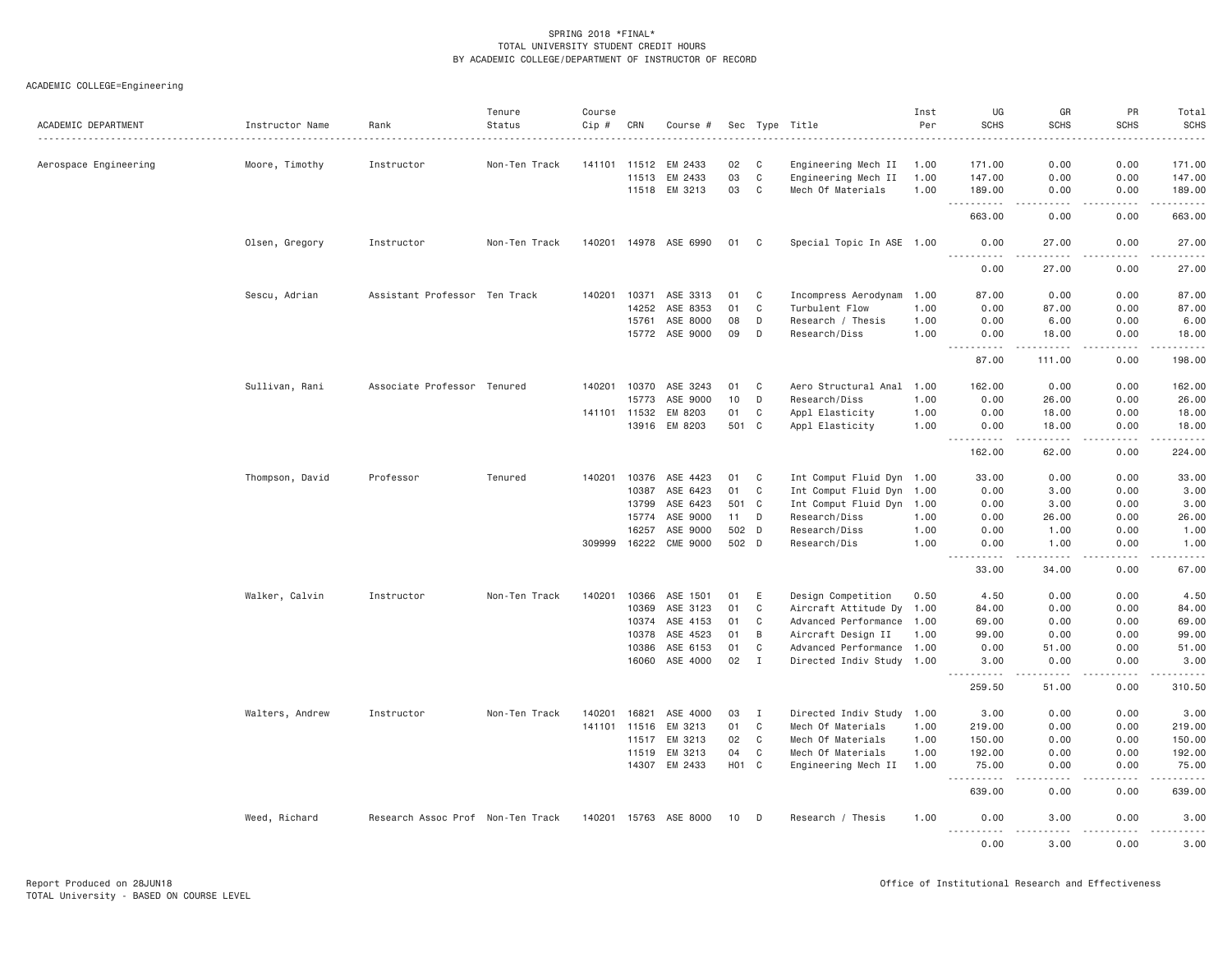SPRING 2018 *FINAL*
TOTAL UNIVERSITY STUDENT CREDIT HOURS
BY ACADEMIC COLLEGE/DEPARTMENT OF INSTRUCTOR OF RECORD

ACADEMIC COLLEGE=Engineering

| ACADEMIC DEPARTMENT | Instructor Name | Rank | Tenure Status | Course Cip # | CRN | Course # | Sec | Type | Title | Inst Per | UG SCHS | GR SCHS | PR SCHS | Total SCHS |
|---|---|---|---|---|---|---|---|---|---|---|---|---|---|---|
| Aerospace Engineering | Moore, Timothy | Instructor | Non-Ten Track | 141101 | 11512 | EM 2433 | 02 | C | Engineering Mech II | 1.00 | 171.00 | 0.00 | 0.00 | 171.00 |
| | | | | | 11513 | EM 2433 | 03 | C | Engineering Mech II | 1.00 | 147.00 | 0.00 | 0.00 | 147.00 |
| | | | | | 11518 | EM 3213 | 03 | C | Mech Of Materials | 1.00 | 189.00 | 0.00 | 0.00 | 189.00 |
| | | | | | | | | | | | 663.00 | 0.00 | 0.00 | 663.00 |
| | Olsen, Gregory | Instructor | Non-Ten Track | 140201 | 14978 | ASE 6990 | 01 | C | Special Topic In ASE | 1.00 | 0.00 | 27.00 | 0.00 | 27.00 |
| | | | | | | | | | | | 0.00 | 27.00 | 0.00 | 27.00 |
| | Sescu, Adrian | Assistant Professor | Ten Track | 140201 | 10371 | ASE 3313 | 01 | C | Incompress Aerodynam | 1.00 | 87.00 | 0.00 | 0.00 | 87.00 |
| | | | | | 14252 | ASE 8353 | 01 | C | Turbulent Flow | 1.00 | 0.00 | 87.00 | 0.00 | 87.00 |
| | | | | | 15761 | ASE 8000 | 08 | D | Research / Thesis | 1.00 | 0.00 | 6.00 | 0.00 | 6.00 |
| | | | | | 15772 | ASE 9000 | 09 | D | Research/Diss | 1.00 | 0.00 | 18.00 | 0.00 | 18.00 |
| | | | | | | | | | | | 87.00 | 111.00 | 0.00 | 198.00 |
| | Sullivan, Rani | Associate Professor | Tenured | 140201 | 10370 | ASE 3243 | 01 | C | Aero Structural Anal | 1.00 | 162.00 | 0.00 | 0.00 | 162.00 |
| | | | | | 15773 | ASE 9000 | 10 | D | Research/Diss | 1.00 | 0.00 | 26.00 | 0.00 | 26.00 |
| | | | | 141101 | 11532 | EM 8203 | 01 | C | Appl Elasticity | 1.00 | 0.00 | 18.00 | 0.00 | 18.00 |
| | | | | | 13916 | EM 8203 | 501 | C | Appl Elasticity | 1.00 | 0.00 | 18.00 | 0.00 | 18.00 |
| | | | | | | | | | | | 162.00 | 62.00 | 0.00 | 224.00 |
| | Thompson, David | Professor | Tenured | 140201 | 10376 | ASE 4423 | 01 | C | Int Comput Fluid Dyn | 1.00 | 33.00 | 0.00 | 0.00 | 33.00 |
| | | | | | 10387 | ASE 6423 | 01 | C | Int Comput Fluid Dyn | 1.00 | 0.00 | 3.00 | 0.00 | 3.00 |
| | | | | | 13799 | ASE 6423 | 501 | C | Int Comput Fluid Dyn | 1.00 | 0.00 | 3.00 | 0.00 | 3.00 |
| | | | | | 15774 | ASE 9000 | 11 | D | Research/Diss | 1.00 | 0.00 | 26.00 | 0.00 | 26.00 |
| | | | | | 16257 | ASE 9000 | 502 | D | Research/Diss | 1.00 | 0.00 | 1.00 | 0.00 | 1.00 |
| | | | | 309999 | 16222 | CME 9000 | 502 | D | Research/Dis | 1.00 | 0.00 | 1.00 | 0.00 | 1.00 |
| | | | | | | | | | | | 33.00 | 34.00 | 0.00 | 67.00 |
| | Walker, Calvin | Instructor | Non-Ten Track | 140201 | 10366 | ASE 1501 | 01 | E | Design Competition | 0.50 | 4.50 | 0.00 | 0.00 | 4.50 |
| | | | | | 10369 | ASE 3123 | 01 | C | Aircraft Attitude Dy | 1.00 | 84.00 | 0.00 | 0.00 | 84.00 |
| | | | | | 10374 | ASE 4153 | 01 | C | Advanced Performance | 1.00 | 69.00 | 0.00 | 0.00 | 69.00 |
| | | | | | 10378 | ASE 4523 | 01 | B | Aircraft Design II | 1.00 | 99.00 | 0.00 | 0.00 | 99.00 |
| | | | | | 10386 | ASE 6153 | 01 | C | Advanced Performance | 1.00 | 0.00 | 51.00 | 0.00 | 51.00 |
| | | | | | 16060 | ASE 4000 | 02 | I | Directed Indiv Study | 1.00 | 3.00 | 0.00 | 0.00 | 3.00 |
| | | | | | | | | | | | 259.50 | 51.00 | 0.00 | 310.50 |
| | Walters, Andrew | Instructor | Non-Ten Track | 140201 | 16821 | ASE 4000 | 03 | I | Directed Indiv Study | 1.00 | 3.00 | 0.00 | 0.00 | 3.00 |
| | | | | 141101 | 11516 | EM 3213 | 01 | C | Mech Of Materials | 1.00 | 219.00 | 0.00 | 0.00 | 219.00 |
| | | | | | 11517 | EM 3213 | 02 | C | Mech Of Materials | 1.00 | 150.00 | 0.00 | 0.00 | 150.00 |
| | | | | | 11519 | EM 3213 | 04 | C | Mech Of Materials | 1.00 | 192.00 | 0.00 | 0.00 | 192.00 |
| | | | | | 14307 | EM 2433 | H01 | C | Engineering Mech II | 1.00 | 75.00 | 0.00 | 0.00 | 75.00 |
| | | | | | | | | | | | 639.00 | 0.00 | 0.00 | 639.00 |
| | Weed, Richard | Research Assoc Prof | Non-Ten Track | 140201 | 15763 | ASE 8000 | 10 | D | Research / Thesis | 1.00 | 0.00 | 3.00 | 0.00 | 3.00 |
| | | | | | | | | | | | 0.00 | 3.00 | 0.00 | 3.00 |

Report Produced on 28JUN18
TOTAL University - BASED ON COURSE LEVEL

Office of Institutional Research and Effectiveness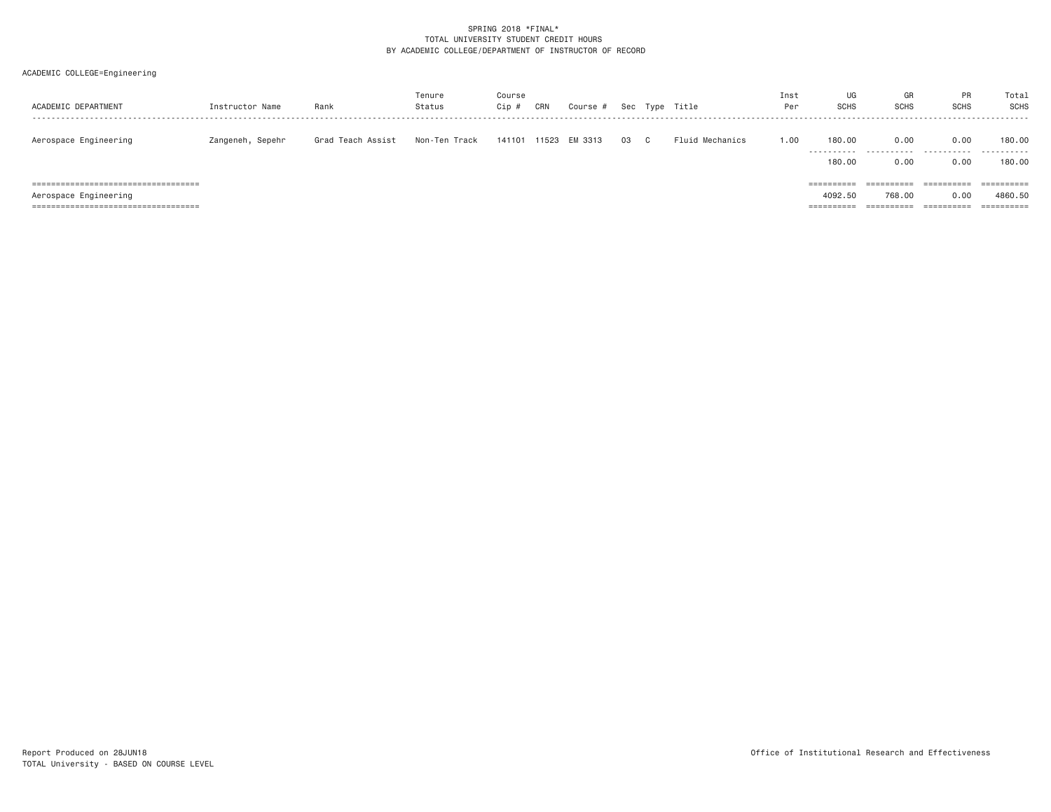SPRING 2018 *FINAL*
TOTAL UNIVERSITY STUDENT CREDIT HOURS
BY ACADEMIC COLLEGE/DEPARTMENT OF INSTRUCTOR OF RECORD

ACADEMIC COLLEGE=Engineering

| ACADEMIC DEPARTMENT | Instructor Name | Rank | Tenure Status | Course Cip # | CRN | Course # | Sec | Type | Title | Inst Per | UG SCHS | GR SCHS | PR SCHS | Total SCHS |
|---|---|---|---|---|---|---|---|---|---|---|---|---|---|---|
| Aerospace Engineering | Zangeneh, Sepehr | Grad Teach Assist | Non-Ten Track | 141101 | 11523 | EM 3313 | 03 | C | Fluid Mechanics | 1.00 | 180.00 | 0.00 | 0.00 | 180.00 |
| | | | | | | | | | | | 180.00 | 0.00 | 0.00 | 180.00 |
| Aerospace Engineering | | | | | | | | | | | 4092.50 | 768.00 | 0.00 | 4860.50 |

Report Produced on 28JUN18
TOTAL University - BASED ON COURSE LEVEL

Office of Institutional Research and Effectiveness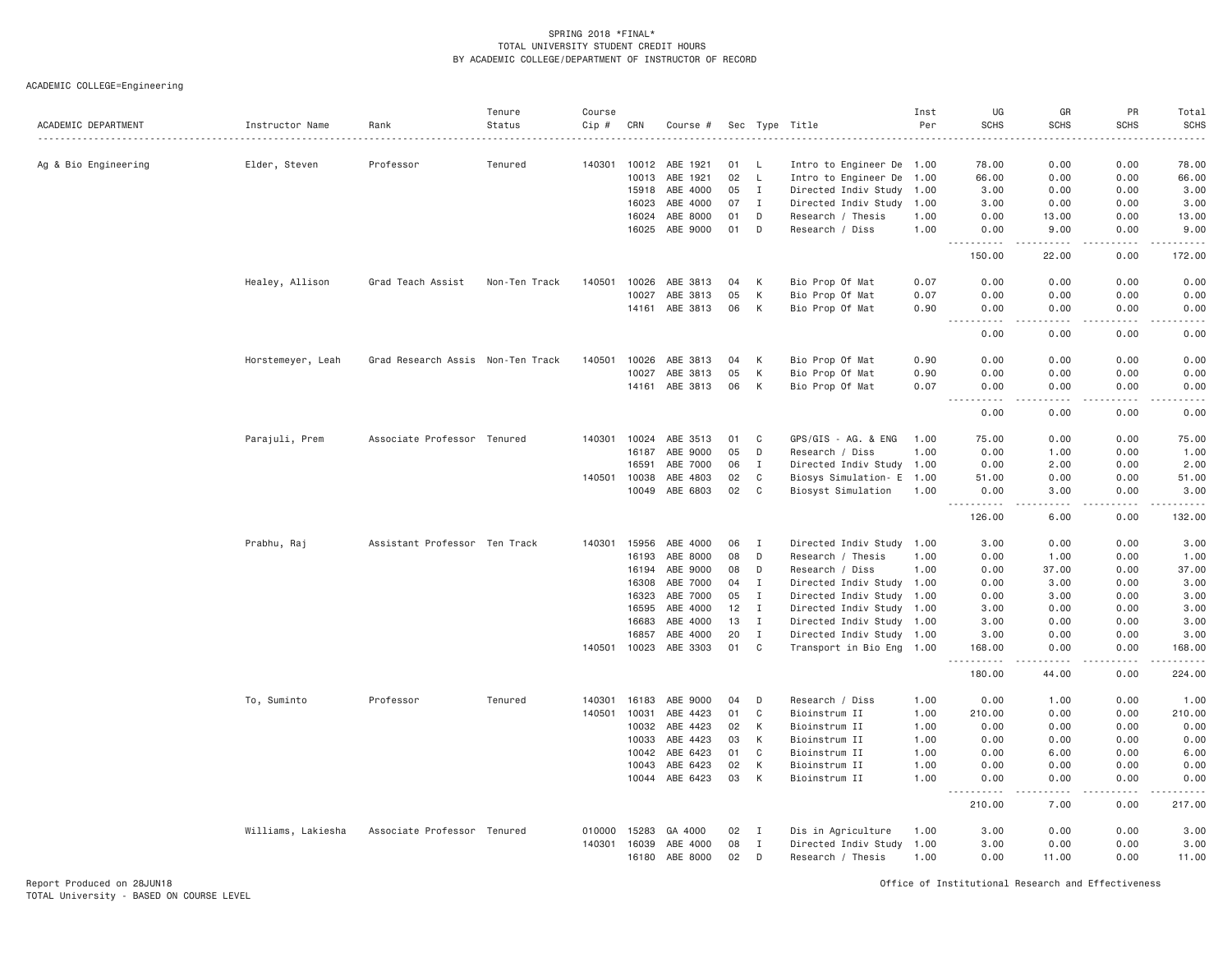SPRING 2018 *FINAL*
TOTAL UNIVERSITY STUDENT CREDIT HOURS
BY ACADEMIC COLLEGE/DEPARTMENT OF INSTRUCTOR OF RECORD

ACADEMIC COLLEGE=Engineering

| ACADEMIC DEPARTMENT | Instructor Name | Rank | Tenure Status | Course Cip # | CRN | Course # | Sec | Type | Title | Inst Per | UG SCHS | GR SCHS | PR SCHS | Total SCHS |
|---|---|---|---|---|---|---|---|---|---|---|---|---|---|---|
| Ag & Bio Engineering | Elder, Steven | Professor | Tenured | 140301 | 10012 | ABE 1921 | 01 | L | Intro to Engineer De | 1.00 | 78.00 | 0.00 | 0.00 | 78.00 |
| | | | | | 10013 | ABE 1921 | 02 | L | Intro to Engineer De | 1.00 | 66.00 | 0.00 | 0.00 | 66.00 |
| | | | | | 15918 | ABE 4000 | 05 | I | Directed Indiv Study | 1.00 | 3.00 | 0.00 | 0.00 | 3.00 |
| | | | | | 16023 | ABE 4000 | 07 | I | Directed Indiv Study | 1.00 | 3.00 | 0.00 | 0.00 | 3.00 |
| | | | | | 16024 | ABE 8000 | 01 | D | Research / Thesis | 1.00 | 0.00 | 13.00 | 0.00 | 13.00 |
| | | | | | 16025 | ABE 9000 | 01 | D | Research / Diss | 1.00 | 0.00 | 9.00 | 0.00 | 9.00 |
| | | | | | | | | | | | 150.00 | 22.00 | 0.00 | 172.00 |
| | Healey, Allison | Grad Teach Assist | Non-Ten Track | 140501 | 10026 | ABE 3813 | 04 | K | Bio Prop Of Mat | 0.07 | 0.00 | 0.00 | 0.00 | 0.00 |
| | | | | | 10027 | ABE 3813 | 05 | K | Bio Prop Of Mat | 0.07 | 0.00 | 0.00 | 0.00 | 0.00 |
| | | | | | 14161 | ABE 3813 | 06 | K | Bio Prop Of Mat | 0.90 | 0.00 | 0.00 | 0.00 | 0.00 |
| | | | | | | | | | | | 0.00 | 0.00 | 0.00 | 0.00 |
| | Horstemeyer, Leah | Grad Research Assis | Non-Ten Track | 140501 | 10026 | ABE 3813 | 04 | K | Bio Prop Of Mat | 0.90 | 0.00 | 0.00 | 0.00 | 0.00 |
| | | | | | 10027 | ABE 3813 | 05 | K | Bio Prop Of Mat | 0.90 | 0.00 | 0.00 | 0.00 | 0.00 |
| | | | | | 14161 | ABE 3813 | 06 | K | Bio Prop Of Mat | 0.07 | 0.00 | 0.00 | 0.00 | 0.00 |
| | | | | | | | | | | | 0.00 | 0.00 | 0.00 | 0.00 |
| | Parajuli, Prem | Associate Professor | Tenured | 140301 | 10024 | ABE 3513 | 01 | C | GPS/GIS - AG. & ENG | 1.00 | 75.00 | 0.00 | 0.00 | 75.00 |
| | | | | | 16187 | ABE 9000 | 05 | D | Research / Diss | 1.00 | 0.00 | 1.00 | 0.00 | 1.00 |
| | | | | | 16591 | ABE 7000 | 06 | I | Directed Indiv Study | 1.00 | 0.00 | 2.00 | 0.00 | 2.00 |
| | | | | 140501 | 10038 | ABE 4803 | 02 | C | Biosys Simulation- E | 1.00 | 51.00 | 0.00 | 0.00 | 51.00 |
| | | | | | 10049 | ABE 6803 | 02 | C | Biosyst Simulation | 1.00 | 0.00 | 3.00 | 0.00 | 3.00 |
| | | | | | | | | | | | 126.00 | 6.00 | 0.00 | 132.00 |
| | Prabhu, Raj | Assistant Professor | Ten Track | 140301 | 15956 | ABE 4000 | 06 | I | Directed Indiv Study | 1.00 | 3.00 | 0.00 | 0.00 | 3.00 |
| | | | | | 16193 | ABE 8000 | 08 | D | Research / Thesis | 1.00 | 0.00 | 1.00 | 0.00 | 1.00 |
| | | | | | 16194 | ABE 9000 | 08 | D | Research / Diss | 1.00 | 0.00 | 37.00 | 0.00 | 37.00 |
| | | | | | 16308 | ABE 7000 | 04 | I | Directed Indiv Study | 1.00 | 0.00 | 3.00 | 0.00 | 3.00 |
| | | | | | 16323 | ABE 7000 | 05 | I | Directed Indiv Study | 1.00 | 0.00 | 3.00 | 0.00 | 3.00 |
| | | | | | 16595 | ABE 4000 | 12 | I | Directed Indiv Study | 1.00 | 3.00 | 0.00 | 0.00 | 3.00 |
| | | | | | 16683 | ABE 4000 | 13 | I | Directed Indiv Study | 1.00 | 3.00 | 0.00 | 0.00 | 3.00 |
| | | | | | 16857 | ABE 4000 | 20 | I | Directed Indiv Study | 1.00 | 3.00 | 0.00 | 0.00 | 3.00 |
| | | | | 140501 | 10023 | ABE 3303 | 01 | C | Transport in Bio Eng | 1.00 | 168.00 | 0.00 | 0.00 | 168.00 |
| | | | | | | | | | | | 180.00 | 44.00 | 0.00 | 224.00 |
| | To, Suminto | Professor | Tenured | 140301 | 16183 | ABE 9000 | 04 | D | Research / Diss | 1.00 | 0.00 | 1.00 | 0.00 | 1.00 |
| | | | | 140501 | 10031 | ABE 4423 | 01 | C | Bioinstrum II | 1.00 | 210.00 | 0.00 | 0.00 | 210.00 |
| | | | | | 10032 | ABE 4423 | 02 | K | Bioinstrum II | 1.00 | 0.00 | 0.00 | 0.00 | 0.00 |
| | | | | | 10033 | ABE 4423 | 03 | K | Bioinstrum II | 1.00 | 0.00 | 0.00 | 0.00 | 0.00 |
| | | | | | 10042 | ABE 6423 | 01 | C | Bioinstrum II | 1.00 | 0.00 | 6.00 | 0.00 | 6.00 |
| | | | | | 10043 | ABE 6423 | 02 | K | Bioinstrum II | 1.00 | 0.00 | 0.00 | 0.00 | 0.00 |
| | | | | | 10044 | ABE 6423 | 03 | K | Bioinstrum II | 1.00 | 0.00 | 0.00 | 0.00 | 0.00 |
| | | | | | | | | | | | 210.00 | 7.00 | 0.00 | 217.00 |
| | Williams, Lakiesha | Associate Professor | Tenured | 010000 | 15283 | GA 4000 | 02 | I | Dis in Agriculture | 1.00 | 3.00 | 0.00 | 0.00 | 3.00 |
| | | | | 140301 | 16039 | ABE 4000 | 08 | I | Directed Indiv Study | 1.00 | 3.00 | 0.00 | 0.00 | 3.00 |
| | | | | | 16180 | ABE 8000 | 02 | D | Research / Thesis | 1.00 | 0.00 | 11.00 | 0.00 | 11.00 |

Report Produced on 28JUN18
TOTAL University - BASED ON COURSE LEVEL

Office of Institutional Research and Effectiveness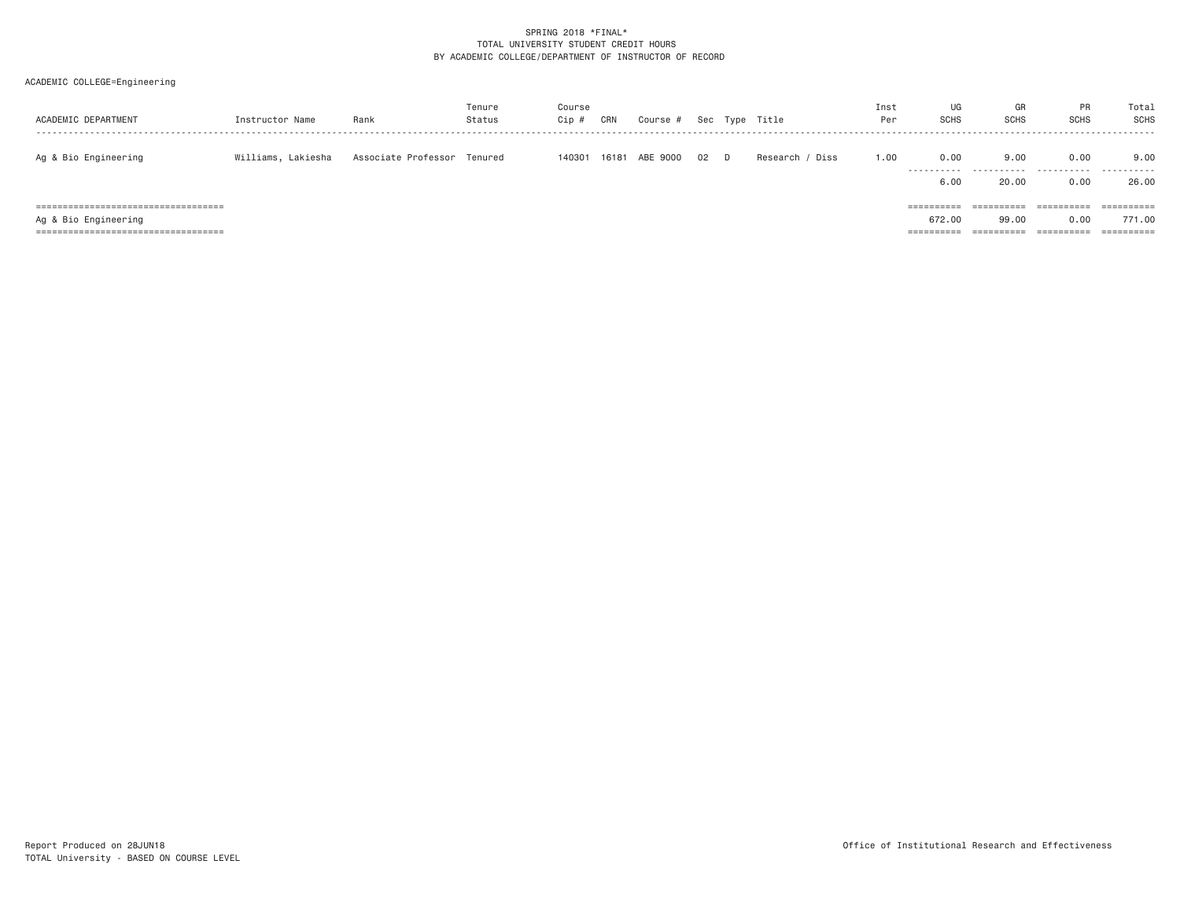SPRING 2018 *FINAL*
TOTAL UNIVERSITY STUDENT CREDIT HOURS
BY ACADEMIC COLLEGE/DEPARTMENT OF INSTRUCTOR OF RECORD

ACADEMIC COLLEGE=Engineering

| ACADEMIC DEPARTMENT | Instructor Name | Rank | Tenure Status | Course Cip # | CRN | Course # | Sec | Type | Title | Inst Per | UG SCHS | GR SCHS | PR SCHS | Total SCHS |
|---|---|---|---|---|---|---|---|---|---|---|---|---|---|---|
| Ag & Bio Engineering | Williams, Lakiesha | Associate Professor | Tenured | 140301 | 16181 | ABE 9000 | 02 | D | Research / Diss | 1.00 | 0.00 | 9.00 | 0.00 | 9.00 |
| | | | | | | | | | | | 6.00 | 20.00 | 0.00 | 26.00 |
| Ag & Bio Engineering | | | | | | | | | | | 672.00 | 99.00 | 0.00 | 771.00 |

Report Produced on 28JUN18
TOTAL University - BASED ON COURSE LEVEL

Office of Institutional Research and Effectiveness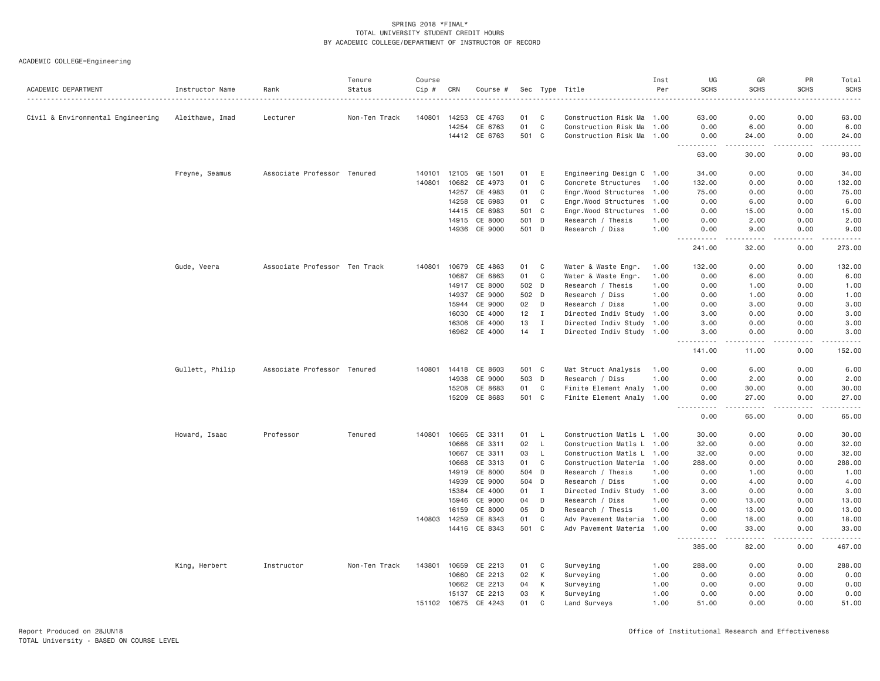SPRING 2018 *FINAL*
TOTAL UNIVERSITY STUDENT CREDIT HOURS
BY ACADEMIC COLLEGE/DEPARTMENT OF INSTRUCTOR OF RECORD

ACADEMIC COLLEGE=Engineering

| ACADEMIC DEPARTMENT | Instructor Name | Rank | Tenure Status | Course Cip # | CRN | Course # | Sec | Type | Title | Inst Per | UG SCHS | GR SCHS | PR SCHS | Total SCHS |
|---|---|---|---|---|---|---|---|---|---|---|---|---|---|---|
| Civil & Environmental Engineering | Aleithawe, Imad | Lecturer | Non-Ten Track | 140801 | 14253 | CE 4763 | 01 | C | Construction Risk Ma | 1.00 | 63.00 | 0.00 | 0.00 | 63.00 |
| | | | | | 14254 | CE 6763 | 01 | C | Construction Risk Ma | 1.00 | 0.00 | 6.00 | 0.00 | 6.00 |
| | | | | | 14412 | CE 6763 | 501 | C | Construction Risk Ma | 1.00 | 0.00 | 24.00 | 0.00 | 24.00 |
| | | | | | | | | | | | 63.00 | 30.00 | 0.00 | 93.00 |
| | Freyne, Seamus | Associate Professor | Tenured | 140101 | 12105 | GE 1501 | 01 | E | Engineering Design C | 1.00 | 34.00 | 0.00 | 0.00 | 34.00 |
| | | | | 140801 | 10682 | CE 4973 | 01 | C | Concrete Structures | 1.00 | 132.00 | 0.00 | 0.00 | 132.00 |
| | | | | | 14257 | CE 4983 | 01 | C | Engr.Wood Structures | 1.00 | 75.00 | 0.00 | 0.00 | 75.00 |
| | | | | | 14258 | CE 6983 | 01 | C | Engr.Wood Structures | 1.00 | 0.00 | 6.00 | 0.00 | 6.00 |
| | | | | | 14415 | CE 6983 | 501 | C | Engr.Wood Structures | 1.00 | 0.00 | 15.00 | 0.00 | 15.00 |
| | | | | | 14915 | CE 8000 | 501 | D | Research / Thesis | 1.00 | 0.00 | 2.00 | 0.00 | 2.00 |
| | | | | | 14936 | CE 9000 | 501 | D | Research / Diss | 1.00 | 0.00 | 9.00 | 0.00 | 9.00 |
| | | | | | | | | | | | 241.00 | 32.00 | 0.00 | 273.00 |
| | Gude, Veera | Associate Professor | Ten Track | 140801 | 10679 | CE 4863 | 01 | C | Water & Waste Engr. | 1.00 | 132.00 | 0.00 | 0.00 | 132.00 |
| | | | | | 10687 | CE 6863 | 01 | C | Water & Waste Engr. | 1.00 | 0.00 | 6.00 | 0.00 | 6.00 |
| | | | | | 14917 | CE 8000 | 502 | D | Research / Thesis | 1.00 | 0.00 | 1.00 | 0.00 | 1.00 |
| | | | | | 14937 | CE 9000 | 502 | D | Research / Diss | 1.00 | 0.00 | 1.00 | 0.00 | 1.00 |
| | | | | | 15944 | CE 9000 | 02 | D | Research / Diss | 1.00 | 0.00 | 3.00 | 0.00 | 3.00 |
| | | | | | 16030 | CE 4000 | 12 | I | Directed Indiv Study | 1.00 | 3.00 | 0.00 | 0.00 | 3.00 |
| | | | | | 16306 | CE 4000 | 13 | I | Directed Indiv Study | 1.00 | 3.00 | 0.00 | 0.00 | 3.00 |
| | | | | | 16962 | CE 4000 | 14 | I | Directed Indiv Study | 1.00 | 3.00 | 0.00 | 0.00 | 3.00 |
| | | | | | | | | | | | 141.00 | 11.00 | 0.00 | 152.00 |
| | Gullett, Philip | Associate Professor | Tenured | 140801 | 14418 | CE 8603 | 501 | C | Mat Struct Analysis | 1.00 | 0.00 | 6.00 | 0.00 | 6.00 |
| | | | | | 14938 | CE 9000 | 503 | D | Research / Diss | 1.00 | 0.00 | 2.00 | 0.00 | 2.00 |
| | | | | | 15208 | CE 8683 | 01 | C | Finite Element Analy | 1.00 | 0.00 | 30.00 | 0.00 | 30.00 |
| | | | | | 15209 | CE 8683 | 501 | C | Finite Element Analy | 1.00 | 0.00 | 27.00 | 0.00 | 27.00 |
| | | | | | | | | | | | 0.00 | 65.00 | 0.00 | 65.00 |
| | Howard, Isaac | Professor | Tenured | 140801 | 10665 | CE 3311 | 01 | L | Construction Matls L | 1.00 | 30.00 | 0.00 | 0.00 | 30.00 |
| | | | | | 10666 | CE 3311 | 02 | L | Construction Matls L | 1.00 | 32.00 | 0.00 | 0.00 | 32.00 |
| | | | | | 10667 | CE 3311 | 03 | L | Construction Matls L | 1.00 | 32.00 | 0.00 | 0.00 | 32.00 |
| | | | | | 10668 | CE 3313 | 01 | C | Construction Materia | 1.00 | 288.00 | 0.00 | 0.00 | 288.00 |
| | | | | | 14919 | CE 8000 | 504 | D | Research / Thesis | 1.00 | 0.00 | 1.00 | 0.00 | 1.00 |
| | | | | | 14939 | CE 9000 | 504 | D | Research / Diss | 1.00 | 0.00 | 4.00 | 0.00 | 4.00 |
| | | | | | 15384 | CE 4000 | 01 | I | Directed Indiv Study | 1.00 | 3.00 | 0.00 | 0.00 | 3.00 |
| | | | | | 15946 | CE 9000 | 04 | D | Research / Diss | 1.00 | 0.00 | 13.00 | 0.00 | 13.00 |
| | | | | | 16159 | CE 8000 | 05 | D | Research / Thesis | 1.00 | 0.00 | 13.00 | 0.00 | 13.00 |
| | | | | 140803 | 14259 | CE 8343 | 01 | C | Adv Pavement Materia | 1.00 | 0.00 | 18.00 | 0.00 | 18.00 |
| | | | | | 14416 | CE 8343 | 501 | C | Adv Pavement Materia | 1.00 | 0.00 | 33.00 | 0.00 | 33.00 |
| | | | | | | | | | | | 385.00 | 82.00 | 0.00 | 467.00 |
| | King, Herbert | Instructor | Non-Ten Track | 143801 | 10659 | CE 2213 | 01 | C | Surveying | 1.00 | 288.00 | 0.00 | 0.00 | 288.00 |
| | | | | | 10660 | CE 2213 | 02 | K | Surveying | 1.00 | 0.00 | 0.00 | 0.00 | 0.00 |
| | | | | | 10662 | CE 2213 | 04 | K | Surveying | 1.00 | 0.00 | 0.00 | 0.00 | 0.00 |
| | | | | | 15137 | CE 2213 | 03 | K | Surveying | 1.00 | 0.00 | 0.00 | 0.00 | 0.00 |
| | | | | 151102 | 10675 | CE 4243 | 01 | C | Land Surveys | 1.00 | 51.00 | 0.00 | 0.00 | 51.00 |

Report Produced on 28JUN18
TOTAL University - BASED ON COURSE LEVEL

Office of Institutional Research and Effectiveness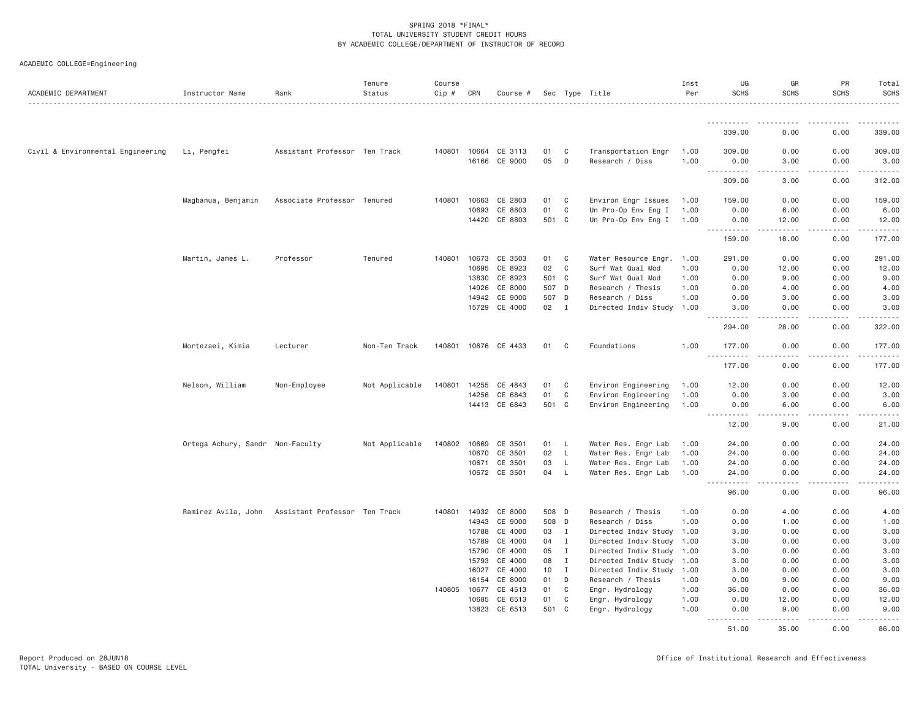SPRING 2018 *FINAL*
TOTAL UNIVERSITY STUDENT CREDIT HOURS
BY ACADEMIC COLLEGE/DEPARTMENT OF INSTRUCTOR OF RECORD

ACADEMIC COLLEGE=Engineering

| ACADEMIC DEPARTMENT | Instructor Name | Rank | Tenure Status | Course Cip # | CRN | Course # | Sec | Type | Title | Inst Per | UG SCHS | GR SCHS | PR SCHS | Total SCHS |
|---|---|---|---|---|---|---|---|---|---|---|---|---|---|---|
| | | | | | | | | | | | 339.00 | 0.00 | 0.00 | 339.00 |
| Civil & Environmental Engineering | Li, Pengfei | Assistant Professor | Ten Track | 140801 | 10664 | CE 3113 | 01 | C | Transportation Engr | 1.00 | 309.00 | 0.00 | 0.00 | 309.00 |
| | | | | | 16166 | CE 9000 | 05 | D | Research / Diss | 1.00 | 0.00 | 3.00 | 0.00 | 3.00 |
| | | | | | | | | | | | 309.00 | 3.00 | 0.00 | 312.00 |
| | Magbanua, Benjamin | Associate Professor | Tenured | 140801 | 10663 | CE 2803 | 01 | C | Environ Engr Issues | 1.00 | 159.00 | 0.00 | 0.00 | 159.00 |
| | | | | | 10693 | CE 8803 | 01 | C | Un Pro-Op Env Eng I | 1.00 | 0.00 | 6.00 | 0.00 | 6.00 |
| | | | | | 14420 | CE 8803 | 501 | C | Un Pro-Op Env Eng I | 1.00 | 0.00 | 12.00 | 0.00 | 12.00 |
| | | | | | | | | | | | 159.00 | 18.00 | 0.00 | 177.00 |
| | Martin, James L. | Professor | Tenured | 140801 | 10673 | CE 3503 | 01 | C | Water Resource Engr. | 1.00 | 291.00 | 0.00 | 0.00 | 291.00 |
| | | | | | 10695 | CE 8923 | 02 | C | Surf Wat Qual Mod | 1.00 | 0.00 | 12.00 | 0.00 | 12.00 |
| | | | | | 13830 | CE 8923 | 501 | C | Surf Wat Qual Mod | 1.00 | 0.00 | 9.00 | 0.00 | 9.00 |
| | | | | | 14926 | CE 8000 | 507 | D | Research / Thesis | 1.00 | 0.00 | 4.00 | 0.00 | 4.00 |
| | | | | | 14942 | CE 9000 | 507 | D | Research / Diss | 1.00 | 0.00 | 3.00 | 0.00 | 3.00 |
| | | | | | 15729 | CE 4000 | 02 | I | Directed Indiv Study | 1.00 | 3.00 | 0.00 | 0.00 | 3.00 |
| | | | | | | | | | | | 294.00 | 28.00 | 0.00 | 322.00 |
| | Mortezaei, Kimia | Lecturer | Non-Ten Track | 140801 | 10676 | CE 4433 | 01 | C | Foundations | 1.00 | 177.00 | 0.00 | 0.00 | 177.00 |
| | | | | | | | | | | | 177.00 | 0.00 | 0.00 | 177.00 |
| | Nelson, William | Non-Employee | Not Applicable | 140801 | 14255 | CE 4843 | 01 | C | Environ Engineering | 1.00 | 12.00 | 0.00 | 0.00 | 12.00 |
| | | | | | 14256 | CE 6843 | 01 | C | Environ Engineering | 1.00 | 0.00 | 3.00 | 0.00 | 3.00 |
| | | | | | 14413 | CE 6843 | 501 | C | Environ Engineering | 1.00 | 0.00 | 6.00 | 0.00 | 6.00 |
| | | | | | | | | | | | 12.00 | 9.00 | 0.00 | 21.00 |
| | Ortega Achury, Sandr | Non-Faculty | Not Applicable | 140802 | 10669 | CE 3501 | 01 | L | Water Res. Engr Lab | 1.00 | 24.00 | 0.00 | 0.00 | 24.00 |
| | | | | | 10670 | CE 3501 | 02 | L | Water Res. Engr Lab | 1.00 | 24.00 | 0.00 | 0.00 | 24.00 |
| | | | | | 10671 | CE 3501 | 03 | L | Water Res. Engr Lab | 1.00 | 24.00 | 0.00 | 0.00 | 24.00 |
| | | | | | 10672 | CE 3501 | 04 | L | Water Res. Engr Lab | 1.00 | 24.00 | 0.00 | 0.00 | 24.00 |
| | | | | | | | | | | | 96.00 | 0.00 | 0.00 | 96.00 |
| | Ramirez Avila, John | Assistant Professor | Ten Track | 140801 | 14932 | CE 8000 | 508 | D | Research / Thesis | 1.00 | 0.00 | 4.00 | 0.00 | 4.00 |
| | | | | | 14943 | CE 9000 | 508 | D | Research / Diss | 1.00 | 0.00 | 1.00 | 0.00 | 1.00 |
| | | | | | 15788 | CE 4000 | 03 | I | Directed Indiv Study | 1.00 | 3.00 | 0.00 | 0.00 | 3.00 |
| | | | | | 15789 | CE 4000 | 04 | I | Directed Indiv Study | 1.00 | 3.00 | 0.00 | 0.00 | 3.00 |
| | | | | | 15790 | CE 4000 | 05 | I | Directed Indiv Study | 1.00 | 3.00 | 0.00 | 0.00 | 3.00 |
| | | | | | 15793 | CE 4000 | 08 | I | Directed Indiv Study | 1.00 | 3.00 | 0.00 | 0.00 | 3.00 |
| | | | | | 16027 | CE 4000 | 10 | I | Directed Indiv Study | 1.00 | 3.00 | 0.00 | 0.00 | 3.00 |
| | | | | | 16154 | CE 8000 | 01 | D | Research / Thesis | 1.00 | 0.00 | 9.00 | 0.00 | 9.00 |
| | | | | 140805 | 10677 | CE 4513 | 01 | C | Engr. Hydrology | 1.00 | 36.00 | 0.00 | 0.00 | 36.00 |
| | | | | | 10685 | CE 6513 | 01 | C | Engr. Hydrology | 1.00 | 0.00 | 12.00 | 0.00 | 12.00 |
| | | | | | 13823 | CE 6513 | 501 | C | Engr. Hydrology | 1.00 | 0.00 | 9.00 | 0.00 | 9.00 |
| | | | | | | | | | | | 51.00 | 35.00 | 0.00 | 86.00 |

Report Produced on 28JUN18
TOTAL University - BASED ON COURSE LEVEL

Office of Institutional Research and Effectiveness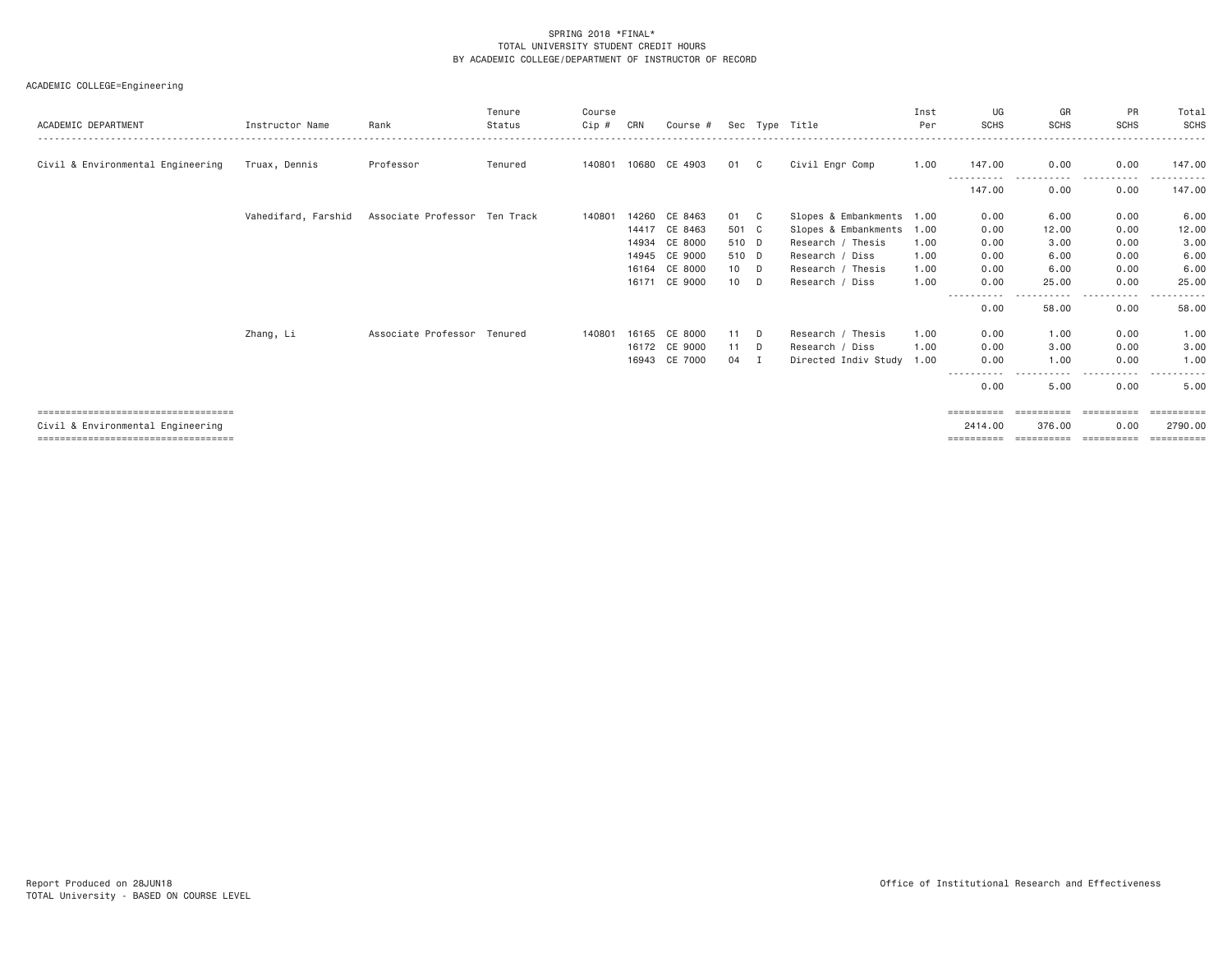SPRING 2018 *FINAL*
TOTAL UNIVERSITY STUDENT CREDIT HOURS
BY ACADEMIC COLLEGE/DEPARTMENT OF INSTRUCTOR OF RECORD

ACADEMIC COLLEGE=Engineering

| ACADEMIC DEPARTMENT | Instructor Name | Rank | Tenure Status | Course Cip # | CRN | Course # | Sec | Type | Title | Inst Per | UG SCHS | GR SCHS | PR SCHS | Total SCHS |
|---|---|---|---|---|---|---|---|---|---|---|---|---|---|---|
| Civil & Environmental Engineering | Truax, Dennis | Professor | Tenured | 140801 | 10680 | CE 4903 | 01 | C | Civil Engr Comp | 1.00 | 147.00 | 0.00 | 0.00 | 147.00 |
| | | | | | | | | | | | 147.00 | 0.00 | 0.00 | 147.00 |
| | Vahedifard, Farshid | Associate Professor | Ten Track | 140801 | 14260 | CE 8463 | 01 | C | Slopes & Embankments | 1.00 | 0.00 | 6.00 | 0.00 | 6.00 |
| | | | | | 14417 | CE 8463 | 501 | C | Slopes & Embankments | 1.00 | 0.00 | 12.00 | 0.00 | 12.00 |
| | | | | | 14934 | CE 8000 | 510 | D | Research / Thesis | 1.00 | 0.00 | 3.00 | 0.00 | 3.00 |
| | | | | | 14945 | CE 9000 | 510 | D | Research / Diss | 1.00 | 0.00 | 6.00 | 0.00 | 6.00 |
| | | | | | 16164 | CE 8000 | 10 | D | Research / Thesis | 1.00 | 0.00 | 6.00 | 0.00 | 6.00 |
| | | | | | 16171 | CE 9000 | 10 | D | Research / Diss | 1.00 | 0.00 | 25.00 | 0.00 | 25.00 |
| | | | | | | | | | | | 0.00 | 58.00 | 0.00 | 58.00 |
| | Zhang, Li | Associate Professor | Tenured | 140801 | 16165 | CE 8000 | 11 | D | Research / Thesis | 1.00 | 0.00 | 1.00 | 0.00 | 1.00 |
| | | | | | 16172 | CE 9000 | 11 | D | Research / Diss | 1.00 | 0.00 | 3.00 | 0.00 | 3.00 |
| | | | | | 16943 | CE 7000 | 04 | I | Directed Indiv Study | 1.00 | 0.00 | 1.00 | 0.00 | 1.00 |
| | | | | | | | | | | | 0.00 | 5.00 | 0.00 | 5.00 |
| Civil & Environmental Engineering | | | | | | | | | | | 2414.00 | 376.00 | 0.00 | 2790.00 |

Report Produced on 28JUN18
TOTAL University - BASED ON COURSE LEVEL

Office of Institutional Research and Effectiveness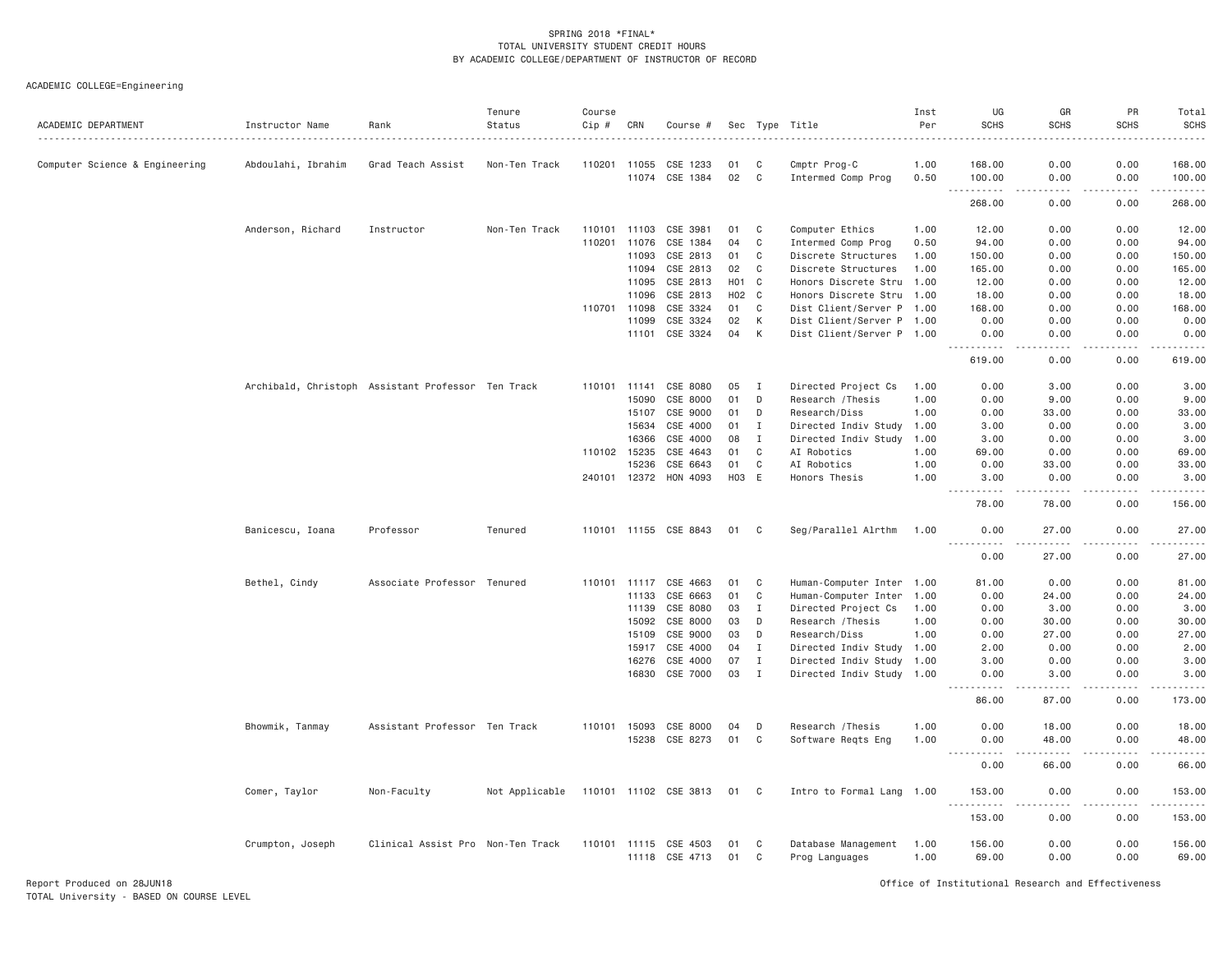SPRING 2018 *FINAL*
TOTAL UNIVERSITY STUDENT CREDIT HOURS
BY ACADEMIC COLLEGE/DEPARTMENT OF INSTRUCTOR OF RECORD

ACADEMIC COLLEGE=Engineering

| ACADEMIC DEPARTMENT | Instructor Name | Rank | Tenure Status | Course Cip # | CRN | Course # | Sec | Type | Title | Inst Per | UG SCHS | GR SCHS | PR SCHS | Total SCHS |
|---|---|---|---|---|---|---|---|---|---|---|---|---|---|---|
| Computer Science & Engineering | Abdoulahi, Ibrahim | Grad Teach Assist | Non-Ten Track | 110201 | 11055 | CSE 1233 | 01 | C | Cmptr Prog-C | 1.00 | 168.00 | 0.00 | 0.00 | 168.00 |
| | | | | | 11074 | CSE 1384 | 02 | C | Intermed Comp Prog | 0.50 | 100.00 | 0.00 | 0.00 | 100.00 |
| | | | | | | | | | | | 268.00 | 0.00 | 0.00 | 268.00 |
| | Anderson, Richard | Instructor | Non-Ten Track | 110101 | 11103 | CSE 3981 | 01 | C | Computer Ethics | 1.00 | 12.00 | 0.00 | 0.00 | 12.00 |
| | | | | 110201 | 11076 | CSE 1384 | 04 | C | Intermed Comp Prog | 0.50 | 94.00 | 0.00 | 0.00 | 94.00 |
| | | | | | 11093 | CSE 2813 | 01 | C | Discrete Structures | 1.00 | 150.00 | 0.00 | 0.00 | 150.00 |
| | | | | | 11094 | CSE 2813 | 02 | C | Discrete Structures | 1.00 | 165.00 | 0.00 | 0.00 | 165.00 |
| | | | | | 11095 | CSE 2813 | H01 | C | Honors Discrete Stru | 1.00 | 12.00 | 0.00 | 0.00 | 12.00 |
| | | | | | 11096 | CSE 2813 | H02 | C | Honors Discrete Stru | 1.00 | 18.00 | 0.00 | 0.00 | 18.00 |
| | | | | 110701 | 11098 | CSE 3324 | 01 | C | Dist Client/Server P | 1.00 | 168.00 | 0.00 | 0.00 | 168.00 |
| | | | | | 11099 | CSE 3324 | 02 | K | Dist Client/Server P | 1.00 | 0.00 | 0.00 | 0.00 | 0.00 |
| | | | | | 11101 | CSE 3324 | 04 | K | Dist Client/Server P | 1.00 | 0.00 | 0.00 | 0.00 | 0.00 |
| | | | | | | | | | | | 619.00 | 0.00 | 0.00 | 619.00 |
| | Archibald, Christoph | Assistant Professor | Ten Track | 110101 | 11141 | CSE 8080 | 05 | I | Directed Project Cs | 1.00 | 0.00 | 3.00 | 0.00 | 3.00 |
| | | | | | 15090 | CSE 8000 | 01 | D | Research /Thesis | 1.00 | 0.00 | 9.00 | 0.00 | 9.00 |
| | | | | | 15107 | CSE 9000 | 01 | D | Research/Diss | 1.00 | 0.00 | 33.00 | 0.00 | 33.00 |
| | | | | | 15634 | CSE 4000 | 01 | I | Directed Indiv Study | 1.00 | 3.00 | 0.00 | 0.00 | 3.00 |
| | | | | | 16366 | CSE 4000 | 08 | I | Directed Indiv Study | 1.00 | 3.00 | 0.00 | 0.00 | 3.00 |
| | | | | 110102 | 15235 | CSE 4643 | 01 | C | AI Robotics | 1.00 | 69.00 | 0.00 | 0.00 | 69.00 |
| | | | | | 15236 | CSE 6643 | 01 | C | AI Robotics | 1.00 | 0.00 | 33.00 | 0.00 | 33.00 |
| | | | | 240101 | 12372 | HON 4093 | H03 | E | Honors Thesis | 1.00 | 3.00 | 0.00 | 0.00 | 3.00 |
| | | | | | | | | | | | 78.00 | 78.00 | 0.00 | 156.00 |
| | Banicescu, Ioana | Professor | Tenured | 110101 | 11155 | CSE 8843 | 01 | C | Seg/Parallel Alrthm | 1.00 | 0.00 | 27.00 | 0.00 | 27.00 |
| | | | | | | | | | | | 0.00 | 27.00 | 0.00 | 27.00 |
| | Bethel, Cindy | Associate Professor | Tenured | 110101 | 11117 | CSE 4663 | 01 | C | Human-Computer Inter | 1.00 | 81.00 | 0.00 | 0.00 | 81.00 |
| | | | | | 11133 | CSE 6663 | 01 | C | Human-Computer Inter | 1.00 | 0.00 | 24.00 | 0.00 | 24.00 |
| | | | | | 11139 | CSE 8080 | 03 | I | Directed Project Cs | 1.00 | 0.00 | 3.00 | 0.00 | 3.00 |
| | | | | | 15092 | CSE 8000 | 03 | D | Research /Thesis | 1.00 | 0.00 | 30.00 | 0.00 | 30.00 |
| | | | | | 15109 | CSE 9000 | 03 | D | Research/Diss | 1.00 | 0.00 | 27.00 | 0.00 | 27.00 |
| | | | | | 15917 | CSE 4000 | 04 | I | Directed Indiv Study | 1.00 | 2.00 | 0.00 | 0.00 | 2.00 |
| | | | | | 16276 | CSE 4000 | 07 | I | Directed Indiv Study | 1.00 | 3.00 | 0.00 | 0.00 | 3.00 |
| | | | | | 16830 | CSE 7000 | 03 | I | Directed Indiv Study | 1.00 | 0.00 | 3.00 | 0.00 | 3.00 |
| | | | | | | | | | | | 86.00 | 87.00 | 0.00 | 173.00 |
| | Bhowmik, Tanmay | Assistant Professor | Ten Track | 110101 | 15093 | CSE 8000 | 04 | D | Research /Thesis | 1.00 | 0.00 | 18.00 | 0.00 | 18.00 |
| | | | | | 15238 | CSE 8273 | 01 | C | Software Reqts Eng | 1.00 | 0.00 | 48.00 | 0.00 | 48.00 |
| | | | | | | | | | | | 0.00 | 66.00 | 0.00 | 66.00 |
| | Comer, Taylor | Non-Faculty | Not Applicable | 110101 | 11102 | CSE 3813 | 01 | C | Intro to Formal Lang | 1.00 | 153.00 | 0.00 | 0.00 | 153.00 |
| | | | | | | | | | | | 153.00 | 0.00 | 0.00 | 153.00 |
| | Crumpton, Joseph | Clinical Assist Pro | Non-Ten Track | 110101 | 11115 | CSE 4503 | 01 | C | Database Management | 1.00 | 156.00 | 0.00 | 0.00 | 156.00 |
| | | | | | 11118 | CSE 4713 | 01 | C | Prog Languages | 1.00 | 69.00 | 0.00 | 0.00 | 69.00 |

Report Produced on 28JUN18
TOTAL University - BASED ON COURSE LEVEL

Office of Institutional Research and Effectiveness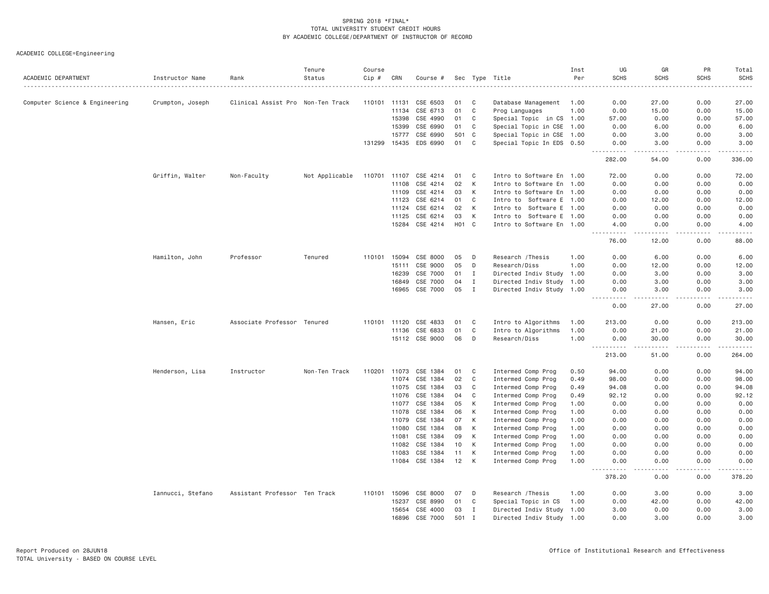SPRING 2018 *FINAL*
TOTAL UNIVERSITY STUDENT CREDIT HOURS
BY ACADEMIC COLLEGE/DEPARTMENT OF INSTRUCTOR OF RECORD

ACADEMIC COLLEGE=Engineering

| ACADEMIC DEPARTMENT | Instructor Name | Rank | Tenure Status | Course Cip # | CRN | Course # | Sec | Type | Title | Inst Per | UG SCHS | GR SCHS | PR SCHS | Total SCHS |
|---|---|---|---|---|---|---|---|---|---|---|---|---|---|---|
| Computer Science & Engineering | Crumpton, Joseph | Clinical Assist Pro | Non-Ten Track | 110101 | 11131 | CSE 6503 | 01 | C | Database Management | 1.00 | 0.00 | 27.00 | 0.00 | 27.00 |
| | | | | | 11134 | CSE 6713 | 01 | C | Prog Languages | 1.00 | 0.00 | 15.00 | 0.00 | 15.00 |
| | | | | | 15398 | CSE 4990 | 01 | C | Special Topic in CS | 1.00 | 57.00 | 0.00 | 0.00 | 57.00 |
| | | | | | 15399 | CSE 6990 | 01 | C | Special Topic in CSE | 1.00 | 0.00 | 6.00 | 0.00 | 6.00 |
| | | | | | 15777 | CSE 6990 | 501 | C | Special Topic in CSE | 1.00 | 0.00 | 3.00 | 0.00 | 3.00 |
| | | | | 131299 | 15435 | EDS 6990 | 01 | C | Special Topic In EDS | 0.50 | 0.00 | 3.00 | 0.00 | 3.00 |
| | | | | | | | | | | | 282.00 | 54.00 | 0.00 | 336.00 |
| | Griffin, Walter | Non-Faculty | Not Applicable | 110701 | 11107 | CSE 4214 | 01 | C | Intro to Software En | 1.00 | 72.00 | 0.00 | 0.00 | 72.00 |
| | | | | | 11108 | CSE 4214 | 02 | K | Intro to Software En | 1.00 | 0.00 | 0.00 | 0.00 | 0.00 |
| | | | | | 11109 | CSE 4214 | 03 | K | Intro to Software En | 1.00 | 0.00 | 0.00 | 0.00 | 0.00 |
| | | | | | 11123 | CSE 6214 | 01 | C | Intro to Software E | 1.00 | 0.00 | 12.00 | 0.00 | 12.00 |
| | | | | | 11124 | CSE 6214 | 02 | K | Intro to Software E | 1.00 | 0.00 | 0.00 | 0.00 | 0.00 |
| | | | | | 11125 | CSE 6214 | 03 | K | Intro to Software E | 1.00 | 0.00 | 0.00 | 0.00 | 0.00 |
| | | | | | 15284 | CSE 4214 | H01 | C | Intro to Software En | 1.00 | 4.00 | 0.00 | 0.00 | 4.00 |
| | | | | | | | | | | | 76.00 | 12.00 | 0.00 | 88.00 |
| | Hamilton, John | Professor | Tenured | 110101 | 15094 | CSE 8000 | 05 | D | Research /Thesis | 1.00 | 0.00 | 6.00 | 0.00 | 6.00 |
| | | | | | 15111 | CSE 9000 | 05 | D | Research/Diss | 1.00 | 0.00 | 12.00 | 0.00 | 12.00 |
| | | | | | 16239 | CSE 7000 | 01 | I | Directed Indiv Study | 1.00 | 0.00 | 3.00 | 0.00 | 3.00 |
| | | | | | 16849 | CSE 7000 | 04 | I | Directed Indiv Study | 1.00 | 0.00 | 3.00 | 0.00 | 3.00 |
| | | | | | 16965 | CSE 7000 | 05 | I | Directed Indiv Study | 1.00 | 0.00 | 3.00 | 0.00 | 3.00 |
| | | | | | | | | | | | 0.00 | 27.00 | 0.00 | 27.00 |
| | Hansen, Eric | Associate Professor | Tenured | 110101 | 11120 | CSE 4833 | 01 | C | Intro to Algorithms | 1.00 | 213.00 | 0.00 | 0.00 | 213.00 |
| | | | | | 11136 | CSE 6833 | 01 | C | Intro to Algorithms | 1.00 | 0.00 | 21.00 | 0.00 | 21.00 |
| | | | | | 15112 | CSE 9000 | 06 | D | Research/Diss | 1.00 | 0.00 | 30.00 | 0.00 | 30.00 |
| | | | | | | | | | | | 213.00 | 51.00 | 0.00 | 264.00 |
| | Henderson, Lisa | Instructor | Non-Ten Track | 110201 | 11073 | CSE 1384 | 01 | C | Intermed Comp Prog | 0.50 | 94.00 | 0.00 | 0.00 | 94.00 |
| | | | | | 11074 | CSE 1384 | 02 | C | Intermed Comp Prog | 0.49 | 98.00 | 0.00 | 0.00 | 98.00 |
| | | | | | 11075 | CSE 1384 | 03 | C | Intermed Comp Prog | 0.49 | 94.08 | 0.00 | 0.00 | 94.08 |
| | | | | | 11076 | CSE 1384 | 04 | C | Intermed Comp Prog | 0.49 | 92.12 | 0.00 | 0.00 | 92.12 |
| | | | | | 11077 | CSE 1384 | 05 | K | Intermed Comp Prog | 1.00 | 0.00 | 0.00 | 0.00 | 0.00 |
| | | | | | 11078 | CSE 1384 | 06 | K | Intermed Comp Prog | 1.00 | 0.00 | 0.00 | 0.00 | 0.00 |
| | | | | | 11079 | CSE 1384 | 07 | K | Intermed Comp Prog | 1.00 | 0.00 | 0.00 | 0.00 | 0.00 |
| | | | | | 11080 | CSE 1384 | 08 | K | Intermed Comp Prog | 1.00 | 0.00 | 0.00 | 0.00 | 0.00 |
| | | | | | 11081 | CSE 1384 | 09 | K | Intermed Comp Prog | 1.00 | 0.00 | 0.00 | 0.00 | 0.00 |
| | | | | | 11082 | CSE 1384 | 10 | K | Intermed Comp Prog | 1.00 | 0.00 | 0.00 | 0.00 | 0.00 |
| | | | | | 11083 | CSE 1384 | 11 | K | Intermed Comp Prog | 1.00 | 0.00 | 0.00 | 0.00 | 0.00 |
| | | | | | 11084 | CSE 1384 | 12 | K | Intermed Comp Prog | 1.00 | 0.00 | 0.00 | 0.00 | 0.00 |
| | | | | | | | | | | | 378.20 | 0.00 | 0.00 | 378.20 |
| | Iannucci, Stefano | Assistant Professor | Ten Track | 110101 | 15096 | CSE 8000 | 07 | D | Research /Thesis | 1.00 | 0.00 | 3.00 | 0.00 | 3.00 |
| | | | | | 15237 | CSE 8990 | 01 | C | Special Topic in CS | 1.00 | 0.00 | 42.00 | 0.00 | 42.00 |
| | | | | | 15654 | CSE 4000 | 03 | I | Directed Indiv Study | 1.00 | 3.00 | 0.00 | 0.00 | 3.00 |
| | | | | | 16896 | CSE 7000 | 501 | I | Directed Indiv Study | 1.00 | 0.00 | 3.00 | 0.00 | 3.00 |

Report Produced on 28JUN18
TOTAL University - BASED ON COURSE LEVEL

Office of Institutional Research and Effectiveness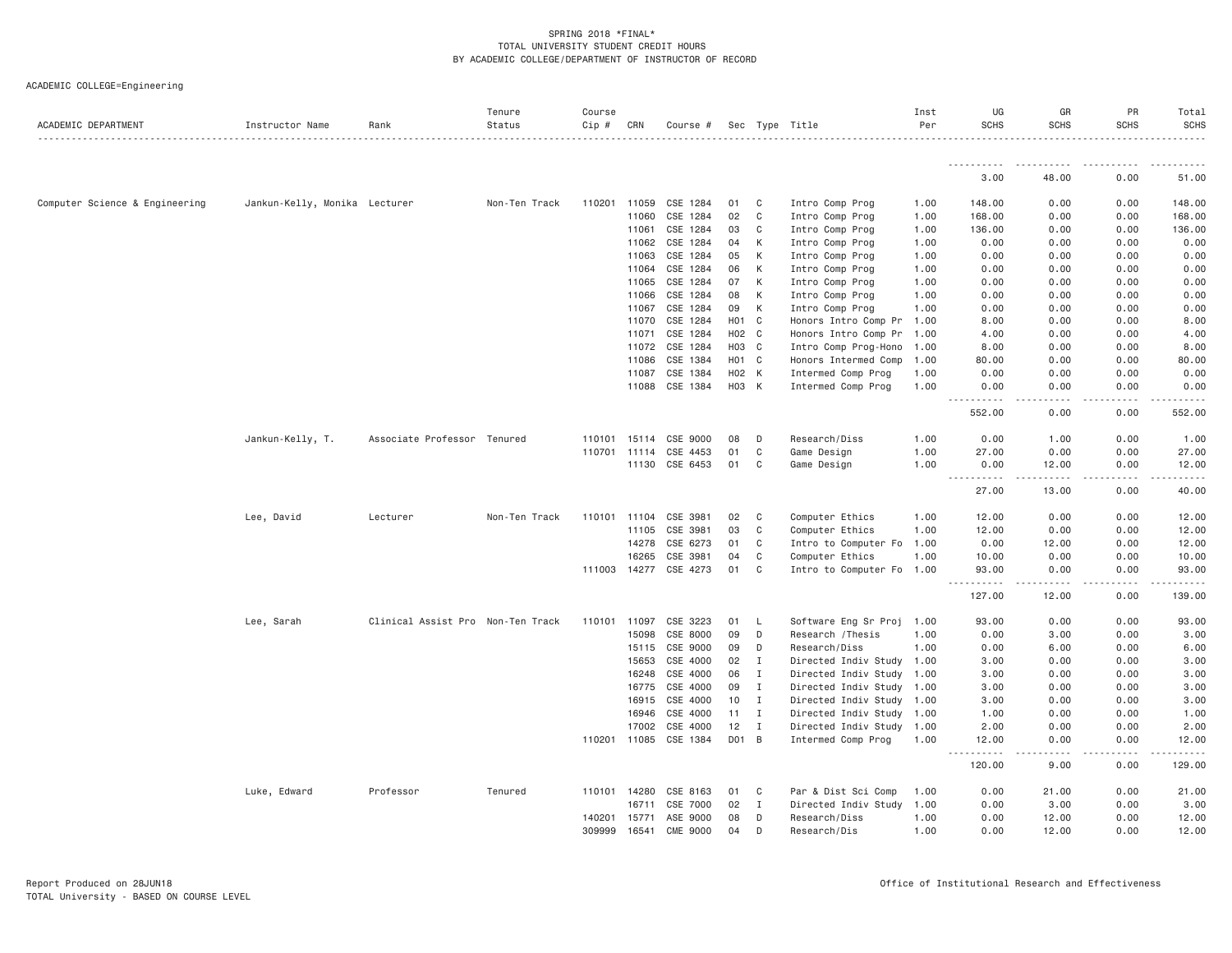SPRING 2018 *FINAL*
TOTAL UNIVERSITY STUDENT CREDIT HOURS
BY ACADEMIC COLLEGE/DEPARTMENT OF INSTRUCTOR OF RECORD

ACADEMIC COLLEGE=Engineering

| ACADEMIC DEPARTMENT | Instructor Name | Rank | Tenure Status | Course Cip # | CRN | Course # | Sec | Type | Title | Inst Per | UG SCHS | GR SCHS | PR SCHS | Total SCHS |
|---|---|---|---|---|---|---|---|---|---|---|---|---|---|---|
| | | | | | | | | | | | 3.00 | 48.00 | 0.00 | 51.00 |
| Computer Science & Engineering | Jankun-Kelly, Monika | Lecturer | Non-Ten Track | 110201 | 11059 | CSE 1284 | 01 | C | Intro Comp Prog | 1.00 | 148.00 | 0.00 | 0.00 | 148.00 |
| | | | | | 11060 | CSE 1284 | 02 | C | Intro Comp Prog | 1.00 | 168.00 | 0.00 | 0.00 | 168.00 |
| | | | | | 11061 | CSE 1284 | 03 | C | Intro Comp Prog | 1.00 | 136.00 | 0.00 | 0.00 | 136.00 |
| | | | | | 11062 | CSE 1284 | 04 | K | Intro Comp Prog | 1.00 | 0.00 | 0.00 | 0.00 | 0.00 |
| | | | | | 11063 | CSE 1284 | 05 | K | Intro Comp Prog | 1.00 | 0.00 | 0.00 | 0.00 | 0.00 |
| | | | | | 11064 | CSE 1284 | 06 | K | Intro Comp Prog | 1.00 | 0.00 | 0.00 | 0.00 | 0.00 |
| | | | | | 11065 | CSE 1284 | 07 | K | Intro Comp Prog | 1.00 | 0.00 | 0.00 | 0.00 | 0.00 |
| | | | | | 11066 | CSE 1284 | 08 | K | Intro Comp Prog | 1.00 | 0.00 | 0.00 | 0.00 | 0.00 |
| | | | | | 11067 | CSE 1284 | 09 | K | Intro Comp Prog | 1.00 | 0.00 | 0.00 | 0.00 | 0.00 |
| | | | | | 11070 | CSE 1284 | H01 | C | Honors Intro Comp Pr | 1.00 | 8.00 | 0.00 | 0.00 | 8.00 |
| | | | | | 11071 | CSE 1284 | H02 | C | Honors Intro Comp Pr | 1.00 | 4.00 | 0.00 | 0.00 | 4.00 |
| | | | | | 11072 | CSE 1284 | H03 | C | Intro Comp Prog-Hono | 1.00 | 8.00 | 0.00 | 0.00 | 8.00 |
| | | | | | 11086 | CSE 1384 | H01 | C | Honors Intermed Comp | 1.00 | 80.00 | 0.00 | 0.00 | 80.00 |
| | | | | | 11087 | CSE 1384 | H02 | K | Intermed Comp Prog | 1.00 | 0.00 | 0.00 | 0.00 | 0.00 |
| | | | | | 11088 | CSE 1384 | H03 | K | Intermed Comp Prog | 1.00 | 0.00 | 0.00 | 0.00 | 0.00 |
| | | | | | | | | | | | 552.00 | 0.00 | 0.00 | 552.00 |
| | Jankun-Kelly, T. | Associate Professor | Tenured | 110101 | 15114 | CSE 9000 | 08 | D | Research/Diss | 1.00 | 0.00 | 1.00 | 0.00 | 1.00 |
| | | | | 110701 | 11114 | CSE 4453 | 01 | C | Game Design | 1.00 | 27.00 | 0.00 | 0.00 | 27.00 |
| | | | | | 11130 | CSE 6453 | 01 | C | Game Design | 1.00 | 0.00 | 12.00 | 0.00 | 12.00 |
| | | | | | | | | | | | 27.00 | 13.00 | 0.00 | 40.00 |
| | Lee, David | Lecturer | Non-Ten Track | 110101 | 11104 | CSE 3981 | 02 | C | Computer Ethics | 1.00 | 12.00 | 0.00 | 0.00 | 12.00 |
| | | | | | 11105 | CSE 3981 | 03 | C | Computer Ethics | 1.00 | 12.00 | 0.00 | 0.00 | 12.00 |
| | | | | | 14278 | CSE 6273 | 01 | C | Intro to Computer Fo | 1.00 | 0.00 | 12.00 | 0.00 | 12.00 |
| | | | | | 16265 | CSE 3981 | 04 | C | Computer Ethics | 1.00 | 10.00 | 0.00 | 0.00 | 10.00 |
| | | | | 111003 | 14277 | CSE 4273 | 01 | C | Intro to Computer Fo | 1.00 | 93.00 | 0.00 | 0.00 | 93.00 |
| | | | | | | | | | | | 127.00 | 12.00 | 0.00 | 139.00 |
| | Lee, Sarah | Clinical Assist Pro | Non-Ten Track | 110101 | 11097 | CSE 3223 | 01 | L | Software Eng Sr Proj | 1.00 | 93.00 | 0.00 | 0.00 | 93.00 |
| | | | | | 15098 | CSE 8000 | 09 | D | Research /Thesis | 1.00 | 0.00 | 3.00 | 0.00 | 3.00 |
| | | | | | 15115 | CSE 9000 | 09 | D | Research/Diss | 1.00 | 0.00 | 6.00 | 0.00 | 6.00 |
| | | | | | 15653 | CSE 4000 | 02 | I | Directed Indiv Study | 1.00 | 3.00 | 0.00 | 0.00 | 3.00 |
| | | | | | 16248 | CSE 4000 | 06 | I | Directed Indiv Study | 1.00 | 3.00 | 0.00 | 0.00 | 3.00 |
| | | | | | 16775 | CSE 4000 | 09 | I | Directed Indiv Study | 1.00 | 3.00 | 0.00 | 0.00 | 3.00 |
| | | | | | 16915 | CSE 4000 | 10 | I | Directed Indiv Study | 1.00 | 3.00 | 0.00 | 0.00 | 3.00 |
| | | | | | 16946 | CSE 4000 | 11 | I | Directed Indiv Study | 1.00 | 1.00 | 0.00 | 0.00 | 1.00 |
| | | | | | 17002 | CSE 4000 | 12 | I | Directed Indiv Study | 1.00 | 2.00 | 0.00 | 0.00 | 2.00 |
| | | | | 110201 | 11085 | CSE 1384 | D01 | B | Intermed Comp Prog | 1.00 | 12.00 | 0.00 | 0.00 | 12.00 |
| | | | | | | | | | | | 120.00 | 9.00 | 0.00 | 129.00 |
| | Luke, Edward | Professor | Tenured | 110101 | 14280 | CSE 8163 | 01 | C | Par & Dist Sci Comp | 1.00 | 0.00 | 21.00 | 0.00 | 21.00 |
| | | | | | 16711 | CSE 7000 | 02 | I | Directed Indiv Study | 1.00 | 0.00 | 3.00 | 0.00 | 3.00 |
| | | | | 140201 | 15771 | ASE 9000 | 08 | D | Research/Diss | 1.00 | 0.00 | 12.00 | 0.00 | 12.00 |
| | | | | 309999 | 16541 | CME 9000 | 04 | D | Research/Dis | 1.00 | 0.00 | 12.00 | 0.00 | 12.00 |

Report Produced on 28JUN18
TOTAL University - BASED ON COURSE LEVEL

Office of Institutional Research and Effectiveness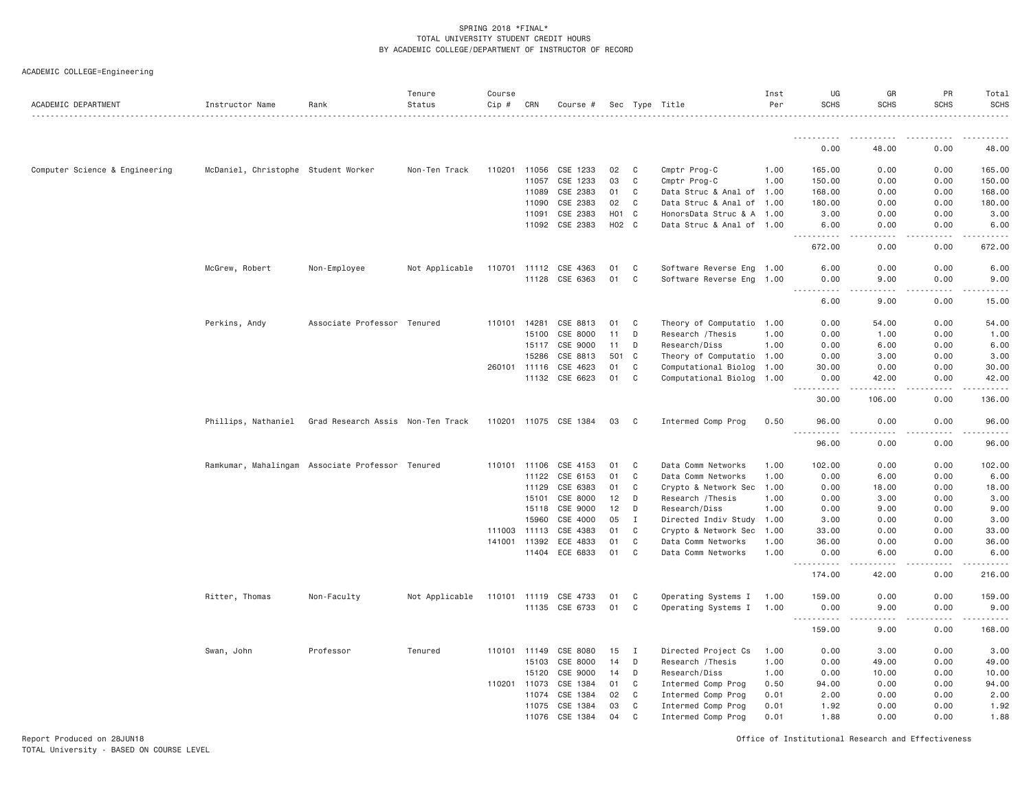SPRING 2018 *FINAL*
TOTAL UNIVERSITY STUDENT CREDIT HOURS
BY ACADEMIC COLLEGE/DEPARTMENT OF INSTRUCTOR OF RECORD

ACADEMIC COLLEGE=Engineering

| ACADEMIC DEPARTMENT | Instructor Name | Rank | Tenure Status | Course Cip # | CRN | Course # | Sec | Type | Title | Inst Per | UG SCHS | GR SCHS | PR SCHS | Total SCHS |
|---|---|---|---|---|---|---|---|---|---|---|---|---|---|---|
| | | | | | | | | | | | 0.00 | 48.00 | 0.00 | 48.00 |
| Computer Science & Engineering | McDaniel, Christophe | Student Worker | Non-Ten Track | 110201 | 11056 | CSE 1233 | 02 | C | Cmptr Prog-C | 1.00 | 165.00 | 0.00 | 0.00 | 165.00 |
| | | | | | 11057 | CSE 1233 | 03 | C | Cmptr Prog-C | 1.00 | 150.00 | 0.00 | 0.00 | 150.00 |
| | | | | | 11089 | CSE 2383 | 01 | C | Data Struc & Anal of | 1.00 | 168.00 | 0.00 | 0.00 | 168.00 |
| | | | | | 11090 | CSE 2383 | 02 | C | Data Struc & Anal of | 1.00 | 180.00 | 0.00 | 0.00 | 180.00 |
| | | | | | 11091 | CSE 2383 | H01 | C | HonorsData Struc & A | 1.00 | 3.00 | 0.00 | 0.00 | 3.00 |
| | | | | | 11092 | CSE 2383 | H02 | C | Data Struc & Anal of | 1.00 | 6.00 | 0.00 | 0.00 | 6.00 |
| | | | | | | | | | | | 672.00 | 0.00 | 0.00 | 672.00 |
| | McGrew, Robert | Non-Employee | Not Applicable | 110701 | 11112 | CSE 4363 | 01 | C | Software Reverse Eng | 1.00 | 6.00 | 0.00 | 0.00 | 6.00 |
| | | | | | 11128 | CSE 6363 | 01 | C | Software Reverse Eng | 1.00 | 0.00 | 9.00 | 0.00 | 9.00 |
| | | | | | | | | | | | 6.00 | 9.00 | 0.00 | 15.00 |
| | Perkins, Andy | Associate Professor | Tenured | 110101 | 14281 | CSE 8813 | 01 | C | Theory of Computatio | 1.00 | 0.00 | 54.00 | 0.00 | 54.00 |
| | | | | | 15100 | CSE 8000 | 11 | D | Research /Thesis | 1.00 | 0.00 | 1.00 | 0.00 | 1.00 |
| | | | | | 15117 | CSE 9000 | 11 | D | Research/Diss | 1.00 | 0.00 | 6.00 | 0.00 | 6.00 |
| | | | | | 15286 | CSE 8813 | 501 | C | Theory of Computatio | 1.00 | 0.00 | 3.00 | 0.00 | 3.00 |
| | | | | 260101 | 11116 | CSE 4623 | 01 | C | Computational Biolog | 1.00 | 30.00 | 0.00 | 0.00 | 30.00 |
| | | | | | 11132 | CSE 6623 | 01 | C | Computational Biolog | 1.00 | 0.00 | 42.00 | 0.00 | 42.00 |
| | | | | | | | | | | | 30.00 | 106.00 | 0.00 | 136.00 |
| | Phillips, Nathaniel | Grad Research Assis | Non-Ten Track | 110201 | 11075 | CSE 1384 | 03 | C | Intermed Comp Prog | 0.50 | 96.00 | 0.00 | 0.00 | 96.00 |
| | | | | | | | | | | | 96.00 | 0.00 | 0.00 | 96.00 |
| | Ramkumar, Mahalingam | Associate Professor | Tenured | 110101 | 11106 | CSE 4153 | 01 | C | Data Comm Networks | 1.00 | 102.00 | 0.00 | 0.00 | 102.00 |
| | | | | | 11122 | CSE 6153 | 01 | C | Data Comm Networks | 1.00 | 0.00 | 6.00 | 0.00 | 6.00 |
| | | | | | 11129 | CSE 6383 | 01 | C | Crypto & Network Sec | 1.00 | 0.00 | 18.00 | 0.00 | 18.00 |
| | | | | | 15101 | CSE 8000 | 12 | D | Research /Thesis | 1.00 | 0.00 | 3.00 | 0.00 | 3.00 |
| | | | | | 15118 | CSE 9000 | 12 | D | Research/Diss | 1.00 | 0.00 | 9.00 | 0.00 | 9.00 |
| | | | | | 15960 | CSE 4000 | 05 | I | Directed Indiv Study | 1.00 | 3.00 | 0.00 | 0.00 | 3.00 |
| | | | | 111003 | 11113 | CSE 4383 | 01 | C | Crypto & Network Sec | 1.00 | 33.00 | 0.00 | 0.00 | 33.00 |
| | | | | 141001 | 11392 | ECE 4833 | 01 | C | Data Comm Networks | 1.00 | 36.00 | 0.00 | 0.00 | 36.00 |
| | | | | | 11404 | ECE 6833 | 01 | C | Data Comm Networks | 1.00 | 0.00 | 6.00 | 0.00 | 6.00 |
| | | | | | | | | | | | 174.00 | 42.00 | 0.00 | 216.00 |
| | Ritter, Thomas | Non-Faculty | Not Applicable | 110101 | 11119 | CSE 4733 | 01 | C | Operating Systems I | 1.00 | 159.00 | 0.00 | 0.00 | 159.00 |
| | | | | | 11135 | CSE 6733 | 01 | C | Operating Systems I | 1.00 | 0.00 | 9.00 | 0.00 | 9.00 |
| | | | | | | | | | | | 159.00 | 9.00 | 0.00 | 168.00 |
| | Swan, John | Professor | Tenured | 110101 | 11149 | CSE 8080 | 15 | I | Directed Project Cs | 1.00 | 0.00 | 3.00 | 0.00 | 3.00 |
| | | | | | 15103 | CSE 8000 | 14 | D | Research /Thesis | 1.00 | 0.00 | 49.00 | 0.00 | 49.00 |
| | | | | | 15120 | CSE 9000 | 14 | D | Research/Diss | 1.00 | 0.00 | 10.00 | 0.00 | 10.00 |
| | | | | 110201 | 11073 | CSE 1384 | 01 | C | Intermed Comp Prog | 0.50 | 94.00 | 0.00 | 0.00 | 94.00 |
| | | | | | 11074 | CSE 1384 | 02 | C | Intermed Comp Prog | 0.01 | 2.00 | 0.00 | 0.00 | 2.00 |
| | | | | | 11075 | CSE 1384 | 03 | C | Intermed Comp Prog | 0.01 | 1.92 | 0.00 | 0.00 | 1.92 |
| | | | | | 11076 | CSE 1384 | 04 | C | Intermed Comp Prog | 0.01 | 1.88 | 0.00 | 0.00 | 1.88 |

Report Produced on 28JUN18
TOTAL University - BASED ON COURSE LEVEL

Office of Institutional Research and Effectiveness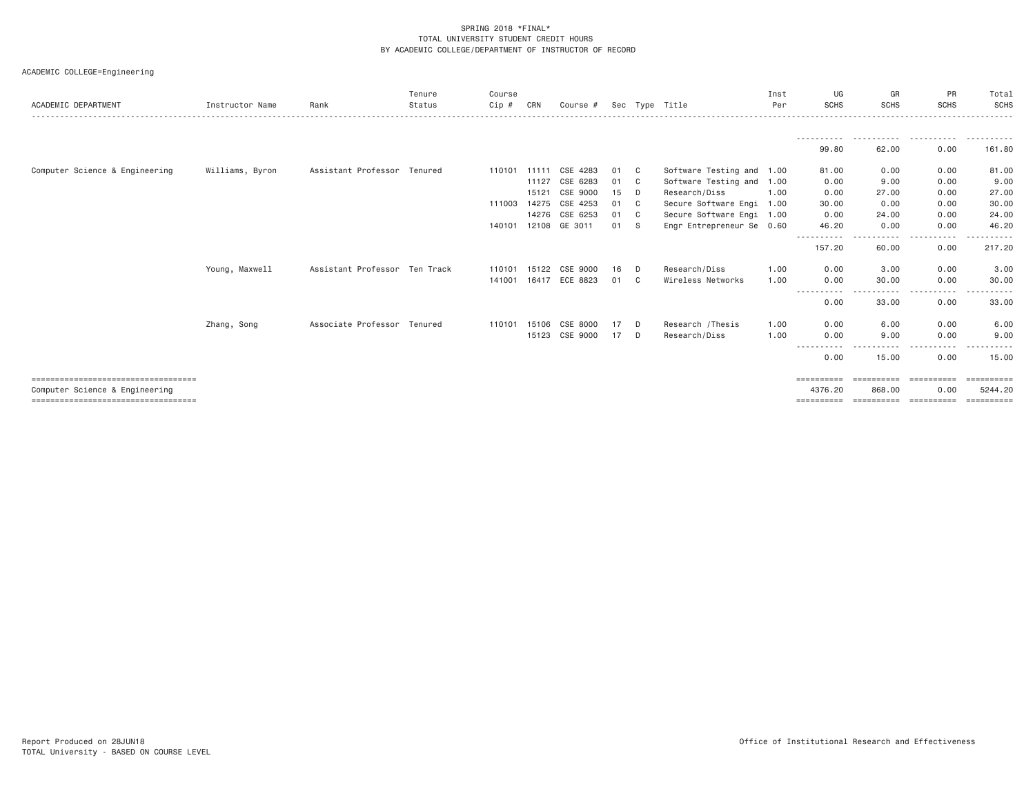SPRING 2018 *FINAL*
TOTAL UNIVERSITY STUDENT CREDIT HOURS
BY ACADEMIC COLLEGE/DEPARTMENT OF INSTRUCTOR OF RECORD

ACADEMIC COLLEGE=Engineering

| ACADEMIC DEPARTMENT | Instructor Name | Rank | Tenure Status | Course Cip # | CRN | Course # | Sec | Type | Title | Inst Per | UG SCHS | GR SCHS | PR SCHS | Total SCHS |
|---|---|---|---|---|---|---|---|---|---|---|---|---|---|---|
| | | | | | | | | | | | 99.80 | 62.00 | 0.00 | 161.80 |
| Computer Science & Engineering | Williams, Byron | Assistant Professor | Tenured | 110101 | 11111 | CSE 4283 | 01 | C | Software Testing and | 1.00 | 81.00 | 0.00 | 0.00 | 81.00 |
| | | | | | 11127 | CSE 6283 | 01 | C | Software Testing and | 1.00 | 0.00 | 9.00 | 0.00 | 9.00 |
| | | | | | 15121 | CSE 9000 | 15 | D | Research/Diss | 1.00 | 0.00 | 27.00 | 0.00 | 27.00 |
| | | | | 111003 | 14275 | CSE 4253 | 01 | C | Secure Software Engi | 1.00 | 30.00 | 0.00 | 0.00 | 30.00 |
| | | | | | 14276 | CSE 6253 | 01 | C | Secure Software Engi | 1.00 | 0.00 | 24.00 | 0.00 | 24.00 |
| | | | | 140101 | 12108 | GE 3011 | 01 | S | Engr Entrepreneur Se | 0.60 | 46.20 | 0.00 | 0.00 | 46.20 |
| | | | | | | | | | | | 157.20 | 60.00 | 0.00 | 217.20 |
| | Young, Maxwell | Assistant Professor | Ten Track | 110101 | 15122 | CSE 9000 | 16 | D | Research/Diss | 1.00 | 0.00 | 3.00 | 0.00 | 3.00 |
| | | | | 141001 | 16417 | ECE 8823 | 01 | C | Wireless Networks | 1.00 | 0.00 | 30.00 | 0.00 | 30.00 |
| | | | | | | | | | | | 0.00 | 33.00 | 0.00 | 33.00 |
| | Zhang, Song | Associate Professor | Tenured | 110101 | 15106 | CSE 8000 | 17 | D | Research /Thesis | 1.00 | 0.00 | 6.00 | 0.00 | 6.00 |
| | | | | | 15123 | CSE 9000 | 17 | D | Research/Diss | 1.00 | 0.00 | 9.00 | 0.00 | 9.00 |
| | | | | | | | | | | | 0.00 | 15.00 | 0.00 | 15.00 |
| Computer Science & Engineering | | | | | | | | | | | 4376.20 | 868.00 | 0.00 | 5244.20 |

Report Produced on 28JUN18
TOTAL University - BASED ON COURSE LEVEL

Office of Institutional Research and Effectiveness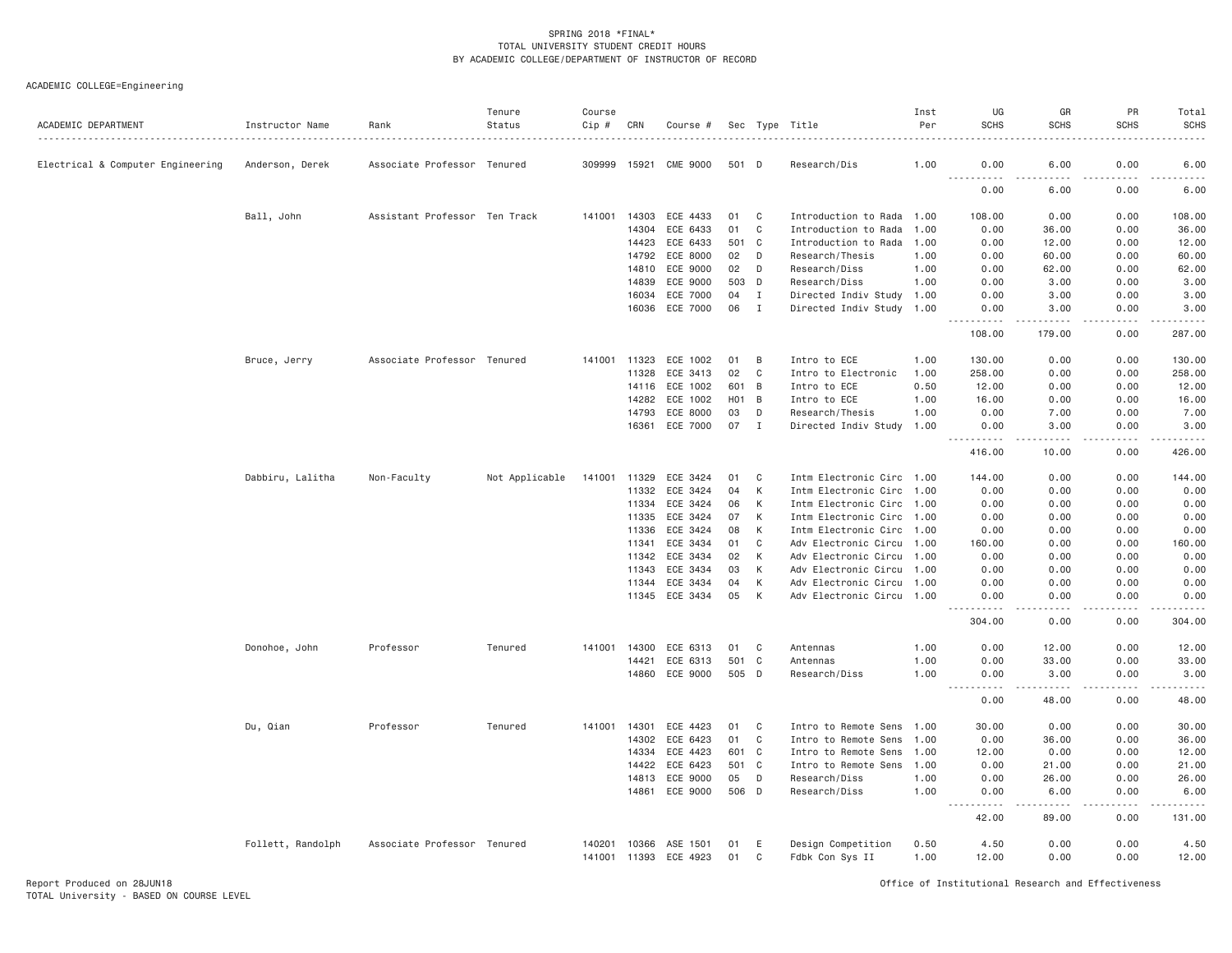SPRING 2018 *FINAL*
TOTAL UNIVERSITY STUDENT CREDIT HOURS
BY ACADEMIC COLLEGE/DEPARTMENT OF INSTRUCTOR OF RECORD

ACADEMIC COLLEGE=Engineering

| ACADEMIC DEPARTMENT | Instructor Name | Rank | Tenure Status | Course Cip # | CRN | Course # | Sec | Type | Title | Inst Per | UG SCHS | GR SCHS | PR SCHS | Total SCHS |
|---|---|---|---|---|---|---|---|---|---|---|---|---|---|---|
| Electrical & Computer Engineering | Anderson, Derek | Associate Professor | Tenured | 309999 | 15921 | CME 9000 | 501 | D | Research/Dis | 1.00 | 0.00 | 6.00 | 0.00 | 6.00 |
| | | | | | | | | | | | 0.00 | 6.00 | 0.00 | 6.00 |
| | Ball, John | Assistant Professor | Ten Track | 141001 | 14303 | ECE 4433 | 01 | C | Introduction to Rada | 1.00 | 108.00 | 0.00 | 0.00 | 108.00 |
| | | | | | 14304 | ECE 6433 | 01 | C | Introduction to Rada | 1.00 | 0.00 | 36.00 | 0.00 | 36.00 |
| | | | | | 14423 | ECE 6433 | 501 | C | Introduction to Rada | 1.00 | 0.00 | 12.00 | 0.00 | 12.00 |
| | | | | | 14792 | ECE 8000 | 02 | D | Research/Thesis | 1.00 | 0.00 | 60.00 | 0.00 | 60.00 |
| | | | | | 14810 | ECE 9000 | 02 | D | Research/Diss | 1.00 | 0.00 | 62.00 | 0.00 | 62.00 |
| | | | | | 14839 | ECE 9000 | 503 | D | Research/Diss | 1.00 | 0.00 | 3.00 | 0.00 | 3.00 |
| | | | | | 16034 | ECE 7000 | 04 | I | Directed Indiv Study | 1.00 | 0.00 | 3.00 | 0.00 | 3.00 |
| | | | | | 16036 | ECE 7000 | 06 | I | Directed Indiv Study | 1.00 | 0.00 | 3.00 | 0.00 | 3.00 |
| | | | | | | | | | | | 108.00 | 179.00 | 0.00 | 287.00 |
| | Bruce, Jerry | Associate Professor | Tenured | 141001 | 11323 | ECE 1002 | 01 | B | Intro to ECE | 1.00 | 130.00 | 0.00 | 0.00 | 130.00 |
| | | | | | 11328 | ECE 3413 | 02 | C | Intro to Electronic | 1.00 | 258.00 | 0.00 | 0.00 | 258.00 |
| | | | | | 14116 | ECE 1002 | 601 | B | Intro to ECE | 0.50 | 12.00 | 0.00 | 0.00 | 12.00 |
| | | | | | 14282 | ECE 1002 | H01 | B | Intro to ECE | 1.00 | 16.00 | 0.00 | 0.00 | 16.00 |
| | | | | | 14793 | ECE 8000 | 03 | D | Research/Thesis | 1.00 | 0.00 | 7.00 | 0.00 | 7.00 |
| | | | | | 16361 | ECE 7000 | 07 | I | Directed Indiv Study | 1.00 | 0.00 | 3.00 | 0.00 | 3.00 |
| | | | | | | | | | | | 416.00 | 10.00 | 0.00 | 426.00 |
| | Dabbiru, Lalitha | Non-Faculty | Not Applicable | 141001 | 11329 | ECE 3424 | 01 | C | Intm Electronic Circ | 1.00 | 144.00 | 0.00 | 0.00 | 144.00 |
| | | | | | 11332 | ECE 3424 | 04 | K | Intm Electronic Circ | 1.00 | 0.00 | 0.00 | 0.00 | 0.00 |
| | | | | | 11334 | ECE 3424 | 06 | K | Intm Electronic Circ | 1.00 | 0.00 | 0.00 | 0.00 | 0.00 |
| | | | | | 11335 | ECE 3424 | 07 | K | Intm Electronic Circ | 1.00 | 0.00 | 0.00 | 0.00 | 0.00 |
| | | | | | 11336 | ECE 3424 | 08 | K | Intm Electronic Circ | 1.00 | 0.00 | 0.00 | 0.00 | 0.00 |
| | | | | | 11341 | ECE 3434 | 01 | C | Adv Electronic Circu | 1.00 | 160.00 | 0.00 | 0.00 | 160.00 |
| | | | | | 11342 | ECE 3434 | 02 | K | Adv Electronic Circu | 1.00 | 0.00 | 0.00 | 0.00 | 0.00 |
| | | | | | 11343 | ECE 3434 | 03 | K | Adv Electronic Circu | 1.00 | 0.00 | 0.00 | 0.00 | 0.00 |
| | | | | | 11344 | ECE 3434 | 04 | K | Adv Electronic Circu | 1.00 | 0.00 | 0.00 | 0.00 | 0.00 |
| | | | | | 11345 | ECE 3434 | 05 | K | Adv Electronic Circu | 1.00 | 0.00 | 0.00 | 0.00 | 0.00 |
| | | | | | | | | | | | 304.00 | 0.00 | 0.00 | 304.00 |
| | Donohoe, John | Professor | Tenured | 141001 | 14300 | ECE 6313 | 01 | C | Antennas | 1.00 | 0.00 | 12.00 | 0.00 | 12.00 |
| | | | | | 14421 | ECE 6313 | 501 | C | Antennas | 1.00 | 0.00 | 33.00 | 0.00 | 33.00 |
| | | | | | 14860 | ECE 9000 | 505 | D | Research/Diss | 1.00 | 0.00 | 3.00 | 0.00 | 3.00 |
| | | | | | | | | | | | 0.00 | 48.00 | 0.00 | 48.00 |
| | Du, Qian | Professor | Tenured | 141001 | 14301 | ECE 4423 | 01 | C | Intro to Remote Sens | 1.00 | 30.00 | 0.00 | 0.00 | 30.00 |
| | | | | | 14302 | ECE 6423 | 01 | C | Intro to Remote Sens | 1.00 | 0.00 | 36.00 | 0.00 | 36.00 |
| | | | | | 14334 | ECE 4423 | 601 | C | Intro to Remote Sens | 1.00 | 12.00 | 0.00 | 0.00 | 12.00 |
| | | | | | 14422 | ECE 6423 | 501 | C | Intro to Remote Sens | 1.00 | 0.00 | 21.00 | 0.00 | 21.00 |
| | | | | | 14813 | ECE 9000 | 05 | D | Research/Diss | 1.00 | 0.00 | 26.00 | 0.00 | 26.00 |
| | | | | | 14861 | ECE 9000 | 506 | D | Research/Diss | 1.00 | 0.00 | 6.00 | 0.00 | 6.00 |
| | | | | | | | | | | | 42.00 | 89.00 | 0.00 | 131.00 |
| | Follett, Randolph | Associate Professor | Tenured | 140201 | 10366 | ASE 1501 | 01 | E | Design Competition | 0.50 | 4.50 | 0.00 | 0.00 | 4.50 |
| | | | | 141001 | 11393 | ECE 4923 | 01 | C | Fdbk Con Sys II | 1.00 | 12.00 | 0.00 | 0.00 | 12.00 |

Report Produced on 28JUN18
TOTAL University - BASED ON COURSE LEVEL

Office of Institutional Research and Effectiveness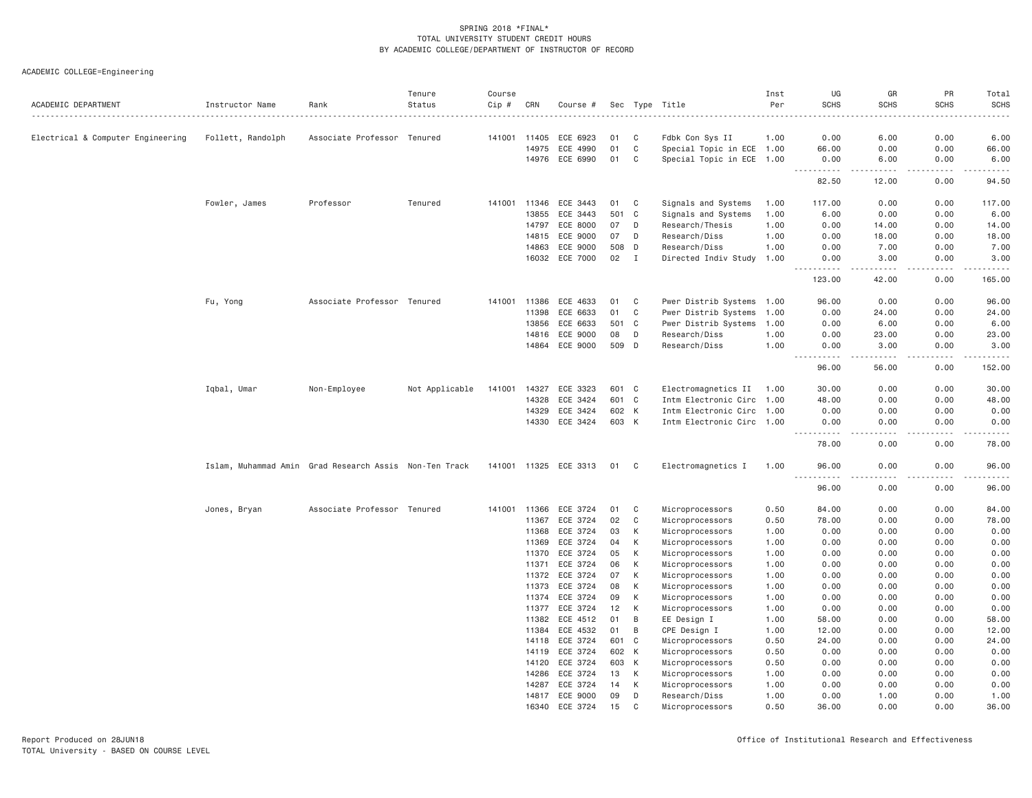SPRING 2018 *FINAL*
TOTAL UNIVERSITY STUDENT CREDIT HOURS
BY ACADEMIC COLLEGE/DEPARTMENT OF INSTRUCTOR OF RECORD

ACADEMIC COLLEGE=Engineering

| ACADEMIC DEPARTMENT | Instructor Name | Rank | Tenure Status | Course Cip # | CRN | Course # | Sec | Type | Title | Inst Per | UG SCHS | GR SCHS | PR SCHS | Total SCHS |
|---|---|---|---|---|---|---|---|---|---|---|---|---|---|---|
| Electrical & Computer Engineering | Follett, Randolph | Associate Professor | Tenured | 141001 | 11405 | ECE 6923 | 01 | C | Fdbk Con Sys II | 1.00 | 0.00 | 6.00 | 0.00 | 6.00 |
| | | | | | 14975 | ECE 4990 | 01 | C | Special Topic in ECE | 1.00 | 66.00 | 0.00 | 0.00 | 66.00 |
| | | | | | 14976 | ECE 6990 | 01 | C | Special Topic in ECE | 1.00 | 0.00 | 6.00 | 0.00 | 6.00 |
| | | | | | | | | | | | 82.50 | 12.00 | 0.00 | 94.50 |
| | Fowler, James | Professor | Tenured | 141001 | 11346 | ECE 3443 | 01 | C | Signals and Systems | 1.00 | 117.00 | 0.00 | 0.00 | 117.00 |
| | | | | | 13855 | ECE 3443 | 501 | C | Signals and Systems | 1.00 | 6.00 | 0.00 | 0.00 | 6.00 |
| | | | | | 14797 | ECE 8000 | 07 | D | Research/Thesis | 1.00 | 0.00 | 14.00 | 0.00 | 14.00 |
| | | | | | 14815 | ECE 9000 | 07 | D | Research/Diss | 1.00 | 0.00 | 18.00 | 0.00 | 18.00 |
| | | | | | 14863 | ECE 9000 | 508 | D | Research/Diss | 1.00 | 0.00 | 7.00 | 0.00 | 7.00 |
| | | | | | 16032 | ECE 7000 | 02 | I | Directed Indiv Study | 1.00 | 0.00 | 3.00 | 0.00 | 3.00 |
| | | | | | | | | | | | 123.00 | 42.00 | 0.00 | 165.00 |
| | Fu, Yong | Associate Professor | Tenured | 141001 | 11386 | ECE 4633 | 01 | C | Pwer Distrib Systems | 1.00 | 96.00 | 0.00 | 0.00 | 96.00 |
| | | | | | 11398 | ECE 6633 | 01 | C | Pwer Distrib Systems | 1.00 | 0.00 | 24.00 | 0.00 | 24.00 |
| | | | | | 13856 | ECE 6633 | 501 | C | Pwer Distrib Systems | 1.00 | 0.00 | 6.00 | 0.00 | 6.00 |
| | | | | | 14816 | ECE 9000 | 08 | D | Research/Diss | 1.00 | 0.00 | 23.00 | 0.00 | 23.00 |
| | | | | | 14864 | ECE 9000 | 509 | D | Research/Diss | 1.00 | 0.00 | 3.00 | 0.00 | 3.00 |
| | | | | | | | | | | | 96.00 | 56.00 | 0.00 | 152.00 |
| | Iqbal, Umar | Non-Employee | Not Applicable | 141001 | 14327 | ECE 3323 | 601 | C | Electromagnetics II | 1.00 | 30.00 | 0.00 | 0.00 | 30.00 |
| | | | | | 14328 | ECE 3424 | 601 | C | Intm Electronic Circ | 1.00 | 48.00 | 0.00 | 0.00 | 48.00 |
| | | | | | 14329 | ECE 3424 | 602 | K | Intm Electronic Circ | 1.00 | 0.00 | 0.00 | 0.00 | 0.00 |
| | | | | | 14330 | ECE 3424 | 603 | K | Intm Electronic Circ | 1.00 | 0.00 | 0.00 | 0.00 | 0.00 |
| | | | | | | | | | | | 78.00 | 0.00 | 0.00 | 78.00 |
| | Islam, Muhammad Amin | Grad Research Assis | Non-Ten Track | 141001 | 11325 | ECE 3313 | 01 | C | Electromagnetics I | 1.00 | 96.00 | 0.00 | 0.00 | 96.00 |
| | | | | | | | | | | | 96.00 | 0.00 | 0.00 | 96.00 |
| | Jones, Bryan | Associate Professor | Tenured | 141001 | 11366 | ECE 3724 | 01 | C | Microprocessors | 0.50 | 84.00 | 0.00 | 0.00 | 84.00 |
| | | | | | 11367 | ECE 3724 | 02 | C | Microprocessors | 0.50 | 78.00 | 0.00 | 0.00 | 78.00 |
| | | | | | 11368 | ECE 3724 | 03 | K | Microprocessors | 1.00 | 0.00 | 0.00 | 0.00 | 0.00 |
| | | | | | 11369 | ECE 3724 | 04 | K | Microprocessors | 1.00 | 0.00 | 0.00 | 0.00 | 0.00 |
| | | | | | 11370 | ECE 3724 | 05 | K | Microprocessors | 1.00 | 0.00 | 0.00 | 0.00 | 0.00 |
| | | | | | 11371 | ECE 3724 | 06 | K | Microprocessors | 1.00 | 0.00 | 0.00 | 0.00 | 0.00 |
| | | | | | 11372 | ECE 3724 | 07 | K | Microprocessors | 1.00 | 0.00 | 0.00 | 0.00 | 0.00 |
| | | | | | 11373 | ECE 3724 | 08 | K | Microprocessors | 1.00 | 0.00 | 0.00 | 0.00 | 0.00 |
| | | | | | 11374 | ECE 3724 | 09 | K | Microprocessors | 1.00 | 0.00 | 0.00 | 0.00 | 0.00 |
| | | | | | 11377 | ECE 3724 | 12 | K | Microprocessors | 1.00 | 0.00 | 0.00 | 0.00 | 0.00 |
| | | | | | 11382 | ECE 4512 | 01 | B | EE Design I | 1.00 | 58.00 | 0.00 | 0.00 | 58.00 |
| | | | | | 11384 | ECE 4532 | 01 | B | CPE Design I | 1.00 | 12.00 | 0.00 | 0.00 | 12.00 |
| | | | | | 14118 | ECE 3724 | 601 | C | Microprocessors | 0.50 | 24.00 | 0.00 | 0.00 | 24.00 |
| | | | | | 14119 | ECE 3724 | 602 | K | Microprocessors | 0.50 | 0.00 | 0.00 | 0.00 | 0.00 |
| | | | | | 14120 | ECE 3724 | 603 | K | Microprocessors | 0.50 | 0.00 | 0.00 | 0.00 | 0.00 |
| | | | | | 14286 | ECE 3724 | 13 | K | Microprocessors | 1.00 | 0.00 | 0.00 | 0.00 | 0.00 |
| | | | | | 14287 | ECE 3724 | 14 | K | Microprocessors | 1.00 | 0.00 | 0.00 | 0.00 | 0.00 |
| | | | | | 14817 | ECE 9000 | 09 | D | Research/Diss | 1.00 | 0.00 | 1.00 | 0.00 | 1.00 |
| | | | | | 16340 | ECE 3724 | 15 | C | Microprocessors | 0.50 | 36.00 | 0.00 | 0.00 | 36.00 |

Report Produced on 28JUN18
TOTAL University - BASED ON COURSE LEVEL

Office of Institutional Research and Effectiveness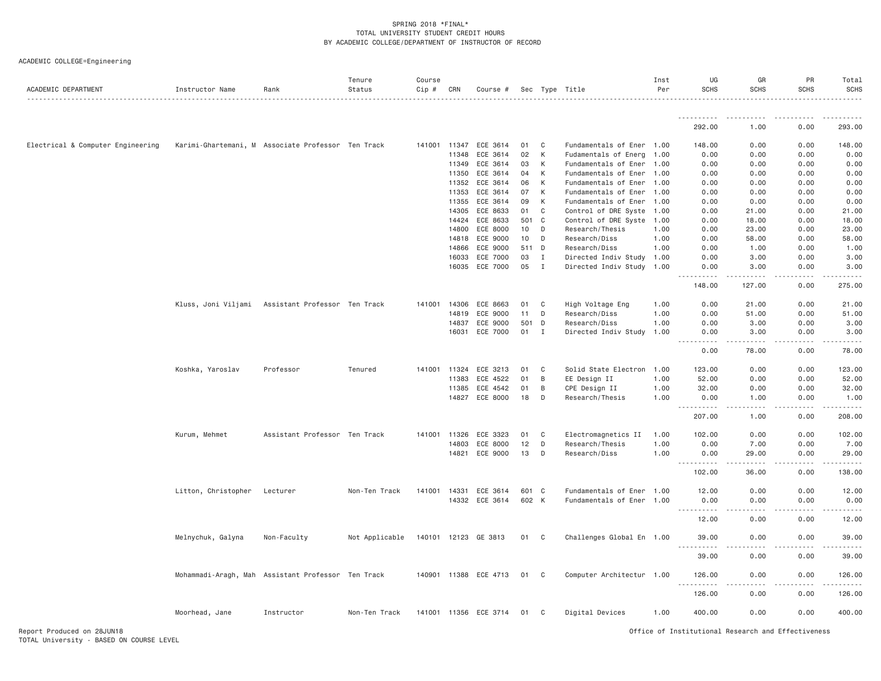SPRING 2018 *FINAL*
TOTAL UNIVERSITY STUDENT CREDIT HOURS
BY ACADEMIC COLLEGE/DEPARTMENT OF INSTRUCTOR OF RECORD

ACADEMIC COLLEGE=Engineering

| ACADEMIC DEPARTMENT | Instructor Name | Rank | Tenure Status | Course Cip # | CRN | Course # | Sec | Type | Title | Inst Per | UG SCHS | GR SCHS | PR SCHS | Total SCHS |
|---|---|---|---|---|---|---|---|---|---|---|---|---|---|---|
| | | | | | | | | | | | 292.00 | 1.00 | 0.00 | 293.00 |
| Electrical & Computer Engineering | Karimi-Ghartemani, M | Associate Professor | Ten Track | 141001 | 11347 | ECE 3614 | 01 | C | Fundamentals of Ener | 1.00 | 148.00 | 0.00 | 0.00 | 148.00 |
| | | | | | 11348 | ECE 3614 | 02 | K | Fudamentals of Energ | 1.00 | 0.00 | 0.00 | 0.00 | 0.00 |
| | | | | | 11349 | ECE 3614 | 03 | K | Fundamentals of Ener | 1.00 | 0.00 | 0.00 | 0.00 | 0.00 |
| | | | | | 11350 | ECE 3614 | 04 | K | Fundamentals of Ener | 1.00 | 0.00 | 0.00 | 0.00 | 0.00 |
| | | | | | 11352 | ECE 3614 | 06 | K | Fundamentals of Ener | 1.00 | 0.00 | 0.00 | 0.00 | 0.00 |
| | | | | | 11353 | ECE 3614 | 07 | K | Fundamentals of Ener | 1.00 | 0.00 | 0.00 | 0.00 | 0.00 |
| | | | | | 11355 | ECE 3614 | 09 | K | Fundamentals of Ener | 1.00 | 0.00 | 0.00 | 0.00 | 0.00 |
| | | | | | 14305 | ECE 8633 | 01 | C | Control of DRE Syste | 1.00 | 0.00 | 21.00 | 0.00 | 21.00 |
| | | | | | 14424 | ECE 8633 | 501 | C | Control of DRE Syste | 1.00 | 0.00 | 18.00 | 0.00 | 18.00 |
| | | | | | 14800 | ECE 8000 | 10 | D | Research/Thesis | 1.00 | 0.00 | 23.00 | 0.00 | 23.00 |
| | | | | | 14818 | ECE 9000 | 10 | D | Research/Diss | 1.00 | 0.00 | 58.00 | 0.00 | 58.00 |
| | | | | | 14866 | ECE 9000 | 511 | D | Research/Diss | 1.00 | 0.00 | 1.00 | 0.00 | 1.00 |
| | | | | | 16033 | ECE 7000 | 03 | I | Directed Indiv Study | 1.00 | 0.00 | 3.00 | 0.00 | 3.00 |
| | | | | | 16035 | ECE 7000 | 05 | I | Directed Indiv Study | 1.00 | 0.00 | 3.00 | 0.00 | 3.00 |
| | | | | | | | | | | | 148.00 | 127.00 | 0.00 | 275.00 |
| | Kluss, Joni Viljami | Assistant Professor | Ten Track | 141001 | 14306 | ECE 8663 | 01 | C | High Voltage Eng | 1.00 | 0.00 | 21.00 | 0.00 | 21.00 |
| | | | | | 14819 | ECE 9000 | 11 | D | Research/Diss | 1.00 | 0.00 | 51.00 | 0.00 | 51.00 |
| | | | | | 14837 | ECE 9000 | 501 | D | Research/Diss | 1.00 | 0.00 | 3.00 | 0.00 | 3.00 |
| | | | | | 16031 | ECE 7000 | 01 | I | Directed Indiv Study | 1.00 | 0.00 | 3.00 | 0.00 | 3.00 |
| | | | | | | | | | | | 0.00 | 78.00 | 0.00 | 78.00 |
| | Koshka, Yaroslav | Professor | Tenured | 141001 | 11324 | ECE 3213 | 01 | C | Solid State Electron | 1.00 | 123.00 | 0.00 | 0.00 | 123.00 |
| | | | | | 11383 | ECE 4522 | 01 | B | EE Design II | 1.00 | 52.00 | 0.00 | 0.00 | 52.00 |
| | | | | | 11385 | ECE 4542 | 01 | B | CPE Design II | 1.00 | 32.00 | 0.00 | 0.00 | 32.00 |
| | | | | | 14827 | ECE 8000 | 18 | D | Research/Thesis | 1.00 | 0.00 | 1.00 | 0.00 | 1.00 |
| | | | | | | | | | | | 207.00 | 1.00 | 0.00 | 208.00 |
| | Kurum, Mehmet | Assistant Professor | Ten Track | 141001 | 11326 | ECE 3323 | 01 | C | Electromagnetics II | 1.00 | 102.00 | 0.00 | 0.00 | 102.00 |
| | | | | | 14803 | ECE 8000 | 12 | D | Research/Thesis | 1.00 | 0.00 | 7.00 | 0.00 | 7.00 |
| | | | | | 14821 | ECE 9000 | 13 | D | Research/Diss | 1.00 | 0.00 | 29.00 | 0.00 | 29.00 |
| | | | | | | | | | | | 102.00 | 36.00 | 0.00 | 138.00 |
| | Litton, Christopher | Lecturer | Non-Ten Track | 141001 | 14331 | ECE 3614 | 601 | C | Fundamentals of Ener | 1.00 | 12.00 | 0.00 | 0.00 | 12.00 |
| | | | | | 14332 | ECE 3614 | 602 | K | Fundamentals of Ener | 1.00 | 0.00 | 0.00 | 0.00 | 0.00 |
| | | | | | | | | | | | 12.00 | 0.00 | 0.00 | 12.00 |
| | Melnychuk, Galyna | Non-Faculty | Not Applicable | 140101 | 12123 | GE 3813 | 01 | C | Challenges Global En | 1.00 | 39.00 | 0.00 | 0.00 | 39.00 |
| | | | | | | | | | | | 39.00 | 0.00 | 0.00 | 39.00 |
| | Mohammadi-Aragh, Mah | Assistant Professor | Ten Track | 140901 | 11388 | ECE 4713 | 01 | C | Computer Architectur | 1.00 | 126.00 | 0.00 | 0.00 | 126.00 |
| | | | | | | | | | | | 126.00 | 0.00 | 0.00 | 126.00 |
| | Moorhead, Jane | Instructor | Non-Ten Track | 141001 | 11356 | ECE 3714 | 01 | C | Digital Devices | 1.00 | 400.00 | 0.00 | 0.00 | 400.00 |

Report Produced on 28JUN18
TOTAL University - BASED ON COURSE LEVEL

Office of Institutional Research and Effectiveness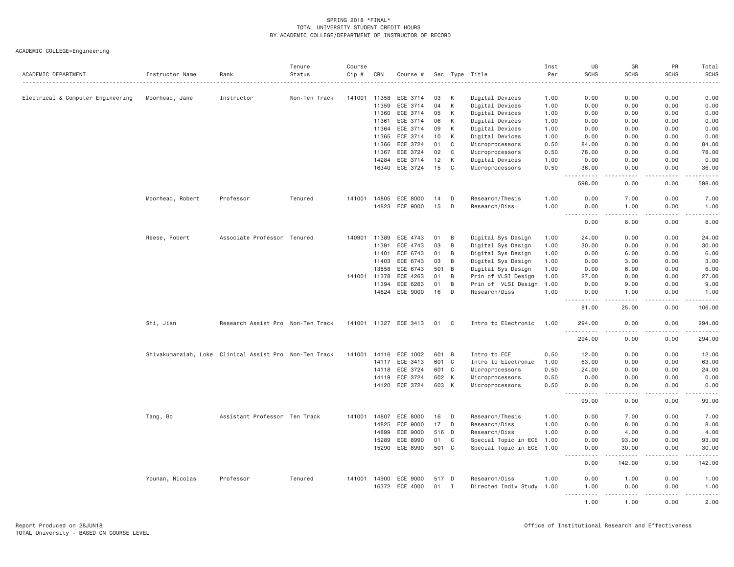SPRING 2018 *FINAL*
TOTAL UNIVERSITY STUDENT CREDIT HOURS
BY ACADEMIC COLLEGE/DEPARTMENT OF INSTRUCTOR OF RECORD

ACADEMIC COLLEGE=Engineering

| ACADEMIC DEPARTMENT | Instructor Name | Rank | Tenure Status | Course Cip # | CRN | Course # | Sec | Type | Title | Inst Per | UG SCHS | GR SCHS | PR SCHS | Total SCHS |
|---|---|---|---|---|---|---|---|---|---|---|---|---|---|---|
| Electrical & Computer Engineering | Moorhead, Jane | Instructor | Non-Ten Track | 141001 | 11358 | ECE 3714 | 03 | K | Digital Devices | 1.00 | 0.00 | 0.00 | 0.00 | 0.00 |
| | | | | | 11359 | ECE 3714 | 04 | K | Digital Devices | 1.00 | 0.00 | 0.00 | 0.00 | 0.00 |
| | | | | | 11360 | ECE 3714 | 05 | K | Digital Devices | 1.00 | 0.00 | 0.00 | 0.00 | 0.00 |
| | | | | | 11361 | ECE 3714 | 06 | K | Digital Devices | 1.00 | 0.00 | 0.00 | 0.00 | 0.00 |
| | | | | | 11364 | ECE 3714 | 09 | K | Digital Devices | 1.00 | 0.00 | 0.00 | 0.00 | 0.00 |
| | | | | | 11365 | ECE 3714 | 10 | K | Digital Devices | 1.00 | 0.00 | 0.00 | 0.00 | 0.00 |
| | | | | | 11366 | ECE 3724 | 01 | C | Microprocessors | 0.50 | 84.00 | 0.00 | 0.00 | 84.00 |
| | | | | | 11367 | ECE 3724 | 02 | C | Microprocessors | 0.50 | 78.00 | 0.00 | 0.00 | 78.00 |
| | | | | | 14284 | ECE 3714 | 12 | K | Digital Devices | 1.00 | 0.00 | 0.00 | 0.00 | 0.00 |
| | | | | | 16340 | ECE 3724 | 15 | C | Microprocessors | 0.50 | 36.00 | 0.00 | 0.00 | 36.00 |
| | | | | | | | | | | | 598.00 | 0.00 | 0.00 | 598.00 |
| | Moorhead, Robert | Professor | Tenured | 141001 | 14805 | ECE 8000 | 14 | D | Research/Thesis | 1.00 | 0.00 | 7.00 | 0.00 | 7.00 |
| | | | | | 14823 | ECE 9000 | 15 | D | Research/Diss | 1.00 | 0.00 | 1.00 | 0.00 | 1.00 |
| | | | | | | | | | | | 0.00 | 8.00 | 0.00 | 8.00 |
| | Reese, Robert | Associate Professor | Tenured | 140901 | 11389 | ECE 4743 | 01 | B | Digital Sys Design | 1.00 | 24.00 | 0.00 | 0.00 | 24.00 |
| | | | | | 11391 | ECE 4743 | 03 | B | Digital Sys Design | 1.00 | 30.00 | 0.00 | 0.00 | 30.00 |
| | | | | | 11401 | ECE 6743 | 01 | B | Digital Sys Design | 1.00 | 0.00 | 6.00 | 0.00 | 6.00 |
| | | | | | 11403 | ECE 6743 | 03 | B | Digital Sys Design | 1.00 | 0.00 | 3.00 | 0.00 | 3.00 |
| | | | | | 13858 | ECE 6743 | 501 | B | Digital Sys Design | 1.00 | 0.00 | 6.00 | 0.00 | 6.00 |
| | | | | 141001 | 11378 | ECE 4263 | 01 | B | Prin of VLSI Design | 1.00 | 27.00 | 0.00 | 0.00 | 27.00 |
| | | | | | 11394 | ECE 6263 | 01 | B | Prin of VLSI Design | 1.00 | 0.00 | 9.00 | 0.00 | 9.00 |
| | | | | | 14824 | ECE 9000 | 16 | D | Research/Diss | 1.00 | 0.00 | 1.00 | 0.00 | 1.00 |
| | | | | | | | | | | | 81.00 | 25.00 | 0.00 | 106.00 |
| | Shi, Jian | Research Assist Pro | Non-Ten Track | 141001 | 11327 | ECE 3413 | 01 | C | Intro to Electronic | 1.00 | 294.00 | 0.00 | 0.00 | 294.00 |
| | | | | | | | | | | | 294.00 | 0.00 | 0.00 | 294.00 |
| | Shivakumaraiah, Loke | Clinical Assist Pro | Non-Ten Track | 141001 | 14116 | ECE 1002 | 601 | B | Intro to ECE | 0.50 | 12.00 | 0.00 | 0.00 | 12.00 |
| | | | | | 14117 | ECE 3413 | 601 | C | Intro to Electronic | 1.00 | 63.00 | 0.00 | 0.00 | 63.00 |
| | | | | | 14118 | ECE 3724 | 601 | C | Microprocessors | 0.50 | 24.00 | 0.00 | 0.00 | 24.00 |
| | | | | | 14119 | ECE 3724 | 602 | K | Microprocessors | 0.50 | 0.00 | 0.00 | 0.00 | 0.00 |
| | | | | | 14120 | ECE 3724 | 603 | K | Microprocessors | 0.50 | 0.00 | 0.00 | 0.00 | 0.00 |
| | | | | | | | | | | | 99.00 | 0.00 | 0.00 | 99.00 |
| | Tang, Bo | Assistant Professor | Ten Track | 141001 | 14807 | ECE 8000 | 16 | D | Research/Thesis | 1.00 | 0.00 | 7.00 | 0.00 | 7.00 |
| | | | | | 14825 | ECE 9000 | 17 | D | Research/Diss | 1.00 | 0.00 | 8.00 | 0.00 | 8.00 |
| | | | | | 14899 | ECE 9000 | 516 | D | Research/Diss | 1.00 | 0.00 | 4.00 | 0.00 | 4.00 |
| | | | | | 15289 | ECE 8990 | 01 | C | Special Topic in ECE | 1.00 | 0.00 | 93.00 | 0.00 | 93.00 |
| | | | | | 15290 | ECE 8990 | 501 | C | Special Topic in ECE | 1.00 | 0.00 | 30.00 | 0.00 | 30.00 |
| | | | | | | | | | | | 0.00 | 142.00 | 0.00 | 142.00 |
| | Younan, Nicolas | Professor | Tenured | 141001 | 14900 | ECE 9000 | 517 | D | Research/Diss | 1.00 | 0.00 | 1.00 | 0.00 | 1.00 |
| | | | | | 16372 | ECE 4000 | 01 | I | Directed Indiv Study | 1.00 | 1.00 | 0.00 | 0.00 | 1.00 |
| | | | | | | | | | | | 1.00 | 1.00 | 0.00 | 2.00 |

Report Produced on 28JUN18
TOTAL University - BASED ON COURSE LEVEL

Office of Institutional Research and Effectiveness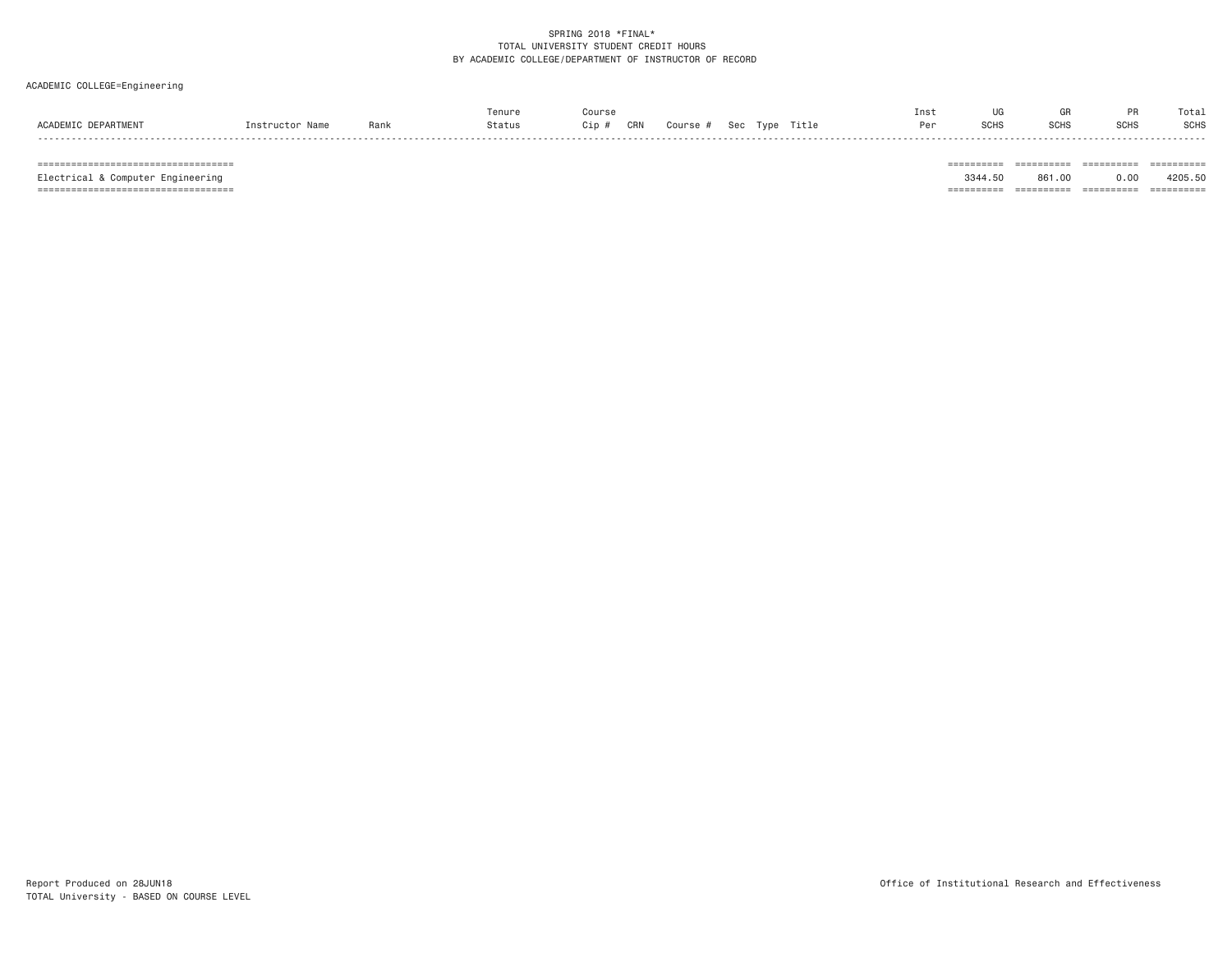SPRING 2018 *FINAL*
TOTAL UNIVERSITY STUDENT CREDIT HOURS
BY ACADEMIC COLLEGE/DEPARTMENT OF INSTRUCTOR OF RECORD

ACADEMIC COLLEGE=Engineering

| ACADEMIC DEPARTMENT | Instructor Name | Rank | Tenure Status | Course Cip # | CRN | Course # | Sec | Type | Title | Inst Per | UG SCHS | GR SCHS | PR SCHS | Total SCHS |
|---|---|---|---|---|---|---|---|---|---|---|---|---|---|---|
| Electrical & Computer Engineering | | | | | | | | | | | 3344.50 | 861.00 | 0.00 | 4205.50 |

Report Produced on 28JUN18
TOTAL University - BASED ON COURSE LEVEL

Office of Institutional Research and Effectiveness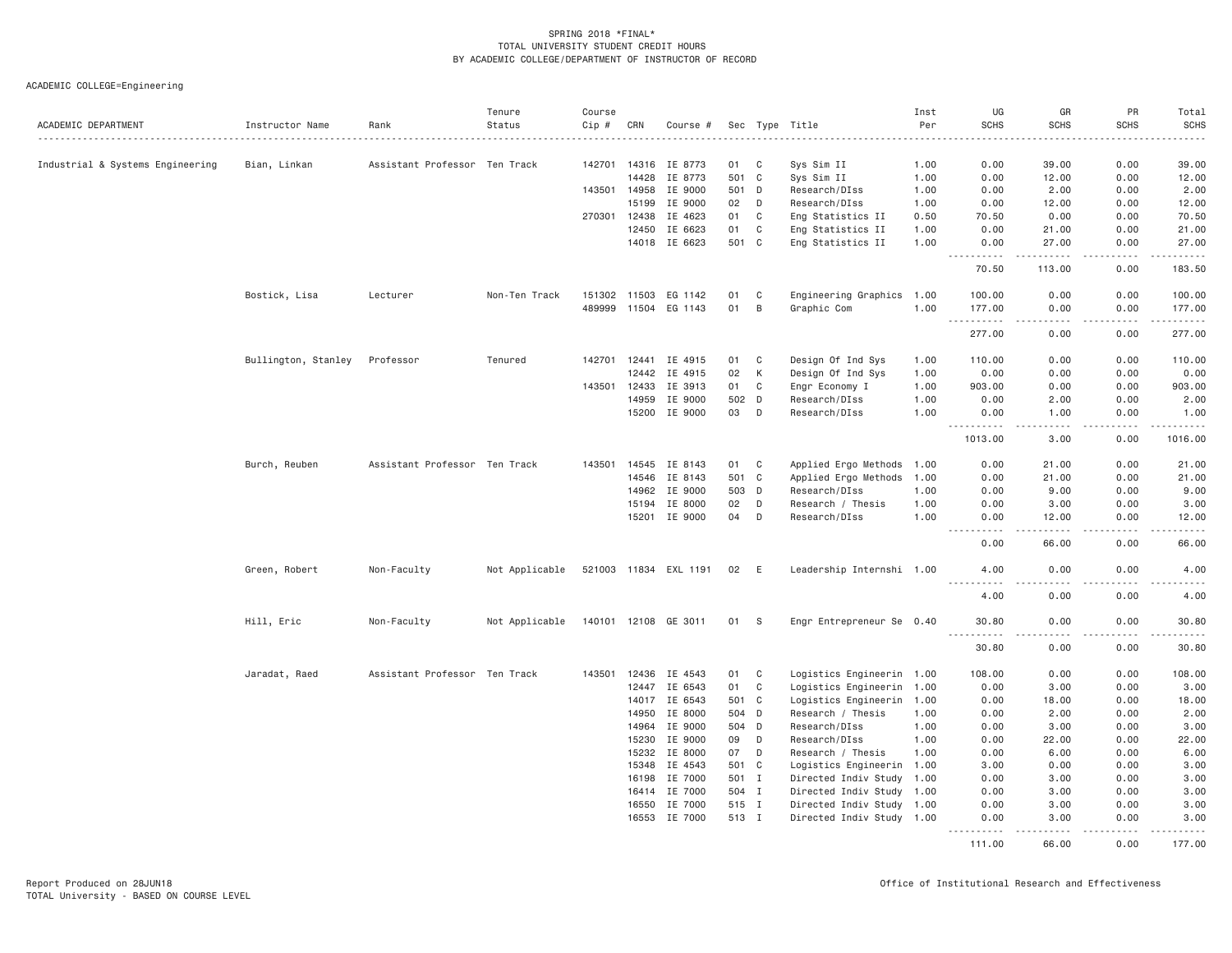SPRING 2018 *FINAL*
TOTAL UNIVERSITY STUDENT CREDIT HOURS
BY ACADEMIC COLLEGE/DEPARTMENT OF INSTRUCTOR OF RECORD

ACADEMIC COLLEGE=Engineering

| ACADEMIC DEPARTMENT | Instructor Name | Rank | Tenure Status | Course Cip # | CRN | Course # | Sec | Type | Title | Inst Per | UG SCHS | GR SCHS | PR SCHS | Total SCHS |
|---|---|---|---|---|---|---|---|---|---|---|---|---|---|---|
| Industrial & Systems Engineering | Bian, Linkan | Assistant Professor | Ten Track | 142701 | 14316 | IE 8773 | 01 | C | Sys Sim II | 1.00 | 0.00 | 39.00 | 0.00 | 39.00 |
| | | | | | 14428 | IE 8773 | 501 | C | Sys Sim II | 1.00 | 0.00 | 12.00 | 0.00 | 12.00 |
| | | | | 143501 | 14958 | IE 9000 | 501 | D | Research/DIss | 1.00 | 0.00 | 2.00 | 0.00 | 2.00 |
| | | | | | 15199 | IE 9000 | 02 | D | Research/DIss | 1.00 | 0.00 | 12.00 | 0.00 | 12.00 |
| | | | | 270301 | 12438 | IE 4623 | 01 | C | Eng Statistics II | 0.50 | 70.50 | 0.00 | 0.00 | 70.50 |
| | | | | | 12450 | IE 6623 | 01 | C | Eng Statistics II | 1.00 | 0.00 | 21.00 | 0.00 | 21.00 |
| | | | | | 14018 | IE 6623 | 501 | C | Eng Statistics II | 1.00 | 0.00 | 27.00 | 0.00 | 27.00 |
| | | | | | | | | | | | 70.50 | 113.00 | 0.00 | 183.50 |
| | Bostick, Lisa | Lecturer | Non-Ten Track | 151302 | 11503 | EG 1142 | 01 | C | Engineering Graphics | 1.00 | 100.00 | 0.00 | 0.00 | 100.00 |
| | | | | 489999 | 11504 | EG 1143 | 01 | B | Graphic Com | 1.00 | 177.00 | 0.00 | 0.00 | 177.00 |
| | | | | | | | | | | | 277.00 | 0.00 | 0.00 | 277.00 |
| | Bullington, Stanley | Professor | Tenured | 142701 | 12441 | IE 4915 | 01 | C | Design Of Ind Sys | 1.00 | 110.00 | 0.00 | 0.00 | 110.00 |
| | | | | | 12442 | IE 4915 | 02 | K | Design Of Ind Sys | 1.00 | 0.00 | 0.00 | 0.00 | 0.00 |
| | | | | 143501 | 12433 | IE 3913 | 01 | C | Engr Economy I | 1.00 | 903.00 | 0.00 | 0.00 | 903.00 |
| | | | | | 14959 | IE 9000 | 502 | D | Research/DIss | 1.00 | 0.00 | 2.00 | 0.00 | 2.00 |
| | | | | | 15200 | IE 9000 | 03 | D | Research/DIss | 1.00 | 0.00 | 1.00 | 0.00 | 1.00 |
| | | | | | | | | | | | 1013.00 | 3.00 | 0.00 | 1016.00 |
| | Burch, Reuben | Assistant Professor | Ten Track | 143501 | 14545 | IE 8143 | 01 | C | Applied Ergo Methods | 1.00 | 0.00 | 21.00 | 0.00 | 21.00 |
| | | | | | 14546 | IE 8143 | 501 | C | Applied Ergo Methods | 1.00 | 0.00 | 21.00 | 0.00 | 21.00 |
| | | | | | 14962 | IE 9000 | 503 | D | Research/DIss | 1.00 | 0.00 | 9.00 | 0.00 | 9.00 |
| | | | | | 15194 | IE 8000 | 02 | D | Research / Thesis | 1.00 | 0.00 | 3.00 | 0.00 | 3.00 |
| | | | | | 15201 | IE 9000 | 04 | D | Research/DIss | 1.00 | 0.00 | 12.00 | 0.00 | 12.00 |
| | | | | | | | | | | | 0.00 | 66.00 | 0.00 | 66.00 |
| | Green, Robert | Non-Faculty | Not Applicable | 521003 | 11834 | EXL 1191 | 02 | E | Leadership Internshi | 1.00 | 4.00 | 0.00 | 0.00 | 4.00 |
| | | | | | | | | | | | 4.00 | 0.00 | 0.00 | 4.00 |
| | Hill, Eric | Non-Faculty | Not Applicable | 140101 | 12108 | GE 3011 | 01 | S | Engr Entrepreneur Se | 0.40 | 30.80 | 0.00 | 0.00 | 30.80 |
| | | | | | | | | | | | 30.80 | 0.00 | 0.00 | 30.80 |
| | Jaradat, Raed | Assistant Professor | Ten Track | 143501 | 12436 | IE 4543 | 01 | C | Logistics Engineerin | 1.00 | 108.00 | 0.00 | 0.00 | 108.00 |
| | | | | | 12447 | IE 6543 | 01 | C | Logistics Engineerin | 1.00 | 0.00 | 3.00 | 0.00 | 3.00 |
| | | | | | 14017 | IE 6543 | 501 | C | Logistics Engineerin | 1.00 | 0.00 | 18.00 | 0.00 | 18.00 |
| | | | | | 14950 | IE 8000 | 504 | D | Research / Thesis | 1.00 | 0.00 | 2.00 | 0.00 | 2.00 |
| | | | | | 14964 | IE 9000 | 504 | D | Research/DIss | 1.00 | 0.00 | 3.00 | 0.00 | 3.00 |
| | | | | | 15230 | IE 9000 | 09 | D | Research/DIss | 1.00 | 0.00 | 22.00 | 0.00 | 22.00 |
| | | | | | 15232 | IE 8000 | 07 | D | Research / Thesis | 1.00 | 0.00 | 6.00 | 0.00 | 6.00 |
| | | | | | 15348 | IE 4543 | 501 | C | Logistics Engineerin | 1.00 | 3.00 | 0.00 | 0.00 | 3.00 |
| | | | | | 16198 | IE 7000 | 501 | I | Directed Indiv Study | 1.00 | 0.00 | 3.00 | 0.00 | 3.00 |
| | | | | | 16414 | IE 7000 | 504 | I | Directed Indiv Study | 1.00 | 0.00 | 3.00 | 0.00 | 3.00 |
| | | | | | 16550 | IE 7000 | 515 | I | Directed Indiv Study | 1.00 | 0.00 | 3.00 | 0.00 | 3.00 |
| | | | | | 16553 | IE 7000 | 513 | I | Directed Indiv Study | 1.00 | 0.00 | 3.00 | 0.00 | 3.00 |
| | | | | | | | | | | | 111.00 | 66.00 | 0.00 | 177.00 |

Report Produced on 28JUN18
TOTAL University - BASED ON COURSE LEVEL

Office of Institutional Research and Effectiveness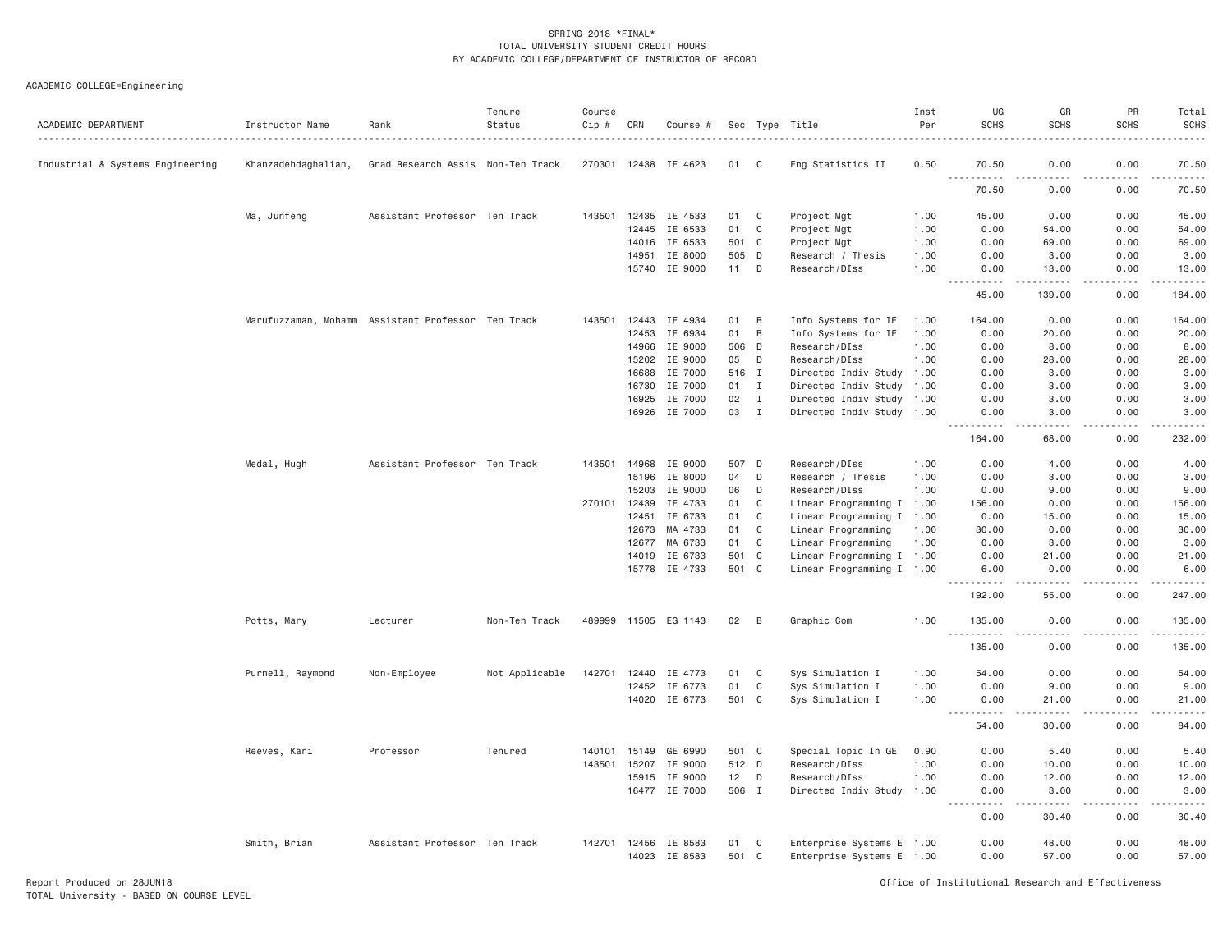SPRING 2018 *FINAL*
TOTAL UNIVERSITY STUDENT CREDIT HOURS
BY ACADEMIC COLLEGE/DEPARTMENT OF INSTRUCTOR OF RECORD

ACADEMIC COLLEGE=Engineering

| ACADEMIC DEPARTMENT | Instructor Name | Rank | Tenure Status | Course Cip # | CRN | Course # | Sec | Type | Title | Inst Per | UG SCHS | GR SCHS | PR SCHS | Total SCHS |
|---|---|---|---|---|---|---|---|---|---|---|---|---|---|---|
| Industrial & Systems Engineering | Khanzadehdaghalian, | Grad Research Assis | Non-Ten Track | 270301 | 12438 | IE 4623 | 01 | C | Eng Statistics II | 0.50 | 70.50 | 0.00 | 0.00 | 70.50 |
| | | | | | | | | | | | 70.50 | 0.00 | 0.00 | 70.50 |
| | Ma, Junfeng | Assistant Professor | Ten Track | 143501 | 12435 | IE 4533 | 01 | C | Project Mgt | 1.00 | 45.00 | 0.00 | 0.00 | 45.00 |
| | | | | | 12445 | IE 6533 | 01 | C | Project Mgt | 1.00 | 0.00 | 54.00 | 0.00 | 54.00 |
| | | | | | 14016 | IE 6533 | 501 | C | Project Mgt | 1.00 | 0.00 | 69.00 | 0.00 | 69.00 |
| | | | | | 14951 | IE 8000 | 505 | D | Research / Thesis | 1.00 | 0.00 | 3.00 | 0.00 | 3.00 |
| | | | | | 15740 | IE 9000 | 11 | D | Research/DIss | 1.00 | 0.00 | 13.00 | 0.00 | 13.00 |
| | | | | | | | | | | | 45.00 | 139.00 | 0.00 | 184.00 |
| | Marufuzzaman, Mohamm | Assistant Professor | Ten Track | 143501 | 12443 | IE 4934 | 01 | B | Info Systems for IE | 1.00 | 164.00 | 0.00 | 0.00 | 164.00 |
| | | | | | 12453 | IE 6934 | 01 | B | Info Systems for IE | 1.00 | 0.00 | 20.00 | 0.00 | 20.00 |
| | | | | | 14966 | IE 9000 | 506 | D | Research/DIss | 1.00 | 0.00 | 8.00 | 0.00 | 8.00 |
| | | | | | 15202 | IE 9000 | 05 | D | Research/DIss | 1.00 | 0.00 | 28.00 | 0.00 | 28.00 |
| | | | | | 16688 | IE 7000 | 516 | I | Directed Indiv Study | 1.00 | 0.00 | 3.00 | 0.00 | 3.00 |
| | | | | | 16730 | IE 7000 | 01 | I | Directed Indiv Study | 1.00 | 0.00 | 3.00 | 0.00 | 3.00 |
| | | | | | 16925 | IE 7000 | 02 | I | Directed Indiv Study | 1.00 | 0.00 | 3.00 | 0.00 | 3.00 |
| | | | | | 16926 | IE 7000 | 03 | I | Directed Indiv Study | 1.00 | 0.00 | 3.00 | 0.00 | 3.00 |
| | | | | | | | | | | | 164.00 | 68.00 | 0.00 | 232.00 |
| | Medal, Hugh | Assistant Professor | Ten Track | 143501 | 14968 | IE 9000 | 507 | D | Research/DIss | 1.00 | 0.00 | 4.00 | 0.00 | 4.00 |
| | | | | | 15196 | IE 8000 | 04 | D | Research / Thesis | 1.00 | 0.00 | 3.00 | 0.00 | 3.00 |
| | | | | | 15203 | IE 9000 | 06 | D | Research/DIss | 1.00 | 0.00 | 9.00 | 0.00 | 9.00 |
| | | | | 270101 | 12439 | IE 4733 | 01 | C | Linear Programming I | 1.00 | 156.00 | 0.00 | 0.00 | 156.00 |
| | | | | | 12451 | IE 6733 | 01 | C | Linear Programming I | 1.00 | 0.00 | 15.00 | 0.00 | 15.00 |
| | | | | | 12673 | MA 4733 | 01 | C | Linear Programming | 1.00 | 30.00 | 0.00 | 0.00 | 30.00 |
| | | | | | 12677 | MA 6733 | 01 | C | Linear Programming | 1.00 | 0.00 | 3.00 | 0.00 | 3.00 |
| | | | | | 14019 | IE 6733 | 501 | C | Linear Programming I | 1.00 | 0.00 | 21.00 | 0.00 | 21.00 |
| | | | | | 15778 | IE 4733 | 501 | C | Linear Programming I | 1.00 | 6.00 | 0.00 | 0.00 | 6.00 |
| | | | | | | | | | | | 192.00 | 55.00 | 0.00 | 247.00 |
| | Potts, Mary | Lecturer | Non-Ten Track | 489999 | 11505 | EG 1143 | 02 | B | Graphic Com | 1.00 | 135.00 | 0.00 | 0.00 | 135.00 |
| | | | | | | | | | | | 135.00 | 0.00 | 0.00 | 135.00 |
| | Purnell, Raymond | Non-Employee | Not Applicable | 142701 | 12440 | IE 4773 | 01 | C | Sys Simulation I | 1.00 | 54.00 | 0.00 | 0.00 | 54.00 |
| | | | | | 12452 | IE 6773 | 01 | C | Sys Simulation I | 1.00 | 0.00 | 9.00 | 0.00 | 9.00 |
| | | | | | 14020 | IE 6773 | 501 | C | Sys Simulation I | 1.00 | 0.00 | 21.00 | 0.00 | 21.00 |
| | | | | | | | | | | | 54.00 | 30.00 | 0.00 | 84.00 |
| | Reeves, Kari | Professor | Tenured | 140101 | 15149 | GE 6990 | 501 | C | Special Topic In GE | 0.90 | 0.00 | 5.40 | 0.00 | 5.40 |
| | | | | 143501 | 15207 | IE 9000 | 512 | D | Research/DIss | 1.00 | 0.00 | 10.00 | 0.00 | 10.00 |
| | | | | | 15915 | IE 9000 | 12 | D | Research/DIss | 1.00 | 0.00 | 12.00 | 0.00 | 12.00 |
| | | | | | 16477 | IE 7000 | 506 | I | Directed Indiv Study | 1.00 | 0.00 | 3.00 | 0.00 | 3.00 |
| | | | | | | | | | | | 0.00 | 30.40 | 0.00 | 30.40 |
| | Smith, Brian | Assistant Professor | Ten Track | 142701 | 12456 | IE 8583 | 01 | C | Enterprise Systems E | 1.00 | 0.00 | 48.00 | 0.00 | 48.00 |
| | | | | | 14023 | IE 8583 | 501 | C | Enterprise Systems E | 1.00 | 0.00 | 57.00 | 0.00 | 57.00 |

Report Produced on 28JUN18
TOTAL University - BASED ON COURSE LEVEL

Office of Institutional Research and Effectiveness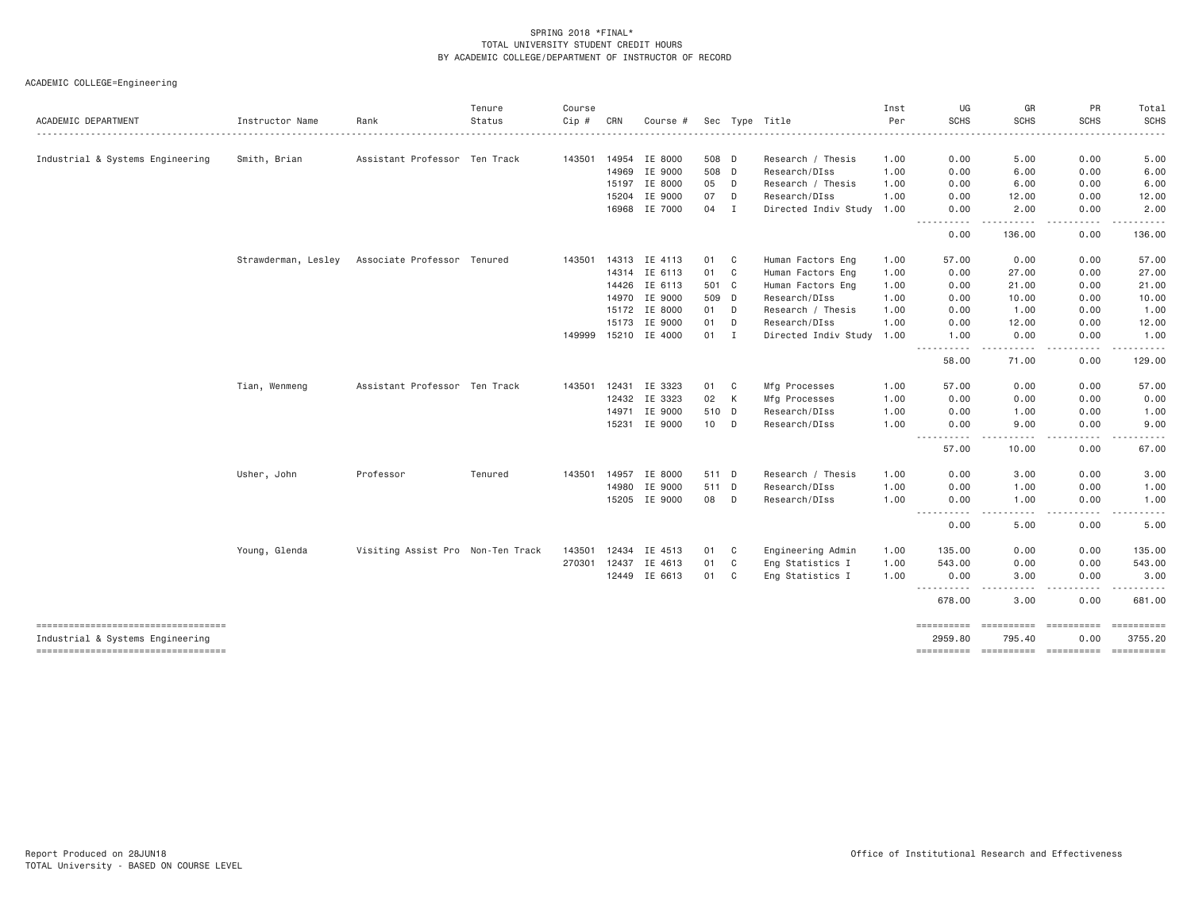SPRING 2018 *FINAL*
TOTAL UNIVERSITY STUDENT CREDIT HOURS
BY ACADEMIC COLLEGE/DEPARTMENT OF INSTRUCTOR OF RECORD

ACADEMIC COLLEGE=Engineering

| ACADEMIC DEPARTMENT | Instructor Name | Rank | Tenure Status | Course Cip # | CRN | Course # | Sec | Type | Title | Inst Per | UG SCHS | GR SCHS | PR SCHS | Total SCHS |
|---|---|---|---|---|---|---|---|---|---|---|---|---|---|---|
| Industrial & Systems Engineering | Smith, Brian | Assistant Professor | Ten Track | 143501 | 14954 | IE 8000 | 508 | D | Research / Thesis | 1.00 | 0.00 | 5.00 | 0.00 | 5.00 |
| | | | | | 14969 | IE 9000 | 508 | D | Research/DIss | 1.00 | 0.00 | 6.00 | 0.00 | 6.00 |
| | | | | | 15197 | IE 8000 | 05 | D | Research / Thesis | 1.00 | 0.00 | 6.00 | 0.00 | 6.00 |
| | | | | | 15204 | IE 9000 | 07 | D | Research/DIss | 1.00 | 0.00 | 12.00 | 0.00 | 12.00 |
| | | | | | 16968 | IE 7000 | 04 | I | Directed Indiv Study | 1.00 | 0.00 | 2.00 | 0.00 | 2.00 |
| | | | | | | | | | | | 0.00 | 136.00 | 0.00 | 136.00 |
| | Strawderman, Lesley | Associate Professor | Tenured | 143501 | 14313 | IE 4113 | 01 | C | Human Factors Eng | 1.00 | 57.00 | 0.00 | 0.00 | 57.00 |
| | | | | | 14314 | IE 6113 | 01 | C | Human Factors Eng | 1.00 | 0.00 | 27.00 | 0.00 | 27.00 |
| | | | | | 14426 | IE 6113 | 501 | C | Human Factors Eng | 1.00 | 0.00 | 21.00 | 0.00 | 21.00 |
| | | | | | 14970 | IE 9000 | 509 | D | Research/DIss | 1.00 | 0.00 | 10.00 | 0.00 | 10.00 |
| | | | | | 15172 | IE 8000 | 01 | D | Research / Thesis | 1.00 | 0.00 | 1.00 | 0.00 | 1.00 |
| | | | | | 15173 | IE 9000 | 01 | D | Research/DIss | 1.00 | 0.00 | 12.00 | 0.00 | 12.00 |
| | | | | 149999 | 15210 | IE 4000 | 01 | I | Directed Indiv Study | 1.00 | 1.00 | 0.00 | 0.00 | 1.00 |
| | | | | | | | | | | | 58.00 | 71.00 | 0.00 | 129.00 |
| | Tian, Wenmeng | Assistant Professor | Ten Track | 143501 | 12431 | IE 3323 | 01 | C | Mfg Processes | 1.00 | 57.00 | 0.00 | 0.00 | 57.00 |
| | | | | | 12432 | IE 3323 | 02 | K | Mfg Processes | 1.00 | 0.00 | 0.00 | 0.00 | 0.00 |
| | | | | | 14971 | IE 9000 | 510 | D | Research/DIss | 1.00 | 0.00 | 1.00 | 0.00 | 1.00 |
| | | | | | 15231 | IE 9000 | 10 | D | Research/DIss | 1.00 | 0.00 | 9.00 | 0.00 | 9.00 |
| | | | | | | | | | | | 57.00 | 10.00 | 0.00 | 67.00 |
| | Usher, John | Professor | Tenured | 143501 | 14957 | IE 8000 | 511 | D | Research / Thesis | 1.00 | 0.00 | 3.00 | 0.00 | 3.00 |
| | | | | | 14980 | IE 9000 | 511 | D | Research/DIss | 1.00 | 0.00 | 1.00 | 0.00 | 1.00 |
| | | | | | 15205 | IE 9000 | 08 | D | Research/DIss | 1.00 | 0.00 | 1.00 | 0.00 | 1.00 |
| | | | | | | | | | | | 0.00 | 5.00 | 0.00 | 5.00 |
| | Young, Glenda | Visiting Assist Pro | Non-Ten Track | 143501 | 12434 | IE 4513 | 01 | C | Engineering Admin | 1.00 | 135.00 | 0.00 | 0.00 | 135.00 |
| | | | | 270301 | 12437 | IE 4613 | 01 | C | Eng Statistics I | 1.00 | 543.00 | 0.00 | 0.00 | 543.00 |
| | | | | | 12449 | IE 6613 | 01 | C | Eng Statistics I | 1.00 | 0.00 | 3.00 | 0.00 | 3.00 |
| | | | | | | | | | | | 678.00 | 3.00 | 0.00 | 681.00 |
| Industrial & Systems Engineering | | | | | | | | | | | 2959.80 | 795.40 | 0.00 | 3755.20 |

Report Produced on 28JUN18
TOTAL University - BASED ON COURSE LEVEL

Office of Institutional Research and Effectiveness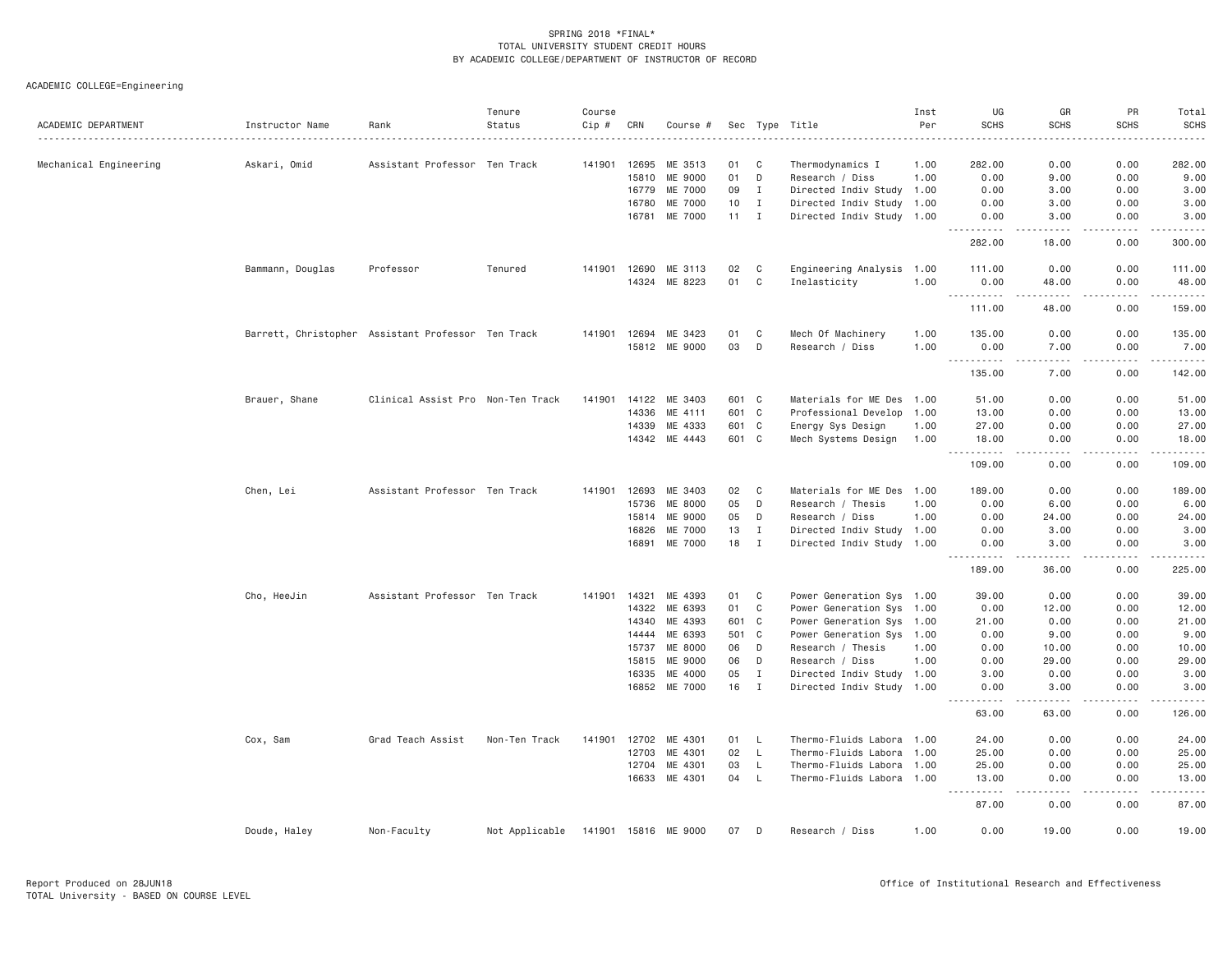SPRING 2018 *FINAL*
TOTAL UNIVERSITY STUDENT CREDIT HOURS
BY ACADEMIC COLLEGE/DEPARTMENT OF INSTRUCTOR OF RECORD

ACADEMIC COLLEGE=Engineering

| ACADEMIC DEPARTMENT | Instructor Name | Rank | Tenure Status | Course Cip # | CRN | Course # | Sec | Type | Title | Inst Per | UG SCHS | GR SCHS | PR SCHS | Total SCHS |
|---|---|---|---|---|---|---|---|---|---|---|---|---|---|---|
| Mechanical Engineering | Askari, Omid | Assistant Professor | Ten Track | 141901 | 12695 | ME 3513 | 01 | C | Thermodynamics I | 1.00 | 282.00 | 0.00 | 0.00 | 282.00 |
| | | | | | 15810 | ME 9000 | 01 | D | Research / Diss | 1.00 | 0.00 | 9.00 | 0.00 | 9.00 |
| | | | | | 16779 | ME 7000 | 09 | I | Directed Indiv Study | 1.00 | 0.00 | 3.00 | 0.00 | 3.00 |
| | | | | | 16780 | ME 7000 | 10 | I | Directed Indiv Study | 1.00 | 0.00 | 3.00 | 0.00 | 3.00 |
| | | | | | 16781 | ME 7000 | 11 | I | Directed Indiv Study | 1.00 | 0.00 | 3.00 | 0.00 | 3.00 |
| | | | | | | | | | | | 282.00 | 18.00 | 0.00 | 300.00 |
| | Bammann, Douglas | Professor | Tenured | 141901 | 12690 | ME 3113 | 02 | C | Engineering Analysis | 1.00 | 111.00 | 0.00 | 0.00 | 111.00 |
| | | | | | 14324 | ME 8223 | 01 | C | Inelasticity | 1.00 | 0.00 | 48.00 | 0.00 | 48.00 |
| | | | | | | | | | | | 111.00 | 48.00 | 0.00 | 159.00 |
| | Barrett, Christopher | Assistant Professor | Ten Track | 141901 | 12694 | ME 3423 | 01 | C | Mech Of Machinery | 1.00 | 135.00 | 0.00 | 0.00 | 135.00 |
| | | | | | 15812 | ME 9000 | 03 | D | Research / Diss | 1.00 | 0.00 | 7.00 | 0.00 | 7.00 |
| | | | | | | | | | | | 135.00 | 7.00 | 0.00 | 142.00 |
| | Brauer, Shane | Clinical Assist Pro | Non-Ten Track | 141901 | 14122 | ME 3403 | 601 | C | Materials for ME Des | 1.00 | 51.00 | 0.00 | 0.00 | 51.00 |
| | | | | | 14336 | ME 4111 | 601 | C | Professional Develop | 1.00 | 13.00 | 0.00 | 0.00 | 13.00 |
| | | | | | 14339 | ME 4333 | 601 | C | Energy Sys Design | 1.00 | 27.00 | 0.00 | 0.00 | 27.00 |
| | | | | | 14342 | ME 4443 | 601 | C | Mech Systems Design | 1.00 | 18.00 | 0.00 | 0.00 | 18.00 |
| | | | | | | | | | | | 109.00 | 0.00 | 0.00 | 109.00 |
| | Chen, Lei | Assistant Professor | Ten Track | 141901 | 12693 | ME 3403 | 02 | C | Materials for ME Des | 1.00 | 189.00 | 0.00 | 0.00 | 189.00 |
| | | | | | 15736 | ME 8000 | 05 | D | Research / Thesis | 1.00 | 0.00 | 6.00 | 0.00 | 6.00 |
| | | | | | 15814 | ME 9000 | 05 | D | Research / Diss | 1.00 | 0.00 | 24.00 | 0.00 | 24.00 |
| | | | | | 16826 | ME 7000 | 13 | I | Directed Indiv Study | 1.00 | 0.00 | 3.00 | 0.00 | 3.00 |
| | | | | | 16891 | ME 7000 | 18 | I | Directed Indiv Study | 1.00 | 0.00 | 3.00 | 0.00 | 3.00 |
| | | | | | | | | | | | 189.00 | 36.00 | 0.00 | 225.00 |
| | Cho, HeeJin | Assistant Professor | Ten Track | 141901 | 14321 | ME 4393 | 01 | C | Power Generation Sys | 1.00 | 39.00 | 0.00 | 0.00 | 39.00 |
| | | | | | 14322 | ME 6393 | 01 | C | Power Generation Sys | 1.00 | 0.00 | 12.00 | 0.00 | 12.00 |
| | | | | | 14340 | ME 4393 | 601 | C | Power Generation Sys | 1.00 | 21.00 | 0.00 | 0.00 | 21.00 |
| | | | | | 14444 | ME 6393 | 501 | C | Power Generation Sys | 1.00 | 0.00 | 9.00 | 0.00 | 9.00 |
| | | | | | 15737 | ME 8000 | 06 | D | Research / Thesis | 1.00 | 0.00 | 10.00 | 0.00 | 10.00 |
| | | | | | 15815 | ME 9000 | 06 | D | Research / Diss | 1.00 | 0.00 | 29.00 | 0.00 | 29.00 |
| | | | | | 16335 | ME 4000 | 05 | I | Directed Indiv Study | 1.00 | 3.00 | 0.00 | 0.00 | 3.00 |
| | | | | | 16852 | ME 7000 | 16 | I | Directed Indiv Study | 1.00 | 0.00 | 3.00 | 0.00 | 3.00 |
| | | | | | | | | | | | 63.00 | 63.00 | 0.00 | 126.00 |
| | Cox, Sam | Grad Teach Assist | Non-Ten Track | 141901 | 12702 | ME 4301 | 01 | L | Thermo-Fluids Labora | 1.00 | 24.00 | 0.00 | 0.00 | 24.00 |
| | | | | | 12703 | ME 4301 | 02 | L | Thermo-Fluids Labora | 1.00 | 25.00 | 0.00 | 0.00 | 25.00 |
| | | | | | 12704 | ME 4301 | 03 | L | Thermo-Fluids Labora | 1.00 | 25.00 | 0.00 | 0.00 | 25.00 |
| | | | | | 16633 | ME 4301 | 04 | L | Thermo-Fluids Labora | 1.00 | 13.00 | 0.00 | 0.00 | 13.00 |
| | | | | | | | | | | | 87.00 | 0.00 | 0.00 | 87.00 |
| | Doude, Haley | Non-Faculty | Not Applicable | 141901 | 15816 | ME 9000 | 07 | D | Research / Diss | 1.00 | 0.00 | 19.00 | 0.00 | 19.00 |

Report Produced on 28JUN18
TOTAL University - BASED ON COURSE LEVEL

Office of Institutional Research and Effectiveness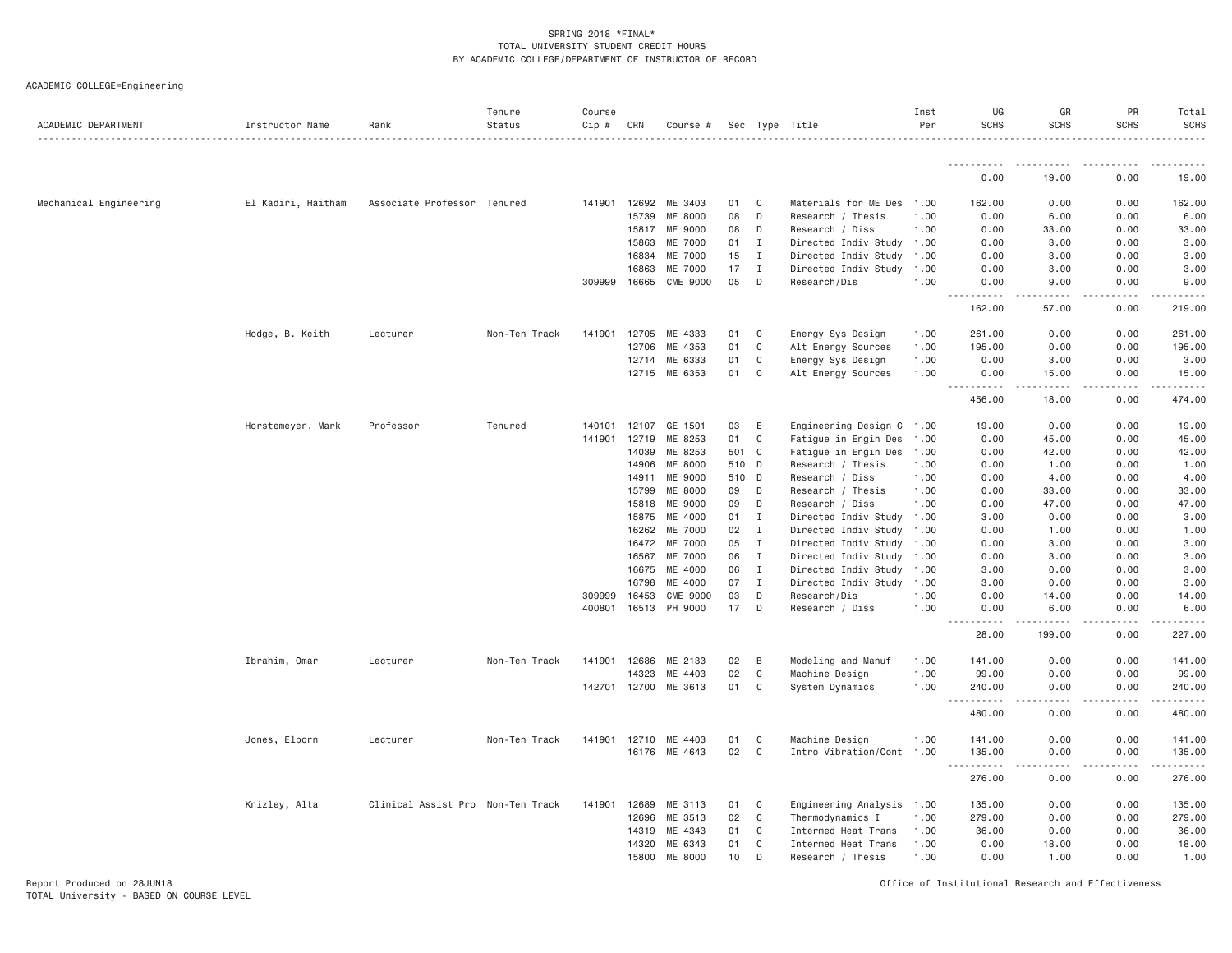SPRING 2018 *FINAL*
TOTAL UNIVERSITY STUDENT CREDIT HOURS
BY ACADEMIC COLLEGE/DEPARTMENT OF INSTRUCTOR OF RECORD

ACADEMIC COLLEGE=Engineering

| ACADEMIC DEPARTMENT | Instructor Name | Rank | Tenure Status | Course Cip # | CRN | Course # | Sec | Type | Title | Inst Per | UG SCHS | GR SCHS | PR SCHS | Total SCHS |
|---|---|---|---|---|---|---|---|---|---|---|---|---|---|---|
| | | | | | | | | | | | 0.00 | 19.00 | 0.00 | 19.00 |
| Mechanical Engineering | El Kadiri, Haitham | Associate Professor | Tenured | 141901 | 12692 | ME 3403 | 01 | C | Materials for ME Des | 1.00 | 162.00 | 0.00 | 0.00 | 162.00 |
| | | | | | 15739 | ME 8000 | 08 | D | Research / Thesis | 1.00 | 0.00 | 6.00 | 0.00 | 6.00 |
| | | | | | 15817 | ME 9000 | 08 | D | Research / Diss | 1.00 | 0.00 | 33.00 | 0.00 | 33.00 |
| | | | | | 15863 | ME 7000 | 01 | I | Directed Indiv Study | 1.00 | 0.00 | 3.00 | 0.00 | 3.00 |
| | | | | | 16834 | ME 7000 | 15 | I | Directed Indiv Study | 1.00 | 0.00 | 3.00 | 0.00 | 3.00 |
| | | | | | 16863 | ME 7000 | 17 | I | Directed Indiv Study | 1.00 | 0.00 | 3.00 | 0.00 | 3.00 |
| | | | | 309999 | 16665 | CME 9000 | 05 | D | Research/Dis | 1.00 | 0.00 | 9.00 | 0.00 | 9.00 |
| | | | | | | | | | | | 162.00 | 57.00 | 0.00 | 219.00 |
| | Hodge, B. Keith | Lecturer | Non-Ten Track | 141901 | 12705 | ME 4333 | 01 | C | Energy Sys Design | 1.00 | 261.00 | 0.00 | 0.00 | 261.00 |
| | | | | | 12706 | ME 4353 | 01 | C | Alt Energy Sources | 1.00 | 195.00 | 0.00 | 0.00 | 195.00 |
| | | | | | 12714 | ME 6333 | 01 | C | Energy Sys Design | 1.00 | 0.00 | 3.00 | 0.00 | 3.00 |
| | | | | | 12715 | ME 6353 | 01 | C | Alt Energy Sources | 1.00 | 0.00 | 15.00 | 0.00 | 15.00 |
| | | | | | | | | | | | 456.00 | 18.00 | 0.00 | 474.00 |
| | Horstemeyer, Mark | Professor | Tenured | 140101 | 12107 | GE 1501 | 03 | E | Engineering Design C | 1.00 | 19.00 | 0.00 | 0.00 | 19.00 |
| | | | | 141901 | 12719 | ME 8253 | 01 | C | Fatigue in Engin Des | 1.00 | 0.00 | 45.00 | 0.00 | 45.00 |
| | | | | | 14039 | ME 8253 | 501 | C | Fatigue in Engin Des | 1.00 | 0.00 | 42.00 | 0.00 | 42.00 |
| | | | | | 14906 | ME 8000 | 510 | D | Research / Thesis | 1.00 | 0.00 | 1.00 | 0.00 | 1.00 |
| | | | | | 14911 | ME 9000 | 510 | D | Research / Diss | 1.00 | 0.00 | 4.00 | 0.00 | 4.00 |
| | | | | | 15799 | ME 8000 | 09 | D | Research / Thesis | 1.00 | 0.00 | 33.00 | 0.00 | 33.00 |
| | | | | | 15818 | ME 9000 | 09 | D | Research / Diss | 1.00 | 0.00 | 47.00 | 0.00 | 47.00 |
| | | | | | 15875 | ME 4000 | 01 | I | Directed Indiv Study | 1.00 | 3.00 | 0.00 | 0.00 | 3.00 |
| | | | | | 16262 | ME 7000 | 02 | I | Directed Indiv Study | 1.00 | 0.00 | 1.00 | 0.00 | 1.00 |
| | | | | | 16472 | ME 7000 | 05 | I | Directed Indiv Study | 1.00 | 0.00 | 3.00 | 0.00 | 3.00 |
| | | | | | 16567 | ME 7000 | 06 | I | Directed Indiv Study | 1.00 | 0.00 | 3.00 | 0.00 | 3.00 |
| | | | | | 16675 | ME 4000 | 06 | I | Directed Indiv Study | 1.00 | 3.00 | 0.00 | 0.00 | 3.00 |
| | | | | | 16798 | ME 4000 | 07 | I | Directed Indiv Study | 1.00 | 3.00 | 0.00 | 0.00 | 3.00 |
| | | | | 309999 | 16453 | CME 9000 | 03 | D | Research/Dis | 1.00 | 0.00 | 14.00 | 0.00 | 14.00 |
| | | | | 400801 | 16513 | PH 9000 | 17 | D | Research / Diss | 1.00 | 0.00 | 6.00 | 0.00 | 6.00 |
| | | | | | | | | | | | 28.00 | 199.00 | 0.00 | 227.00 |
| | Ibrahim, Omar | Lecturer | Non-Ten Track | 141901 | 12686 | ME 2133 | 02 | B | Modeling and Manuf | 1.00 | 141.00 | 0.00 | 0.00 | 141.00 |
| | | | | | 14323 | ME 4403 | 02 | C | Machine Design | 1.00 | 99.00 | 0.00 | 0.00 | 99.00 |
| | | | | 142701 | 12700 | ME 3613 | 01 | C | System Dynamics | 1.00 | 240.00 | 0.00 | 0.00 | 240.00 |
| | | | | | | | | | | | 480.00 | 0.00 | 0.00 | 480.00 |
| | Jones, Elborn | Lecturer | Non-Ten Track | 141901 | 12710 | ME 4403 | 01 | C | Machine Design | 1.00 | 141.00 | 0.00 | 0.00 | 141.00 |
| | | | | | 16176 | ME 4643 | 02 | C | Intro Vibration/Cont | 1.00 | 135.00 | 0.00 | 0.00 | 135.00 |
| | | | | | | | | | | | 276.00 | 0.00 | 0.00 | 276.00 |
| | Knizley, Alta | Clinical Assist Pro | Non-Ten Track | 141901 | 12689 | ME 3113 | 01 | C | Engineering Analysis | 1.00 | 135.00 | 0.00 | 0.00 | 135.00 |
| | | | | | 12696 | ME 3513 | 02 | C | Thermodynamics I | 1.00 | 279.00 | 0.00 | 0.00 | 279.00 |
| | | | | | 14319 | ME 4343 | 01 | C | Intermed Heat Trans | 1.00 | 36.00 | 0.00 | 0.00 | 36.00 |
| | | | | | 14320 | ME 6343 | 01 | C | Intermed Heat Trans | 1.00 | 0.00 | 18.00 | 0.00 | 18.00 |
| | | | | | 15800 | ME 8000 | 10 | D | Research / Thesis | 1.00 | 0.00 | 1.00 | 0.00 | 1.00 |

Report Produced on 28JUN18
TOTAL University - BASED ON COURSE LEVEL

Office of Institutional Research and Effectiveness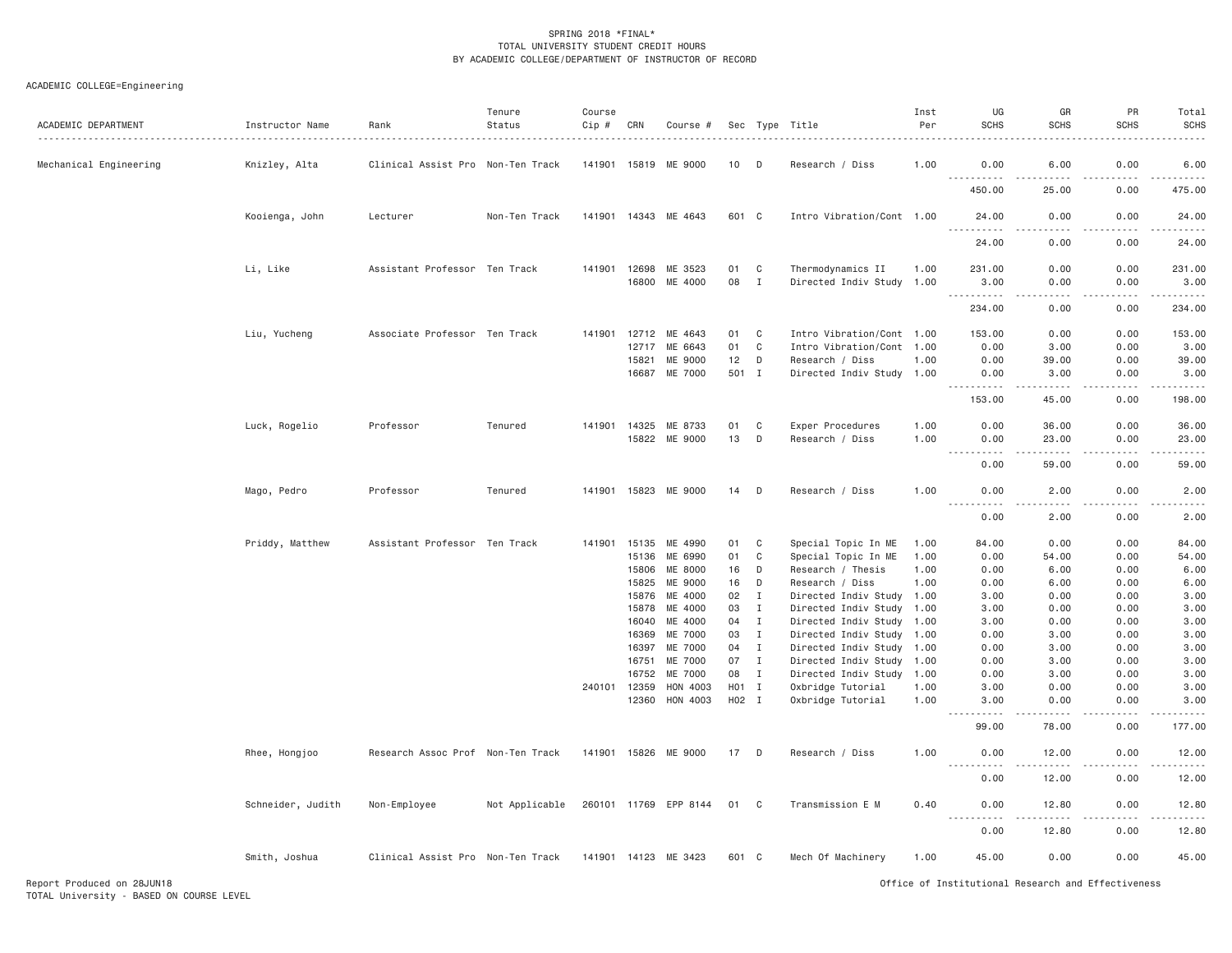SPRING 2018 *FINAL*
TOTAL UNIVERSITY STUDENT CREDIT HOURS
BY ACADEMIC COLLEGE/DEPARTMENT OF INSTRUCTOR OF RECORD

ACADEMIC COLLEGE=Engineering

| ACADEMIC DEPARTMENT | Instructor Name | Rank | Tenure Status | Course Cip # | CRN | Course # | Sec | Type | Title | Inst Per | UG SCHS | GR SCHS | PR SCHS | Total SCHS |
|---|---|---|---|---|---|---|---|---|---|---|---|---|---|---|
| Mechanical Engineering | Knizley, Alta | Clinical Assist Pro | Non-Ten Track | 141901 | 15819 | ME 9000 | 10 | D | Research / Diss | 1.00 | 0.00 | 6.00 | 0.00 | 6.00 |
| | | | | | | | | | | | 450.00 | 25.00 | 0.00 | 475.00 |
| | Kooienga, John | Lecturer | Non-Ten Track | 141901 | 14343 | ME 4643 | 601 | C | Intro Vibration/Cont | 1.00 | 24.00 | 0.00 | 0.00 | 24.00 |
| | | | | | | | | | | | 24.00 | 0.00 | 0.00 | 24.00 |
| | Li, Like | Assistant Professor | Ten Track | 141901 | 12698 | ME 3523 | 01 | C | Thermodynamics II | 1.00 | 231.00 | 0.00 | 0.00 | 231.00 |
| | | | | | 16800 | ME 4000 | 08 | I | Directed Indiv Study | 1.00 | 3.00 | 0.00 | 0.00 | 3.00 |
| | | | | | | | | | | | 234.00 | 0.00 | 0.00 | 234.00 |
| | Liu, Yucheng | Associate Professor | Ten Track | 141901 | 12712 | ME 4643 | 01 | C | Intro Vibration/Cont | 1.00 | 153.00 | 0.00 | 0.00 | 153.00 |
| | | | | | 12717 | ME 6643 | 01 | C | Intro Vibration/Cont | 1.00 | 0.00 | 3.00 | 0.00 | 3.00 |
| | | | | | 15821 | ME 9000 | 12 | D | Research / Diss | 1.00 | 0.00 | 39.00 | 0.00 | 39.00 |
| | | | | | 16687 | ME 7000 | 501 | I | Directed Indiv Study | 1.00 | 0.00 | 3.00 | 0.00 | 3.00 |
| | | | | | | | | | | | 153.00 | 45.00 | 0.00 | 198.00 |
| | Luck, Rogelio | Professor | Tenured | 141901 | 14325 | ME 8733 | 01 | C | Exper Procedures | 1.00 | 0.00 | 36.00 | 0.00 | 36.00 |
| | | | | | 15822 | ME 9000 | 13 | D | Research / Diss | 1.00 | 0.00 | 23.00 | 0.00 | 23.00 |
| | | | | | | | | | | | 0.00 | 59.00 | 0.00 | 59.00 |
| | Mago, Pedro | Professor | Tenured | 141901 | 15823 | ME 9000 | 14 | D | Research / Diss | 1.00 | 0.00 | 2.00 | 0.00 | 2.00 |
| | | | | | | | | | | | 0.00 | 2.00 | 0.00 | 2.00 |
| | Priddy, Matthew | Assistant Professor | Ten Track | 141901 | 15135 | ME 4990 | 01 | C | Special Topic In ME | 1.00 | 84.00 | 0.00 | 0.00 | 84.00 |
| | | | | | 15136 | ME 6990 | 01 | C | Special Topic In ME | 1.00 | 0.00 | 54.00 | 0.00 | 54.00 |
| | | | | | 15806 | ME 8000 | 16 | D | Research / Thesis | 1.00 | 0.00 | 6.00 | 0.00 | 6.00 |
| | | | | | 15825 | ME 9000 | 16 | D | Research / Diss | 1.00 | 0.00 | 6.00 | 0.00 | 6.00 |
| | | | | | 15876 | ME 4000 | 02 | I | Directed Indiv Study | 1.00 | 3.00 | 0.00 | 0.00 | 3.00 |
| | | | | | 15878 | ME 4000 | 03 | I | Directed Indiv Study | 1.00 | 3.00 | 0.00 | 0.00 | 3.00 |
| | | | | | 16040 | ME 4000 | 04 | I | Directed Indiv Study | 1.00 | 3.00 | 0.00 | 0.00 | 3.00 |
| | | | | | 16369 | ME 7000 | 03 | I | Directed Indiv Study | 1.00 | 0.00 | 3.00 | 0.00 | 3.00 |
| | | | | | 16397 | ME 7000 | 04 | I | Directed Indiv Study | 1.00 | 0.00 | 3.00 | 0.00 | 3.00 |
| | | | | | 16751 | ME 7000 | 07 | I | Directed Indiv Study | 1.00 | 0.00 | 3.00 | 0.00 | 3.00 |
| | | | | | 16752 | ME 7000 | 08 | I | Directed Indiv Study | 1.00 | 0.00 | 3.00 | 0.00 | 3.00 |
| | | | | 240101 | 12359 | HON 4003 | H01 | I | Oxbridge Tutorial | 1.00 | 3.00 | 0.00 | 0.00 | 3.00 |
| | | | | | 12360 | HON 4003 | H02 | I | Oxbridge Tutorial | 1.00 | 3.00 | 0.00 | 0.00 | 3.00 |
| | | | | | | | | | | | 99.00 | 78.00 | 0.00 | 177.00 |
| | Rhee, Hongjoo | Research Assoc Prof | Non-Ten Track | 141901 | 15826 | ME 9000 | 17 | D | Research / Diss | 1.00 | 0.00 | 12.00 | 0.00 | 12.00 |
| | | | | | | | | | | | 0.00 | 12.00 | 0.00 | 12.00 |
| | Schneider, Judith | Non-Employee | Not Applicable | 260101 | 11769 | EPP 8144 | 01 | C | Transmission E M | 0.40 | 0.00 | 12.80 | 0.00 | 12.80 |
| | | | | | | | | | | | 0.00 | 12.80 | 0.00 | 12.80 |
| | Smith, Joshua | Clinical Assist Pro | Non-Ten Track | 141901 | 14123 | ME 3423 | 601 | C | Mech Of Machinery | 1.00 | 45.00 | 0.00 | 0.00 | 45.00 |

Report Produced on 28JUN18
TOTAL University - BASED ON COURSE LEVEL
Office of Institutional Research and Effectiveness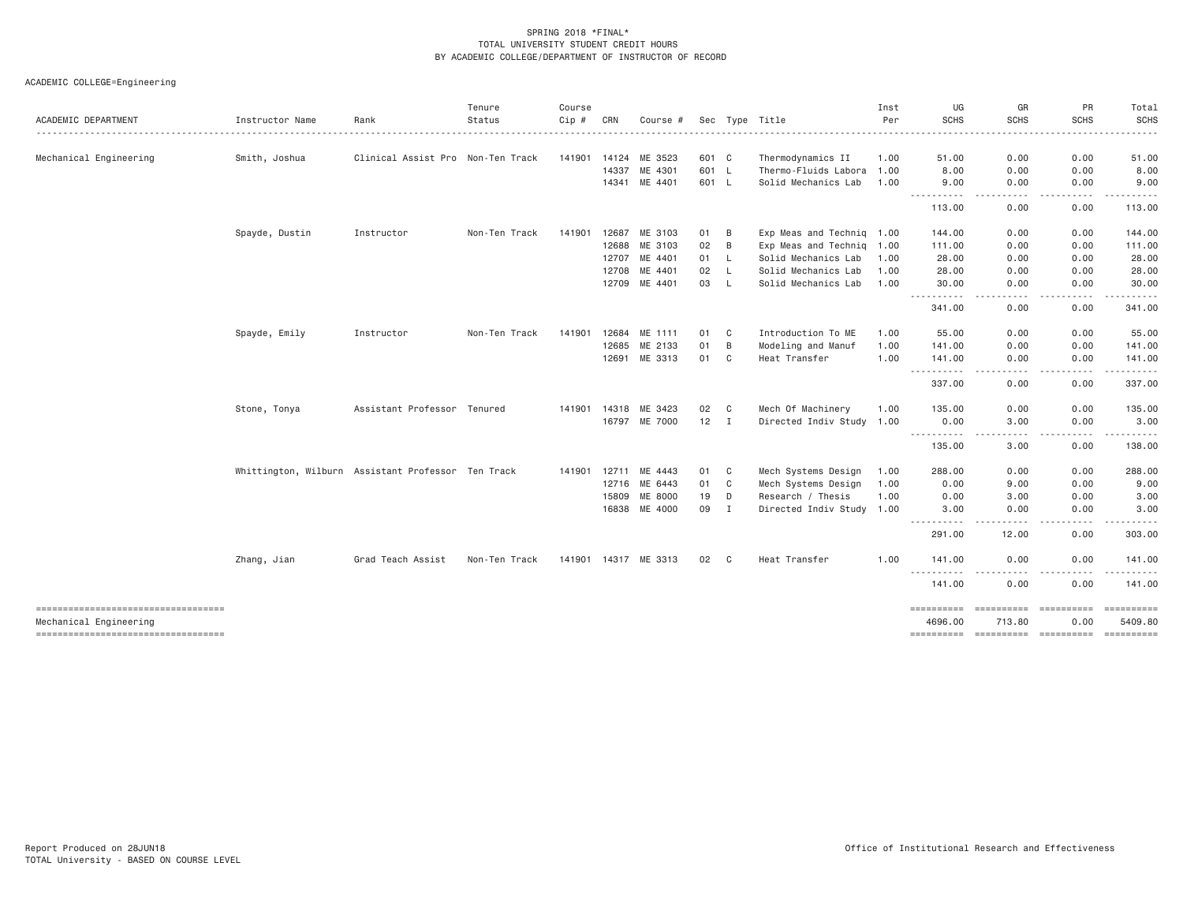SPRING 2018 *FINAL*
TOTAL UNIVERSITY STUDENT CREDIT HOURS
BY ACADEMIC COLLEGE/DEPARTMENT OF INSTRUCTOR OF RECORD

ACADEMIC COLLEGE=Engineering

| ACADEMIC DEPARTMENT | Instructor Name | Rank | Tenure Status | Course Cip # | CRN | Course # | Sec | Type | Title | Inst Per | UG SCHS | GR SCHS | PR SCHS | Total SCHS |
|---|---|---|---|---|---|---|---|---|---|---|---|---|---|---|
| Mechanical Engineering | Smith, Joshua | Clinical Assist Pro | Non-Ten Track | 141901 | 14124 | ME 3523 | 601 | C | Thermodynamics II | 1.00 | 51.00 | 0.00 | 0.00 | 51.00 |
| | | | | | 14337 | ME 4301 | 601 | L | Thermo-Fluids Labora | 1.00 | 8.00 | 0.00 | 0.00 | 8.00 |
| | | | | | 14341 | ME 4401 | 601 | L | Solid Mechanics Lab | 1.00 | 9.00 | 0.00 | 0.00 | 9.00 |
| | | | | | | | | | | | 113.00 | 0.00 | 0.00 | 113.00 |
| | Spayde, Dustin | Instructor | Non-Ten Track | 141901 | 12687 | ME 3103 | 01 | B | Exp Meas and Techniq | 1.00 | 144.00 | 0.00 | 0.00 | 144.00 |
| | | | | | 12688 | ME 3103 | 02 | B | Exp Meas and Techniq | 1.00 | 111.00 | 0.00 | 0.00 | 111.00 |
| | | | | | 12707 | ME 4401 | 01 | L | Solid Mechanics Lab | 1.00 | 28.00 | 0.00 | 0.00 | 28.00 |
| | | | | | 12708 | ME 4401 | 02 | L | Solid Mechanics Lab | 1.00 | 28.00 | 0.00 | 0.00 | 28.00 |
| | | | | | 12709 | ME 4401 | 03 | L | Solid Mechanics Lab | 1.00 | 30.00 | 0.00 | 0.00 | 30.00 |
| | | | | | | | | | | | 341.00 | 0.00 | 0.00 | 341.00 |
| | Spayde, Emily | Instructor | Non-Ten Track | 141901 | 12684 | ME 1111 | 01 | C | Introduction To ME | 1.00 | 55.00 | 0.00 | 0.00 | 55.00 |
| | | | | | 12685 | ME 2133 | 01 | B | Modeling and Manuf | 1.00 | 141.00 | 0.00 | 0.00 | 141.00 |
| | | | | | 12691 | ME 3313 | 01 | C | Heat Transfer | 1.00 | 141.00 | 0.00 | 0.00 | 141.00 |
| | | | | | | | | | | | 337.00 | 0.00 | 0.00 | 337.00 |
| | Stone, Tonya | Assistant Professor | Tenured | 141901 | 14318 | ME 3423 | 02 | C | Mech Of Machinery | 1.00 | 135.00 | 0.00 | 0.00 | 135.00 |
| | | | | | 16797 | ME 7000 | 12 | I | Directed Indiv Study | 1.00 | 0.00 | 3.00 | 0.00 | 3.00 |
| | | | | | | | | | | | 135.00 | 3.00 | 0.00 | 138.00 |
| | Whittington, Wilburn | Assistant Professor | Ten Track | 141901 | 12711 | ME 4443 | 01 | C | Mech Systems Design | 1.00 | 288.00 | 0.00 | 0.00 | 288.00 |
| | | | | | 12716 | ME 6443 | 01 | C | Mech Systems Design | 1.00 | 0.00 | 9.00 | 0.00 | 9.00 |
| | | | | | 15809 | ME 8000 | 19 | D | Research / Thesis | 1.00 | 0.00 | 3.00 | 0.00 | 3.00 |
| | | | | | 16838 | ME 4000 | 09 | I | Directed Indiv Study | 1.00 | 3.00 | 0.00 | 0.00 | 3.00 |
| | | | | | | | | | | | 291.00 | 12.00 | 0.00 | 303.00 |
| | Zhang, Jian | Grad Teach Assist | Non-Ten Track | 141901 | 14317 | ME 3313 | 02 | C | Heat Transfer | 1.00 | 141.00 | 0.00 | 0.00 | 141.00 |
| | | | | | | | | | | | 141.00 | 0.00 | 0.00 | 141.00 |
| Mechanical Engineering | | | | | | | | | | | 4696.00 | 713.80 | 0.00 | 5409.80 |

Report Produced on 28JUN18
TOTAL University - BASED ON COURSE LEVEL

Office of Institutional Research and Effectiveness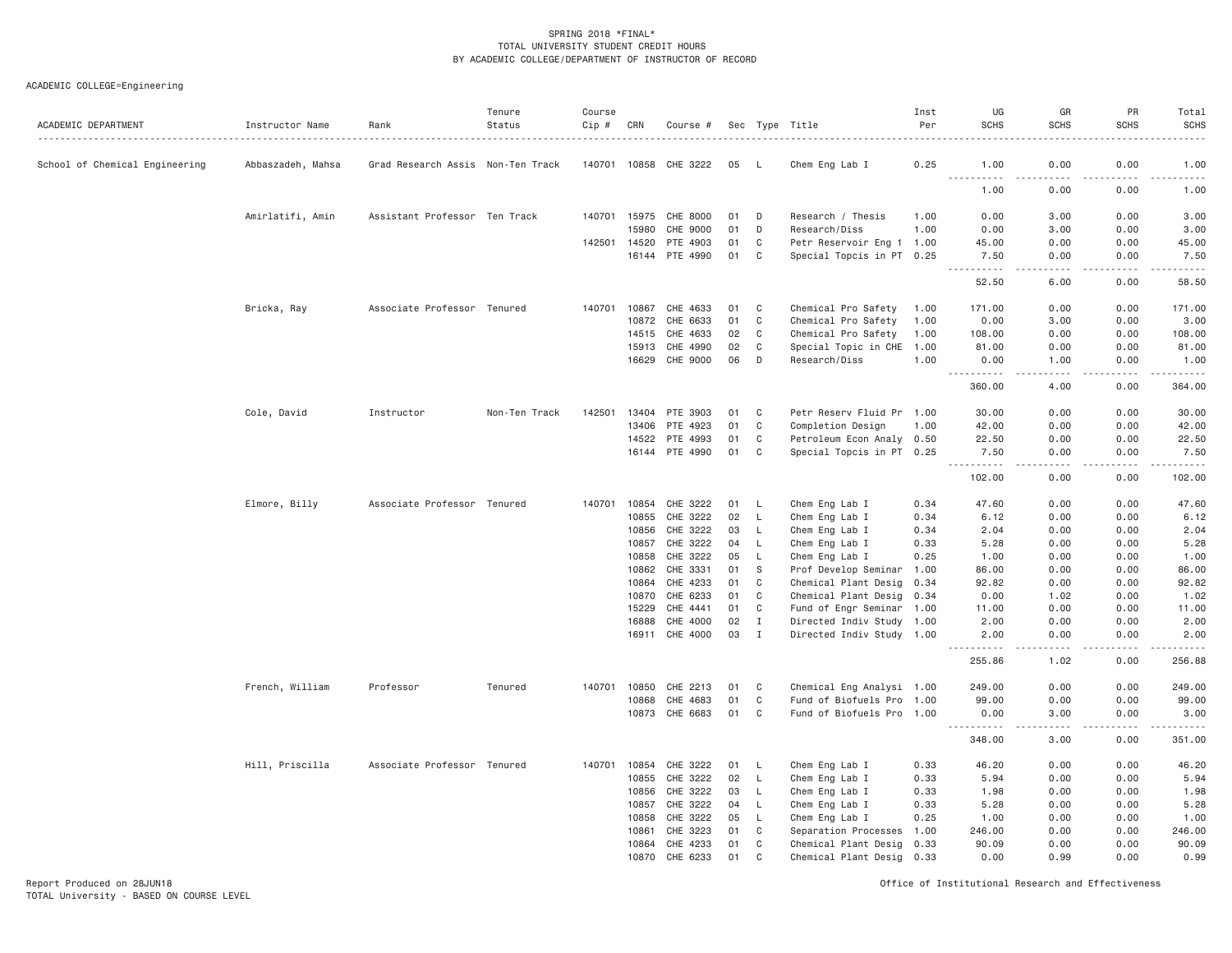SPRING 2018 *FINAL*
TOTAL UNIVERSITY STUDENT CREDIT HOURS
BY ACADEMIC COLLEGE/DEPARTMENT OF INSTRUCTOR OF RECORD

ACADEMIC COLLEGE=Engineering

| ACADEMIC DEPARTMENT | Instructor Name | Rank | Tenure Status | Course Cip # | CRN | Course # | Sec | Type | Title | Inst Per | UG SCHS | GR SCHS | PR SCHS | Total SCHS |
|---|---|---|---|---|---|---|---|---|---|---|---|---|---|---|
| School of Chemical Engineering | Abbaszadeh, Mahsa | Grad Research Assis | Non-Ten Track | 140701 | 10858 | CHE 3222 | 05 | L | Chem Eng Lab I | 0.25 | 1.00 | 0.00 | 0.00 | 1.00 |
| | | | | | | | | | | | 1.00 | 0.00 | 0.00 | 1.00 |
| | Amirlatifi, Amin | Assistant Professor | Ten Track | 140701 | 15975 | CHE 8000 | 01 | D | Research / Thesis | 1.00 | 0.00 | 3.00 | 0.00 | 3.00 |
| | | | | | 15980 | CHE 9000 | 01 | D | Research/Diss | 1.00 | 0.00 | 3.00 | 0.00 | 3.00 |
| | | | | 142501 | 14520 | PTE 4903 | 01 | C | Petr Reservoir Eng 1 | 1.00 | 45.00 | 0.00 | 0.00 | 45.00 |
| | | | | | 16144 | PTE 4990 | 01 | C | Special Topcis in PT | 0.25 | 7.50 | 0.00 | 0.00 | 7.50 |
| | | | | | | | | | | | 52.50 | 6.00 | 0.00 | 58.50 |
| | Bricka, Ray | Associate Professor | Tenured | 140701 | 10867 | CHE 4633 | 01 | C | Chemical Pro Safety | 1.00 | 171.00 | 0.00 | 0.00 | 171.00 |
| | | | | | 10872 | CHE 6633 | 01 | C | Chemical Pro Safety | 1.00 | 0.00 | 3.00 | 0.00 | 3.00 |
| | | | | | 14515 | CHE 4633 | 02 | C | Chemical Pro Safety | 1.00 | 108.00 | 0.00 | 0.00 | 108.00 |
| | | | | | 15913 | CHE 4990 | 02 | C | Special Topic in CHE | 1.00 | 81.00 | 0.00 | 0.00 | 81.00 |
| | | | | | 16629 | CHE 9000 | 06 | D | Research/Diss | 1.00 | 0.00 | 1.00 | 0.00 | 1.00 |
| | | | | | | | | | | | 360.00 | 4.00 | 0.00 | 364.00 |
| | Cole, David | Instructor | Non-Ten Track | 142501 | 13404 | PTE 3903 | 01 | C | Petr Reserv Fluid Pr | 1.00 | 30.00 | 0.00 | 0.00 | 30.00 |
| | | | | | 13406 | PTE 4923 | 01 | C | Completion Design | 1.00 | 42.00 | 0.00 | 0.00 | 42.00 |
| | | | | | 14522 | PTE 4993 | 01 | C | Petroleum Econ Analy | 0.50 | 22.50 | 0.00 | 0.00 | 22.50 |
| | | | | | 16144 | PTE 4990 | 01 | C | Special Topcis in PT | 0.25 | 7.50 | 0.00 | 0.00 | 7.50 |
| | | | | | | | | | | | 102.00 | 0.00 | 0.00 | 102.00 |
| | Elmore, Billy | Associate Professor | Tenured | 140701 | 10854 | CHE 3222 | 01 | L | Chem Eng Lab I | 0.34 | 47.60 | 0.00 | 0.00 | 47.60 |
| | | | | | 10855 | CHE 3222 | 02 | L | Chem Eng Lab I | 0.34 | 6.12 | 0.00 | 0.00 | 6.12 |
| | | | | | 10856 | CHE 3222 | 03 | L | Chem Eng Lab I | 0.34 | 2.04 | 0.00 | 0.00 | 2.04 |
| | | | | | 10857 | CHE 3222 | 04 | L | Chem Eng Lab I | 0.33 | 5.28 | 0.00 | 0.00 | 5.28 |
| | | | | | 10858 | CHE 3222 | 05 | L | Chem Eng Lab I | 0.25 | 1.00 | 0.00 | 0.00 | 1.00 |
| | | | | | 10862 | CHE 3331 | 01 | S | Prof Develop Seminar | 1.00 | 86.00 | 0.00 | 0.00 | 86.00 |
| | | | | | 10864 | CHE 4233 | 01 | C | Chemical Plant Desig | 0.34 | 92.82 | 0.00 | 0.00 | 92.82 |
| | | | | | 10870 | CHE 6233 | 01 | C | Chemical Plant Desig | 0.34 | 0.00 | 1.02 | 0.00 | 1.02 |
| | | | | | 15229 | CHE 4441 | 01 | C | Fund of Engr Seminar | 1.00 | 11.00 | 0.00 | 0.00 | 11.00 |
| | | | | | 16888 | CHE 4000 | 02 | I | Directed Indiv Study | 1.00 | 2.00 | 0.00 | 0.00 | 2.00 |
| | | | | | 16911 | CHE 4000 | 03 | I | Directed Indiv Study | 1.00 | 2.00 | 0.00 | 0.00 | 2.00 |
| | | | | | | | | | | | 255.86 | 1.02 | 0.00 | 256.88 |
| | French, William | Professor | Tenured | 140701 | 10850 | CHE 2213 | 01 | C | Chemical Eng Analysi | 1.00 | 249.00 | 0.00 | 0.00 | 249.00 |
| | | | | | 10868 | CHE 4683 | 01 | C | Fund of Biofuels Pro | 1.00 | 99.00 | 0.00 | 0.00 | 99.00 |
| | | | | | 10873 | CHE 6683 | 01 | C | Fund of Biofuels Pro | 1.00 | 0.00 | 3.00 | 0.00 | 3.00 |
| | | | | | | | | | | | 348.00 | 3.00 | 0.00 | 351.00 |
| | Hill, Priscilla | Associate Professor | Tenured | 140701 | 10854 | CHE 3222 | 01 | L | Chem Eng Lab I | 0.33 | 46.20 | 0.00 | 0.00 | 46.20 |
| | | | | | 10855 | CHE 3222 | 02 | L | Chem Eng Lab I | 0.33 | 5.94 | 0.00 | 0.00 | 5.94 |
| | | | | | 10856 | CHE 3222 | 03 | L | Chem Eng Lab I | 0.33 | 1.98 | 0.00 | 0.00 | 1.98 |
| | | | | | 10857 | CHE 3222 | 04 | L | Chem Eng Lab I | 0.33 | 5.28 | 0.00 | 0.00 | 5.28 |
| | | | | | 10858 | CHE 3222 | 05 | L | Chem Eng Lab I | 0.25 | 1.00 | 0.00 | 0.00 | 1.00 |
| | | | | | 10861 | CHE 3223 | 01 | C | Separation Processes | 1.00 | 246.00 | 0.00 | 0.00 | 246.00 |
| | | | | | 10864 | CHE 4233 | 01 | C | Chemical Plant Desig | 0.33 | 90.09 | 0.00 | 0.00 | 90.09 |
| | | | | | 10870 | CHE 6233 | 01 | C | Chemical Plant Desig | 0.33 | 0.00 | 0.99 | 0.00 | 0.99 |

Report Produced on 28JUN18
TOTAL University - BASED ON COURSE LEVEL

Office of Institutional Research and Effectiveness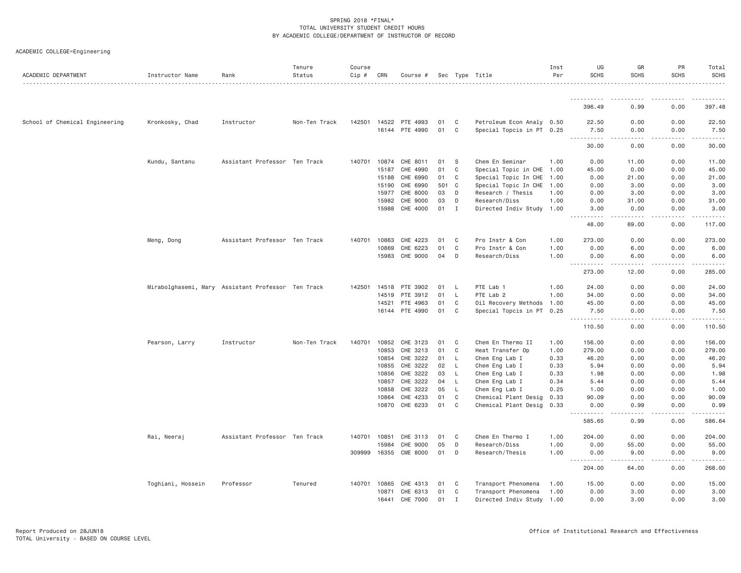SPRING 2018 *FINAL*
TOTAL UNIVERSITY STUDENT CREDIT HOURS
BY ACADEMIC COLLEGE/DEPARTMENT OF INSTRUCTOR OF RECORD

ACADEMIC COLLEGE=Engineering

| ACADEMIC DEPARTMENT | Instructor Name | Rank | Tenure Status | Course Cip # | CRN | Course # | Sec | Type | Title | Inst Per | UG SCHS | GR SCHS | PR SCHS | Total SCHS |
|---|---|---|---|---|---|---|---|---|---|---|---|---|---|---|
| | | | | | | | | | | | 396.49 | 0.99 | 0.00 | 397.48 |
| School of Chemical Engineering | Kronkosky, Chad | Instructor | Non-Ten Track | 142501 | 14522 | PTE 4993 | 01 | C | Petroleum Econ Analy | 0.50 | 22.50 | 0.00 | 0.00 | 22.50 |
| | | | | | 16144 | PTE 4990 | 01 | C | Special Topcis in PT | 0.25 | 7.50 | 0.00 | 0.00 | 7.50 |
| | | | | | | | | | | | 30.00 | 0.00 | 0.00 | 30.00 |
| | Kundu, Santanu | Assistant Professor | Ten Track | 140701 | 10874 | CHE 8011 | 01 | S | Chem En Seminar | 1.00 | 0.00 | 11.00 | 0.00 | 11.00 |
| | | | | | 15187 | CHE 4990 | 01 | C | Special Topic in CHE | 1.00 | 45.00 | 0.00 | 0.00 | 45.00 |
| | | | | | 15188 | CHE 6990 | 01 | C | Special Topic In CHE | 1.00 | 0.00 | 21.00 | 0.00 | 21.00 |
| | | | | | 15190 | CHE 6990 | 501 | C | Special Topic In CHE | 1.00 | 0.00 | 3.00 | 0.00 | 3.00 |
| | | | | | 15977 | CHE 8000 | 03 | D | Research / Thesis | 1.00 | 0.00 | 3.00 | 0.00 | 3.00 |
| | | | | | 15982 | CHE 9000 | 03 | D | Research/Diss | 1.00 | 0.00 | 31.00 | 0.00 | 31.00 |
| | | | | | 15988 | CHE 4000 | 01 | I | Directed Indiv Study | 1.00 | 3.00 | 0.00 | 0.00 | 3.00 |
| | | | | | | | | | | | 48.00 | 69.00 | 0.00 | 117.00 |
| | Meng, Dong | Assistant Professor | Ten Track | 140701 | 10863 | CHE 4223 | 01 | C | Pro Instr & Con | 1.00 | 273.00 | 0.00 | 0.00 | 273.00 |
| | | | | | 10869 | CHE 6223 | 01 | C | Pro Instr & Con | 1.00 | 0.00 | 6.00 | 0.00 | 6.00 |
| | | | | | 15983 | CHE 9000 | 04 | D | Research/Diss | 1.00 | 0.00 | 6.00 | 0.00 | 6.00 |
| | | | | | | | | | | | 273.00 | 12.00 | 0.00 | 285.00 |
| | Mirabolghasemi, Mary | Assistant Professor | Ten Track | 142501 | 14518 | PTE 3902 | 01 | L | PTE Lab 1 | 1.00 | 24.00 | 0.00 | 0.00 | 24.00 |
| | | | | | 14519 | PTE 3912 | 01 | L | PTE Lab 2 | 1.00 | 34.00 | 0.00 | 0.00 | 34.00 |
| | | | | | 14521 | PTE 4963 | 01 | C | Oil Recovery Methods | 1.00 | 45.00 | 0.00 | 0.00 | 45.00 |
| | | | | | 16144 | PTE 4990 | 01 | C | Special Topcis in PT | 0.25 | 7.50 | 0.00 | 0.00 | 7.50 |
| | | | | | | | | | | | 110.50 | 0.00 | 0.00 | 110.50 |
| | Pearson, Larry | Instructor | Non-Ten Track | 140701 | 10852 | CHE 3123 | 01 | C | Chem En Thermo II | 1.00 | 156.00 | 0.00 | 0.00 | 156.00 |
| | | | | | 10853 | CHE 3213 | 01 | C | Heat Transfer Op | 1.00 | 279.00 | 0.00 | 0.00 | 279.00 |
| | | | | | 10854 | CHE 3222 | 01 | L | Chem Eng Lab I | 0.33 | 46.20 | 0.00 | 0.00 | 46.20 |
| | | | | | 10855 | CHE 3222 | 02 | L | Chem Eng Lab I | 0.33 | 5.94 | 0.00 | 0.00 | 5.94 |
| | | | | | 10856 | CHE 3222 | 03 | L | Chem Eng Lab I | 0.33 | 1.98 | 0.00 | 0.00 | 1.98 |
| | | | | | 10857 | CHE 3222 | 04 | L | Chem Eng Lab I | 0.34 | 5.44 | 0.00 | 0.00 | 5.44 |
| | | | | | 10858 | CHE 3222 | 05 | L | Chem Eng Lab I | 0.25 | 1.00 | 0.00 | 0.00 | 1.00 |
| | | | | | 10864 | CHE 4233 | 01 | C | Chemical Plant Desig | 0.33 | 90.09 | 0.00 | 0.00 | 90.09 |
| | | | | | 10870 | CHE 6233 | 01 | C | Chemical Plant Desig | 0.33 | 0.00 | 0.99 | 0.00 | 0.99 |
| | | | | | | | | | | | 585.65 | 0.99 | 0.00 | 586.64 |
| | Rai, Neeraj | Assistant Professor | Ten Track | 140701 | 10851 | CHE 3113 | 01 | C | Chem En Thermo I | 1.00 | 204.00 | 0.00 | 0.00 | 204.00 |
| | | | | | 15984 | CHE 9000 | 05 | D | Research/Diss | 1.00 | 0.00 | 55.00 | 0.00 | 55.00 |
| | | | | 309999 | 16355 | CME 8000 | 01 | D | Research/Thesis | 1.00 | 0.00 | 9.00 | 0.00 | 9.00 |
| | | | | | | | | | | | 204.00 | 64.00 | 0.00 | 268.00 |
| | Toghiani, Hossein | Professor | Tenured | 140701 | 10865 | CHE 4313 | 01 | C | Transport Phenomena | 1.00 | 15.00 | 0.00 | 0.00 | 15.00 |
| | | | | | 10871 | CHE 6313 | 01 | C | Transport Phenomena | 1.00 | 0.00 | 3.00 | 0.00 | 3.00 |
| | | | | | 16441 | CHE 7000 | 01 | I | Directed Indiv Study | 1.00 | 0.00 | 3.00 | 0.00 | 3.00 |

Report Produced on 28JUN18 | Office of Institutional Research and Effectiveness
TOTAL University - BASED ON COURSE LEVEL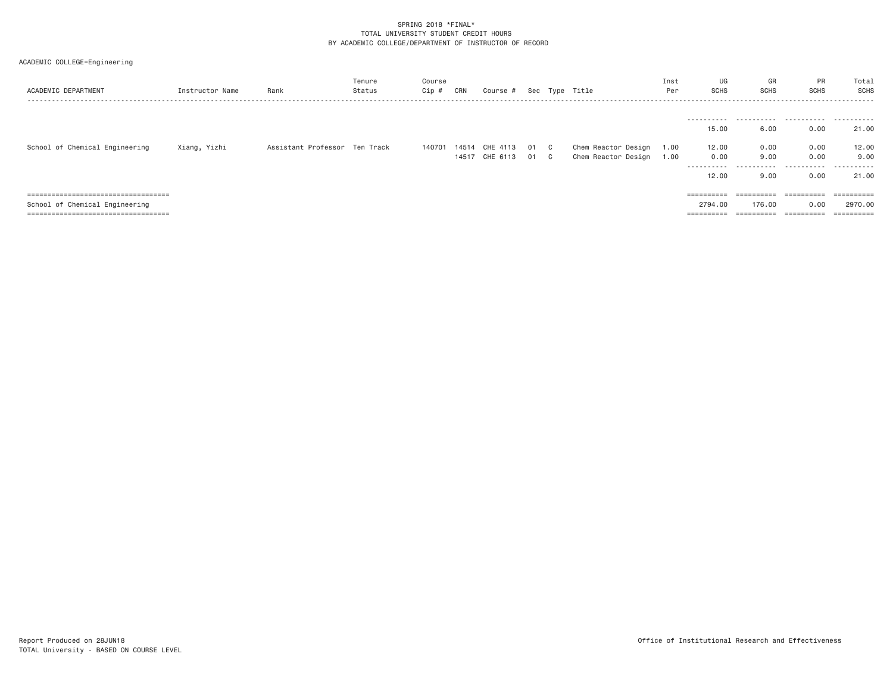SPRING 2018 *FINAL*
TOTAL UNIVERSITY STUDENT CREDIT HOURS
BY ACADEMIC COLLEGE/DEPARTMENT OF INSTRUCTOR OF RECORD

ACADEMIC COLLEGE=Engineering

| ACADEMIC DEPARTMENT | Instructor Name | Rank | Tenure Status | Course Cip # | CRN | Course # | Sec | Type | Title | Inst Per | UG SCHS | GR SCHS | PR SCHS | Total SCHS |
|---|---|---|---|---|---|---|---|---|---|---|---|---|---|---|
| | | | | | | | | | | | 15.00 | 6.00 | 0.00 | 21.00 |
| School of Chemical Engineering | Xiang, Yizhi | Assistant Professor | Ten Track | 140701 | 14514 | CHE 4113 | 01 | C | Chem Reactor Design | 1.00 | 12.00 | 0.00 | 0.00 | 12.00 |
| | | | | | 14517 | CHE 6113 | 01 | C | Chem Reactor Design | 1.00 | 0.00 | 9.00 | 0.00 | 9.00 |
| | | | | | | | | | | | 12.00 | 9.00 | 0.00 | 21.00 |
| School of Chemical Engineering | | | | | | | | | | | 2794.00 | 176.00 | 0.00 | 2970.00 |

Report Produced on 28JUN18
TOTAL University - BASED ON COURSE LEVEL

Office of Institutional Research and Effectiveness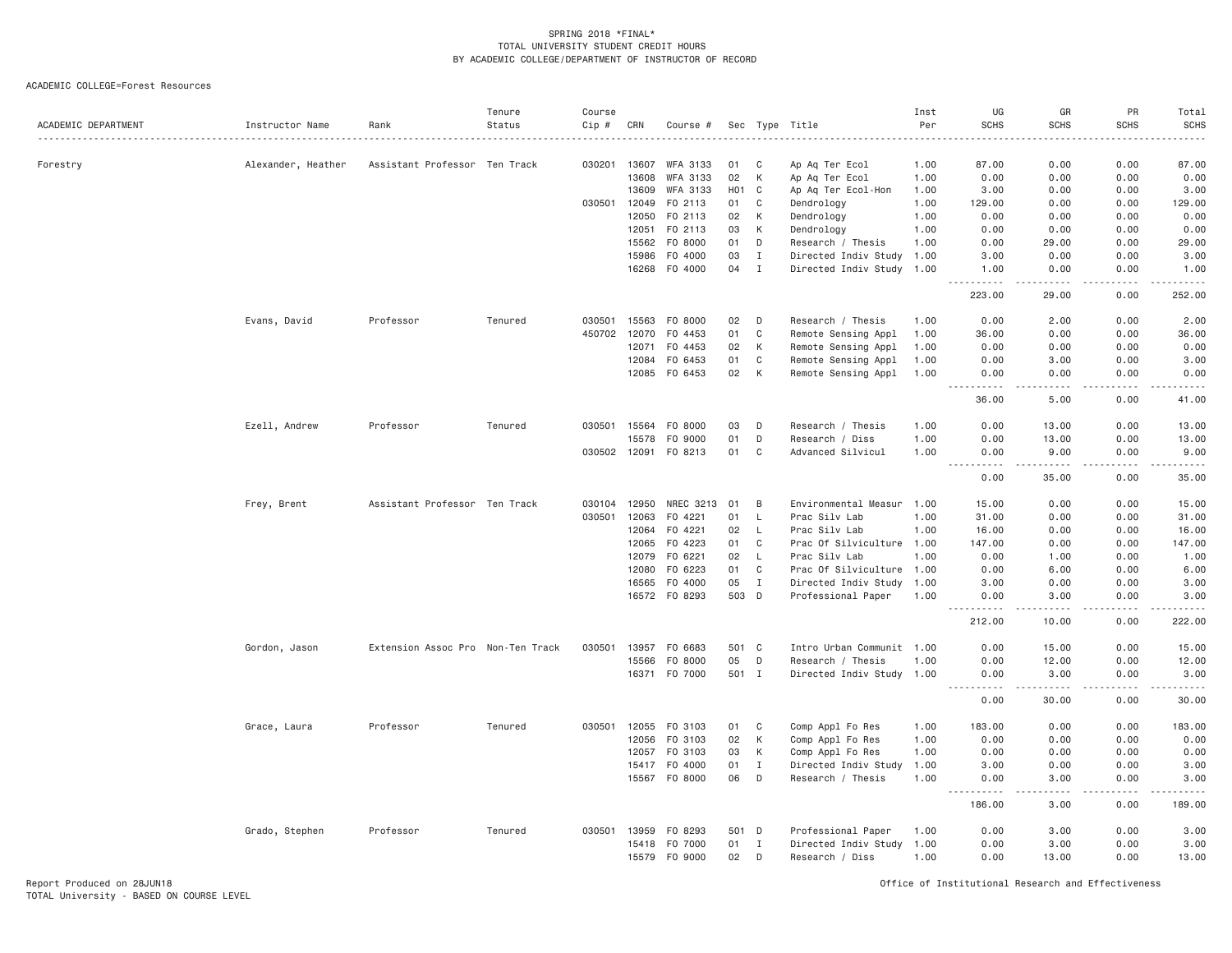SPRING 2018 *FINAL*
TOTAL UNIVERSITY STUDENT CREDIT HOURS
BY ACADEMIC COLLEGE/DEPARTMENT OF INSTRUCTOR OF RECORD

ACADEMIC COLLEGE=Forest Resources

| ACADEMIC DEPARTMENT | Instructor Name | Rank | Tenure Status | Course Cip # | CRN | Course # | Sec | Type | Title | Inst Per | UG SCHS | GR SCHS | PR SCHS | Total SCHS |
|---|---|---|---|---|---|---|---|---|---|---|---|---|---|---|
| Forestry | Alexander, Heather | Assistant Professor | Ten Track | 030201 | 13607 | WFA 3133 | 01 | C | Ap Aq Ter Ecol | 1.00 | 87.00 | 0.00 | 0.00 | 87.00 |
| | | | | | 13608 | WFA 3133 | 02 | K | Ap Aq Ter Ecol | 1.00 | 0.00 | 0.00 | 0.00 | 0.00 |
| | | | | | 13609 | WFA 3133 | H01 | C | Ap Aq Ter Ecol-Hon | 1.00 | 3.00 | 0.00 | 0.00 | 3.00 |
| | | | | 030501 | 12049 | FO 2113 | 01 | C | Dendrology | 1.00 | 129.00 | 0.00 | 0.00 | 129.00 |
| | | | | | 12050 | FO 2113 | 02 | K | Dendrology | 1.00 | 0.00 | 0.00 | 0.00 | 0.00 |
| | | | | | 12051 | FO 2113 | 03 | K | Dendrology | 1.00 | 0.00 | 0.00 | 0.00 | 0.00 |
| | | | | | 15562 | FO 8000 | 01 | D | Research / Thesis | 1.00 | 0.00 | 29.00 | 0.00 | 29.00 |
| | | | | | 15986 | FO 4000 | 03 | I | Directed Indiv Study | 1.00 | 3.00 | 0.00 | 0.00 | 3.00 |
| | | | | | 16268 | FO 4000 | 04 | I | Directed Indiv Study | 1.00 | 1.00 | 0.00 | 0.00 | 1.00 |
| | | | | | | | | | | | 223.00 | 29.00 | 0.00 | 252.00 |
| | Evans, David | Professor | Tenured | 030501 | 15563 | FO 8000 | 02 | D | Research / Thesis | 1.00 | 0.00 | 2.00 | 0.00 | 2.00 |
| | | | | 450702 | 12070 | FO 4453 | 01 | C | Remote Sensing Appl | 1.00 | 36.00 | 0.00 | 0.00 | 36.00 |
| | | | | | 12071 | FO 4453 | 02 | K | Remote Sensing Appl | 1.00 | 0.00 | 0.00 | 0.00 | 0.00 |
| | | | | | 12084 | FO 6453 | 01 | C | Remote Sensing Appl | 1.00 | 0.00 | 3.00 | 0.00 | 3.00 |
| | | | | | 12085 | FO 6453 | 02 | K | Remote Sensing Appl | 1.00 | 0.00 | 0.00 | 0.00 | 0.00 |
| | | | | | | | | | | | 36.00 | 5.00 | 0.00 | 41.00 |
| | Ezell, Andrew | Professor | Tenured | 030501 | 15564 | FO 8000 | 03 | D | Research / Thesis | 1.00 | 0.00 | 13.00 | 0.00 | 13.00 |
| | | | | | 15578 | FO 9000 | 01 | D | Research / Diss | 1.00 | 0.00 | 13.00 | 0.00 | 13.00 |
| | | | | 030502 | 12091 | FO 8213 | 01 | C | Advanced Silvicul | 1.00 | 0.00 | 9.00 | 0.00 | 9.00 |
| | | | | | | | | | | | 0.00 | 35.00 | 0.00 | 35.00 |
| | Frey, Brent | Assistant Professor | Ten Track | 030104 | 12950 | NREC 3213 | 01 | B | Environmental Measur | 1.00 | 15.00 | 0.00 | 0.00 | 15.00 |
| | | | | 030501 | 12063 | FO 4221 | 01 | L | Prac Silv Lab | 1.00 | 31.00 | 0.00 | 0.00 | 31.00 |
| | | | | | 12064 | FO 4221 | 02 | L | Prac Silv Lab | 1.00 | 16.00 | 0.00 | 0.00 | 16.00 |
| | | | | | 12065 | FO 4223 | 01 | C | Prac Of Silviculture | 1.00 | 147.00 | 0.00 | 0.00 | 147.00 |
| | | | | | 12079 | FO 6221 | 02 | L | Prac Silv Lab | 1.00 | 0.00 | 1.00 | 0.00 | 1.00 |
| | | | | | 12080 | FO 6223 | 01 | C | Prac Of Silviculture | 1.00 | 0.00 | 6.00 | 0.00 | 6.00 |
| | | | | | 16565 | FO 4000 | 05 | I | Directed Indiv Study | 1.00 | 3.00 | 0.00 | 0.00 | 3.00 |
| | | | | | 16572 | FO 8293 | 503 | D | Professional Paper | 1.00 | 0.00 | 3.00 | 0.00 | 3.00 |
| | | | | | | | | | | | 212.00 | 10.00 | 0.00 | 222.00 |
| | Gordon, Jason | Extension Assoc Pro | Non-Ten Track | 030501 | 13957 | FO 6683 | 501 | C | Intro Urban Communit | 1.00 | 0.00 | 15.00 | 0.00 | 15.00 |
| | | | | | 15566 | FO 8000 | 05 | D | Research / Thesis | 1.00 | 0.00 | 12.00 | 0.00 | 12.00 |
| | | | | | 16371 | FO 7000 | 501 | I | Directed Indiv Study | 1.00 | 0.00 | 3.00 | 0.00 | 3.00 |
| | | | | | | | | | | | 0.00 | 30.00 | 0.00 | 30.00 |
| | Grace, Laura | Professor | Tenured | 030501 | 12055 | FO 3103 | 01 | C | Comp Appl Fo Res | 1.00 | 183.00 | 0.00 | 0.00 | 183.00 |
| | | | | | 12056 | FO 3103 | 02 | K | Comp Appl Fo Res | 1.00 | 0.00 | 0.00 | 0.00 | 0.00 |
| | | | | | 12057 | FO 3103 | 03 | K | Comp Appl Fo Res | 1.00 | 0.00 | 0.00 | 0.00 | 0.00 |
| | | | | | 15417 | FO 4000 | 01 | I | Directed Indiv Study | 1.00 | 3.00 | 0.00 | 0.00 | 3.00 |
| | | | | | 15567 | FO 8000 | 06 | D | Research / Thesis | 1.00 | 0.00 | 3.00 | 0.00 | 3.00 |
| | | | | | | | | | | | 186.00 | 3.00 | 0.00 | 189.00 |
| | Grado, Stephen | Professor | Tenured | 030501 | 13959 | FO 8293 | 501 | D | Professional Paper | 1.00 | 0.00 | 3.00 | 0.00 | 3.00 |
| | | | | | 15418 | FO 7000 | 01 | I | Directed Indiv Study | 1.00 | 0.00 | 3.00 | 0.00 | 3.00 |
| | | | | | 15579 | FO 9000 | 02 | D | Research / Diss | 1.00 | 0.00 | 13.00 | 0.00 | 13.00 |

Report Produced on 28JUN18
TOTAL University - BASED ON COURSE LEVEL

Office of Institutional Research and Effectiveness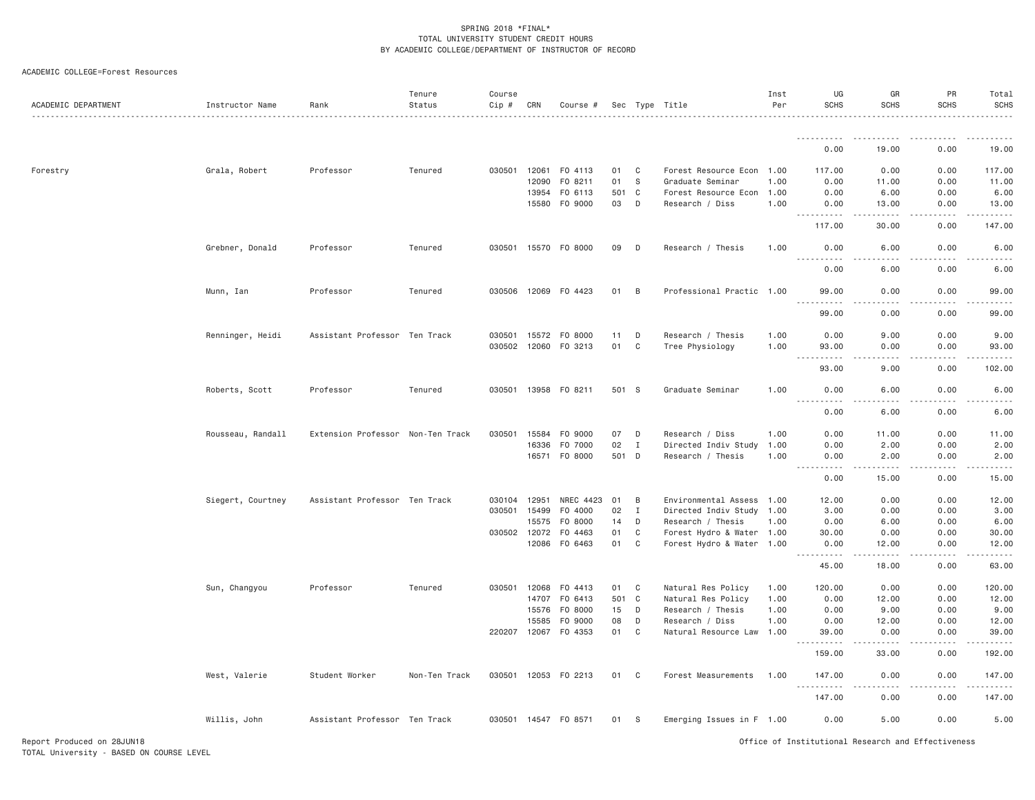SPRING 2018 *FINAL*
TOTAL UNIVERSITY STUDENT CREDIT HOURS
BY ACADEMIC COLLEGE/DEPARTMENT OF INSTRUCTOR OF RECORD

ACADEMIC COLLEGE=Forest Resources

| ACADEMIC DEPARTMENT | Instructor Name | Rank | Tenure Status | Course Cip # | CRN | Course # | Sec | Type | Title | Inst Per | UG SCHS | GR SCHS | PR SCHS | Total SCHS |
|---|---|---|---|---|---|---|---|---|---|---|---|---|---|---|
| | | | | | | | | | | | 0.00 | 19.00 | 0.00 | 19.00 |
| Forestry | Grala, Robert | Professor | Tenured | 030501 | 12061 | FO 4113 | 01 | C | Forest Resource Econ | 1.00 | 117.00 | 0.00 | 0.00 | 117.00 |
| | | | | | 12090 | FO 8211 | 01 | S | Graduate Seminar | 1.00 | 0.00 | 11.00 | 0.00 | 11.00 |
| | | | | | 13954 | FO 6113 | 501 | C | Forest Resource Econ | 1.00 | 0.00 | 6.00 | 0.00 | 6.00 |
| | | | | | 15580 | FO 9000 | 03 | D | Research / Diss | 1.00 | 0.00 | 13.00 | 0.00 | 13.00 |
| | | | | | | | | | | | 117.00 | 30.00 | 0.00 | 147.00 |
| | Grebner, Donald | Professor | Tenured | 030501 | 15570 | FO 8000 | 09 | D | Research / Thesis | 1.00 | 0.00 | 6.00 | 0.00 | 6.00 |
| | | | | | | | | | | | 0.00 | 6.00 | 0.00 | 6.00 |
| | Munn, Ian | Professor | Tenured | 030506 | 12069 | FO 4423 | 01 | B | Professional Practic | 1.00 | 99.00 | 0.00 | 0.00 | 99.00 |
| | | | | | | | | | | | 99.00 | 0.00 | 0.00 | 99.00 |
| | Renninger, Heidi | Assistant Professor | Ten Track | 030501 | 15572 | FO 8000 | 11 | D | Research / Thesis | 1.00 | 0.00 | 9.00 | 0.00 | 9.00 |
| | | | | 030502 | 12060 | FO 3213 | 01 | C | Tree Physiology | 1.00 | 93.00 | 0.00 | 0.00 | 93.00 |
| | | | | | | | | | | | 93.00 | 9.00 | 0.00 | 102.00 |
| | Roberts, Scott | Professor | Tenured | 030501 | 13958 | FO 8211 | 501 | S | Graduate Seminar | 1.00 | 0.00 | 6.00 | 0.00 | 6.00 |
| | | | | | | | | | | | 0.00 | 6.00 | 0.00 | 6.00 |
| | Rousseau, Randall | Extension Professor | Non-Ten Track | 030501 | 15584 | FO 9000 | 07 | D | Research / Diss | 1.00 | 0.00 | 11.00 | 0.00 | 11.00 |
| | | | | | 16336 | FO 7000 | 02 | I | Directed Indiv Study | 1.00 | 0.00 | 2.00 | 0.00 | 2.00 |
| | | | | | 16571 | FO 8000 | 501 | D | Research / Thesis | 1.00 | 0.00 | 2.00 | 0.00 | 2.00 |
| | | | | | | | | | | | 0.00 | 15.00 | 0.00 | 15.00 |
| | Siegert, Courtney | Assistant Professor | Ten Track | 030104 | 12951 | NREC 4423 | 01 | B | Environmental Assess | 1.00 | 12.00 | 0.00 | 0.00 | 12.00 |
| | | | | 030501 | 15499 | FO 4000 | 02 | I | Directed Indiv Study | 1.00 | 3.00 | 0.00 | 0.00 | 3.00 |
| | | | | | 15575 | FO 8000 | 14 | D | Research / Thesis | 1.00 | 0.00 | 6.00 | 0.00 | 6.00 |
| | | | | 030502 | 12072 | FO 4463 | 01 | C | Forest Hydro & Water | 1.00 | 30.00 | 0.00 | 0.00 | 30.00 |
| | | | | | 12086 | FO 6463 | 01 | C | Forest Hydro & Water | 1.00 | 0.00 | 12.00 | 0.00 | 12.00 |
| | | | | | | | | | | | 45.00 | 18.00 | 0.00 | 63.00 |
| | Sun, Changyou | Professor | Tenured | 030501 | 12068 | FO 4413 | 01 | C | Natural Res Policy | 1.00 | 120.00 | 0.00 | 0.00 | 120.00 |
| | | | | | 14707 | FO 6413 | 501 | C | Natural Res Policy | 1.00 | 0.00 | 12.00 | 0.00 | 12.00 |
| | | | | | 15576 | FO 8000 | 15 | D | Research / Thesis | 1.00 | 0.00 | 9.00 | 0.00 | 9.00 |
| | | | | | 15585 | FO 9000 | 08 | D | Research / Diss | 1.00 | 0.00 | 12.00 | 0.00 | 12.00 |
| | | | | 220207 | 12067 | FO 4353 | 01 | C | Natural Resource Law | 1.00 | 39.00 | 0.00 | 0.00 | 39.00 |
| | | | | | | | | | | | 159.00 | 33.00 | 0.00 | 192.00 |
| | West, Valerie | Student Worker | Non-Ten Track | 030501 | 12053 | FO 2213 | 01 | C | Forest Measurements | 1.00 | 147.00 | 0.00 | 0.00 | 147.00 |
| | | | | | | | | | | | 147.00 | 0.00 | 0.00 | 147.00 |
| | Willis, John | Assistant Professor | Ten Track | 030501 | 14547 | FO 8571 | 01 | S | Emerging Issues in F | 1.00 | 0.00 | 5.00 | 0.00 | 5.00 |

Report Produced on 28JUN18
TOTAL University - BASED ON COURSE LEVEL

Office of Institutional Research and Effectiveness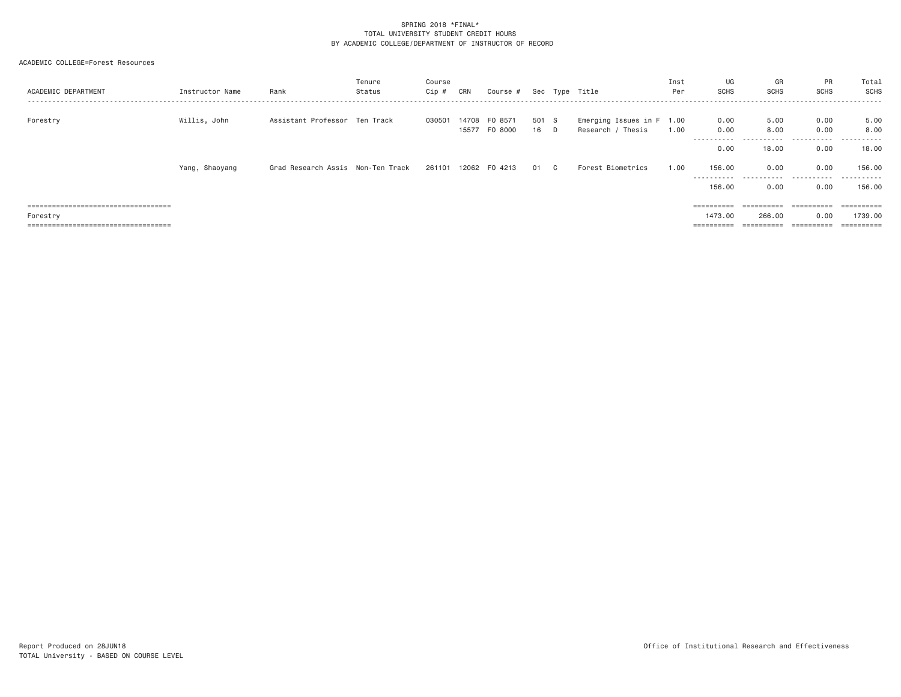SPRING 2018 *FINAL*
TOTAL UNIVERSITY STUDENT CREDIT HOURS
BY ACADEMIC COLLEGE/DEPARTMENT OF INSTRUCTOR OF RECORD

ACADEMIC COLLEGE=Forest Resources

| ACADEMIC DEPARTMENT | Instructor Name | Rank | Tenure Status | Course Cip # | CRN | Course # | Sec | Type | Title | Inst Per | UG SCHS | GR SCHS | PR SCHS | Total SCHS |
|---|---|---|---|---|---|---|---|---|---|---|---|---|---|---|
| Forestry | Willis, John | Assistant Professor | Ten Track | 030501 | 14708 | FO 8571 | 501 | S | Emerging Issues in F | 1.00 | 0.00 | 5.00 | 0.00 | 5.00 |
| | | | | | 15577 | FO 8000 | 16 | D | Research / Thesis | 1.00 | 0.00 | 8.00 | 0.00 | 8.00 |
| | | | | | | | | | | | 0.00 | 18.00 | 0.00 | 18.00 |
| | Yang, Shaoyang | Grad Research Assis | Non-Ten Track | 261101 | 12062 | FO 4213 | 01 | C | Forest Biometrics | 1.00 | 156.00 | 0.00 | 0.00 | 156.00 |
| | | | | | | | | | | | 156.00 | 0.00 | 0.00 | 156.00 |
| Forestry | | | | | | | | | | | 1473.00 | 266.00 | 0.00 | 1739.00 |

Report Produced on 28JUN18
TOTAL University - BASED ON COURSE LEVEL

Office of Institutional Research and Effectiveness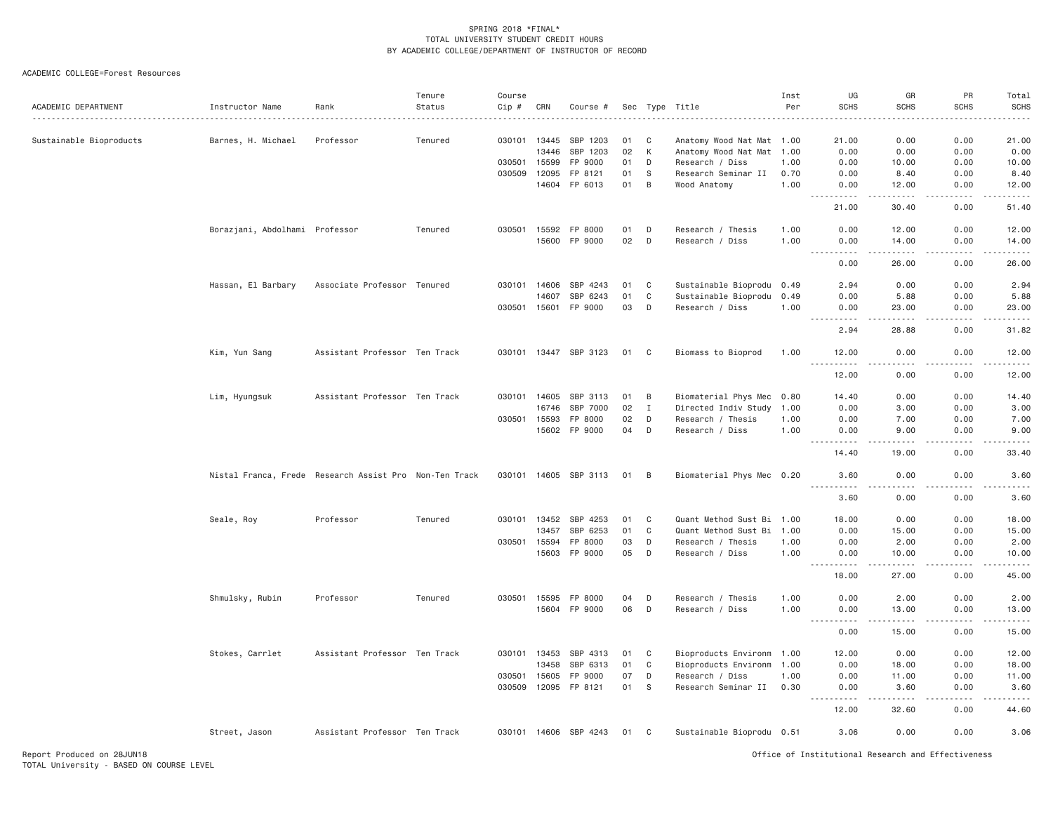SPRING 2018 *FINAL*
TOTAL UNIVERSITY STUDENT CREDIT HOURS
BY ACADEMIC COLLEGE/DEPARTMENT OF INSTRUCTOR OF RECORD

ACADEMIC COLLEGE=Forest Resources

| ACADEMIC DEPARTMENT | Instructor Name | Rank | Tenure Status | Course Cip # | CRN | Course # | Sec | Type | Title | Inst Per | UG SCHS | GR SCHS | PR SCHS | Total SCHS |
|---|---|---|---|---|---|---|---|---|---|---|---|---|---|---|
| Sustainable Bioproducts | Barnes, H. Michael | Professor | Tenured | 030101 | 13445 | SBP 1203 | 01 | C | Anatomy Wood Nat Mat | 1.00 | 21.00 | 0.00 | 0.00 | 21.00 |
| | | | | | 13446 | SBP 1203 | 02 | K | Anatomy Wood Nat Mat | 1.00 | 0.00 | 0.00 | 0.00 | 0.00 |
| | | | | 030501 | 15599 | FP 9000 | 01 | D | Research / Diss | 1.00 | 0.00 | 10.00 | 0.00 | 10.00 |
| | | | | 030509 | 12095 | FP 8121 | 01 | S | Research Seminar II | 0.70 | 0.00 | 8.40 | 0.00 | 8.40 |
| | | | | | 14604 | FP 6013 | 01 | B | Wood Anatomy | 1.00 | 0.00 | 12.00 | 0.00 | 12.00 |
| | | | | | | | | | | | 21.00 | 30.40 | 0.00 | 51.40 |
| | Borazjani, Abdolhami | Professor | Tenured | 030501 | 15592 | FP 8000 | 01 | D | Research / Thesis | 1.00 | 0.00 | 12.00 | 0.00 | 12.00 |
| | | | | | 15600 | FP 9000 | 02 | D | Research / Diss | 1.00 | 0.00 | 14.00 | 0.00 | 14.00 |
| | | | | | | | | | | | 0.00 | 26.00 | 0.00 | 26.00 |
| | Hassan, El Barbary | Associate Professor | Tenured | 030101 | 14606 | SBP 4243 | 01 | C | Sustainable Bioprodu | 0.49 | 2.94 | 0.00 | 0.00 | 2.94 |
| | | | | | 14607 | SBP 6243 | 01 | C | Sustainable Bioprodu | 0.49 | 0.00 | 5.88 | 0.00 | 5.88 |
| | | | | 030501 | 15601 | FP 9000 | 03 | D | Research / Diss | 1.00 | 0.00 | 23.00 | 0.00 | 23.00 |
| | | | | | | | | | | | 2.94 | 28.88 | 0.00 | 31.82 |
| | Kim, Yun Sang | Assistant Professor | Ten Track | 030101 | 13447 | SBP 3123 | 01 | C | Biomass to Bioprod | 1.00 | 12.00 | 0.00 | 0.00 | 12.00 |
| | | | | | | | | | | | 12.00 | 0.00 | 0.00 | 12.00 |
| | Lim, Hyungsuk | Assistant Professor | Ten Track | 030101 | 14605 | SBP 3113 | 01 | B | Biomaterial Phys Mec | 0.80 | 14.40 | 0.00 | 0.00 | 14.40 |
| | | | | | 16746 | SBP 7000 | 02 | I | Directed Indiv Study | 1.00 | 0.00 | 3.00 | 0.00 | 3.00 |
| | | | | 030501 | 15593 | FP 8000 | 02 | D | Research / Thesis | 1.00 | 0.00 | 7.00 | 0.00 | 7.00 |
| | | | | | 15602 | FP 9000 | 04 | D | Research / Diss | 1.00 | 0.00 | 9.00 | 0.00 | 9.00 |
| | | | | | | | | | | | 14.40 | 19.00 | 0.00 | 33.40 |
| | Nistal Franca, Frede | Research Assist Pro | Non-Ten Track | 030101 | 14605 | SBP 3113 | 01 | B | Biomaterial Phys Mec | 0.20 | 3.60 | 0.00 | 0.00 | 3.60 |
| | | | | | | | | | | | 3.60 | 0.00 | 0.00 | 3.60 |
| | Seale, Roy | Professor | Tenured | 030101 | 13452 | SBP 4253 | 01 | C | Quant Method Sust Bi | 1.00 | 18.00 | 0.00 | 0.00 | 18.00 |
| | | | | | 13457 | SBP 6253 | 01 | C | Quant Method Sust Bi | 1.00 | 0.00 | 15.00 | 0.00 | 15.00 |
| | | | | 030501 | 15594 | FP 8000 | 03 | D | Research / Thesis | 1.00 | 0.00 | 2.00 | 0.00 | 2.00 |
| | | | | | 15603 | FP 9000 | 05 | D | Research / Diss | 1.00 | 0.00 | 10.00 | 0.00 | 10.00 |
| | | | | | | | | | | | 18.00 | 27.00 | 0.00 | 45.00 |
| | Shmulsky, Rubin | Professor | Tenured | 030501 | 15595 | FP 8000 | 04 | D | Research / Thesis | 1.00 | 0.00 | 2.00 | 0.00 | 2.00 |
| | | | | | 15604 | FP 9000 | 06 | D | Research / Diss | 1.00 | 0.00 | 13.00 | 0.00 | 13.00 |
| | | | | | | | | | | | 0.00 | 15.00 | 0.00 | 15.00 |
| | Stokes, Carrlet | Assistant Professor | Ten Track | 030101 | 13453 | SBP 4313 | 01 | C | Bioproducts Environm | 1.00 | 12.00 | 0.00 | 0.00 | 12.00 |
| | | | | | 13458 | SBP 6313 | 01 | C | Bioproducts Environm | 1.00 | 0.00 | 18.00 | 0.00 | 18.00 |
| | | | | 030501 | 15605 | FP 9000 | 07 | D | Research / Diss | 1.00 | 0.00 | 11.00 | 0.00 | 11.00 |
| | | | | 030509 | 12095 | FP 8121 | 01 | S | Research Seminar II | 0.30 | 0.00 | 3.60 | 0.00 | 3.60 |
| | | | | | | | | | | | 12.00 | 32.60 | 0.00 | 44.60 |
| | Street, Jason | Assistant Professor | Ten Track | 030101 | 14606 | SBP 4243 | 01 | C | Sustainable Bioprodu | 0.51 | 3.06 | 0.00 | 0.00 | 3.06 |

Report Produced on 28JUN18
TOTAL University - BASED ON COURSE LEVEL

Office of Institutional Research and Effectiveness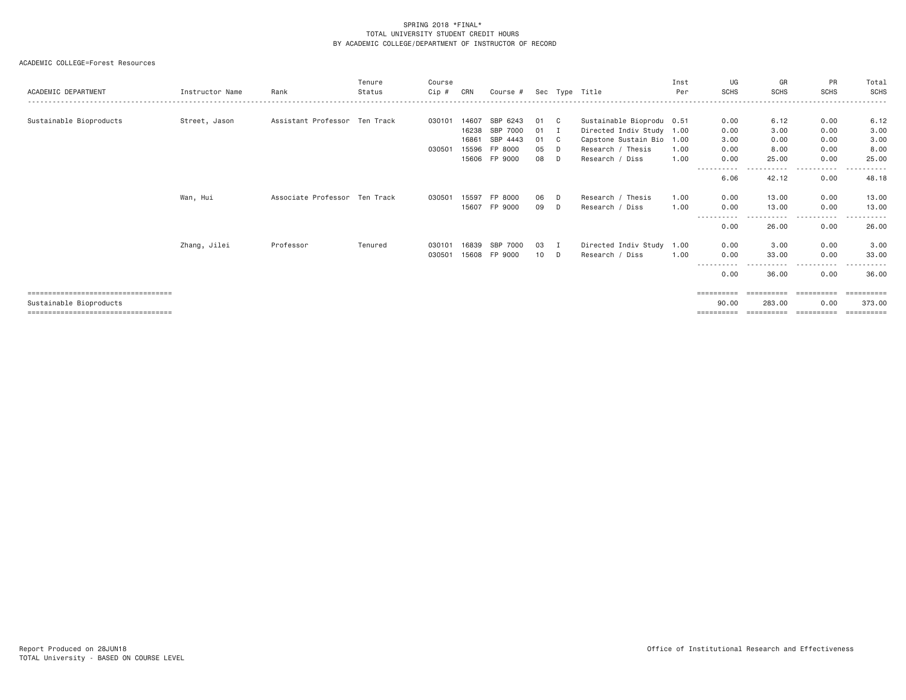SPRING 2018 *FINAL*
TOTAL UNIVERSITY STUDENT CREDIT HOURS
BY ACADEMIC COLLEGE/DEPARTMENT OF INSTRUCTOR OF RECORD

ACADEMIC COLLEGE=Forest Resources

| ACADEMIC DEPARTMENT | Instructor Name | Rank | Tenure Status | Course Cip # | CRN | Course # | Sec | Type | Title | Inst Per | UG SCHS | GR SCHS | PR SCHS | Total SCHS |
|---|---|---|---|---|---|---|---|---|---|---|---|---|---|---|
| Sustainable Bioproducts | Street, Jason | Assistant Professor | Ten Track | 030101 | 14607 | SBP 6243 | 01 | C | Sustainable Bioprodu | 0.51 | 0.00 | 6.12 | 0.00 | 6.12 |
| | | | | | 16238 | SBP 7000 | 01 | I | Directed Indiv Study | 1.00 | 0.00 | 3.00 | 0.00 | 3.00 |
| | | | | | 16861 | SBP 4443 | 01 | C | Capstone Sustain Bio | 1.00 | 3.00 | 0.00 | 0.00 | 3.00 |
| | | | | 030501 | 15596 | FP 8000 | 05 | D | Research / Thesis | 1.00 | 0.00 | 8.00 | 0.00 | 8.00 |
| | | | | | 15606 | FP 9000 | 08 | D | Research / Diss | 1.00 | 0.00 | 25.00 | 0.00 | 25.00 |
| | | | | | | | | | | | 6.06 | 42.12 | 0.00 | 48.18 |
| | Wan, Hui | Associate Professor | Ten Track | 030501 | 15597 | FP 8000 | 06 | D | Research / Thesis | 1.00 | 0.00 | 13.00 | 0.00 | 13.00 |
| | | | | | 15607 | FP 9000 | 09 | D | Research / Diss | 1.00 | 0.00 | 13.00 | 0.00 | 13.00 |
| | | | | | | | | | | | 0.00 | 26.00 | 0.00 | 26.00 |
| | Zhang, Jilei | Professor | Tenured | 030101 | 16839 | SBP 7000 | 03 | I | Directed Indiv Study | 1.00 | 0.00 | 3.00 | 0.00 | 3.00 |
| | | | | 030501 | 15608 | FP 9000 | 10 | D | Research / Diss | 1.00 | 0.00 | 33.00 | 0.00 | 33.00 |
| | | | | | | | | | | | 0.00 | 36.00 | 0.00 | 36.00 |
| Sustainable Bioproducts | | | | | | | | | | | 90.00 | 283.00 | 0.00 | 373.00 |

Report Produced on 28JUN18
TOTAL University - BASED ON COURSE LEVEL

Office of Institutional Research and Effectiveness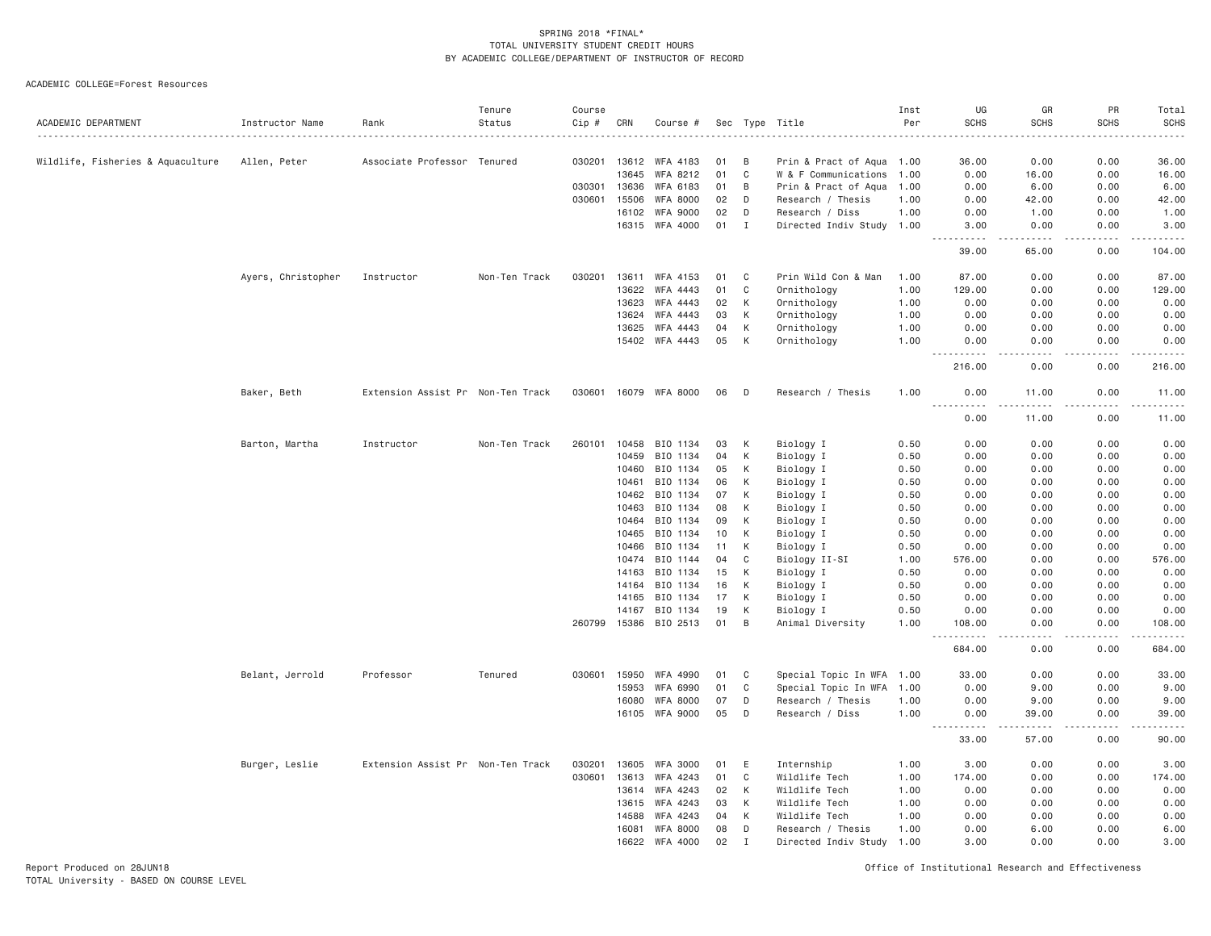SPRING 2018 *FINAL*
TOTAL UNIVERSITY STUDENT CREDIT HOURS
BY ACADEMIC COLLEGE/DEPARTMENT OF INSTRUCTOR OF RECORD

ACADEMIC COLLEGE=Forest Resources

| ACADEMIC DEPARTMENT | Instructor Name | Rank | Tenure Status | Course Cip # | CRN | Course # | Sec | Type | Title | Inst Per | UG SCHS | GR SCHS | PR SCHS | Total SCHS |
|---|---|---|---|---|---|---|---|---|---|---|---|---|---|---|
| Wildlife, Fisheries & Aquaculture | Allen, Peter | Associate Professor | Tenured | 030201 | 13612 | WFA 4183 | 01 | B | Prin & Pract of Aqua | 1.00 | 36.00 | 0.00 | 0.00 | 36.00 |
| | | | | | 13645 | WFA 8212 | 01 | C | W & F Communications | 1.00 | 0.00 | 16.00 | 0.00 | 16.00 |
| | | | | 030301 | 13636 | WFA 6183 | 01 | B | Prin & Pract of Aqua | 1.00 | 0.00 | 6.00 | 0.00 | 6.00 |
| | | | | 030601 | 15506 | WFA 8000 | 02 | D | Research / Thesis | 1.00 | 0.00 | 42.00 | 0.00 | 42.00 |
| | | | | | 16102 | WFA 9000 | 02 | D | Research / Diss | 1.00 | 0.00 | 1.00 | 0.00 | 1.00 |
| | | | | | 16315 | WFA 4000 | 01 | I | Directed Indiv Study | 1.00 | 3.00 | 0.00 | 0.00 | 3.00 |
| | | | | | | | | | | | 39.00 | 65.00 | 0.00 | 104.00 |
| | Ayers, Christopher | Instructor | Non-Ten Track | 030201 | 13611 | WFA 4153 | 01 | C | Prin Wild Con & Man | 1.00 | 87.00 | 0.00 | 0.00 | 87.00 |
| | | | | | 13622 | WFA 4443 | 01 | C | Ornithology | 1.00 | 129.00 | 0.00 | 0.00 | 129.00 |
| | | | | | 13623 | WFA 4443 | 02 | K | Ornithology | 1.00 | 0.00 | 0.00 | 0.00 | 0.00 |
| | | | | | 13624 | WFA 4443 | 03 | K | Ornithology | 1.00 | 0.00 | 0.00 | 0.00 | 0.00 |
| | | | | | 13625 | WFA 4443 | 04 | K | Ornithology | 1.00 | 0.00 | 0.00 | 0.00 | 0.00 |
| | | | | | 15402 | WFA 4443 | 05 | K | Ornithology | 1.00 | 0.00 | 0.00 | 0.00 | 0.00 |
| | | | | | | | | | | | 216.00 | 0.00 | 0.00 | 216.00 |
| | Baker, Beth | Extension Assist Pr | Non-Ten Track | 030601 | 16079 | WFA 8000 | 06 | D | Research / Thesis | 1.00 | 0.00 | 11.00 | 0.00 | 11.00 |
| | | | | | | | | | | | 0.00 | 11.00 | 0.00 | 11.00 |
| | Barton, Martha | Instructor | Non-Ten Track | 260101 | 10458 | BIO 1134 | 03 | K | Biology I | 0.50 | 0.00 | 0.00 | 0.00 | 0.00 |
| | | | | | 10459 | BIO 1134 | 04 | K | Biology I | 0.50 | 0.00 | 0.00 | 0.00 | 0.00 |
| | | | | | 10460 | BIO 1134 | 05 | K | Biology I | 0.50 | 0.00 | 0.00 | 0.00 | 0.00 |
| | | | | | 10461 | BIO 1134 | 06 | K | Biology I | 0.50 | 0.00 | 0.00 | 0.00 | 0.00 |
| | | | | | 10462 | BIO 1134 | 07 | K | Biology I | 0.50 | 0.00 | 0.00 | 0.00 | 0.00 |
| | | | | | 10463 | BIO 1134 | 08 | K | Biology I | 0.50 | 0.00 | 0.00 | 0.00 | 0.00 |
| | | | | | 10464 | BIO 1134 | 09 | K | Biology I | 0.50 | 0.00 | 0.00 | 0.00 | 0.00 |
| | | | | | 10465 | BIO 1134 | 10 | K | Biology I | 0.50 | 0.00 | 0.00 | 0.00 | 0.00 |
| | | | | | 10466 | BIO 1134 | 11 | K | Biology I | 0.50 | 0.00 | 0.00 | 0.00 | 0.00 |
| | | | | | 10474 | BIO 1144 | 04 | C | Biology II-SI | 1.00 | 576.00 | 0.00 | 0.00 | 576.00 |
| | | | | | 14163 | BIO 1134 | 15 | K | Biology I | 0.50 | 0.00 | 0.00 | 0.00 | 0.00 |
| | | | | | 14164 | BIO 1134 | 16 | K | Biology I | 0.50 | 0.00 | 0.00 | 0.00 | 0.00 |
| | | | | | 14165 | BIO 1134 | 17 | K | Biology I | 0.50 | 0.00 | 0.00 | 0.00 | 0.00 |
| | | | | | 14167 | BIO 1134 | 19 | K | Biology I | 0.50 | 0.00 | 0.00 | 0.00 | 0.00 |
| | | | | 260799 | 15386 | BIO 2513 | 01 | B | Animal Diversity | 1.00 | 108.00 | 0.00 | 0.00 | 108.00 |
| | | | | | | | | | | | 684.00 | 0.00 | 0.00 | 684.00 |
| | Belant, Jerrold | Professor | Tenured | 030601 | 15950 | WFA 4990 | 01 | C | Special Topic In WFA | 1.00 | 33.00 | 0.00 | 0.00 | 33.00 |
| | | | | | 15953 | WFA 6990 | 01 | C | Special Topic In WFA | 1.00 | 0.00 | 9.00 | 0.00 | 9.00 |
| | | | | | 16080 | WFA 8000 | 07 | D | Research / Thesis | 1.00 | 0.00 | 9.00 | 0.00 | 9.00 |
| | | | | | 16105 | WFA 9000 | 05 | D | Research / Diss | 1.00 | 0.00 | 39.00 | 0.00 | 39.00 |
| | | | | | | | | | | | 33.00 | 57.00 | 0.00 | 90.00 |
| | Burger, Leslie | Extension Assist Pr | Non-Ten Track | 030201 | 13605 | WFA 3000 | 01 | E | Internship | 1.00 | 3.00 | 0.00 | 0.00 | 3.00 |
| | | | | 030601 | 13613 | WFA 4243 | 01 | C | Wildlife Tech | 1.00 | 174.00 | 0.00 | 0.00 | 174.00 |
| | | | | | 13614 | WFA 4243 | 02 | K | Wildlife Tech | 1.00 | 0.00 | 0.00 | 0.00 | 0.00 |
| | | | | | 13615 | WFA 4243 | 03 | K | Wildlife Tech | 1.00 | 0.00 | 0.00 | 0.00 | 0.00 |
| | | | | | 14588 | WFA 4243 | 04 | K | Wildlife Tech | 1.00 | 0.00 | 0.00 | 0.00 | 0.00 |
| | | | | | 16081 | WFA 8000 | 08 | D | Research / Thesis | 1.00 | 0.00 | 6.00 | 0.00 | 6.00 |
| | | | | | 16622 | WFA 4000 | 02 | I | Directed Indiv Study | 1.00 | 3.00 | 0.00 | 0.00 | 3.00 |

Report Produced on 28JUN18
TOTAL University - BASED ON COURSE LEVEL

Office of Institutional Research and Effectiveness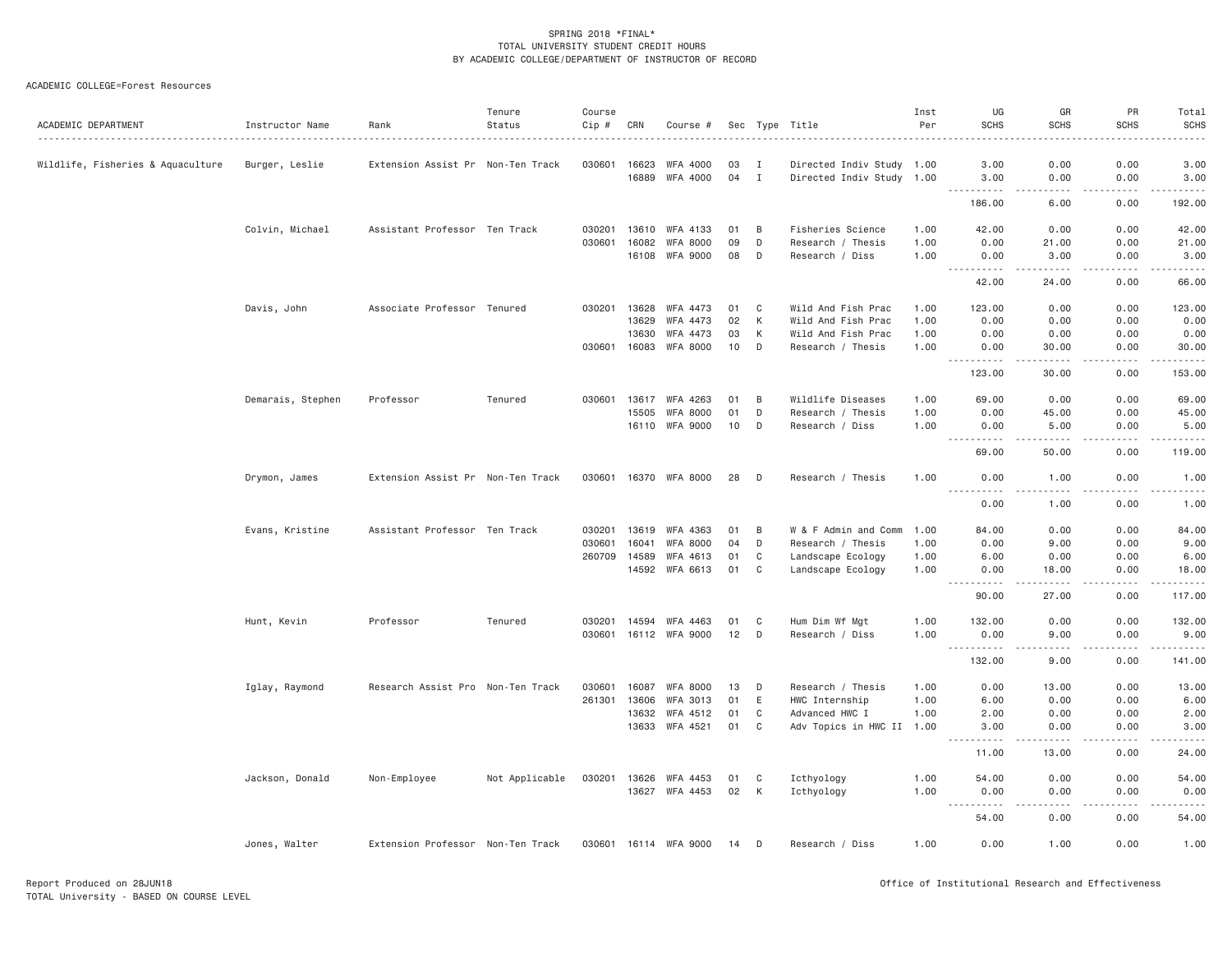SPRING 2018 *FINAL*
TOTAL UNIVERSITY STUDENT CREDIT HOURS
BY ACADEMIC COLLEGE/DEPARTMENT OF INSTRUCTOR OF RECORD

ACADEMIC COLLEGE=Forest Resources

| ACADEMIC DEPARTMENT | Instructor Name | Rank | Tenure Status | Course Cip # | CRN | Course # | Sec | Type | Title | Inst Per | UG SCHS | GR SCHS | PR SCHS | Total SCHS |
|---|---|---|---|---|---|---|---|---|---|---|---|---|---|---|
| Wildlife, Fisheries & Aquaculture | Burger, Leslie | Extension Assist Pr | Non-Ten Track | 030601 | 16623 | WFA 4000 | 03 | I | Directed Indiv Study | 1.00 | 3.00 | 0.00 | 0.00 | 3.00 |
| | | | | | 16889 | WFA 4000 | 04 | I | Directed Indiv Study | 1.00 | 3.00 | 0.00 | 0.00 | 3.00 |
| | | | | | | | | | | | 186.00 | 6.00 | 0.00 | 192.00 |
| | Colvin, Michael | Assistant Professor | Ten Track | 030201 | 13610 | WFA 4133 | 01 | B | Fisheries Science | 1.00 | 42.00 | 0.00 | 0.00 | 42.00 |
| | | | | 030601 | 16082 | WFA 8000 | 09 | D | Research / Thesis | 1.00 | 0.00 | 21.00 | 0.00 | 21.00 |
| | | | | | 16108 | WFA 9000 | 08 | D | Research / Diss | 1.00 | 0.00 | 3.00 | 0.00 | 3.00 |
| | | | | | | | | | | | 42.00 | 24.00 | 0.00 | 66.00 |
| | Davis, John | Associate Professor | Tenured | 030201 | 13628 | WFA 4473 | 01 | C | Wild And Fish Prac | 1.00 | 123.00 | 0.00 | 0.00 | 123.00 |
| | | | | | 13629 | WFA 4473 | 02 | K | Wild And Fish Prac | 1.00 | 0.00 | 0.00 | 0.00 | 0.00 |
| | | | | | 13630 | WFA 4473 | 03 | K | Wild And Fish Prac | 1.00 | 0.00 | 0.00 | 0.00 | 0.00 |
| | | | | 030601 | 16083 | WFA 8000 | 10 | D | Research / Thesis | 1.00 | 0.00 | 30.00 | 0.00 | 30.00 |
| | | | | | | | | | | | 123.00 | 30.00 | 0.00 | 153.00 |
| | Demarais, Stephen | Professor | Tenured | 030601 | 13617 | WFA 4263 | 01 | B | Wildlife Diseases | 1.00 | 69.00 | 0.00 | 0.00 | 69.00 |
| | | | | | 15505 | WFA 8000 | 01 | D | Research / Thesis | 1.00 | 0.00 | 45.00 | 0.00 | 45.00 |
| | | | | | 16110 | WFA 9000 | 10 | D | Research / Diss | 1.00 | 0.00 | 5.00 | 0.00 | 5.00 |
| | | | | | | | | | | | 69.00 | 50.00 | 0.00 | 119.00 |
| | Drymon, James | Extension Assist Pr | Non-Ten Track | 030601 | 16370 | WFA 8000 | 28 | D | Research / Thesis | 1.00 | 0.00 | 1.00 | 0.00 | 1.00 |
| | | | | | | | | | | | 0.00 | 1.00 | 0.00 | 1.00 |
| | Evans, Kristine | Assistant Professor | Ten Track | 030201 | 13619 | WFA 4363 | 01 | B | W & F Admin and Comm | 1.00 | 84.00 | 0.00 | 0.00 | 84.00 |
| | | | | 030601 | 16041 | WFA 8000 | 04 | D | Research / Thesis | 1.00 | 0.00 | 9.00 | 0.00 | 9.00 |
| | | | | 260709 | 14589 | WFA 4613 | 01 | C | Landscape Ecology | 1.00 | 6.00 | 0.00 | 0.00 | 6.00 |
| | | | | | 14592 | WFA 6613 | 01 | C | Landscape Ecology | 1.00 | 0.00 | 18.00 | 0.00 | 18.00 |
| | | | | | | | | | | | 90.00 | 27.00 | 0.00 | 117.00 |
| | Hunt, Kevin | Professor | Tenured | 030201 | 14594 | WFA 4463 | 01 | C | Hum Dim Wf Mgt | 1.00 | 132.00 | 0.00 | 0.00 | 132.00 |
| | | | | 030601 | 16112 | WFA 9000 | 12 | D | Research / Diss | 1.00 | 0.00 | 9.00 | 0.00 | 9.00 |
| | | | | | | | | | | | 132.00 | 9.00 | 0.00 | 141.00 |
| | Iglay, Raymond | Research Assist Pro | Non-Ten Track | 030601 | 16087 | WFA 8000 | 13 | D | Research / Thesis | 1.00 | 0.00 | 13.00 | 0.00 | 13.00 |
| | | | | 261301 | 13606 | WFA 3013 | 01 | E | HWC Internship | 1.00 | 6.00 | 0.00 | 0.00 | 6.00 |
| | | | | | 13632 | WFA 4512 | 01 | C | Advanced HWC I | 1.00 | 2.00 | 0.00 | 0.00 | 2.00 |
| | | | | | 13633 | WFA 4521 | 01 | C | Adv Topics in HWC II | 1.00 | 3.00 | 0.00 | 0.00 | 3.00 |
| | | | | | | | | | | | 11.00 | 13.00 | 0.00 | 24.00 |
| | Jackson, Donald | Non-Employee | Not Applicable | 030201 | 13626 | WFA 4453 | 01 | C | Icthyology | 1.00 | 54.00 | 0.00 | 0.00 | 54.00 |
| | | | | | 13627 | WFA 4453 | 02 | K | Icthyology | 1.00 | 0.00 | 0.00 | 0.00 | 0.00 |
| | | | | | | | | | | | 54.00 | 0.00 | 0.00 | 54.00 |
| | Jones, Walter | Extension Professor | Non-Ten Track | 030601 | 16114 | WFA 9000 | 14 | D | Research / Diss | 1.00 | 0.00 | 1.00 | 0.00 | 1.00 |

Report Produced on 28JUN18
TOTAL University - BASED ON COURSE LEVEL

Office of Institutional Research and Effectiveness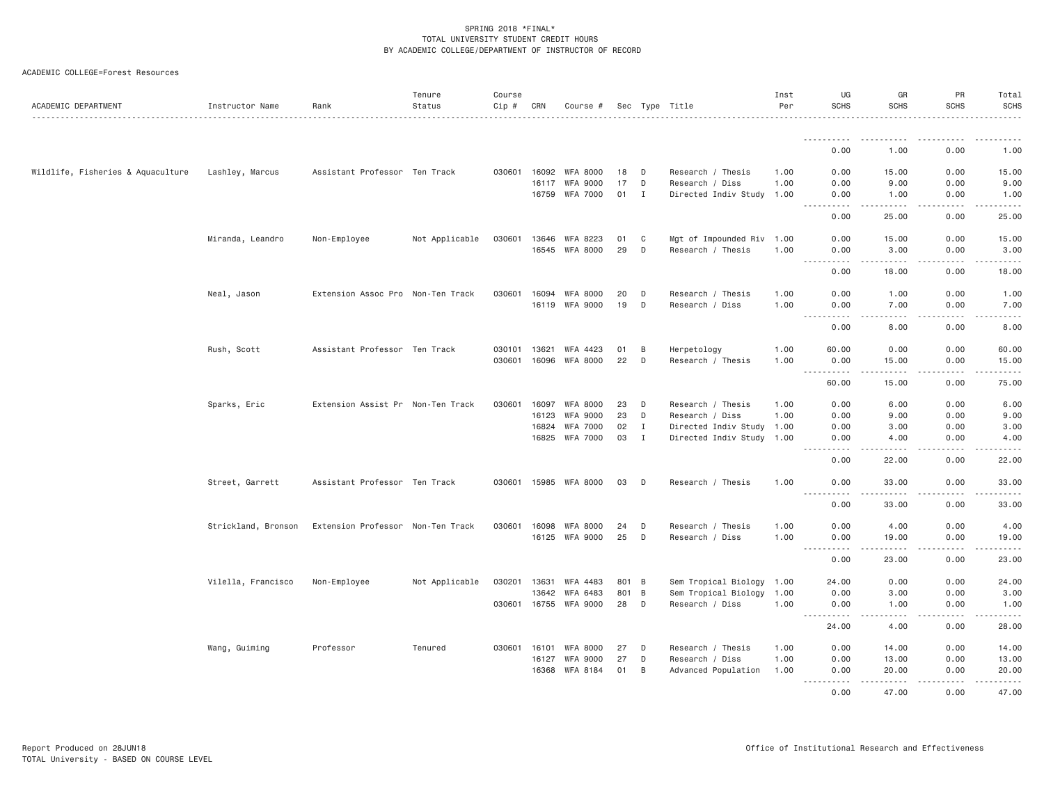SPRING 2018 *FINAL*
TOTAL UNIVERSITY STUDENT CREDIT HOURS
BY ACADEMIC COLLEGE/DEPARTMENT OF INSTRUCTOR OF RECORD

ACADEMIC COLLEGE=Forest Resources

| ACADEMIC DEPARTMENT | Instructor Name | Rank | Tenure Status | Course Cip # | CRN | Course # | Sec | Type | Title | Inst Per | UG SCHS | GR SCHS | PR SCHS | Total SCHS |
|---|---|---|---|---|---|---|---|---|---|---|---|---|---|---|
| | | | | | | | | | | | 0.00 | 1.00 | 0.00 | 1.00 |
| Wildlife, Fisheries & Aquaculture | Lashley, Marcus | Assistant Professor | Ten Track | 030601 | 16092 | WFA 8000 | 18 | D | Research / Thesis | 1.00 | 0.00 | 15.00 | 0.00 | 15.00 |
| | | | | | 16117 | WFA 9000 | 17 | D | Research / Diss | 1.00 | 0.00 | 9.00 | 0.00 | 9.00 |
| | | | | | 16759 | WFA 7000 | 01 | I | Directed Indiv Study | 1.00 | 0.00 | 1.00 | 0.00 | 1.00 |
| | | | | | | | | | | | 0.00 | 25.00 | 0.00 | 25.00 |
| | Miranda, Leandro | Non-Employee | Not Applicable | 030601 | 13646 | WFA 8223 | 01 | C | Mgt of Impounded Riv | 1.00 | 0.00 | 15.00 | 0.00 | 15.00 |
| | | | | | 16545 | WFA 8000 | 29 | D | Research / Thesis | 1.00 | 0.00 | 3.00 | 0.00 | 3.00 |
| | | | | | | | | | | | 0.00 | 18.00 | 0.00 | 18.00 |
| | Neal, Jason | Extension Assoc Pro | Non-Ten Track | 030601 | 16094 | WFA 8000 | 20 | D | Research / Thesis | 1.00 | 0.00 | 1.00 | 0.00 | 1.00 |
| | | | | | 16119 | WFA 9000 | 19 | D | Research / Diss | 1.00 | 0.00 | 7.00 | 0.00 | 7.00 |
| | | | | | | | | | | | 0.00 | 8.00 | 0.00 | 8.00 |
| | Rush, Scott | Assistant Professor | Ten Track | 030101 | 13621 | WFA 4423 | 01 | B | Herpetology | 1.00 | 60.00 | 0.00 | 0.00 | 60.00 |
| | | | | 030601 | 16096 | WFA 8000 | 22 | D | Research / Thesis | 1.00 | 0.00 | 15.00 | 0.00 | 15.00 |
| | | | | | | | | | | | 60.00 | 15.00 | 0.00 | 75.00 |
| | Sparks, Eric | Extension Assist Pr | Non-Ten Track | 030601 | 16097 | WFA 8000 | 23 | D | Research / Thesis | 1.00 | 0.00 | 6.00 | 0.00 | 6.00 |
| | | | | | 16123 | WFA 9000 | 23 | D | Research / Diss | 1.00 | 0.00 | 9.00 | 0.00 | 9.00 |
| | | | | | 16824 | WFA 7000 | 02 | I | Directed Indiv Study | 1.00 | 0.00 | 3.00 | 0.00 | 3.00 |
| | | | | | 16825 | WFA 7000 | 03 | I | Directed Indiv Study | 1.00 | 0.00 | 4.00 | 0.00 | 4.00 |
| | | | | | | | | | | | 0.00 | 22.00 | 0.00 | 22.00 |
| | Street, Garrett | Assistant Professor | Ten Track | 030601 | 15985 | WFA 8000 | 03 | D | Research / Thesis | 1.00 | 0.00 | 33.00 | 0.00 | 33.00 |
| | | | | | | | | | | | 0.00 | 33.00 | 0.00 | 33.00 |
| | Strickland, Bronson | Extension Professor | Non-Ten Track | 030601 | 16098 | WFA 8000 | 24 | D | Research / Thesis | 1.00 | 0.00 | 4.00 | 0.00 | 4.00 |
| | | | | | 16125 | WFA 9000 | 25 | D | Research / Diss | 1.00 | 0.00 | 19.00 | 0.00 | 19.00 |
| | | | | | | | | | | | 0.00 | 23.00 | 0.00 | 23.00 |
| | Vilella, Francisco | Non-Employee | Not Applicable | 030201 | 13631 | WFA 4483 | 801 | B | Sem Tropical Biology | 1.00 | 24.00 | 0.00 | 0.00 | 24.00 |
| | | | | | 13642 | WFA 6483 | 801 | B | Sem Tropical Biology | 1.00 | 0.00 | 3.00 | 0.00 | 3.00 |
| | | | | 030601 | 16755 | WFA 9000 | 28 | D | Research / Diss | 1.00 | 0.00 | 1.00 | 0.00 | 1.00 |
| | | | | | | | | | | | 24.00 | 4.00 | 0.00 | 28.00 |
| | Wang, Guiming | Professor | Tenured | 030601 | 16101 | WFA 8000 | 27 | D | Research / Thesis | 1.00 | 0.00 | 14.00 | 0.00 | 14.00 |
| | | | | | 16127 | WFA 9000 | 27 | D | Research / Diss | 1.00 | 0.00 | 13.00 | 0.00 | 13.00 |
| | | | | | 16368 | WFA 8184 | 01 | B | Advanced Population | 1.00 | 0.00 | 20.00 | 0.00 | 20.00 |
| | | | | | | | | | | | 0.00 | 47.00 | 0.00 | 47.00 |

Report Produced on 28JUN18
TOTAL University - BASED ON COURSE LEVEL

Office of Institutional Research and Effectiveness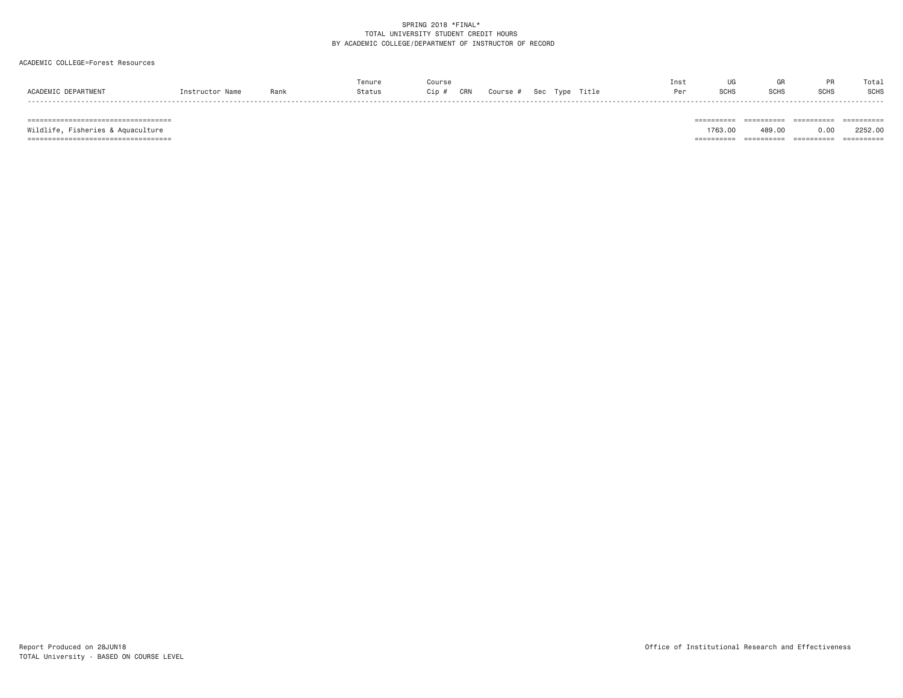SPRING 2018 *FINAL*
TOTAL UNIVERSITY STUDENT CREDIT HOURS
BY ACADEMIC COLLEGE/DEPARTMENT OF INSTRUCTOR OF RECORD

ACADEMIC COLLEGE=Forest Resources

| ACADEMIC DEPARTMENT | Instructor Name | Rank | Tenure Status | Course Cip # | CRN | Course # | Sec | Type | Title | Inst Per | UG SCHS | GR SCHS | PR SCHS | Total SCHS |
|---|---|---|---|---|---|---|---|---|---|---|---|---|---|---|
| Wildlife, Fisheries & Aquaculture | | | | | | | | | | | 1763.00 | 489.00 | 0.00 | 2252.00 |

Report Produced on 28JUN18
TOTAL University - BASED ON COURSE LEVEL

Office of Institutional Research and Effectiveness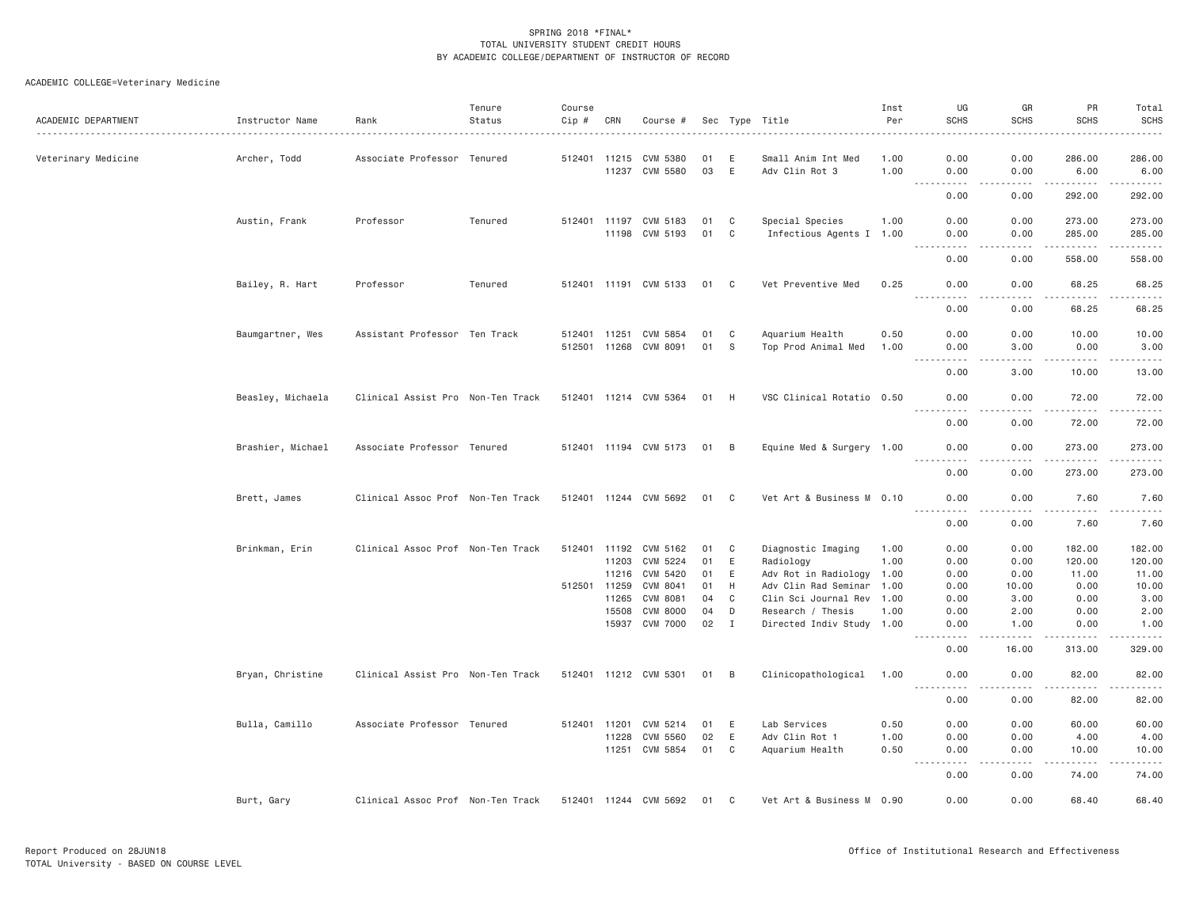SPRING 2018 *FINAL*
TOTAL UNIVERSITY STUDENT CREDIT HOURS
BY ACADEMIC COLLEGE/DEPARTMENT OF INSTRUCTOR OF RECORD

ACADEMIC COLLEGE=Veterinary Medicine

| ACADEMIC DEPARTMENT | Instructor Name | Rank | Tenure Status | Course Cip # | CRN | Course # | Sec | Type | Title | Inst Per | UG SCHS | GR SCHS | PR SCHS | Total SCHS |
|---|---|---|---|---|---|---|---|---|---|---|---|---|---|---|
| Veterinary Medicine | Archer, Todd | Associate Professor | Tenured | 512401 | 11215 | CVM 5380 | 01 | E | Small Anim Int Med | 1.00 | 0.00 | 0.00 | 286.00 | 286.00 |
| | | | | | 11237 | CVM 5580 | 03 | E | Adv Clin Rot 3 | 1.00 | 0.00 | 0.00 | 6.00 | 6.00 |
| | | | | | | | | | | | 0.00 | 0.00 | 292.00 | 292.00 |
| | Austin, Frank | Professor | Tenured | 512401 | 11197 | CVM 5183 | 01 | C | Special Species | 1.00 | 0.00 | 0.00 | 273.00 | 273.00 |
| | | | | | 11198 | CVM 5193 | 01 | C | Infectious Agents I | 1.00 | 0.00 | 0.00 | 285.00 | 285.00 |
| | | | | | | | | | | | 0.00 | 0.00 | 558.00 | 558.00 |
| | Bailey, R. Hart | Professor | Tenured | 512401 | 11191 | CVM 5133 | 01 | C | Vet Preventive Med | 0.25 | 0.00 | 0.00 | 68.25 | 68.25 |
| | | | | | | | | | | | 0.00 | 0.00 | 68.25 | 68.25 |
| | Baumgartner, Wes | Assistant Professor | Ten Track | 512401 | 11251 | CVM 5854 | 01 | C | Aquarium Health | 0.50 | 0.00 | 0.00 | 10.00 | 10.00 |
| | | | | 512501 | 11268 | CVM 8091 | 01 | S | Top Prod Animal Med | 1.00 | 0.00 | 3.00 | 0.00 | 3.00 |
| | | | | | | | | | | | 0.00 | 3.00 | 10.00 | 13.00 |
| | Beasley, Michaela | Clinical Assist Pro | Non-Ten Track | 512401 | 11214 | CVM 5364 | 01 | H | VSC Clinical Rotatio | 0.50 | 0.00 | 0.00 | 72.00 | 72.00 |
| | | | | | | | | | | | 0.00 | 0.00 | 72.00 | 72.00 |
| | Brashier, Michael | Associate Professor | Tenured | 512401 | 11194 | CVM 5173 | 01 | B | Equine Med & Surgery | 1.00 | 0.00 | 0.00 | 273.00 | 273.00 |
| | | | | | | | | | | | 0.00 | 0.00 | 273.00 | 273.00 |
| | Brett, James | Clinical Assoc Prof | Non-Ten Track | 512401 | 11244 | CVM 5692 | 01 | C | Vet Art & Business M | 0.10 | 0.00 | 0.00 | 7.60 | 7.60 |
| | | | | | | | | | | | 0.00 | 0.00 | 7.60 | 7.60 |
| | Brinkman, Erin | Clinical Assoc Prof | Non-Ten Track | 512401 | 11192 | CVM 5162 | 01 | C | Diagnostic Imaging | 1.00 | 0.00 | 0.00 | 182.00 | 182.00 |
| | | | | | 11203 | CVM 5224 | 01 | E | Radiology | 1.00 | 0.00 | 0.00 | 120.00 | 120.00 |
| | | | | | 11216 | CVM 5420 | 01 | E | Adv Rot in Radiology | 1.00 | 0.00 | 0.00 | 11.00 | 11.00 |
| | | | | 512501 | 11259 | CVM 8041 | 01 | H | Adv Clin Rad Seminar | 1.00 | 0.00 | 10.00 | 0.00 | 10.00 |
| | | | | | 11265 | CVM 8081 | 04 | C | Clin Sci Journal Rev | 1.00 | 0.00 | 3.00 | 0.00 | 3.00 |
| | | | | | 15508 | CVM 8000 | 04 | D | Research / Thesis | 1.00 | 0.00 | 2.00 | 0.00 | 2.00 |
| | | | | | 15937 | CVM 7000 | 02 | I | Directed Indiv Study | 1.00 | 0.00 | 1.00 | 0.00 | 1.00 |
| | | | | | | | | | | | 0.00 | 16.00 | 313.00 | 329.00 |
| | Bryan, Christine | Clinical Assist Pro | Non-Ten Track | 512401 | 11212 | CVM 5301 | 01 | B | Clinicopathological | 1.00 | 0.00 | 0.00 | 82.00 | 82.00 |
| | | | | | | | | | | | 0.00 | 0.00 | 82.00 | 82.00 |
| | Bulla, Camillo | Associate Professor | Tenured | 512401 | 11201 | CVM 5214 | 01 | E | Lab Services | 0.50 | 0.00 | 0.00 | 60.00 | 60.00 |
| | | | | | 11228 | CVM 5560 | 02 | E | Adv Clin Rot 1 | 1.00 | 0.00 | 0.00 | 4.00 | 4.00 |
| | | | | | 11251 | CVM 5854 | 01 | C | Aquarium Health | 0.50 | 0.00 | 0.00 | 10.00 | 10.00 |
| | | | | | | | | | | | 0.00 | 0.00 | 74.00 | 74.00 |
| | Burt, Gary | Clinical Assoc Prof | Non-Ten Track | 512401 | 11244 | CVM 5692 | 01 | C | Vet Art & Business M | 0.90 | 0.00 | 0.00 | 68.40 | 68.40 |

Report Produced on 28JUN18
TOTAL University - BASED ON COURSE LEVEL

Office of Institutional Research and Effectiveness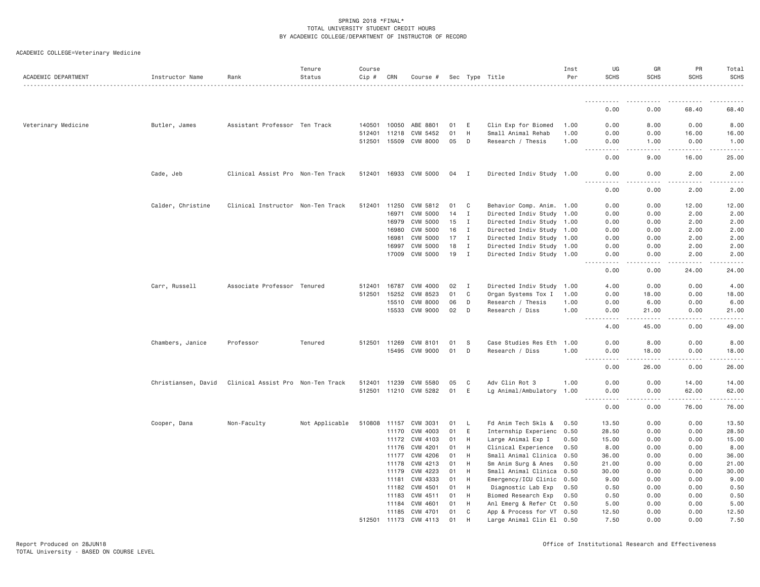SPRING 2018 *FINAL*
TOTAL UNIVERSITY STUDENT CREDIT HOURS
BY ACADEMIC COLLEGE/DEPARTMENT OF INSTRUCTOR OF RECORD

ACADEMIC COLLEGE=Veterinary Medicine

| ACADEMIC DEPARTMENT | Instructor Name | Rank | Tenure Status | Course Cip # | CRN | Course # | Sec | Type | Title | Inst Per | UG SCHS | GR SCHS | PR SCHS | Total SCHS |
|---|---|---|---|---|---|---|---|---|---|---|---|---|---|---|
| | | | | | | | | | | | 0.00 | 0.00 | 68.40 | 68.40 |
| Veterinary Medicine | Butler, James | Assistant Professor | Ten Track | 140501 | 10050 | ABE 8801 | 01 | E | Clin Exp for Biomed | 1.00 | 0.00 | 8.00 | 0.00 | 8.00 |
| | | | | 512401 | 11218 | CVM 5452 | 01 | H | Small Animal Rehab | 1.00 | 0.00 | 0.00 | 16.00 | 16.00 |
| | | | | 512501 | 15509 | CVM 8000 | 05 | D | Research / Thesis | 1.00 | 0.00 | 1.00 | 0.00 | 1.00 |
| | | | | | | | | | | | 0.00 | 9.00 | 16.00 | 25.00 |
| | Cade, Jeb | Clinical Assist Pro | Non-Ten Track | 512401 | 16933 | CVM 5000 | 04 | I | Directed Indiv Study | 1.00 | 0.00 | 0.00 | 2.00 | 2.00 |
| | | | | | | | | | | | 0.00 | 0.00 | 2.00 | 2.00 |
| | Calder, Christine | Clinical Instructor | Non-Ten Track | 512401 | 11250 | CVM 5812 | 01 | C | Behavior Comp. Anim. | 1.00 | 0.00 | 0.00 | 12.00 | 12.00 |
| | | | | | 16971 | CVM 5000 | 14 | I | Directed Indiv Study | 1.00 | 0.00 | 0.00 | 2.00 | 2.00 |
| | | | | | 16979 | CVM 5000 | 15 | I | Directed Indiv Study | 1.00 | 0.00 | 0.00 | 2.00 | 2.00 |
| | | | | | 16980 | CVM 5000 | 16 | I | Directed Indiv Study | 1.00 | 0.00 | 0.00 | 2.00 | 2.00 |
| | | | | | 16981 | CVM 5000 | 17 | I | Directed Indiv Study | 1.00 | 0.00 | 0.00 | 2.00 | 2.00 |
| | | | | | 16997 | CVM 5000 | 18 | I | Directed Indiv Study | 1.00 | 0.00 | 0.00 | 2.00 | 2.00 |
| | | | | | 17009 | CVM 5000 | 19 | I | Directed Indiv Study | 1.00 | 0.00 | 0.00 | 2.00 | 2.00 |
| | | | | | | | | | | | 0.00 | 0.00 | 24.00 | 24.00 |
| | Carr, Russell | Associate Professor | Tenured | 512401 | 16787 | CVM 4000 | 02 | I | Directed Indiv Study | 1.00 | 4.00 | 0.00 | 0.00 | 4.00 |
| | | | | 512501 | 15252 | CVM 8523 | 01 | C | Organ Systems Tox I | 1.00 | 0.00 | 18.00 | 0.00 | 18.00 |
| | | | | | 15510 | CVM 8000 | 06 | D | Research / Thesis | 1.00 | 0.00 | 6.00 | 0.00 | 6.00 |
| | | | | | 15533 | CVM 9000 | 02 | D | Research / Diss | 1.00 | 0.00 | 21.00 | 0.00 | 21.00 |
| | | | | | | | | | | | 4.00 | 45.00 | 0.00 | 49.00 |
| | Chambers, Janice | Professor | Tenured | 512501 | 11269 | CVM 8101 | 01 | S | Case Studies Res Eth | 1.00 | 0.00 | 8.00 | 0.00 | 8.00 |
| | | | | | 15495 | CVM 9000 | 01 | D | Research / Diss | 1.00 | 0.00 | 18.00 | 0.00 | 18.00 |
| | | | | | | | | | | | 0.00 | 26.00 | 0.00 | 26.00 |
| | Christiansen, David | Clinical Assist Pro | Non-Ten Track | 512401 | 11239 | CVM 5580 | 05 | C | Adv Clin Rot 3 | 1.00 | 0.00 | 0.00 | 14.00 | 14.00 |
| | | | | 512501 | 11210 | CVM 5282 | 01 | E | Lg Animal/Ambulatory | 1.00 | 0.00 | 0.00 | 62.00 | 62.00 |
| | | | | | | | | | | | 0.00 | 0.00 | 76.00 | 76.00 |
| | Cooper, Dana | Non-Faculty | Not Applicable | 510808 | 11157 | CVM 3031 | 01 | L | Fd Anim Tech Skls & | 0.50 | 13.50 | 0.00 | 0.00 | 13.50 |
| | | | | | 11170 | CVM 4003 | 01 | E | Internship Experienc | 0.50 | 28.50 | 0.00 | 0.00 | 28.50 |
| | | | | | 11172 | CVM 4103 | 01 | H | Large Animal Exp I | 0.50 | 15.00 | 0.00 | 0.00 | 15.00 |
| | | | | | 11176 | CVM 4201 | 01 | H | Clinical Experience | 0.50 | 8.00 | 0.00 | 0.00 | 8.00 |
| | | | | | 11177 | CVM 4206 | 01 | H | Small Animal Clinica | 0.50 | 36.00 | 0.00 | 0.00 | 36.00 |
| | | | | | 11178 | CVM 4213 | 01 | H | Sm Anim Surg & Anes | 0.50 | 21.00 | 0.00 | 0.00 | 21.00 |
| | | | | | 11179 | CVM 4223 | 01 | H | Small Animal Clinica | 0.50 | 30.00 | 0.00 | 0.00 | 30.00 |
| | | | | | 11181 | CVM 4333 | 01 | H | Emergency/ICU Clinic | 0.50 | 9.00 | 0.00 | 0.00 | 9.00 |
| | | | | | 11182 | CVM 4501 | 01 | H | Diagnostic Lab Exp | 0.50 | 0.50 | 0.00 | 0.00 | 0.50 |
| | | | | | 11183 | CVM 4511 | 01 | H | Biomed Research Exp | 0.50 | 0.50 | 0.00 | 0.00 | 0.50 |
| | | | | | 11184 | CVM 4601 | 01 | H | Anl Emerg & Refer Ct | 0.50 | 5.00 | 0.00 | 0.00 | 5.00 |
| | | | | | 11185 | CVM 4701 | 01 | C | App & Process for VT | 0.50 | 12.50 | 0.00 | 0.00 | 12.50 |
| | | | | 512501 | 11173 | CVM 4113 | 01 | H | Large Animal Clin El | 0.50 | 7.50 | 0.00 | 0.00 | 7.50 |

Report Produced on 28JUN18
TOTAL University - BASED ON COURSE LEVEL

Office of Institutional Research and Effectiveness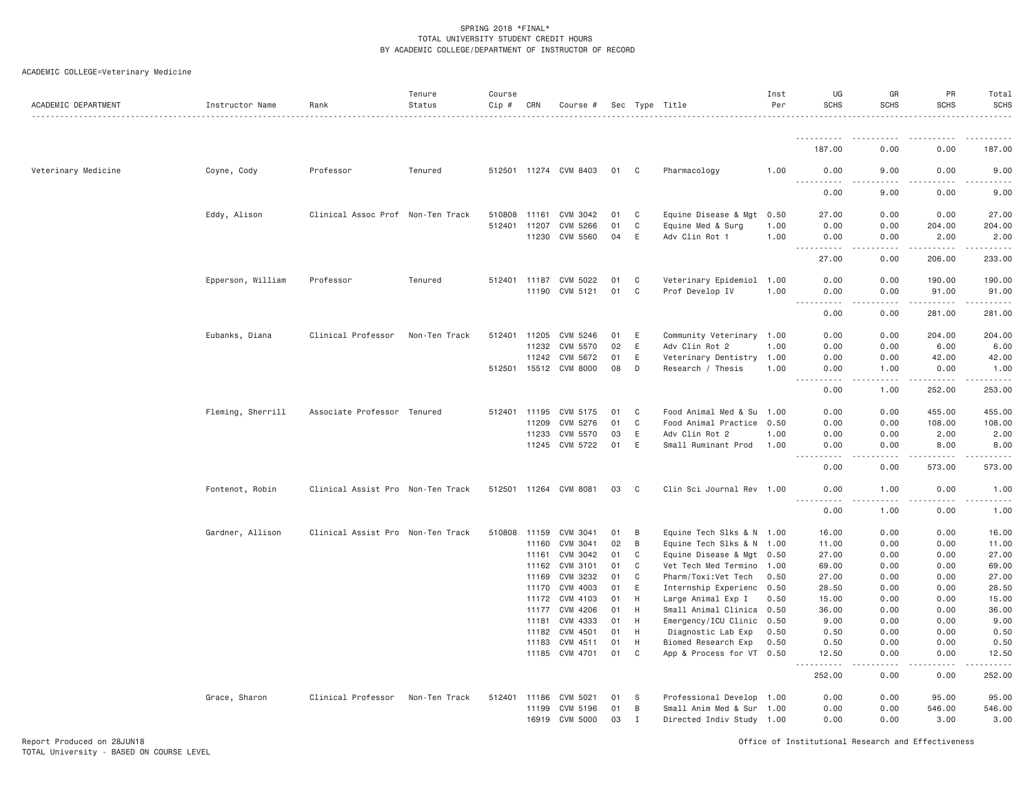SPRING 2018 *FINAL*
TOTAL UNIVERSITY STUDENT CREDIT HOURS
BY ACADEMIC COLLEGE/DEPARTMENT OF INSTRUCTOR OF RECORD

ACADEMIC COLLEGE=Veterinary Medicine

| ACADEMIC DEPARTMENT | Instructor Name | Rank | Tenure Status | Course Cip # | CRN | Course # | Sec | Type | Title | Inst Per | UG SCHS | GR SCHS | PR SCHS | Total SCHS |
|---|---|---|---|---|---|---|---|---|---|---|---|---|---|---|
| | | | | | | | | | | | 187.00 | 0.00 | 0.00 | 187.00 |
| Veterinary Medicine | Coyne, Cody | Professor | Tenured | 512501 | 11274 | CVM 8403 | 01 | C | Pharmacology | 1.00 | 0.00 | 9.00 | 0.00 | 9.00 |
| | | | | | | | | | | | 0.00 | 9.00 | 0.00 | 9.00 |
| | Eddy, Alison | Clinical Assoc Prof | Non-Ten Track | 510808 | 11161 | CVM 3042 | 01 | C | Equine Disease & Mgt | 0.50 | 27.00 | 0.00 | 0.00 | 27.00 |
| | | | | 512401 | 11207 | CVM 5266 | 01 | C | Equine Med & Surg | 1.00 | 0.00 | 0.00 | 204.00 | 204.00 |
| | | | | | 11230 | CVM 5560 | 04 | E | Adv Clin Rot 1 | 1.00 | 0.00 | 0.00 | 2.00 | 2.00 |
| | | | | | | | | | | | 27.00 | 0.00 | 206.00 | 233.00 |
| | Epperson, William | Professor | Tenured | 512401 | 11187 | CVM 5022 | 01 | C | Veterinary Epidemiol | 1.00 | 0.00 | 0.00 | 190.00 | 190.00 |
| | | | | | 11190 | CVM 5121 | 01 | C | Prof Develop IV | 1.00 | 0.00 | 0.00 | 91.00 | 91.00 |
| | | | | | | | | | | | 0.00 | 0.00 | 281.00 | 281.00 |
| | Eubanks, Diana | Clinical Professor | Non-Ten Track | 512401 | 11205 | CVM 5246 | 01 | E | Community Veterinary | 1.00 | 0.00 | 0.00 | 204.00 | 204.00 |
| | | | | | 11232 | CVM 5570 | 02 | E | Adv Clin Rot 2 | 1.00 | 0.00 | 0.00 | 6.00 | 6.00 |
| | | | | | 11242 | CVM 5672 | 01 | E | Veterinary Dentistry | 1.00 | 0.00 | 0.00 | 42.00 | 42.00 |
| | | | | 512501 | 15512 | CVM 8000 | 08 | D | Research / Thesis | 1.00 | 0.00 | 1.00 | 0.00 | 1.00 |
| | | | | | | | | | | | 0.00 | 1.00 | 252.00 | 253.00 |
| | Fleming, Sherrill | Associate Professor | Tenured | 512401 | 11195 | CVM 5175 | 01 | C | Food Animal Med & Su | 1.00 | 0.00 | 0.00 | 455.00 | 455.00 |
| | | | | | 11209 | CVM 5276 | 01 | C | Food Animal Practice | 0.50 | 0.00 | 0.00 | 108.00 | 108.00 |
| | | | | | 11233 | CVM 5570 | 03 | E | Adv Clin Rot 2 | 1.00 | 0.00 | 0.00 | 2.00 | 2.00 |
| | | | | | 11245 | CVM 5722 | 01 | E | Small Ruminant Prod | 1.00 | 0.00 | 0.00 | 8.00 | 8.00 |
| | | | | | | | | | | | 0.00 | 0.00 | 573.00 | 573.00 |
| | Fontenot, Robin | Clinical Assist Pro | Non-Ten Track | 512501 | 11264 | CVM 8081 | 03 | C | Clin Sci Journal Rev | 1.00 | 0.00 | 1.00 | 0.00 | 1.00 |
| | | | | | | | | | | | 0.00 | 1.00 | 0.00 | 1.00 |
| | Gardner, Allison | Clinical Assist Pro | Non-Ten Track | 510808 | 11159 | CVM 3041 | 01 | B | Equine Tech Slks & N | 1.00 | 16.00 | 0.00 | 0.00 | 16.00 |
| | | | | | 11160 | CVM 3041 | 02 | B | Equine Tech Slks & N | 1.00 | 11.00 | 0.00 | 0.00 | 11.00 |
| | | | | | 11161 | CVM 3042 | 01 | C | Equine Disease & Mgt | 0.50 | 27.00 | 0.00 | 0.00 | 27.00 |
| | | | | | 11162 | CVM 3101 | 01 | C | Vet Tech Med Termino | 1.00 | 69.00 | 0.00 | 0.00 | 69.00 |
| | | | | | 11169 | CVM 3232 | 01 | C | Pharm/Toxi:Vet Tech | 0.50 | 27.00 | 0.00 | 0.00 | 27.00 |
| | | | | | 11170 | CVM 4003 | 01 | E | Internship Experienc | 0.50 | 28.50 | 0.00 | 0.00 | 28.50 |
| | | | | | 11172 | CVM 4103 | 01 | H | Large Animal Exp I | 0.50 | 15.00 | 0.00 | 0.00 | 15.00 |
| | | | | | 11177 | CVM 4206 | 01 | H | Small Animal Clinica | 0.50 | 36.00 | 0.00 | 0.00 | 36.00 |
| | | | | | 11181 | CVM 4333 | 01 | H | Emergency/ICU Clinic | 0.50 | 9.00 | 0.00 | 0.00 | 9.00 |
| | | | | | 11182 | CVM 4501 | 01 | H | Diagnostic Lab Exp | 0.50 | 0.50 | 0.00 | 0.00 | 0.50 |
| | | | | | 11183 | CVM 4511 | 01 | H | Biomed Research Exp | 0.50 | 0.50 | 0.00 | 0.00 | 0.50 |
| | | | | | 11185 | CVM 4701 | 01 | C | App & Process for VT | 0.50 | 12.50 | 0.00 | 0.00 | 12.50 |
| | | | | | | | | | | | 252.00 | 0.00 | 0.00 | 252.00 |
| | Grace, Sharon | Clinical Professor | Non-Ten Track | 512401 | 11186 | CVM 5021 | 01 | S | Professional Develop | 1.00 | 0.00 | 0.00 | 95.00 | 95.00 |
| | | | | | 11199 | CVM 5196 | 01 | B | Small Anim Med & Sur | 1.00 | 0.00 | 0.00 | 546.00 | 546.00 |
| | | | | | 16919 | CVM 5000 | 03 | I | Directed Indiv Study | 1.00 | 0.00 | 0.00 | 3.00 | 3.00 |

Report Produced on 28JUN18
TOTAL University - BASED ON COURSE LEVEL

Office of Institutional Research and Effectiveness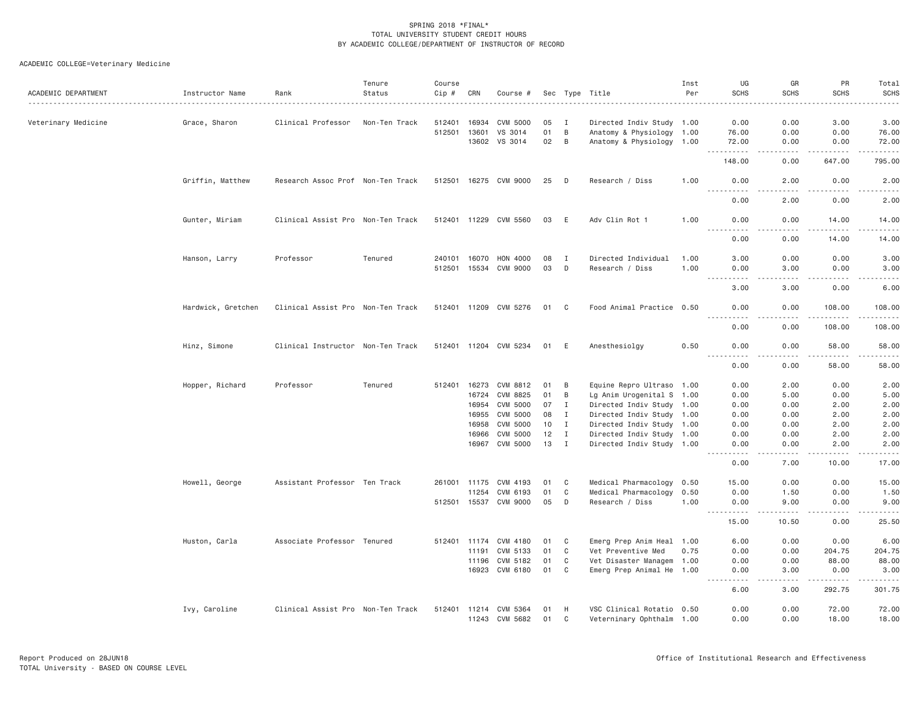SPRING 2018 *FINAL*
TOTAL UNIVERSITY STUDENT CREDIT HOURS
BY ACADEMIC COLLEGE/DEPARTMENT OF INSTRUCTOR OF RECORD

ACADEMIC COLLEGE=Veterinary Medicine

| ACADEMIC DEPARTMENT | Instructor Name | Rank | Tenure Status | Course Cip # | CRN | Course # | Sec | Type | Title | Inst Per | UG SCHS | GR SCHS | PR SCHS | Total SCHS |
|---|---|---|---|---|---|---|---|---|---|---|---|---|---|---|
| Veterinary Medicine | Grace, Sharon | Clinical Professor | Non-Ten Track | 512401 | 16934 | CVM 5000 | 05 | I | Directed Indiv Study | 1.00 | 0.00 | 0.00 | 3.00 | 3.00 |
| | | | | 512501 | 13601 | VS 3014 | 01 | B | Anatomy & Physiology | 1.00 | 76.00 | 0.00 | 0.00 | 76.00 |
| | | | | | 13602 | VS 3014 | 02 | B | Anatomy & Physiology | 1.00 | 72.00 | 0.00 | 0.00 | 72.00 |
| | | | | | | | | | | | 148.00 | 0.00 | 647.00 | 795.00 |
| | Griffin, Matthew | Research Assoc Prof | Non-Ten Track | 512501 | 16275 | CVM 9000 | 25 | D | Research / Diss | 1.00 | 0.00 | 2.00 | 0.00 | 2.00 |
| | | | | | | | | | | | 0.00 | 2.00 | 0.00 | 2.00 |
| | Gunter, Miriam | Clinical Assist Pro | Non-Ten Track | 512401 | 11229 | CVM 5560 | 03 | E | Adv Clin Rot 1 | 1.00 | 0.00 | 0.00 | 14.00 | 14.00 |
| | | | | | | | | | | | 0.00 | 0.00 | 14.00 | 14.00 |
| | Hanson, Larry | Professor | Tenured | 240101 | 16070 | HON 4000 | 08 | I | Directed Individual | 1.00 | 3.00 | 0.00 | 0.00 | 3.00 |
| | | | | 512501 | 15534 | CVM 9000 | 03 | D | Research / Diss | 1.00 | 0.00 | 3.00 | 0.00 | 3.00 |
| | | | | | | | | | | | 3.00 | 3.00 | 0.00 | 6.00 |
| | Hardwick, Gretchen | Clinical Assist Pro | Non-Ten Track | 512401 | 11209 | CVM 5276 | 01 | C | Food Animal Practice | 0.50 | 0.00 | 0.00 | 108.00 | 108.00 |
| | | | | | | | | | | | 0.00 | 0.00 | 108.00 | 108.00 |
| | Hinz, Simone | Clinical Instructor | Non-Ten Track | 512401 | 11204 | CVM 5234 | 01 | E | Anesthesiolgy | 0.50 | 0.00 | 0.00 | 58.00 | 58.00 |
| | | | | | | | | | | | 0.00 | 0.00 | 58.00 | 58.00 |
| | Hopper, Richard | Professor | Tenured | 512401 | 16273 | CVM 8812 | 01 | B | Equine Repro Ultraso | 1.00 | 0.00 | 2.00 | 0.00 | 2.00 |
| | | | | | 16724 | CVM 8825 | 01 | B | Lg Anim Urogenital S | 1.00 | 0.00 | 5.00 | 0.00 | 5.00 |
| | | | | | 16954 | CVM 5000 | 07 | I | Directed Indiv Study | 1.00 | 0.00 | 0.00 | 2.00 | 2.00 |
| | | | | | 16955 | CVM 5000 | 08 | I | Directed Indiv Study | 1.00 | 0.00 | 0.00 | 2.00 | 2.00 |
| | | | | | 16958 | CVM 5000 | 10 | I | Directed Indiv Study | 1.00 | 0.00 | 0.00 | 2.00 | 2.00 |
| | | | | | 16966 | CVM 5000 | 12 | I | Directed Indiv Study | 1.00 | 0.00 | 0.00 | 2.00 | 2.00 |
| | | | | | 16967 | CVM 5000 | 13 | I | Directed Indiv Study | 1.00 | 0.00 | 0.00 | 2.00 | 2.00 |
| | | | | | | | | | | | 0.00 | 7.00 | 10.00 | 17.00 |
| | Howell, George | Assistant Professor | Ten Track | 261001 | 11175 | CVM 4193 | 01 | C | Medical Pharmacology | 0.50 | 15.00 | 0.00 | 0.00 | 15.00 |
| | | | | | 11254 | CVM 6193 | 01 | C | Medical Pharmacology | 0.50 | 0.00 | 1.50 | 0.00 | 1.50 |
| | | | | 512501 | 15537 | CVM 9000 | 05 | D | Research / Diss | 1.00 | 0.00 | 9.00 | 0.00 | 9.00 |
| | | | | | | | | | | | 15.00 | 10.50 | 0.00 | 25.50 |
| | Huston, Carla | Associate Professor | Tenured | 512401 | 11174 | CVM 4180 | 01 | C | Emerg Prep Anim Heal | 1.00 | 6.00 | 0.00 | 0.00 | 6.00 |
| | | | | | 11191 | CVM 5133 | 01 | C | Vet Preventive Med | 0.75 | 0.00 | 0.00 | 204.75 | 204.75 |
| | | | | | 11196 | CVM 5182 | 01 | C | Vet Disaster Managem | 1.00 | 0.00 | 0.00 | 88.00 | 88.00 |
| | | | | | 16923 | CVM 6180 | 01 | C | Emerg Prep Animal He | 1.00 | 0.00 | 3.00 | 0.00 | 3.00 |
| | | | | | | | | | | | 6.00 | 3.00 | 292.75 | 301.75 |
| | Ivy, Caroline | Clinical Assist Pro | Non-Ten Track | 512401 | 11214 | CVM 5364 | 01 | H | VSC Clinical Rotatio | 0.50 | 0.00 | 0.00 | 72.00 | 72.00 |
| | | | | | 11243 | CVM 5682 | 01 | C | Veterninary Ophthalm | 1.00 | 0.00 | 0.00 | 18.00 | 18.00 |

Report Produced on 28JUN18
TOTAL University - BASED ON COURSE LEVEL

Office of Institutional Research and Effectiveness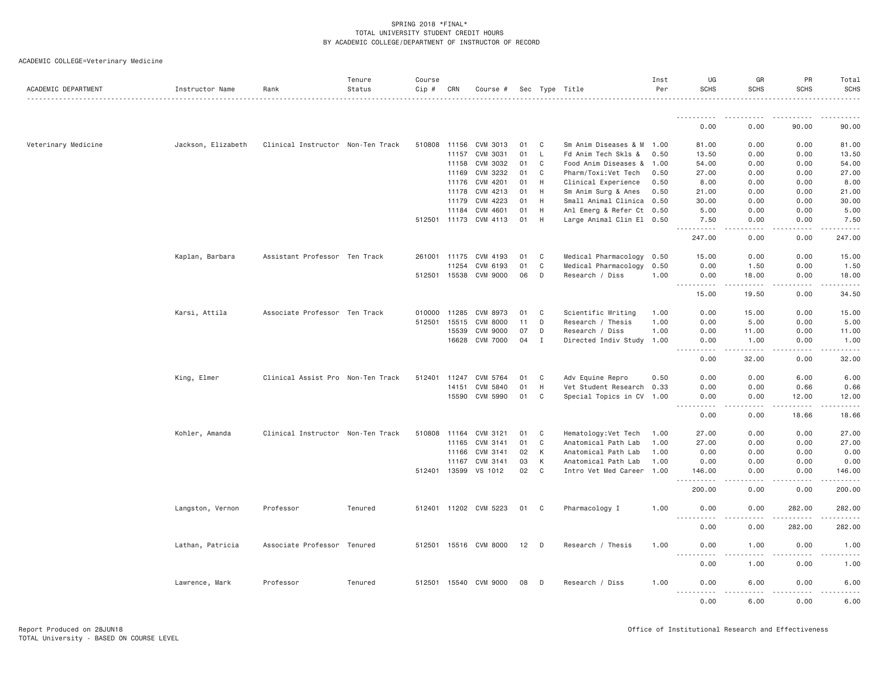SPRING 2018 *FINAL*
TOTAL UNIVERSITY STUDENT CREDIT HOURS
BY ACADEMIC COLLEGE/DEPARTMENT OF INSTRUCTOR OF RECORD

ACADEMIC COLLEGE=Veterinary Medicine

| ACADEMIC DEPARTMENT | Instructor Name | Rank | Tenure Status | Course Cip # | CRN | Course # | Sec | Type | Title | Inst Per | UG SCHS | GR SCHS | PR SCHS | Total SCHS |
|---|---|---|---|---|---|---|---|---|---|---|---|---|---|---|
| | | | | | | | | | | | 0.00 | 0.00 | 90.00 | 90.00 |
| Veterinary Medicine | Jackson, Elizabeth | Clinical Instructor | Non-Ten Track | 510808 | 11156 | CVM 3013 | 01 | C | Sm Anim Diseases & M | 1.00 | 81.00 | 0.00 | 0.00 | 81.00 |
| | | | | | 11157 | CVM 3031 | 01 | L | Fd Anim Tech Skls & | 0.50 | 13.50 | 0.00 | 0.00 | 13.50 |
| | | | | | 11158 | CVM 3032 | 01 | C | Food Anim Diseases & | 1.00 | 54.00 | 0.00 | 0.00 | 54.00 |
| | | | | | 11169 | CVM 3232 | 01 | C | Pharm/Toxi:Vet Tech | 0.50 | 27.00 | 0.00 | 0.00 | 27.00 |
| | | | | | 11176 | CVM 4201 | 01 | H | Clinical Experience | 0.50 | 8.00 | 0.00 | 0.00 | 8.00 |
| | | | | | 11178 | CVM 4213 | 01 | H | Sm Anim Surg & Anes | 0.50 | 21.00 | 0.00 | 0.00 | 21.00 |
| | | | | | 11179 | CVM 4223 | 01 | H | Small Animal Clinica | 0.50 | 30.00 | 0.00 | 0.00 | 30.00 |
| | | | | | 11184 | CVM 4601 | 01 | H | Anl Emerg & Refer Ct | 0.50 | 5.00 | 0.00 | 0.00 | 5.00 |
| | | | | 512501 | 11173 | CVM 4113 | 01 | H | Large Animal Clin El | 0.50 | 7.50 | 0.00 | 0.00 | 7.50 |
| | | | | | | | | | | | 247.00 | 0.00 | 0.00 | 247.00 |
| | Kaplan, Barbara | Assistant Professor | Ten Track | 261001 | 11175 | CVM 4193 | 01 | C | Medical Pharmacology | 0.50 | 15.00 | 0.00 | 0.00 | 15.00 |
| | | | | | 11254 | CVM 6193 | 01 | C | Medical Pharmacology | 0.50 | 0.00 | 1.50 | 0.00 | 1.50 |
| | | | | 512501 | 15538 | CVM 9000 | 06 | D | Research / Diss | 1.00 | 0.00 | 18.00 | 0.00 | 18.00 |
| | | | | | | | | | | | 15.00 | 19.50 | 0.00 | 34.50 |
| | Karsi, Attila | Associate Professor | Ten Track | 010000 | 11285 | CVM 8973 | 01 | C | Scientific Writing | 1.00 | 0.00 | 15.00 | 0.00 | 15.00 |
| | | | | 512501 | 15515 | CVM 8000 | 11 | D | Research / Thesis | 1.00 | 0.00 | 5.00 | 0.00 | 5.00 |
| | | | | | 15539 | CVM 9000 | 07 | D | Research / Diss | 1.00 | 0.00 | 11.00 | 0.00 | 11.00 |
| | | | | | 16628 | CVM 7000 | 04 | I | Directed Indiv Study | 1.00 | 0.00 | 1.00 | 0.00 | 1.00 |
| | | | | | | | | | | | 0.00 | 32.00 | 0.00 | 32.00 |
| | King, Elmer | Clinical Assist Pro | Non-Ten Track | 512401 | 11247 | CVM 5764 | 01 | C | Adv Equine Repro | 0.50 | 0.00 | 0.00 | 6.00 | 6.00 |
| | | | | | 14151 | CVM 5840 | 01 | H | Vet Student Research | 0.33 | 0.00 | 0.00 | 0.66 | 0.66 |
| | | | | | 15590 | CVM 5990 | 01 | C | Special Topics in CV | 1.00 | 0.00 | 0.00 | 12.00 | 12.00 |
| | | | | | | | | | | | 0.00 | 0.00 | 18.66 | 18.66 |
| | Kohler, Amanda | Clinical Instructor | Non-Ten Track | 510808 | 11164 | CVM 3121 | 01 | C | Hematology:Vet Tech | 1.00 | 27.00 | 0.00 | 0.00 | 27.00 |
| | | | | | 11165 | CVM 3141 | 01 | C | Anatomical Path Lab | 1.00 | 27.00 | 0.00 | 0.00 | 27.00 |
| | | | | | 11166 | CVM 3141 | 02 | K | Anatomical Path Lab | 1.00 | 0.00 | 0.00 | 0.00 | 0.00 |
| | | | | | 11167 | CVM 3141 | 03 | K | Anatomical Path Lab | 1.00 | 0.00 | 0.00 | 0.00 | 0.00 |
| | | | | 512401 | 13599 | VS 1012 | 02 | C | Intro Vet Med Career | 1.00 | 146.00 | 0.00 | 0.00 | 146.00 |
| | | | | | | | | | | | 200.00 | 0.00 | 0.00 | 200.00 |
| | Langston, Vernon | Professor | Tenured | 512401 | 11202 | CVM 5223 | 01 | C | Pharmacology I | 1.00 | 0.00 | 0.00 | 282.00 | 282.00 |
| | | | | | | | | | | | 0.00 | 0.00 | 282.00 | 282.00 |
| | Lathan, Patricia | Associate Professor | Tenured | 512501 | 15516 | CVM 8000 | 12 | D | Research / Thesis | 1.00 | 0.00 | 1.00 | 0.00 | 1.00 |
| | | | | | | | | | | | 0.00 | 1.00 | 0.00 | 1.00 |
| | Lawrence, Mark | Professor | Tenured | 512501 | 15540 | CVM 9000 | 08 | D | Research / Diss | 1.00 | 0.00 | 6.00 | 0.00 | 6.00 |
| | | | | | | | | | | | 0.00 | 6.00 | 0.00 | 6.00 |

Report Produced on 28JUN18
TOTAL University - BASED ON COURSE LEVEL

Office of Institutional Research and Effectiveness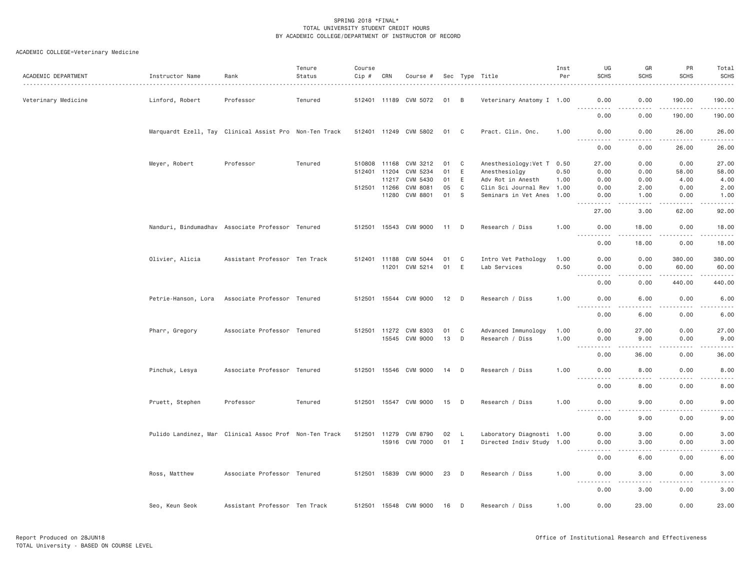SPRING 2018 *FINAL*
TOTAL UNIVERSITY STUDENT CREDIT HOURS
BY ACADEMIC COLLEGE/DEPARTMENT OF INSTRUCTOR OF RECORD

ACADEMIC COLLEGE=Veterinary Medicine

| ACADEMIC DEPARTMENT | Instructor Name | Rank | Tenure Status | Course Cip # | CRN | Course # | Sec | Type | Title | Inst Per | UG SCHS | GR SCHS | PR SCHS | Total SCHS |
|---|---|---|---|---|---|---|---|---|---|---|---|---|---|---|
| Veterinary Medicine | Linford, Robert | Professor | Tenured | 512401 | 11189 | CVM 5072 | 01 | B | Veterinary Anatomy I | 1.00 | 0.00 | 0.00 | 190.00 | 190.00 |
| | | | | | | | | | | | 0.00 | 0.00 | 190.00 | 190.00 |
| | Marquardt Ezell, Tay | Clinical Assist Pro | Non-Ten Track | 512401 | 11249 | CVM 5802 | 01 | C | Pract. Clin. Onc. | 1.00 | 0.00 | 0.00 | 26.00 | 26.00 |
| | | | | | | | | | | | 0.00 | 0.00 | 26.00 | 26.00 |
| | Meyer, Robert | Professor | Tenured | 510808 | 11168 | CVM 3212 | 01 | C | Anesthesiology:Vet T | 0.50 | 27.00 | 0.00 | 0.00 | 27.00 |
| | | | | 512401 | 11204 | CVM 5234 | 01 | E | Anesthesiolgy | 0.50 | 0.00 | 0.00 | 58.00 | 58.00 |
| | | | | | 11217 | CVM 5430 | 01 | E | Adv Rot in Anesth | 1.00 | 0.00 | 0.00 | 4.00 | 4.00 |
| | | | | 512501 | 11266 | CVM 8081 | 05 | C | Clin Sci Journal Rev | 1.00 | 0.00 | 2.00 | 0.00 | 2.00 |
| | | | | | 11280 | CVM 8801 | 01 | S | Seminars in Vet Anes | 1.00 | 0.00 | 1.00 | 0.00 | 1.00 |
| | | | | | | | | | | | 27.00 | 3.00 | 62.00 | 92.00 |
| | Nanduri, Bindumadhav | Associate Professor | Tenured | 512501 | 15543 | CVM 9000 | 11 | D | Research / Diss | 1.00 | 0.00 | 18.00 | 0.00 | 18.00 |
| | | | | | | | | | | | 0.00 | 18.00 | 0.00 | 18.00 |
| | Olivier, Alicia | Assistant Professor | Ten Track | 512401 | 11188 | CVM 5044 | 01 | C | Intro Vet Pathology | 1.00 | 0.00 | 0.00 | 380.00 | 380.00 |
| | | | | | 11201 | CVM 5214 | 01 | E | Lab Services | 0.50 | 0.00 | 0.00 | 60.00 | 60.00 |
| | | | | | | | | | | | 0.00 | 0.00 | 440.00 | 440.00 |
| | Petrie-Hanson, Lora | Associate Professor | Tenured | 512501 | 15544 | CVM 9000 | 12 | D | Research / Diss | 1.00 | 0.00 | 6.00 | 0.00 | 6.00 |
| | | | | | | | | | | | 0.00 | 6.00 | 0.00 | 6.00 |
| | Pharr, Gregory | Associate Professor | Tenured | 512501 | 11272 | CVM 8303 | 01 | C | Advanced Immunology | 1.00 | 0.00 | 27.00 | 0.00 | 27.00 |
| | | | | | 15545 | CVM 9000 | 13 | D | Research / Diss | 1.00 | 0.00 | 9.00 | 0.00 | 9.00 |
| | | | | | | | | | | | 0.00 | 36.00 | 0.00 | 36.00 |
| | Pinchuk, Lesya | Associate Professor | Tenured | 512501 | 15546 | CVM 9000 | 14 | D | Research / Diss | 1.00 | 0.00 | 8.00 | 0.00 | 8.00 |
| | | | | | | | | | | | 0.00 | 8.00 | 0.00 | 8.00 |
| | Pruett, Stephen | Professor | Tenured | 512501 | 15547 | CVM 9000 | 15 | D | Research / Diss | 1.00 | 0.00 | 9.00 | 0.00 | 9.00 |
| | | | | | | | | | | | 0.00 | 9.00 | 0.00 | 9.00 |
| | Pulido Landinez, Mar | Clinical Assoc Prof | Non-Ten Track | 512501 | 11279 | CVM 8790 | 02 | L | Laboratory Diagnosti | 1.00 | 0.00 | 3.00 | 0.00 | 3.00 |
| | | | | | 15916 | CVM 7000 | 01 | I | Directed Indiv Study | 1.00 | 0.00 | 3.00 | 0.00 | 3.00 |
| | | | | | | | | | | | 0.00 | 6.00 | 0.00 | 6.00 |
| | Ross, Matthew | Associate Professor | Tenured | 512501 | 15839 | CVM 9000 | 23 | D | Research / Diss | 1.00 | 0.00 | 3.00 | 0.00 | 3.00 |
| | | | | | | | | | | | 0.00 | 3.00 | 0.00 | 3.00 |
| | Seo, Keun Seok | Assistant Professor | Ten Track | 512501 | 15548 | CVM 9000 | 16 | D | Research / Diss | 1.00 | 0.00 | 23.00 | 0.00 | 23.00 |

Report Produced on 28JUN18
TOTAL University - BASED ON COURSE LEVEL

Office of Institutional Research and Effectiveness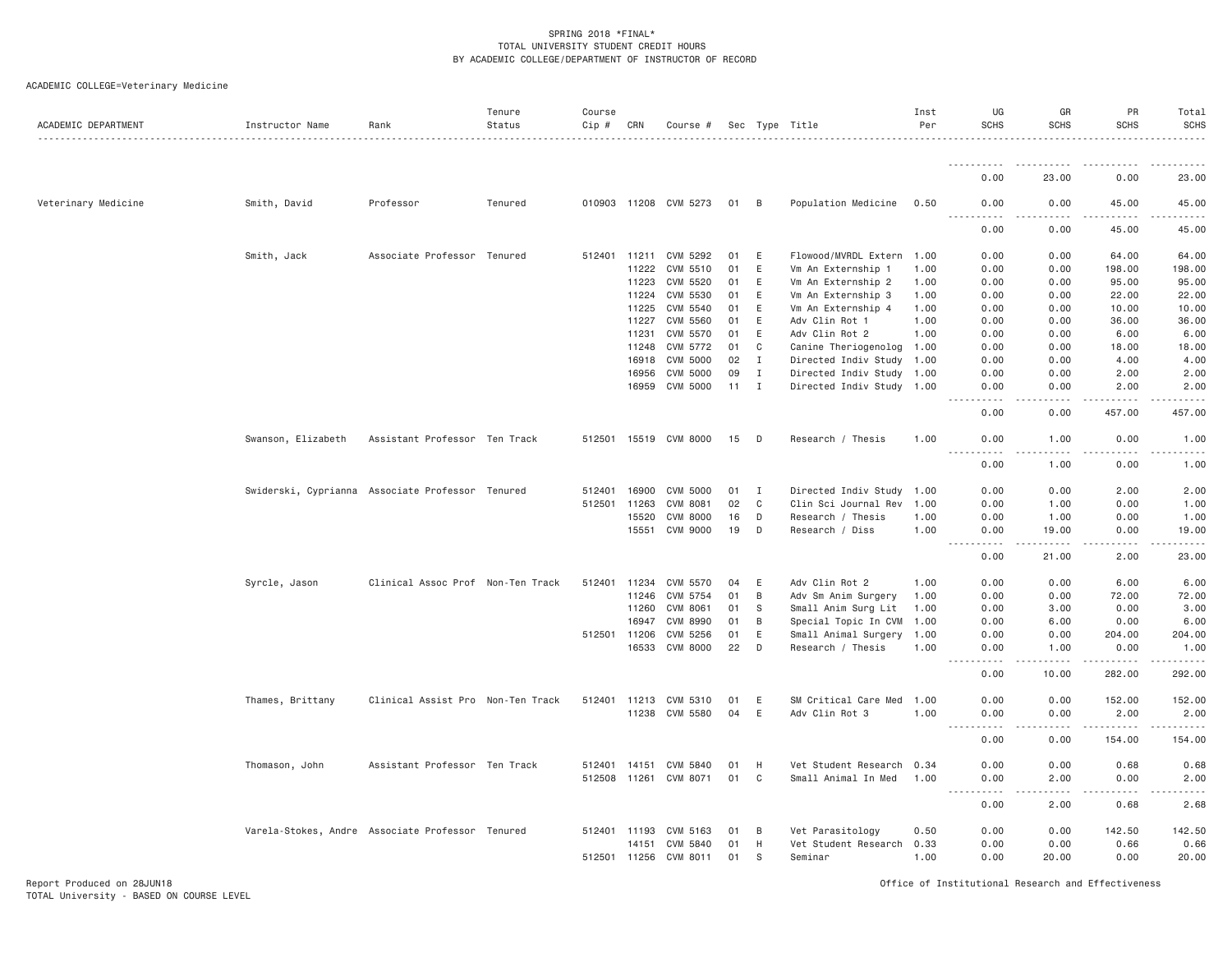SPRING 2018 *FINAL*
TOTAL UNIVERSITY STUDENT CREDIT HOURS
BY ACADEMIC COLLEGE/DEPARTMENT OF INSTRUCTOR OF RECORD

ACADEMIC COLLEGE=Veterinary Medicine

| ACADEMIC DEPARTMENT | Instructor Name | Rank | Tenure Status | Course Cip # | CRN | Course # | Sec | Type | Title | Inst Per | UG SCHS | GR SCHS | PR SCHS | Total SCHS |
|---|---|---|---|---|---|---|---|---|---|---|---|---|---|---|
| | | | | | | | | | | | 0.00 | 23.00 | 0.00 | 23.00 |
| Veterinary Medicine | Smith, David | Professor | Tenured | 010903 | 11208 | CVM 5273 | 01 | B | Population Medicine | 0.50 | 0.00 | 0.00 | 45.00 | 45.00 |
| | | | | | | | | | | | 0.00 | 0.00 | 45.00 | 45.00 |
| | Smith, Jack | Associate Professor | Tenured | 512401 | 11211 | CVM 5292 | 01 | E | Flowood/MVRDL Extern | 1.00 | 0.00 | 0.00 | 64.00 | 64.00 |
| | | | | | 11222 | CVM 5510 | 01 | E | Vm An Externship 1 | 1.00 | 0.00 | 0.00 | 198.00 | 198.00 |
| | | | | | 11223 | CVM 5520 | 01 | E | Vm An Externship 2 | 1.00 | 0.00 | 0.00 | 95.00 | 95.00 |
| | | | | | 11224 | CVM 5530 | 01 | E | Vm An Externship 3 | 1.00 | 0.00 | 0.00 | 22.00 | 22.00 |
| | | | | | 11225 | CVM 5540 | 01 | E | Vm An Externship 4 | 1.00 | 0.00 | 0.00 | 10.00 | 10.00 |
| | | | | | 11227 | CVM 5560 | 01 | E | Adv Clin Rot 1 | 1.00 | 0.00 | 0.00 | 36.00 | 36.00 |
| | | | | | 11231 | CVM 5570 | 01 | E | Adv Clin Rot 2 | 1.00 | 0.00 | 0.00 | 6.00 | 6.00 |
| | | | | | 11248 | CVM 5772 | 01 | C | Canine Theriogenolog | 1.00 | 0.00 | 0.00 | 18.00 | 18.00 |
| | | | | | 16918 | CVM 5000 | 02 | I | Directed Indiv Study | 1.00 | 0.00 | 0.00 | 4.00 | 4.00 |
| | | | | | 16956 | CVM 5000 | 09 | I | Directed Indiv Study | 1.00 | 0.00 | 0.00 | 2.00 | 2.00 |
| | | | | | 16959 | CVM 5000 | 11 | I | Directed Indiv Study | 1.00 | 0.00 | 0.00 | 2.00 | 2.00 |
| | | | | | | | | | | | 0.00 | 0.00 | 457.00 | 457.00 |
| | Swanson, Elizabeth | Assistant Professor | Ten Track | 512501 | 15519 | CVM 8000 | 15 | D | Research / Thesis | 1.00 | 0.00 | 1.00 | 0.00 | 1.00 |
| | | | | | | | | | | | 0.00 | 1.00 | 0.00 | 1.00 |
| | Swiderski, Cyprianna | Associate Professor | Tenured | 512401 | 16900 | CVM 5000 | 01 | I | Directed Indiv Study | 1.00 | 0.00 | 0.00 | 2.00 | 2.00 |
| | | | | 512501 | 11263 | CVM 8081 | 02 | C | Clin Sci Journal Rev | 1.00 | 0.00 | 1.00 | 0.00 | 1.00 |
| | | | | | 15520 | CVM 8000 | 16 | D | Research / Thesis | 1.00 | 0.00 | 1.00 | 0.00 | 1.00 |
| | | | | | 15551 | CVM 9000 | 19 | D | Research / Diss | 1.00 | 0.00 | 19.00 | 0.00 | 19.00 |
| | | | | | | | | | | | 0.00 | 21.00 | 2.00 | 23.00 |
| | Syrcle, Jason | Clinical Assoc Prof | Non-Ten Track | 512401 | 11234 | CVM 5570 | 04 | E | Adv Clin Rot 2 | 1.00 | 0.00 | 0.00 | 6.00 | 6.00 |
| | | | | | 11246 | CVM 5754 | 01 | B | Adv Sm Anim Surgery | 1.00 | 0.00 | 0.00 | 72.00 | 72.00 |
| | | | | | 11260 | CVM 8061 | 01 | S | Small Anim Surg Lit | 1.00 | 0.00 | 3.00 | 0.00 | 3.00 |
| | | | | | 16947 | CVM 8990 | 01 | B | Special Topic In CVM | 1.00 | 0.00 | 6.00 | 0.00 | 6.00 |
| | | | | 512501 | 11206 | CVM 5256 | 01 | E | Small Animal Surgery | 1.00 | 0.00 | 0.00 | 204.00 | 204.00 |
| | | | | | 16533 | CVM 8000 | 22 | D | Research / Thesis | 1.00 | 0.00 | 1.00 | 0.00 | 1.00 |
| | | | | | | | | | | | 0.00 | 10.00 | 282.00 | 292.00 |
| | Thames, Brittany | Clinical Assist Pro | Non-Ten Track | 512401 | 11213 | CVM 5310 | 01 | E | SM Critical Care Med | 1.00 | 0.00 | 0.00 | 152.00 | 152.00 |
| | | | | | 11238 | CVM 5580 | 04 | E | Adv Clin Rot 3 | 1.00 | 0.00 | 0.00 | 2.00 | 2.00 |
| | | | | | | | | | | | 0.00 | 0.00 | 154.00 | 154.00 |
| | Thomason, John | Assistant Professor | Ten Track | 512401 | 14151 | CVM 5840 | 01 | H | Vet Student Research | 0.34 | 0.00 | 0.00 | 0.68 | 0.68 |
| | | | | 512508 | 11261 | CVM 8071 | 01 | C | Small Animal In Med | 1.00 | 0.00 | 2.00 | 0.00 | 2.00 |
| | | | | | | | | | | | 0.00 | 2.00 | 0.68 | 2.68 |
| | Varela-Stokes, Andre | Associate Professor | Tenured | 512401 | 11193 | CVM 5163 | 01 | B | Vet Parasitology | 0.50 | 0.00 | 0.00 | 142.50 | 142.50 |
| | | | | | 14151 | CVM 5840 | 01 | H | Vet Student Research | 0.33 | 0.00 | 0.00 | 0.66 | 0.66 |
| | | | | 512501 | 11256 | CVM 8011 | 01 | S | Seminar | 1.00 | 0.00 | 20.00 | 0.00 | 20.00 |

Report Produced on 28JUN18
TOTAL University - BASED ON COURSE LEVEL

Office of Institutional Research and Effectiveness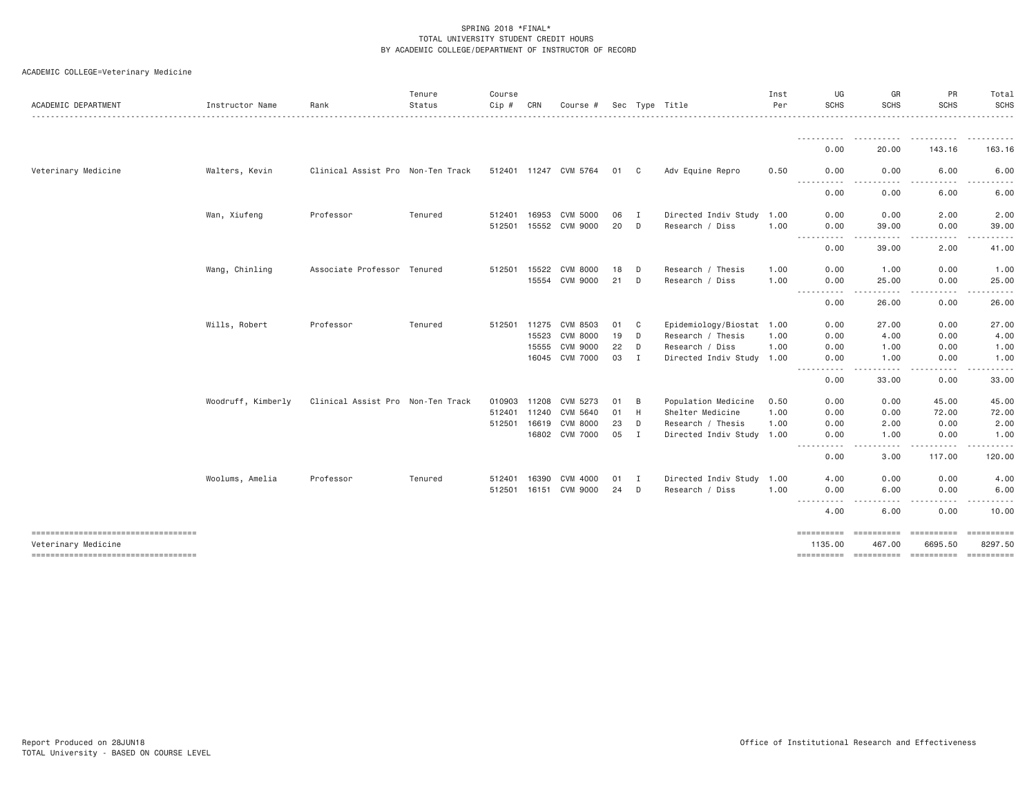SPRING 2018 *FINAL*
TOTAL UNIVERSITY STUDENT CREDIT HOURS
BY ACADEMIC COLLEGE/DEPARTMENT OF INSTRUCTOR OF RECORD

ACADEMIC COLLEGE=Veterinary Medicine

| ACADEMIC DEPARTMENT | Instructor Name | Rank | Tenure Status | Course Cip # | CRN | Course # | Sec | Type | Title | Inst Per | UG SCHS | GR SCHS | PR SCHS | Total SCHS |
|---|---|---|---|---|---|---|---|---|---|---|---|---|---|---|
| | | | | | | | | | | | 0.00 | 20.00 | 143.16 | 163.16 |
| Veterinary Medicine | Walters, Kevin | Clinical Assist Pro | Non-Ten Track | 512401 | 11247 | CVM 5764 | 01 | C | Adv Equine Repro | 0.50 | 0.00 | 0.00 | 6.00 | 6.00 |
| | | | | | | | | | | | 0.00 | 0.00 | 6.00 | 6.00 |
| | Wan, Xiufeng | Professor | Tenured | 512401 | 16953 | CVM 5000 | 06 | I | Directed Indiv Study | 1.00 | 0.00 | 0.00 | 2.00 | 2.00 |
| | | | | 512501 | 15552 | CVM 9000 | 20 | D | Research / Diss | 1.00 | 0.00 | 39.00 | 0.00 | 39.00 |
| | | | | | | | | | | | 0.00 | 39.00 | 2.00 | 41.00 |
| | Wang, Chinling | Associate Professor | Tenured | 512501 | 15522 | CVM 8000 | 18 | D | Research / Thesis | 1.00 | 0.00 | 1.00 | 0.00 | 1.00 |
| | | | | | 15554 | CVM 9000 | 21 | D | Research / Diss | 1.00 | 0.00 | 25.00 | 0.00 | 25.00 |
| | | | | | | | | | | | 0.00 | 26.00 | 0.00 | 26.00 |
| | Wills, Robert | Professor | Tenured | 512501 | 11275 | CVM 8503 | 01 | C | Epidemiology/Biostat | 1.00 | 0.00 | 27.00 | 0.00 | 27.00 |
| | | | | | 15523 | CVM 8000 | 19 | D | Research / Thesis | 1.00 | 0.00 | 4.00 | 0.00 | 4.00 |
| | | | | | 15555 | CVM 9000 | 22 | D | Research / Diss | 1.00 | 0.00 | 1.00 | 0.00 | 1.00 |
| | | | | | 16045 | CVM 7000 | 03 | I | Directed Indiv Study | 1.00 | 0.00 | 1.00 | 0.00 | 1.00 |
| | | | | | | | | | | | 0.00 | 33.00 | 0.00 | 33.00 |
| | Woodruff, Kimberly | Clinical Assist Pro | Non-Ten Track | 010903 | 11208 | CVM 5273 | 01 | B | Population Medicine | 0.50 | 0.00 | 0.00 | 45.00 | 45.00 |
| | | | | 512401 | 11240 | CVM 5640 | 01 | H | Shelter Medicine | 1.00 | 0.00 | 0.00 | 72.00 | 72.00 |
| | | | | 512501 | 16619 | CVM 8000 | 23 | D | Research / Thesis | 1.00 | 0.00 | 2.00 | 0.00 | 2.00 |
| | | | | | 16802 | CVM 7000 | 05 | I | Directed Indiv Study | 1.00 | 0.00 | 1.00 | 0.00 | 1.00 |
| | | | | | | | | | | | 0.00 | 3.00 | 117.00 | 120.00 |
| | Woolums, Amelia | Professor | Tenured | 512401 | 16390 | CVM 4000 | 01 | I | Directed Indiv Study | 1.00 | 4.00 | 0.00 | 0.00 | 4.00 |
| | | | | 512501 | 16151 | CVM 9000 | 24 | D | Research / Diss | 1.00 | 0.00 | 6.00 | 0.00 | 6.00 |
| | | | | | | | | | | | 4.00 | 6.00 | 0.00 | 10.00 |
| Veterinary Medicine | | | | | | | | | | | 1135.00 | 467.00 | 6695.50 | 8297.50 |

Report Produced on 28JUN18
TOTAL University - BASED ON COURSE LEVEL

Office of Institutional Research and Effectiveness